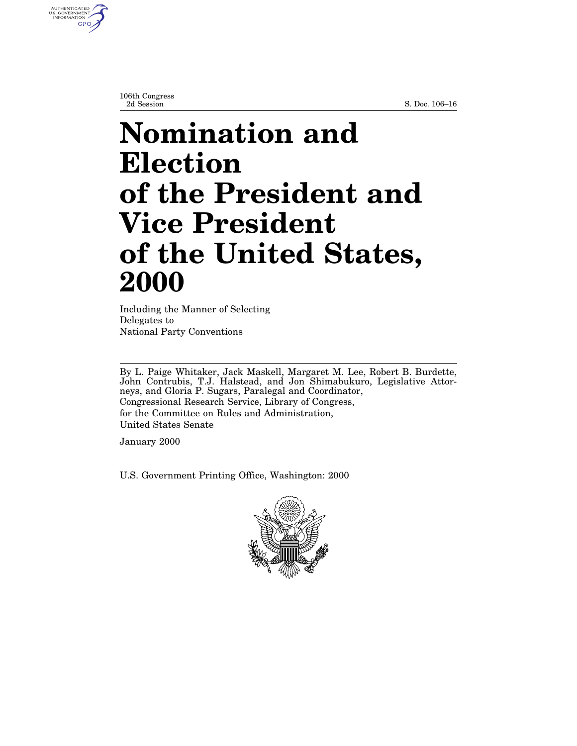106th Congress
2d Session

S. Doc. 106–16

# Nomination and Election of the President and Vice President of the United States, 2000

Including the Manner of Selecting Delegates to National Party Conventions

By L. Paige Whitaker, Jack Maskell, Margaret M. Lee, Robert B. Burdette, John Contrubis, T.J. Halstead, and Jon Shimabukuro, Legislative Attorneys, and Gloria P. Sugars, Paralegal and Coordinator,
Congressional Research Service, Library of Congress,
for the Committee on Rules and Administration,
United States Senate

January 2000

U.S. Government Printing Office, Washington: 2000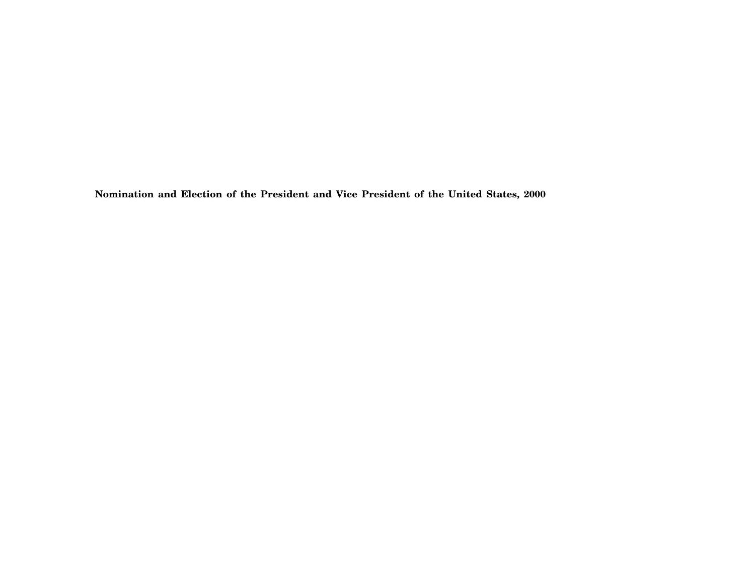# Nomination and Election of the President and Vice President of the United States, 2000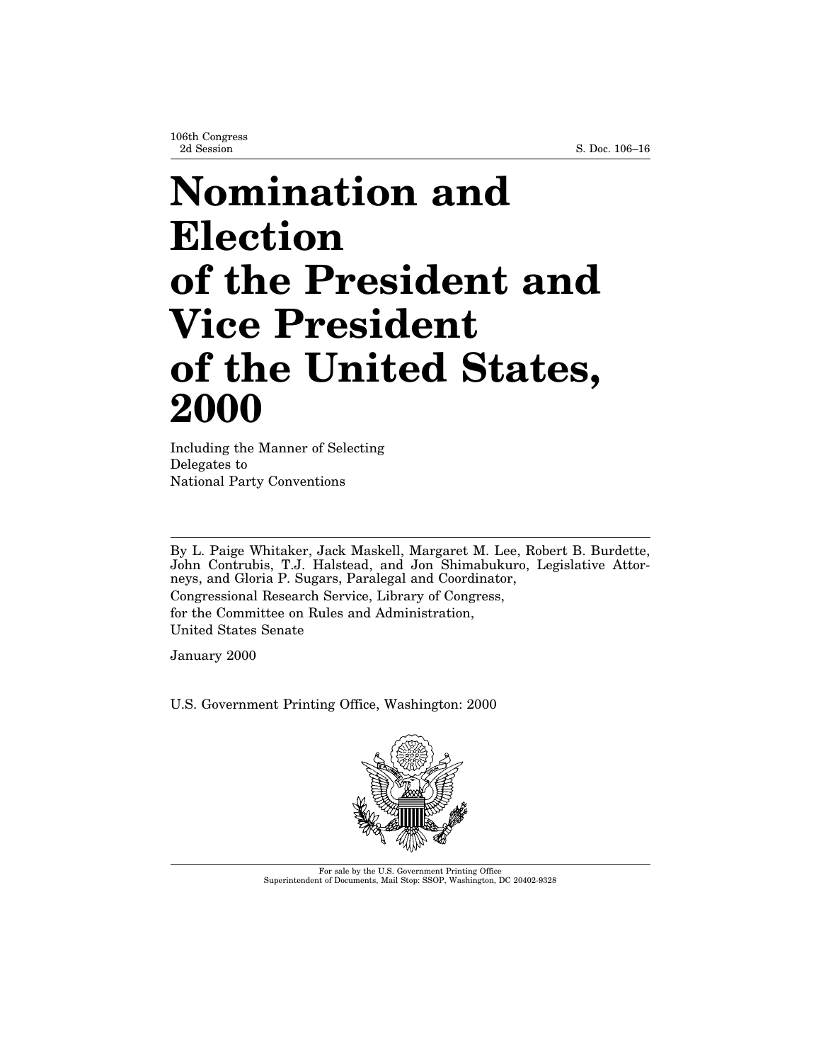106th Congress
2d Session

S. Doc. 106–16

# Nomination and Election of the President and Vice President of the United States, 2000

Including the Manner of Selecting Delegates to National Party Conventions

By L. Paige Whitaker, Jack Maskell, Margaret M. Lee, Robert B. Burdette, John Contrubis, T.J. Halstead, and Jon Shimabukuro, Legislative Attorneys, and Gloria P. Sugars, Paralegal and Coordinator,

Congressional Research Service, Library of Congress,

for the Committee on Rules and Administration,

United States Senate

January 2000

U.S. Government Printing Office, Washington: 2000

For sale by the U.S. Government Printing Office
Superintendent of Documents, Mail Stop: SSOP, Washington, DC 20402-9328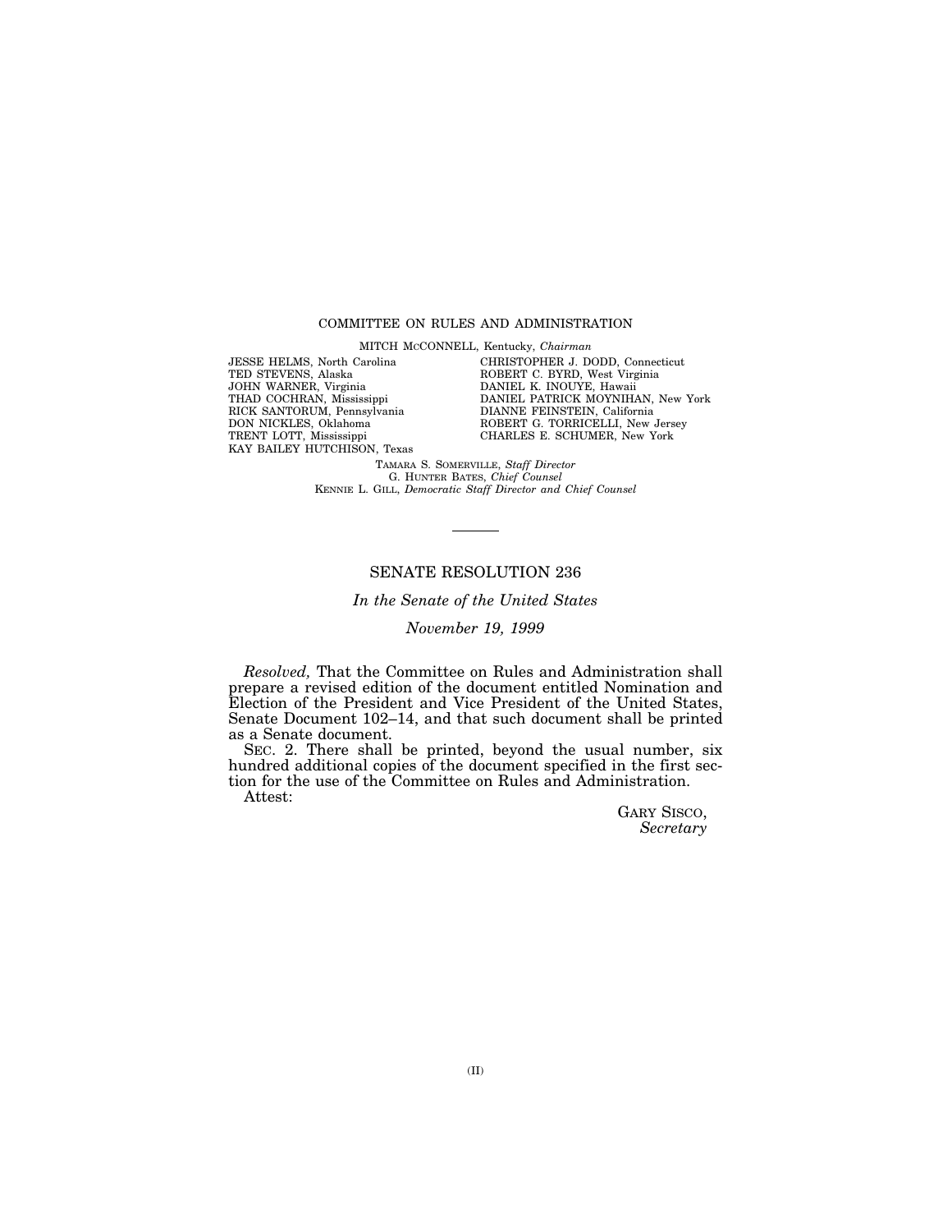COMMITTEE ON RULES AND ADMINISTRATION

MITCH McCONNELL, Kentucky, *Chairman*

| | |
|---|---|
| JESSE HELMS, North Carolina | CHRISTOPHER J. DODD, Connecticut |
| TED STEVENS, Alaska | ROBERT C. BYRD, West Virginia |
| JOHN WARNER, Virginia | DANIEL K. INOUYE, Hawaii |
| THAD COCHRAN, Mississippi | DANIEL PATRICK MOYNIHAN, New York |
| RICK SANTORUM, Pennsylvania | DIANNE FEINSTEIN, California |
| DON NICKLES, Oklahoma | ROBERT G. TORRICELLI, New Jersey |
| TRENT LOTT, Mississippi | CHARLES E. SCHUMER, New York |
| KAY BAILEY HUTCHISON, Texas | |

TAMARA S. SOMERVILLE, *Staff Director*
G. HUNTER BATES, *Chief Counsel*
KENNIE L. GILL, *Democratic Staff Director and Chief Counsel*

---

## SENATE RESOLUTION 236

*In the Senate of the United States*

*November 19, 1999*

*Resolved,* That the Committee on Rules and Administration shall prepare a revised edition of the document entitled Nomination and Election of the President and Vice President of the United States, Senate Document 102–14, and that such document shall be printed as a Senate document.

SEC. 2. There shall be printed, beyond the usual number, six hundred additional copies of the document specified in the first section for the use of the Committee on Rules and Administration.

Attest:

GARY SISCO,
*Secretary*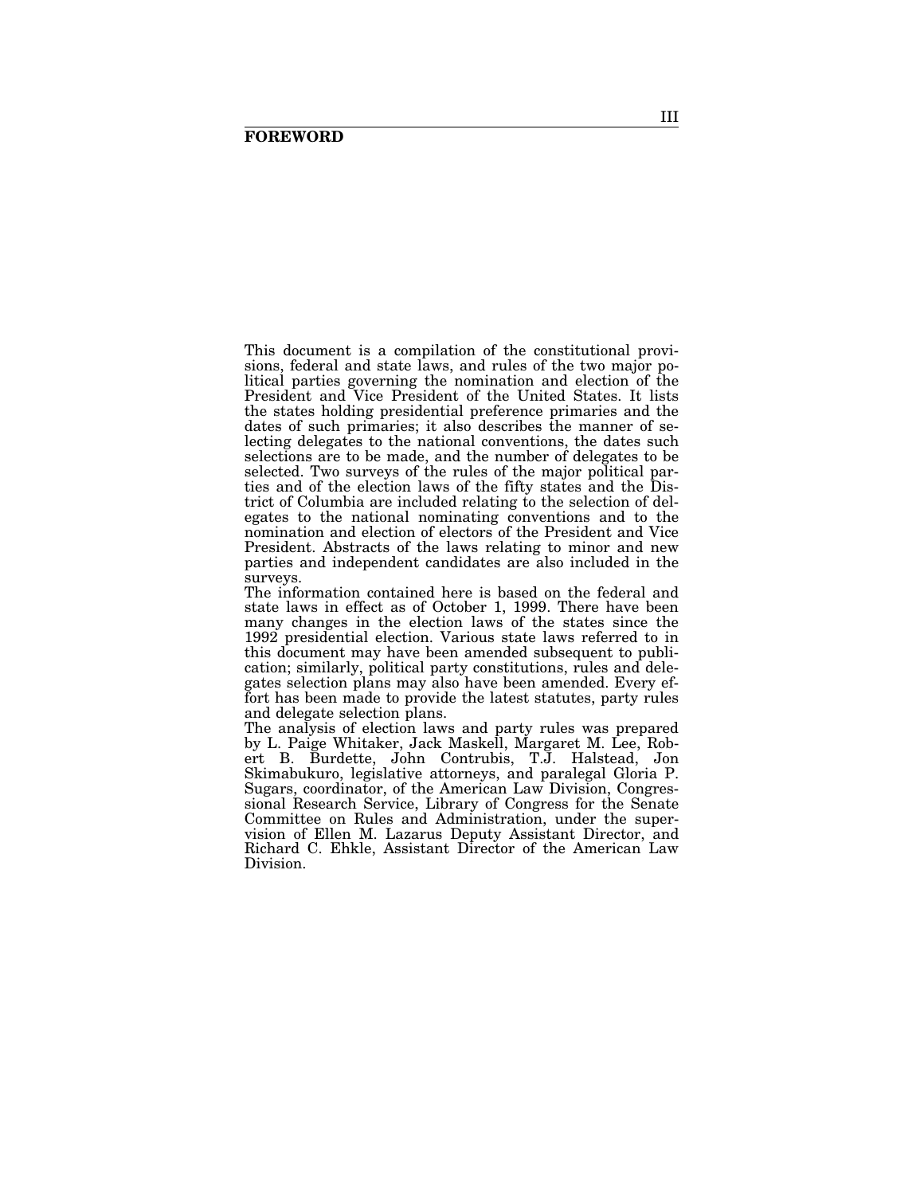# FOREWORD

This document is a compilation of the constitutional provisions, federal and state laws, and rules of the two major political parties governing the nomination and election of the President and Vice President of the United States. It lists the states holding presidential preference primaries and the dates of such primaries; it also describes the manner of selecting delegates to the national conventions, the dates such selections are to be made, and the number of delegates to be selected. Two surveys of the rules of the major political parties and of the election laws of the fifty states and the District of Columbia are included relating to the selection of delegates to the national nominating conventions and to the nomination and election of electors of the President and Vice President. Abstracts of the laws relating to minor and new parties and independent candidates are also included in the surveys.

The information contained here is based on the federal and state laws in effect as of October 1, 1999. There have been many changes in the election laws of the states since the 1992 presidential election. Various state laws referred to in this document may have been amended subsequent to publication; similarly, political party constitutions, rules and delegates selection plans may also have been amended. Every effort has been made to provide the latest statutes, party rules and delegate selection plans.

The analysis of election laws and party rules was prepared by L. Paige Whitaker, Jack Maskell, Margaret M. Lee, Robert B. Burdette, John Contrubis, T.J. Halstead, Jon Skimabukuro, legislative attorneys, and paralegal Gloria P. Sugars, coordinator, of the American Law Division, Congressional Research Service, Library of Congress for the Senate Committee on Rules and Administration, under the supervision of Ellen M. Lazarus Deputy Assistant Director, and Richard C. Ehkle, Assistant Director of the American Law Division.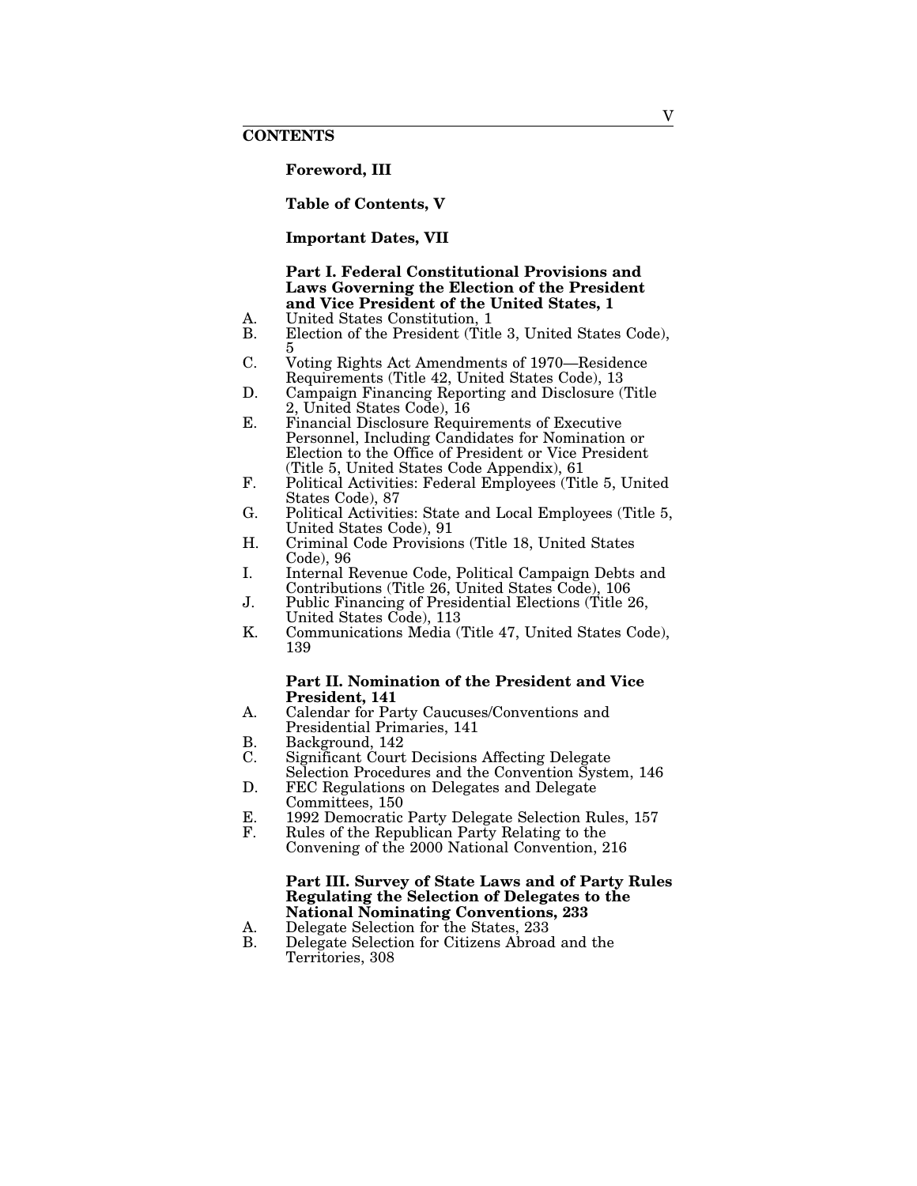# CONTENTS

**Foreword, III**

**Table of Contents, V**

**Important Dates, VII**

**Part I. Federal Constitutional Provisions and Laws Governing the Election of the President and Vice President of the United States, 1**

A. United States Constitution, 1
B. Election of the President (Title 3, United States Code), 5
C. Voting Rights Act Amendments of 1970—Residence Requirements (Title 42, United States Code), 13
D. Campaign Financing Reporting and Disclosure (Title 2, United States Code), 16
E. Financial Disclosure Requirements of Executive Personnel, Including Candidates for Nomination or Election to the Office of President or Vice President (Title 5, United States Code Appendix), 61
F. Political Activities: Federal Employees (Title 5, United States Code), 87
G. Political Activities: State and Local Employees (Title 5, United States Code), 91
H. Criminal Code Provisions (Title 18, United States Code), 96
I. Internal Revenue Code, Political Campaign Debts and Contributions (Title 26, United States Code), 106
J. Public Financing of Presidential Elections (Title 26, United States Code), 113
K. Communications Media (Title 47, United States Code), 139

**Part II. Nomination of the President and Vice President, 141**

A. Calendar for Party Caucuses/Conventions and Presidential Primaries, 141
B. Background, 142
C. Significant Court Decisions Affecting Delegate Selection Procedures and the Convention System, 146
D. FEC Regulations on Delegates and Delegate Committees, 150
E. 1992 Democratic Party Delegate Selection Rules, 157
F. Rules of the Republican Party Relating to the Convening of the 2000 National Convention, 216

**Part III. Survey of State Laws and of Party Rules Regulating the Selection of Delegates to the National Nominating Conventions, 233**

A. Delegate Selection for the States, 233
B. Delegate Selection for Citizens Abroad and the Territories, 308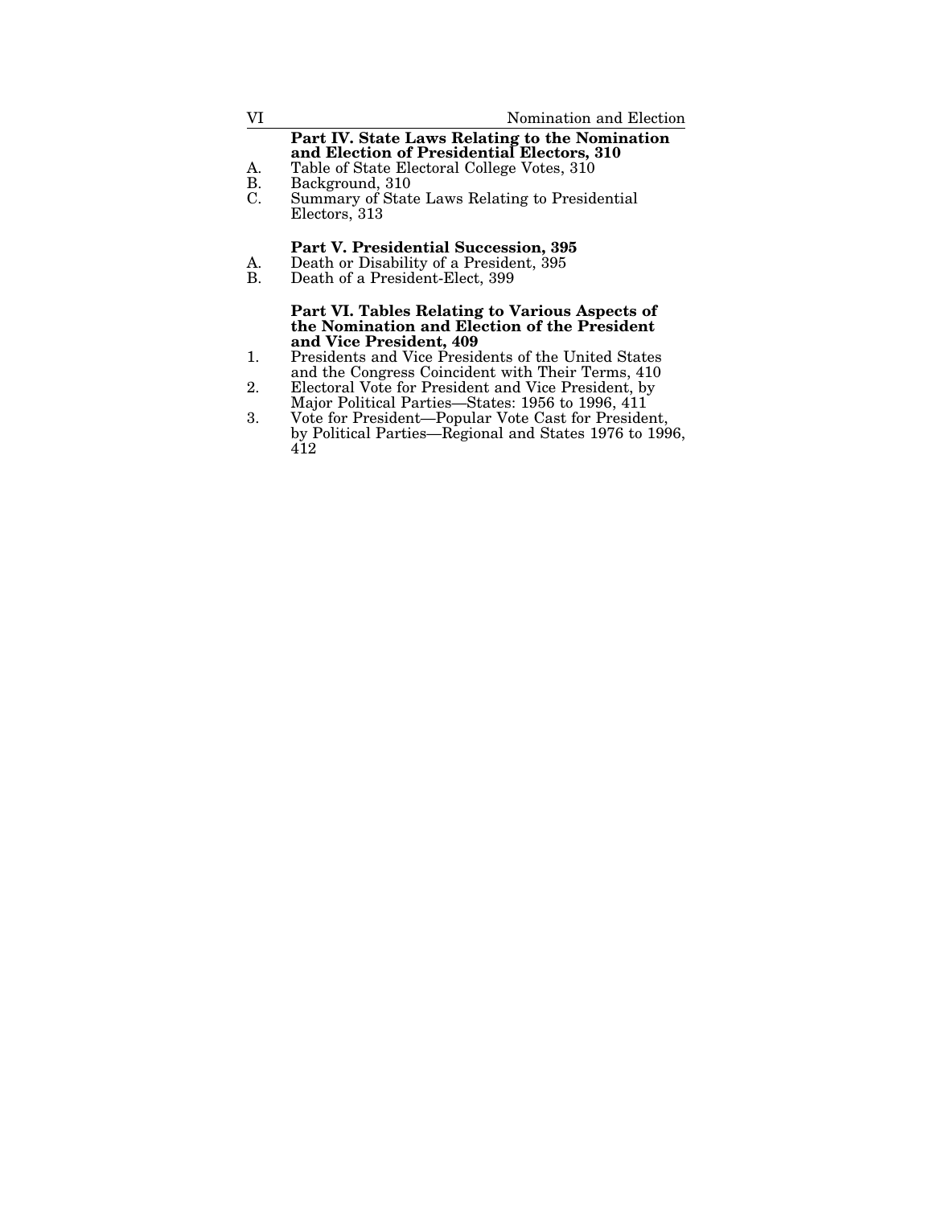**Part IV. State Laws Relating to the Nomination and Election of Presidential Electors, 310**

A. Table of State Electoral College Votes, 310
B. Background, 310
C. Summary of State Laws Relating to Presidential Electors, 313

**Part V. Presidential Succession, 395**

A. Death or Disability of a President, 395
B. Death of a President-Elect, 399

**Part VI. Tables Relating to Various Aspects of the Nomination and Election of the President and Vice President, 409**

1. Presidents and Vice Presidents of the United States and the Congress Coincident with Their Terms, 410
2. Electoral Vote for President and Vice President, by Major Political Parties—States: 1956 to 1996, 411
3. Vote for President—Popular Vote Cast for President, by Political Parties—Regional and States 1976 to 1996, 412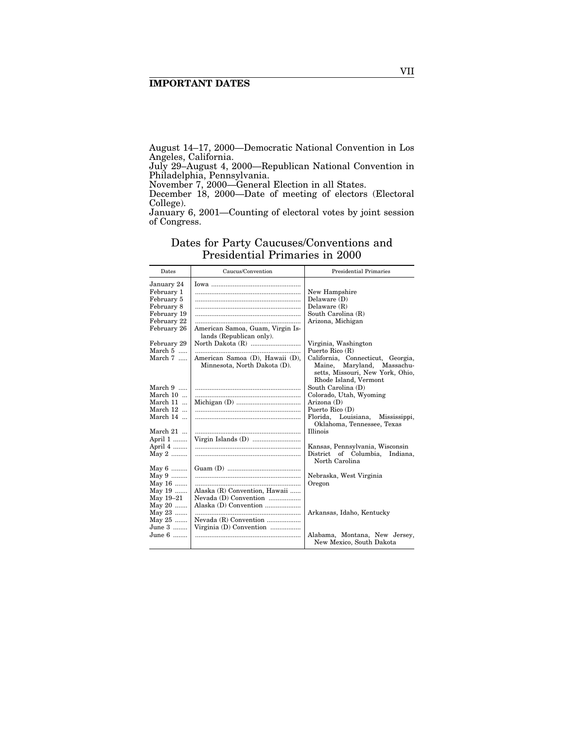## IMPORTANT DATES

August 14–17, 2000—Democratic National Convention in Los Angeles, California.
July 29–August 4, 2000—Republican National Convention in Philadelphia, Pennsylvania.
November 7, 2000—General Election in all States.
December 18, 2000—Date of meeting of electors (Electoral College).
January 6, 2001—Counting of electoral votes by joint session of Congress.

## Dates for Party Caucuses/Conventions and Presidential Primaries in 2000

| Dates | Caucus/Convention | Presidential Primaries |
|---|---|---|
| January 24 | Iowa | |
| February 1 | | New Hampshire |
| February 5 | | Delaware (D) |
| February 8 | | Delaware (R) |
| February 19 | | South Carolina (R) |
| February 22 | | Arizona, Michigan |
| February 26 | American Samoa, Guam, Virgin Islands (Republican only). | |
| February 29 | North Dakota (R) | Virginia, Washington |
| March 5 | | Puerto Rico (R) |
| March 7 | American Samoa (D), Hawaii (D), Minnesota, North Dakota (D). | California, Connecticut, Georgia, Maine, Maryland, Massachusetts, Missouri, New York, Ohio, Rhode Island, Vermont |
| March 9 | | South Carolina (D) |
| March 10 | | Colorado, Utah, Wyoming |
| March 11 | Michigan (D) | Arizona (D) |
| March 12 | | Puerto Rico (D) |
| March 14 | | Florida, Louisiana, Mississippi, Oklahoma, Tennessee, Texas |
| March 21 | | Illinois |
| April 1 | Virgin Islands (D) | |
| April 4 | | Kansas, Pennsylvania, Wisconsin |
| May 2 | | District of Columbia, Indiana, North Carolina |
| May 6 | Guam (D) | |
| May 9 | | Nebraska, West Virginia |
| May 16 | | Oregon |
| May 19 | Alaska (R) Convention, Hawaii | |
| May 19–21 | Nevada (D) Convention | |
| May 20 | Alaska (D) Convention | |
| May 23 | | Arkansas, Idaho, Kentucky |
| May 25 | Nevada (R) Convention | |
| June 3 | Virginia (D) Convention | |
| June 6 | | Alabama, Montana, New Jersey, New Mexico, South Dakota |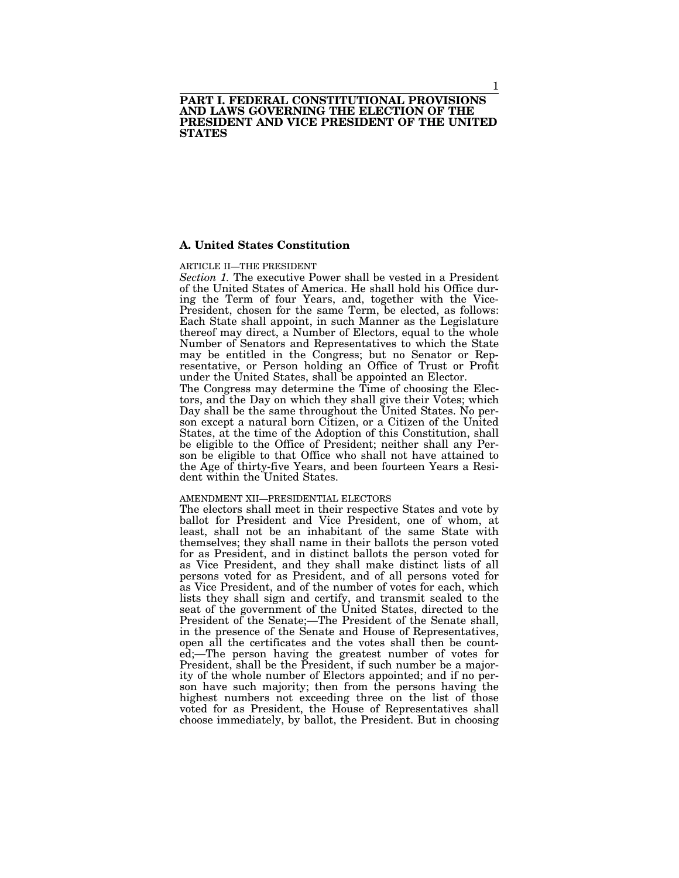# PART I. FEDERAL CONSTITUTIONAL PROVISIONS AND LAWS GOVERNING THE ELECTION OF THE PRESIDENT AND VICE PRESIDENT OF THE UNITED STATES

## A. United States Constitution

ARTICLE II—THE PRESIDENT

*Section 1.* The executive Power shall be vested in a President of the United States of America. He shall hold his Office during the Term of four Years, and, together with the Vice-President, chosen for the same Term, be elected, as follows: Each State shall appoint, in such Manner as the Legislature thereof may direct, a Number of Electors, equal to the whole Number of Senators and Representatives to which the State may be entitled in the Congress; but no Senator or Representative, or Person holding an Office of Trust or Profit under the United States, shall be appointed an Elector.

The Congress may determine the Time of choosing the Electors, and the Day on which they shall give their Votes; which Day shall be the same throughout the United States. No person except a natural born Citizen, or a Citizen of the United States, at the time of the Adoption of this Constitution, shall be eligible to the Office of President; neither shall any Person be eligible to that Office who shall not have attained to the Age of thirty-five Years, and been fourteen Years a Resident within the United States.

AMENDMENT XII—PRESIDENTIAL ELECTORS

The electors shall meet in their respective States and vote by ballot for President and Vice President, one of whom, at least, shall not be an inhabitant of the same State with themselves; they shall name in their ballots the person voted for as President, and in distinct ballots the person voted for as Vice President, and they shall make distinct lists of all persons voted for as President, and of all persons voted for as Vice President, and of the number of votes for each, which lists they shall sign and certify, and transmit sealed to the seat of the government of the United States, directed to the President of the Senate;—The President of the Senate shall, in the presence of the Senate and House of Representatives, open all the certificates and the votes shall then be counted;—The person having the greatest number of votes for President, shall be the President, if such number be a majority of the whole number of Electors appointed; and if no person have such majority; then from the persons having the highest numbers not exceeding three on the list of those voted for as President, the House of Representatives shall choose immediately, by ballot, the President. But in choosing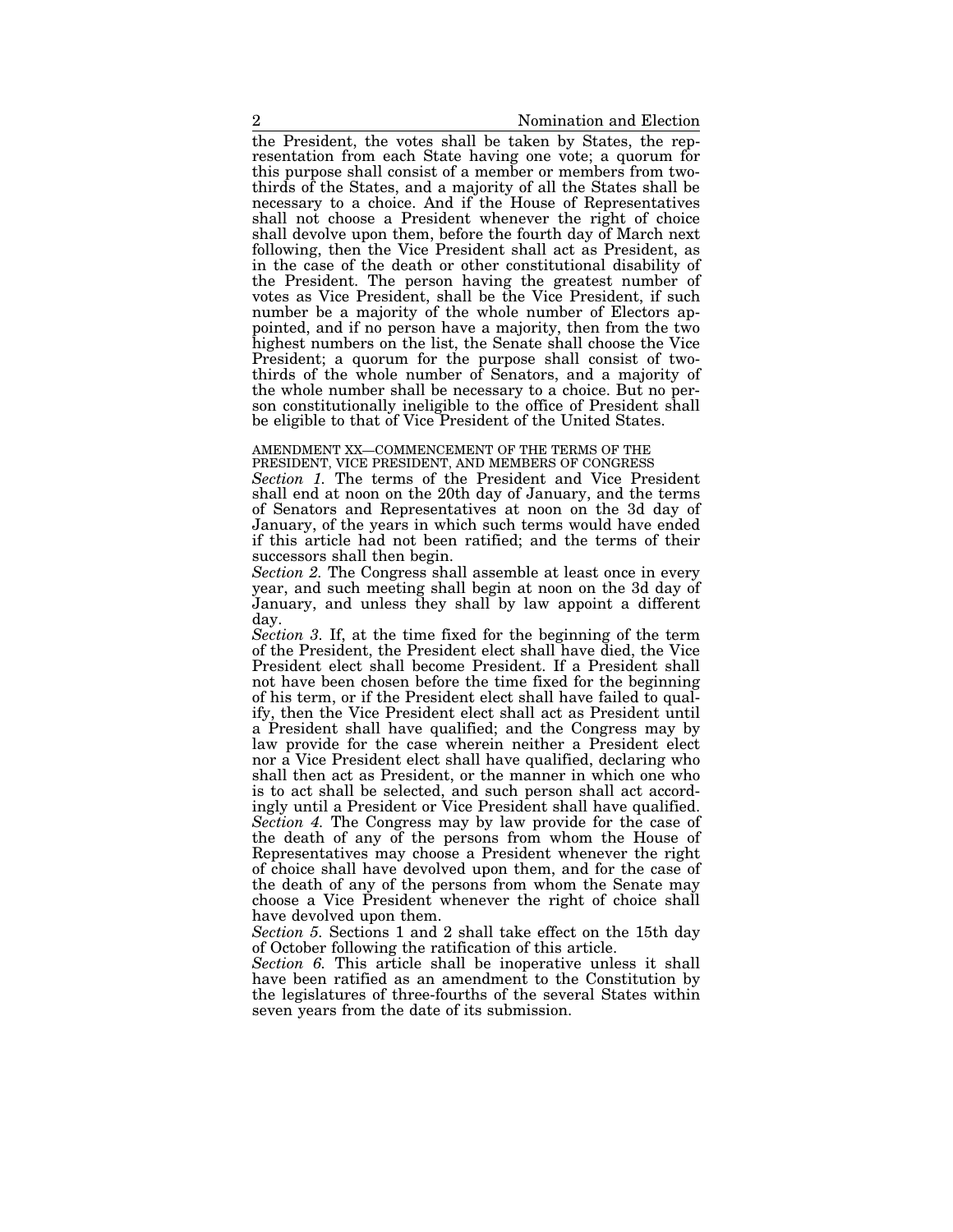the President, the votes shall be taken by States, the representation from each State having one vote; a quorum for this purpose shall consist of a member or members from two-thirds of the States, and a majority of all the States shall be necessary to a choice. And if the House of Representatives shall not choose a President whenever the right of choice shall devolve upon them, before the fourth day of March next following, then the Vice President shall act as President, as in the case of the death or other constitutional disability of the President. The person having the greatest number of votes as Vice President, shall be the Vice President, if such number be a majority of the whole number of Electors appointed, and if no person have a majority, then from the two highest numbers on the list, the Senate shall choose the Vice President; a quorum for the purpose shall consist of two-thirds of the whole number of Senators, and a majority of the whole number shall be necessary to a choice. But no person constitutionally ineligible to the office of President shall be eligible to that of Vice President of the United States.

AMENDMENT XX—COMMENCEMENT OF THE TERMS OF THE PRESIDENT, VICE PRESIDENT, AND MEMBERS OF CONGRESS

*Section 1.* The terms of the President and Vice President shall end at noon on the 20th day of January, and the terms of Senators and Representatives at noon on the 3d day of January, of the years in which such terms would have ended if this article had not been ratified; and the terms of their successors shall then begin.

*Section 2.* The Congress shall assemble at least once in every year, and such meeting shall begin at noon on the 3d day of January, and unless they shall by law appoint a different day.

*Section 3.* If, at the time fixed for the beginning of the term of the President, the President elect shall have died, the Vice President elect shall become President. If a President shall not have been chosen before the time fixed for the beginning of his term, or if the President elect shall have failed to qualify, then the Vice President elect shall act as President until a President shall have qualified; and the Congress may by law provide for the case wherein neither a President elect nor a Vice President elect shall have qualified, declaring who shall then act as President, or the manner in which one who is to act shall be selected, and such person shall act accordingly until a President or Vice President shall have qualified.

*Section 4.* The Congress may by law provide for the case of the death of any of the persons from whom the House of Representatives may choose a President whenever the right of choice shall have devolved upon them, and for the case of the death of any of the persons from whom the Senate may choose a Vice President whenever the right of choice shall have devolved upon them.

*Section 5.* Sections 1 and 2 shall take effect on the 15th day of October following the ratification of this article.

*Section 6.* This article shall be inoperative unless it shall have been ratified as an amendment to the Constitution by the legislatures of three-fourths of the several States within seven years from the date of its submission.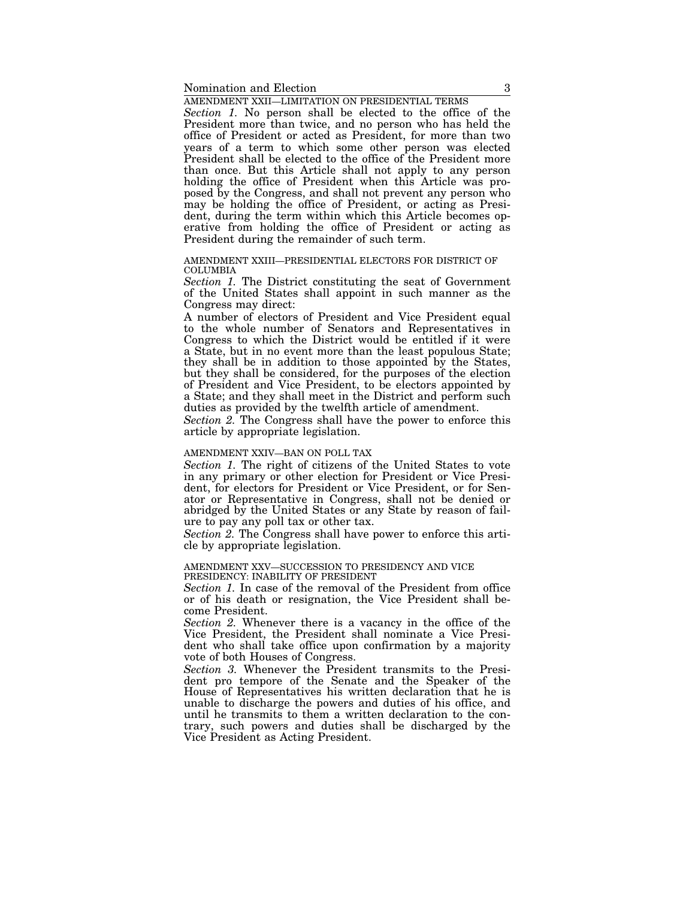## AMENDMENT XXII—LIMITATION ON PRESIDENTIAL TERMS

*Section 1.* No person shall be elected to the office of the President more than twice, and no person who has held the office of President or acted as President, for more than two years of a term to which some other person was elected President shall be elected to the office of the President more than once. But this Article shall not apply to any person holding the office of President when this Article was proposed by the Congress, and shall not prevent any person who may be holding the office of President, or acting as President, during the term within which this Article becomes operative from holding the office of President or acting as President during the remainder of such term.

## AMENDMENT XXIII—PRESIDENTIAL ELECTORS FOR DISTRICT OF COLUMBIA

*Section 1.* The District constituting the seat of Government of the United States shall appoint in such manner as the Congress may direct:

A number of electors of President and Vice President equal to the whole number of Senators and Representatives in Congress to which the District would be entitled if it were a State, but in no event more than the least populous State; they shall be in addition to those appointed by the States, but they shall be considered, for the purposes of the election of President and Vice President, to be electors appointed by a State; and they shall meet in the District and perform such duties as provided by the twelfth article of amendment.

*Section 2.* The Congress shall have the power to enforce this article by appropriate legislation.

## AMENDMENT XXIV—BAN ON POLL TAX

*Section 1.* The right of citizens of the United States to vote in any primary or other election for President or Vice President, for electors for President or Vice President, or for Senator or Representative in Congress, shall not be denied or abridged by the United States or any State by reason of failure to pay any poll tax or other tax.

*Section 2.* The Congress shall have power to enforce this article by appropriate legislation.

## AMENDMENT XXV—SUCCESSION TO PRESIDENCY AND VICE PRESIDENCY: INABILITY OF PRESIDENT

*Section 1.* In case of the removal of the President from office or of his death or resignation, the Vice President shall become President.

*Section 2.* Whenever there is a vacancy in the office of the Vice President, the President shall nominate a Vice President who shall take office upon confirmation by a majority vote of both Houses of Congress.

*Section 3.* Whenever the President transmits to the President pro tempore of the Senate and the Speaker of the House of Representatives his written declaration that he is unable to discharge the powers and duties of his office, and until he transmits to them a written declaration to the contrary, such powers and duties shall be discharged by the Vice President as Acting President.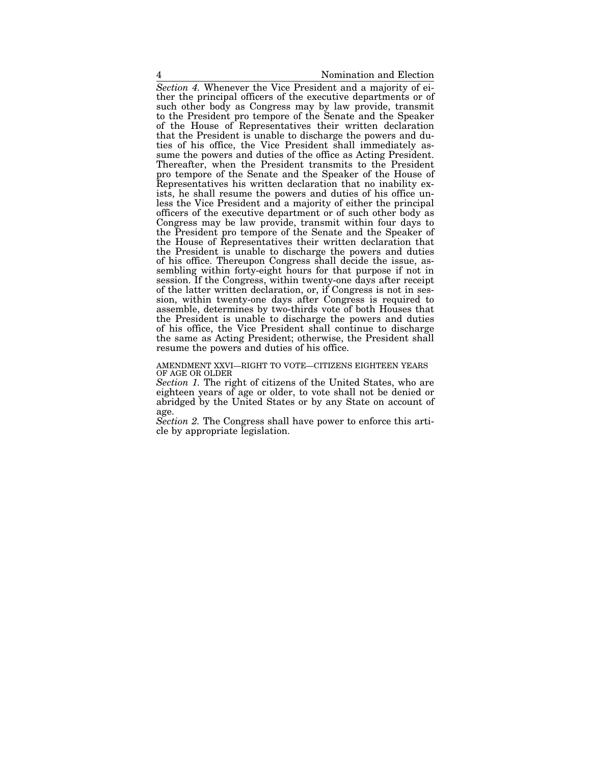*Section 4.* Whenever the Vice President and a majority of either the principal officers of the executive departments or of such other body as Congress may by law provide, transmit to the President pro tempore of the Senate and the Speaker of the House of Representatives their written declaration that the President is unable to discharge the powers and duties of his office, the Vice President shall immediately assume the powers and duties of the office as Acting President. Thereafter, when the President transmits to the President pro tempore of the Senate and the Speaker of the House of Representatives his written declaration that no inability exists, he shall resume the powers and duties of his office unless the Vice President and a majority of either the principal officers of the executive department or of such other body as Congress may be law provide, transmit within four days to the President pro tempore of the Senate and the Speaker of the House of Representatives their written declaration that the President is unable to discharge the powers and duties of his office. Thereupon Congress shall decide the issue, assembling within forty-eight hours for that purpose if not in session. If the Congress, within twenty-one days after receipt of the latter written declaration, or, if Congress is not in session, within twenty-one days after Congress is required to assemble, determines by two-thirds vote of both Houses that the President is unable to discharge the powers and duties of his office, the Vice President shall continue to discharge the same as Acting President; otherwise, the President shall resume the powers and duties of his office.

AMENDMENT XXVI—RIGHT TO VOTE—CITIZENS EIGHTEEN YEARS OF AGE OR OLDER

*Section 1.* The right of citizens of the United States, who are eighteen years of age or older, to vote shall not be denied or abridged by the United States or by any State on account of age.

*Section 2.* The Congress shall have power to enforce this article by appropriate legislation.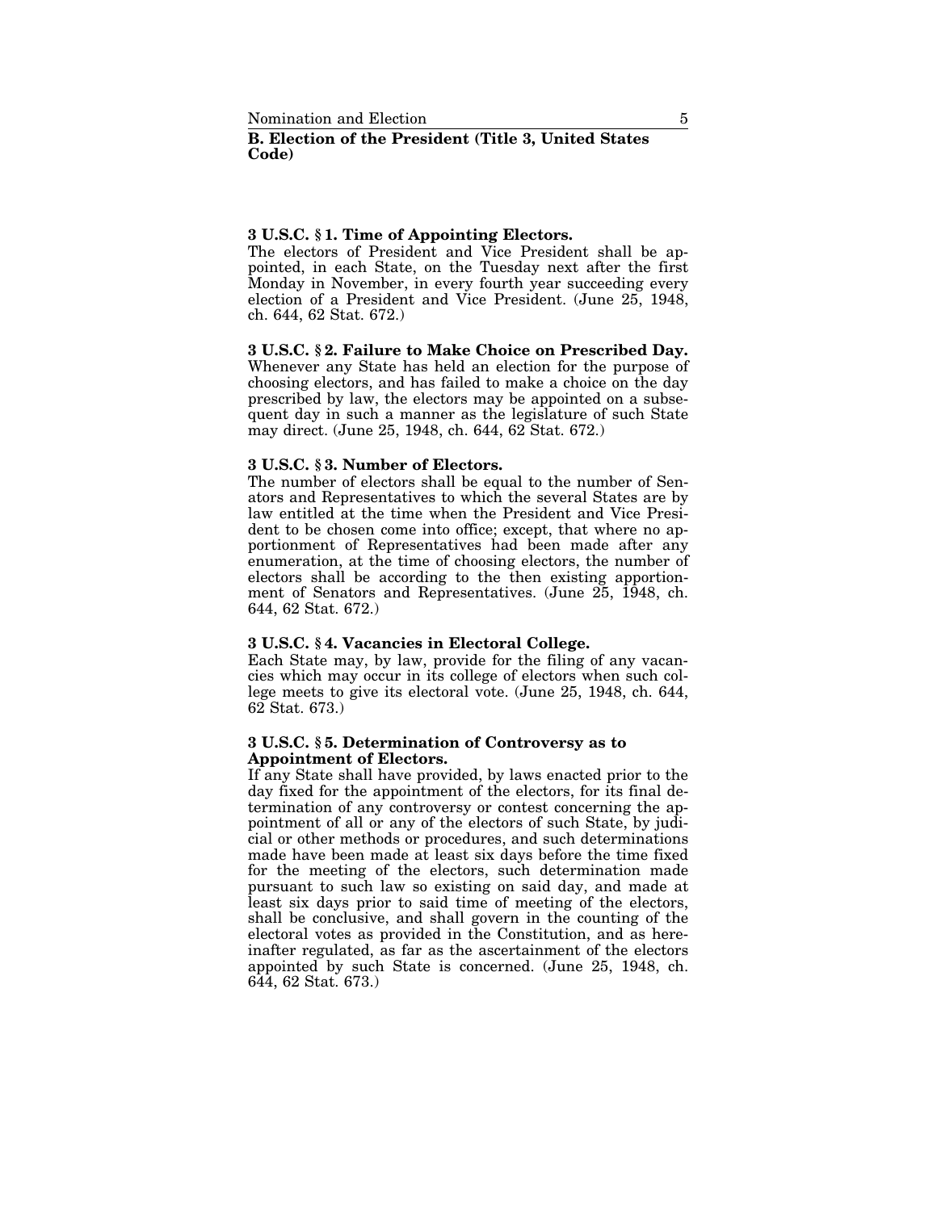## B. Election of the President (Title 3, United States Code)

**3 U.S.C. § 1. Time of Appointing Electors.**

The electors of President and Vice President shall be appointed, in each State, on the Tuesday next after the first Monday in November, in every fourth year succeeding every election of a President and Vice President. (June 25, 1948, ch. 644, 62 Stat. 672.)

**3 U.S.C. § 2. Failure to Make Choice on Prescribed Day.**

Whenever any State has held an election for the purpose of choosing electors, and has failed to make a choice on the day prescribed by law, the electors may be appointed on a subsequent day in such a manner as the legislature of such State may direct. (June 25, 1948, ch. 644, 62 Stat. 672.)

**3 U.S.C. § 3. Number of Electors.**

The number of electors shall be equal to the number of Senators and Representatives to which the several States are by law entitled at the time when the President and Vice President to be chosen come into office; except, that where no apportionment of Representatives had been made after any enumeration, at the time of choosing electors, the number of electors shall be according to the then existing apportionment of Senators and Representatives. (June 25, 1948, ch. 644, 62 Stat. 672.)

**3 U.S.C. § 4. Vacancies in Electoral College.**

Each State may, by law, provide for the filing of any vacancies which may occur in its college of electors when such college meets to give its electoral vote. (June 25, 1948, ch. 644, 62 Stat. 673.)

**3 U.S.C. § 5. Determination of Controversy as to Appointment of Electors.**

If any State shall have provided, by laws enacted prior to the day fixed for the appointment of the electors, for its final determination of any controversy or contest concerning the appointment of all or any of the electors of such State, by judicial or other methods or procedures, and such determinations made have been made at least six days before the time fixed for the meeting of the electors, such determination made pursuant to such law so existing on said day, and made at least six days prior to said time of meeting of the electors, shall be conclusive, and shall govern in the counting of the electoral votes as provided in the Constitution, and as hereinafter regulated, as far as the ascertainment of the electors appointed by such State is concerned. (June 25, 1948, ch. 644, 62 Stat. 673.)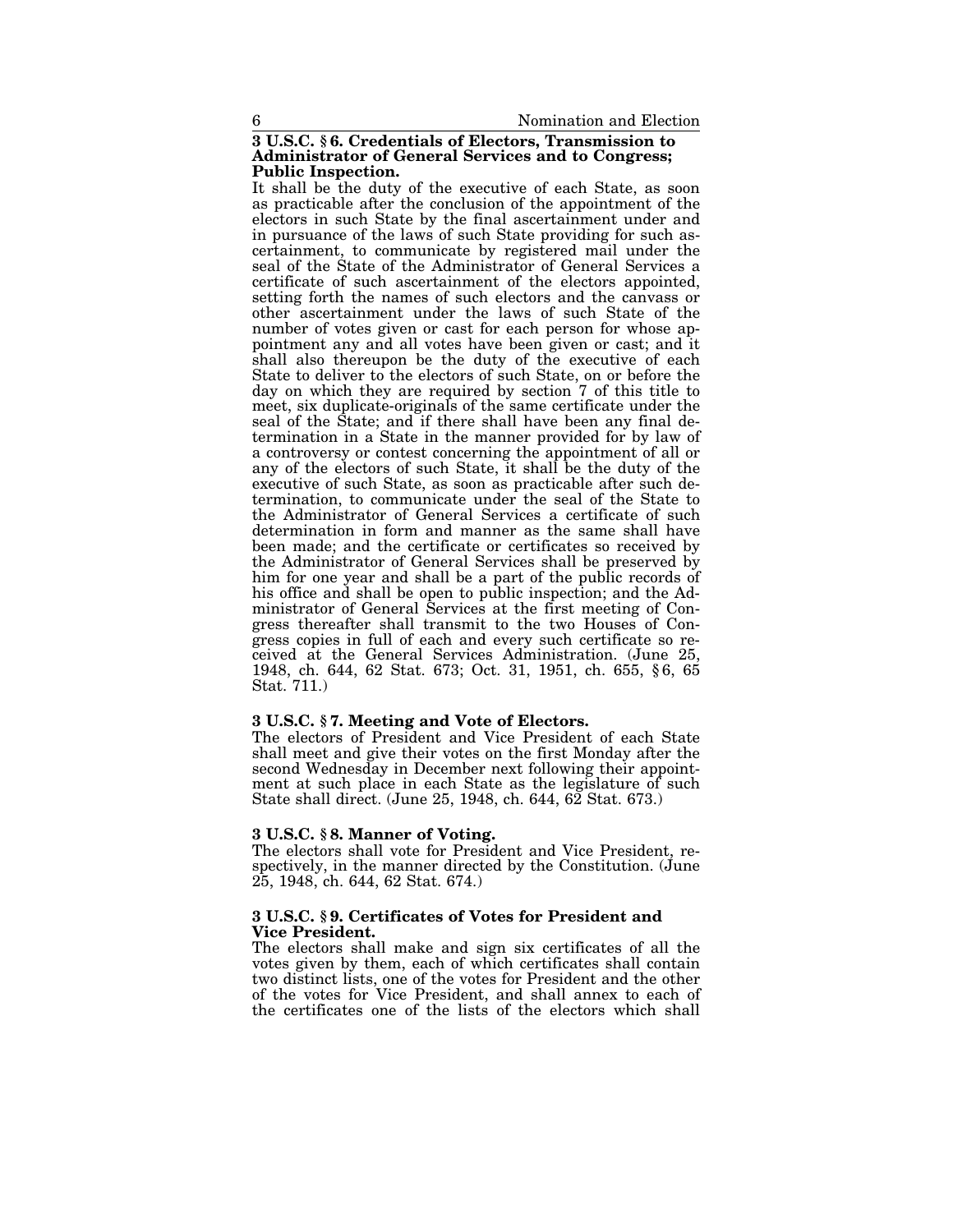**3 U.S.C. § 6. Credentials of Electors, Transmission to Administrator of General Services and to Congress; Public Inspection.**

It shall be the duty of the executive of each State, as soon as practicable after the conclusion of the appointment of the electors in such State by the final ascertainment under and in pursuance of the laws of such State providing for such ascertainment, to communicate by registered mail under the seal of the State of the Administrator of General Services a certificate of such ascertainment of the electors appointed, setting forth the names of such electors and the canvass or other ascertainment under the laws of such State of the number of votes given or cast for each person for whose appointment any and all votes have been given or cast; and it shall also thereupon be the duty of the executive of each State to deliver to the electors of such State, on or before the day on which they are required by section 7 of this title to meet, six duplicate-originals of the same certificate under the seal of the State; and if there shall have been any final determination in a State in the manner provided for by law of a controversy or contest concerning the appointment of all or any of the electors of such State, it shall be the duty of the executive of such State, as soon as practicable after such determination, to communicate under the seal of the State to the Administrator of General Services a certificate of such determination in form and manner as the same shall have been made; and the certificate or certificates so received by the Administrator of General Services shall be preserved by him for one year and shall be a part of the public records of his office and shall be open to public inspection; and the Administrator of General Services at the first meeting of Congress thereafter shall transmit to the two Houses of Congress copies in full of each and every such certificate so received at the General Services Administration. (June 25, 1948, ch. 644, 62 Stat. 673; Oct. 31, 1951, ch. 655, § 6, 65 Stat. 711.)

**3 U.S.C. § 7. Meeting and Vote of Electors.**

The electors of President and Vice President of each State shall meet and give their votes on the first Monday after the second Wednesday in December next following their appointment at such place in each State as the legislature of such State shall direct. (June 25, 1948, ch. 644, 62 Stat. 673.)

**3 U.S.C. § 8. Manner of Voting.**

The electors shall vote for President and Vice President, respectively, in the manner directed by the Constitution. (June 25, 1948, ch. 644, 62 Stat. 674.)

**3 U.S.C. § 9. Certificates of Votes for President and Vice President.**

The electors shall make and sign six certificates of all the votes given by them, each of which certificates shall contain two distinct lists, one of the votes for President and the other of the votes for Vice President, and shall annex to each of the certificates one of the lists of the electors which shall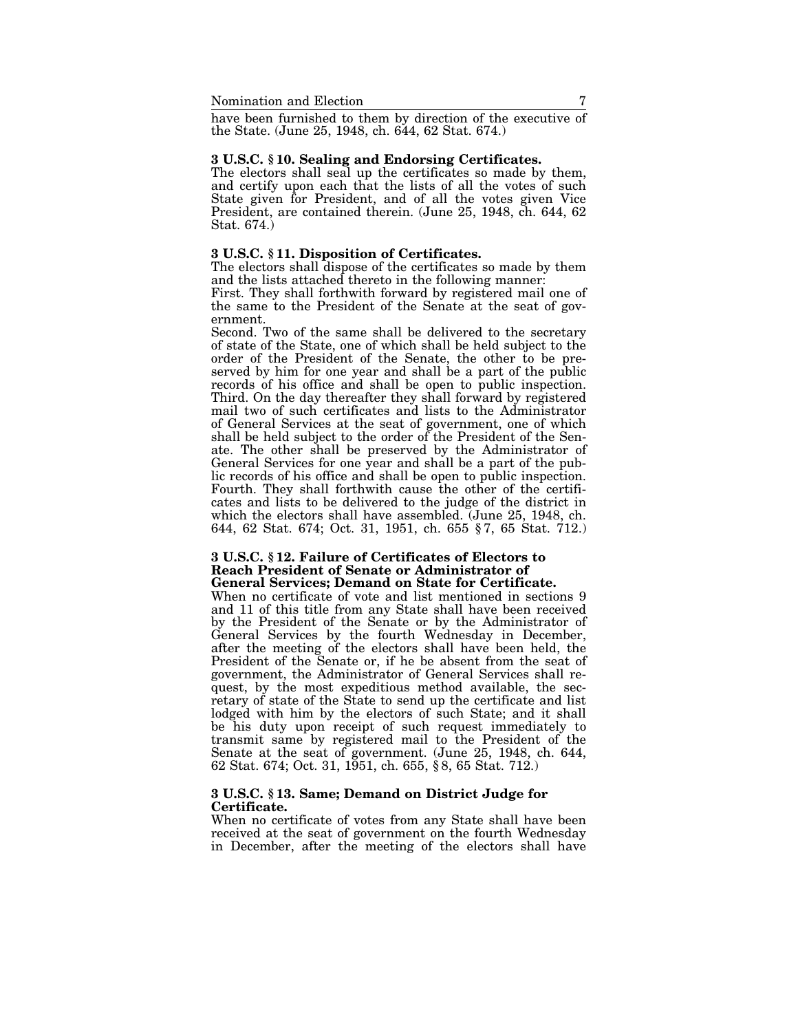have been furnished to them by direction of the executive of the State. (June 25, 1948, ch. 644, 62 Stat. 674.)

### 3 U.S.C. § 10. Sealing and Endorsing Certificates.

The electors shall seal up the certificates so made by them, and certify upon each that the lists of all the votes of such State given for President, and of all the votes given Vice President, are contained therein. (June 25, 1948, ch. 644, 62 Stat. 674.)

### 3 U.S.C. § 11. Disposition of Certificates.

The electors shall dispose of the certificates so made by them and the lists attached thereto in the following manner:

First. They shall forthwith forward by registered mail one of the same to the President of the Senate at the seat of government.

Second. Two of the same shall be delivered to the secretary of state of the State, one of which shall be held subject to the order of the President of the Senate, the other to be preserved by him for one year and shall be a part of the public records of his office and shall be open to public inspection.

Third. On the day thereafter they shall forward by registered mail two of such certificates and lists to the Administrator of General Services at the seat of government, one of which shall be held subject to the order of the President of the Senate. The other shall be preserved by the Administrator of General Services for one year and shall be a part of the public records of his office and shall be open to public inspection.

Fourth. They shall forthwith cause the other of the certificates and lists to be delivered to the judge of the district in which the electors shall have assembled. (June 25, 1948, ch. 644, 62 Stat. 674; Oct. 31, 1951, ch. 655 § 7, 65 Stat. 712.)

### 3 U.S.C. § 12. Failure of Certificates of Electors to Reach President of Senate or Administrator of General Services; Demand on State for Certificate.

When no certificate of vote and list mentioned in sections 9 and 11 of this title from any State shall have been received by the President of the Senate or by the Administrator of General Services by the fourth Wednesday in December, after the meeting of the electors shall have been held, the President of the Senate or, if he be absent from the seat of government, the Administrator of General Services shall request, by the most expeditious method available, the secretary of state of the State to send up the certificate and list lodged with him by the electors of such State; and it shall be his duty upon receipt of such request immediately to transmit same by registered mail to the President of the Senate at the seat of government. (June 25, 1948, ch. 644, 62 Stat. 674; Oct. 31, 1951, ch. 655, § 8, 65 Stat. 712.)

### 3 U.S.C. § 13. Same; Demand on District Judge for Certificate.

When no certificate of votes from any State shall have been received at the seat of government on the fourth Wednesday in December, after the meeting of the electors shall have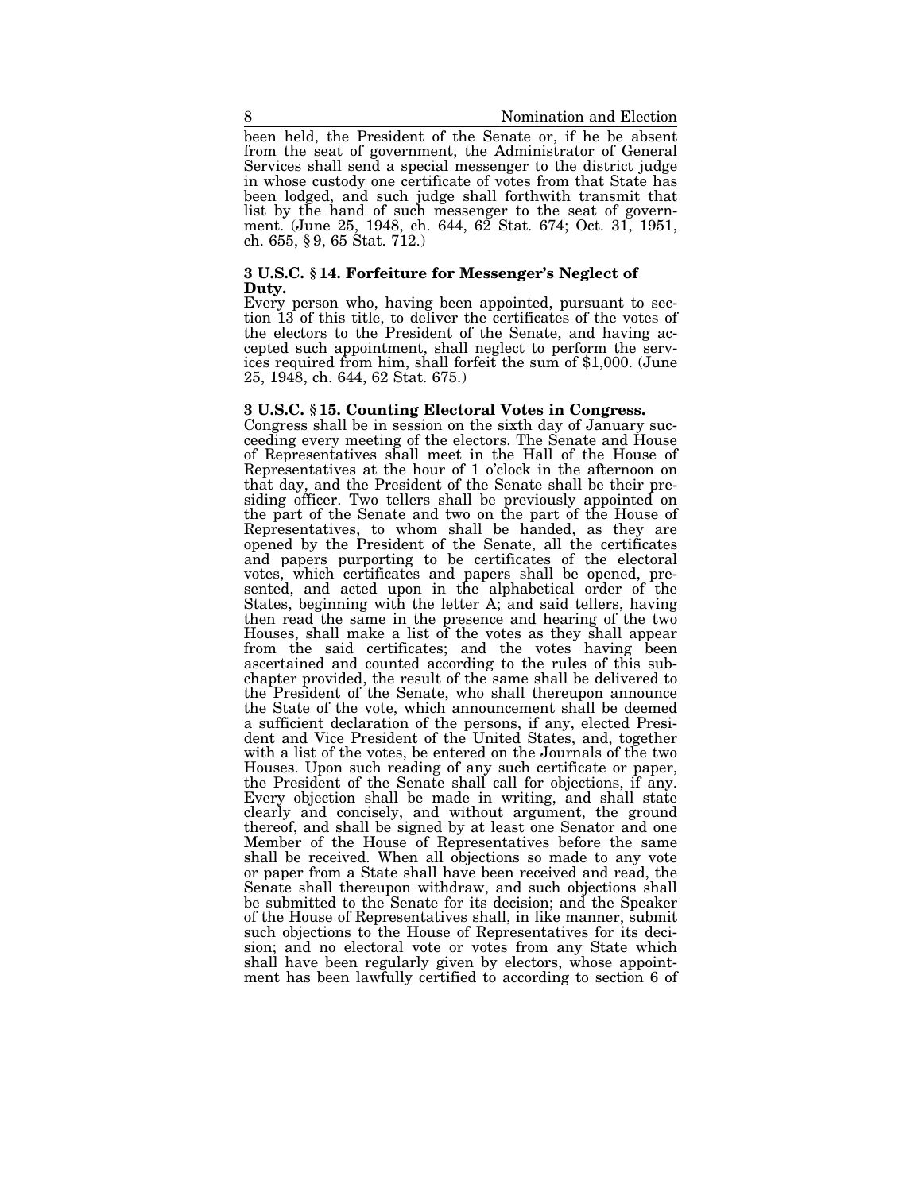been held, the President of the Senate or, if he be absent from the seat of government, the Administrator of General Services shall send a special messenger to the district judge in whose custody one certificate of votes from that State has been lodged, and such judge shall forthwith transmit that list by the hand of such messenger to the seat of government. (June 25, 1948, ch. 644, 62 Stat. 674; Oct. 31, 1951, ch. 655, § 9, 65 Stat. 712.)

### 3 U.S.C. § 14. Forfeiture for Messenger's Neglect of Duty.

Every person who, having been appointed, pursuant to section 13 of this title, to deliver the certificates of the votes of the electors to the President of the Senate, and having accepted such appointment, shall neglect to perform the services required from him, shall forfeit the sum of $1,000. (June 25, 1948, ch. 644, 62 Stat. 675.)

### 3 U.S.C. § 15. Counting Electoral Votes in Congress.

Congress shall be in session on the sixth day of January succeeding every meeting of the electors. The Senate and House of Representatives shall meet in the Hall of the House of Representatives at the hour of 1 o'clock in the afternoon on that day, and the President of the Senate shall be their presiding officer. Two tellers shall be previously appointed on the part of the Senate and two on the part of the House of Representatives, to whom shall be handed, as they are opened by the President of the Senate, all the certificates and papers purporting to be certificates of the electoral votes, which certificates and papers shall be opened, presented, and acted upon in the alphabetical order of the States, beginning with the letter A; and said tellers, having then read the same in the presence and hearing of the two Houses, shall make a list of the votes as they shall appear from the said certificates; and the votes having been ascertained and counted according to the rules of this subchapter provided, the result of the same shall be delivered to the President of the Senate, who shall thereupon announce the State of the vote, which announcement shall be deemed a sufficient declaration of the persons, if any, elected President and Vice President of the United States, and, together with a list of the votes, be entered on the Journals of the two Houses. Upon such reading of any such certificate or paper, the President of the Senate shall call for objections, if any. Every objection shall be made in writing, and shall state clearly and concisely, and without argument, the ground thereof, and shall be signed by at least one Senator and one Member of the House of Representatives before the same shall be received. When all objections so made to any vote or paper from a State shall have been received and read, the Senate shall thereupon withdraw, and such objections shall be submitted to the Senate for its decision; and the Speaker of the House of Representatives shall, in like manner, submit such objections to the House of Representatives for its decision; and no electoral vote or votes from any State which shall have been regularly given by electors, whose appointment has been lawfully certified to according to section 6 of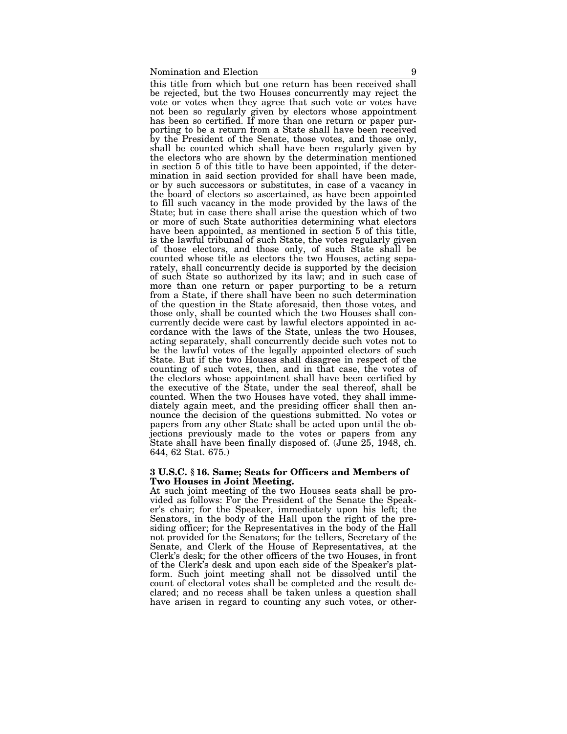this title from which but one return has been received shall be rejected, but the two Houses concurrently may reject the vote or votes when they agree that such vote or votes have not been so regularly given by electors whose appointment has been so certified. If more than one return or paper purporting to be a return from a State shall have been received by the President of the Senate, those votes, and those only, shall be counted which shall have been regularly given by the electors who are shown by the determination mentioned in section 5 of this title to have been appointed, if the determination in said section provided for shall have been made, or by such successors or substitutes, in case of a vacancy in the board of electors so ascertained, as have been appointed to fill such vacancy in the mode provided by the laws of the State; but in case there shall arise the question which of two or more of such State authorities determining what electors have been appointed, as mentioned in section 5 of this title, is the lawful tribunal of such State, the votes regularly given of those electors, and those only, of such State shall be counted whose title as electors the two Houses, acting separately, shall concurrently decide is supported by the decision of such State so authorized by its law; and in such case of more than one return or paper purporting to be a return from a State, if there shall have been no such determination of the question in the State aforesaid, then those votes, and those only, shall be counted which the two Houses shall concurrently decide were cast by lawful electors appointed in accordance with the laws of the State, unless the two Houses, acting separately, shall concurrently decide such votes not to be the lawful votes of the legally appointed electors of such State. But if the two Houses shall disagree in respect of the counting of such votes, then, and in that case, the votes of the electors whose appointment shall have been certified by the executive of the State, under the seal thereof, shall be counted. When the two Houses have voted, they shall immediately again meet, and the presiding officer shall then announce the decision of the questions submitted. No votes or papers from any other State shall be acted upon until the objections previously made to the votes or papers from any State shall have been finally disposed of. (June 25, 1948, ch. 644, 62 Stat. 675.)

**3 U.S.C. § 16. Same; Seats for Officers and Members of Two Houses in Joint Meeting.**

At such joint meeting of the two Houses seats shall be provided as follows: For the President of the Senate the Speaker's chair; for the Speaker, immediately upon his left; the Senators, in the body of the Hall upon the right of the presiding officer; for the Representatives in the body of the Hall not provided for the Senators; for the tellers, Secretary of the Senate, and Clerk of the House of Representatives, at the Clerk's desk; for the other officers of the two Houses, in front of the Clerk's desk and upon each side of the Speaker's platform. Such joint meeting shall not be dissolved until the count of electoral votes shall be completed and the result declared; and no recess shall be taken unless a question shall have arisen in regard to counting any such votes, or other-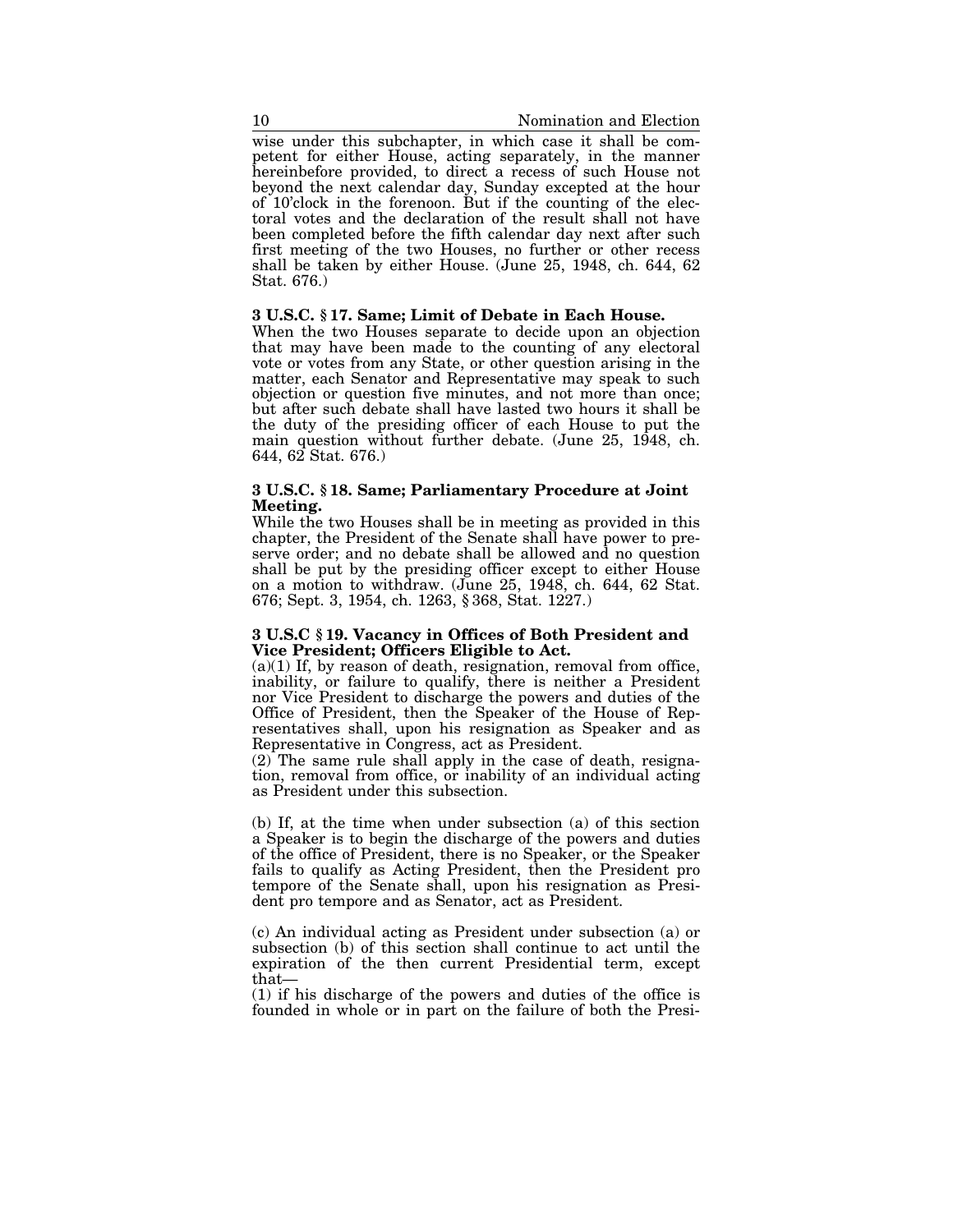wise under this subchapter, in which case it shall be competent for either House, acting separately, in the manner hereinbefore provided, to direct a recess of such House not beyond the next calendar day, Sunday excepted at the hour of 10'clock in the forenoon. But if the counting of the electoral votes and the declaration of the result shall not have been completed before the fifth calendar day next after such first meeting of the two Houses, no further or other recess shall be taken by either House. (June 25, 1948, ch. 644, 62 Stat. 676.)

**3 U.S.C. § 17. Same; Limit of Debate in Each House.**

When the two Houses separate to decide upon an objection that may have been made to the counting of any electoral vote or votes from any State, or other question arising in the matter, each Senator and Representative may speak to such objection or question five minutes, and not more than once; but after such debate shall have lasted two hours it shall be the duty of the presiding officer of each House to put the main question without further debate. (June 25, 1948, ch. 644, 62 Stat. 676.)

**3 U.S.C. § 18. Same; Parliamentary Procedure at Joint Meeting.**

While the two Houses shall be in meeting as provided in this chapter, the President of the Senate shall have power to preserve order; and no debate shall be allowed and no question shall be put by the presiding officer except to either House on a motion to withdraw. (June 25, 1948, ch. 644, 62 Stat. 676; Sept. 3, 1954, ch. 1263, § 368, Stat. 1227.)

**3 U.S.C § 19. Vacancy in Offices of Both President and Vice President; Officers Eligible to Act.**

(a)(1) If, by reason of death, resignation, removal from office, inability, or failure to qualify, there is neither a President nor Vice President to discharge the powers and duties of the Office of President, then the Speaker of the House of Representatives shall, upon his resignation as Speaker and as Representative in Congress, act as President.

(2) The same rule shall apply in the case of death, resignation, removal from office, or inability of an individual acting as President under this subsection.

(b) If, at the time when under subsection (a) of this section a Speaker is to begin the discharge of the powers and duties of the office of President, there is no Speaker, or the Speaker fails to qualify as Acting President, then the President pro tempore of the Senate shall, upon his resignation as President pro tempore and as Senator, act as President.

(c) An individual acting as President under subsection (a) or subsection (b) of this section shall continue to act until the expiration of the then current Presidential term, except that—

(1) if his discharge of the powers and duties of the office is founded in whole or in part on the failure of both the Presi-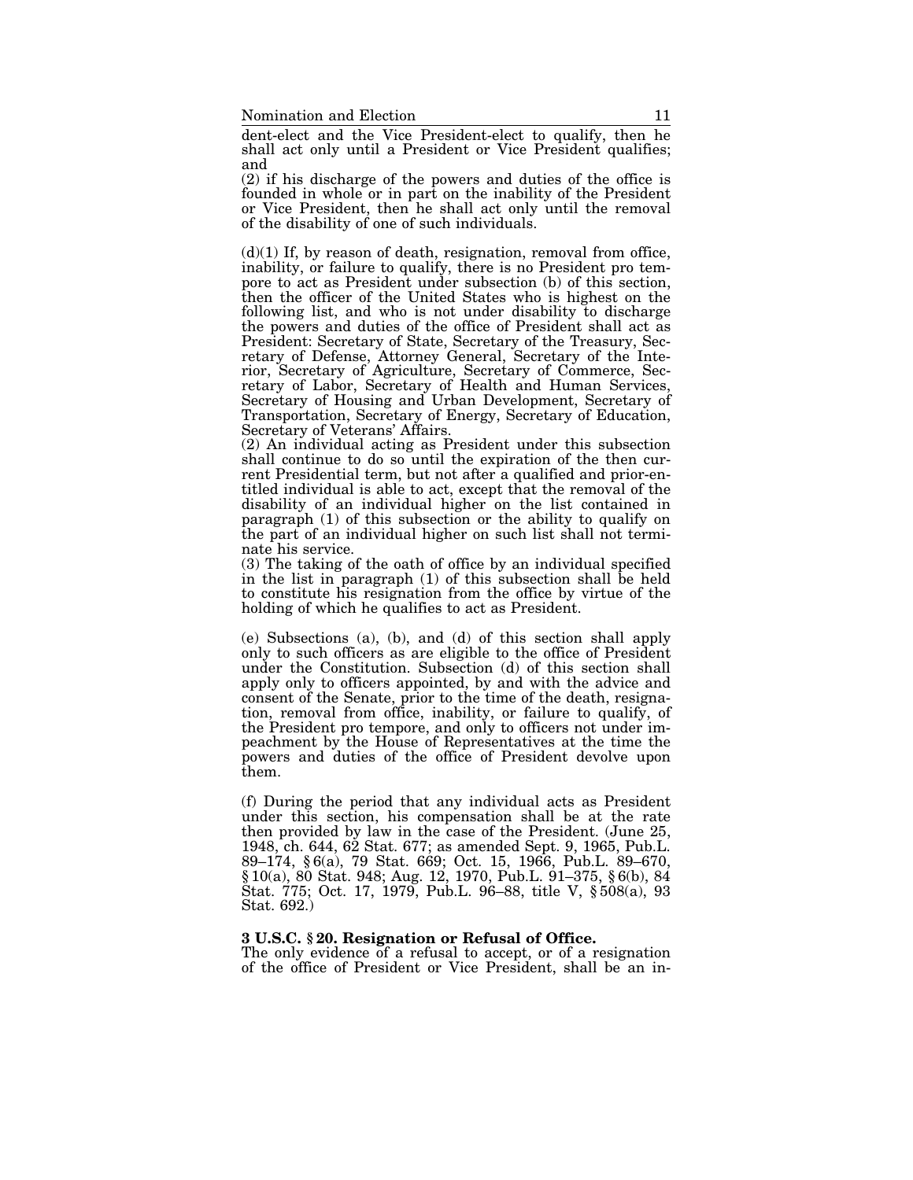dent-elect and the Vice President-elect to qualify, then he shall act only until a President or Vice President qualifies; and

(2) if his discharge of the powers and duties of the office is founded in whole or in part on the inability of the President or Vice President, then he shall act only until the removal of the disability of one of such individuals.

(d)(1) If, by reason of death, resignation, removal from office, inability, or failure to qualify, there is no President pro tempore to act as President under subsection (b) of this section, then the officer of the United States who is highest on the following list, and who is not under disability to discharge the powers and duties of the office of President shall act as President: Secretary of State, Secretary of the Treasury, Secretary of Defense, Attorney General, Secretary of the Interior, Secretary of Agriculture, Secretary of Commerce, Secretary of Labor, Secretary of Health and Human Services, Secretary of Housing and Urban Development, Secretary of Transportation, Secretary of Energy, Secretary of Education, Secretary of Veterans' Affairs.

(2) An individual acting as President under this subsection shall continue to do so until the expiration of the then current Presidential term, but not after a qualified and prior-entitled individual is able to act, except that the removal of the disability of an individual higher on the list contained in paragraph (1) of this subsection or the ability to qualify on the part of an individual higher on such list shall not terminate his service.

(3) The taking of the oath of office by an individual specified in the list in paragraph (1) of this subsection shall be held to constitute his resignation from the office by virtue of the holding of which he qualifies to act as President.

(e) Subsections (a), (b), and (d) of this section shall apply only to such officers as are eligible to the office of President under the Constitution. Subsection (d) of this section shall apply only to officers appointed, by and with the advice and consent of the Senate, prior to the time of the death, resignation, removal from office, inability, or failure to qualify, of the President pro tempore, and only to officers not under impeachment by the House of Representatives at the time the powers and duties of the office of President devolve upon them.

(f) During the period that any individual acts as President under this section, his compensation shall be at the rate then provided by law in the case of the President. (June 25, 1948, ch. 644, 62 Stat. 677; as amended Sept. 9, 1965, Pub.L. 89–174, § 6(a), 79 Stat. 669; Oct. 15, 1966, Pub.L. 89–670, § 10(a), 80 Stat. 948; Aug. 12, 1970, Pub.L. 91–375, § 6(b), 84 Stat. 775; Oct. 17, 1979, Pub.L. 96–88, title V, § 508(a), 93 Stat. 692.)

**3 U.S.C. § 20. Resignation or Refusal of Office.**
The only evidence of a refusal to accept, or of a resignation of the office of President or Vice President, shall be an in-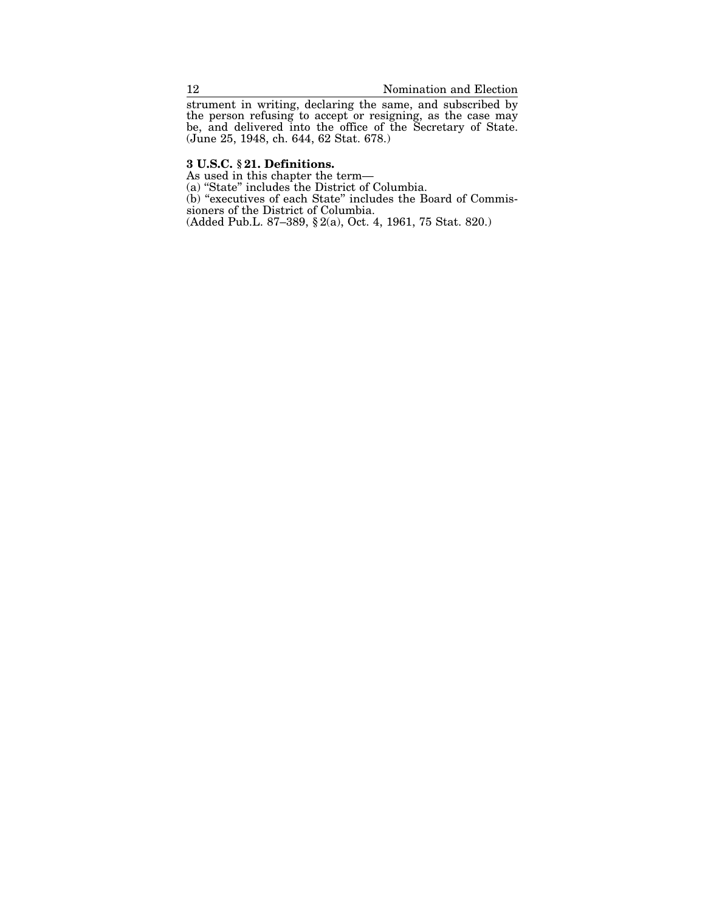strument in writing, declaring the same, and subscribed by the person refusing to accept or resigning, as the case may be, and delivered into the office of the Secretary of State. (June 25, 1948, ch. 644, 62 Stat. 678.)

**3 U.S.C. § 21. Definitions.**

As used in this chapter the term—

(a) “State” includes the District of Columbia.

(b) “executives of each State” includes the Board of Commissioners of the District of Columbia.

(Added Pub.L. 87–389, § 2(a), Oct. 4, 1961, 75 Stat. 820.)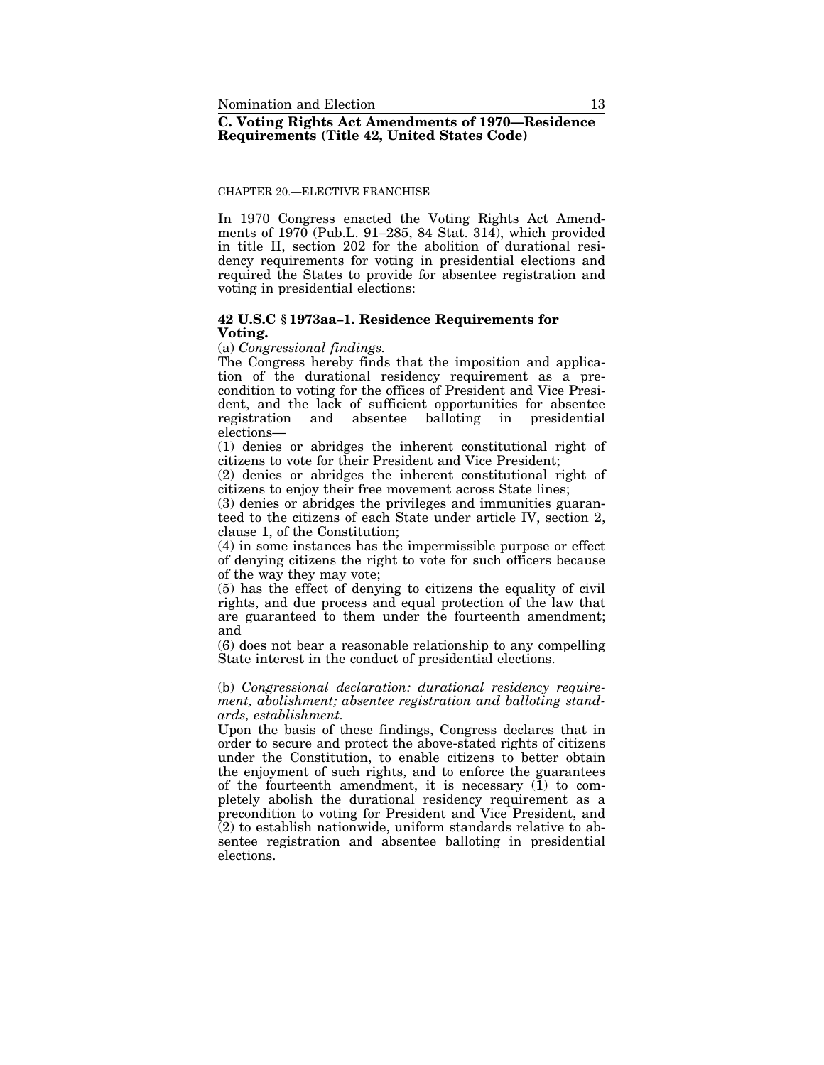## C. Voting Rights Act Amendments of 1970—Residence Requirements (Title 42, United States Code)

CHAPTER 20.—ELECTIVE FRANCHISE

In 1970 Congress enacted the Voting Rights Act Amendments of 1970 (Pub.L. 91–285, 84 Stat. 314), which provided in title II, section 202 for the abolition of durational residency requirements for voting in presidential elections and required the States to provide for absentee registration and voting in presidential elections:

### 42 U.S.C § 1973aa–1. Residence Requirements for Voting.

(a) *Congressional findings.*

The Congress hereby finds that the imposition and application of the durational residency requirement as a precondition to voting for the offices of President and Vice President, and the lack of sufficient opportunities for absentee registration and absentee balloting in presidential elections—

(1) denies or abridges the inherent constitutional right of citizens to vote for their President and Vice President;

(2) denies or abridges the inherent constitutional right of citizens to enjoy their free movement across State lines;

(3) denies or abridges the privileges and immunities guaranteed to the citizens of each State under article IV, section 2, clause 1, of the Constitution;

(4) in some instances has the impermissible purpose or effect of denying citizens the right to vote for such officers because of the way they may vote;

(5) has the effect of denying to citizens the equality of civil rights, and due process and equal protection of the law that are guaranteed to them under the fourteenth amendment; and

(6) does not bear a reasonable relationship to any compelling State interest in the conduct of presidential elections.

(b) *Congressional declaration: durational residency requirement, abolishment; absentee registration and balloting standards, establishment.*

Upon the basis of these findings, Congress declares that in order to secure and protect the above-stated rights of citizens under the Constitution, to enable citizens to better obtain the enjoyment of such rights, and to enforce the guarantees of the fourteenth amendment, it is necessary (1) to completely abolish the durational residency requirement as a precondition to voting for President and Vice President, and (2) to establish nationwide, uniform standards relative to absentee registration and absentee balloting in presidential elections.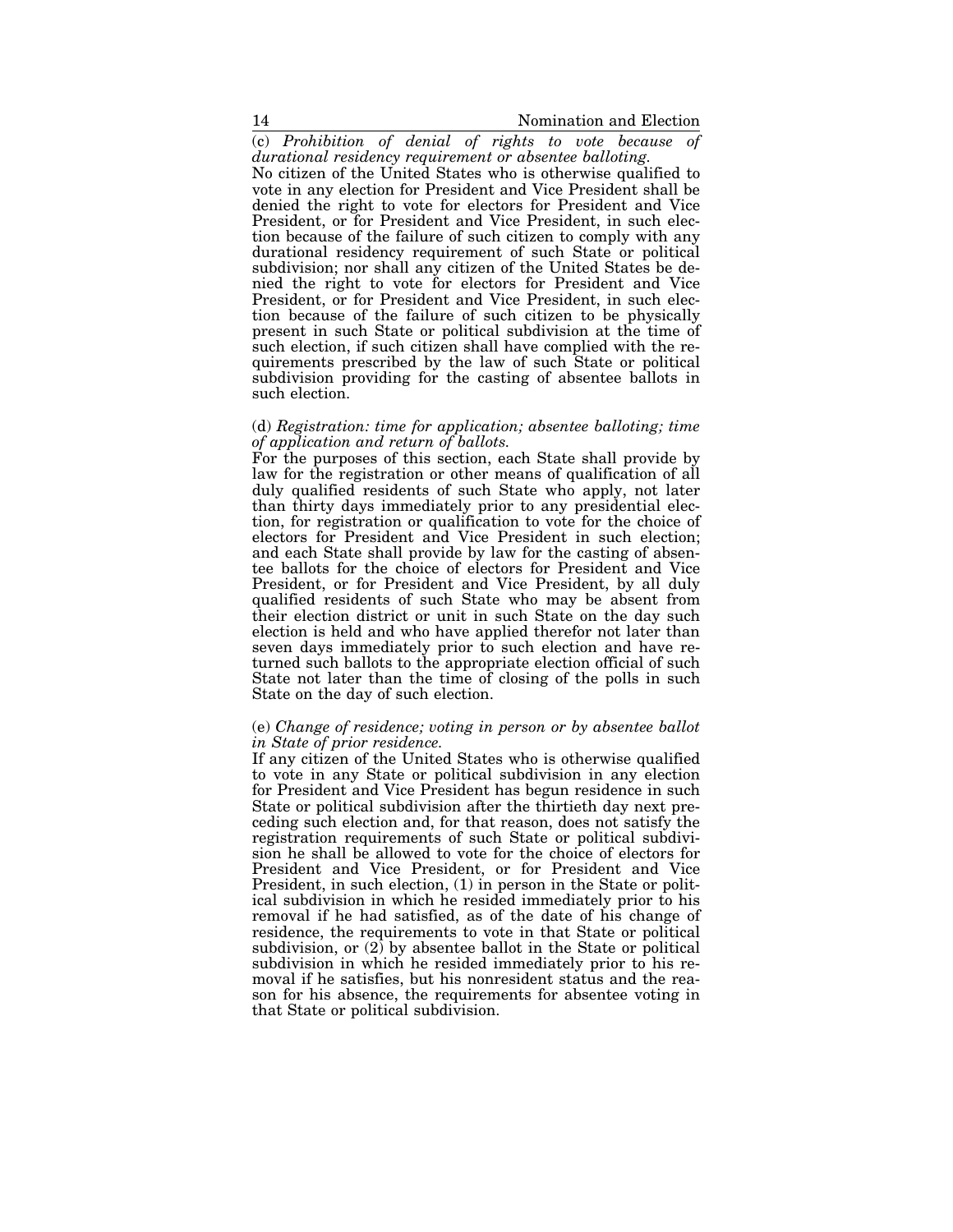(c) *Prohibition of denial of rights to vote because of durational residency requirement or absentee balloting.*

No citizen of the United States who is otherwise qualified to vote in any election for President and Vice President shall be denied the right to vote for electors for President and Vice President, or for President and Vice President, in such election because of the failure of such citizen to comply with any durational residency requirement of such State or political subdivision; nor shall any citizen of the United States be denied the right to vote for electors for President and Vice President, or for President and Vice President, in such election because of the failure of such citizen to be physically present in such State or political subdivision at the time of such election, if such citizen shall have complied with the requirements prescribed by the law of such State or political subdivision providing for the casting of absentee ballots in such election.

(d) *Registration: time for application; absentee balloting; time of application and return of ballots.*

For the purposes of this section, each State shall provide by law for the registration or other means of qualification of all duly qualified residents of such State who apply, not later than thirty days immediately prior to any presidential election, for registration or qualification to vote for the choice of electors for President and Vice President in such election; and each State shall provide by law for the casting of absentee ballots for the choice of electors for President and Vice President, or for President and Vice President, by all duly qualified residents of such State who may be absent from their election district or unit in such State on the day such election is held and who have applied therefor not later than seven days immediately prior to such election and have returned such ballots to the appropriate election official of such State not later than the time of closing of the polls in such State on the day of such election.

(e) *Change of residence; voting in person or by absentee ballot in State of prior residence.*

If any citizen of the United States who is otherwise qualified to vote in any State or political subdivision in any election for President and Vice President has begun residence in such State or political subdivision after the thirtieth day next preceding such election and, for that reason, does not satisfy the registration requirements of such State or political subdivision he shall be allowed to vote for the choice of electors for President and Vice President, or for President and Vice President, in such election, (1) in person in the State or political subdivision in which he resided immediately prior to his removal if he had satisfied, as of the date of his change of residence, the requirements to vote in that State or political subdivision, or (2) by absentee ballot in the State or political subdivision in which he resided immediately prior to his removal if he satisfies, but his nonresident status and the reason for his absence, the requirements for absentee voting in that State or political subdivision.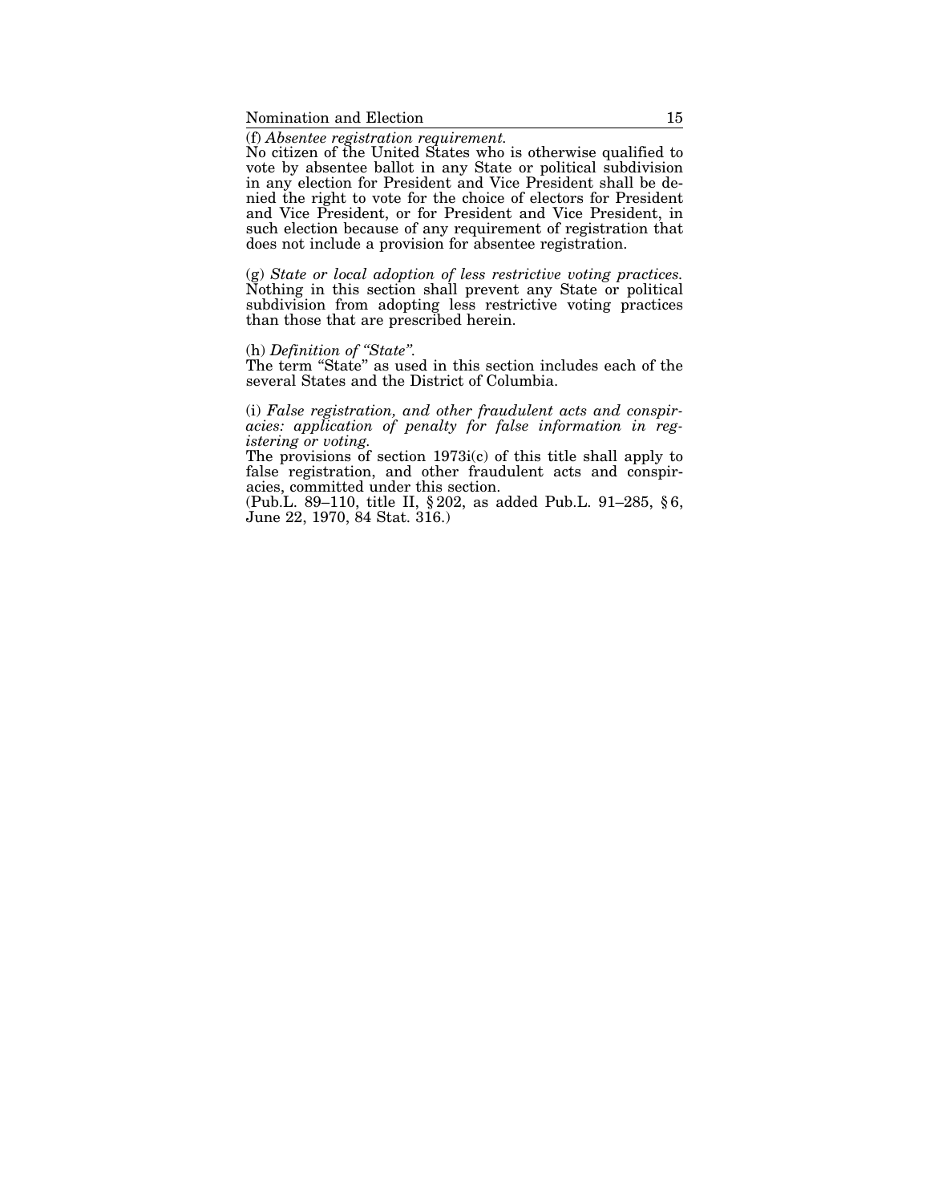(f) *Absentee registration requirement.*
No citizen of the United States who is otherwise qualified to vote by absentee ballot in any State or political subdivision in any election for President and Vice President shall be denied the right to vote for the choice of electors for President and Vice President, or for President and Vice President, in such election because of any requirement of registration that does not include a provision for absentee registration.

(g) *State or local adoption of less restrictive voting practices.*
Nothing in this section shall prevent any State or political subdivision from adopting less restrictive voting practices than those that are prescribed herein.

(h) *Definition of "State".*
The term "State" as used in this section includes each of the several States and the District of Columbia.

(i) *False registration, and other fraudulent acts and conspiracies: application of penalty for false information in registering or voting.*
The provisions of section 1973i(c) of this title shall apply to false registration, and other fraudulent acts and conspiracies, committed under this section.
(Pub.L. 89–110, title II, § 202, as added Pub.L. 91–285, § 6, June 22, 1970, 84 Stat. 316.)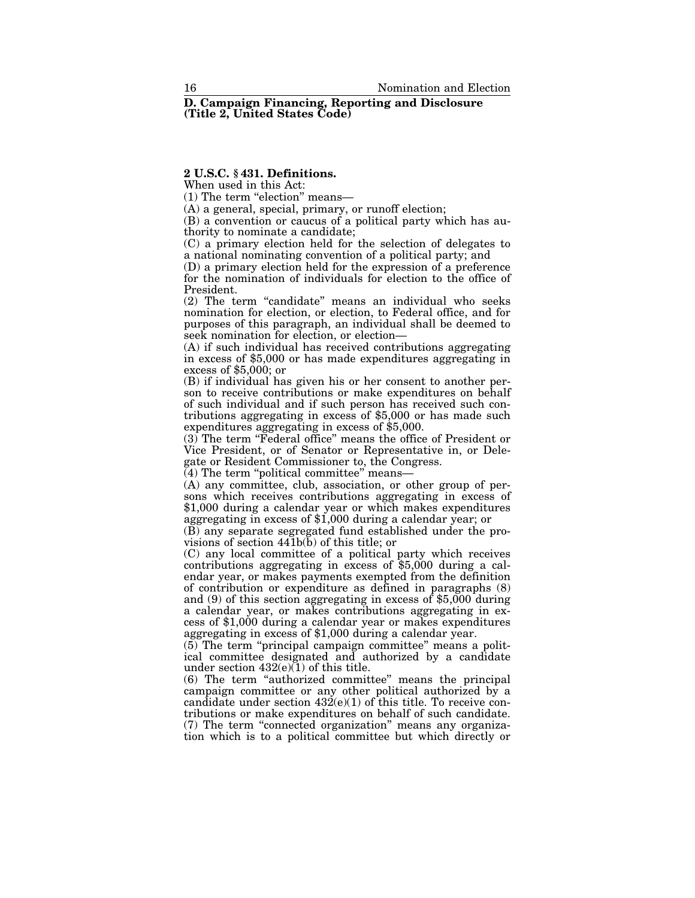## D. Campaign Financing, Reporting and Disclosure (Title 2, United States Code)

### 2 U.S.C. § 431. Definitions.

When used in this Act:

(1) The term "election" means—

(A) a general, special, primary, or runoff election;

(B) a convention or caucus of a political party which has authority to nominate a candidate;

(C) a primary election held for the selection of delegates to a national nominating convention of a political party; and

(D) a primary election held for the expression of a preference for the nomination of individuals for election to the office of President.

(2) The term "candidate" means an individual who seeks nomination for election, or election, to Federal office, and for purposes of this paragraph, an individual shall be deemed to seek nomination for election, or election—

(A) if such individual has received contributions aggregating in excess of $5,000 or has made expenditures aggregating in excess of $5,000; or

(B) if individual has given his or her consent to another person to receive contributions or make expenditures on behalf of such individual and if such person has received such contributions aggregating in excess of $5,000 or has made such expenditures aggregating in excess of $5,000.

(3) The term "Federal office" means the office of President or Vice President, or of Senator or Representative in, or Delegate or Resident Commissioner to, the Congress.

(4) The term "political committee" means—

(A) any committee, club, association, or other group of persons which receives contributions aggregating in excess of $1,000 during a calendar year or which makes expenditures aggregating in excess of $1,000 during a calendar year; or

(B) any separate segregated fund established under the provisions of section 441b(b) of this title; or

(C) any local committee of a political party which receives contributions aggregating in excess of $5,000 during a calendar year, or makes payments exempted from the definition of contribution or expenditure as defined in paragraphs (8) and (9) of this section aggregating in excess of $5,000 during a calendar year, or makes contributions aggregating in excess of $1,000 during a calendar year or makes expenditures aggregating in excess of $1,000 during a calendar year.

(5) The term "principal campaign committee" means a political committee designated and authorized by a candidate under section 432(e)(1) of this title.

(6) The term "authorized committee" means the principal campaign committee or any other political authorized by a candidate under section 432(e)(1) of this title. To receive contributions or make expenditures on behalf of such candidate.

(7) The term "connected organization" means any organization which is to a political committee but which directly or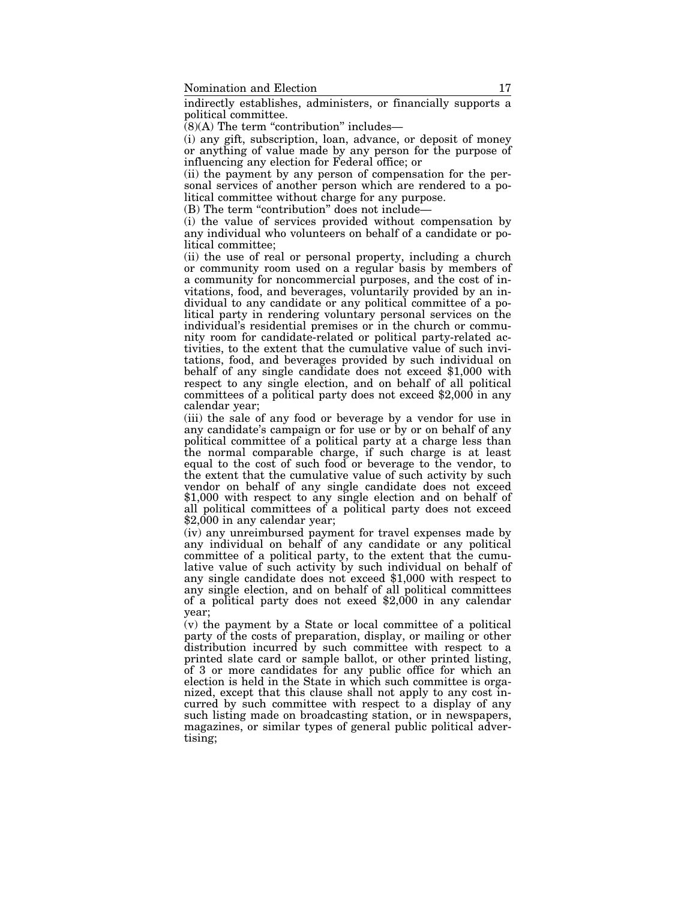indirectly establishes, administers, or financially supports a political committee.

(8)(A) The term "contribution" includes—

(i) any gift, subscription, loan, advance, or deposit of money or anything of value made by any person for the purpose of influencing any election for Federal office; or

(ii) the payment by any person of compensation for the personal services of another person which are rendered to a political committee without charge for any purpose.

(B) The term "contribution" does not include—

(i) the value of services provided without compensation by any individual who volunteers on behalf of a candidate or political committee;

(ii) the use of real or personal property, including a church or community room used on a regular basis by members of a community for noncommercial purposes, and the cost of invitations, food, and beverages, voluntarily provided by an individual to any candidate or any political committee of a political party in rendering voluntary personal services on the individual's residential premises or in the church or community room for candidate-related or political party-related activities, to the extent that the cumulative value of such invitations, food, and beverages provided by such individual on behalf of any single candidate does not exceed $1,000 with respect to any single election, and on behalf of all political committees of a political party does not exceed $2,000 in any calendar year;

(iii) the sale of any food or beverage by a vendor for use in any candidate's campaign or for use or by or on behalf of any political committee of a political party at a charge less than the normal comparable charge, if such charge is at least equal to the cost of such food or beverage to the vendor, to the extent that the cumulative value of such activity by such vendor on behalf of any single candidate does not exceed $1,000 with respect to any single election and on behalf of all political committees of a political party does not exceed $2,000 in any calendar year;

(iv) any unreimbursed payment for travel expenses made by any individual on behalf of any candidate or any political committee of a political party, to the extent that the cumulative value of such activity by such individual on behalf of any single candidate does not exceed $1,000 with respect to any single election, and on behalf of all political committees of a political party does not exeed $2,000 in any calendar year;

(v) the payment by a State or local committee of a political party of the costs of preparation, display, or mailing or other distribution incurred by such committee with respect to a printed slate card or sample ballot, or other printed listing, of 3 or more candidates for any public office for which an election is held in the State in which such committee is organized, except that this clause shall not apply to any cost incurred by such committee with respect to a display of any such listing made on broadcasting station, or in newspapers, magazines, or similar types of general public political advertising;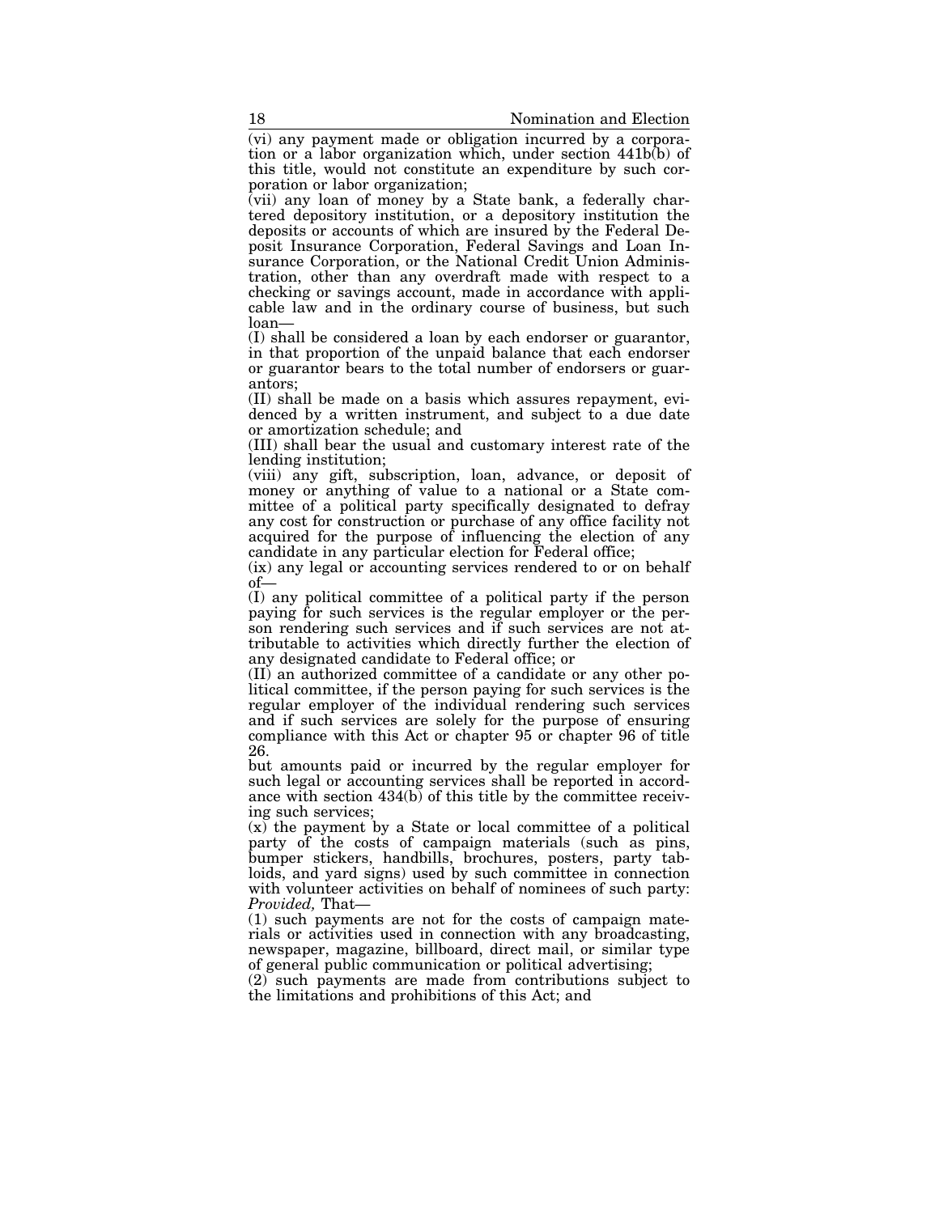(vi) any payment made or obligation incurred by a corporation or a labor organization which, under section 441b(b) of this title, would not constitute an expenditure by such corporation or labor organization;

(vii) any loan of money by a State bank, a federally chartered depository institution, or a depository institution the deposits or accounts of which are insured by the Federal Deposit Insurance Corporation, Federal Savings and Loan Insurance Corporation, or the National Credit Union Administration, other than any overdraft made with respect to a checking or savings account, made in accordance with applicable law and in the ordinary course of business, but such loan—

(I) shall be considered a loan by each endorser or guarantor, in that proportion of the unpaid balance that each endorser or guarantor bears to the total number of endorsers or guarantors;

(II) shall be made on a basis which assures repayment, evidenced by a written instrument, and subject to a due date or amortization schedule; and

(III) shall bear the usual and customary interest rate of the lending institution;

(viii) any gift, subscription, loan, advance, or deposit of money or anything of value to a national or a State committee of a political party specifically designated to defray any cost for construction or purchase of any office facility not acquired for the purpose of influencing the election of any candidate in any particular election for Federal office;

(ix) any legal or accounting services rendered to or on behalf of—

(I) any political committee of a political party if the person paying for such services is the regular employer or the person rendering such services and if such services are not attributable to activities which directly further the election of any designated candidate to Federal office; or

(II) an authorized committee of a candidate or any other political committee, if the person paying for such services is the regular employer of the individual rendering such services and if such services are solely for the purpose of ensuring compliance with this Act or chapter 95 or chapter 96 of title 26.

but amounts paid or incurred by the regular employer for such legal or accounting services shall be reported in accordance with section 434(b) of this title by the committee receiving such services;

(x) the payment by a State or local committee of a political party of the costs of campaign materials (such as pins, bumper stickers, handbills, brochures, posters, party tabloids, and yard signs) used by such committee in connection with volunteer activities on behalf of nominees of such party: *Provided,* That—

(1) such payments are not for the costs of campaign materials or activities used in connection with any broadcasting, newspaper, magazine, billboard, direct mail, or similar type of general public communication or political advertising;

(2) such payments are made from contributions subject to the limitations and prohibitions of this Act; and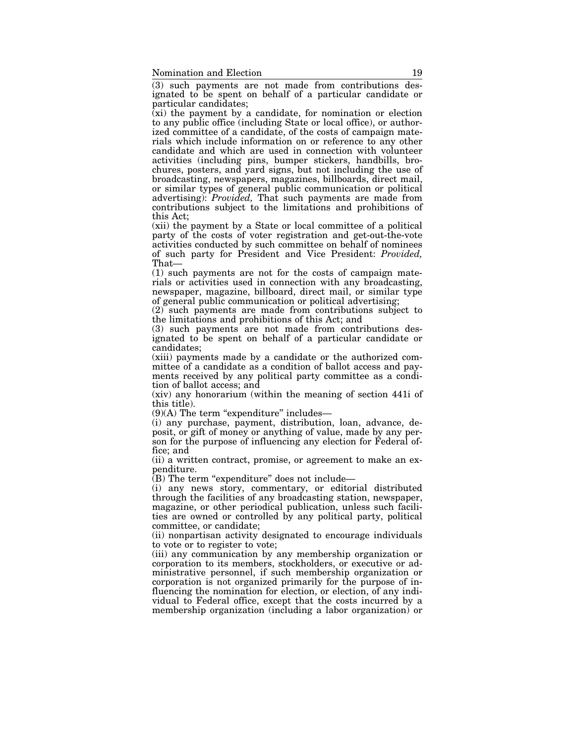(3) such payments are not made from contributions designated to be spent on behalf of a particular candidate or particular candidates;

(xi) the payment by a candidate, for nomination or election to any public office (including State or local office), or authorized committee of a candidate, of the costs of campaign materials which include information on or reference to any other candidate and which are used in connection with volunteer activities (including pins, bumper stickers, handbills, brochures, posters, and yard signs, but not including the use of broadcasting, newspapers, magazines, billboards, direct mail, or similar types of general public communication or political advertising): *Provided,* That such payments are made from contributions subject to the limitations and prohibitions of this Act;

(xii) the payment by a State or local committee of a political party of the costs of voter registration and get-out-the-vote activities conducted by such committee on behalf of nominees of such party for President and Vice President: *Provided,* That—

(1) such payments are not for the costs of campaign materials or activities used in connection with any broadcasting, newspaper, magazine, billboard, direct mail, or similar type of general public communication or political advertising;

(2) such payments are made from contributions subject to the limitations and prohibitions of this Act; and

(3) such payments are not made from contributions designated to be spent on behalf of a particular candidate or candidates;

(xiii) payments made by a candidate or the authorized committee of a candidate as a condition of ballot access and payments received by any political party committee as a condition of ballot access; and

(xiv) any honorarium (within the meaning of section 441i of this title).

(9)(A) The term "expenditure" includes—

(i) any purchase, payment, distribution, loan, advance, deposit, or gift of money or anything of value, made by any person for the purpose of influencing any election for Federal office; and

(ii) a written contract, promise, or agreement to make an expenditure.

(B) The term "expenditure" does not include—

(i) any news story, commentary, or editorial distributed through the facilities of any broadcasting station, newspaper, magazine, or other periodical publication, unless such facilities are owned or controlled by any political party, political committee, or candidate;

(ii) nonpartisan activity designated to encourage individuals to vote or to register to vote;

(iii) any communication by any membership organization or corporation to its members, stockholders, or executive or administrative personnel, if such membership organization or corporation is not organized primarily for the purpose of influencing the nomination for election, or election, of any individual to Federal office, except that the costs incurred by a membership organization (including a labor organization) or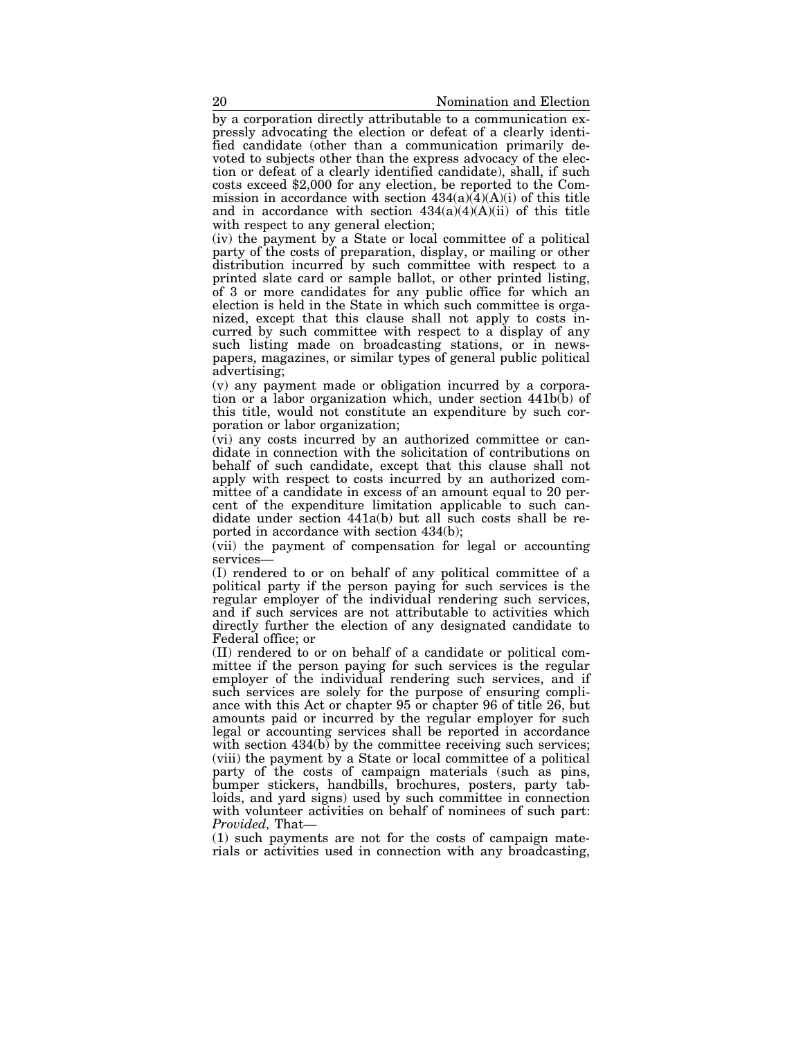by a corporation directly attributable to a communication expressly advocating the election or defeat of a clearly identified candidate (other than a communication primarily devoted to subjects other than the express advocacy of the election or defeat of a clearly identified candidate), shall, if such costs exceed $2,000 for any election, be reported to the Commission in accordance with section 434(a)(4)(A)(i) of this title and in accordance with section 434(a)(4)(A)(ii) of this title with respect to any general election;

(iv) the payment by a State or local committee of a political party of the costs of preparation, display, or mailing or other distribution incurred by such committee with respect to a printed slate card or sample ballot, or other printed listing, of 3 or more candidates for any public office for which an election is held in the State in which such committee is organized, except that this clause shall not apply to costs incurred by such committee with respect to a display of any such listing made on broadcasting stations, or in newspapers, magazines, or similar types of general public political advertising;

(v) any payment made or obligation incurred by a corporation or a labor organization which, under section 441b(b) of this title, would not constitute an expenditure by such corporation or labor organization;

(vi) any costs incurred by an authorized committee or candidate in connection with the solicitation of contributions on behalf of such candidate, except that this clause shall not apply with respect to costs incurred by an authorized committee of a candidate in excess of an amount equal to 20 percent of the expenditure limitation applicable to such candidate under section 441a(b) but all such costs shall be reported in accordance with section 434(b);

(vii) the payment of compensation for legal or accounting services—

(I) rendered to or on behalf of any political committee of a political party if the person paying for such services is the regular employer of the individual rendering such services, and if such services are not attributable to activities which directly further the election of any designated candidate to Federal office; or

(II) rendered to or on behalf of a candidate or political committee if the person paying for such services is the regular employer of the individual rendering such services, and if such services are solely for the purpose of ensuring compliance with this Act or chapter 95 or chapter 96 of title 26, but amounts paid or incurred by the regular employer for such legal or accounting services shall be reported in accordance with section 434(b) by the committee receiving such services;

(viii) the payment by a State or local committee of a political party of the costs of campaign materials (such as pins, bumper stickers, handbills, brochures, posters, party tabloids, and yard signs) used by such committee in connection with volunteer activities on behalf of nominees of such part: *Provided,* That—

(1) such payments are not for the costs of campaign materials or activities used in connection with any broadcasting,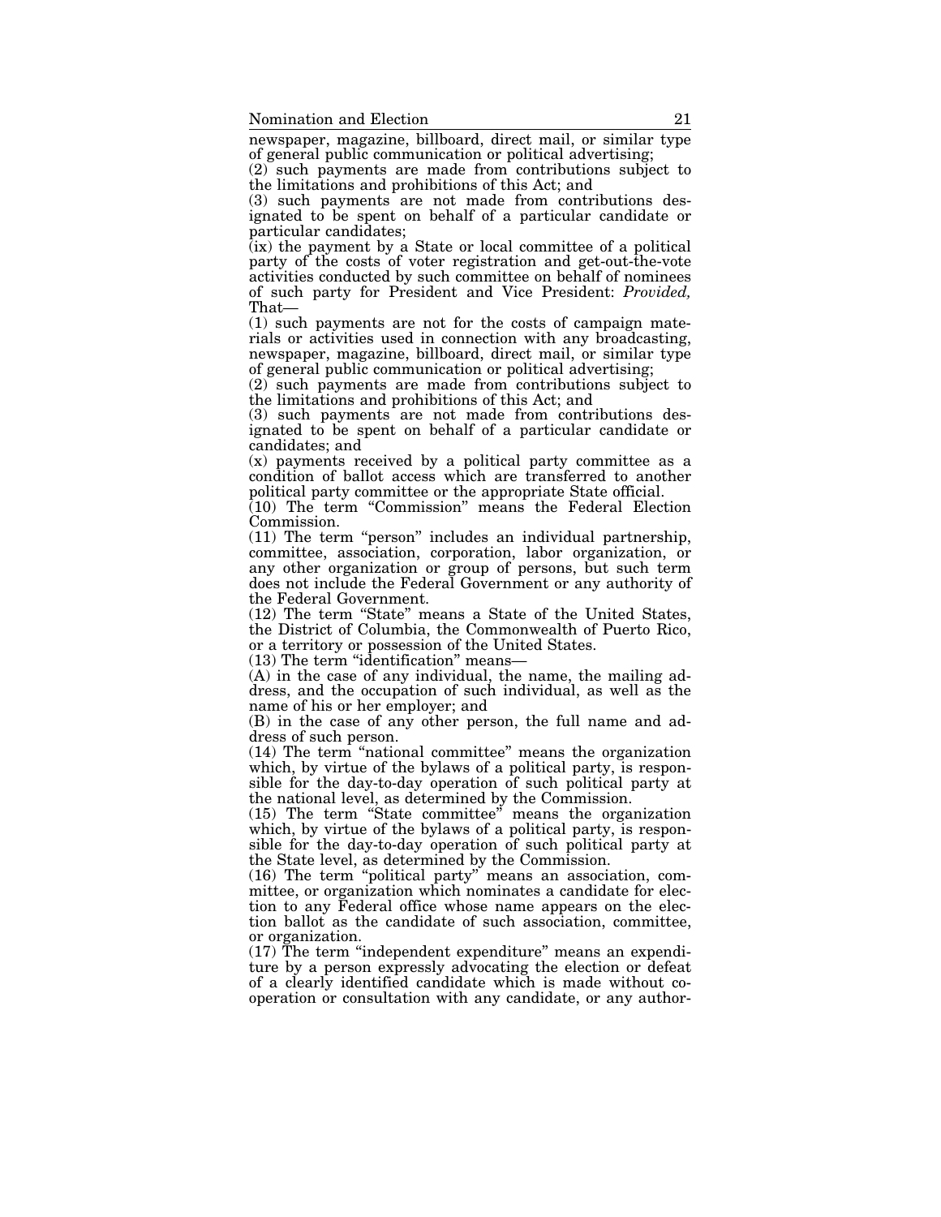newspaper, magazine, billboard, direct mail, or similar type of general public communication or political advertising;

(2) such payments are made from contributions subject to the limitations and prohibitions of this Act; and

(3) such payments are not made from contributions designated to be spent on behalf of a particular candidate or particular candidates;

(ix) the payment by a State or local committee of a political party of the costs of voter registration and get-out-the-vote activities conducted by such committee on behalf of nominees of such party for President and Vice President: *Provided,* That—

(1) such payments are not for the costs of campaign materials or activities used in connection with any broadcasting, newspaper, magazine, billboard, direct mail, or similar type of general public communication or political advertising;

(2) such payments are made from contributions subject to the limitations and prohibitions of this Act; and

(3) such payments are not made from contributions designated to be spent on behalf of a particular candidate or candidates; and

(x) payments received by a political party committee as a condition of ballot access which are transferred to another political party committee or the appropriate State official.

(10) The term "Commission" means the Federal Election Commission.

(11) The term "person" includes an individual partnership, committee, association, corporation, labor organization, or any other organization or group of persons, but such term does not include the Federal Government or any authority of the Federal Government.

(12) The term "State" means a State of the United States, the District of Columbia, the Commonwealth of Puerto Rico, or a territory or possession of the United States.

(13) The term "identification" means—

(A) in the case of any individual, the name, the mailing address, and the occupation of such individual, as well as the name of his or her employer; and

(B) in the case of any other person, the full name and address of such person.

(14) The term "national committee" means the organization which, by virtue of the bylaws of a political party, is responsible for the day-to-day operation of such political party at the national level, as determined by the Commission.

(15) The term "State committee" means the organization which, by virtue of the bylaws of a political party, is responsible for the day-to-day operation of such political party at the State level, as determined by the Commission.

(16) The term "political party" means an association, committee, or organization which nominates a candidate for election to any Federal office whose name appears on the election ballot as the candidate of such association, committee, or organization.

(17) The term "independent expenditure" means an expenditure by a person expressly advocating the election or defeat of a clearly identified candidate which is made without cooperation or consultation with any candidate, or any author-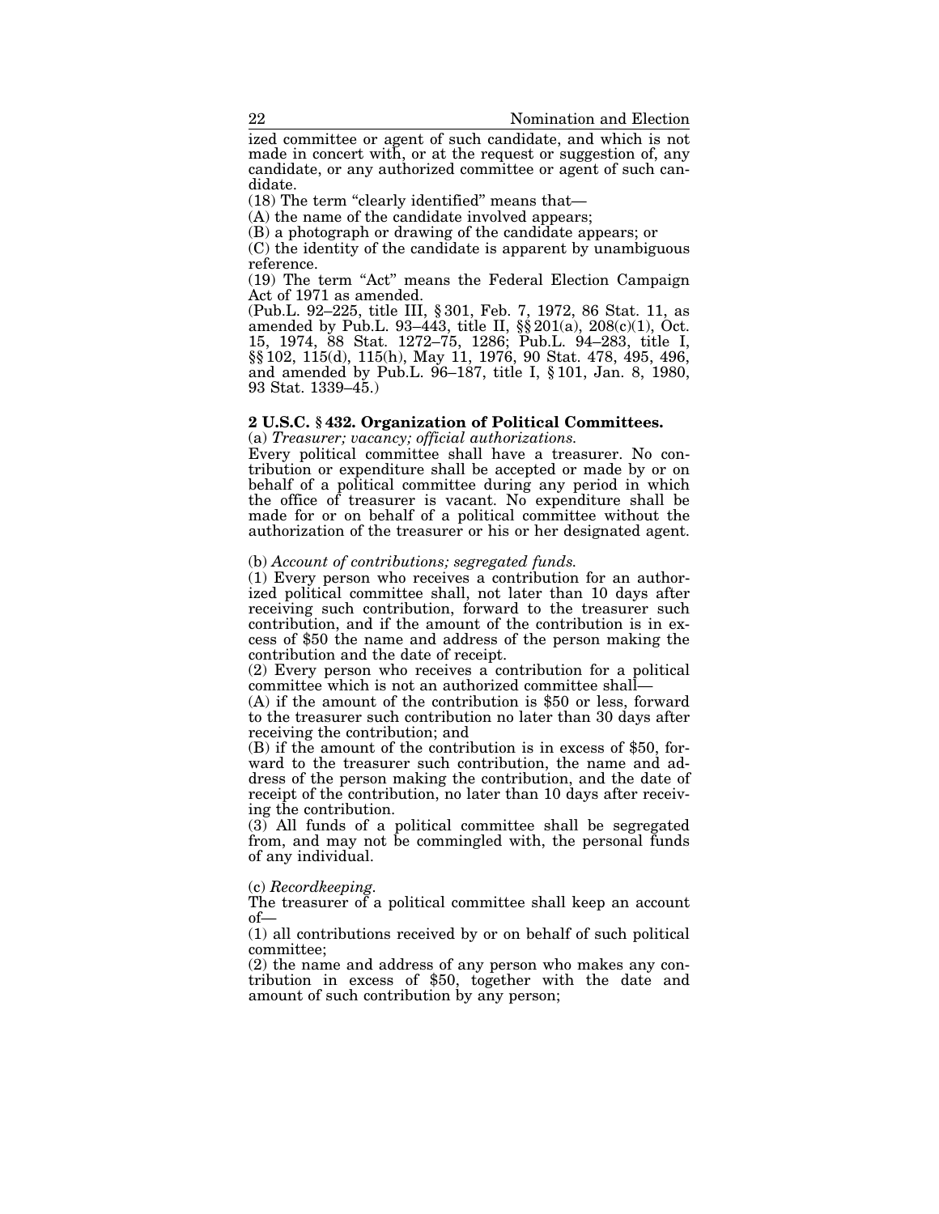ized committee or agent of such candidate, and which is not made in concert with, or at the request or suggestion of, any candidate, or any authorized committee or agent of such candidate.

(18) The term "clearly identified" means that—

(A) the name of the candidate involved appears;

(B) a photograph or drawing of the candidate appears; or

(C) the identity of the candidate is apparent by unambiguous reference.

(19) The term "Act" means the Federal Election Campaign Act of 1971 as amended.

(Pub.L. 92–225, title III, § 301, Feb. 7, 1972, 86 Stat. 11, as amended by Pub.L. 93–443, title II, §§ 201(a), 208(c)(1), Oct. 15, 1974, 88 Stat. 1272–75, 1286; Pub.L. 94–283, title I, §§ 102, 115(d), 115(h), May 11, 1976, 90 Stat. 478, 495, 496, and amended by Pub.L. 96–187, title I, § 101, Jan. 8, 1980, 93 Stat. 1339–45.)

### 2 U.S.C. § 432. Organization of Political Committees.

(a) *Treasurer; vacancy; official authorizations.*

Every political committee shall have a treasurer. No contribution or expenditure shall be accepted or made by or on behalf of a political committee during any period in which the office of treasurer is vacant. No expenditure shall be made for or on behalf of a political committee without the authorization of the treasurer or his or her designated agent.

(b) *Account of contributions; segregated funds.*

(1) Every person who receives a contribution for an authorized political committee shall, not later than 10 days after receiving such contribution, forward to the treasurer such contribution, and if the amount of the contribution is in excess of $50 the name and address of the person making the contribution and the date of receipt.

(2) Every person who receives a contribution for a political committee which is not an authorized committee shall—

(A) if the amount of the contribution is $50 or less, forward to the treasurer such contribution no later than 30 days after receiving the contribution; and

(B) if the amount of the contribution is in excess of $50, forward to the treasurer such contribution, the name and address of the person making the contribution, and the date of receipt of the contribution, no later than 10 days after receiving the contribution.

(3) All funds of a political committee shall be segregated from, and may not be commingled with, the personal funds of any individual.

(c) *Recordkeeping.*

The treasurer of a political committee shall keep an account of—

(1) all contributions received by or on behalf of such political committee;

(2) the name and address of any person who makes any contribution in excess of $50, together with the date and amount of such contribution by any person;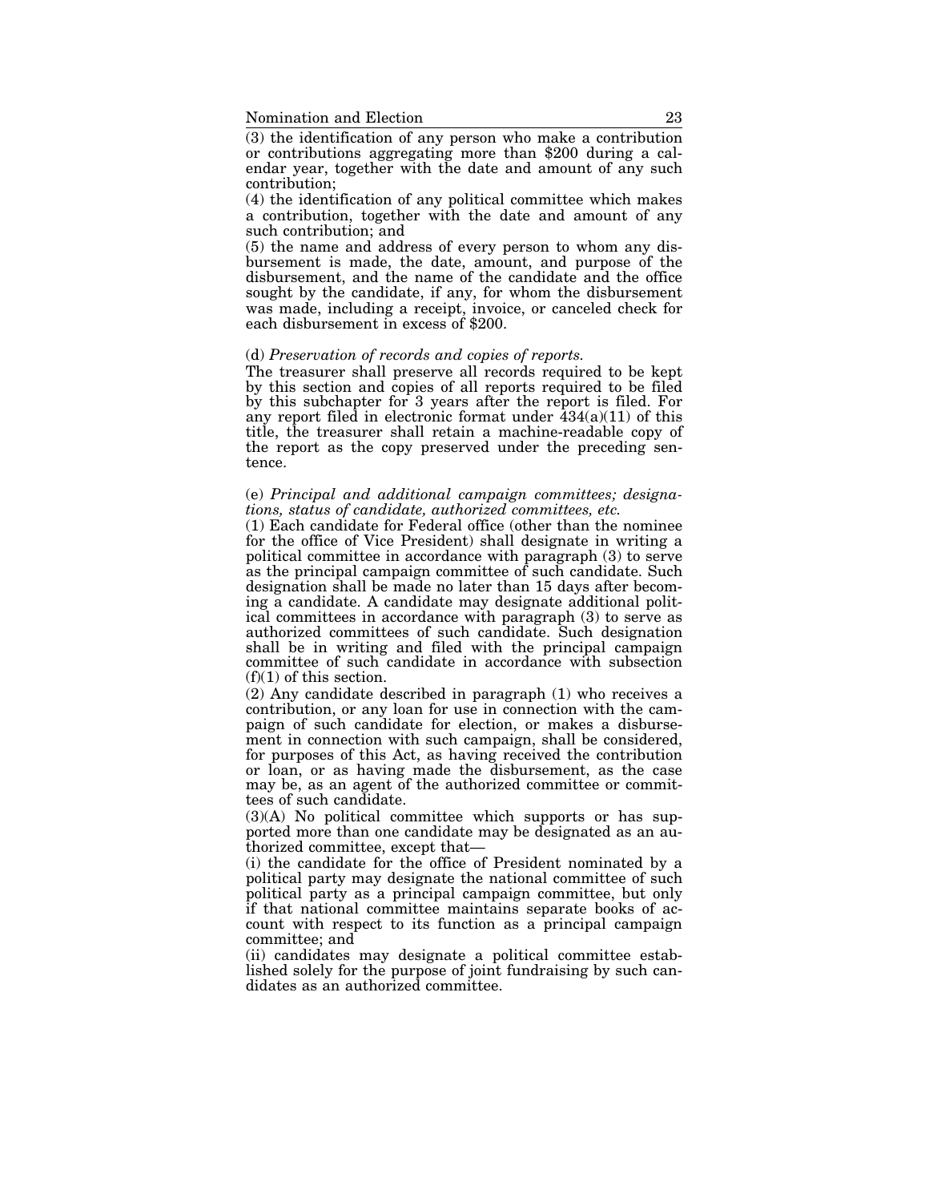(3) the identification of any person who make a contribution or contributions aggregating more than $200 during a calendar year, together with the date and amount of any such contribution;

(4) the identification of any political committee which makes a contribution, together with the date and amount of any such contribution; and

(5) the name and address of every person to whom any disbursement is made, the date, amount, and purpose of the disbursement, and the name of the candidate and the office sought by the candidate, if any, for whom the disbursement was made, including a receipt, invoice, or canceled check for each disbursement in excess of $200.

(d) *Preservation of records and copies of reports.*

The treasurer shall preserve all records required to be kept by this section and copies of all reports required to be filed by this subchapter for 3 years after the report is filed. For any report filed in electronic format under 434(a)(11) of this title, the treasurer shall retain a machine-readable copy of the report as the copy preserved under the preceding sentence.

(e) *Principal and additional campaign committees; designations, status of candidate, authorized committees, etc.*

(1) Each candidate for Federal office (other than the nominee for the office of Vice President) shall designate in writing a political committee in accordance with paragraph (3) to serve as the principal campaign committee of such candidate. Such designation shall be made no later than 15 days after becoming a candidate. A candidate may designate additional political committees in accordance with paragraph (3) to serve as authorized committees of such candidate. Such designation shall be in writing and filed with the principal campaign committee of such candidate in accordance with subsection (f)(1) of this section.

(2) Any candidate described in paragraph (1) who receives a contribution, or any loan for use in connection with the campaign of such candidate for election, or makes a disbursement in connection with such campaign, shall be considered, for purposes of this Act, as having received the contribution or loan, or as having made the disbursement, as the case may be, as an agent of the authorized committee or committees of such candidate.

(3)(A) No political committee which supports or has supported more than one candidate may be designated as an authorized committee, except that—

(i) the candidate for the office of President nominated by a political party may designate the national committee of such political party as a principal campaign committee, but only if that national committee maintains separate books of account with respect to its function as a principal campaign committee; and

(ii) candidates may designate a political committee established solely for the purpose of joint fundraising by such candidates as an authorized committee.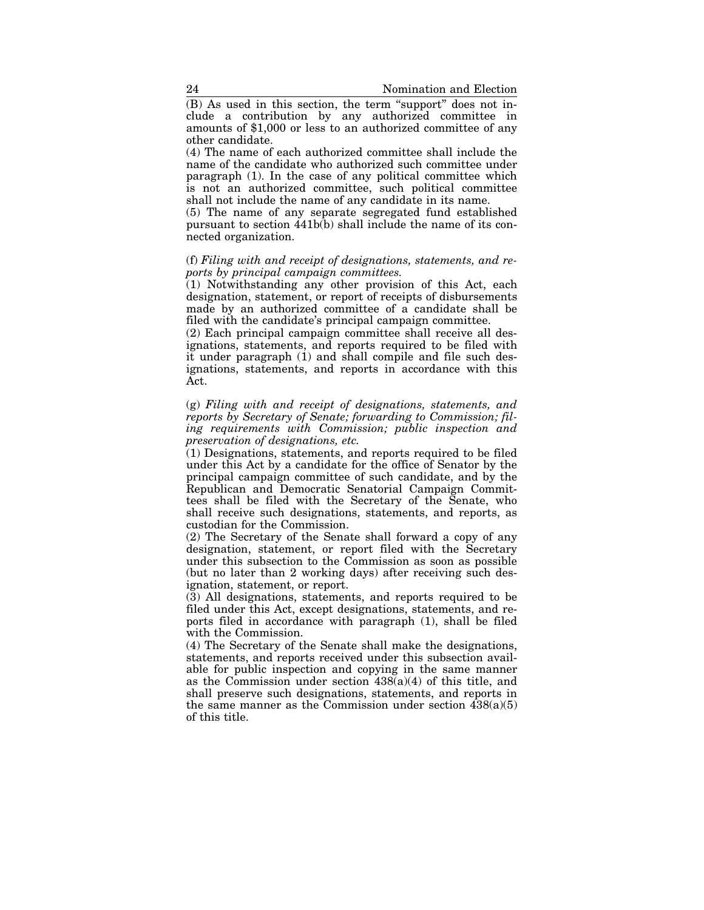(B) As used in this section, the term "support" does not include a contribution by any authorized committee in amounts of $1,000 or less to an authorized committee of any other candidate.

(4) The name of each authorized committee shall include the name of the candidate who authorized such committee under paragraph (1). In the case of any political committee which is not an authorized committee, such political committee shall not include the name of any candidate in its name.

(5) The name of any separate segregated fund established pursuant to section 441b(b) shall include the name of its connected organization.

(f) *Filing with and receipt of designations, statements, and reports by principal campaign committees.*

(1) Notwithstanding any other provision of this Act, each designation, statement, or report of receipts of disbursements made by an authorized committee of a candidate shall be filed with the candidate's principal campaign committee.

(2) Each principal campaign committee shall receive all designations, statements, and reports required to be filed with it under paragraph (1) and shall compile and file such designations, statements, and reports in accordance with this Act.

(g) *Filing with and receipt of designations, statements, and reports by Secretary of Senate; forwarding to Commission; filing requirements with Commission; public inspection and preservation of designations, etc.*

(1) Designations, statements, and reports required to be filed under this Act by a candidate for the office of Senator by the principal campaign committee of such candidate, and by the Republican and Democratic Senatorial Campaign Committees shall be filed with the Secretary of the Senate, who shall receive such designations, statements, and reports, as custodian for the Commission.

(2) The Secretary of the Senate shall forward a copy of any designation, statement, or report filed with the Secretary under this subsection to the Commission as soon as possible (but no later than 2 working days) after receiving such designation, statement, or report.

(3) All designations, statements, and reports required to be filed under this Act, except designations, statements, and reports filed in accordance with paragraph (1), shall be filed with the Commission.

(4) The Secretary of the Senate shall make the designations, statements, and reports received under this subsection available for public inspection and copying in the same manner as the Commission under section 438(a)(4) of this title, and shall preserve such designations, statements, and reports in the same manner as the Commission under section 438(a)(5) of this title.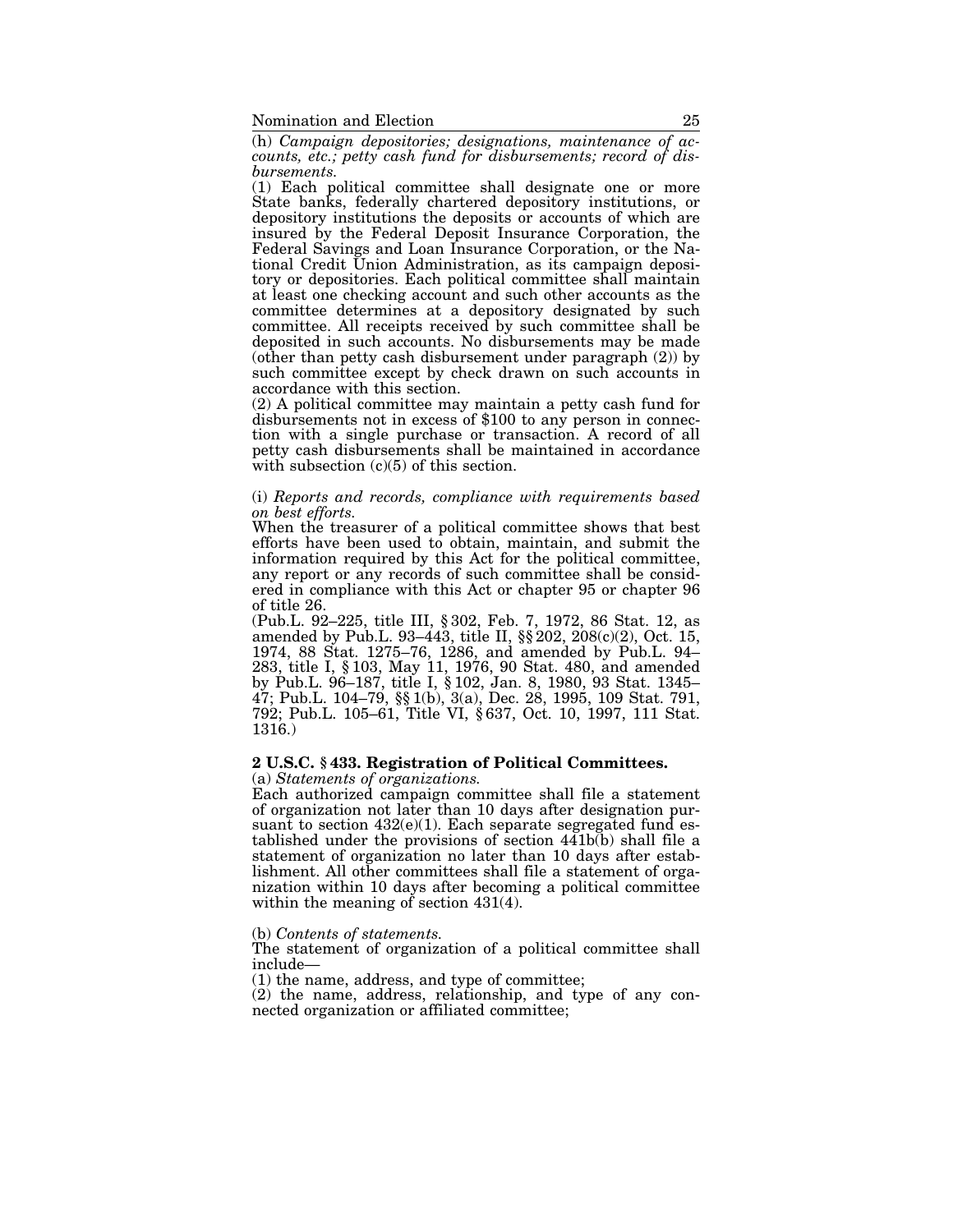(h) *Campaign depositories; designations, maintenance of accounts, etc.; petty cash fund for disbursements; record of disbursements.*

(1) Each political committee shall designate one or more State banks, federally chartered depository institutions, or depository institutions the deposits or accounts of which are insured by the Federal Deposit Insurance Corporation, the Federal Savings and Loan Insurance Corporation, or the National Credit Union Administration, as its campaign depository or depositories. Each political committee shall maintain at least one checking account and such other accounts as the committee determines at a depository designated by such committee. All receipts received by such committee shall be deposited in such accounts. No disbursements may be made (other than petty cash disbursement under paragraph (2)) by such committee except by check drawn on such accounts in accordance with this section.

(2) A political committee may maintain a petty cash fund for disbursements not in excess of $100 to any person in connection with a single purchase or transaction. A record of all petty cash disbursements shall be maintained in accordance with subsection (c)(5) of this section.

(i) *Reports and records, compliance with requirements based on best efforts.*

When the treasurer of a political committee shows that best efforts have been used to obtain, maintain, and submit the information required by this Act for the political committee, any report or any records of such committee shall be considered in compliance with this Act or chapter 95 or chapter 96 of title 26.

(Pub.L. 92–225, title III, § 302, Feb. 7, 1972, 86 Stat. 12, as amended by Pub.L. 93–443, title II, §§ 202, 208(c)(2), Oct. 15, 1974, 88 Stat. 1275–76, 1286, and amended by Pub.L. 94–283, title I, § 103, May 11, 1976, 90 Stat. 480, and amended by Pub.L. 96–187, title I, § 102, Jan. 8, 1980, 93 Stat. 1345–47; Pub.L. 104–79, §§ 1(b), 3(a), Dec. 28, 1995, 109 Stat. 791, 792; Pub.L. 105–61, Title VI, § 637, Oct. 10, 1997, 111 Stat. 1316.)

### 2 U.S.C. § 433. Registration of Political Committees.

(a) *Statements of organizations.*

Each authorized campaign committee shall file a statement of organization not later than 10 days after designation pursuant to section 432(e)(1). Each separate segregated fund established under the provisions of section 441b(b) shall file a statement of organization no later than 10 days after establishment. All other committees shall file a statement of organization within 10 days after becoming a political committee within the meaning of section 431(4).

(b) *Contents of statements.*

The statement of organization of a political committee shall include—

(1) the name, address, and type of committee;

(2) the name, address, relationship, and type of any connected organization or affiliated committee;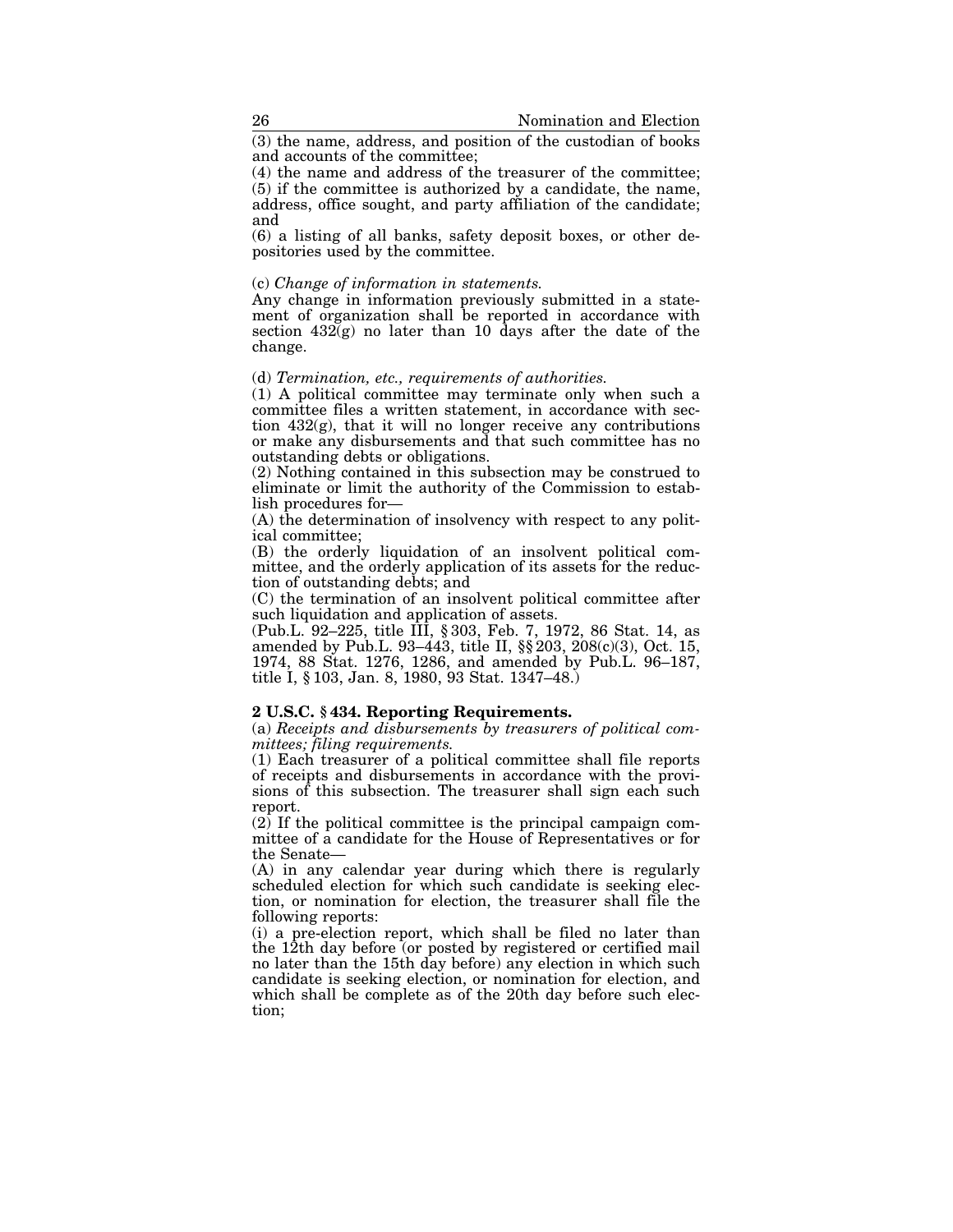(3) the name, address, and position of the custodian of books and accounts of the committee;

(4) the name and address of the treasurer of the committee;

(5) if the committee is authorized by a candidate, the name, address, office sought, and party affiliation of the candidate; and

(6) a listing of all banks, safety deposit boxes, or other depositories used by the committee.

(c) *Change of information in statements.*

Any change in information previously submitted in a statement of organization shall be reported in accordance with section 432(g) no later than 10 days after the date of the change.

(d) *Termination, etc., requirements of authorities.*

(1) A political committee may terminate only when such a committee files a written statement, in accordance with section 432(g), that it will no longer receive any contributions or make any disbursements and that such committee has no outstanding debts or obligations.

(2) Nothing contained in this subsection may be construed to eliminate or limit the authority of the Commission to establish procedures for—

(A) the determination of insolvency with respect to any political committee;

(B) the orderly liquidation of an insolvent political committee, and the orderly application of its assets for the reduction of outstanding debts; and

(C) the termination of an insolvent political committee after such liquidation and application of assets.

(Pub.L. 92–225, title III, § 303, Feb. 7, 1972, 86 Stat. 14, as amended by Pub.L. 93–443, title II, §§ 203, 208(c)(3), Oct. 15, 1974, 88 Stat. 1276, 1286, and amended by Pub.L. 96–187, title I, § 103, Jan. 8, 1980, 93 Stat. 1347–48.)

**2 U.S.C. § 434. Reporting Requirements.**

(a) *Receipts and disbursements by treasurers of political committees; filing requirements.*

(1) Each treasurer of a political committee shall file reports of receipts and disbursements in accordance with the provisions of this subsection. The treasurer shall sign each such report.

(2) If the political committee is the principal campaign committee of a candidate for the House of Representatives or for the Senate—

(A) in any calendar year during which there is regularly scheduled election for which such candidate is seeking election, or nomination for election, the treasurer shall file the following reports:

(i) a pre-election report, which shall be filed no later than the 12th day before (or posted by registered or certified mail no later than the 15th day before) any election in which such candidate is seeking election, or nomination for election, and which shall be complete as of the 20th day before such election;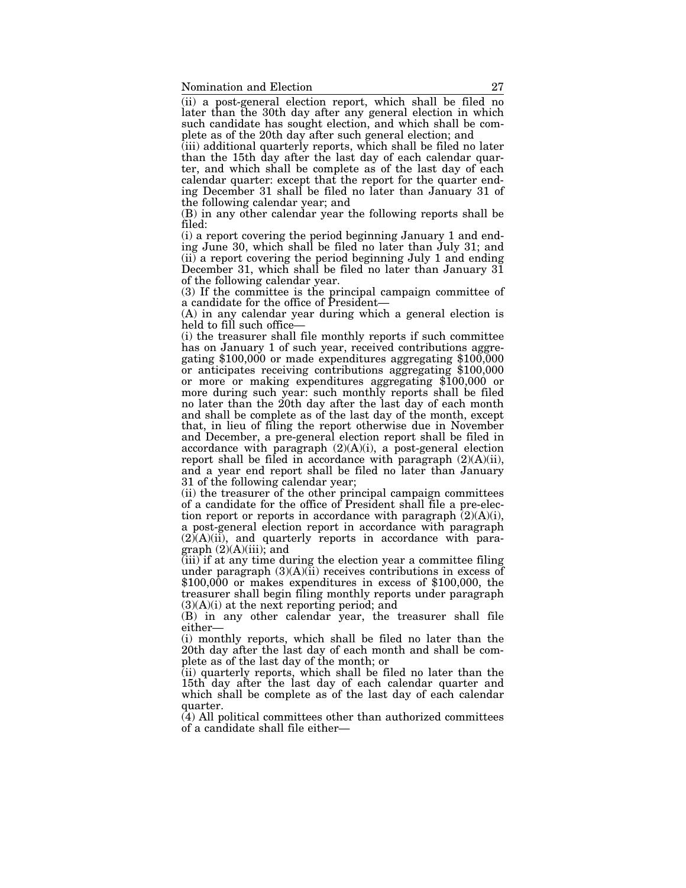(ii) a post-general election report, which shall be filed no later than the 30th day after any general election in which such candidate has sought election, and which shall be complete as of the 20th day after such general election; and

(iii) additional quarterly reports, which shall be filed no later than the 15th day after the last day of each calendar quarter, and which shall be complete as of the last day of each calendar quarter: except that the report for the quarter ending December 31 shall be filed no later than January 31 of the following calendar year; and

(B) in any other calendar year the following reports shall be filed:

(i) a report covering the period beginning January 1 and ending June 30, which shall be filed no later than July 31; and

(ii) a report covering the period beginning July 1 and ending December 31, which shall be filed no later than January 31 of the following calendar year.

(3) If the committee is the principal campaign committee of a candidate for the office of President—

(A) in any calendar year during which a general election is held to fill such office—

(i) the treasurer shall file monthly reports if such committee has on January 1 of such year, received contributions aggregating $100,000 or made expenditures aggregating $100,000 or anticipates receiving contributions aggregating $100,000 or more or making expenditures aggregating $100,000 or more during such year: such monthly reports shall be filed no later than the 20th day after the last day of each month and shall be complete as of the last day of the month, except that, in lieu of filing the report otherwise due in November and December, a pre-general election report shall be filed in accordance with paragraph (2)(A)(i), a post-general election report shall be filed in accordance with paragraph (2)(A)(ii), and a year end report shall be filed no later than January 31 of the following calendar year;

(ii) the treasurer of the other principal campaign committees of a candidate for the office of President shall file a pre-election report or reports in accordance with paragraph (2)(A)(i), a post-general election report in accordance with paragraph (2)(A)(ii), and quarterly reports in accordance with paragraph (2)(A)(iii); and

(iii) if at any time during the election year a committee filing under paragraph (3)(A)(ii) receives contributions in excess of $100,000 or makes expenditures in excess of $100,000, the treasurer shall begin filing monthly reports under paragraph (3)(A)(i) at the next reporting period; and

(B) in any other calendar year, the treasurer shall file either—

(i) monthly reports, which shall be filed no later than the 20th day after the last day of each month and shall be complete as of the last day of the month; or

(ii) quarterly reports, which shall be filed no later than the 15th day after the last day of each calendar quarter and which shall be complete as of the last day of each calendar quarter.

(4) All political committees other than authorized committees of a candidate shall file either—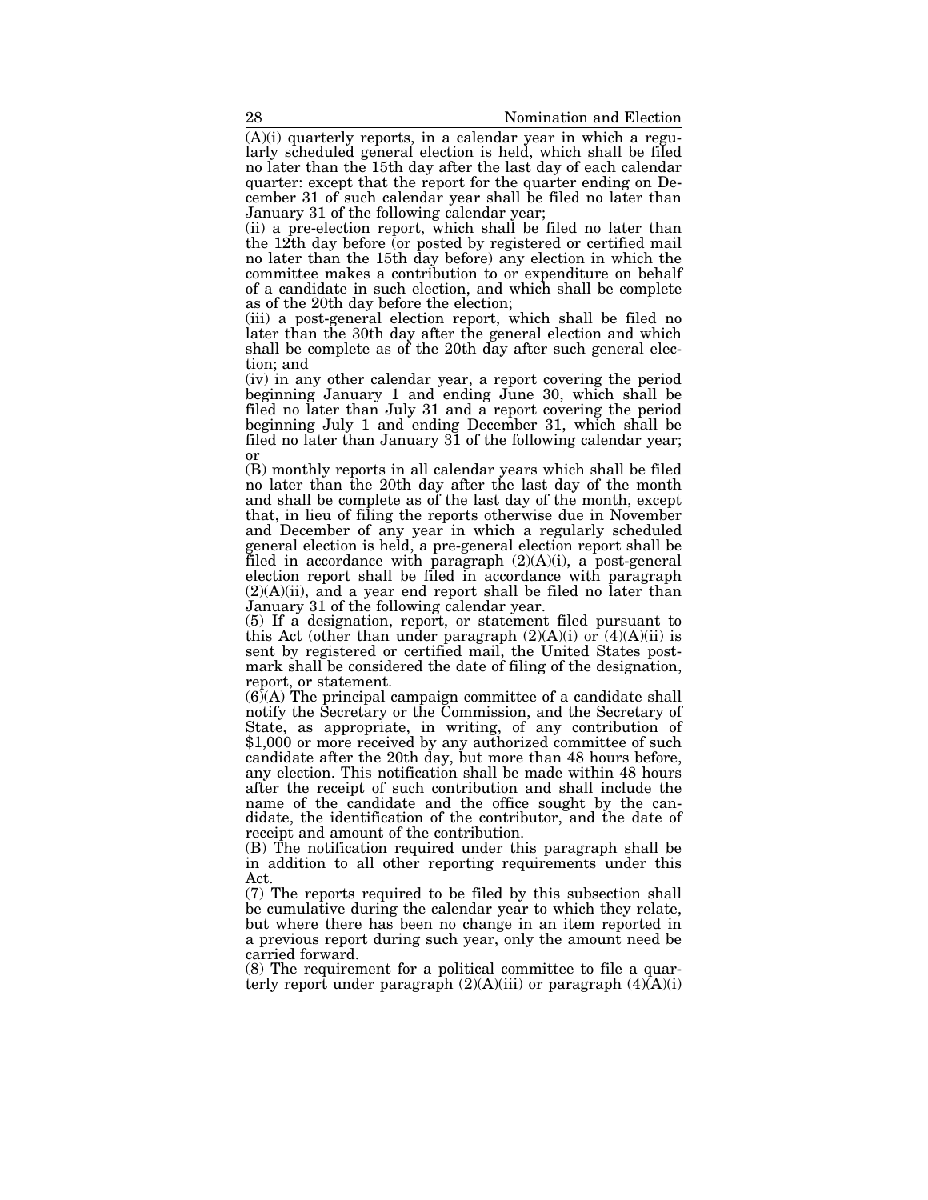(A)(i) quarterly reports, in a calendar year in which a regularly scheduled general election is held, which shall be filed no later than the 15th day after the last day of each calendar quarter: except that the report for the quarter ending on December 31 of such calendar year shall be filed no later than January 31 of the following calendar year;

(ii) a pre-election report, which shall be filed no later than the 12th day before (or posted by registered or certified mail no later than the 15th day before) any election in which the committee makes a contribution to or expenditure on behalf of a candidate in such election, and which shall be complete as of the 20th day before the election;

(iii) a post-general election report, which shall be filed no later than the 30th day after the general election and which shall be complete as of the 20th day after such general election; and

(iv) in any other calendar year, a report covering the period beginning January 1 and ending June 30, which shall be filed no later than July 31 and a report covering the period beginning July 1 and ending December 31, which shall be filed no later than January 31 of the following calendar year; or

(B) monthly reports in all calendar years which shall be filed no later than the 20th day after the last day of the month and shall be complete as of the last day of the month, except that, in lieu of filing the reports otherwise due in November and December of any year in which a regularly scheduled general election is held, a pre-general election report shall be filed in accordance with paragraph (2)(A)(i), a post-general election report shall be filed in accordance with paragraph (2)(A)(ii), and a year end report shall be filed no later than January 31 of the following calendar year.

(5) If a designation, report, or statement filed pursuant to this Act (other than under paragraph (2)(A)(i) or (4)(A)(ii) is sent by registered or certified mail, the United States postmark shall be considered the date of filing of the designation, report, or statement.

(6)(A) The principal campaign committee of a candidate shall notify the Secretary or the Commission, and the Secretary of State, as appropriate, in writing, of any contribution of $1,000 or more received by any authorized committee of such candidate after the 20th day, but more than 48 hours before, any election. This notification shall be made within 48 hours after the receipt of such contribution and shall include the name of the candidate and the office sought by the candidate, the identification of the contributor, and the date of receipt and amount of the contribution.

(B) The notification required under this paragraph shall be in addition to all other reporting requirements under this Act.

(7) The reports required to be filed by this subsection shall be cumulative during the calendar year to which they relate, but where there has been no change in an item reported in a previous report during such year, only the amount need be carried forward.

(8) The requirement for a political committee to file a quarterly report under paragraph (2)(A)(iii) or paragraph (4)(A)(i)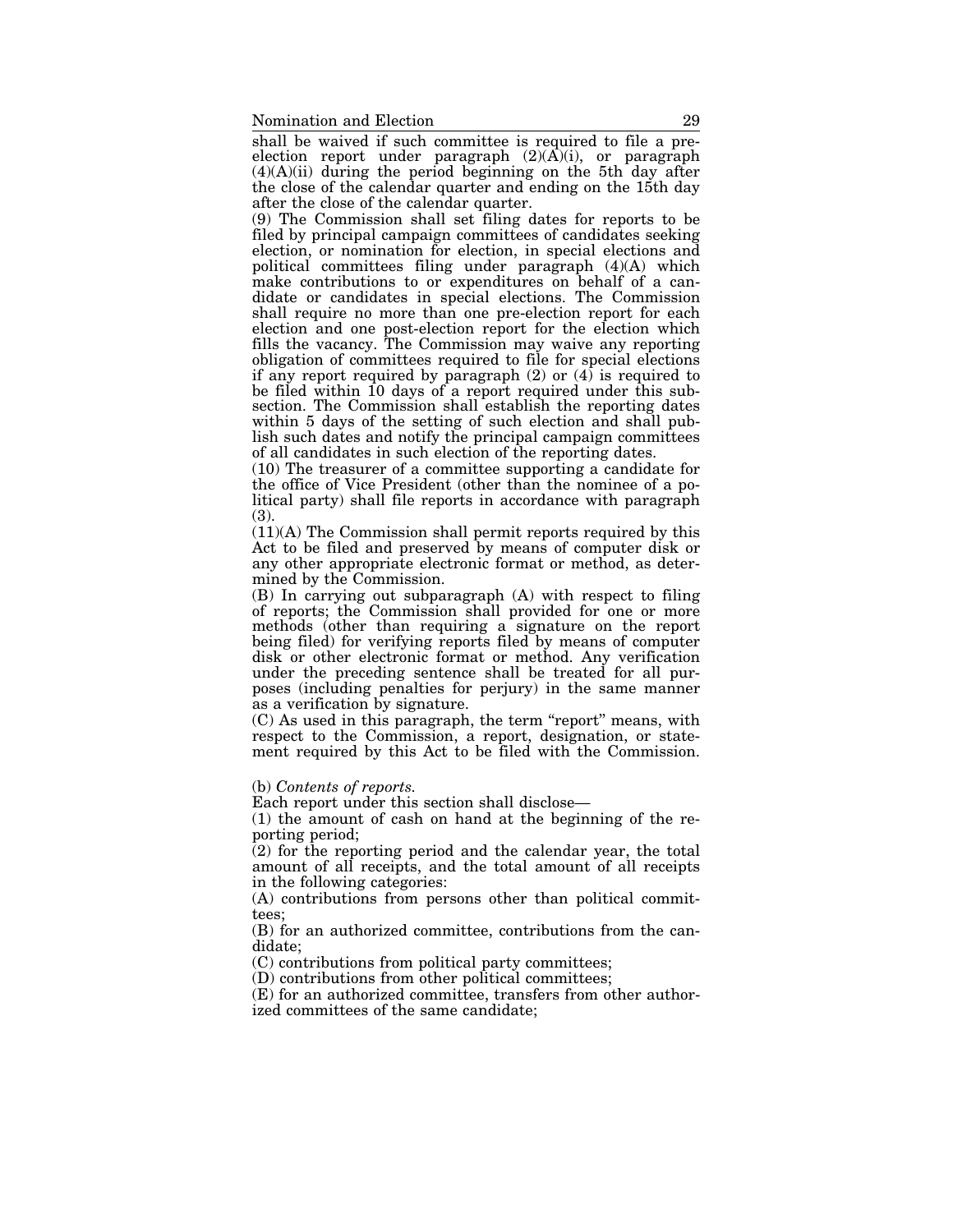shall be waived if such committee is required to file a pre-election report under paragraph (2)(A)(i), or paragraph (4)(A)(ii) during the period beginning on the 5th day after the close of the calendar quarter and ending on the 15th day after the close of the calendar quarter.

(9) The Commission shall set filing dates for reports to be filed by principal campaign committees of candidates seeking election, or nomination for election, in special elections and political committees filing under paragraph (4)(A) which make contributions to or expenditures on behalf of a candidate or candidates in special elections. The Commission shall require no more than one pre-election report for each election and one post-election report for the election which fills the vacancy. The Commission may waive any reporting obligation of committees required to file for special elections if any report required by paragraph (2) or (4) is required to be filed within 10 days of a report required under this subsection. The Commission shall establish the reporting dates within 5 days of the setting of such election and shall publish such dates and notify the principal campaign committees of all candidates in such election of the reporting dates.

(10) The treasurer of a committee supporting a candidate for the office of Vice President (other than the nominee of a political party) shall file reports in accordance with paragraph (3).

(11)(A) The Commission shall permit reports required by this Act to be filed and preserved by means of computer disk or any other appropriate electronic format or method, as determined by the Commission.

(B) In carrying out subparagraph (A) with respect to filing of reports; the Commission shall provided for one or more methods (other than requiring a signature on the report being filed) for verifying reports filed by means of computer disk or other electronic format or method. Any verification under the preceding sentence shall be treated for all purposes (including penalties for perjury) in the same manner as a verification by signature.

(C) As used in this paragraph, the term "report" means, with respect to the Commission, a report, designation, or statement required by this Act to be filed with the Commission.

(b) *Contents of reports.*

Each report under this section shall disclose—

(1) the amount of cash on hand at the beginning of the reporting period;

(2) for the reporting period and the calendar year, the total amount of all receipts, and the total amount of all receipts in the following categories:

(A) contributions from persons other than political committees;

(B) for an authorized committee, contributions from the candidate;

(C) contributions from political party committees;

(D) contributions from other political committees;

(E) for an authorized committee, transfers from other authorized committees of the same candidate;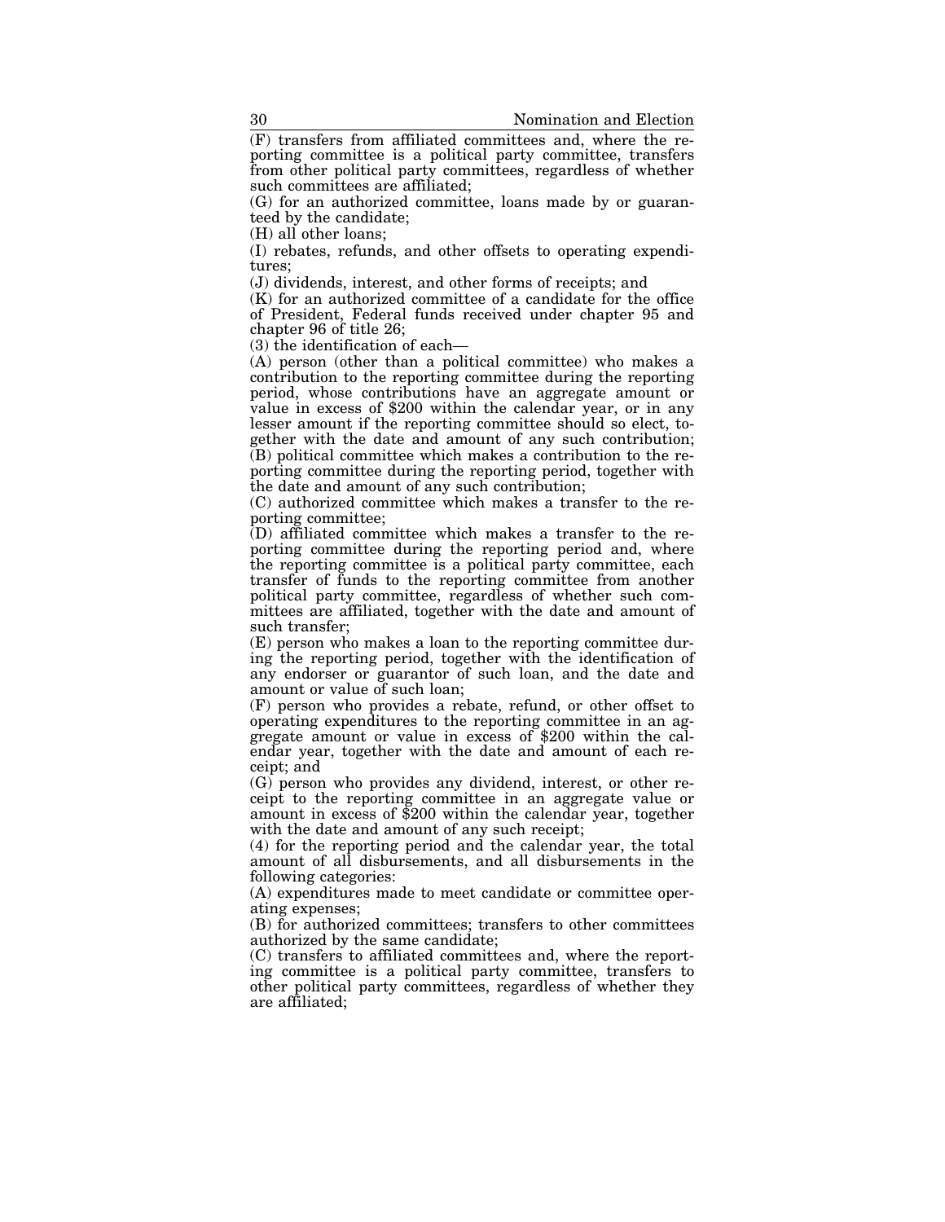(F) transfers from affiliated committees and, where the reporting committee is a political party committee, transfers from other political party committees, regardless of whether such committees are affiliated;

(G) for an authorized committee, loans made by or guaranteed by the candidate;

(H) all other loans;

(I) rebates, refunds, and other offsets to operating expenditures;

(J) dividends, interest, and other forms of receipts; and

(K) for an authorized committee of a candidate for the office of President, Federal funds received under chapter 95 and chapter 96 of title 26;

(3) the identification of each—

(A) person (other than a political committee) who makes a contribution to the reporting committee during the reporting period, whose contributions have an aggregate amount or value in excess of $200 within the calendar year, or in any lesser amount if the reporting committee should so elect, together with the date and amount of any such contribution;

(B) political committee which makes a contribution to the reporting committee during the reporting period, together with the date and amount of any such contribution;

(C) authorized committee which makes a transfer to the reporting committee;

(D) affiliated committee which makes a transfer to the reporting committee during the reporting period and, where the reporting committee is a political party committee, each transfer of funds to the reporting committee from another political party committee, regardless of whether such committees are affiliated, together with the date and amount of such transfer;

(E) person who makes a loan to the reporting committee during the reporting period, together with the identification of any endorser or guarantor of such loan, and the date and amount or value of such loan;

(F) person who provides a rebate, refund, or other offset to operating expenditures to the reporting committee in an aggregate amount or value in excess of $200 within the calendar year, together with the date and amount of each receipt; and

(G) person who provides any dividend, interest, or other receipt to the reporting committee in an aggregate value or amount in excess of $200 within the calendar year, together with the date and amount of any such receipt;

(4) for the reporting period and the calendar year, the total amount of all disbursements, and all disbursements in the following categories:

(A) expenditures made to meet candidate or committee operating expenses;

(B) for authorized committees; transfers to other committees authorized by the same candidate;

(C) transfers to affiliated committees and, where the reporting committee is a political party committee, transfers to other political party committees, regardless of whether they are affiliated;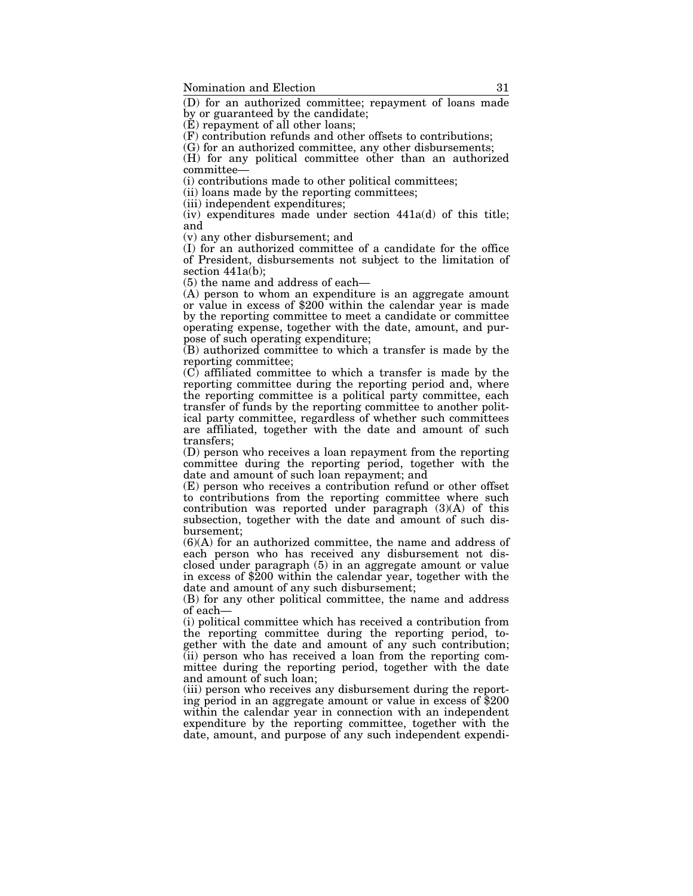(D) for an authorized committee; repayment of loans made by or guaranteed by the candidate;

(E) repayment of all other loans;

(F) contribution refunds and other offsets to contributions;

(G) for an authorized committee, any other disbursements;

(H) for any political committee other than an authorized committee—

(i) contributions made to other political committees;

(ii) loans made by the reporting committees;

(iii) independent expenditures;

(iv) expenditures made under section 441a(d) of this title; and

(v) any other disbursement; and

(I) for an authorized committee of a candidate for the office of President, disbursements not subject to the limitation of section 441a(b);

(5) the name and address of each—

(A) person to whom an expenditure is an aggregate amount or value in excess of $200 within the calendar year is made by the reporting committee to meet a candidate or committee operating expense, together with the date, amount, and purpose of such operating expenditure;

(B) authorized committee to which a transfer is made by the reporting committee;

(C) affiliated committee to which a transfer is made by the reporting committee during the reporting period and, where the reporting committee is a political party committee, each transfer of funds by the reporting committee to another political party committee, regardless of whether such committees are affiliated, together with the date and amount of such transfers;

(D) person who receives a loan repayment from the reporting committee during the reporting period, together with the date and amount of such loan repayment; and

(E) person who receives a contribution refund or other offset to contributions from the reporting committee where such contribution was reported under paragraph (3)(A) of this subsection, together with the date and amount of such disbursement;

(6)(A) for an authorized committee, the name and address of each person who has received any disbursement not disclosed under paragraph (5) in an aggregate amount or value in excess of $200 within the calendar year, together with the date and amount of any such disbursement;

(B) for any other political committee, the name and address of each—

(i) political committee which has received a contribution from the reporting committee during the reporting period, together with the date and amount of any such contribution;

(ii) person who has received a loan from the reporting committee during the reporting period, together with the date and amount of such loan;

(iii) person who receives any disbursement during the reporting period in an aggregate amount or value in excess of $200 within the calendar year in connection with an independent expenditure by the reporting committee, together with the date, amount, and purpose of any such independent expendi-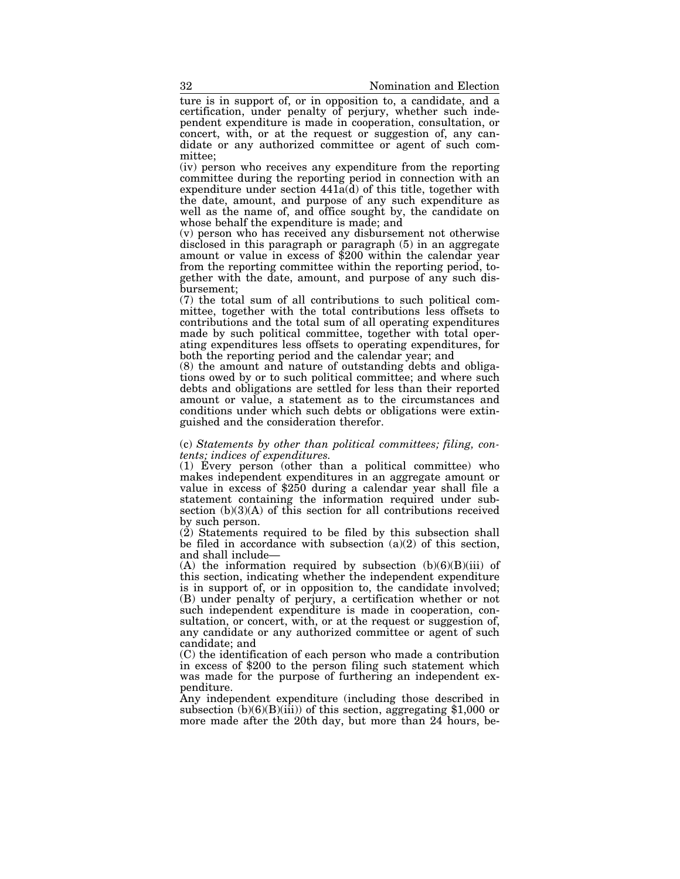ture is in support of, or in opposition to, a candidate, and a certification, under penalty of perjury, whether such independent expenditure is made in cooperation, consultation, or concert, with, or at the request or suggestion of, any candidate or any authorized committee or agent of such committee;

(iv) person who receives any expenditure from the reporting committee during the reporting period in connection with an expenditure under section 441a(d) of this title, together with the date, amount, and purpose of any such expenditure as well as the name of, and office sought by, the candidate on whose behalf the expenditure is made; and

(v) person who has received any disbursement not otherwise disclosed in this paragraph or paragraph (5) in an aggregate amount or value in excess of $200 within the calendar year from the reporting committee within the reporting period, together with the date, amount, and purpose of any such disbursement;

(7) the total sum of all contributions to such political committee, together with the total contributions less offsets to contributions and the total sum of all operating expenditures made by such political committee, together with total operating expenditures less offsets to operating expenditures, for both the reporting period and the calendar year; and

(8) the amount and nature of outstanding debts and obligations owed by or to such political committee; and where such debts and obligations are settled for less than their reported amount or value, a statement as to the circumstances and conditions under which such debts or obligations were extinguished and the consideration therefor.

(c) *Statements by other than political committees; filing, contents; indices of expenditures.*

(1) Every person (other than a political committee) who makes independent expenditures in an aggregate amount or value in excess of $250 during a calendar year shall file a statement containing the information required under subsection (b)(3)(A) of this section for all contributions received by such person.

(2) Statements required to be filed by this subsection shall be filed in accordance with subsection (a)(2) of this section, and shall include—

(A) the information required by subsection (b)(6)(B)(iii) of this section, indicating whether the independent expenditure is in support of, or in opposition to, the candidate involved;

(B) under penalty of perjury, a certification whether or not such independent expenditure is made in cooperation, consultation, or concert, with, or at the request or suggestion of, any candidate or any authorized committee or agent of such candidate; and

(C) the identification of each person who made a contribution in excess of $200 to the person filing such statement which was made for the purpose of furthering an independent expenditure.

Any independent expenditure (including those described in subsection (b)(6)(B)(iii)) of this section, aggregating $1,000 or more made after the 20th day, but more than 24 hours, be-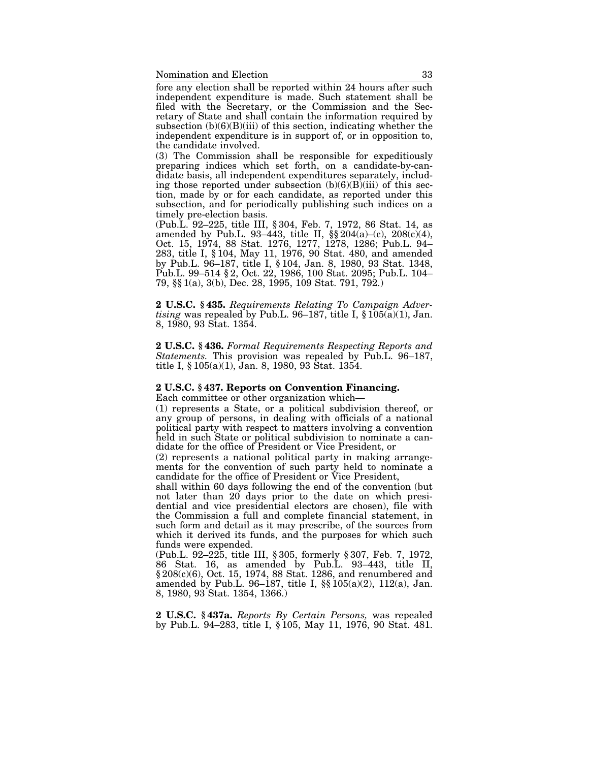fore any election shall be reported within 24 hours after such independent expenditure is made. Such statement shall be filed with the Secretary, or the Commission and the Secretary of State and shall contain the information required by subsection (b)(6)(B)(iii) of this section, indicating whether the independent expenditure is in support of, or in opposition to, the candidate involved.

(3) The Commission shall be responsible for expeditiously preparing indices which set forth, on a candidate-by-candidate basis, all independent expenditures separately, including those reported under subsection (b)(6)(B)(iii) of this section, made by or for each candidate, as reported under this subsection, and for periodically publishing such indices on a timely pre-election basis.

(Pub.L. 92–225, title III, § 304, Feb. 7, 1972, 86 Stat. 14, as amended by Pub.L. 93–443, title II, §§ 204(a)–(c), 208(c)(4), Oct. 15, 1974, 88 Stat. 1276, 1277, 1278, 1286; Pub.L. 94–283, title I, § 104, May 11, 1976, 90 Stat. 480, and amended by Pub.L. 96–187, title I, § 104, Jan. 8, 1980, 93 Stat. 1348, Pub.L. 99–514 § 2, Oct. 22, 1986, 100 Stat. 2095; Pub.L. 104–79, §§ 1(a), 3(b), Dec. 28, 1995, 109 Stat. 791, 792.)

**2 U.S.C. § 435.** *Requirements Relating To Campaign Advertising* was repealed by Pub.L. 96–187, title I, § 105(a)(1), Jan. 8, 1980, 93 Stat. 1354.

**2 U.S.C. § 436.** *Formal Requirements Respecting Reports and Statements.* This provision was repealed by Pub.L. 96–187, title I, § 105(a)(1), Jan. 8, 1980, 93 Stat. 1354.

**2 U.S.C. § 437. Reports on Convention Financing.**

Each committee or other organization which—

(1) represents a State, or a political subdivision thereof, or any group of persons, in dealing with officials of a national political party with respect to matters involving a convention held in such State or political subdivision to nominate a candidate for the office of President or Vice President, or

(2) represents a national political party in making arrangements for the convention of such party held to nominate a candidate for the office of President or Vice President,

shall within 60 days following the end of the convention (but not later than 20 days prior to the date on which presidential and vice presidential electors are chosen), file with the Commission a full and complete financial statement, in such form and detail as it may prescribe, of the sources from which it derived its funds, and the purposes for which such funds were expended.

(Pub.L. 92–225, title III, § 305, formerly § 307, Feb. 7, 1972, 86 Stat. 16, as amended by Pub.L. 93–443, title II, § 208(c)(6), Oct. 15, 1974, 88 Stat. 1286, and renumbered and amended by Pub.L. 96–187, title I, §§ 105(a)(2), 112(a), Jan. 8, 1980, 93 Stat. 1354, 1366.)

**2 U.S.C. § 437a.** *Reports By Certain Persons,* was repealed by Pub.L. 94–283, title I, § 105, May 11, 1976, 90 Stat. 481.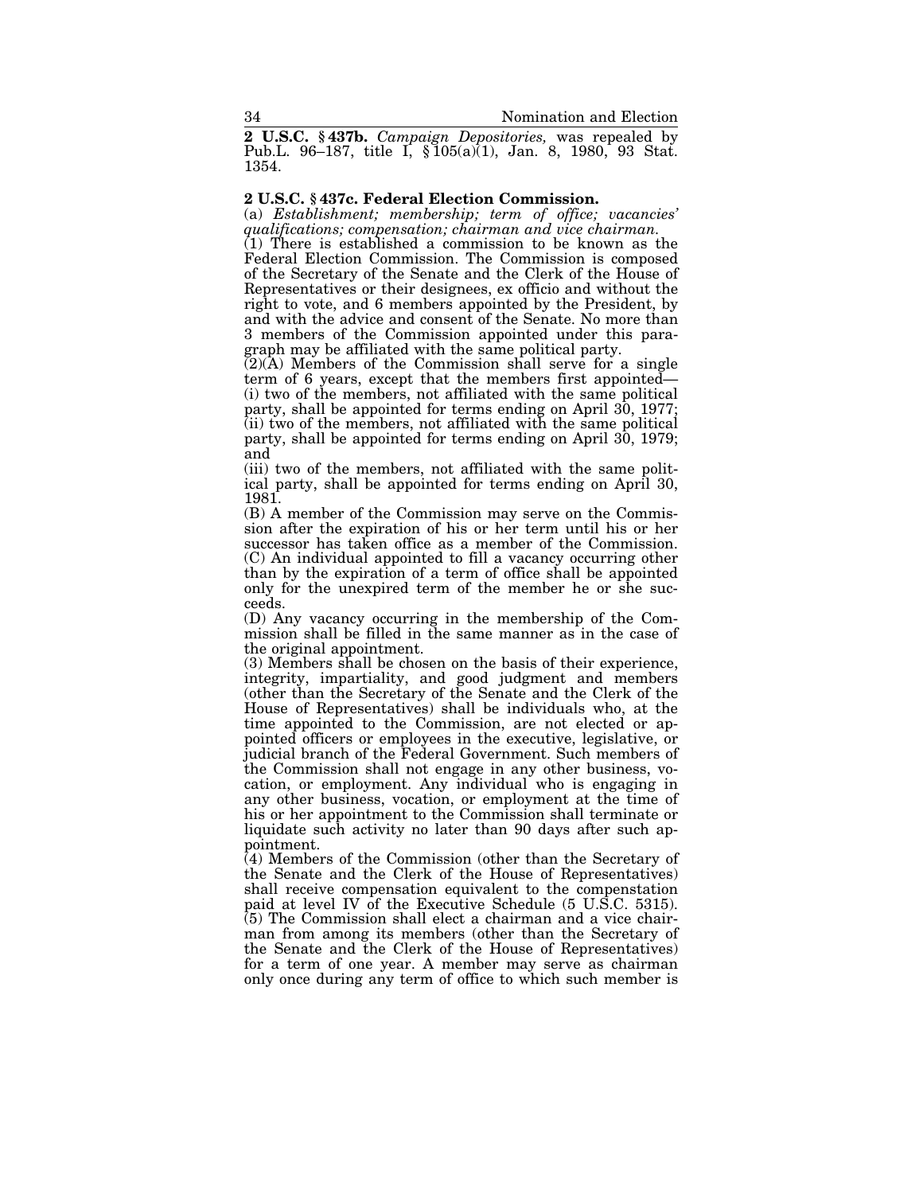**2 U.S.C. § 437b.** *Campaign Depositories,* was repealed by Pub.L. 96–187, title I, § 105(a)(1), Jan. 8, 1980, 93 Stat. 1354.

**2 U.S.C. § 437c. Federal Election Commission.**

(a) *Establishment; membership; term of office; vacancies' qualifications; compensation; chairman and vice chairman.*

(1) There is established a commission to be known as the Federal Election Commission. The Commission is composed of the Secretary of the Senate and the Clerk of the House of Representatives or their designees, ex officio and without the right to vote, and 6 members appointed by the President, by and with the advice and consent of the Senate. No more than 3 members of the Commission appointed under this paragraph may be affiliated with the same political party.

(2)(A) Members of the Commission shall serve for a single term of 6 years, except that the members first appointed—

(i) two of the members, not affiliated with the same political party, shall be appointed for terms ending on April 30, 1977;

(ii) two of the members, not affiliated with the same political party, shall be appointed for terms ending on April 30, 1979; and

(iii) two of the members, not affiliated with the same political party, shall be appointed for terms ending on April 30, 1981.

(B) A member of the Commission may serve on the Commission after the expiration of his or her term until his or her successor has taken office as a member of the Commission.

(C) An individual appointed to fill a vacancy occurring other than by the expiration of a term of office shall be appointed only for the unexpired term of the member he or she succeeds.

(D) Any vacancy occurring in the membership of the Commission shall be filled in the same manner as in the case of the original appointment.

(3) Members shall be chosen on the basis of their experience, integrity, impartiality, and good judgment and members (other than the Secretary of the Senate and the Clerk of the House of Representatives) shall be individuals who, at the time appointed to the Commission, are not elected or appointed officers or employees in the executive, legislative, or judicial branch of the Federal Government. Such members of the Commission shall not engage in any other business, vocation, or employment. Any individual who is engaging in any other business, vocation, or employment at the time of his or her appointment to the Commission shall terminate or liquidate such activity no later than 90 days after such appointment.

(4) Members of the Commission (other than the Secretary of the Senate and the Clerk of the House of Representatives) shall receive compensation equivalent to the compenstation paid at level IV of the Executive Schedule (5 U.S.C. 5315).

(5) The Commission shall elect a chairman and a vice chairman from among its members (other than the Secretary of the Senate and the Clerk of the House of Representatives) for a term of one year. A member may serve as chairman only once during any term of office to which such member is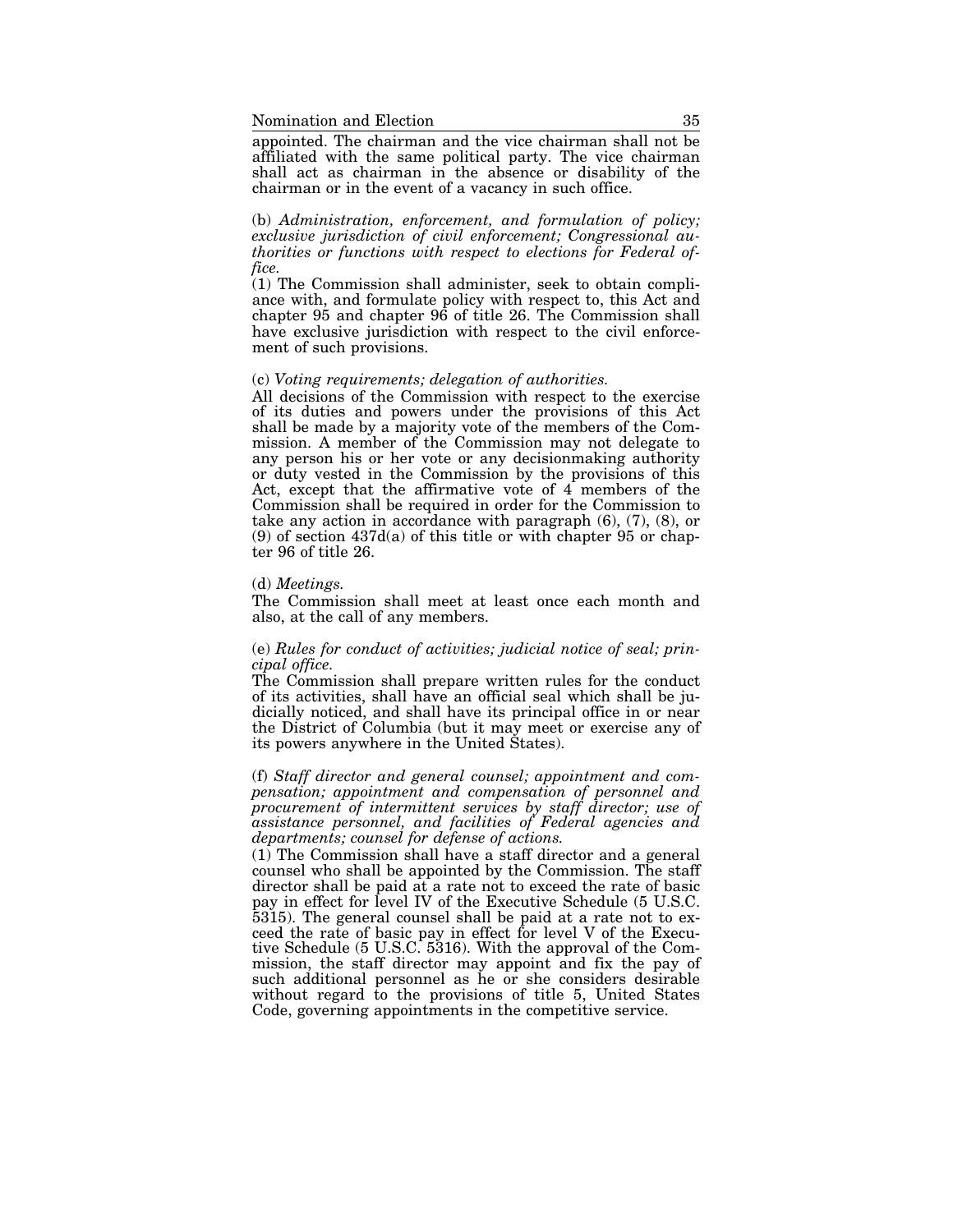appointed. The chairman and the vice chairman shall not be affiliated with the same political party. The vice chairman shall act as chairman in the absence or disability of the chairman or in the event of a vacancy in such office.

(b) *Administration, enforcement, and formulation of policy; exclusive jurisdiction of civil enforcement; Congressional authorities or functions with respect to elections for Federal office.*

(1) The Commission shall administer, seek to obtain compliance with, and formulate policy with respect to, this Act and chapter 95 and chapter 96 of title 26. The Commission shall have exclusive jurisdiction with respect to the civil enforcement of such provisions.

(c) *Voting requirements; delegation of authorities.*

All decisions of the Commission with respect to the exercise of its duties and powers under the provisions of this Act shall be made by a majority vote of the members of the Commission. A member of the Commission may not delegate to any person his or her vote or any decisionmaking authority or duty vested in the Commission by the provisions of this Act, except that the affirmative vote of 4 members of the Commission shall be required in order for the Commission to take any action in accordance with paragraph (6), (7), (8), or (9) of section 437d(a) of this title or with chapter 95 or chapter 96 of title 26.

(d) *Meetings.*

The Commission shall meet at least once each month and also, at the call of any members.

(e) *Rules for conduct of activities; judicial notice of seal; principal office.*

The Commission shall prepare written rules for the conduct of its activities, shall have an official seal which shall be judicially noticed, and shall have its principal office in or near the District of Columbia (but it may meet or exercise any of its powers anywhere in the United States).

(f) *Staff director and general counsel; appointment and compensation; appointment and compensation of personnel and procurement of intermittent services by staff director; use of assistance personnel, and facilities of Federal agencies and departments; counsel for defense of actions.*

(1) The Commission shall have a staff director and a general counsel who shall be appointed by the Commission. The staff director shall be paid at a rate not to exceed the rate of basic pay in effect for level IV of the Executive Schedule (5 U.S.C. 5315). The general counsel shall be paid at a rate not to exceed the rate of basic pay in effect for level V of the Executive Schedule (5 U.S.C. 5316). With the approval of the Commission, the staff director may appoint and fix the pay of such additional personnel as he or she considers desirable without regard to the provisions of title 5, United States Code, governing appointments in the competitive service.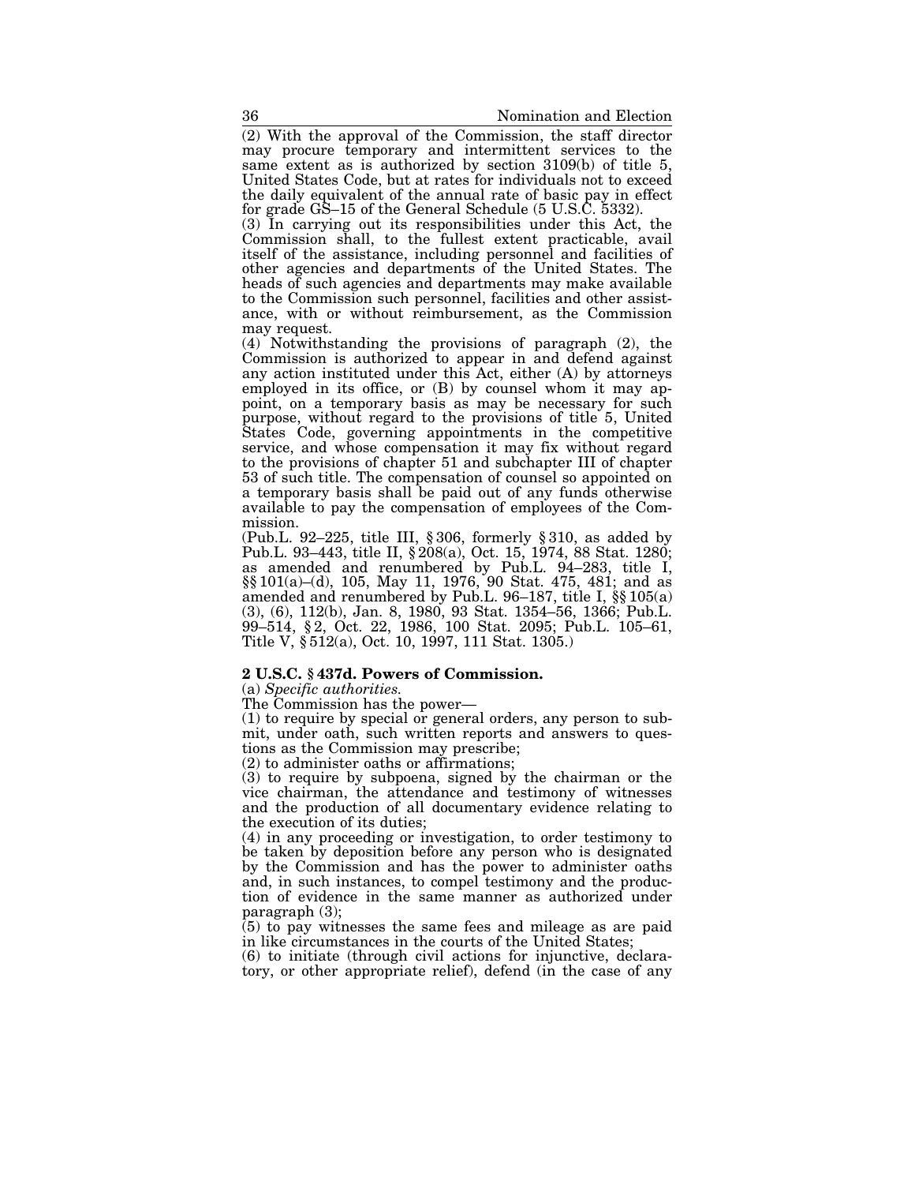(2) With the approval of the Commission, the staff director may procure temporary and intermittent services to the same extent as is authorized by section 3109(b) of title 5, United States Code, but at rates for individuals not to exceed the daily equivalent of the annual rate of basic pay in effect for grade GS–15 of the General Schedule (5 U.S.C. 5332).

(3) In carrying out its responsibilities under this Act, the Commission shall, to the fullest extent practicable, avail itself of the assistance, including personnel and facilities of other agencies and departments of the United States. The heads of such agencies and departments may make available to the Commission such personnel, facilities and other assistance, with or without reimbursement, as the Commission may request.

(4) Notwithstanding the provisions of paragraph (2), the Commission is authorized to appear in and defend against any action instituted under this Act, either (A) by attorneys employed in its office, or (B) by counsel whom it may appoint, on a temporary basis as may be necessary for such purpose, without regard to the provisions of title 5, United States Code, governing appointments in the competitive service, and whose compensation it may fix without regard to the provisions of chapter 51 and subchapter III of chapter 53 of such title. The compensation of counsel so appointed on a temporary basis shall be paid out of any funds otherwise available to pay the compensation of employees of the Commission.

(Pub.L. 92–225, title III, § 306, formerly § 310, as added by Pub.L. 93–443, title II, § 208(a), Oct. 15, 1974, 88 Stat. 1280; as amended and renumbered by Pub.L. 94–283, title I, §§ 101(a)–(d), 105, May 11, 1976, 90 Stat. 475, 481; and as amended and renumbered by Pub.L. 96–187, title I, §§ 105(a)(3), (6), 112(b), Jan. 8, 1980, 93 Stat. 1354–56, 1366; Pub.L. 99–514, § 2, Oct. 22, 1986, 100 Stat. 2095; Pub.L. 105–61, Title V, § 512(a), Oct. 10, 1997, 111 Stat. 1305.)

**2 U.S.C. § 437d. Powers of Commission.**

(a) *Specific authorities.*

The Commission has the power—

(1) to require by special or general orders, any person to submit, under oath, such written reports and answers to questions as the Commission may prescribe;

(2) to administer oaths or affirmations;

(3) to require by subpoena, signed by the chairman or the vice chairman, the attendance and testimony of witnesses and the production of all documentary evidence relating to the execution of its duties;

(4) in any proceeding or investigation, to order testimony to be taken by deposition before any person who is designated by the Commission and has the power to administer oaths and, in such instances, to compel testimony and the production of evidence in the same manner as authorized under paragraph (3);

(5) to pay witnesses the same fees and mileage as are paid in like circumstances in the courts of the United States;

(6) to initiate (through civil actions for injunctive, declaratory, or other appropriate relief), defend (in the case of any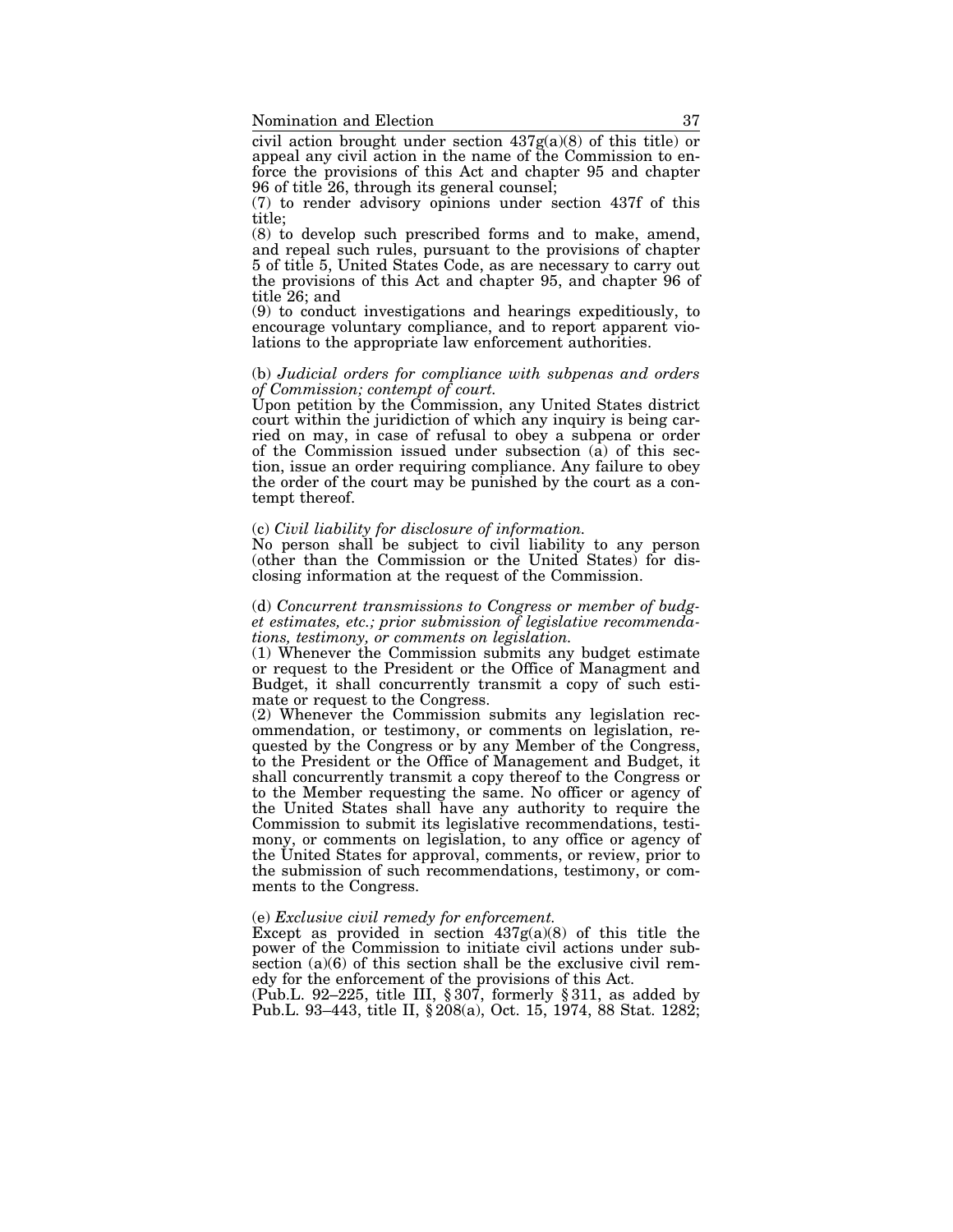civil action brought under section 437g(a)(8) of this title) or appeal any civil action in the name of the Commission to enforce the provisions of this Act and chapter 95 and chapter 96 of title 26, through its general counsel;

(7) to render advisory opinions under section 437f of this title;

(8) to develop such prescribed forms and to make, amend, and repeal such rules, pursuant to the provisions of chapter 5 of title 5, United States Code, as are necessary to carry out the provisions of this Act and chapter 95, and chapter 96 of title 26; and

(9) to conduct investigations and hearings expeditiously, to encourage voluntary compliance, and to report apparent violations to the appropriate law enforcement authorities.

(b) *Judicial orders for compliance with subpenas and orders of Commission; contempt of court.*

Upon petition by the Commission, any United States district court within the juridiction of which any inquiry is being carried on may, in case of refusal to obey a subpena or order of the Commission issued under subsection (a) of this section, issue an order requiring compliance. Any failure to obey the order of the court may be punished by the court as a contempt thereof.

(c) *Civil liability for disclosure of information.*

No person shall be subject to civil liability to any person (other than the Commission or the United States) for disclosing information at the request of the Commission.

(d) *Concurrent transmissions to Congress or member of budget estimates, etc.; prior submission of legislative recommendations, testimony, or comments on legislation.*

(1) Whenever the Commission submits any budget estimate or request to the President or the Office of Managment and Budget, it shall concurrently transmit a copy of such estimate or request to the Congress.

(2) Whenever the Commission submits any legislation recommendation, or testimony, or comments on legislation, requested by the Congress or by any Member of the Congress, to the President or the Office of Management and Budget, it shall concurrently transmit a copy thereof to the Congress or to the Member requesting the same. No officer or agency of the United States shall have any authority to require the Commission to submit its legislative recommendations, testimony, or comments on legislation, to any office or agency of the United States for approval, comments, or review, prior to the submission of such recommendations, testimony, or comments to the Congress.

(e) *Exclusive civil remedy for enforcement.*

Except as provided in section 437g(a)(8) of this title the power of the Commission to initiate civil actions under subsection (a)(6) of this section shall be the exclusive civil remedy for the enforcement of the provisions of this Act.

(Pub.L. 92–225, title III, § 307, formerly § 311, as added by Pub.L. 93–443, title II, § 208(a), Oct. 15, 1974, 88 Stat. 1282;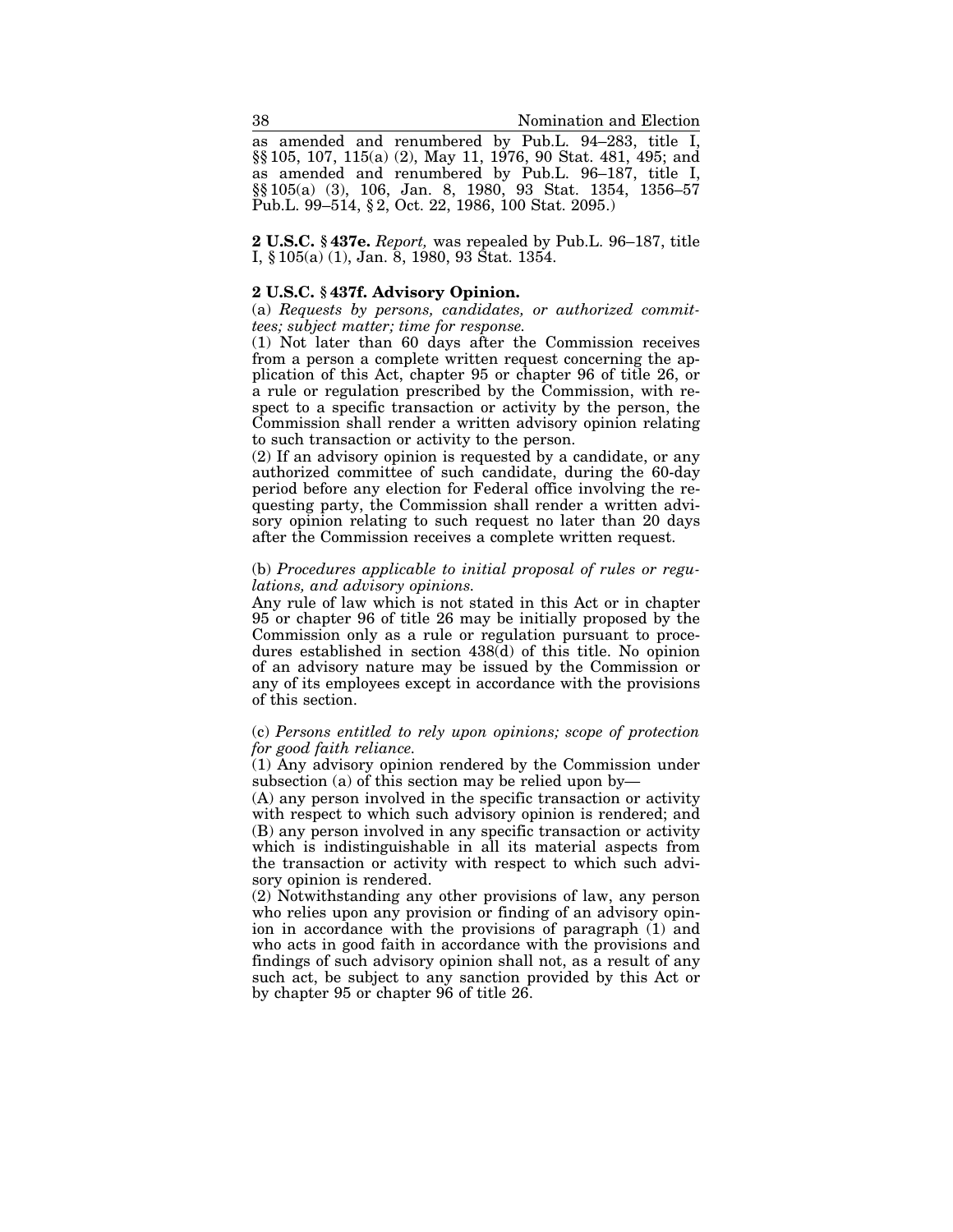as amended and renumbered by Pub.L. 94–283, title I, §§ 105, 107, 115(a) (2), May 11, 1976, 90 Stat. 481, 495; and as amended and renumbered by Pub.L. 96–187, title I, §§ 105(a) (3), 106, Jan. 8, 1980, 93 Stat. 1354, 1356–57 Pub.L. 99–514, § 2, Oct. 22, 1986, 100 Stat. 2095.)

**2 U.S.C. § 437e.** *Report,* was repealed by Pub.L. 96–187, title I, § 105(a) (1), Jan. 8, 1980, 93 Stat. 1354.

**2 U.S.C. § 437f. Advisory Opinion.**

(a) *Requests by persons, candidates, or authorized committees; subject matter; time for response.*

(1) Not later than 60 days after the Commission receives from a person a complete written request concerning the application of this Act, chapter 95 or chapter 96 of title 26, or a rule or regulation prescribed by the Commission, with respect to a specific transaction or activity by the person, the Commission shall render a written advisory opinion relating to such transaction or activity to the person.

(2) If an advisory opinion is requested by a candidate, or any authorized committee of such candidate, during the 60-day period before any election for Federal office involving the requesting party, the Commission shall render a written advisory opinion relating to such request no later than 20 days after the Commission receives a complete written request.

(b) *Procedures applicable to initial proposal of rules or regulations, and advisory opinions.*

Any rule of law which is not stated in this Act or in chapter 95 or chapter 96 of title 26 may be initially proposed by the Commission only as a rule or regulation pursuant to procedures established in section 438(d) of this title. No opinion of an advisory nature may be issued by the Commission or any of its employees except in accordance with the provisions of this section.

(c) *Persons entitled to rely upon opinions; scope of protection for good faith reliance.*

(1) Any advisory opinion rendered by the Commission under subsection (a) of this section may be relied upon by—

(A) any person involved in the specific transaction or activity with respect to which such advisory opinion is rendered; and

(B) any person involved in any specific transaction or activity which is indistinguishable in all its material aspects from the transaction or activity with respect to which such advisory opinion is rendered.

(2) Notwithstanding any other provisions of law, any person who relies upon any provision or finding of an advisory opinion in accordance with the provisions of paragraph (1) and who acts in good faith in accordance with the provisions and findings of such advisory opinion shall not, as a result of any such act, be subject to any sanction provided by this Act or by chapter 95 or chapter 96 of title 26.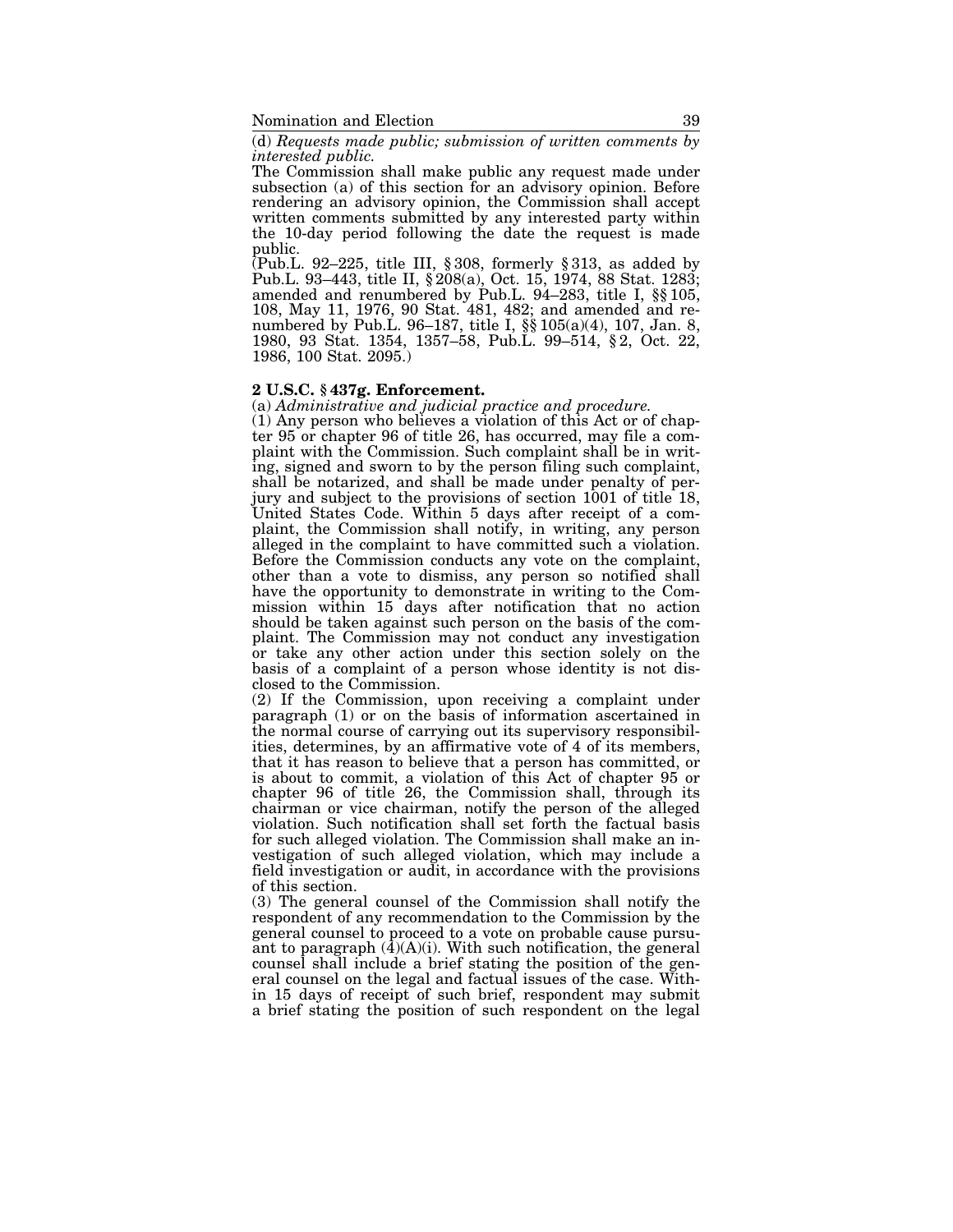(d) *Requests made public; submission of written comments by interested public.*

The Commission shall make public any request made under subsection (a) of this section for an advisory opinion. Before rendering an advisory opinion, the Commission shall accept written comments submitted by any interested party within the 10-day period following the date the request is made public.

(Pub.L. 92–225, title III, § 308, formerly § 313, as added by Pub.L. 93–443, title II, § 208(a), Oct. 15, 1974, 88 Stat. 1283; amended and renumbered by Pub.L. 94–283, title I, §§ 105, 108, May 11, 1976, 90 Stat. 481, 482; and amended and renumbered by Pub.L. 96–187, title I, §§ 105(a)(4), 107, Jan. 8, 1980, 93 Stat. 1354, 1357–58, Pub.L. 99–514, § 2, Oct. 22, 1986, 100 Stat. 2095.)

**2 U.S.C. § 437g. Enforcement.**

(a) *Administrative and judicial practice and procedure.*

(1) Any person who believes a violation of this Act or of chapter 95 or chapter 96 of title 26, has occurred, may file a complaint with the Commission. Such complaint shall be in writing, signed and sworn to by the person filing such complaint, shall be notarized, and shall be made under penalty of perjury and subject to the provisions of section 1001 of title 18, United States Code. Within 5 days after receipt of a complaint, the Commission shall notify, in writing, any person alleged in the complaint to have committed such a violation. Before the Commission conducts any vote on the complaint, other than a vote to dismiss, any person so notified shall have the opportunity to demonstrate in writing to the Commission within 15 days after notification that no action should be taken against such person on the basis of the complaint. The Commission may not conduct any investigation or take any other action under this section solely on the basis of a complaint of a person whose identity is not disclosed to the Commission.

(2) If the Commission, upon receiving a complaint under paragraph (1) or on the basis of information ascertained in the normal course of carrying out its supervisory responsibilities, determines, by an affirmative vote of 4 of its members, that it has reason to believe that a person has committed, or is about to commit, a violation of this Act of chapter 95 or chapter 96 of title 26, the Commission shall, through its chairman or vice chairman, notify the person of the alleged violation. Such notification shall set forth the factual basis for such alleged violation. The Commission shall make an investigation of such alleged violation, which may include a field investigation or audit, in accordance with the provisions of this section.

(3) The general counsel of the Commission shall notify the respondent of any recommendation to the Commission by the general counsel to proceed to a vote on probable cause pursuant to paragraph (4)(A)(i). With such notification, the general counsel shall include a brief stating the position of the general counsel on the legal and factual issues of the case. Within 15 days of receipt of such brief, respondent may submit a brief stating the position of such respondent on the legal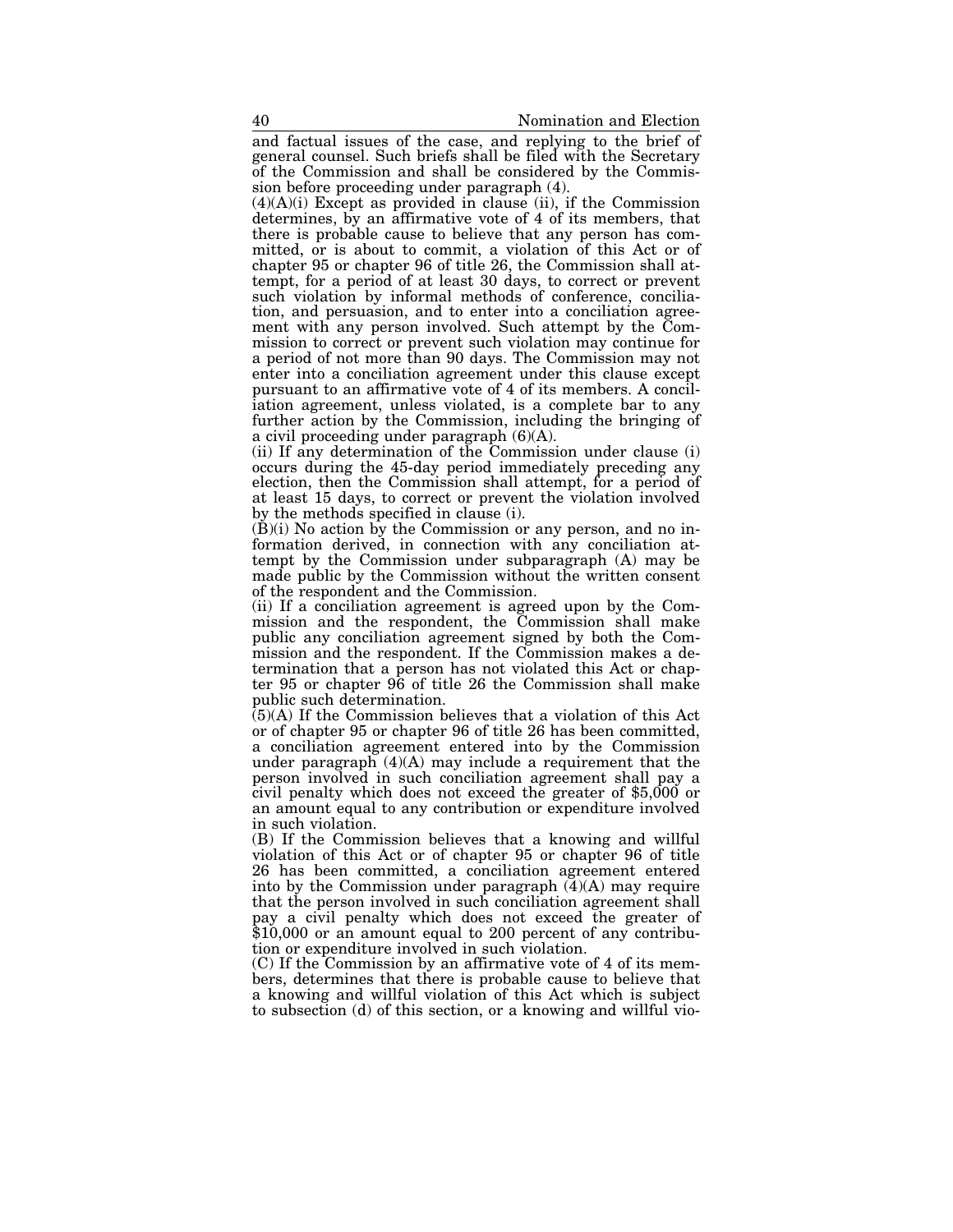and factual issues of the case, and replying to the brief of general counsel. Such briefs shall be filed with the Secretary of the Commission and shall be considered by the Commission before proceeding under paragraph (4).

(4)(A)(i) Except as provided in clause (ii), if the Commission determines, by an affirmative vote of 4 of its members, that there is probable cause to believe that any person has committed, or is about to commit, a violation of this Act or of chapter 95 or chapter 96 of title 26, the Commission shall attempt, for a period of at least 30 days, to correct or prevent such violation by informal methods of conference, conciliation, and persuasion, and to enter into a conciliation agreement with any person involved. Such attempt by the Commission to correct or prevent such violation may continue for a period of not more than 90 days. The Commission may not enter into a conciliation agreement under this clause except pursuant to an affirmative vote of 4 of its members. A conciliation agreement, unless violated, is a complete bar to any further action by the Commission, including the bringing of a civil proceeding under paragraph (6)(A).

(ii) If any determination of the Commission under clause (i) occurs during the 45-day period immediately preceding any election, then the Commission shall attempt, for a period of at least 15 days, to correct or prevent the violation involved by the methods specified in clause (i).

(B)(i) No action by the Commission or any person, and no information derived, in connection with any conciliation attempt by the Commission under subparagraph (A) may be made public by the Commission without the written consent of the respondent and the Commission.

(ii) If a conciliation agreement is agreed upon by the Commission and the respondent, the Commission shall make public any conciliation agreement signed by both the Commission and the respondent. If the Commission makes a determination that a person has not violated this Act or chapter 95 or chapter 96 of title 26 the Commission shall make public such determination.

(5)(A) If the Commission believes that a violation of this Act or of chapter 95 or chapter 96 of title 26 has been committed, a conciliation agreement entered into by the Commission under paragraph (4)(A) may include a requirement that the person involved in such conciliation agreement shall pay a civil penalty which does not exceed the greater of $5,000 or an amount equal to any contribution or expenditure involved in such violation.

(B) If the Commission believes that a knowing and willful violation of this Act or of chapter 95 or chapter 96 of title 26 has been committed, a conciliation agreement entered into by the Commission under paragraph (4)(A) may require that the person involved in such conciliation agreement shall pay a civil penalty which does not exceed the greater of $10,000 or an amount equal to 200 percent of any contribution or expenditure involved in such violation.

(C) If the Commission by an affirmative vote of 4 of its members, determines that there is probable cause to believe that a knowing and willful violation of this Act which is subject to subsection (d) of this section, or a knowing and willful vio-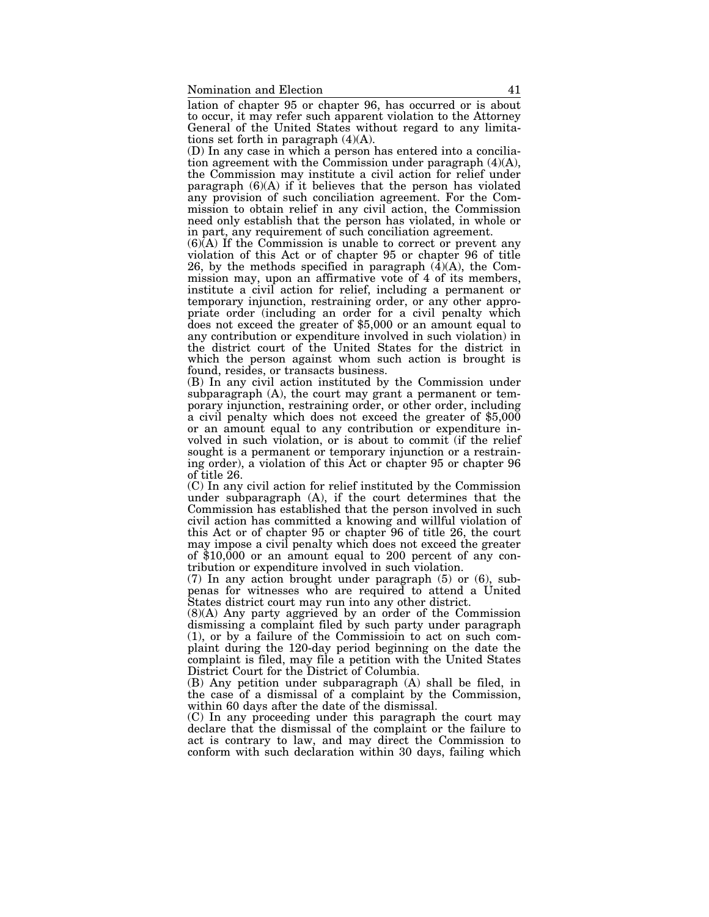lation of chapter 95 or chapter 96, has occurred or is about to occur, it may refer such apparent violation to the Attorney General of the United States without regard to any limitations set forth in paragraph (4)(A).

(D) In any case in which a person has entered into a conciliation agreement with the Commission under paragraph (4)(A), the Commission may institute a civil action for relief under paragraph (6)(A) if it believes that the person has violated any provision of such conciliation agreement. For the Commission to obtain relief in any civil action, the Commission need only establish that the person has violated, in whole or in part, any requirement of such conciliation agreement.

(6)(A) If the Commission is unable to correct or prevent any violation of this Act or of chapter 95 or chapter 96 of title 26, by the methods specified in paragraph (4)(A), the Commission may, upon an affirmative vote of 4 of its members, institute a civil action for relief, including a permanent or temporary injunction, restraining order, or any other appropriate order (including an order for a civil penalty which does not exceed the greater of $5,000 or an amount equal to any contribution or expenditure involved in such violation) in the district court of the United States for the district in which the person against whom such action is brought is found, resides, or transacts business.

(B) In any civil action instituted by the Commission under subparagraph (A), the court may grant a permanent or temporary injunction, restraining order, or other order, including a civil penalty which does not exceed the greater of $5,000 or an amount equal to any contribution or expenditure involved in such violation, or is about to commit (if the relief sought is a permanent or temporary injunction or a restraining order), a violation of this Act or chapter 95 or chapter 96 of title 26.

(C) In any civil action for relief instituted by the Commission under subparagraph (A), if the court determines that the Commission has established that the person involved in such civil action has committed a knowing and willful violation of this Act or of chapter 95 or chapter 96 of title 26, the court may impose a civil penalty which does not exceed the greater of $10,000 or an amount equal to 200 percent of any contribution or expenditure involved in such violation.

(7) In any action brought under paragraph (5) or (6), subpenas for witnesses who are required to attend a United States district court may run into any other district.

(8)(A) Any party aggrieved by an order of the Commission dismissing a complaint filed by such party under paragraph (1), or by a failure of the Commissioin to act on such complaint during the 120-day period beginning on the date the complaint is filed, may file a petition with the United States District Court for the District of Columbia.

(B) Any petition under subparagraph (A) shall be filed, in the case of a dismissal of a complaint by the Commission, within 60 days after the date of the dismissal.

(C) In any proceeding under this paragraph the court may declare that the dismissal of the complaint or the failure to act is contrary to law, and may direct the Commission to conform with such declaration within 30 days, failing which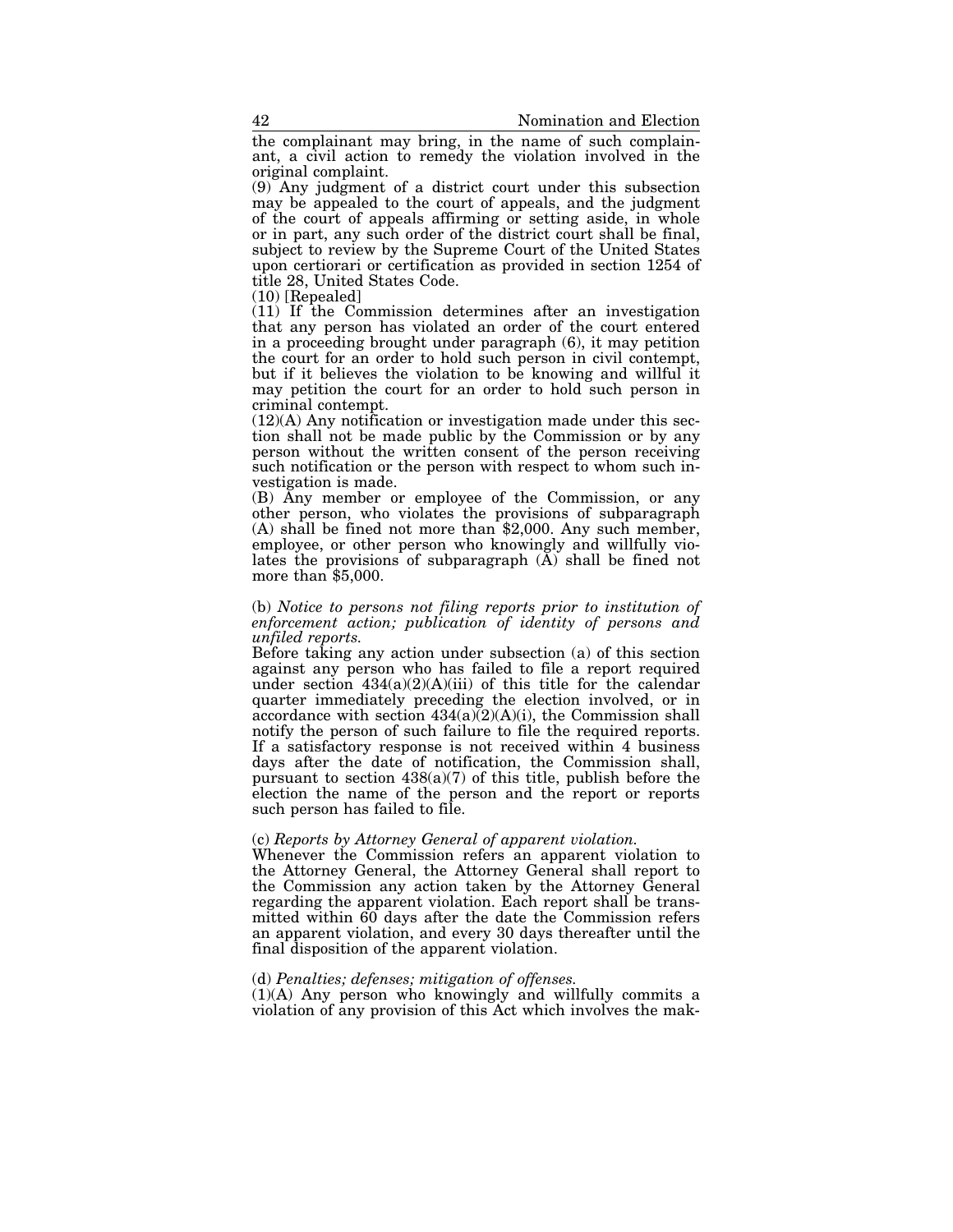the complainant may bring, in the name of such complainant, a civil action to remedy the violation involved in the original complaint.

(9) Any judgment of a district court under this subsection may be appealed to the court of appeals, and the judgment of the court of appeals affirming or setting aside, in whole or in part, any such order of the district court shall be final, subject to review by the Supreme Court of the United States upon certiorari or certification as provided in section 1254 of title 28, United States Code.

(10) [Repealed]

(11) If the Commission determines after an investigation that any person has violated an order of the court entered in a proceeding brought under paragraph (6), it may petition the court for an order to hold such person in civil contempt, but if it believes the violation to be knowing and willful it may petition the court for an order to hold such person in criminal contempt.

(12)(A) Any notification or investigation made under this section shall not be made public by the Commission or by any person without the written consent of the person receiving such notification or the person with respect to whom such investigation is made.

(B) Any member or employee of the Commission, or any other person, who violates the provisions of subparagraph (A) shall be fined not more than $2,000. Any such member, employee, or other person who knowingly and willfully violates the provisions of subparagraph (A) shall be fined not more than $5,000.

(b) *Notice to persons not filing reports prior to institution of enforcement action; publication of identity of persons and unfiled reports.*

Before taking any action under subsection (a) of this section against any person who has failed to file a report required under section 434(a)(2)(A)(iii) of this title for the calendar quarter immediately preceding the election involved, or in accordance with section 434(a)(2)(A)(i), the Commission shall notify the person of such failure to file the required reports. If a satisfactory response is not received within 4 business days after the date of notification, the Commission shall, pursuant to section 438(a)(7) of this title, publish before the election the name of the person and the report or reports such person has failed to file.

(c) *Reports by Attorney General of apparent violation.*

Whenever the Commission refers an apparent violation to the Attorney General, the Attorney General shall report to the Commission any action taken by the Attorney General regarding the apparent violation. Each report shall be transmitted within 60 days after the date the Commission refers an apparent violation, and every 30 days thereafter until the final disposition of the apparent violation.

(d) *Penalties; defenses; mitigation of offenses.*

(1)(A) Any person who knowingly and willfully commits a violation of any provision of this Act which involves the mak-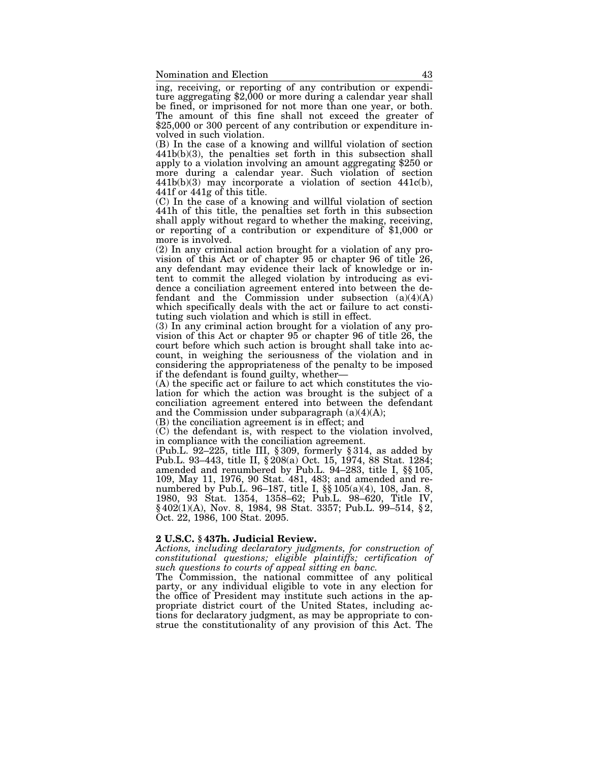ing, receiving, or reporting of any contribution or expenditure aggregating $2,000 or more during a calendar year shall be fined, or imprisoned for not more than one year, or both. The amount of this fine shall not exceed the greater of $25,000 or 300 percent of any contribution or expenditure involved in such violation.

(B) In the case of a knowing and willful violation of section 441b(b)(3), the penalties set forth in this subsection shall apply to a violation involving an amount aggregating $250 or more during a calendar year. Such violation of section 441b(b)(3) may incorporate a violation of section 441c(b), 441f or 441g of this title.

(C) In the case of a knowing and willful violation of section 441h of this title, the penalties set forth in this subsection shall apply without regard to whether the making, receiving, or reporting of a contribution or expenditure of $1,000 or more is involved.

(2) In any criminal action brought for a violation of any provision of this Act or of chapter 95 or chapter 96 of title 26, any defendant may evidence their lack of knowledge or intent to commit the alleged violation by introducing as evidence a conciliation agreement entered into between the defendant and the Commission under subsection (a)(4)(A) which specifically deals with the act or failure to act constituting such violation and which is still in effect.

(3) In any criminal action brought for a violation of any provision of this Act or chapter 95 or chapter 96 of title 26, the court before which such action is brought shall take into account, in weighing the seriousness of the violation and in considering the appropriateness of the penalty to be imposed if the defendant is found guilty, whether—

(A) the specific act or failure to act which constitutes the violation for which the action was brought is the subject of a conciliation agreement entered into between the defendant and the Commission under subparagraph (a)(4)(A);

(B) the conciliation agreement is in effect; and

(C) the defendant is, with respect to the violation involved, in compliance with the conciliation agreement.

(Pub.L. 92–225, title III, § 309, formerly § 314, as added by Pub.L. 93–443, title II, § 208(a) Oct. 15, 1974, 88 Stat. 1284; amended and renumbered by Pub.L. 94–283, title I, §§ 105, 109, May 11, 1976, 90 Stat. 481, 483; and amended and renumbered by Pub.L. 96–187, title I, §§ 105(a)(4), 108, Jan. 8, 1980, 93 Stat. 1354, 1358–62; Pub.L. 98–620, Title IV, § 402(1)(A), Nov. 8, 1984, 98 Stat. 3357; Pub.L. 99–514, § 2, Oct. 22, 1986, 100 Stat. 2095.

### 2 U.S.C. § 437h. Judicial Review.

*Actions, including declaratory judgments, for construction of constitutional questions; eligible plaintiffs; certification of such questions to courts of appeal sitting en banc.*

The Commission, the national committee of any political party, or any individual eligible to vote in any election for the office of President may institute such actions in the appropriate district court of the United States, including actions for declaratory judgment, as may be appropriate to construe the constitutionality of any provision of this Act. The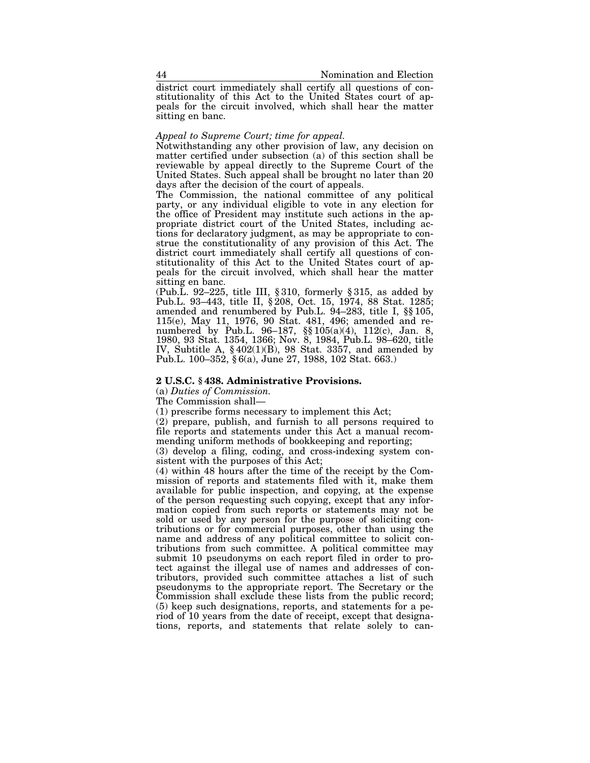district court immediately shall certify all questions of constitutionality of this Act to the United States court of appeals for the circuit involved, which shall hear the matter sitting en banc.

*Appeal to Supreme Court; time for appeal.*

Notwithstanding any other provision of law, any decision on matter certified under subsection (a) of this section shall be reviewable by appeal directly to the Supreme Court of the United States. Such appeal shall be brought no later than 20 days after the decision of the court of appeals.

The Commission, the national committee of any political party, or any individual eligible to vote in any election for the office of President may institute such actions in the appropriate district court of the United States, including actions for declaratory judgment, as may be appropriate to construe the constitutionality of any provision of this Act. The district court immediately shall certify all questions of constitutionality of this Act to the United States court of appeals for the circuit involved, which shall hear the matter sitting en banc.

(Pub.L. 92–225, title III, § 310, formerly § 315, as added by Pub.L. 93–443, title II, § 208, Oct. 15, 1974, 88 Stat. 1285; amended and renumbered by Pub.L. 94–283, title I, §§ 105, 115(e), May 11, 1976, 90 Stat. 481, 496; amended and renumbered by Pub.L. 96–187, §§ 105(a)(4), 112(c), Jan. 8, 1980, 93 Stat. 1354, 1366; Nov. 8, 1984, Pub.L. 98–620, title IV, Subtitle A, § 402(1)(B), 98 Stat. 3357, and amended by Pub.L. 100–352, § 6(a), June 27, 1988, 102 Stat. 663.)

**2 U.S.C. § 438. Administrative Provisions.**

(a) *Duties of Commission.*

The Commission shall—

(1) prescribe forms necessary to implement this Act;

(2) prepare, publish, and furnish to all persons required to file reports and statements under this Act a manual recommending uniform methods of bookkeeping and reporting;

(3) develop a filing, coding, and cross-indexing system consistent with the purposes of this Act;

(4) within 48 hours after the time of the receipt by the Commission of reports and statements filed with it, make them available for public inspection, and copying, at the expense of the person requesting such copying, except that any information copied from such reports or statements may not be sold or used by any person for the purpose of soliciting contributions or for commercial purposes, other than using the name and address of any political committee to solicit contributions from such committee. A political committee may submit 10 pseudonyms on each report filed in order to protect against the illegal use of names and addresses of contributors, provided such committee attaches a list of such pseudonyms to the appropriate report. The Secretary or the Commission shall exclude these lists from the public record;

(5) keep such designations, reports, and statements for a period of 10 years from the date of receipt, except that designations, reports, and statements that relate solely to can-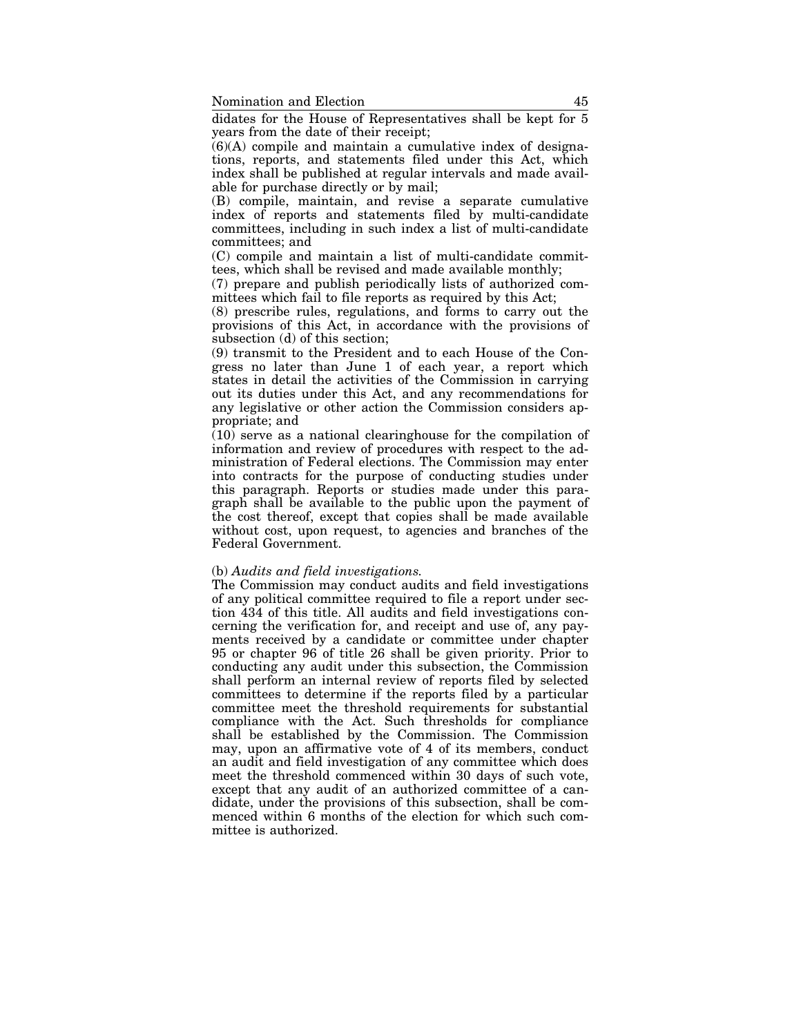didates for the House of Representatives shall be kept for 5 years from the date of their receipt;

(6)(A) compile and maintain a cumulative index of designations, reports, and statements filed under this Act, which index shall be published at regular intervals and made available for purchase directly or by mail;

(B) compile, maintain, and revise a separate cumulative index of reports and statements filed by multi-candidate committees, including in such index a list of multi-candidate committees; and

(C) compile and maintain a list of multi-candidate committees, which shall be revised and made available monthly;

(7) prepare and publish periodically lists of authorized committees which fail to file reports as required by this Act;

(8) prescribe rules, regulations, and forms to carry out the provisions of this Act, in accordance with the provisions of subsection (d) of this section;

(9) transmit to the President and to each House of the Congress no later than June 1 of each year, a report which states in detail the activities of the Commission in carrying out its duties under this Act, and any recommendations for any legislative or other action the Commission considers appropriate; and

(10) serve as a national clearinghouse for the compilation of information and review of procedures with respect to the administration of Federal elections. The Commission may enter into contracts for the purpose of conducting studies under this paragraph. Reports or studies made under this paragraph shall be available to the public upon the payment of the cost thereof, except that copies shall be made available without cost, upon request, to agencies and branches of the Federal Government.

(b) *Audits and field investigations.*

The Commission may conduct audits and field investigations of any political committee required to file a report under section 434 of this title. All audits and field investigations concerning the verification for, and receipt and use of, any payments received by a candidate or committee under chapter 95 or chapter 96 of title 26 shall be given priority. Prior to conducting any audit under this subsection, the Commission shall perform an internal review of reports filed by selected committees to determine if the reports filed by a particular committee meet the threshold requirements for substantial compliance with the Act. Such thresholds for compliance shall be established by the Commission. The Commission may, upon an affirmative vote of 4 of its members, conduct an audit and field investigation of any committee which does meet the threshold commenced within 30 days of such vote, except that any audit of an authorized committee of a candidate, under the provisions of this subsection, shall be commenced within 6 months of the election for which such committee is authorized.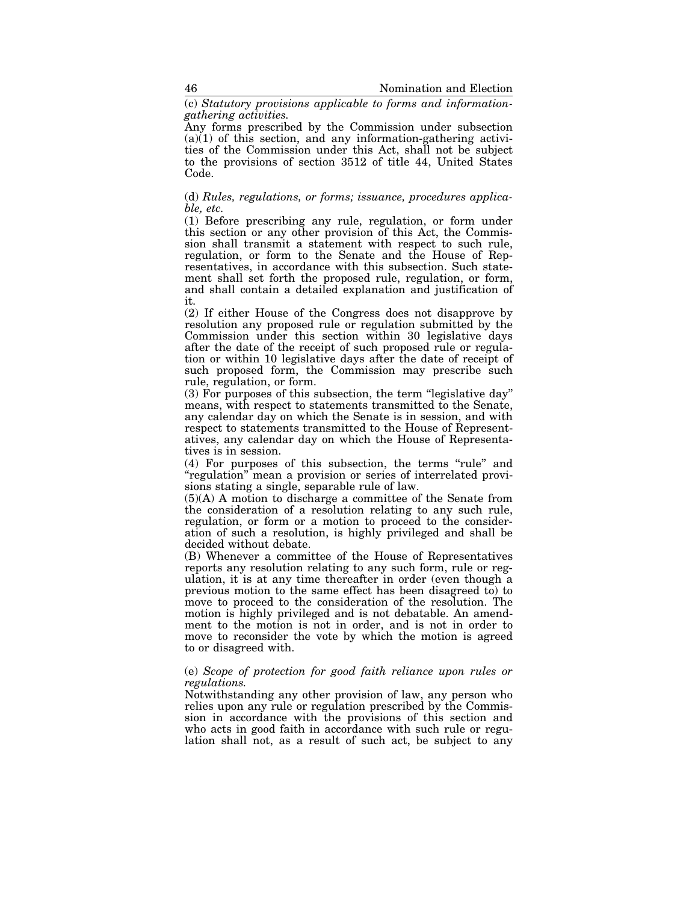(c) *Statutory provisions applicable to forms and information-gathering activities.*

Any forms prescribed by the Commission under subsection (a)(1) of this section, and any information-gathering activities of the Commission under this Act, shall not be subject to the provisions of section 3512 of title 44, United States Code.

(d) *Rules, regulations, or forms; issuance, procedures applicable, etc.*

(1) Before prescribing any rule, regulation, or form under this section or any other provision of this Act, the Commission shall transmit a statement with respect to such rule, regulation, or form to the Senate and the House of Representatives, in accordance with this subsection. Such statement shall set forth the proposed rule, regulation, or form, and shall contain a detailed explanation and justification of it.

(2) If either House of the Congress does not disapprove by resolution any proposed rule or regulation submitted by the Commission under this section within 30 legislative days after the date of the receipt of such proposed rule or regulation or within 10 legislative days after the date of receipt of such proposed form, the Commission may prescribe such rule, regulation, or form.

(3) For purposes of this subsection, the term "legislative day" means, with respect to statements transmitted to the Senate, any calendar day on which the Senate is in session, and with respect to statements transmitted to the House of Representatives, any calendar day on which the House of Representatives is in session.

(4) For purposes of this subsection, the terms "rule" and "regulation" mean a provision or series of interrelated provisions stating a single, separable rule of law.

(5)(A) A motion to discharge a committee of the Senate from the consideration of a resolution relating to any such rule, regulation, or form or a motion to proceed to the consideration of such a resolution, is highly privileged and shall be decided without debate.

(B) Whenever a committee of the House of Representatives reports any resolution relating to any such form, rule or regulation, it is at any time thereafter in order (even though a previous motion to the same effect has been disagreed to) to move to proceed to the consideration of the resolution. The motion is highly privileged and is not debatable. An amendment to the motion is not in order, and is not in order to move to reconsider the vote by which the motion is agreed to or disagreed with.

(e) *Scope of protection for good faith reliance upon rules or regulations.*

Notwithstanding any other provision of law, any person who relies upon any rule or regulation prescribed by the Commission in accordance with the provisions of this section and who acts in good faith in accordance with such rule or regulation shall not, as a result of such act, be subject to any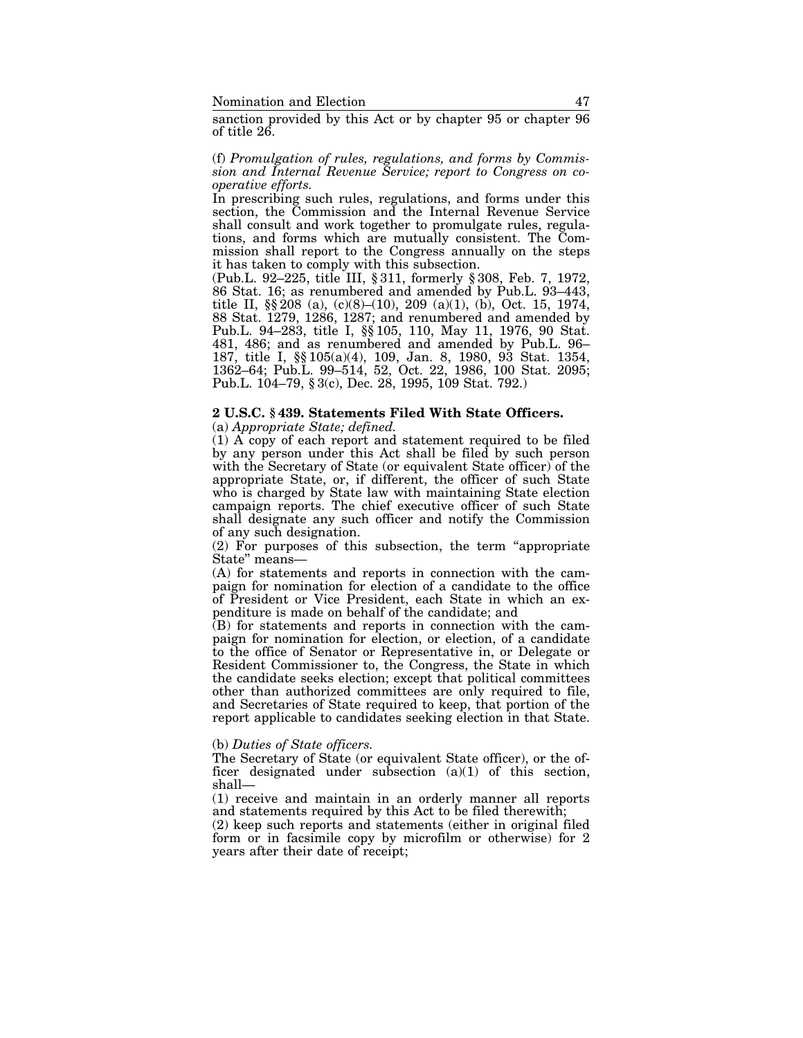sanction provided by this Act or by chapter 95 or chapter 96 of title 26.

(f) *Promulgation of rules, regulations, and forms by Commission and Internal Revenue Service; report to Congress on cooperative efforts.*

In prescribing such rules, regulations, and forms under this section, the Commission and the Internal Revenue Service shall consult and work together to promulgate rules, regulations, and forms which are mutually consistent. The Commission shall report to the Congress annually on the steps it has taken to comply with this subsection.

(Pub.L. 92–225, title III, § 311, formerly § 308, Feb. 7, 1972, 86 Stat. 16; as renumbered and amended by Pub.L. 93–443, title II, §§ 208 (a), (c)(8)–(10), 209 (a)(1), (b), Oct. 15, 1974, 88 Stat. 1279, 1286, 1287; and renumbered and amended by Pub.L. 94–283, title I, §§ 105, 110, May 11, 1976, 90 Stat. 481, 486; and as renumbered and amended by Pub.L. 96–187, title I, §§ 105(a)(4), 109, Jan. 8, 1980, 93 Stat. 1354, 1362–64; Pub.L. 99–514, 52, Oct. 22, 1986, 100 Stat. 2095; Pub.L. 104–79, § 3(c), Dec. 28, 1995, 109 Stat. 792.)

## 2 U.S.C. § 439. Statements Filed With State Officers.

(a) *Appropriate State; defined.*

(1) A copy of each report and statement required to be filed by any person under this Act shall be filed by such person with the Secretary of State (or equivalent State officer) of the appropriate State, or, if different, the officer of such State who is charged by State law with maintaining State election campaign reports. The chief executive officer of such State shall designate any such officer and notify the Commission of any such designation.

(2) For purposes of this subsection, the term "appropriate State" means—

(A) for statements and reports in connection with the campaign for nomination for election of a candidate to the office of President or Vice President, each State in which an expenditure is made on behalf of the candidate; and

(B) for statements and reports in connection with the campaign for nomination for election, or election, of a candidate to the office of Senator or Representative in, or Delegate or Resident Commissioner to, the Congress, the State in which the candidate seeks election; except that political committees other than authorized committees are only required to file, and Secretaries of State required to keep, that portion of the report applicable to candidates seeking election in that State.

(b) *Duties of State officers.*

The Secretary of State (or equivalent State officer), or the officer designated under subsection (a)(1) of this section, shall—

(1) receive and maintain in an orderly manner all reports and statements required by this Act to be filed therewith;

(2) keep such reports and statements (either in original filed form or in facsimile copy by microfilm or otherwise) for 2 years after their date of receipt;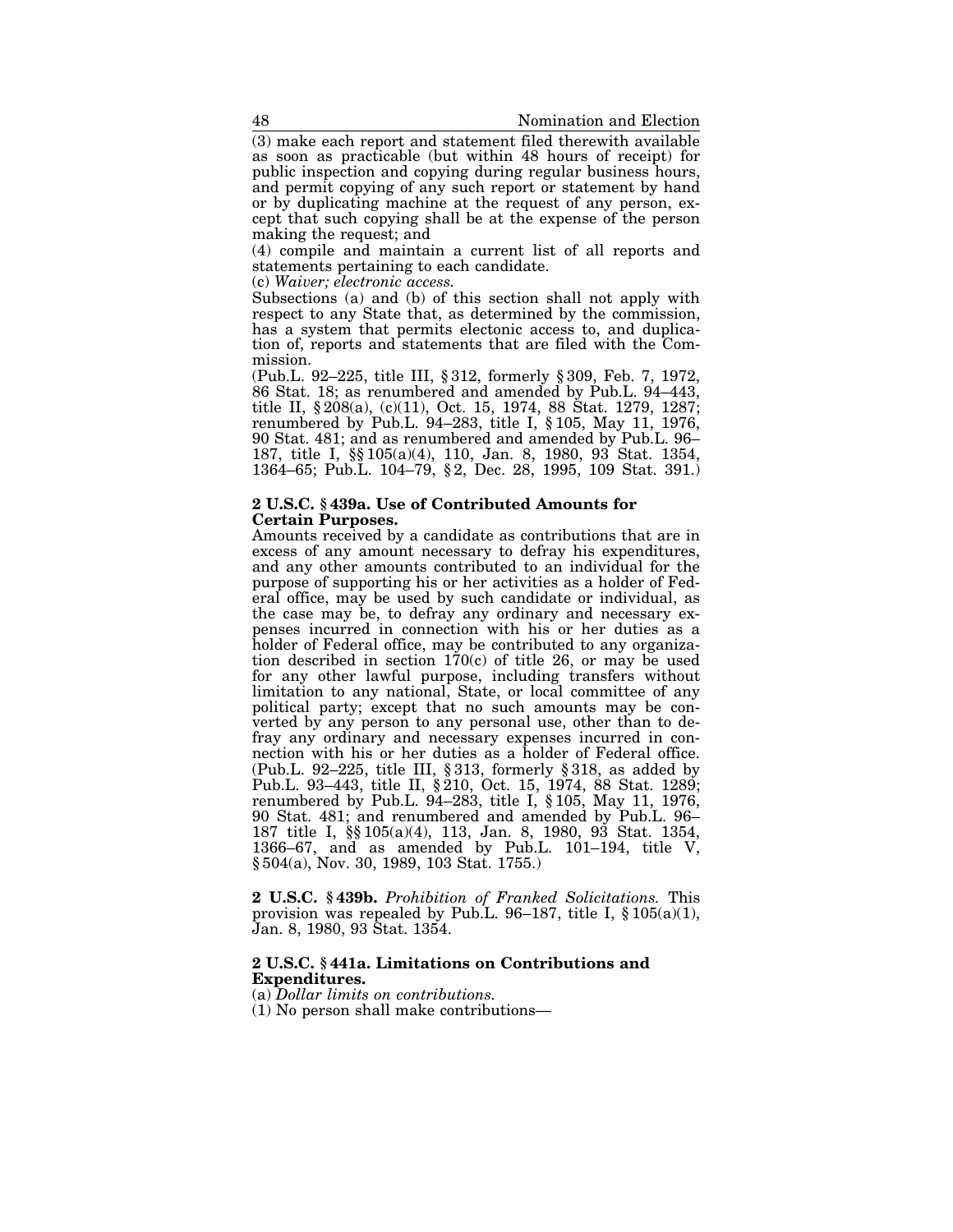(3) make each report and statement filed therewith available as soon as practicable (but within 48 hours of receipt) for public inspection and copying during regular business hours, and permit copying of any such report or statement by hand or by duplicating machine at the request of any person, except that such copying shall be at the expense of the person making the request; and

(4) compile and maintain a current list of all reports and statements pertaining to each candidate.

(c) *Waiver; electronic access.*

Subsections (a) and (b) of this section shall not apply with respect to any State that, as determined by the commission, has a system that permits electonic access to, and duplication of, reports and statements that are filed with the Commission.

(Pub.L. 92–225, title III, § 312, formerly § 309, Feb. 7, 1972, 86 Stat. 18; as renumbered and amended by Pub.L. 94–443, title II, § 208(a), (c)(11), Oct. 15, 1974, 88 Stat. 1279, 1287; renumbered by Pub.L. 94–283, title I, § 105, May 11, 1976, 90 Stat. 481; and as renumbered and amended by Pub.L. 96–187, title I, §§ 105(a)(4), 110, Jan. 8, 1980, 93 Stat. 1354, 1364–65; Pub.L. 104–79, § 2, Dec. 28, 1995, 109 Stat. 391.)

**2 U.S.C. § 439a. Use of Contributed Amounts for Certain Purposes.**

Amounts received by a candidate as contributions that are in excess of any amount necessary to defray his expenditures, and any other amounts contributed to an individual for the purpose of supporting his or her activities as a holder of Federal office, may be used by such candidate or individual, as the case may be, to defray any ordinary and necessary expenses incurred in connection with his or her duties as a holder of Federal office, may be contributed to any organization described in section 170(c) of title 26, or may be used for any other lawful purpose, including transfers without limitation to any national, State, or local committee of any political party; except that no such amounts may be converted by any person to any personal use, other than to defray any ordinary and necessary expenses incurred in connection with his or her duties as a holder of Federal office. (Pub.L. 92–225, title III, § 313, formerly § 318, as added by Pub.L. 93–443, title II, § 210, Oct. 15, 1974, 88 Stat. 1289; renumbered by Pub.L. 94–283, title I, § 105, May 11, 1976, 90 Stat. 481; and renumbered and amended by Pub.L. 96–187 title I, §§ 105(a)(4), 113, Jan. 8, 1980, 93 Stat. 1354, 1366–67, and as amended by Pub.L. 101–194, title V, § 504(a), Nov. 30, 1989, 103 Stat. 1755.)

**2 U.S.C. § 439b.** *Prohibition of Franked Solicitations.* This provision was repealed by Pub.L. 96–187, title I, § 105(a)(1), Jan. 8, 1980, 93 Stat. 1354.

**2 U.S.C. § 441a. Limitations on Contributions and Expenditures.**

(a) *Dollar limits on contributions.*

(1) No person shall make contributions—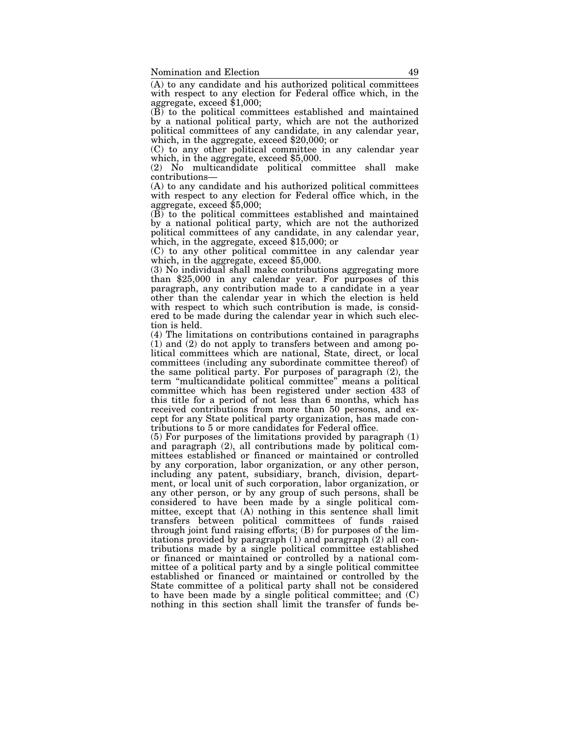(A) to any candidate and his authorized political committees with respect to any election for Federal office which, in the aggregate, exceed $1,000;

(B) to the political committees established and maintained by a national political party, which are not the authorized political committees of any candidate, in any calendar year, which, in the aggregate, exceed $20,000; or

(C) to any other political committee in any calendar year which, in the aggregate, exceed $5,000.

(2) No multicandidate political committee shall make contributions—

(A) to any candidate and his authorized political committees with respect to any election for Federal office which, in the aggregate, exceed $5,000;

(B) to the political committees established and maintained by a national political party, which are not the authorized political committees of any candidate, in any calendar year, which, in the aggregate, exceed $15,000; or

(C) to any other political committee in any calendar year which, in the aggregate, exceed $5,000.

(3) No individual shall make contributions aggregating more than $25,000 in any calendar year. For purposes of this paragraph, any contribution made to a candidate in a year other than the calendar year in which the election is held with respect to which such contribution is made, is considered to be made during the calendar year in which such election is held.

(4) The limitations on contributions contained in paragraphs (1) and (2) do not apply to transfers between and among political committees which are national, State, direct, or local committees (including any subordinate committee thereof) of the same political party. For purposes of paragraph (2), the term "multicandidate political committee" means a political committee which has been registered under section 433 of this title for a period of not less than 6 months, which has received contributions from more than 50 persons, and except for any State political party organization, has made contributions to 5 or more candidates for Federal office.

(5) For purposes of the limitations provided by paragraph (1) and paragraph (2), all contributions made by political committees established or financed or maintained or controlled by any corporation, labor organization, or any other person, including any patent, subsidiary, branch, division, department, or local unit of such corporation, labor organization, or any other person, or by any group of such persons, shall be considered to have been made by a single political committee, except that (A) nothing in this sentence shall limit transfers between political committees of funds raised through joint fund raising efforts; (B) for purposes of the limitations provided by paragraph (1) and paragraph (2) all contributions made by a single political committee established or financed or maintained or controlled by a national committee of a political party and by a single political committee established or financed or maintained or controlled by the State committee of a political party shall not be considered to have been made by a single political committee; and (C) nothing in this section shall limit the transfer of funds be-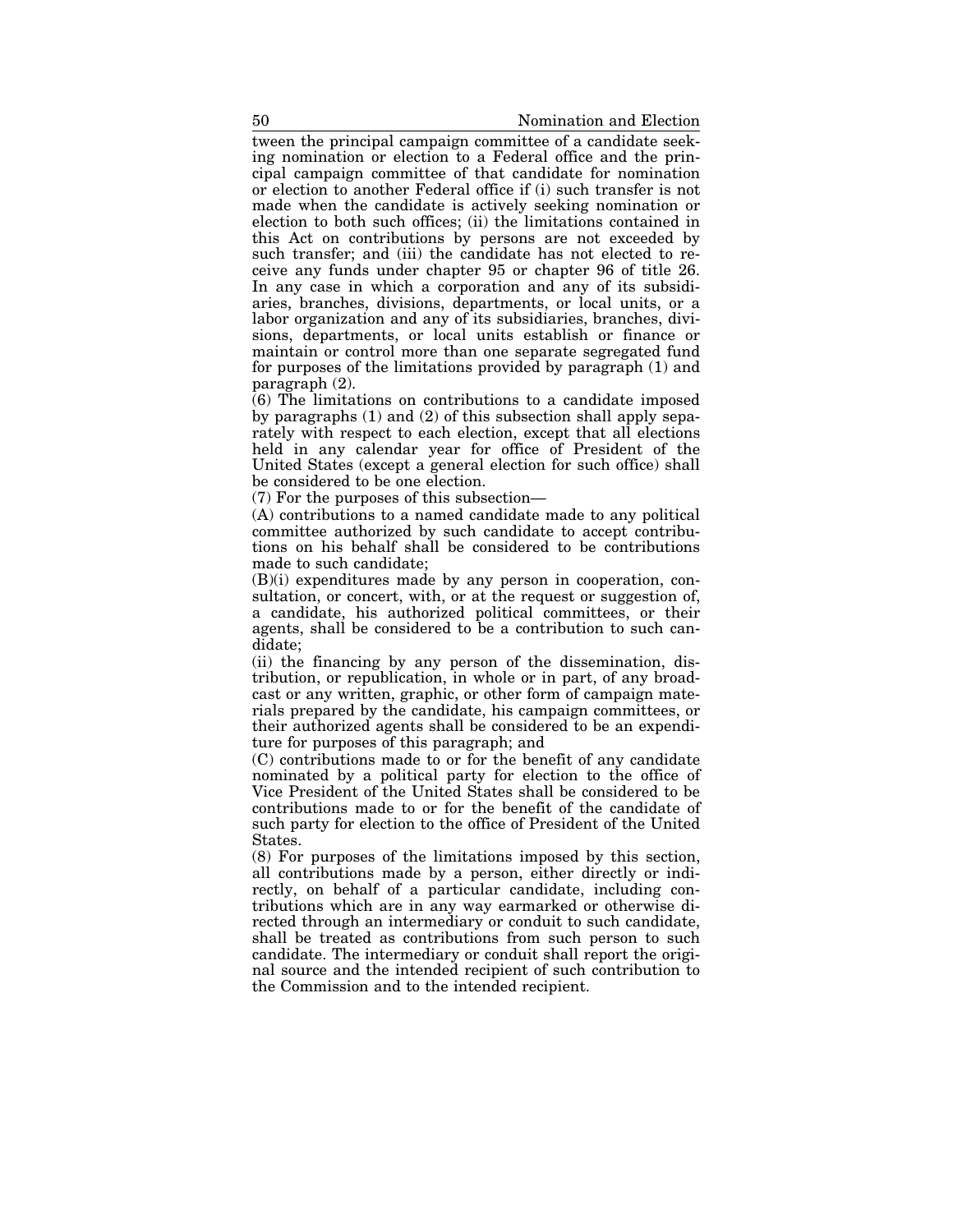tween the principal campaign committee of a candidate seeking nomination or election to a Federal office and the principal campaign committee of that candidate for nomination or election to another Federal office if (i) such transfer is not made when the candidate is actively seeking nomination or election to both such offices; (ii) the limitations contained in this Act on contributions by persons are not exceeded by such transfer; and (iii) the candidate has not elected to receive any funds under chapter 95 or chapter 96 of title 26. In any case in which a corporation and any of its subsidiaries, branches, divisions, departments, or local units, or a labor organization and any of its subsidiaries, branches, divisions, departments, or local units establish or finance or maintain or control more than one separate segregated fund for purposes of the limitations provided by paragraph (1) and paragraph (2).

(6) The limitations on contributions to a candidate imposed by paragraphs (1) and (2) of this subsection shall apply separately with respect to each election, except that all elections held in any calendar year for office of President of the United States (except a general election for such office) shall be considered to be one election.

(7) For the purposes of this subsection—

(A) contributions to a named candidate made to any political committee authorized by such candidate to accept contributions on his behalf shall be considered to be contributions made to such candidate;

(B)(i) expenditures made by any person in cooperation, consultation, or concert, with, or at the request or suggestion of, a candidate, his authorized political committees, or their agents, shall be considered to be a contribution to such candidate;

(ii) the financing by any person of the dissemination, distribution, or republication, in whole or in part, of any broadcast or any written, graphic, or other form of campaign materials prepared by the candidate, his campaign committees, or their authorized agents shall be considered to be an expenditure for purposes of this paragraph; and

(C) contributions made to or for the benefit of any candidate nominated by a political party for election to the office of Vice President of the United States shall be considered to be contributions made to or for the benefit of the candidate of such party for election to the office of President of the United States.

(8) For purposes of the limitations imposed by this section, all contributions made by a person, either directly or indirectly, on behalf of a particular candidate, including contributions which are in any way earmarked or otherwise directed through an intermediary or conduit to such candidate, shall be treated as contributions from such person to such candidate. The intermediary or conduit shall report the original source and the intended recipient of such contribution to the Commission and to the intended recipient.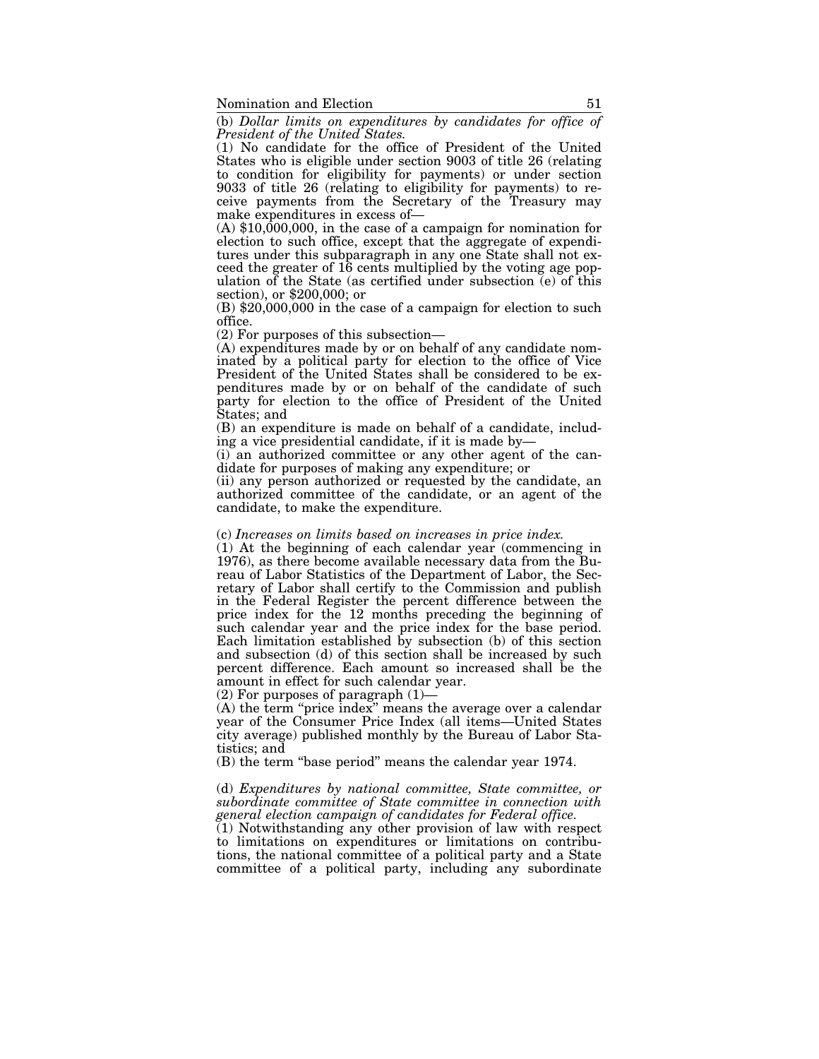(b) *Dollar limits on expenditures by candidates for office of President of the United States.*

(1) No candidate for the office of President of the United States who is eligible under section 9003 of title 26 (relating to condition for eligibility for payments) or under section 9033 of title 26 (relating to eligibility for payments) to receive payments from the Secretary of the Treasury may make expenditures in excess of—

(A) $10,000,000, in the case of a campaign for nomination for election to such office, except that the aggregate of expenditures under this subparagraph in any one State shall not exceed the greater of 16 cents multiplied by the voting age population of the State (as certified under subsection (e) of this section), or $200,000; or

(B) $20,000,000 in the case of a campaign for election to such office.

(2) For purposes of this subsection—

(A) expenditures made by or on behalf of any candidate nominated by a political party for election to the office of Vice President of the United States shall be considered to be expenditures made by or on behalf of the candidate of such party for election to the office of President of the United States; and

(B) an expenditure is made on behalf of a candidate, including a vice presidential candidate, if it is made by—

(i) an authorized committee or any other agent of the candidate for purposes of making any expenditure; or

(ii) any person authorized or requested by the candidate, an authorized committee of the candidate, or an agent of the candidate, to make the expenditure.

(c) *Increases on limits based on increases in price index.*

(1) At the beginning of each calendar year (commencing in 1976), as there become available necessary data from the Bureau of Labor Statistics of the Department of Labor, the Secretary of Labor shall certify to the Commission and publish in the Federal Register the percent difference between the price index for the 12 months preceding the beginning of such calendar year and the price index for the base period. Each limitation established by subsection (b) of this section and subsection (d) of this section shall be increased by such percent difference. Each amount so increased shall be the amount in effect for such calendar year.

(2) For purposes of paragraph (1)—

(A) the term "price index" means the average over a calendar year of the Consumer Price Index (all items—United States city average) published monthly by the Bureau of Labor Statistics; and

(B) the term "base period" means the calendar year 1974.

(d) *Expenditures by national committee, State committee, or subordinate committee of State committee in connection with general election campaign of candidates for Federal office.*

(1) Notwithstanding any other provision of law with respect to limitations on expenditures or limitations on contributions, the national committee of a political party and a State committee of a political party, including any subordinate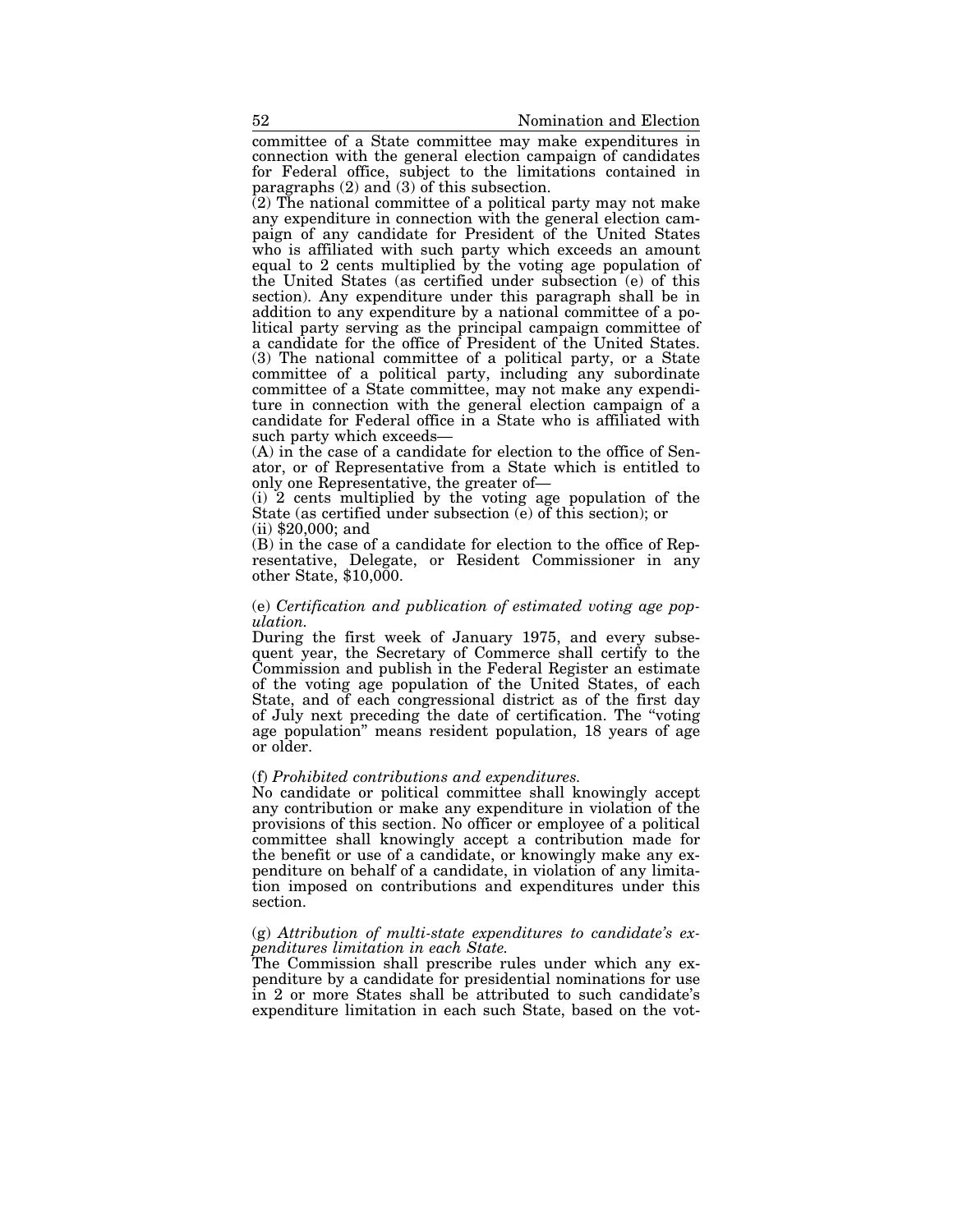committee of a State committee may make expenditures in connection with the general election campaign of candidates for Federal office, subject to the limitations contained in paragraphs (2) and (3) of this subsection.

(2) The national committee of a political party may not make any expenditure in connection with the general election campaign of any candidate for President of the United States who is affiliated with such party which exceeds an amount equal to 2 cents multiplied by the voting age population of the United States (as certified under subsection (e) of this section). Any expenditure under this paragraph shall be in addition to any expenditure by a national committee of a political party serving as the principal campaign committee of a candidate for the office of President of the United States.

(3) The national committee of a political party, or a State committee of a political party, including any subordinate committee of a State committee, may not make any expenditure in connection with the general election campaign of a candidate for Federal office in a State who is affiliated with such party which exceeds—

(A) in the case of a candidate for election to the office of Senator, or of Representative from a State which is entitled to only one Representative, the greater of—

(i) 2 cents multiplied by the voting age population of the State (as certified under subsection (e) of this section); or

(ii) $20,000; and

(B) in the case of a candidate for election to the office of Representative, Delegate, or Resident Commissioner in any other State, $10,000.

(e) *Certification and publication of estimated voting age population.*

During the first week of January 1975, and every subsequent year, the Secretary of Commerce shall certify to the Commission and publish in the Federal Register an estimate of the voting age population of the United States, of each State, and of each congressional district as of the first day of July next preceding the date of certification. The "voting age population" means resident population, 18 years of age or older.

(f) *Prohibited contributions and expenditures.*

No candidate or political committee shall knowingly accept any contribution or make any expenditure in violation of the provisions of this section. No officer or employee of a political committee shall knowingly accept a contribution made for the benefit or use of a candidate, or knowingly make any expenditure on behalf of a candidate, in violation of any limitation imposed on contributions and expenditures under this section.

(g) *Attribution of multi-state expenditures to candidate's expenditures limitation in each State.*

The Commission shall prescribe rules under which any expenditure by a candidate for presidential nominations for use in 2 or more States shall be attributed to such candidate's expenditure limitation in each such State, based on the vot-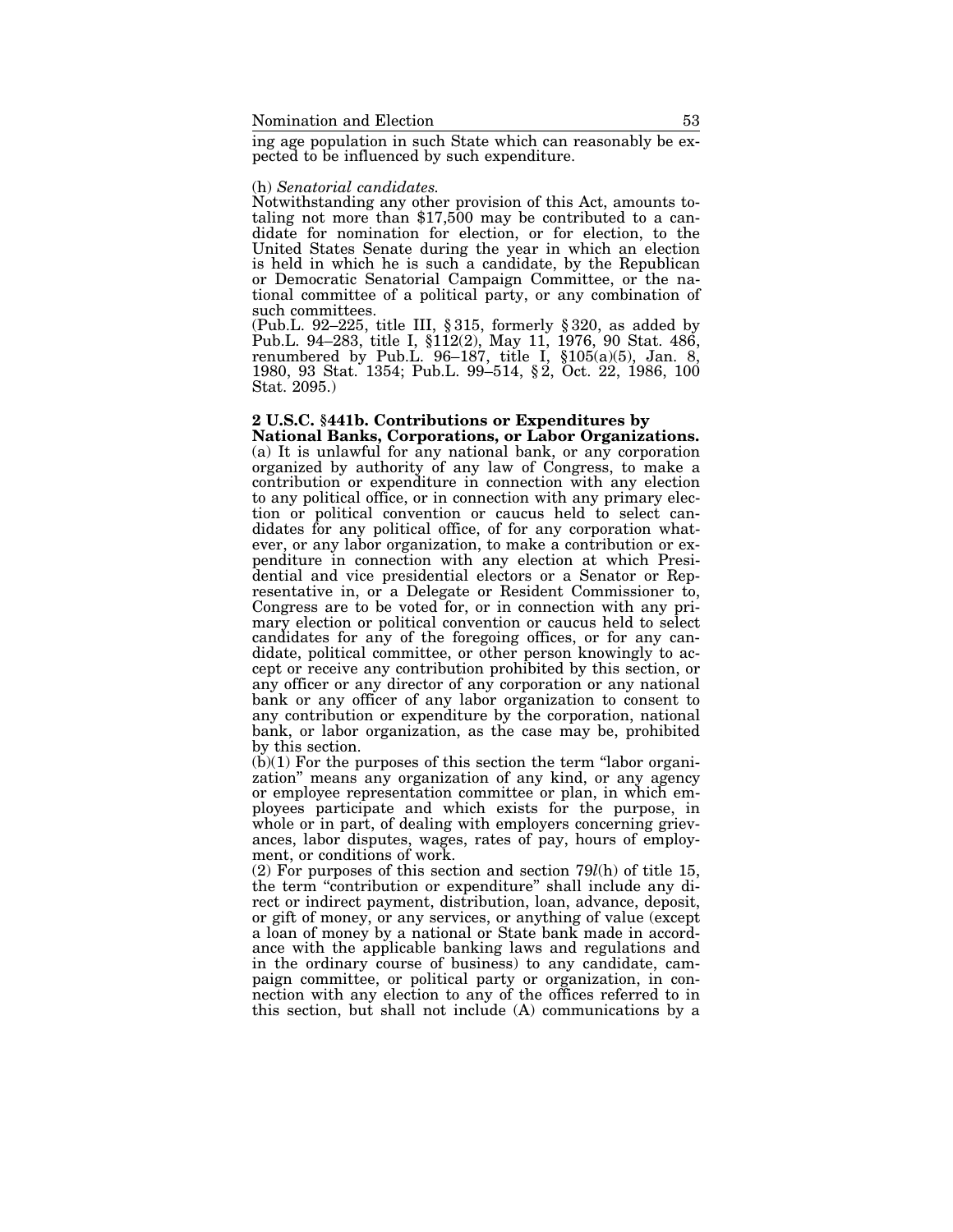ing age population in such State which can reasonably be expected to be influenced by such expenditure.

(h) *Senatorial candidates.*
Notwithstanding any other provision of this Act, amounts totaling not more than $17,500 may be contributed to a candidate for nomination for election, or for election, to the United States Senate during the year in which an election is held in which he is such a candidate, by the Republican or Democratic Senatorial Campaign Committee, or the national committee of a political party, or any combination of such committees.
(Pub.L. 92–225, title III, § 315, formerly § 320, as added by Pub.L. 94–283, title I, §112(2), May 11, 1976, 90 Stat. 486, renumbered by Pub.L. 96–187, title I, §105(a)(5), Jan. 8, 1980, 93 Stat. 1354; Pub.L. 99–514, § 2, Oct. 22, 1986, 100 Stat. 2095.)

**2 U.S.C. §441b. Contributions or Expenditures by National Banks, Corporations, or Labor Organizations.**
(a) It is unlawful for any national bank, or any corporation organized by authority of any law of Congress, to make a contribution or expenditure in connection with any election to any political office, or in connection with any primary election or political convention or caucus held to select candidates for any political office, of for any corporation whatever, or any labor organization, to make a contribution or expenditure in connection with any election at which Presidential and vice presidential electors or a Senator or Representative in, or a Delegate or Resident Commissioner to, Congress are to be voted for, or in connection with any primary election or political convention or caucus held to select candidates for any of the foregoing offices, or for any candidate, political committee, or other person knowingly to accept or receive any contribution prohibited by this section, or any officer or any director of any corporation or any national bank or any officer of any labor organization to consent to any contribution or expenditure by the corporation, national bank, or labor organization, as the case may be, prohibited by this section.
(b)(1) For the purposes of this section the term "labor organization" means any organization of any kind, or any agency or employee representation committee or plan, in which employees participate and which exists for the purpose, in whole or in part, of dealing with employers concerning grievances, labor disputes, wages, rates of pay, hours of employment, or conditions of work.
(2) For purposes of this section and section 79*l*(h) of title 15, the term "contribution or expenditure" shall include any direct or indirect payment, distribution, loan, advance, deposit, or gift of money, or any services, or anything of value (except a loan of money by a national or State bank made in accordance with the applicable banking laws and regulations and in the ordinary course of business) to any candidate, campaign committee, or political party or organization, in connection with any election to any of the offices referred to in this section, but shall not include (A) communications by a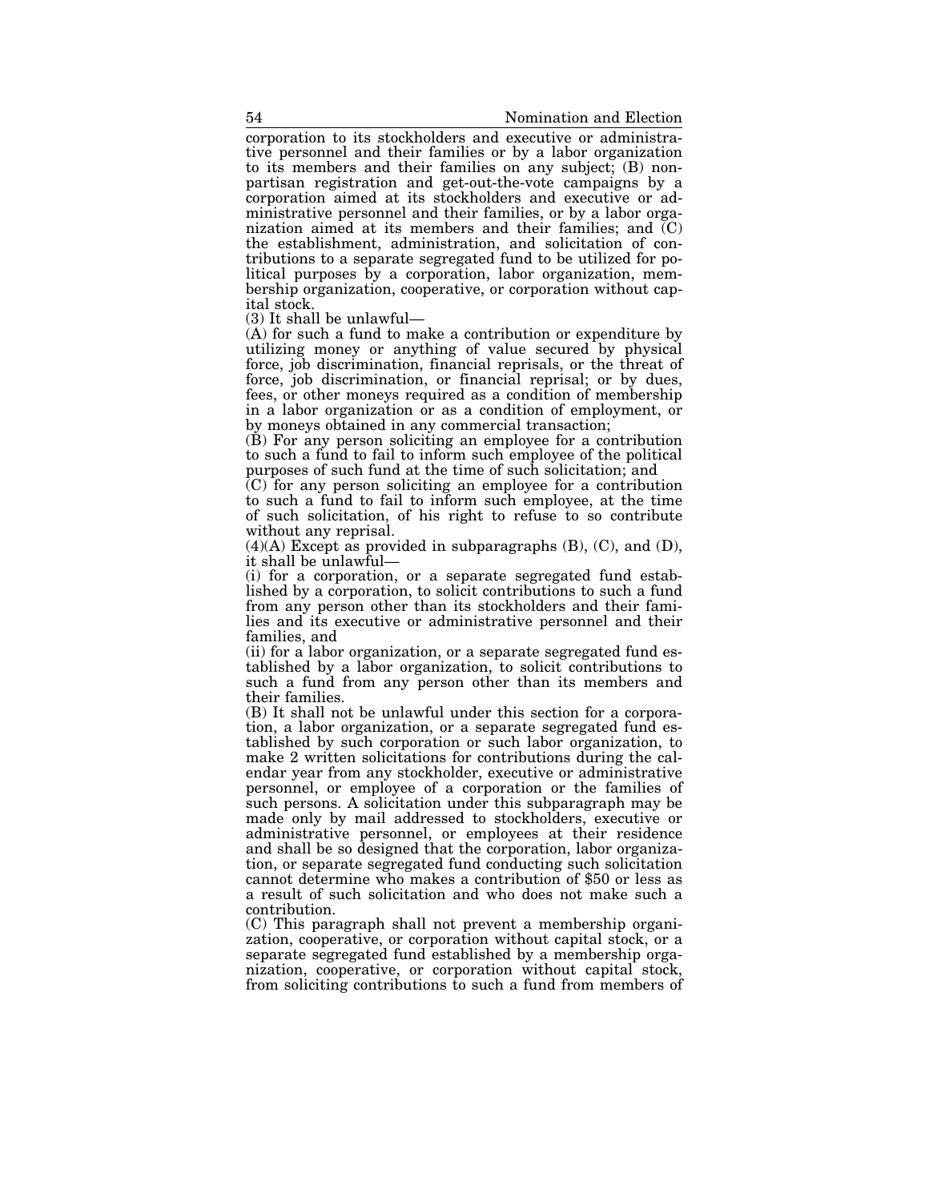corporation to its stockholders and executive or administrative personnel and their families or by a labor organization to its members and their families on any subject; (B) nonpartisan registration and get-out-the-vote campaigns by a corporation aimed at its stockholders and executive or administrative personnel and their families, or by a labor organization aimed at its members and their families; and (C) the establishment, administration, and solicitation of contributions to a separate segregated fund to be utilized for political purposes by a corporation, labor organization, membership organization, cooperative, or corporation without capital stock.

(3) It shall be unlawful—

(A) for such a fund to make a contribution or expenditure by utilizing money or anything of value secured by physical force, job discrimination, financial reprisals, or the threat of force, job discrimination, or financial reprisal; or by dues, fees, or other moneys required as a condition of membership in a labor organization or as a condition of employment, or by moneys obtained in any commercial transaction;

(B) For any person soliciting an employee for a contribution to such a fund to fail to inform such employee of the political purposes of such fund at the time of such solicitation; and

(C) for any person soliciting an employee for a contribution to such a fund to fail to inform such employee, at the time of such solicitation, of his right to refuse to so contribute without any reprisal.

(4)(A) Except as provided in subparagraphs (B), (C), and (D), it shall be unlawful—

(i) for a corporation, or a separate segregated fund established by a corporation, to solicit contributions to such a fund from any person other than its stockholders and their families and its executive or administrative personnel and their families, and

(ii) for a labor organization, or a separate segregated fund established by a labor organization, to solicit contributions to such a fund from any person other than its members and their families.

(B) It shall not be unlawful under this section for a corporation, a labor organization, or a separate segregated fund established by such corporation or such labor organization, to make 2 written solicitations for contributions during the calendar year from any stockholder, executive or administrative personnel, or employee of a corporation or the families of such persons. A solicitation under this subparagraph may be made only by mail addressed to stockholders, executive or administrative personnel, or employees at their residence and shall be so designed that the corporation, labor organization, or separate segregated fund conducting such solicitation cannot determine who makes a contribution of $50 or less as a result of such solicitation and who does not make such a contribution.

(C) This paragraph shall not prevent a membership organization, cooperative, or corporation without capital stock, or a separate segregated fund established by a membership organization, cooperative, or corporation without capital stock, from soliciting contributions to such a fund from members of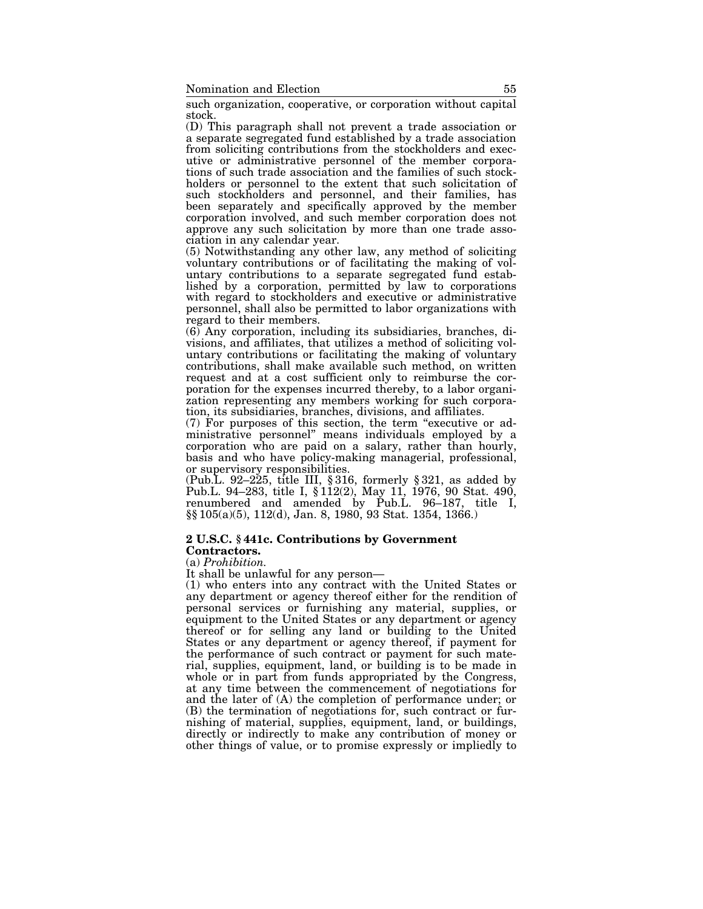such organization, cooperative, or corporation without capital stock.

(D) This paragraph shall not prevent a trade association or a separate segregated fund established by a trade association from soliciting contributions from the stockholders and executive or administrative personnel of the member corporations of such trade association and the families of such stockholders or personnel to the extent that such solicitation of such stockholders and personnel, and their families, has been separately and specifically approved by the member corporation involved, and such member corporation does not approve any such solicitation by more than one trade association in any calendar year.

(5) Notwithstanding any other law, any method of soliciting voluntary contributions or of facilitating the making of voluntary contributions to a separate segregated fund established by a corporation, permitted by law to corporations with regard to stockholders and executive or administrative personnel, shall also be permitted to labor organizations with regard to their members.

(6) Any corporation, including its subsidiaries, branches, divisions, and affiliates, that utilizes a method of soliciting voluntary contributions or facilitating the making of voluntary contributions, shall make available such method, on written request and at a cost sufficient only to reimburse the corporation for the expenses incurred thereby, to a labor organization representing any members working for such corporation, its subsidiaries, branches, divisions, and affiliates.

(7) For purposes of this section, the term "executive or administrative personnel" means individuals employed by a corporation who are paid on a salary, rather than hourly, basis and who have policy-making managerial, professional, or supervisory responsibilities.

(Pub.L. 92–225, title III, § 316, formerly § 321, as added by Pub.L. 94–283, title I, § 112(2), May 11, 1976, 90 Stat. 490, renumbered and amended by Pub.L. 96–187, title I, §§ 105(a)(5), 112(d), Jan. 8, 1980, 93 Stat. 1354, 1366.)

**2 U.S.C. § 441c. Contributions by Government Contractors.**

(a) *Prohibition.*

It shall be unlawful for any person—

(1) who enters into any contract with the United States or any department or agency thereof either for the rendition of personal services or furnishing any material, supplies, or equipment to the United States or any department or agency thereof or for selling any land or building to the United States or any department or agency thereof, if payment for the performance of such contract or payment for such material, supplies, equipment, land, or building is to be made in whole or in part from funds appropriated by the Congress, at any time between the commencement of negotiations for and the later of (A) the completion of performance under; or (B) the termination of negotiations for, such contract or furnishing of material, supplies, equipment, land, or buildings, directly or indirectly to make any contribution of money or other things of value, or to promise expressly or impliedly to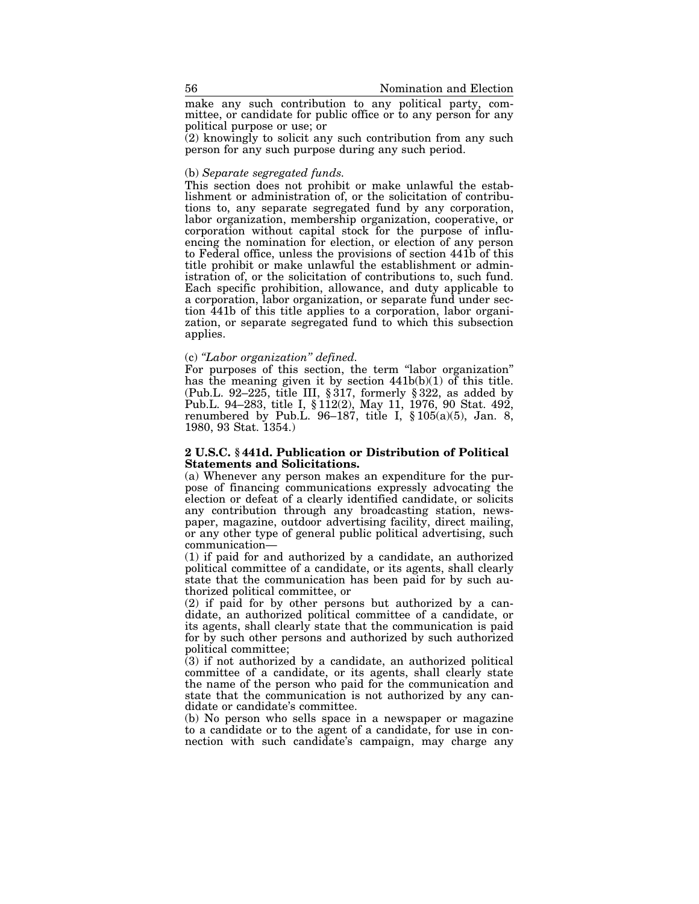make any such contribution to any political party, committee, or candidate for public office or to any person for any political purpose or use; or

(2) knowingly to solicit any such contribution from any such person for any such purpose during any such period.

(b) *Separate segregated funds.*

This section does not prohibit or make unlawful the establishment or administration of, or the solicitation of contributions to, any separate segregated fund by any corporation, labor organization, membership organization, cooperative, or corporation without capital stock for the purpose of influencing the nomination for election, or election of any person to Federal office, unless the provisions of section 441b of this title prohibit or make unlawful the establishment or administration of, or the solicitation of contributions to, such fund. Each specific prohibition, allowance, and duty applicable to a corporation, labor organization, or separate fund under section 441b of this title applies to a corporation, labor organization, or separate segregated fund to which this subsection applies.

(c) *"Labor organization" defined.*

For purposes of this section, the term "labor organization" has the meaning given it by section 441b(b)(1) of this title. (Pub.L. 92–225, title III, § 317, formerly § 322, as added by Pub.L. 94–283, title I, § 112(2), May 11, 1976, 90 Stat. 492, renumbered by Pub.L. 96–187, title I, § 105(a)(5), Jan. 8, 1980, 93 Stat. 1354.)

**2 U.S.C. § 441d. Publication or Distribution of Political Statements and Solicitations.**

(a) Whenever any person makes an expenditure for the purpose of financing communications expressly advocating the election or defeat of a clearly identified candidate, or solicits any contribution through any broadcasting station, newspaper, magazine, outdoor advertising facility, direct mailing, or any other type of general public political advertising, such communication—

(1) if paid for and authorized by a candidate, an authorized political committee of a candidate, or its agents, shall clearly state that the communication has been paid for by such authorized political committee, or

(2) if paid for by other persons but authorized by a candidate, an authorized political committee of a candidate, or its agents, shall clearly state that the communication is paid for by such other persons and authorized by such authorized political committee;

(3) if not authorized by a candidate, an authorized political committee of a candidate, or its agents, shall clearly state the name of the person who paid for the communication and state that the communication is not authorized by any candidate or candidate's committee.

(b) No person who sells space in a newspaper or magazine to a candidate or to the agent of a candidate, for use in connection with such candidate's campaign, may charge any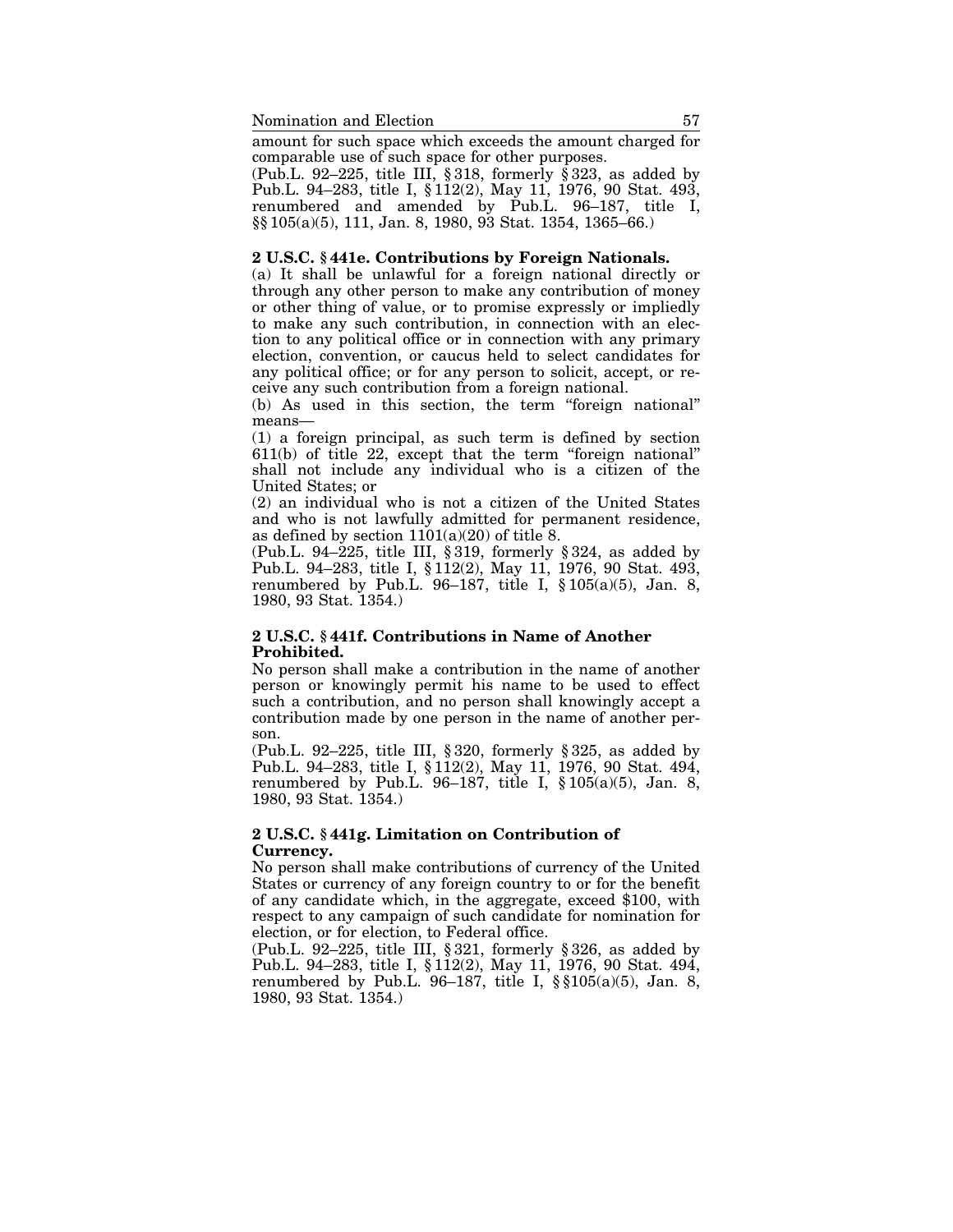amount for such space which exceeds the amount charged for comparable use of such space for other purposes.

(Pub.L. 92–225, title III, § 318, formerly § 323, as added by Pub.L. 94–283, title I, § 112(2), May 11, 1976, 90 Stat. 493, renumbered and amended by Pub.L. 96–187, title I, §§ 105(a)(5), 111, Jan. 8, 1980, 93 Stat. 1354, 1365–66.)

### 2 U.S.C. § 441e. Contributions by Foreign Nationals.

(a) It shall be unlawful for a foreign national directly or through any other person to make any contribution of money or other thing of value, or to promise expressly or impliedly to make any such contribution, in connection with an election to any political office or in connection with any primary election, convention, or caucus held to select candidates for any political office; or for any person to solicit, accept, or receive any such contribution from a foreign national.

(b) As used in this section, the term "foreign national" means—

(1) a foreign principal, as such term is defined by section 611(b) of title 22, except that the term "foreign national" shall not include any individual who is a citizen of the United States; or

(2) an individual who is not a citizen of the United States and who is not lawfully admitted for permanent residence, as defined by section 1101(a)(20) of title 8.

(Pub.L. 94–225, title III, § 319, formerly § 324, as added by Pub.L. 94–283, title I, § 112(2), May 11, 1976, 90 Stat. 493, renumbered by Pub.L. 96–187, title I, § 105(a)(5), Jan. 8, 1980, 93 Stat. 1354.)

### 2 U.S.C. § 441f. Contributions in Name of Another Prohibited.

No person shall make a contribution in the name of another person or knowingly permit his name to be used to effect such a contribution, and no person shall knowingly accept a contribution made by one person in the name of another person.

(Pub.L. 92–225, title III, § 320, formerly § 325, as added by Pub.L. 94–283, title I, § 112(2), May 11, 1976, 90 Stat. 494, renumbered by Pub.L. 96–187, title I, § 105(a)(5), Jan. 8, 1980, 93 Stat. 1354.)

### 2 U.S.C. § 441g. Limitation on Contribution of Currency.

No person shall make contributions of currency of the United States or currency of any foreign country to or for the benefit of any candidate which, in the aggregate, exceed $100, with respect to any campaign of such candidate for nomination for election, or for election, to Federal office.

(Pub.L. 92–225, title III, § 321, formerly § 326, as added by Pub.L. 94–283, title I, § 112(2), May 11, 1976, 90 Stat. 494, renumbered by Pub.L. 96–187, title I, § §105(a)(5), Jan. 8, 1980, 93 Stat. 1354.)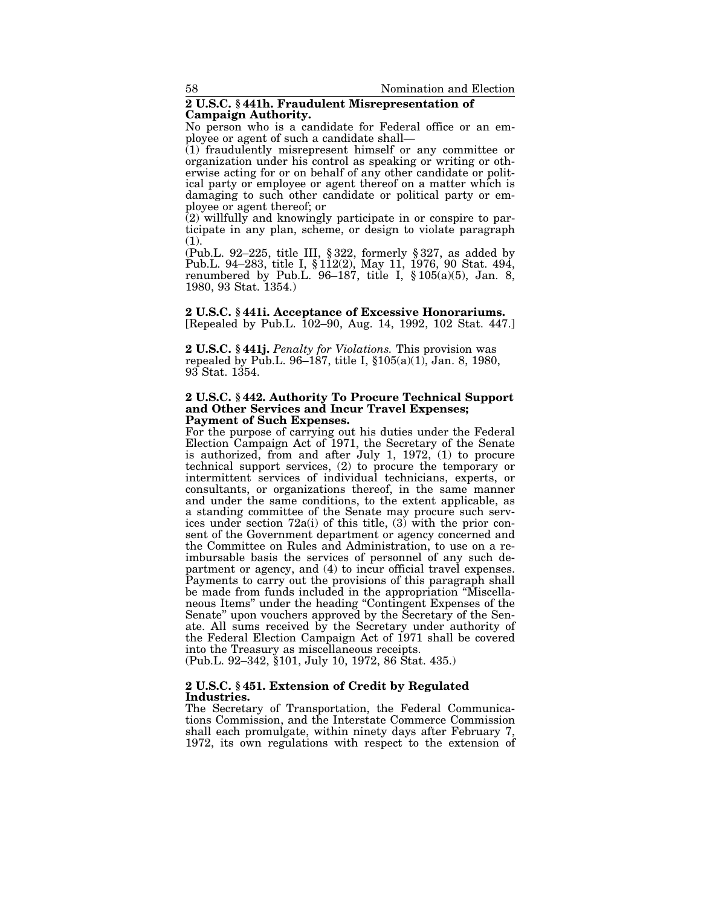**2 U.S.C. § 441h. Fraudulent Misrepresentation of Campaign Authority.**

No person who is a candidate for Federal office or an employee or agent of such a candidate shall—

(1) fraudulently misrepresent himself or any committee or organization under his control as speaking or writing or otherwise acting for or on behalf of any other candidate or political party or employee or agent thereof on a matter which is damaging to such other candidate or political party or employee or agent thereof; or

(2) willfully and knowingly participate in or conspire to participate in any plan, scheme, or design to violate paragraph (1).

(Pub.L. 92–225, title III, § 322, formerly § 327, as added by Pub.L. 94–283, title I, § 112(2), May 11, 1976, 90 Stat. 494, renumbered by Pub.L. 96–187, title I, § 105(a)(5), Jan. 8, 1980, 93 Stat. 1354.)

**2 U.S.C. § 441i. Acceptance of Excessive Honorariums.**
[Repealed by Pub.L. 102–90, Aug. 14, 1992, 102 Stat. 447.]

**2 U.S.C. § 441j.** *Penalty for Violations.* This provision was repealed by Pub.L. 96–187, title I, §105(a)(1), Jan. 8, 1980, 93 Stat. 1354.

**2 U.S.C. § 442. Authority To Procure Technical Support and Other Services and Incur Travel Expenses; Payment of Such Expenses.**

For the purpose of carrying out his duties under the Federal Election Campaign Act of 1971, the Secretary of the Senate is authorized, from and after July 1, 1972, (1) to procure technical support services, (2) to procure the temporary or intermittent services of individual technicians, experts, or consultants, or organizations thereof, in the same manner and under the same conditions, to the extent applicable, as a standing committee of the Senate may procure such services under section 72a(i) of this title, (3) with the prior consent of the Government department or agency concerned and the Committee on Rules and Administration, to use on a reimbursable basis the services of personnel of any such department or agency, and (4) to incur official travel expenses. Payments to carry out the provisions of this paragraph shall be made from funds included in the appropriation "Miscellaneous Items" under the heading "Contingent Expenses of the Senate" upon vouchers approved by the Secretary of the Senate. All sums received by the Secretary under authority of the Federal Election Campaign Act of 1971 shall be covered into the Treasury as miscellaneous receipts.
(Pub.L. 92–342, §101, July 10, 1972, 86 Stat. 435.)

**2 U.S.C. § 451. Extension of Credit by Regulated Industries.**

The Secretary of Transportation, the Federal Communications Commission, and the Interstate Commerce Commission shall each promulgate, within ninety days after February 7, 1972, its own regulations with respect to the extension of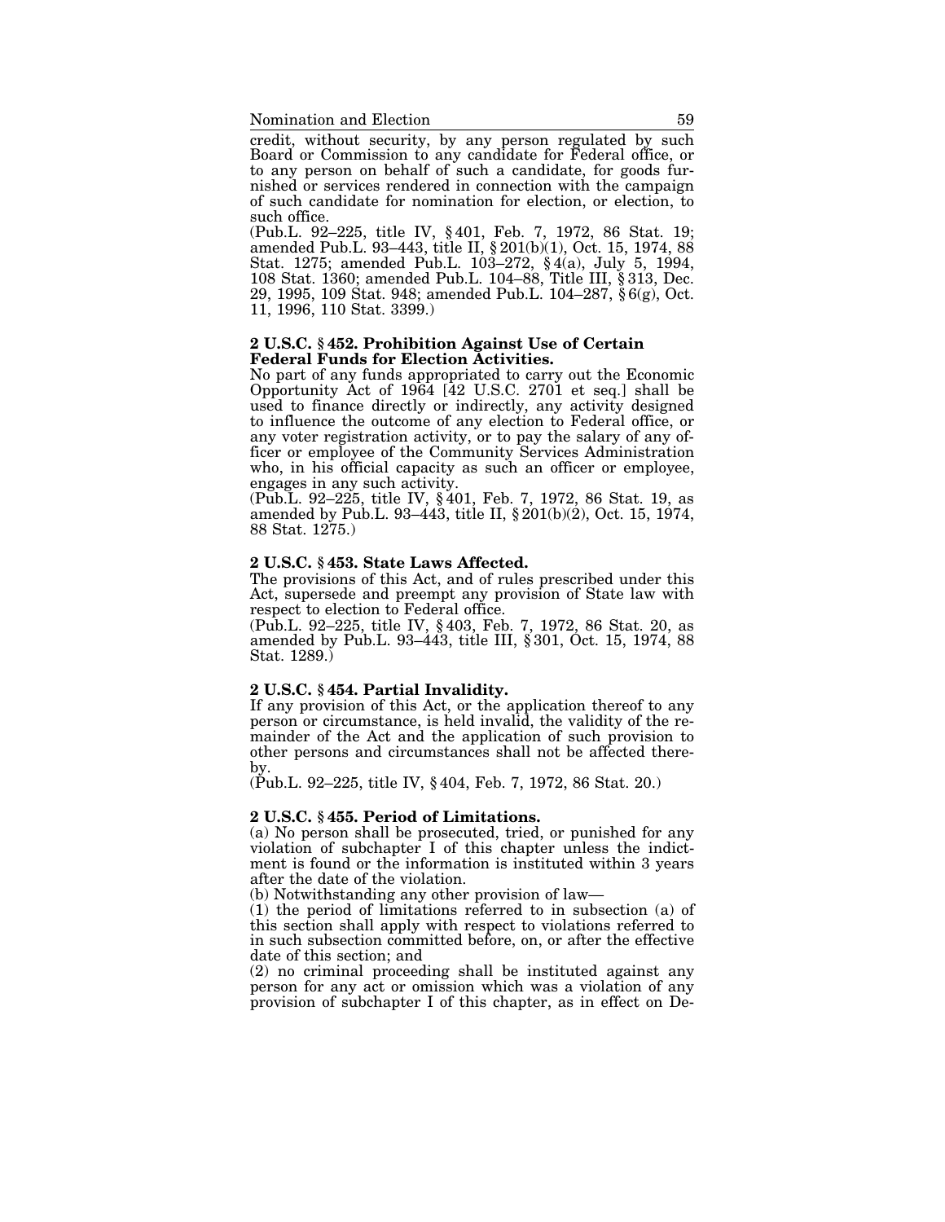credit, without security, by any person regulated by such Board or Commission to any candidate for Federal office, or to any person on behalf of such a candidate, for goods furnished or services rendered in connection with the campaign of such candidate for nomination for election, or election, to such office.

(Pub.L. 92–225, title IV, § 401, Feb. 7, 1972, 86 Stat. 19; amended Pub.L. 93–443, title II, § 201(b)(1), Oct. 15, 1974, 88 Stat. 1275; amended Pub.L. 103–272, § 4(a), July 5, 1994, 108 Stat. 1360; amended Pub.L. 104–88, Title III, § 313, Dec. 29, 1995, 109 Stat. 948; amended Pub.L. 104–287, § 6(g), Oct. 11, 1996, 110 Stat. 3399.)

**2 U.S.C. § 452. Prohibition Against Use of Certain Federal Funds for Election Activities.**

No part of any funds appropriated to carry out the Economic Opportunity Act of 1964 [42 U.S.C. 2701 et seq.] shall be used to finance directly or indirectly, any activity designed to influence the outcome of any election to Federal office, or any voter registration activity, or to pay the salary of any officer or employee of the Community Services Administration who, in his official capacity as such an officer or employee, engages in any such activity.

(Pub.L. 92–225, title IV, § 401, Feb. 7, 1972, 86 Stat. 19, as amended by Pub.L. 93–443, title II, § 201(b)(2), Oct. 15, 1974, 88 Stat. 1275.)

**2 U.S.C. § 453. State Laws Affected.**

The provisions of this Act, and of rules prescribed under this Act, supersede and preempt any provision of State law with respect to election to Federal office.

(Pub.L. 92–225, title IV, § 403, Feb. 7, 1972, 86 Stat. 20, as amended by Pub.L. 93–443, title III, § 301, Oct. 15, 1974, 88 Stat. 1289.)

**2 U.S.C. § 454. Partial Invalidity.**

If any provision of this Act, or the application thereof to any person or circumstance, is held invalid, the validity of the remainder of the Act and the application of such provision to other persons and circumstances shall not be affected thereby.

(Pub.L. 92–225, title IV, § 404, Feb. 7, 1972, 86 Stat. 20.)

**2 U.S.C. § 455. Period of Limitations.**

(a) No person shall be prosecuted, tried, or punished for any violation of subchapter I of this chapter unless the indictment is found or the information is instituted within 3 years after the date of the violation.

(b) Notwithstanding any other provision of law—

(1) the period of limitations referred to in subsection (a) of this section shall apply with respect to violations referred to in such subsection committed before, on, or after the effective date of this section; and

(2) no criminal proceeding shall be instituted against any person for any act or omission which was a violation of any provision of subchapter I of this chapter, as in effect on De-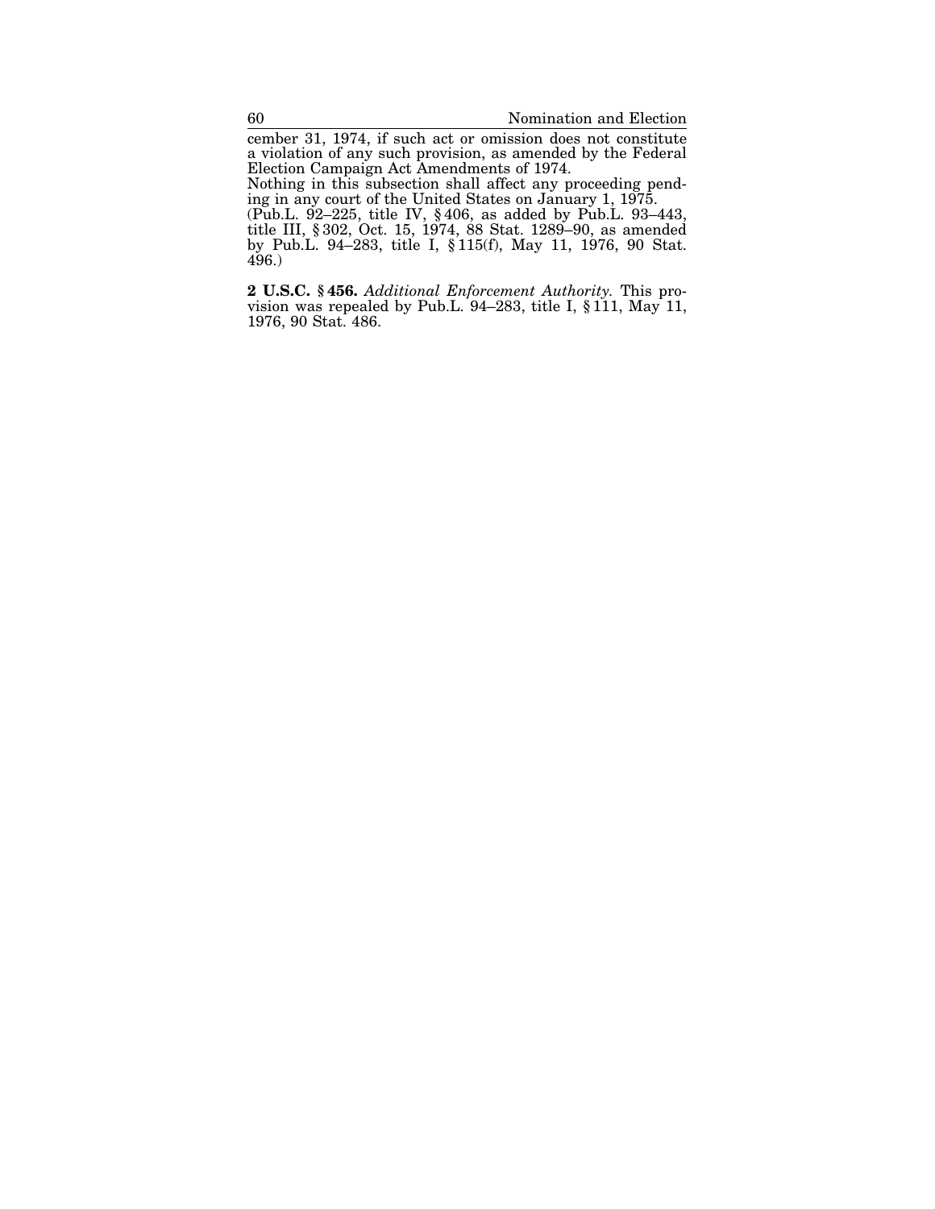cember 31, 1974, if such act or omission does not constitute a violation of any such provision, as amended by the Federal Election Campaign Act Amendments of 1974.

Nothing in this subsection shall affect any proceeding pending in any court of the United States on January 1, 1975.

(Pub.L. 92–225, title IV, § 406, as added by Pub.L. 93–443, title III, § 302, Oct. 15, 1974, 88 Stat. 1289–90, as amended by Pub.L. 94–283, title I, § 115(f), May 11, 1976, 90 Stat. 496.)

**2 U.S.C. § 456.** *Additional Enforcement Authority.* This provision was repealed by Pub.L. 94–283, title I, § 111, May 11, 1976, 90 Stat. 486.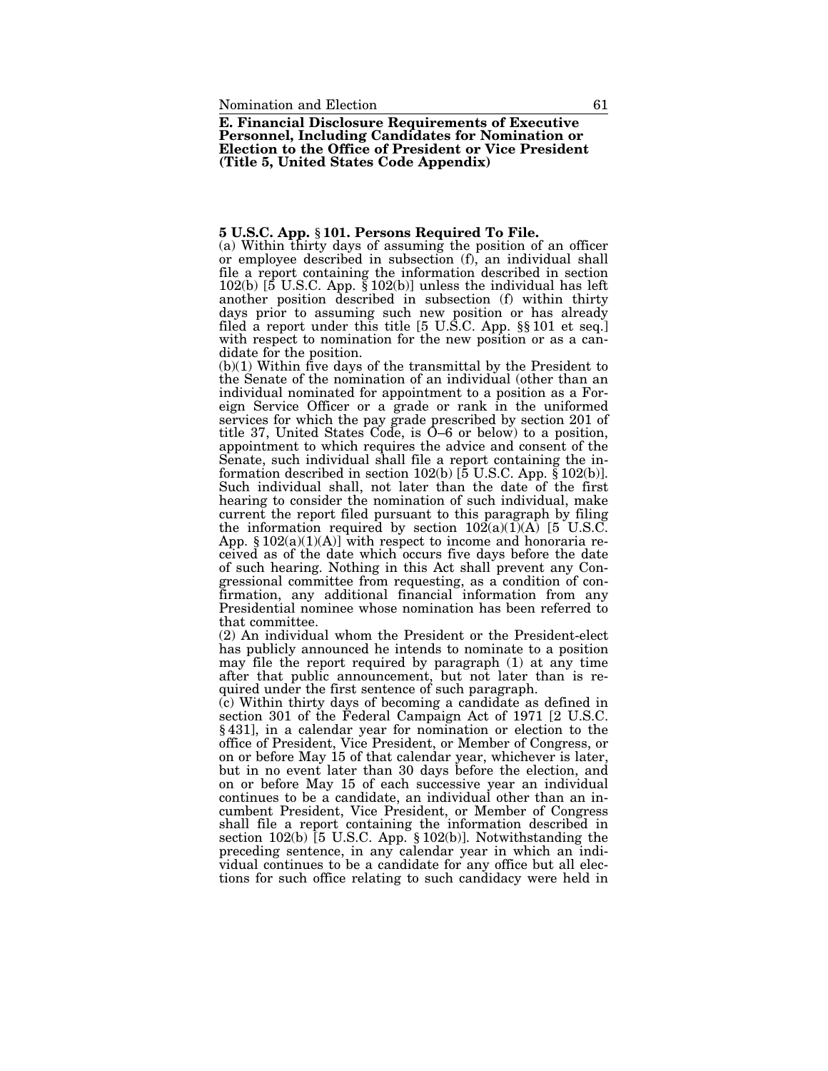## E. Financial Disclosure Requirements of Executive Personnel, Including Candidates for Nomination or Election to the Office of President or Vice President (Title 5, United States Code Appendix)

### 5 U.S.C. App. § 101. Persons Required To File.

(a) Within thirty days of assuming the position of an officer or employee described in subsection (f), an individual shall file a report containing the information described in section 102(b) [5 U.S.C. App. § 102(b)] unless the individual has left another position described in subsection (f) within thirty days prior to assuming such new position or has already filed a report under this title [5 U.S.C. App. §§ 101 et seq.] with respect to nomination for the new position or as a candidate for the position.

(b)(1) Within five days of the transmittal by the President to the Senate of the nomination of an individual (other than an individual nominated for appointment to a position as a Foreign Service Officer or a grade or rank in the uniformed services for which the pay grade prescribed by section 201 of title 37, United States Code, is O–6 or below) to a position, appointment to which requires the advice and consent of the Senate, such individual shall file a report containing the information described in section 102(b) [5 U.S.C. App. § 102(b)]. Such individual shall, not later than the date of the first hearing to consider the nomination of such individual, make current the report filed pursuant to this paragraph by filing the information required by section 102(a)(1)(A) [5 U.S.C. App. § 102(a)(1)(A)] with respect to income and honoraria received as of the date which occurs five days before the date of such hearing. Nothing in this Act shall prevent any Congressional committee from requesting, as a condition of confirmation, any additional financial information from any Presidential nominee whose nomination has been referred to that committee.

(2) An individual whom the President or the President-elect has publicly announced he intends to nominate to a position may file the report required by paragraph (1) at any time after that public announcement, but not later than is required under the first sentence of such paragraph.

(c) Within thirty days of becoming a candidate as defined in section 301 of the Federal Campaign Act of 1971 [2 U.S.C. § 431], in a calendar year for nomination or election to the office of President, Vice President, or Member of Congress, or on or before May 15 of that calendar year, whichever is later, but in no event later than 30 days before the election, and on or before May 15 of each successive year an individual continues to be a candidate, an individual other than an incumbent President, Vice President, or Member of Congress shall file a report containing the information described in section 102(b) [5 U.S.C. App. § 102(b)]. Notwithstanding the preceding sentence, in any calendar year in which an individual continues to be a candidate for any office but all elections for such office relating to such candidacy were held in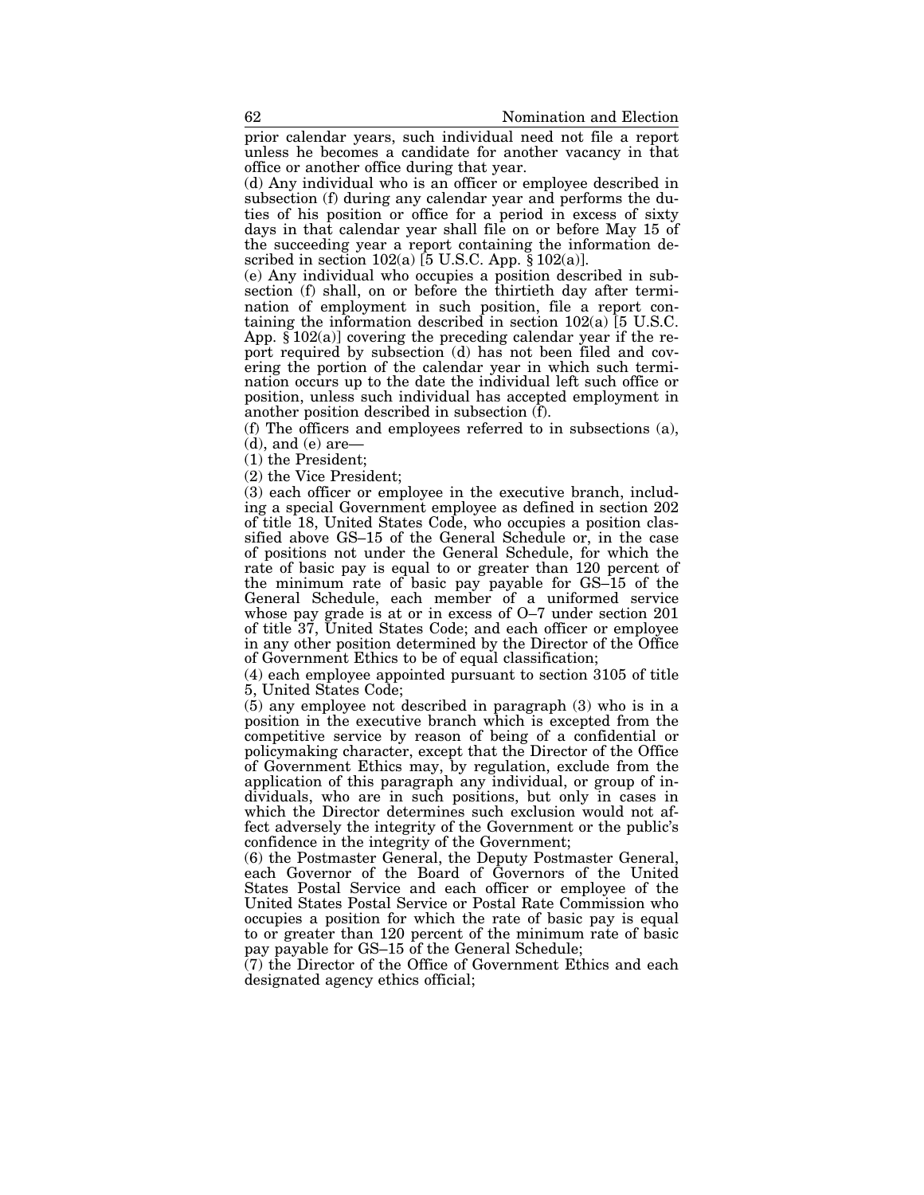prior calendar years, such individual need not file a report unless he becomes a candidate for another vacancy in that office or another office during that year.

(d) Any individual who is an officer or employee described in subsection (f) during any calendar year and performs the duties of his position or office for a period in excess of sixty days in that calendar year shall file on or before May 15 of the succeeding year a report containing the information described in section 102(a) [5 U.S.C. App. § 102(a)].

(e) Any individual who occupies a position described in subsection (f) shall, on or before the thirtieth day after termination of employment in such position, file a report containing the information described in section 102(a) [5 U.S.C. App. § 102(a)] covering the preceding calendar year if the report required by subsection (d) has not been filed and covering the portion of the calendar year in which such termination occurs up to the date the individual left such office or position, unless such individual has accepted employment in another position described in subsection (f).

(f) The officers and employees referred to in subsections (a), (d), and (e) are—

(1) the President;

(2) the Vice President;

(3) each officer or employee in the executive branch, including a special Government employee as defined in section 202 of title 18, United States Code, who occupies a position classified above GS–15 of the General Schedule or, in the case of positions not under the General Schedule, for which the rate of basic pay is equal to or greater than 120 percent of the minimum rate of basic pay payable for GS–15 of the General Schedule, each member of a uniformed service whose pay grade is at or in excess of O–7 under section 201 of title 37, United States Code; and each officer or employee in any other position determined by the Director of the Office of Government Ethics to be of equal classification;

(4) each employee appointed pursuant to section 3105 of title 5, United States Code;

(5) any employee not described in paragraph (3) who is in a position in the executive branch which is excepted from the competitive service by reason of being of a confidential or policymaking character, except that the Director of the Office of Government Ethics may, by regulation, exclude from the application of this paragraph any individual, or group of individuals, who are in such positions, but only in cases in which the Director determines such exclusion would not affect adversely the integrity of the Government or the public's confidence in the integrity of the Government;

(6) the Postmaster General, the Deputy Postmaster General, each Governor of the Board of Governors of the United States Postal Service and each officer or employee of the United States Postal Service or Postal Rate Commission who occupies a position for which the rate of basic pay is equal to or greater than 120 percent of the minimum rate of basic pay payable for GS–15 of the General Schedule;

(7) the Director of the Office of Government Ethics and each designated agency ethics official;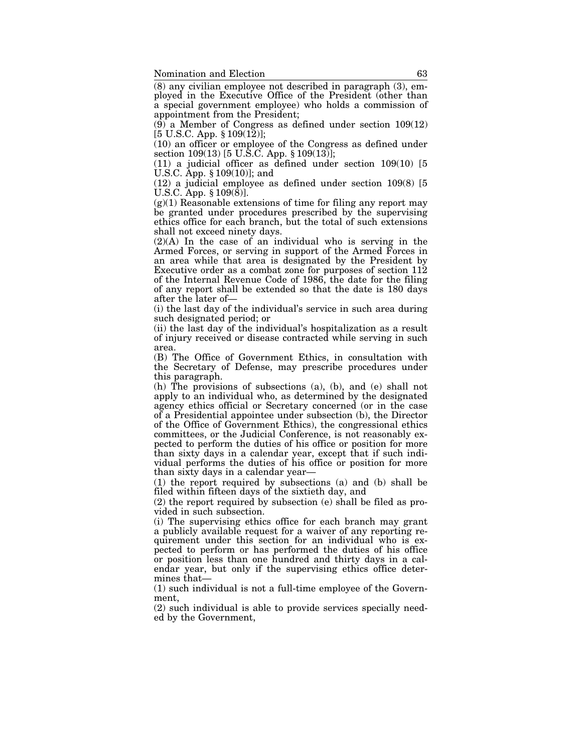(8) any civilian employee not described in paragraph (3), employed in the Executive Office of the President (other than a special government employee) who holds a commission of appointment from the President;

(9) a Member of Congress as defined under section 109(12) [5 U.S.C. App. § 109(12)];

(10) an officer or employee of the Congress as defined under section 109(13) [5 U.S.C. App. § 109(13)];

(11) a judicial officer as defined under section 109(10) [5 U.S.C. App. § 109(10)]; and

(12) a judicial employee as defined under section 109(8) [5 U.S.C. App. § 109(8)].

(g)(1) Reasonable extensions of time for filing any report may be granted under procedures prescribed by the supervising ethics office for each branch, but the total of such extensions shall not exceed ninety days.

(2)(A) In the case of an individual who is serving in the Armed Forces, or serving in support of the Armed Forces in an area while that area is designated by the President by Executive order as a combat zone for purposes of section 112 of the Internal Revenue Code of 1986, the date for the filing of any report shall be extended so that the date is 180 days after the later of—

(i) the last day of the individual's service in such area during such designated period; or

(ii) the last day of the individual's hospitalization as a result of injury received or disease contracted while serving in such area.

(B) The Office of Government Ethics, in consultation with the Secretary of Defense, may prescribe procedures under this paragraph.

(h) The provisions of subsections (a), (b), and (e) shall not apply to an individual who, as determined by the designated agency ethics official or Secretary concerned (or in the case of a Presidential appointee under subsection (b), the Director of the Office of Government Ethics), the congressional ethics committees, or the Judicial Conference, is not reasonably expected to perform the duties of his office or position for more than sixty days in a calendar year, except that if such individual performs the duties of his office or position for more than sixty days in a calendar year—

(1) the report required by subsections (a) and (b) shall be filed within fifteen days of the sixtieth day, and

(2) the report required by subsection (e) shall be filed as provided in such subsection.

(i) The supervising ethics office for each branch may grant a publicly available request for a waiver of any reporting requirement under this section for an individual who is expected to perform or has performed the duties of his office or position less than one hundred and thirty days in a calendar year, but only if the supervising ethics office determines that—

(1) such individual is not a full-time employee of the Government,

(2) such individual is able to provide services specially needed by the Government,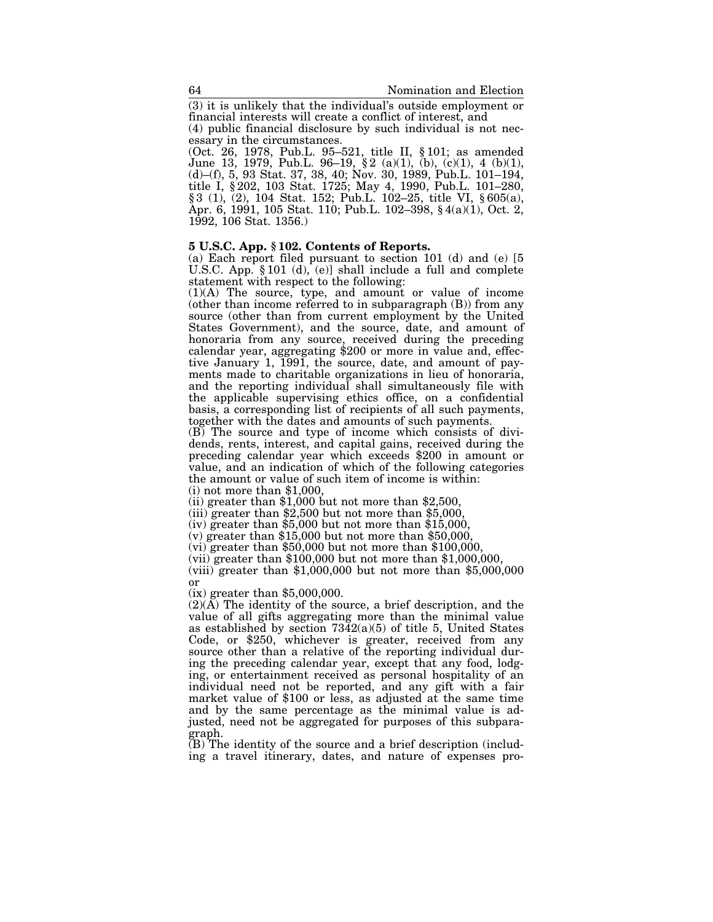(3) it is unlikely that the individual's outside employment or financial interests will create a conflict of interest, and

(4) public financial disclosure by such individual is not necessary in the circumstances.

(Oct. 26, 1978, Pub.L. 95–521, title II, § 101; as amended June 13, 1979, Pub.L. 96–19, § 2 (a)(1), (b), (c)(1), 4 (b)(1), (d)–(f), 5, 93 Stat. 37, 38, 40; Nov. 30, 1989, Pub.L. 101–194, title I, § 202, 103 Stat. 1725; May 4, 1990, Pub.L. 101–280, § 3 (1), (2), 104 Stat. 152; Pub.L. 102–25, title VI, § 605(a), Apr. 6, 1991, 105 Stat. 110; Pub.L. 102–398, § 4(a)(1), Oct. 2, 1992, 106 Stat. 1356.)

**5 U.S.C. App. § 102. Contents of Reports.**

(a) Each report filed pursuant to section 101 (d) and (e) [5 U.S.C. App. § 101 (d), (e)] shall include a full and complete statement with respect to the following:

(1)(A) The source, type, and amount or value of income (other than income referred to in subparagraph (B)) from any source (other than from current employment by the United States Government), and the source, date, and amount of honoraria from any source, received during the preceding calendar year, aggregating $200 or more in value and, effective January 1, 1991, the source, date, and amount of payments made to charitable organizations in lieu of honoraria, and the reporting individual shall simultaneously file with the applicable supervising ethics office, on a confidential basis, a corresponding list of recipients of all such payments, together with the dates and amounts of such payments.

(B) The source and type of income which consists of dividends, rents, interest, and capital gains, received during the preceding calendar year which exceeds $200 in amount or value, and an indication of which of the following categories the amount or value of such item of income is within:

(i) not more than $1,000,

(ii) greater than $1,000 but not more than $2,500,

(iii) greater than $2,500 but not more than $5,000,

(iv) greater than $5,000 but not more than $15,000,

(v) greater than $15,000 but not more than $50,000,

(vi) greater than $50,000 but not more than $100,000,

(vii) greater than $100,000 but not more than $1,000,000,

(viii) greater than $1,000,000 but not more than $5,000,000 or

(ix) greater than $5,000,000.

(2)(A) The identity of the source, a brief description, and the value of all gifts aggregating more than the minimal value as established by section 7342(a)(5) of title 5, United States Code, or $250, whichever is greater, received from any source other than a relative of the reporting individual during the preceding calendar year, except that any food, lodging, or entertainment received as personal hospitality of an individual need not be reported, and any gift with a fair market value of $100 or less, as adjusted at the same time and by the same percentage as the minimal value is adjusted, need not be aggregated for purposes of this subparagraph.

(B) The identity of the source and a brief description (including a travel itinerary, dates, and nature of expenses pro-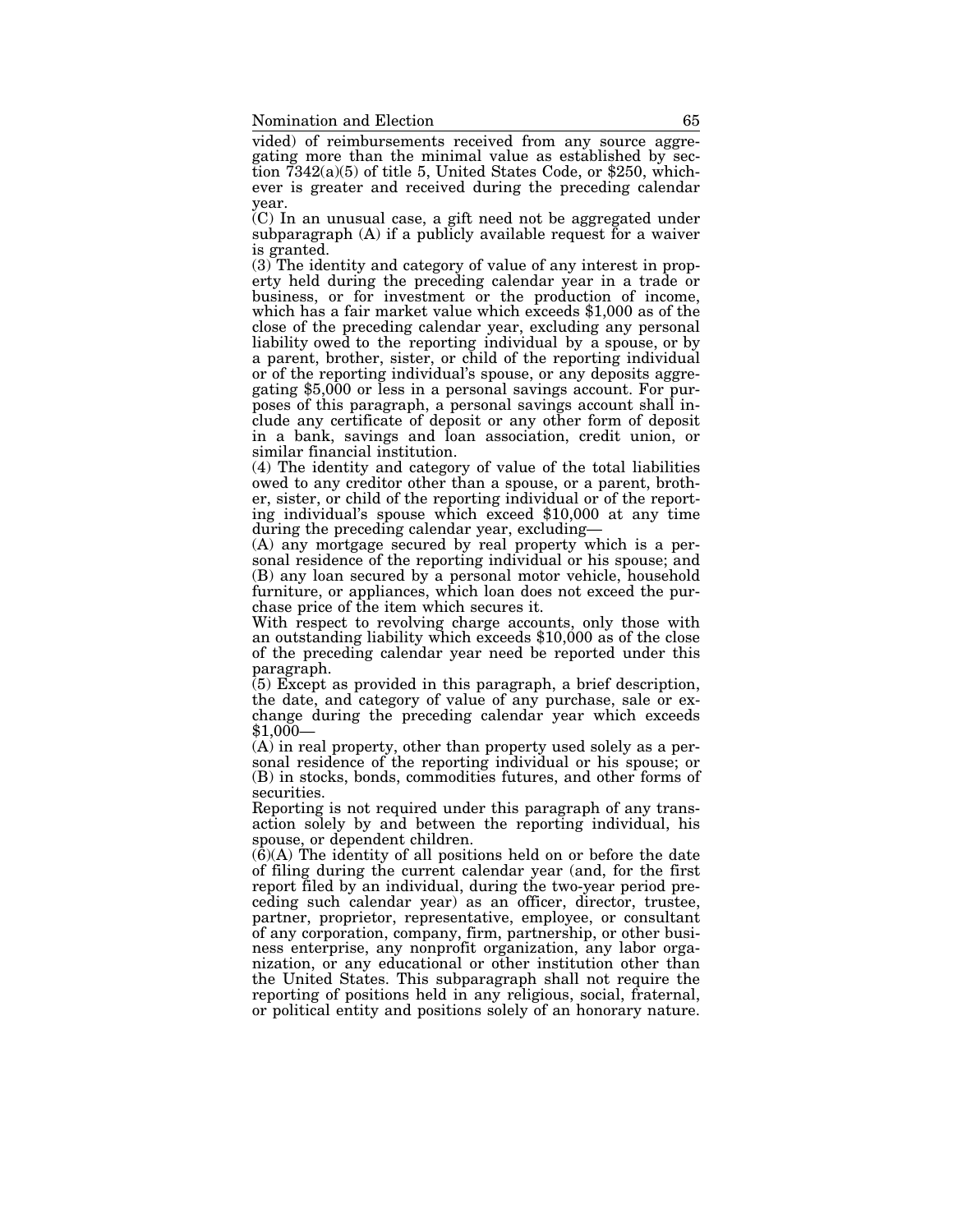vided) of reimbursements received from any source aggregating more than the minimal value as established by section 7342(a)(5) of title 5, United States Code, or $250, whichever is greater and received during the preceding calendar year.

(C) In an unusual case, a gift need not be aggregated under subparagraph (A) if a publicly available request for a waiver is granted.

(3) The identity and category of value of any interest in property held during the preceding calendar year in a trade or business, or for investment or the production of income, which has a fair market value which exceeds $1,000 as of the close of the preceding calendar year, excluding any personal liability owed to the reporting individual by a spouse, or by a parent, brother, sister, or child of the reporting individual or of the reporting individual's spouse, or any deposits aggregating $5,000 or less in a personal savings account. For purposes of this paragraph, a personal savings account shall include any certificate of deposit or any other form of deposit in a bank, savings and loan association, credit union, or similar financial institution.

(4) The identity and category of value of the total liabilities owed to any creditor other than a spouse, or a parent, brother, sister, or child of the reporting individual or of the reporting individual's spouse which exceed $10,000 at any time during the preceding calendar year, excluding—

(A) any mortgage secured by real property which is a personal residence of the reporting individual or his spouse; and

(B) any loan secured by a personal motor vehicle, household furniture, or appliances, which loan does not exceed the purchase price of the item which secures it.

With respect to revolving charge accounts, only those with an outstanding liability which exceeds $10,000 as of the close of the preceding calendar year need be reported under this paragraph.

(5) Except as provided in this paragraph, a brief description, the date, and category of value of any purchase, sale or exchange during the preceding calendar year which exceeds $1,000—

(A) in real property, other than property used solely as a personal residence of the reporting individual or his spouse; or

(B) in stocks, bonds, commodities futures, and other forms of securities.

Reporting is not required under this paragraph of any transaction solely by and between the reporting individual, his spouse, or dependent children.

(6)(A) The identity of all positions held on or before the date of filing during the current calendar year (and, for the first report filed by an individual, during the two-year period preceding such calendar year) as an officer, director, trustee, partner, proprietor, representative, employee, or consultant of any corporation, company, firm, partnership, or other business enterprise, any nonprofit organization, any labor organization, or any educational or other institution other than the United States. This subparagraph shall not require the reporting of positions held in any religious, social, fraternal, or political entity and positions solely of an honorary nature.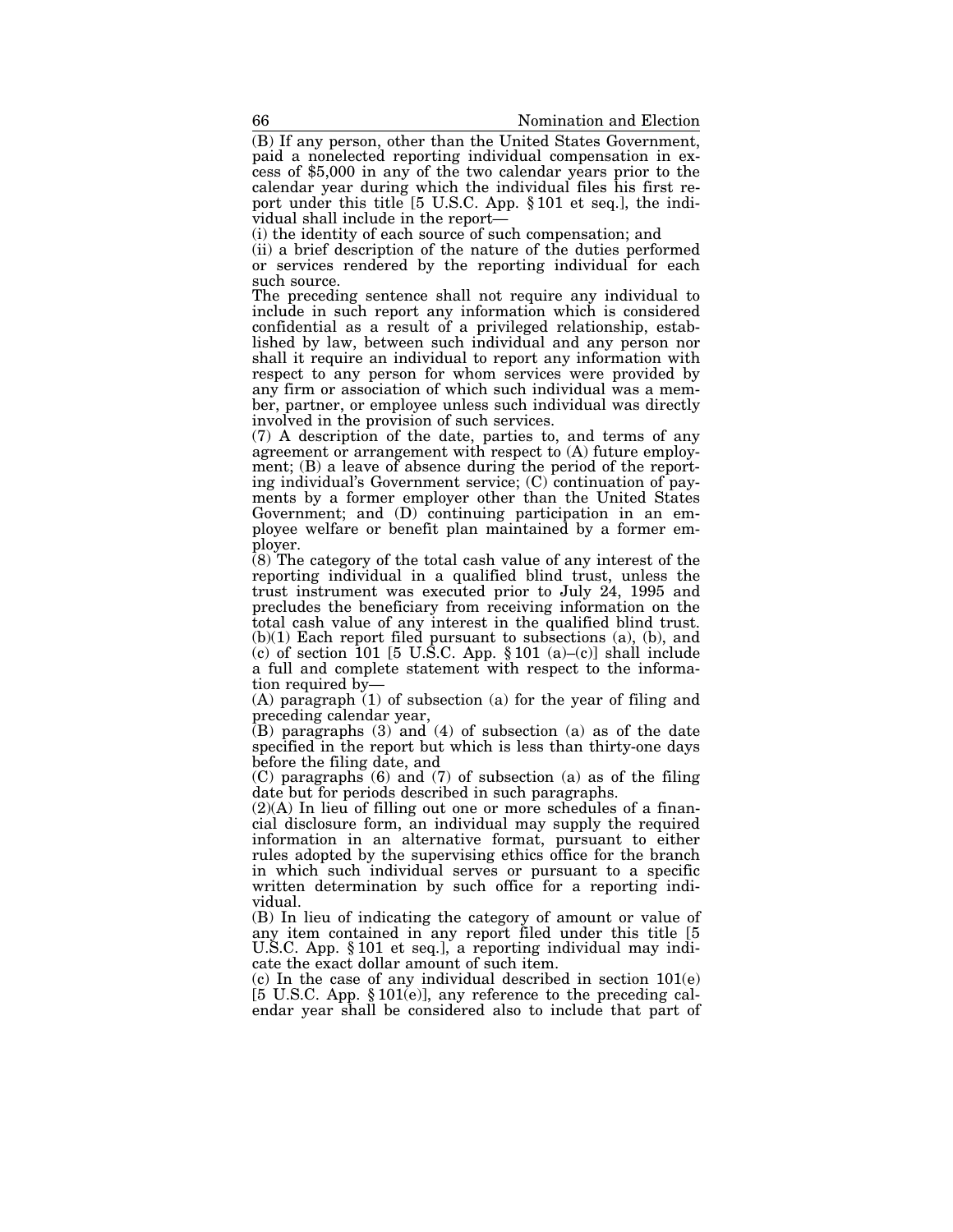(B) If any person, other than the United States Government, paid a nonelected reporting individual compensation in excess of $5,000 in any of the two calendar years prior to the calendar year during which the individual files his first report under this title [5 U.S.C. App. § 101 et seq.], the individual shall include in the report—

(i) the identity of each source of such compensation; and

(ii) a brief description of the nature of the duties performed or services rendered by the reporting individual for each such source.

The preceding sentence shall not require any individual to include in such report any information which is considered confidential as a result of a privileged relationship, established by law, between such individual and any person nor shall it require an individual to report any information with respect to any person for whom services were provided by any firm or association of which such individual was a member, partner, or employee unless such individual was directly involved in the provision of such services.

(7) A description of the date, parties to, and terms of any agreement or arrangement with respect to (A) future employment; (B) a leave of absence during the period of the reporting individual's Government service; (C) continuation of payments by a former employer other than the United States Government; and (D) continuing participation in an employee welfare or benefit plan maintained by a former employer.

(8) The category of the total cash value of any interest of the reporting individual in a qualified blind trust, unless the trust instrument was executed prior to July 24, 1995 and precludes the beneficiary from receiving information on the total cash value of any interest in the qualified blind trust.

(b)(1) Each report filed pursuant to subsections (a), (b), and (c) of section 101 [5 U.S.C. App. § 101 (a)–(c)] shall include a full and complete statement with respect to the information required by—

(A) paragraph (1) of subsection (a) for the year of filing and preceding calendar year,

(B) paragraphs (3) and (4) of subsection (a) as of the date specified in the report but which is less than thirty-one days before the filing date, and

(C) paragraphs (6) and (7) of subsection (a) as of the filing date but for periods described in such paragraphs.

(2)(A) In lieu of filling out one or more schedules of a financial disclosure form, an individual may supply the required information in an alternative format, pursuant to either rules adopted by the supervising ethics office for the branch in which such individual serves or pursuant to a specific written determination by such office for a reporting individual.

(B) In lieu of indicating the category of amount or value of any item contained in any report filed under this title [5 U.S.C. App. § 101 et seq.], a reporting individual may indicate the exact dollar amount of such item.

(c) In the case of any individual described in section 101(e) [5 U.S.C. App. § 101(e)], any reference to the preceding calendar year shall be considered also to include that part of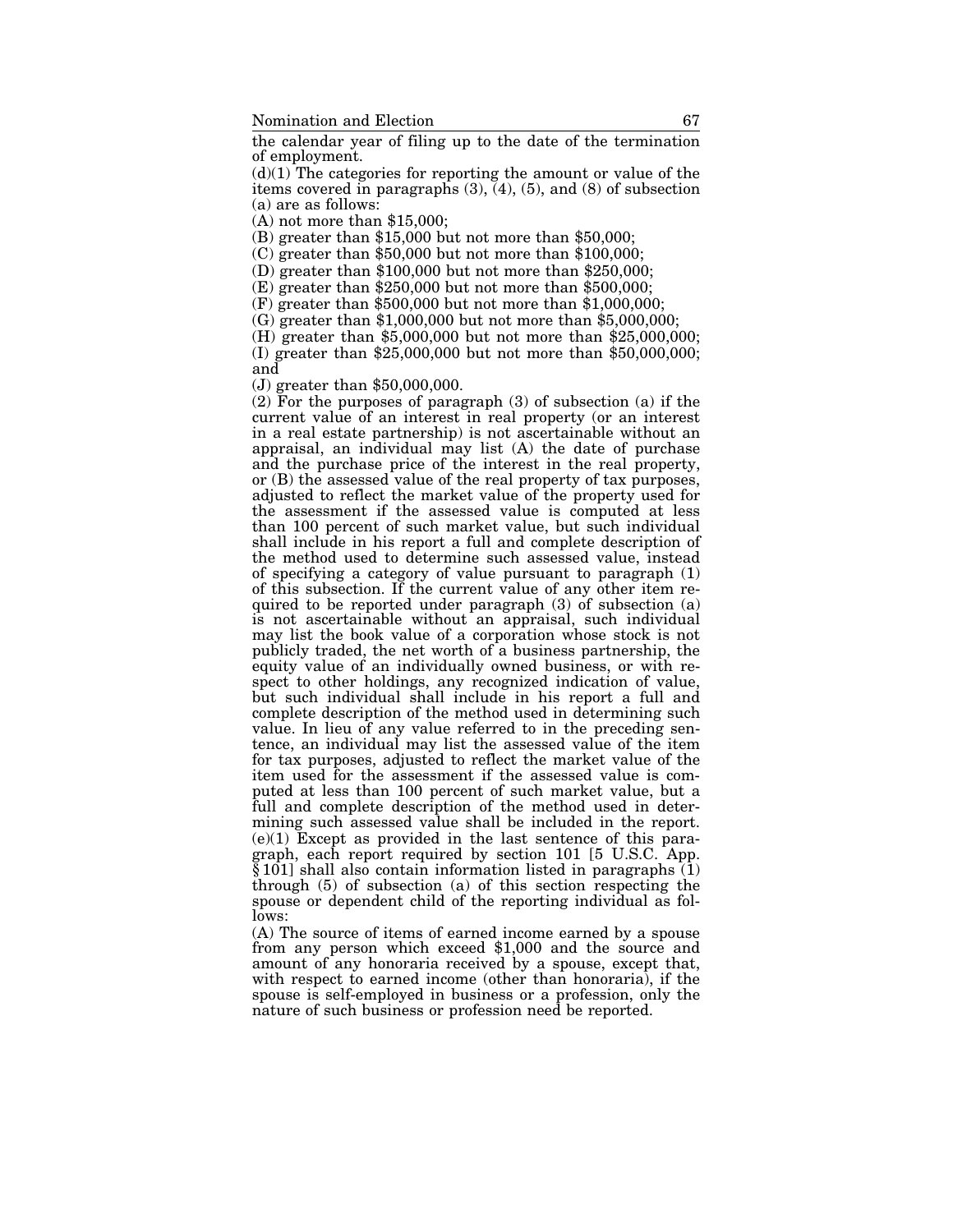the calendar year of filing up to the date of the termination of employment.

(d)(1) The categories for reporting the amount or value of the items covered in paragraphs (3), (4), (5), and (8) of subsection (a) are as follows:

(A) not more than $15,000;

(B) greater than $15,000 but not more than $50,000;

(C) greater than $50,000 but not more than $100,000;

(D) greater than $100,000 but not more than $250,000;

(E) greater than $250,000 but not more than $500,000;

(F) greater than $500,000 but not more than $1,000,000;

(G) greater than $1,000,000 but not more than $5,000,000;

(H) greater than $5,000,000 but not more than $25,000,000;

(I) greater than $25,000,000 but not more than $50,000,000; and

(J) greater than $50,000,000.

(2) For the purposes of paragraph (3) of subsection (a) if the current value of an interest in real property (or an interest in a real estate partnership) is not ascertainable without an appraisal, an individual may list (A) the date of purchase and the purchase price of the interest in the real property, or (B) the assessed value of the real property of tax purposes, adjusted to reflect the market value of the property used for the assessment if the assessed value is computed at less than 100 percent of such market value, but such individual shall include in his report a full and complete description of the method used to determine such assessed value, instead of specifying a category of value pursuant to paragraph (1) of this subsection. If the current value of any other item required to be reported under paragraph (3) of subsection (a) is not ascertainable without an appraisal, such individual may list the book value of a corporation whose stock is not publicly traded, the net worth of a business partnership, the equity value of an individually owned business, or with respect to other holdings, any recognized indication of value, but such individual shall include in his report a full and complete description of the method used in determining such value. In lieu of any value referred to in the preceding sentence, an individual may list the assessed value of the item for tax purposes, adjusted to reflect the market value of the item used for the assessment if the assessed value is computed at less than 100 percent of such market value, but a full and complete description of the method used in determining such assessed value shall be included in the report.

(e)(1) Except as provided in the last sentence of this paragraph, each report required by section 101 [5 U.S.C. App. § 101] shall also contain information listed in paragraphs (1) through (5) of subsection (a) of this section respecting the spouse or dependent child of the reporting individual as follows:

(A) The source of items of earned income earned by a spouse from any person which exceed $1,000 and the source and amount of any honoraria received by a spouse, except that, with respect to earned income (other than honoraria), if the spouse is self-employed in business or a profession, only the nature of such business or profession need be reported.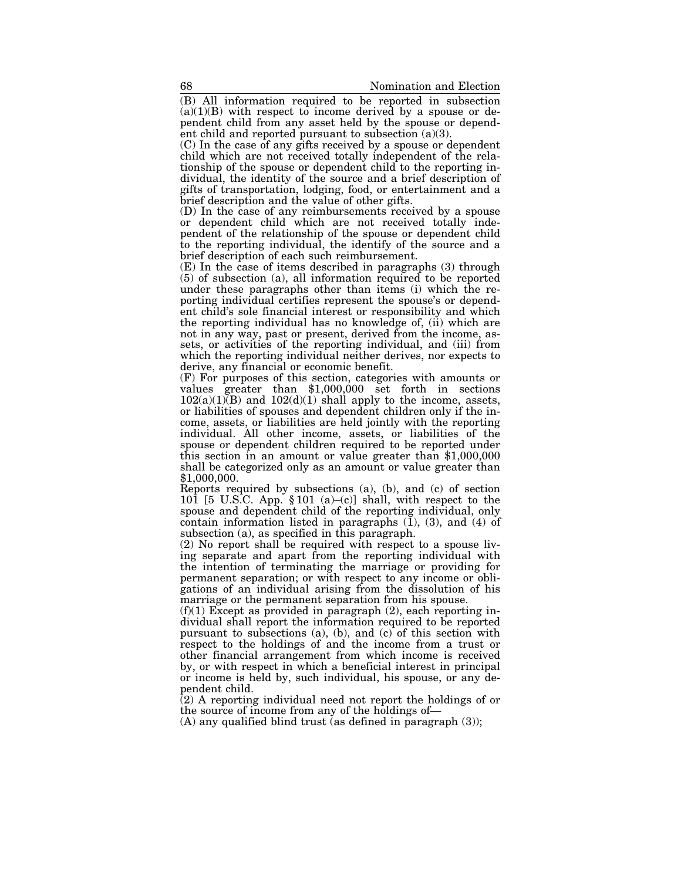(B) All information required to be reported in subsection (a)(1)(B) with respect to income derived by a spouse or dependent child from any asset held by the spouse or dependent child and reported pursuant to subsection (a)(3).

(C) In the case of any gifts received by a spouse or dependent child which are not received totally independent of the relationship of the spouse or dependent child to the reporting individual, the identity of the source and a brief description of gifts of transportation, lodging, food, or entertainment and a brief description and the value of other gifts.

(D) In the case of any reimbursements received by a spouse or dependent child which are not received totally independent of the relationship of the spouse or dependent child to the reporting individual, the identify of the source and a brief description of each such reimbursement.

(E) In the case of items described in paragraphs (3) through (5) of subsection (a), all information required to be reported under these paragraphs other than items (i) which the reporting individual certifies represent the spouse's or dependent child's sole financial interest or responsibility and which the reporting individual has no knowledge of, (ii) which are not in any way, past or present, derived from the income, assets, or activities of the reporting individual, and (iii) from which the reporting individual neither derives, nor expects to derive, any financial or economic benefit.

(F) For purposes of this section, categories with amounts or values greater than $1,000,000 set forth in sections 102(a)(1)(B) and 102(d)(1) shall apply to the income, assets, or liabilities of spouses and dependent children only if the income, assets, or liabilities are held jointly with the reporting individual. All other income, assets, or liabilities of the spouse or dependent children required to be reported under this section in an amount or value greater than $1,000,000 shall be categorized only as an amount or value greater than $1,000,000.

Reports required by subsections (a), (b), and (c) of section 101 [5 U.S.C. App. § 101 (a)–(c)] shall, with respect to the spouse and dependent child of the reporting individual, only contain information listed in paragraphs (1), (3), and (4) of subsection (a), as specified in this paragraph.

(2) No report shall be required with respect to a spouse living separate and apart from the reporting individual with the intention of terminating the marriage or providing for permanent separation; or with respect to any income or obligations of an individual arising from the dissolution of his marriage or the permanent separation from his spouse.

(f)(1) Except as provided in paragraph (2), each reporting individual shall report the information required to be reported pursuant to subsections (a), (b), and (c) of this section with respect to the holdings of and the income from a trust or other financial arrangement from which income is received by, or with respect in which a beneficial interest in principal or income is held by, such individual, his spouse, or any dependent child.

(2) A reporting individual need not report the holdings of or the source of income from any of the holdings of—

(A) any qualified blind trust (as defined in paragraph (3));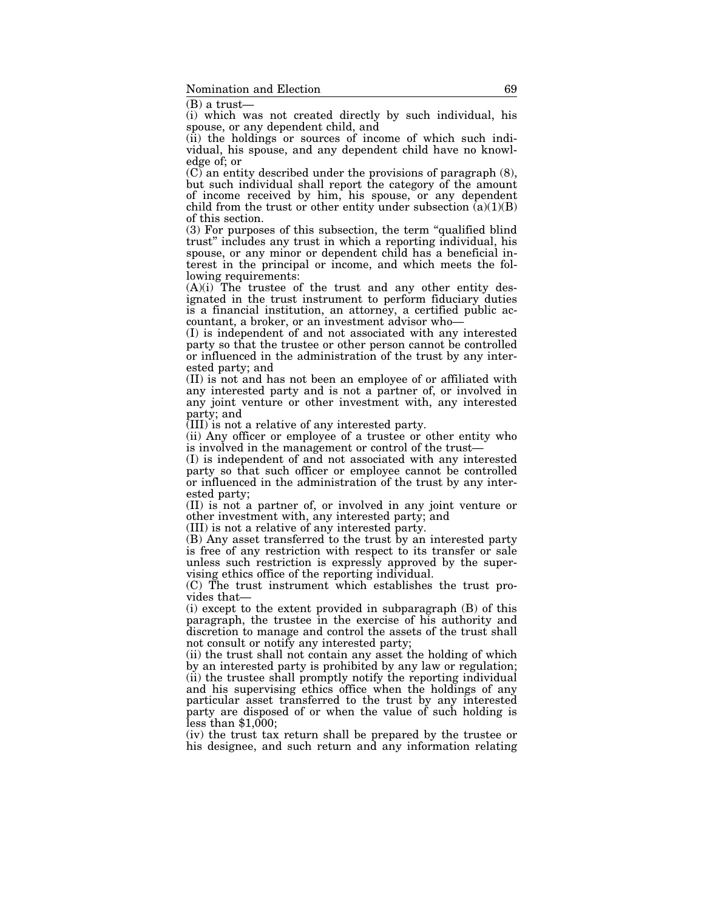(B) a trust—

(i) which was not created directly by such individual, his spouse, or any dependent child, and

(ii) the holdings or sources of income of which such individual, his spouse, and any dependent child have no knowledge of; or

(C) an entity described under the provisions of paragraph (8), but such individual shall report the category of the amount of income received by him, his spouse, or any dependent child from the trust or other entity under subsection (a)(1)(B) of this section.

(3) For purposes of this subsection, the term "qualified blind trust" includes any trust in which a reporting individual, his spouse, or any minor or dependent child has a beneficial interest in the principal or income, and which meets the following requirements:

(A)(i) The trustee of the trust and any other entity designated in the trust instrument to perform fiduciary duties is a financial institution, an attorney, a certified public accountant, a broker, or an investment advisor who—

(I) is independent of and not associated with any interested party so that the trustee or other person cannot be controlled or influenced in the administration of the trust by any interested party; and

(II) is not and has not been an employee of or affiliated with any interested party and is not a partner of, or involved in any joint venture or other investment with, any interested party; and

(III) is not a relative of any interested party.

(ii) Any officer or employee of a trustee or other entity who is involved in the management or control of the trust—

(I) is independent of and not associated with any interested party so that such officer or employee cannot be controlled or influenced in the administration of the trust by any interested party;

(II) is not a partner of, or involved in any joint venture or other investment with, any interested party; and

(III) is not a relative of any interested party.

(B) Any asset transferred to the trust by an interested party is free of any restriction with respect to its transfer or sale unless such restriction is expressly approved by the supervising ethics office of the reporting individual.

(C) The trust instrument which establishes the trust provides that—

(i) except to the extent provided in subparagraph (B) of this paragraph, the trustee in the exercise of his authority and discretion to manage and control the assets of the trust shall not consult or notify any interested party;

(ii) the trust shall not contain any asset the holding of which by an interested party is prohibited by any law or regulation;

(ii) the trustee shall promptly notify the reporting individual and his supervising ethics office when the holdings of any particular asset transferred to the trust by any interested party are disposed of or when the value of such holding is less than $1,000;

(iv) the trust tax return shall be prepared by the trustee or his designee, and such return and any information relating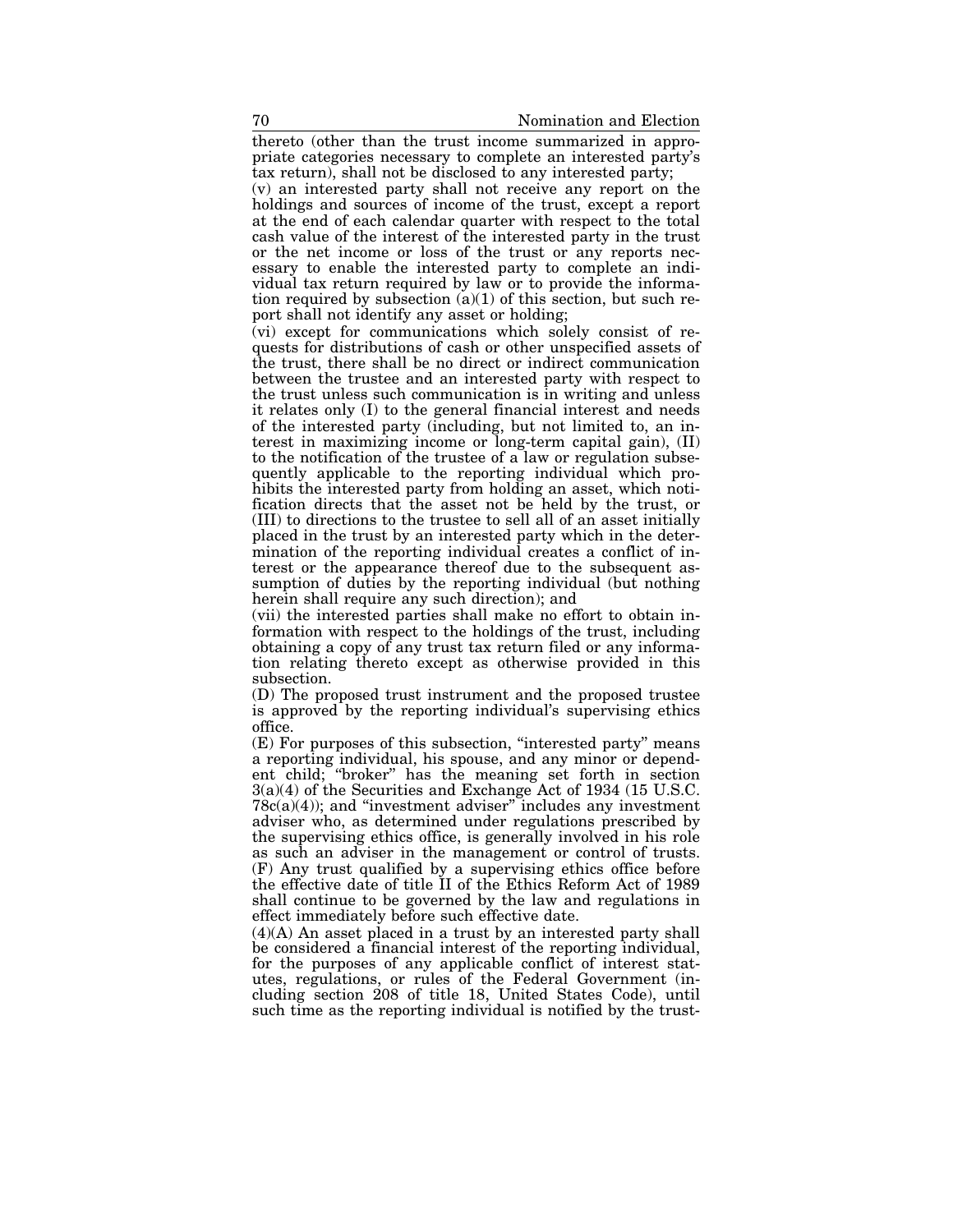thereto (other than the trust income summarized in appropriate categories necessary to complete an interested party's tax return), shall not be disclosed to any interested party;

(v) an interested party shall not receive any report on the holdings and sources of income of the trust, except a report at the end of each calendar quarter with respect to the total cash value of the interest of the interested party in the trust or the net income or loss of the trust or any reports necessary to enable the interested party to complete an individual tax return required by law or to provide the information required by subsection (a)(1) of this section, but such report shall not identify any asset or holding;

(vi) except for communications which solely consist of requests for distributions of cash or other unspecified assets of the trust, there shall be no direct or indirect communication between the trustee and an interested party with respect to the trust unless such communication is in writing and unless it relates only (I) to the general financial interest and needs of the interested party (including, but not limited to, an interest in maximizing income or long-term capital gain), (II) to the notification of the trustee of a law or regulation subsequently applicable to the reporting individual which prohibits the interested party from holding an asset, which notification directs that the asset not be held by the trust, or (III) to directions to the trustee to sell all of an asset initially placed in the trust by an interested party which in the determination of the reporting individual creates a conflict of interest or the appearance thereof due to the subsequent assumption of duties by the reporting individual (but nothing herein shall require any such direction); and

(vii) the interested parties shall make no effort to obtain information with respect to the holdings of the trust, including obtaining a copy of any trust tax return filed or any information relating thereto except as otherwise provided in this subsection.

(D) The proposed trust instrument and the proposed trustee is approved by the reporting individual's supervising ethics office.

(E) For purposes of this subsection, "interested party" means a reporting individual, his spouse, and any minor or dependent child; "broker" has the meaning set forth in section 3(a)(4) of the Securities and Exchange Act of 1934 (15 U.S.C. 78c(a)(4)); and "investment adviser" includes any investment adviser who, as determined under regulations prescribed by the supervising ethics office, is generally involved in his role as such an adviser in the management or control of trusts.

(F) Any trust qualified by a supervising ethics office before the effective date of title II of the Ethics Reform Act of 1989 shall continue to be governed by the law and regulations in effect immediately before such effective date.

(4)(A) An asset placed in a trust by an interested party shall be considered a financial interest of the reporting individual, for the purposes of any applicable conflict of interest statutes, regulations, or rules of the Federal Government (including section 208 of title 18, United States Code), until such time as the reporting individual is notified by the trust-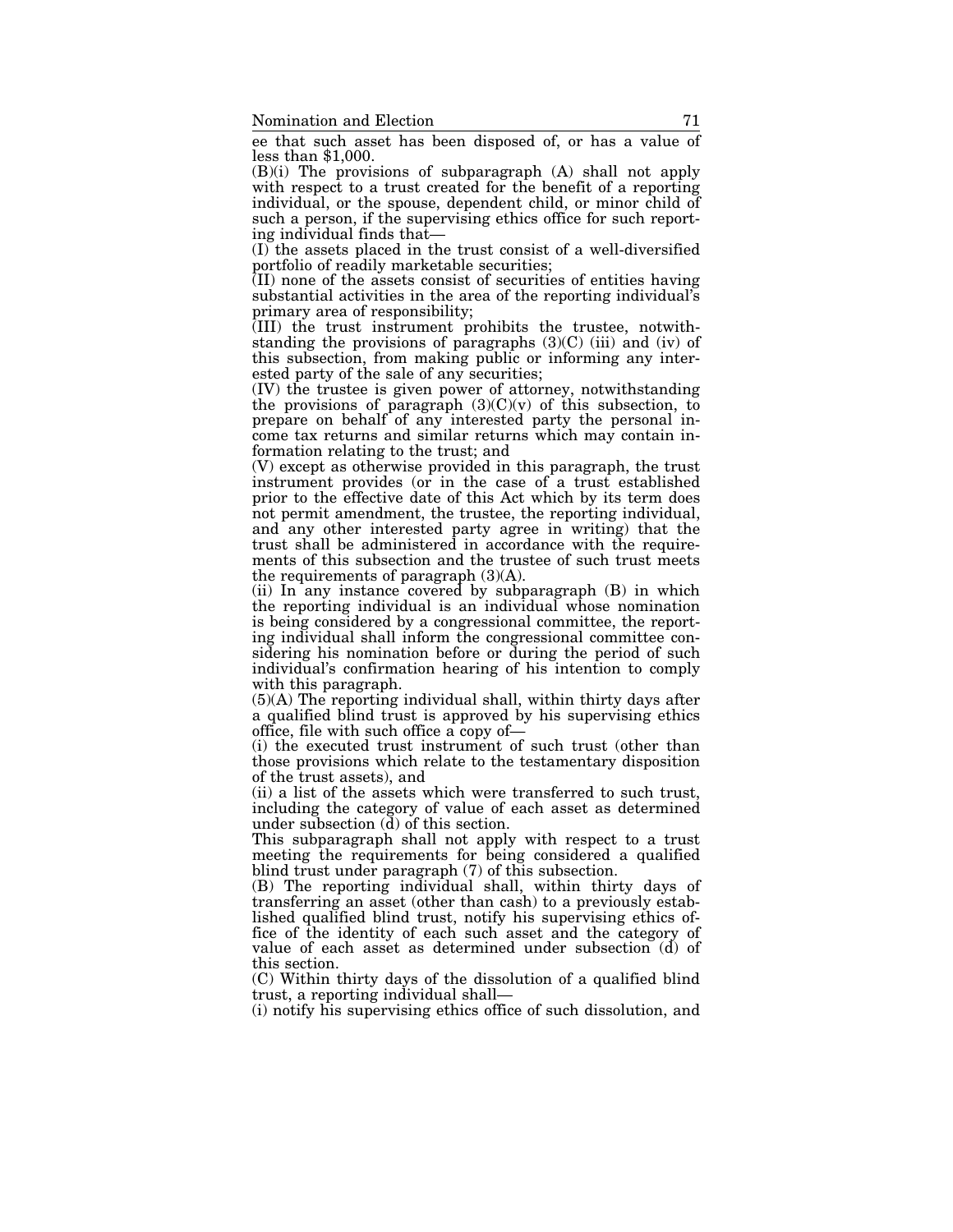ee that such asset has been disposed of, or has a value of less than $1,000.

(B)(i) The provisions of subparagraph (A) shall not apply with respect to a trust created for the benefit of a reporting individual, or the spouse, dependent child, or minor child of such a person, if the supervising ethics office for such reporting individual finds that—

(I) the assets placed in the trust consist of a well-diversified portfolio of readily marketable securities;

(II) none of the assets consist of securities of entities having substantial activities in the area of the reporting individual's primary area of responsibility;

(III) the trust instrument prohibits the trustee, notwithstanding the provisions of paragraphs (3)(C) (iii) and (iv) of this subsection, from making public or informing any interested party of the sale of any securities;

(IV) the trustee is given power of attorney, notwithstanding the provisions of paragraph (3)(C)(v) of this subsection, to prepare on behalf of any interested party the personal income tax returns and similar returns which may contain information relating to the trust; and

(V) except as otherwise provided in this paragraph, the trust instrument provides (or in the case of a trust established prior to the effective date of this Act which by its term does not permit amendment, the trustee, the reporting individual, and any other interested party agree in writing) that the trust shall be administered in accordance with the requirements of this subsection and the trustee of such trust meets the requirements of paragraph (3)(A).

(ii) In any instance covered by subparagraph (B) in which the reporting individual is an individual whose nomination is being considered by a congressional committee, the reporting individual shall inform the congressional committee considering his nomination before or during the period of such individual's confirmation hearing of his intention to comply with this paragraph.

(5)(A) The reporting individual shall, within thirty days after a qualified blind trust is approved by his supervising ethics office, file with such office a copy of—

(i) the executed trust instrument of such trust (other than those provisions which relate to the testamentary disposition of the trust assets), and

(ii) a list of the assets which were transferred to such trust, including the category of value of each asset as determined under subsection (d) of this section.

This subparagraph shall not apply with respect to a trust meeting the requirements for being considered a qualified blind trust under paragraph (7) of this subsection.

(B) The reporting individual shall, within thirty days of transferring an asset (other than cash) to a previously established qualified blind trust, notify his supervising ethics office of the identity of each such asset and the category of value of each asset as determined under subsection (d) of this section.

(C) Within thirty days of the dissolution of a qualified blind trust, a reporting individual shall—

(i) notify his supervising ethics office of such dissolution, and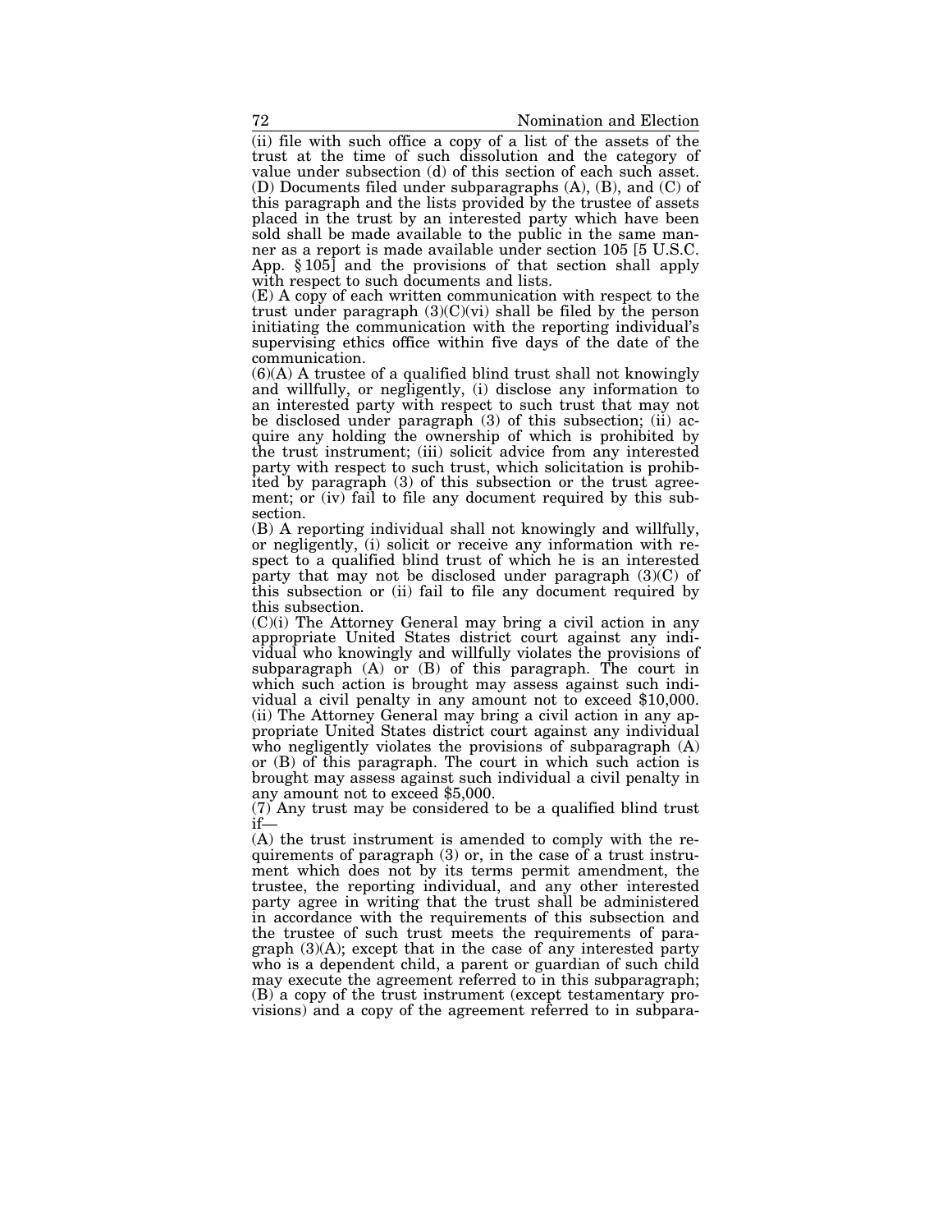(ii) file with such office a copy of a list of the assets of the trust at the time of such dissolution and the category of value under subsection (d) of this section of each such asset.

(D) Documents filed under subparagraphs (A), (B), and (C) of this paragraph and the lists provided by the trustee of assets placed in the trust by an interested party which have been sold shall be made available to the public in the same manner as a report is made available under section 105 [5 U.S.C. App. § 105] and the provisions of that section shall apply with respect to such documents and lists.

(E) A copy of each written communication with respect to the trust under paragraph (3)(C)(vi) shall be filed by the person initiating the communication with the reporting individual's supervising ethics office within five days of the date of the communication.

(6)(A) A trustee of a qualified blind trust shall not knowingly and willfully, or negligently, (i) disclose any information to an interested party with respect to such trust that may not be disclosed under paragraph (3) of this subsection; (ii) acquire any holding the ownership of which is prohibited by the trust instrument; (iii) solicit advice from any interested party with respect to such trust, which solicitation is prohibited by paragraph (3) of this subsection or the trust agreement; or (iv) fail to file any document required by this subsection.

(B) A reporting individual shall not knowingly and willfully, or negligently, (i) solicit or receive any information with respect to a qualified blind trust of which he is an interested party that may not be disclosed under paragraph (3)(C) of this subsection or (ii) fail to file any document required by this subsection.

(C)(i) The Attorney General may bring a civil action in any appropriate United States district court against any individual who knowingly and willfully violates the provisions of subparagraph (A) or (B) of this paragraph. The court in which such action is brought may assess against such individual a civil penalty in any amount not to exceed $10,000.

(ii) The Attorney General may bring a civil action in any appropriate United States district court against any individual who negligently violates the provisions of subparagraph (A) or (B) of this paragraph. The court in which such action is brought may assess against such individual a civil penalty in any amount not to exceed $5,000.

(7) Any trust may be considered to be a qualified blind trust if—

(A) the trust instrument is amended to comply with the requirements of paragraph (3) or, in the case of a trust instrument which does not by its terms permit amendment, the trustee, the reporting individual, and any other interested party agree in writing that the trust shall be administered in accordance with the requirements of this subsection and the trustee of such trust meets the requirements of paragraph (3)(A); except that in the case of any interested party who is a dependent child, a parent or guardian of such child may execute the agreement referred to in this subparagraph;

(B) a copy of the trust instrument (except testamentary provisions) and a copy of the agreement referred to in subpara-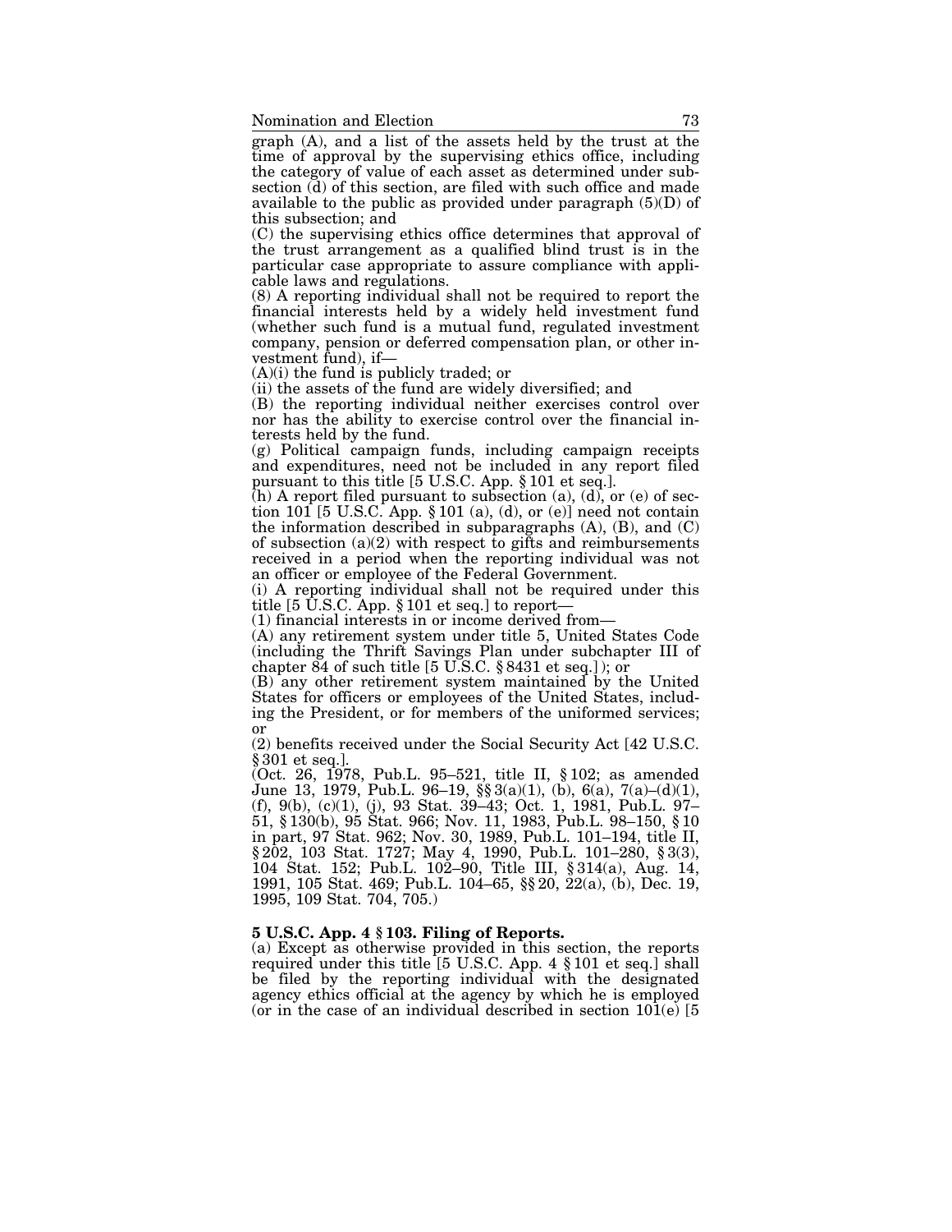graph (A), and a list of the assets held by the trust at the time of approval by the supervising ethics office, including the category of value of each asset as determined under subsection (d) of this section, are filed with such office and made available to the public as provided under paragraph (5)(D) of this subsection; and

(C) the supervising ethics office determines that approval of the trust arrangement as a qualified blind trust is in the particular case appropriate to assure compliance with applicable laws and regulations.

(8) A reporting individual shall not be required to report the financial interests held by a widely held investment fund (whether such fund is a mutual fund, regulated investment company, pension or deferred compensation plan, or other investment fund), if—

(A)(i) the fund is publicly traded; or

(ii) the assets of the fund are widely diversified; and

(B) the reporting individual neither exercises control over nor has the ability to exercise control over the financial interests held by the fund.

(g) Political campaign funds, including campaign receipts and expenditures, need not be included in any report filed pursuant to this title [5 U.S.C. App. § 101 et seq.].

(h) A report filed pursuant to subsection (a), (d), or (e) of section 101 [5 U.S.C. App. § 101 (a), (d), or (e)] need not contain the information described in subparagraphs (A), (B), and (C) of subsection (a)(2) with respect to gifts and reimbursements received in a period when the reporting individual was not an officer or employee of the Federal Government.

(i) A reporting individual shall not be required under this title [5 U.S.C. App. § 101 et seq.] to report—

(1) financial interests in or income derived from—

(A) any retirement system under title 5, United States Code (including the Thrift Savings Plan under subchapter III of chapter 84 of such title [5 U.S.C. § 8431 et seq.]); or

(B) any other retirement system maintained by the United States for officers or employees of the United States, including the President, or for members of the uniformed services; or

(2) benefits received under the Social Security Act [42 U.S.C. § 301 et seq.].

(Oct. 26, 1978, Pub.L. 95–521, title II, § 102; as amended June 13, 1979, Pub.L. 96–19, §§ 3(a)(1), (b), 6(a), 7(a)–(d)(1), (f), 9(b), (c)(1), (j), 93 Stat. 39–43; Oct. 1, 1981, Pub.L. 97–51, § 130(b), 95 Stat. 966; Nov. 11, 1983, Pub.L. 98–150, § 10 in part, 97 Stat. 962; Nov. 30, 1989, Pub.L. 101–194, title II, § 202, 103 Stat. 1727; May 4, 1990, Pub.L. 101–280, § 3(3), 104 Stat. 152; Pub.L. 102–90, Title III, § 314(a), Aug. 14, 1991, 105 Stat. 469; Pub.L. 104–65, §§ 20, 22(a), (b), Dec. 19, 1995, 109 Stat. 704, 705.)

**5 U.S.C. App. 4 § 103. Filing of Reports.**

(a) Except as otherwise provided in this section, the reports required under this title [5 U.S.C. App. 4 § 101 et seq.] shall be filed by the reporting individual with the designated agency ethics official at the agency by which he is employed (or in the case of an individual described in section 101(e) [5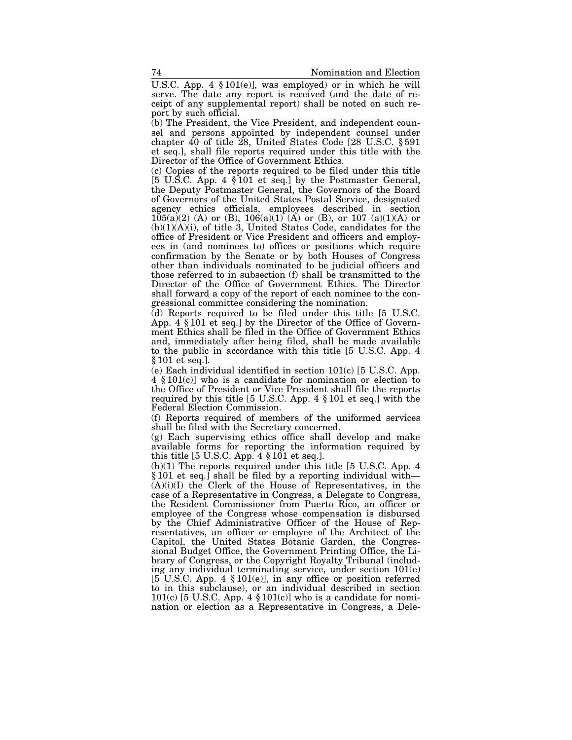U.S.C. App. 4 § 101(e)], was employed) or in which he will serve. The date any report is received (and the date of receipt of any supplemental report) shall be noted on such report by such official.

(b) The President, the Vice President, and independent counsel and persons appointed by independent counsel under chapter 40 of title 28, United States Code [28 U.S.C. § 591 et seq.], shall file reports required under this title with the Director of the Office of Government Ethics.

(c) Copies of the reports required to be filed under this title [5 U.S.C. App. 4 § 101 et seq.] by the Postmaster General, the Deputy Postmaster General, the Governors of the Board of Governors of the United States Postal Service, designated agency ethics officials, employees described in section 105(a)(2) (A) or (B), 106(a)(1) (A) or (B), or 107 (a)(1)(A) or (b)(1)(A)(i), of title 3, United States Code, candidates for the office of President or Vice President and officers and employees in (and nominees to) offices or positions which require confirmation by the Senate or by both Houses of Congress other than individuals nominated to be judicial officers and those referred to in subsection (f) shall be transmitted to the Director of the Office of Government Ethics. The Director shall forward a copy of the report of each nominee to the congressional committee considering the nomination.

(d) Reports required to be filed under this title [5 U.S.C. App. 4 § 101 et seq.] by the Director of the Office of Government Ethics shall be filed in the Office of Government Ethics and, immediately after being filed, shall be made available to the public in accordance with this title [5 U.S.C. App. 4 § 101 et seq.].

(e) Each individual identified in section 101(c) [5 U.S.C. App. 4 § 101(c)] who is a candidate for nomination or election to the Office of President or Vice President shall file the reports required by this title [5 U.S.C. App. 4 § 101 et seq.] with the Federal Election Commission.

(f) Reports required of members of the uniformed services shall be filed with the Secretary concerned.

(g) Each supervising ethics office shall develop and make available forms for reporting the information required by this title [5 U.S.C. App. 4 § 101 et seq.].

(h)(1) The reports required under this title [5 U.S.C. App. 4 § 101 et seq.] shall be filed by a reporting individual with—

(A)(i)(I) the Clerk of the House of Representatives, in the case of a Representative in Congress, a Delegate to Congress, the Resident Commissioner from Puerto Rico, an officer or employee of the Congress whose compensation is disbursed by the Chief Administrative Officer of the House of Representatives, an officer or employee of the Architect of the Capitol, the United States Botanic Garden, the Congressional Budget Office, the Government Printing Office, the Library of Congress, or the Copyright Royalty Tribunal (including any individual terminating service, under section 101(e) [5 U.S.C. App. 4 § 101(e)], in any office or position referred to in this subclause), or an individual described in section 101(c) [5 U.S.C. App. 4 § 101(c)] who is a candidate for nomination or election as a Representative in Congress, a Dele-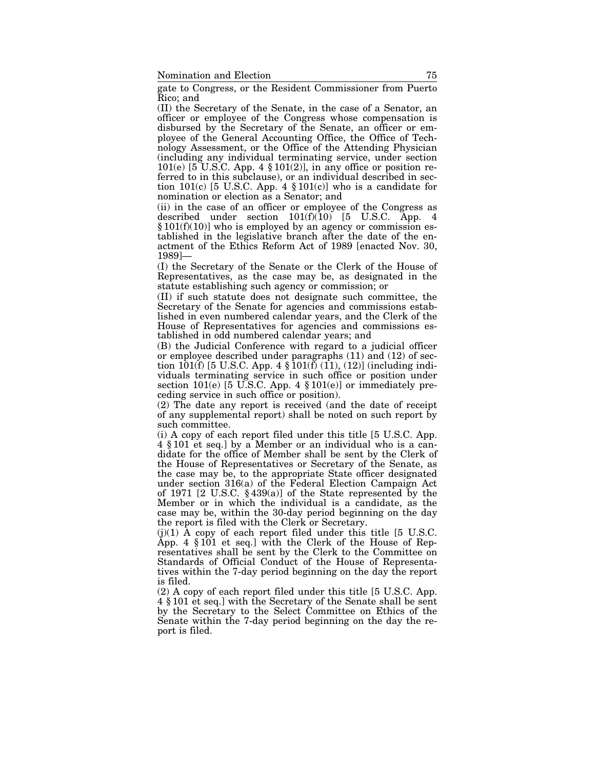gate to Congress, or the Resident Commissioner from Puerto Rico; and

(II) the Secretary of the Senate, in the case of a Senator, an officer or employee of the Congress whose compensation is disbursed by the Secretary of the Senate, an officer or employee of the General Accounting Office, the Office of Technology Assessment, or the Office of the Attending Physician (including any individual terminating service, under section 101(e) [5 U.S.C. App. 4 § 101(2)], in any office or position referred to in this subclause), or an individual described in section 101(c) [5 U.S.C. App. 4 § 101(c)] who is a candidate for nomination or election as a Senator; and

(ii) in the case of an officer or employee of the Congress as described under section 101(f)(10) [5 U.S.C. App. 4 § 101(f)(10)] who is employed by an agency or commission established in the legislative branch after the date of the enactment of the Ethics Reform Act of 1989 [enacted Nov. 30, 1989]—

(I) the Secretary of the Senate or the Clerk of the House of Representatives, as the case may be, as designated in the statute establishing such agency or commission; or

(II) if such statute does not designate such committee, the Secretary of the Senate for agencies and commissions established in even numbered calendar years, and the Clerk of the House of Representatives for agencies and commissions established in odd numbered calendar years; and

(B) the Judicial Conference with regard to a judicial officer or employee described under paragraphs (11) and (12) of section 101(f) [5 U.S.C. App. 4 § 101(f) (11), (12)] (including individuals terminating service in such office or position under section 101(e) [5 U.S.C. App. 4 § 101(e)] or immediately preceding service in such office or position).

(2) The date any report is received (and the date of receipt of any supplemental report) shall be noted on such report by such committee.

(i) A copy of each report filed under this title [5 U.S.C. App. 4 § 101 et seq.] by a Member or an individual who is a candidate for the office of Member shall be sent by the Clerk of the House of Representatives or Secretary of the Senate, as the case may be, to the appropriate State officer designated under section 316(a) of the Federal Election Campaign Act of 1971 [2 U.S.C. § 439(a)] of the State represented by the Member or in which the individual is a candidate, as the case may be, within the 30-day period beginning on the day the report is filed with the Clerk or Secretary.

(j)(1) A copy of each report filed under this title [5 U.S.C. App. 4 § 101 et seq.] with the Clerk of the House of Representatives shall be sent by the Clerk to the Committee on Standards of Official Conduct of the House of Representatives within the 7-day period beginning on the day the report is filed.

(2) A copy of each report filed under this title [5 U.S.C. App. 4 § 101 et seq.] with the Secretary of the Senate shall be sent by the Secretary to the Select Committee on Ethics of the Senate within the 7-day period beginning on the day the report is filed.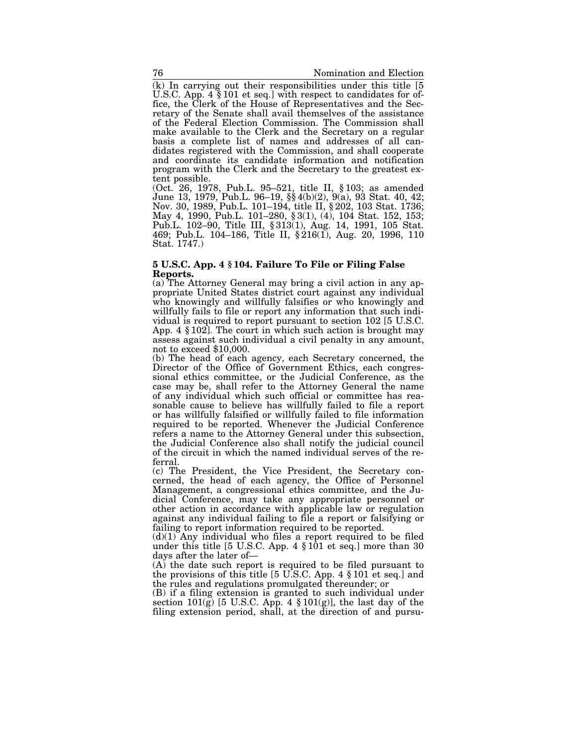(k) In carrying out their responsibilities under this title [5 U.S.C. App. 4 § 101 et seq.] with respect to candidates for office, the Clerk of the House of Representatives and the Secretary of the Senate shall avail themselves of the assistance of the Federal Election Commission. The Commission shall make available to the Clerk and the Secretary on a regular basis a complete list of names and addresses of all candidates registered with the Commission, and shall cooperate and coordinate its candidate information and notification program with the Clerk and the Secretary to the greatest extent possible.

(Oct. 26, 1978, Pub.L. 95–521, title II, § 103; as amended June 13, 1979, Pub.L. 96–19, §§ 4(b)(2), 9(a), 93 Stat. 40, 42; Nov. 30, 1989, Pub.L. 101–194, title II, § 202, 103 Stat. 1736; May 4, 1990, Pub.L. 101–280, § 3(1), (4), 104 Stat. 152, 153; Pub.L. 102–90, Title III, § 313(1), Aug. 14, 1991, 105 Stat. 469; Pub.L. 104–186, Title II, § 216(1), Aug. 20, 1996, 110 Stat. 1747.)

**5 U.S.C. App. 4 § 104. Failure To File or Filing False Reports.**

(a) The Attorney General may bring a civil action in any appropriate United States district court against any individual who knowingly and willfully falsifies or who knowingly and willfully fails to file or report any information that such individual is required to report pursuant to section 102 [5 U.S.C. App. 4 § 102]. The court in which such action is brought may assess against such individual a civil penalty in any amount, not to exceed $10,000.

(b) The head of each agency, each Secretary concerned, the Director of the Office of Government Ethics, each congressional ethics committee, or the Judicial Conference, as the case may be, shall refer to the Attorney General the name of any individual which such official or committee has reasonable cause to believe has willfully failed to file a report or has willfully falsified or willfully failed to file information required to be reported. Whenever the Judicial Conference refers a name to the Attorney General under this subsection, the Judicial Conference also shall notify the judicial council of the circuit in which the named individual serves of the referral.

(c) The President, the Vice President, the Secretary concerned, the head of each agency, the Office of Personnel Management, a congressional ethics committee, and the Judicial Conference, may take any appropriate personnel or other action in accordance with applicable law or regulation against any individual failing to file a report or falsifying or failing to report information required to be reported.

(d)(1) Any individual who files a report required to be filed under this title [5 U.S.C. App. 4 § 101 et seq.] more than 30 days after the later of—

(A) the date such report is required to be filed pursuant to the provisions of this title [5 U.S.C. App. 4 § 101 et seq.] and the rules and regulations promulgated thereunder; or

(B) if a filing extension is granted to such individual under section 101(g) [5 U.S.C. App. 4 § 101(g)], the last day of the filing extension period, shall, at the direction of and pursu-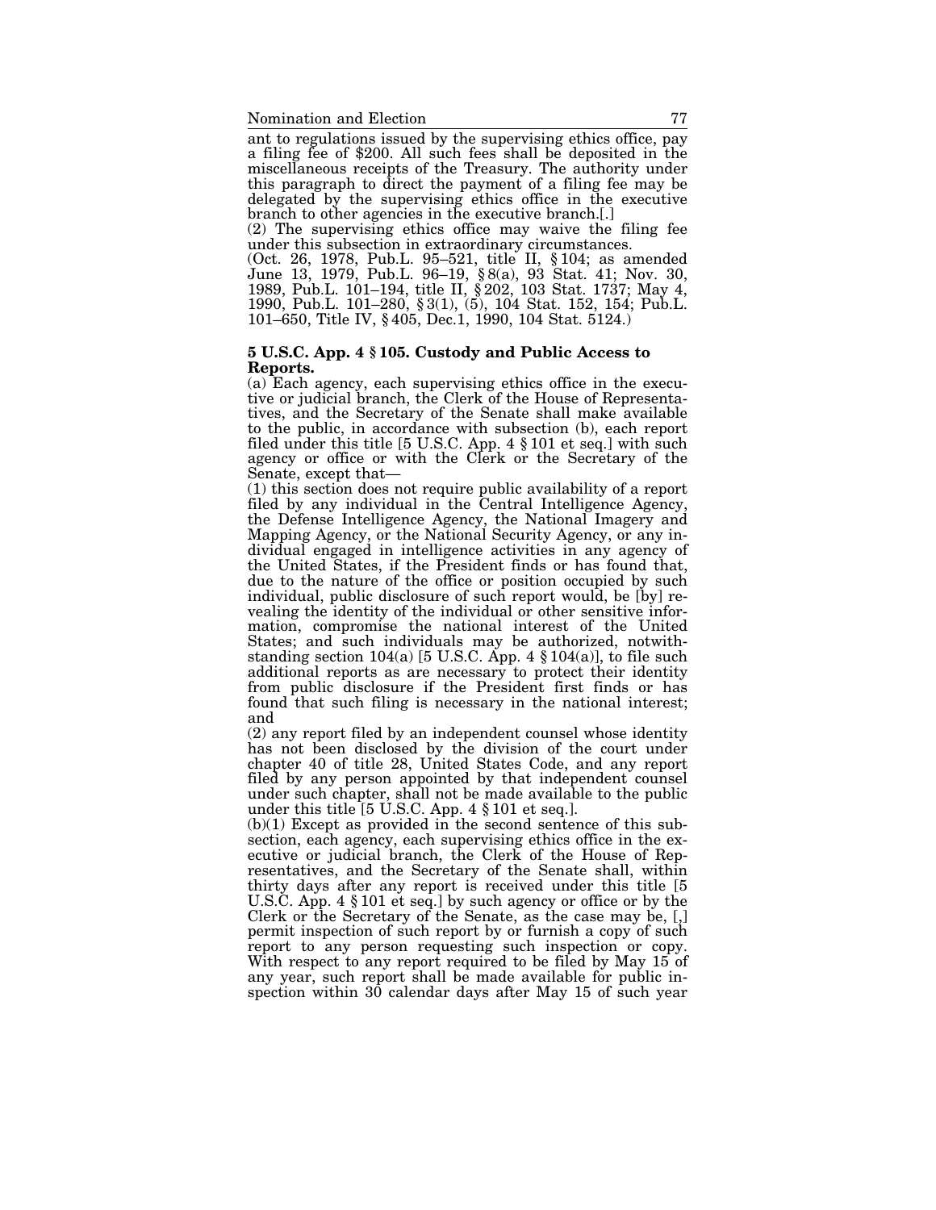ant to regulations issued by the supervising ethics office, pay a filing fee of $200. All such fees shall be deposited in the miscellaneous receipts of the Treasury. The authority under this paragraph to direct the payment of a filing fee may be delegated by the supervising ethics office in the executive branch to other agencies in the executive branch.[.]

(2) The supervising ethics office may waive the filing fee under this subsection in extraordinary circumstances.

(Oct. 26, 1978, Pub.L. 95–521, title II, § 104; as amended June 13, 1979, Pub.L. 96–19, § 8(a), 93 Stat. 41; Nov. 30, 1989, Pub.L. 101–194, title II, § 202, 103 Stat. 1737; May 4, 1990, Pub.L. 101–280, § 3(1), (5), 104 Stat. 152, 154; Pub.L. 101–650, Title IV, § 405, Dec.1, 1990, 104 Stat. 5124.)

**5 U.S.C. App. 4 § 105. Custody and Public Access to Reports.**

(a) Each agency, each supervising ethics office in the executive or judicial branch, the Clerk of the House of Representatives, and the Secretary of the Senate shall make available to the public, in accordance with subsection (b), each report filed under this title [5 U.S.C. App. 4 § 101 et seq.] with such agency or office or with the Clerk or the Secretary of the Senate, except that—

(1) this section does not require public availability of a report filed by any individual in the Central Intelligence Agency, the Defense Intelligence Agency, the National Imagery and Mapping Agency, or the National Security Agency, or any individual engaged in intelligence activities in any agency of the United States, if the President finds or has found that, due to the nature of the office or position occupied by such individual, public disclosure of such report would, be [by] revealing the identity of the individual or other sensitive information, compromise the national interest of the United States; and such individuals may be authorized, notwithstanding section 104(a) [5 U.S.C. App. 4 § 104(a)], to file such additional reports as are necessary to protect their identity from public disclosure if the President first finds or has found that such filing is necessary in the national interest; and

(2) any report filed by an independent counsel whose identity has not been disclosed by the division of the court under chapter 40 of title 28, United States Code, and any report filed by any person appointed by that independent counsel under such chapter, shall not be made available to the public under this title [5 U.S.C. App. 4 § 101 et seq.].

(b)(1) Except as provided in the second sentence of this subsection, each agency, each supervising ethics office in the executive or judicial branch, the Clerk of the House of Representatives, and the Secretary of the Senate shall, within thirty days after any report is received under this title [5 U.S.C. App. 4 § 101 et seq.] by such agency or office or by the Clerk or the Secretary of the Senate, as the case may be, [,] permit inspection of such report by or furnish a copy of such report to any person requesting such inspection or copy. With respect to any report required to be filed by May 15 of any year, such report shall be made available for public inspection within 30 calendar days after May 15 of such year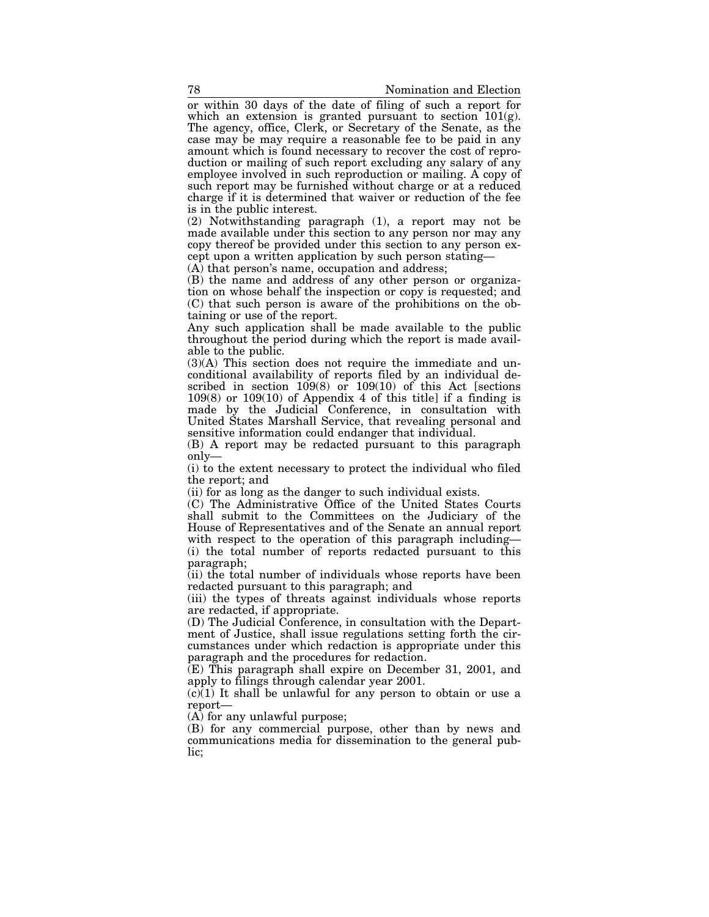or within 30 days of the date of filing of such a report for which an extension is granted pursuant to section 101(g). The agency, office, Clerk, or Secretary of the Senate, as the case may be may require a reasonable fee to be paid in any amount which is found necessary to recover the cost of reproduction or mailing of such report excluding any salary of any employee involved in such reproduction or mailing. A copy of such report may be furnished without charge or at a reduced charge if it is determined that waiver or reduction of the fee is in the public interest.

(2) Notwithstanding paragraph (1), a report may not be made available under this section to any person nor may any copy thereof be provided under this section to any person except upon a written application by such person stating—

(A) that person's name, occupation and address;

(B) the name and address of any other person or organization on whose behalf the inspection or copy is requested; and

(C) that such person is aware of the prohibitions on the obtaining or use of the report.

Any such application shall be made available to the public throughout the period during which the report is made available to the public.

(3)(A) This section does not require the immediate and unconditional availability of reports filed by an individual described in section 109(8) or 109(10) of this Act [sections 109(8) or 109(10) of Appendix 4 of this title] if a finding is made by the Judicial Conference, in consultation with United States Marshall Service, that revealing personal and sensitive information could endanger that individual.

(B) A report may be redacted pursuant to this paragraph only—

(i) to the extent necessary to protect the individual who filed the report; and

(ii) for as long as the danger to such individual exists.

(C) The Administrative Office of the United States Courts shall submit to the Committees on the Judiciary of the House of Representatives and of the Senate an annual report with respect to the operation of this paragraph including—

(i) the total number of reports redacted pursuant to this paragraph;

(ii) the total number of individuals whose reports have been redacted pursuant to this paragraph; and

(iii) the types of threats against individuals whose reports are redacted, if appropriate.

(D) The Judicial Conference, in consultation with the Department of Justice, shall issue regulations setting forth the circumstances under which redaction is appropriate under this paragraph and the procedures for redaction.

(E) This paragraph shall expire on December 31, 2001, and apply to filings through calendar year 2001.

(c)(1) It shall be unlawful for any person to obtain or use a report—

(A) for any unlawful purpose;

(B) for any commercial purpose, other than by news and communications media for dissemination to the general public;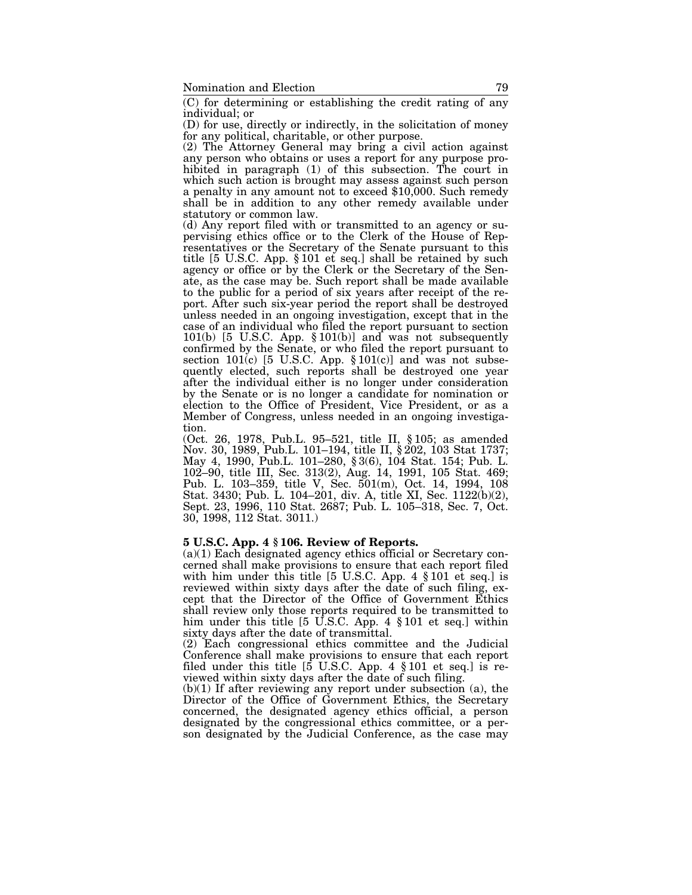(C) for determining or establishing the credit rating of any individual; or

(D) for use, directly or indirectly, in the solicitation of money for any political, charitable, or other purpose.

(2) The Attorney General may bring a civil action against any person who obtains or uses a report for any purpose prohibited in paragraph (1) of this subsection. The court in which such action is brought may assess against such person a penalty in any amount not to exceed $10,000. Such remedy shall be in addition to any other remedy available under statutory or common law.

(d) Any report filed with or transmitted to an agency or supervising ethics office or to the Clerk of the House of Representatives or the Secretary of the Senate pursuant to this title [5 U.S.C. App. § 101 et seq.] shall be retained by such agency or office or by the Clerk or the Secretary of the Senate, as the case may be. Such report shall be made available to the public for a period of six years after receipt of the report. After such six-year period the report shall be destroyed unless needed in an ongoing investigation, except that in the case of an individual who filed the report pursuant to section 101(b) [5 U.S.C. App. § 101(b)] and was not subsequently confirmed by the Senate, or who filed the report pursuant to section 101(c) [5 U.S.C. App. § 101(c)] and was not subsequently elected, such reports shall be destroyed one year after the individual either is no longer under consideration by the Senate or is no longer a candidate for nomination or election to the Office of President, Vice President, or as a Member of Congress, unless needed in an ongoing investigation.

(Oct. 26, 1978, Pub.L. 95–521, title II, § 105; as amended Nov. 30, 1989, Pub.L. 101–194, title II, § 202, 103 Stat 1737; May 4, 1990, Pub.L. 101–280, § 3(6), 104 Stat. 154; Pub. L. 102–90, title III, Sec. 313(2), Aug. 14, 1991, 105 Stat. 469; Pub. L. 103–359, title V, Sec. 501(m), Oct. 14, 1994, 108 Stat. 3430; Pub. L. 104–201, div. A, title XI, Sec. 1122(b)(2), Sept. 23, 1996, 110 Stat. 2687; Pub. L. 105–318, Sec. 7, Oct. 30, 1998, 112 Stat. 3011.)

**5 U.S.C. App. 4 § 106. Review of Reports.**

(a)(1) Each designated agency ethics official or Secretary concerned shall make provisions to ensure that each report filed with him under this title [5 U.S.C. App. 4 § 101 et seq.] is reviewed within sixty days after the date of such filing, except that the Director of the Office of Government Ethics shall review only those reports required to be transmitted to him under this title [5 U.S.C. App. 4 § 101 et seq.] within sixty days after the date of transmittal.

(2) Each congressional ethics committee and the Judicial Conference shall make provisions to ensure that each report filed under this title [5 U.S.C. App. 4 § 101 et seq.] is reviewed within sixty days after the date of such filing.

(b)(1) If after reviewing any report under subsection (a), the Director of the Office of Government Ethics, the Secretary concerned, the designated agency ethics official, a person designated by the congressional ethics committee, or a person designated by the Judicial Conference, as the case may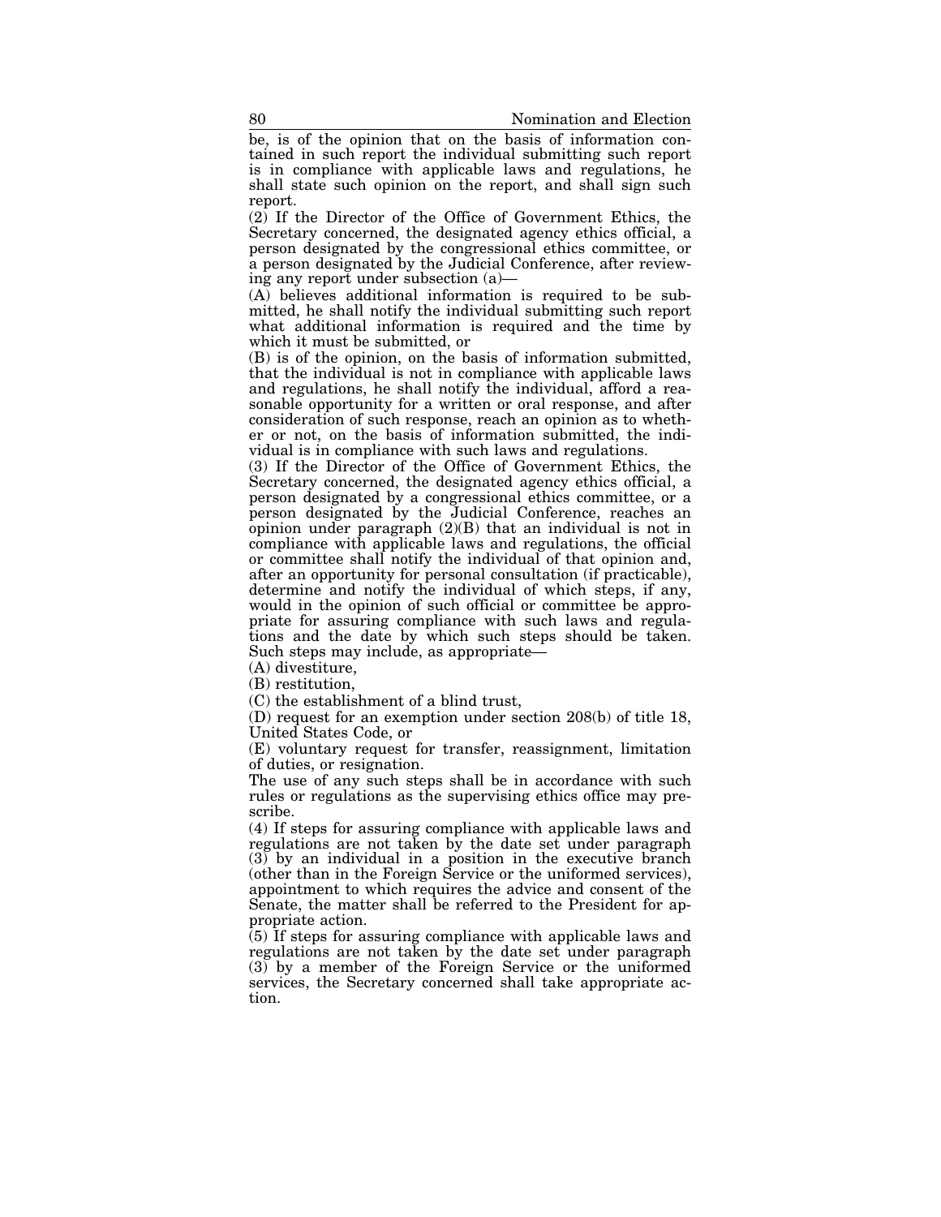be, is of the opinion that on the basis of information contained in such report the individual submitting such report is in compliance with applicable laws and regulations, he shall state such opinion on the report, and shall sign such report.

(2) If the Director of the Office of Government Ethics, the Secretary concerned, the designated agency ethics official, a person designated by the congressional ethics committee, or a person designated by the Judicial Conference, after reviewing any report under subsection (a)—

(A) believes additional information is required to be submitted, he shall notify the individual submitting such report what additional information is required and the time by which it must be submitted, or

(B) is of the opinion, on the basis of information submitted, that the individual is not in compliance with applicable laws and regulations, he shall notify the individual, afford a reasonable opportunity for a written or oral response, and after consideration of such response, reach an opinion as to whether or not, on the basis of information submitted, the individual is in compliance with such laws and regulations.

(3) If the Director of the Office of Government Ethics, the Secretary concerned, the designated agency ethics official, a person designated by a congressional ethics committee, or a person designated by the Judicial Conference, reaches an opinion under paragraph (2)(B) that an individual is not in compliance with applicable laws and regulations, the official or committee shall notify the individual of that opinion and, after an opportunity for personal consultation (if practicable), determine and notify the individual of which steps, if any, would in the opinion of such official or committee be appropriate for assuring compliance with such laws and regulations and the date by which such steps should be taken. Such steps may include, as appropriate—

(A) divestiture,

(B) restitution,

(C) the establishment of a blind trust,

(D) request for an exemption under section 208(b) of title 18, United States Code, or

(E) voluntary request for transfer, reassignment, limitation of duties, or resignation.

The use of any such steps shall be in accordance with such rules or regulations as the supervising ethics office may prescribe.

(4) If steps for assuring compliance with applicable laws and regulations are not taken by the date set under paragraph (3) by an individual in a position in the executive branch (other than in the Foreign Service or the uniformed services), appointment to which requires the advice and consent of the Senate, the matter shall be referred to the President for appropriate action.

(5) If steps for assuring compliance with applicable laws and regulations are not taken by the date set under paragraph (3) by a member of the Foreign Service or the uniformed services, the Secretary concerned shall take appropriate action.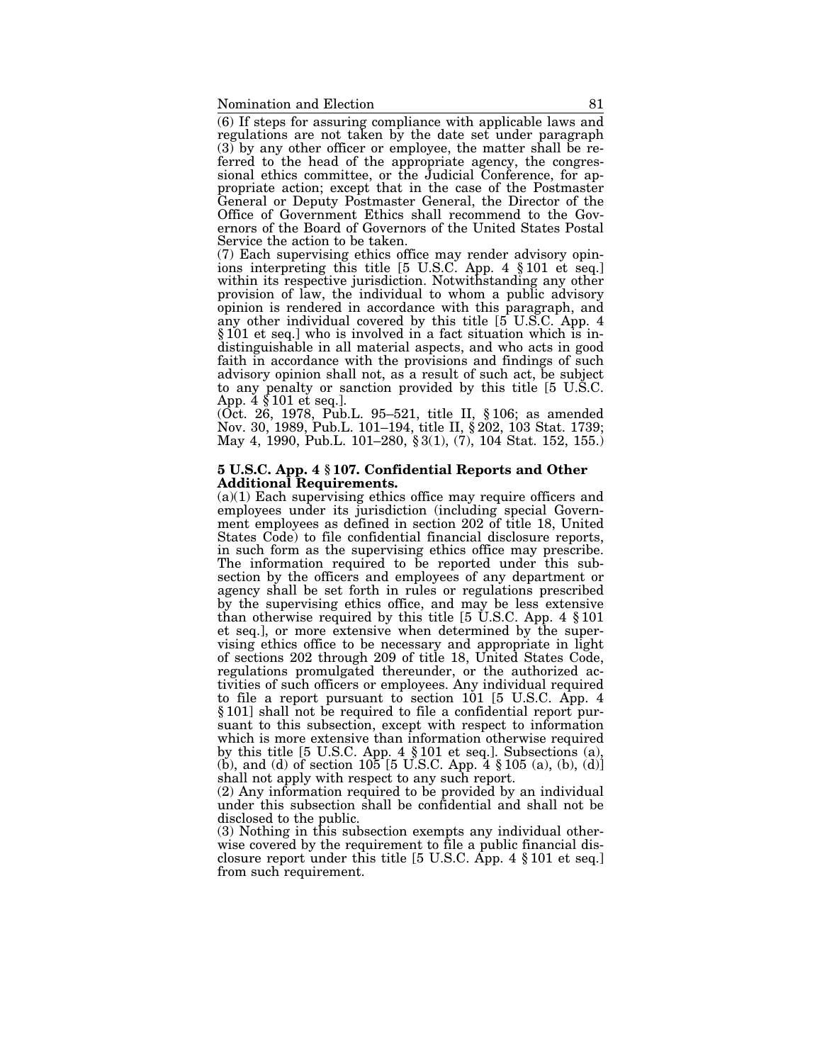(6) If steps for assuring compliance with applicable laws and regulations are not taken by the date set under paragraph (3) by any other officer or employee, the matter shall be referred to the head of the appropriate agency, the congressional ethics committee, or the Judicial Conference, for appropriate action; except that in the case of the Postmaster General or Deputy Postmaster General, the Director of the Office of Government Ethics shall recommend to the Governors of the Board of Governors of the United States Postal Service the action to be taken.

(7) Each supervising ethics office may render advisory opinions interpreting this title [5 U.S.C. App. 4 § 101 et seq.] within its respective jurisdiction. Notwithstanding any other provision of law, the individual to whom a public advisory opinion is rendered in accordance with this paragraph, and any other individual covered by this title [5 U.S.C. App. 4 § 101 et seq.] who is involved in a fact situation which is indistinguishable in all material aspects, and who acts in good faith in accordance with the provisions and findings of such advisory opinion shall not, as a result of such act, be subject to any penalty or sanction provided by this title [5 U.S.C. App. 4 § 101 et seq.].

(Oct. 26, 1978, Pub.L. 95–521, title II, § 106; as amended Nov. 30, 1989, Pub.L. 101–194, title II, § 202, 103 Stat. 1739; May 4, 1990, Pub.L. 101–280, § 3(1), (7), 104 Stat. 152, 155.)

### 5 U.S.C. App. 4 § 107. Confidential Reports and Other Additional Requirements.

(a)(1) Each supervising ethics office may require officers and employees under its jurisdiction (including special Government employees as defined in section 202 of title 18, United States Code) to file confidential financial disclosure reports, in such form as the supervising ethics office may prescribe. The information required to be reported under this subsection by the officers and employees of any department or agency shall be set forth in rules or regulations prescribed by the supervising ethics office, and may be less extensive than otherwise required by this title [5 U.S.C. App. 4 § 101 et seq.], or more extensive when determined by the supervising ethics office to be necessary and appropriate in light of sections 202 through 209 of title 18, United States Code, regulations promulgated thereunder, or the authorized activities of such officers or employees. Any individual required to file a report pursuant to section 101 [5 U.S.C. App. 4 § 101] shall not be required to file a confidential report pursuant to this subsection, except with respect to information which is more extensive than information otherwise required by this title [5 U.S.C. App. 4 § 101 et seq.]. Subsections (a), (b), and (d) of section 105 [5 U.S.C. App. 4 § 105 (a), (b), (d)] shall not apply with respect to any such report.

(2) Any information required to be provided by an individual under this subsection shall be confidential and shall not be disclosed to the public.

(3) Nothing in this subsection exempts any individual otherwise covered by the requirement to file a public financial disclosure report under this title [5 U.S.C. App. 4 § 101 et seq.] from such requirement.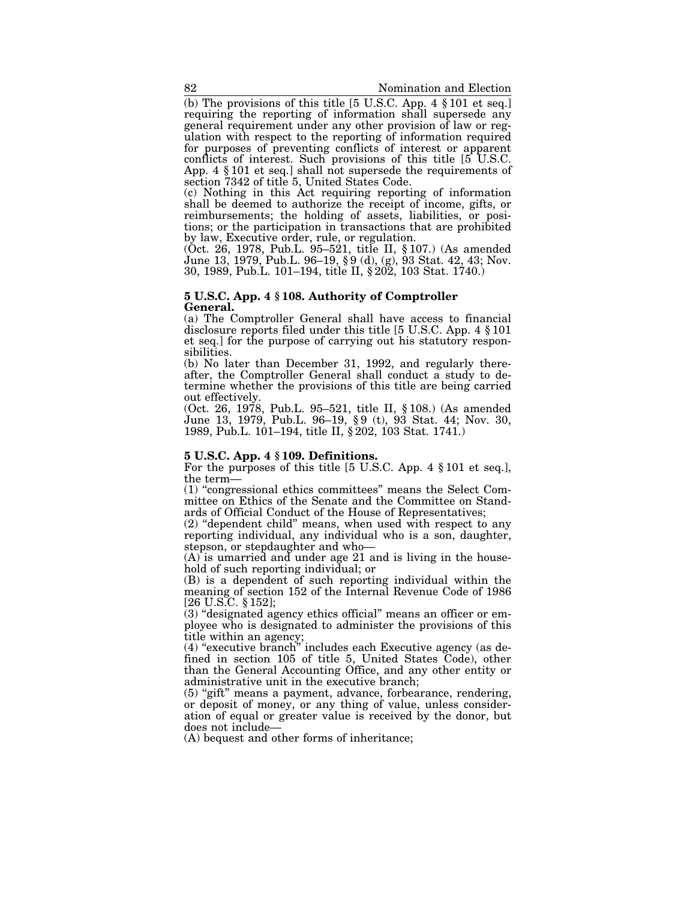(b) The provisions of this title [5 U.S.C. App. 4 § 101 et seq.] requiring the reporting of information shall supersede any general requirement under any other provision of law or regulation with respect to the reporting of information required for purposes of preventing conflicts of interest or apparent conflicts of interest. Such provisions of this title [5 U.S.C. App. 4 § 101 et seq.] shall not supersede the requirements of section 7342 of title 5, United States Code.

(c) Nothing in this Act requiring reporting of information shall be deemed to authorize the receipt of income, gifts, or reimbursements; the holding of assets, liabilities, or positions; or the participation in transactions that are prohibited by law, Executive order, rule, or regulation.

(Oct. 26, 1978, Pub.L. 95–521, title II, § 107.) (As amended June 13, 1979, Pub.L. 96–19, § 9 (d), (g), 93 Stat. 42, 43; Nov. 30, 1989, Pub.L. 101–194, title II, § 202, 103 Stat. 1740.)

**5 U.S.C. App. 4 § 108. Authority of Comptroller General.**

(a) The Comptroller General shall have access to financial disclosure reports filed under this title [5 U.S.C. App. 4 § 101 et seq.] for the purpose of carrying out his statutory responsibilities.

(b) No later than December 31, 1992, and regularly thereafter, the Comptroller General shall conduct a study to determine whether the provisions of this title are being carried out effectively.

(Oct. 26, 1978, Pub.L. 95–521, title II, § 108.) (As amended June 13, 1979, Pub.L. 96–19, § 9 (t), 93 Stat. 44; Nov. 30, 1989, Pub.L. 101–194, title II, § 202, 103 Stat. 1741.)

**5 U.S.C. App. 4 § 109. Definitions.**

For the purposes of this title [5 U.S.C. App. 4 § 101 et seq.], the term—

(1) "congressional ethics committees" means the Select Committee on Ethics of the Senate and the Committee on Standards of Official Conduct of the House of Representatives;

(2) "dependent child" means, when used with respect to any reporting individual, any individual who is a son, daughter, stepson, or stepdaughter and who—

(A) is unmarried and under age 21 and is living in the household of such reporting individual; or

(B) is a dependent of such reporting individual within the meaning of section 152 of the Internal Revenue Code of 1986 [26 U.S.C. § 152];

(3) "designated agency ethics official" means an officer or employee who is designated to administer the provisions of this title within an agency;

(4) "executive branch" includes each Executive agency (as defined in section 105 of title 5, United States Code), other than the General Accounting Office, and any other entity or administrative unit in the executive branch;

(5) "gift" means a payment, advance, forbearance, rendering, or deposit of money, or any thing of value, unless consideration of equal or greater value is received by the donor, but does not include—

(A) bequest and other forms of inheritance;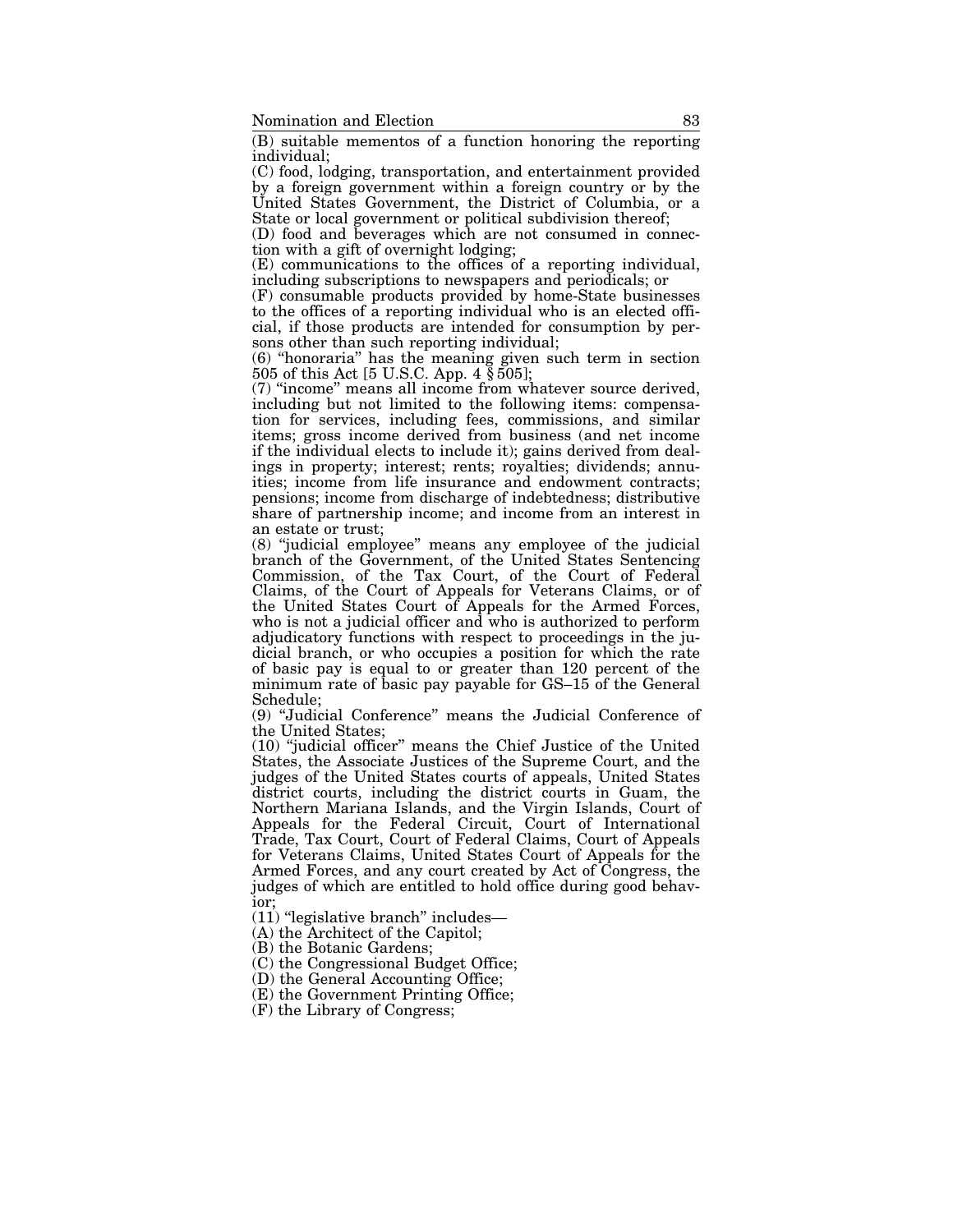(B) suitable mementos of a function honoring the reporting individual;

(C) food, lodging, transportation, and entertainment provided by a foreign government within a foreign country or by the United States Government, the District of Columbia, or a State or local government or political subdivision thereof;

(D) food and beverages which are not consumed in connection with a gift of overnight lodging;

(E) communications to the offices of a reporting individual, including subscriptions to newspapers and periodicals; or

(F) consumable products provided by home-State businesses to the offices of a reporting individual who is an elected official, if those products are intended for consumption by persons other than such reporting individual;

(6) "honoraria" has the meaning given such term in section 505 of this Act [5 U.S.C. App. 4 § 505];

(7) "income" means all income from whatever source derived, including but not limited to the following items: compensation for services, including fees, commissions, and similar items; gross income derived from business (and net income if the individual elects to include it); gains derived from dealings in property; interest; rents; royalties; dividends; annuities; income from life insurance and endowment contracts; pensions; income from discharge of indebtedness; distributive share of partnership income; and income from an interest in an estate or trust;

(8) "judicial employee" means any employee of the judicial branch of the Government, of the United States Sentencing Commission, of the Tax Court, of the Court of Federal Claims, of the Court of Appeals for Veterans Claims, or of the United States Court of Appeals for the Armed Forces, who is not a judicial officer and who is authorized to perform adjudicatory functions with respect to proceedings in the judicial branch, or who occupies a position for which the rate of basic pay is equal to or greater than 120 percent of the minimum rate of basic pay payable for GS–15 of the General Schedule;

(9) "Judicial Conference" means the Judicial Conference of the United States;

(10) "judicial officer" means the Chief Justice of the United States, the Associate Justices of the Supreme Court, and the judges of the United States courts of appeals, United States district courts, including the district courts in Guam, the Northern Mariana Islands, and the Virgin Islands, Court of Appeals for the Federal Circuit, Court of International Trade, Tax Court, Court of Federal Claims, Court of Appeals for Veterans Claims, United States Court of Appeals for the Armed Forces, and any court created by Act of Congress, the judges of which are entitled to hold office during good behavior;

(11) "legislative branch" includes—

(A) the Architect of the Capitol;

(B) the Botanic Gardens;

(C) the Congressional Budget Office;

(D) the General Accounting Office;

(E) the Government Printing Office;

(F) the Library of Congress;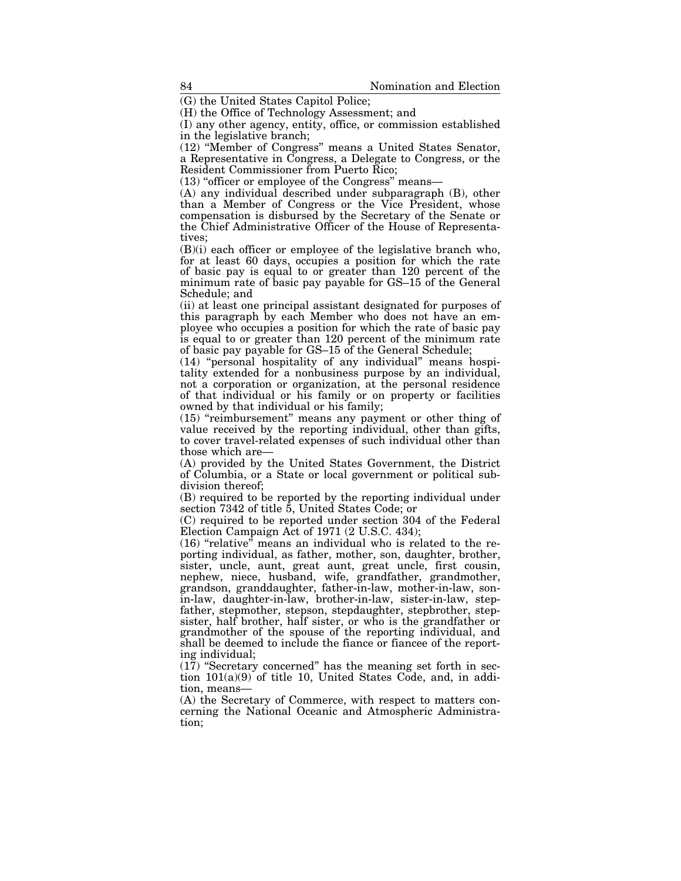(G) the United States Capitol Police;

(H) the Office of Technology Assessment; and

(I) any other agency, entity, office, or commission established in the legislative branch;

(12) "Member of Congress" means a United States Senator, a Representative in Congress, a Delegate to Congress, or the Resident Commissioner from Puerto Rico;

(13) "officer or employee of the Congress" means—

(A) any individual described under subparagraph (B), other than a Member of Congress or the Vice President, whose compensation is disbursed by the Secretary of the Senate or the Chief Administrative Officer of the House of Representatives;

(B)(i) each officer or employee of the legislative branch who, for at least 60 days, occupies a position for which the rate of basic pay is equal to or greater than 120 percent of the minimum rate of basic pay payable for GS–15 of the General Schedule; and

(ii) at least one principal assistant designated for purposes of this paragraph by each Member who does not have an employee who occupies a position for which the rate of basic pay is equal to or greater than 120 percent of the minimum rate of basic pay payable for GS–15 of the General Schedule;

(14) "personal hospitality of any individual" means hospitality extended for a nonbusiness purpose by an individual, not a corporation or organization, at the personal residence of that individual or his family or on property or facilities owned by that individual or his family;

(15) "reimbursement" means any payment or other thing of value received by the reporting individual, other than gifts, to cover travel-related expenses of such individual other than those which are—

(A) provided by the United States Government, the District of Columbia, or a State or local government or political subdivision thereof;

(B) required to be reported by the reporting individual under section 7342 of title 5, United States Code; or

(C) required to be reported under section 304 of the Federal Election Campaign Act of 1971 (2 U.S.C. 434);

(16) "relative" means an individual who is related to the reporting individual, as father, mother, son, daughter, brother, sister, uncle, aunt, great aunt, great uncle, first cousin, nephew, niece, husband, wife, grandfather, grandmother, grandson, granddaughter, father-in-law, mother-in-law, son-in-law, daughter-in-law, brother-in-law, sister-in-law, stepfather, stepmother, stepson, stepdaughter, stepbrother, stepsister, half brother, half sister, or who is the grandfather or grandmother of the spouse of the reporting individual, and shall be deemed to include the fiance or fiancee of the reporting individual;

(17) "Secretary concerned" has the meaning set forth in section 101(a)(9) of title 10, United States Code, and, in addition, means—

(A) the Secretary of Commerce, with respect to matters concerning the National Oceanic and Atmospheric Administration;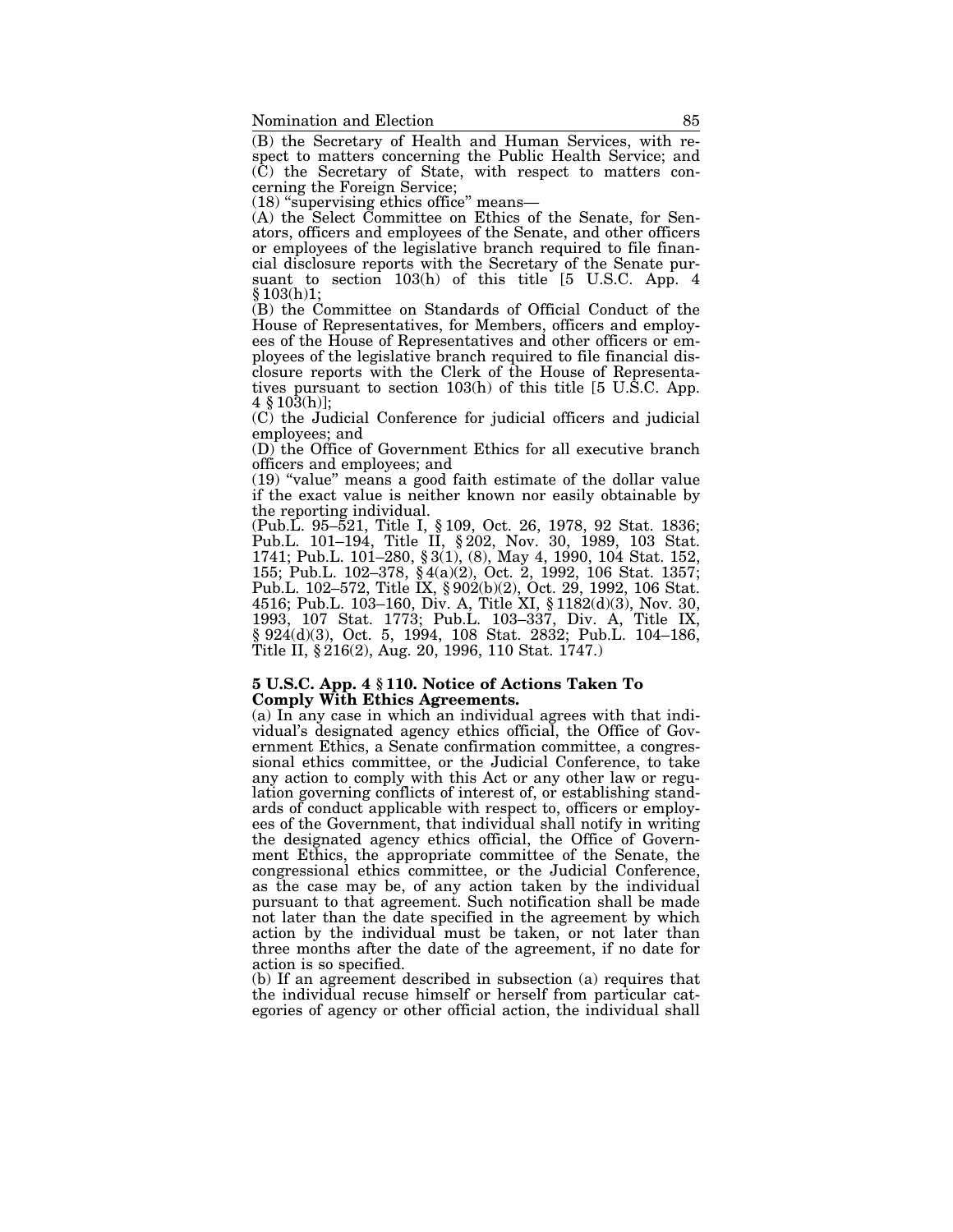(B) the Secretary of Health and Human Services, with respect to matters concerning the Public Health Service; and

(C) the Secretary of State, with respect to matters concerning the Foreign Service;

(18) "supervising ethics office" means—

(A) the Select Committee on Ethics of the Senate, for Senators, officers and employees of the Senate, and other officers or employees of the legislative branch required to file financial disclosure reports with the Secretary of the Senate pursuant to section 103(h) of this title [5 U.S.C. App. 4 § 103(h)1;

(B) the Committee on Standards of Official Conduct of the House of Representatives, for Members, officers and employees of the House of Representatives and other officers or employees of the legislative branch required to file financial disclosure reports with the Clerk of the House of Representatives pursuant to section 103(h) of this title [5 U.S.C. App. 4 § 103(h)];

(C) the Judicial Conference for judicial officers and judicial employees; and

(D) the Office of Government Ethics for all executive branch officers and employees; and

(19) "value" means a good faith estimate of the dollar value if the exact value is neither known nor easily obtainable by the reporting individual.

(Pub.L. 95–521, Title I, § 109, Oct. 26, 1978, 92 Stat. 1836; Pub.L. 101–194, Title II, § 202, Nov. 30, 1989, 103 Stat. 1741; Pub.L. 101–280, § 3(1), (8), May 4, 1990, 104 Stat. 152, 155; Pub.L. 102–378, § 4(a)(2), Oct. 2, 1992, 106 Stat. 1357; Pub.L. 102–572, Title IX, § 902(b)(2), Oct. 29, 1992, 106 Stat. 4516; Pub.L. 103–160, Div. A, Title XI, § 1182(d)(3), Nov. 30, 1993, 107 Stat. 1773; Pub.L. 103–337, Div. A, Title IX, § 924(d)(3), Oct. 5, 1994, 108 Stat. 2832; Pub.L. 104–186, Title II, § 216(2), Aug. 20, 1996, 110 Stat. 1747.)

### 5 U.S.C. App. 4 § 110. Notice of Actions Taken To Comply With Ethics Agreements.

(a) In any case in which an individual agrees with that individual's designated agency ethics official, the Office of Government Ethics, a Senate confirmation committee, a congressional ethics committee, or the Judicial Conference, to take any action to comply with this Act or any other law or regulation governing conflicts of interest of, or establishing standards of conduct applicable with respect to, officers or employees of the Government, that individual shall notify in writing the designated agency ethics official, the Office of Government Ethics, the appropriate committee of the Senate, the congressional ethics committee, or the Judicial Conference, as the case may be, of any action taken by the individual pursuant to that agreement. Such notification shall be made not later than the date specified in the agreement by which action by the individual must be taken, or not later than three months after the date of the agreement, if no date for action is so specified.

(b) If an agreement described in subsection (a) requires that the individual recuse himself or herself from particular categories of agency or other official action, the individual shall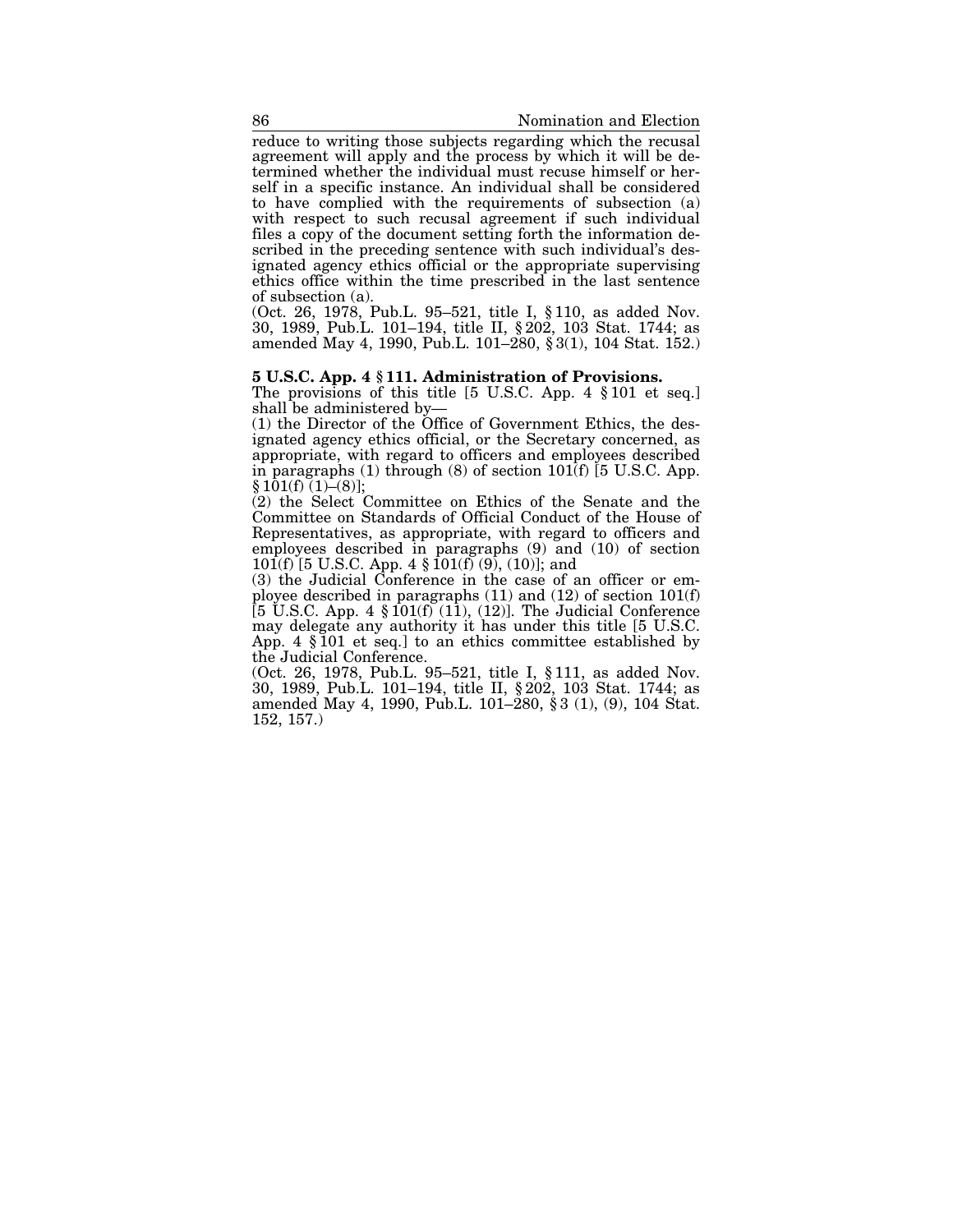reduce to writing those subjects regarding which the recusal agreement will apply and the process by which it will be determined whether the individual must recuse himself or herself in a specific instance. An individual shall be considered to have complied with the requirements of subsection (a) with respect to such recusal agreement if such individual files a copy of the document setting forth the information described in the preceding sentence with such individual's designated agency ethics official or the appropriate supervising ethics office within the time prescribed in the last sentence of subsection (a).

(Oct. 26, 1978, Pub.L. 95–521, title I, § 110, as added Nov. 30, 1989, Pub.L. 101–194, title II, § 202, 103 Stat. 1744; as amended May 4, 1990, Pub.L. 101–280, § 3(1), 104 Stat. 152.)

**5 U.S.C. App. 4 § 111. Administration of Provisions.**

The provisions of this title [5 U.S.C. App. 4 § 101 et seq.] shall be administered by—

(1) the Director of the Office of Government Ethics, the designated agency ethics official, or the Secretary concerned, as appropriate, with regard to officers and employees described in paragraphs (1) through (8) of section 101(f) [5 U.S.C. App. § 101(f) (1)–(8)];

(2) the Select Committee on Ethics of the Senate and the Committee on Standards of Official Conduct of the House of Representatives, as appropriate, with regard to officers and employees described in paragraphs (9) and (10) of section 101(f) [5 U.S.C. App. 4 § 101(f) (9), (10)]; and

(3) the Judicial Conference in the case of an officer or employee described in paragraphs (11) and (12) of section 101(f) [5 U.S.C. App. 4 § 101(f) (11), (12)]. The Judicial Conference may delegate any authority it has under this title [5 U.S.C. App. 4 § 101 et seq.] to an ethics committee established by the Judicial Conference.

(Oct. 26, 1978, Pub.L. 95–521, title I, § 111, as added Nov. 30, 1989, Pub.L. 101–194, title II, § 202, 103 Stat. 1744; as amended May 4, 1990, Pub.L. 101–280, § 3 (1), (9), 104 Stat. 152, 157.)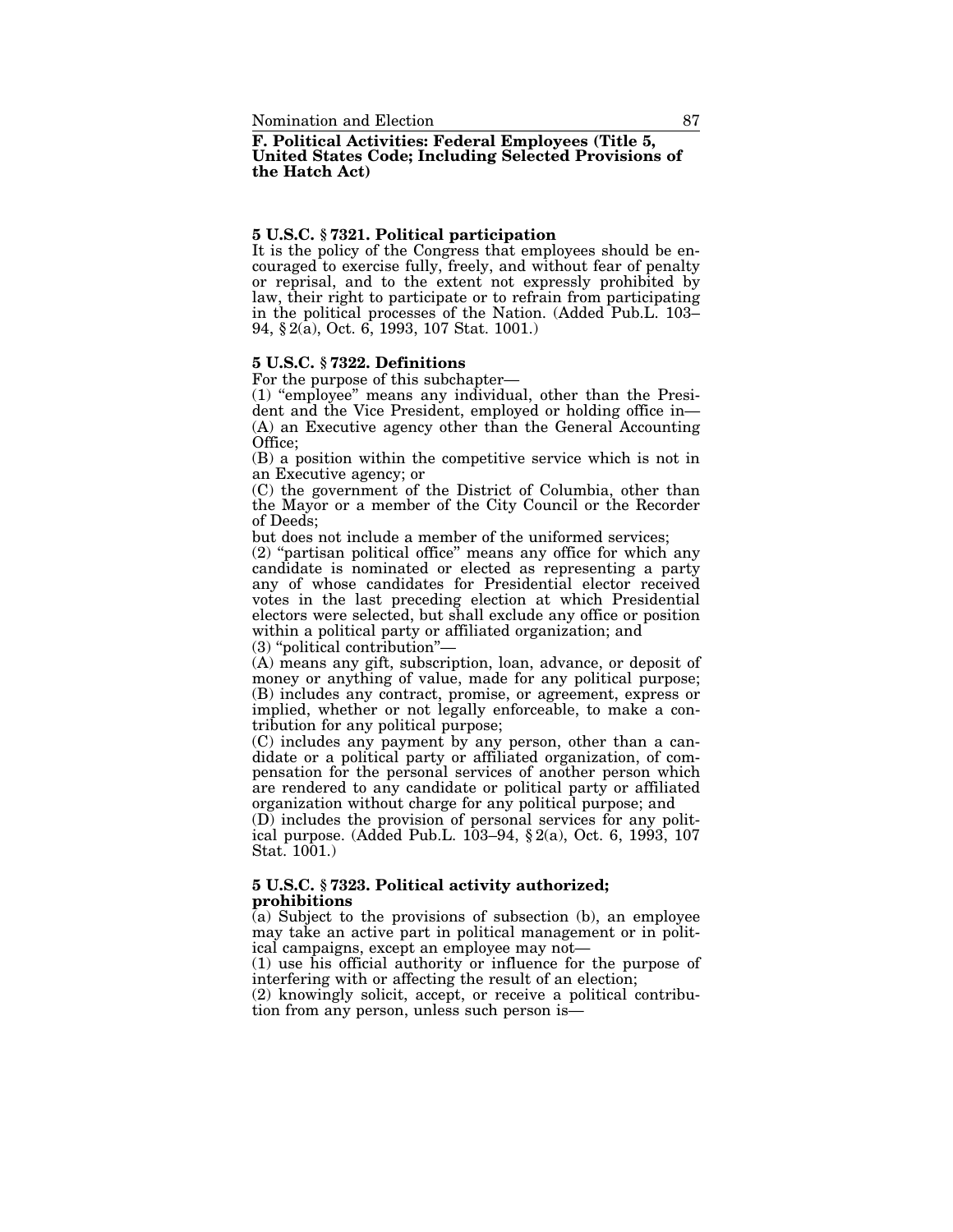## F. Political Activities: Federal Employees (Title 5, United States Code; Including Selected Provisions of the Hatch Act)

### 5 U.S.C. § 7321. Political participation

It is the policy of the Congress that employees should be encouraged to exercise fully, freely, and without fear of penalty or reprisal, and to the extent not expressly prohibited by law, their right to participate or to refrain from participating in the political processes of the Nation. (Added Pub.L. 103–94, § 2(a), Oct. 6, 1993, 107 Stat. 1001.)

### 5 U.S.C. § 7322. Definitions

For the purpose of this subchapter—

(1) "employee" means any individual, other than the President and the Vice President, employed or holding office in—

(A) an Executive agency other than the General Accounting Office;

(B) a position within the competitive service which is not in an Executive agency; or

(C) the government of the District of Columbia, other than the Mayor or a member of the City Council or the Recorder of Deeds;

but does not include a member of the uniformed services;

(2) "partisan political office" means any office for which any candidate is nominated or elected as representing a party any of whose candidates for Presidential elector received votes in the last preceding election at which Presidential electors were selected, but shall exclude any office or position within a political party or affiliated organization; and

(3) "political contribution"—

(A) means any gift, subscription, loan, advance, or deposit of money or anything of value, made for any political purpose;

(B) includes any contract, promise, or agreement, express or implied, whether or not legally enforceable, to make a contribution for any political purpose;

(C) includes any payment by any person, other than a candidate or a political party or affiliated organization, of compensation for the personal services of another person which are rendered to any candidate or political party or affiliated organization without charge for any political purpose; and

(D) includes the provision of personal services for any political purpose. (Added Pub.L. 103–94, § 2(a), Oct. 6, 1993, 107 Stat. 1001.)

### 5 U.S.C. § 7323. Political activity authorized; prohibitions

(a) Subject to the provisions of subsection (b), an employee may take an active part in political management or in political campaigns, except an employee may not—

(1) use his official authority or influence for the purpose of interfering with or affecting the result of an election;

(2) knowingly solicit, accept, or receive a political contribution from any person, unless such person is—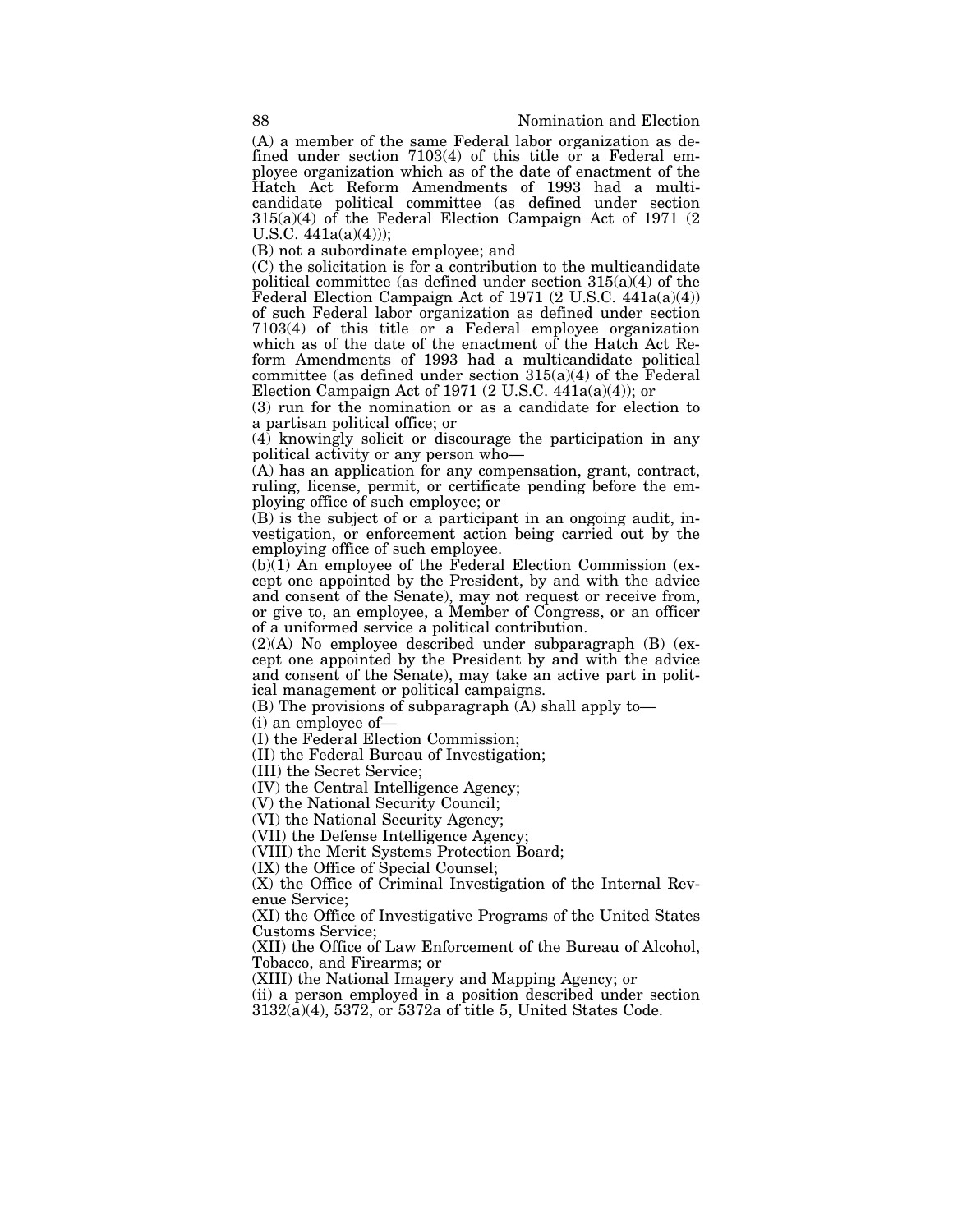(A) a member of the same Federal labor organization as defined under section 7103(4) of this title or a Federal employee organization which as of the date of enactment of the Hatch Act Reform Amendments of 1993 had a multicandidate political committee (as defined under section 315(a)(4) of the Federal Election Campaign Act of 1971 (2 U.S.C. 441a(a)(4)));

(B) not a subordinate employee; and

(C) the solicitation is for a contribution to the multicandidate political committee (as defined under section 315(a)(4) of the Federal Election Campaign Act of 1971 (2 U.S.C. 441a(a)(4)) of such Federal labor organization as defined under section 7103(4) of this title or a Federal employee organization which as of the date of the enactment of the Hatch Act Reform Amendments of 1993 had a multicandidate political committee (as defined under section 315(a)(4) of the Federal Election Campaign Act of 1971 (2 U.S.C. 441a(a)(4)); or

(3) run for the nomination or as a candidate for election to a partisan political office; or

(4) knowingly solicit or discourage the participation in any political activity or any person who—

(A) has an application for any compensation, grant, contract, ruling, license, permit, or certificate pending before the employing office of such employee; or

(B) is the subject of or a participant in an ongoing audit, investigation, or enforcement action being carried out by the employing office of such employee.

(b)(1) An employee of the Federal Election Commission (except one appointed by the President, by and with the advice and consent of the Senate), may not request or receive from, or give to, an employee, a Member of Congress, or an officer of a uniformed service a political contribution.

(2)(A) No employee described under subparagraph (B) (except one appointed by the President by and with the advice and consent of the Senate), may take an active part in political management or political campaigns.

(B) The provisions of subparagraph (A) shall apply to—

(i) an employee of—

(I) the Federal Election Commission;

(II) the Federal Bureau of Investigation;

(III) the Secret Service;

(IV) the Central Intelligence Agency;

(V) the National Security Council;

(VI) the National Security Agency;

(VII) the Defense Intelligence Agency;

(VIII) the Merit Systems Protection Board;

(IX) the Office of Special Counsel;

(X) the Office of Criminal Investigation of the Internal Revenue Service;

(XI) the Office of Investigative Programs of the United States Customs Service;

(XII) the Office of Law Enforcement of the Bureau of Alcohol, Tobacco, and Firearms; or

(XIII) the National Imagery and Mapping Agency; or

(ii) a person employed in a position described under section 3132(a)(4), 5372, or 5372a of title 5, United States Code.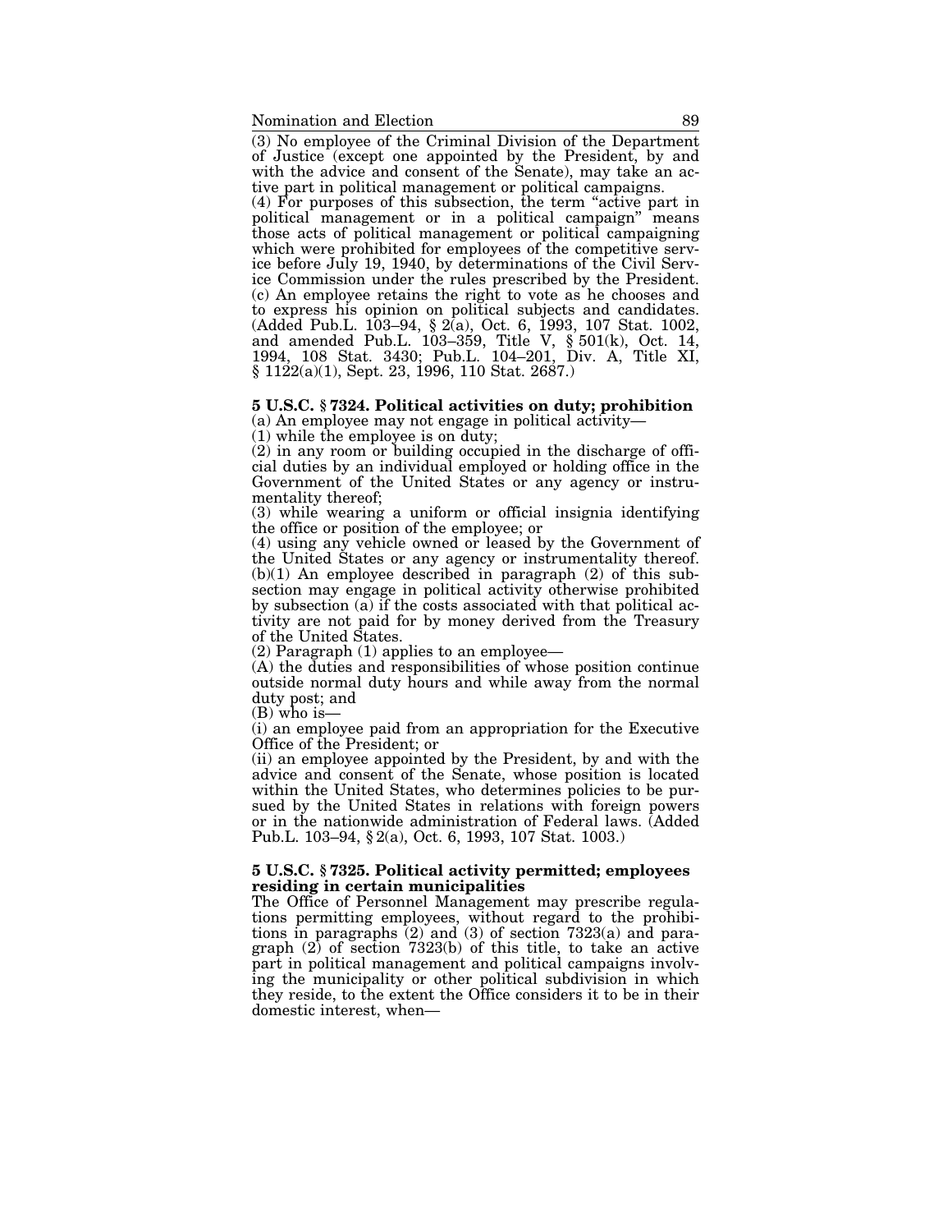(3) No employee of the Criminal Division of the Department of Justice (except one appointed by the President, by and with the advice and consent of the Senate), may take an active part in political management or political campaigns.

(4) For purposes of this subsection, the term "active part in political management or in a political campaign" means those acts of political management or political campaigning which were prohibited for employees of the competitive service before July 19, 1940, by determinations of the Civil Service Commission under the rules prescribed by the President.

(c) An employee retains the right to vote as he chooses and to express his opinion on political subjects and candidates. (Added Pub.L. 103–94, § 2(a), Oct. 6, 1993, 107 Stat. 1002, and amended Pub.L. 103–359, Title V, § 501(k), Oct. 14, 1994, 108 Stat. 3430; Pub.L. 104–201, Div. A, Title XI, § 1122(a)(1), Sept. 23, 1996, 110 Stat. 2687.)

**5 U.S.C. § 7324. Political activities on duty; prohibition**

(a) An employee may not engage in political activity—

(1) while the employee is on duty;

(2) in any room or building occupied in the discharge of official duties by an individual employed or holding office in the Government of the United States or any agency or instrumentality thereof;

(3) while wearing a uniform or official insignia identifying the office or position of the employee; or

(4) using any vehicle owned or leased by the Government of the United States or any agency or instrumentality thereof.

(b)(1) An employee described in paragraph (2) of this subsection may engage in political activity otherwise prohibited by subsection (a) if the costs associated with that political activity are not paid for by money derived from the Treasury of the United States.

(2) Paragraph (1) applies to an employee—

(A) the duties and responsibilities of whose position continue outside normal duty hours and while away from the normal duty post; and

(B) who is—

(i) an employee paid from an appropriation for the Executive Office of the President; or

(ii) an employee appointed by the President, by and with the advice and consent of the Senate, whose position is located within the United States, who determines policies to be pursued by the United States in relations with foreign powers or in the nationwide administration of Federal laws. (Added Pub.L. 103–94, § 2(a), Oct. 6, 1993, 107 Stat. 1003.)

**5 U.S.C. § 7325. Political activity permitted; employees residing in certain municipalities**

The Office of Personnel Management may prescribe regulations permitting employees, without regard to the prohibitions in paragraphs (2) and (3) of section 7323(a) and paragraph (2) of section 7323(b) of this title, to take an active part in political management and political campaigns involving the municipality or other political subdivision in which they reside, to the extent the Office considers it to be in their domestic interest, when—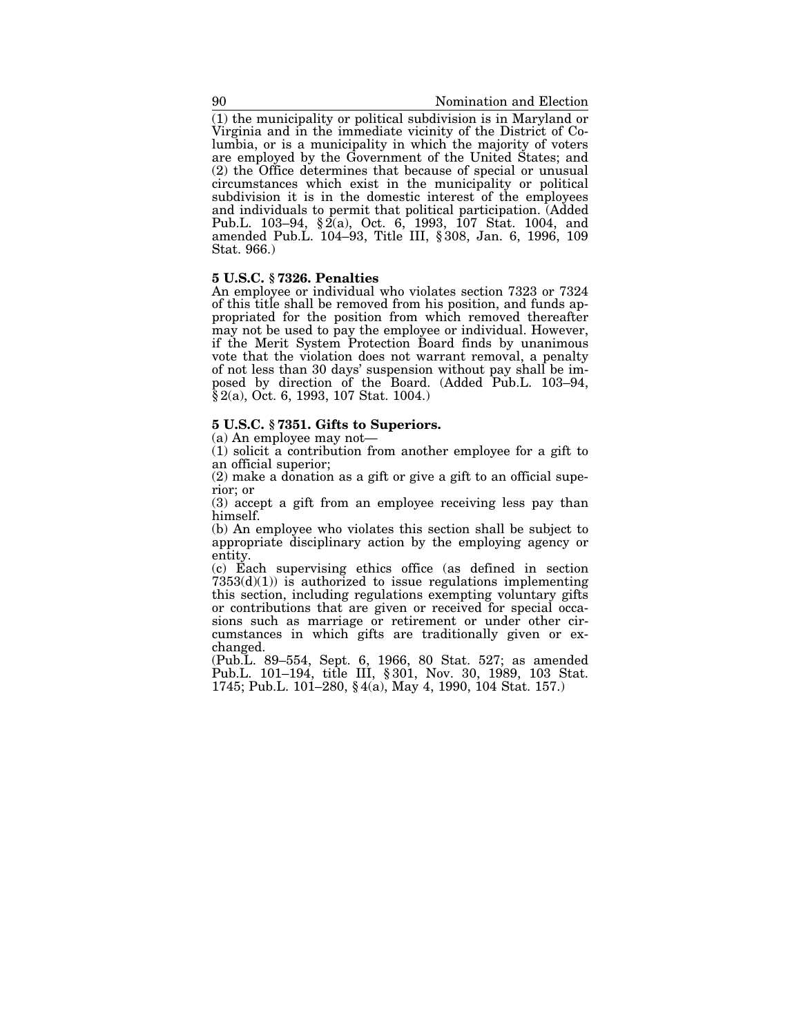(1) the municipality or political subdivision is in Maryland or Virginia and in the immediate vicinity of the District of Columbia, or is a municipality in which the majority of voters are employed by the Government of the United States; and (2) the Office determines that because of special or unusual circumstances which exist in the municipality or political subdivision it is in the domestic interest of the employees and individuals to permit that political participation. (Added Pub.L. 103–94, § 2(a), Oct. 6, 1993, 107 Stat. 1004, and amended Pub.L. 104–93, Title III, § 308, Jan. 6, 1996, 109 Stat. 966.)

### 5 U.S.C. § 7326. Penalties

An employee or individual who violates section 7323 or 7324 of this title shall be removed from his position, and funds appropriated for the position from which removed thereafter may not be used to pay the employee or individual. However, if the Merit System Protection Board finds by unanimous vote that the violation does not warrant removal, a penalty of not less than 30 days' suspension without pay shall be imposed by direction of the Board. (Added Pub.L. 103–94, § 2(a), Oct. 6, 1993, 107 Stat. 1004.)

### 5 U.S.C. § 7351. Gifts to Superiors.

(a) An employee may not—

(1) solicit a contribution from another employee for a gift to an official superior;

(2) make a donation as a gift or give a gift to an official superior; or

(3) accept a gift from an employee receiving less pay than himself.

(b) An employee who violates this section shall be subject to appropriate disciplinary action by the employing agency or entity.

(c) Each supervising ethics office (as defined in section 7353(d)(1)) is authorized to issue regulations implementing this section, including regulations exempting voluntary gifts or contributions that are given or received for special occasions such as marriage or retirement or under other circumstances in which gifts are traditionally given or exchanged.

(Pub.L. 89–554, Sept. 6, 1966, 80 Stat. 527; as amended Pub.L. 101–194, title III, § 301, Nov. 30, 1989, 103 Stat. 1745; Pub.L. 101–280, § 4(a), May 4, 1990, 104 Stat. 157.)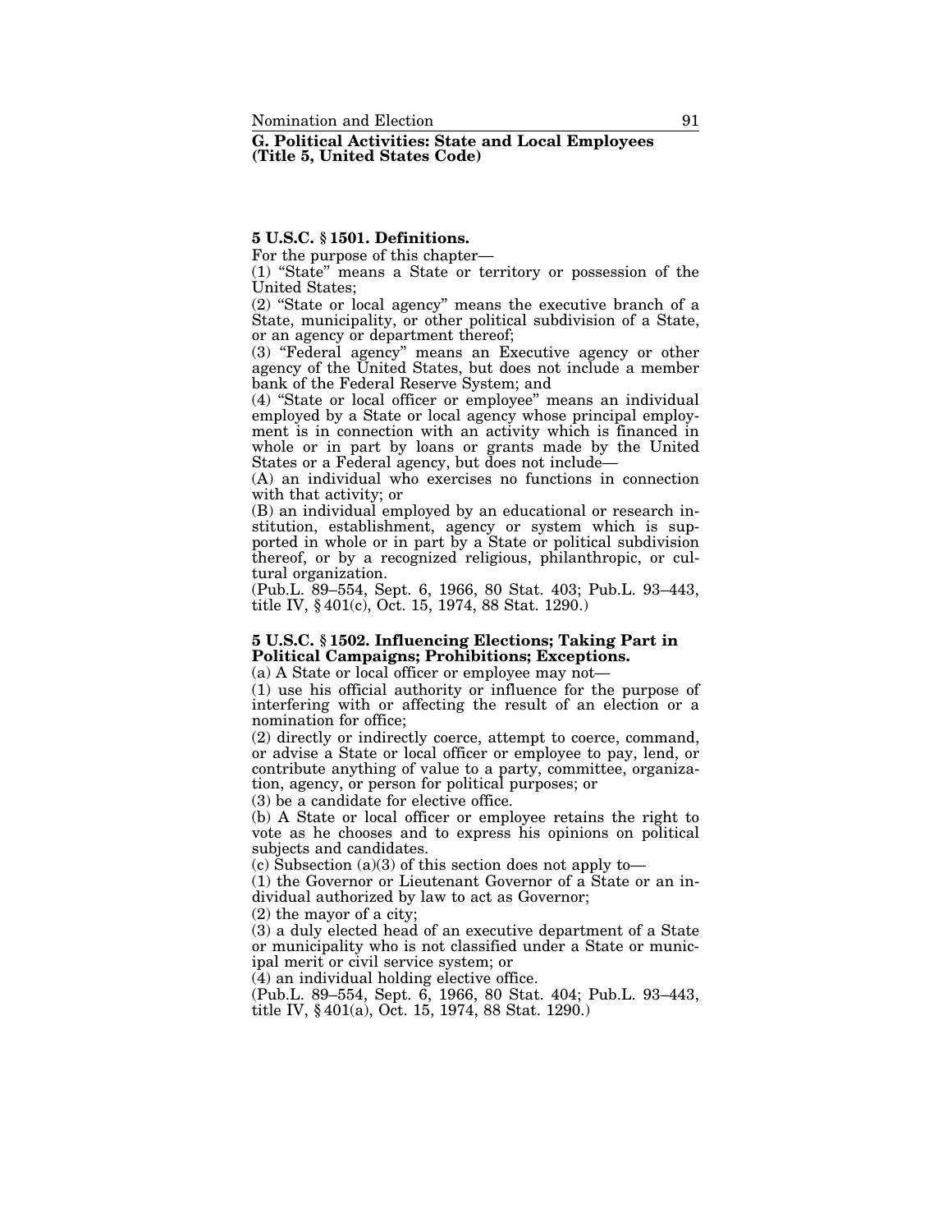## G. Political Activities: State and Local Employees (Title 5, United States Code)

### 5 U.S.C. § 1501. Definitions.

For the purpose of this chapter—

(1) "State" means a State or territory or possession of the United States;

(2) "State or local agency" means the executive branch of a State, municipality, or other political subdivision of a State, or an agency or department thereof;

(3) "Federal agency" means an Executive agency or other agency of the United States, but does not include a member bank of the Federal Reserve System; and

(4) "State or local officer or employee" means an individual employed by a State or local agency whose principal employment is in connection with an activity which is financed in whole or in part by loans or grants made by the United States or a Federal agency, but does not include—

(A) an individual who exercises no functions in connection with that activity; or

(B) an individual employed by an educational or research institution, establishment, agency or system which is supported in whole or in part by a State or political subdivision thereof, or by a recognized religious, philanthropic, or cultural organization.

(Pub.L. 89–554, Sept. 6, 1966, 80 Stat. 403; Pub.L. 93–443, title IV, § 401(c), Oct. 15, 1974, 88 Stat. 1290.)

### 5 U.S.C. § 1502. Influencing Elections; Taking Part in Political Campaigns; Prohibitions; Exceptions.

(a) A State or local officer or employee may not—

(1) use his official authority or influence for the purpose of interfering with or affecting the result of an election or a nomination for office;

(2) directly or indirectly coerce, attempt to coerce, command, or advise a State or local officer or employee to pay, lend, or contribute anything of value to a party, committee, organization, agency, or person for political purposes; or

(3) be a candidate for elective office.

(b) A State or local officer or employee retains the right to vote as he chooses and to express his opinions on political subjects and candidates.

(c) Subsection (a)(3) of this section does not apply to—

(1) the Governor or Lieutenant Governor of a State or an individual authorized by law to act as Governor;

(2) the mayor of a city;

(3) a duly elected head of an executive department of a State or municipality who is not classified under a State or municipal merit or civil service system; or

(4) an individual holding elective office.

(Pub.L. 89–554, Sept. 6, 1966, 80 Stat. 404; Pub.L. 93–443, title IV, § 401(a), Oct. 15, 1974, 88 Stat. 1290.)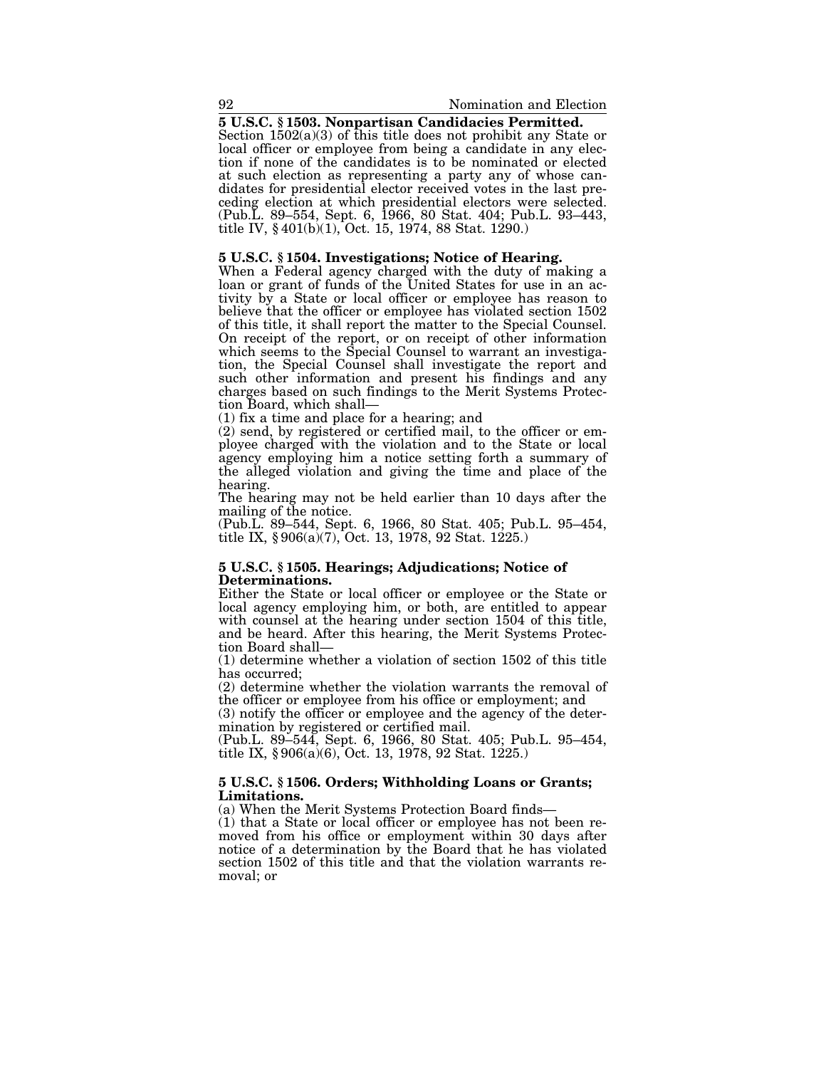**5 U.S.C. § 1503. Nonpartisan Candidacies Permitted.**

Section 1502(a)(3) of this title does not prohibit any State or local officer or employee from being a candidate in any election if none of the candidates is to be nominated or elected at such election as representing a party any of whose candidates for presidential elector received votes in the last preceding election at which presidential electors were selected. (Pub.L. 89–554, Sept. 6, 1966, 80 Stat. 404; Pub.L. 93–443, title IV, § 401(b)(1), Oct. 15, 1974, 88 Stat. 1290.)

**5 U.S.C. § 1504. Investigations; Notice of Hearing.**

When a Federal agency charged with the duty of making a loan or grant of funds of the United States for use in an activity by a State or local officer or employee has reason to believe that the officer or employee has violated section 1502 of this title, it shall report the matter to the Special Counsel. On receipt of the report, or on receipt of other information which seems to the Special Counsel to warrant an investigation, the Special Counsel shall investigate the report and such other information and present his findings and any charges based on such findings to the Merit Systems Protection Board, which shall—

(1) fix a time and place for a hearing; and

(2) send, by registered or certified mail, to the officer or employee charged with the violation and to the State or local agency employing him a notice setting forth a summary of the alleged violation and giving the time and place of the hearing.

The hearing may not be held earlier than 10 days after the mailing of the notice.

(Pub.L. 89–544, Sept. 6, 1966, 80 Stat. 405; Pub.L. 95–454, title IX, § 906(a)(7), Oct. 13, 1978, 92 Stat. 1225.)

**5 U.S.C. § 1505. Hearings; Adjudications; Notice of Determinations.**

Either the State or local officer or employee or the State or local agency employing him, or both, are entitled to appear with counsel at the hearing under section 1504 of this title, and be heard. After this hearing, the Merit Systems Protection Board shall—

(1) determine whether a violation of section 1502 of this title has occurred;

(2) determine whether the violation warrants the removal of the officer or employee from his office or employment; and

(3) notify the officer or employee and the agency of the determination by registered or certified mail.

(Pub.L. 89–544, Sept. 6, 1966, 80 Stat. 405; Pub.L. 95–454, title IX, § 906(a)(6), Oct. 13, 1978, 92 Stat. 1225.)

**5 U.S.C. § 1506. Orders; Withholding Loans or Grants; Limitations.**

(a) When the Merit Systems Protection Board finds—

(1) that a State or local officer or employee has not been removed from his office or employment within 30 days after notice of a determination by the Board that he has violated section 1502 of this title and that the violation warrants removal; or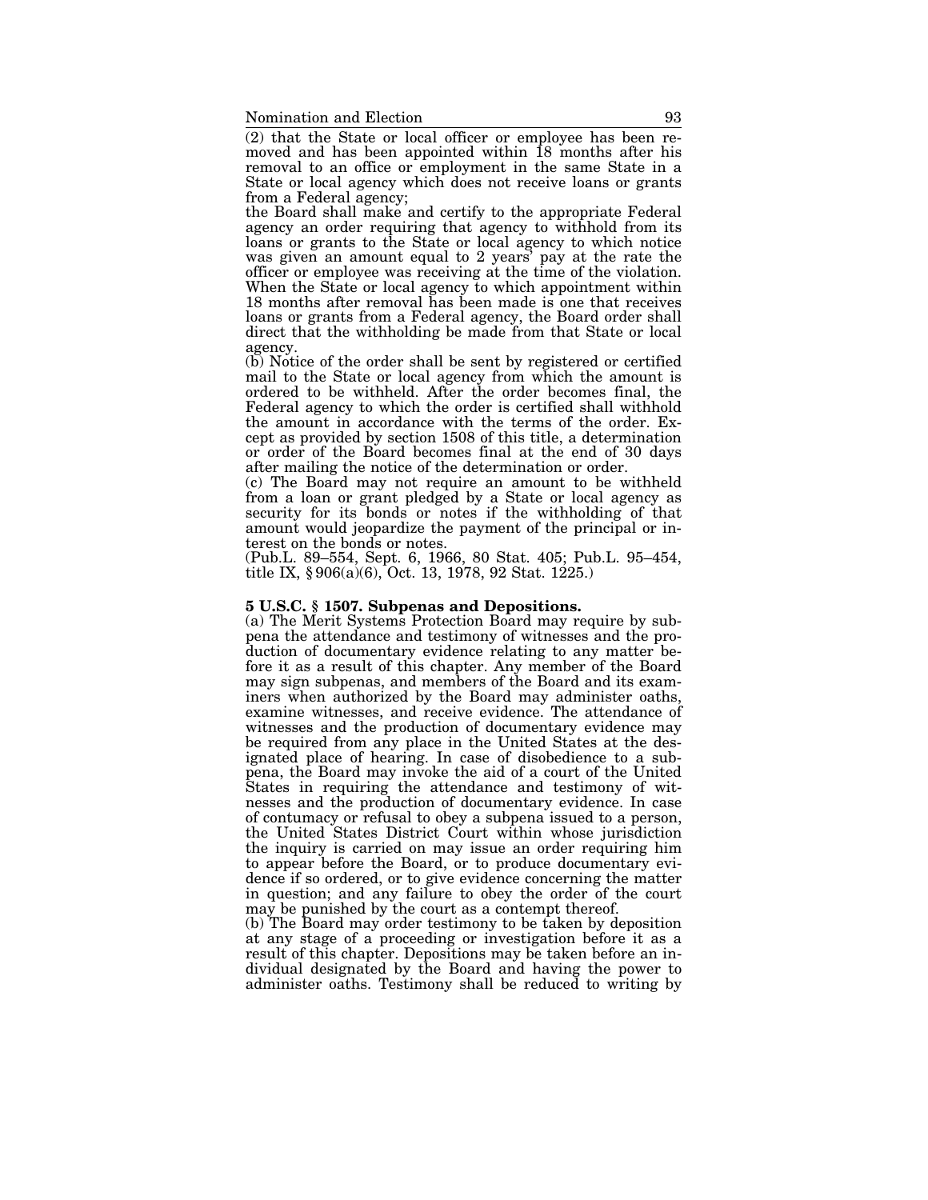(2) that the State or local officer or employee has been removed and has been appointed within 18 months after his removal to an office or employment in the same State in a State or local agency which does not receive loans or grants from a Federal agency;

the Board shall make and certify to the appropriate Federal agency an order requiring that agency to withhold from its loans or grants to the State or local agency to which notice was given an amount equal to 2 years' pay at the rate the officer or employee was receiving at the time of the violation. When the State or local agency to which appointment within 18 months after removal has been made is one that receives loans or grants from a Federal agency, the Board order shall direct that the withholding be made from that State or local agency.

(b) Notice of the order shall be sent by registered or certified mail to the State or local agency from which the amount is ordered to be withheld. After the order becomes final, the Federal agency to which the order is certified shall withhold the amount in accordance with the terms of the order. Except as provided by section 1508 of this title, a determination or order of the Board becomes final at the end of 30 days after mailing the notice of the determination or order.

(c) The Board may not require an amount to be withheld from a loan or grant pledged by a State or local agency as security for its bonds or notes if the withholding of that amount would jeopardize the payment of the principal or interest on the bonds or notes.

(Pub.L. 89–554, Sept. 6, 1966, 80 Stat. 405; Pub.L. 95–454, title IX, § 906(a)(6), Oct. 13, 1978, 92 Stat. 1225.)

**5 U.S.C. § 1507. Subpenas and Depositions.**

(a) The Merit Systems Protection Board may require by subpena the attendance and testimony of witnesses and the production of documentary evidence relating to any matter before it as a result of this chapter. Any member of the Board may sign subpenas, and members of the Board and its examiners when authorized by the Board may administer oaths, examine witnesses, and receive evidence. The attendance of witnesses and the production of documentary evidence may be required from any place in the United States at the designated place of hearing. In case of disobedience to a subpena, the Board may invoke the aid of a court of the United States in requiring the attendance and testimony of witnesses and the production of documentary evidence. In case of contumacy or refusal to obey a subpena issued to a person, the United States District Court within whose jurisdiction the inquiry is carried on may issue an order requiring him to appear before the Board, or to produce documentary evidence if so ordered, or to give evidence concerning the matter in question; and any failure to obey the order of the court may be punished by the court as a contempt thereof.

(b) The Board may order testimony to be taken by deposition at any stage of a proceeding or investigation before it as a result of this chapter. Depositions may be taken before an individual designated by the Board and having the power to administer oaths. Testimony shall be reduced to writing by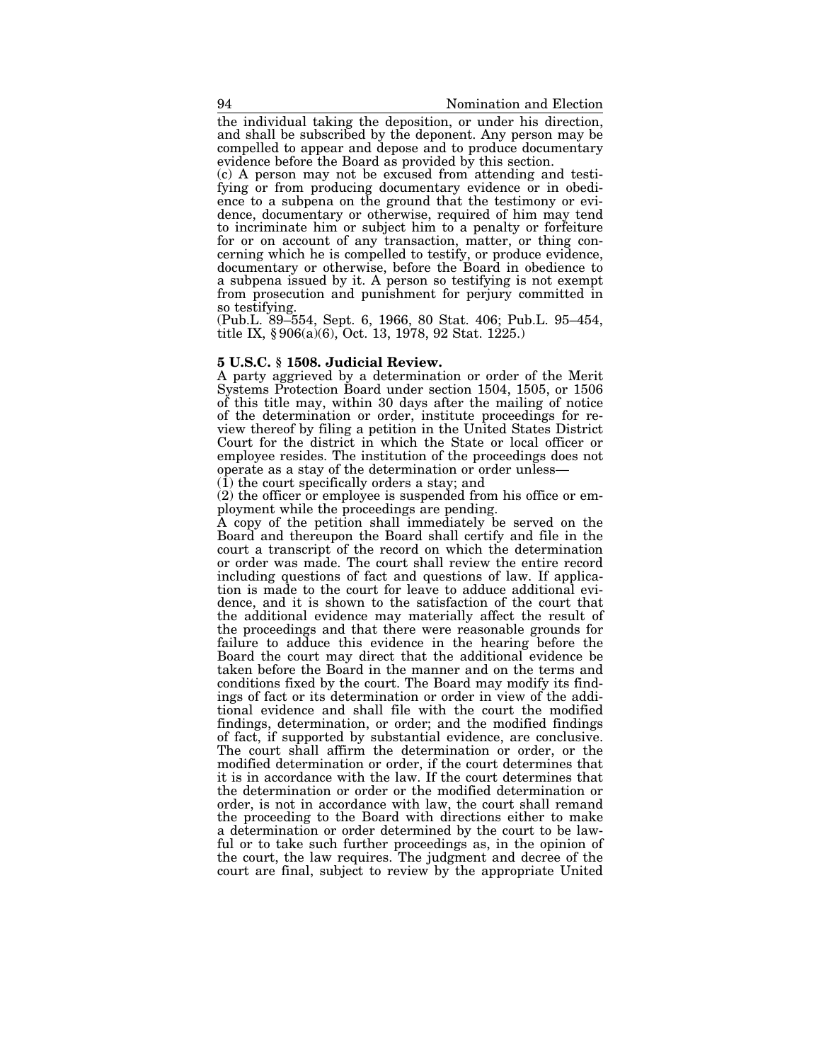the individual taking the deposition, or under his direction, and shall be subscribed by the deponent. Any person may be compelled to appear and depose and to produce documentary evidence before the Board as provided by this section.

(c) A person may not be excused from attending and testifying or from producing documentary evidence or in obedience to a subpena on the ground that the testimony or evidence, documentary or otherwise, required of him may tend to incriminate him or subject him to a penalty or forfeiture for or on account of any transaction, matter, or thing concerning which he is compelled to testify, or produce evidence, documentary or otherwise, before the Board in obedience to a subpena issued by it. A person so testifying is not exempt from prosecution and punishment for perjury committed in so testifying.

(Pub.L. 89–554, Sept. 6, 1966, 80 Stat. 406; Pub.L. 95–454, title IX, § 906(a)(6), Oct. 13, 1978, 92 Stat. 1225.)

**5 U.S.C. § 1508. Judicial Review.**

A party aggrieved by a determination or order of the Merit Systems Protection Board under section 1504, 1505, or 1506 of this title may, within 30 days after the mailing of notice of the determination or order, institute proceedings for review thereof by filing a petition in the United States District Court for the district in which the State or local officer or employee resides. The institution of the proceedings does not operate as a stay of the determination or order unless—

(1) the court specifically orders a stay; and

(2) the officer or employee is suspended from his office or employment while the proceedings are pending.

A copy of the petition shall immediately be served on the Board and thereupon the Board shall certify and file in the court a transcript of the record on which the determination or order was made. The court shall review the entire record including questions of fact and questions of law. If application is made to the court for leave to adduce additional evidence, and it is shown to the satisfaction of the court that the additional evidence may materially affect the result of the proceedings and that there were reasonable grounds for failure to adduce this evidence in the hearing before the Board the court may direct that the additional evidence be taken before the Board in the manner and on the terms and conditions fixed by the court. The Board may modify its findings of fact or its determination or order in view of the additional evidence and shall file with the court the modified findings, determination, or order; and the modified findings of fact, if supported by substantial evidence, are conclusive. The court shall affirm the determination or order, or the modified determination or order, if the court determines that it is in accordance with the law. If the court determines that the determination or order or the modified determination or order, is not in accordance with law, the court shall remand the proceeding to the Board with directions either to make a determination or order determined by the court to be lawful or to take such further proceedings as, in the opinion of the court, the law requires. The judgment and decree of the court are final, subject to review by the appropriate United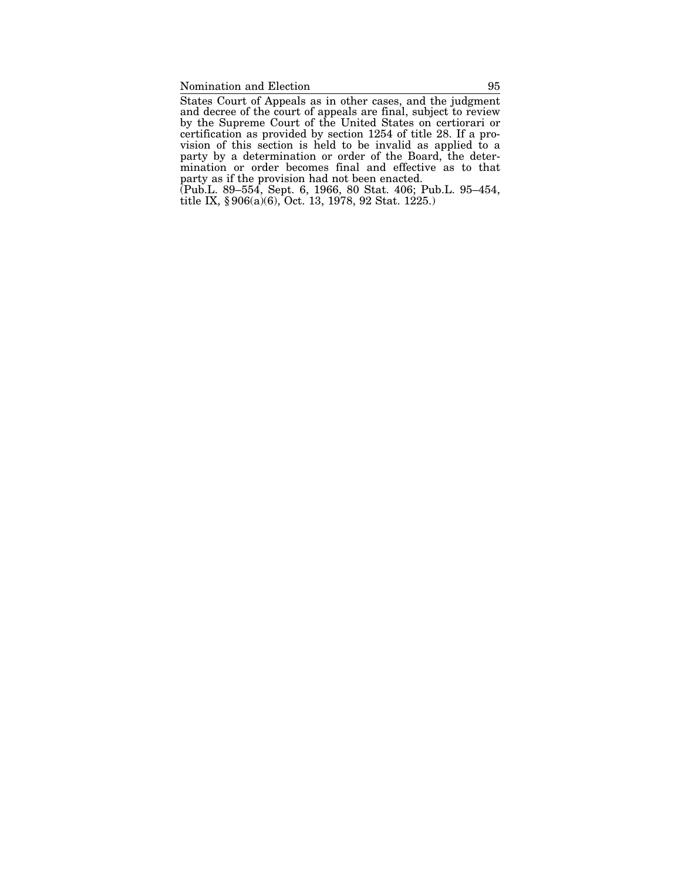States Court of Appeals as in other cases, and the judgment and decree of the court of appeals are final, subject to review by the Supreme Court of the United States on certiorari or certification as provided by section 1254 of title 28. If a provision of this section is held to be invalid as applied to a party by a determination or order of the Board, the determination or order becomes final and effective as to that party as if the provision had not been enacted.

(Pub.L. 89–554, Sept. 6, 1966, 80 Stat. 406; Pub.L. 95–454, title IX, § 906(a)(6), Oct. 13, 1978, 92 Stat. 1225.)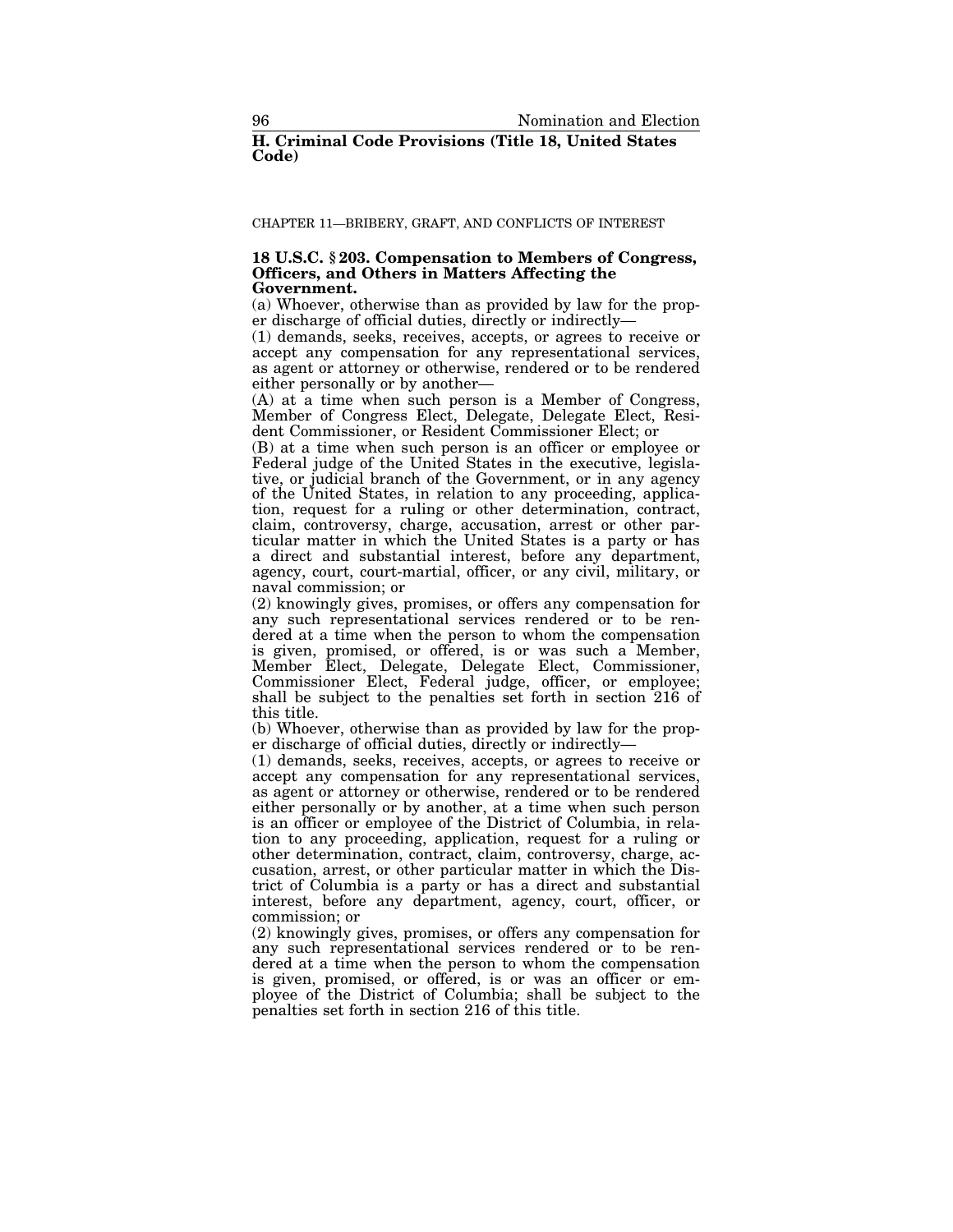## H. Criminal Code Provisions (Title 18, United States Code)

CHAPTER 11—BRIBERY, GRAFT, AND CONFLICTS OF INTEREST

### 18 U.S.C. § 203. Compensation to Members of Congress, Officers, and Others in Matters Affecting the Government.

(a) Whoever, otherwise than as provided by law for the proper discharge of official duties, directly or indirectly—

(1) demands, seeks, receives, accepts, or agrees to receive or accept any compensation for any representational services, as agent or attorney or otherwise, rendered or to be rendered either personally or by another—

(A) at a time when such person is a Member of Congress, Member of Congress Elect, Delegate, Delegate Elect, Resident Commissioner, or Resident Commissioner Elect; or

(B) at a time when such person is an officer or employee or Federal judge of the United States in the executive, legislative, or judicial branch of the Government, or in any agency of the United States, in relation to any proceeding, application, request for a ruling or other determination, contract, claim, controversy, charge, accusation, arrest or other particular matter in which the United States is a party or has a direct and substantial interest, before any department, agency, court, court-martial, officer, or any civil, military, or naval commission; or

(2) knowingly gives, promises, or offers any compensation for any such representational services rendered or to be rendered at a time when the person to whom the compensation is given, promised, or offered, is or was such a Member, Member Elect, Delegate, Delegate Elect, Commissioner, Commissioner Elect, Federal judge, officer, or employee; shall be subject to the penalties set forth in section 216 of this title.

(b) Whoever, otherwise than as provided by law for the proper discharge of official duties, directly or indirectly—

(1) demands, seeks, receives, accepts, or agrees to receive or accept any compensation for any representational services, as agent or attorney or otherwise, rendered or to be rendered either personally or by another, at a time when such person is an officer or employee of the District of Columbia, in relation to any proceeding, application, request for a ruling or other determination, contract, claim, controversy, charge, accusation, arrest, or other particular matter in which the District of Columbia is a party or has a direct and substantial interest, before any department, agency, court, officer, or commission; or

(2) knowingly gives, promises, or offers any compensation for any such representational services rendered or to be rendered at a time when the person to whom the compensation is given, promised, or offered, is or was an officer or employee of the District of Columbia; shall be subject to the penalties set forth in section 216 of this title.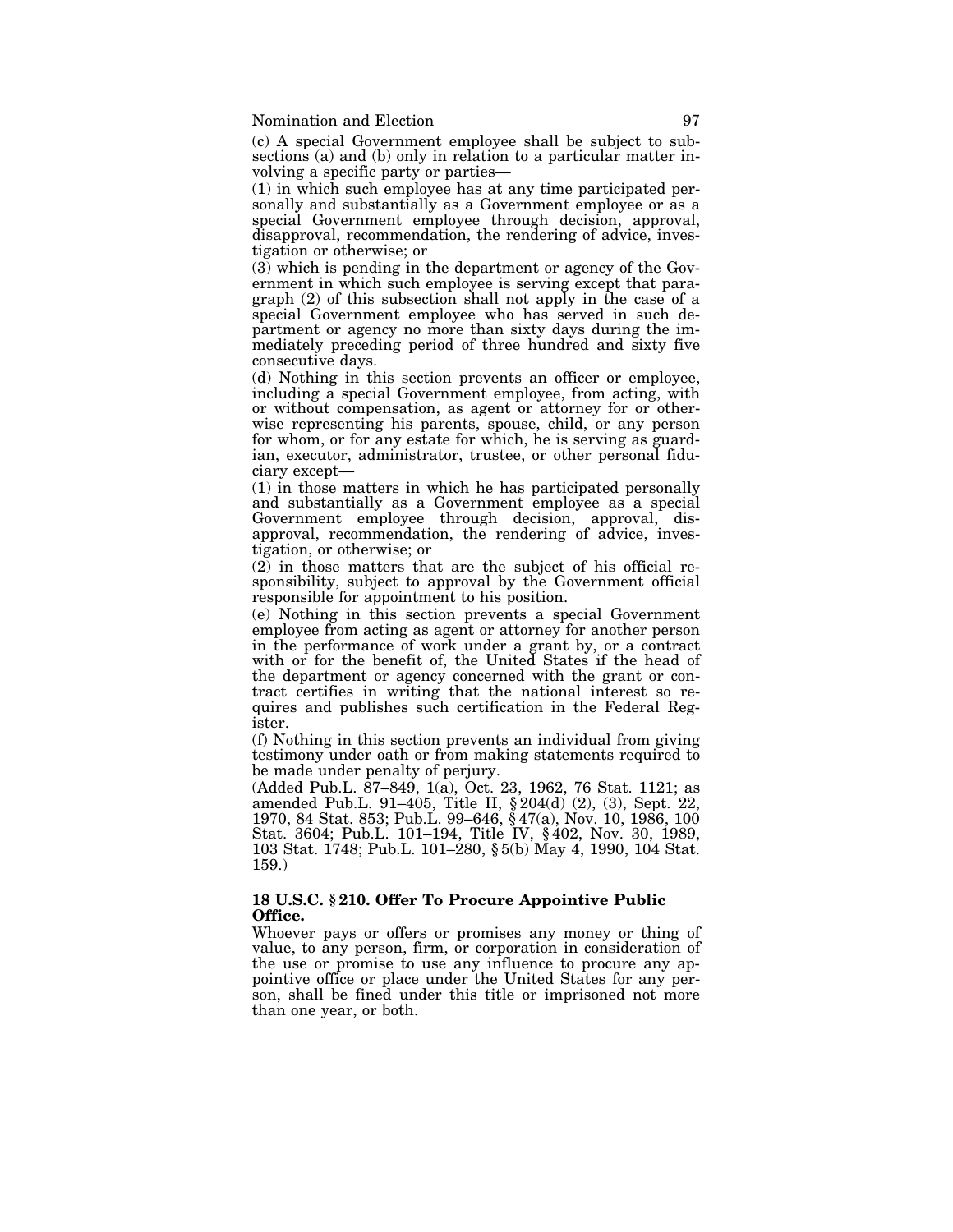(c) A special Government employee shall be subject to subsections (a) and (b) only in relation to a particular matter involving a specific party or parties—

(1) in which such employee has at any time participated personally and substantially as a Government employee or as a special Government employee through decision, approval, disapproval, recommendation, the rendering of advice, investigation or otherwise; or

(3) which is pending in the department or agency of the Government in which such employee is serving except that paragraph (2) of this subsection shall not apply in the case of a special Government employee who has served in such department or agency no more than sixty days during the immediately preceding period of three hundred and sixty five consecutive days.

(d) Nothing in this section prevents an officer or employee, including a special Government employee, from acting, with or without compensation, as agent or attorney for or otherwise representing his parents, spouse, child, or any person for whom, or for any estate for which, he is serving as guardian, executor, administrator, trustee, or other personal fiduciary except—

(1) in those matters in which he has participated personally and substantially as a Government employee as a special Government employee through decision, approval, disapproval, recommendation, the rendering of advice, investigation, or otherwise; or

(2) in those matters that are the subject of his official responsibility, subject to approval by the Government official responsible for appointment to his position.

(e) Nothing in this section prevents a special Government employee from acting as agent or attorney for another person in the performance of work under a grant by, or a contract with or for the benefit of, the United States if the head of the department or agency concerned with the grant or contract certifies in writing that the national interest so requires and publishes such certification in the Federal Register.

(f) Nothing in this section prevents an individual from giving testimony under oath or from making statements required to be made under penalty of perjury.

(Added Pub.L. 87–849, 1(a), Oct. 23, 1962, 76 Stat. 1121; as amended Pub.L. 91–405, Title II, § 204(d) (2), (3), Sept. 22, 1970, 84 Stat. 853; Pub.L. 99–646, § 47(a), Nov. 10, 1986, 100 Stat. 3604; Pub.L. 101–194, Title IV, § 402, Nov. 30, 1989, 103 Stat. 1748; Pub.L. 101–280, § 5(b) May 4, 1990, 104 Stat. 159.)

**18 U.S.C. § 210. Offer To Procure Appointive Public Office.**

Whoever pays or offers or promises any money or thing of value, to any person, firm, or corporation in consideration of the use or promise to use any influence to procure any appointive office or place under the United States for any person, shall be fined under this title or imprisoned not more than one year, or both.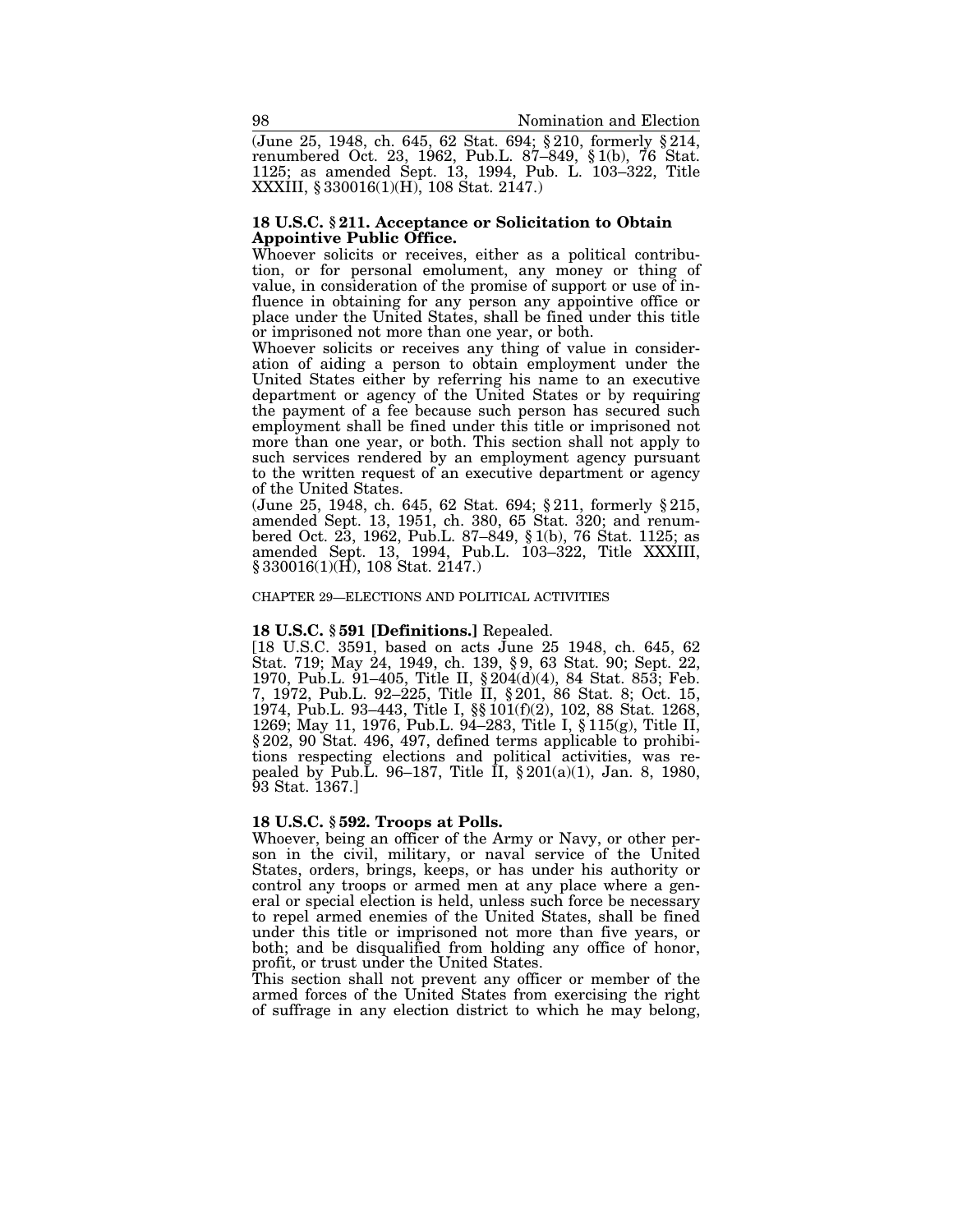(June 25, 1948, ch. 645, 62 Stat. 694; § 210, formerly § 214, renumbered Oct. 23, 1962, Pub.L. 87–849, § 1(b), 76 Stat. 1125; as amended Sept. 13, 1994, Pub. L. 103–322, Title XXXIII, § 330016(1)(H), 108 Stat. 2147.)

### 18 U.S.C. § 211. Acceptance or Solicitation to Obtain Appointive Public Office.

Whoever solicits or receives, either as a political contribution, or for personal emolument, any money or thing of value, in consideration of the promise of support or use of influence in obtaining for any person any appointive office or place under the United States, shall be fined under this title or imprisoned not more than one year, or both.

Whoever solicits or receives any thing of value in consideration of aiding a person to obtain employment under the United States either by referring his name to an executive department or agency of the United States or by requiring the payment of a fee because such person has secured such employment shall be fined under this title or imprisoned not more than one year, or both. This section shall not apply to such services rendered by an employment agency pursuant to the written request of an executive department or agency of the United States.

(June 25, 1948, ch. 645, 62 Stat. 694; § 211, formerly § 215, amended Sept. 13, 1951, ch. 380, 65 Stat. 320; and renumbered Oct. 23, 1962, Pub.L. 87–849, § 1(b), 76 Stat. 1125; as amended Sept. 13, 1994, Pub.L. 103–322, Title XXXIII, § 330016(1)(H), 108 Stat. 2147.)

## CHAPTER 29—ELECTIONS AND POLITICAL ACTIVITIES

### 18 U.S.C. § 591 [Definitions.] Repealed.

[18 U.S.C. 3591, based on acts June 25 1948, ch. 645, 62 Stat. 719; May 24, 1949, ch. 139, § 9, 63 Stat. 90; Sept. 22, 1970, Pub.L. 91–405, Title II, § 204(d)(4), 84 Stat. 853; Feb. 7, 1972, Pub.L. 92–225, Title II, § 201, 86 Stat. 8; Oct. 15, 1974, Pub.L. 93–443, Title I, §§ 101(f)(2), 102, 88 Stat. 1268, 1269; May 11, 1976, Pub.L. 94–283, Title I, § 115(g), Title II, § 202, 90 Stat. 496, 497, defined terms applicable to prohibitions respecting elections and political activities, was repealed by Pub.L. 96–187, Title II, § 201(a)(1), Jan. 8, 1980, 93 Stat. 1367.]

### 18 U.S.C. § 592. Troops at Polls.

Whoever, being an officer of the Army or Navy, or other person in the civil, military, or naval service of the United States, orders, brings, keeps, or has under his authority or control any troops or armed men at any place where a general or special election is held, unless such force be necessary to repel armed enemies of the United States, shall be fined under this title or imprisoned not more than five years, or both; and be disqualified from holding any office of honor, profit, or trust under the United States.

This section shall not prevent any officer or member of the armed forces of the United States from exercising the right of suffrage in any election district to which he may belong,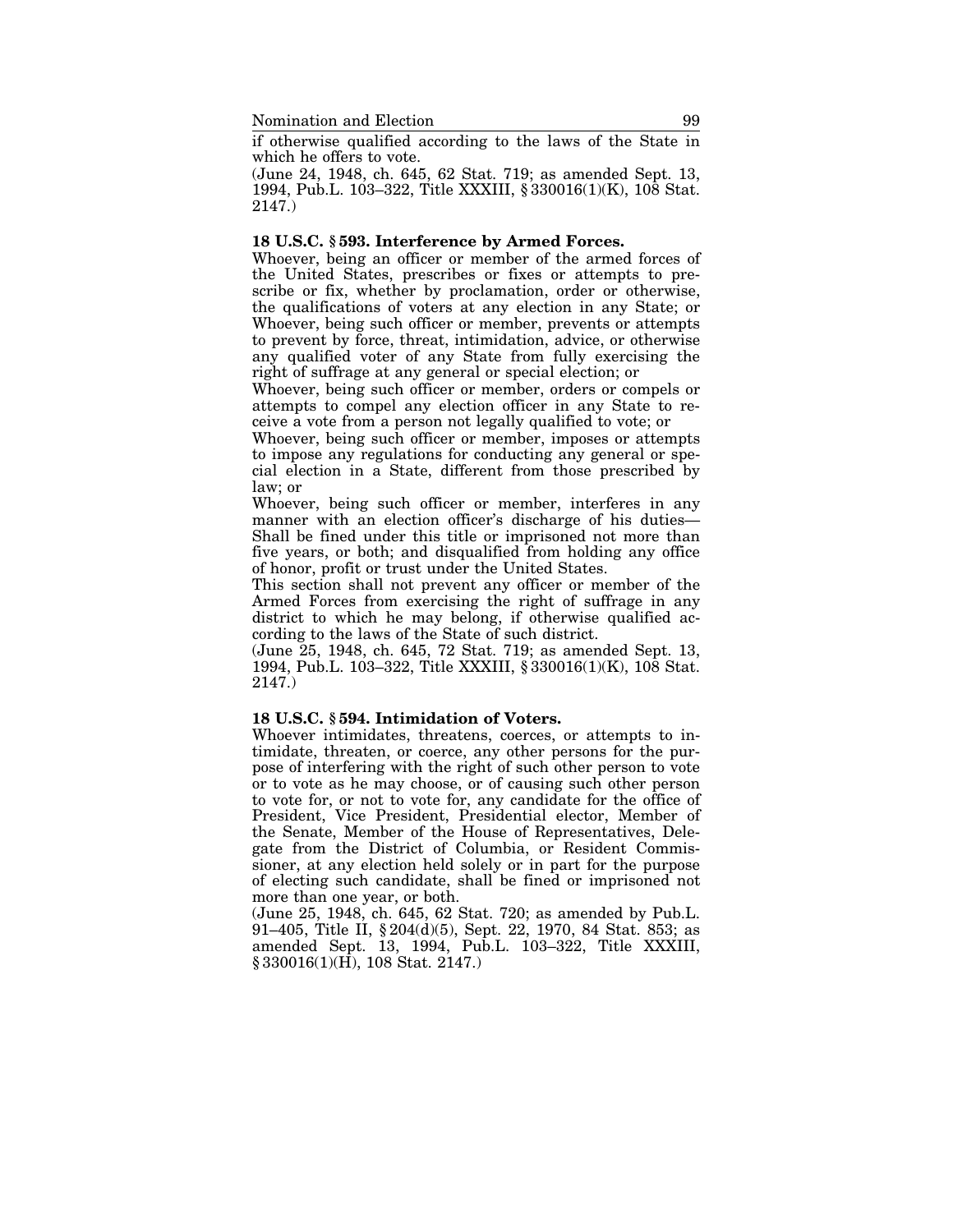if otherwise qualified according to the laws of the State in which he offers to vote.

(June 24, 1948, ch. 645, 62 Stat. 719; as amended Sept. 13, 1994, Pub.L. 103–322, Title XXXIII, § 330016(1)(K), 108 Stat. 2147.)

**18 U.S.C. § 593. Interference by Armed Forces.**

Whoever, being an officer or member of the armed forces of the United States, prescribes or fixes or attempts to prescribe or fix, whether by proclamation, order or otherwise, the qualifications of voters at any election in any State; or

Whoever, being such officer or member, prevents or attempts to prevent by force, threat, intimidation, advice, or otherwise any qualified voter of any State from fully exercising the right of suffrage at any general or special election; or

Whoever, being such officer or member, orders or compels or attempts to compel any election officer in any State to receive a vote from a person not legally qualified to vote; or

Whoever, being such officer or member, imposes or attempts to impose any regulations for conducting any general or special election in a State, different from those prescribed by law; or

Whoever, being such officer or member, interferes in any manner with an election officer's discharge of his duties—

Shall be fined under this title or imprisoned not more than five years, or both; and disqualified from holding any office of honor, profit or trust under the United States.

This section shall not prevent any officer or member of the Armed Forces from exercising the right of suffrage in any district to which he may belong, if otherwise qualified according to the laws of the State of such district.

(June 25, 1948, ch. 645, 72 Stat. 719; as amended Sept. 13, 1994, Pub.L. 103–322, Title XXXIII, § 330016(1)(K), 108 Stat. 2147.)

**18 U.S.C. § 594. Intimidation of Voters.**

Whoever intimidates, threatens, coerces, or attempts to intimidate, threaten, or coerce, any other persons for the purpose of interfering with the right of such other person to vote or to vote as he may choose, or of causing such other person to vote for, or not to vote for, any candidate for the office of President, Vice President, Presidential elector, Member of the Senate, Member of the House of Representatives, Delegate from the District of Columbia, or Resident Commissioner, at any election held solely or in part for the purpose of electing such candidate, shall be fined or imprisoned not more than one year, or both.

(June 25, 1948, ch. 645, 62 Stat. 720; as amended by Pub.L. 91–405, Title II, § 204(d)(5), Sept. 22, 1970, 84 Stat. 853; as amended Sept. 13, 1994, Pub.L. 103–322, Title XXXIII, § 330016(1)(H), 108 Stat. 2147.)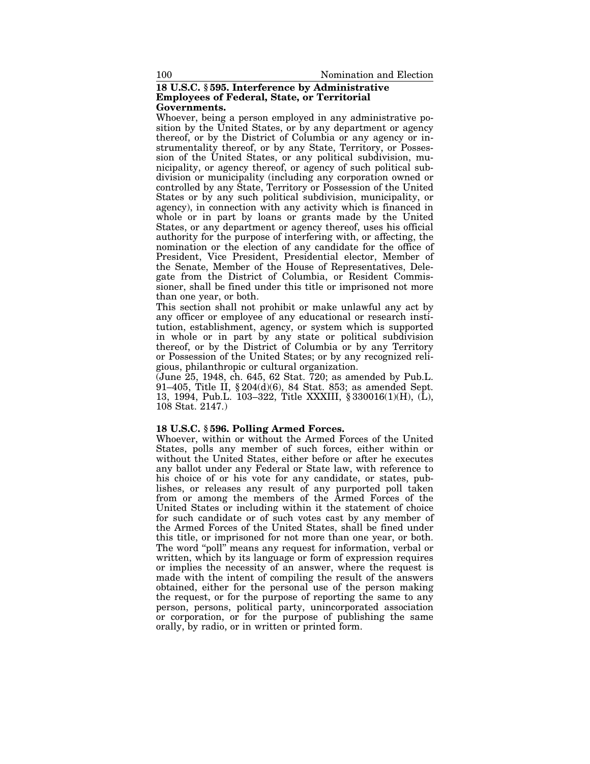### 18 U.S.C. § 595. Interference by Administrative Employees of Federal, State, or Territorial Governments.

Whoever, being a person employed in any administrative position by the United States, or by any department or agency thereof, or by the District of Columbia or any agency or instrumentality thereof, or by any State, Territory, or Possession of the United States, or any political subdivision, municipality, or agency thereof, or agency of such political subdivision or municipality (including any corporation owned or controlled by any State, Territory or Possession of the United States or by any such political subdivision, municipality, or agency), in connection with any activity which is financed in whole or in part by loans or grants made by the United States, or any department or agency thereof, uses his official authority for the purpose of interfering with, or affecting, the nomination or the election of any candidate for the office of President, Vice President, Presidential elector, Member of the Senate, Member of the House of Representatives, Delegate from the District of Columbia, or Resident Commissioner, shall be fined under this title or imprisoned not more than one year, or both.

This section shall not prohibit or make unlawful any act by any officer or employee of any educational or research institution, establishment, agency, or system which is supported in whole or in part by any state or political subdivision thereof, or by the District of Columbia or by any Territory or Possession of the United States; or by any recognized religious, philanthropic or cultural organization.

(June 25, 1948, ch. 645, 62 Stat. 720; as amended by Pub.L. 91–405, Title II, § 204(d)(6), 84 Stat. 853; as amended Sept. 13, 1994, Pub.L. 103–322, Title XXXIII, § 330016(1)(H), (L), 108 Stat. 2147.)

### 18 U.S.C. § 596. Polling Armed Forces.

Whoever, within or without the Armed Forces of the United States, polls any member of such forces, either within or without the United States, either before or after he executes any ballot under any Federal or State law, with reference to his choice of or his vote for any candidate, or states, publishes, or releases any result of any purported poll taken from or among the members of the Armed Forces of the United States or including within it the statement of choice for such candidate or of such votes cast by any member of the Armed Forces of the United States, shall be fined under this title, or imprisoned for not more than one year, or both. The word "poll" means any request for information, verbal or written, which by its language or form of expression requires or implies the necessity of an answer, where the request is made with the intent of compiling the result of the answers obtained, either for the personal use of the person making the request, or for the purpose of reporting the same to any person, persons, political party, unincorporated association or corporation, or for the purpose of publishing the same orally, by radio, or in written or printed form.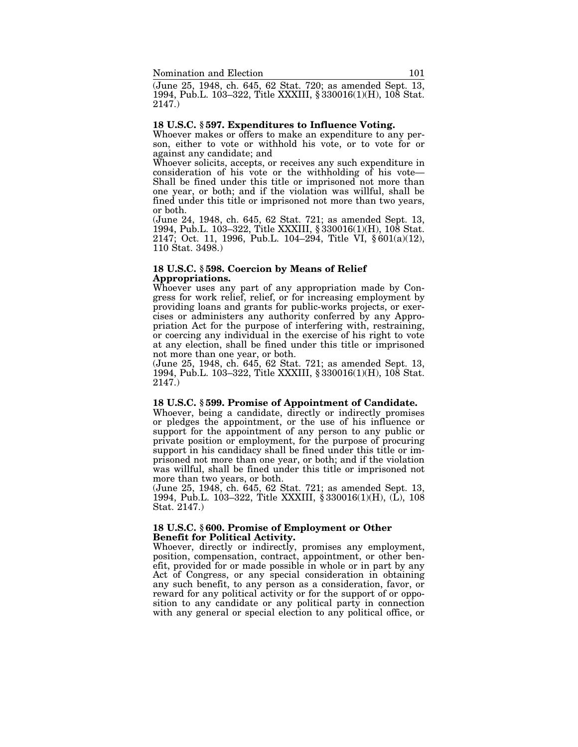(June 25, 1948, ch. 645, 62 Stat. 720; as amended Sept. 13, 1994, Pub.L. 103–322, Title XXXIII, § 330016(1)(H), 108 Stat. 2147.)

### 18 U.S.C. § 597. Expenditures to Influence Voting.

Whoever makes or offers to make an expenditure to any person, either to vote or withhold his vote, or to vote for or against any candidate; and

Whoever solicits, accepts, or receives any such expenditure in consideration of his vote or the withholding of his vote—

Shall be fined under this title or imprisoned not more than one year, or both; and if the violation was willful, shall be fined under this title or imprisoned not more than two years, or both.

(June 24, 1948, ch. 645, 62 Stat. 721; as amended Sept. 13, 1994, Pub.L. 103–322, Title XXXIII, § 330016(1)(H), 108 Stat. 2147; Oct. 11, 1996, Pub.L. 104–294, Title VI, § 601(a)(12), 110 Stat. 3498.)

### 18 U.S.C. § 598. Coercion by Means of Relief Appropriations.

Whoever uses any part of any appropriation made by Congress for work relief, relief, or for increasing employment by providing loans and grants for public-works projects, or exercises or administers any authority conferred by any Appropriation Act for the purpose of interfering with, restraining, or coercing any individual in the exercise of his right to vote at any election, shall be fined under this title or imprisoned not more than one year, or both.

(June 25, 1948, ch. 645, 62 Stat. 721; as amended Sept. 13, 1994, Pub.L. 103–322, Title XXXIII, § 330016(1)(H), 108 Stat. 2147.)

### 18 U.S.C. § 599. Promise of Appointment of Candidate.

Whoever, being a candidate, directly or indirectly promises or pledges the appointment, or the use of his influence or support for the appointment of any person to any public or private position or employment, for the purpose of procuring support in his candidacy shall be fined under this title or imprisoned not more than one year, or both; and if the violation was willful, shall be fined under this title or imprisoned not more than two years, or both.

(June 25, 1948, ch. 645, 62 Stat. 721; as amended Sept. 13, 1994, Pub.L. 103–322, Title XXXIII, § 330016(1)(H), (L), 108 Stat. 2147.)

### 18 U.S.C. § 600. Promise of Employment or Other Benefit for Political Activity.

Whoever, directly or indirectly, promises any employment, position, compensation, contract, appointment, or other benefit, provided for or made possible in whole or in part by any Act of Congress, or any special consideration in obtaining any such benefit, to any person as a consideration, favor, or reward for any political activity or for the support of or opposition to any candidate or any political party in connection with any general or special election to any political office, or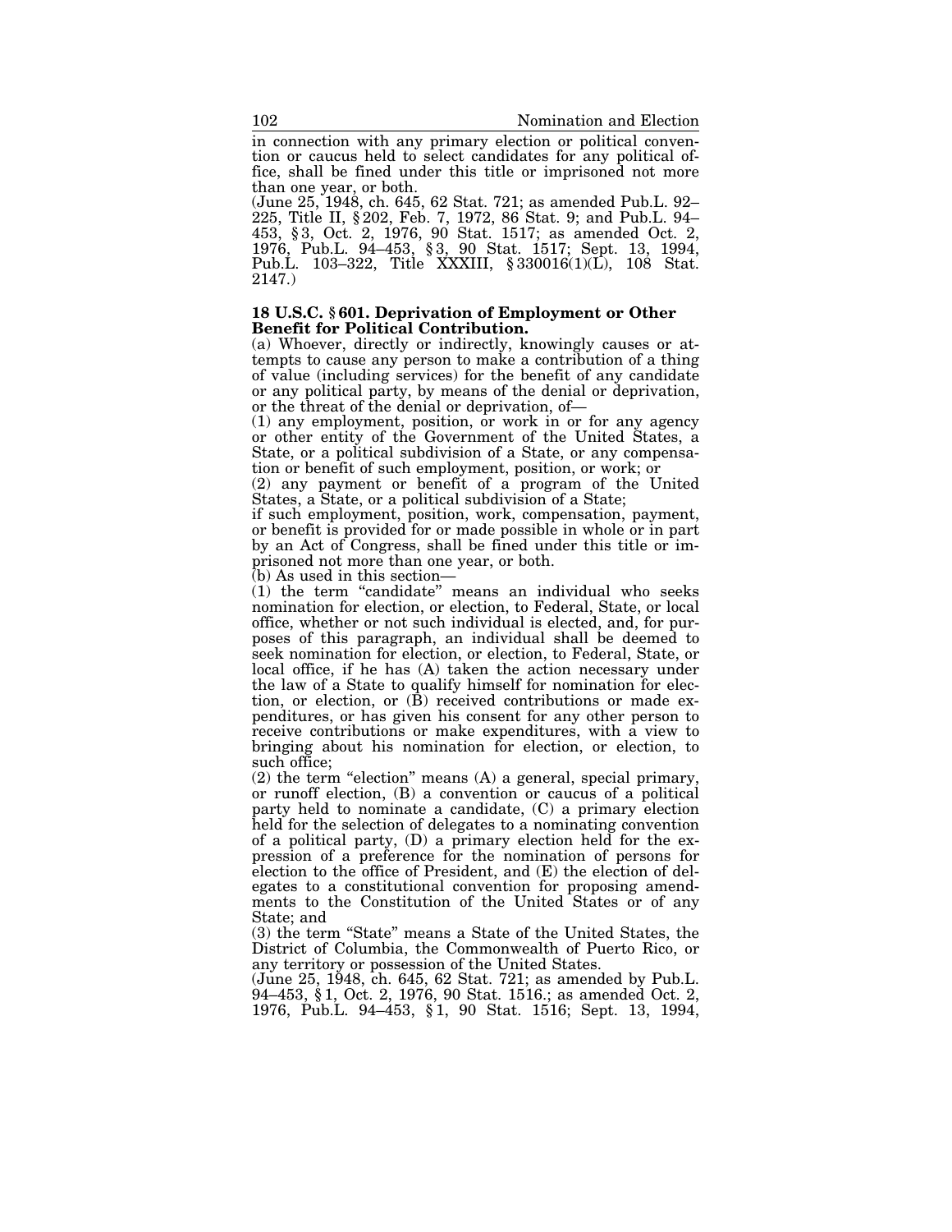in connection with any primary election or political convention or caucus held to select candidates for any political office, shall be fined under this title or imprisoned not more than one year, or both.

(June 25, 1948, ch. 645, 62 Stat. 721; as amended Pub.L. 92–225, Title II, § 202, Feb. 7, 1972, 86 Stat. 9; and Pub.L. 94–453, § 3, Oct. 2, 1976, 90 Stat. 1517; as amended Oct. 2, 1976, Pub.L. 94–453, § 3, 90 Stat. 1517; Sept. 13, 1994, Pub.L. 103–322, Title XXXIII, § 330016(1)(L), 108 Stat. 2147.)

### 18 U.S.C. § 601. Deprivation of Employment or Other Benefit for Political Contribution.

(a) Whoever, directly or indirectly, knowingly causes or attempts to cause any person to make a contribution of a thing of value (including services) for the benefit of any candidate or any political party, by means of the denial or deprivation, or the threat of the denial or deprivation, of—

(1) any employment, position, or work in or for any agency or other entity of the Government of the United States, a State, or a political subdivision of a State, or any compensation or benefit of such employment, position, or work; or

(2) any payment or benefit of a program of the United States, a State, or a political subdivision of a State;

if such employment, position, work, compensation, payment, or benefit is provided for or made possible in whole or in part by an Act of Congress, shall be fined under this title or imprisoned not more than one year, or both.

(b) As used in this section—

(1) the term "candidate" means an individual who seeks nomination for election, or election, to Federal, State, or local office, whether or not such individual is elected, and, for purposes of this paragraph, an individual shall be deemed to seek nomination for election, or election, to Federal, State, or local office, if he has (A) taken the action necessary under the law of a State to qualify himself for nomination for election, or election, or (B) received contributions or made expenditures, or has given his consent for any other person to receive contributions or make expenditures, with a view to bringing about his nomination for election, or election, to such office;

(2) the term "election" means (A) a general, special primary, or runoff election, (B) a convention or caucus of a political party held to nominate a candidate, (C) a primary election held for the selection of delegates to a nominating convention of a political party, (D) a primary election held for the expression of a preference for the nomination of persons for election to the office of President, and (E) the election of delegates to a constitutional convention for proposing amendments to the Constitution of the United States or of any State; and

(3) the term "State" means a State of the United States, the District of Columbia, the Commonwealth of Puerto Rico, or any territory or possession of the United States.

(June 25, 1948, ch. 645, 62 Stat. 721; as amended by Pub.L. 94–453, § 1, Oct. 2, 1976, 90 Stat. 1516.; as amended Oct. 2, 1976, Pub.L. 94–453, § 1, 90 Stat. 1516; Sept. 13, 1994,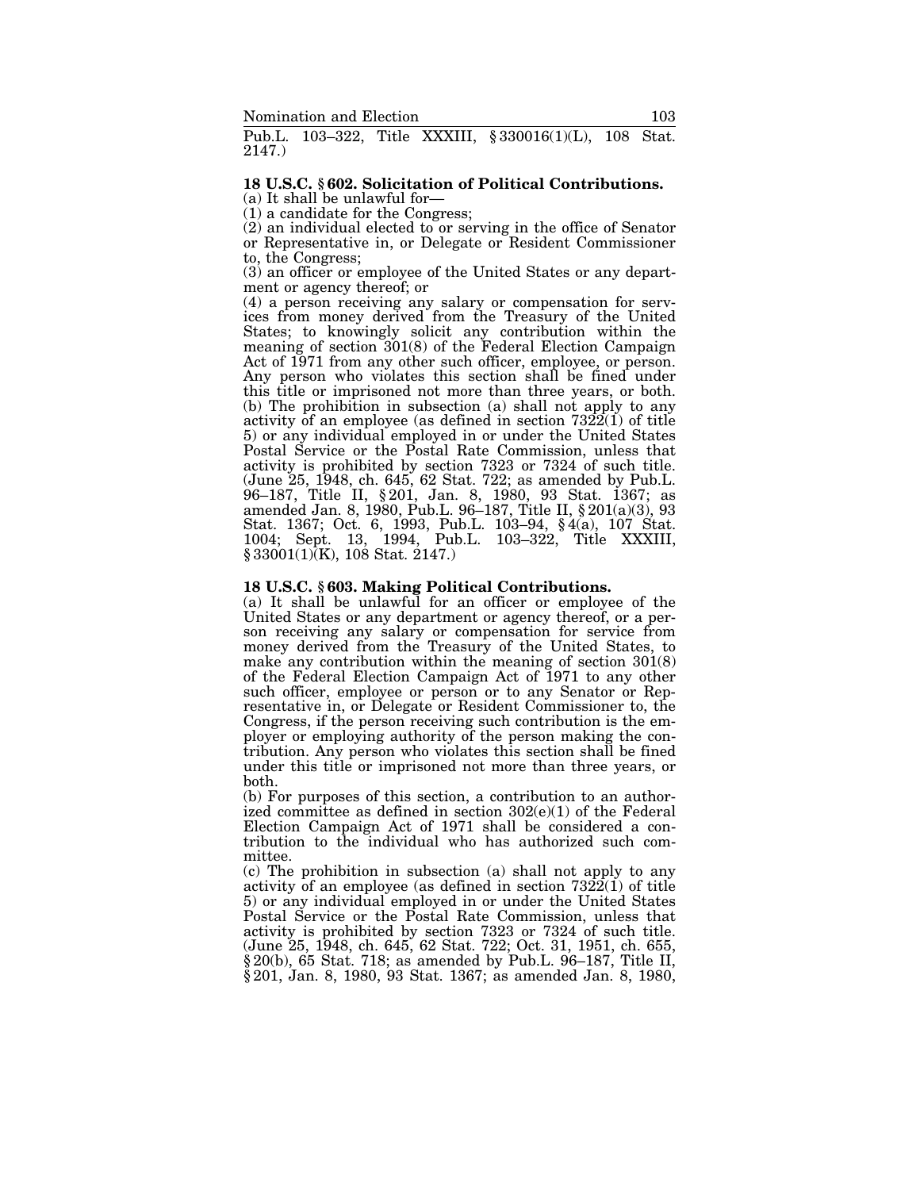Pub.L. 103–322, Title XXXIII, § 330016(1)(L), 108 Stat. 2147.)

### 18 U.S.C. § 602. Solicitation of Political Contributions.

(a) It shall be unlawful for—

(1) a candidate for the Congress;

(2) an individual elected to or serving in the office of Senator or Representative in, or Delegate or Resident Commissioner to, the Congress;

(3) an officer or employee of the United States or any department or agency thereof; or

(4) a person receiving any salary or compensation for services from money derived from the Treasury of the United States; to knowingly solicit any contribution within the meaning of section 301(8) of the Federal Election Campaign Act of 1971 from any other such officer, employee, or person. Any person who violates this section shall be fined under this title or imprisoned not more than three years, or both.

(b) The prohibition in subsection (a) shall not apply to any activity of an employee (as defined in section 7322(1) of title 5) or any individual employed in or under the United States Postal Service or the Postal Rate Commission, unless that activity is prohibited by section 7323 or 7324 of such title. (June 25, 1948, ch. 645, 62 Stat. 722; as amended by Pub.L. 96–187, Title II, § 201, Jan. 8, 1980, 93 Stat. 1367; as amended Jan. 8, 1980, Pub.L. 96–187, Title II, § 201(a)(3), 93 Stat. 1367; Oct. 6, 1993, Pub.L. 103–94, § 4(a), 107 Stat. 1004; Sept. 13, 1994, Pub.L. 103–322, Title XXXIII, § 33001(1)(K), 108 Stat. 2147.)

### 18 U.S.C. § 603. Making Political Contributions.

(a) It shall be unlawful for an officer or employee of the United States or any department or agency thereof, or a person receiving any salary or compensation for service from money derived from the Treasury of the United States, to make any contribution within the meaning of section 301(8) of the Federal Election Campaign Act of 1971 to any other such officer, employee or person or to any Senator or Representative in, or Delegate or Resident Commissioner to, the Congress, if the person receiving such contribution is the employer or employing authority of the person making the contribution. Any person who violates this section shall be fined under this title or imprisoned not more than three years, or both.

(b) For purposes of this section, a contribution to an authorized committee as defined in section 302(e)(1) of the Federal Election Campaign Act of 1971 shall be considered a contribution to the individual who has authorized such committee.

(c) The prohibition in subsection (a) shall not apply to any activity of an employee (as defined in section 7322(1) of title 5) or any individual employed in or under the United States Postal Service or the Postal Rate Commission, unless that activity is prohibited by section 7323 or 7324 of such title. (June 25, 1948, ch. 645, 62 Stat. 722; Oct. 31, 1951, ch. 655, § 20(b), 65 Stat. 718; as amended by Pub.L. 96–187, Title II, § 201, Jan. 8, 1980, 93 Stat. 1367; as amended Jan. 8, 1980,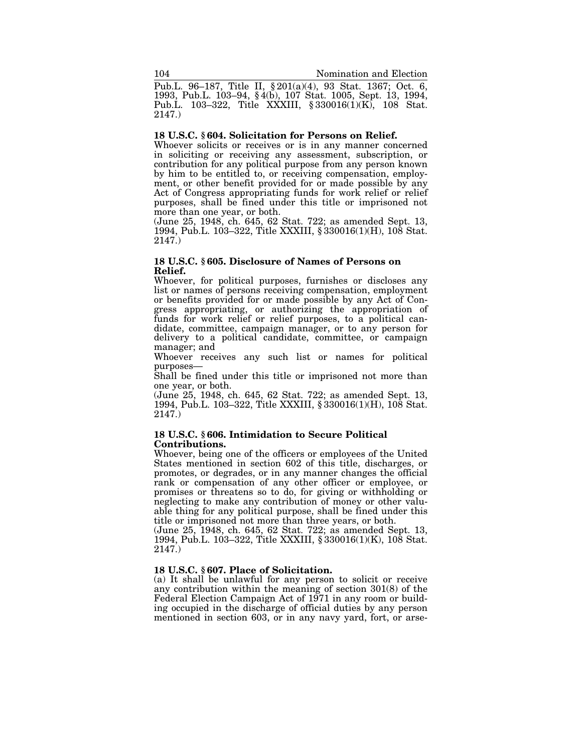Pub.L. 96–187, Title II, § 201(a)(4), 93 Stat. 1367; Oct. 6, 1993, Pub.L. 103–94, § 4(b), 107 Stat. 1005, Sept. 13, 1994, Pub.L. 103–322, Title XXXIII, § 330016(1)(K), 108 Stat. 2147.)

#### 18 U.S.C. § 604. Solicitation for Persons on Relief.

Whoever solicits or receives or is in any manner concerned in soliciting or receiving any assessment, subscription, or contribution for any political purpose from any person known by him to be entitled to, or receiving compensation, employment, or other benefit provided for or made possible by any Act of Congress appropriating funds for work relief or relief purposes, shall be fined under this title or imprisoned not more than one year, or both.

(June 25, 1948, ch. 645, 62 Stat. 722; as amended Sept. 13, 1994, Pub.L. 103–322, Title XXXIII, § 330016(1)(H), 108 Stat. 2147.)

#### 18 U.S.C. § 605. Disclosure of Names of Persons on Relief.

Whoever, for political purposes, furnishes or discloses any list or names of persons receiving compensation, employment or benefits provided for or made possible by any Act of Congress appropriating, or authorizing the appropriation of funds for work relief or relief purposes, to a political candidate, committee, campaign manager, or to any person for delivery to a political candidate, committee, or campaign manager; and

Whoever receives any such list or names for political purposes—

Shall be fined under this title or imprisoned not more than one year, or both.

(June 25, 1948, ch. 645, 62 Stat. 722; as amended Sept. 13, 1994, Pub.L. 103–322, Title XXXIII, § 330016(1)(H), 108 Stat. 2147.)

#### 18 U.S.C. § 606. Intimidation to Secure Political Contributions.

Whoever, being one of the officers or employees of the United States mentioned in section 602 of this title, discharges, or promotes, or degrades, or in any manner changes the official rank or compensation of any other officer or employee, or promises or threatens so to do, for giving or withholding or neglecting to make any contribution of money or other valuable thing for any political purpose, shall be fined under this title or imprisoned not more than three years, or both.

(June 25, 1948, ch. 645, 62 Stat. 722; as amended Sept. 13, 1994, Pub.L. 103–322, Title XXXIII, § 330016(1)(K), 108 Stat. 2147.)

#### 18 U.S.C. § 607. Place of Solicitation.

(a) It shall be unlawful for any person to solicit or receive any contribution within the meaning of section 301(8) of the Federal Election Campaign Act of 1971 in any room or building occupied in the discharge of official duties by any person mentioned in section 603, or in any navy yard, fort, or arse-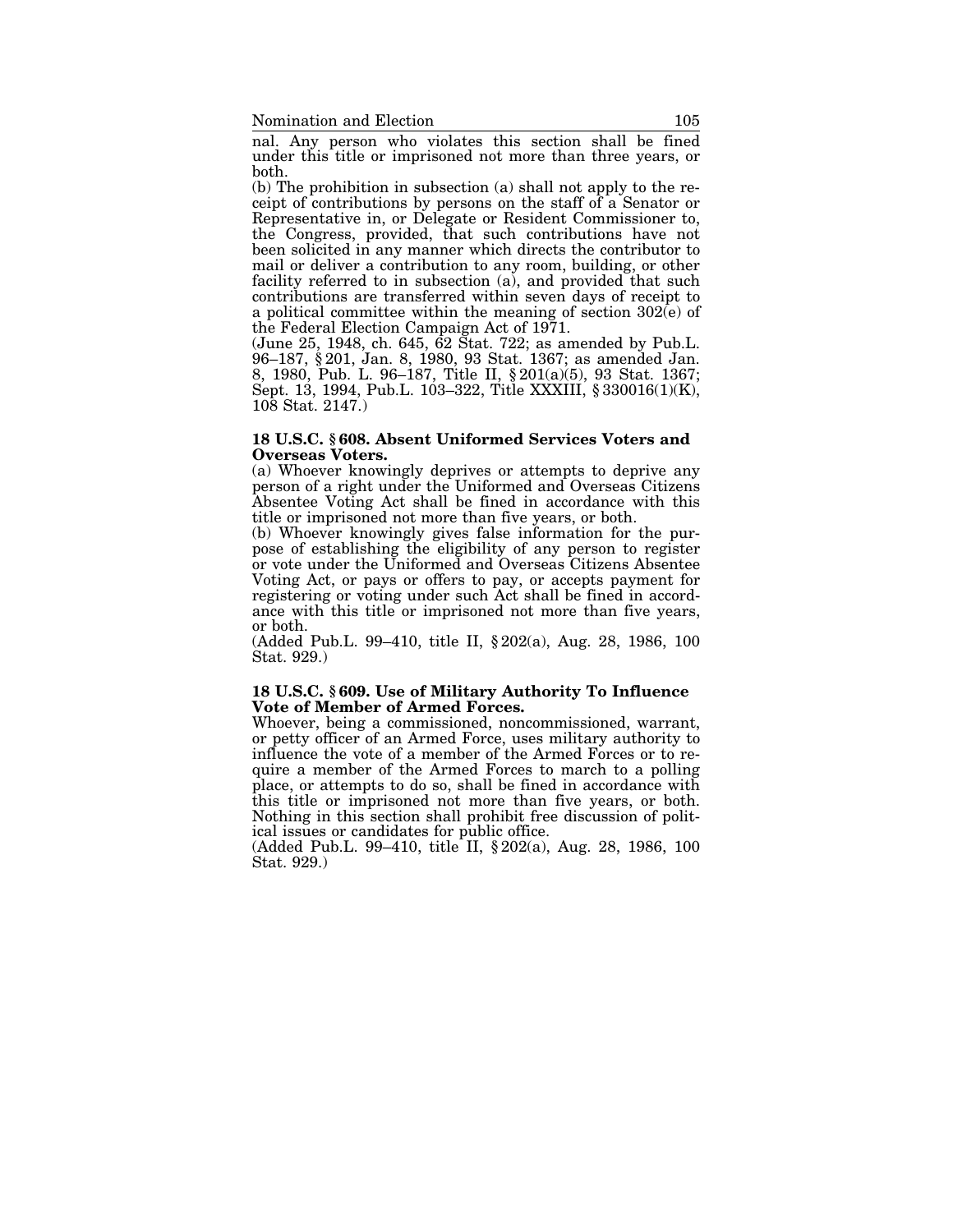nal. Any person who violates this section shall be fined under this title or imprisoned not more than three years, or both.

(b) The prohibition in subsection (a) shall not apply to the receipt of contributions by persons on the staff of a Senator or Representative in, or Delegate or Resident Commissioner to, the Congress, provided, that such contributions have not been solicited in any manner which directs the contributor to mail or deliver a contribution to any room, building, or other facility referred to in subsection (a), and provided that such contributions are transferred within seven days of receipt to a political committee within the meaning of section 302(e) of the Federal Election Campaign Act of 1971.

(June 25, 1948, ch. 645, 62 Stat. 722; as amended by Pub.L. 96–187, § 201, Jan. 8, 1980, 93 Stat. 1367; as amended Jan. 8, 1980, Pub. L. 96–187, Title II, § 201(a)(5), 93 Stat. 1367; Sept. 13, 1994, Pub.L. 103–322, Title XXXIII, § 330016(1)(K), 108 Stat. 2147.)

**18 U.S.C. § 608. Absent Uniformed Services Voters and Overseas Voters.**

(a) Whoever knowingly deprives or attempts to deprive any person of a right under the Uniformed and Overseas Citizens Absentee Voting Act shall be fined in accordance with this title or imprisoned not more than five years, or both.

(b) Whoever knowingly gives false information for the purpose of establishing the eligibility of any person to register or vote under the Uniformed and Overseas Citizens Absentee Voting Act, or pays or offers to pay, or accepts payment for registering or voting under such Act shall be fined in accordance with this title or imprisoned not more than five years, or both.

(Added Pub.L. 99–410, title II, § 202(a), Aug. 28, 1986, 100 Stat. 929.)

**18 U.S.C. § 609. Use of Military Authority To Influence Vote of Member of Armed Forces.**

Whoever, being a commissioned, noncommissioned, warrant, or petty officer of an Armed Force, uses military authority to influence the vote of a member of the Armed Forces or to require a member of the Armed Forces to march to a polling place, or attempts to do so, shall be fined in accordance with this title or imprisoned not more than five years, or both. Nothing in this section shall prohibit free discussion of political issues or candidates for public office.

(Added Pub.L. 99–410, title II, § 202(a), Aug. 28, 1986, 100 Stat. 929.)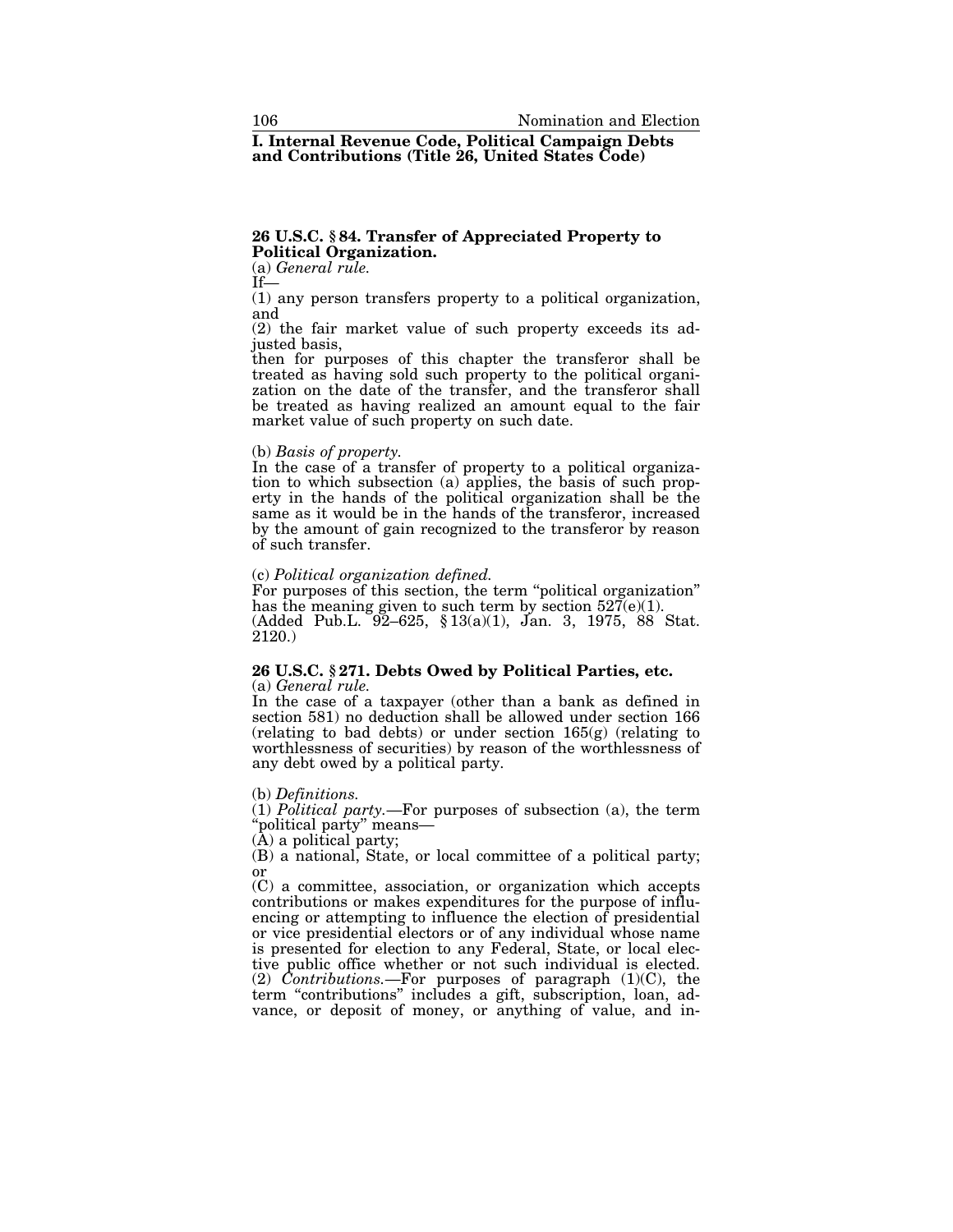## I. Internal Revenue Code, Political Campaign Debts and Contributions (Title 26, United States Code)

### 26 U.S.C. § 84. Transfer of Appreciated Property to Political Organization.

(a) *General rule.*

If—

(1) any person transfers property to a political organization, and

(2) the fair market value of such property exceeds its adjusted basis,

then for purposes of this chapter the transferor shall be treated as having sold such property to the political organization on the date of the transfer, and the transferor shall be treated as having realized an amount equal to the fair market value of such property on such date.

(b) *Basis of property.*

In the case of a transfer of property to a political organization to which subsection (a) applies, the basis of such property in the hands of the political organization shall be the same as it would be in the hands of the transferor, increased by the amount of gain recognized to the transferor by reason of such transfer.

(c) *Political organization defined.*

For purposes of this section, the term "political organization" has the meaning given to such term by section 527(e)(1).

(Added Pub.L. 92–625, § 13(a)(1), Jan. 3, 1975, 88 Stat. 2120.)

### 26 U.S.C. § 271. Debts Owed by Political Parties, etc.

(a) *General rule.*

In the case of a taxpayer (other than a bank as defined in section 581) no deduction shall be allowed under section 166 (relating to bad debts) or under section 165(g) (relating to worthlessness of securities) by reason of the worthlessness of any debt owed by a political party.

(b) *Definitions.*

(1) *Political party.*—For purposes of subsection (a), the term "political party" means—

(A) a political party;

(B) a national, State, or local committee of a political party; or

(C) a committee, association, or organization which accepts contributions or makes expenditures for the purpose of influencing or attempting to influence the election of presidential or vice presidential electors or of any individual whose name is presented for election to any Federal, State, or local elective public office whether or not such individual is elected.

(2) *Contributions.*—For purposes of paragraph (1)(C), the term "contributions" includes a gift, subscription, loan, advance, or deposit of money, or anything of value, and in-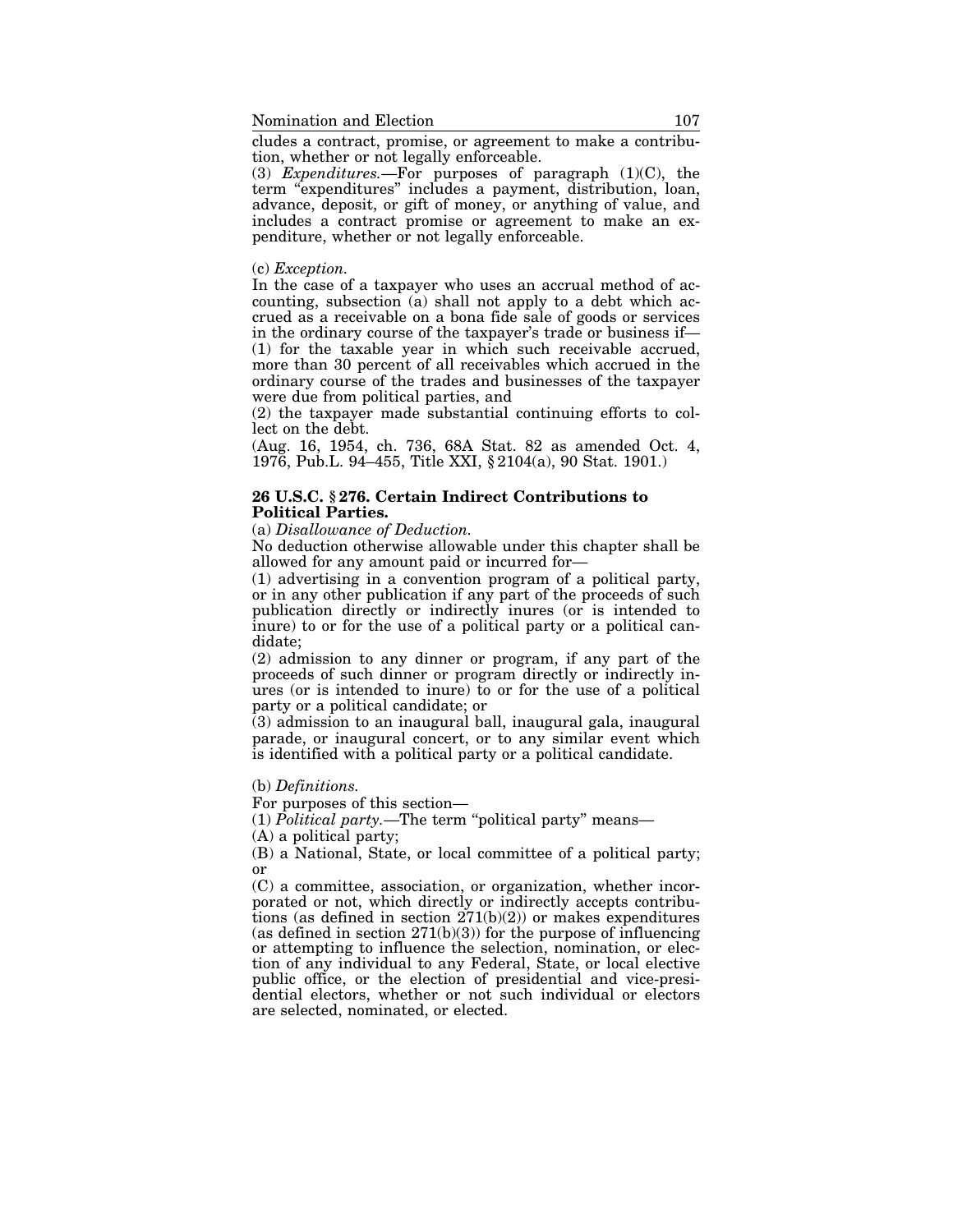cludes a contract, promise, or agreement to make a contribution, whether or not legally enforceable.

(3) *Expenditures.*—For purposes of paragraph (1)(C), the term "expenditures" includes a payment, distribution, loan, advance, deposit, or gift of money, or anything of value, and includes a contract promise or agreement to make an expenditure, whether or not legally enforceable.

(c) *Exception.*

In the case of a taxpayer who uses an accrual method of accounting, subsection (a) shall not apply to a debt which accrued as a receivable on a bona fide sale of goods or services in the ordinary course of the taxpayer's trade or business if—

(1) for the taxable year in which such receivable accrued, more than 30 percent of all receivables which accrued in the ordinary course of the trades and businesses of the taxpayer were due from political parties, and

(2) the taxpayer made substantial continuing efforts to collect on the debt.

(Aug. 16, 1954, ch. 736, 68A Stat. 82 as amended Oct. 4, 1976, Pub.L. 94–455, Title XXI, § 2104(a), 90 Stat. 1901.)

### 26 U.S.C. § 276. Certain Indirect Contributions to Political Parties.

(a) *Disallowance of Deduction.*

No deduction otherwise allowable under this chapter shall be allowed for any amount paid or incurred for—

(1) advertising in a convention program of a political party, or in any other publication if any part of the proceeds of such publication directly or indirectly inures (or is intended to inure) to or for the use of a political party or a political candidate;

(2) admission to any dinner or program, if any part of the proceeds of such dinner or program directly or indirectly inures (or is intended to inure) to or for the use of a political party or a political candidate; or

(3) admission to an inaugural ball, inaugural gala, inaugural parade, or inaugural concert, or to any similar event which is identified with a political party or a political candidate.

(b) *Definitions.*

For purposes of this section—

(1) *Political party.*—The term "political party" means—

(A) a political party;

(B) a National, State, or local committee of a political party; or

(C) a committee, association, or organization, whether incorporated or not, which directly or indirectly accepts contributions (as defined in section 271(b)(2)) or makes expenditures (as defined in section 271(b)(3)) for the purpose of influencing or attempting to influence the selection, nomination, or election of any individual to any Federal, State, or local elective public office, or the election of presidential and vice-presidential electors, whether or not such individual or electors are selected, nominated, or elected.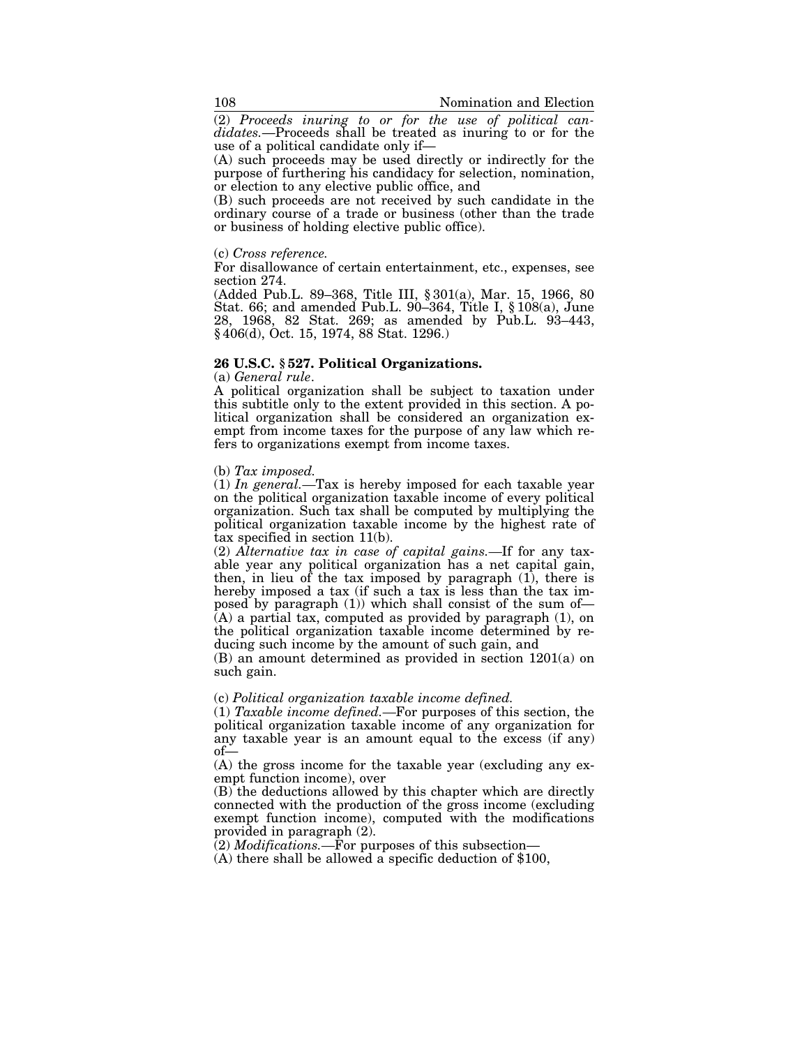(2) *Proceeds inuring to or for the use of political candidates.*—Proceeds shall be treated as inuring to or for the use of a political candidate only if—

(A) such proceeds may be used directly or indirectly for the purpose of furthering his candidacy for selection, nomination, or election to any elective public office, and

(B) such proceeds are not received by such candidate in the ordinary course of a trade or business (other than the trade or business of holding elective public office).

(c) *Cross reference.*

For disallowance of certain entertainment, etc., expenses, see section 274.

(Added Pub.L. 89–368, Title III, § 301(a), Mar. 15, 1966, 80 Stat. 66; and amended Pub.L. 90–364, Title I, § 108(a), June 28, 1968, 82 Stat. 269; as amended by Pub.L. 93–443, § 406(d), Oct. 15, 1974, 88 Stat. 1296.)

**26 U.S.C. § 527. Political Organizations.**

(a) *General rule*.

A political organization shall be subject to taxation under this subtitle only to the extent provided in this section. A political organization shall be considered an organization exempt from income taxes for the purpose of any law which refers to organizations exempt from income taxes.

(b) *Tax imposed.*

(1) *In general.*—Tax is hereby imposed for each taxable year on the political organization taxable income of every political organization. Such tax shall be computed by multiplying the political organization taxable income by the highest rate of tax specified in section 11(b).

(2) *Alternative tax in case of capital gains.*—If for any taxable year any political organization has a net capital gain, then, in lieu of the tax imposed by paragraph (1), there is hereby imposed a tax (if such a tax is less than the tax imposed by paragraph (1)) which shall consist of the sum of—

(A) a partial tax, computed as provided by paragraph (1), on the political organization taxable income determined by reducing such income by the amount of such gain, and

(B) an amount determined as provided in section 1201(a) on such gain.

(c) *Political organization taxable income defined.*

(1) *Taxable income defined.*—For purposes of this section, the political organization taxable income of any organization for any taxable year is an amount equal to the excess (if any) of—

(A) the gross income for the taxable year (excluding any exempt function income), over

(B) the deductions allowed by this chapter which are directly connected with the production of the gross income (excluding exempt function income), computed with the modifications provided in paragraph (2).

(2) *Modifications.*—For purposes of this subsection—

(A) there shall be allowed a specific deduction of $100,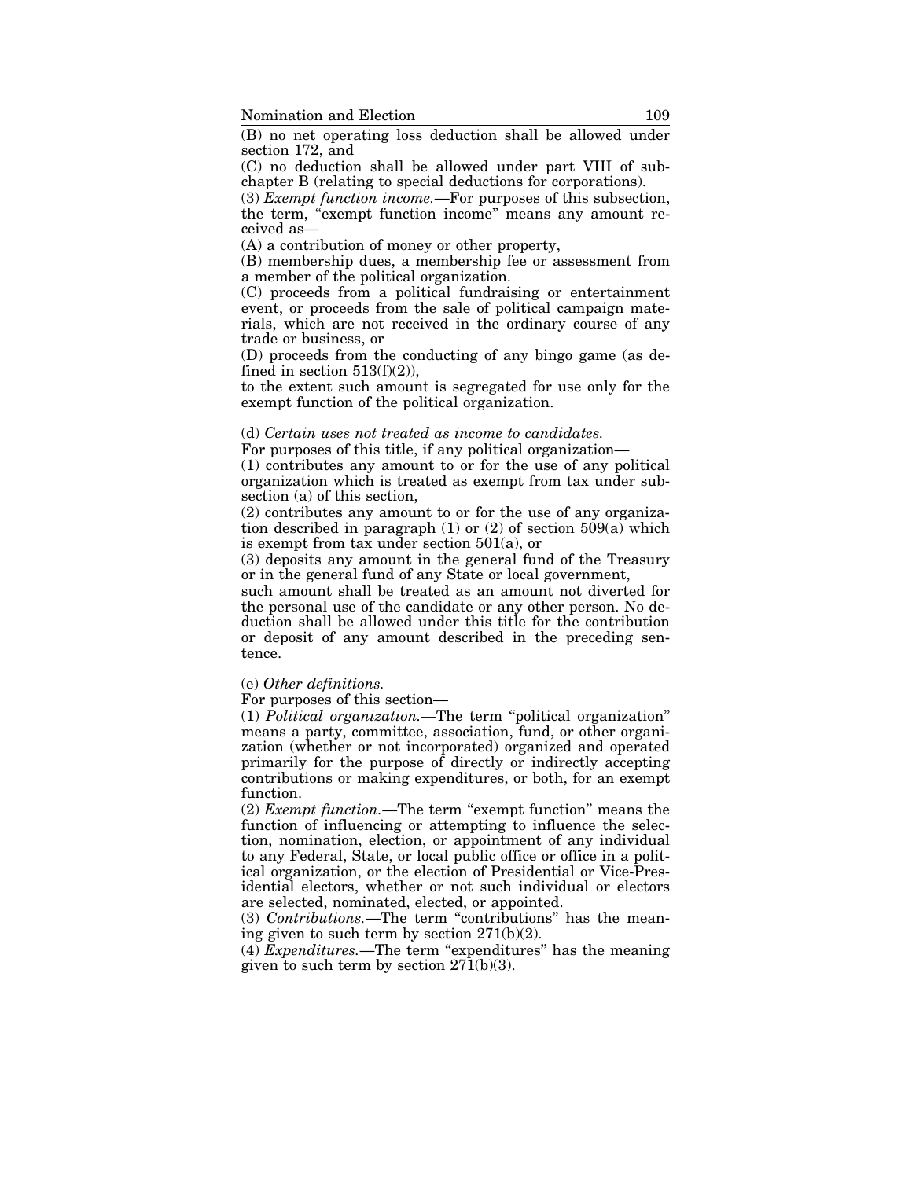(B) no net operating loss deduction shall be allowed under section 172, and

(C) no deduction shall be allowed under part VIII of subchapter B (relating to special deductions for corporations).

(3) *Exempt function income.*—For purposes of this subsection, the term, "exempt function income" means any amount received as—

(A) a contribution of money or other property,

(B) membership dues, a membership fee or assessment from a member of the political organization.

(C) proceeds from a political fundraising or entertainment event, or proceeds from the sale of political campaign materials, which are not received in the ordinary course of any trade or business, or

(D) proceeds from the conducting of any bingo game (as defined in section 513(f)(2)),

to the extent such amount is segregated for use only for the exempt function of the political organization.

(d) *Certain uses not treated as income to candidates.*

For purposes of this title, if any political organization—

(1) contributes any amount to or for the use of any political organization which is treated as exempt from tax under subsection (a) of this section,

(2) contributes any amount to or for the use of any organization described in paragraph (1) or (2) of section 509(a) which is exempt from tax under section 501(a), or

(3) deposits any amount in the general fund of the Treasury or in the general fund of any State or local government,

such amount shall be treated as an amount not diverted for the personal use of the candidate or any other person. No deduction shall be allowed under this title for the contribution or deposit of any amount described in the preceding sentence.

(e) *Other definitions.*

For purposes of this section—

(1) *Political organization.*—The term "political organization" means a party, committee, association, fund, or other organization (whether or not incorporated) organized and operated primarily for the purpose of directly or indirectly accepting contributions or making expenditures, or both, for an exempt function.

(2) *Exempt function.*—The term "exempt function" means the function of influencing or attempting to influence the selection, nomination, election, or appointment of any individual to any Federal, State, or local public office or office in a political organization, or the election of Presidential or Vice-Presidential electors, whether or not such individual or electors are selected, nominated, elected, or appointed.

(3) *Contributions.*—The term "contributions" has the meaning given to such term by section 271(b)(2).

(4) *Expenditures.*—The term "expenditures" has the meaning given to such term by section 271(b)(3).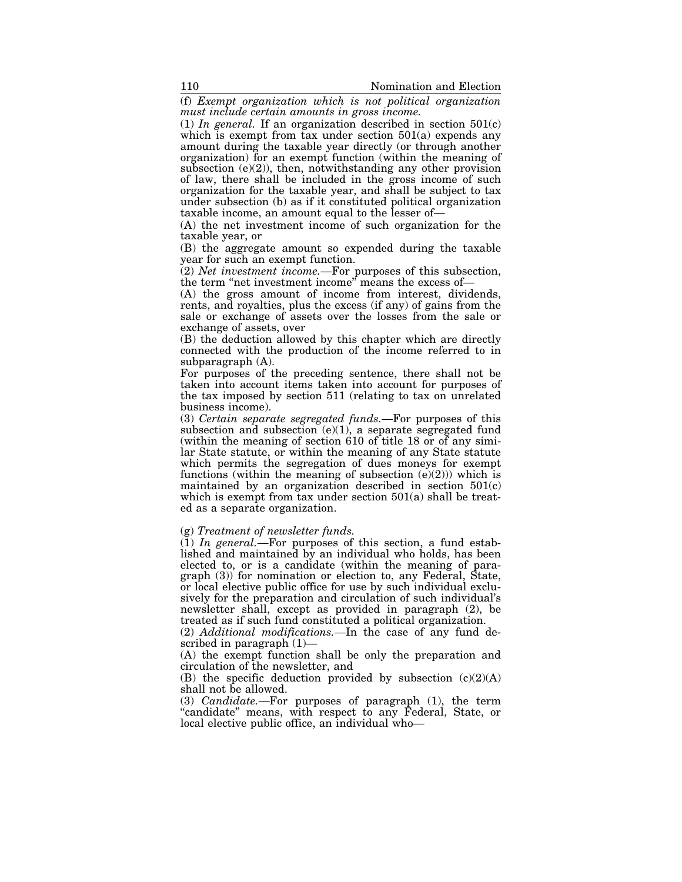(f) *Exempt organization which is not political organization must include certain amounts in gross income.*

(1) *In general.* If an organization described in section 501(c) which is exempt from tax under section 501(a) expends any amount during the taxable year directly (or through another organization) for an exempt function (within the meaning of subsection (e)(2)), then, notwithstanding any other provision of law, there shall be included in the gross income of such organization for the taxable year, and shall be subject to tax under subsection (b) as if it constituted political organization taxable income, an amount equal to the lesser of—

(A) the net investment income of such organization for the taxable year, or

(B) the aggregate amount so expended during the taxable year for such an exempt function.

(2) *Net investment income.*—For purposes of this subsection, the term "net investment income" means the excess of—

(A) the gross amount of income from interest, dividends, rents, and royalties, plus the excess (if any) of gains from the sale or exchange of assets over the losses from the sale or exchange of assets, over

(B) the deduction allowed by this chapter which are directly connected with the production of the income referred to in subparagraph (A).

For purposes of the preceding sentence, there shall not be taken into account items taken into account for purposes of the tax imposed by section 511 (relating to tax on unrelated business income).

(3) *Certain separate segregated funds.*—For purposes of this subsection and subsection (e)(1), a separate segregated fund (within the meaning of section 610 of title 18 or of any similar State statute, or within the meaning of any State statute which permits the segregation of dues moneys for exempt functions (within the meaning of subsection (e)(2))) which is maintained by an organization described in section 501(c) which is exempt from tax under section 501(a) shall be treated as a separate organization.

(g) *Treatment of newsletter funds.*

(1) *In general.*—For purposes of this section, a fund established and maintained by an individual who holds, has been elected to, or is a candidate (within the meaning of paragraph (3)) for nomination or election to, any Federal, State, or local elective public office for use by such individual exclusively for the preparation and circulation of such individual's newsletter shall, except as provided in paragraph (2), be treated as if such fund constituted a political organization.

(2) *Additional modifications.*—In the case of any fund described in paragraph (1)—

(A) the exempt function shall be only the preparation and circulation of the newsletter, and

(B) the specific deduction provided by subsection (c)(2)(A) shall not be allowed.

(3) *Candidate.*—For purposes of paragraph (1), the term "candidate" means, with respect to any Federal, State, or local elective public office, an individual who—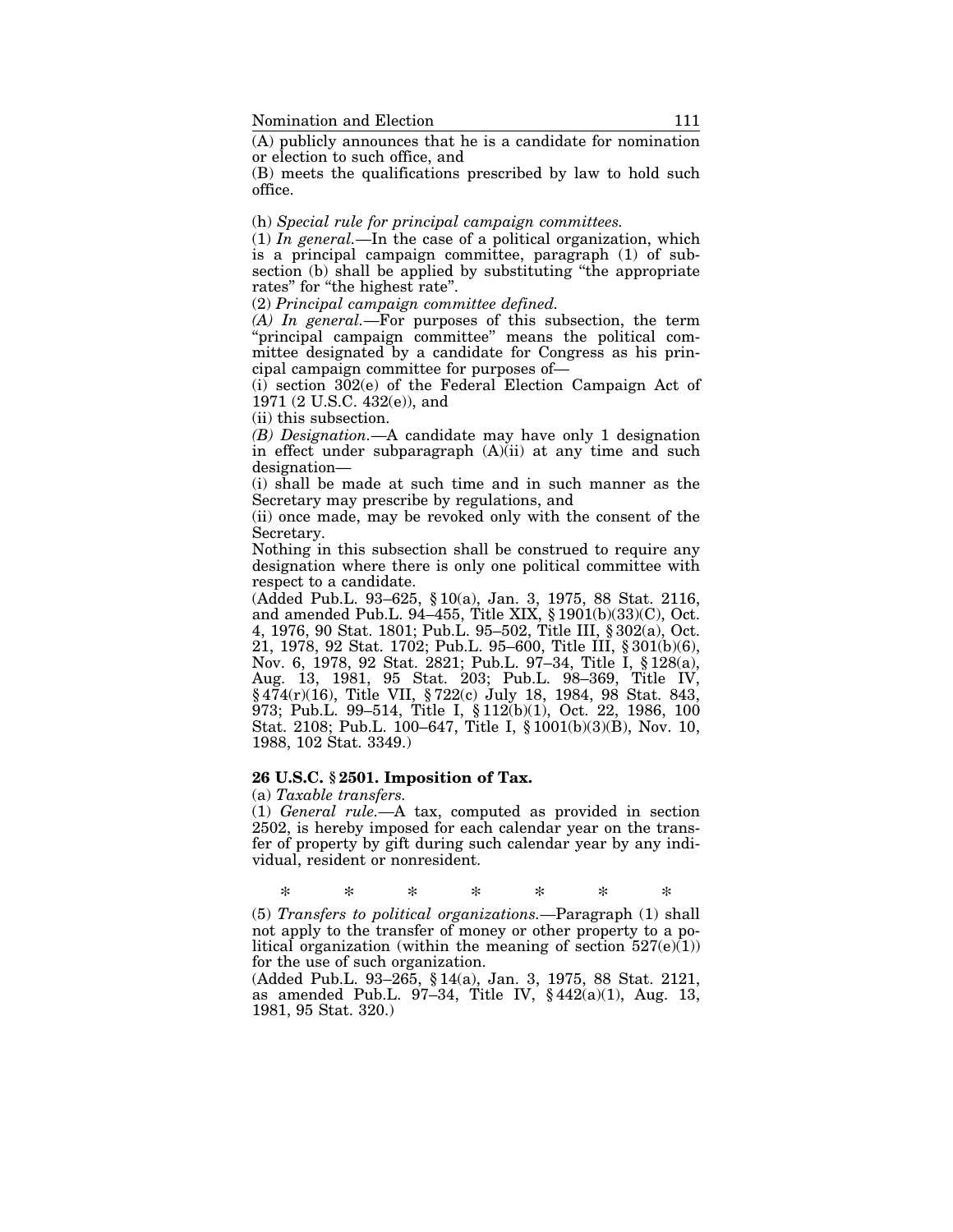(A) publicly announces that he is a candidate for nomination or election to such office, and

(B) meets the qualifications prescribed by law to hold such office.

(h) *Special rule for principal campaign committees.*

(1) *In general.*—In the case of a political organization, which is a principal campaign committee, paragraph (1) of subsection (b) shall be applied by substituting "the appropriate rates" for "the highest rate".

(2) *Principal campaign committee defined.*

*(A) In general.*—For purposes of this subsection, the term "principal campaign committee" means the political committee designated by a candidate for Congress as his principal campaign committee for purposes of—

(i) section 302(e) of the Federal Election Campaign Act of 1971 (2 U.S.C. 432(e)), and

(ii) this subsection.

*(B) Designation.*—A candidate may have only 1 designation in effect under subparagraph (A)(ii) at any time and such designation—

(i) shall be made at such time and in such manner as the Secretary may prescribe by regulations, and

(ii) once made, may be revoked only with the consent of the Secretary.

Nothing in this subsection shall be construed to require any designation where there is only one political committee with respect to a candidate.

(Added Pub.L. 93–625, § 10(a), Jan. 3, 1975, 88 Stat. 2116, and amended Pub.L. 94–455, Title XIX, § 1901(b)(33)(C), Oct. 4, 1976, 90 Stat. 1801; Pub.L. 95–502, Title III, § 302(a), Oct. 21, 1978, 92 Stat. 1702; Pub.L. 95–600, Title III, § 301(b)(6), Nov. 6, 1978, 92 Stat. 2821; Pub.L. 97–34, Title I, § 128(a), Aug. 13, 1981, 95 Stat. 203; Pub.L. 98–369, Title IV, § 474(r)(16), Title VII, § 722(c) July 18, 1984, 98 Stat. 843, 973; Pub.L. 99–514, Title I, § 112(b)(1), Oct. 22, 1986, 100 Stat. 2108; Pub.L. 100–647, Title I, § 1001(b)(3)(B), Nov. 10, 1988, 102 Stat. 3349.)

**26 U.S.C. § 2501. Imposition of Tax.**

(a) *Taxable transfers.*

(1) *General rule.*—A tax, computed as provided in section 2502, is hereby imposed for each calendar year on the transfer of property by gift during such calendar year by any individual, resident or nonresident.

\* \* \* \* \* \* \*

(5) *Transfers to political organizations.*—Paragraph (1) shall not apply to the transfer of money or other property to a political organization (within the meaning of section 527(e)(1)) for the use of such organization.

(Added Pub.L. 93–265, § 14(a), Jan. 3, 1975, 88 Stat. 2121, as amended Pub.L. 97–34, Title IV, § 442(a)(1), Aug. 13, 1981, 95 Stat. 320.)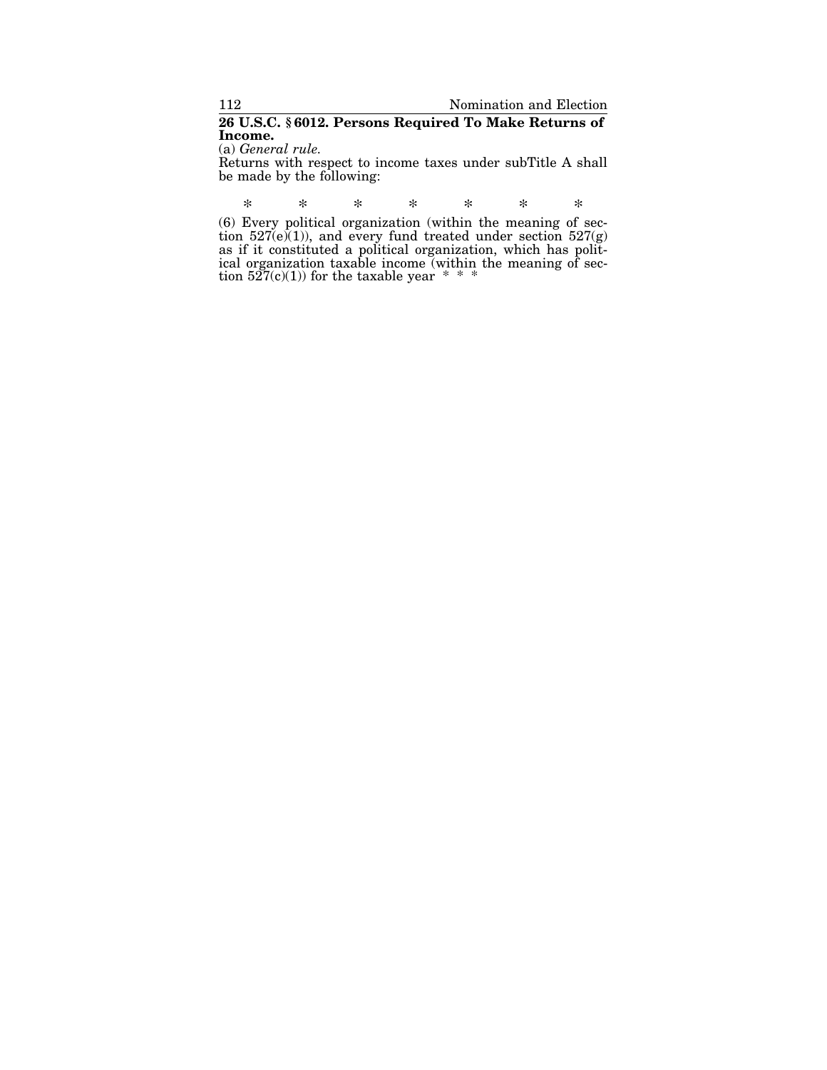**26 U.S.C. § 6012. Persons Required To Make Returns of Income.**

(a) *General rule.*

Returns with respect to income taxes under subTitle A shall be made by the following:

\* \* \* \* \* \* \*

(6) Every political organization (within the meaning of section 527(e)(1)), and every fund treated under section 527(g) as if it constituted a political organization, which has political organization taxable income (within the meaning of section 527(c)(1)) for the taxable year \* \* \*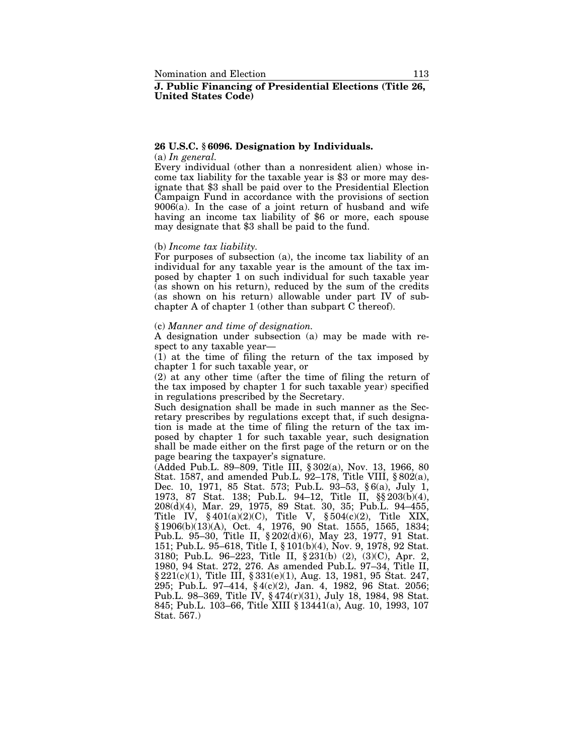## J. Public Financing of Presidential Elections (Title 26, United States Code)

### 26 U.S.C. § 6096. Designation by Individuals.

(a) *In general.*

Every individual (other than a nonresident alien) whose income tax liability for the taxable year is $3 or more may designate that $3 shall be paid over to the Presidential Election Campaign Fund in accordance with the provisions of section 9006(a). In the case of a joint return of husband and wife having an income tax liability of $6 or more, each spouse may designate that $3 shall be paid to the fund.

(b) *Income tax liability.*

For purposes of subsection (a), the income tax liability of an individual for any taxable year is the amount of the tax imposed by chapter 1 on such individual for such taxable year (as shown on his return), reduced by the sum of the credits (as shown on his return) allowable under part IV of subchapter A of chapter 1 (other than subpart C thereof).

(c) *Manner and time of designation.*

A designation under subsection (a) may be made with respect to any taxable year—

(1) at the time of filing the return of the tax imposed by chapter 1 for such taxable year, or

(2) at any other time (after the time of filing the return of the tax imposed by chapter 1 for such taxable year) specified in regulations prescribed by the Secretary.

Such designation shall be made in such manner as the Secretary prescribes by regulations except that, if such designation is made at the time of filing the return of the tax imposed by chapter 1 for such taxable year, such designation shall be made either on the first page of the return or on the page bearing the taxpayer's signature.

(Added Pub.L. 89–809, Title III, § 302(a), Nov. 13, 1966, 80 Stat. 1587, and amended Pub.L. 92–178, Title VIII, § 802(a), Dec. 10, 1971, 85 Stat. 573; Pub.L. 93–53, § 6(a), July 1, 1973, 87 Stat. 138; Pub.L. 94–12, Title II, §§ 203(b)(4), 208(d)(4), Mar. 29, 1975, 89 Stat. 30, 35; Pub.L. 94–455, Title IV, § 401(a)(2)(C), Title V, § 504(c)(2), Title XIX, § 1906(b)(13)(A), Oct. 4, 1976, 90 Stat. 1555, 1565, 1834; Pub.L. 95–30, Title II, § 202(d)(6), May 23, 1977, 91 Stat. 151; Pub.L. 95–618, Title I, § 101(b)(4), Nov. 9, 1978, 92 Stat. 3180; Pub.L. 96–223, Title II, § 231(b) (2), (3)(C), Apr. 2, 1980, 94 Stat. 272, 276. As amended Pub.L. 97–34, Title II, § 221(c)(1), Title III, § 331(e)(1), Aug. 13, 1981, 95 Stat. 247, 295; Pub.L. 97–414, § 4(c)(2), Jan. 4, 1982, 96 Stat. 2056; Pub.L. 98–369, Title IV, § 474(r)(31), July 18, 1984, 98 Stat. 845; Pub.L. 103–66, Title XIII § 13441(a), Aug. 10, 1993, 107 Stat. 567.)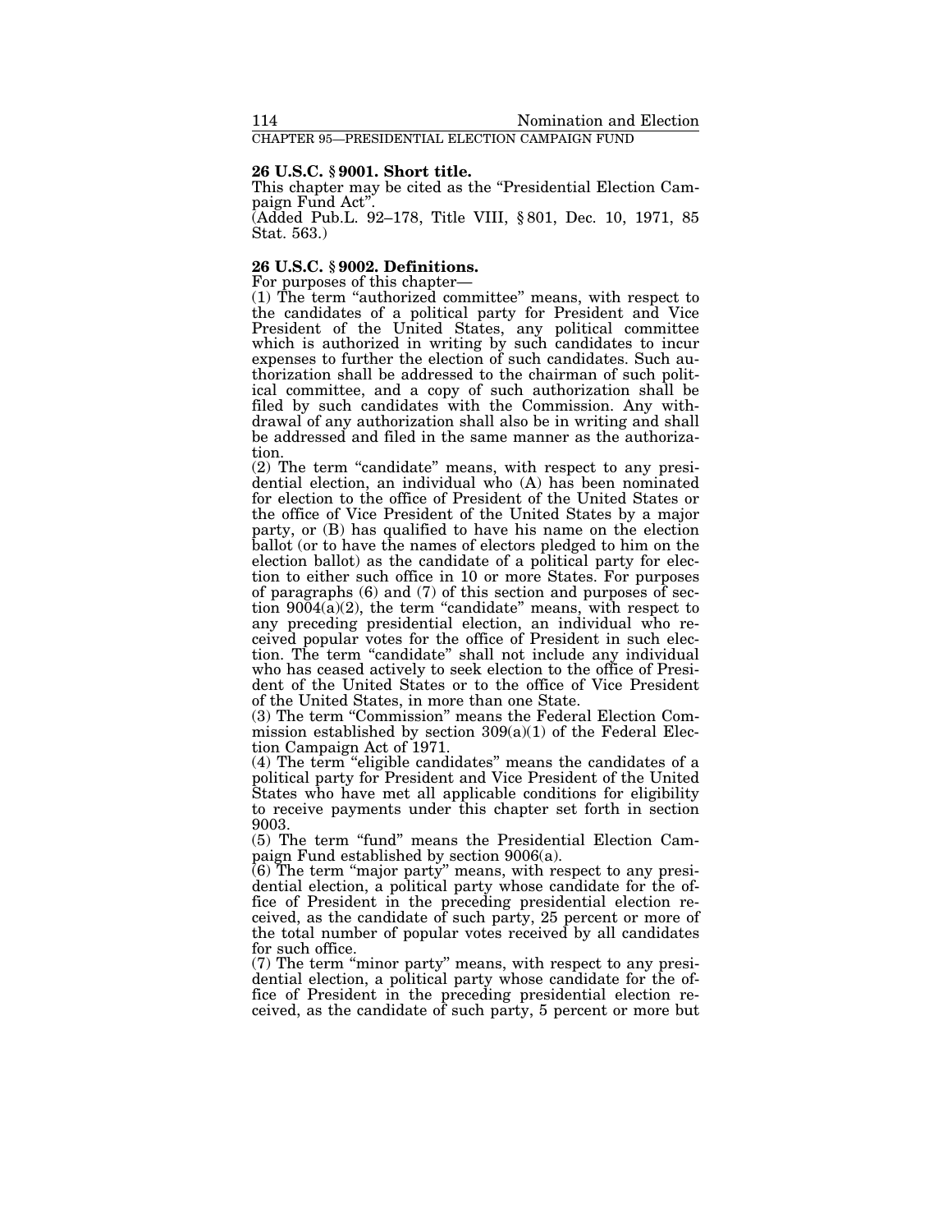CHAPTER 95—PRESIDENTIAL ELECTION CAMPAIGN FUND

**26 U.S.C. § 9001. Short title.**

This chapter may be cited as the "Presidential Election Campaign Fund Act".

(Added Pub.L. 92–178, Title VIII, § 801, Dec. 10, 1971, 85 Stat. 563.)

**26 U.S.C. § 9002. Definitions.**

For purposes of this chapter—

(1) The term "authorized committee" means, with respect to the candidates of a political party for President and Vice President of the United States, any political committee which is authorized in writing by such candidates to incur expenses to further the election of such candidates. Such authorization shall be addressed to the chairman of such political committee, and a copy of such authorization shall be filed by such candidates with the Commission. Any withdrawal of any authorization shall also be in writing and shall be addressed and filed in the same manner as the authorization.

(2) The term "candidate" means, with respect to any presidential election, an individual who (A) has been nominated for election to the office of President of the United States or the office of Vice President of the United States by a major party, or (B) has qualified to have his name on the election ballot (or to have the names of electors pledged to him on the election ballot) as the candidate of a political party for election to either such office in 10 or more States. For purposes of paragraphs (6) and (7) of this section and purposes of section 9004(a)(2), the term "candidate" means, with respect to any preceding presidential election, an individual who received popular votes for the office of President in such election. The term "candidate" shall not include any individual who has ceased actively to seek election to the office of President of the United States or to the office of Vice President of the United States, in more than one State.

(3) The term "Commission" means the Federal Election Commission established by section 309(a)(1) of the Federal Election Campaign Act of 1971.

(4) The term "eligible candidates" means the candidates of a political party for President and Vice President of the United States who have met all applicable conditions for eligibility to receive payments under this chapter set forth in section 9003.

(5) The term "fund" means the Presidential Election Campaign Fund established by section 9006(a).

(6) The term "major party" means, with respect to any presidential election, a political party whose candidate for the office of President in the preceding presidential election received, as the candidate of such party, 25 percent or more of the total number of popular votes received by all candidates for such office.

(7) The term "minor party" means, with respect to any presidential election, a political party whose candidate for the office of President in the preceding presidential election received, as the candidate of such party, 5 percent or more but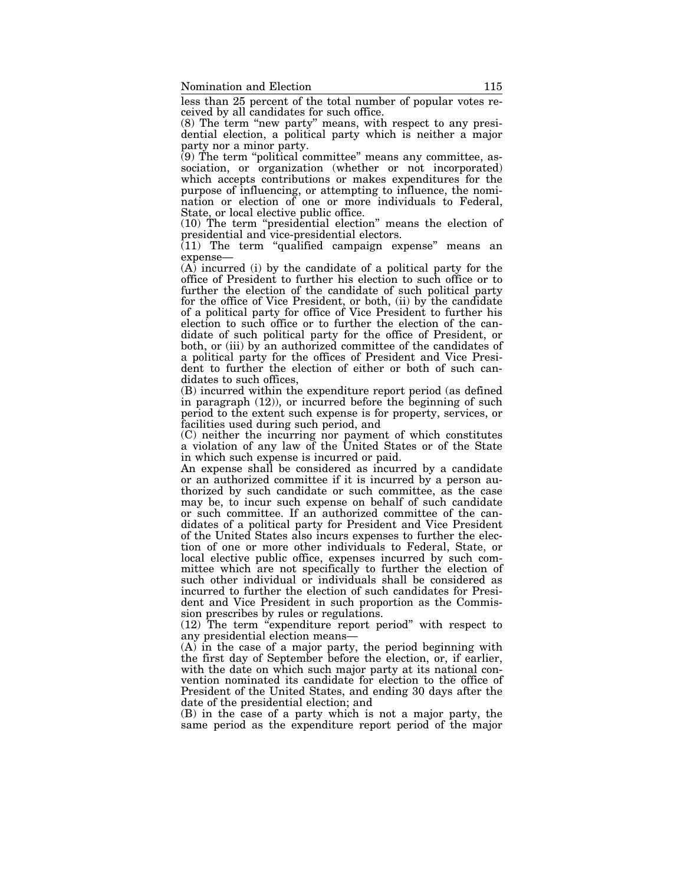less than 25 percent of the total number of popular votes received by all candidates for such office.

(8) The term "new party" means, with respect to any presidential election, a political party which is neither a major party nor a minor party.

(9) The term "political committee" means any committee, association, or organization (whether or not incorporated) which accepts contributions or makes expenditures for the purpose of influencing, or attempting to influence, the nomination or election of one or more individuals to Federal, State, or local elective public office.

(10) The term "presidential election" means the election of presidential and vice-presidential electors.

(11) The term "qualified campaign expense" means an expense—

(A) incurred (i) by the candidate of a political party for the office of President to further his election to such office or to further the election of the candidate of such political party for the office of Vice President, or both, (ii) by the candidate of a political party for office of Vice President to further his election to such office or to further the election of the candidate of such political party for the office of President, or both, or (iii) by an authorized committee of the candidates of a political party for the offices of President and Vice President to further the election of either or both of such candidates to such offices,

(B) incurred within the expenditure report period (as defined in paragraph (12)), or incurred before the beginning of such period to the extent such expense is for property, services, or facilities used during such period, and

(C) neither the incurring nor payment of which constitutes a violation of any law of the United States or of the State in which such expense is incurred or paid.

An expense shall be considered as incurred by a candidate or an authorized committee if it is incurred by a person authorized by such candidate or such committee, as the case may be, to incur such expense on behalf of such candidate or such committee. If an authorized committee of the candidates of a political party for President and Vice President of the United States also incurs expenses to further the election of one or more other individuals to Federal, State, or local elective public office, expenses incurred by such committee which are not specifically to further the election of such other individual or individuals shall be considered as incurred to further the election of such candidates for President and Vice President in such proportion as the Commission prescribes by rules or regulations.

(12) The term "expenditure report period" with respect to any presidential election means—

(A) in the case of a major party, the period beginning with the first day of September before the election, or, if earlier, with the date on which such major party at its national convention nominated its candidate for election to the office of President of the United States, and ending 30 days after the date of the presidential election; and

(B) in the case of a party which is not a major party, the same period as the expenditure report period of the major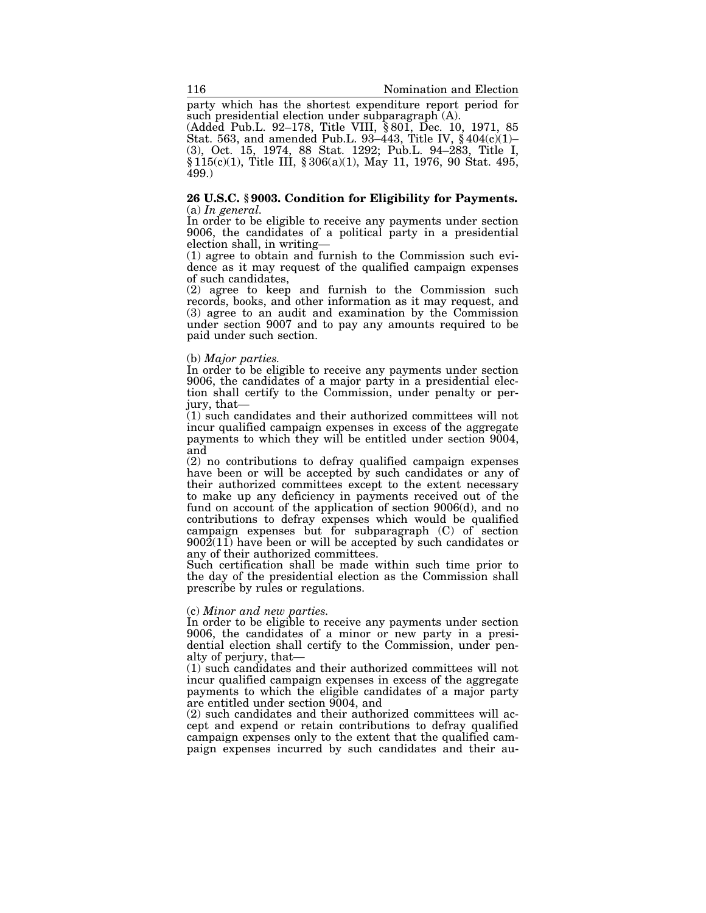party which has the shortest expenditure report period for such presidential election under subparagraph (A).

(Added Pub.L. 92–178, Title VIII, § 801, Dec. 10, 1971, 85 Stat. 563, and amended Pub.L. 93–443, Title IV, § 404(c)(1)–(3), Oct. 15, 1974, 88 Stat. 1292; Pub.L. 94–283, Title I, § 115(c)(1), Title III, § 306(a)(1), May 11, 1976, 90 Stat. 495, 499.)

**26 U.S.C. § 9003. Condition for Eligibility for Payments.**

(a) *In general.*

In order to be eligible to receive any payments under section 9006, the candidates of a political party in a presidential election shall, in writing—

(1) agree to obtain and furnish to the Commission such evidence as it may request of the qualified campaign expenses of such candidates,

(2) agree to keep and furnish to the Commission such records, books, and other information as it may request, and

(3) agree to an audit and examination by the Commission under section 9007 and to pay any amounts required to be paid under such section.

(b) *Major parties.*

In order to be eligible to receive any payments under section 9006, the candidates of a major party in a presidential election shall certify to the Commission, under penalty or perjury, that—

(1) such candidates and their authorized committees will not incur qualified campaign expenses in excess of the aggregate payments to which they will be entitled under section 9004, and

(2) no contributions to defray qualified campaign expenses have been or will be accepted by such candidates or any of their authorized committees except to the extent necessary to make up any deficiency in payments received out of the fund on account of the application of section 9006(d), and no contributions to defray expenses which would be qualified campaign expenses but for subparagraph (C) of section 9002(11) have been or will be accepted by such candidates or any of their authorized committees.

Such certification shall be made within such time prior to the day of the presidential election as the Commission shall prescribe by rules or regulations.

(c) *Minor and new parties.*

In order to be eligible to receive any payments under section 9006, the candidates of a minor or new party in a presidential election shall certify to the Commission, under penalty of perjury, that—

(1) such candidates and their authorized committees will not incur qualified campaign expenses in excess of the aggregate payments to which the eligible candidates of a major party are entitled under section 9004, and

(2) such candidates and their authorized committees will accept and expend or retain contributions to defray qualified campaign expenses only to the extent that the qualified campaign expenses incurred by such candidates and their au-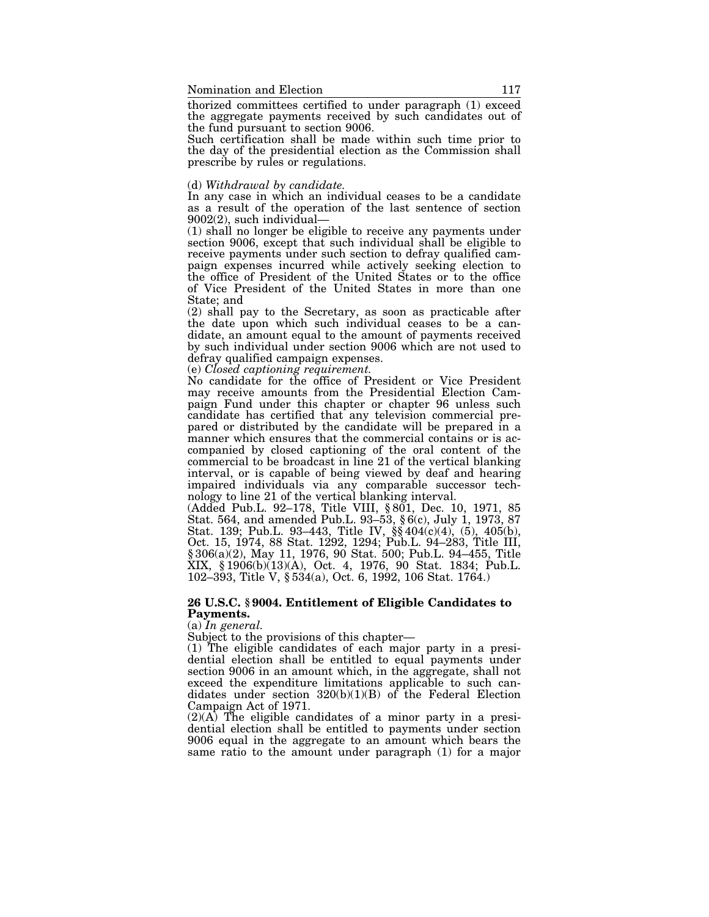thorized committees certified to under paragraph (1) exceed the aggregate payments received by such candidates out of the fund pursuant to section 9006.

Such certification shall be made within such time prior to the day of the presidential election as the Commission shall prescribe by rules or regulations.

(d) *Withdrawal by candidate.*

In any case in which an individual ceases to be a candidate as a result of the operation of the last sentence of section 9002(2), such individual—

(1) shall no longer be eligible to receive any payments under section 9006, except that such individual shall be eligible to receive payments under such section to defray qualified campaign expenses incurred while actively seeking election to the office of President of the United States or to the office of Vice President of the United States in more than one State; and

(2) shall pay to the Secretary, as soon as practicable after the date upon which such individual ceases to be a candidate, an amount equal to the amount of payments received by such individual under section 9006 which are not used to defray qualified campaign expenses.

(e) *Closed captioning requirement.*

No candidate for the office of President or Vice President may receive amounts from the Presidential Election Campaign Fund under this chapter or chapter 96 unless such candidate has certified that any television commercial prepared or distributed by the candidate will be prepared in a manner which ensures that the commercial contains or is accompanied by closed captioning of the oral content of the commercial to be broadcast in line 21 of the vertical blanking interval, or is capable of being viewed by deaf and hearing impaired individuals via any comparable successor technology to line 21 of the vertical blanking interval.

(Added Pub.L. 92–178, Title VIII, § 801, Dec. 10, 1971, 85 Stat. 564, and amended Pub.L. 93–53, § 6(c), July 1, 1973, 87 Stat. 139; Pub.L. 93–443, Title IV, §§ 404(c)(4), (5), 405(b), Oct. 15, 1974, 88 Stat. 1292, 1294; Pub.L. 94–283, Title III, § 306(a)(2), May 11, 1976, 90 Stat. 500; Pub.L. 94–455, Title XIX, § 1906(b)(13)(A), Oct. 4, 1976, 90 Stat. 1834; Pub.L. 102–393, Title V, § 534(a), Oct. 6, 1992, 106 Stat. 1764.)

**26 U.S.C. § 9004. Entitlement of Eligible Candidates to Payments.**

(a) *In general.*

Subject to the provisions of this chapter—

(1) The eligible candidates of each major party in a presidential election shall be entitled to equal payments under section 9006 in an amount which, in the aggregate, shall not exceed the expenditure limitations applicable to such candidates under section 320(b)(1)(B) of the Federal Election Campaign Act of 1971.

(2)(A) The eligible candidates of a minor party in a presidential election shall be entitled to payments under section 9006 equal in the aggregate to an amount which bears the same ratio to the amount under paragraph (1) for a major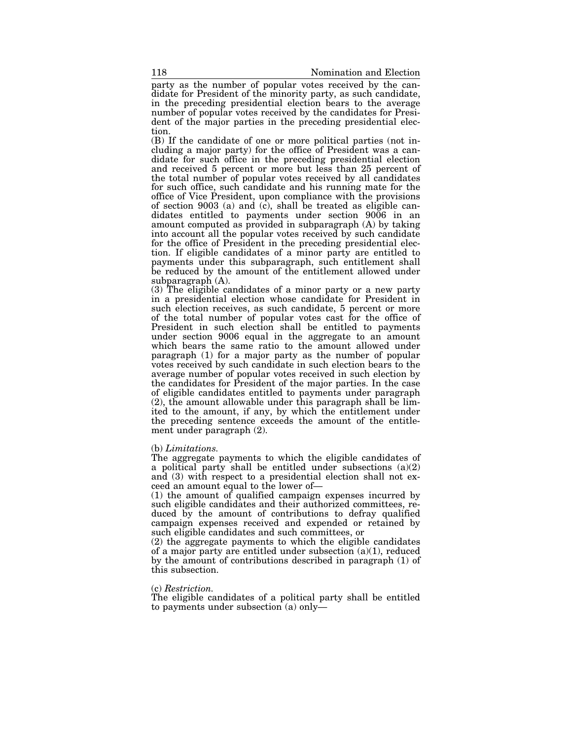party as the number of popular votes received by the candidate for President of the minority party, as such candidate, in the preceding presidential election bears to the average number of popular votes received by the candidates for President of the major parties in the preceding presidential election.

(B) If the candidate of one or more political parties (not including a major party) for the office of President was a candidate for such office in the preceding presidential election and received 5 percent or more but less than 25 percent of the total number of popular votes received by all candidates for such office, such candidate and his running mate for the office of Vice President, upon compliance with the provisions of section 9003 (a) and (c), shall be treated as eligible candidates entitled to payments under section 9006 in an amount computed as provided in subparagraph (A) by taking into account all the popular votes received by such candidate for the office of President in the preceding presidential election. If eligible candidates of a minor party are entitled to payments under this subparagraph, such entitlement shall be reduced by the amount of the entitlement allowed under subparagraph (A).

(3) The eligible candidates of a minor party or a new party in a presidential election whose candidate for President in such election receives, as such candidate, 5 percent or more of the total number of popular votes cast for the office of President in such election shall be entitled to payments under section 9006 equal in the aggregate to an amount which bears the same ratio to the amount allowed under paragraph (1) for a major party as the number of popular votes received by such candidate in such election bears to the average number of popular votes received in such election by the candidates for President of the major parties. In the case of eligible candidates entitled to payments under paragraph (2), the amount allowable under this paragraph shall be limited to the amount, if any, by which the entitlement under the preceding sentence exceeds the amount of the entitlement under paragraph (2).

(b) *Limitations.*

The aggregate payments to which the eligible candidates of a political party shall be entitled under subsections (a)(2) and (3) with respect to a presidential election shall not exceed an amount equal to the lower of—

(1) the amount of qualified campaign expenses incurred by such eligible candidates and their authorized committees, reduced by the amount of contributions to defray qualified campaign expenses received and expended or retained by such eligible candidates and such committees, or

(2) the aggregate payments to which the eligible candidates of a major party are entitled under subsection (a)(1), reduced by the amount of contributions described in paragraph (1) of this subsection.

(c) *Restriction.*

The eligible candidates of a political party shall be entitled to payments under subsection (a) only—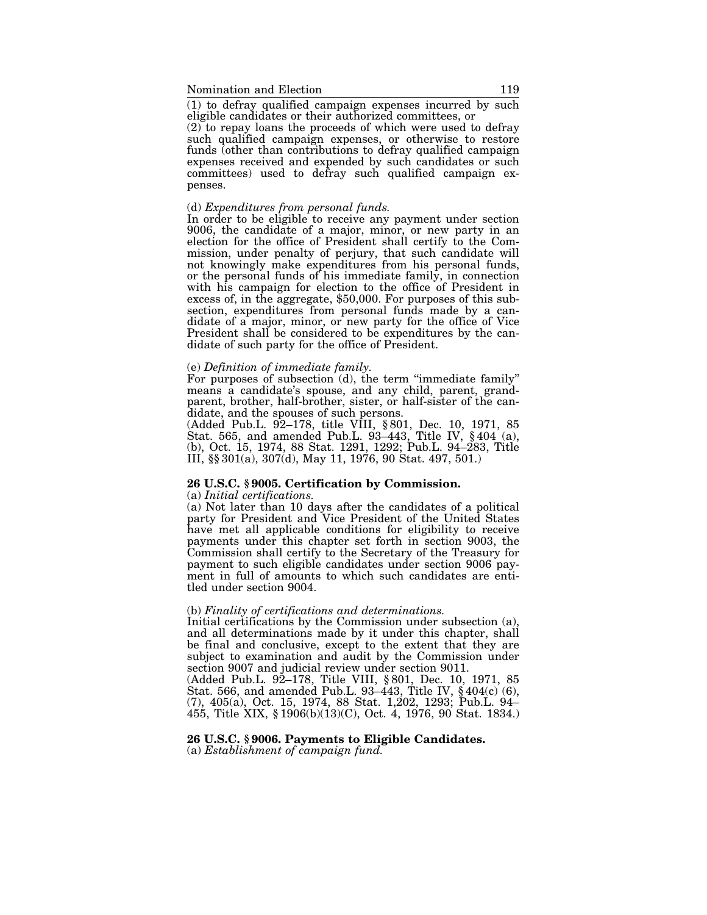(1) to defray qualified campaign expenses incurred by such eligible candidates or their authorized committees, or

(2) to repay loans the proceeds of which were used to defray such qualified campaign expenses, or otherwise to restore funds (other than contributions to defray qualified campaign expenses received and expended by such candidates or such committees) used to defray such qualified campaign expenses.

(d) *Expenditures from personal funds.*

In order to be eligible to receive any payment under section 9006, the candidate of a major, minor, or new party in an election for the office of President shall certify to the Commission, under penalty of perjury, that such candidate will not knowingly make expenditures from his personal funds, or the personal funds of his immediate family, in connection with his campaign for election to the office of President in excess of, in the aggregate, $50,000. For purposes of this subsection, expenditures from personal funds made by a candidate of a major, minor, or new party for the office of Vice President shall be considered to be expenditures by the candidate of such party for the office of President.

(e) *Definition of immediate family.*

For purposes of subsection (d), the term "immediate family" means a candidate's spouse, and any child, parent, grandparent, brother, half-brother, sister, or half-sister of the candidate, and the spouses of such persons.

(Added Pub.L. 92–178, title VIII, § 801, Dec. 10, 1971, 85 Stat. 565, and amended Pub.L. 93–443, Title IV, § 404 (a), (b), Oct. 15, 1974, 88 Stat. 1291, 1292; Pub.L. 94–283, Title III, §§ 301(a), 307(d), May 11, 1976, 90 Stat. 497, 501.)

### 26 U.S.C. § 9005. Certification by Commission.

(a) *Initial certifications.*

(a) Not later than 10 days after the candidates of a political party for President and Vice President of the United States have met all applicable conditions for eligibility to receive payments under this chapter set forth in section 9003, the Commission shall certify to the Secretary of the Treasury for payment to such eligible candidates under section 9006 payment in full of amounts to which such candidates are entitled under section 9004.

(b) *Finality of certifications and determinations.*

Initial certifications by the Commission under subsection (a), and all determinations made by it under this chapter, shall be final and conclusive, except to the extent that they are subject to examination and audit by the Commission under section 9007 and judicial review under section 9011.

(Added Pub.L. 92–178, Title VIII, § 801, Dec. 10, 1971, 85 Stat. 566, and amended Pub.L. 93–443, Title IV, § 404(c) (6), (7), 405(a), Oct. 15, 1974, 88 Stat. 1,202, 1293; Pub.L. 94–455, Title XIX, § 1906(b)(13)(C), Oct. 4, 1976, 90 Stat. 1834.)

### 26 U.S.C. § 9006. Payments to Eligible Candidates.

(a) *Establishment of campaign fund.*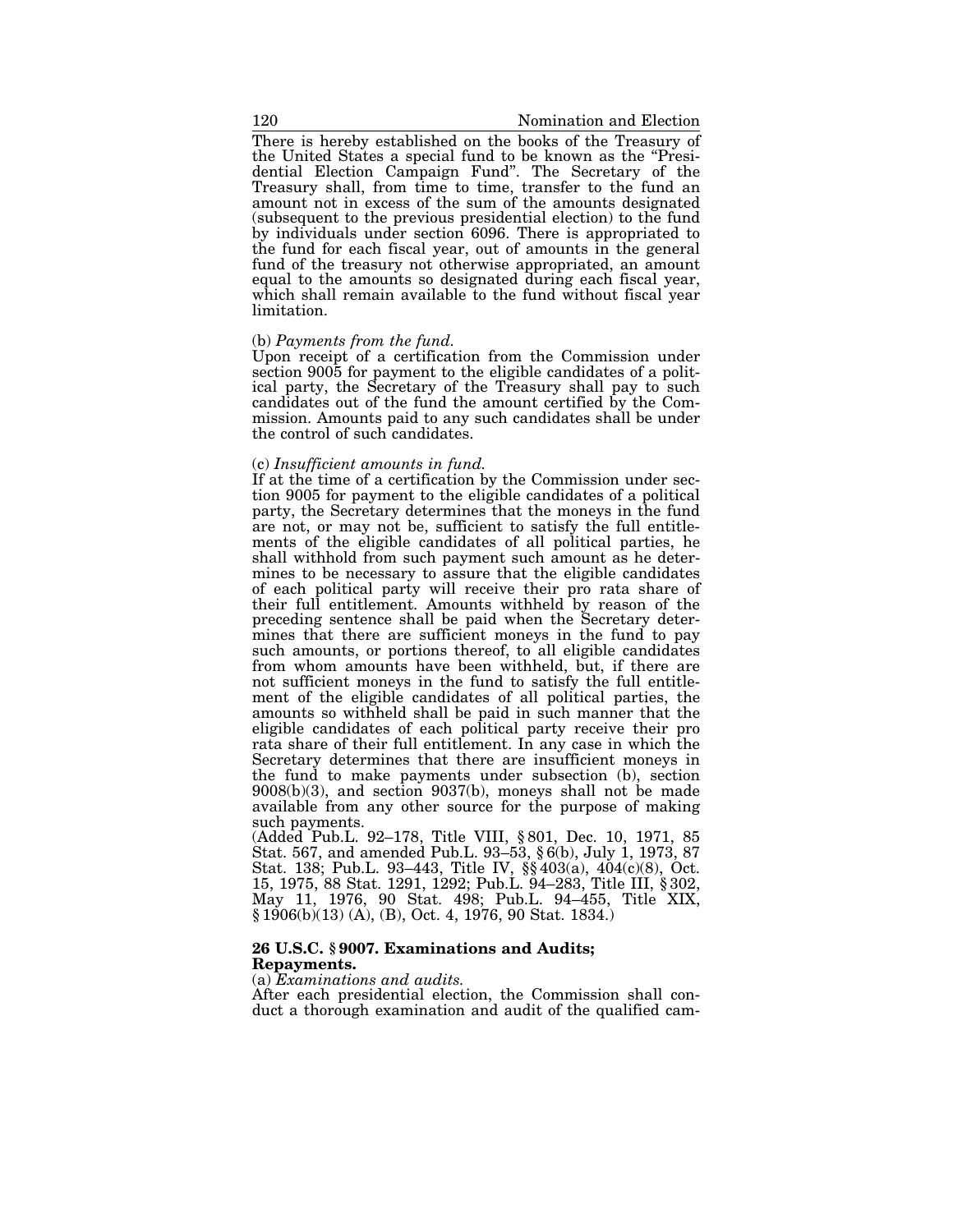There is hereby established on the books of the Treasury of the United States a special fund to be known as the "Presidential Election Campaign Fund". The Secretary of the Treasury shall, from time to time, transfer to the fund an amount not in excess of the sum of the amounts designated (subsequent to the previous presidential election) to the fund by individuals under section 6096. There is appropriated to the fund for each fiscal year, out of amounts in the general fund of the treasury not otherwise appropriated, an amount equal to the amounts so designated during each fiscal year, which shall remain available to the fund without fiscal year limitation.

(b) *Payments from the fund.*
Upon receipt of a certification from the Commission under section 9005 for payment to the eligible candidates of a political party, the Secretary of the Treasury shall pay to such candidates out of the fund the amount certified by the Commission. Amounts paid to any such candidates shall be under the control of such candidates.

(c) *Insufficient amounts in fund.*
If at the time of a certification by the Commission under section 9005 for payment to the eligible candidates of a political party, the Secretary determines that the moneys in the fund are not, or may not be, sufficient to satisfy the full entitlements of the eligible candidates of all political parties, he shall withhold from such payment such amount as he determines to be necessary to assure that the eligible candidates of each political party will receive their pro rata share of their full entitlement. Amounts withheld by reason of the preceding sentence shall be paid when the Secretary determines that there are sufficient moneys in the fund to pay such amounts, or portions thereof, to all eligible candidates from whom amounts have been withheld, but, if there are not sufficient moneys in the fund to satisfy the full entitlement of the eligible candidates of all political parties, the amounts so withheld shall be paid in such manner that the eligible candidates of each political party receive their pro rata share of their full entitlement. In any case in which the Secretary determines that there are insufficient moneys in the fund to make payments under subsection (b), section 9008(b)(3), and section 9037(b), moneys shall not be made available from any other source for the purpose of making such payments.
(Added Pub.L. 92–178, Title VIII, § 801, Dec. 10, 1971, 85 Stat. 567, and amended Pub.L. 93–53, § 6(b), July 1, 1973, 87 Stat. 138; Pub.L. 93–443, Title IV, §§ 403(a), 404(c)(8), Oct. 15, 1975, 88 Stat. 1291, 1292; Pub.L. 94–283, Title III, § 302, May 11, 1976, 90 Stat. 498; Pub.L. 94–455, Title XIX, § 1906(b)(13) (A), (B), Oct. 4, 1976, 90 Stat. 1834.)

**26 U.S.C. § 9007. Examinations and Audits; Repayments.**

(a) *Examinations and audits.*
After each presidential election, the Commission shall conduct a thorough examination and audit of the qualified cam-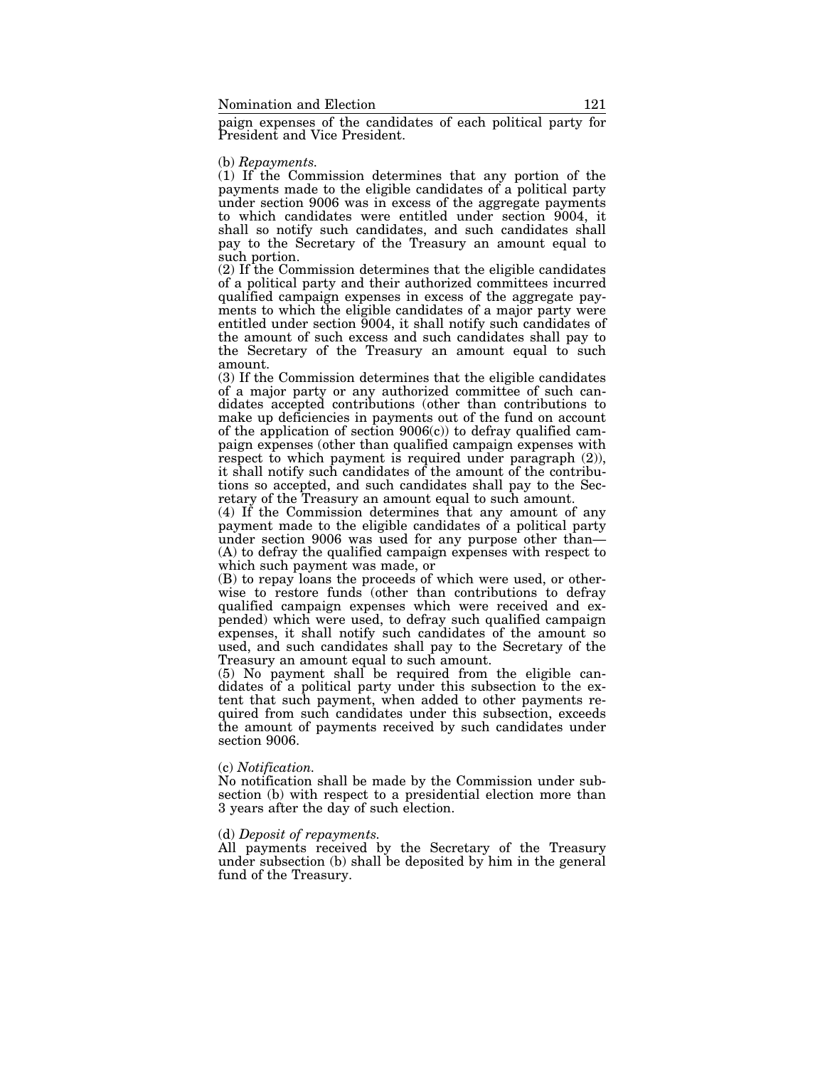paign expenses of the candidates of each political party for President and Vice President.

(b) *Repayments.*

(1) If the Commission determines that any portion of the payments made to the eligible candidates of a political party under section 9006 was in excess of the aggregate payments to which candidates were entitled under section 9004, it shall so notify such candidates, and such candidates shall pay to the Secretary of the Treasury an amount equal to such portion.

(2) If the Commission determines that the eligible candidates of a political party and their authorized committees incurred qualified campaign expenses in excess of the aggregate payments to which the eligible candidates of a major party were entitled under section 9004, it shall notify such candidates of the amount of such excess and such candidates shall pay to the Secretary of the Treasury an amount equal to such amount.

(3) If the Commission determines that the eligible candidates of a major party or any authorized committee of such candidates accepted contributions (other than contributions to make up deficiencies in payments out of the fund on account of the application of section 9006(c)) to defray qualified campaign expenses (other than qualified campaign expenses with respect to which payment is required under paragraph (2)), it shall notify such candidates of the amount of the contributions so accepted, and such candidates shall pay to the Secretary of the Treasury an amount equal to such amount.

(4) If the Commission determines that any amount of any payment made to the eligible candidates of a political party under section 9006 was used for any purpose other than—

(A) to defray the qualified campaign expenses with respect to which such payment was made, or

(B) to repay loans the proceeds of which were used, or otherwise to restore funds (other than contributions to defray qualified campaign expenses which were received and expended) which were used, to defray such qualified campaign expenses, it shall notify such candidates of the amount so used, and such candidates shall pay to the Secretary of the Treasury an amount equal to such amount.

(5) No payment shall be required from the eligible candidates of a political party under this subsection to the extent that such payment, when added to other payments required from such candidates under this subsection, exceeds the amount of payments received by such candidates under section 9006.

(c) *Notification.*

No notification shall be made by the Commission under subsection (b) with respect to a presidential election more than 3 years after the day of such election.

(d) *Deposit of repayments.*

All payments received by the Secretary of the Treasury under subsection (b) shall be deposited by him in the general fund of the Treasury.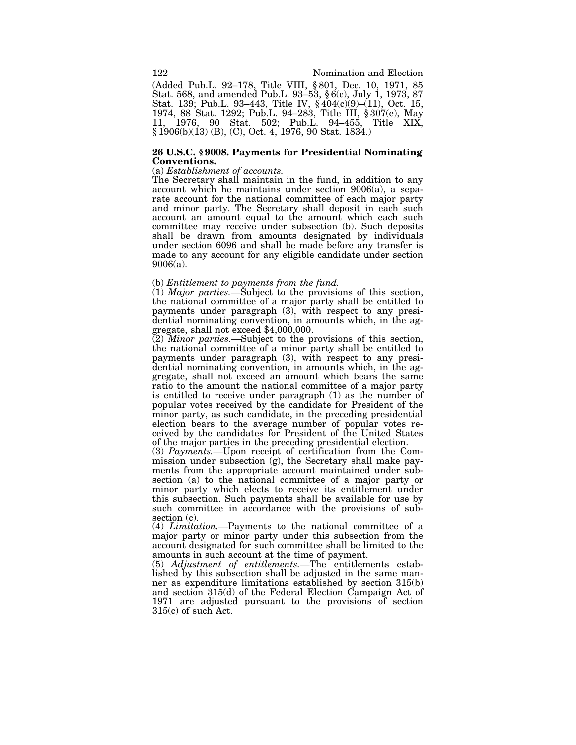(Added Pub.L. 92–178, Title VIII, § 801, Dec. 10, 1971, 85 Stat. 568, and amended Pub.L. 93–53, § 6(c), July 1, 1973, 87 Stat. 139; Pub.L. 93–443, Title IV, § 404(c)(9)–(11), Oct. 15, 1974, 88 Stat. 1292; Pub.L. 94–283, Title III, § 307(e), May 11, 1976, 90 Stat. 502; Pub.L. 94–455, Title XIX, § 1906(b)(13) (B), (C), Oct. 4, 1976, 90 Stat. 1834.)

### 26 U.S.C. § 9008. Payments for Presidential Nominating Conventions.

(a) *Establishment of accounts.*
The Secretary shall maintain in the fund, in addition to any account which he maintains under section 9006(a), a separate account for the national committee of each major party and minor party. The Secretary shall deposit in each such account an amount equal to the amount which each such committee may receive under subsection (b). Such deposits shall be drawn from amounts designated by individuals under section 6096 and shall be made before any transfer is made to any account for any eligible candidate under section 9006(a).

(b) *Entitlement to payments from the fund.*
(1) *Major parties.*—Subject to the provisions of this section, the national committee of a major party shall be entitled to payments under paragraph (3), with respect to any presidential nominating convention, in amounts which, in the aggregate, shall not exceed $4,000,000.
(2) *Minor parties.*—Subject to the provisions of this section, the national committee of a minor party shall be entitled to payments under paragraph (3), with respect to any presidential nominating convention, in amounts which, in the aggregate, shall not exceed an amount which bears the same ratio to the amount the national committee of a major party is entitled to receive under paragraph (1) as the number of popular votes received by the candidate for President of the minor party, as such candidate, in the preceding presidential election bears to the average number of popular votes received by the candidates for President of the United States of the major parties in the preceding presidential election.
(3) *Payments.*—Upon receipt of certification from the Commission under subsection (g), the Secretary shall make payments from the appropriate account maintained under subsection (a) to the national committee of a major party or minor party which elects to receive its entitlement under this subsection. Such payments shall be available for use by such committee in accordance with the provisions of subsection (c).
(4) *Limitation.*—Payments to the national committee of a major party or minor party under this subsection from the account designated for such committee shall be limited to the amounts in such account at the time of payment.
(5) *Adjustment of entitlements.*—The entitlements established by this subsection shall be adjusted in the same manner as expenditure limitations established by section 315(b) and section 315(d) of the Federal Election Campaign Act of 1971 are adjusted pursuant to the provisions of section 315(c) of such Act.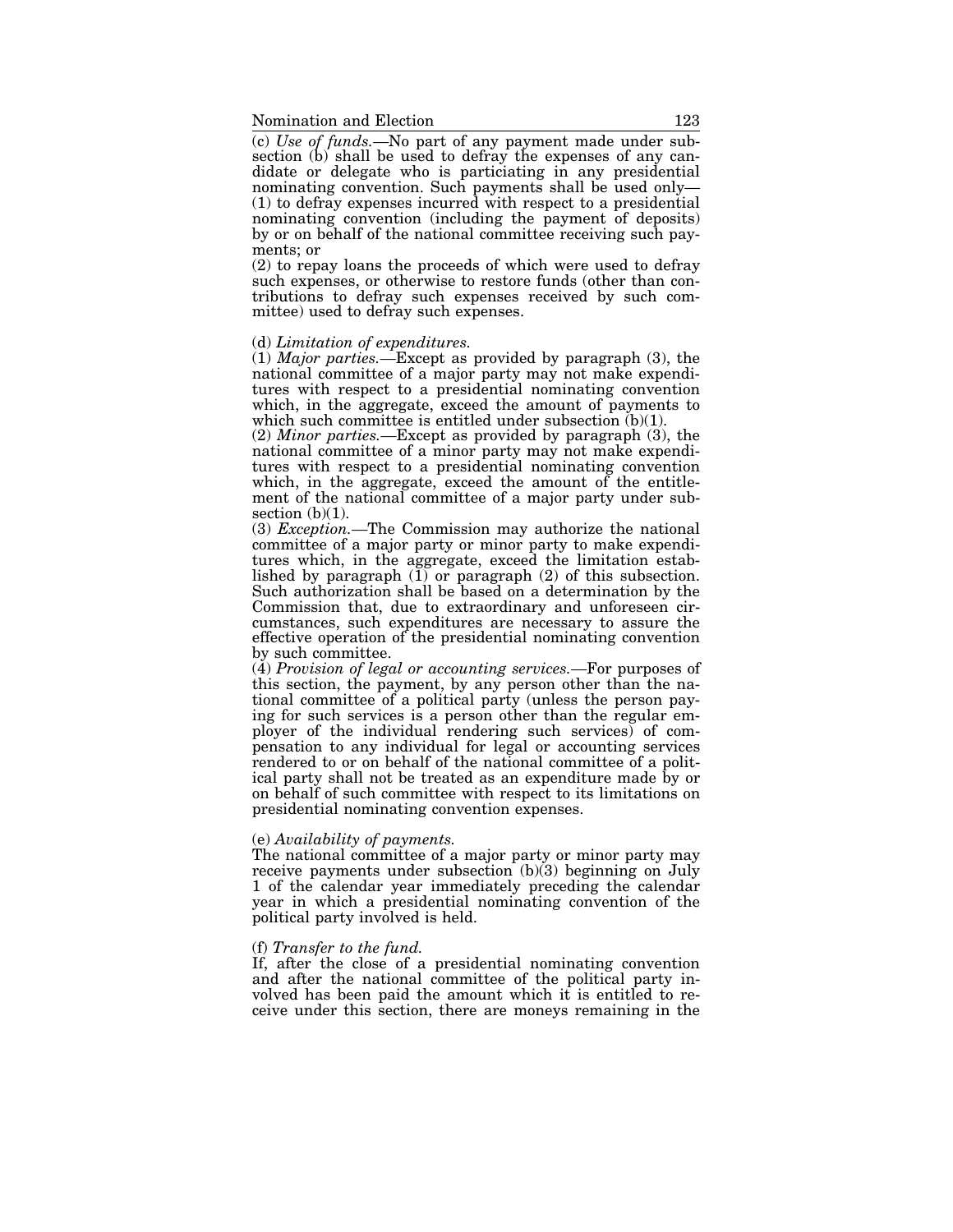(c) *Use of funds.*—No part of any payment made under subsection (b) shall be used to defray the expenses of any candidate or delegate who is particiating in any presidential nominating convention. Such payments shall be used only—

(1) to defray expenses incurred with respect to a presidential nominating convention (including the payment of deposits) by or on behalf of the national committee receiving such payments; or

(2) to repay loans the proceeds of which were used to defray such expenses, or otherwise to restore funds (other than contributions to defray such expenses received by such committee) used to defray such expenses.

(d) *Limitation of expenditures.*

(1) *Major parties.*—Except as provided by paragraph (3), the national committee of a major party may not make expenditures with respect to a presidential nominating convention which, in the aggregate, exceed the amount of payments to which such committee is entitled under subsection (b)(1).

(2) *Minor parties.*—Except as provided by paragraph (3), the national committee of a minor party may not make expenditures with respect to a presidential nominating convention which, in the aggregate, exceed the amount of the entitlement of the national committee of a major party under subsection (b)(1).

(3) *Exception.*—The Commission may authorize the national committee of a major party or minor party to make expenditures which, in the aggregate, exceed the limitation established by paragraph (1) or paragraph (2) of this subsection. Such authorization shall be based on a determination by the Commission that, due to extraordinary and unforeseen circumstances, such expenditures are necessary to assure the effective operation of the presidential nominating convention by such committee.

(4) *Provision of legal or accounting services.*—For purposes of this section, the payment, by any person other than the national committee of a political party (unless the person paying for such services is a person other than the regular employer of the individual rendering such services) of compensation to any individual for legal or accounting services rendered to or on behalf of the national committee of a political party shall not be treated as an expenditure made by or on behalf of such committee with respect to its limitations on presidential nominating convention expenses.

(e) *Availability of payments.*

The national committee of a major party or minor party may receive payments under subsection (b)(3) beginning on July 1 of the calendar year immediately preceding the calendar year in which a presidential nominating convention of the political party involved is held.

(f) *Transfer to the fund.*

If, after the close of a presidential nominating convention and after the national committee of the political party involved has been paid the amount which it is entitled to receive under this section, there are moneys remaining in the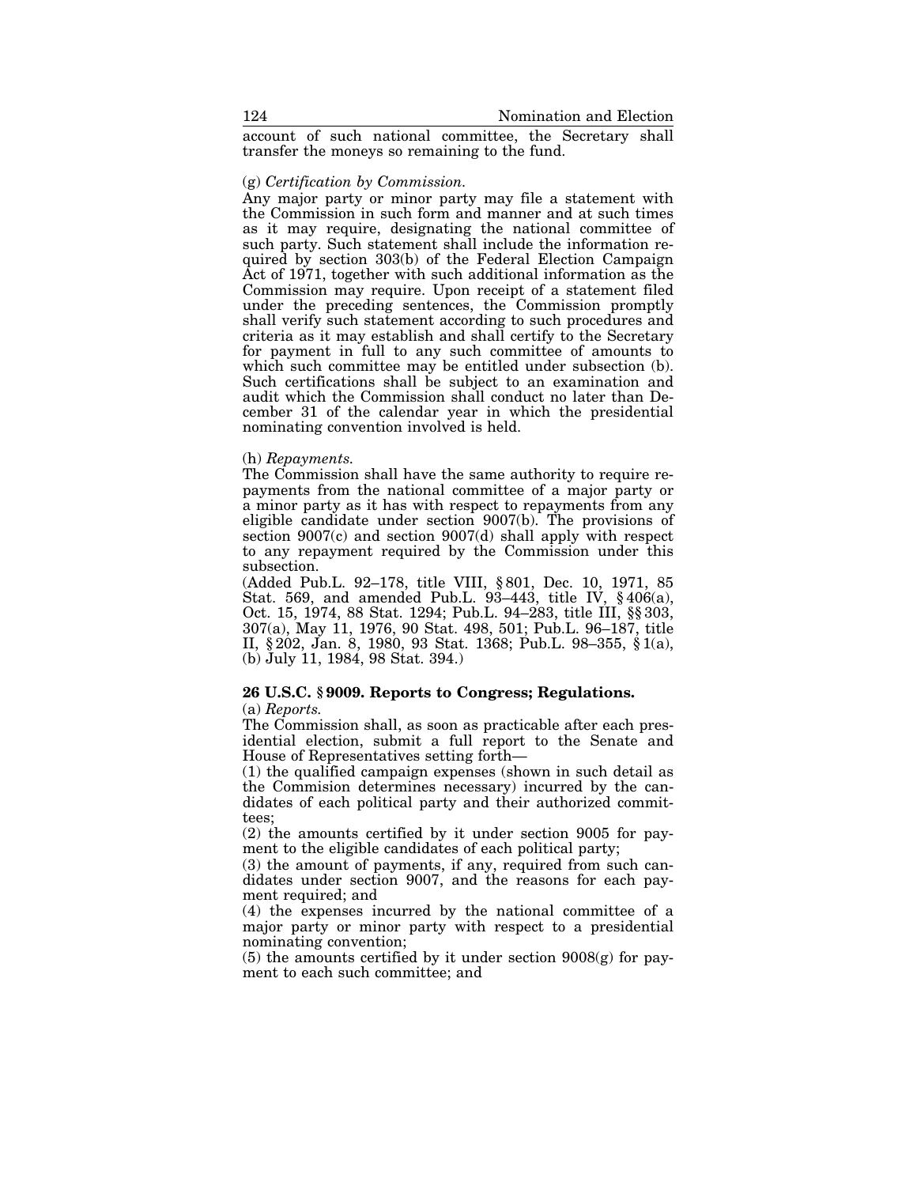account of such national committee, the Secretary shall transfer the moneys so remaining to the fund.

(g) *Certification by Commission.*

Any major party or minor party may file a statement with the Commission in such form and manner and at such times as it may require, designating the national committee of such party. Such statement shall include the information required by section 303(b) of the Federal Election Campaign Act of 1971, together with such additional information as the Commission may require. Upon receipt of a statement filed under the preceding sentences, the Commission promptly shall verify such statement according to such procedures and criteria as it may establish and shall certify to the Secretary for payment in full to any such committee of amounts to which such committee may be entitled under subsection (b). Such certifications shall be subject to an examination and audit which the Commission shall conduct no later than December 31 of the calendar year in which the presidential nominating convention involved is held.

(h) *Repayments.*

The Commission shall have the same authority to require repayments from the national committee of a major party or a minor party as it has with respect to repayments from any eligible candidate under section 9007(b). The provisions of section 9007(c) and section 9007(d) shall apply with respect to any repayment required by the Commission under this subsection.

(Added Pub.L. 92–178, title VIII, § 801, Dec. 10, 1971, 85 Stat. 569, and amended Pub.L. 93–443, title IV, § 406(a), Oct. 15, 1974, 88 Stat. 1294; Pub.L. 94–283, title III, §§ 303, 307(a), May 11, 1976, 90 Stat. 498, 501; Pub.L. 96–187, title II, § 202, Jan. 8, 1980, 93 Stat. 1368; Pub.L. 98–355, § 1(a), (b) July 11, 1984, 98 Stat. 394.)

### 26 U.S.C. § 9009. Reports to Congress; Regulations.

(a) *Reports.*

The Commission shall, as soon as practicable after each presidential election, submit a full report to the Senate and House of Representatives setting forth—

(1) the qualified campaign expenses (shown in such detail as the Commision determines necessary) incurred by the candidates of each political party and their authorized committees;

(2) the amounts certified by it under section 9005 for payment to the eligible candidates of each political party;

(3) the amount of payments, if any, required from such candidates under section 9007, and the reasons for each payment required; and

(4) the expenses incurred by the national committee of a major party or minor party with respect to a presidential nominating convention;

(5) the amounts certified by it under section 9008(g) for payment to each such committee; and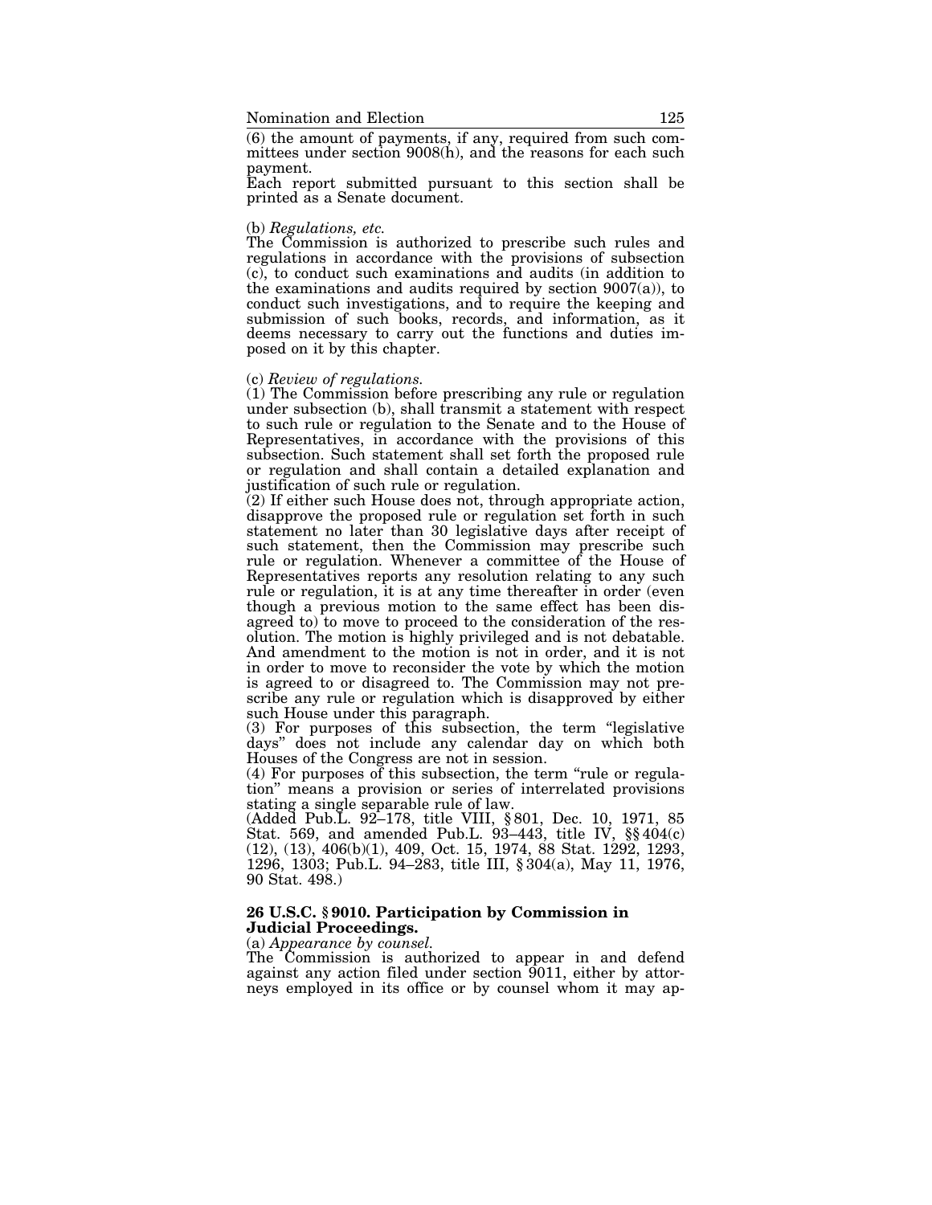(6) the amount of payments, if any, required from such committees under section 9008(h), and the reasons for each such payment.

Each report submitted pursuant to this section shall be printed as a Senate document.

(b) *Regulations, etc.*

The Commission is authorized to prescribe such rules and regulations in accordance with the provisions of subsection (c), to conduct such examinations and audits (in addition to the examinations and audits required by section 9007(a)), to conduct such investigations, and to require the keeping and submission of such books, records, and information, as it deems necessary to carry out the functions and duties imposed on it by this chapter.

(c) *Review of regulations.*

(1) The Commission before prescribing any rule or regulation under subsection (b), shall transmit a statement with respect to such rule or regulation to the Senate and to the House of Representatives, in accordance with the provisions of this subsection. Such statement shall set forth the proposed rule or regulation and shall contain a detailed explanation and justification of such rule or regulation.

(2) If either such House does not, through appropriate action, disapprove the proposed rule or regulation set forth in such statement no later than 30 legislative days after receipt of such statement, then the Commission may prescribe such rule or regulation. Whenever a committee of the House of Representatives reports any resolution relating to any such rule or regulation, it is at any time thereafter in order (even though a previous motion to the same effect has been disagreed to) to move to proceed to the consideration of the resolution. The motion is highly privileged and is not debatable. And amendment to the motion is not in order, and it is not in order to move to reconsider the vote by which the motion is agreed to or disagreed to. The Commission may not prescribe any rule or regulation which is disapproved by either such House under this paragraph.

(3) For purposes of this subsection, the term "legislative days" does not include any calendar day on which both Houses of the Congress are not in session.

(4) For purposes of this subsection, the term "rule or regulation" means a provision or series of interrelated provisions stating a single separable rule of law.

(Added Pub.L. 92–178, title VIII, § 801, Dec. 10, 1971, 85 Stat. 569, and amended Pub.L. 93–443, title IV, §§ 404(c)(12), (13), 406(b)(1), 409, Oct. 15, 1974, 88 Stat. 1292, 1293, 1296, 1303; Pub.L. 94–283, title III, § 304(a), May 11, 1976, 90 Stat. 498.)

**26 U.S.C. § 9010. Participation by Commission in Judicial Proceedings.**

(a) *Appearance by counsel.*

The Commission is authorized to appear in and defend against any action filed under section 9011, either by attorneys employed in its office or by counsel whom it may ap-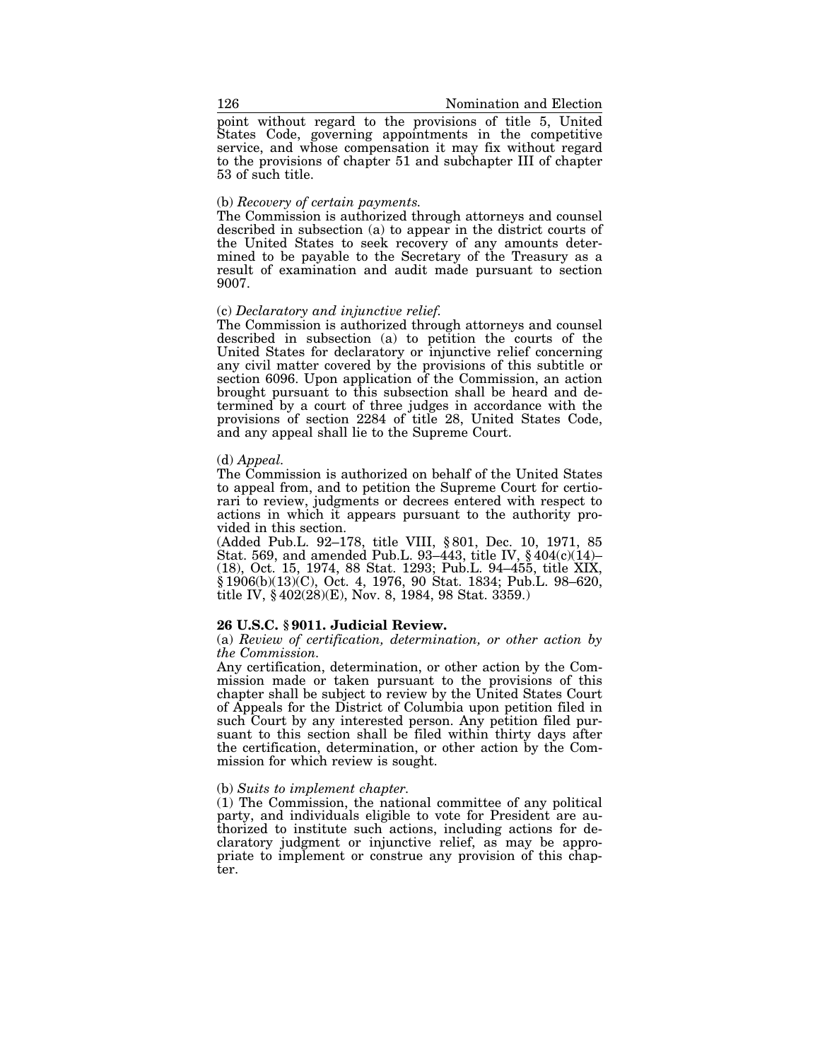point without regard to the provisions of title 5, United States Code, governing appointments in the competitive service, and whose compensation it may fix without regard to the provisions of chapter 51 and subchapter III of chapter 53 of such title.

(b) *Recovery of certain payments.*

The Commission is authorized through attorneys and counsel described in subsection (a) to appear in the district courts of the United States to seek recovery of any amounts determined to be payable to the Secretary of the Treasury as a result of examination and audit made pursuant to section 9007.

(c) *Declaratory and injunctive relief.*

The Commission is authorized through attorneys and counsel described in subsection (a) to petition the courts of the United States for declaratory or injunctive relief concerning any civil matter covered by the provisions of this subtitle or section 6096. Upon application of the Commission, an action brought pursuant to this subsection shall be heard and determined by a court of three judges in accordance with the provisions of section 2284 of title 28, United States Code, and any appeal shall lie to the Supreme Court.

(d) *Appeal.*

The Commission is authorized on behalf of the United States to appeal from, and to petition the Supreme Court for certiorari to review, judgments or decrees entered with respect to actions in which it appears pursuant to the authority provided in this section.

(Added Pub.L. 92–178, title VIII, § 801, Dec. 10, 1971, 85 Stat. 569, and amended Pub.L. 93–443, title IV, § 404(c)(14)–(18), Oct. 15, 1974, 88 Stat. 1293; Pub.L. 94–455, title XIX, § 1906(b)(13)(C), Oct. 4, 1976, 90 Stat. 1834; Pub.L. 98–620, title IV, § 402(28)(E), Nov. 8, 1984, 98 Stat. 3359.)

**26 U.S.C. § 9011. Judicial Review.**

(a) *Review of certification, determination, or other action by the Commission.*

Any certification, determination, or other action by the Commission made or taken pursuant to the provisions of this chapter shall be subject to review by the United States Court of Appeals for the District of Columbia upon petition filed in such Court by any interested person. Any petition filed pursuant to this section shall be filed within thirty days after the certification, determination, or other action by the Commission for which review is sought.

(b) *Suits to implement chapter.*

(1) The Commission, the national committee of any political party, and individuals eligible to vote for President are authorized to institute such actions, including actions for declaratory judgment or injunctive relief, as may be appropriate to implement or construe any provision of this chapter.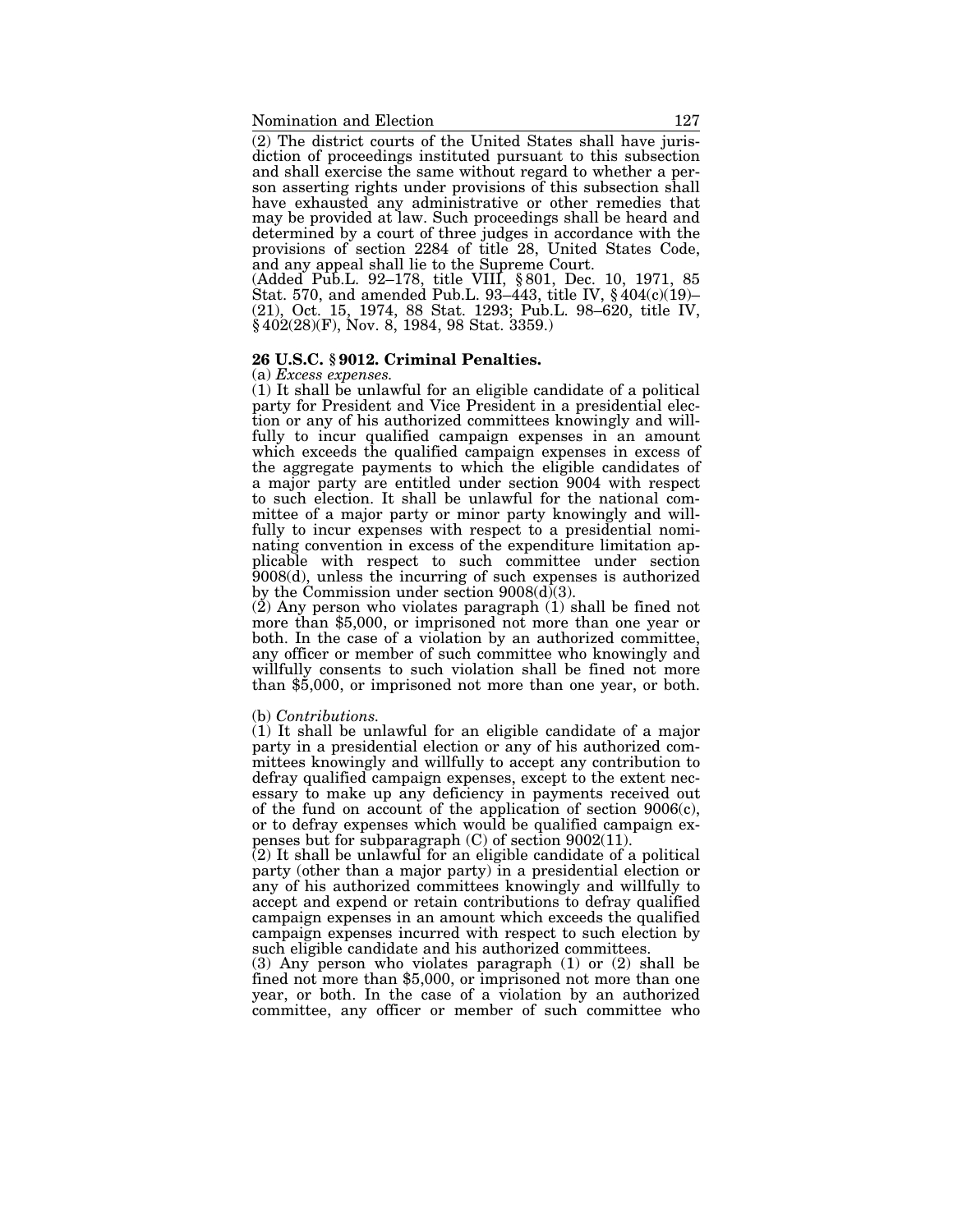(2) The district courts of the United States shall have jurisdiction of proceedings instituted pursuant to this subsection and shall exercise the same without regard to whether a person asserting rights under provisions of this subsection shall have exhausted any administrative or other remedies that may be provided at law. Such proceedings shall be heard and determined by a court of three judges in accordance with the provisions of section 2284 of title 28, United States Code, and any appeal shall lie to the Supreme Court.

(Added Pub.L. 92–178, title VIII, § 801, Dec. 10, 1971, 85 Stat. 570, and amended Pub.L. 93–443, title IV, § 404(c)(19)–(21), Oct. 15, 1974, 88 Stat. 1293; Pub.L. 98–620, title IV, § 402(28)(F), Nov. 8, 1984, 98 Stat. 3359.)

**26 U.S.C. § 9012. Criminal Penalties.**

(a) *Excess expenses.*

(1) It shall be unlawful for an eligible candidate of a political party for President and Vice President in a presidential election or any of his authorized committees knowingly and willfully to incur qualified campaign expenses in an amount which exceeds the qualified campaign expenses in excess of the aggregate payments to which the eligible candidates of a major party are entitled under section 9004 with respect to such election. It shall be unlawful for the national committee of a major party or minor party knowingly and willfully to incur expenses with respect to a presidential nominating convention in excess of the expenditure limitation applicable with respect to such committee under section 9008(d), unless the incurring of such expenses is authorized by the Commission under section 9008(d)(3).

(2) Any person who violates paragraph (1) shall be fined not more than $5,000, or imprisoned not more than one year or both. In the case of a violation by an authorized committee, any officer or member of such committee who knowingly and willfully consents to such violation shall be fined not more than $5,000, or imprisoned not more than one year, or both.

(b) *Contributions.*

(1) It shall be unlawful for an eligible candidate of a major party in a presidential election or any of his authorized committees knowingly and willfully to accept any contribution to defray qualified campaign expenses, except to the extent necessary to make up any deficiency in payments received out of the fund on account of the application of section 9006(c), or to defray expenses which would be qualified campaign expenses but for subparagraph (C) of section 9002(11).

(2) It shall be unlawful for an eligible candidate of a political party (other than a major party) in a presidential election or any of his authorized committees knowingly and willfully to accept and expend or retain contributions to defray qualified campaign expenses in an amount which exceeds the qualified campaign expenses incurred with respect to such election by such eligible candidate and his authorized committees.

(3) Any person who violates paragraph (1) or (2) shall be fined not more than $5,000, or imprisoned not more than one year, or both. In the case of a violation by an authorized committee, any officer or member of such committee who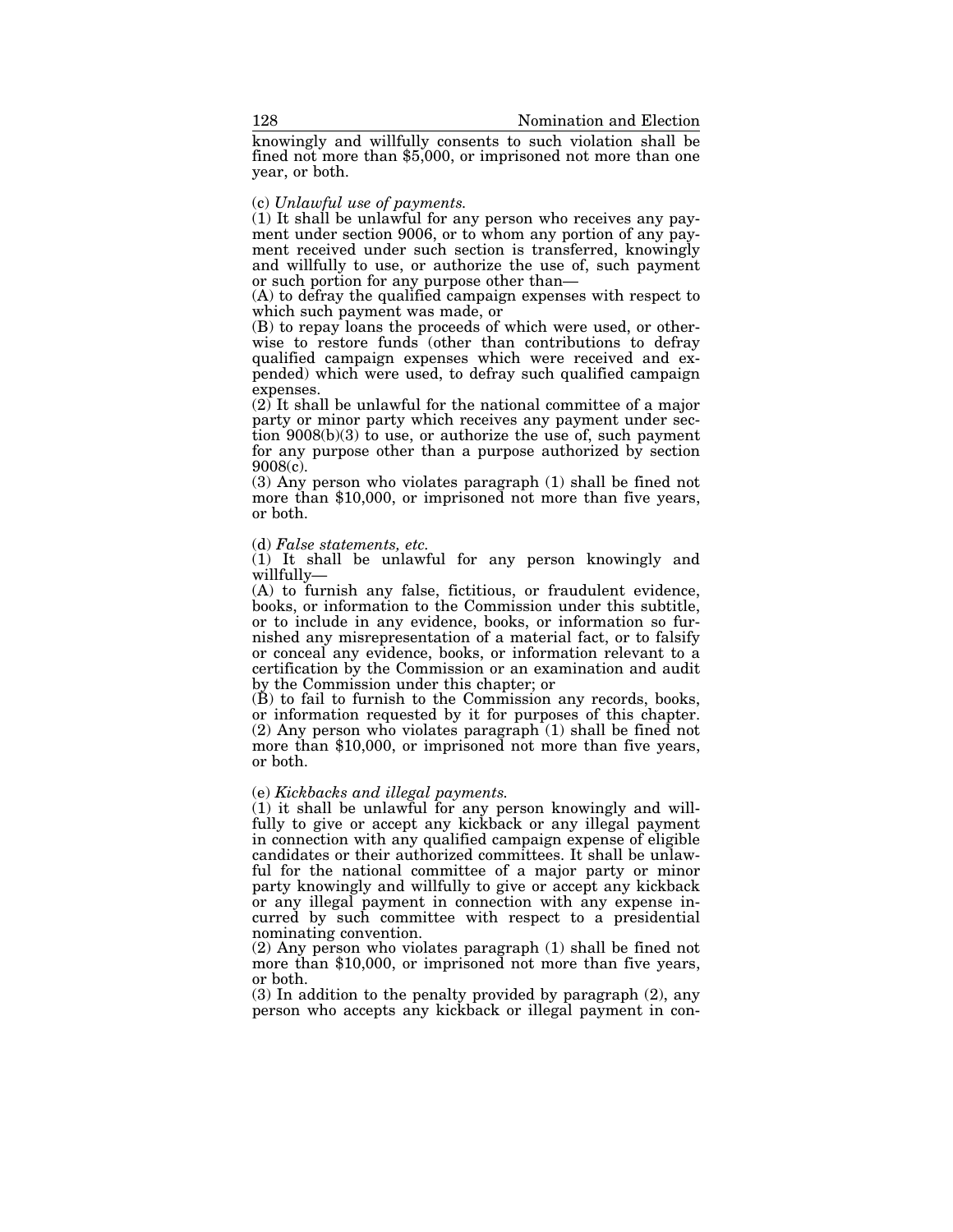knowingly and willfully consents to such violation shall be fined not more than $5,000, or imprisoned not more than one year, or both.

(c) *Unlawful use of payments.*

(1) It shall be unlawful for any person who receives any payment under section 9006, or to whom any portion of any payment received under such section is transferred, knowingly and willfully to use, or authorize the use of, such payment or such portion for any purpose other than—

(A) to defray the qualified campaign expenses with respect to which such payment was made, or

(B) to repay loans the proceeds of which were used, or otherwise to restore funds (other than contributions to defray qualified campaign expenses which were received and expended) which were used, to defray such qualified campaign expenses.

(2) It shall be unlawful for the national committee of a major party or minor party which receives any payment under section 9008(b)(3) to use, or authorize the use of, such payment for any purpose other than a purpose authorized by section 9008(c).

(3) Any person who violates paragraph (1) shall be fined not more than $10,000, or imprisoned not more than five years, or both.

(d) *False statements, etc.*

(1) It shall be unlawful for any person knowingly and willfully—

(A) to furnish any false, fictitious, or fraudulent evidence, books, or information to the Commission under this subtitle, or to include in any evidence, books, or information so furnished any misrepresentation of a material fact, or to falsify or conceal any evidence, books, or information relevant to a certification by the Commission or an examination and audit by the Commission under this chapter; or

(B) to fail to furnish to the Commission any records, books, or information requested by it for purposes of this chapter.

(2) Any person who violates paragraph (1) shall be fined not more than $10,000, or imprisoned not more than five years, or both.

(e) *Kickbacks and illegal payments.*

(1) it shall be unlawful for any person knowingly and willfully to give or accept any kickback or any illegal payment in connection with any qualified campaign expense of eligible candidates or their authorized committees. It shall be unlawful for the national committee of a major party or minor party knowingly and willfully to give or accept any kickback or any illegal payment in connection with any expense incurred by such committee with respect to a presidential nominating convention.

(2) Any person who violates paragraph (1) shall be fined not more than $10,000, or imprisoned not more than five years, or both.

(3) In addition to the penalty provided by paragraph (2), any person who accepts any kickback or illegal payment in con-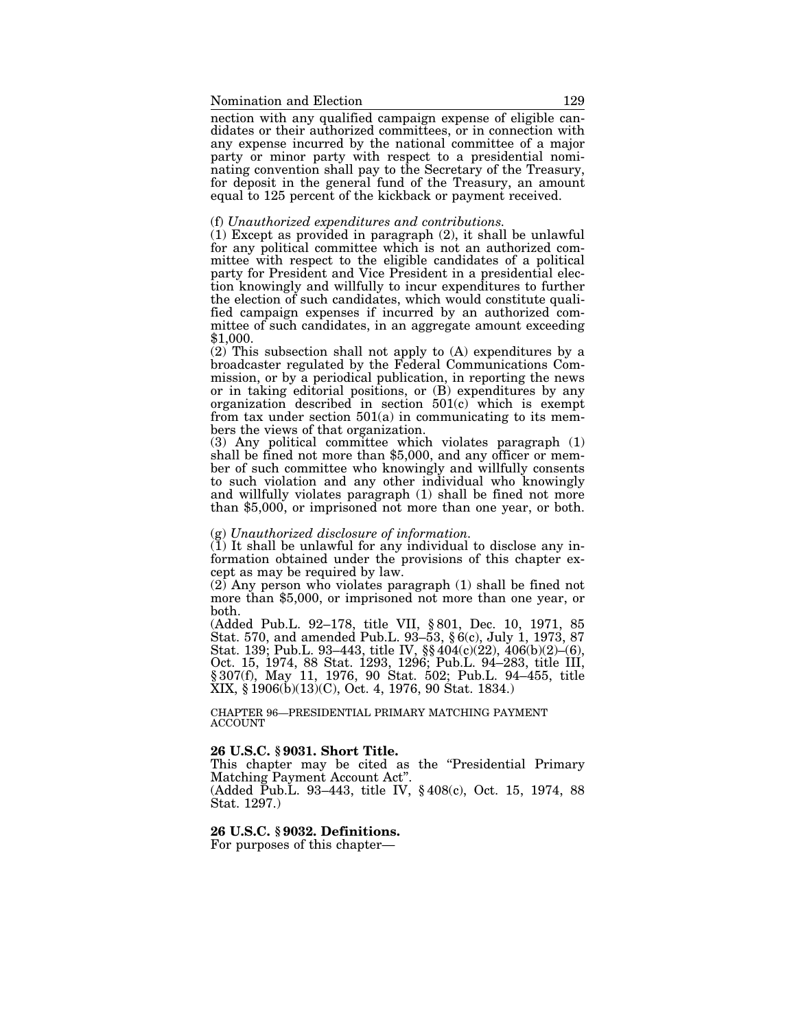nection with any qualified campaign expense of eligible candidates or their authorized committees, or in connection with any expense incurred by the national committee of a major party or minor party with respect to a presidential nominating convention shall pay to the Secretary of the Treasury, for deposit in the general fund of the Treasury, an amount equal to 125 percent of the kickback or payment received.

(f) *Unauthorized expenditures and contributions.*

(1) Except as provided in paragraph (2), it shall be unlawful for any political committee which is not an authorized committee with respect to the eligible candidates of a political party for President and Vice President in a presidential election knowingly and willfully to incur expenditures to further the election of such candidates, which would constitute qualified campaign expenses if incurred by an authorized committee of such candidates, in an aggregate amount exceeding $1,000.

(2) This subsection shall not apply to (A) expenditures by a broadcaster regulated by the Federal Communications Commission, or by a periodical publication, in reporting the news or in taking editorial positions, or (B) expenditures by any organization described in section 501(c) which is exempt from tax under section 501(a) in communicating to its members the views of that organization.

(3) Any political committee which violates paragraph (1) shall be fined not more than $5,000, and any officer or member of such committee who knowingly and willfully consents to such violation and any other individual who knowingly and willfully violates paragraph (1) shall be fined not more than $5,000, or imprisoned not more than one year, or both.

(g) *Unauthorized disclosure of information.*

(1) It shall be unlawful for any individual to disclose any information obtained under the provisions of this chapter except as may be required by law.

(2) Any person who violates paragraph (1) shall be fined not more than $5,000, or imprisoned not more than one year, or both.

(Added Pub.L. 92–178, title VII, § 801, Dec. 10, 1971, 85 Stat. 570, and amended Pub.L. 93–53, § 6(c), July 1, 1973, 87 Stat. 139; Pub.L. 93–443, title IV, §§ 404(c)(22), 406(b)(2)–(6), Oct. 15, 1974, 88 Stat. 1293, 1296; Pub.L. 94–283, title III, § 307(f), May 11, 1976, 90 Stat. 502; Pub.L. 94–455, title XIX, § 1906(b)(13)(C), Oct. 4, 1976, 90 Stat. 1834.)

## CHAPTER 96—PRESIDENTIAL PRIMARY MATCHING PAYMENT ACCOUNT

### 26 U.S.C. § 9031. Short Title.

This chapter may be cited as the "Presidential Primary Matching Payment Account Act".

(Added Pub.L. 93–443, title IV, § 408(c), Oct. 15, 1974, 88 Stat. 1297.)

### 26 U.S.C. § 9032. Definitions.

For purposes of this chapter—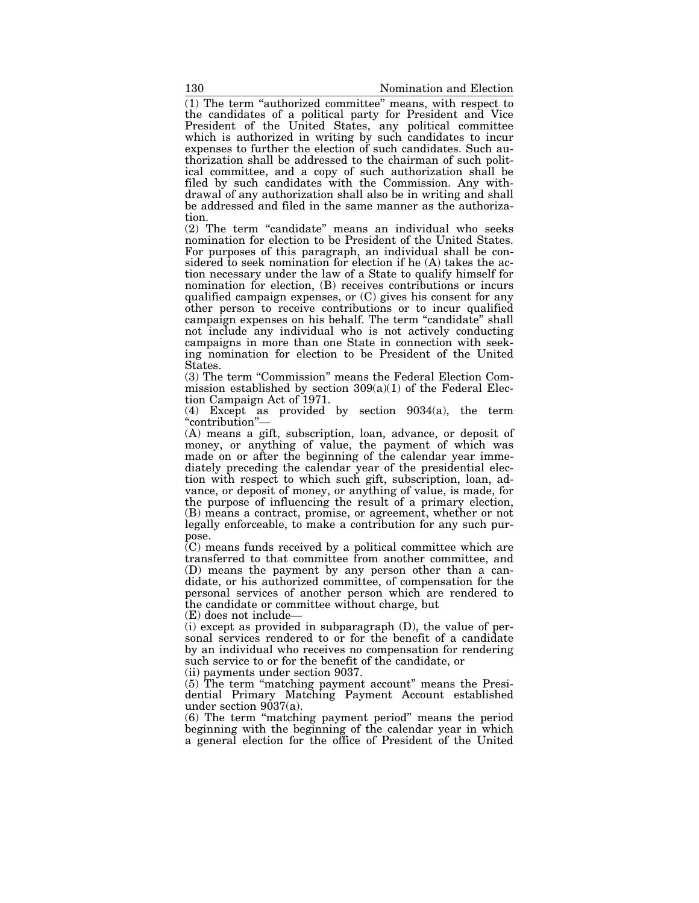(1) The term "authorized committee" means, with respect to the candidates of a political party for President and Vice President of the United States, any political committee which is authorized in writing by such candidates to incur expenses to further the election of such candidates. Such authorization shall be addressed to the chairman of such political committee, and a copy of such authorization shall be filed by such candidates with the Commission. Any withdrawal of any authorization shall also be in writing and shall be addressed and filed in the same manner as the authorization.

(2) The term "candidate" means an individual who seeks nomination for election to be President of the United States. For purposes of this paragraph, an individual shall be considered to seek nomination for election if he (A) takes the action necessary under the law of a State to qualify himself for nomination for election, (B) receives contributions or incurs qualified campaign expenses, or (C) gives his consent for any other person to receive contributions or to incur qualified campaign expenses on his behalf. The term "candidate" shall not include any individual who is not actively conducting campaigns in more than one State in connection with seeking nomination for election to be President of the United States.

(3) The term "Commission" means the Federal Election Commission established by section 309(a)(1) of the Federal Election Campaign Act of 1971.

(4) Except as provided by section 9034(a), the term "contribution"—

(A) means a gift, subscription, loan, advance, or deposit of money, or anything of value, the payment of which was made on or after the beginning of the calendar year immediately preceding the calendar year of the presidential election with respect to which such gift, subscription, loan, advance, or deposit of money, or anything of value, is made, for the purpose of influencing the result of a primary election,

(B) means a contract, promise, or agreement, whether or not legally enforceable, to make a contribution for any such purpose.

(C) means funds received by a political committee which are transferred to that committee from another committee, and

(D) means the payment by any person other than a candidate, or his authorized committee, of compensation for the personal services of another person which are rendered to the candidate or committee without charge, but

(E) does not include—

(i) except as provided in subparagraph (D), the value of personal services rendered to or for the benefit of a candidate by an individual who receives no compensation for rendering such service to or for the benefit of the candidate, or

(ii) payments under section 9037.

(5) The term "matching payment account" means the Presidential Primary Matching Payment Account established under section 9037(a).

(6) The term "matching payment period" means the period beginning with the beginning of the calendar year in which a general election for the office of President of the United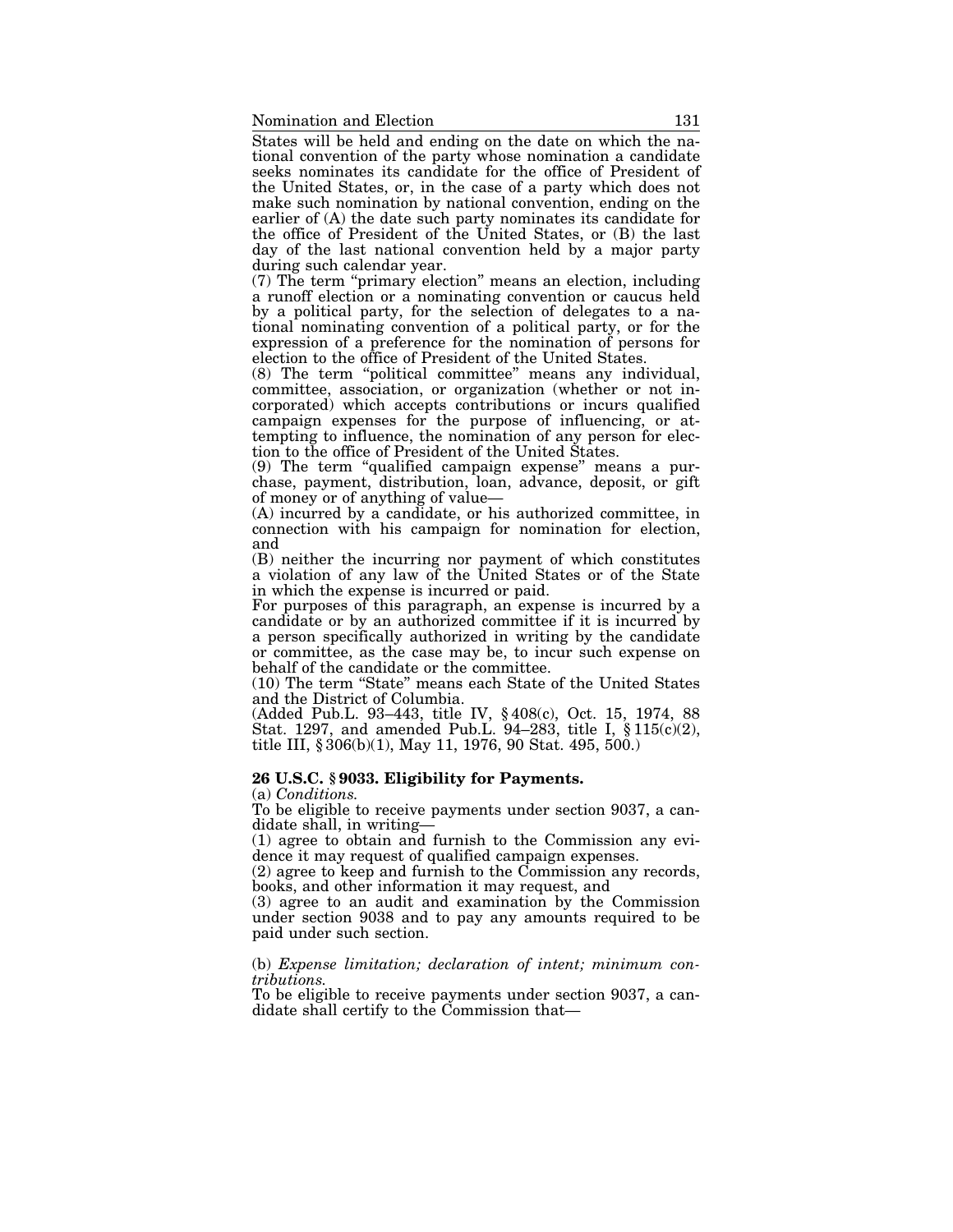States will be held and ending on the date on which the national convention of the party whose nomination a candidate seeks nominates its candidate for the office of President of the United States, or, in the case of a party which does not make such nomination by national convention, ending on the earlier of (A) the date such party nominates its candidate for the office of President of the United States, or (B) the last day of the last national convention held by a major party during such calendar year.

(7) The term "primary election" means an election, including a runoff election or a nominating convention or caucus held by a political party, for the selection of delegates to a national nominating convention of a political party, or for the expression of a preference for the nomination of persons for election to the office of President of the United States.

(8) The term "political committee" means any individual, committee, association, or organization (whether or not incorporated) which accepts contributions or incurs qualified campaign expenses for the purpose of influencing, or attempting to influence, the nomination of any person for election to the office of President of the United States.

(9) The term "qualified campaign expense" means a purchase, payment, distribution, loan, advance, deposit, or gift of money or of anything of value—

(A) incurred by a candidate, or his authorized committee, in connection with his campaign for nomination for election, and

(B) neither the incurring nor payment of which constitutes a violation of any law of the United States or of the State in which the expense is incurred or paid.

For purposes of this paragraph, an expense is incurred by a candidate or by an authorized committee if it is incurred by a person specifically authorized in writing by the candidate or committee, as the case may be, to incur such expense on behalf of the candidate or the committee.

(10) The term "State" means each State of the United States and the District of Columbia.

(Added Pub.L. 93–443, title IV, § 408(c), Oct. 15, 1974, 88 Stat. 1297, and amended Pub.L. 94–283, title I, § 115(c)(2), title III, § 306(b)(1), May 11, 1976, 90 Stat. 495, 500.)

**26 U.S.C. § 9033. Eligibility for Payments.**

(a) *Conditions.*

To be eligible to receive payments under section 9037, a candidate shall, in writing—

(1) agree to obtain and furnish to the Commission any evidence it may request of qualified campaign expenses.

(2) agree to keep and furnish to the Commission any records, books, and other information it may request, and

(3) agree to an audit and examination by the Commission under section 9038 and to pay any amounts required to be paid under such section.

(b) *Expense limitation; declaration of intent; minimum contributions.*

To be eligible to receive payments under section 9037, a candidate shall certify to the Commission that—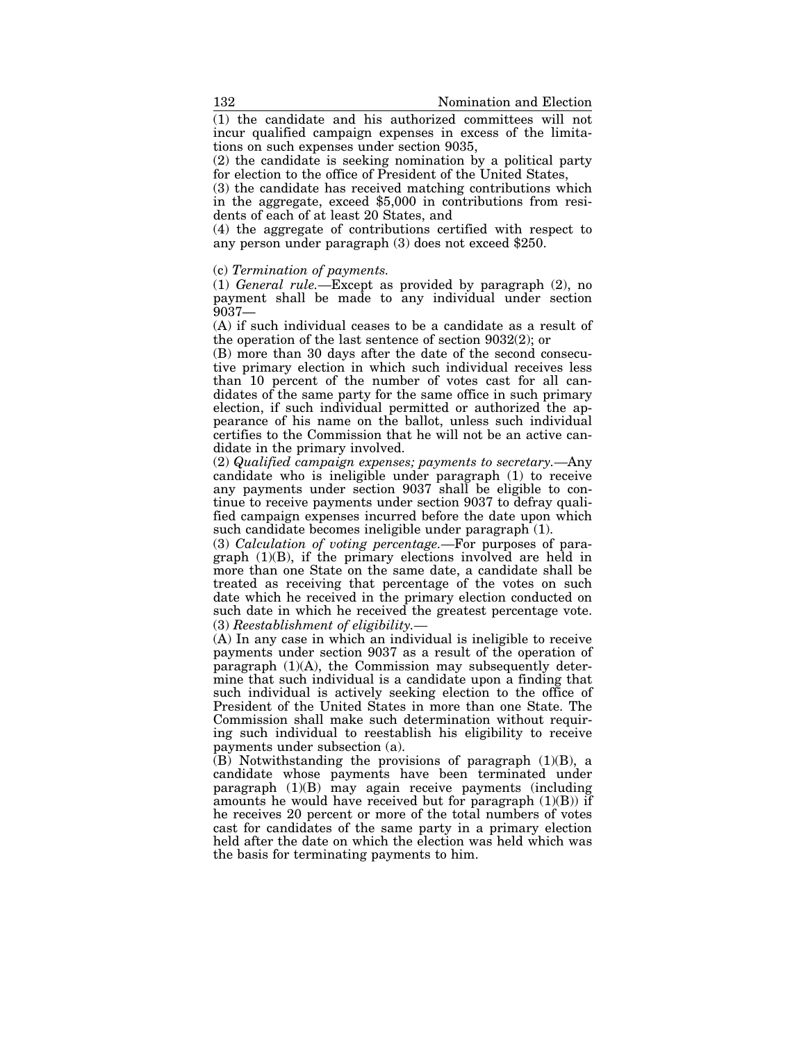(1) the candidate and his authorized committees will not incur qualified campaign expenses in excess of the limitations on such expenses under section 9035,

(2) the candidate is seeking nomination by a political party for election to the office of President of the United States,

(3) the candidate has received matching contributions which in the aggregate, exceed $5,000 in contributions from residents of each of at least 20 States, and

(4) the aggregate of contributions certified with respect to any person under paragraph (3) does not exceed $250.

(c) *Termination of payments.*

(1) *General rule.*—Except as provided by paragraph (2), no payment shall be made to any individual under section 9037—

(A) if such individual ceases to be a candidate as a result of the operation of the last sentence of section 9032(2); or

(B) more than 30 days after the date of the second consecutive primary election in which such individual receives less than 10 percent of the number of votes cast for all candidates of the same party for the same office in such primary election, if such individual permitted or authorized the appearance of his name on the ballot, unless such individual certifies to the Commission that he will not be an active candidate in the primary involved.

(2) *Qualified campaign expenses; payments to secretary.*—Any candidate who is ineligible under paragraph (1) to receive any payments under section 9037 shall be eligible to continue to receive payments under section 9037 to defray qualified campaign expenses incurred before the date upon which such candidate becomes ineligible under paragraph (1).

(3) *Calculation of voting percentage.*—For purposes of paragraph (1)(B), if the primary elections involved are held in more than one State on the same date, a candidate shall be treated as receiving that percentage of the votes on such date which he received in the primary election conducted on such date in which he received the greatest percentage vote.

(3) *Reestablishment of eligibility.*—

(A) In any case in which an individual is ineligible to receive payments under section 9037 as a result of the operation of paragraph (1)(A), the Commission may subsequently determine that such individual is a candidate upon a finding that such individual is actively seeking election to the office of President of the United States in more than one State. The Commission shall make such determination without requiring such individual to reestablish his eligibility to receive payments under subsection (a).

(B) Notwithstanding the provisions of paragraph (1)(B), a candidate whose payments have been terminated under paragraph (1)(B) may again receive payments (including amounts he would have received but for paragraph (1)(B)) if he receives 20 percent or more of the total numbers of votes cast for candidates of the same party in a primary election held after the date on which the election was held which was the basis for terminating payments to him.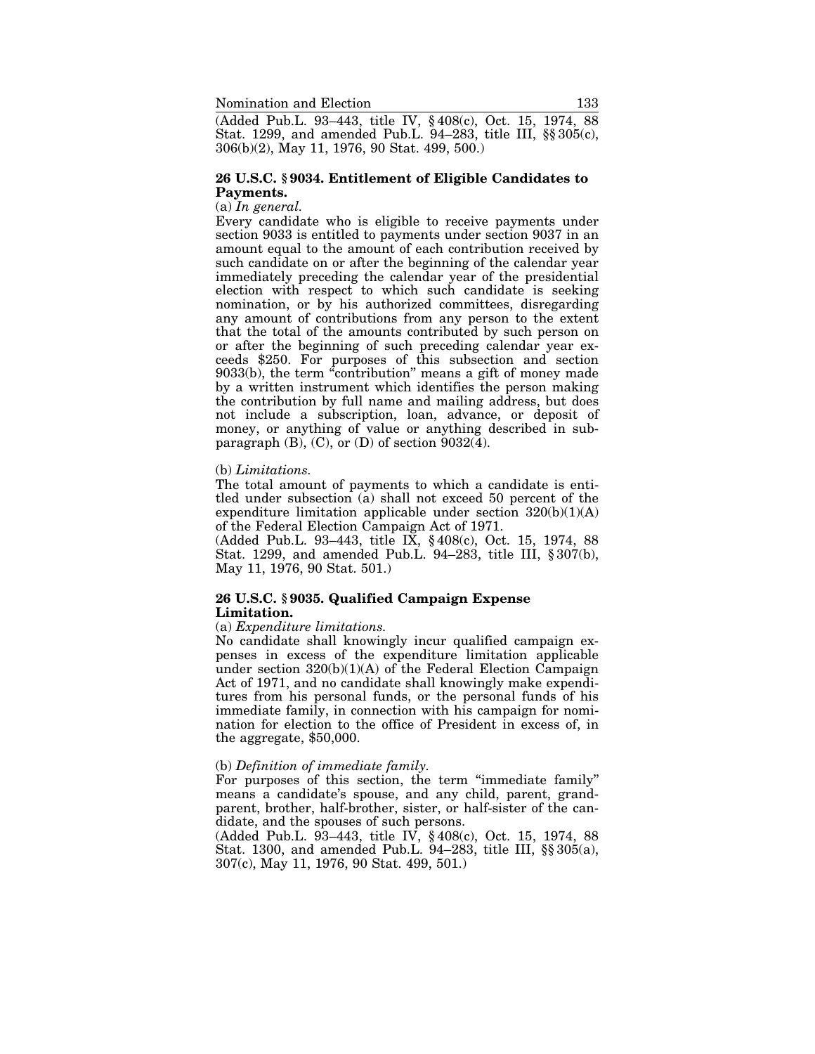(Added Pub.L. 93–443, title IV, § 408(c), Oct. 15, 1974, 88 Stat. 1299, and amended Pub.L. 94–283, title III, §§ 305(c), 306(b)(2), May 11, 1976, 90 Stat. 499, 500.)

### 26 U.S.C. § 9034. Entitlement of Eligible Candidates to Payments.

(a) *In general.*

Every candidate who is eligible to receive payments under section 9033 is entitled to payments under section 9037 in an amount equal to the amount of each contribution received by such candidate on or after the beginning of the calendar year immediately preceding the calendar year of the presidential election with respect to which such candidate is seeking nomination, or by his authorized committees, disregarding any amount of contributions from any person to the extent that the total of the amounts contributed by such person on or after the beginning of such preceding calendar year exceeds $250. For purposes of this subsection and section 9033(b), the term "contribution" means a gift of money made by a written instrument which identifies the person making the contribution by full name and mailing address, but does not include a subscription, loan, advance, or deposit of money, or anything of value or anything described in subparagraph (B), (C), or (D) of section 9032(4).

(b) *Limitations.*

The total amount of payments to which a candidate is entitled under subsection (a) shall not exceed 50 percent of the expenditure limitation applicable under section 320(b)(1)(A) of the Federal Election Campaign Act of 1971.

(Added Pub.L. 93–443, title IX, § 408(c), Oct. 15, 1974, 88 Stat. 1299, and amended Pub.L. 94–283, title III, § 307(b), May 11, 1976, 90 Stat. 501.)

### 26 U.S.C. § 9035. Qualified Campaign Expense Limitation.

(a) *Expenditure limitations.*

No candidate shall knowingly incur qualified campaign expenses in excess of the expenditure limitation applicable under section 320(b)(1)(A) of the Federal Election Campaign Act of 1971, and no candidate shall knowingly make expenditures from his personal funds, or the personal funds of his immediate family, in connection with his campaign for nomination for election to the office of President in excess of, in the aggregate, $50,000.

(b) *Definition of immediate family.*

For purposes of this section, the term "immediate family" means a candidate's spouse, and any child, parent, grandparent, brother, half-brother, sister, or half-sister of the candidate, and the spouses of such persons.

(Added Pub.L. 93–443, title IV, § 408(c), Oct. 15, 1974, 88 Stat. 1300, and amended Pub.L. 94–283, title III, §§ 305(a), 307(c), May 11, 1976, 90 Stat. 499, 501.)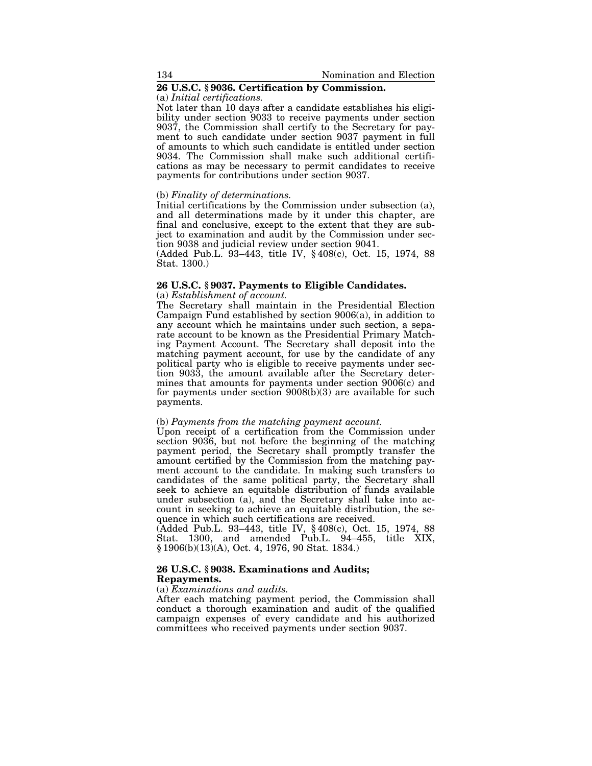## 26 U.S.C. § 9036. Certification by Commission.

(a) *Initial certifications.*

Not later than 10 days after a candidate establishes his eligibility under section 9033 to receive payments under section 9037, the Commission shall certify to the Secretary for payment to such candidate under section 9037 payment in full of amounts to which such candidate is entitled under section 9034. The Commission shall make such additional certifications as may be necessary to permit candidates to receive payments for contributions under section 9037.

(b) *Finality of determinations.*

Initial certifications by the Commission under subsection (a), and all determinations made by it under this chapter, are final and conclusive, except to the extent that they are subject to examination and audit by the Commission under section 9038 and judicial review under section 9041.

(Added Pub.L. 93–443, title IV, § 408(c), Oct. 15, 1974, 88 Stat. 1300.)

## 26 U.S.C. § 9037. Payments to Eligible Candidates.

(a) *Establishment of account.*

The Secretary shall maintain in the Presidential Election Campaign Fund established by section 9006(a), in addition to any account which he maintains under such section, a separate account to be known as the Presidential Primary Matching Payment Account. The Secretary shall deposit into the matching payment account, for use by the candidate of any political party who is eligible to receive payments under section 9033, the amount available after the Secretary determines that amounts for payments under section 9006(c) and for payments under section 9008(b)(3) are available for such payments.

(b) *Payments from the matching payment account.*

Upon receipt of a certification from the Commission under section 9036, but not before the beginning of the matching payment period, the Secretary shall promptly transfer the amount certified by the Commission from the matching payment account to the candidate. In making such transfers to candidates of the same political party, the Secretary shall seek to achieve an equitable distribution of funds available under subsection (a), and the Secretary shall take into account in seeking to achieve an equitable distribution, the sequence in which such certifications are received.

(Added Pub.L. 93–443, title IV, § 408(c), Oct. 15, 1974, 88 Stat. 1300, and amended Pub.L. 94–455, title XIX, § 1906(b)(13)(A), Oct. 4, 1976, 90 Stat. 1834.)

## 26 U.S.C. § 9038. Examinations and Audits; Repayments.

(a) *Examinations and audits.*

After each matching payment period, the Commission shall conduct a thorough examination and audit of the qualified campaign expenses of every candidate and his authorized committees who received payments under section 9037.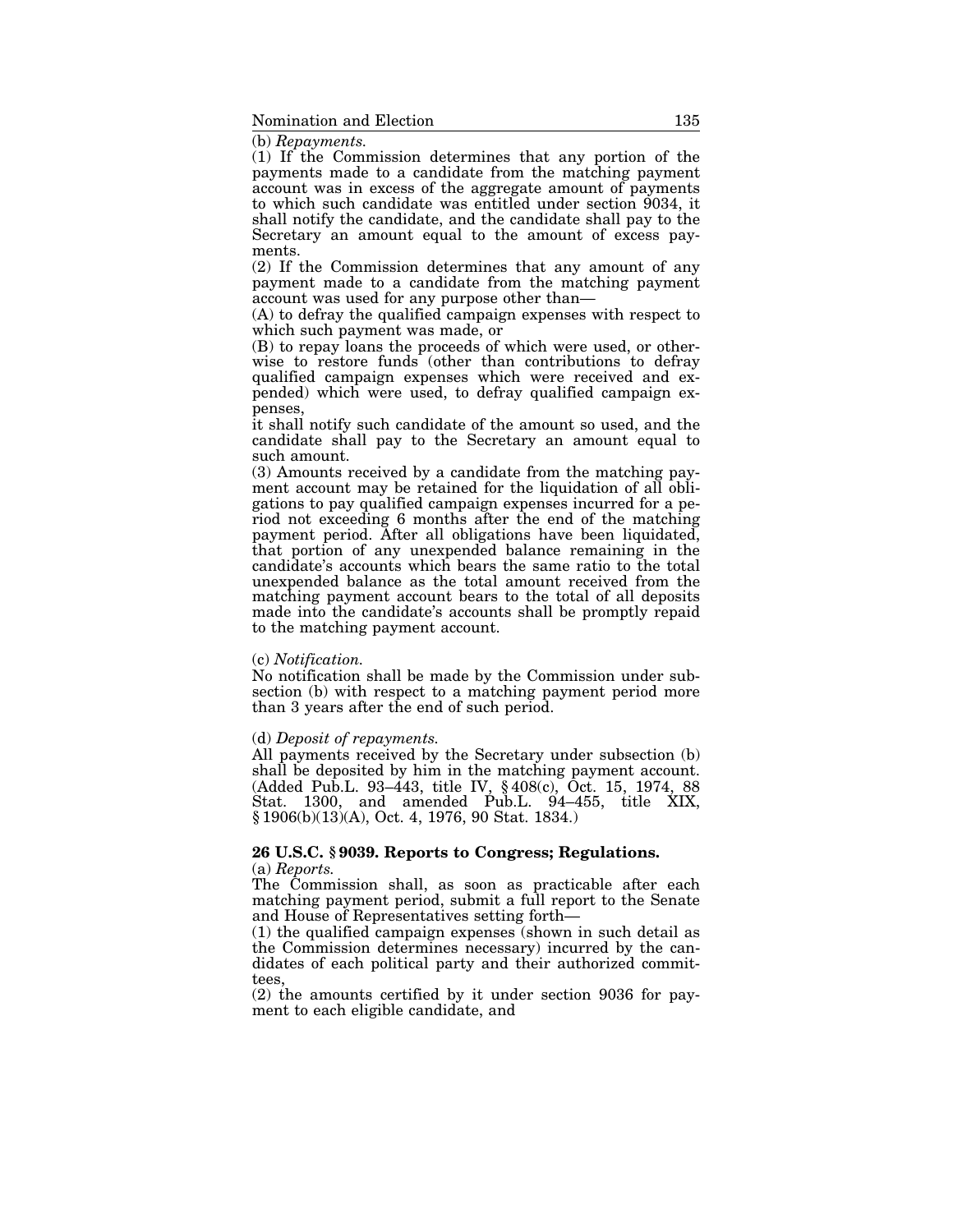(b) *Repayments.*

(1) If the Commission determines that any portion of the payments made to a candidate from the matching payment account was in excess of the aggregate amount of payments to which such candidate was entitled under section 9034, it shall notify the candidate, and the candidate shall pay to the Secretary an amount equal to the amount of excess payments.

(2) If the Commission determines that any amount of any payment made to a candidate from the matching payment account was used for any purpose other than—

(A) to defray the qualified campaign expenses with respect to which such payment was made, or

(B) to repay loans the proceeds of which were used, or otherwise to restore funds (other than contributions to defray qualified campaign expenses which were received and expended) which were used, to defray qualified campaign expenses,

it shall notify such candidate of the amount so used, and the candidate shall pay to the Secretary an amount equal to such amount.

(3) Amounts received by a candidate from the matching payment account may be retained for the liquidation of all obligations to pay qualified campaign expenses incurred for a period not exceeding 6 months after the end of the matching payment period. After all obligations have been liquidated, that portion of any unexpended balance remaining in the candidate's accounts which bears the same ratio to the total unexpended balance as the total amount received from the matching payment account bears to the total of all deposits made into the candidate's accounts shall be promptly repaid to the matching payment account.

(c) *Notification.*

No notification shall be made by the Commission under subsection (b) with respect to a matching payment period more than 3 years after the end of such period.

(d) *Deposit of repayments.*

All payments received by the Secretary under subsection (b) shall be deposited by him in the matching payment account. (Added Pub.L. 93–443, title IV, § 408(c), Oct. 15, 1974, 88 Stat. 1300, and amended Pub.L. 94–455, title XIX, § 1906(b)(13)(A), Oct. 4, 1976, 90 Stat. 1834.)

## 26 U.S.C. § 9039. Reports to Congress; Regulations.

(a) *Reports.*

The Commission shall, as soon as practicable after each matching payment period, submit a full report to the Senate and House of Representatives setting forth—

(1) the qualified campaign expenses (shown in such detail as the Commission determines necessary) incurred by the candidates of each political party and their authorized committees,

(2) the amounts certified by it under section 9036 for payment to each eligible candidate, and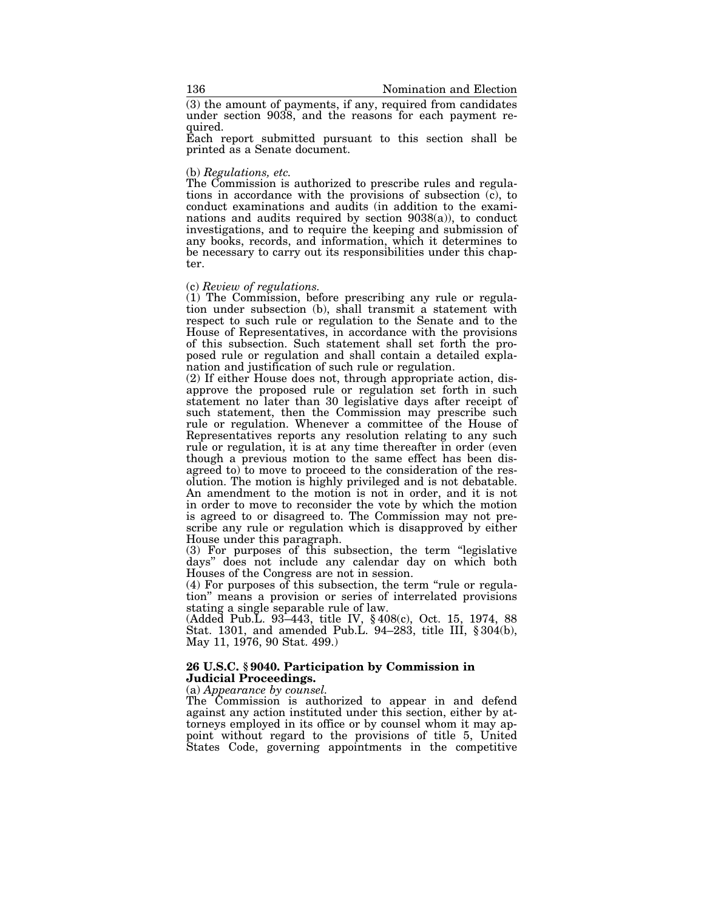(3) the amount of payments, if any, required from candidates under section 9038, and the reasons for each payment required.

Each report submitted pursuant to this section shall be printed as a Senate document.

(b) *Regulations, etc.*

The Commission is authorized to prescribe rules and regulations in accordance with the provisions of subsection (c), to conduct examinations and audits (in addition to the examinations and audits required by section 9038(a)), to conduct investigations, and to require the keeping and submission of any books, records, and information, which it determines to be necessary to carry out its responsibilities under this chapter.

(c) *Review of regulations.*

(1) The Commission, before prescribing any rule or regulation under subsection (b), shall transmit a statement with respect to such rule or regulation to the Senate and to the House of Representatives, in accordance with the provisions of this subsection. Such statement shall set forth the proposed rule or regulation and shall contain a detailed explanation and justification of such rule or regulation.

(2) If either House does not, through appropriate action, disapprove the proposed rule or regulation set forth in such statement no later than 30 legislative days after receipt of such statement, then the Commission may prescribe such rule or regulation. Whenever a committee of the House of Representatives reports any resolution relating to any such rule or regulation, it is at any time thereafter in order (even though a previous motion to the same effect has been disagreed to) to move to proceed to the consideration of the resolution. The motion is highly privileged and is not debatable. An amendment to the motion is not in order, and it is not in order to move to reconsider the vote by which the motion is agreed to or disagreed to. The Commission may not prescribe any rule or regulation which is disapproved by either House under this paragraph.

(3) For purposes of this subsection, the term "legislative days" does not include any calendar day on which both Houses of the Congress are not in session.

(4) For purposes of this subsection, the term "rule or regulation" means a provision or series of interrelated provisions stating a single separable rule of law.

(Added Pub.L. 93–443, title IV, § 408(c), Oct. 15, 1974, 88 Stat. 1301, and amended Pub.L. 94–283, title III, § 304(b), May 11, 1976, 90 Stat. 499.)

### 26 U.S.C. § 9040. Participation by Commission in Judicial Proceedings.

(a) *Appearance by counsel.*

The Commission is authorized to appear in and defend against any action instituted under this section, either by attorneys employed in its office or by counsel whom it may appoint without regard to the provisions of title 5, United States Code, governing appointments in the competitive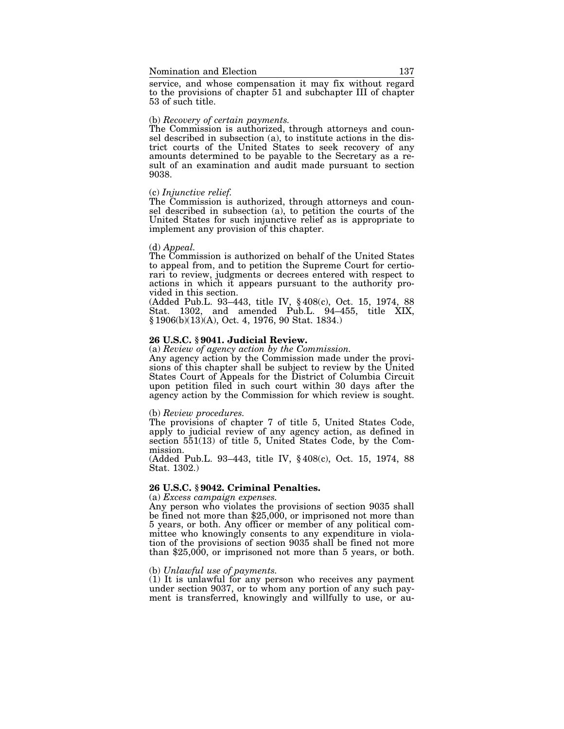service, and whose compensation it may fix without regard to the provisions of chapter 51 and subchapter III of chapter 53 of such title.

(b) *Recovery of certain payments.*
The Commission is authorized, through attorneys and counsel described in subsection (a), to institute actions in the district courts of the United States to seek recovery of any amounts determined to be payable to the Secretary as a result of an examination and audit made pursuant to section 9038.

(c) *Injunctive relief.*
The Commission is authorized, through attorneys and counsel described in subsection (a), to petition the courts of the United States for such injunctive relief as is appropriate to implement any provision of this chapter.

(d) *Appeal.*
The Commission is authorized on behalf of the United States to appeal from, and to petition the Supreme Court for certiorari to review, judgments or decrees entered with respect to actions in which it appears pursuant to the authority provided in this section.
(Added Pub.L. 93–443, title IV, § 408(c), Oct. 15, 1974, 88 Stat. 1302, and amended Pub.L. 94–455, title XIX, § 1906(b)(13)(A), Oct. 4, 1976, 90 Stat. 1834.)

### 26 U.S.C. § 9041. Judicial Review.

(a) *Review of agency action by the Commission.*
Any agency action by the Commission made under the provisions of this chapter shall be subject to review by the United States Court of Appeals for the District of Columbia Circuit upon petition filed in such court within 30 days after the agency action by the Commission for which review is sought.

(b) *Review procedures.*
The provisions of chapter 7 of title 5, United States Code, apply to judicial review of any agency action, as defined in section 551(13) of title 5, United States Code, by the Commission.
(Added Pub.L. 93–443, title IV, § 408(c), Oct. 15, 1974, 88 Stat. 1302.)

### 26 U.S.C. § 9042. Criminal Penalties.

(a) *Excess campaign expenses.*
Any person who violates the provisions of section 9035 shall be fined not more than $25,000, or imprisoned not more than 5 years, or both. Any officer or member of any political committee who knowingly consents to any expenditure in violation of the provisions of section 9035 shall be fined not more than $25,000, or imprisoned not more than 5 years, or both.

(b) *Unlawful use of payments.*
(1) It is unlawful for any person who receives any payment under section 9037, or to whom any portion of any such payment is transferred, knowingly and willfully to use, or au-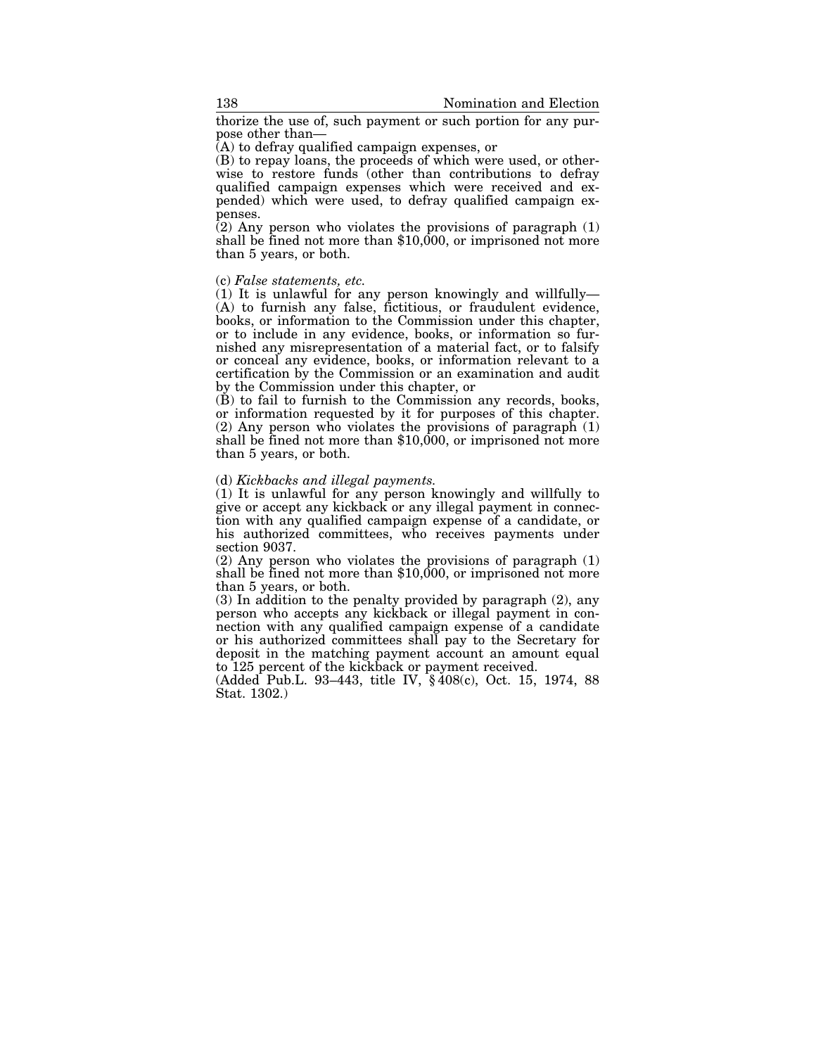thorize the use of, such payment or such portion for any purpose other than—

(A) to defray qualified campaign expenses, or

(B) to repay loans, the proceeds of which were used, or otherwise to restore funds (other than contributions to defray qualified campaign expenses which were received and expended) which were used, to defray qualified campaign expenses.

(2) Any person who violates the provisions of paragraph (1) shall be fined not more than $10,000, or imprisoned not more than 5 years, or both.

(c) *False statements, etc.*

(1) It is unlawful for any person knowingly and willfully—

(A) to furnish any false, fictitious, or fraudulent evidence, books, or information to the Commission under this chapter, or to include in any evidence, books, or information so furnished any misrepresentation of a material fact, or to falsify or conceal any evidence, books, or information relevant to a certification by the Commission or an examination and audit by the Commission under this chapter, or

(B) to fail to furnish to the Commission any records, books, or information requested by it for purposes of this chapter.

(2) Any person who violates the provisions of paragraph (1) shall be fined not more than $10,000, or imprisoned not more than 5 years, or both.

(d) *Kickbacks and illegal payments.*

(1) It is unlawful for any person knowingly and willfully to give or accept any kickback or any illegal payment in connection with any qualified campaign expense of a candidate, or his authorized committees, who receives payments under section 9037.

(2) Any person who violates the provisions of paragraph (1) shall be fined not more than $10,000, or imprisoned not more than 5 years, or both.

(3) In addition to the penalty provided by paragraph (2), any person who accepts any kickback or illegal payment in connection with any qualified campaign expense of a candidate or his authorized committees shall pay to the Secretary for deposit in the matching payment account an amount equal to 125 percent of the kickback or payment received.

(Added Pub.L. 93–443, title IV, § 408(c), Oct. 15, 1974, 88 Stat. 1302.)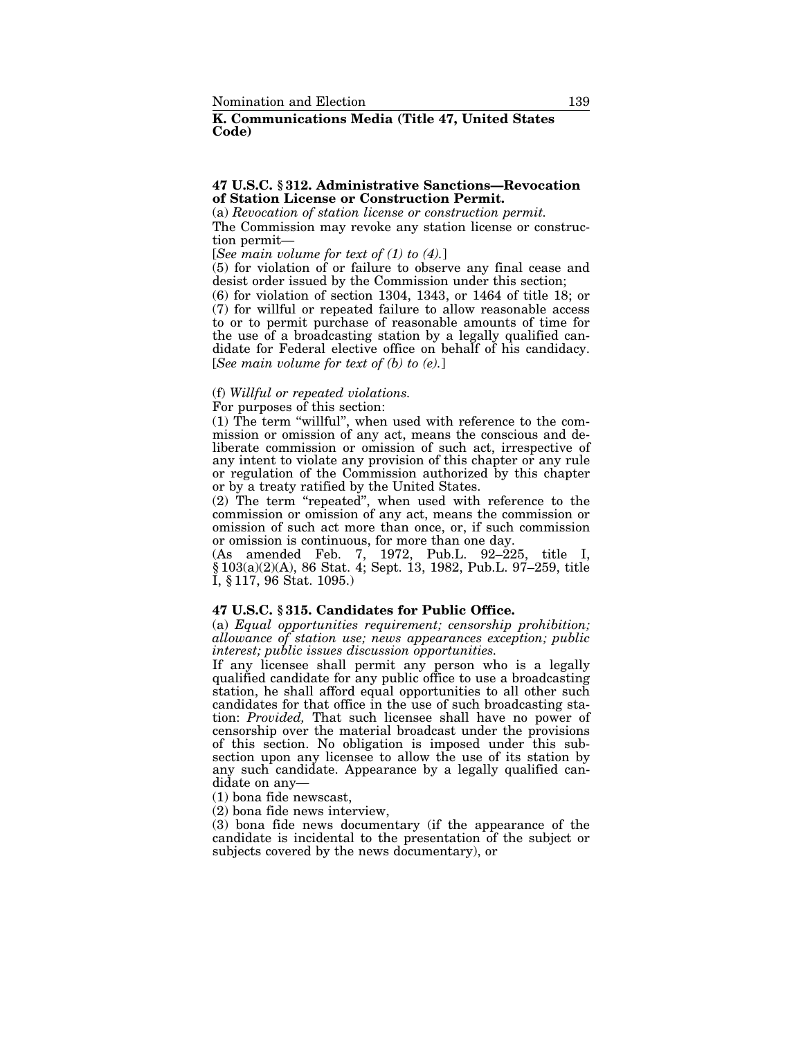## K. Communications Media (Title 47, United States Code)

### 47 U.S.C. § 312. Administrative Sanctions—Revocation of Station License or Construction Permit.

(a) *Revocation of station license or construction permit.*

The Commission may revoke any station license or construction permit—

[*See main volume for text of (1) to (4).*]

(5) for violation of or failure to observe any final cease and desist order issued by the Commission under this section;

(6) for violation of section 1304, 1343, or 1464 of title 18; or

(7) for willful or repeated failure to allow reasonable access to or to permit purchase of reasonable amounts of time for the use of a broadcasting station by a legally qualified candidate for Federal elective office on behalf of his candidacy.

[*See main volume for text of (b) to (e).*]

(f) *Willful or repeated violations.*

For purposes of this section:

(1) The term "willful", when used with reference to the commission or omission of any act, means the conscious and deliberate commission or omission of such act, irrespective of any intent to violate any provision of this chapter or any rule or regulation of the Commission authorized by this chapter or by a treaty ratified by the United States.

(2) The term "repeated", when used with reference to the commission or omission of any act, means the commission or omission of such act more than once, or, if such commission or omission is continuous, for more than one day.

(As amended Feb. 7, 1972, Pub.L. 92–225, title I, § 103(a)(2)(A), 86 Stat. 4; Sept. 13, 1982, Pub.L. 97–259, title I, § 117, 96 Stat. 1095.)

### 47 U.S.C. § 315. Candidates for Public Office.

(a) *Equal opportunities requirement; censorship prohibition; allowance of station use; news appearances exception; public interest; public issues discussion opportunities.*

If any licensee shall permit any person who is a legally qualified candidate for any public office to use a broadcasting station, he shall afford equal opportunities to all other such candidates for that office in the use of such broadcasting station: *Provided,* That such licensee shall have no power of censorship over the material broadcast under the provisions of this section. No obligation is imposed under this subsection upon any licensee to allow the use of its station by any such candidate. Appearance by a legally qualified candidate on any—

(1) bona fide newscast,

(2) bona fide news interview,

(3) bona fide news documentary (if the appearance of the candidate is incidental to the presentation of the subject or subjects covered by the news documentary), or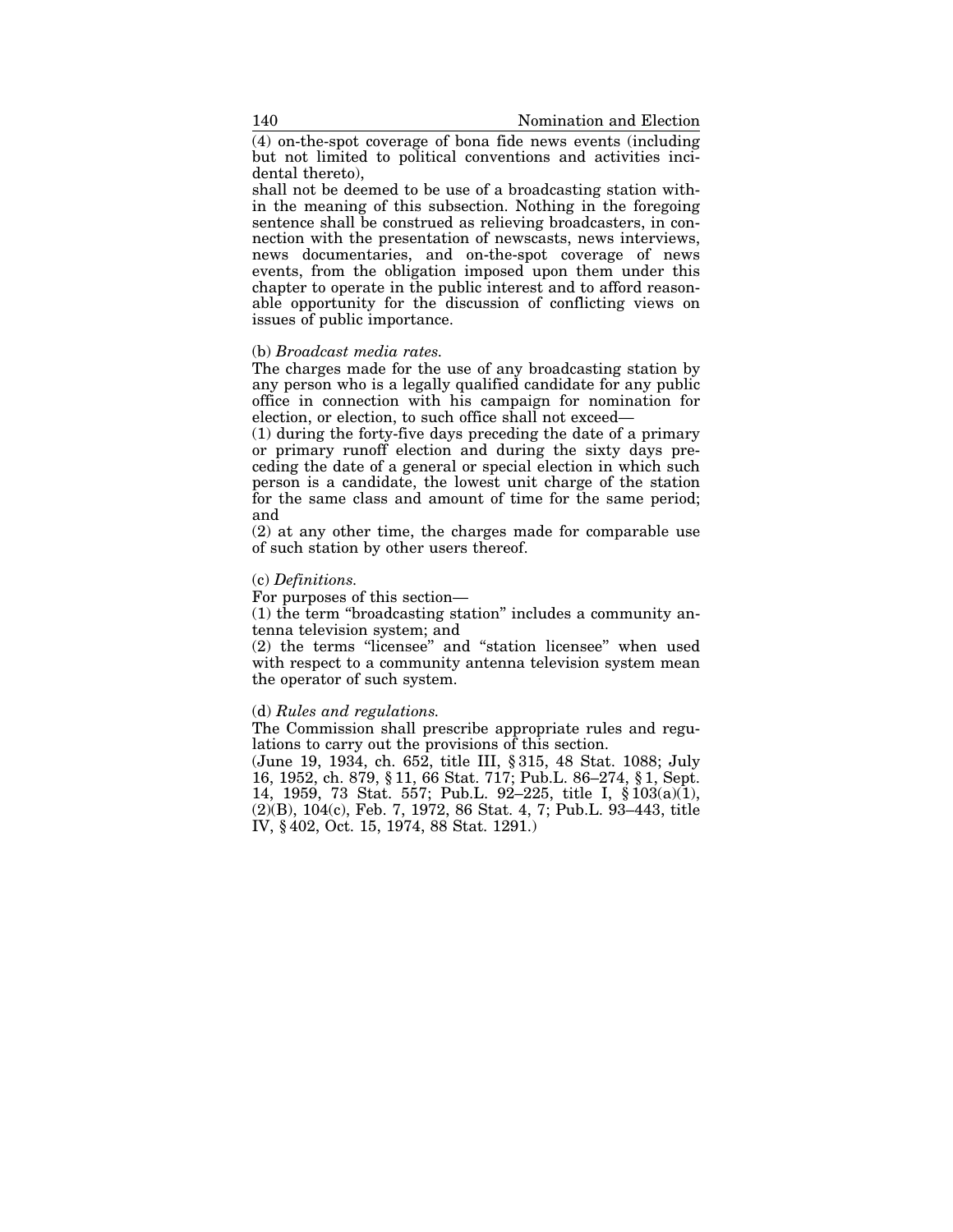(4) on-the-spot coverage of bona fide news events (including but not limited to political conventions and activities incidental thereto),

shall not be deemed to be use of a broadcasting station within the meaning of this subsection. Nothing in the foregoing sentence shall be construed as relieving broadcasters, in connection with the presentation of newscasts, news interviews, news documentaries, and on-the-spot coverage of news events, from the obligation imposed upon them under this chapter to operate in the public interest and to afford reasonable opportunity for the discussion of conflicting views on issues of public importance.

(b) *Broadcast media rates.*

The charges made for the use of any broadcasting station by any person who is a legally qualified candidate for any public office in connection with his campaign for nomination for election, or election, to such office shall not exceed—

(1) during the forty-five days preceding the date of a primary or primary runoff election and during the sixty days preceding the date of a general or special election in which such person is a candidate, the lowest unit charge of the station for the same class and amount of time for the same period; and

(2) at any other time, the charges made for comparable use of such station by other users thereof.

(c) *Definitions.*

For purposes of this section—

(1) the term "broadcasting station" includes a community antenna television system; and

(2) the terms "licensee" and "station licensee" when used with respect to a community antenna television system mean the operator of such system.

(d) *Rules and regulations.*

The Commission shall prescribe appropriate rules and regulations to carry out the provisions of this section.

(June 19, 1934, ch. 652, title III, § 315, 48 Stat. 1088; July 16, 1952, ch. 879, § 11, 66 Stat. 717; Pub.L. 86–274, § 1, Sept. 14, 1959, 73 Stat. 557; Pub.L. 92–225, title I, § 103(a)(1), (2)(B), 104(c), Feb. 7, 1972, 86 Stat. 4, 7; Pub.L. 93–443, title IV, § 402, Oct. 15, 1974, 88 Stat. 1291.)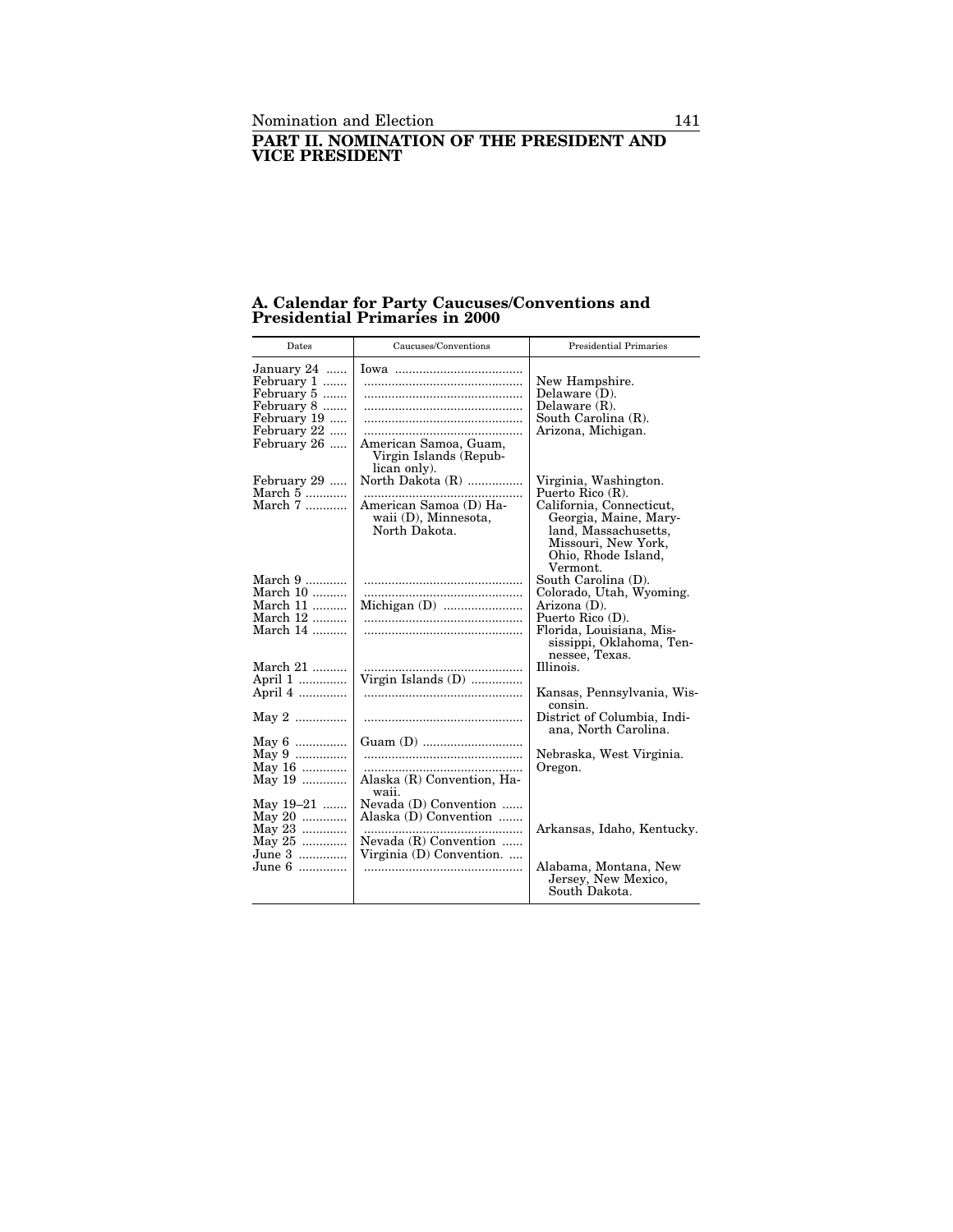## PART II. NOMINATION OF THE PRESIDENT AND VICE PRESIDENT

### A. Calendar for Party Caucuses/Conventions and Presidential Primaries in 2000

| Dates | Caucuses/Conventions | Presidential Primaries |
|---|---|---|
| January 24 | Iowa | |
| February 1 | | New Hampshire. |
| February 5 | | Delaware (D). |
| February 8 | | Delaware (R). |
| February 19 | | South Carolina (R). |
| February 22 | | Arizona, Michigan. |
| February 26 | American Samoa, Guam, Virgin Islands (Republican only). | |
| February 29 | North Dakota (R) | Virginia, Washington. |
| March 5 | | Puerto Rico (R). |
| March 7 | American Samoa (D) Hawaii (D), Minnesota, North Dakota. | California, Connecticut, Georgia, Maine, Maryland, Massachusetts, Missouri, New York, Ohio, Rhode Island, Vermont. |
| March 9 | | South Carolina (D). |
| March 10 | | Colorado, Utah, Wyoming. |
| March 11 | Michigan (D) | Arizona (D). |
| March 12 | | Puerto Rico (D). |
| March 14 | | Florida, Louisiana, Mississippi, Oklahoma, Tennessee, Texas. |
| March 21 | | Illinois. |
| April 1 | Virgin Islands (D) | |
| April 4 | | Kansas, Pennsylvania, Wisconsin. |
| May 2 | | District of Columbia, Indiana, North Carolina. |
| May 6 | Guam (D) | |
| May 9 | | Nebraska, West Virginia. |
| May 16 | | Oregon. |
| May 19 | Alaska (R) Convention, Hawaii. | |
| May 19–21 | Nevada (D) Convention | |
| May 20 | Alaska (D) Convention | |
| May 23 | | Arkansas, Idaho, Kentucky. |
| May 25 | Nevada (R) Convention | |
| June 3 | Virginia (D) Convention. | |
| June 6 | | Alabama, Montana, New Jersey, New Mexico, South Dakota. |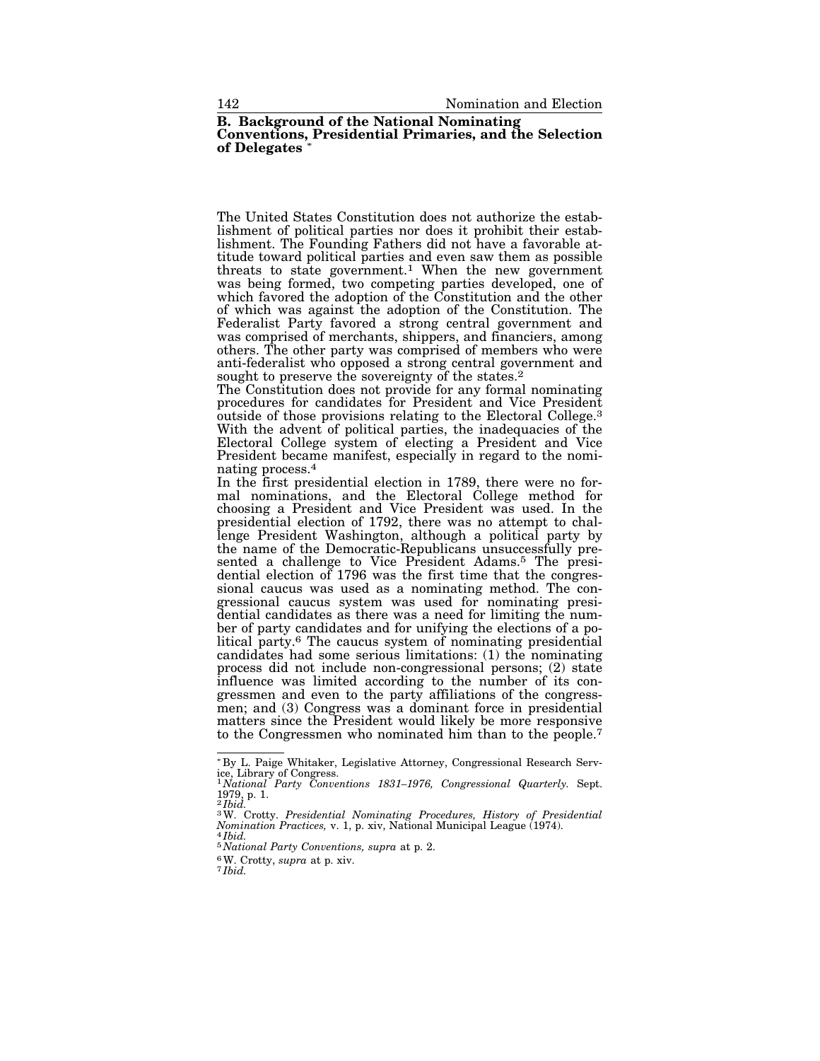## B. Background of the National Nominating Conventions, Presidential Primaries, and the Selection of Delegates *

The United States Constitution does not authorize the establishment of political parties nor does it prohibit their establishment. The Founding Fathers did not have a favorable attitude toward political parties and even saw them as possible threats to state government.[1] When the new government was being formed, two competing parties developed, one of which favored the adoption of the Constitution and the other of which was against the adoption of the Constitution. The Federalist Party favored a strong central government and was comprised of merchants, shippers, and financiers, among others. The other party was comprised of members who were anti-federalist who opposed a strong central government and sought to preserve the sovereignty of the states.[2]

The Constitution does not provide for any formal nominating procedures for candidates for President and Vice President outside of those provisions relating to the Electoral College.[3] With the advent of political parties, the inadequacies of the Electoral College system of electing a President and Vice President became manifest, especially in regard to the nominating process.[4]

In the first presidential election in 1789, there were no formal nominations, and the Electoral College method for choosing a President and Vice President was used. In the presidential election of 1792, there was no attempt to challenge President Washington, although a political party by the name of the Democratic-Republicans unsuccessfully presented a challenge to Vice President Adams.[5] The presidential election of 1796 was the first time that the congressional caucus was used as a nominating method. The congressional caucus system was used for nominating presidential candidates as there was a need for limiting the number of party candidates and for unifying the elections of a political party.[6] The caucus system of nominating presidential candidates had some serious limitations: (1) the nominating process did not include non-congressional persons; (2) state influence was limited according to the number of its congressmen and even to the party affiliations of the congressmen; and (3) Congress was a dominant force in presidential matters since the President would likely be more responsive to the Congressmen who nominated him than to the people.[7]

---

* By L. Paige Whitaker, Legislative Attorney, Congressional Research Service, Library of Congress.

[1] *National Party Conventions 1831–1976, Congressional Quarterly.* Sept. 1979, p. 1.

[2] *Ibid.*

[3] W. Crotty. *Presidential Nominating Procedures, History of Presidential Nomination Practices,* v. 1, p. xiv, National Municipal League (1974).

[4] *Ibid.*

[5] *National Party Conventions, supra* at p. 2.

[6] W. Crotty, *supra* at p. xiv.

[7] *Ibid.*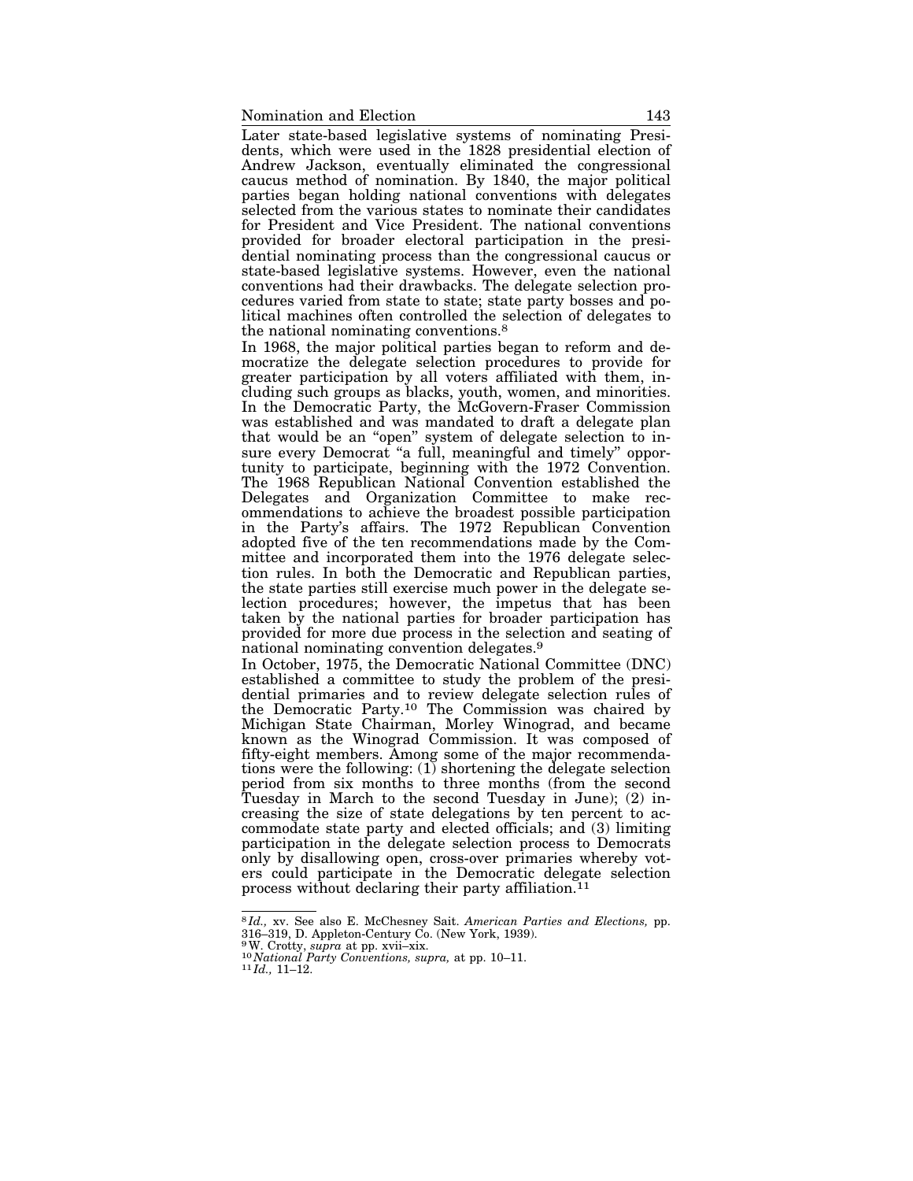Later state-based legislative systems of nominating Presidents, which were used in the 1828 presidential election of Andrew Jackson, eventually eliminated the congressional caucus method of nomination. By 1840, the major political parties began holding national conventions with delegates selected from the various states to nominate their candidates for President and Vice President. The national conventions provided for broader electoral participation in the presidential nominating process than the congressional caucus or state-based legislative systems. However, even the national conventions had their drawbacks. The delegate selection procedures varied from state to state; state party bosses and political machines often controlled the selection of delegates to the national nominating conventions.[8]

In 1968, the major political parties began to reform and democratize the delegate selection procedures to provide for greater participation by all voters affiliated with them, including such groups as blacks, youth, women, and minorities. In the Democratic Party, the McGovern-Fraser Commission was established and was mandated to draft a delegate plan that would be an "open" system of delegate selection to insure every Democrat "a full, meaningful and timely" opportunity to participate, beginning with the 1972 Convention. The 1968 Republican National Convention established the Delegates and Organization Committee to make recommendations to achieve the broadest possible participation in the Party's affairs. The 1972 Republican Convention adopted five of the ten recommendations made by the Committee and incorporated them into the 1976 delegate selection rules. In both the Democratic and Republican parties, the state parties still exercise much power in the delegate selection procedures; however, the impetus that has been taken by the national parties for broader participation has provided for more due process in the selection and seating of national nominating convention delegates.[9]

In October, 1975, the Democratic National Committee (DNC) established a committee to study the problem of the presidential primaries and to review delegate selection rules of the Democratic Party.[10] The Commission was chaired by Michigan State Chairman, Morley Winograd, and became known as the Winograd Commission. It was composed of fifty-eight members. Among some of the major recommendations were the following: (1) shortening the delegate selection period from six months to three months (from the second Tuesday in March to the second Tuesday in June); (2) increasing the size of state delegations by ten percent to accommodate state party and elected officials; and (3) limiting participation in the delegate selection process to Democrats only by disallowing open, cross-over primaries whereby voters could participate in the Democratic delegate selection process without declaring their party affiliation.[11]

---

[8] *Id.,* xv. See also E. McChesney Sait. *American Parties and Elections,* pp. 316–319, D. Appleton-Century Co. (New York, 1939).

[9] W. Crotty, *supra* at pp. xvii–xix.

[10] *National Party Conventions, supra,* at pp. 10–11.

[11] *Id.,* 11–12.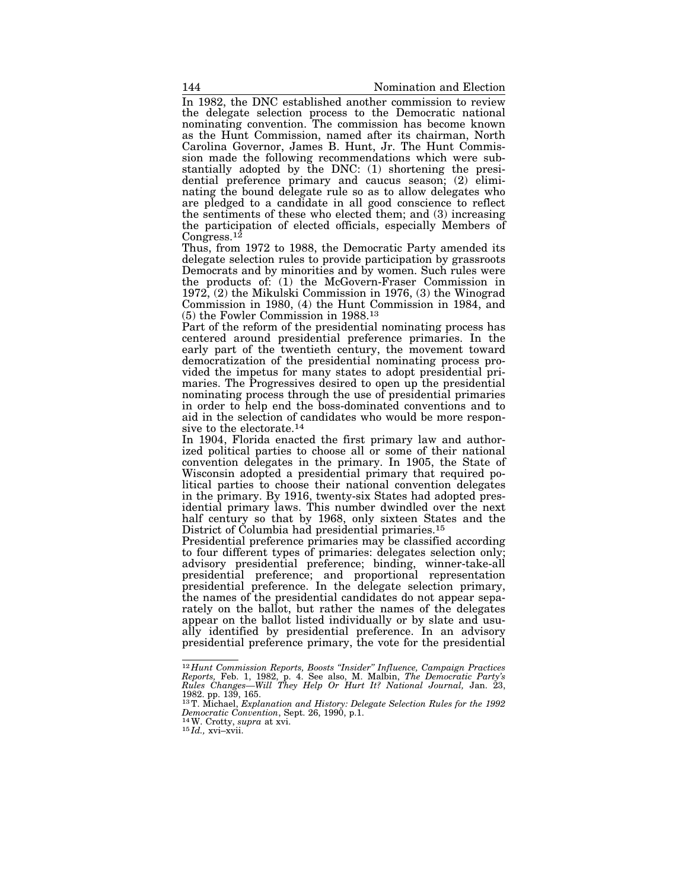In 1982, the DNC established another commission to review the delegate selection process to the Democratic national nominating convention. The commission has become known as the Hunt Commission, named after its chairman, North Carolina Governor, James B. Hunt, Jr. The Hunt Commission made the following recommendations which were substantially adopted by the DNC: (1) shortening the presidential preference primary and caucus season; (2) eliminating the bound delegate rule so as to allow delegates who are pledged to a candidate in all good conscience to reflect the sentiments of these who elected them; and (3) increasing the participation of elected officials, especially Members of Congress.[12]

Thus, from 1972 to 1988, the Democratic Party amended its delegate selection rules to provide participation by grassroots Democrats and by minorities and by women. Such rules were the products of: (1) the McGovern-Fraser Commission in 1972, (2) the Mikulski Commission in 1976, (3) the Winograd Commission in 1980, (4) the Hunt Commission in 1984, and (5) the Fowler Commission in 1988.[13]

Part of the reform of the presidential nominating process has centered around presidential preference primaries. In the early part of the twentieth century, the movement toward democratization of the presidential nominating process provided the impetus for many states to adopt presidential primaries. The Progressives desired to open up the presidential nominating process through the use of presidential primaries in order to help end the boss-dominated conventions and to aid in the selection of candidates who would be more responsive to the electorate.[14]

In 1904, Florida enacted the first primary law and authorized political parties to choose all or some of their national convention delegates in the primary. In 1905, the State of Wisconsin adopted a presidential primary that required political parties to choose their national convention delegates in the primary. By 1916, twenty-six States had adopted presidential primary laws. This number dwindled over the next half century so that by 1968, only sixteen States and the District of Columbia had presidential primaries.[15]

Presidential preference primaries may be classified according to four different types of primaries: delegates selection only; advisory presidential preference; binding, winner-take-all presidential preference; and proportional representation presidential preference. In the delegate selection primary, the names of the presidential candidates do not appear separately on the ballot, but rather the names of the delegates appear on the ballot listed individually or by slate and usually identified by presidential preference. In an advisory presidential preference primary, the vote for the presidential

---

[12] *Hunt Commission Reports, Boosts "Insider" Influence, Campaign Practices Reports,* Feb. 1, 1982, p. 4. See also, M. Malbin, *The Democratic Party's Rules Changes—Will They Help Or Hurt It? National Journal,* Jan. 23, 1982. pp. 139, 165.

[13] T. Michael, *Explanation and History: Delegate Selection Rules for the 1992 Democratic Convention*, Sept. 26, 1990, p.1.

[14] W. Crotty, *supra* at xvi.

[15] *Id.,* xvi–xvii.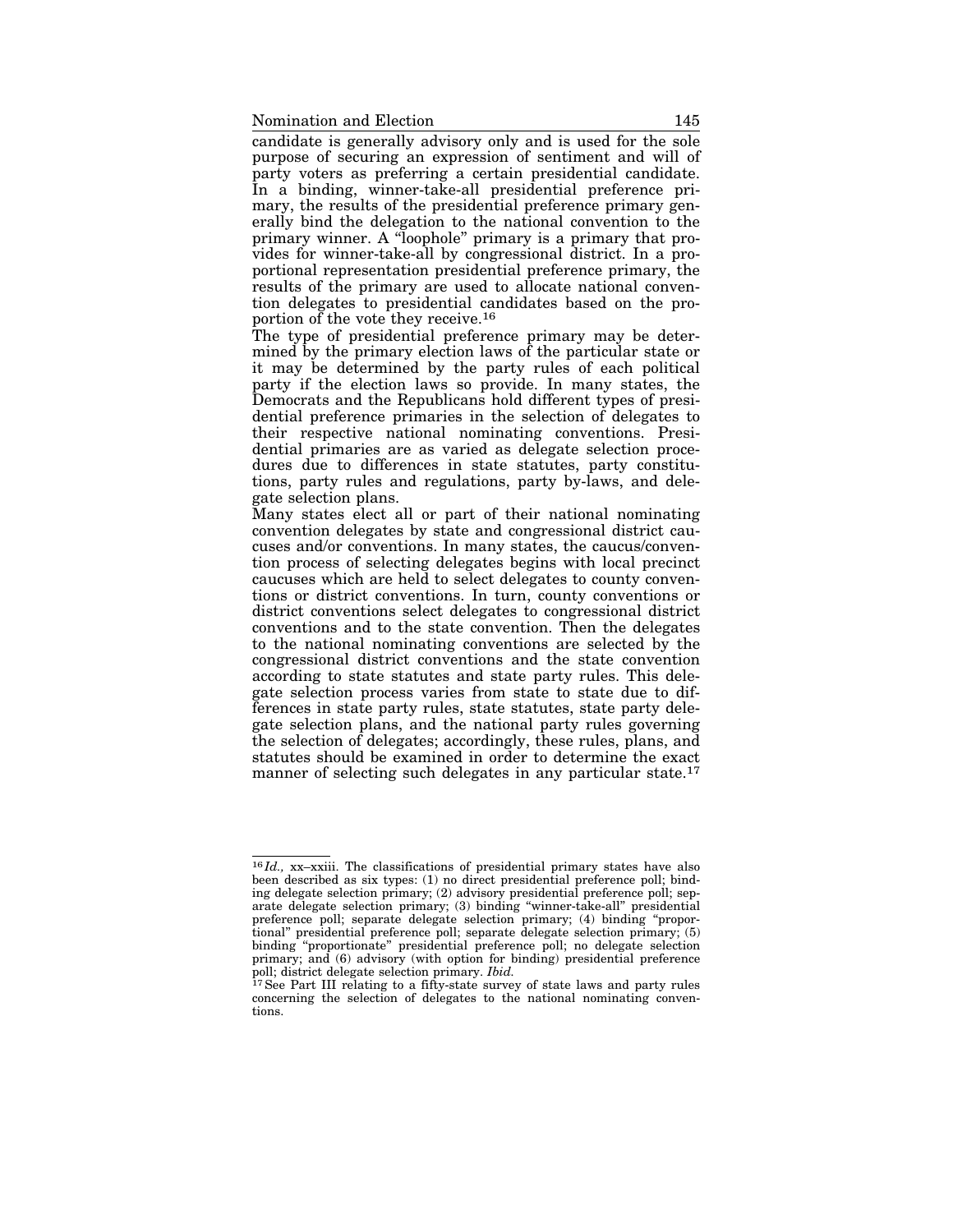candidate is generally advisory only and is used for the sole purpose of securing an expression of sentiment and will of party voters as preferring a certain presidential candidate. In a binding, winner-take-all presidential preference primary, the results of the presidential preference primary generally bind the delegation to the national convention to the primary winner. A "loophole" primary is a primary that provides for winner-take-all by congressional district. In a proportional representation presidential preference primary, the results of the primary are used to allocate national convention delegates to presidential candidates based on the proportion of the vote they receive.[16]

The type of presidential preference primary may be determined by the primary election laws of the particular state or it may be determined by the party rules of each political party if the election laws so provide. In many states, the Democrats and the Republicans hold different types of presidential preference primaries in the selection of delegates to their respective national nominating conventions. Presidential primaries are as varied as delegate selection procedures due to differences in state statutes, party constitutions, party rules and regulations, party by-laws, and delegate selection plans.

Many states elect all or part of their national nominating convention delegates by state and congressional district caucuses and/or conventions. In many states, the caucus/convention process of selecting delegates begins with local precinct caucuses which are held to select delegates to county conventions or district conventions. In turn, county conventions or district conventions select delegates to congressional district conventions and to the state convention. Then the delegates to the national nominating conventions are selected by the congressional district conventions and the state convention according to state statutes and state party rules. This delegate selection process varies from state to state due to differences in state party rules, state statutes, state party delegate selection plans, and the national party rules governing the selection of delegates; accordingly, these rules, plans, and statutes should be examined in order to determine the exact manner of selecting such delegates in any particular state.[17]

---

[16] *Id.,* xx–xxiii. The classifications of presidential primary states have also been described as six types: (1) no direct presidential preference poll; binding delegate selection primary; (2) advisory presidential preference poll; separate delegate selection primary; (3) binding "winner-take-all" presidential preference poll; separate delegate selection primary; (4) binding "proportional" presidential preference poll; separate delegate selection primary; (5) binding "proportionate" presidential preference poll; no delegate selection primary; and (6) advisory (with option for binding) presidential preference poll; district delegate selection primary. *Ibid.*

[17] See Part III relating to a fifty-state survey of state laws and party rules concerning the selection of delegates to the national nominating conventions.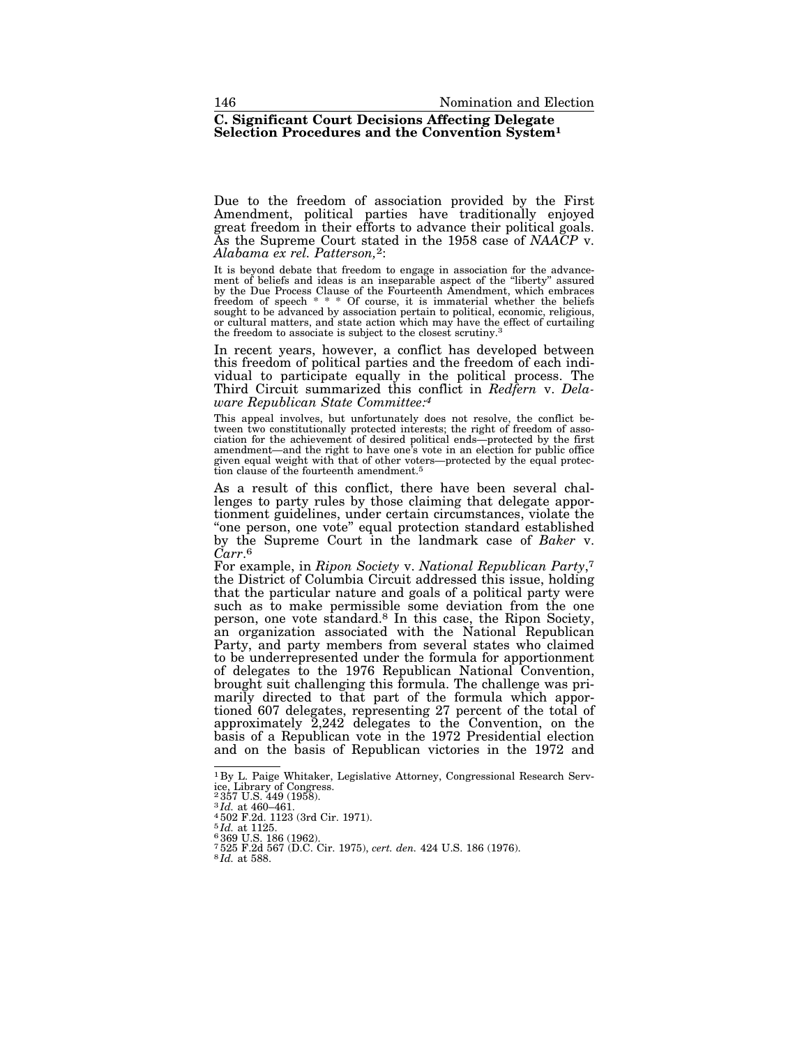### C. Significant Court Decisions Affecting Delegate Selection Procedures and the Convention System[1]

Due to the freedom of association provided by the First Amendment, political parties have traditionally enjoyed great freedom in their efforts to advance their political goals. As the Supreme Court stated in the 1958 case of *NAACP* v. *Alabama ex rel. Patterson,*[2]:

> It is beyond debate that freedom to engage in association for the advancement of beliefs and ideas is an inseparable aspect of the "liberty" assured by the Due Process Clause of the Fourteenth Amendment, which embraces freedom of speech * * * Of course, it is immaterial whether the beliefs sought to be advanced by association pertain to political, economic, religious, or cultural matters, and state action which may have the effect of curtailing the freedom to associate is subject to the closest scrutiny.[3]

In recent years, however, a conflict has developed between this freedom of political parties and the freedom of each individual to participate equally in the political process. The Third Circuit summarized this conflict in *Redfern* v. *Delaware Republican State Committee:*[4]

> This appeal involves, but unfortunately does not resolve, the conflict between two constitutionally protected interests; the right of freedom of association for the achievement of desired political ends—protected by the first amendment—and the right to have one's vote in an election for public office given equal weight with that of other voters—protected by the equal protection clause of the fourteenth amendment.[5]

As a result of this conflict, there have been several challenges to party rules by those claiming that delegate apportionment guidelines, under certain circumstances, violate the "one person, one vote" equal protection standard established by the Supreme Court in the landmark case of *Baker* v. *Carr*.[6]

For example, in *Ripon Society* v. *National Republican Party*,[7] the District of Columbia Circuit addressed this issue, holding that the particular nature and goals of a political party were such as to make permissible some deviation from the one person, one vote standard.[8] In this case, the Ripon Society, an organization associated with the National Republican Party, and party members from several states who claimed to be underrepresented under the formula for apportionment of delegates to the 1976 Republican National Convention, brought suit challenging this formula. The challenge was primarily directed to that part of the formula which apportioned 607 delegates, representing 27 percent of the total of approximately 2,242 delegates to the Convention, on the basis of a Republican vote in the 1972 Presidential election and on the basis of Republican victories in the 1972 and

---

[1] By L. Paige Whitaker, Legislative Attorney, Congressional Research Service, Library of Congress.
[2] 357 U.S. 449 (1958).
[3] *Id.* at 460–461.
[4] 502 F.2d. 1123 (3rd Cir. 1971).
[5] *Id.* at 1125.
[6] 369 U.S. 186 (1962).
[7] 525 F.2d 567 (D.C. Cir. 1975), *cert. den.* 424 U.S. 186 (1976).
[8] *Id.* at 588.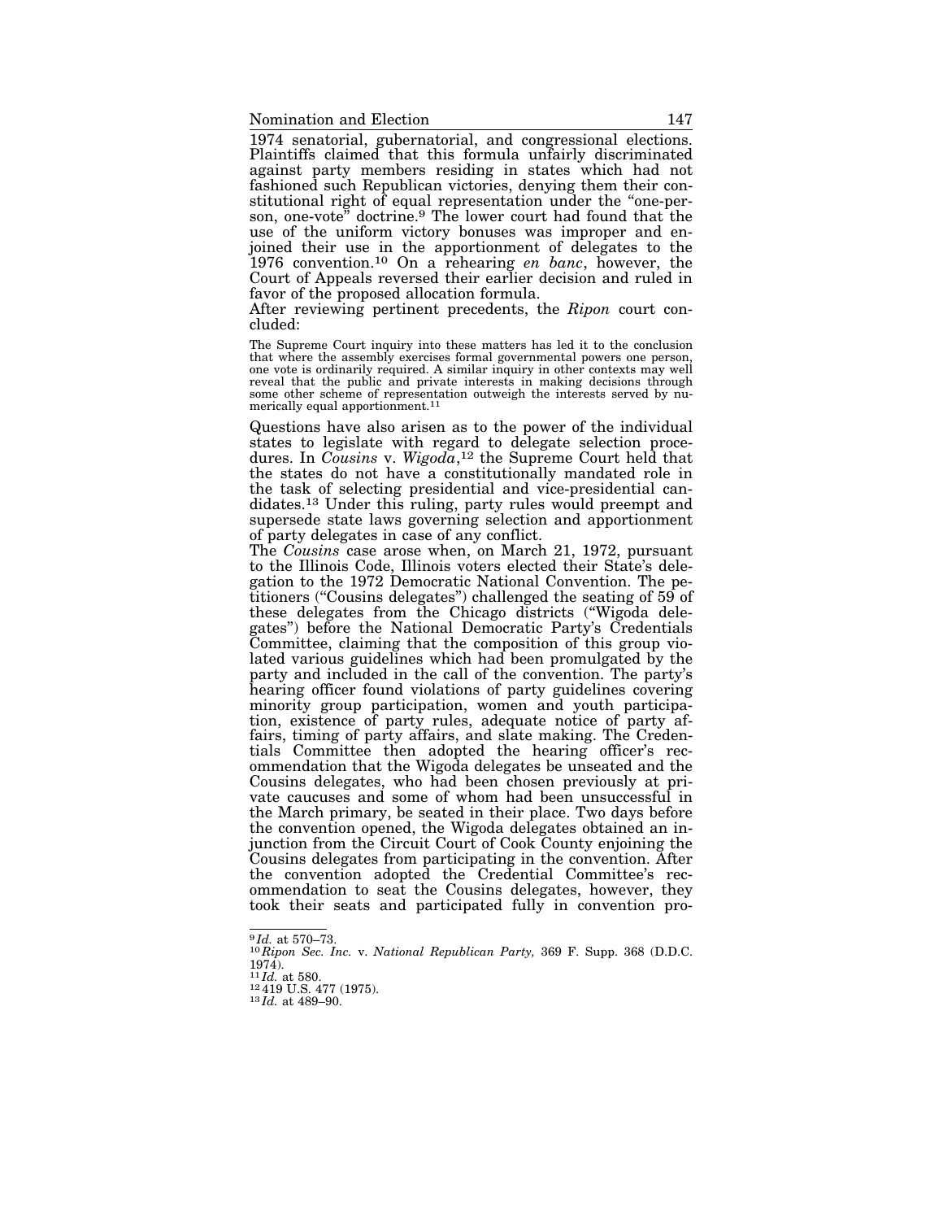1974 senatorial, gubernatorial, and congressional elections. Plaintiffs claimed that this formula unfairly discriminated against party members residing in states which had not fashioned such Republican victories, denying them their constitutional right of equal representation under the "one-person, one-vote" doctrine.[9] The lower court had found that the use of the uniform victory bonuses was improper and enjoined their use in the apportionment of delegates to the 1976 convention.[10] On a rehearing *en banc*, however, the Court of Appeals reversed their earlier decision and ruled in favor of the proposed allocation formula.

After reviewing pertinent precedents, the *Ripon* court concluded:

> The Supreme Court inquiry into these matters has led it to the conclusion that where the assembly exercises formal governmental powers one person, one vote is ordinarily required. A similar inquiry in other contexts may well reveal that the public and private interests in making decisions through some other scheme of representation outweigh the interests served by numerically equal apportionment.[11]

Questions have also arisen as to the power of the individual states to legislate with regard to delegate selection procedures. In *Cousins* v. *Wigoda*,[12] the Supreme Court held that the states do not have a constitutionally mandated role in the task of selecting presidential and vice-presidential candidates.[13] Under this ruling, party rules would preempt and supersede state laws governing selection and apportionment of party delegates in case of any conflict.

The *Cousins* case arose when, on March 21, 1972, pursuant to the Illinois Code, Illinois voters elected their State's delegation to the 1972 Democratic National Convention. The petitioners ("Cousins delegates") challenged the seating of 59 of these delegates from the Chicago districts ("Wigoda delegates") before the National Democratic Party's Credentials Committee, claiming that the composition of this group violated various guidelines which had been promulgated by the party and included in the call of the convention. The party's hearing officer found violations of party guidelines covering minority group participation, women and youth participation, existence of party rules, adequate notice of party affairs, timing of party affairs, and slate making. The Credentials Committee then adopted the hearing officer's recommendation that the Wigoda delegates be unseated and the Cousins delegates, who had been chosen previously at private caucuses and some of whom had been unsuccessful in the March primary, be seated in their place. Two days before the convention opened, the Wigoda delegates obtained an injunction from the Circuit Court of Cook County enjoining the Cousins delegates from participating in the convention. After the convention adopted the Credential Committee's recommendation to seat the Cousins delegates, however, they took their seats and participated fully in convention pro-

---

[9] *Id.* at 570–73.

[10] *Ripon Sec. Inc.* v. *National Republican Party,* 369 F. Supp. 368 (D.D.C. 1974).

[11] *Id.* at 580.

[12] 419 U.S. 477 (1975).

[13] *Id.* at 489–90.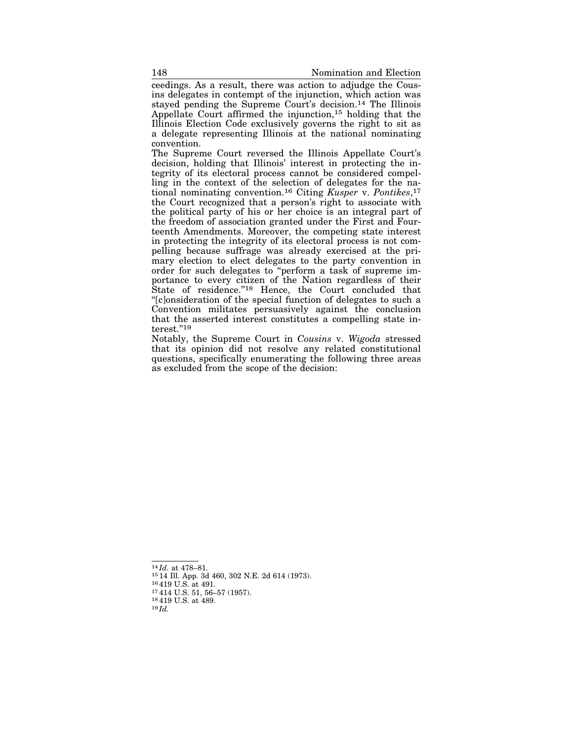ceedings. As a result, there was action to adjudge the Cousins delegates in contempt of the injunction, which action was stayed pending the Supreme Court's decision.[14] The Illinois Appellate Court affirmed the injunction,[15] holding that the Illinois Election Code exclusively governs the right to sit as a delegate representing Illinois at the national nominating convention.

The Supreme Court reversed the Illinois Appellate Court's decision, holding that Illinois' interest in protecting the integrity of its electoral process cannot be considered compelling in the context of the selection of delegates for the national nominating convention.[16] Citing *Kusper* v. *Pontikes*,[17] the Court recognized that a person's right to associate with the political party of his or her choice is an integral part of the freedom of association granted under the First and Fourteenth Amendments. Moreover, the competing state interest in protecting the integrity of its electoral process is not compelling because suffrage was already exercised at the primary election to elect delegates to the party convention in order for such delegates to "perform a task of supreme importance to every citizen of the Nation regardless of their State of residence."[18] Hence, the Court concluded that "[c]onsideration of the special function of delegates to such a Convention militates persuasively against the conclusion that the asserted interest constitutes a compelling state interest."[19]

Notably, the Supreme Court in *Cousins* v. *Wigoda* stressed that its opinion did not resolve any related constitutional questions, specifically enumerating the following three areas as excluded from the scope of the decision:

---

[14] *Id.* at 478–81.
[15] 14 Ill. App. 3d 460, 302 N.E. 2d 614 (1973).
[16] 419 U.S. at 491.
[17] 414 U.S. 51, 56–57 (1957).
[18] 419 U.S. at 489.
[19] *Id.*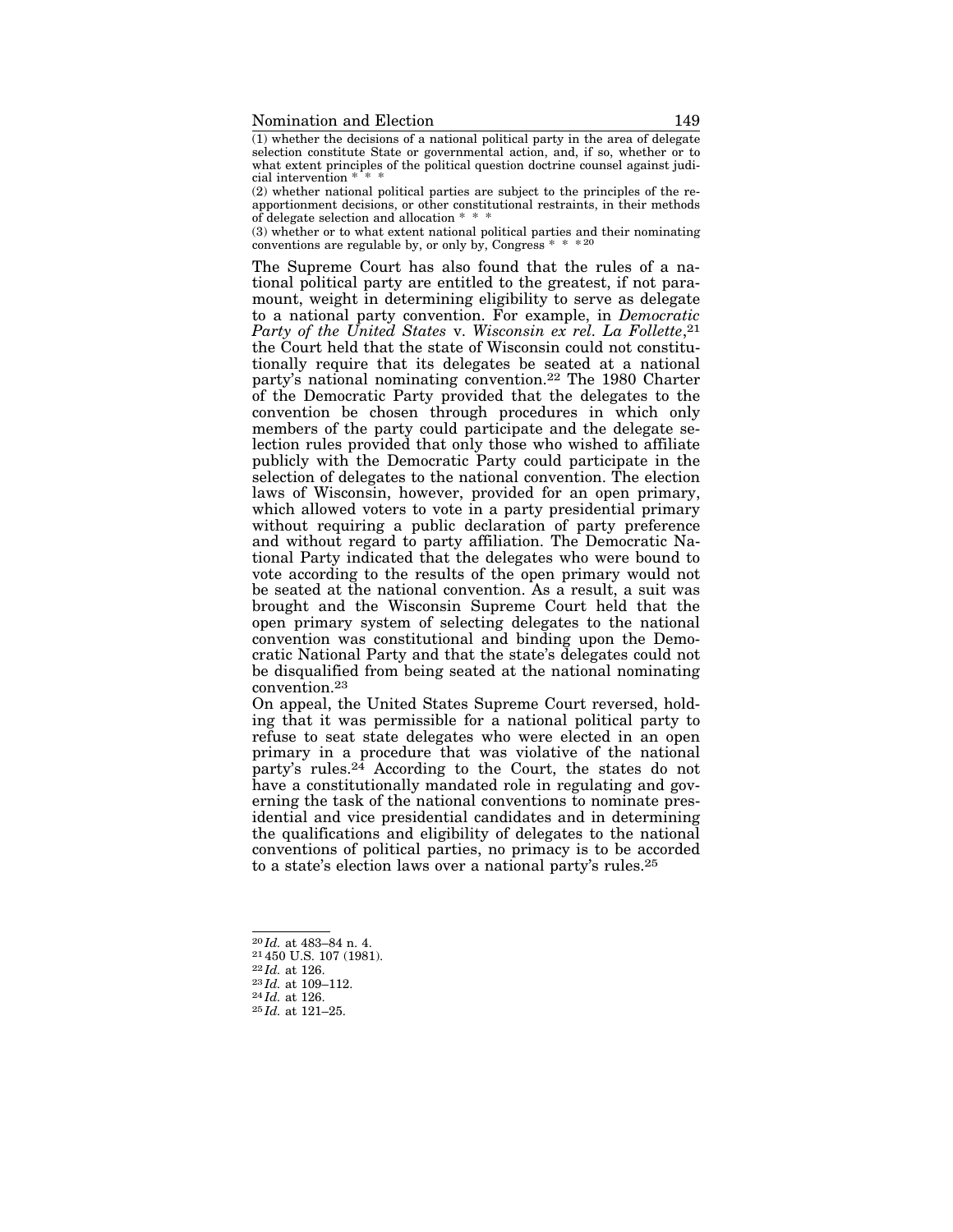(1) whether the decisions of a national political party in the area of delegate selection constitute State or governmental action, and, if so, whether or to what extent principles of the political question doctrine counsel against judicial intervention * * *

(2) whether national political parties are subject to the principles of the reapportionment decisions, or other constitutional restraints, in their methods of delegate selection and allocation * * *

(3) whether or to what extent national political parties and their nominating conventions are regulable by, or only by, Congress * * *[20]

The Supreme Court has also found that the rules of a national political party are entitled to the greatest, if not paramount, weight in determining eligibility to serve as delegate to a national party convention. For example, in *Democratic Party of the United States* v. *Wisconsin ex rel. La Follette*,[21] the Court held that the state of Wisconsin could not constitutionally require that its delegates be seated at a national party's national nominating convention.[22] The 1980 Charter of the Democratic Party provided that the delegates to the convention be chosen through procedures in which only members of the party could participate and the delegate selection rules provided that only those who wished to affiliate publicly with the Democratic Party could participate in the selection of delegates to the national convention. The election laws of Wisconsin, however, provided for an open primary, which allowed voters to vote in a party presidential primary without requiring a public declaration of party preference and without regard to party affiliation. The Democratic National Party indicated that the delegates who were bound to vote according to the results of the open primary would not be seated at the national convention. As a result, a suit was brought and the Wisconsin Supreme Court held that the open primary system of selecting delegates to the national convention was constitutional and binding upon the Democratic National Party and that the state's delegates could not be disqualified from being seated at the national nominating convention.[23]

On appeal, the United States Supreme Court reversed, holding that it was permissible for a national political party to refuse to seat state delegates who were elected in an open primary in a procedure that was violative of the national party's rules.[24] According to the Court, the states do not have a constitutionally mandated role in regulating and governing the task of the national conventions to nominate presidential and vice presidential candidates and in determining the qualifications and eligibility of delegates to the national conventions of political parties, no primacy is to be accorded to a state's election laws over a national party's rules.[25]

---

[20] *Id.* at 483–84 n. 4.

[21] 450 U.S. 107 (1981).

[22] *Id.* at 126.

[23] *Id.* at 109–112.

[24] *Id.* at 126.

[25] *Id.* at 121–25.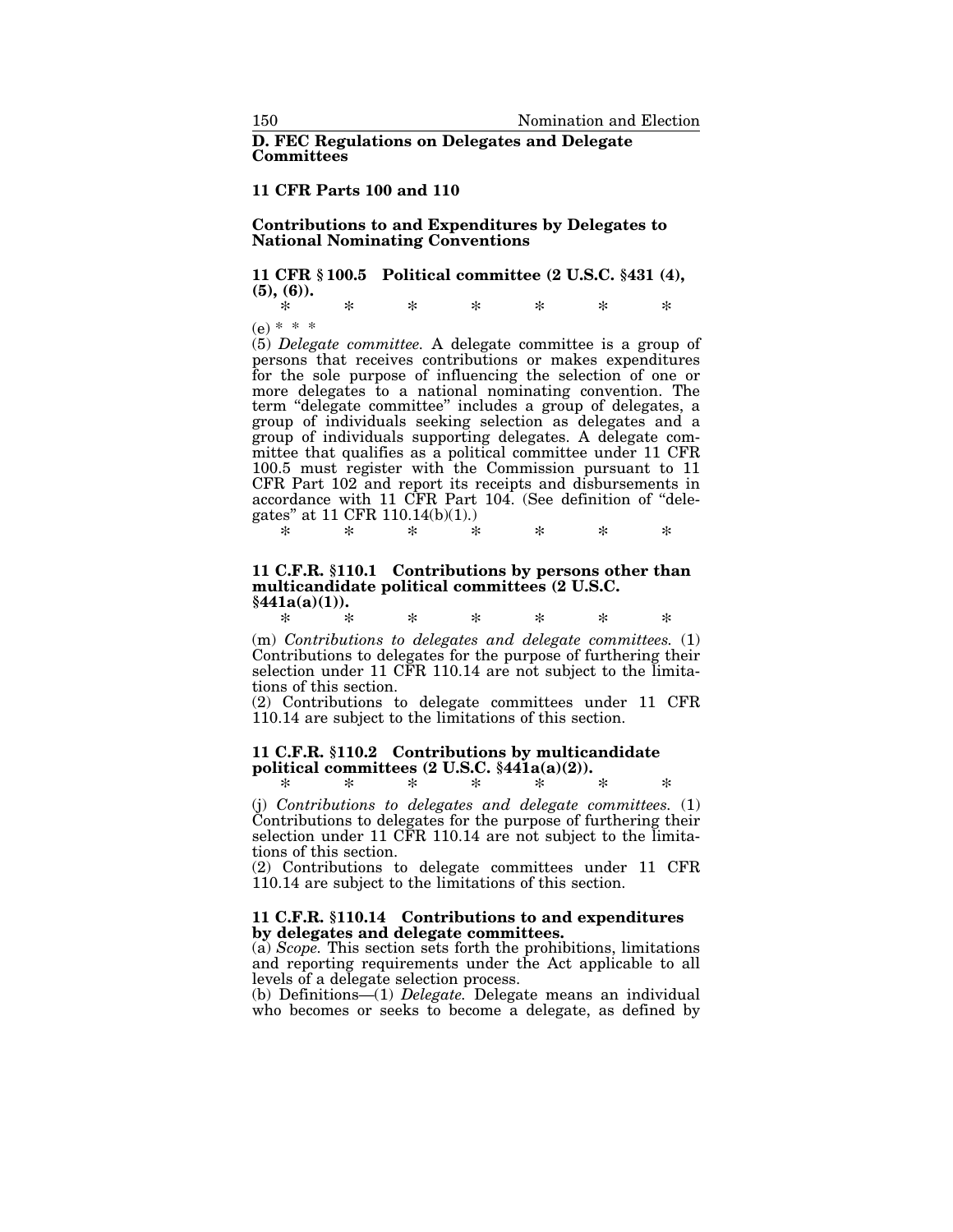## D. FEC Regulations on Delegates and Delegate Committees

### 11 CFR Parts 100 and 110

### Contributions to and Expenditures by Delegates to National Nominating Conventions

**11 CFR § 100.5 Political committee (2 U.S.C. §431 (4), (5), (6)).**

\* \* \* \* \* \* \*

(e) \* \* \*

(5) *Delegate committee.* A delegate committee is a group of persons that receives contributions or makes expenditures for the sole purpose of influencing the selection of one or more delegates to a national nominating convention. The term "delegate committee" includes a group of delegates, a group of individuals seeking selection as delegates and a group of individuals supporting delegates. A delegate committee that qualifies as a political committee under 11 CFR 100.5 must register with the Commission pursuant to 11 CFR Part 102 and report its receipts and disbursements in accordance with 11 CFR Part 104. (See definition of "delegates" at 11 CFR 110.14(b)(1).)

\* \* \* \* \* \* \*

**11 C.F.R. §110.1 Contributions by persons other than multicandidate political committees (2 U.S.C. §441a(a)(1)).**

\* \* \* \* \* \* \*

(m) *Contributions to delegates and delegate committees.* (1) Contributions to delegates for the purpose of furthering their selection under 11 CFR 110.14 are not subject to the limitations of this section.

(2) Contributions to delegate committees under 11 CFR 110.14 are subject to the limitations of this section.

**11 C.F.R. §110.2 Contributions by multicandidate political committees (2 U.S.C. §441a(a)(2)).**

\* \* \* \* \* \* \*

(j) *Contributions to delegates and delegate committees.* (1) Contributions to delegates for the purpose of furthering their selection under 11 CFR 110.14 are not subject to the limitations of this section.

(2) Contributions to delegate committees under 11 CFR 110.14 are subject to the limitations of this section.

**11 C.F.R. §110.14 Contributions to and expenditures by delegates and delegate committees.**

(a) *Scope.* This section sets forth the prohibitions, limitations and reporting requirements under the Act applicable to all levels of a delegate selection process.

(b) Definitions—(1) *Delegate.* Delegate means an individual who becomes or seeks to become a delegate, as defined by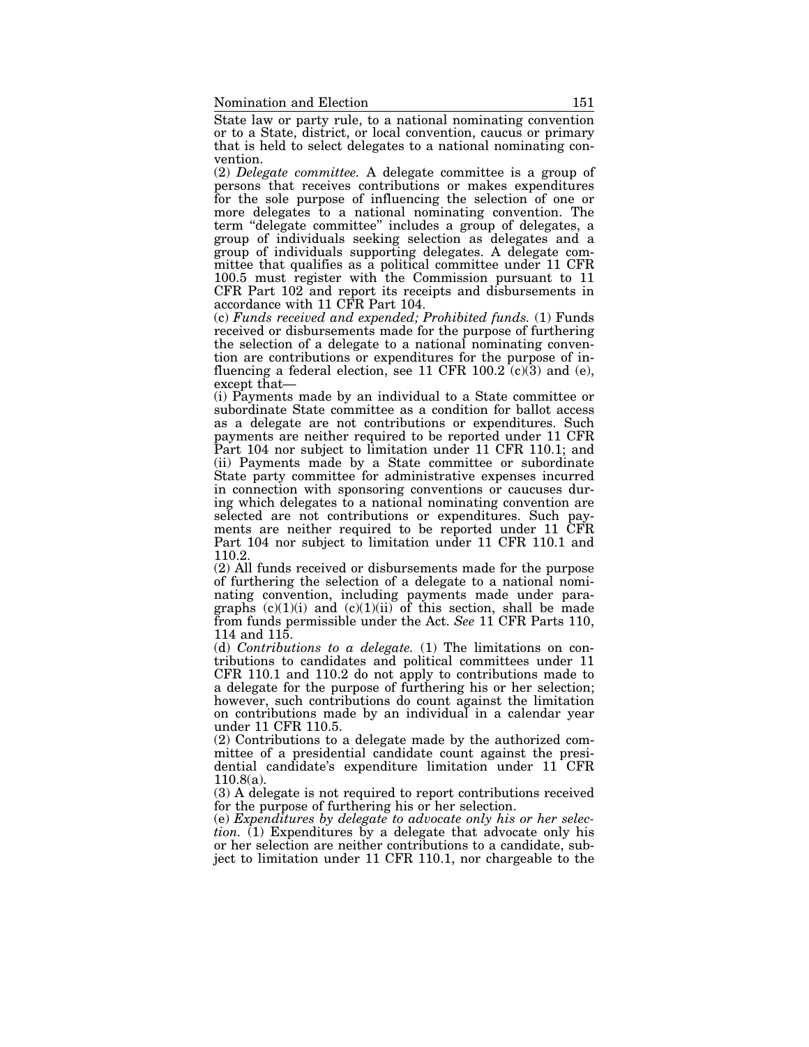State law or party rule, to a national nominating convention or to a State, district, or local convention, caucus or primary that is held to select delegates to a national nominating convention.

(2) *Delegate committee.* A delegate committee is a group of persons that receives contributions or makes expenditures for the sole purpose of influencing the selection of one or more delegates to a national nominating convention. The term "delegate committee" includes a group of delegates, a group of individuals seeking selection as delegates and a group of individuals supporting delegates. A delegate committee that qualifies as a political committee under 11 CFR 100.5 must register with the Commission pursuant to 11 CFR Part 102 and report its receipts and disbursements in accordance with 11 CFR Part 104.

(c) *Funds received and expended; Prohibited funds.* (1) Funds received or disbursements made for the purpose of furthering the selection of a delegate to a national nominating convention are contributions or expenditures for the purpose of influencing a federal election, see 11 CFR 100.2 (c)(3) and (e), except that—

(i) Payments made by an individual to a State committee or subordinate State committee as a condition for ballot access as a delegate are not contributions or expenditures. Such payments are neither required to be reported under 11 CFR Part 104 nor subject to limitation under 11 CFR 110.1; and

(ii) Payments made by a State committee or subordinate State party committee for administrative expenses incurred in connection with sponsoring conventions or caucuses during which delegates to a national nominating convention are selected are not contributions or expenditures. Such payments are neither required to be reported under 11 CFR Part 104 nor subject to limitation under 11 CFR 110.1 and 110.2.

(2) All funds received or disbursements made for the purpose of furthering the selection of a delegate to a national nominating convention, including payments made under paragraphs (c)(1)(i) and (c)(1)(ii) of this section, shall be made from funds permissible under the Act. *See* 11 CFR Parts 110, 114 and 115.

(d) *Contributions to a delegate.* (1) The limitations on contributions to candidates and political committees under 11 CFR 110.1 and 110.2 do not apply to contributions made to a delegate for the purpose of furthering his or her selection; however, such contributions do count against the limitation on contributions made by an individual in a calendar year under 11 CFR 110.5.

(2) Contributions to a delegate made by the authorized committee of a presidential candidate count against the presidential candidate's expenditure limitation under 11 CFR 110.8(a).

(3) A delegate is not required to report contributions received for the purpose of furthering his or her selection.

(e) *Expenditures by delegate to advocate only his or her selection.* (1) Expenditures by a delegate that advocate only his or her selection are neither contributions to a candidate, subject to limitation under 11 CFR 110.1, nor chargeable to the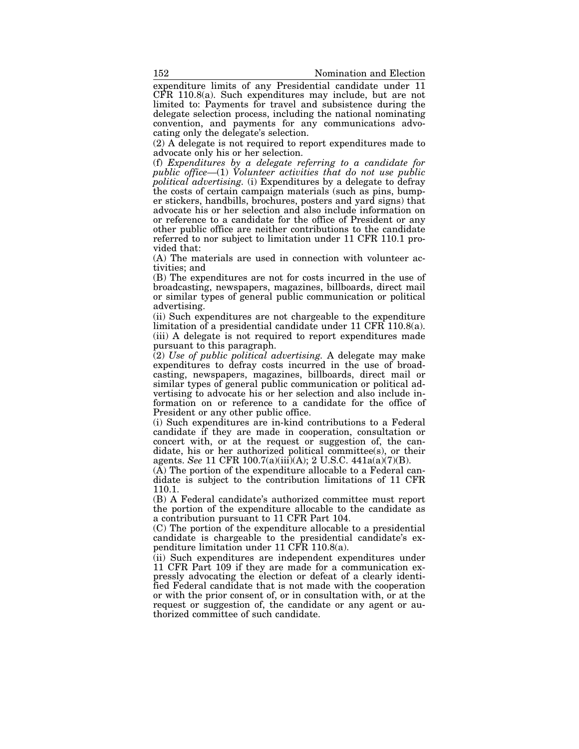expenditure limits of any Presidential candidate under 11 CFR 110.8(a). Such expenditures may include, but are not limited to: Payments for travel and subsistence during the delegate selection process, including the national nominating convention, and payments for any communications advocating only the delegate's selection.

(2) A delegate is not required to report expenditures made to advocate only his or her selection.

(f) *Expenditures by a delegate referring to a candidate for public office*—(1) *Volunteer activities that do not use public political advertising.* (i) Expenditures by a delegate to defray the costs of certain campaign materials (such as pins, bumper stickers, handbills, brochures, posters and yard signs) that advocate his or her selection and also include information on or reference to a candidate for the office of President or any other public office are neither contributions to the candidate referred to nor subject to limitation under 11 CFR 110.1 provided that:

(A) The materials are used in connection with volunteer activities; and

(B) The expenditures are not for costs incurred in the use of broadcasting, newspapers, magazines, billboards, direct mail or similar types of general public communication or political advertising.

(ii) Such expenditures are not chargeable to the expenditure limitation of a presidential candidate under 11 CFR 110.8(a).

(iii) A delegate is not required to report expenditures made pursuant to this paragraph.

(2) *Use of public political advertising.* A delegate may make expenditures to defray costs incurred in the use of broadcasting, newspapers, magazines, billboards, direct mail or similar types of general public communication or political advertising to advocate his or her selection and also include information on or reference to a candidate for the office of President or any other public office.

(i) Such expenditures are in-kind contributions to a Federal candidate if they are made in cooperation, consultation or concert with, or at the request or suggestion of, the candidate, his or her authorized political committee(s), or their agents. *See* 11 CFR 100.7(a)(iii)(A); 2 U.S.C. 441a(a)(7)(B).

(A) The portion of the expenditure allocable to a Federal candidate is subject to the contribution limitations of 11 CFR 110.1.

(B) A Federal candidate's authorized committee must report the portion of the expenditure allocable to the candidate as a contribution pursuant to 11 CFR Part 104.

(C) The portion of the expenditure allocable to a presidential candidate is chargeable to the presidential candidate's expenditure limitation under 11 CFR 110.8(a).

(ii) Such expenditures are independent expenditures under 11 CFR Part 109 if they are made for a communication expressly advocating the election or defeat of a clearly identified Federal candidate that is not made with the cooperation or with the prior consent of, or in consultation with, or at the request or suggestion of, the candidate or any agent or authorized committee of such candidate.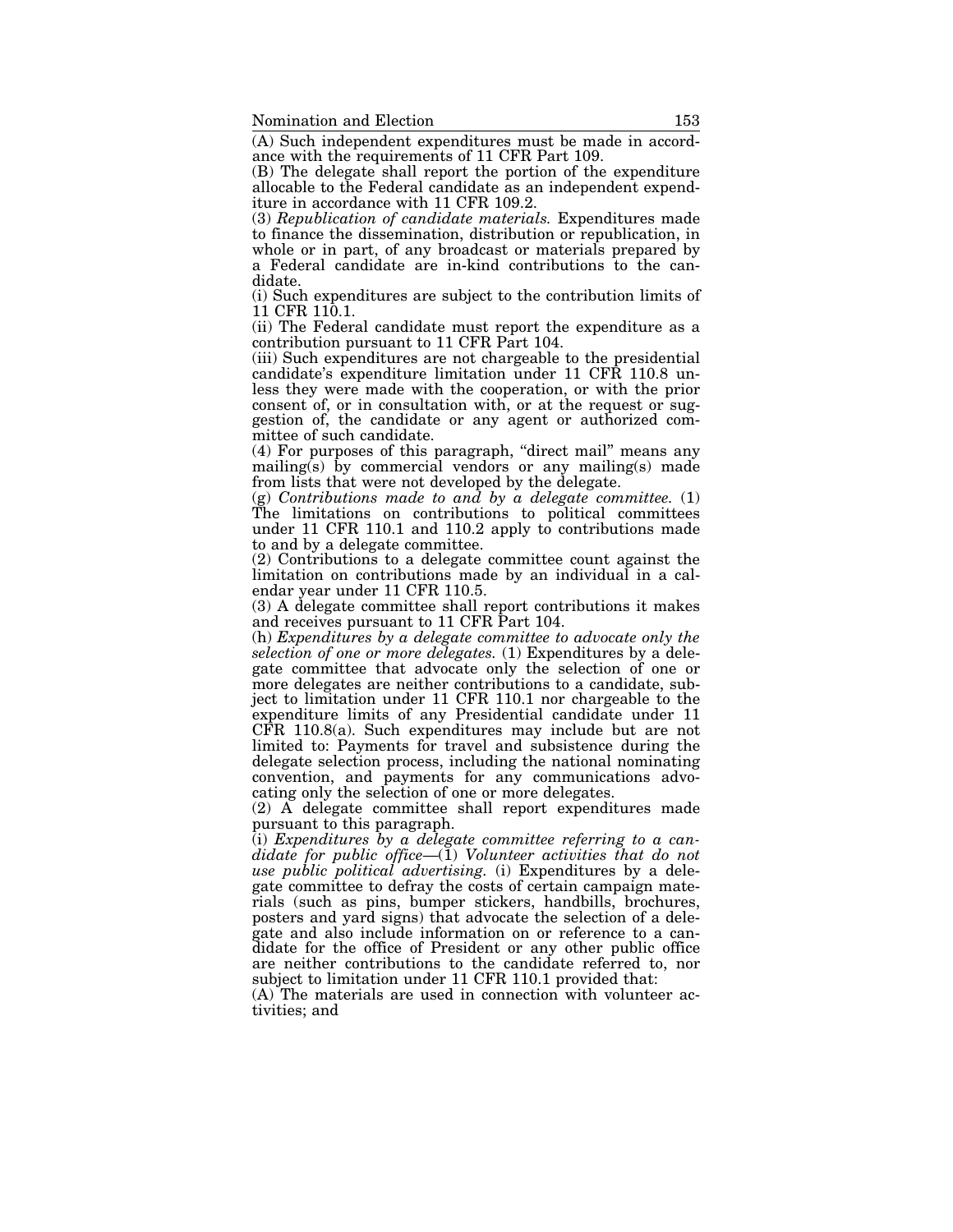(A) Such independent expenditures must be made in accordance with the requirements of 11 CFR Part 109.

(B) The delegate shall report the portion of the expenditure allocable to the Federal candidate as an independent expenditure in accordance with 11 CFR 109.2.

(3) *Republication of candidate materials.* Expenditures made to finance the dissemination, distribution or republication, in whole or in part, of any broadcast or materials prepared by a Federal candidate are in-kind contributions to the candidate.

(i) Such expenditures are subject to the contribution limits of 11 CFR 110.1.

(ii) The Federal candidate must report the expenditure as a contribution pursuant to 11 CFR Part 104.

(iii) Such expenditures are not chargeable to the presidential candidate's expenditure limitation under 11 CFR 110.8 unless they were made with the cooperation, or with the prior consent of, or in consultation with, or at the request or suggestion of, the candidate or any agent or authorized committee of such candidate.

(4) For purposes of this paragraph, "direct mail" means any mailing(s) by commercial vendors or any mailing(s) made from lists that were not developed by the delegate.

(g) *Contributions made to and by a delegate committee.* (1) The limitations on contributions to political committees under 11 CFR 110.1 and 110.2 apply to contributions made to and by a delegate committee.

(2) Contributions to a delegate committee count against the limitation on contributions made by an individual in a calendar year under 11 CFR 110.5.

(3) A delegate committee shall report contributions it makes and receives pursuant to 11 CFR Part 104.

(h) *Expenditures by a delegate committee to advocate only the selection of one or more delegates.* (1) Expenditures by a delegate committee that advocate only the selection of one or more delegates are neither contributions to a candidate, subject to limitation under 11 CFR 110.1 nor chargeable to the expenditure limits of any Presidential candidate under 11 CFR 110.8(a). Such expenditures may include but are not limited to: Payments for travel and subsistence during the delegate selection process, including the national nominating convention, and payments for any communications advocating only the selection of one or more delegates.

(2) A delegate committee shall report expenditures made pursuant to this paragraph.

(i) *Expenditures by a delegate committee referring to a candidate for public office*—(1) *Volunteer activities that do not use public political advertising.* (i) Expenditures by a delegate committee to defray the costs of certain campaign materials (such as pins, bumper stickers, handbills, brochures, posters and yard signs) that advocate the selection of a delegate and also include information on or reference to a candidate for the office of President or any other public office are neither contributions to the candidate referred to, nor subject to limitation under 11 CFR 110.1 provided that:

(A) The materials are used in connection with volunteer activities; and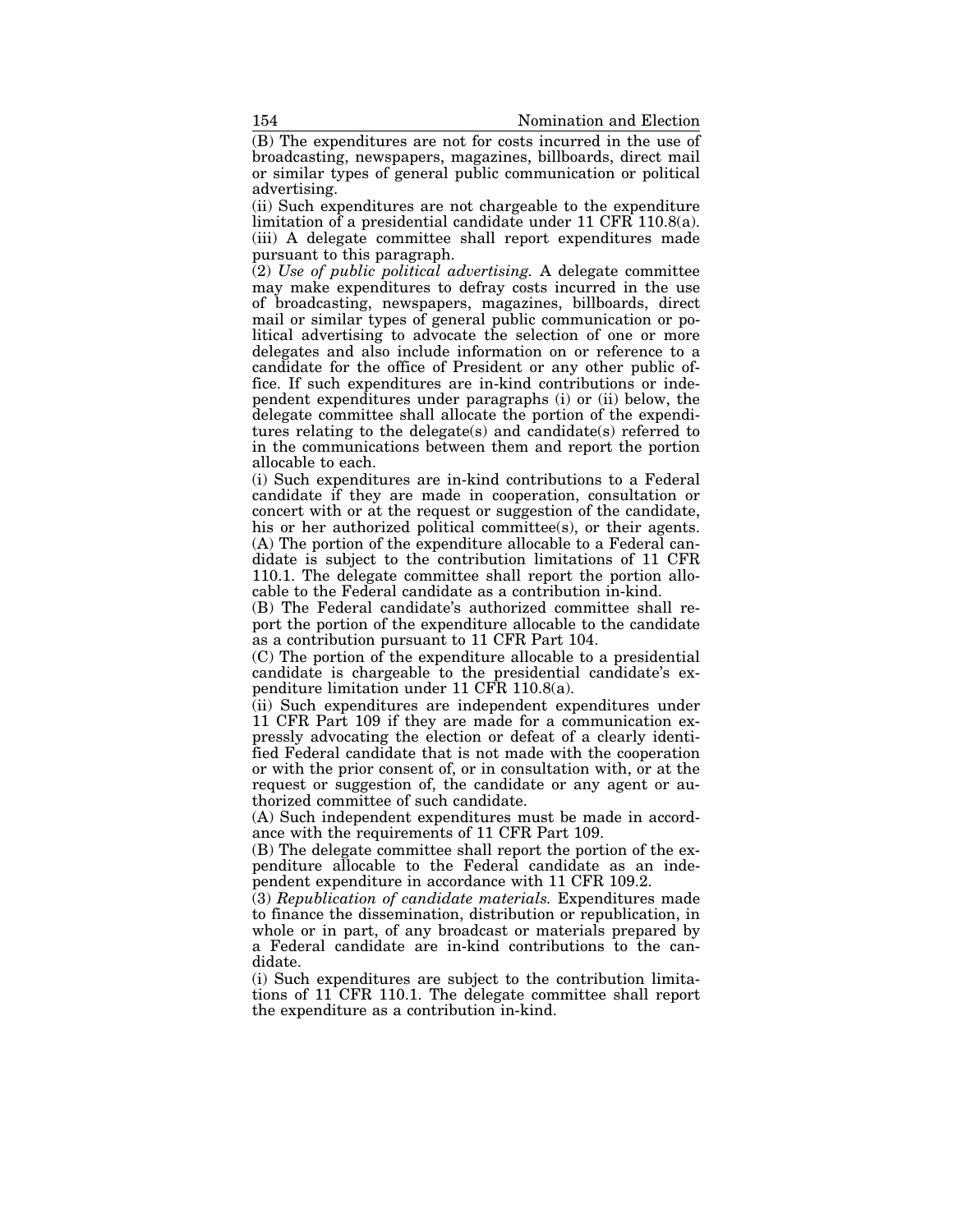(B) The expenditures are not for costs incurred in the use of broadcasting, newspapers, magazines, billboards, direct mail or similar types of general public communication or political advertising.

(ii) Such expenditures are not chargeable to the expenditure limitation of a presidential candidate under 11 CFR 110.8(a).

(iii) A delegate committee shall report expenditures made pursuant to this paragraph.

(2) *Use of public political advertising.* A delegate committee may make expenditures to defray costs incurred in the use of broadcasting, newspapers, magazines, billboards, direct mail or similar types of general public communication or political advertising to advocate the selection of one or more delegates and also include information on or reference to a candidate for the office of President or any other public office. If such expenditures are in-kind contributions or independent expenditures under paragraphs (i) or (ii) below, the delegate committee shall allocate the portion of the expenditures relating to the delegate(s) and candidate(s) referred to in the communications between them and report the portion allocable to each.

(i) Such expenditures are in-kind contributions to a Federal candidate if they are made in cooperation, consultation or concert with or at the request or suggestion of the candidate, his or her authorized political committee(s), or their agents.

(A) The portion of the expenditure allocable to a Federal candidate is subject to the contribution limitations of 11 CFR 110.1. The delegate committee shall report the portion allocable to the Federal candidate as a contribution in-kind.

(B) The Federal candidate's authorized committee shall report the portion of the expenditure allocable to the candidate as a contribution pursuant to 11 CFR Part 104.

(C) The portion of the expenditure allocable to a presidential candidate is chargeable to the presidential candidate's expenditure limitation under 11 CFR 110.8(a).

(ii) Such expenditures are independent expenditures under 11 CFR Part 109 if they are made for a communication expressly advocating the election or defeat of a clearly identified Federal candidate that is not made with the cooperation or with the prior consent of, or in consultation with, or at the request or suggestion of, the candidate or any agent or authorized committee of such candidate.

(A) Such independent expenditures must be made in accordance with the requirements of 11 CFR Part 109.

(B) The delegate committee shall report the portion of the expenditure allocable to the Federal candidate as an independent expenditure in accordance with 11 CFR 109.2.

(3) *Republication of candidate materials.* Expenditures made to finance the dissemination, distribution or republication, in whole or in part, of any broadcast or materials prepared by a Federal candidate are in-kind contributions to the candidate.

(i) Such expenditures are subject to the contribution limitations of 11 CFR 110.1. The delegate committee shall report the expenditure as a contribution in-kind.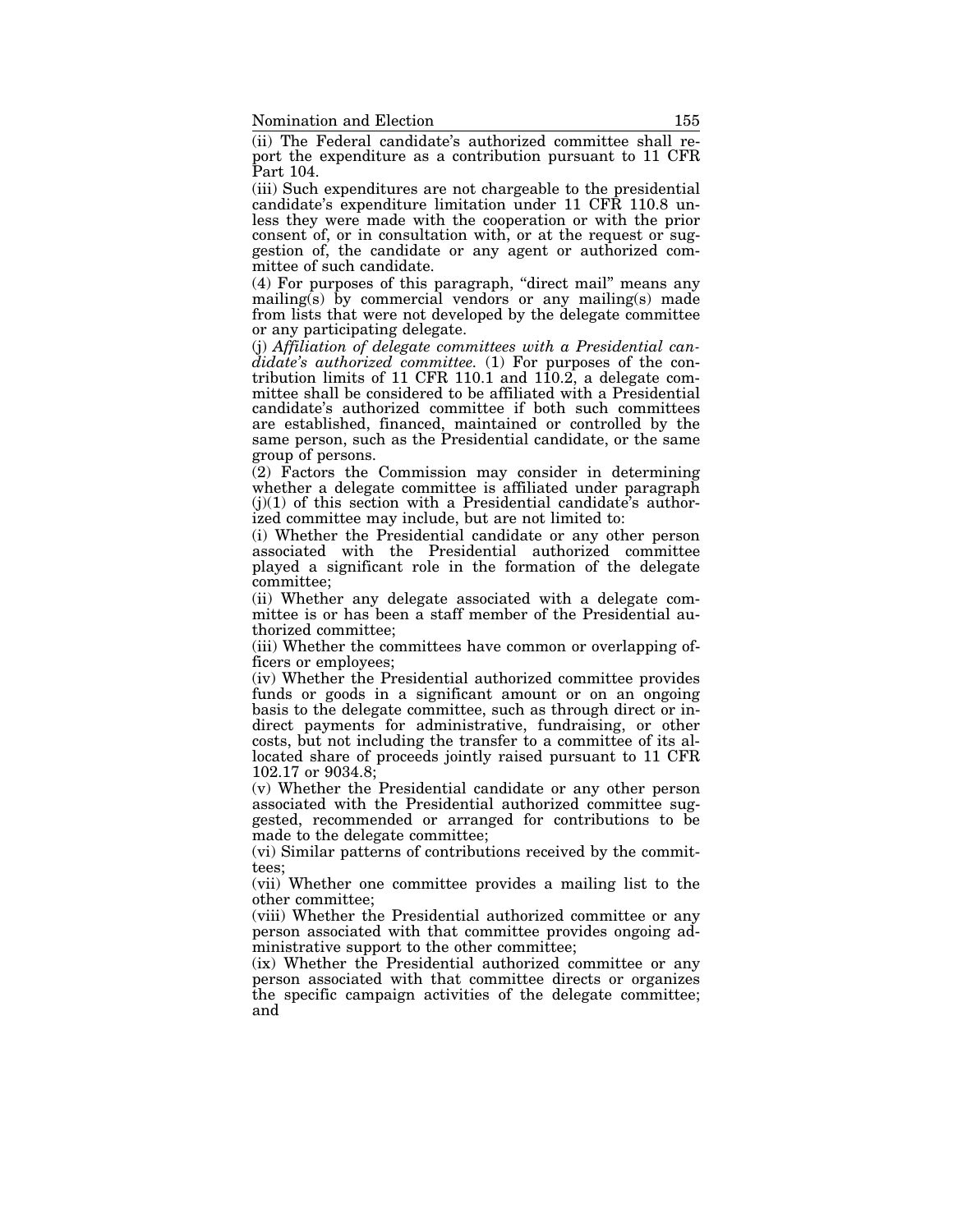(ii) The Federal candidate's authorized committee shall report the expenditure as a contribution pursuant to 11 CFR Part 104.

(iii) Such expenditures are not chargeable to the presidential candidate's expenditure limitation under 11 CFR 110.8 unless they were made with the cooperation or with the prior consent of, or in consultation with, or at the request or suggestion of, the candidate or any agent or authorized committee of such candidate.

(4) For purposes of this paragraph, "direct mail" means any mailing(s) by commercial vendors or any mailing(s) made from lists that were not developed by the delegate committee or any participating delegate.

(j) *Affiliation of delegate committees with a Presidential candidate's authorized committee.* (1) For purposes of the contribution limits of 11 CFR 110.1 and 110.2, a delegate committee shall be considered to be affiliated with a Presidential candidate's authorized committee if both such committees are established, financed, maintained or controlled by the same person, such as the Presidential candidate, or the same group of persons.

(2) Factors the Commission may consider in determining whether a delegate committee is affiliated under paragraph (j)(1) of this section with a Presidential candidate's authorized committee may include, but are not limited to:

(i) Whether the Presidential candidate or any other person associated with the Presidential authorized committee played a significant role in the formation of the delegate committee;

(ii) Whether any delegate associated with a delegate committee is or has been a staff member of the Presidential authorized committee;

(iii) Whether the committees have common or overlapping officers or employees;

(iv) Whether the Presidential authorized committee provides funds or goods in a significant amount or on an ongoing basis to the delegate committee, such as through direct or indirect payments for administrative, fundraising, or other costs, but not including the transfer to a committee of its allocated share of proceeds jointly raised pursuant to 11 CFR 102.17 or 9034.8;

(v) Whether the Presidential candidate or any other person associated with the Presidential authorized committee suggested, recommended or arranged for contributions to be made to the delegate committee;

(vi) Similar patterns of contributions received by the committees;

(vii) Whether one committee provides a mailing list to the other committee;

(viii) Whether the Presidential authorized committee or any person associated with that committee provides ongoing administrative support to the other committee;

(ix) Whether the Presidential authorized committee or any person associated with that committee directs or organizes the specific campaign activities of the delegate committee; and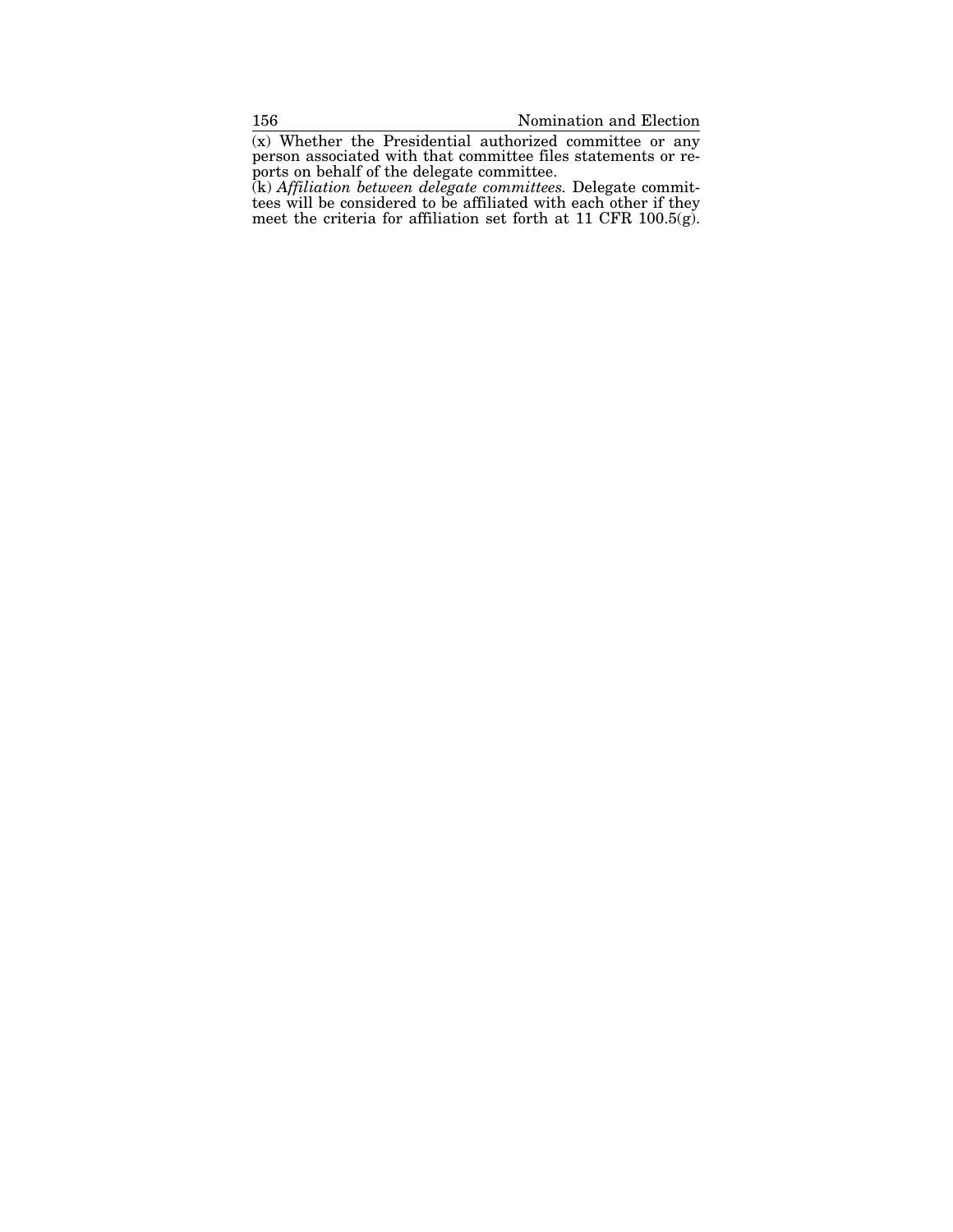(x) Whether the Presidential authorized committee or any person associated with that committee files statements or reports on behalf of the delegate committee.

(k) *Affiliation between delegate committees.* Delegate committees will be considered to be affiliated with each other if they meet the criteria for affiliation set forth at 11 CFR 100.5(g).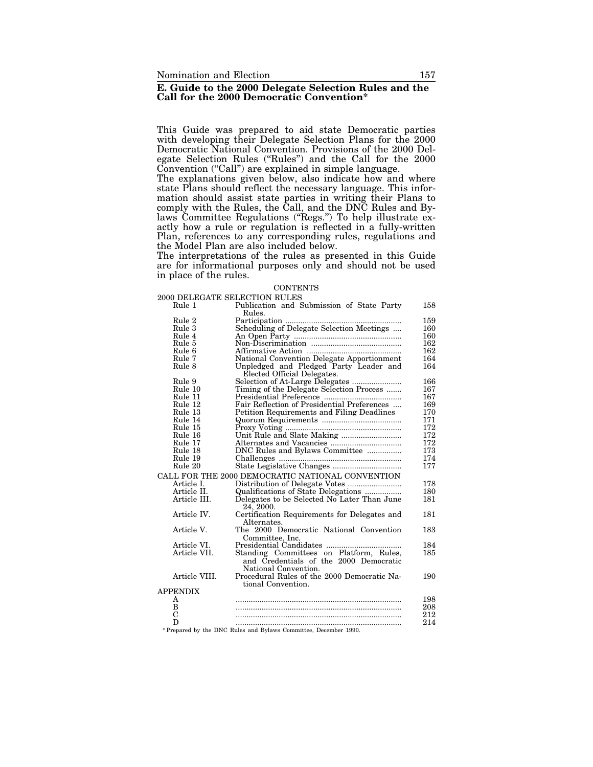## E. Guide to the 2000 Delegate Selection Rules and the Call for the 2000 Democratic Convention*

This Guide was prepared to aid state Democratic parties with developing their Delegate Selection Plans for the 2000 Democratic National Convention. Provisions of the 2000 Delegate Selection Rules ("Rules") and the Call for the 2000 Convention ("Call") are explained in simple language.

The explanations given below, also indicate how and where state Plans should reflect the necessary language. This information should assist state parties in writing their Plans to comply with the Rules, the Call, and the DNC Rules and Bylaws Committee Regulations ("Regs.") To help illustrate exactly how a rule or regulation is reflected in a fully-written Plan, references to any corresponding rules, regulations and the Model Plan are also included below.

The interpretations of the rules as presented in this Guide are for informational purposes only and should not be used in place of the rules.

CONTENTS

| | | |
|---|---|---|
| **2000 DELEGATE SELECTION RULES** | | |
| Rule 1 | Publication and Submission of State Party Rules. | 158 |
| Rule 2 | Participation | 159 |
| Rule 3 | Scheduling of Delegate Selection Meetings | 160 |
| Rule 4 | An Open Party | 160 |
| Rule 5 | Non-Discrimination | 162 |
| Rule 6 | Affirmative Action | 162 |
| Rule 7 | National Convention Delegate Apportionment | 164 |
| Rule 8 | Unpledged and Pledged Party Leader and Elected Official Delegates. | 164 |
| Rule 9 | Selection of At-Large Delegates | 166 |
| Rule 10 | Timing of the Delegate Selection Process | 167 |
| Rule 11 | Presidential Preference | 167 |
| Rule 12 | Fair Reflection of Presidential Preferences | 169 |
| Rule 13 | Petition Requirements and Filing Deadlines | 170 |
| Rule 14 | Quorum Requirements | 171 |
| Rule 15 | Proxy Voting | 172 |
| Rule 16 | Unit Rule and Slate Making | 172 |
| Rule 17 | Alternates and Vacancies | 172 |
| Rule 18 | DNC Rules and Bylaws Committee | 173 |
| Rule 19 | Challenges | 174 |
| Rule 20 | State Legislative Changes | 177 |
| **CALL FOR THE 2000 DEMOCRATIC NATIONAL CONVENTION** | | |
| Article I. | Distribution of Delegate Votes | 178 |
| Article II. | Qualifications of State Delegations | 180 |
| Article III. | Delegates to be Selected No Later Than June 24, 2000. | 181 |
| Article IV. | Certification Requirements for Delegates and Alternates. | 181 |
| Article V. | The 2000 Democratic National Convention Committee, Inc. | 183 |
| Article VI. | Presidential Candidates | 184 |
| Article VII. | Standing Committees on Platform, Rules, and Credentials of the 2000 Democratic National Convention. | 185 |
| Article VIII. | Procedural Rules of the 2000 Democratic National Convention. | 190 |
| **APPENDIX** | | |
| A | | 198 |
| B | | 208 |
| C | | 212 |
| D | | 214 |

*Prepared by the DNC Rules and Bylaws Committee, December 1990.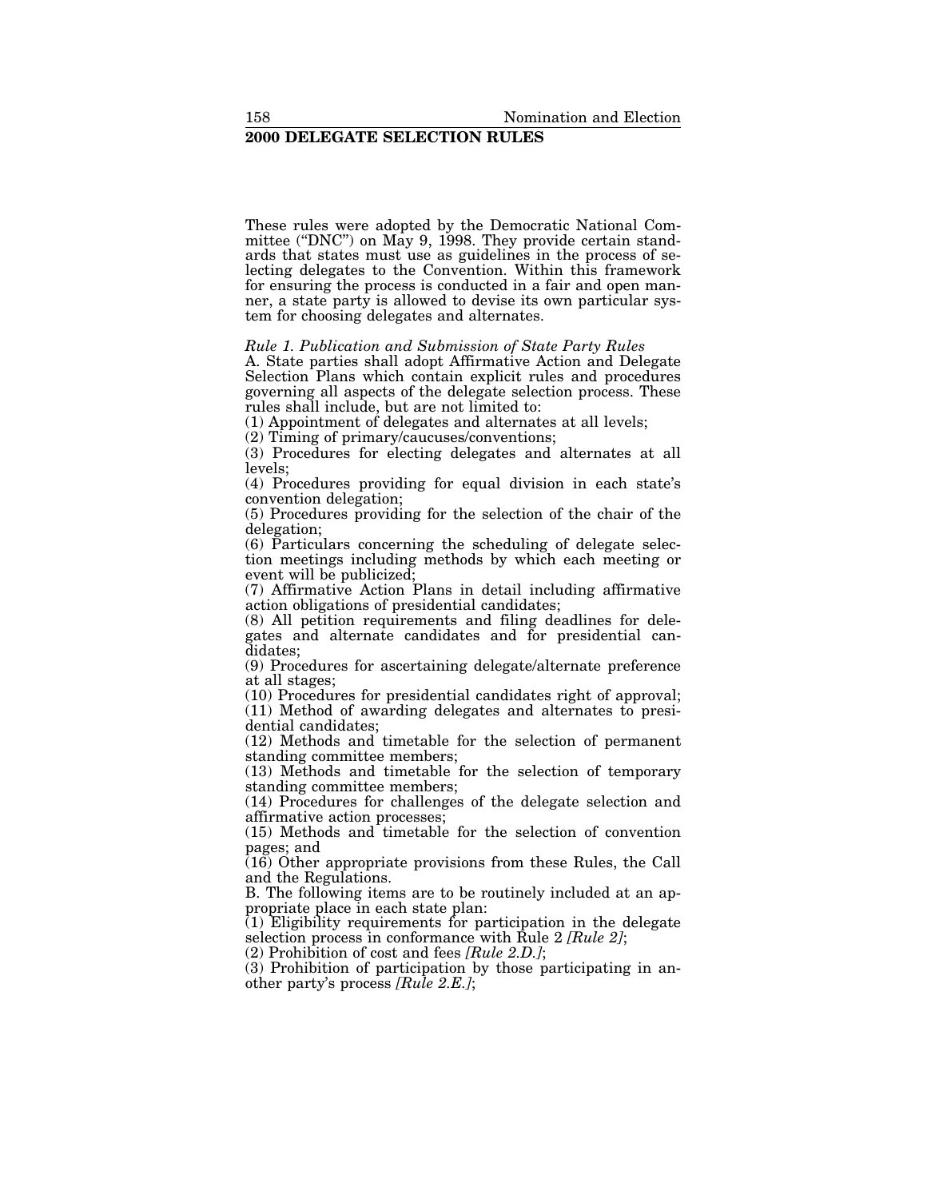## 2000 DELEGATE SELECTION RULES

These rules were adopted by the Democratic National Committee ("DNC") on May 9, 1998. They provide certain standards that states must use as guidelines in the process of selecting delegates to the Convention. Within this framework for ensuring the process is conducted in a fair and open manner, a state party is allowed to devise its own particular system for choosing delegates and alternates.

*Rule 1. Publication and Submission of State Party Rules*

A. State parties shall adopt Affirmative Action and Delegate Selection Plans which contain explicit rules and procedures governing all aspects of the delegate selection process. These rules shall include, but are not limited to:

(1) Appointment of delegates and alternates at all levels;
(2) Timing of primary/caucuses/conventions;
(3) Procedures for electing delegates and alternates at all levels;
(4) Procedures providing for equal division in each state's convention delegation;
(5) Procedures providing for the selection of the chair of the delegation;
(6) Particulars concerning the scheduling of delegate selection meetings including methods by which each meeting or event will be publicized;
(7) Affirmative Action Plans in detail including affirmative action obligations of presidential candidates;
(8) All petition requirements and filing deadlines for delegates and alternate candidates and for presidential candidates;
(9) Procedures for ascertaining delegate/alternate preference at all stages;
(10) Procedures for presidential candidates right of approval;
(11) Method of awarding delegates and alternates to presidential candidates;
(12) Methods and timetable for the selection of permanent standing committee members;
(13) Methods and timetable for the selection of temporary standing committee members;
(14) Procedures for challenges of the delegate selection and affirmative action processes;
(15) Methods and timetable for the selection of convention pages; and
(16) Other appropriate provisions from these Rules, the Call and the Regulations.

B. The following items are to be routinely included at an appropriate place in each state plan:

(1) Eligibility requirements for participation in the delegate selection process in conformance with Rule 2 *[Rule 2]*;
(2) Prohibition of cost and fees *[Rule 2.D.]*;
(3) Prohibition of participation by those participating in another party's process *[Rule 2.E.]*;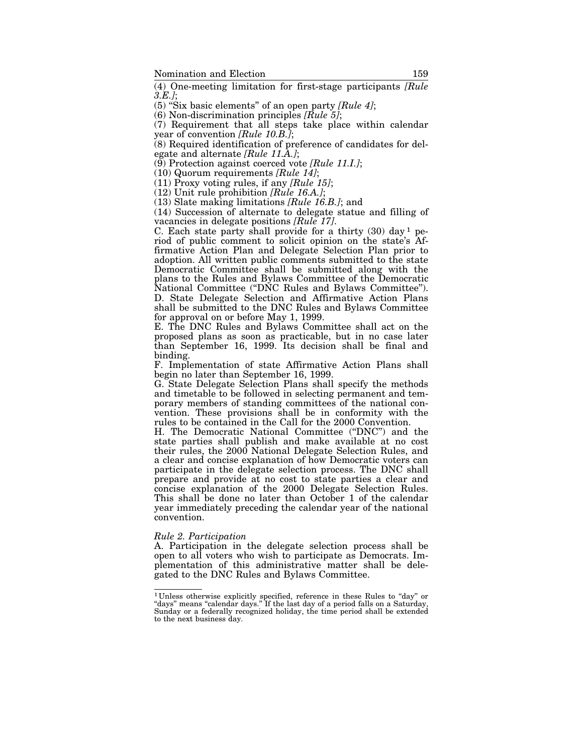(4) One-meeting limitation for first-stage participants *[Rule 3.E.]*;

(5) "Six basic elements" of an open party *[Rule 4]*;

(6) Non-discrimination principles *[Rule 5]*;

(7) Requirement that all steps take place within calendar year of convention *[Rule 10.B.]*;

(8) Required identification of preference of candidates for delegate and alternate *[Rule 11.A.]*;

(9) Protection against coerced vote *[Rule 11.I.]*;

(10) Quorum requirements *[Rule 14]*;

(11) Proxy voting rules, if any *[Rule 15]*;

(12) Unit rule prohibition *[Rule 16.A.]*;

(13) Slate making limitations *[Rule 16.B.]*; and

(14) Succession of alternate to delegate statue and filling of vacancies in delegate positions *[Rule 17]*.

C. Each state party shall provide for a thirty (30) day[1] period of public comment to solicit opinion on the state's Affirmative Action Plan and Delegate Selection Plan prior to adoption. All written public comments submitted to the state Democratic Committee shall be submitted along with the plans to the Rules and Bylaws Committee of the Democratic National Committee ("DNC Rules and Bylaws Committee").

D. State Delegate Selection and Affirmative Action Plans shall be submitted to the DNC Rules and Bylaws Committee for approval on or before May 1, 1999.

E. The DNC Rules and Bylaws Committee shall act on the proposed plans as soon as practicable, but in no case later than September 16, 1999. Its decision shall be final and binding.

F. Implementation of state Affirmative Action Plans shall begin no later than September 16, 1999.

G. State Delegate Selection Plans shall specify the methods and timetable to be followed in selecting permanent and temporary members of standing committees of the national convention. These provisions shall be in conformity with the rules to be contained in the Call for the 2000 Convention.

H. The Democratic National Committee ("DNC") and the state parties shall publish and make available at no cost their rules, the 2000 National Delegate Selection Rules, and a clear and concise explanation of how Democratic voters can participate in the delegate selection process. The DNC shall prepare and provide at no cost to state parties a clear and concise explanation of the 2000 Delegate Selection Rules. This shall be done no later than October 1 of the calendar year immediately preceding the calendar year of the national convention.

*Rule 2. Participation*

A. Participation in the delegate selection process shall be open to all voters who wish to participate as Democrats. Implementation of this administrative matter shall be delegated to the DNC Rules and Bylaws Committee.

[1] Unless otherwise explicitly specified, reference in these Rules to "day" or "days" means "calendar days." If the last day of a period falls on a Saturday, Sunday or a federally recognized holiday, the time period shall be extended to the next business day.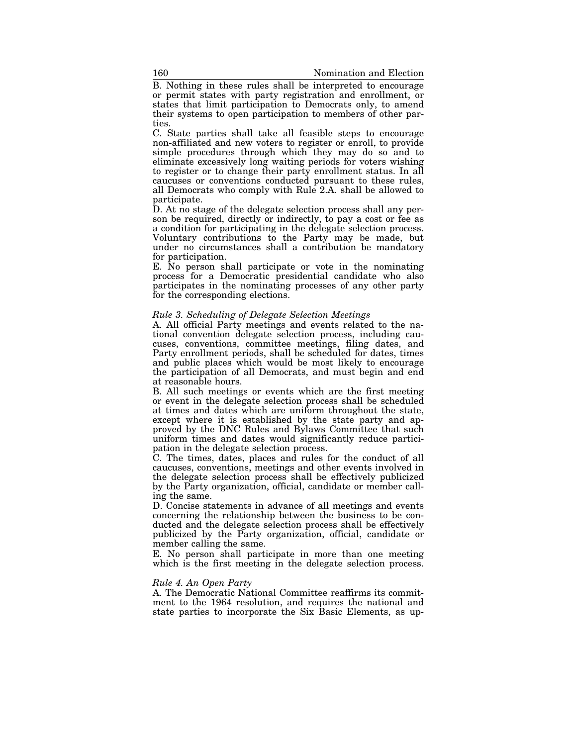B. Nothing in these rules shall be interpreted to encourage or permit states with party registration and enrollment, or states that limit participation to Democrats only, to amend their systems to open participation to members of other parties.

C. State parties shall take all feasible steps to encourage non-affiliated and new voters to register or enroll, to provide simple procedures through which they may do so and to eliminate excessively long waiting periods for voters wishing to register or to change their party enrollment status. In all caucuses or conventions conducted pursuant to these rules, all Democrats who comply with Rule 2.A. shall be allowed to participate.

D. At no stage of the delegate selection process shall any person be required, directly or indirectly, to pay a cost or fee as a condition for participating in the delegate selection process. Voluntary contributions to the Party may be made, but under no circumstances shall a contribution be mandatory for participation.

E. No person shall participate or vote in the nominating process for a Democratic presidential candidate who also participates in the nominating processes of any other party for the corresponding elections.

*Rule 3. Scheduling of Delegate Selection Meetings*

A. All official Party meetings and events related to the national convention delegate selection process, including caucuses, conventions, committee meetings, filing dates, and Party enrollment periods, shall be scheduled for dates, times and public places which would be most likely to encourage the participation of all Democrats, and must begin and end at reasonable hours.

B. All such meetings or events which are the first meeting or event in the delegate selection process shall be scheduled at times and dates which are uniform throughout the state, except where it is established by the state party and approved by the DNC Rules and Bylaws Committee that such uniform times and dates would significantly reduce participation in the delegate selection process.

C. The times, dates, places and rules for the conduct of all caucuses, conventions, meetings and other events involved in the delegate selection process shall be effectively publicized by the Party organization, official, candidate or member calling the same.

D. Concise statements in advance of all meetings and events concerning the relationship between the business to be conducted and the delegate selection process shall be effectively publicized by the Party organization, official, candidate or member calling the same.

E. No person shall participate in more than one meeting which is the first meeting in the delegate selection process.

*Rule 4. An Open Party*

A. The Democratic National Committee reaffirms its commitment to the 1964 resolution, and requires the national and state parties to incorporate the Six Basic Elements, as up-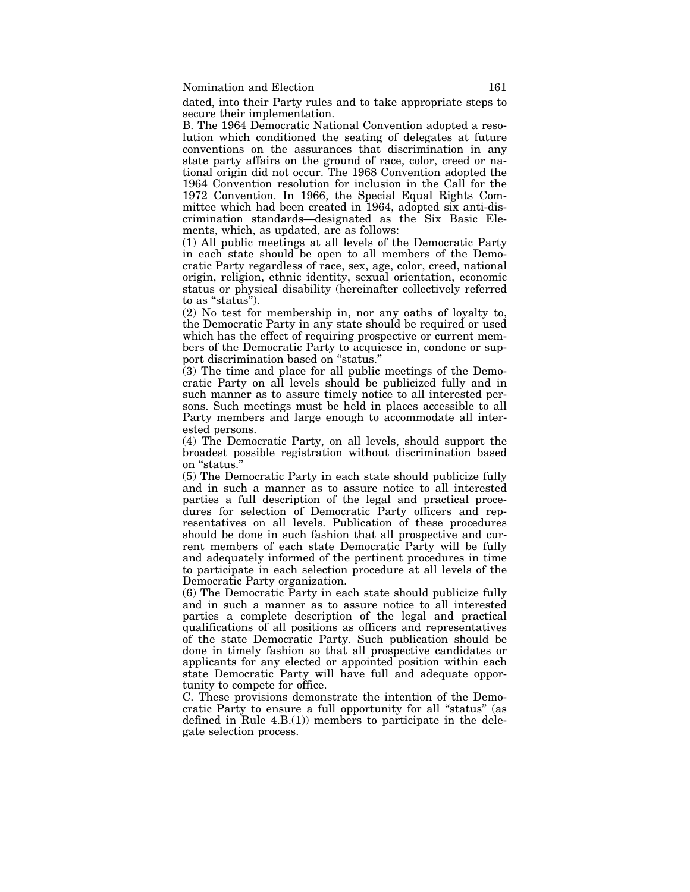dated, into their Party rules and to take appropriate steps to secure their implementation.

B. The 1964 Democratic National Convention adopted a resolution which conditioned the seating of delegates at future conventions on the assurances that discrimination in any state party affairs on the ground of race, color, creed or national origin did not occur. The 1968 Convention adopted the 1964 Convention resolution for inclusion in the Call for the 1972 Convention. In 1966, the Special Equal Rights Committee which had been created in 1964, adopted six anti-discrimination standards—designated as the Six Basic Elements, which, as updated, are as follows:

(1) All public meetings at all levels of the Democratic Party in each state should be open to all members of the Democratic Party regardless of race, sex, age, color, creed, national origin, religion, ethnic identity, sexual orientation, economic status or physical disability (hereinafter collectively referred to as "status").

(2) No test for membership in, nor any oaths of loyalty to, the Democratic Party in any state should be required or used which has the effect of requiring prospective or current members of the Democratic Party to acquiesce in, condone or support discrimination based on "status."

(3) The time and place for all public meetings of the Democratic Party on all levels should be publicized fully and in such manner as to assure timely notice to all interested persons. Such meetings must be held in places accessible to all Party members and large enough to accommodate all interested persons.

(4) The Democratic Party, on all levels, should support the broadest possible registration without discrimination based on "status."

(5) The Democratic Party in each state should publicize fully and in such a manner as to assure notice to all interested parties a full description of the legal and practical procedures for selection of Democratic Party officers and representatives on all levels. Publication of these procedures should be done in such fashion that all prospective and current members of each state Democratic Party will be fully and adequately informed of the pertinent procedures in time to participate in each selection procedure at all levels of the Democratic Party organization.

(6) The Democratic Party in each state should publicize fully and in such a manner as to assure notice to all interested parties a complete description of the legal and practical qualifications of all positions as officers and representatives of the state Democratic Party. Such publication should be done in timely fashion so that all prospective candidates or applicants for any elected or appointed position within each state Democratic Party will have full and adequate opportunity to compete for office.

C. These provisions demonstrate the intention of the Democratic Party to ensure a full opportunity for all "status" (as defined in Rule 4.B.(1)) members to participate in the delegate selection process.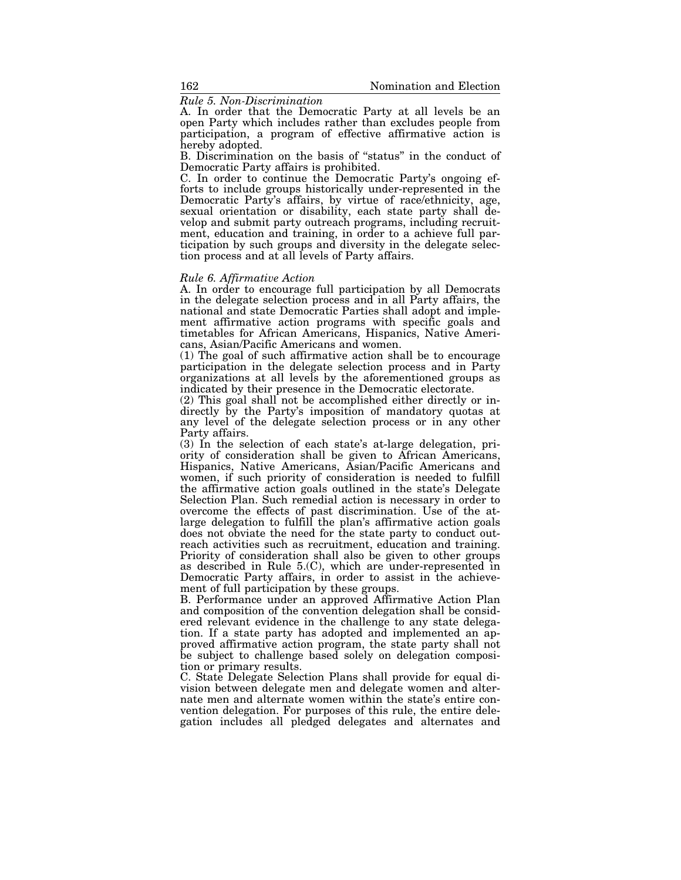*Rule 5. Non-Discrimination*

A. In order that the Democratic Party at all levels be an open Party which includes rather than excludes people from participation, a program of effective affirmative action is hereby adopted.

B. Discrimination on the basis of "status" in the conduct of Democratic Party affairs is prohibited.

C. In order to continue the Democratic Party's ongoing efforts to include groups historically under-represented in the Democratic Party's affairs, by virtue of race/ethnicity, age, sexual orientation or disability, each state party shall develop and submit party outreach programs, including recruitment, education and training, in order to a achieve full participation by such groups and diversity in the delegate selection process and at all levels of Party affairs.

*Rule 6. Affirmative Action*

A. In order to encourage full participation by all Democrats in the delegate selection process and in all Party affairs, the national and state Democratic Parties shall adopt and implement affirmative action programs with specific goals and timetables for African Americans, Hispanics, Native Americans, Asian/Pacific Americans and women.

(1) The goal of such affirmative action shall be to encourage participation in the delegate selection process and in Party organizations at all levels by the aforementioned groups as indicated by their presence in the Democratic electorate.

(2) This goal shall not be accomplished either directly or indirectly by the Party's imposition of mandatory quotas at any level of the delegate selection process or in any other Party affairs.

(3) In the selection of each state's at-large delegation, priority of consideration shall be given to African Americans, Hispanics, Native Americans, Asian/Pacific Americans and women, if such priority of consideration is needed to fulfill the affirmative action goals outlined in the state's Delegate Selection Plan. Such remedial action is necessary in order to overcome the effects of past discrimination. Use of the at-large delegation to fulfill the plan's affirmative action goals does not obviate the need for the state party to conduct outreach activities such as recruitment, education and training. Priority of consideration shall also be given to other groups as described in Rule 5.(C), which are under-represented in Democratic Party affairs, in order to assist in the achievement of full participation by these groups.

B. Performance under an approved Affirmative Action Plan and composition of the convention delegation shall be considered relevant evidence in the challenge to any state delegation. If a state party has adopted and implemented an approved affirmative action program, the state party shall not be subject to challenge based solely on delegation composition or primary results.

C. State Delegate Selection Plans shall provide for equal division between delegate men and delegate women and alternate men and alternate women within the state's entire convention delegation. For purposes of this rule, the entire delegation includes all pledged delegates and alternates and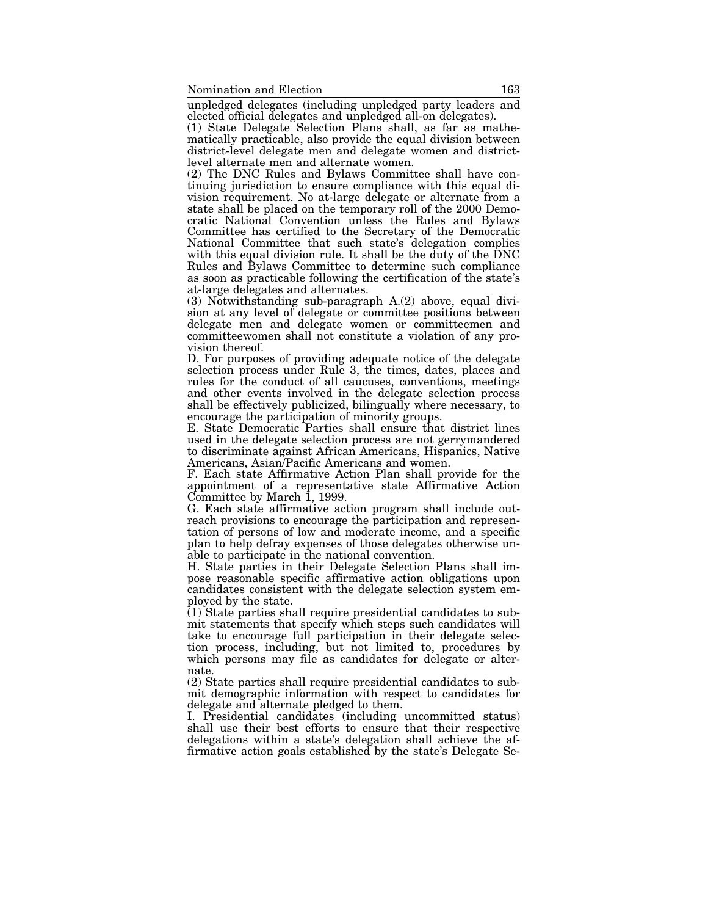unpledged delegates (including unpledged party leaders and elected official delegates and unpledged all-on delegates).

(1) State Delegate Selection Plans shall, as far as mathematically practicable, also provide the equal division between district-level delegate men and delegate women and district-level alternate men and alternate women.

(2) The DNC Rules and Bylaws Committee shall have continuing jurisdiction to ensure compliance with this equal division requirement. No at-large delegate or alternate from a state shall be placed on the temporary roll of the 2000 Democratic National Convention unless the Rules and Bylaws Committee has certified to the Secretary of the Democratic National Committee that such state's delegation complies with this equal division rule. It shall be the duty of the DNC Rules and Bylaws Committee to determine such compliance as soon as practicable following the certification of the state's at-large delegates and alternates.

(3) Notwithstanding sub-paragraph A.(2) above, equal division at any level of delegate or committee positions between delegate men and delegate women or committeemen and committeewomen shall not constitute a violation of any provision thereof.

D. For purposes of providing adequate notice of the delegate selection process under Rule 3, the times, dates, places and rules for the conduct of all caucuses, conventions, meetings and other events involved in the delegate selection process shall be effectively publicized, bilingually where necessary, to encourage the participation of minority groups.

E. State Democratic Parties shall ensure that district lines used in the delegate selection process are not gerrymandered to discriminate against African Americans, Hispanics, Native Americans, Asian/Pacific Americans and women.

F. Each state Affirmative Action Plan shall provide for the appointment of a representative state Affirmative Action Committee by March 1, 1999.

G. Each state affirmative action program shall include outreach provisions to encourage the participation and representation of persons of low and moderate income, and a specific plan to help defray expenses of those delegates otherwise unable to participate in the national convention.

H. State parties in their Delegate Selection Plans shall impose reasonable specific affirmative action obligations upon candidates consistent with the delegate selection system employed by the state.

(1) State parties shall require presidential candidates to submit statements that specify which steps such candidates will take to encourage full participation in their delegate selection process, including, but not limited to, procedures by which persons may file as candidates for delegate or alternate.

(2) State parties shall require presidential candidates to submit demographic information with respect to candidates for delegate and alternate pledged to them.

I. Presidential candidates (including uncommitted status) shall use their best efforts to ensure that their respective delegations within a state's delegation shall achieve the affirmative action goals established by the state's Delegate Se-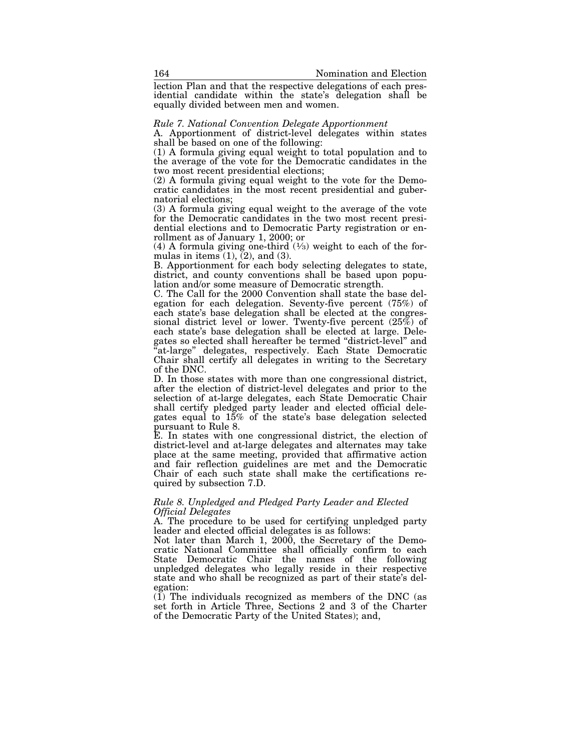lection Plan and that the respective delegations of each presidential candidate within the state's delegation shall be equally divided between men and women.

*Rule 7. National Convention Delegate Apportionment*

A. Apportionment of district-level delegates within states shall be based on one of the following:

(1) A formula giving equal weight to total population and to the average of the vote for the Democratic candidates in the two most recent presidential elections;

(2) A formula giving equal weight to the vote for the Democratic candidates in the most recent presidential and gubernatorial elections;

(3) A formula giving equal weight to the average of the vote for the Democratic candidates in the two most recent presidential elections and to Democratic Party registration or enrollment as of January 1, 2000; or

(4) A formula giving one-third (⅓) weight to each of the formulas in items (1), (2), and (3).

B. Apportionment for each body selecting delegates to state, district, and county conventions shall be based upon population and/or some measure of Democratic strength.

C. The Call for the 2000 Convention shall state the base delegation for each delegation. Seventy-five percent (75%) of each state's base delegation shall be elected at the congressional district level or lower. Twenty-five percent (25%) of each state's base delegation shall be elected at large. Delegates so elected shall hereafter be termed "district-level" and "at-large" delegates, respectively. Each State Democratic Chair shall certify all delegates in writing to the Secretary of the DNC.

D. In those states with more than one congressional district, after the election of district-level delegates and prior to the selection of at-large delegates, each State Democratic Chair shall certify pledged party leader and elected official delegates equal to 15% of the state's base delegation selected pursuant to Rule 8.

E. In states with one congressional district, the election of district-level and at-large delegates and alternates may take place at the same meeting, provided that affirmative action and fair reflection guidelines are met and the Democratic Chair of each such state shall make the certifications required by subsection 7.D.

*Rule 8. Unpledged and Pledged Party Leader and Elected Official Delegates*

A. The procedure to be used for certifying unpledged party leader and elected official delegates is as follows:

Not later than March 1, 2000, the Secretary of the Democratic National Committee shall officially confirm to each State Democratic Chair the names of the following unpledged delegates who legally reside in their respective state and who shall be recognized as part of their state's delegation:

(1) The individuals recognized as members of the DNC (as set forth in Article Three, Sections 2 and 3 of the Charter of the Democratic Party of the United States); and,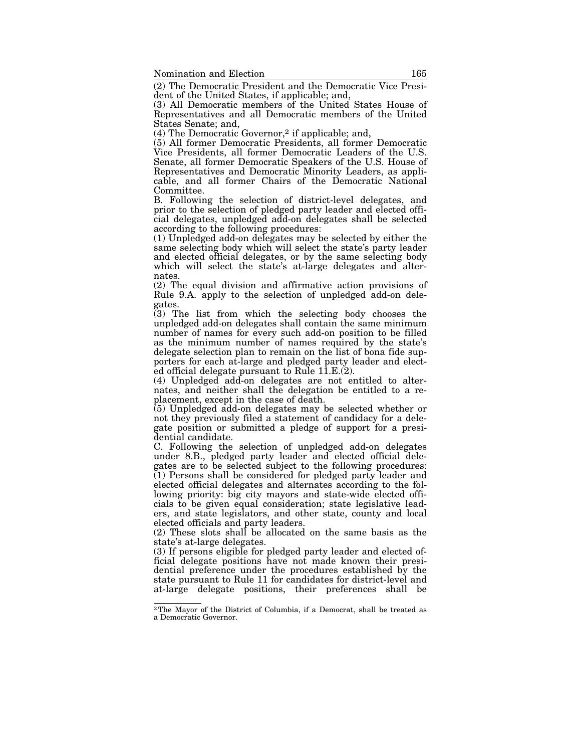(2) The Democratic President and the Democratic Vice President of the United States, if applicable; and,

(3) All Democratic members of the United States House of Representatives and all Democratic members of the United States Senate; and,

(4) The Democratic Governor,[2] if applicable; and,

(5) All former Democratic Presidents, all former Democratic Vice Presidents, all former Democratic Leaders of the U.S. Senate, all former Democratic Speakers of the U.S. House of Representatives and Democratic Minority Leaders, as applicable, and all former Chairs of the Democratic National Committee.

B. Following the selection of district-level delegates, and prior to the selection of pledged party leader and elected official delegates, unpledged add-on delegates shall be selected according to the following procedures:

(1) Unpledged add-on delegates may be selected by either the same selecting body which will select the state's party leader and elected official delegates, or by the same selecting body which will select the state's at-large delegates and alternates.

(2) The equal division and affirmative action provisions of Rule 9.A. apply to the selection of unpledged add-on delegates.

(3) The list from which the selecting body chooses the unpledged add-on delegates shall contain the same minimum number of names for every such add-on position to be filled as the minimum number of names required by the state's delegate selection plan to remain on the list of bona fide supporters for each at-large and pledged party leader and elected official delegate pursuant to Rule 11.E.(2).

(4) Unpledged add-on delegates are not entitled to alternates, and neither shall the delegation be entitled to a replacement, except in the case of death.

(5) Unpledged add-on delegates may be selected whether or not they previously filed a statement of candidacy for a delegate position or submitted a pledge of support for a presidential candidate.

C. Following the selection of unpledged add-on delegates under 8.B., pledged party leader and elected official delegates are to be selected subject to the following procedures:

(1) Persons shall be considered for pledged party leader and elected official delegates and alternates according to the following priority: big city mayors and state-wide elected officials to be given equal consideration; state legislative leaders, and state legislators, and other state, county and local elected officials and party leaders.

(2) These slots shall be allocated on the same basis as the state's at-large delegates.

(3) If persons eligible for pledged party leader and elected official delegate positions have not made known their presidential preference under the procedures established by the state pursuant to Rule 11 for candidates for district-level and at-large delegate positions, their preferences shall be

---

[2] The Mayor of the District of Columbia, if a Democrat, shall be treated as a Democratic Governor.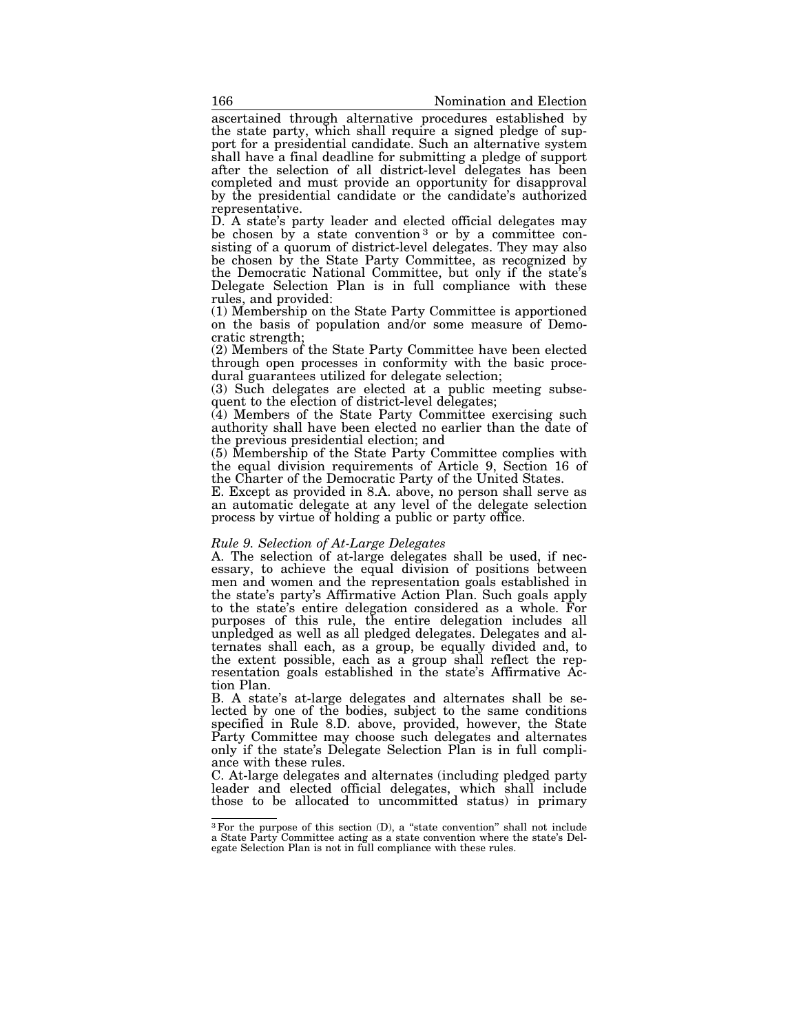ascertained through alternative procedures established by the state party, which shall require a signed pledge of support for a presidential candidate. Such an alternative system shall have a final deadline for submitting a pledge of support after the selection of all district-level delegates has been completed and must provide an opportunity for disapproval by the presidential candidate or the candidate's authorized representative.

D. A state's party leader and elected official delegates may be chosen by a state convention [3] or by a committee consisting of a quorum of district-level delegates. They may also be chosen by the State Party Committee, as recognized by the Democratic National Committee, but only if the state's Delegate Selection Plan is in full compliance with these rules, and provided:

(1) Membership on the State Party Committee is apportioned on the basis of population and/or some measure of Democratic strength;

(2) Members of the State Party Committee have been elected through open processes in conformity with the basic procedural guarantees utilized for delegate selection;

(3) Such delegates are elected at a public meeting subsequent to the election of district-level delegates;

(4) Members of the State Party Committee exercising such authority shall have been elected no earlier than the date of the previous presidential election; and

(5) Membership of the State Party Committee complies with the equal division requirements of Article 9, Section 16 of the Charter of the Democratic Party of the United States.

E. Except as provided in 8.A. above, no person shall serve as an automatic delegate at any level of the delegate selection process by virtue of holding a public or party office.

*Rule 9. Selection of At-Large Delegates*

A. The selection of at-large delegates shall be used, if necessary, to achieve the equal division of positions between men and women and the representation goals established in the state's party's Affirmative Action Plan. Such goals apply to the state's entire delegation considered as a whole. For purposes of this rule, the entire delegation includes all unpledged as well as all pledged delegates. Delegates and alternates shall each, as a group, be equally divided and, to the extent possible, each as a group shall reflect the representation goals established in the state's Affirmative Action Plan.

B. A state's at-large delegates and alternates shall be selected by one of the bodies, subject to the same conditions specified in Rule 8.D. above, provided, however, the State Party Committee may choose such delegates and alternates only if the state's Delegate Selection Plan is in full compliance with these rules.

C. At-large delegates and alternates (including pledged party leader and elected official delegates, which shall include those to be allocated to uncommitted status) in primary

[3] For the purpose of this section (D), a "state convention" shall not include a State Party Committee acting as a state convention where the state's Delegate Selection Plan is not in full compliance with these rules.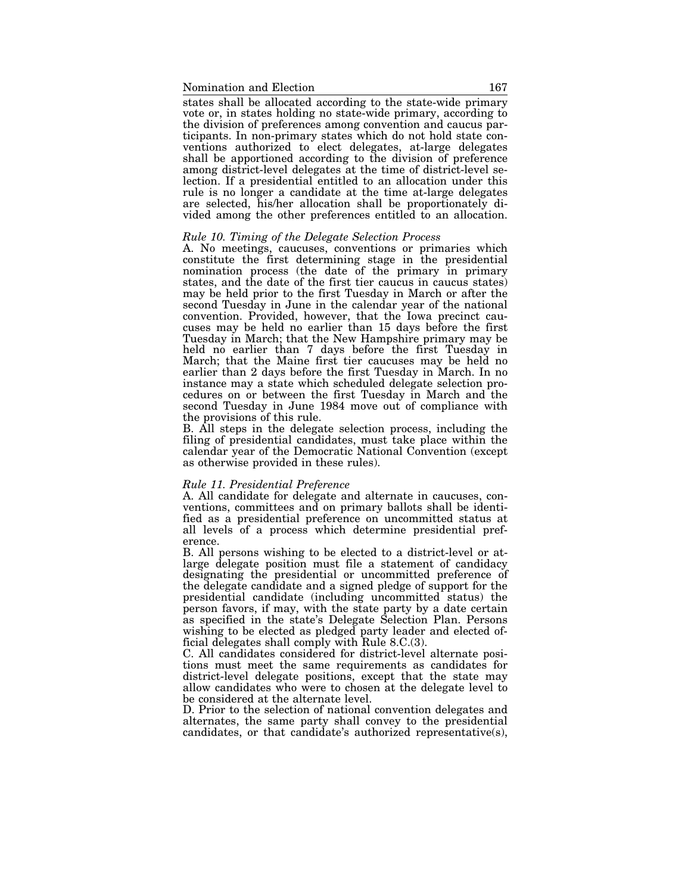states shall be allocated according to the state-wide primary vote or, in states holding no state-wide primary, according to the division of preferences among convention and caucus participants. In non-primary states which do not hold state conventions authorized to elect delegates, at-large delegates shall be apportioned according to the division of preference among district-level delegates at the time of district-level selection. If a presidential entitled to an allocation under this rule is no longer a candidate at the time at-large delegates are selected, his/her allocation shall be proportionately divided among the other preferences entitled to an allocation.

*Rule 10. Timing of the Delegate Selection Process*

A. No meetings, caucuses, conventions or primaries which constitute the first determining stage in the presidential nomination process (the date of the primary in primary states, and the date of the first tier caucus in caucus states) may be held prior to the first Tuesday in March or after the second Tuesday in June in the calendar year of the national convention. Provided, however, that the Iowa precinct caucuses may be held no earlier than 15 days before the first Tuesday in March; that the New Hampshire primary may be held no earlier than 7 days before the first Tuesday in March; that the Maine first tier caucuses may be held no earlier than 2 days before the first Tuesday in March. In no instance may a state which scheduled delegate selection procedures on or between the first Tuesday in March and the second Tuesday in June 1984 move out of compliance with the provisions of this rule.

B. All steps in the delegate selection process, including the filing of presidential candidates, must take place within the calendar year of the Democratic National Convention (except as otherwise provided in these rules).

*Rule 11. Presidential Preference*

A. All candidate for delegate and alternate in caucuses, conventions, committees and on primary ballots shall be identified as a presidential preference on uncommitted status at all levels of a process which determine presidential preference.

B. All persons wishing to be elected to a district-level or at-large delegate position must file a statement of candidacy designating the presidential or uncommitted preference of the delegate candidate and a signed pledge of support for the presidential candidate (including uncommitted status) the person favors, if may, with the state party by a date certain as specified in the state's Delegate Selection Plan. Persons wishing to be elected as pledged party leader and elected official delegates shall comply with Rule 8.C.(3).

C. All candidates considered for district-level alternate positions must meet the same requirements as candidates for district-level delegate positions, except that the state may allow candidates who were to chosen at the delegate level to be considered at the alternate level.

D. Prior to the selection of national convention delegates and alternates, the same party shall convey to the presidential candidates, or that candidate's authorized representative(s),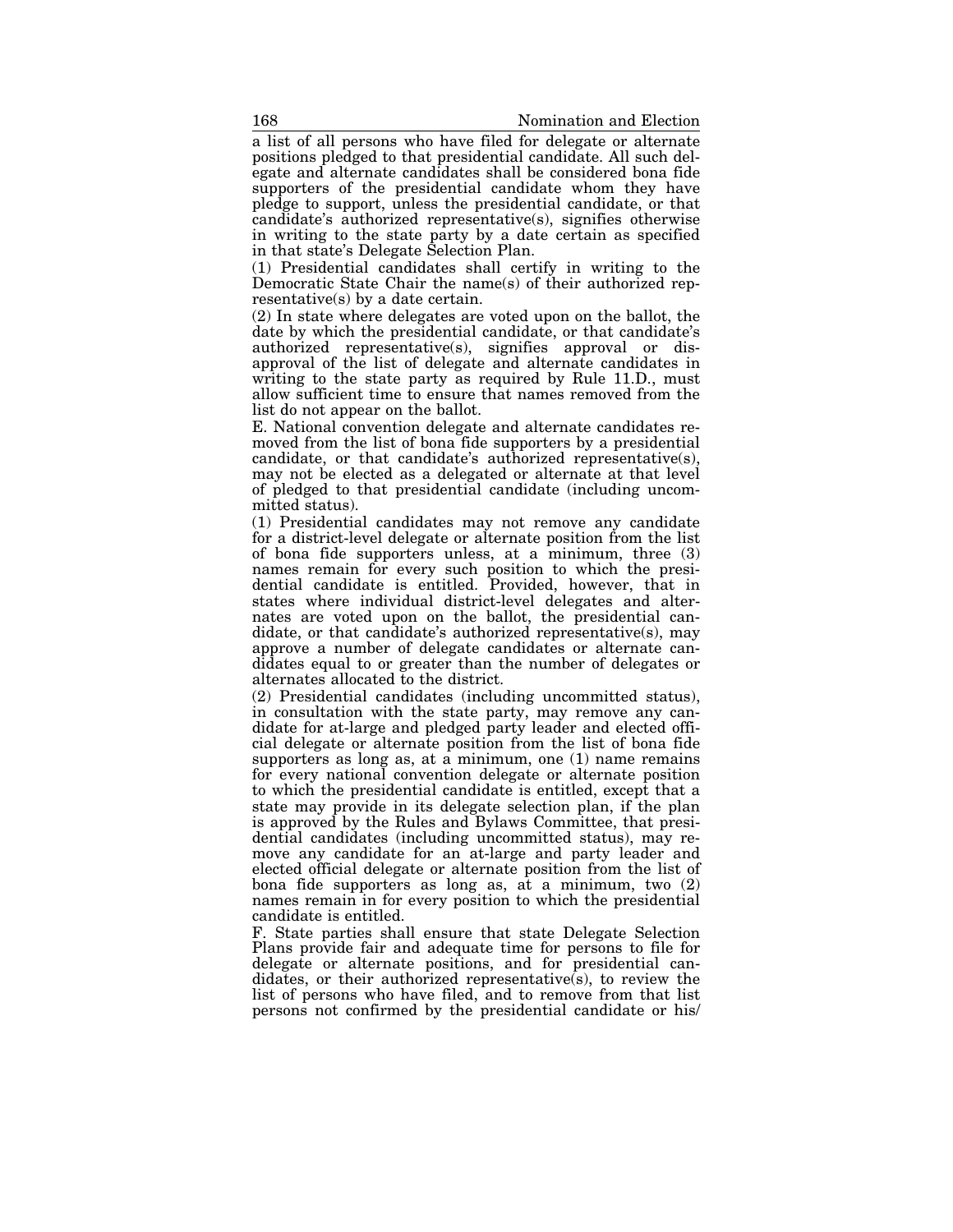a list of all persons who have filed for delegate or alternate positions pledged to that presidential candidate. All such delegate and alternate candidates shall be considered bona fide supporters of the presidential candidate whom they have pledge to support, unless the presidential candidate, or that candidate's authorized representative(s), signifies otherwise in writing to the state party by a date certain as specified in that state's Delegate Selection Plan.

(1) Presidential candidates shall certify in writing to the Democratic State Chair the name(s) of their authorized representative(s) by a date certain.

(2) In state where delegates are voted upon on the ballot, the date by which the presidential candidate, or that candidate's authorized representative(s), signifies approval or disapproval of the list of delegate and alternate candidates in writing to the state party as required by Rule 11.D., must allow sufficient time to ensure that names removed from the list do not appear on the ballot.

E. National convention delegate and alternate candidates removed from the list of bona fide supporters by a presidential candidate, or that candidate's authorized representative(s), may not be elected as a delegated or alternate at that level of pledged to that presidential candidate (including uncommitted status).

(1) Presidential candidates may not remove any candidate for a district-level delegate or alternate position from the list of bona fide supporters unless, at a minimum, three (3) names remain for every such position to which the presidential candidate is entitled. Provided, however, that in states where individual district-level delegates and alternates are voted upon on the ballot, the presidential candidate, or that candidate's authorized representative(s), may approve a number of delegate candidates or alternate candidates equal to or greater than the number of delegates or alternates allocated to the district.

(2) Presidential candidates (including uncommitted status), in consultation with the state party, may remove any candidate for at-large and pledged party leader and elected official delegate or alternate position from the list of bona fide supporters as long as, at a minimum, one (1) name remains for every national convention delegate or alternate position to which the presidential candidate is entitled, except that a state may provide in its delegate selection plan, if the plan is approved by the Rules and Bylaws Committee, that presidential candidates (including uncommitted status), may remove any candidate for an at-large and party leader and elected official delegate or alternate position from the list of bona fide supporters as long as, at a minimum, two (2) names remain in for every position to which the presidential candidate is entitled.

F. State parties shall ensure that state Delegate Selection Plans provide fair and adequate time for persons to file for delegate or alternate positions, and for presidential candidates, or their authorized representative(s), to review the list of persons who have filed, and to remove from that list persons not confirmed by the presidential candidate or his/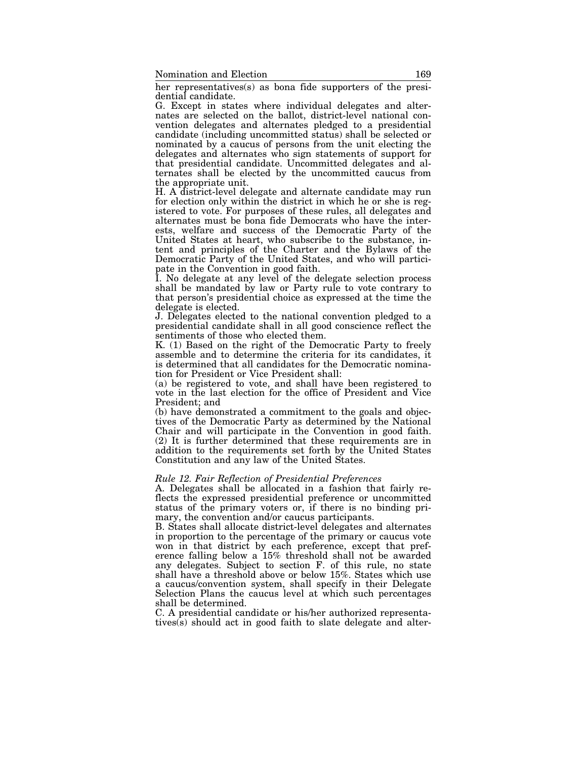her representatives(s) as bona fide supporters of the presidential candidate.

G. Except in states where individual delegates and alternates are selected on the ballot, district-level national convention delegates and alternates pledged to a presidential candidate (including uncommitted status) shall be selected or nominated by a caucus of persons from the unit electing the delegates and alternates who sign statements of support for that presidential candidate. Uncommitted delegates and alternates shall be elected by the uncommitted caucus from the appropriate unit.

H. A district-level delegate and alternate candidate may run for election only within the district in which he or she is registered to vote. For purposes of these rules, all delegates and alternates must be bona fide Democrats who have the interests, welfare and success of the Democratic Party of the United States at heart, who subscribe to the substance, intent and principles of the Charter and the Bylaws of the Democratic Party of the United States, and who will participate in the Convention in good faith.

I. No delegate at any level of the delegate selection process shall be mandated by law or Party rule to vote contrary to that person's presidential choice as expressed at the time the delegate is elected.

J. Delegates elected to the national convention pledged to a presidential candidate shall in all good conscience reflect the sentiments of those who elected them.

K. (1) Based on the right of the Democratic Party to freely assemble and to determine the criteria for its candidates, it is determined that all candidates for the Democratic nomination for President or Vice President shall:

(a) be registered to vote, and shall have been registered to vote in the last election for the office of President and Vice President; and

(b) have demonstrated a commitment to the goals and objectives of the Democratic Party as determined by the National Chair and will participate in the Convention in good faith.

(2) It is further determined that these requirements are in addition to the requirements set forth by the United States Constitution and any law of the United States.

*Rule 12. Fair Reflection of Presidential Preferences*

A. Delegates shall be allocated in a fashion that fairly reflects the expressed presidential preference or uncommitted status of the primary voters or, if there is no binding primary, the convention and/or caucus participants.

B. States shall allocate district-level delegates and alternates in proportion to the percentage of the primary or caucus vote won in that district by each preference, except that preference falling below a 15% threshold shall not be awarded any delegates. Subject to section F. of this rule, no state shall have a threshold above or below 15%. States which use a caucus/convention system, shall specify in their Delegate Selection Plans the caucus level at which such percentages shall be determined.

C. A presidential candidate or his/her authorized representatives(s) should act in good faith to slate delegate and alter-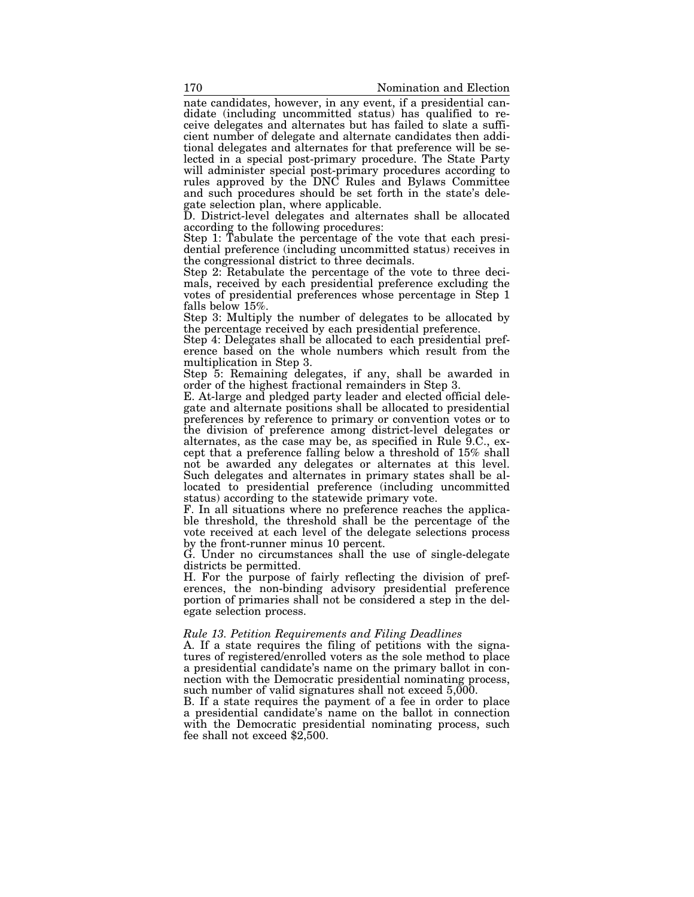nate candidates, however, in any event, if a presidential candidate (including uncommitted status) has qualified to receive delegates and alternates but has failed to slate a sufficient number of delegate and alternate candidates then additional delegates and alternates for that preference will be selected in a special post-primary procedure. The State Party will administer special post-primary procedures according to rules approved by the DNC Rules and Bylaws Committee and such procedures should be set forth in the state's delegate selection plan, where applicable.

D. District-level delegates and alternates shall be allocated according to the following procedures:

Step 1: Tabulate the percentage of the vote that each presidential preference (including uncommitted status) receives in the congressional district to three decimals.

Step 2: Retabulate the percentage of the vote to three decimals, received by each presidential preference excluding the votes of presidential preferences whose percentage in Step 1 falls below 15%.

Step 3: Multiply the number of delegates to be allocated by the percentage received by each presidential preference.

Step 4: Delegates shall be allocated to each presidential preference based on the whole numbers which result from the multiplication in Step 3.

Step 5: Remaining delegates, if any, shall be awarded in order of the highest fractional remainders in Step 3.

E. At-large and pledged party leader and elected official delegate and alternate positions shall be allocated to presidential preferences by reference to primary or convention votes or to the division of preference among district-level delegates or alternates, as the case may be, as specified in Rule 9.C., except that a preference falling below a threshold of 15% shall not be awarded any delegates or alternates at this level. Such delegates and alternates in primary states shall be allocated to presidential preference (including uncommitted status) according to the statewide primary vote.

F. In all situations where no preference reaches the applicable threshold, the threshold shall be the percentage of the vote received at each level of the delegate selections process by the front-runner minus 10 percent.

G. Under no circumstances shall the use of single-delegate districts be permitted.

H. For the purpose of fairly reflecting the division of preferences, the non-binding advisory presidential preference portion of primaries shall not be considered a step in the delegate selection process.

*Rule 13. Petition Requirements and Filing Deadlines*

A. If a state requires the filing of petitions with the signatures of registered/enrolled voters as the sole method to place a presidential candidate's name on the primary ballot in connection with the Democratic presidential nominating process, such number of valid signatures shall not exceed 5,000.

B. If a state requires the payment of a fee in order to place a presidential candidate's name on the ballot in connection with the Democratic presidential nominating process, such fee shall not exceed $2,500.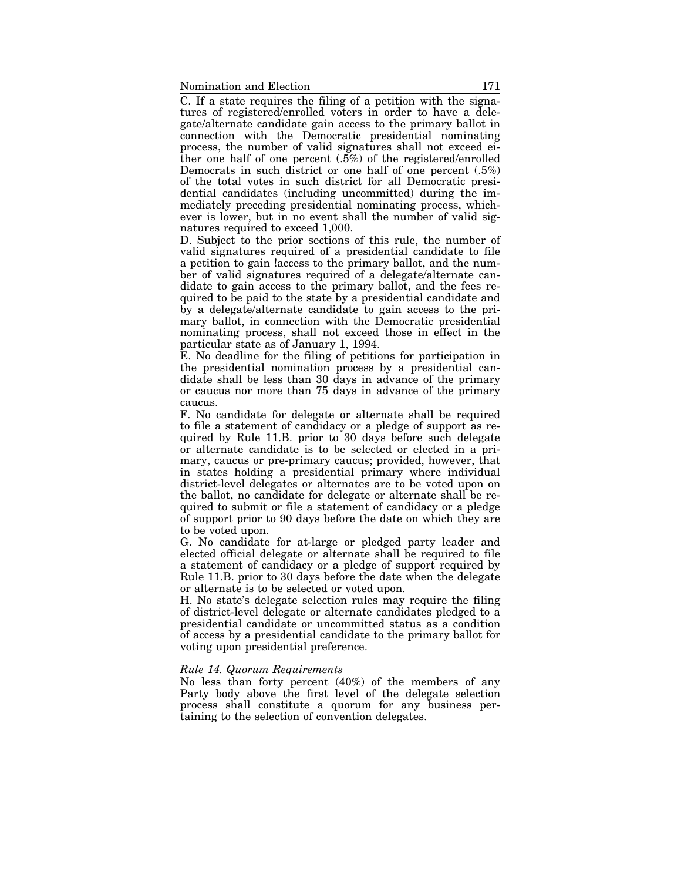C. If a state requires the filing of a petition with the signatures of registered/enrolled voters in order to have a delegate/alternate candidate gain access to the primary ballot in connection with the Democratic presidential nominating process, the number of valid signatures shall not exceed either one half of one percent (.5%) of the registered/enrolled Democrats in such district or one half of one percent (.5%) of the total votes in such district for all Democratic presidential candidates (including uncommitted) during the immediately preceding presidential nominating process, whichever is lower, but in no event shall the number of valid signatures required to exceed 1,000.

D. Subject to the prior sections of this rule, the number of valid signatures required of a presidential candidate to file a petition to gain !access to the primary ballot, and the number of valid signatures required of a delegate/alternate candidate to gain access to the primary ballot, and the fees required to be paid to the state by a presidential candidate and by a delegate/alternate candidate to gain access to the primary ballot, in connection with the Democratic presidential nominating process, shall not exceed those in effect in the particular state as of January 1, 1994.

E. No deadline for the filing of petitions for participation in the presidential nomination process by a presidential candidate shall be less than 30 days in advance of the primary or caucus nor more than 75 days in advance of the primary caucus.

F. No candidate for delegate or alternate shall be required to file a statement of candidacy or a pledge of support as required by Rule 11.B. prior to 30 days before such delegate or alternate candidate is to be selected or elected in a primary, caucus or pre-primary caucus; provided, however, that in states holding a presidential primary where individual district-level delegates or alternates are to be voted upon on the ballot, no candidate for delegate or alternate shall be required to submit or file a statement of candidacy or a pledge of support prior to 90 days before the date on which they are to be voted upon.

G. No candidate for at-large or pledged party leader and elected official delegate or alternate shall be required to file a statement of candidacy or a pledge of support required by Rule 11.B. prior to 30 days before the date when the delegate or alternate is to be selected or voted upon.

H. No state's delegate selection rules may require the filing of district-level delegate or alternate candidates pledged to a presidential candidate or uncommitted status as a condition of access by a presidential candidate to the primary ballot for voting upon presidential preference.

*Rule 14. Quorum Requirements*

No less than forty percent (40%) of the members of any Party body above the first level of the delegate selection process shall constitute a quorum for any business pertaining to the selection of convention delegates.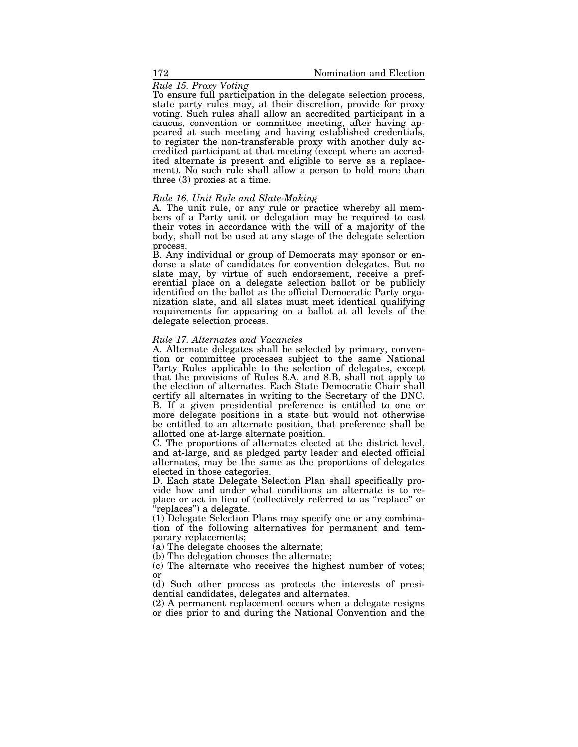*Rule 15. Proxy Voting*

To ensure full participation in the delegate selection process, state party rules may, at their discretion, provide for proxy voting. Such rules shall allow an accredited participant in a caucus, convention or committee meeting, after having appeared at such meeting and having established credentials, to register the non-transferable proxy with another duly accredited participant at that meeting (except where an accredited alternate is present and eligible to serve as a replacement). No such rule shall allow a person to hold more than three (3) proxies at a time.

*Rule 16. Unit Rule and Slate-Making*

A. The unit rule, or any rule or practice whereby all members of a Party unit or delegation may be required to cast their votes in accordance with the will of a majority of the body, shall not be used at any stage of the delegate selection process.

B. Any individual or group of Democrats may sponsor or endorse a slate of candidates for convention delegates. But no slate may, by virtue of such endorsement, receive a preferential place on a delegate selection ballot or be publicly identified on the ballot as the official Democratic Party organization slate, and all slates must meet identical qualifying requirements for appearing on a ballot at all levels of the delegate selection process.

*Rule 17. Alternates and Vacancies*

A. Alternate delegates shall be selected by primary, convention or committee processes subject to the same National Party Rules applicable to the selection of delegates, except that the provisions of Rules 8.A. and 8.B. shall not apply to the election of alternates. Each State Democratic Chair shall certify all alternates in writing to the Secretary of the DNC.

B. If a given presidential preference is entitled to one or more delegate positions in a state but would not otherwise be entitled to an alternate position, that preference shall be allotted one at-large alternate position.

C. The proportions of alternates elected at the district level, and at-large, and as pledged party leader and elected official alternates, may be the same as the proportions of delegates elected in those categories.

D. Each state Delegate Selection Plan shall specifically provide how and under what conditions an alternate is to replace or act in lieu of (collectively referred to as "replace" or "replaces") a delegate.

(1) Delegate Selection Plans may specify one or any combination of the following alternatives for permanent and temporary replacements;

(a) The delegate chooses the alternate;

(b) The delegation chooses the alternate;

(c) The alternate who receives the highest number of votes; or

(d) Such other process as protects the interests of presidential candidates, delegates and alternates.

(2) A permanent replacement occurs when a delegate resigns or dies prior to and during the National Convention and the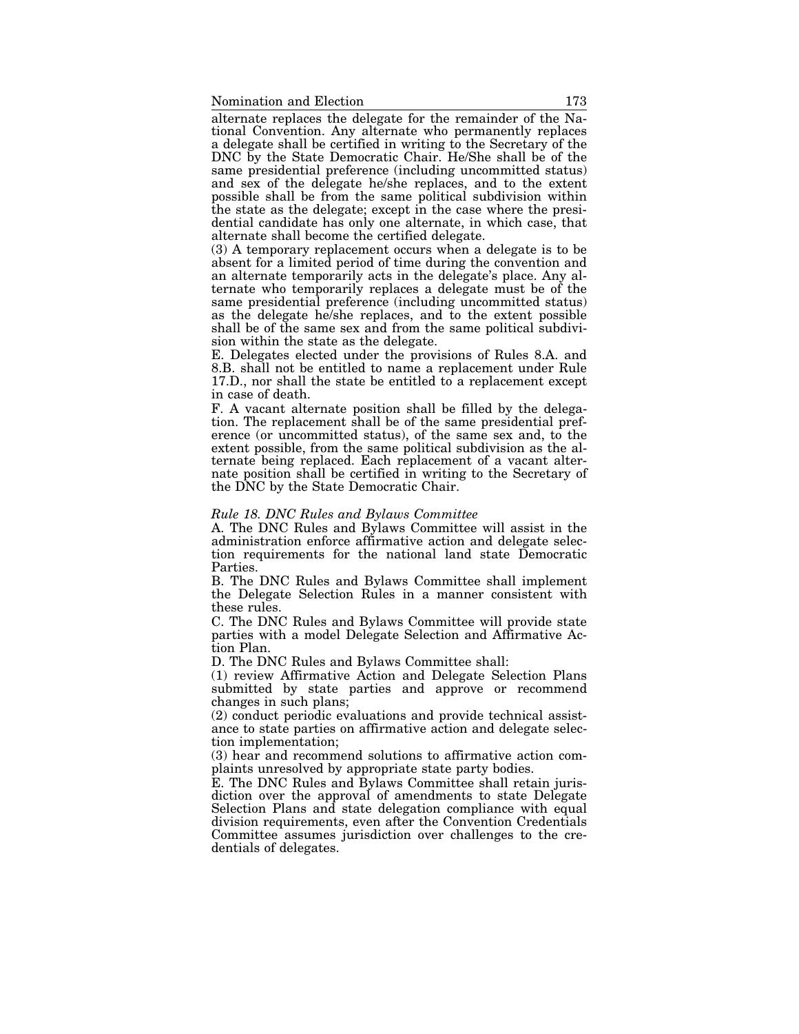alternate replaces the delegate for the remainder of the National Convention. Any alternate who permanently replaces a delegate shall be certified in writing to the Secretary of the DNC by the State Democratic Chair. He/She shall be of the same presidential preference (including uncommitted status) and sex of the delegate he/she replaces, and to the extent possible shall be from the same political subdivision within the state as the delegate; except in the case where the presidential candidate has only one alternate, in which case, that alternate shall become the certified delegate.

(3) A temporary replacement occurs when a delegate is to be absent for a limited period of time during the convention and an alternate temporarily acts in the delegate's place. Any alternate who temporarily replaces a delegate must be of the same presidential preference (including uncommitted status) as the delegate he/she replaces, and to the extent possible shall be of the same sex and from the same political subdivision within the state as the delegate.

E. Delegates elected under the provisions of Rules 8.A. and 8.B. shall not be entitled to name a replacement under Rule 17.D., nor shall the state be entitled to a replacement except in case of death.

F. A vacant alternate position shall be filled by the delegation. The replacement shall be of the same presidential preference (or uncommitted status), of the same sex and, to the extent possible, from the same political subdivision as the alternate being replaced. Each replacement of a vacant alternate position shall be certified in writing to the Secretary of the DNC by the State Democratic Chair.

*Rule 18. DNC Rules and Bylaws Committee*

A. The DNC Rules and Bylaws Committee will assist in the administration enforce affirmative action and delegate selection requirements for the national land state Democratic Parties.

B. The DNC Rules and Bylaws Committee shall implement the Delegate Selection Rules in a manner consistent with these rules.

C. The DNC Rules and Bylaws Committee will provide state parties with a model Delegate Selection and Affirmative Action Plan.

D. The DNC Rules and Bylaws Committee shall:

(1) review Affirmative Action and Delegate Selection Plans submitted by state parties and approve or recommend changes in such plans;

(2) conduct periodic evaluations and provide technical assistance to state parties on affirmative action and delegate selection implementation;

(3) hear and recommend solutions to affirmative action complaints unresolved by appropriate state party bodies.

E. The DNC Rules and Bylaws Committee shall retain jurisdiction over the approval of amendments to state Delegate Selection Plans and state delegation compliance with equal division requirements, even after the Convention Credentials Committee assumes jurisdiction over challenges to the credentials of delegates.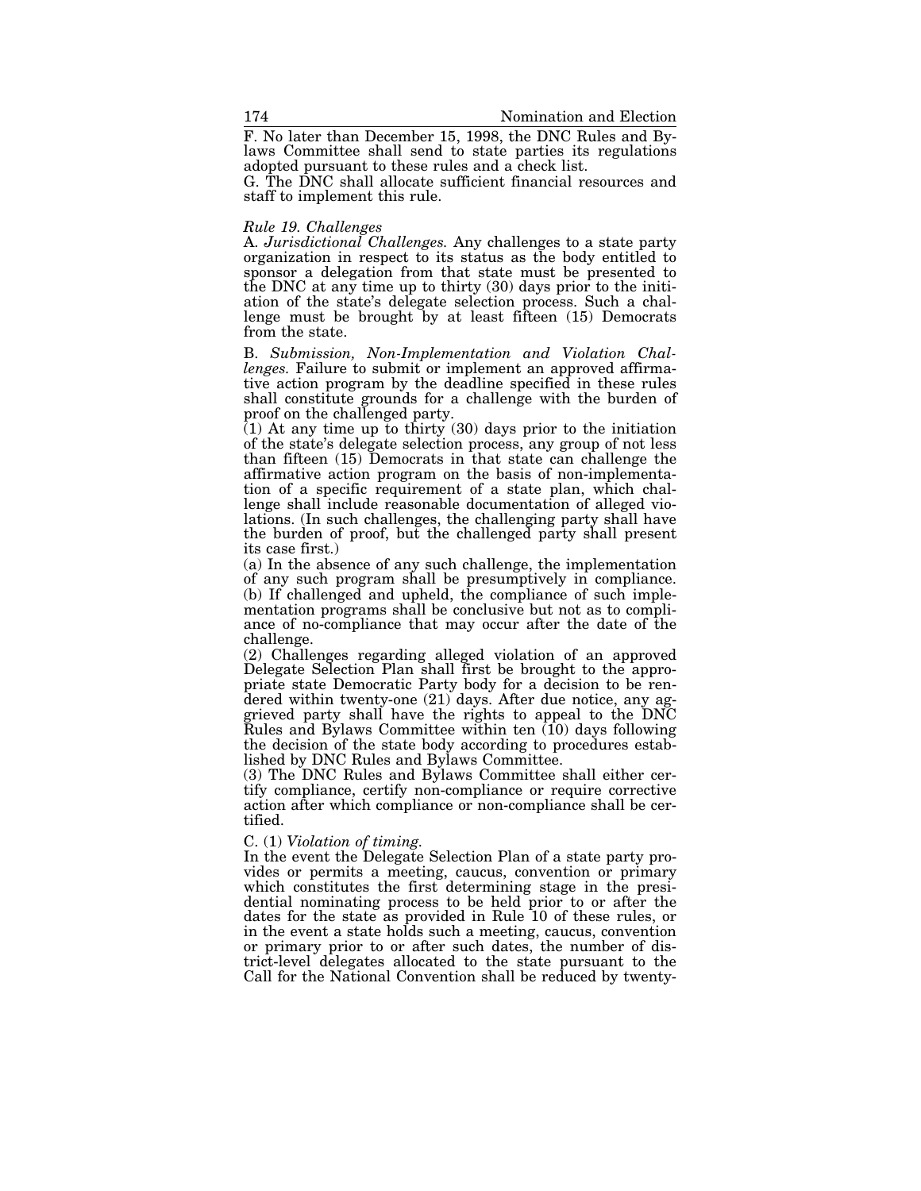F. No later than December 15, 1998, the DNC Rules and Bylaws Committee shall send to state parties its regulations adopted pursuant to these rules and a check list.

G. The DNC shall allocate sufficient financial resources and staff to implement this rule.

*Rule 19. Challenges*

A. *Jurisdictional Challenges.* Any challenges to a state party organization in respect to its status as the body entitled to sponsor a delegation from that state must be presented to the DNC at any time up to thirty (30) days prior to the initiation of the state's delegate selection process. Such a challenge must be brought by at least fifteen (15) Democrats from the state.

B. *Submission, Non-Implementation and Violation Challenges.* Failure to submit or implement an approved affirmative action program by the deadline specified in these rules shall constitute grounds for a challenge with the burden of proof on the challenged party.

(1) At any time up to thirty (30) days prior to the initiation of the state's delegate selection process, any group of not less than fifteen (15) Democrats in that state can challenge the affirmative action program on the basis of non-implementation of a specific requirement of a state plan, which challenge shall include reasonable documentation of alleged violations. (In such challenges, the challenging party shall have the burden of proof, but the challenged party shall present its case first.)

(a) In the absence of any such challenge, the implementation of any such program shall be presumptively in compliance.

(b) If challenged and upheld, the compliance of such implementation programs shall be conclusive but not as to compliance of no-compliance that may occur after the date of the challenge.

(2) Challenges regarding alleged violation of an approved Delegate Selection Plan shall first be brought to the appropriate state Democratic Party body for a decision to be rendered within twenty-one (21) days. After due notice, any aggrieved party shall have the rights to appeal to the DNC Rules and Bylaws Committee within ten (10) days following the decision of the state body according to procedures established by DNC Rules and Bylaws Committee.

(3) The DNC Rules and Bylaws Committee shall either certify compliance, certify non-compliance or require corrective action after which compliance or non-compliance shall be certified.

C. (1) *Violation of timing.*

In the event the Delegate Selection Plan of a state party provides or permits a meeting, caucus, convention or primary which constitutes the first determining stage in the presidential nominating process to be held prior to or after the dates for the state as provided in Rule 10 of these rules, or in the event a state holds such a meeting, caucus, convention or primary prior to or after such dates, the number of district-level delegates allocated to the state pursuant to the Call for the National Convention shall be reduced by twenty-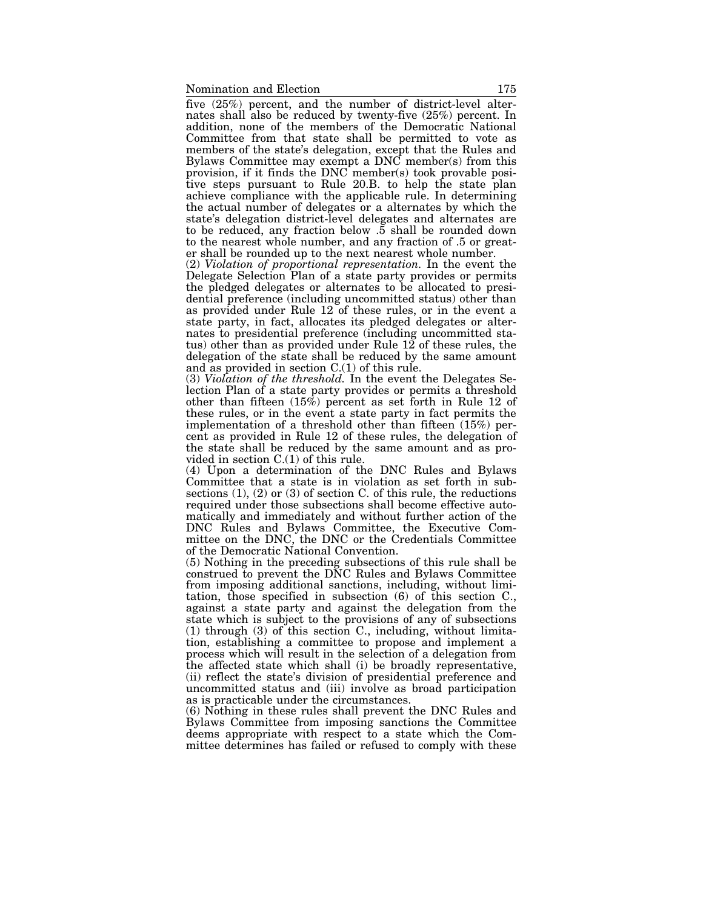five (25%) percent, and the number of district-level alternates shall also be reduced by twenty-five (25%) percent. In addition, none of the members of the Democratic National Committee from that state shall be permitted to vote as members of the state's delegation, except that the Rules and Bylaws Committee may exempt a DNC member(s) from this provision, if it finds the DNC member(s) took provable positive steps pursuant to Rule 20.B. to help the state plan achieve compliance with the applicable rule. In determining the actual number of delegates or a alternates by which the state's delegation district-level delegates and alternates are to be reduced, any fraction below .5 shall be rounded down to the nearest whole number, and any fraction of .5 or greater shall be rounded up to the next nearest whole number.

(2) *Violation of proportional representation.* In the event the Delegate Selection Plan of a state party provides or permits the pledged delegates or alternates to be allocated to presidential preference (including uncommitted status) other than as provided under Rule 12 of these rules, or in the event a state party, in fact, allocates its pledged delegates or alternates to presidential preference (including uncommitted status) other than as provided under Rule 12 of these rules, the delegation of the state shall be reduced by the same amount and as provided in section C.(1) of this rule.

(3) *Violation of the threshold.* In the event the Delegates Selection Plan of a state party provides or permits a threshold other than fifteen (15%) percent as set forth in Rule 12 of these rules, or in the event a state party in fact permits the implementation of a threshold other than fifteen (15%) percent as provided in Rule 12 of these rules, the delegation of the state shall be reduced by the same amount and as provided in section C.(1) of this rule.

(4) Upon a determination of the DNC Rules and Bylaws Committee that a state is in violation as set forth in subsections (1), (2) or (3) of section C. of this rule, the reductions required under those subsections shall become effective automatically and immediately and without further action of the DNC Rules and Bylaws Committee, the Executive Committee on the DNC, the DNC or the Credentials Committee of the Democratic National Convention.

(5) Nothing in the preceding subsections of this rule shall be construed to prevent the DNC Rules and Bylaws Committee from imposing additional sanctions, including, without limitation, those specified in subsection (6) of this section C., against a state party and against the delegation from the state which is subject to the provisions of any of subsections (1) through (3) of this section C., including, without limitation, establishing a committee to propose and implement a process which will result in the selection of a delegation from the affected state which shall (i) be broadly representative, (ii) reflect the state's division of presidential preference and uncommitted status and (iii) involve as broad participation as is practicable under the circumstances.

(6) Nothing in these rules shall prevent the DNC Rules and Bylaws Committee from imposing sanctions the Committee deems appropriate with respect to a state which the Committee determines has failed or refused to comply with these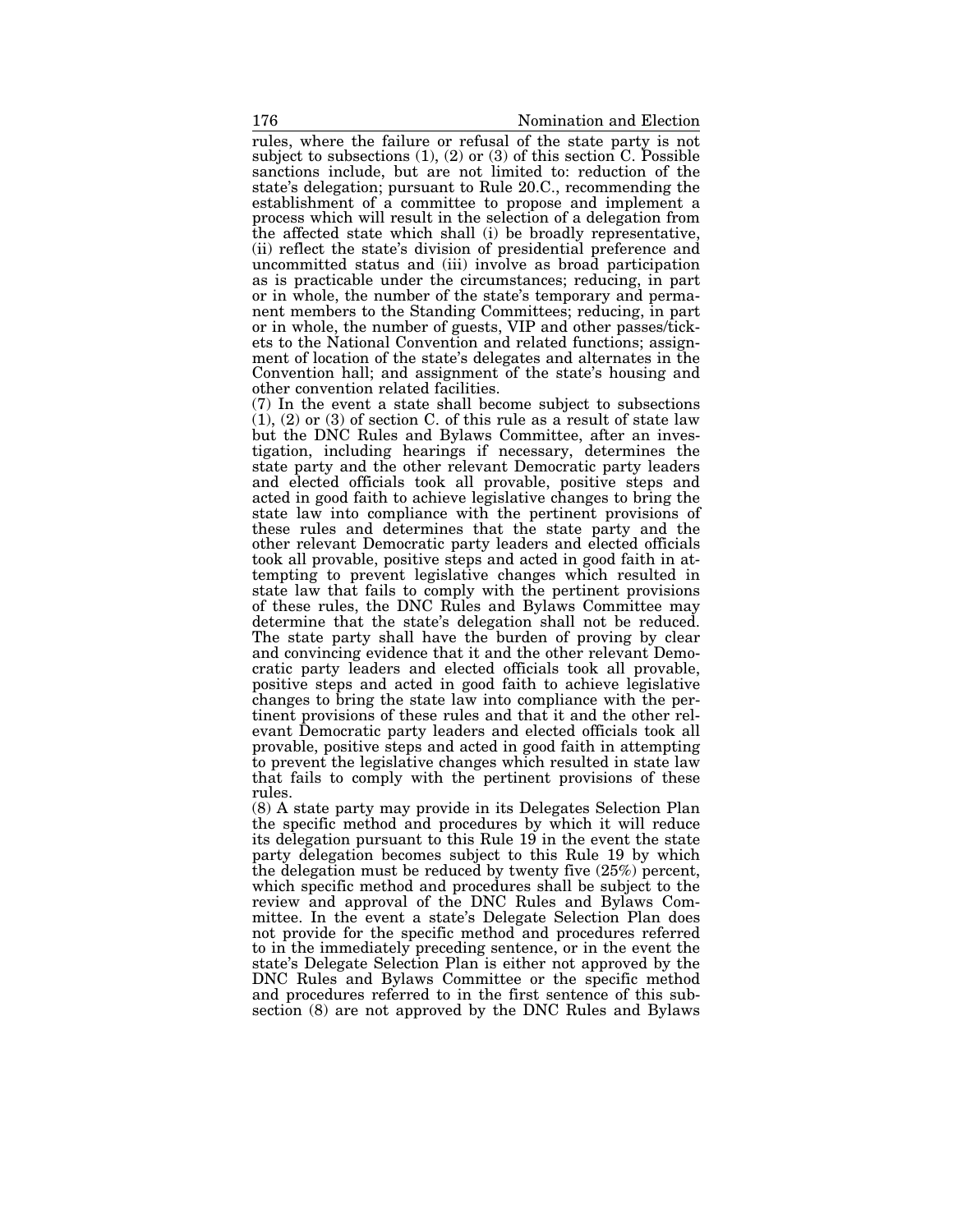rules, where the failure or refusal of the state party is not subject to subsections (1), (2) or (3) of this section C. Possible sanctions include, but are not limited to: reduction of the state's delegation; pursuant to Rule 20.C., recommending the establishment of a committee to propose and implement a process which will result in the selection of a delegation from the affected state which shall (i) be broadly representative, (ii) reflect the state's division of presidential preference and uncommitted status and (iii) involve as broad participation as is practicable under the circumstances; reducing, in part or in whole, the number of the state's temporary and permanent members to the Standing Committees; reducing, in part or in whole, the number of guests, VIP and other passes/tickets to the National Convention and related functions; assignment of location of the state's delegates and alternates in the Convention hall; and assignment of the state's housing and other convention related facilities.

(7) In the event a state shall become subject to subsections (1), (2) or (3) of section C. of this rule as a result of state law but the DNC Rules and Bylaws Committee, after an investigation, including hearings if necessary, determines the state party and the other relevant Democratic party leaders and elected officials took all provable, positive steps and acted in good faith to achieve legislative changes to bring the state law into compliance with the pertinent provisions of these rules and determines that the state party and the other relevant Democratic party leaders and elected officials took all provable, positive steps and acted in good faith in attempting to prevent legislative changes which resulted in state law that fails to comply with the pertinent provisions of these rules, the DNC Rules and Bylaws Committee may determine that the state's delegation shall not be reduced. The state party shall have the burden of proving by clear and convincing evidence that it and the other relevant Democratic party leaders and elected officials took all provable, positive steps and acted in good faith to achieve legislative changes to bring the state law into compliance with the pertinent provisions of these rules and that it and the other relevant Democratic party leaders and elected officials took all provable, positive steps and acted in good faith in attempting to prevent the legislative changes which resulted in state law that fails to comply with the pertinent provisions of these rules.

(8) A state party may provide in its Delegates Selection Plan the specific method and procedures by which it will reduce its delegation pursuant to this Rule 19 in the event the state party delegation becomes subject to this Rule 19 by which the delegation must be reduced by twenty five (25%) percent, which specific method and procedures shall be subject to the review and approval of the DNC Rules and Bylaws Committee. In the event a state's Delegate Selection Plan does not provide for the specific method and procedures referred to in the immediately preceding sentence, or in the event the state's Delegate Selection Plan is either not approved by the DNC Rules and Bylaws Committee or the specific method and procedures referred to in the first sentence of this subsection (8) are not approved by the DNC Rules and Bylaws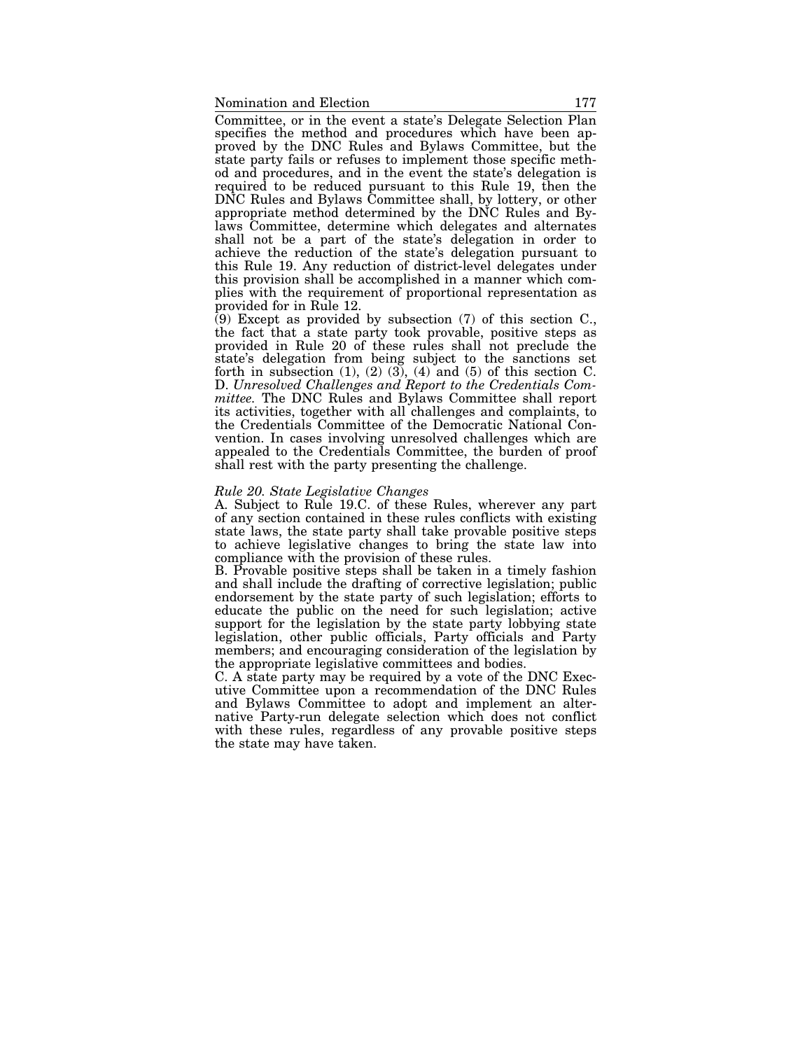Committee, or in the event a state's Delegate Selection Plan specifies the method and procedures which have been approved by the DNC Rules and Bylaws Committee, but the state party fails or refuses to implement those specific method and procedures, and in the event the state's delegation is required to be reduced pursuant to this Rule 19, then the DNC Rules and Bylaws Committee shall, by lottery, or other appropriate method determined by the DNC Rules and Bylaws Committee, determine which delegates and alternates shall not be a part of the state's delegation in order to achieve the reduction of the state's delegation pursuant to this Rule 19. Any reduction of district-level delegates under this provision shall be accomplished in a manner which complies with the requirement of proportional representation as provided for in Rule 12.

(9) Except as provided by subsection (7) of this section C., the fact that a state party took provable, positive steps as provided in Rule 20 of these rules shall not preclude the state's delegation from being subject to the sanctions set forth in subsection (1), (2) (3), (4) and (5) of this section C.

D. *Unresolved Challenges and Report to the Credentials Committee.* The DNC Rules and Bylaws Committee shall report its activities, together with all challenges and complaints, to the Credentials Committee of the Democratic National Convention. In cases involving unresolved challenges which are appealed to the Credentials Committee, the burden of proof shall rest with the party presenting the challenge.

*Rule 20. State Legislative Changes*

A. Subject to Rule 19.C. of these Rules, wherever any part of any section contained in these rules conflicts with existing state laws, the state party shall take provable positive steps to achieve legislative changes to bring the state law into compliance with the provision of these rules.

B. Provable positive steps shall be taken in a timely fashion and shall include the drafting of corrective legislation; public endorsement by the state party of such legislation; efforts to educate the public on the need for such legislation; active support for the legislation by the state party lobbying state legislation, other public officials, Party officials and Party members; and encouraging consideration of the legislation by the appropriate legislative committees and bodies.

C. A state party may be required by a vote of the DNC Executive Committee upon a recommendation of the DNC Rules and Bylaws Committee to adopt and implement an alternative Party-run delegate selection which does not conflict with these rules, regardless of any provable positive steps the state may have taken.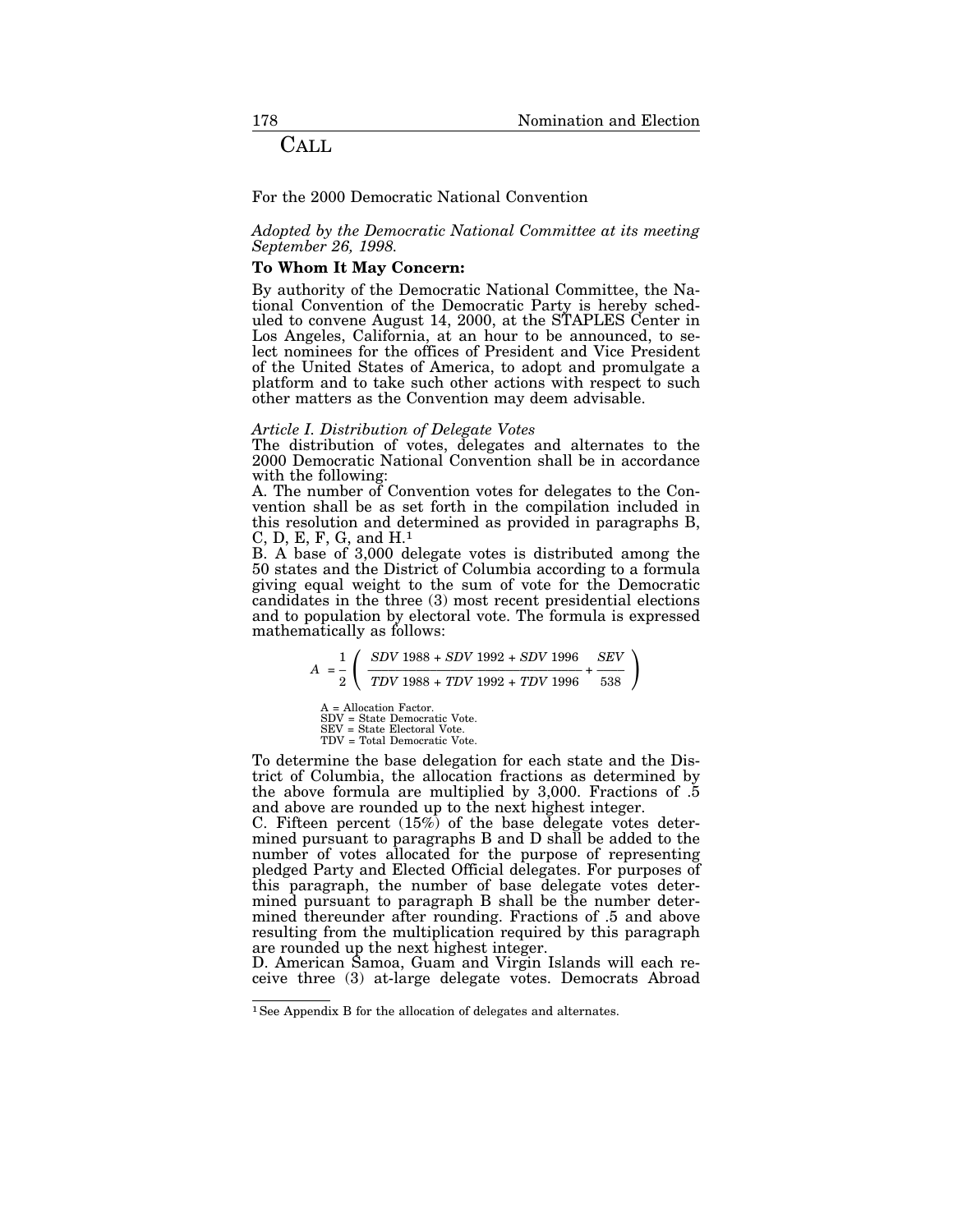# CALL

For the 2000 Democratic National Convention

*Adopted by the Democratic National Committee at its meeting September 26, 1998.*

**To Whom It May Concern:**

By authority of the Democratic National Committee, the National Convention of the Democratic Party is hereby scheduled to convene August 14, 2000, at the STAPLES Center in Los Angeles, California, at an hour to be announced, to select nominees for the offices of President and Vice President of the United States of America, to adopt and promulgate a platform and to take such other actions with respect to such other matters as the Convention may deem advisable.

*Article I. Distribution of Delegate Votes*

The distribution of votes, delegates and alternates to the 2000 Democratic National Convention shall be in accordance with the following:

A. The number of Convention votes for delegates to the Convention shall be as set forth in the compilation included in this resolution and determined as provided in paragraphs B, C, D, E, F, G, and H.[1]

B. A base of 3,000 delegate votes is distributed among the 50 states and the District of Columbia according to a formula giving equal weight to the sum of vote for the Democratic candidates in the three (3) most recent presidential elections and to population by electoral vote. The formula is expressed mathematically as follows:

$$A = \frac{1}{2}\left( \frac{SDV\ 1988 + SDV\ 1992 + SDV\ 1996}{TDV\ 1988 + TDV\ 1992 + TDV\ 1996} + \frac{SEV}{538} \right)$$

A = Allocation Factor.
SDV = State Democratic Vote.
SEV = State Electoral Vote.
TDV = Total Democratic Vote.

To determine the base delegation for each state and the District of Columbia, the allocation fractions as determined by the above formula are multiplied by 3,000. Fractions of .5 and above are rounded up to the next highest integer.

C. Fifteen percent (15%) of the base delegate votes determined pursuant to paragraphs B and D shall be added to the number of votes allocated for the purpose of representing pledged Party and Elected Official delegates. For purposes of this paragraph, the number of base delegate votes determined pursuant to paragraph B shall be the number determined thereunder after rounding. Fractions of .5 and above resulting from the multiplication required by this paragraph are rounded up the next highest integer.

D. American Samoa, Guam and Virgin Islands will each receive three (3) at-large delegate votes. Democrats Abroad

[1] See Appendix B for the allocation of delegates and alternates.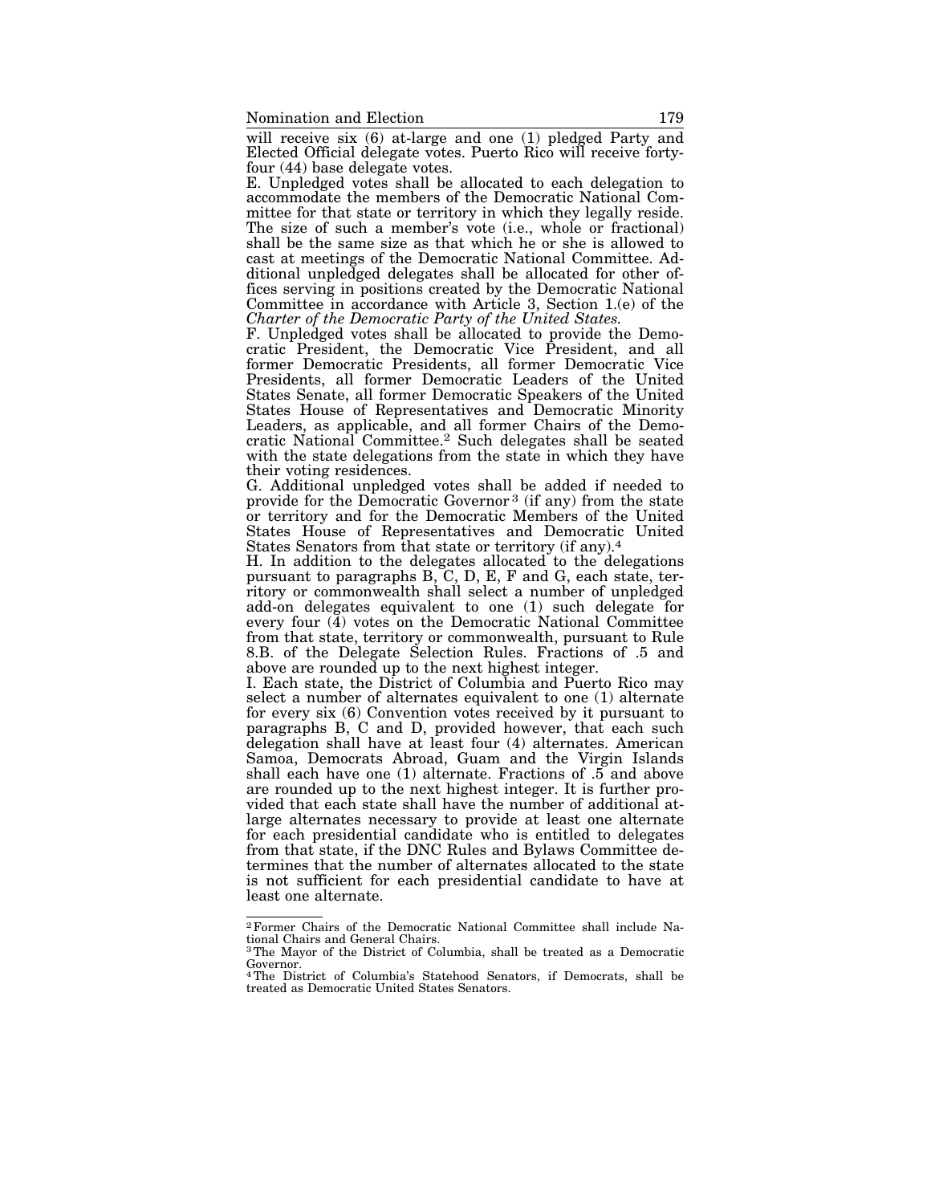will receive six (6) at-large and one (1) pledged Party and Elected Official delegate votes. Puerto Rico will receive forty-four (44) base delegate votes.

E. Unpledged votes shall be allocated to each delegation to accommodate the members of the Democratic National Committee for that state or territory in which they legally reside. The size of such a member's vote (i.e., whole or fractional) shall be the same size as that which he or she is allowed to cast at meetings of the Democratic National Committee. Additional unpledged delegates shall be allocated for other offices serving in positions created by the Democratic National Committee in accordance with Article 3, Section 1.(e) of the *Charter of the Democratic Party of the United States.*

F. Unpledged votes shall be allocated to provide the Democratic President, the Democratic Vice President, and all former Democratic Presidents, all former Democratic Vice Presidents, all former Democratic Leaders of the United States Senate, all former Democratic Speakers of the United States House of Representatives and Democratic Minority Leaders, as applicable, and all former Chairs of the Democratic National Committee.[2] Such delegates shall be seated with the state delegations from the state in which they have their voting residences.

G. Additional unpledged votes shall be added if needed to provide for the Democratic Governor[3] (if any) from the state or territory and for the Democratic Members of the United States House of Representatives and Democratic United States Senators from that state or territory (if any).[4]

H. In addition to the delegates allocated to the delegations pursuant to paragraphs B, C, D, E, F and G, each state, territory or commonwealth shall select a number of unpledged add-on delegates equivalent to one (1) such delegate for every four (4) votes on the Democratic National Committee from that state, territory or commonwealth, pursuant to Rule 8.B. of the Delegate Selection Rules. Fractions of .5 and above are rounded up to the next highest integer.

I. Each state, the District of Columbia and Puerto Rico may select a number of alternates equivalent to one (1) alternate for every six (6) Convention votes received by it pursuant to paragraphs B, C and D, provided however, that each such delegation shall have at least four (4) alternates. American Samoa, Democrats Abroad, Guam and the Virgin Islands shall each have one (1) alternate. Fractions of .5 and above are rounded up to the next highest integer. It is further provided that each state shall have the number of additional at-large alternates necessary to provide at least one alternate for each presidential candidate who is entitled to delegates from that state, if the DNC Rules and Bylaws Committee determines that the number of alternates allocated to the state is not sufficient for each presidential candidate to have at least one alternate.

---

[2] Former Chairs of the Democratic National Committee shall include National Chairs and General Chairs.

[3] The Mayor of the District of Columbia, shall be treated as a Democratic Governor.

[4] The District of Columbia's Statehood Senators, if Democrats, shall be treated as Democratic United States Senators.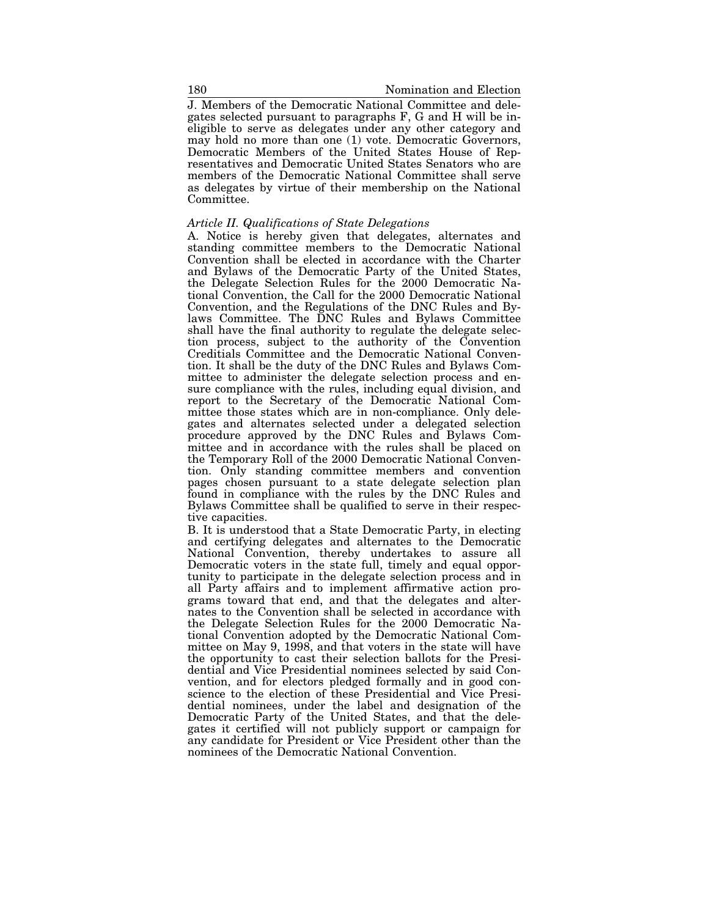J. Members of the Democratic National Committee and delegates selected pursuant to paragraphs F, G and H will be ineligible to serve as delegates under any other category and may hold no more than one (1) vote. Democratic Governors, Democratic Members of the United States House of Representatives and Democratic United States Senators who are members of the Democratic National Committee shall serve as delegates by virtue of their membership on the National Committee.

*Article II. Qualifications of State Delegations*

A. Notice is hereby given that delegates, alternates and standing committee members to the Democratic National Convention shall be elected in accordance with the Charter and Bylaws of the Democratic Party of the United States, the Delegate Selection Rules for the 2000 Democratic National Convention, the Call for the 2000 Democratic National Convention, and the Regulations of the DNC Rules and Bylaws Committee. The DNC Rules and Bylaws Committee shall have the final authority to regulate the delegate selection process, subject to the authority of the Convention Creditials Committee and the Democratic National Convention. It shall be the duty of the DNC Rules and Bylaws Committee to administer the delegate selection process and ensure compliance with the rules, including equal division, and report to the Secretary of the Democratic National Committee those states which are in non-compliance. Only delegates and alternates selected under a delegated selection procedure approved by the DNC Rules and Bylaws Committee and in accordance with the rules shall be placed on the Temporary Roll of the 2000 Democratic National Convention. Only standing committee members and convention pages chosen pursuant to a state delegate selection plan found in compliance with the rules by the DNC Rules and Bylaws Committee shall be qualified to serve in their respective capacities.

B. It is understood that a State Democratic Party, in electing and certifying delegates and alternates to the Democratic National Convention, thereby undertakes to assure all Democratic voters in the state full, timely and equal opportunity to participate in the delegate selection process and in all Party affairs and to implement affirmative action programs toward that end, and that the delegates and alternates to the Convention shall be selected in accordance with the Delegate Selection Rules for the 2000 Democratic National Convention adopted by the Democratic National Committee on May 9, 1998, and that voters in the state will have the opportunity to cast their selection ballots for the Presidential and Vice Presidential nominees selected by said Convention, and for electors pledged formally and in good conscience to the election of these Presidential and Vice Presidential nominees, under the label and designation of the Democratic Party of the United States, and that the delegates it certified will not publicly support or campaign for any candidate for President or Vice President other than the nominees of the Democratic National Convention.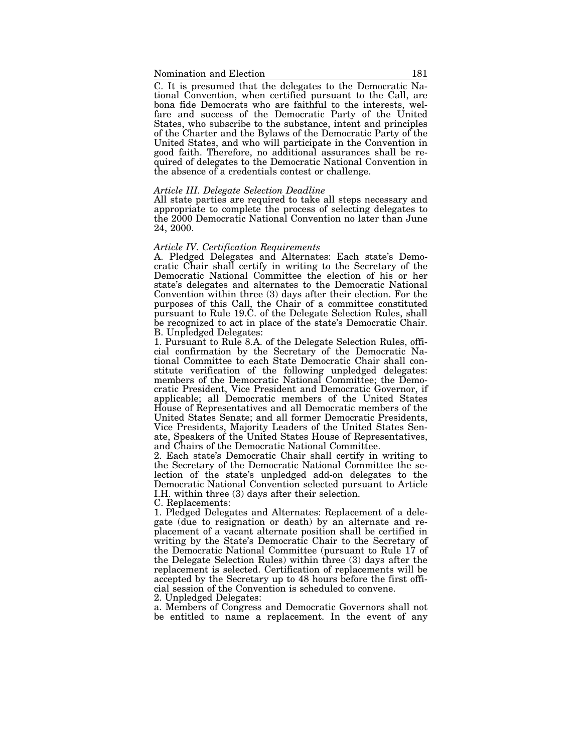C. It is presumed that the delegates to the Democratic National Convention, when certified pursuant to the Call, are bona fide Democrats who are faithful to the interests, welfare and success of the Democratic Party of the United States, who subscribe to the substance, intent and principles of the Charter and the Bylaws of the Democratic Party of the United States, and who will participate in the Convention in good faith. Therefore, no additional assurances shall be required of delegates to the Democratic National Convention in the absence of a credentials contest or challenge.

*Article III. Delegate Selection Deadline*

All state parties are required to take all steps necessary and appropriate to complete the process of selecting delegates to the 2000 Democratic National Convention no later than June 24, 2000.

*Article IV. Certification Requirements*

A. Pledged Delegates and Alternates: Each state's Democratic Chair shall certify in writing to the Secretary of the Democratic National Committee the election of his or her state's delegates and alternates to the Democratic National Convention within three (3) days after their election. For the purposes of this Call, the Chair of a committee constituted pursuant to Rule 19.C. of the Delegate Selection Rules, shall be recognized to act in place of the state's Democratic Chair.

B. Unpledged Delegates:

1. Pursuant to Rule 8.A. of the Delegate Selection Rules, official confirmation by the Secretary of the Democratic National Committee to each State Democratic Chair shall constitute verification of the following unpledged delegates: members of the Democratic National Committee; the Democratic President, Vice President and Democratic Governor, if applicable; all Democratic members of the United States House of Representatives and all Democratic members of the United States Senate; and all former Democratic Presidents, Vice Presidents, Majority Leaders of the United States Senate, Speakers of the United States House of Representatives, and Chairs of the Democratic National Committee.

2. Each state's Democratic Chair shall certify in writing to the Secretary of the Democratic National Committee the selection of the state's unpledged add-on delegates to the Democratic National Convention selected pursuant to Article I.H. within three (3) days after their selection.

C. Replacements:

1. Pledged Delegates and Alternates: Replacement of a delegate (due to resignation or death) by an alternate and replacement of a vacant alternate position shall be certified in writing by the State's Democratic Chair to the Secretary of the Democratic National Committee (pursuant to Rule 17 of the Delegate Selection Rules) within three (3) days after the replacement is selected. Certification of replacements will be accepted by the Secretary up to 48 hours before the first official session of the Convention is scheduled to convene.

2. Unpledged Delegates:

a. Members of Congress and Democratic Governors shall not be entitled to name a replacement. In the event of any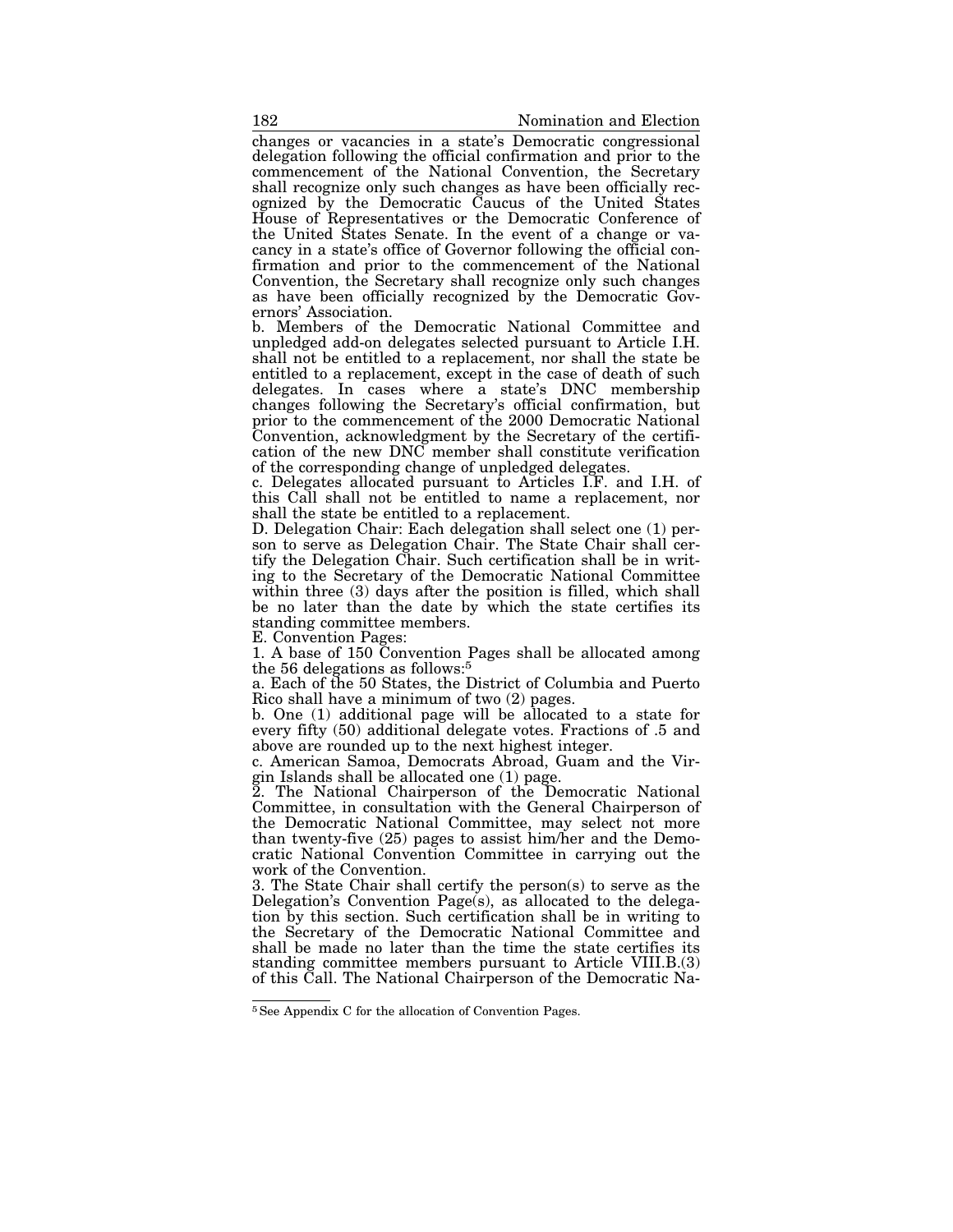changes or vacancies in a state's Democratic congressional delegation following the official confirmation and prior to the commencement of the National Convention, the Secretary shall recognize only such changes as have been officially recognized by the Democratic Caucus of the United States House of Representatives or the Democratic Conference of the United States Senate. In the event of a change or vacancy in a state's office of Governor following the official confirmation and prior to the commencement of the National Convention, the Secretary shall recognize only such changes as have been officially recognized by the Democratic Governors' Association.

b. Members of the Democratic National Committee and unpledged add-on delegates selected pursuant to Article I.H. shall not be entitled to a replacement, nor shall the state be entitled to a replacement, except in the case of death of such delegates. In cases where a state's DNC membership changes following the Secretary's official confirmation, but prior to the commencement of the 2000 Democratic National Convention, acknowledgment by the Secretary of the certification of the new DNC member shall constitute verification of the corresponding change of unpledged delegates.

c. Delegates allocated pursuant to Articles I.F. and I.H. of this Call shall not be entitled to name a replacement, nor shall the state be entitled to a replacement.

D. Delegation Chair: Each delegation shall select one (1) person to serve as Delegation Chair. The State Chair shall certify the Delegation Chair. Such certification shall be in writing to the Secretary of the Democratic National Committee within three (3) days after the position is filled, which shall be no later than the date by which the state certifies its standing committee members.

E. Convention Pages:

1. A base of 150 Convention Pages shall be allocated among the 56 delegations as follows:[5]

a. Each of the 50 States, the District of Columbia and Puerto Rico shall have a minimum of two (2) pages.

b. One (1) additional page will be allocated to a state for every fifty (50) additional delegate votes. Fractions of .5 and above are rounded up to the next highest integer.

c. American Samoa, Democrats Abroad, Guam and the Virgin Islands shall be allocated one (1) page.

2. The National Chairperson of the Democratic National Committee, in consultation with the General Chairperson of the Democratic National Committee, may select not more than twenty-five (25) pages to assist him/her and the Democratic National Convention Committee in carrying out the work of the Convention.

3. The State Chair shall certify the person(s) to serve as the Delegation's Convention Page(s), as allocated to the delegation by this section. Such certification shall be in writing to the Secretary of the Democratic National Committee and shall be made no later than the time the state certifies its standing committee members pursuant to Article VIII.B.(3) of this Call. The National Chairperson of the Democratic Na-

[5] See Appendix C for the allocation of Convention Pages.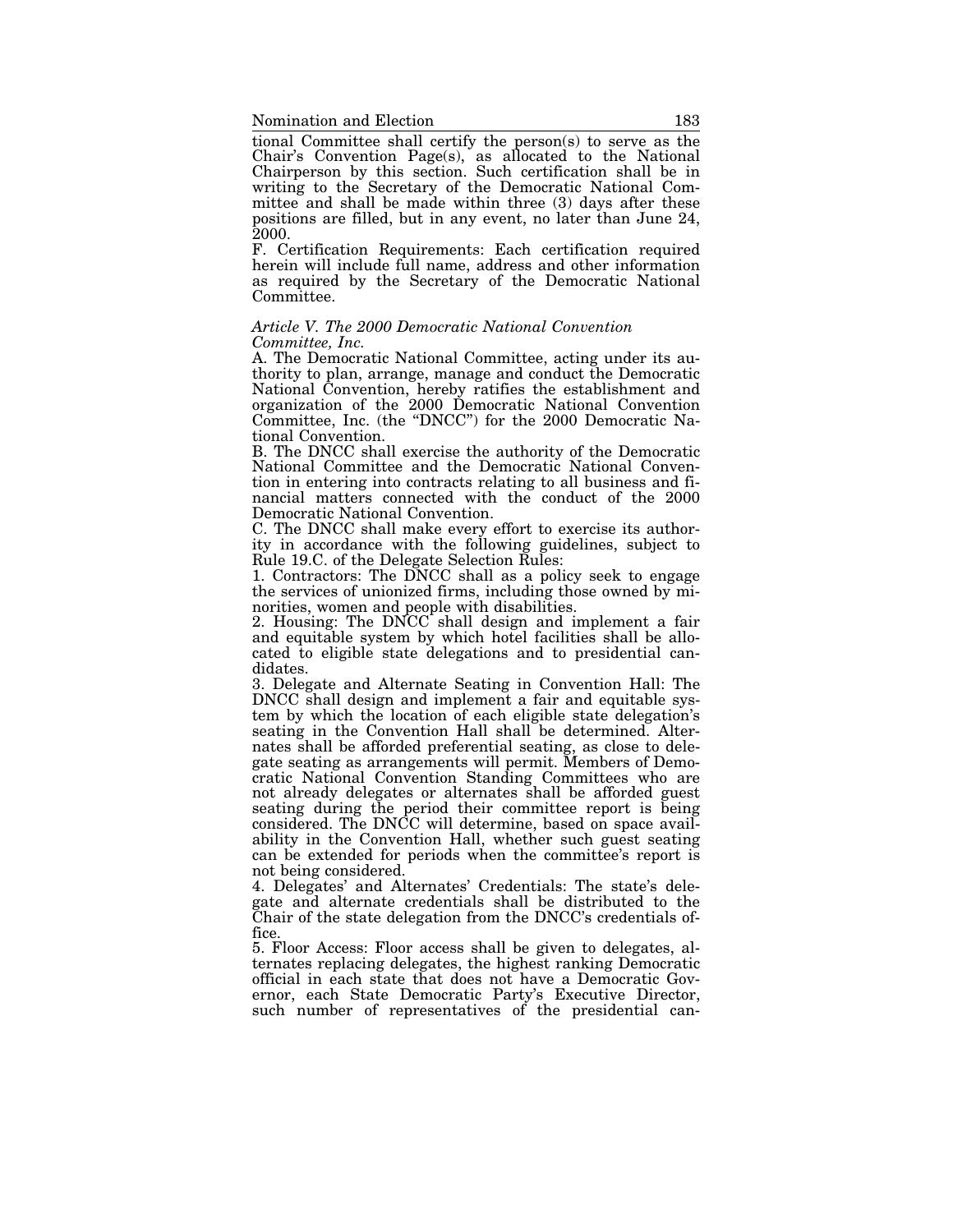tional Committee shall certify the person(s) to serve as the Chair's Convention Page(s), as allocated to the National Chairperson by this section. Such certification shall be in writing to the Secretary of the Democratic National Committee and shall be made within three (3) days after these positions are filled, but in any event, no later than June 24, 2000.

F. Certification Requirements: Each certification required herein will include full name, address and other information as required by the Secretary of the Democratic National Committee.

*Article V. The 2000 Democratic National Convention Committee, Inc.*

A. The Democratic National Committee, acting under its authority to plan, arrange, manage and conduct the Democratic National Convention, hereby ratifies the establishment and organization of the 2000 Democratic National Convention Committee, Inc. (the "DNCC") for the 2000 Democratic National Convention.

B. The DNCC shall exercise the authority of the Democratic National Committee and the Democratic National Convention in entering into contracts relating to all business and financial matters connected with the conduct of the 2000 Democratic National Convention.

C. The DNCC shall make every effort to exercise its authority in accordance with the following guidelines, subject to Rule 19.C. of the Delegate Selection Rules:

1. Contractors: The DNCC shall as a policy seek to engage the services of unionized firms, including those owned by minorities, women and people with disabilities.

2. Housing: The DNCC shall design and implement a fair and equitable system by which hotel facilities shall be allocated to eligible state delegations and to presidential candidates.

3. Delegate and Alternate Seating in Convention Hall: The DNCC shall design and implement a fair and equitable system by which the location of each eligible state delegation's seating in the Convention Hall shall be determined. Alternates shall be afforded preferential seating, as close to delegate seating as arrangements will permit. Members of Democratic National Convention Standing Committees who are not already delegates or alternates shall be afforded guest seating during the period their committee report is being considered. The DNCC will determine, based on space availability in the Convention Hall, whether such guest seating can be extended for periods when the committee's report is not being considered.

4. Delegates' and Alternates' Credentials: The state's delegate and alternate credentials shall be distributed to the Chair of the state delegation from the DNCC's credentials office.

5. Floor Access: Floor access shall be given to delegates, alternates replacing delegates, the highest ranking Democratic official in each state that does not have a Democratic Governor, each State Democratic Party's Executive Director, such number of representatives of the presidential can-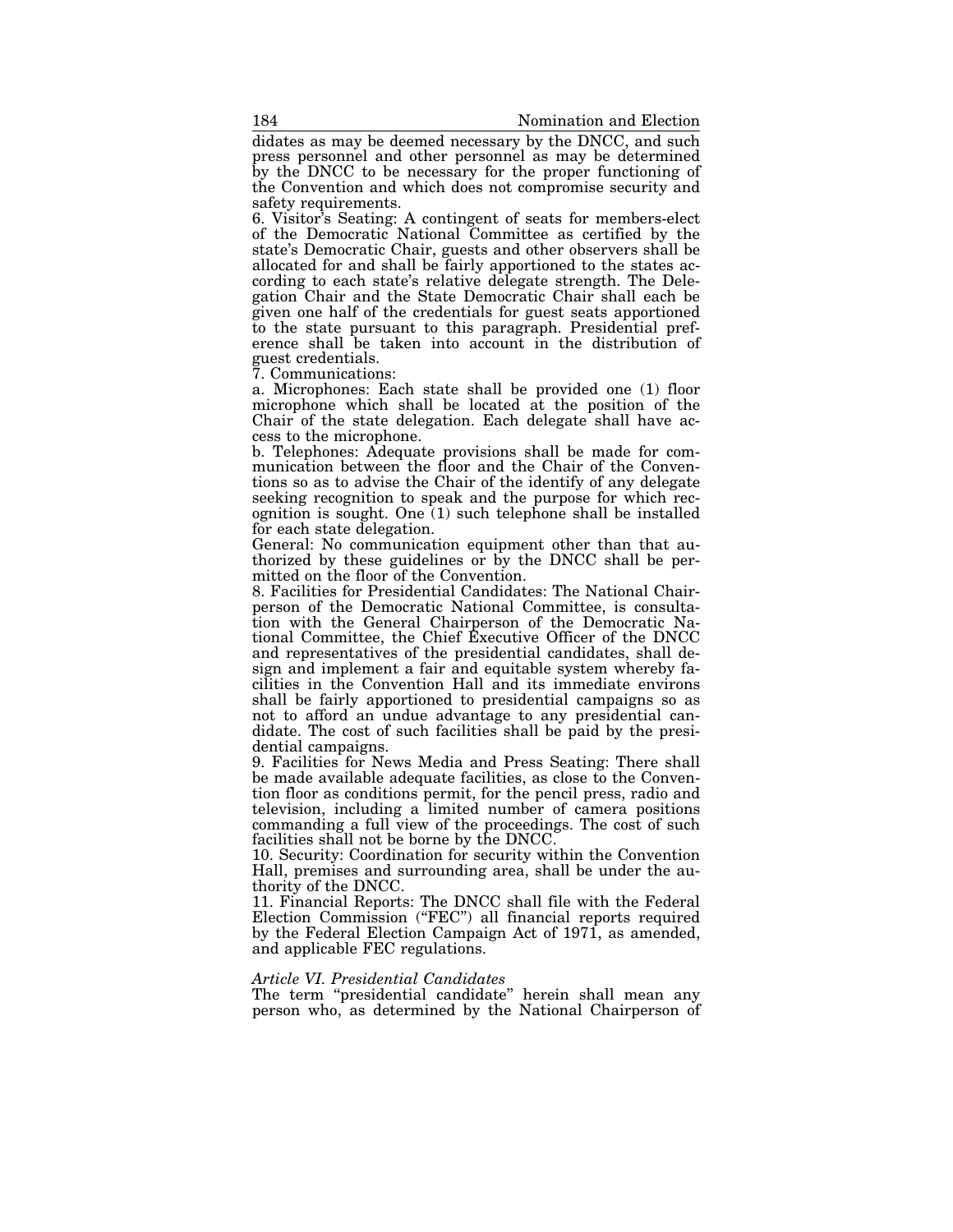didates as may be deemed necessary by the DNCC, and such press personnel and other personnel as may be determined by the DNCC to be necessary for the proper functioning of the Convention and which does not compromise security and safety requirements.

6. Visitor's Seating: A contingent of seats for members-elect of the Democratic National Committee as certified by the state's Democratic Chair, guests and other observers shall be allocated for and shall be fairly apportioned to the states according to each state's relative delegate strength. The Delegation Chair and the State Democratic Chair shall each be given one half of the credentials for guest seats apportioned to the state pursuant to this paragraph. Presidential preference shall be taken into account in the distribution of guest credentials.

7. Communications:

a. Microphones: Each state shall be provided one (1) floor microphone which shall be located at the position of the Chair of the state delegation. Each delegate shall have access to the microphone.

b. Telephones: Adequate provisions shall be made for communication between the floor and the Chair of the Conventions so as to advise the Chair of the identify of any delegate seeking recognition to speak and the purpose for which recognition is sought. One (1) such telephone shall be installed for each state delegation.

General: No communication equipment other than that authorized by these guidelines or by the DNCC shall be permitted on the floor of the Convention.

8. Facilities for Presidential Candidates: The National Chairperson of the Democratic National Committee, is consultation with the General Chairperson of the Democratic National Committee, the Chief Executive Officer of the DNCC and representatives of the presidential candidates, shall design and implement a fair and equitable system whereby facilities in the Convention Hall and its immediate environs shall be fairly apportioned to presidential campaigns so as not to afford an undue advantage to any presidential candidate. The cost of such facilities shall be paid by the presidential campaigns.

9. Facilities for News Media and Press Seating: There shall be made available adequate facilities, as close to the Convention floor as conditions permit, for the pencil press, radio and television, including a limited number of camera positions commanding a full view of the proceedings. The cost of such facilities shall not be borne by the DNCC.

10. Security: Coordination for security within the Convention Hall, premises and surrounding area, shall be under the authority of the DNCC.

11. Financial Reports: The DNCC shall file with the Federal Election Commission ("FEC") all financial reports required by the Federal Election Campaign Act of 1971, as amended, and applicable FEC regulations.

*Article VI. Presidential Candidates*

The term "presidential candidate" herein shall mean any person who, as determined by the National Chairperson of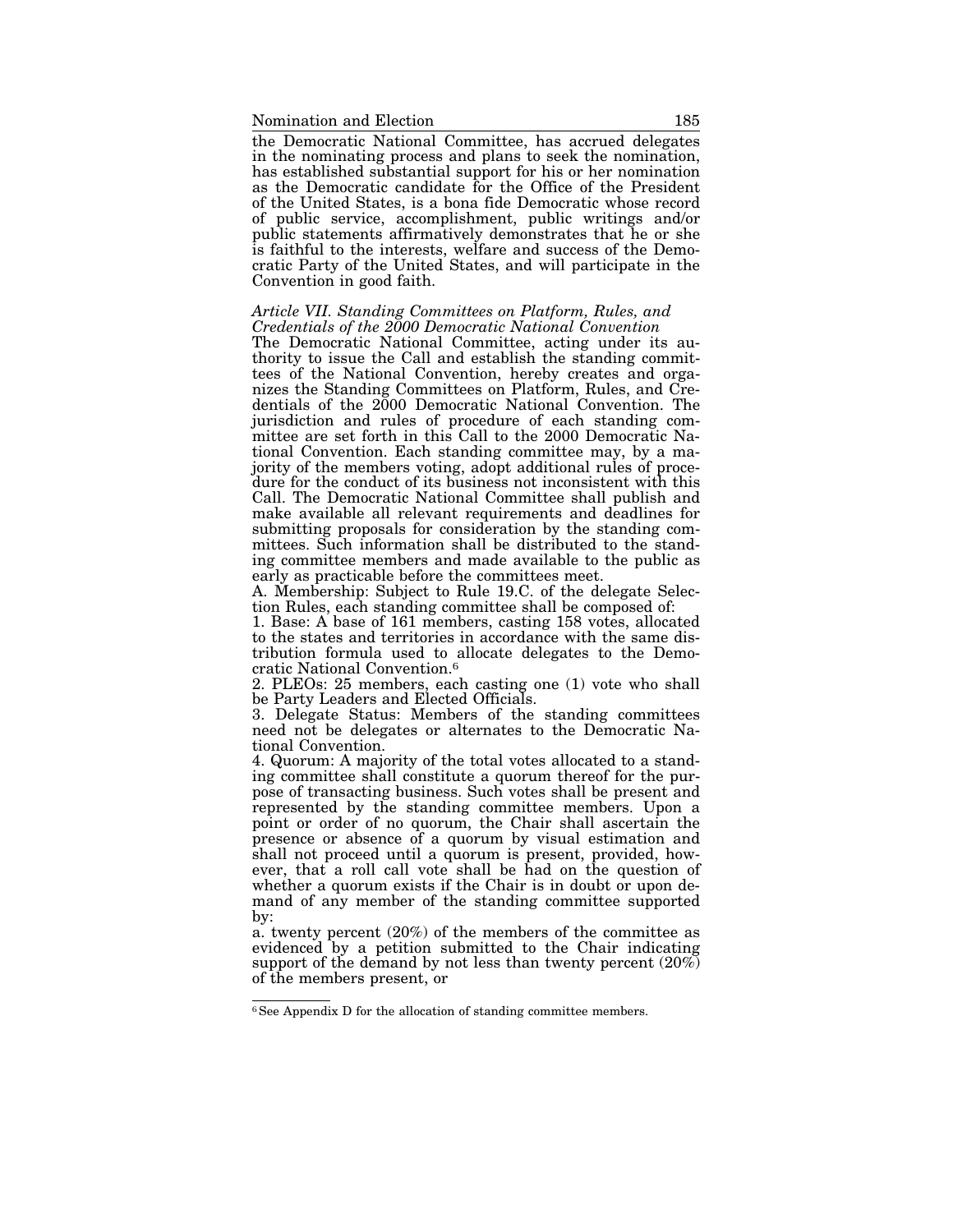the Democratic National Committee, has accrued delegates in the nominating process and plans to seek the nomination, has established substantial support for his or her nomination as the Democratic candidate for the Office of the President of the United States, is a bona fide Democratic whose record of public service, accomplishment, public writings and/or public statements affirmatively demonstrates that he or she is faithful to the interests, welfare and success of the Democratic Party of the United States, and will participate in the Convention in good faith.

*Article VII. Standing Committees on Platform, Rules, and Credentials of the 2000 Democratic National Convention*

The Democratic National Committee, acting under its authority to issue the Call and establish the standing committees of the National Convention, hereby creates and organizes the Standing Committees on Platform, Rules, and Credentials of the 2000 Democratic National Convention. The jurisdiction and rules of procedure of each standing committee are set forth in this Call to the 2000 Democratic National Convention. Each standing committee may, by a majority of the members voting, adopt additional rules of procedure for the conduct of its business not inconsistent with this Call. The Democratic National Committee shall publish and make available all relevant requirements and deadlines for submitting proposals for consideration by the standing committees. Such information shall be distributed to the standing committee members and made available to the public as early as practicable before the committees meet.

A. Membership: Subject to Rule 19.C. of the delegate Selection Rules, each standing committee shall be composed of:

1. Base: A base of 161 members, casting 158 votes, allocated to the states and territories in accordance with the same distribution formula used to allocate delegates to the Democratic National Convention.[6]

2. PLEOs: 25 members, each casting one (1) vote who shall be Party Leaders and Elected Officials.

3. Delegate Status: Members of the standing committees need not be delegates or alternates to the Democratic National Convention.

4. Quorum: A majority of the total votes allocated to a standing committee shall constitute a quorum thereof for the purpose of transacting business. Such votes shall be present and represented by the standing committee members. Upon a point or order of no quorum, the Chair shall ascertain the presence or absence of a quorum by visual estimation and shall not proceed until a quorum is present, provided, however, that a roll call vote shall be had on the question of whether a quorum exists if the Chair is in doubt or upon demand of any member of the standing committee supported by:

a. twenty percent (20%) of the members of the committee as evidenced by a petition submitted to the Chair indicating support of the demand by not less than twenty percent (20%) of the members present, or

---

[6] See Appendix D for the allocation of standing committee members.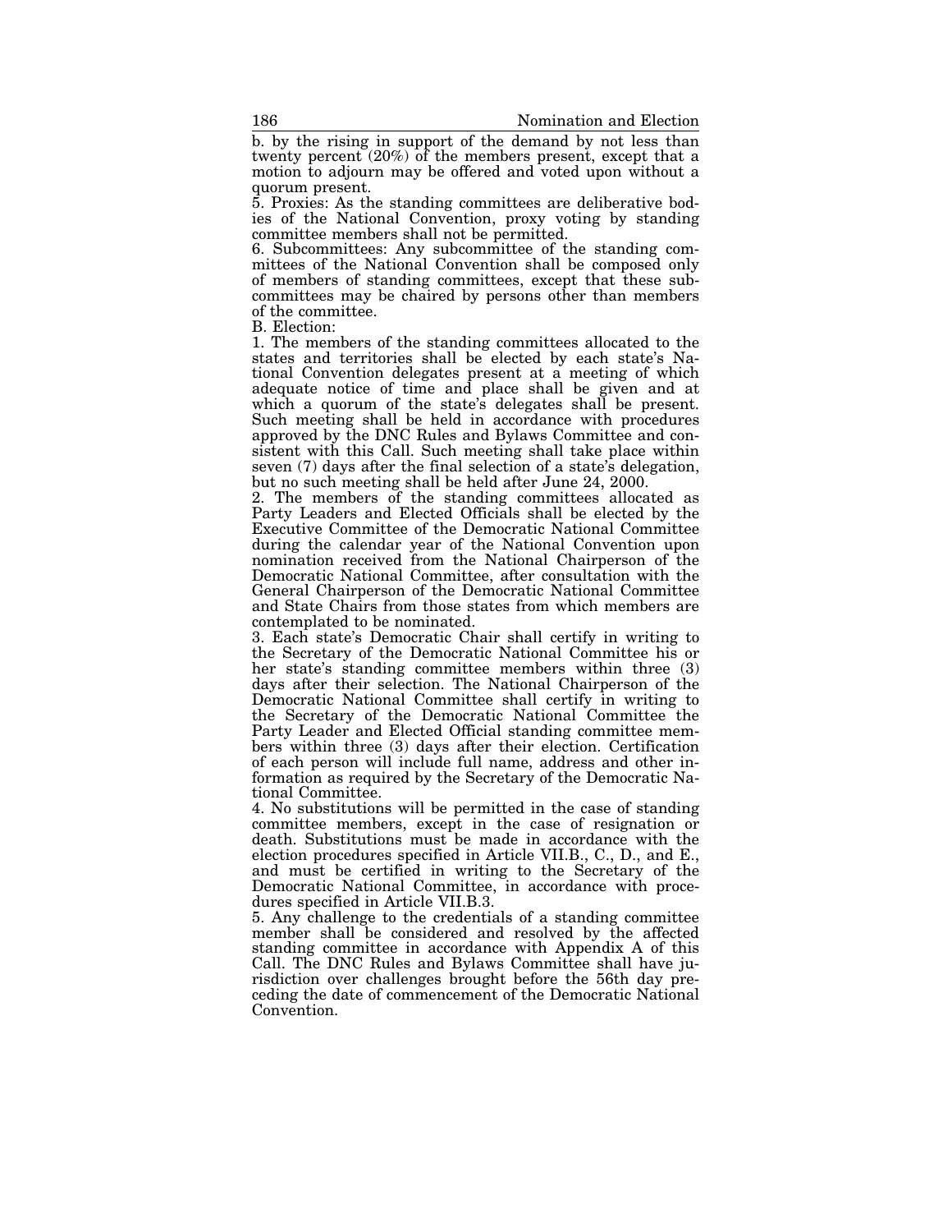b. by the rising in support of the demand by not less than twenty percent (20%) of the members present, except that a motion to adjourn may be offered and voted upon without a quorum present.

5. Proxies: As the standing committees are deliberative bodies of the National Convention, proxy voting by standing committee members shall not be permitted.

6. Subcommittees: Any subcommittee of the standing committees of the National Convention shall be composed only of members of standing committees, except that these subcommittees may be chaired by persons other than members of the committee.

B. Election:

1. The members of the standing committees allocated to the states and territories shall be elected by each state's National Convention delegates present at a meeting of which adequate notice of time and place shall be given and at which a quorum of the state's delegates shall be present. Such meeting shall be held in accordance with procedures approved by the DNC Rules and Bylaws Committee and consistent with this Call. Such meeting shall take place within seven (7) days after the final selection of a state's delegation, but no such meeting shall be held after June 24, 2000.

2. The members of the standing committees allocated as Party Leaders and Elected Officials shall be elected by the Executive Committee of the Democratic National Committee during the calendar year of the National Convention upon nomination received from the National Chairperson of the Democratic National Committee, after consultation with the General Chairperson of the Democratic National Committee and State Chairs from those states from which members are contemplated to be nominated.

3. Each state's Democratic Chair shall certify in writing to the Secretary of the Democratic National Committee his or her state's standing committee members within three (3) days after their selection. The National Chairperson of the Democratic National Committee shall certify in writing to the Secretary of the Democratic National Committee the Party Leader and Elected Official standing committee members within three (3) days after their election. Certification of each person will include full name, address and other information as required by the Secretary of the Democratic National Committee.

4. No substitutions will be permitted in the case of standing committee members, except in the case of resignation or death. Substitutions must be made in accordance with the election procedures specified in Article VII.B., C., D., and E., and must be certified in writing to the Secretary of the Democratic National Committee, in accordance with procedures specified in Article VII.B.3.

5. Any challenge to the credentials of a standing committee member shall be considered and resolved by the affected standing committee in accordance with Appendix A of this Call. The DNC Rules and Bylaws Committee shall have jurisdiction over challenges brought before the 56th day preceding the date of commencement of the Democratic National Convention.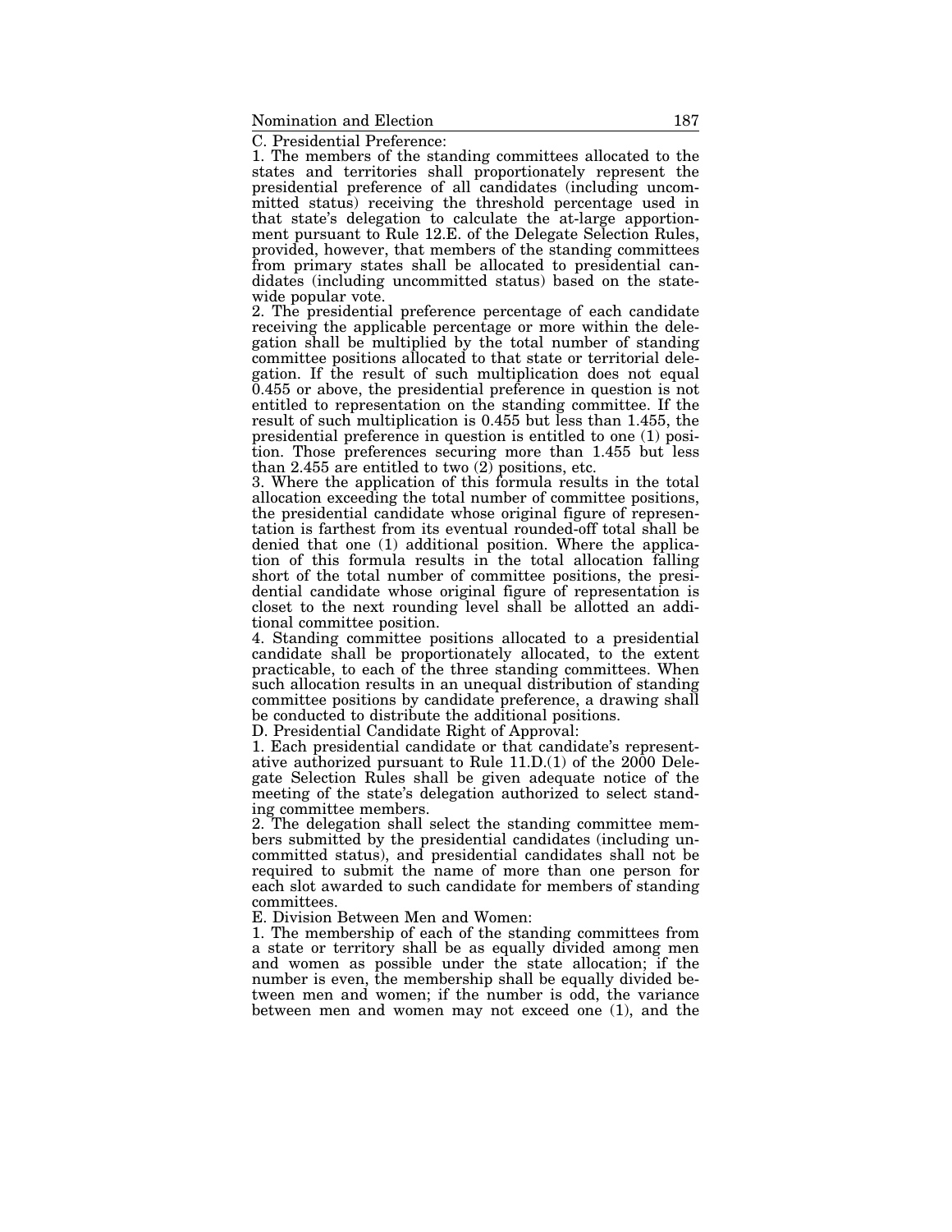C. Presidential Preference:

1. The members of the standing committees allocated to the states and territories shall proportionately represent the presidential preference of all candidates (including uncommitted status) receiving the threshold percentage used in that state's delegation to calculate the at-large apportionment pursuant to Rule 12.E. of the Delegate Selection Rules, provided, however, that members of the standing committees from primary states shall be allocated to presidential candidates (including uncommitted status) based on the statewide popular vote.

2. The presidential preference percentage of each candidate receiving the applicable percentage or more within the delegation shall be multiplied by the total number of standing committee positions allocated to that state or territorial delegation. If the result of such multiplication does not equal 0.455 or above, the presidential preference in question is not entitled to representation on the standing committee. If the result of such multiplication is 0.455 but less than 1.455, the presidential preference in question is entitled to one (1) position. Those preferences securing more than 1.455 but less than 2.455 are entitled to two (2) positions, etc.

3. Where the application of this formula results in the total allocation exceeding the total number of committee positions, the presidential candidate whose original figure of representation is farthest from its eventual rounded-off total shall be denied that one (1) additional position. Where the application of this formula results in the total allocation falling short of the total number of committee positions, the presidential candidate whose original figure of representation is closet to the next rounding level shall be allotted an additional committee position.

4. Standing committee positions allocated to a presidential candidate shall be proportionately allocated, to the extent practicable, to each of the three standing committees. When such allocation results in an unequal distribution of standing committee positions by candidate preference, a drawing shall be conducted to distribute the additional positions.

D. Presidential Candidate Right of Approval:

1. Each presidential candidate or that candidate's representative authorized pursuant to Rule 11.D.(1) of the 2000 Delegate Selection Rules shall be given adequate notice of the meeting of the state's delegation authorized to select standing committee members.

2. The delegation shall select the standing committee members submitted by the presidential candidates (including uncommitted status), and presidential candidates shall not be required to submit the name of more than one person for each slot awarded to such candidate for members of standing committees.

E. Division Between Men and Women:

1. The membership of each of the standing committees from a state or territory shall be as equally divided among men and women as possible under the state allocation; if the number is even, the membership shall be equally divided between men and women; if the number is odd, the variance between men and women may not exceed one (1), and the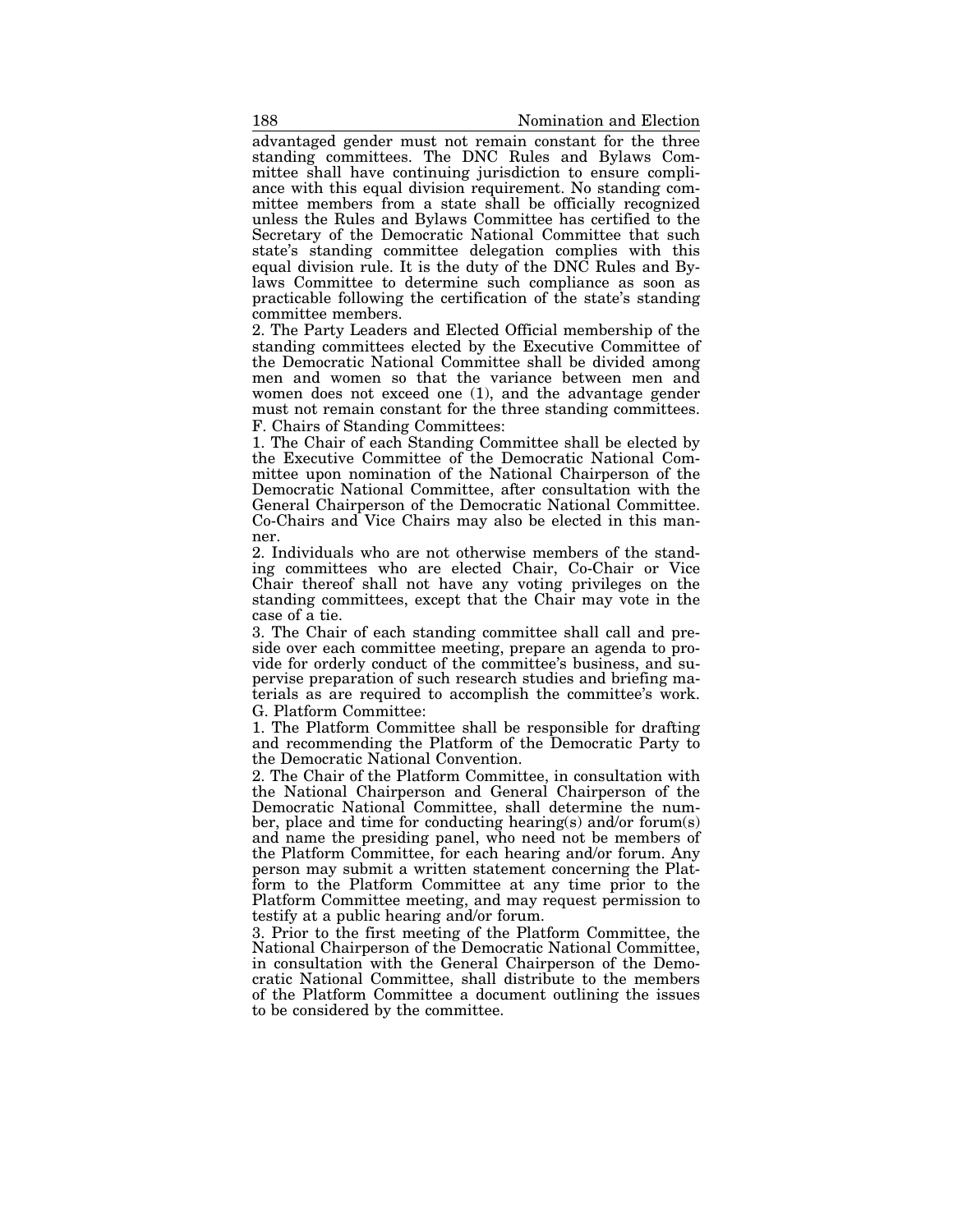advantaged gender must not remain constant for the three standing committees. The DNC Rules and Bylaws Committee shall have continuing jurisdiction to ensure compliance with this equal division requirement. No standing committee members from a state shall be officially recognized unless the Rules and Bylaws Committee has certified to the Secretary of the Democratic National Committee that such state's standing committee delegation complies with this equal division rule. It is the duty of the DNC Rules and Bylaws Committee to determine such compliance as soon as practicable following the certification of the state's standing committee members.

2. The Party Leaders and Elected Official membership of the standing committees elected by the Executive Committee of the Democratic National Committee shall be divided among men and women so that the variance between men and women does not exceed one (1), and the advantage gender must not remain constant for the three standing committees.

F. Chairs of Standing Committees:

1. The Chair of each Standing Committee shall be elected by the Executive Committee of the Democratic National Committee upon nomination of the National Chairperson of the Democratic National Committee, after consultation with the General Chairperson of the Democratic National Committee. Co-Chairs and Vice Chairs may also be elected in this manner.

2. Individuals who are not otherwise members of the standing committees who are elected Chair, Co-Chair or Vice Chair thereof shall not have any voting privileges on the standing committees, except that the Chair may vote in the case of a tie.

3. The Chair of each standing committee shall call and preside over each committee meeting, prepare an agenda to provide for orderly conduct of the committee's business, and supervise preparation of such research studies and briefing materials as are required to accomplish the committee's work.

G. Platform Committee:

1. The Platform Committee shall be responsible for drafting and recommending the Platform of the Democratic Party to the Democratic National Convention.

2. The Chair of the Platform Committee, in consultation with the National Chairperson and General Chairperson of the Democratic National Committee, shall determine the number, place and time for conducting hearing(s) and/or forum(s) and name the presiding panel, who need not be members of the Platform Committee, for each hearing and/or forum. Any person may submit a written statement concerning the Platform to the Platform Committee at any time prior to the Platform Committee meeting, and may request permission to testify at a public hearing and/or forum.

3. Prior to the first meeting of the Platform Committee, the National Chairperson of the Democratic National Committee, in consultation with the General Chairperson of the Democratic National Committee, shall distribute to the members of the Platform Committee a document outlining the issues to be considered by the committee.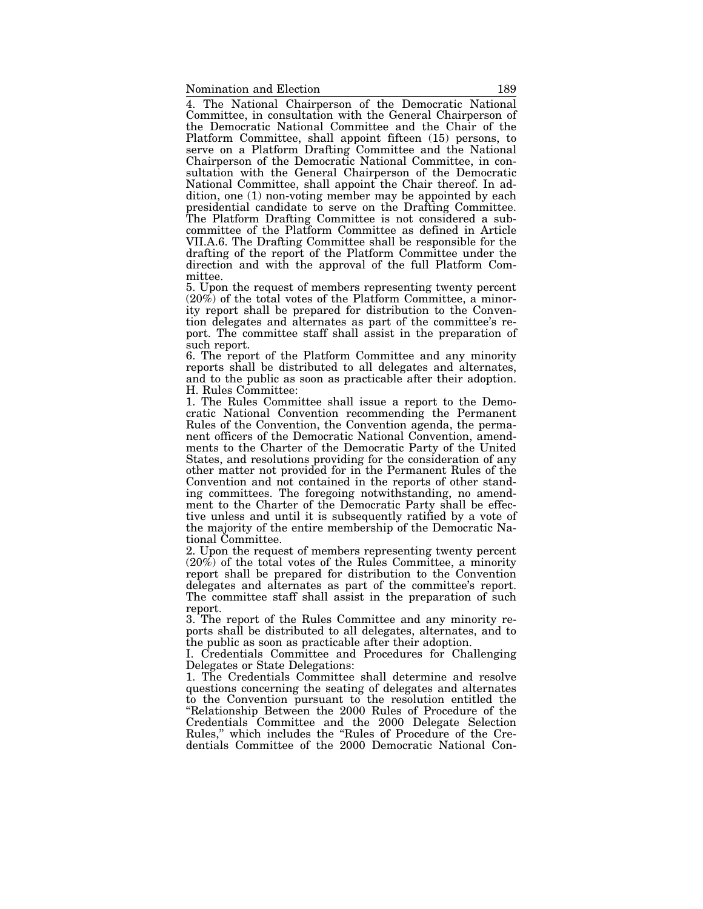4. The National Chairperson of the Democratic National Committee, in consultation with the General Chairperson of the Democratic National Committee and the Chair of the Platform Committee, shall appoint fifteen (15) persons, to serve on a Platform Drafting Committee and the National Chairperson of the Democratic National Committee, in consultation with the General Chairperson of the Democratic National Committee, shall appoint the Chair thereof. In addition, one (1) non-voting member may be appointed by each presidential candidate to serve on the Drafting Committee. The Platform Drafting Committee is not considered a subcommittee of the Platform Committee as defined in Article VII.A.6. The Drafting Committee shall be responsible for the drafting of the report of the Platform Committee under the direction and with the approval of the full Platform Committee.

5. Upon the request of members representing twenty percent (20%) of the total votes of the Platform Committee, a minority report shall be prepared for distribution to the Convention delegates and alternates as part of the committee's report. The committee staff shall assist in the preparation of such report.

6. The report of the Platform Committee and any minority reports shall be distributed to all delegates and alternates, and to the public as soon as practicable after their adoption.

H. Rules Committee:

1. The Rules Committee shall issue a report to the Democratic National Convention recommending the Permanent Rules of the Convention, the Convention agenda, the permanent officers of the Democratic National Convention, amendments to the Charter of the Democratic Party of the United States, and resolutions providing for the consideration of any other matter not provided for in the Permanent Rules of the Convention and not contained in the reports of other standing committees. The foregoing notwithstanding, no amendment to the Charter of the Democratic Party shall be effective unless and until it is subsequently ratified by a vote of the majority of the entire membership of the Democratic National Committee.

2. Upon the request of members representing twenty percent (20%) of the total votes of the Rules Committee, a minority report shall be prepared for distribution to the Convention delegates and alternates as part of the committee's report. The committee staff shall assist in the preparation of such report.

3. The report of the Rules Committee and any minority reports shall be distributed to all delegates, alternates, and to the public as soon as practicable after their adoption.

I. Credentials Committee and Procedures for Challenging Delegates or State Delegations:

1. The Credentials Committee shall determine and resolve questions concerning the seating of delegates and alternates to the Convention pursuant to the resolution entitled the "Relationship Between the 2000 Rules of Procedure of the Credentials Committee and the 2000 Delegate Selection Rules," which includes the "Rules of Procedure of the Credentials Committee of the 2000 Democratic National Con-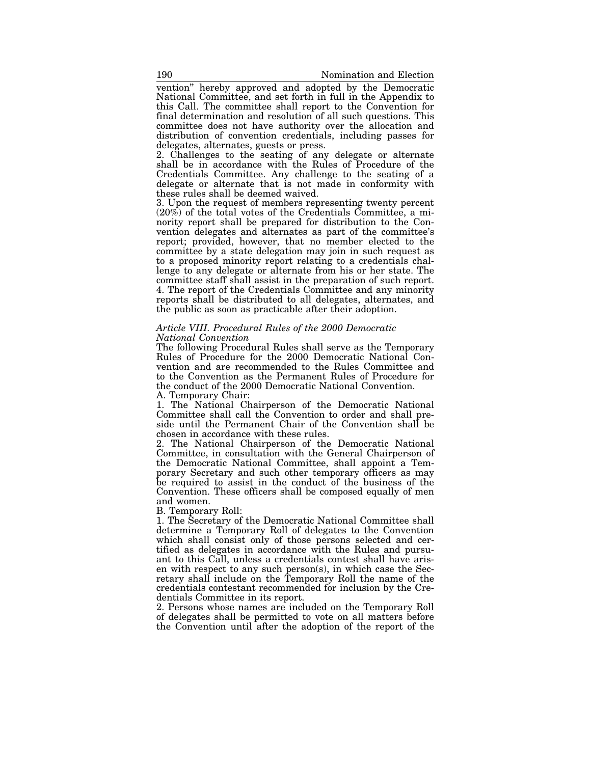vention" hereby approved and adopted by the Democratic National Committee, and set forth in full in the Appendix to this Call. The committee shall report to the Convention for final determination and resolution of all such questions. This committee does not have authority over the allocation and distribution of convention credentials, including passes for delegates, alternates, guests or press.

2. Challenges to the seating of any delegate or alternate shall be in accordance with the Rules of Procedure of the Credentials Committee. Any challenge to the seating of a delegate or alternate that is not made in conformity with these rules shall be deemed waived.

3. Upon the request of members representing twenty percent (20%) of the total votes of the Credentials Committee, a minority report shall be prepared for distribution to the Convention delegates and alternates as part of the committee's report; provided, however, that no member elected to the committee by a state delegation may join in such request as to a proposed minority report relating to a credentials challenge to any delegate or alternate from his or her state. The committee staff shall assist in the preparation of such report.

4. The report of the Credentials Committee and any minority reports shall be distributed to all delegates, alternates, and the public as soon as practicable after their adoption.

*Article VIII. Procedural Rules of the 2000 Democratic National Convention*

The following Procedural Rules shall serve as the Temporary Rules of Procedure for the 2000 Democratic National Convention and are recommended to the Rules Committee and to the Convention as the Permanent Rules of Procedure for the conduct of the 2000 Democratic National Convention.

A. Temporary Chair:

1. The National Chairperson of the Democratic National Committee shall call the Convention to order and shall preside until the Permanent Chair of the Convention shall be chosen in accordance with these rules.

2. The National Chairperson of the Democratic National Committee, in consultation with the General Chairperson of the Democratic National Committee, shall appoint a Temporary Secretary and such other temporary officers as may be required to assist in the conduct of the business of the Convention. These officers shall be composed equally of men and women.

B. Temporary Roll:

1. The Secretary of the Democratic National Committee shall determine a Temporary Roll of delegates to the Convention which shall consist only of those persons selected and certified as delegates in accordance with the Rules and pursuant to this Call, unless a credentials contest shall have arisen with respect to any such person(s), in which case the Secretary shall include on the Temporary Roll the name of the credentials contestant recommended for inclusion by the Credentials Committee in its report.

2. Persons whose names are included on the Temporary Roll of delegates shall be permitted to vote on all matters before the Convention until after the adoption of the report of the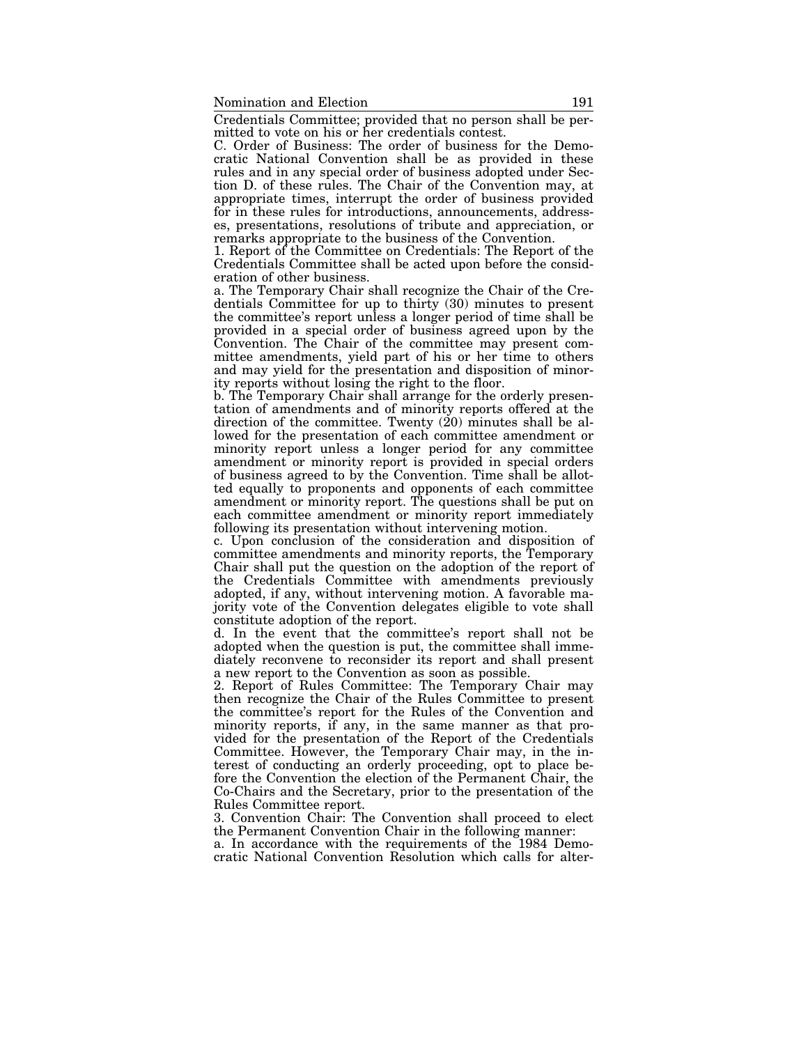Credentials Committee; provided that no person shall be permitted to vote on his or her credentials contest.

C. Order of Business: The order of business for the Democratic National Convention shall be as provided in these rules and in any special order of business adopted under Section D. of these rules. The Chair of the Convention may, at appropriate times, interrupt the order of business provided for in these rules for introductions, announcements, addresses, presentations, resolutions of tribute and appreciation, or remarks appropriate to the business of the Convention.

1. Report of the Committee on Credentials: The Report of the Credentials Committee shall be acted upon before the consideration of other business.

a. The Temporary Chair shall recognize the Chair of the Credentials Committee for up to thirty (30) minutes to present the committee's report unless a longer period of time shall be provided in a special order of business agreed upon by the Convention. The Chair of the committee may present committee amendments, yield part of his or her time to others and may yield for the presentation and disposition of minority reports without losing the right to the floor.

b. The Temporary Chair shall arrange for the orderly presentation of amendments and of minority reports offered at the direction of the committee. Twenty (20) minutes shall be allowed for the presentation of each committee amendment or minority report unless a longer period for any committee amendment or minority report is provided in special orders of business agreed to by the Convention. Time shall be allotted equally to proponents and opponents of each committee amendment or minority report. The questions shall be put on each committee amendment or minority report immediately following its presentation without intervening motion.

c. Upon conclusion of the consideration and disposition of committee amendments and minority reports, the Temporary Chair shall put the question on the adoption of the report of the Credentials Committee with amendments previously adopted, if any, without intervening motion. A favorable majority vote of the Convention delegates eligible to vote shall constitute adoption of the report.

d. In the event that the committee's report shall not be adopted when the question is put, the committee shall immediately reconvene to reconsider its report and shall present a new report to the Convention as soon as possible.

2. Report of Rules Committee: The Temporary Chair may then recognize the Chair of the Rules Committee to present the committee's report for the Rules of the Convention and minority reports, if any, in the same manner as that provided for the presentation of the Report of the Credentials Committee. However, the Temporary Chair may, in the interest of conducting an orderly proceeding, opt to place before the Convention the election of the Permanent Chair, the Co-Chairs and the Secretary, prior to the presentation of the Rules Committee report.

3. Convention Chair: The Convention shall proceed to elect the Permanent Convention Chair in the following manner:

a. In accordance with the requirements of the 1984 Democratic National Convention Resolution which calls for alter-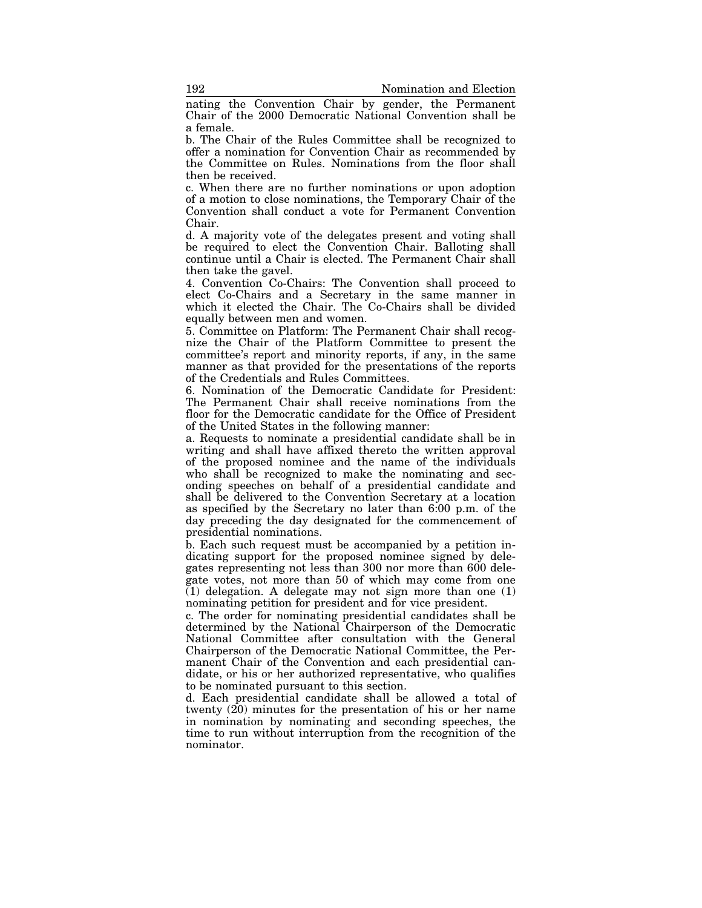nating the Convention Chair by gender, the Permanent Chair of the 2000 Democratic National Convention shall be a female.

b. The Chair of the Rules Committee shall be recognized to offer a nomination for Convention Chair as recommended by the Committee on Rules. Nominations from the floor shall then be received.

c. When there are no further nominations or upon adoption of a motion to close nominations, the Temporary Chair of the Convention shall conduct a vote for Permanent Convention Chair.

d. A majority vote of the delegates present and voting shall be required to elect the Convention Chair. Balloting shall continue until a Chair is elected. The Permanent Chair shall then take the gavel.

4. Convention Co-Chairs: The Convention shall proceed to elect Co-Chairs and a Secretary in the same manner in which it elected the Chair. The Co-Chairs shall be divided equally between men and women.

5. Committee on Platform: The Permanent Chair shall recognize the Chair of the Platform Committee to present the committee's report and minority reports, if any, in the same manner as that provided for the presentations of the reports of the Credentials and Rules Committees.

6. Nomination of the Democratic Candidate for President: The Permanent Chair shall receive nominations from the floor for the Democratic candidate for the Office of President of the United States in the following manner:

a. Requests to nominate a presidential candidate shall be in writing and shall have affixed thereto the written approval of the proposed nominee and the name of the individuals who shall be recognized to make the nominating and seconding speeches on behalf of a presidential candidate and shall be delivered to the Convention Secretary at a location as specified by the Secretary no later than 6:00 p.m. of the day preceding the day designated for the commencement of presidential nominations.

b. Each such request must be accompanied by a petition indicating support for the proposed nominee signed by delegates representing not less than 300 nor more than 600 delegate votes, not more than 50 of which may come from one (1) delegation. A delegate may not sign more than one (1) nominating petition for president and for vice president.

c. The order for nominating presidential candidates shall be determined by the National Chairperson of the Democratic National Committee after consultation with the General Chairperson of the Democratic National Committee, the Permanent Chair of the Convention and each presidential candidate, or his or her authorized representative, who qualifies to be nominated pursuant to this section.

d. Each presidential candidate shall be allowed a total of twenty (20) minutes for the presentation of his or her name in nomination by nominating and seconding speeches, the time to run without interruption from the recognition of the nominator.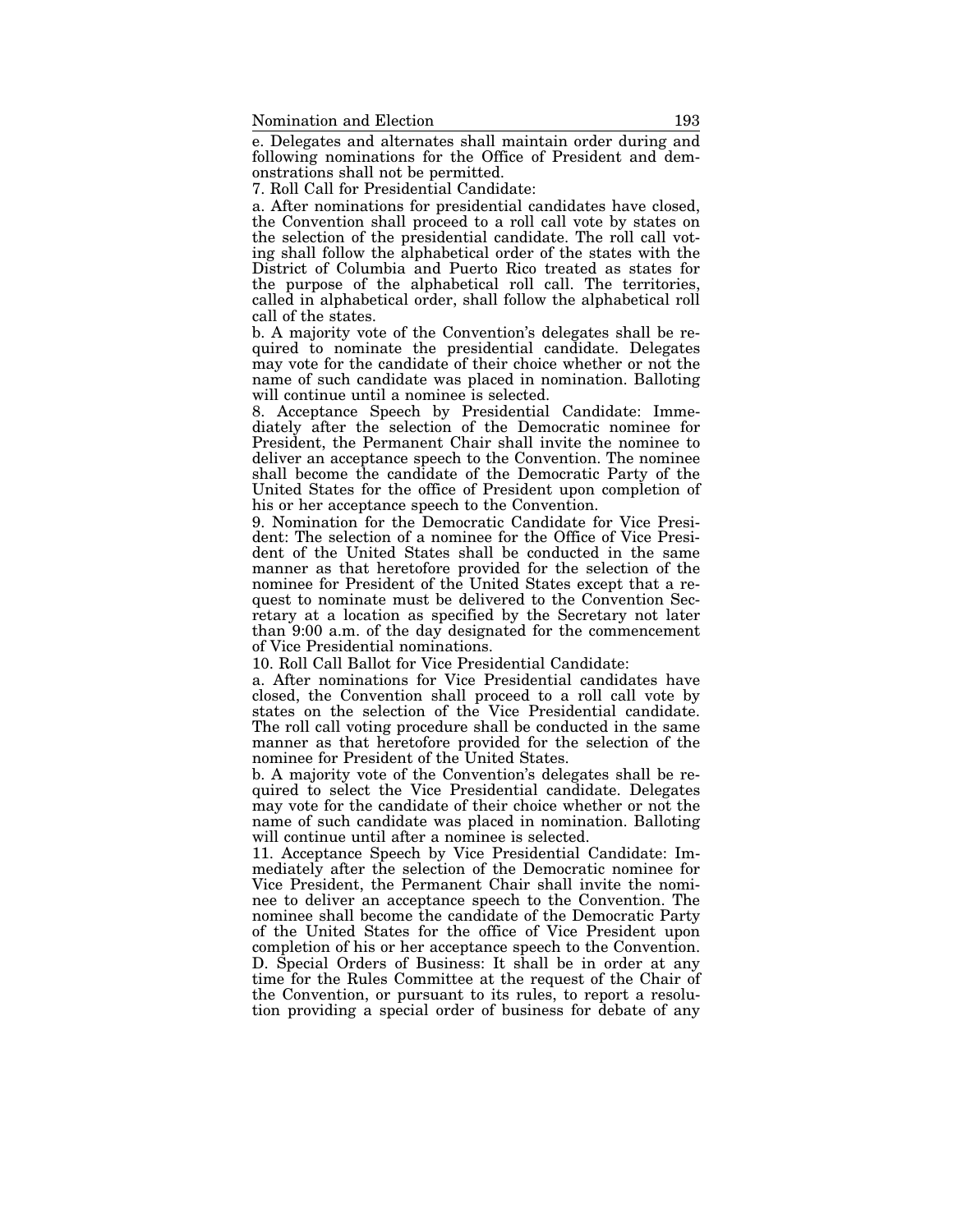e. Delegates and alternates shall maintain order during and following nominations for the Office of President and demonstrations shall not be permitted.

7. Roll Call for Presidential Candidate:

a. After nominations for presidential candidates have closed, the Convention shall proceed to a roll call vote by states on the selection of the presidential candidate. The roll call voting shall follow the alphabetical order of the states with the District of Columbia and Puerto Rico treated as states for the purpose of the alphabetical roll call. The territories, called in alphabetical order, shall follow the alphabetical roll call of the states.

b. A majority vote of the Convention's delegates shall be required to nominate the presidential candidate. Delegates may vote for the candidate of their choice whether or not the name of such candidate was placed in nomination. Balloting will continue until a nominee is selected.

8. Acceptance Speech by Presidential Candidate: Immediately after the selection of the Democratic nominee for President, the Permanent Chair shall invite the nominee to deliver an acceptance speech to the Convention. The nominee shall become the candidate of the Democratic Party of the United States for the office of President upon completion of his or her acceptance speech to the Convention.

9. Nomination for the Democratic Candidate for Vice President: The selection of a nominee for the Office of Vice President of the United States shall be conducted in the same manner as that heretofore provided for the selection of the nominee for President of the United States except that a request to nominate must be delivered to the Convention Secretary at a location as specified by the Secretary not later than 9:00 a.m. of the day designated for the commencement of Vice Presidential nominations.

10. Roll Call Ballot for Vice Presidential Candidate:

a. After nominations for Vice Presidential candidates have closed, the Convention shall proceed to a roll call vote by states on the selection of the Vice Presidential candidate. The roll call voting procedure shall be conducted in the same manner as that heretofore provided for the selection of the nominee for President of the United States.

b. A majority vote of the Convention's delegates shall be required to select the Vice Presidential candidate. Delegates may vote for the candidate of their choice whether or not the name of such candidate was placed in nomination. Balloting will continue until after a nominee is selected.

11. Acceptance Speech by Vice Presidential Candidate: Immediately after the selection of the Democratic nominee for Vice President, the Permanent Chair shall invite the nominee to deliver an acceptance speech to the Convention. The nominee shall become the candidate of the Democratic Party of the United States for the office of Vice President upon completion of his or her acceptance speech to the Convention.

D. Special Orders of Business: It shall be in order at any time for the Rules Committee at the request of the Chair of the Convention, or pursuant to its rules, to report a resolution providing a special order of business for debate of any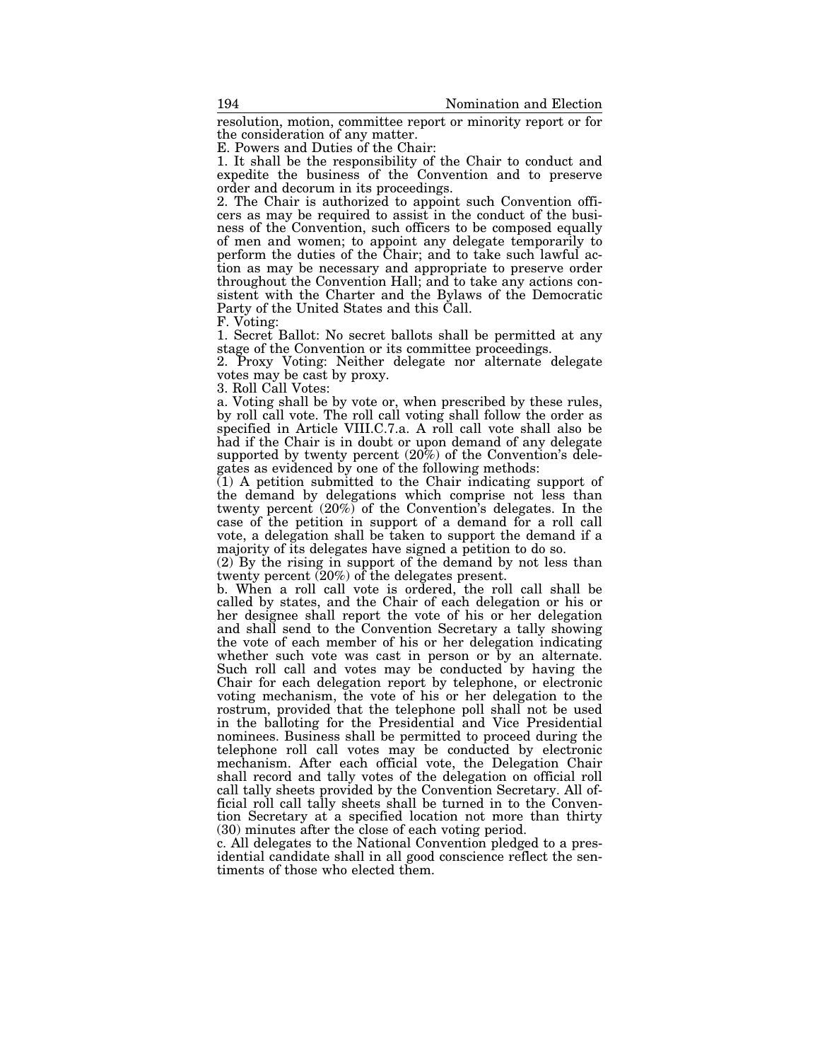resolution, motion, committee report or minority report or for the consideration of any matter.

E. Powers and Duties of the Chair:

1. It shall be the responsibility of the Chair to conduct and expedite the business of the Convention and to preserve order and decorum in its proceedings.

2. The Chair is authorized to appoint such Convention officers as may be required to assist in the conduct of the business of the Convention, such officers to be composed equally of men and women; to appoint any delegate temporarily to perform the duties of the Chair; and to take such lawful action as may be necessary and appropriate to preserve order throughout the Convention Hall; and to take any actions consistent with the Charter and the Bylaws of the Democratic Party of the United States and this Call.

F. Voting:

1. Secret Ballot: No secret ballots shall be permitted at any stage of the Convention or its committee proceedings.

2. Proxy Voting: Neither delegate nor alternate delegate votes may be cast by proxy.

3. Roll Call Votes:

a. Voting shall be by vote or, when prescribed by these rules, by roll call vote. The roll call voting shall follow the order as specified in Article VIII.C.7.a. A roll call vote shall also be had if the Chair is in doubt or upon demand of any delegate supported by twenty percent (20%) of the Convention's delegates as evidenced by one of the following methods:

(1) A petition submitted to the Chair indicating support of the demand by delegations which comprise not less than twenty percent (20%) of the Convention's delegates. In the case of the petition in support of a demand for a roll call vote, a delegation shall be taken to support the demand if a majority of its delegates have signed a petition to do so.

(2) By the rising in support of the demand by not less than twenty percent (20%) of the delegates present.

b. When a roll call vote is ordered, the roll call shall be called by states, and the Chair of each delegation or his or her designee shall report the vote of his or her delegation and shall send to the Convention Secretary a tally showing the vote of each member of his or her delegation indicating whether such vote was cast in person or by an alternate. Such roll call and votes may be conducted by having the Chair for each delegation report by telephone, or electronic voting mechanism, the vote of his or her delegation to the rostrum, provided that the telephone poll shall not be used in the balloting for the Presidential and Vice Presidential nominees. Business shall be permitted to proceed during the telephone roll call votes may be conducted by electronic mechanism. After each official vote, the Delegation Chair shall record and tally votes of the delegation on official roll call tally sheets provided by the Convention Secretary. All official roll call tally sheets shall be turned in to the Convention Secretary at a specified location not more than thirty (30) minutes after the close of each voting period.

c. All delegates to the National Convention pledged to a presidential candidate shall in all good conscience reflect the sentiments of those who elected them.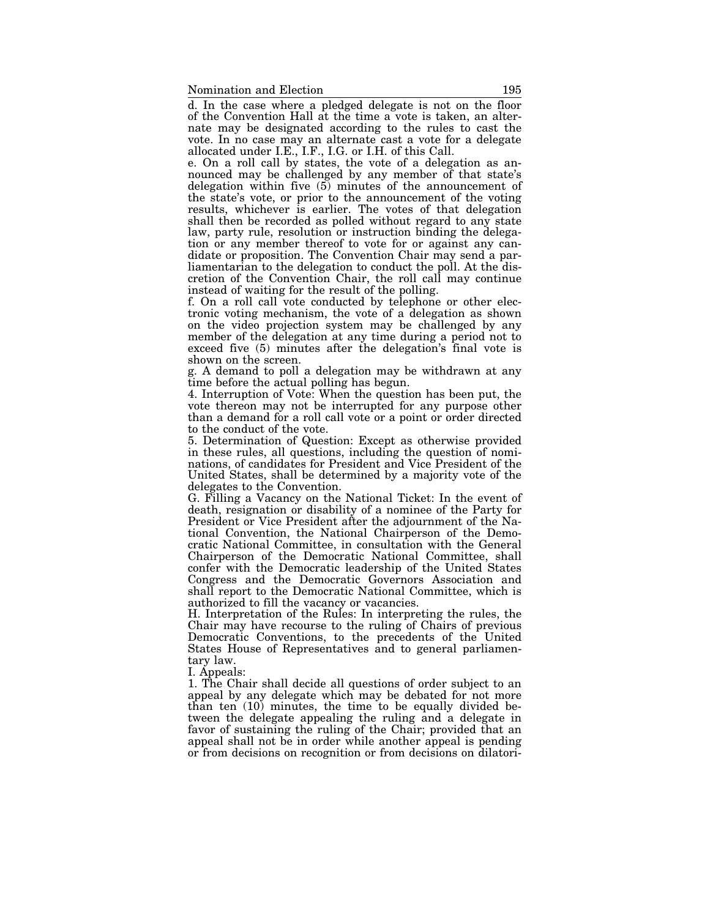d. In the case where a pledged delegate is not on the floor of the Convention Hall at the time a vote is taken, an alternate may be designated according to the rules to cast the vote. In no case may an alternate cast a vote for a delegate allocated under I.E., I.F., I.G. or I.H. of this Call.

e. On a roll call by states, the vote of a delegation as announced may be challenged by any member of that state's delegation within five (5) minutes of the announcement of the state's vote, or prior to the announcement of the voting results, whichever is earlier. The votes of that delegation shall then be recorded as polled without regard to any state law, party rule, resolution or instruction binding the delegation or any member thereof to vote for or against any candidate or proposition. The Convention Chair may send a parliamentarian to the delegation to conduct the poll. At the discretion of the Convention Chair, the roll call may continue instead of waiting for the result of the polling.

f. On a roll call vote conducted by telephone or other electronic voting mechanism, the vote of a delegation as shown on the video projection system may be challenged by any member of the delegation at any time during a period not to exceed five (5) minutes after the delegation's final vote is shown on the screen.

g. A demand to poll a delegation may be withdrawn at any time before the actual polling has begun.

4. Interruption of Vote: When the question has been put, the vote thereon may not be interrupted for any purpose other than a demand for a roll call vote or a point or order directed to the conduct of the vote.

5. Determination of Question: Except as otherwise provided in these rules, all questions, including the question of nominations, of candidates for President and Vice President of the United States, shall be determined by a majority vote of the delegates to the Convention.

G. Filling a Vacancy on the National Ticket: In the event of death, resignation or disability of a nominee of the Party for President or Vice President after the adjournment of the National Convention, the National Chairperson of the Democratic National Committee, in consultation with the General Chairperson of the Democratic National Committee, shall confer with the Democratic leadership of the United States Congress and the Democratic Governors Association and shall report to the Democratic National Committee, which is authorized to fill the vacancy or vacancies.

H. Interpretation of the Rules: In interpreting the rules, the Chair may have recourse to the ruling of Chairs of previous Democratic Conventions, to the precedents of the United States House of Representatives and to general parliamentary law.

I. Appeals:

1. The Chair shall decide all questions of order subject to an appeal by any delegate which may be debated for not more than ten (10) minutes, the time to be equally divided between the delegate appealing the ruling and a delegate in favor of sustaining the ruling of the Chair; provided that an appeal shall not be in order while another appeal is pending or from decisions on recognition or from decisions on dilatori-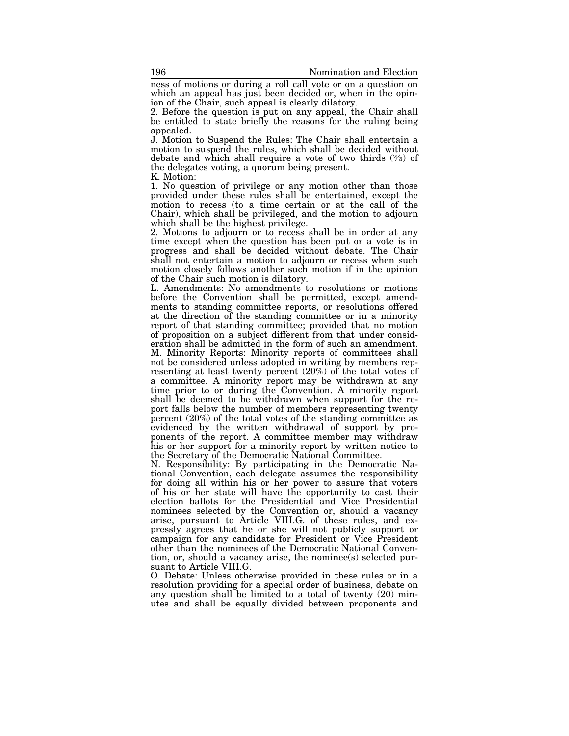ness of motions or during a roll call vote or on a question on which an appeal has just been decided or, when in the opinion of the Chair, such appeal is clearly dilatory.

2. Before the question is put on any appeal, the Chair shall be entitled to state briefly the reasons for the ruling being appealed.

J. Motion to Suspend the Rules: The Chair shall entertain a motion to suspend the rules, which shall be decided without debate and which shall require a vote of two thirds (⅔) of the delegates voting, a quorum being present.

K. Motion:

1. No question of privilege or any motion other than those provided under these rules shall be entertained, except the motion to recess (to a time certain or at the call of the Chair), which shall be privileged, and the motion to adjourn which shall be the highest privilege.

2. Motions to adjourn or to recess shall be in order at any time except when the question has been put or a vote is in progress and shall be decided without debate. The Chair shall not entertain a motion to adjourn or recess when such motion closely follows another such motion if in the opinion of the Chair such motion is dilatory.

L. Amendments: No amendments to resolutions or motions before the Convention shall be permitted, except amendments to standing committee reports, or resolutions offered at the direction of the standing committee or in a minority report of that standing committee; provided that no motion of proposition on a subject different from that under consideration shall be admitted in the form of such an amendment.

M. Minority Reports: Minority reports of committees shall not be considered unless adopted in writing by members representing at least twenty percent (20%) of the total votes of a committee. A minority report may be withdrawn at any time prior to or during the Convention. A minority report shall be deemed to be withdrawn when support for the report falls below the number of members representing twenty percent (20%) of the total votes of the standing committee as evidenced by the written withdrawal of support by proponents of the report. A committee member may withdraw his or her support for a minority report by written notice to the Secretary of the Democratic National Committee.

N. Responsibility: By participating in the Democratic National Convention, each delegate assumes the responsibility for doing all within his or her power to assure that voters of his or her state will have the opportunity to cast their election ballots for the Presidential and Vice Presidential nominees selected by the Convention or, should a vacancy arise, pursuant to Article VIII.G. of these rules, and expressly agrees that he or she will not publicly support or campaign for any candidate for President or Vice President other than the nominees of the Democratic National Convention, or, should a vacancy arise, the nominee(s) selected pursuant to Article VIII.G.

O. Debate: Unless otherwise provided in these rules or in a resolution providing for a special order of business, debate on any question shall be limited to a total of twenty (20) minutes and shall be equally divided between proponents and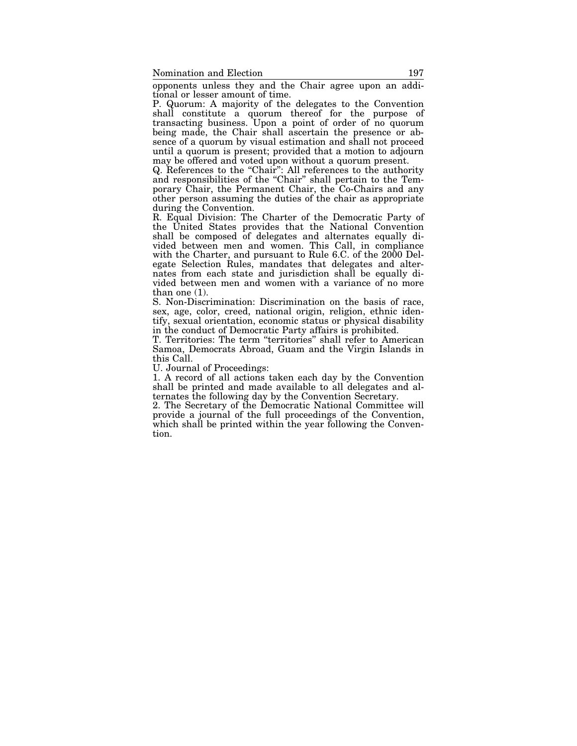opponents unless they and the Chair agree upon an additional or lesser amount of time.

P. Quorum: A majority of the delegates to the Convention shall constitute a quorum thereof for the purpose of transacting business. Upon a point of order of no quorum being made, the Chair shall ascertain the presence or absence of a quorum by visual estimation and shall not proceed until a quorum is present; provided that a motion to adjourn may be offered and voted upon without a quorum present.

Q. References to the "Chair": All references to the authority and responsibilities of the "Chair" shall pertain to the Temporary Chair, the Permanent Chair, the Co-Chairs and any other person assuming the duties of the chair as appropriate during the Convention.

R. Equal Division: The Charter of the Democratic Party of the United States provides that the National Convention shall be composed of delegates and alternates equally divided between men and women. This Call, in compliance with the Charter, and pursuant to Rule 6.C. of the 2000 Delegate Selection Rules, mandates that delegates and alternates from each state and jurisdiction shall be equally divided between men and women with a variance of no more than one (1).

S. Non-Discrimination: Discrimination on the basis of race, sex, age, color, creed, national origin, religion, ethnic identify, sexual orientation, economic status or physical disability in the conduct of Democratic Party affairs is prohibited.

T. Territories: The term "territories" shall refer to American Samoa, Democrats Abroad, Guam and the Virgin Islands in this Call.

U. Journal of Proceedings:

1. A record of all actions taken each day by the Convention shall be printed and made available to all delegates and alternates the following day by the Convention Secretary.

2. The Secretary of the Democratic National Committee will provide a journal of the full proceedings of the Convention, which shall be printed within the year following the Convention.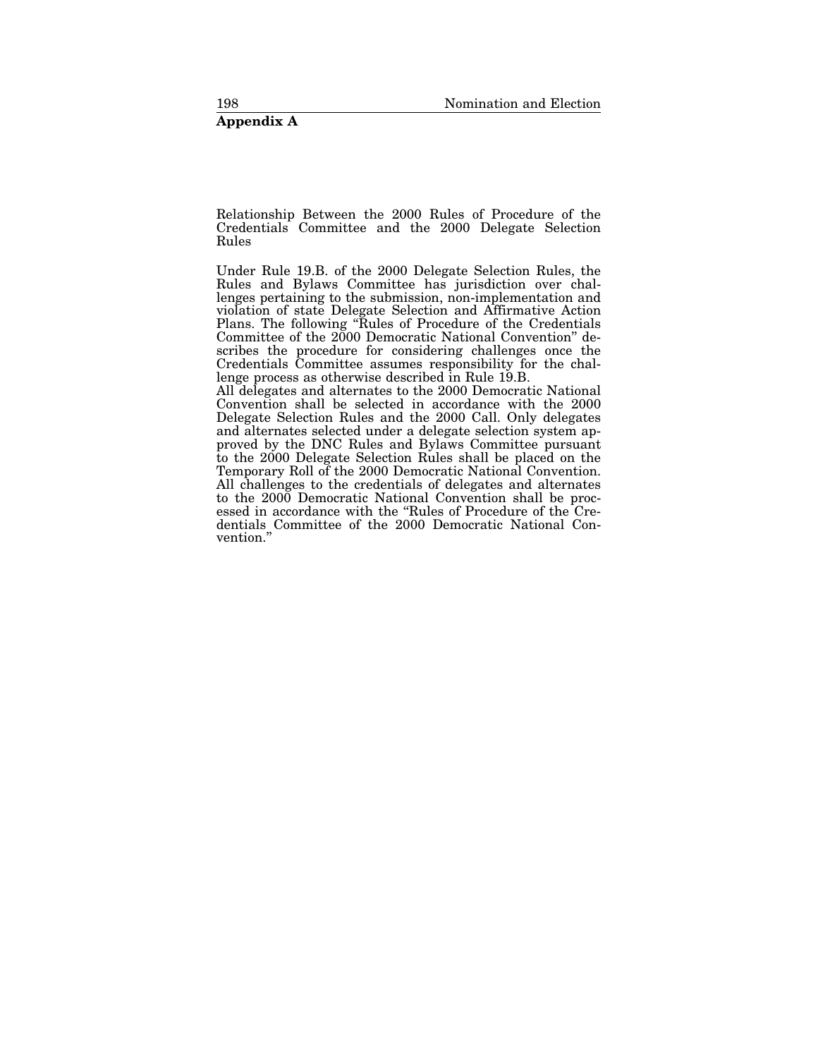**Appendix A**

Relationship Between the 2000 Rules of Procedure of the Credentials Committee and the 2000 Delegate Selection Rules

Under Rule 19.B. of the 2000 Delegate Selection Rules, the Rules and Bylaws Committee has jurisdiction over challenges pertaining to the submission, non-implementation and violation of state Delegate Selection and Affirmative Action Plans. The following "Rules of Procedure of the Credentials Committee of the 2000 Democratic National Convention" describes the procedure for considering challenges once the Credentials Committee assumes responsibility for the challenge process as otherwise described in Rule 19.B.

All delegates and alternates to the 2000 Democratic National Convention shall be selected in accordance with the 2000 Delegate Selection Rules and the 2000 Call. Only delegates and alternates selected under a delegate selection system approved by the DNC Rules and Bylaws Committee pursuant to the 2000 Delegate Selection Rules shall be placed on the Temporary Roll of the 2000 Democratic National Convention. All challenges to the credentials of delegates and alternates to the 2000 Democratic National Convention shall be processed in accordance with the "Rules of Procedure of the Credentials Committee of the 2000 Democratic National Convention."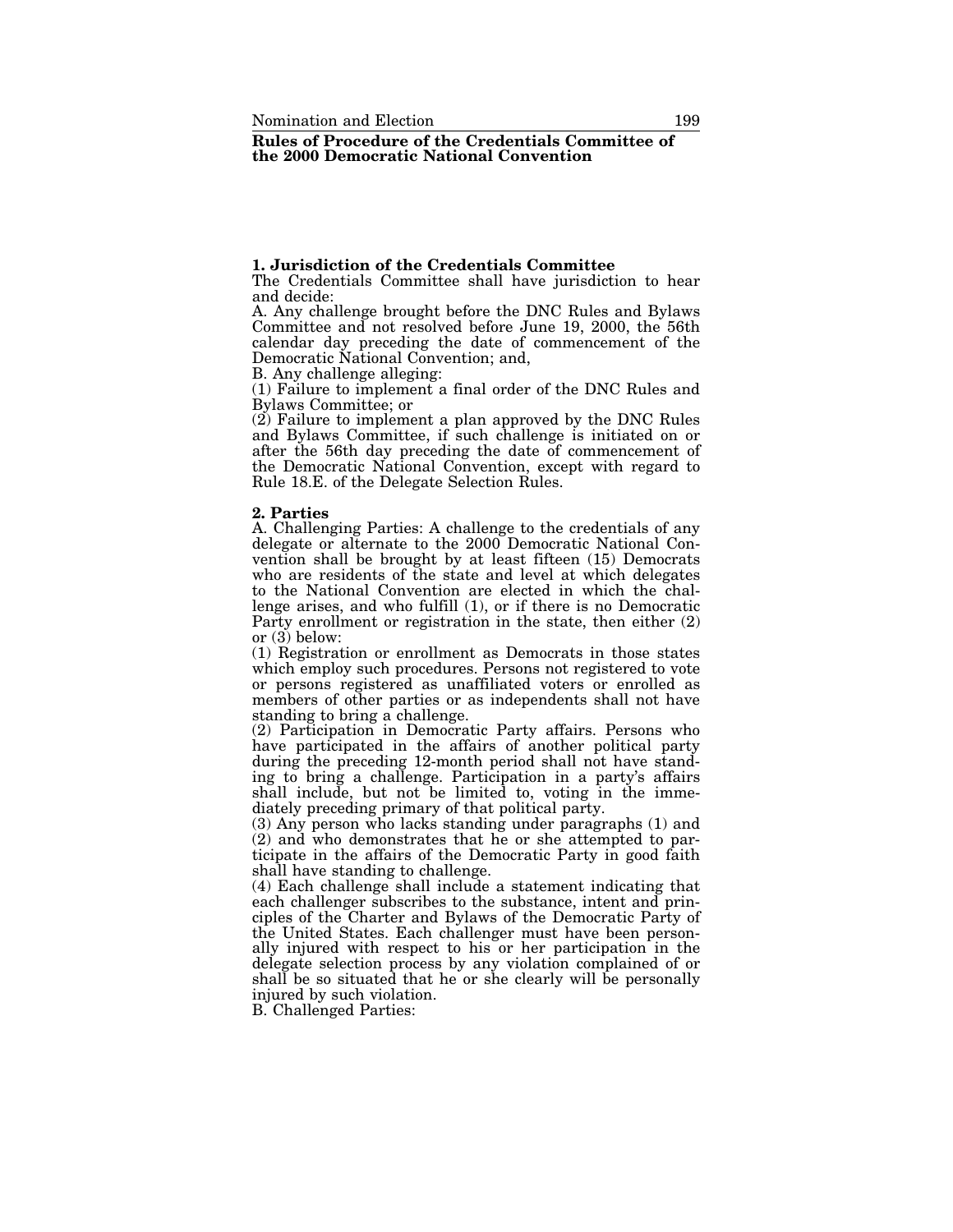## Rules of Procedure of the Credentials Committee of the 2000 Democratic National Convention

### 1. Jurisdiction of the Credentials Committee

The Credentials Committee shall have jurisdiction to hear and decide:

A. Any challenge brought before the DNC Rules and Bylaws Committee and not resolved before June 19, 2000, the 56th calendar day preceding the date of commencement of the Democratic National Convention; and,

B. Any challenge alleging:

(1) Failure to implement a final order of the DNC Rules and Bylaws Committee; or

(2) Failure to implement a plan approved by the DNC Rules and Bylaws Committee, if such challenge is initiated on or after the 56th day preceding the date of commencement of the Democratic National Convention, except with regard to Rule 18.E. of the Delegate Selection Rules.

### 2. Parties

A. Challenging Parties: A challenge to the credentials of any delegate or alternate to the 2000 Democratic National Convention shall be brought by at least fifteen (15) Democrats who are residents of the state and level at which delegates to the National Convention are elected in which the challenge arises, and who fulfill (1), or if there is no Democratic Party enrollment or registration in the state, then either (2) or (3) below:

(1) Registration or enrollment as Democrats in those states which employ such procedures. Persons not registered to vote or persons registered as unaffiliated voters or enrolled as members of other parties or as independents shall not have standing to bring a challenge.

(2) Participation in Democratic Party affairs. Persons who have participated in the affairs of another political party during the preceding 12-month period shall not have standing to bring a challenge. Participation in a party's affairs shall include, but not be limited to, voting in the immediately preceding primary of that political party.

(3) Any person who lacks standing under paragraphs (1) and (2) and who demonstrates that he or she attempted to participate in the affairs of the Democratic Party in good faith shall have standing to challenge.

(4) Each challenge shall include a statement indicating that each challenger subscribes to the substance, intent and principles of the Charter and Bylaws of the Democratic Party of the United States. Each challenger must have been personally injured with respect to his or her participation in the delegate selection process by any violation complained of or shall be so situated that he or she clearly will be personally injured by such violation.

B. Challenged Parties: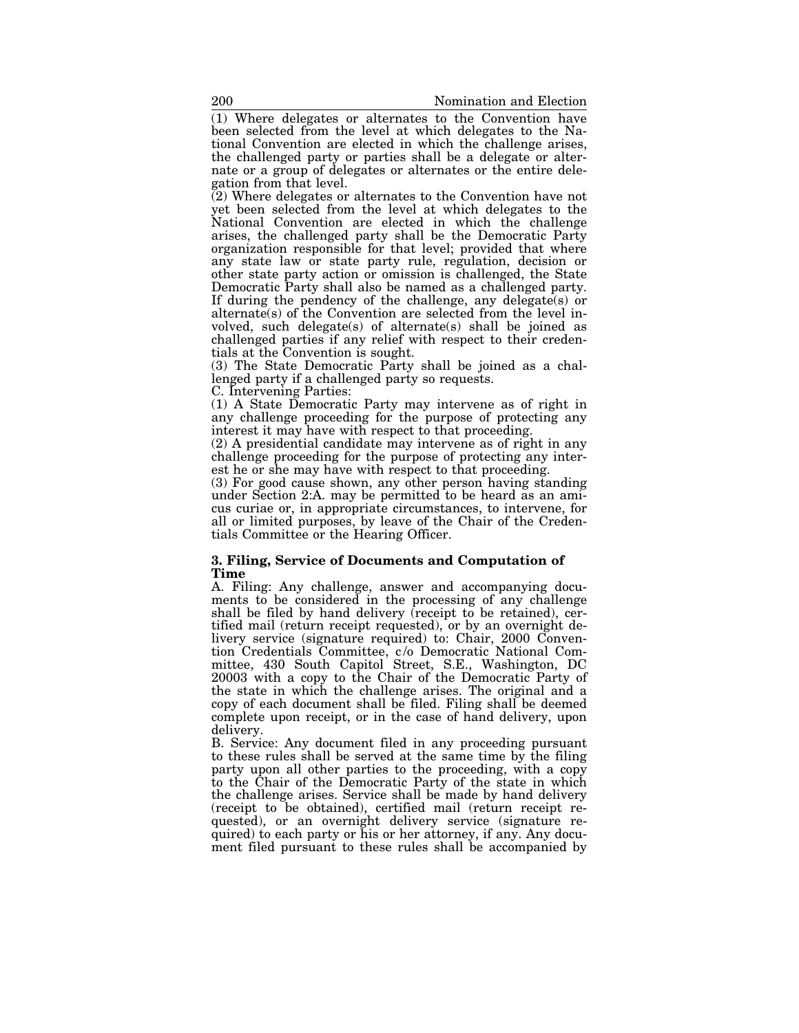(1) Where delegates or alternates to the Convention have been selected from the level at which delegates to the National Convention are elected in which the challenge arises, the challenged party or parties shall be a delegate or alternate or a group of delegates or alternates or the entire delegation from that level.

(2) Where delegates or alternates to the Convention have not yet been selected from the level at which delegates to the National Convention are elected in which the challenge arises, the challenged party shall be the Democratic Party organization responsible for that level; provided that where any state law or state party rule, regulation, decision or other state party action or omission is challenged, the State Democratic Party shall also be named as a challenged party. If during the pendency of the challenge, any delegate(s) or alternate(s) of the Convention are selected from the level involved, such delegate(s) of alternate(s) shall be joined as challenged parties if any relief with respect to their credentials at the Convention is sought.

(3) The State Democratic Party shall be joined as a challenged party if a challenged party so requests.

C. Intervening Parties:

(1) A State Democratic Party may intervene as of right in any challenge proceeding for the purpose of protecting any interest it may have with respect to that proceeding.

(2) A presidential candidate may intervene as of right in any challenge proceeding for the purpose of protecting any interest he or she may have with respect to that proceeding.

(3) For good cause shown, any other person having standing under Section 2:A. may be permitted to be heard as an amicus curiae or, in appropriate circumstances, to intervene, for all or limited purposes, by leave of the Chair of the Credentials Committee or the Hearing Officer.

**3. Filing, Service of Documents and Computation of Time**

A. Filing: Any challenge, answer and accompanying documents to be considered in the processing of any challenge shall be filed by hand delivery (receipt to be retained), certified mail (return receipt requested), or by an overnight delivery service (signature required) to: Chair, 2000 Convention Credentials Committee, c/o Democratic National Committee, 430 South Capitol Street, S.E., Washington, DC 20003 with a copy to the Chair of the Democratic Party of the state in which the challenge arises. The original and a copy of each document shall be filed. Filing shall be deemed complete upon receipt, or in the case of hand delivery, upon delivery.

B. Service: Any document filed in any proceeding pursuant to these rules shall be served at the same time by the filing party upon all other parties to the proceeding, with a copy to the Chair of the Democratic Party of the state in which the challenge arises. Service shall be made by hand delivery (receipt to be obtained), certified mail (return receipt requested), or an overnight delivery service (signature required) to each party or his or her attorney, if any. Any document filed pursuant to these rules shall be accompanied by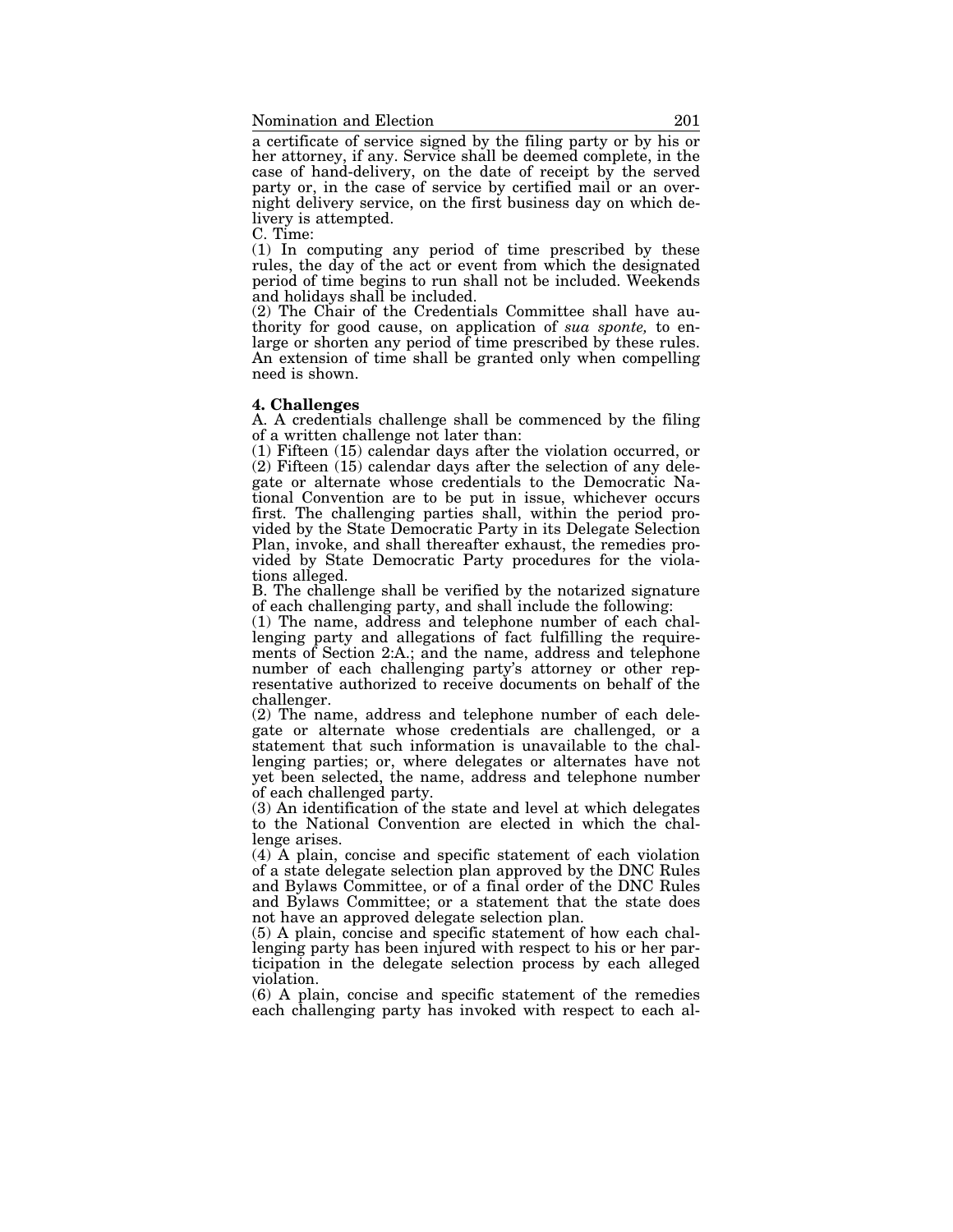a certificate of service signed by the filing party or by his or her attorney, if any. Service shall be deemed complete, in the case of hand-delivery, on the date of receipt by the served party or, in the case of service by certified mail or an overnight delivery service, on the first business day on which delivery is attempted.

C. Time:

(1) In computing any period of time prescribed by these rules, the day of the act or event from which the designated period of time begins to run shall not be included. Weekends and holidays shall be included.

(2) The Chair of the Credentials Committee shall have authority for good cause, on application of *sua sponte,* to enlarge or shorten any period of time prescribed by these rules. An extension of time shall be granted only when compelling need is shown.

**4. Challenges**

A. A credentials challenge shall be commenced by the filing of a written challenge not later than:

(1) Fifteen (15) calendar days after the violation occurred, or

(2) Fifteen (15) calendar days after the selection of any delegate or alternate whose credentials to the Democratic National Convention are to be put in issue, whichever occurs first. The challenging parties shall, within the period provided by the State Democratic Party in its Delegate Selection Plan, invoke, and shall thereafter exhaust, the remedies provided by State Democratic Party procedures for the violations alleged.

B. The challenge shall be verified by the notarized signature of each challenging party, and shall include the following:

(1) The name, address and telephone number of each challenging party and allegations of fact fulfilling the requirements of Section 2:A.; and the name, address and telephone number of each challenging party's attorney or other representative authorized to receive documents on behalf of the challenger.

(2) The name, address and telephone number of each delegate or alternate whose credentials are challenged, or a statement that such information is unavailable to the challenging parties; or, where delegates or alternates have not yet been selected, the name, address and telephone number of each challenged party.

(3) An identification of the state and level at which delegates to the National Convention are elected in which the challenge arises.

(4) A plain, concise and specific statement of each violation of a state delegate selection plan approved by the DNC Rules and Bylaws Committee, or of a final order of the DNC Rules and Bylaws Committee; or a statement that the state does not have an approved delegate selection plan.

(5) A plain, concise and specific statement of how each challenging party has been injured with respect to his or her participation in the delegate selection process by each alleged violation.

(6) A plain, concise and specific statement of the remedies each challenging party has invoked with respect to each al-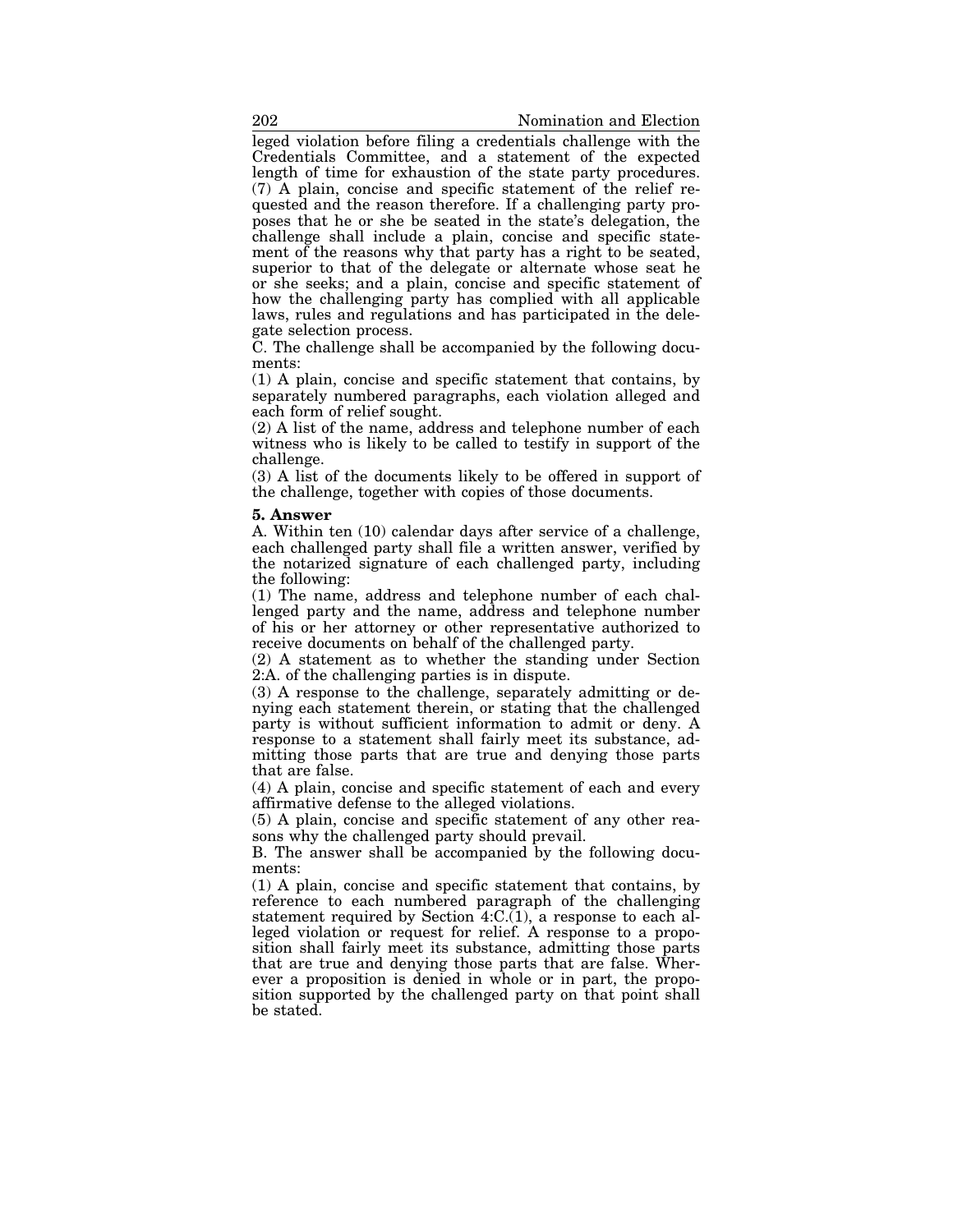leged violation before filing a credentials challenge with the Credentials Committee, and a statement of the expected length of time for exhaustion of the state party procedures.

(7) A plain, concise and specific statement of the relief requested and the reason therefore. If a challenging party proposes that he or she be seated in the state's delegation, the challenge shall include a plain, concise and specific statement of the reasons why that party has a right to be seated, superior to that of the delegate or alternate whose seat he or she seeks; and a plain, concise and specific statement of how the challenging party has complied with all applicable laws, rules and regulations and has participated in the delegate selection process.

C. The challenge shall be accompanied by the following documents:

(1) A plain, concise and specific statement that contains, by separately numbered paragraphs, each violation alleged and each form of relief sought.

(2) A list of the name, address and telephone number of each witness who is likely to be called to testify in support of the challenge.

(3) A list of the documents likely to be offered in support of the challenge, together with copies of those documents.

**5. Answer**

A. Within ten (10) calendar days after service of a challenge, each challenged party shall file a written answer, verified by the notarized signature of each challenged party, including the following:

(1) The name, address and telephone number of each challenged party and the name, address and telephone number of his or her attorney or other representative authorized to receive documents on behalf of the challenged party.

(2) A statement as to whether the standing under Section 2:A. of the challenging parties is in dispute.

(3) A response to the challenge, separately admitting or denying each statement therein, or stating that the challenged party is without sufficient information to admit or deny. A response to a statement shall fairly meet its substance, admitting those parts that are true and denying those parts that are false.

(4) A plain, concise and specific statement of each and every affirmative defense to the alleged violations.

(5) A plain, concise and specific statement of any other reasons why the challenged party should prevail.

B. The answer shall be accompanied by the following documents:

(1) A plain, concise and specific statement that contains, by reference to each numbered paragraph of the challenging statement required by Section 4:C.(1), a response to each alleged violation or request for relief. A response to a proposition shall fairly meet its substance, admitting those parts that are true and denying those parts that are false. Wherever a proposition is denied in whole or in part, the proposition supported by the challenged party on that point shall be stated.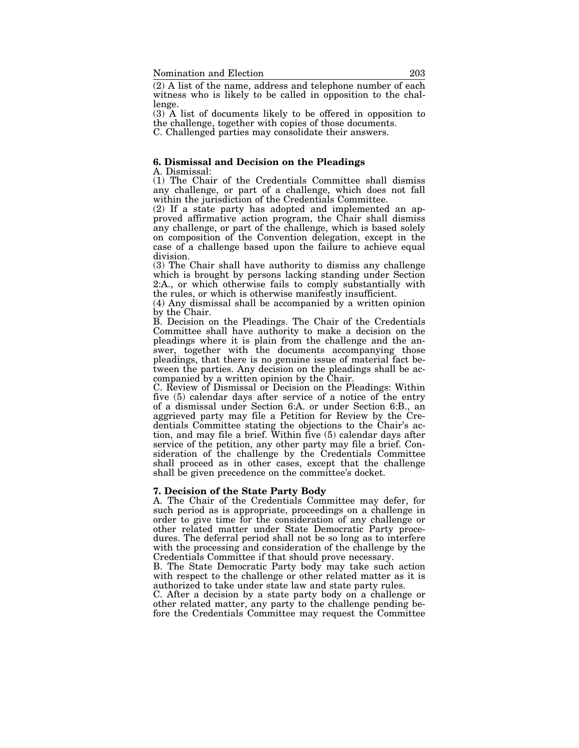(2) A list of the name, address and telephone number of each witness who is likely to be called in opposition to the challenge.

(3) A list of documents likely to be offered in opposition to the challenge, together with copies of those documents.

C. Challenged parties may consolidate their answers.

**6. Dismissal and Decision on the Pleadings**

A. Dismissal:

(1) The Chair of the Credentials Committee shall dismiss any challenge, or part of a challenge, which does not fall within the jurisdiction of the Credentials Committee.

(2) If a state party has adopted and implemented an approved affirmative action program, the Chair shall dismiss any challenge, or part of the challenge, which is based solely on composition of the Convention delegation, except in the case of a challenge based upon the failure to achieve equal division.

(3) The Chair shall have authority to dismiss any challenge which is brought by persons lacking standing under Section 2:A., or which otherwise fails to comply substantially with the rules, or which is otherwise manifestly insufficient.

(4) Any dismissal shall be accompanied by a written opinion by the Chair.

B. Decision on the Pleadings. The Chair of the Credentials Committee shall have authority to make a decision on the pleadings where it is plain from the challenge and the answer, together with the documents accompanying those pleadings, that there is no genuine issue of material fact between the parties. Any decision on the pleadings shall be accompanied by a written opinion by the Chair.

C. Review of Dismissal or Decision on the Pleadings: Within five (5) calendar days after service of a notice of the entry of a dismissal under Section 6:A. or under Section 6:B., an aggrieved party may file a Petition for Review by the Credentials Committee stating the objections to the Chair's action, and may file a brief. Within five (5) calendar days after service of the petition, any other party may file a brief. Consideration of the challenge by the Credentials Committee shall proceed as in other cases, except that the challenge shall be given precedence on the committee's docket.

**7. Decision of the State Party Body**

A. The Chair of the Credentials Committee may defer, for such period as is appropriate, proceedings on a challenge in order to give time for the consideration of any challenge or other related matter under State Democratic Party procedures. The deferral period shall not be so long as to interfere with the processing and consideration of the challenge by the Credentials Committee if that should prove necessary.

B. The State Democratic Party body may take such action with respect to the challenge or other related matter as it is authorized to take under state law and state party rules.

C. After a decision by a state party body on a challenge or other related matter, any party to the challenge pending before the Credentials Committee may request the Committee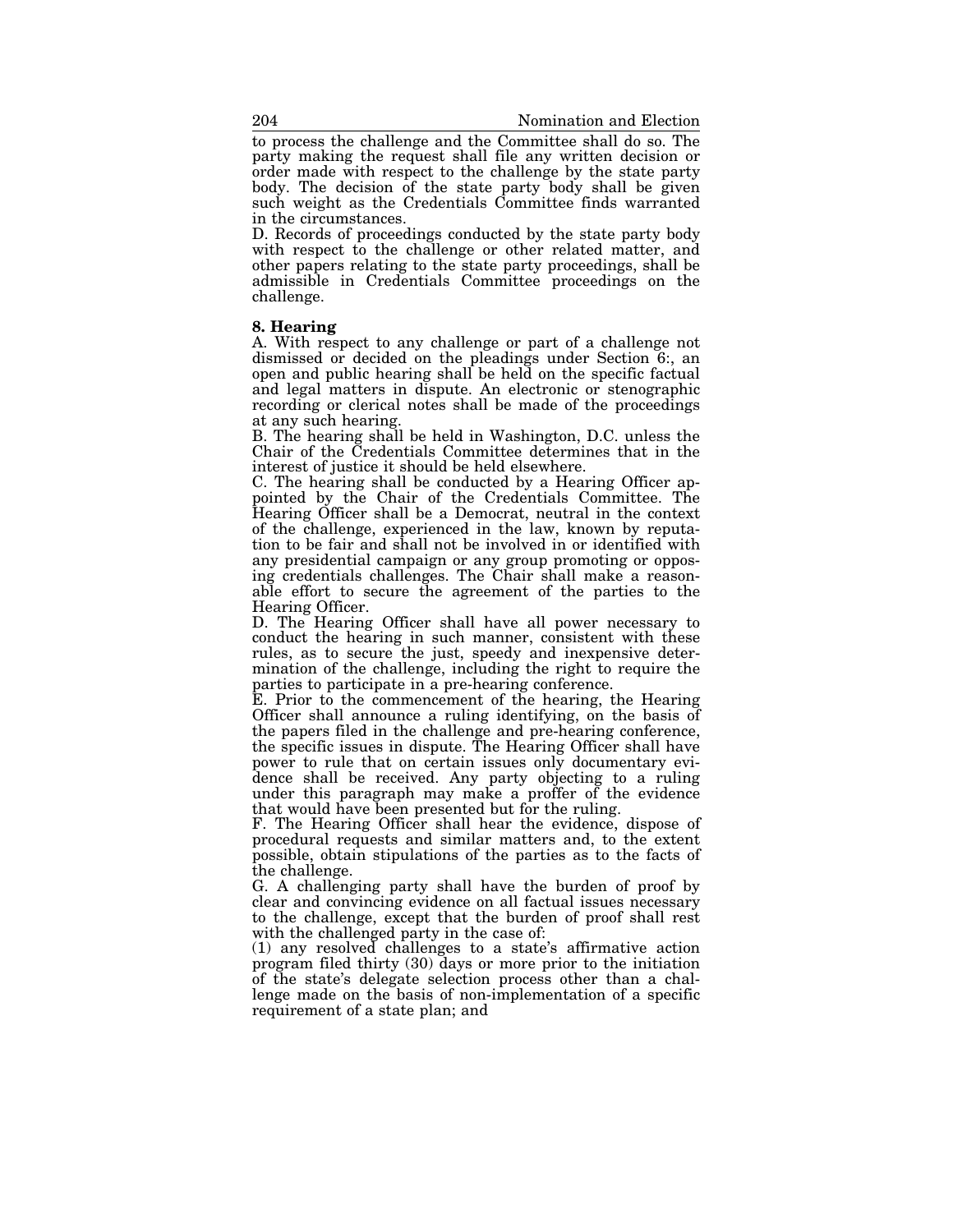to process the challenge and the Committee shall do so. The party making the request shall file any written decision or order made with respect to the challenge by the state party body. The decision of the state party body shall be given such weight as the Credentials Committee finds warranted in the circumstances.

D. Records of proceedings conducted by the state party body with respect to the challenge or other related matter, and other papers relating to the state party proceedings, shall be admissible in Credentials Committee proceedings on the challenge.

**8. Hearing**

A. With respect to any challenge or part of a challenge not dismissed or decided on the pleadings under Section 6:, an open and public hearing shall be held on the specific factual and legal matters in dispute. An electronic or stenographic recording or clerical notes shall be made of the proceedings at any such hearing.

B. The hearing shall be held in Washington, D.C. unless the Chair of the Credentials Committee determines that in the interest of justice it should be held elsewhere.

C. The hearing shall be conducted by a Hearing Officer appointed by the Chair of the Credentials Committee. The Hearing Officer shall be a Democrat, neutral in the context of the challenge, experienced in the law, known by reputation to be fair and shall not be involved in or identified with any presidential campaign or any group promoting or opposing credentials challenges. The Chair shall make a reasonable effort to secure the agreement of the parties to the Hearing Officer.

D. The Hearing Officer shall have all power necessary to conduct the hearing in such manner, consistent with these rules, as to secure the just, speedy and inexpensive determination of the challenge, including the right to require the parties to participate in a pre-hearing conference.

E. Prior to the commencement of the hearing, the Hearing Officer shall announce a ruling identifying, on the basis of the papers filed in the challenge and pre-hearing conference, the specific issues in dispute. The Hearing Officer shall have power to rule that on certain issues only documentary evidence shall be received. Any party objecting to a ruling under this paragraph may make a proffer of the evidence that would have been presented but for the ruling.

F. The Hearing Officer shall hear the evidence, dispose of procedural requests and similar matters and, to the extent possible, obtain stipulations of the parties as to the facts of the challenge.

G. A challenging party shall have the burden of proof by clear and convincing evidence on all factual issues necessary to the challenge, except that the burden of proof shall rest with the challenged party in the case of:

(1) any resolved challenges to a state's affirmative action program filed thirty (30) days or more prior to the initiation of the state's delegate selection process other than a challenge made on the basis of non-implementation of a specific requirement of a state plan; and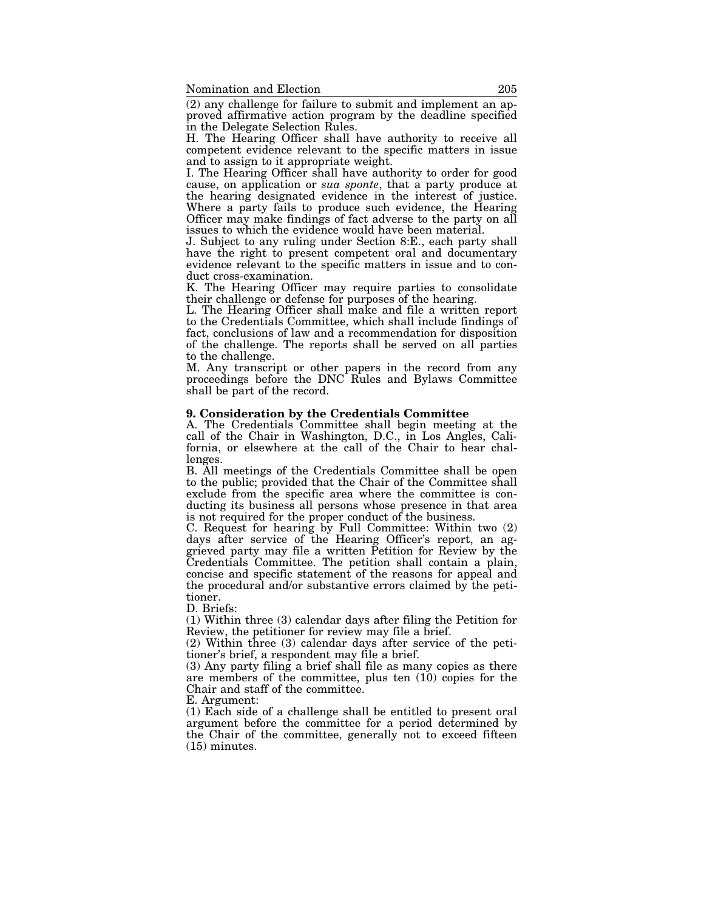(2) any challenge for failure to submit and implement an approved affirmative action program by the deadline specified in the Delegate Selection Rules.

H. The Hearing Officer shall have authority to receive all competent evidence relevant to the specific matters in issue and to assign to it appropriate weight.

I. The Hearing Officer shall have authority to order for good cause, on application or *sua sponte*, that a party produce at the hearing designated evidence in the interest of justice. Where a party fails to produce such evidence, the Hearing Officer may make findings of fact adverse to the party on all issues to which the evidence would have been material.

J. Subject to any ruling under Section 8:E., each party shall have the right to present competent oral and documentary evidence relevant to the specific matters in issue and to conduct cross-examination.

K. The Hearing Officer may require parties to consolidate their challenge or defense for purposes of the hearing.

L. The Hearing Officer shall make and file a written report to the Credentials Committee, which shall include findings of fact, conclusions of law and a recommendation for disposition of the challenge. The reports shall be served on all parties to the challenge.

M. Any transcript or other papers in the record from any proceedings before the DNC Rules and Bylaws Committee shall be part of the record.

**9. Consideration by the Credentials Committee**

A. The Credentials Committee shall begin meeting at the call of the Chair in Washington, D.C., in Los Angles, California, or elsewhere at the call of the Chair to hear challenges.

B. All meetings of the Credentials Committee shall be open to the public; provided that the Chair of the Committee shall exclude from the specific area where the committee is conducting its business all persons whose presence in that area is not required for the proper conduct of the business.

C. Request for hearing by Full Committee: Within two (2) days after service of the Hearing Officer's report, an aggrieved party may file a written Petition for Review by the Credentials Committee. The petition shall contain a plain, concise and specific statement of the reasons for appeal and the procedural and/or substantive errors claimed by the petitioner.

D. Briefs:

(1) Within three (3) calendar days after filing the Petition for Review, the petitioner for review may file a brief.

(2) Within three (3) calendar days after service of the petitioner's brief, a respondent may file a brief.

(3) Any party filing a brief shall file as many copies as there are members of the committee, plus ten (10) copies for the Chair and staff of the committee.

E. Argument:

(1) Each side of a challenge shall be entitled to present oral argument before the committee for a period determined by the Chair of the committee, generally not to exceed fifteen (15) minutes.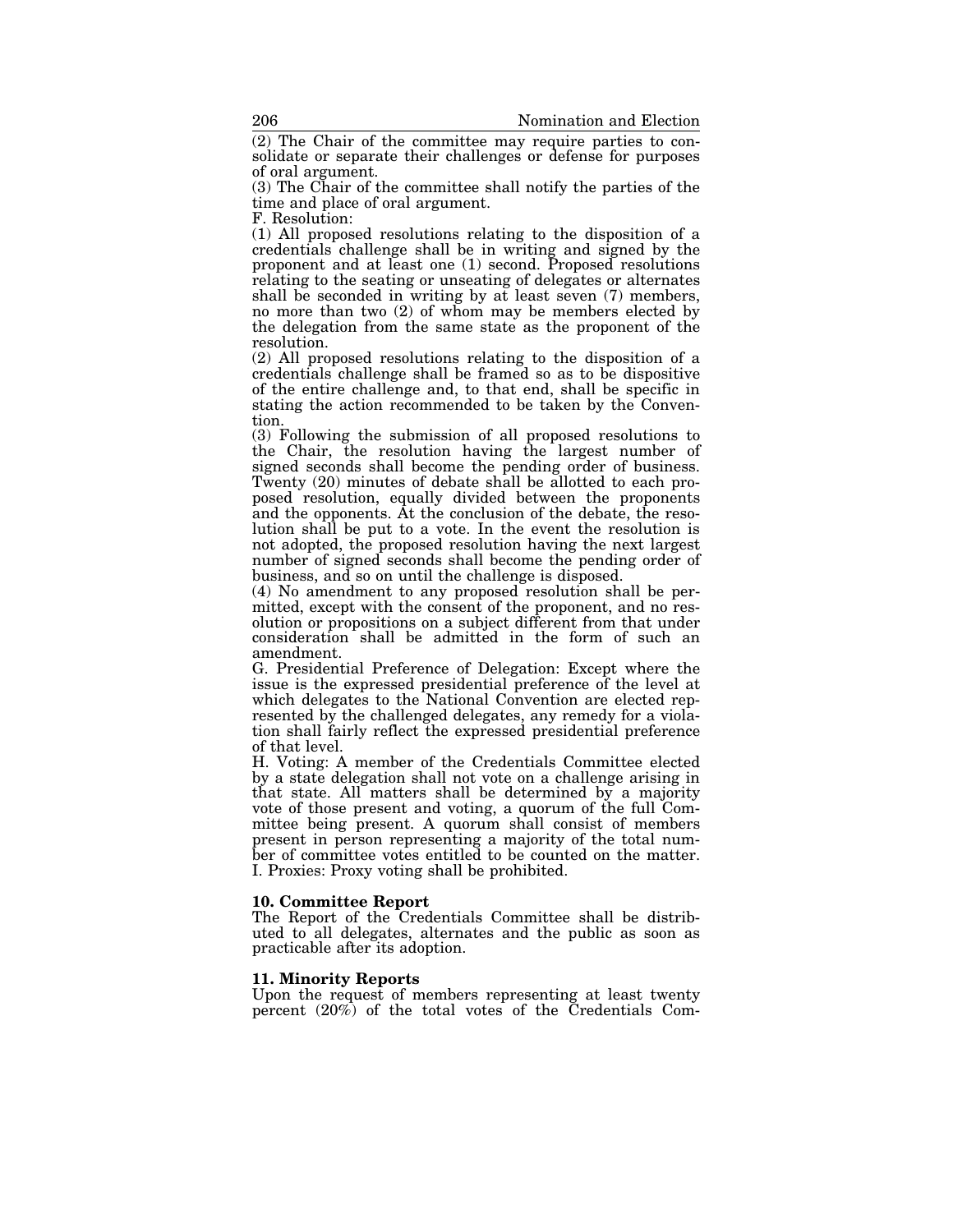(2) The Chair of the committee may require parties to consolidate or separate their challenges or defense for purposes of oral argument.

(3) The Chair of the committee shall notify the parties of the time and place of oral argument.

F. Resolution:

(1) All proposed resolutions relating to the disposition of a credentials challenge shall be in writing and signed by the proponent and at least one (1) second. Proposed resolutions relating to the seating or unseating of delegates or alternates shall be seconded in writing by at least seven (7) members, no more than two (2) of whom may be members elected by the delegation from the same state as the proponent of the resolution.

(2) All proposed resolutions relating to the disposition of a credentials challenge shall be framed so as to be dispositive of the entire challenge and, to that end, shall be specific in stating the action recommended to be taken by the Convention.

(3) Following the submission of all proposed resolutions to the Chair, the resolution having the largest number of signed seconds shall become the pending order of business. Twenty (20) minutes of debate shall be allotted to each proposed resolution, equally divided between the proponents and the opponents. At the conclusion of the debate, the resolution shall be put to a vote. In the event the resolution is not adopted, the proposed resolution having the next largest number of signed seconds shall become the pending order of business, and so on until the challenge is disposed.

(4) No amendment to any proposed resolution shall be permitted, except with the consent of the proponent, and no resolution or propositions on a subject different from that under consideration shall be admitted in the form of such an amendment.

G. Presidential Preference of Delegation: Except where the issue is the expressed presidential preference of the level at which delegates to the National Convention are elected represented by the challenged delegates, any remedy for a violation shall fairly reflect the expressed presidential preference of that level.

H. Voting: A member of the Credentials Committee elected by a state delegation shall not vote on a challenge arising in that state. All matters shall be determined by a majority vote of those present and voting, a quorum of the full Committee being present. A quorum shall consist of members present in person representing a majority of the total number of committee votes entitled to be counted on the matter.

I. Proxies: Proxy voting shall be prohibited.

**10. Committee Report**

The Report of the Credentials Committee shall be distributed to all delegates, alternates and the public as soon as practicable after its adoption.

**11. Minority Reports**

Upon the request of members representing at least twenty percent (20%) of the total votes of the Credentials Com-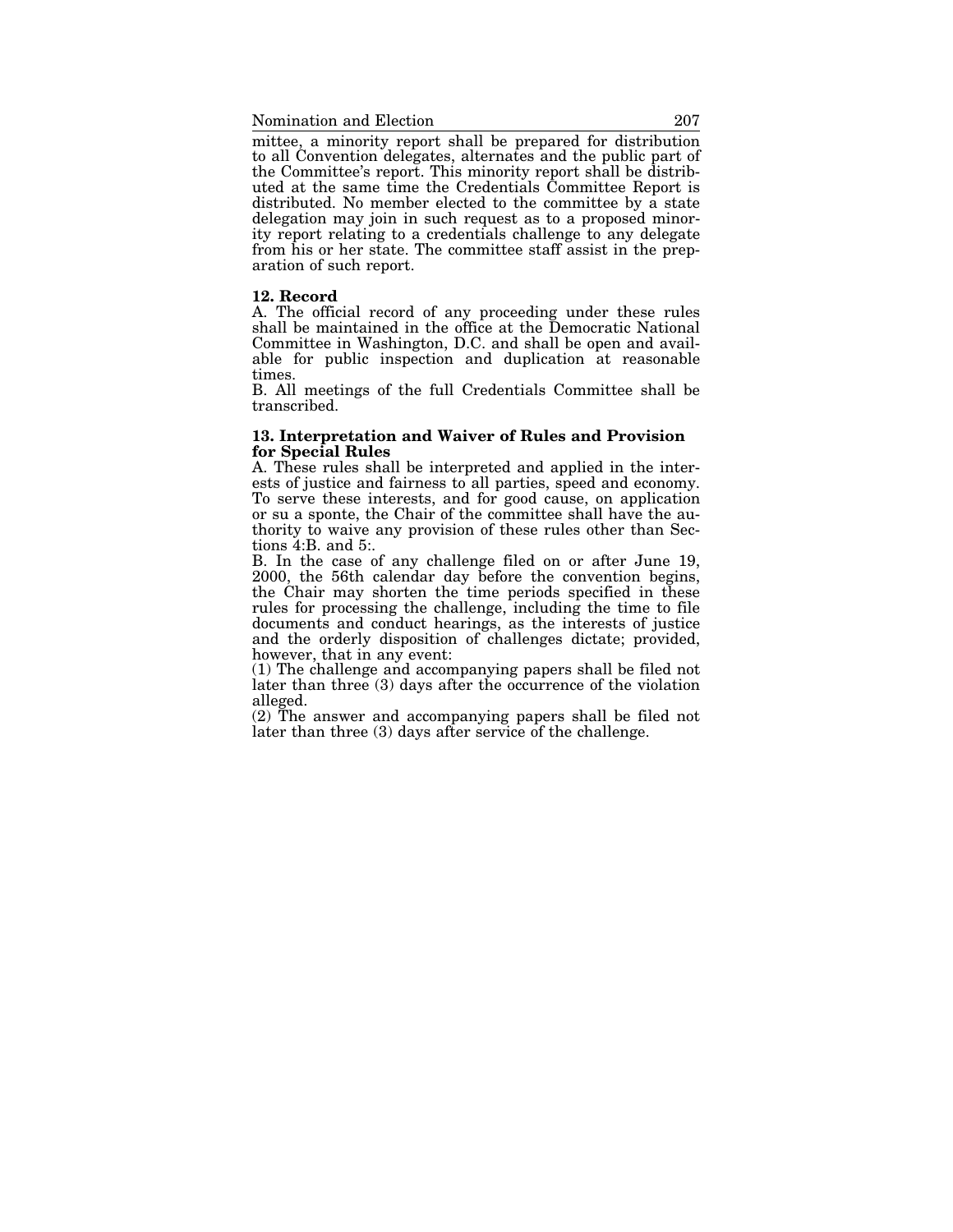mittee, a minority report shall be prepared for distribution to all Convention delegates, alternates and the public part of the Committee's report. This minority report shall be distributed at the same time the Credentials Committee Report is distributed. No member elected to the committee by a state delegation may join in such request as to a proposed minority report relating to a credentials challenge to any delegate from his or her state. The committee staff assist in the preparation of such report.

**12. Record**

A. The official record of any proceeding under these rules shall be maintained in the office at the Democratic National Committee in Washington, D.C. and shall be open and available for public inspection and duplication at reasonable times.

B. All meetings of the full Credentials Committee shall be transcribed.

**13. Interpretation and Waiver of Rules and Provision for Special Rules**

A. These rules shall be interpreted and applied in the interests of justice and fairness to all parties, speed and economy. To serve these interests, and for good cause, on application or su a sponte, the Chair of the committee shall have the authority to waive any provision of these rules other than Sections 4:B. and 5:.

B. In the case of any challenge filed on or after June 19, 2000, the 56th calendar day before the convention begins, the Chair may shorten the time periods specified in these rules for processing the challenge, including the time to file documents and conduct hearings, as the interests of justice and the orderly disposition of challenges dictate; provided, however, that in any event:

(1) The challenge and accompanying papers shall be filed not later than three (3) days after the occurrence of the violation alleged.

(2) The answer and accompanying papers shall be filed not later than three (3) days after service of the challenge.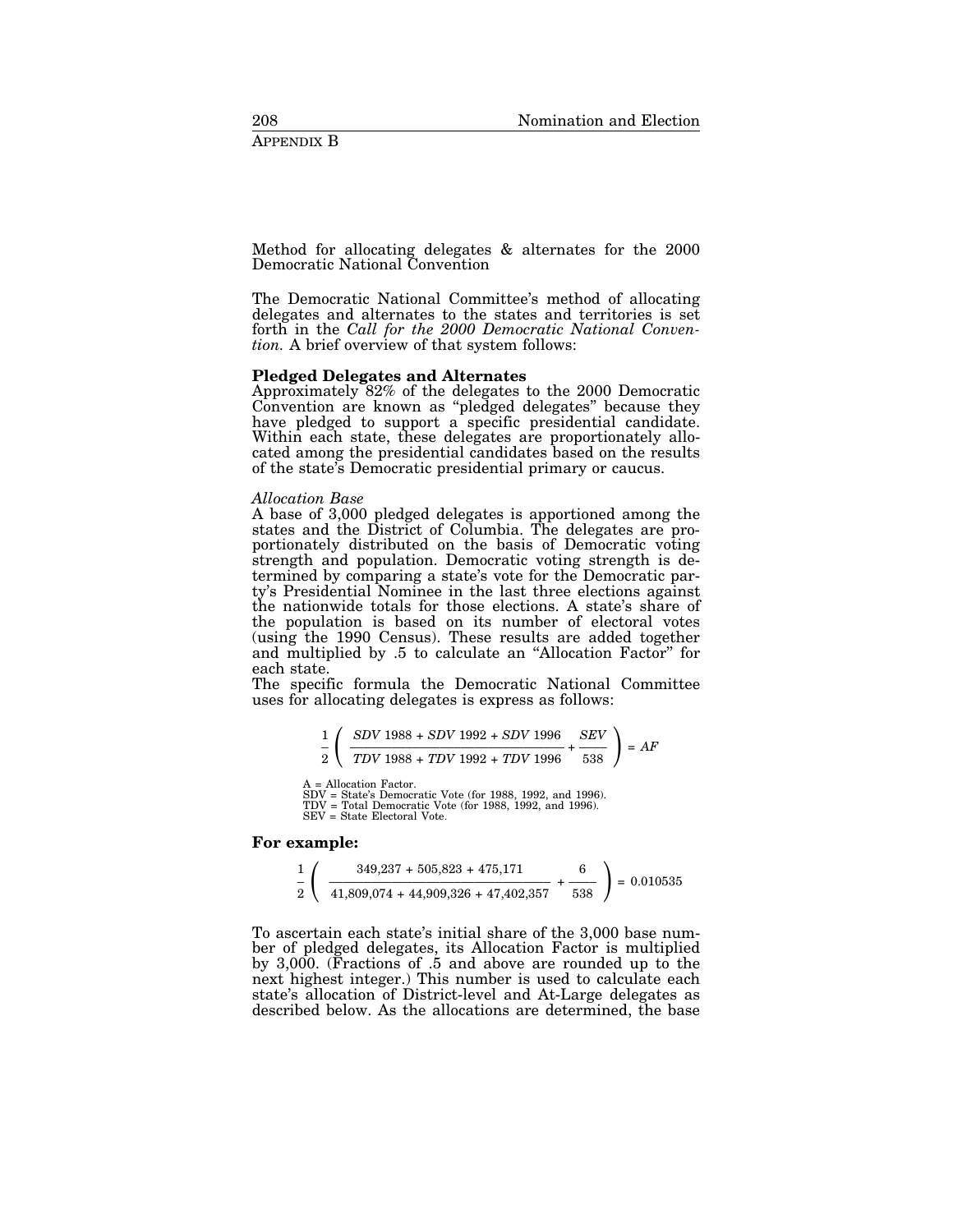Appendix B

Method for allocating delegates & alternates for the 2000 Democratic National Convention

The Democratic National Committee's method of allocating delegates and alternates to the states and territories is set forth in the *Call for the 2000 Democratic National Convention.* A brief overview of that system follows:

**Pledged Delegates and Alternates**

Approximately 82% of the delegates to the 2000 Democratic Convention are known as "pledged delegates" because they have pledged to support a specific presidential candidate. Within each state, these delegates are proportionately allocated among the presidential candidates based on the results of the state's Democratic presidential primary or caucus.

*Allocation Base*

A base of 3,000 pledged delegates is apportioned among the states and the District of Columbia. The delegates are proportionately distributed on the basis of Democratic voting strength and population. Democratic voting strength is determined by comparing a state's vote for the Democratic party's Presidential Nominee in the last three elections against the nationwide totals for those elections. A state's share of the population is based on its number of electoral votes (using the 1990 Census). These results are added together and multiplied by .5 to calculate an "Allocation Factor" for each state.

The specific formula the Democratic National Committee uses for allocating delegates is express as follows:

$$\frac{1}{2}\left(\frac{SDV\ 1988 + SDV\ 1992 + SDV\ 1996}{TDV\ 1988 + TDV\ 1992 + TDV\ 1996} + \frac{SEV}{538}\right) = AF$$

A = Allocation Factor.
SDV = State's Democratic Vote (for 1988, 1992, and 1996).
TDV = Total Democratic Vote (for 1988, 1992, and 1996).
SEV = State Electoral Vote.

**For example:**

$$\frac{1}{2}\left(\frac{349{,}237 + 505{,}823 + 475{,}171}{41{,}809{,}074 + 44{,}909{,}326 + 47{,}402{,}357} + \frac{6}{538}\right) = 0.010535$$

To ascertain each state's initial share of the 3,000 base number of pledged delegates, its Allocation Factor is multiplied by 3,000. (Fractions of .5 and above are rounded up to the next highest integer.) This number is used to calculate each state's allocation of District-level and At-Large delegates as described below. As the allocations are determined, the base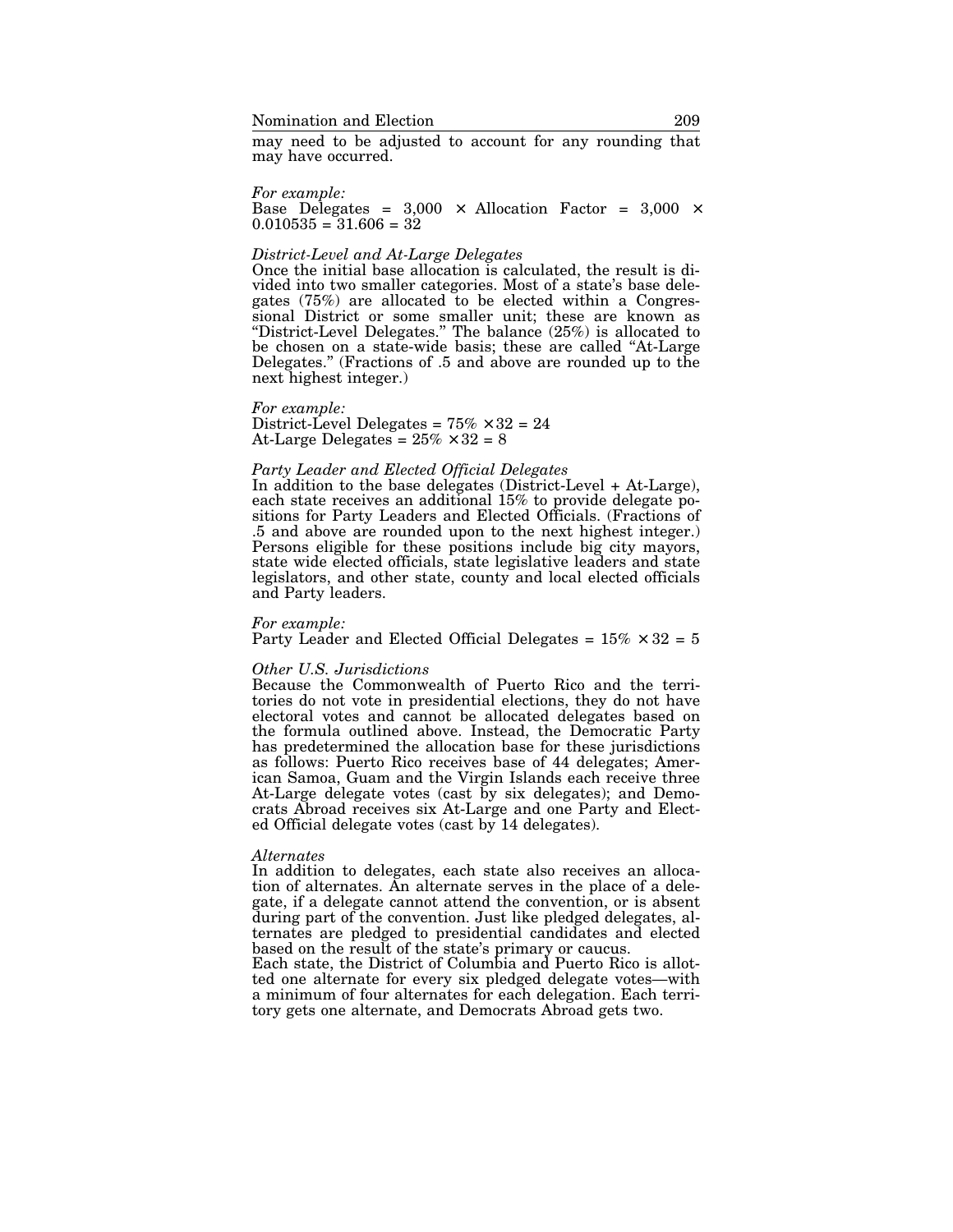may need to be adjusted to account for any rounding that may have occurred.

*For example:*
Base Delegates = 3,000 $\times$ Allocation Factor = 3,000 $\times$ 0.010535 = 31.606 = 32

*District-Level and At-Large Delegates*
Once the initial base allocation is calculated, the result is divided into two smaller categories. Most of a state's base delegates (75%) are allocated to be elected within a Congressional District or some smaller unit; these are known as "District-Level Delegates." The balance (25%) is allocated to be chosen on a state-wide basis; these are called "At-Large Delegates." (Fractions of .5 and above are rounded up to the next highest integer.)

*For example:*
District-Level Delegates = 75% $\times$ 32 = 24
At-Large Delegates = 25% $\times$ 32 = 8

*Party Leader and Elected Official Delegates*
In addition to the base delegates (District-Level + At-Large), each state receives an additional 15% to provide delegate positions for Party Leaders and Elected Officials. (Fractions of .5 and above are rounded upon to the next highest integer.) Persons eligible for these positions include big city mayors, state wide elected officials, state legislative leaders and state legislators, and other state, county and local elected officials and Party leaders.

*For example:*
Party Leader and Elected Official Delegates = 15% $\times$ 32 = 5

*Other U.S. Jurisdictions*
Because the Commonwealth of Puerto Rico and the territories do not vote in presidential elections, they do not have electoral votes and cannot be allocated delegates based on the formula outlined above. Instead, the Democratic Party has predetermined the allocation base for these jurisdictions as follows: Puerto Rico receives base of 44 delegates; American Samoa, Guam and the Virgin Islands each receive three At-Large delegate votes (cast by six delegates); and Democrats Abroad receives six At-Large and one Party and Elected Official delegate votes (cast by 14 delegates).

*Alternates*
In addition to delegates, each state also receives an allocation of alternates. An alternate serves in the place of a delegate, if a delegate cannot attend the convention, or is absent during part of the convention. Just like pledged delegates, alternates are pledged to presidential candidates and elected based on the result of the state's primary or caucus.
Each state, the District of Columbia and Puerto Rico is allotted one alternate for every six pledged delegate votes—with a minimum of four alternates for each delegation. Each territory gets one alternate, and Democrats Abroad gets two.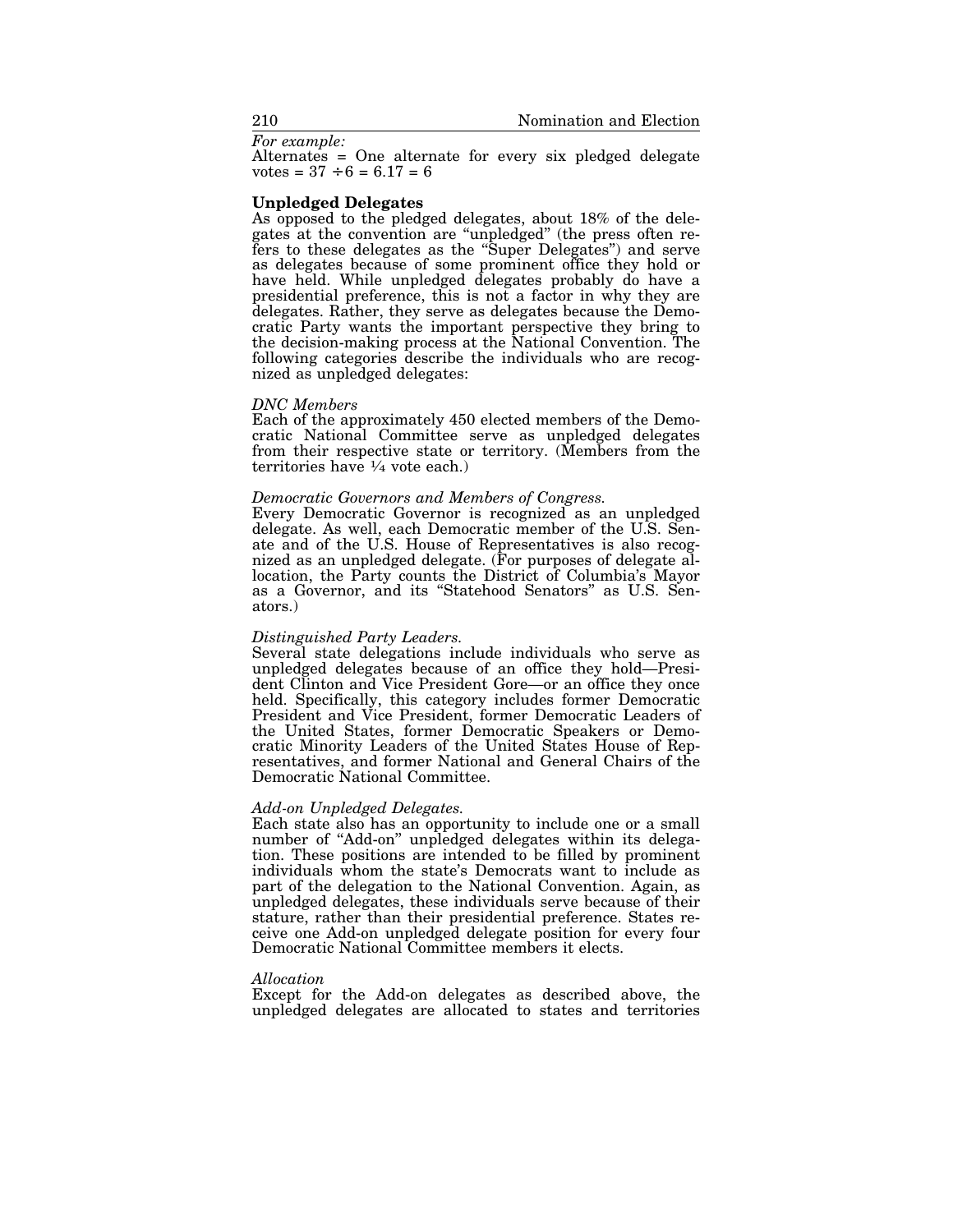*For example:*

Alternates = One alternate for every six pledged delegate votes = 37 ÷ 6 = 6.17 = 6

### Unpledged Delegates

As opposed to the pledged delegates, about 18% of the delegates at the convention are "unpledged" (the press often refers to these delegates as the "Super Delegates") and serve as delegates because of some prominent office they hold or have held. While unpledged delegates probably do have a presidential preference, this is not a factor in why they are delegates. Rather, they serve as delegates because the Democratic Party wants the important perspective they bring to the decision-making process at the National Convention. The following categories describe the individuals who are recognized as unpledged delegates:

*DNC Members*

Each of the approximately 450 elected members of the Democratic National Committee serve as unpledged delegates from their respective state or territory. (Members from the territories have ¼ vote each.)

*Democratic Governors and Members of Congress.*

Every Democratic Governor is recognized as an unpledged delegate. As well, each Democratic member of the U.S. Senate and of the U.S. House of Representatives is also recognized as an unpledged delegate. (For purposes of delegate allocation, the Party counts the District of Columbia's Mayor as a Governor, and its "Statehood Senators" as U.S. Senators.)

*Distinguished Party Leaders.*

Several state delegations include individuals who serve as unpledged delegates because of an office they hold—President Clinton and Vice President Gore—or an office they once held. Specifically, this category includes former Democratic President and Vice President, former Democratic Leaders of the United States, former Democratic Speakers or Democratic Minority Leaders of the United States House of Representatives, and former National and General Chairs of the Democratic National Committee.

*Add-on Unpledged Delegates.*

Each state also has an opportunity to include one or a small number of "Add-on" unpledged delegates within its delegation. These positions are intended to be filled by prominent individuals whom the state's Democrats want to include as part of the delegation to the National Convention. Again, as unpledged delegates, these individuals serve because of their stature, rather than their presidential preference. States receive one Add-on unpledged delegate position for every four Democratic National Committee members it elects.

*Allocation*

Except for the Add-on delegates as described above, the unpledged delegates are allocated to states and territories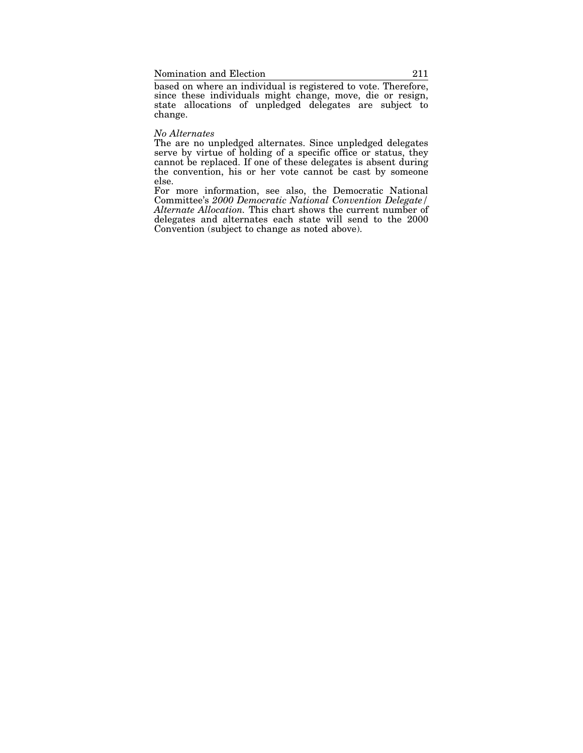based on where an individual is registered to vote. Therefore, since these individuals might change, move, die or resign, state allocations of unpledged delegates are subject to change.

*No Alternates*

The are no unpledged alternates. Since unpledged delegates serve by virtue of holding of a specific office or status, they cannot be replaced. If one of these delegates is absent during the convention, his or her vote cannot be cast by someone else.

For more information, see also, the Democratic National Committee's *2000 Democratic National Convention Delegate/ Alternate Allocation.* This chart shows the current number of delegates and alternates each state will send to the 2000 Convention (subject to change as noted above).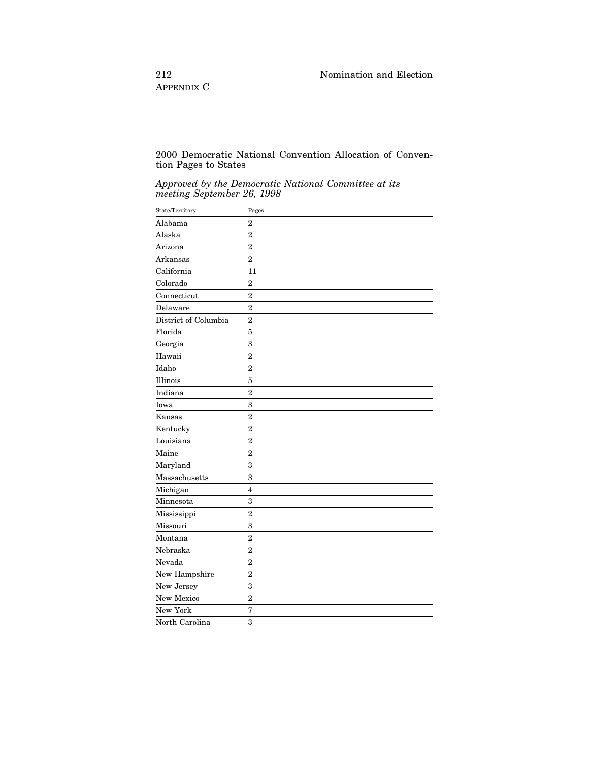Appendix C

## 2000 Democratic National Convention Allocation of Convention Pages to States

*Approved by the Democratic National Committee at its meeting September 26, 1998*

| State/Territory | Pages |
|---|---|
| Alabama | 2 |
| Alaska | 2 |
| Arizona | 2 |
| Arkansas | 2 |
| California | 11 |
| Colorado | 2 |
| Connecticut | 2 |
| Delaware | 2 |
| District of Columbia | 2 |
| Florida | 5 |
| Georgia | 3 |
| Hawaii | 2 |
| Idaho | 2 |
| Illinois | 5 |
| Indiana | 2 |
| Iowa | 3 |
| Kansas | 2 |
| Kentucky | 2 |
| Louisiana | 2 |
| Maine | 2 |
| Maryland | 3 |
| Massachusetts | 3 |
| Michigan | 4 |
| Minnesota | 3 |
| Mississippi | 2 |
| Missouri | 3 |
| Montana | 2 |
| Nebraska | 2 |
| Nevada | 2 |
| New Hampshire | 2 |
| New Jersey | 3 |
| New Mexico | 2 |
| New York | 7 |
| North Carolina | 3 |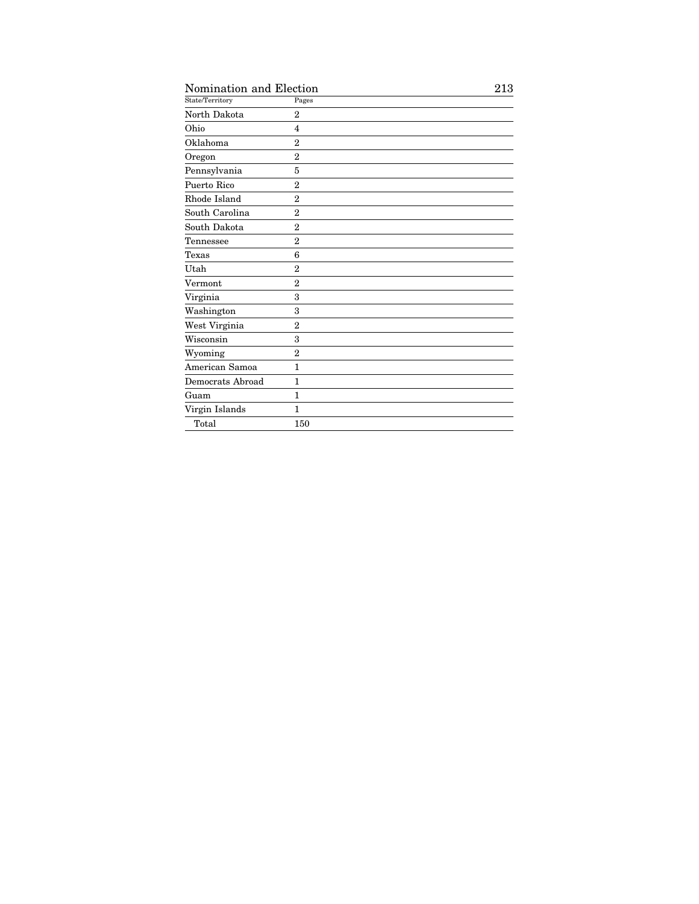| State/Territory | Pages |
|---|---|
| North Dakota | 2 |
| Ohio | 4 |
| Oklahoma | 2 |
| Oregon | 2 |
| Pennsylvania | 5 |
| Puerto Rico | 2 |
| Rhode Island | 2 |
| South Carolina | 2 |
| South Dakota | 2 |
| Tennessee | 2 |
| Texas | 6 |
| Utah | 2 |
| Vermont | 2 |
| Virginia | 3 |
| Washington | 3 |
| West Virginia | 2 |
| Wisconsin | 3 |
| Wyoming | 2 |
| American Samoa | 1 |
| Democrats Abroad | 1 |
| Guam | 1 |
| Virgin Islands | 1 |
| Total | 150 |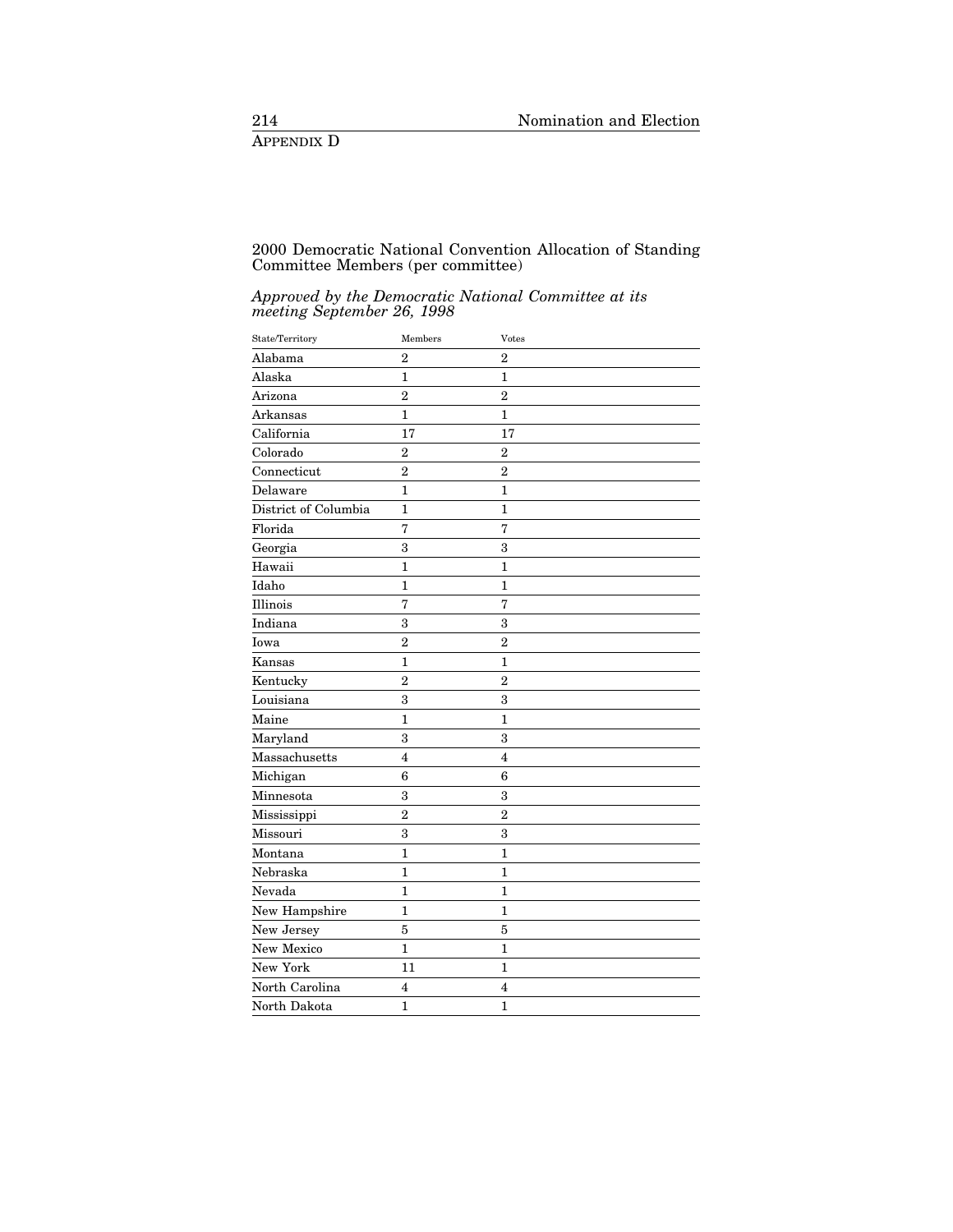APPENDIX D

2000 Democratic National Convention Allocation of Standing Committee Members (per committee)

*Approved by the Democratic National Committee at its meeting September 26, 1998*

| State/Territory | Members | Votes |
|---|---|---|
| Alabama | 2 | 2 |
| Alaska | 1 | 1 |
| Arizona | 2 | 2 |
| Arkansas | 1 | 1 |
| California | 17 | 17 |
| Colorado | 2 | 2 |
| Connecticut | 2 | 2 |
| Delaware | 1 | 1 |
| District of Columbia | 1 | 1 |
| Florida | 7 | 7 |
| Georgia | 3 | 3 |
| Hawaii | 1 | 1 |
| Idaho | 1 | 1 |
| Illinois | 7 | 7 |
| Indiana | 3 | 3 |
| Iowa | 2 | 2 |
| Kansas | 1 | 1 |
| Kentucky | 2 | 2 |
| Louisiana | 3 | 3 |
| Maine | 1 | 1 |
| Maryland | 3 | 3 |
| Massachusetts | 4 | 4 |
| Michigan | 6 | 6 |
| Minnesota | 3 | 3 |
| Mississippi | 2 | 2 |
| Missouri | 3 | 3 |
| Montana | 1 | 1 |
| Nebraska | 1 | 1 |
| Nevada | 1 | 1 |
| New Hampshire | 1 | 1 |
| New Jersey | 5 | 5 |
| New Mexico | 1 | 1 |
| New York | 11 | 1 |
| North Carolina | 4 | 4 |
| North Dakota | 1 | 1 |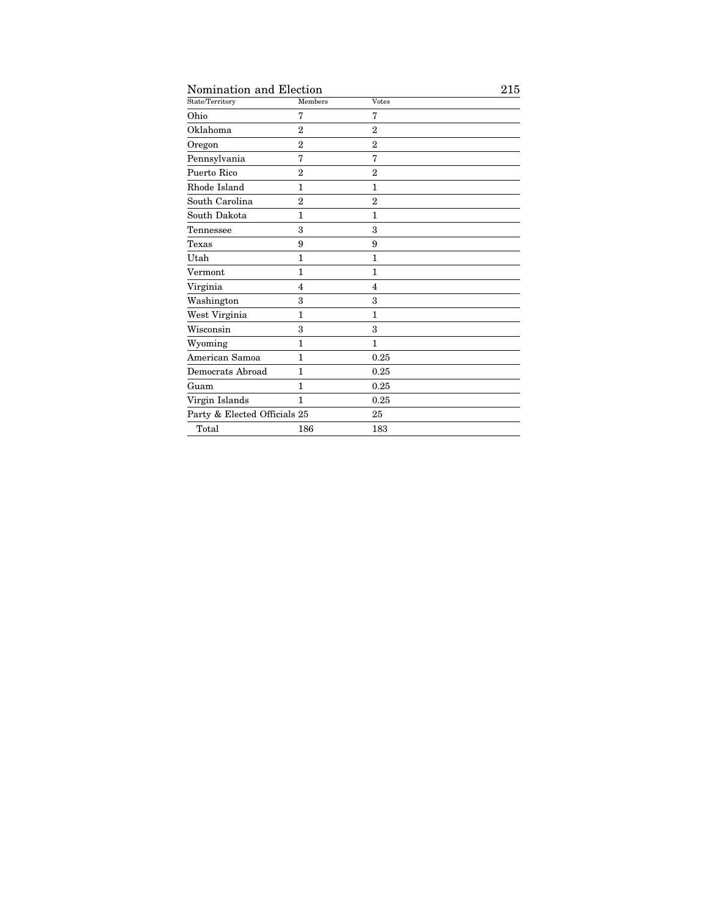| State/Territory | Members | Votes |
| --- | --- | --- |
| Ohio | 7 | 7 |
| Oklahoma | 2 | 2 |
| Oregon | 2 | 2 |
| Pennsylvania | 7 | 7 |
| Puerto Rico | 2 | 2 |
| Rhode Island | 1 | 1 |
| South Carolina | 2 | 2 |
| South Dakota | 1 | 1 |
| Tennessee | 3 | 3 |
| Texas | 9 | 9 |
| Utah | 1 | 1 |
| Vermont | 1 | 1 |
| Virginia | 4 | 4 |
| Washington | 3 | 3 |
| West Virginia | 1 | 1 |
| Wisconsin | 3 | 3 |
| Wyoming | 1 | 1 |
| American Samoa | 1 | 0.25 |
| Democrats Abroad | 1 | 0.25 |
| Guam | 1 | 0.25 |
| Virgin Islands | 1 | 0.25 |
| Party & Elected Officials | 25 | 25 |
| Total | 186 | 183 |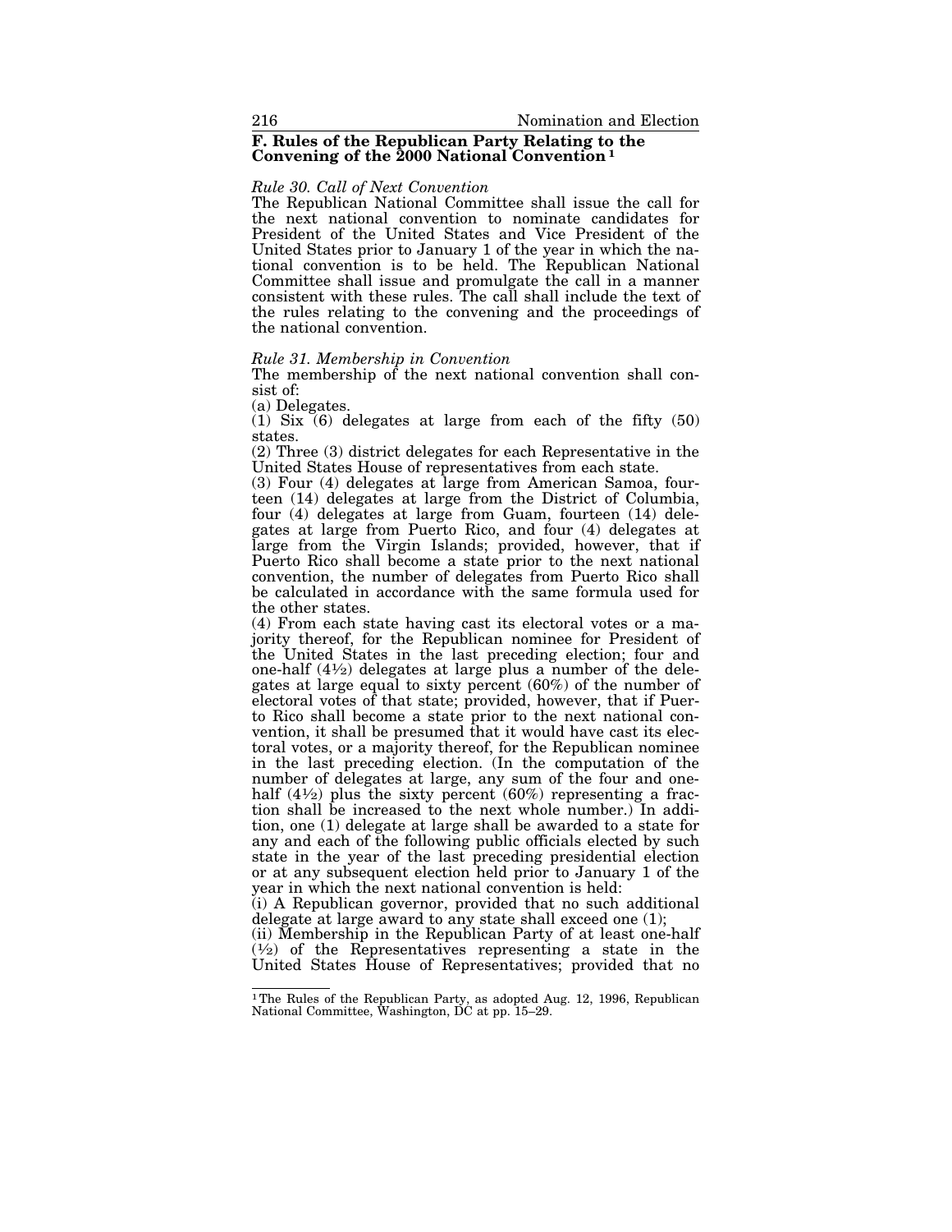## F. Rules of the Republican Party Relating to the Convening of the 2000 National Convention[1]

*Rule 30. Call of Next Convention*

The Republican National Committee shall issue the call for the next national convention to nominate candidates for President of the United States and Vice President of the United States prior to January 1 of the year in which the national convention is to be held. The Republican National Committee shall issue and promulgate the call in a manner consistent with these rules. The call shall include the text of the rules relating to the convening and the proceedings of the national convention.

*Rule 31. Membership in Convention*

The membership of the next national convention shall consist of:

(a) Delegates.

(1) Six (6) delegates at large from each of the fifty (50) states.

(2) Three (3) district delegates for each Representative in the United States House of representatives from each state.

(3) Four (4) delegates at large from American Samoa, fourteen (14) delegates at large from the District of Columbia, four (4) delegates at large from Guam, fourteen (14) delegates at large from Puerto Rico, and four (4) delegates at large from the Virgin Islands; provided, however, that if Puerto Rico shall become a state prior to the next national convention, the number of delegates from Puerto Rico shall be calculated in accordance with the same formula used for the other states.

(4) From each state having cast its electoral votes or a majority thereof, for the Republican nominee for President of the United States in the last preceding election; four and one-half (4½) delegates at large plus a number of the delegates at large equal to sixty percent (60%) of the number of electoral votes of that state; provided, however, that if Puerto Rico shall become a state prior to the next national convention, it shall be presumed that it would have cast its electoral votes, or a majority thereof, for the Republican nominee in the last preceding election. (In the computation of the number of delegates at large, any sum of the four and one-half (4½) plus the sixty percent (60%) representing a fraction shall be increased to the next whole number.) In addition, one (1) delegate at large shall be awarded to a state for any and each of the following public officials elected by such state in the year of the last preceding presidential election or at any subsequent election held prior to January 1 of the year in which the next national convention is held:

(i) A Republican governor, provided that no such additional delegate at large award to any state shall exceed one (1);

(ii) Membership in the Republican Party of at least one-half (½) of the Representatives representing a state in the United States House of Representatives; provided that no

---

[1] The Rules of the Republican Party, as adopted Aug. 12, 1996, Republican National Committee, Washington, DC at pp. 15–29.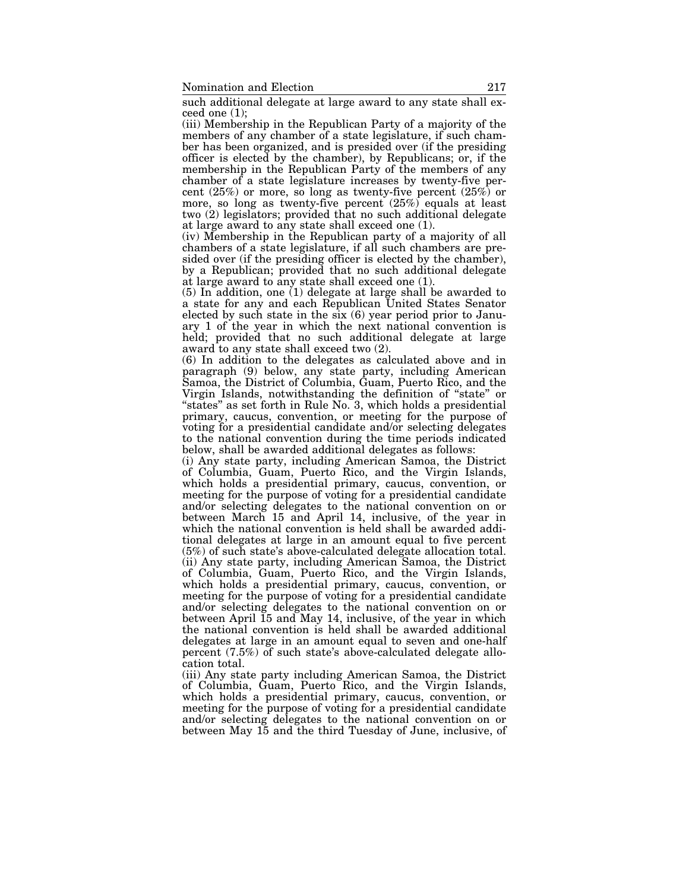such additional delegate at large award to any state shall exceed one (1);

(iii) Membership in the Republican Party of a majority of the members of any chamber of a state legislature, if such chamber has been organized, and is presided over (if the presiding officer is elected by the chamber), by Republicans; or, if the membership in the Republican Party of the members of any chamber of a state legislature increases by twenty-five percent (25%) or more, so long as twenty-five percent (25%) or more, so long as twenty-five percent (25%) equals at least two (2) legislators; provided that no such additional delegate at large award to any state shall exceed one (1).

(iv) Membership in the Republican party of a majority of all chambers of a state legislature, if all such chambers are presided over (if the presiding officer is elected by the chamber), by a Republican; provided that no such additional delegate at large award to any state shall exceed one (1).

(5) In addition, one (1) delegate at large shall be awarded to a state for any and each Republican United States Senator elected by such state in the six (6) year period prior to January 1 of the year in which the next national convention is held; provided that no such additional delegate at large award to any state shall exceed two (2).

(6) In addition to the delegates as calculated above and in paragraph (9) below, any state party, including American Samoa, the District of Columbia, Guam, Puerto Rico, and the Virgin Islands, notwithstanding the definition of "state" or "states" as set forth in Rule No. 3, which holds a presidential primary, caucus, convention, or meeting for the purpose of voting for a presidential candidate and/or selecting delegates to the national convention during the time periods indicated below, shall be awarded additional delegates as follows:

(i) Any state party, including American Samoa, the District of Columbia, Guam, Puerto Rico, and the Virgin Islands, which holds a presidential primary, caucus, convention, or meeting for the purpose of voting for a presidential candidate and/or selecting delegates to the national convention on or between March 15 and April 14, inclusive, of the year in which the national convention is held shall be awarded additional delegates at large in an amount equal to five percent (5%) of such state's above-calculated delegate allocation total.

(ii) Any state party, including American Samoa, the District of Columbia, Guam, Puerto Rico, and the Virgin Islands, which holds a presidential primary, caucus, convention, or meeting for the purpose of voting for a presidential candidate and/or selecting delegates to the national convention on or between April 15 and May 14, inclusive, of the year in which the national convention is held shall be awarded additional delegates at large in an amount equal to seven and one-half percent (7.5%) of such state's above-calculated delegate allocation total.

(iii) Any state party including American Samoa, the District of Columbia, Guam, Puerto Rico, and the Virgin Islands, which holds a presidential primary, caucus, convention, or meeting for the purpose of voting for a presidential candidate and/or selecting delegates to the national convention on or between May 15 and the third Tuesday of June, inclusive, of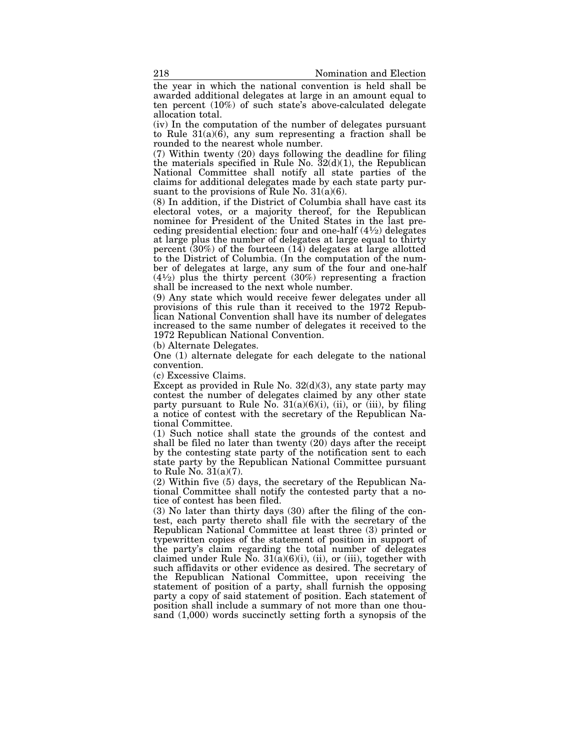the year in which the national convention is held shall be awarded additional delegates at large in an amount equal to ten percent (10%) of such state's above-calculated delegate allocation total.

(iv) In the computation of the number of delegates pursuant to Rule 31(a)(6), any sum representing a fraction shall be rounded to the nearest whole number.

(7) Within twenty (20) days following the deadline for filing the materials specified in Rule No. 32(d)(1), the Republican National Committee shall notify all state parties of the claims for additional delegates made by each state party pursuant to the provisions of Rule No. 31(a)(6).

(8) In addition, if the District of Columbia shall have cast its electoral votes, or a majority thereof, for the Republican nominee for President of the United States in the last preceding presidential election: four and one-half (4½) delegates at large plus the number of delegates at large equal to thirty percent (30%) of the fourteen (14) delegates at large allotted to the District of Columbia. (In the computation of the number of delegates at large, any sum of the four and one-half (4½) plus the thirty percent (30%) representing a fraction shall be increased to the next whole number.

(9) Any state which would receive fewer delegates under all provisions of this rule than it received to the 1972 Republican National Convention shall have its number of delegates increased to the same number of delegates it received to the 1972 Republican National Convention.

(b) Alternate Delegates.

One (1) alternate delegate for each delegate to the national convention.

(c) Excessive Claims.

Except as provided in Rule No. 32(d)(3), any state party may contest the number of delegates claimed by any other state party pursuant to Rule No. 31(a)(6)(i), (ii), or (iii), by filing a notice of contest with the secretary of the Republican National Committee.

(1) Such notice shall state the grounds of the contest and shall be filed no later than twenty (20) days after the receipt by the contesting state party of the notification sent to each state party by the Republican National Committee pursuant to Rule No. 31(a)(7).

(2) Within five (5) days, the secretary of the Republican National Committee shall notify the contested party that a notice of contest has been filed.

(3) No later than thirty days (30) after the filing of the contest, each party thereto shall file with the secretary of the Republican National Committee at least three (3) printed or typewritten copies of the statement of position in support of the party's claim regarding the total number of delegates claimed under Rule No. 31(a)(6)(i), (ii), or (iii), together with such affidavits or other evidence as desired. The secretary of the Republican National Committee, upon receiving the statement of position of a party, shall furnish the opposing party a copy of said statement of position. Each statement of position shall include a summary of not more than one thousand (1,000) words succinctly setting forth a synopsis of the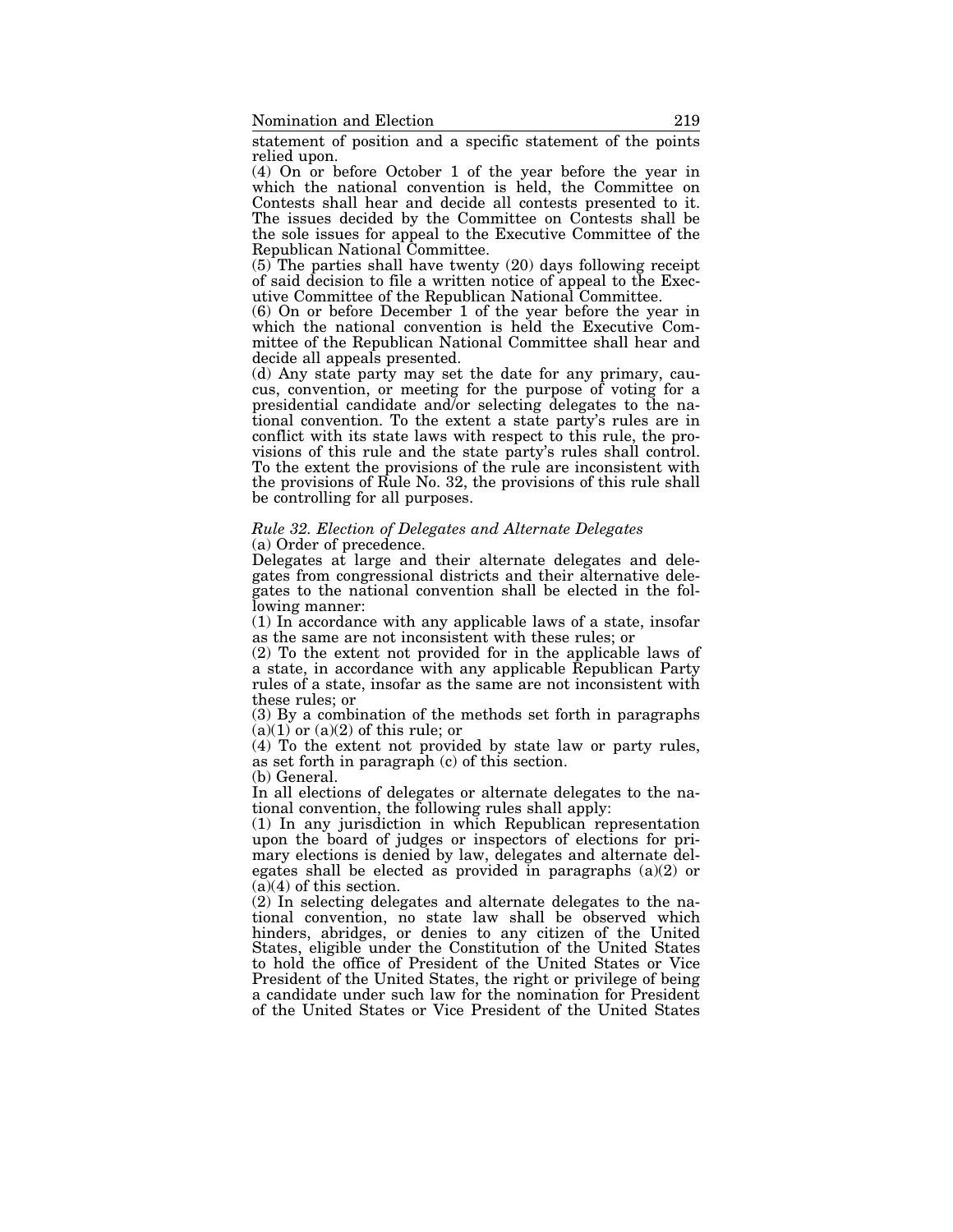statement of position and a specific statement of the points relied upon.

(4) On or before October 1 of the year before the year in which the national convention is held, the Committee on Contests shall hear and decide all contests presented to it. The issues decided by the Committee on Contests shall be the sole issues for appeal to the Executive Committee of the Republican National Committee.

(5) The parties shall have twenty (20) days following receipt of said decision to file a written notice of appeal to the Executive Committee of the Republican National Committee.

(6) On or before December 1 of the year before the year in which the national convention is held the Executive Committee of the Republican National Committee shall hear and decide all appeals presented.

(d) Any state party may set the date for any primary, caucus, convention, or meeting for the purpose of voting for a presidential candidate and/or selecting delegates to the national convention. To the extent a state party's rules are in conflict with its state laws with respect to this rule, the provisions of this rule and the state party's rules shall control. To the extent the provisions of the rule are inconsistent with the provisions of Rule No. 32, the provisions of this rule shall be controlling for all purposes.

*Rule 32. Election of Delegates and Alternate Delegates*

(a) Order of precedence.

Delegates at large and their alternate delegates and delegates from congressional districts and their alternative delegates to the national convention shall be elected in the following manner:

(1) In accordance with any applicable laws of a state, insofar as the same are not inconsistent with these rules; or

(2) To the extent not provided for in the applicable laws of a state, in accordance with any applicable Republican Party rules of a state, insofar as the same are not inconsistent with these rules; or

(3) By a combination of the methods set forth in paragraphs (a)(1) or (a)(2) of this rule; or

(4) To the extent not provided by state law or party rules, as set forth in paragraph (c) of this section.

(b) General.

In all elections of delegates or alternate delegates to the national convention, the following rules shall apply:

(1) In any jurisdiction in which Republican representation upon the board of judges or inspectors of elections for primary elections is denied by law, delegates and alternate delegates shall be elected as provided in paragraphs (a)(2) or (a)(4) of this section.

(2) In selecting delegates and alternate delegates to the national convention, no state law shall be observed which hinders, abridges, or denies to any citizen of the United States, eligible under the Constitution of the United States to hold the office of President of the United States or Vice President of the United States, the right or privilege of being a candidate under such law for the nomination for President of the United States or Vice President of the United States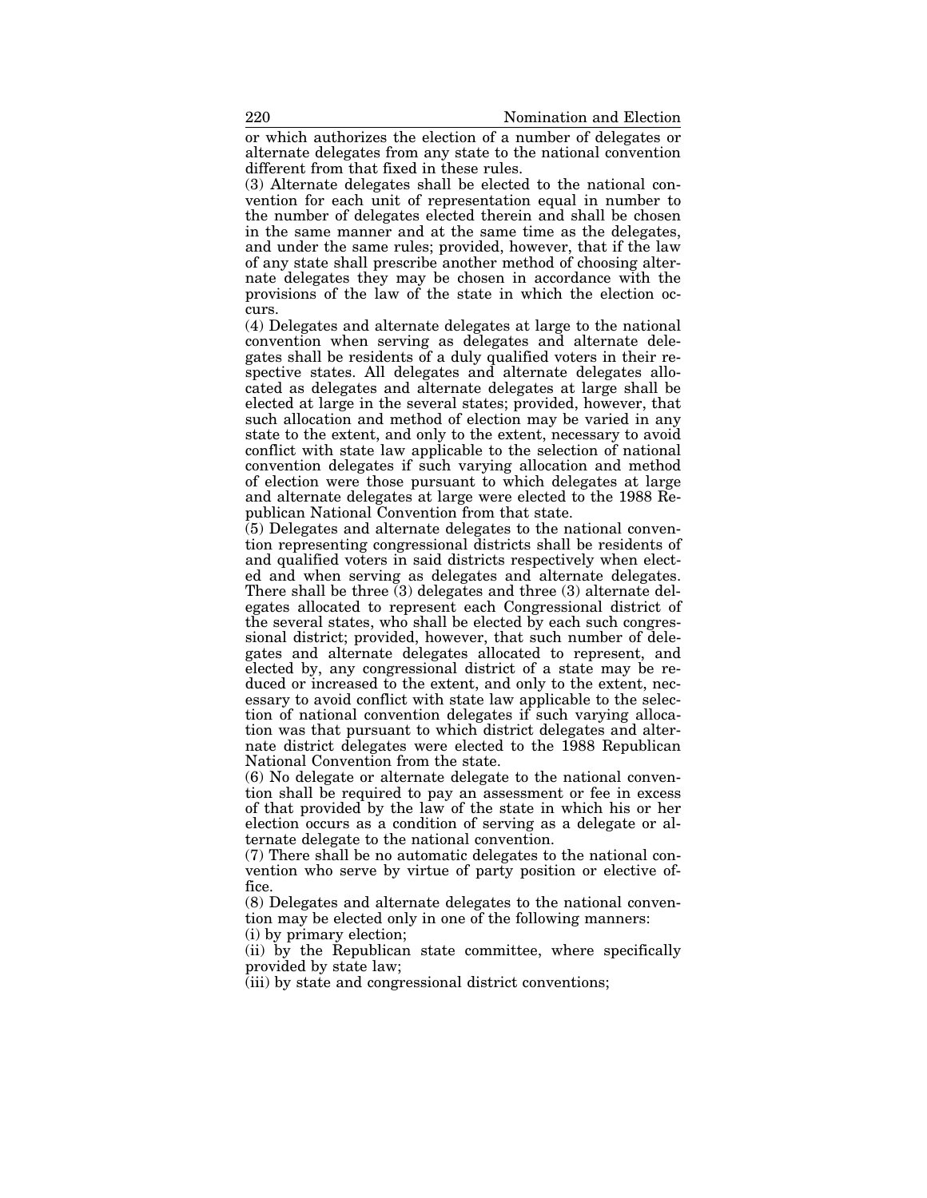or which authorizes the election of a number of delegates or alternate delegates from any state to the national convention different from that fixed in these rules.

(3) Alternate delegates shall be elected to the national convention for each unit of representation equal in number to the number of delegates elected therein and shall be chosen in the same manner and at the same time as the delegates, and under the same rules; provided, however, that if the law of any state shall prescribe another method of choosing alternate delegates they may be chosen in accordance with the provisions of the law of the state in which the election occurs.

(4) Delegates and alternate delegates at large to the national convention when serving as delegates and alternate delegates shall be residents of a duly qualified voters in their respective states. All delegates and alternate delegates allocated as delegates and alternate delegates at large shall be elected at large in the several states; provided, however, that such allocation and method of election may be varied in any state to the extent, and only to the extent, necessary to avoid conflict with state law applicable to the selection of national convention delegates if such varying allocation and method of election were those pursuant to which delegates at large and alternate delegates at large were elected to the 1988 Republican National Convention from that state.

(5) Delegates and alternate delegates to the national convention representing congressional districts shall be residents of and qualified voters in said districts respectively when elected and when serving as delegates and alternate delegates. There shall be three (3) delegates and three (3) alternate delegates allocated to represent each Congressional district of the several states, who shall be elected by each such congressional district; provided, however, that such number of delegates and alternate delegates allocated to represent, and elected by, any congressional district of a state may be reduced or increased to the extent, and only to the extent, necessary to avoid conflict with state law applicable to the selection of national convention delegates if such varying allocation was that pursuant to which district delegates and alternate district delegates were elected to the 1988 Republican National Convention from the state.

(6) No delegate or alternate delegate to the national convention shall be required to pay an assessment or fee in excess of that provided by the law of the state in which his or her election occurs as a condition of serving as a delegate or alternate delegate to the national convention.

(7) There shall be no automatic delegates to the national convention who serve by virtue of party position or elective office.

(8) Delegates and alternate delegates to the national convention may be elected only in one of the following manners:

(i) by primary election;

(ii) by the Republican state committee, where specifically provided by state law;

(iii) by state and congressional district conventions;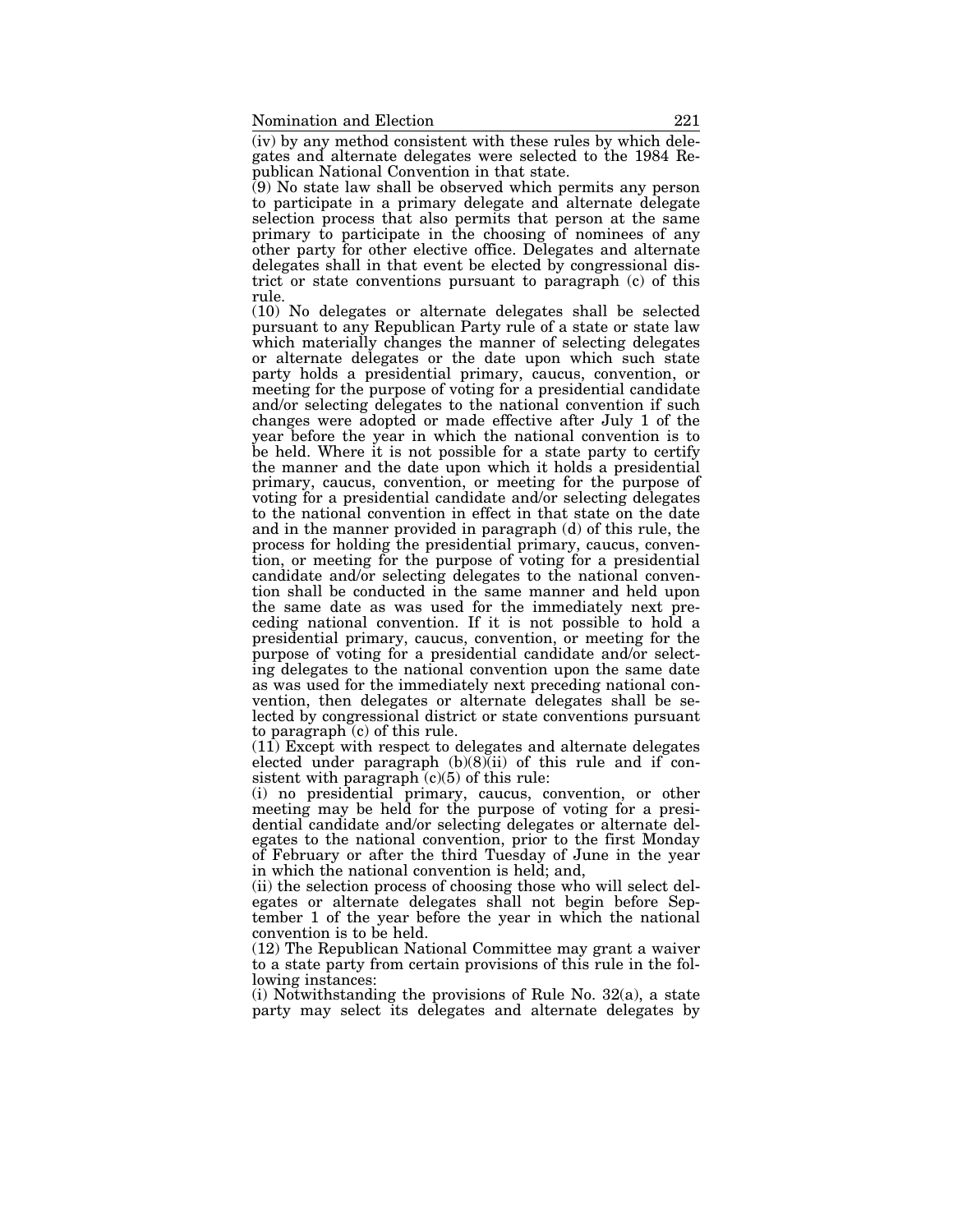(iv) by any method consistent with these rules by which delegates and alternate delegates were selected to the 1984 Republican National Convention in that state.

(9) No state law shall be observed which permits any person to participate in a primary delegate and alternate delegate selection process that also permits that person at the same primary to participate in the choosing of nominees of any other party for other elective office. Delegates and alternate delegates shall in that event be elected by congressional district or state conventions pursuant to paragraph (c) of this rule.

(10) No delegates or alternate delegates shall be selected pursuant to any Republican Party rule of a state or state law which materially changes the manner of selecting delegates or alternate delegates or the date upon which such state party holds a presidential primary, caucus, convention, or meeting for the purpose of voting for a presidential candidate and/or selecting delegates to the national convention if such changes were adopted or made effective after July 1 of the year before the year in which the national convention is to be held. Where it is not possible for a state party to certify the manner and the date upon which it holds a presidential primary, caucus, convention, or meeting for the purpose of voting for a presidential candidate and/or selecting delegates to the national convention in effect in that state on the date and in the manner provided in paragraph (d) of this rule, the process for holding the presidential primary, caucus, convention, or meeting for the purpose of voting for a presidential candidate and/or selecting delegates to the national convention shall be conducted in the same manner and held upon the same date as was used for the immediately next preceding national convention. If it is not possible to hold a presidential primary, caucus, convention, or meeting for the purpose of voting for a presidential candidate and/or selecting delegates to the national convention upon the same date as was used for the immediately next preceding national convention, then delegates or alternate delegates shall be selected by congressional district or state conventions pursuant to paragraph (c) of this rule.

(11) Except with respect to delegates and alternate delegates elected under paragraph (b)(8)(ii) of this rule and if consistent with paragraph (c)(5) of this rule:

(i) no presidential primary, caucus, convention, or other meeting may be held for the purpose of voting for a presidential candidate and/or selecting delegates or alternate delegates to the national convention, prior to the first Monday of February or after the third Tuesday of June in the year in which the national convention is held; and,

(ii) the selection process of choosing those who will select delegates or alternate delegates shall not begin before September 1 of the year before the year in which the national convention is to be held.

(12) The Republican National Committee may grant a waiver to a state party from certain provisions of this rule in the following instances:

(i) Notwithstanding the provisions of Rule No. 32(a), a state party may select its delegates and alternate delegates by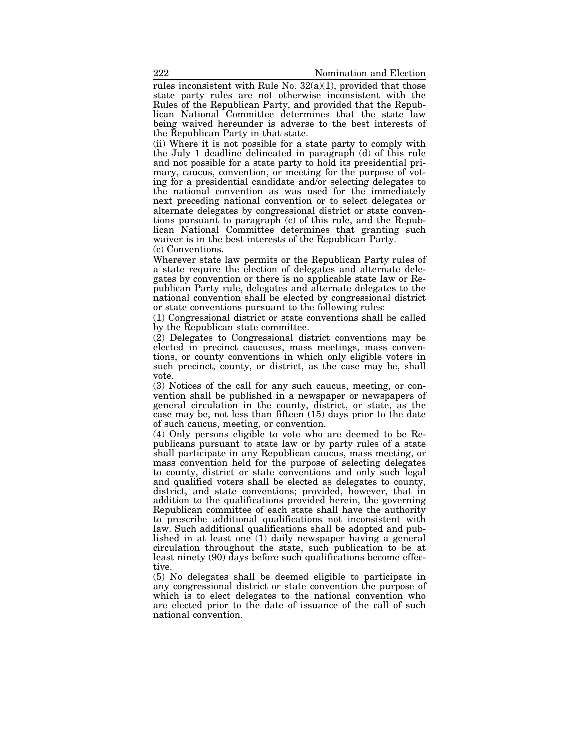rules inconsistent with Rule No. 32(a)(1), provided that those state party rules are not otherwise inconsistent with the Rules of the Republican Party, and provided that the Republican National Committee determines that the state law being waived hereunder is adverse to the best interests of the Republican Party in that state.

(ii) Where it is not possible for a state party to comply with the July 1 deadline delineated in paragraph (d) of this rule and not possible for a state party to hold its presidential primary, caucus, convention, or meeting for the purpose of voting for a presidential candidate and/or selecting delegates to the national convention as was used for the immediately next preceding national convention or to select delegates or alternate delegates by congressional district or state conventions pursuant to paragraph (c) of this rule, and the Republican National Committee determines that granting such waiver is in the best interests of the Republican Party.

(c) Conventions.

Wherever state law permits or the Republican Party rules of a state require the election of delegates and alternate delegates by convention or there is no applicable state law or Republican Party rule, delegates and alternate delegates to the national convention shall be elected by congressional district or state conventions pursuant to the following rules:

(1) Congressional district or state conventions shall be called by the Republican state committee.

(2) Delegates to Congressional district conventions may be elected in precinct caucuses, mass meetings, mass conventions, or county conventions in which only eligible voters in such precinct, county, or district, as the case may be, shall vote.

(3) Notices of the call for any such caucus, meeting, or convention shall be published in a newspaper or newspapers of general circulation in the county, district, or state, as the case may be, not less than fifteen (15) days prior to the date of such caucus, meeting, or convention.

(4) Only persons eligible to vote who are deemed to be Republicans pursuant to state law or by party rules of a state shall participate in any Republican caucus, mass meeting, or mass convention held for the purpose of selecting delegates to county, district or state conventions and only such legal and qualified voters shall be elected as delegates to county, district, and state conventions; provided, however, that in addition to the qualifications provided herein, the governing Republican committee of each state shall have the authority to prescribe additional qualifications not inconsistent with law. Such additional qualifications shall be adopted and published in at least one (1) daily newspaper having a general circulation throughout the state, such publication to be at least ninety (90) days before such qualifications become effective.

(5) No delegates shall be deemed eligible to participate in any congressional district or state convention the purpose of which is to elect delegates to the national convention who are elected prior to the date of issuance of the call of such national convention.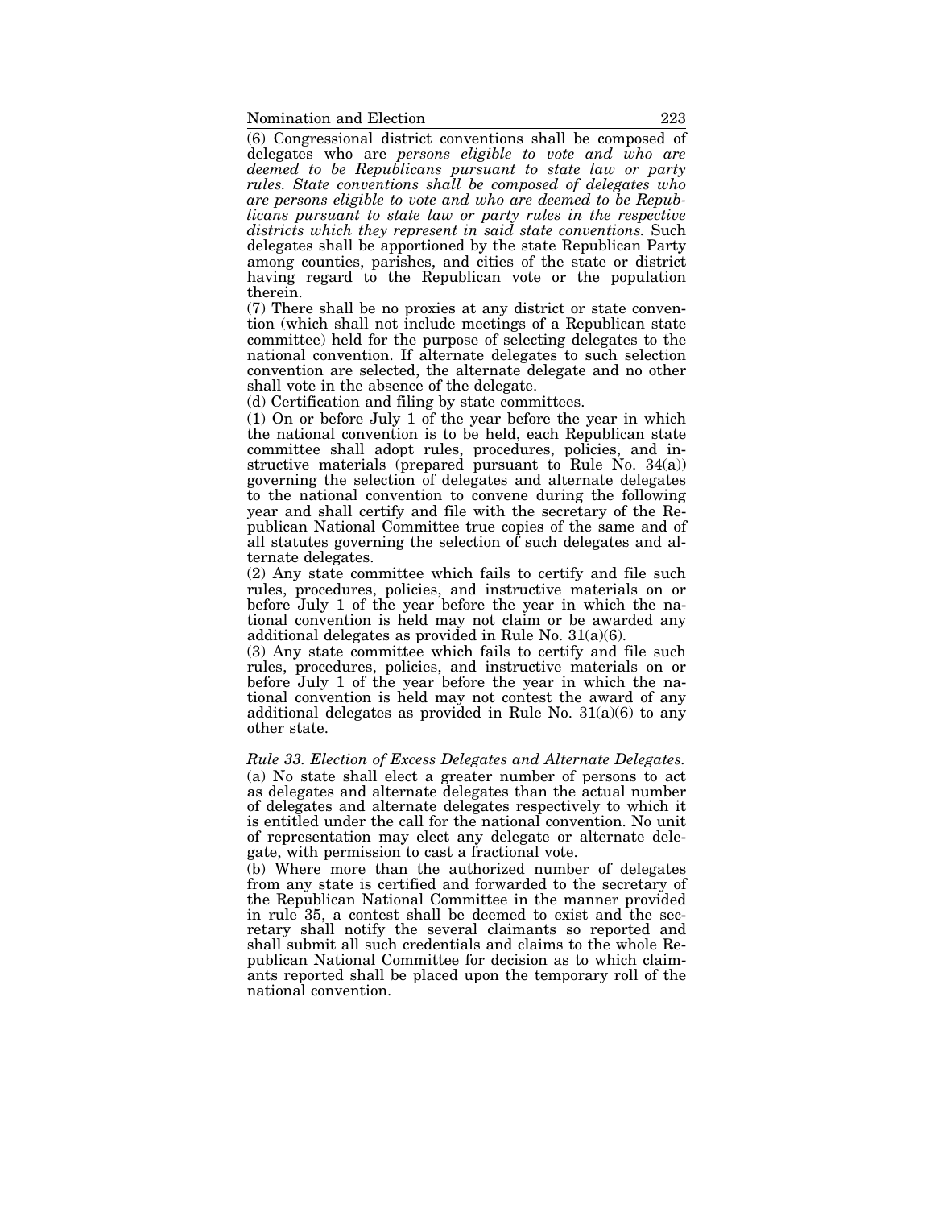(6) Congressional district conventions shall be composed of delegates who are *persons eligible to vote and who are deemed to be Republicans pursuant to state law or party rules. State conventions shall be composed of delegates who are persons eligible to vote and who are deemed to be Republicans pursuant to state law or party rules in the respective districts which they represent in said state conventions.* Such delegates shall be apportioned by the state Republican Party among counties, parishes, and cities of the state or district having regard to the Republican vote or the population therein.

(7) There shall be no proxies at any district or state convention (which shall not include meetings of a Republican state committee) held for the purpose of selecting delegates to the national convention. If alternate delegates to such selection convention are selected, the alternate delegate and no other shall vote in the absence of the delegate.

(d) Certification and filing by state committees.

(1) On or before July 1 of the year before the year in which the national convention is to be held, each Republican state committee shall adopt rules, procedures, policies, and instructive materials (prepared pursuant to Rule No. 34(a)) governing the selection of delegates and alternate delegates to the national convention to convene during the following year and shall certify and file with the secretary of the Republican National Committee true copies of the same and of all statutes governing the selection of such delegates and alternate delegates.

(2) Any state committee which fails to certify and file such rules, procedures, policies, and instructive materials on or before July 1 of the year before the year in which the national convention is held may not claim or be awarded any additional delegates as provided in Rule No. 31(a)(6).

(3) Any state committee which fails to certify and file such rules, procedures, policies, and instructive materials on or before July 1 of the year before the year in which the national convention is held may not contest the award of any additional delegates as provided in Rule No. 31(a)(6) to any other state.

*Rule 33. Election of Excess Delegates and Alternate Delegates.*

(a) No state shall elect a greater number of persons to act as delegates and alternate delegates than the actual number of delegates and alternate delegates respectively to which it is entitled under the call for the national convention. No unit of representation may elect any delegate or alternate delegate, with permission to cast a fractional vote.

(b) Where more than the authorized number of delegates from any state is certified and forwarded to the secretary of the Republican National Committee in the manner provided in rule 35, a contest shall be deemed to exist and the secretary shall notify the several claimants so reported and shall submit all such credentials and claims to the whole Republican National Committee for decision as to which claimants reported shall be placed upon the temporary roll of the national convention.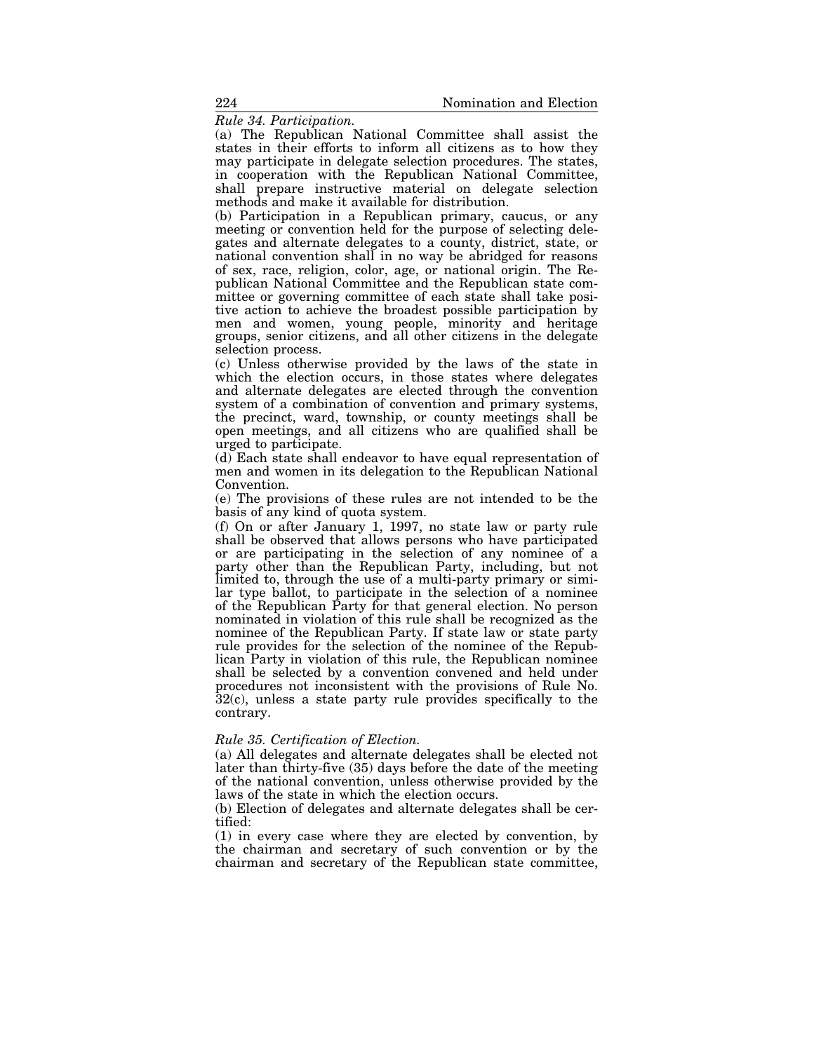*Rule 34. Participation.*

(a) The Republican National Committee shall assist the states in their efforts to inform all citizens as to how they may participate in delegate selection procedures. The states, in cooperation with the Republican National Committee, shall prepare instructive material on delegate selection methods and make it available for distribution.

(b) Participation in a Republican primary, caucus, or any meeting or convention held for the purpose of selecting delegates and alternate delegates to a county, district, state, or national convention shall in no way be abridged for reasons of sex, race, religion, color, age, or national origin. The Republican National Committee and the Republican state committee or governing committee of each state shall take positive action to achieve the broadest possible participation by men and women, young people, minority and heritage groups, senior citizens, and all other citizens in the delegate selection process.

(c) Unless otherwise provided by the laws of the state in which the election occurs, in those states where delegates and alternate delegates are elected through the convention system of a combination of convention and primary systems, the precinct, ward, township, or county meetings shall be open meetings, and all citizens who are qualified shall be urged to participate.

(d) Each state shall endeavor to have equal representation of men and women in its delegation to the Republican National Convention.

(e) The provisions of these rules are not intended to be the basis of any kind of quota system.

(f) On or after January 1, 1997, no state law or party rule shall be observed that allows persons who have participated or are participating in the selection of any nominee of a party other than the Republican Party, including, but not limited to, through the use of a multi-party primary or similar type ballot, to participate in the selection of a nominee of the Republican Party for that general election. No person nominated in violation of this rule shall be recognized as the nominee of the Republican Party. If state law or state party rule provides for the selection of the nominee of the Republican Party in violation of this rule, the Republican nominee shall be selected by a convention convened and held under procedures not inconsistent with the provisions of Rule No. 32(c), unless a state party rule provides specifically to the contrary.

*Rule 35. Certification of Election.*

(a) All delegates and alternate delegates shall be elected not later than thirty-five (35) days before the date of the meeting of the national convention, unless otherwise provided by the laws of the state in which the election occurs.

(b) Election of delegates and alternate delegates shall be certified:

(1) in every case where they are elected by convention, by the chairman and secretary of such convention or by the chairman and secretary of the Republican state committee,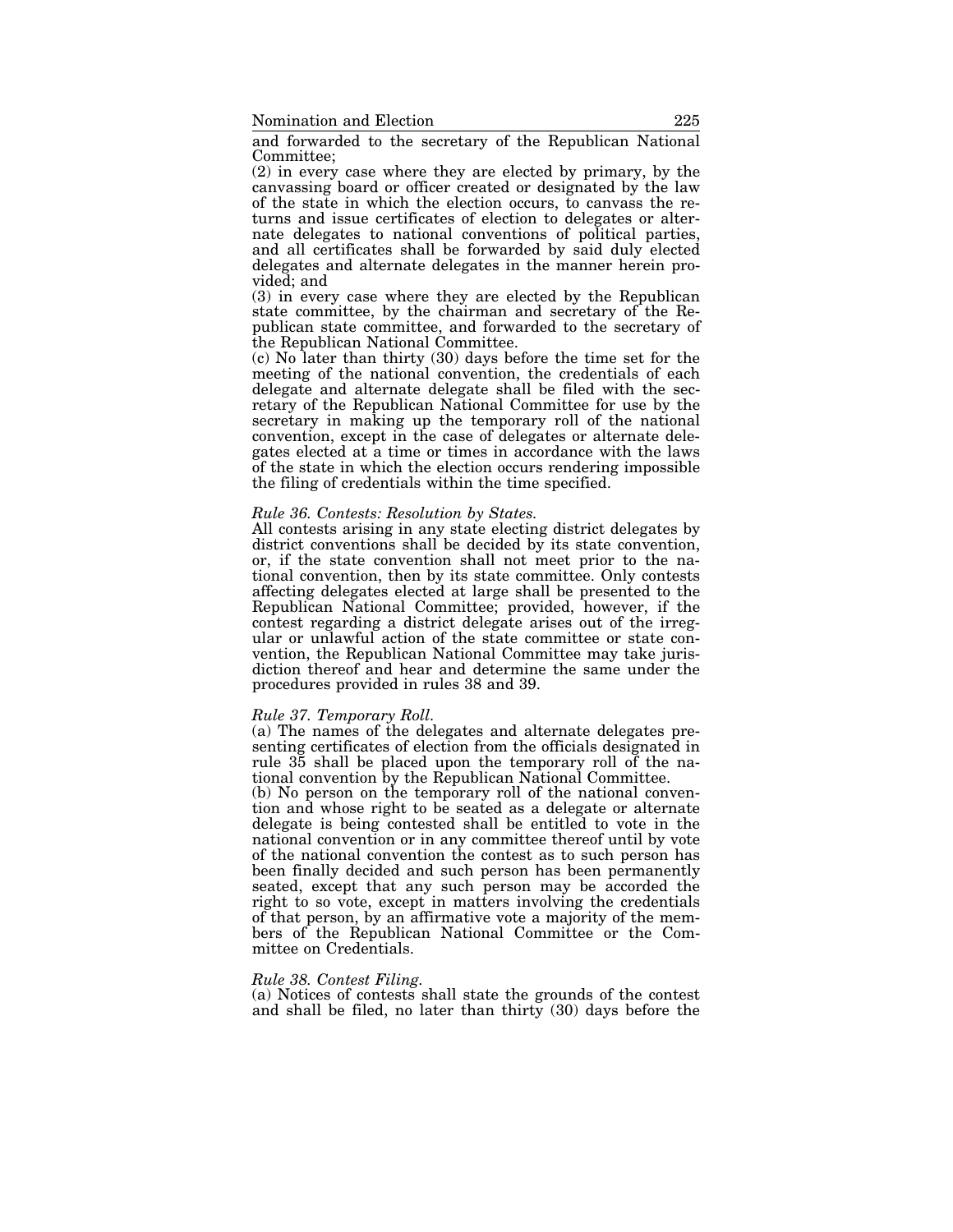and forwarded to the secretary of the Republican National Committee;

(2) in every case where they are elected by primary, by the canvassing board or officer created or designated by the law of the state in which the election occurs, to canvass the returns and issue certificates of election to delegates or alternate delegates to national conventions of political parties, and all certificates shall be forwarded by said duly elected delegates and alternate delegates in the manner herein provided; and

(3) in every case where they are elected by the Republican state committee, by the chairman and secretary of the Republican state committee, and forwarded to the secretary of the Republican National Committee.

(c) No later than thirty (30) days before the time set for the meeting of the national convention, the credentials of each delegate and alternate delegate shall be filed with the secretary of the Republican National Committee for use by the secretary in making up the temporary roll of the national convention, except in the case of delegates or alternate delegates elected at a time or times in accordance with the laws of the state in which the election occurs rendering impossible the filing of credentials within the time specified.

*Rule 36. Contests: Resolution by States.*

All contests arising in any state electing district delegates by district conventions shall be decided by its state convention, or, if the state convention shall not meet prior to the national convention, then by its state committee. Only contests affecting delegates elected at large shall be presented to the Republican National Committee; provided, however, if the contest regarding a district delegate arises out of the irregular or unlawful action of the state committee or state convention, the Republican National Committee may take jurisdiction thereof and hear and determine the same under the procedures provided in rules 38 and 39.

*Rule 37. Temporary Roll.*

(a) The names of the delegates and alternate delegates presenting certificates of election from the officials designated in rule 35 shall be placed upon the temporary roll of the national convention by the Republican National Committee.

(b) No person on the temporary roll of the national convention and whose right to be seated as a delegate or alternate delegate is being contested shall be entitled to vote in the national convention or in any committee thereof until by vote of the national convention the contest as to such person has been finally decided and such person has been permanently seated, except that any such person may be accorded the right to so vote, except in matters involving the credentials of that person, by an affirmative vote a majority of the members of the Republican National Committee or the Committee on Credentials.

*Rule 38. Contest Filing.*

(a) Notices of contests shall state the grounds of the contest and shall be filed, no later than thirty (30) days before the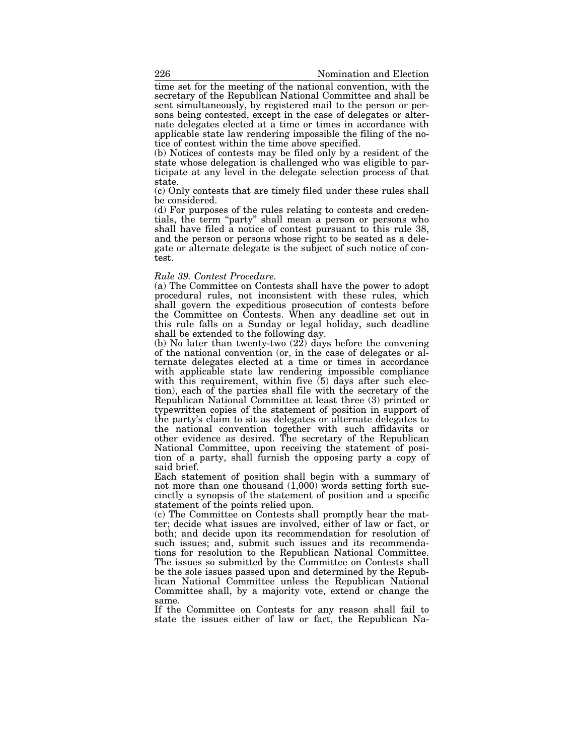time set for the meeting of the national convention, with the secretary of the Republican National Committee and shall be sent simultaneously, by registered mail to the person or persons being contested, except in the case of delegates or alternate delegates elected at a time or times in accordance with applicable state law rendering impossible the filing of the notice of contest within the time above specified.

(b) Notices of contests may be filed only by a resident of the state whose delegation is challenged who was eligible to participate at any level in the delegate selection process of that state.

(c) Only contests that are timely filed under these rules shall be considered.

(d) For purposes of the rules relating to contests and credentials, the term "party" shall mean a person or persons who shall have filed a notice of contest pursuant to this rule 38, and the person or persons whose right to be seated as a delegate or alternate delegate is the subject of such notice of contest.

*Rule 39. Contest Procedure.*

(a) The Committee on Contests shall have the power to adopt procedural rules, not inconsistent with these rules, which shall govern the expeditious prosecution of contests before the Committee on Contests. When any deadline set out in this rule falls on a Sunday or legal holiday, such deadline shall be extended to the following day.

(b) No later than twenty-two (22) days before the convening of the national convention (or, in the case of delegates or alternate delegates elected at a time or times in accordance with applicable state law rendering impossible compliance with this requirement, within five (5) days after such election), each of the parties shall file with the secretary of the Republican National Committee at least three (3) printed or typewritten copies of the statement of position in support of the party's claim to sit as delegates or alternate delegates to the national convention together with such affidavits or other evidence as desired. The secretary of the Republican National Committee, upon receiving the statement of position of a party, shall furnish the opposing party a copy of said brief.

Each statement of position shall begin with a summary of not more than one thousand (1,000) words setting forth succinctly a synopsis of the statement of position and a specific statement of the points relied upon.

(c) The Committee on Contests shall promptly hear the matter; decide what issues are involved, either of law or fact, or both; and decide upon its recommendation for resolution of such issues; and, submit such issues and its recommendations for resolution to the Republican National Committee. The issues so submitted by the Committee on Contests shall be the sole issues passed upon and determined by the Republican National Committee unless the Republican National Committee shall, by a majority vote, extend or change the same.

If the Committee on Contests for any reason shall fail to state the issues either of law or fact, the Republican Na-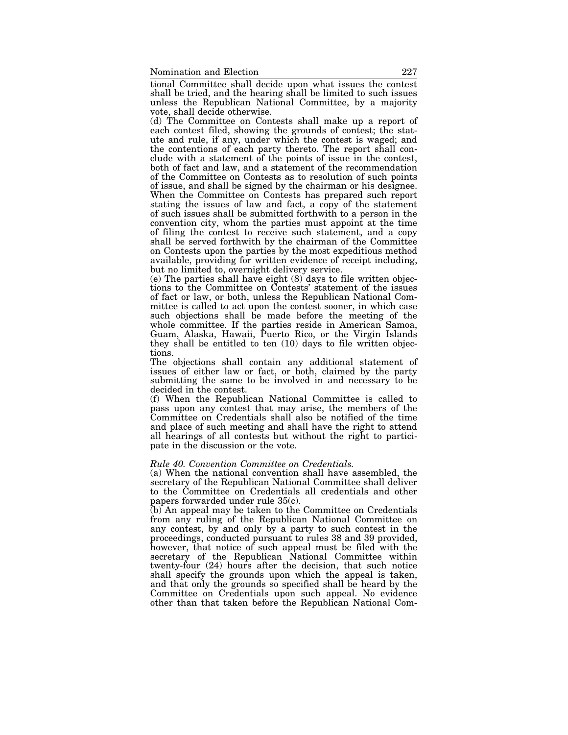tional Committee shall decide upon what issues the contest shall be tried, and the hearing shall be limited to such issues unless the Republican National Committee, by a majority vote, shall decide otherwise.

(d) The Committee on Contests shall make up a report of each contest filed, showing the grounds of contest; the statute and rule, if any, under which the contest is waged; and the contentions of each party thereto. The report shall conclude with a statement of the points of issue in the contest, both of fact and law, and a statement of the recommendation of the Committee on Contests as to resolution of such points of issue, and shall be signed by the chairman or his designee. When the Committee on Contests has prepared such report stating the issues of law and fact, a copy of the statement of such issues shall be submitted forthwith to a person in the convention city, whom the parties must appoint at the time of filing the contest to receive such statement, and a copy shall be served forthwith by the chairman of the Committee on Contests upon the parties by the most expeditious method available, providing for written evidence of receipt including, but no limited to, overnight delivery service.

(e) The parties shall have eight (8) days to file written objections to the Committee on Contests' statement of the issues of fact or law, or both, unless the Republican National Committee is called to act upon the contest sooner, in which case such objections shall be made before the meeting of the whole committee. If the parties reside in American Samoa, Guam, Alaska, Hawaii, Puerto Rico, or the Virgin Islands they shall be entitled to ten (10) days to file written objections.

The objections shall contain any additional statement of issues of either law or fact, or both, claimed by the party submitting the same to be involved in and necessary to be decided in the contest.

(f) When the Republican National Committee is called to pass upon any contest that may arise, the members of the Committee on Credentials shall also be notified of the time and place of such meeting and shall have the right to attend all hearings of all contests but without the right to participate in the discussion or the vote.

*Rule 40. Convention Committee on Credentials.*

(a) When the national convention shall have assembled, the secretary of the Republican National Committee shall deliver to the Committee on Credentials all credentials and other papers forwarded under rule 35(c).

(b) An appeal may be taken to the Committee on Credentials from any ruling of the Republican National Committee on any contest, by and only by a party to such contest in the proceedings, conducted pursuant to rules 38 and 39 provided, however, that notice of such appeal must be filed with the secretary of the Republican National Committee within twenty-four (24) hours after the decision, that such notice shall specify the grounds upon which the appeal is taken, and that only the grounds so specified shall be heard by the Committee on Credentials upon such appeal. No evidence other than that taken before the Republican National Com-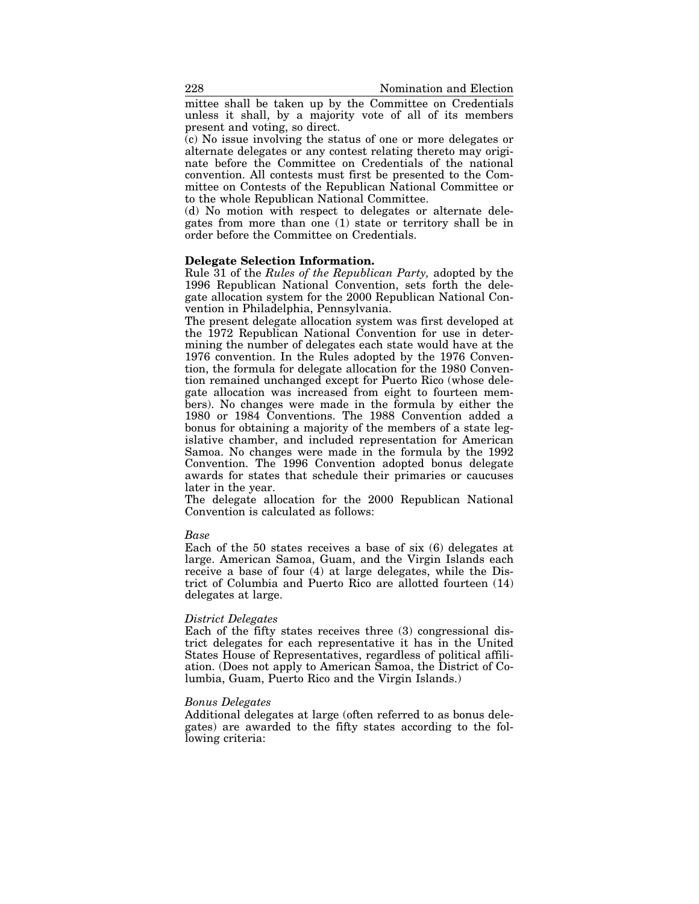mittee shall be taken up by the Committee on Credentials unless it shall, by a majority vote of all of its members present and voting, so direct.

(c) No issue involving the status of one or more delegates or alternate delegates or any contest relating thereto may originate before the Committee on Credentials of the national convention. All contests must first be presented to the Committee on Contests of the Republican National Committee or to the whole Republican National Committee.

(d) No motion with respect to delegates or alternate delegates from more than one (1) state or territory shall be in order before the Committee on Credentials.

**Delegate Selection Information.**

Rule 31 of the *Rules of the Republican Party,* adopted by the 1996 Republican National Convention, sets forth the delegate allocation system for the 2000 Republican National Convention in Philadelphia, Pennsylvania.

The present delegate allocation system was first developed at the 1972 Republican National Convention for use in determining the number of delegates each state would have at the 1976 convention. In the Rules adopted by the 1976 Convention, the formula for delegate allocation for the 1980 Convention remained unchanged except for Puerto Rico (whose delegate allocation was increased from eight to fourteen members). No changes were made in the formula by either the 1980 or 1984 Conventions. The 1988 Convention added a bonus for obtaining a majority of the members of a state legislative chamber, and included representation for American Samoa. No changes were made in the formula by the 1992 Convention. The 1996 Convention adopted bonus delegate awards for states that schedule their primaries or caucuses later in the year.

The delegate allocation for the 2000 Republican National Convention is calculated as follows:

*Base*

Each of the 50 states receives a base of six (6) delegates at large. American Samoa, Guam, and the Virgin Islands each receive a base of four (4) at large delegates, while the District of Columbia and Puerto Rico are allotted fourteen (14) delegates at large.

*District Delegates*

Each of the fifty states receives three (3) congressional district delegates for each representative it has in the United States House of Representatives, regardless of political affiliation. (Does not apply to American Samoa, the District of Columbia, Guam, Puerto Rico and the Virgin Islands.)

*Bonus Delegates*

Additional delegates at large (often referred to as bonus delegates) are awarded to the fifty states according to the following criteria: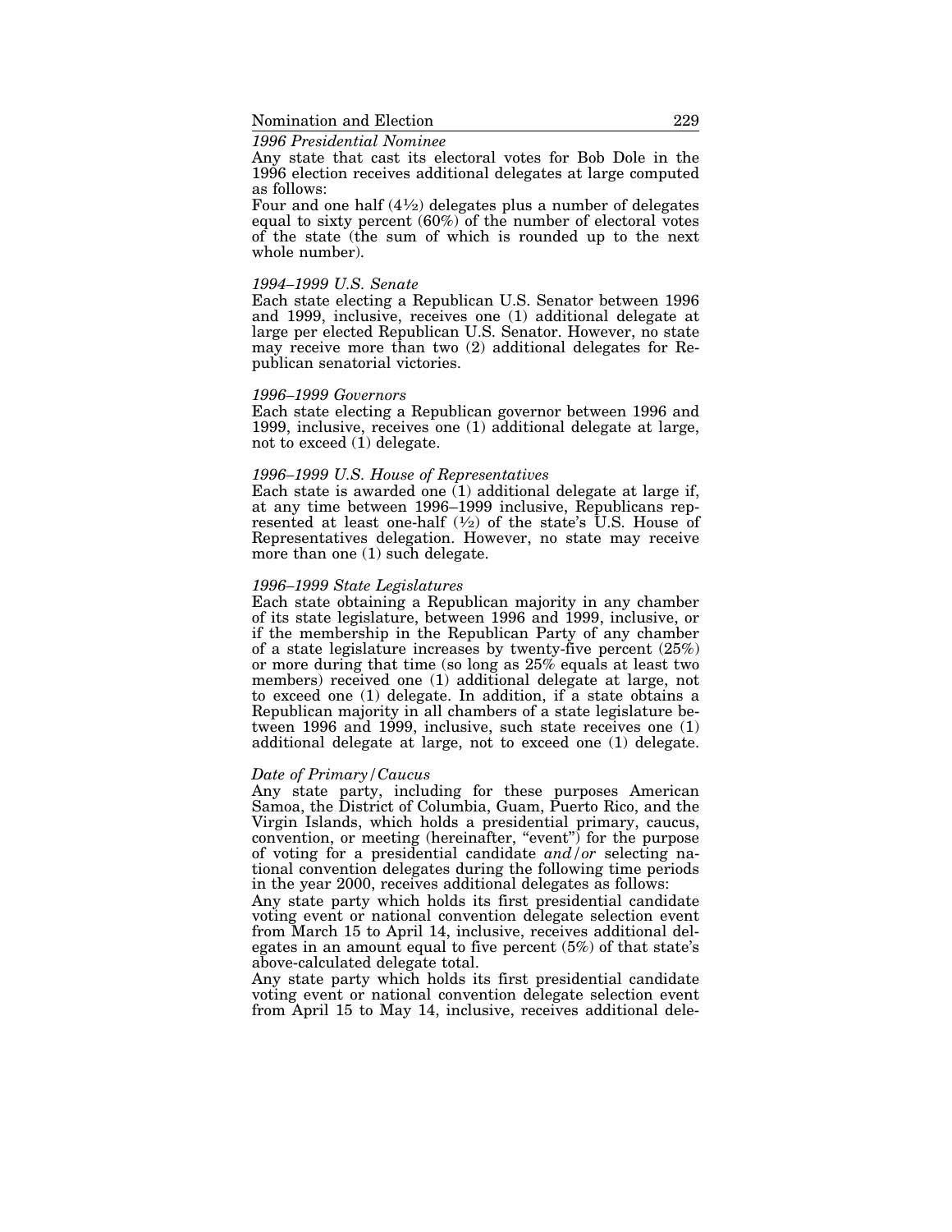*1996 Presidential Nominee*

Any state that cast its electoral votes for Bob Dole in the 1996 election receives additional delegates at large computed as follows:

Four and one half (4½) delegates plus a number of delegates equal to sixty percent (60%) of the number of electoral votes of the state (the sum of which is rounded up to the next whole number).

*1994–1999 U.S. Senate*

Each state electing a Republican U.S. Senator between 1996 and 1999, inclusive, receives one (1) additional delegate at large per elected Republican U.S. Senator. However, no state may receive more than two (2) additional delegates for Republican senatorial victories.

*1996–1999 Governors*

Each state electing a Republican governor between 1996 and 1999, inclusive, receives one (1) additional delegate at large, not to exceed (1) delegate.

*1996–1999 U.S. House of Representatives*

Each state is awarded one (1) additional delegate at large if, at any time between 1996–1999 inclusive, Republicans represented at least one-half (½) of the state's U.S. House of Representatives delegation. However, no state may receive more than one (1) such delegate.

*1996–1999 State Legislatures*

Each state obtaining a Republican majority in any chamber of its state legislature, between 1996 and 1999, inclusive, or if the membership in the Republican Party of any chamber of a state legislature increases by twenty-five percent (25%) or more during that time (so long as 25% equals at least two members) received one (1) additional delegate at large, not to exceed one (1) delegate. In addition, if a state obtains a Republican majority in all chambers of a state legislature between 1996 and 1999, inclusive, such state receives one (1) additional delegate at large, not to exceed one (1) delegate.

*Date of Primary/Caucus*

Any state party, including for these purposes American Samoa, the District of Columbia, Guam, Puerto Rico, and the Virgin Islands, which holds a presidential primary, caucus, convention, or meeting (hereinafter, "event") for the purpose of voting for a presidential candidate *and/or* selecting national convention delegates during the following time periods in the year 2000, receives additional delegates as follows:

Any state party which holds its first presidential candidate voting event or national convention delegate selection event from March 15 to April 14, inclusive, receives additional delegates in an amount equal to five percent (5%) of that state's above-calculated delegate total.

Any state party which holds its first presidential candidate voting event or national convention delegate selection event from April 15 to May 14, inclusive, receives additional dele-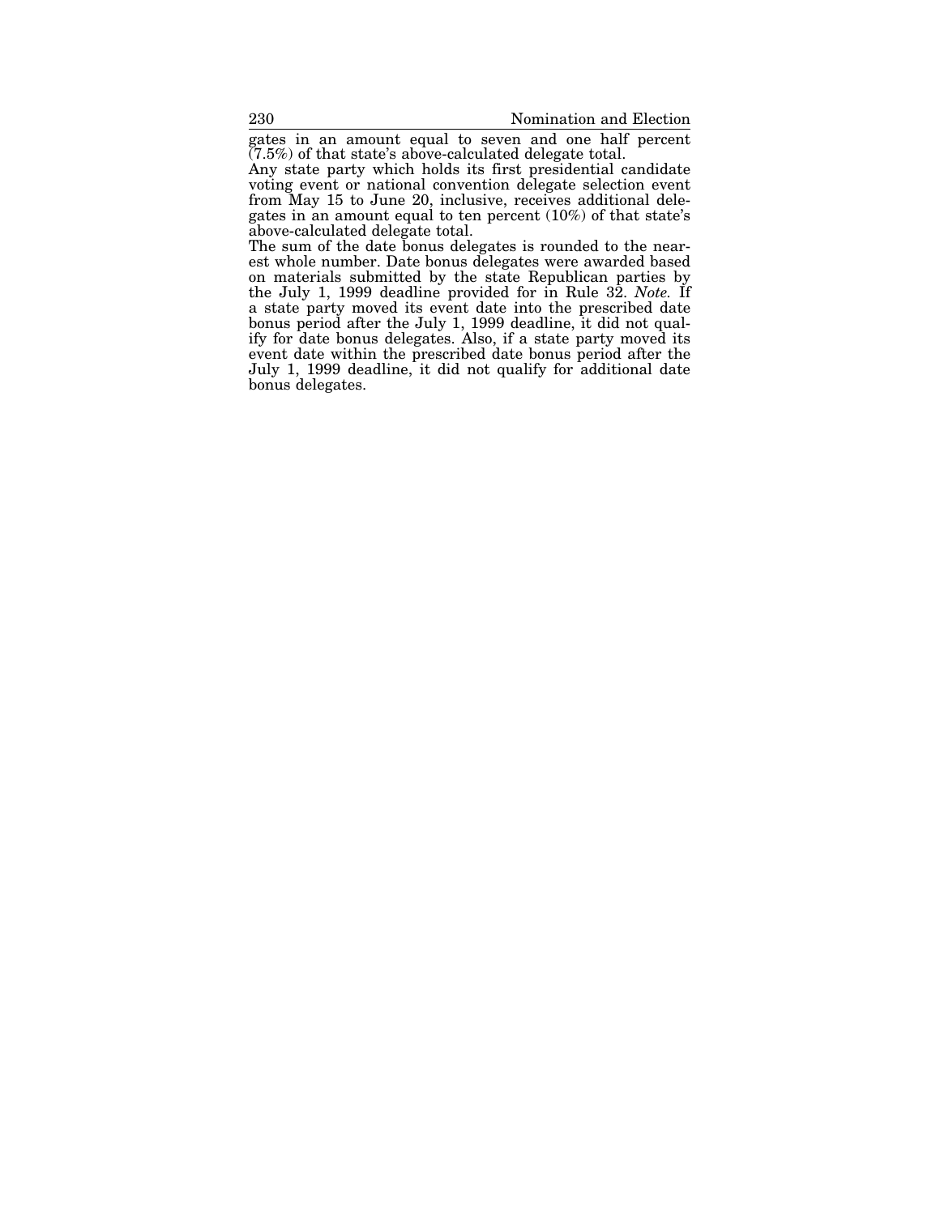gates in an amount equal to seven and one half percent (7.5%) of that state's above-calculated delegate total.

Any state party which holds its first presidential candidate voting event or national convention delegate selection event from May 15 to June 20, inclusive, receives additional delegates in an amount equal to ten percent (10%) of that state's above-calculated delegate total.

The sum of the date bonus delegates is rounded to the nearest whole number. Date bonus delegates were awarded based on materials submitted by the state Republican parties by the July 1, 1999 deadline provided for in Rule 32. *Note.* If a state party moved its event date into the prescribed date bonus period after the July 1, 1999 deadline, it did not qualify for date bonus delegates. Also, if a state party moved its event date within the prescribed date bonus period after the July 1, 1999 deadline, it did not qualify for additional date bonus delegates.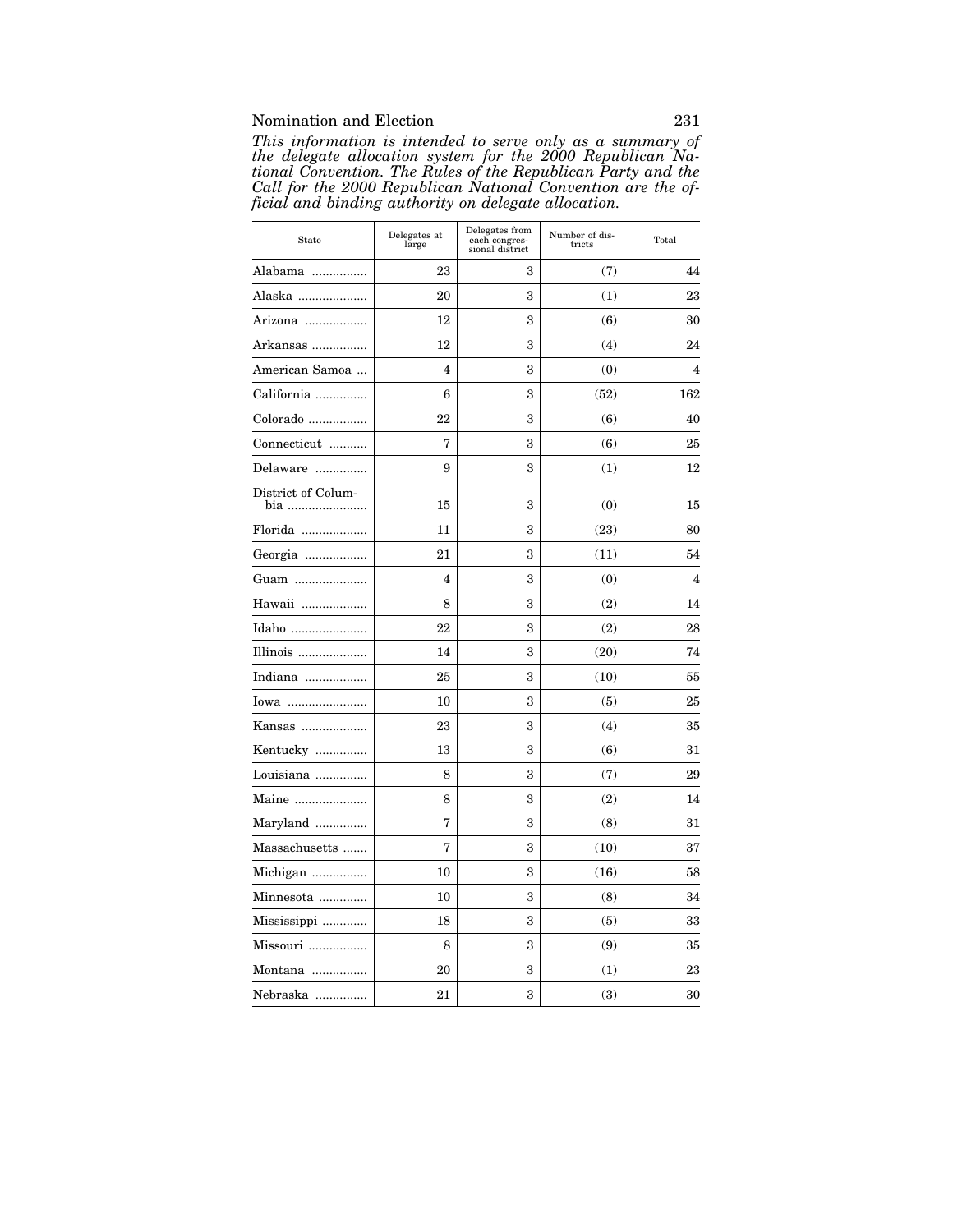*This information is intended to serve only as a summary of the delegate allocation system for the 2000 Republican National Convention. The Rules of the Republican Party and the Call for the 2000 Republican National Convention are the official and binding authority on delegate allocation.*

| State | Delegates at large | Delegates from each congressional district | Number of districts | Total |
|---|---|---|---|---|
| Alabama | 23 | 3 | (7) | 44 |
| Alaska | 20 | 3 | (1) | 23 |
| Arizona | 12 | 3 | (6) | 30 |
| Arkansas | 12 | 3 | (4) | 24 |
| American Samoa | 4 | 3 | (0) | 4 |
| California | 6 | 3 | (52) | 162 |
| Colorado | 22 | 3 | (6) | 40 |
| Connecticut | 7 | 3 | (6) | 25 |
| Delaware | 9 | 3 | (1) | 12 |
| District of Columbia | 15 | 3 | (0) | 15 |
| Florida | 11 | 3 | (23) | 80 |
| Georgia | 21 | 3 | (11) | 54 |
| Guam | 4 | 3 | (0) | 4 |
| Hawaii | 8 | 3 | (2) | 14 |
| Idaho | 22 | 3 | (2) | 28 |
| Illinois | 14 | 3 | (20) | 74 |
| Indiana | 25 | 3 | (10) | 55 |
| Iowa | 10 | 3 | (5) | 25 |
| Kansas | 23 | 3 | (4) | 35 |
| Kentucky | 13 | 3 | (6) | 31 |
| Louisiana | 8 | 3 | (7) | 29 |
| Maine | 8 | 3 | (2) | 14 |
| Maryland | 7 | 3 | (8) | 31 |
| Massachusetts | 7 | 3 | (10) | 37 |
| Michigan | 10 | 3 | (16) | 58 |
| Minnesota | 10 | 3 | (8) | 34 |
| Mississippi | 18 | 3 | (5) | 33 |
| Missouri | 8 | 3 | (9) | 35 |
| Montana | 20 | 3 | (1) | 23 |
| Nebraska | 21 | 3 | (3) | 30 |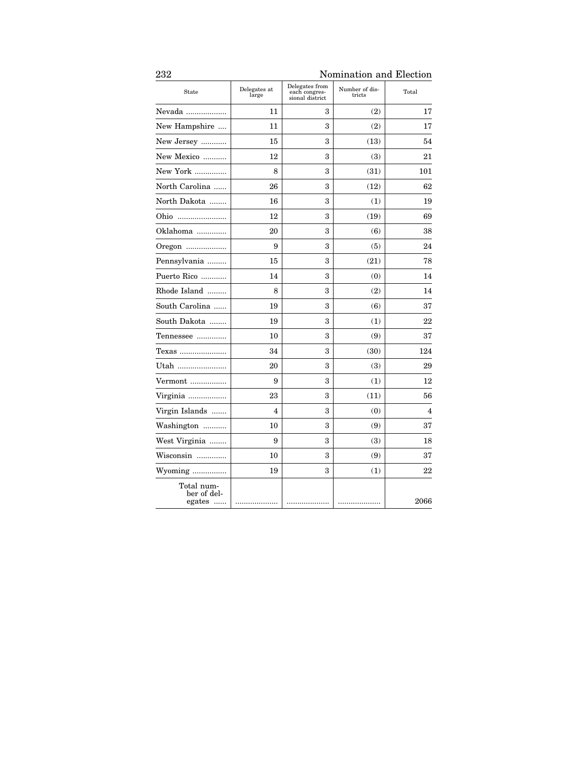| State | Delegates at large | Delegates from each congressional district | Number of districts | Total |
|---|---|---|---|---|
| Nevada | 11 | 3 | (2) | 17 |
| New Hampshire | 11 | 3 | (2) | 17 |
| New Jersey | 15 | 3 | (13) | 54 |
| New Mexico | 12 | 3 | (3) | 21 |
| New York | 8 | 3 | (31) | 101 |
| North Carolina | 26 | 3 | (12) | 62 |
| North Dakota | 16 | 3 | (1) | 19 |
| Ohio | 12 | 3 | (19) | 69 |
| Oklahoma | 20 | 3 | (6) | 38 |
| Oregon | 9 | 3 | (5) | 24 |
| Pennsylvania | 15 | 3 | (21) | 78 |
| Puerto Rico | 14 | 3 | (0) | 14 |
| Rhode Island | 8 | 3 | (2) | 14 |
| South Carolina | 19 | 3 | (6) | 37 |
| South Dakota | 19 | 3 | (1) | 22 |
| Tennessee | 10 | 3 | (9) | 37 |
| Texas | 34 | 3 | (30) | 124 |
| Utah | 20 | 3 | (3) | 29 |
| Vermont | 9 | 3 | (1) | 12 |
| Virginia | 23 | 3 | (11) | 56 |
| Virgin Islands | 4 | 3 | (0) | 4 |
| Washington | 10 | 3 | (9) | 37 |
| West Virginia | 9 | 3 | (3) | 18 |
| Wisconsin | 10 | 3 | (9) | 37 |
| Wyoming | 19 | 3 | (1) | 22 |
| Total number of delegates | | | | 2066 |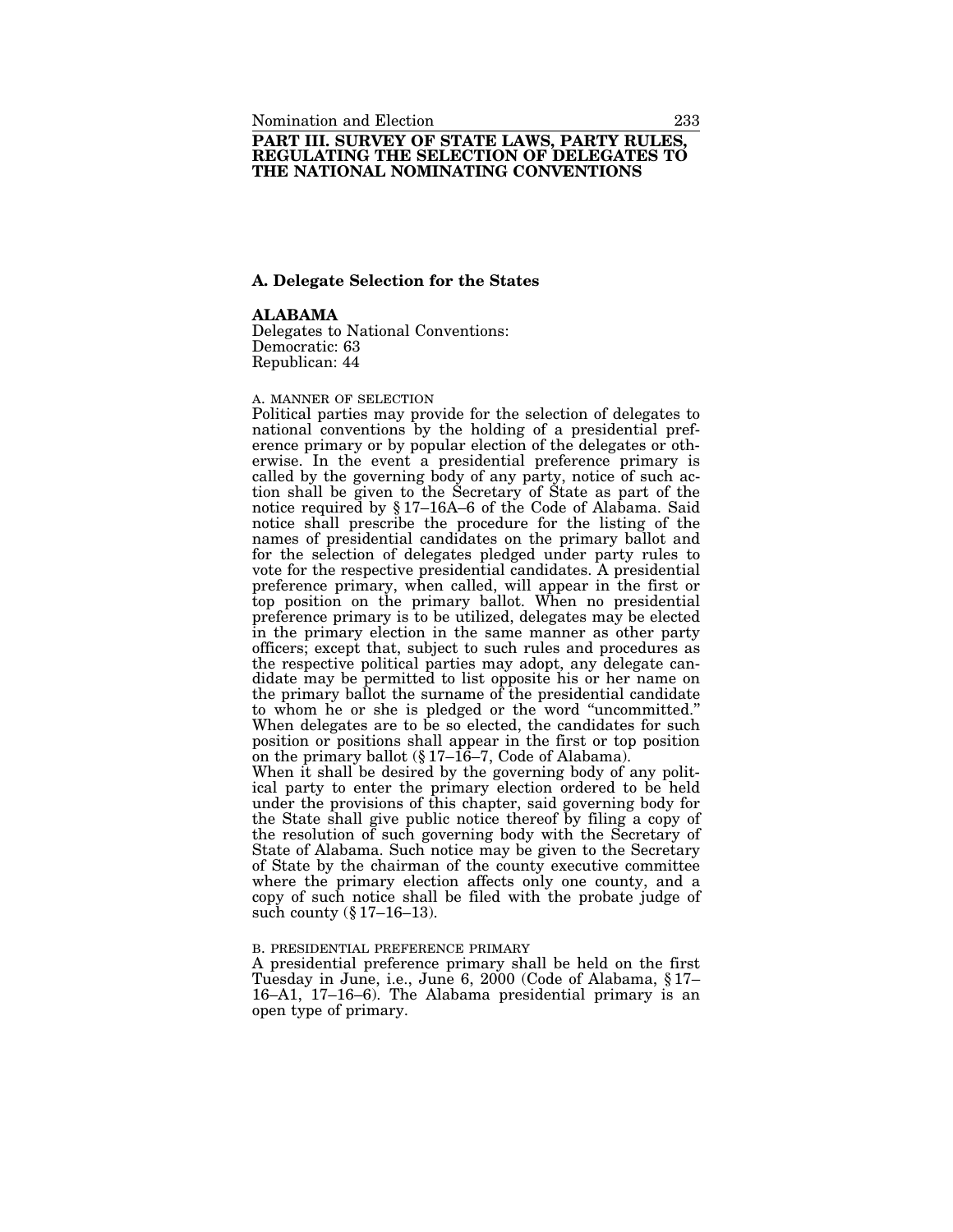# PART III. SURVEY OF STATE LAWS, PARTY RULES, REGULATING THE SELECTION OF DELEGATES TO THE NATIONAL NOMINATING CONVENTIONS

## A. Delegate Selection for the States

### ALABAMA

Delegates to National Conventions:
Democratic: 63
Republican: 44

A. MANNER OF SELECTION

Political parties may provide for the selection of delegates to national conventions by the holding of a presidential preference primary or by popular election of the delegates or otherwise. In the event a presidential preference primary is called by the governing body of any party, notice of such action shall be given to the Secretary of State as part of the notice required by § 17–16A–6 of the Code of Alabama. Said notice shall prescribe the procedure for the listing of the names of presidential candidates on the primary ballot and for the selection of delegates pledged under party rules to vote for the respective presidential candidates. A presidential preference primary, when called, will appear in the first or top position on the primary ballot. When no presidential preference primary is to be utilized, delegates may be elected in the primary election in the same manner as other party officers; except that, subject to such rules and procedures as the respective political parties may adopt, any delegate candidate may be permitted to list opposite his or her name on the primary ballot the surname of the presidential candidate to whom he or she is pledged or the word "uncommitted." When delegates are to be so elected, the candidates for such position or positions shall appear in the first or top position on the primary ballot (§ 17–16–7, Code of Alabama).

When it shall be desired by the governing body of any political party to enter the primary election ordered to be held under the provisions of this chapter, said governing body for the State shall give public notice thereof by filing a copy of the resolution of such governing body with the Secretary of State of Alabama. Such notice may be given to the Secretary of State by the chairman of the county executive committee where the primary election affects only one county, and a copy of such notice shall be filed with the probate judge of such county (§ 17–16–13).

B. PRESIDENTIAL PREFERENCE PRIMARY

A presidential preference primary shall be held on the first Tuesday in June, i.e., June 6, 2000 (Code of Alabama, § 17–16–A1, 17–16–6). The Alabama presidential primary is an open type of primary.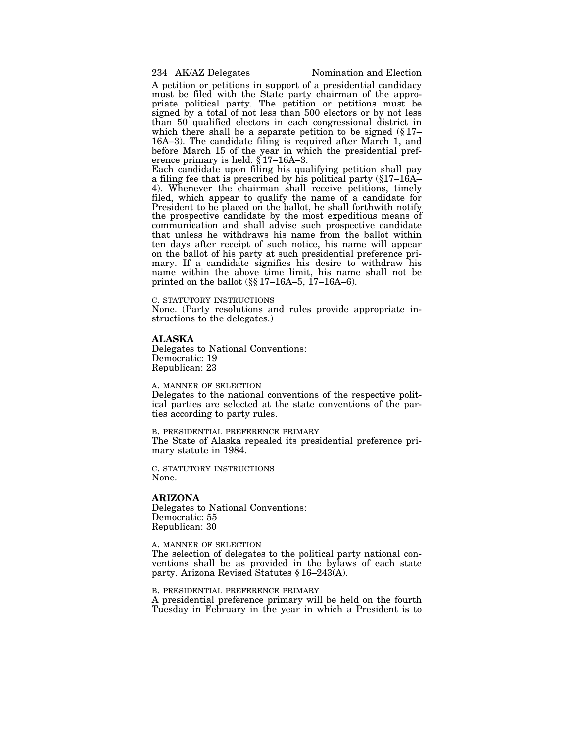A petition or petitions in support of a presidential candidacy must be filed with the State party chairman of the appropriate political party. The petition or petitions must be signed by a total of not less than 500 electors or by not less than 50 qualified electors in each congressional district in which there shall be a separate petition to be signed (§ 17–16A–3). The candidate filing is required after March 1, and before March 15 of the year in which the presidential preference primary is held. § 17–16A–3.

Each candidate upon filing his qualifying petition shall pay a filing fee that is prescribed by his political party (§17–16A–4). Whenever the chairman shall receive petitions, timely filed, which appear to qualify the name of a candidate for President to be placed on the ballot, he shall forthwith notify the prospective candidate by the most expeditious means of communication and shall advise such prospective candidate that unless he withdraws his name from the ballot within ten days after receipt of such notice, his name will appear on the ballot of his party at such presidential preference primary. If a candidate signifies his desire to withdraw his name within the above time limit, his name shall not be printed on the ballot (§§ 17–16A–5, 17–16A–6).

C. STATUTORY INSTRUCTIONS

None. (Party resolutions and rules provide appropriate instructions to the delegates.)

## ALASKA

Delegates to National Conventions:
Democratic: 19
Republican: 23

A. MANNER OF SELECTION

Delegates to the national conventions of the respective political parties are selected at the state conventions of the parties according to party rules.

B. PRESIDENTIAL PREFERENCE PRIMARY

The State of Alaska repealed its presidential preference primary statute in 1984.

C. STATUTORY INSTRUCTIONS

None.

## ARIZONA

Delegates to National Conventions:
Democratic: 55
Republican: 30

A. MANNER OF SELECTION

The selection of delegates to the political party national conventions shall be as provided in the bylaws of each state party. Arizona Revised Statutes § 16–243(A).

B. PRESIDENTIAL PREFERENCE PRIMARY

A presidential preference primary will be held on the fourth Tuesday in February in the year in which a President is to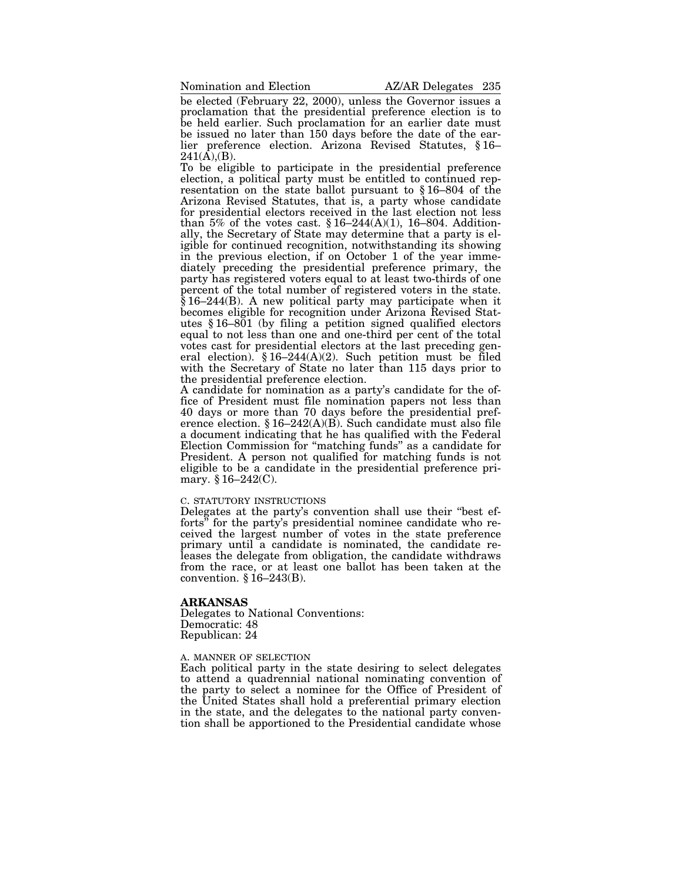be elected (February 22, 2000), unless the Governor issues a proclamation that the presidential preference election is to be held earlier. Such proclamation for an earlier date must be issued no later than 150 days before the date of the earlier preference election. Arizona Revised Statutes, § 16–241(A),(B).

To be eligible to participate in the presidential preference election, a political party must be entitled to continued representation on the state ballot pursuant to § 16–804 of the Arizona Revised Statutes, that is, a party whose candidate for presidential electors received in the last election not less than 5% of the votes cast. § 16–244(A)(1), 16–804. Additionally, the Secretary of State may determine that a party is eligible for continued recognition, notwithstanding its showing in the previous election, if on October 1 of the year immediately preceding the presidential preference primary, the party has registered voters equal to at least two-thirds of one percent of the total number of registered voters in the state. § 16–244(B). A new political party may participate when it becomes eligible for recognition under Arizona Revised Statutes § 16–801 (by filing a petition signed qualified electors equal to not less than one and one-third per cent of the total votes cast for presidential electors at the last preceding general election). § 16–244(A)(2). Such petition must be filed with the Secretary of State no later than 115 days prior to the presidential preference election.

A candidate for nomination as a party's candidate for the office of President must file nomination papers not less than 40 days or more than 70 days before the presidential preference election. § 16–242(A)(B). Such candidate must also file a document indicating that he has qualified with the Federal Election Commission for "matching funds" as a candidate for President. A person not qualified for matching funds is not eligible to be a candidate in the presidential preference primary. § 16–242(C).

C. STATUTORY INSTRUCTIONS

Delegates at the party's convention shall use their "best efforts" for the party's presidential nominee candidate who received the largest number of votes in the state preference primary until a candidate is nominated, the candidate releases the delegate from obligation, the candidate withdraws from the race, or at least one ballot has been taken at the convention. § 16–243(B).

## ARKANSAS

Delegates to National Conventions:
Democratic: 48
Republican: 24

A. MANNER OF SELECTION

Each political party in the state desiring to select delegates to attend a quadrennial national nominating convention of the party to select a nominee for the Office of President of the United States shall hold a preferential primary election in the state, and the delegates to the national party convention shall be apportioned to the Presidential candidate whose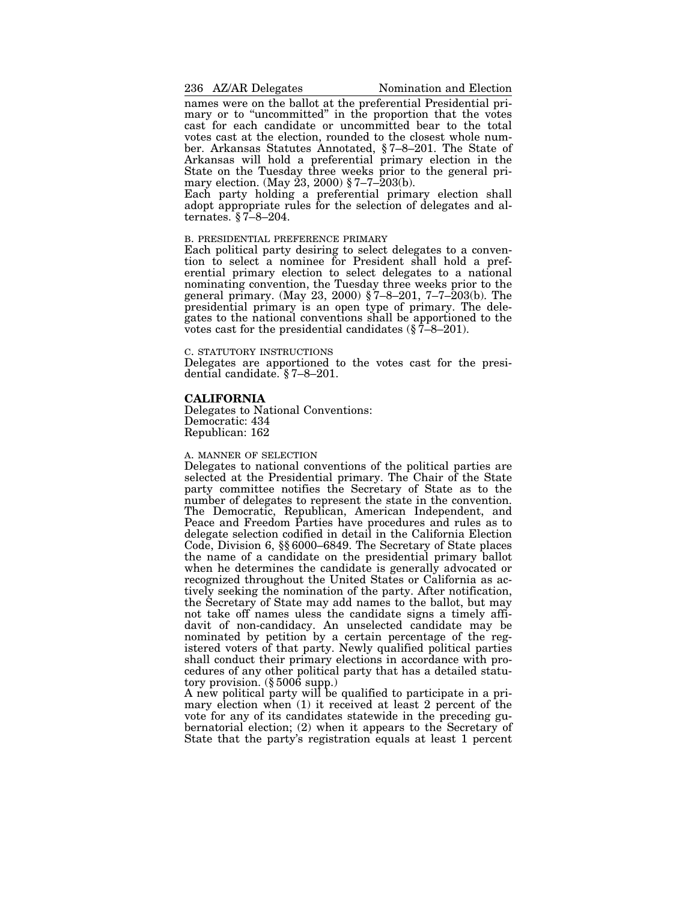names were on the ballot at the preferential Presidential primary or to "uncommitted" in the proportion that the votes cast for each candidate or uncommitted bear to the total votes cast at the election, rounded to the closest whole number. Arkansas Statutes Annotated, § 7–8–201. The State of Arkansas will hold a preferential primary election in the State on the Tuesday three weeks prior to the general primary election. (May 23, 2000) § 7–7–203(b).

Each party holding a preferential primary election shall adopt appropriate rules for the selection of delegates and alternates. § 7–8–204.

B. PRESIDENTIAL PREFERENCE PRIMARY

Each political party desiring to select delegates to a convention to select a nominee for President shall hold a preferential primary election to select delegates to a national nominating convention, the Tuesday three weeks prior to the general primary. (May 23, 2000) § 7–8–201, 7–7–203(b). The presidential primary is an open type of primary. The delegates to the national conventions shall be apportioned to the votes cast for the presidential candidates (§ 7–8–201).

C. STATUTORY INSTRUCTIONS

Delegates are apportioned to the votes cast for the presidential candidate. § 7–8–201.

## CALIFORNIA

Delegates to National Conventions:
Democratic: 434
Republican: 162

A. MANNER OF SELECTION

Delegates to national conventions of the political parties are selected at the Presidential primary. The Chair of the State party committee notifies the Secretary of State as to the number of delegates to represent the state in the convention. The Democratic, Republican, American Independent, and Peace and Freedom Parties have procedures and rules as to delegate selection codified in detail in the California Election Code, Division 6, §§ 6000–6849. The Secretary of State places the name of a candidate on the presidential primary ballot when he determines the candidate is generally advocated or recognized throughout the United States or California as actively seeking the nomination of the party. After notification, the Secretary of State may add names to the ballot, but may not take off names uless the candidate signs a timely affidavit of non-candidacy. An unselected candidate may be nominated by petition by a certain percentage of the registered voters of that party. Newly qualified political parties shall conduct their primary elections in accordance with procedures of any other political party that has a detailed statutory provision. (§ 5006 supp.)

A new political party will be qualified to participate in a primary election when (1) it received at least 2 percent of the vote for any of its candidates statewide in the preceding gubernatorial election; (2) when it appears to the Secretary of State that the party's registration equals at least 1 percent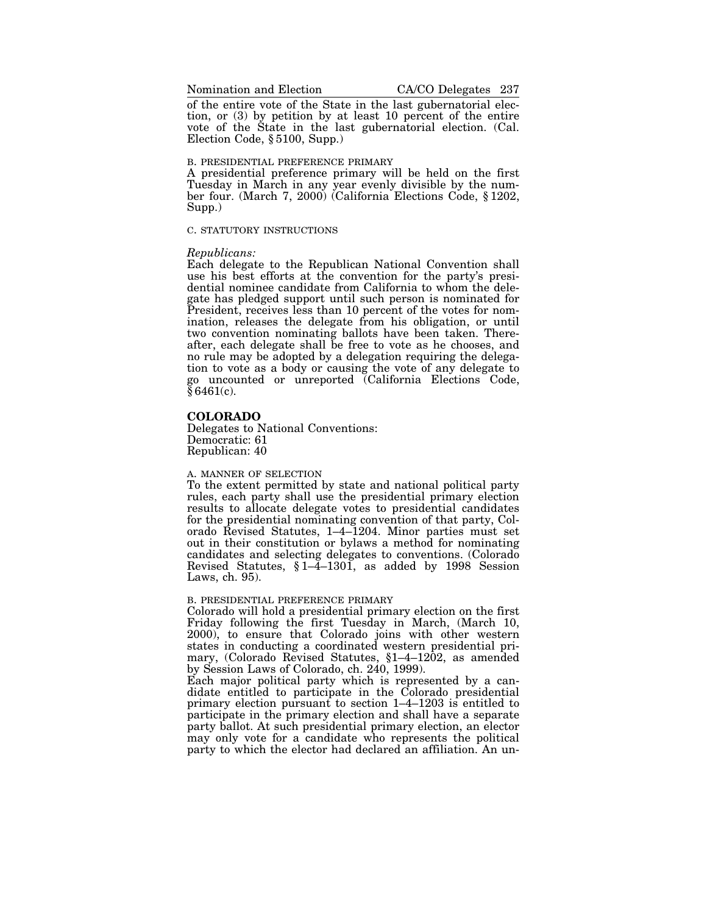of the entire vote of the State in the last gubernatorial election, or (3) by petition by at least 10 percent of the entire vote of the State in the last gubernatorial election. (Cal. Election Code, § 5100, Supp.)

B. PRESIDENTIAL PREFERENCE PRIMARY

A presidential preference primary will be held on the first Tuesday in March in any year evenly divisible by the number four. (March 7, 2000) (California Elections Code, § 1202, Supp.)

C. STATUTORY INSTRUCTIONS

*Republicans:*

Each delegate to the Republican National Convention shall use his best efforts at the convention for the party's presidential nominee candidate from California to whom the delegate has pledged support until such person is nominated for President, receives less than 10 percent of the votes for nomination, releases the delegate from his obligation, or until two convention nominating ballots have been taken. Thereafter, each delegate shall be free to vote as he chooses, and no rule may be adopted by a delegation requiring the delegation to vote as a body or causing the vote of any delegate to go uncounted or unreported (California Elections Code, § 6461(c).

## COLORADO

Delegates to National Conventions:
Democratic: 61
Republican: 40

A. MANNER OF SELECTION

To the extent permitted by state and national political party rules, each party shall use the presidential primary election results to allocate delegate votes to presidential candidates for the presidential nominating convention of that party, Colorado Revised Statutes, 1–4–1204. Minor parties must set out in their constitution or bylaws a method for nominating candidates and selecting delegates to conventions. (Colorado Revised Statutes, § 1–4–1301, as added by 1998 Session Laws, ch. 95).

B. PRESIDENTIAL PREFERENCE PRIMARY

Colorado will hold a presidential primary election on the first Friday following the first Tuesday in March, (March 10, 2000), to ensure that Colorado joins with other western states in conducting a coordinated western presidential primary, (Colorado Revised Statutes, §1–4–1202, as amended by Session Laws of Colorado, ch. 240, 1999).

Each major political party which is represented by a candidate entitled to participate in the Colorado presidential primary election pursuant to section 1–4–1203 is entitled to participate in the primary election and shall have a separate party ballot. At such presidential primary election, an elector may only vote for a candidate who represents the political party to which the elector had declared an affiliation. An un-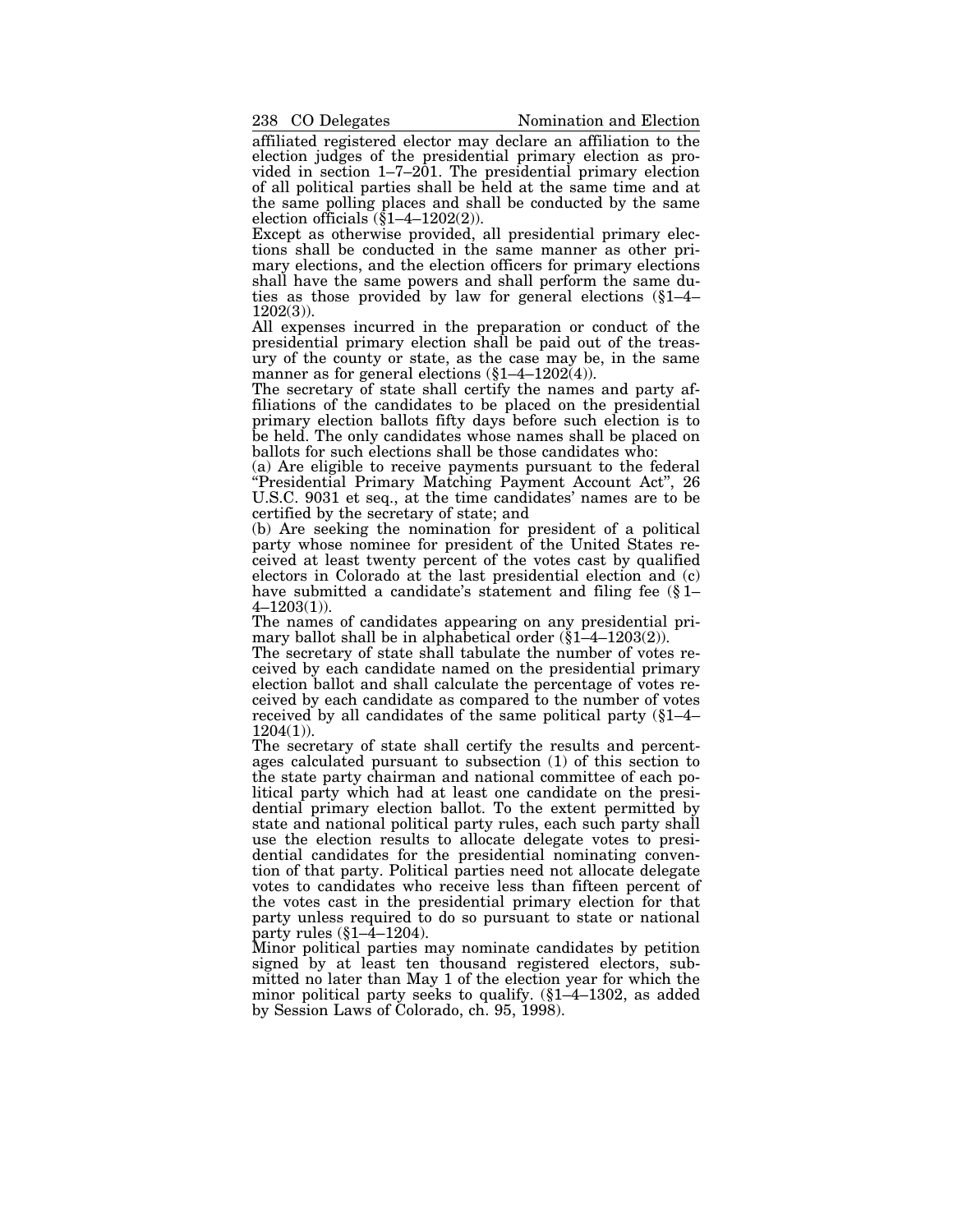affiliated registered elector may declare an affiliation to the election judges of the presidential primary election as provided in section 1–7–201. The presidential primary election of all political parties shall be held at the same time and at the same polling places and shall be conducted by the same election officials (§1–4–1202(2)).

Except as otherwise provided, all presidential primary elections shall be conducted in the same manner as other primary elections, and the election officers for primary elections shall have the same powers and shall perform the same duties as those provided by law for general elections (§1–4–1202(3)).

All expenses incurred in the preparation or conduct of the presidential primary election shall be paid out of the treasury of the county or state, as the case may be, in the same manner as for general elections (§1–4–1202(4)).

The secretary of state shall certify the names and party affiliations of the candidates to be placed on the presidential primary election ballots fifty days before such election is to be held. The only candidates whose names shall be placed on ballots for such elections shall be those candidates who:

(a) Are eligible to receive payments pursuant to the federal "Presidential Primary Matching Payment Account Act", 26 U.S.C. 9031 et seq., at the time candidates' names are to be certified by the secretary of state; and

(b) Are seeking the nomination for president of a political party whose nominee for president of the United States received at least twenty percent of the votes cast by qualified electors in Colorado at the last presidential election and (c) have submitted a candidate's statement and filing fee (§1–4–1203(1)).

The names of candidates appearing on any presidential primary ballot shall be in alphabetical order (§1–4–1203(2)).

The secretary of state shall tabulate the number of votes received by each candidate named on the presidential primary election ballot and shall calculate the percentage of votes received by each candidate as compared to the number of votes received by all candidates of the same political party (§1–4–1204(1)).

The secretary of state shall certify the results and percentages calculated pursuant to subsection (1) of this section to the state party chairman and national committee of each political party which had at least one candidate on the presidential primary election ballot. To the extent permitted by state and national political party rules, each such party shall use the election results to allocate delegate votes to presidential candidates for the presidential nominating convention of that party. Political parties need not allocate delegate votes to candidates who receive less than fifteen percent of the votes cast in the presidential primary election for that party unless required to do so pursuant to state or national party rules (§1–4–1204).

Minor political parties may nominate candidates by petition signed by at least ten thousand registered electors, submitted no later than May 1 of the election year for which the minor political party seeks to qualify. (§1–4–1302, as added by Session Laws of Colorado, ch. 95, 1998).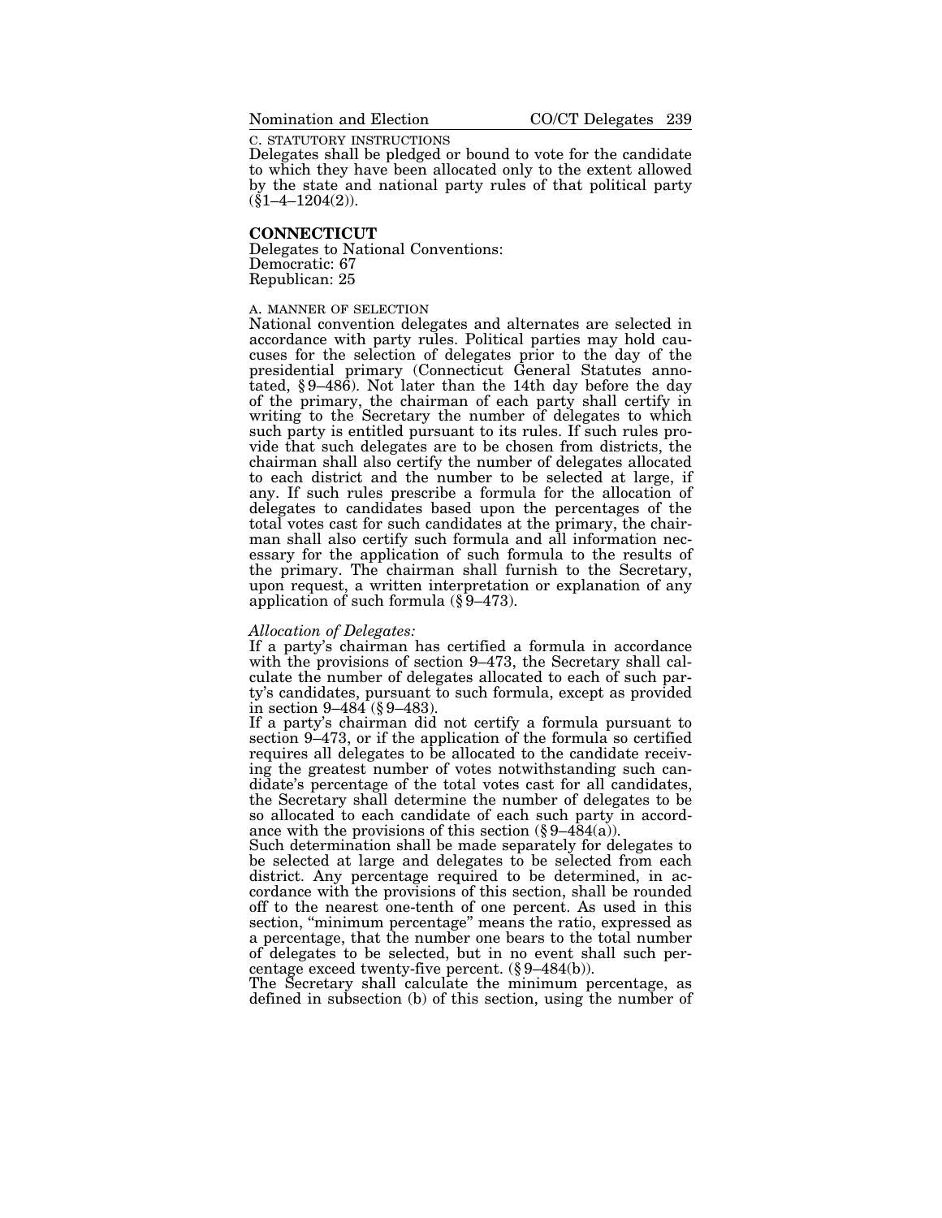C. STATUTORY INSTRUCTIONS

Delegates shall be pledged or bound to vote for the candidate to which they have been allocated only to the extent allowed by the state and national party rules of that political party (§1–4–1204(2)).

## CONNECTICUT

Delegates to National Conventions:
Democratic: 67
Republican: 25

A. MANNER OF SELECTION

National convention delegates and alternates are selected in accordance with party rules. Political parties may hold caucuses for the selection of delegates prior to the day of the presidential primary (Connecticut General Statutes annotated, § 9–486). Not later than the 14th day before the day of the primary, the chairman of each party shall certify in writing to the Secretary the number of delegates to which such party is entitled pursuant to its rules. If such rules provide that such delegates are to be chosen from districts, the chairman shall also certify the number of delegates allocated to each district and the number to be selected at large, if any. If such rules prescribe a formula for the allocation of delegates to candidates based upon the percentages of the total votes cast for such candidates at the primary, the chairman shall also certify such formula and all information necessary for the application of such formula to the results of the primary. The chairman shall furnish to the Secretary, upon request, a written interpretation or explanation of any application of such formula (§ 9–473).

*Allocation of Delegates:*

If a party's chairman has certified a formula in accordance with the provisions of section 9–473, the Secretary shall calculate the number of delegates allocated to each of such party's candidates, pursuant to such formula, except as provided in section 9–484 (§ 9–483).

If a party's chairman did not certify a formula pursuant to section 9–473, or if the application of the formula so certified requires all delegates to be allocated to the candidate receiving the greatest number of votes notwithstanding such candidate's percentage of the total votes cast for all candidates, the Secretary shall determine the number of delegates to be so allocated to each candidate of each such party in accordance with the provisions of this section (§ 9–484(a)).

Such determination shall be made separately for delegates to be selected at large and delegates to be selected from each district. Any percentage required to be determined, in accordance with the provisions of this section, shall be rounded off to the nearest one-tenth of one percent. As used in this section, "minimum percentage" means the ratio, expressed as a percentage, that the number one bears to the total number of delegates to be selected, but in no event shall such percentage exceed twenty-five percent. (§ 9–484(b)).

The Secretary shall calculate the minimum percentage, as defined in subsection (b) of this section, using the number of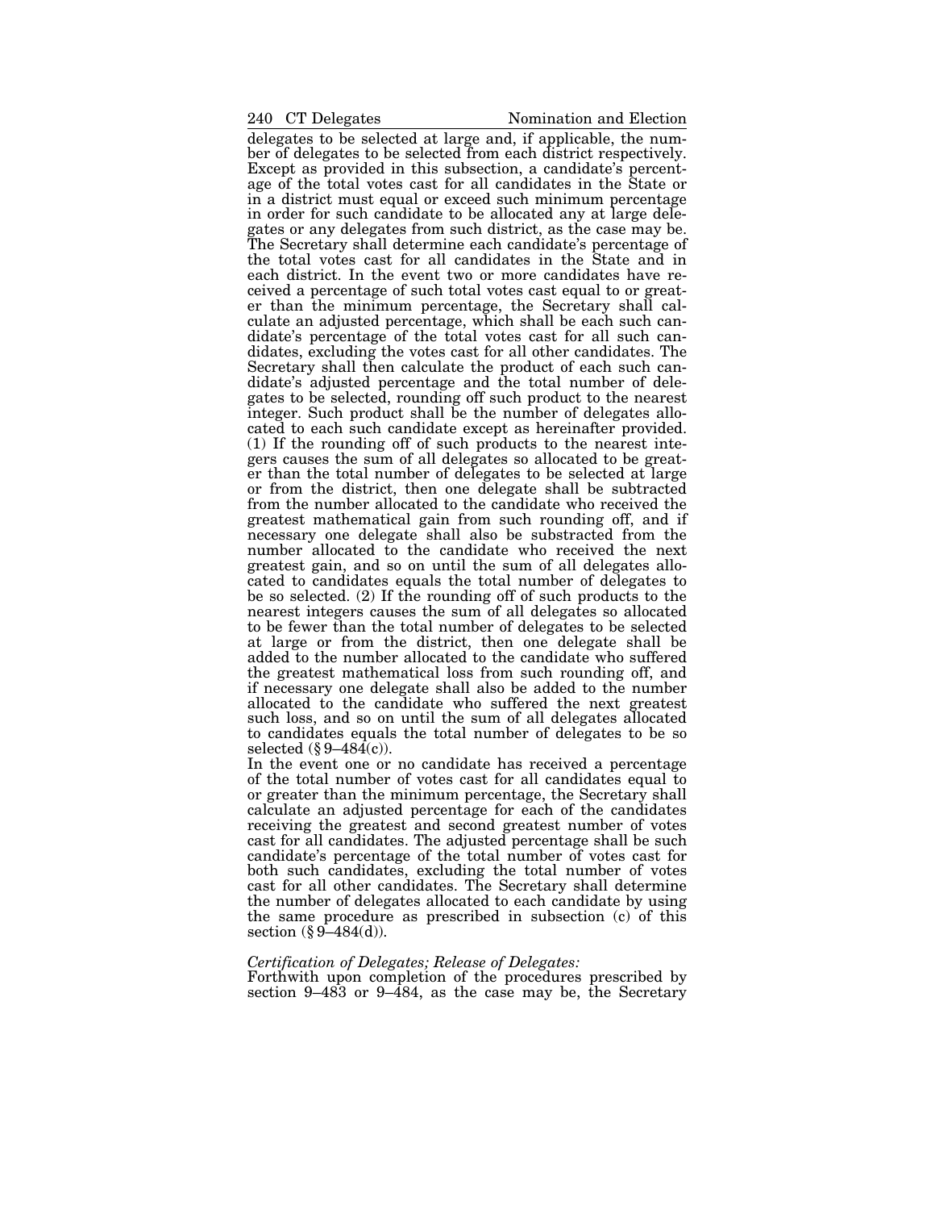delegates to be selected at large and, if applicable, the number of delegates to be selected from each district respectively. Except as provided in this subsection, a candidate's percentage of the total votes cast for all candidates in the State or in a district must equal or exceed such minimum percentage in order for such candidate to be allocated any at large delegates or any delegates from such district, as the case may be. The Secretary shall determine each candidate's percentage of the total votes cast for all candidates in the State and in each district. In the event two or more candidates have received a percentage of such total votes cast equal to or greater than the minimum percentage, the Secretary shall calculate an adjusted percentage, which shall be each such candidate's percentage of the total votes cast for all such candidates, excluding the votes cast for all other candidates. The Secretary shall then calculate the product of each such candidate's adjusted percentage and the total number of delegates to be selected, rounding off such product to the nearest integer. Such product shall be the number of delegates allocated to each such candidate except as hereinafter provided. (1) If the rounding off of such products to the nearest integers causes the sum of all delegates so allocated to be greater than the total number of delegates to be selected at large or from the district, then one delegate shall be subtracted from the number allocated to the candidate who received the greatest mathematical gain from such rounding off, and if necessary one delegate shall also be substracted from the number allocated to the candidate who received the next greatest gain, and so on until the sum of all delegates allocated to candidates equals the total number of delegates to be so selected. (2) If the rounding off of such products to the nearest integers causes the sum of all delegates so allocated to be fewer than the total number of delegates to be selected at large or from the district, then one delegate shall be added to the number allocated to the candidate who suffered the greatest mathematical loss from such rounding off, and if necessary one delegate shall also be added to the number allocated to the candidate who suffered the next greatest such loss, and so on until the sum of all delegates allocated to candidates equals the total number of delegates to be so selected (§ 9–484(c)).

In the event one or no candidate has received a percentage of the total number of votes cast for all candidates equal to or greater than the minimum percentage, the Secretary shall calculate an adjusted percentage for each of the candidates receiving the greatest and second greatest number of votes cast for all candidates. The adjusted percentage shall be such candidate's percentage of the total number of votes cast for both such candidates, excluding the total number of votes cast for all other candidates. The Secretary shall determine the number of delegates allocated to each candidate by using the same procedure as prescribed in subsection (c) of this section (§ 9–484(d)).

*Certification of Delegates; Release of Delegates:*

Forthwith upon completion of the procedures prescribed by section 9–483 or 9–484, as the case may be, the Secretary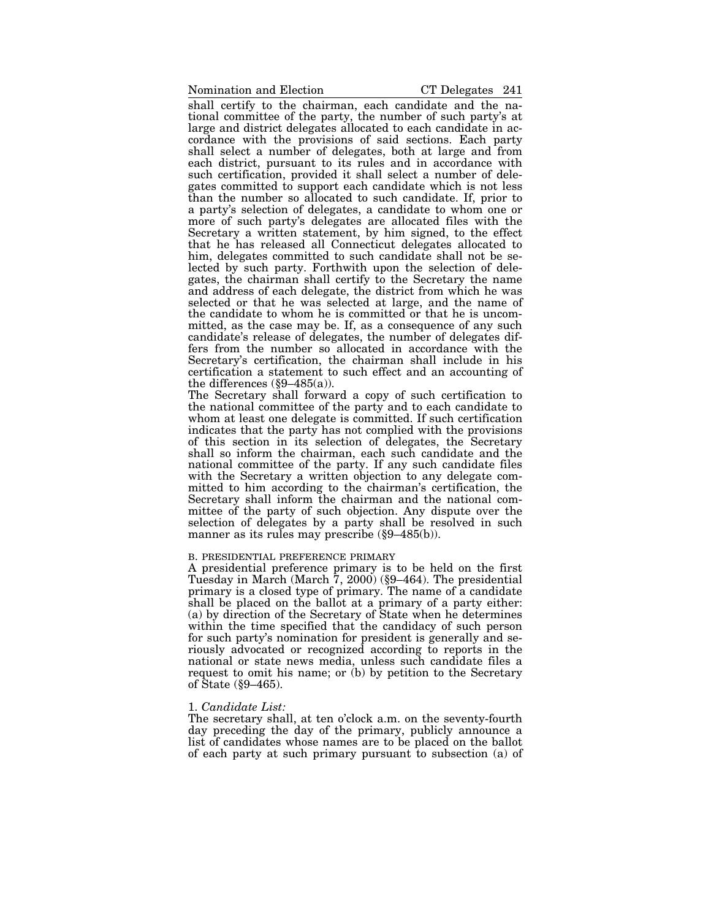shall certify to the chairman, each candidate and the national committee of the party, the number of such party's at large and district delegates allocated to each candidate in accordance with the provisions of said sections. Each party shall select a number of delegates, both at large and from each district, pursuant to its rules and in accordance with such certification, provided it shall select a number of delegates committed to support each candidate which is not less than the number so allocated to such candidate. If, prior to a party's selection of delegates, a candidate to whom one or more of such party's delegates are allocated files with the Secretary a written statement, by him signed, to the effect that he has released all Connecticut delegates allocated to him, delegates committed to such candidate shall not be selected by such party. Forthwith upon the selection of delegates, the chairman shall certify to the Secretary the name and address of each delegate, the district from which he was selected or that he was selected at large, and the name of the candidate to whom he is committed or that he is uncommitted, as the case may be. If, as a consequence of any such candidate's release of delegates, the number of delegates differs from the number so allocated in accordance with the Secretary's certification, the chairman shall include in his certification a statement to such effect and an accounting of the differences (§9–485(a)).

The Secretary shall forward a copy of such certification to the national committee of the party and to each candidate to whom at least one delegate is committed. If such certification indicates that the party has not complied with the provisions of this section in its selection of delegates, the Secretary shall so inform the chairman, each such candidate and the national committee of the party. If any such candidate files with the Secretary a written objection to any delegate committed to him according to the chairman's certification, the Secretary shall inform the chairman and the national committee of the party of such objection. Any dispute over the selection of delegates by a party shall be resolved in such manner as its rules may prescribe (§9–485(b)).

B. PRESIDENTIAL PREFERENCE PRIMARY

A presidential preference primary is to be held on the first Tuesday in March (March 7, 2000) (§9–464). The presidential primary is a closed type of primary. The name of a candidate shall be placed on the ballot at a primary of a party either: (a) by direction of the Secretary of State when he determines within the time specified that the candidacy of such person for such party's nomination for president is generally and seriously advocated or recognized according to reports in the national or state news media, unless such candidate files a request to omit his name; or (b) by petition to the Secretary of State (§9–465).

1. *Candidate List:*

The secretary shall, at ten o'clock a.m. on the seventy-fourth day preceding the day of the primary, publicly announce a list of candidates whose names are to be placed on the ballot of each party at such primary pursuant to subsection (a) of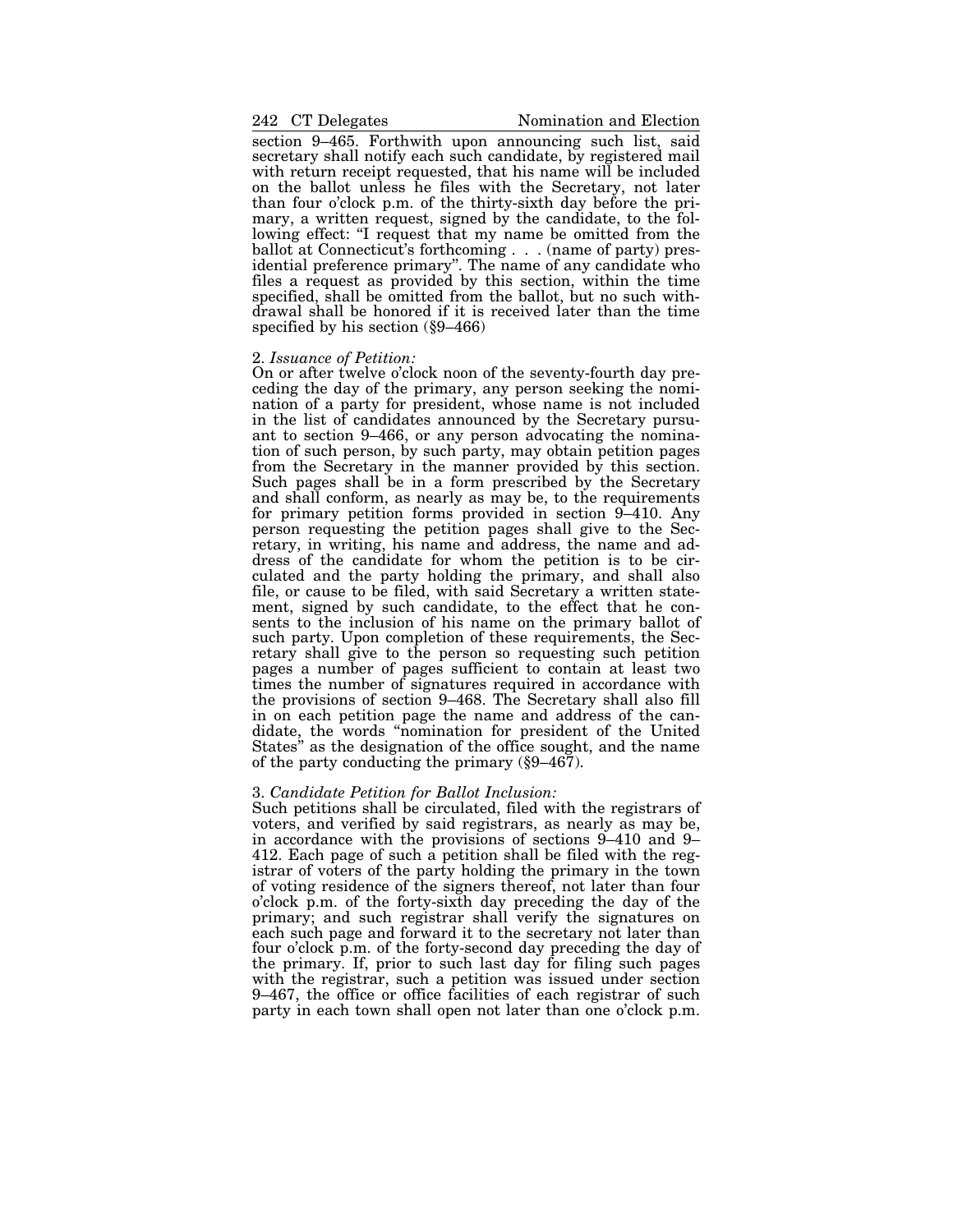section 9–465. Forthwith upon announcing such list, said secretary shall notify each such candidate, by registered mail with return receipt requested, that his name will be included on the ballot unless he files with the Secretary, not later than four o'clock p.m. of the thirty-sixth day before the primary, a written request, signed by the candidate, to the following effect: "I request that my name be omitted from the ballot at Connecticut's forthcoming . . . (name of party) presidential preference primary". The name of any candidate who files a request as provided by this section, within the time specified, shall be omitted from the ballot, but no such withdrawal shall be honored if it is received later than the time specified by his section (§9–466)

2. *Issuance of Petition:*
On or after twelve o'clock noon of the seventy-fourth day preceding the day of the primary, any person seeking the nomination of a party for president, whose name is not included in the list of candidates announced by the Secretary pursuant to section 9–466, or any person advocating the nomination of such person, by such party, may obtain petition pages from the Secretary in the manner provided by this section. Such pages shall be in a form prescribed by the Secretary and shall conform, as nearly as may be, to the requirements for primary petition forms provided in section 9–410. Any person requesting the petition pages shall give to the Secretary, in writing, his name and address, the name and address of the candidate for whom the petition is to be circulated and the party holding the primary, and shall also file, or cause to be filed, with said Secretary a written statement, signed by such candidate, to the effect that he consents to the inclusion of his name on the primary ballot of such party. Upon completion of these requirements, the Secretary shall give to the person so requesting such petition pages a number of pages sufficient to contain at least two times the number of signatures required in accordance with the provisions of section 9–468. The Secretary shall also fill in on each petition page the name and address of the candidate, the words "nomination for president of the United States" as the designation of the office sought, and the name of the party conducting the primary (§9–467).

3. *Candidate Petition for Ballot Inclusion:*
Such petitions shall be circulated, filed with the registrars of voters, and verified by said registrars, as nearly as may be, in accordance with the provisions of sections 9–410 and 9–412. Each page of such a petition shall be filed with the registrar of voters of the party holding the primary in the town of voting residence of the signers thereof, not later than four o'clock p.m. of the forty-sixth day preceding the day of the primary; and such registrar shall verify the signatures on each such page and forward it to the secretary not later than four o'clock p.m. of the forty-second day preceding the day of the primary. If, prior to such last day for filing such pages with the registrar, such a petition was issued under section 9–467, the office or office facilities of each registrar of such party in each town shall open not later than one o'clock p.m.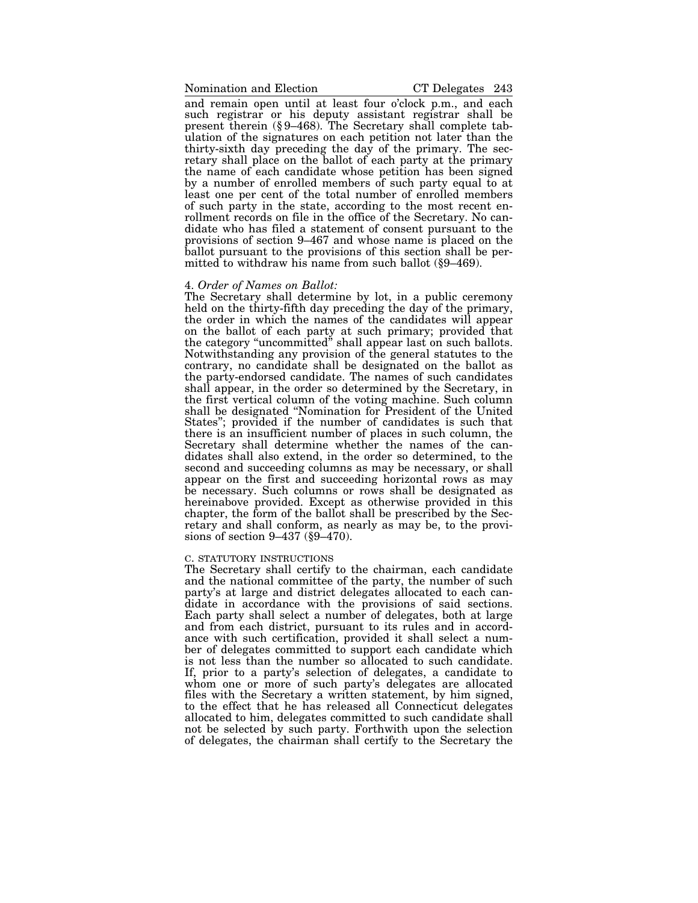and remain open until at least four o'clock p.m., and each such registrar or his deputy assistant registrar shall be present therein (§ 9–468). The Secretary shall complete tabulation of the signatures on each petition not later than the thirty-sixth day preceding the day of the primary. The secretary shall place on the ballot of each party at the primary the name of each candidate whose petition has been signed by a number of enrolled members of such party equal to at least one per cent of the total number of enrolled members of such party in the state, according to the most recent enrollment records on file in the office of the Secretary. No candidate who has filed a statement of consent pursuant to the provisions of section 9–467 and whose name is placed on the ballot pursuant to the provisions of this section shall be permitted to withdraw his name from such ballot (§9–469).

4. *Order of Names on Ballot:*

The Secretary shall determine by lot, in a public ceremony held on the thirty-fifth day preceding the day of the primary, the order in which the names of the candidates will appear on the ballot of each party at such primary; provided that the category "uncommitted" shall appear last on such ballots. Notwithstanding any provision of the general statutes to the contrary, no candidate shall be designated on the ballot as the party-endorsed candidate. The names of such candidates shall appear, in the order so determined by the Secretary, in the first vertical column of the voting machine. Such column shall be designated "Nomination for President of the United States"; provided if the number of candidates is such that there is an insufficient number of places in such column, the Secretary shall determine whether the names of the candidates shall also extend, in the order so determined, to the second and succeeding columns as may be necessary, or shall appear on the first and succeeding horizontal rows as may be necessary. Such columns or rows shall be designated as hereinabove provided. Except as otherwise provided in this chapter, the form of the ballot shall be prescribed by the Secretary and shall conform, as nearly as may be, to the provisions of section 9–437 (§9–470).

C. STATUTORY INSTRUCTIONS

The Secretary shall certify to the chairman, each candidate and the national committee of the party, the number of such party's at large and district delegates allocated to each candidate in accordance with the provisions of said sections. Each party shall select a number of delegates, both at large and from each district, pursuant to its rules and in accordance with such certification, provided it shall select a number of delegates committed to support each candidate which is not less than the number so allocated to such candidate. If, prior to a party's selection of delegates, a candidate to whom one or more of such party's delegates are allocated files with the Secretary a written statement, by him signed, to the effect that he has released all Connecticut delegates allocated to him, delegates committed to such candidate shall not be selected by such party. Forthwith upon the selection of delegates, the chairman shall certify to the Secretary the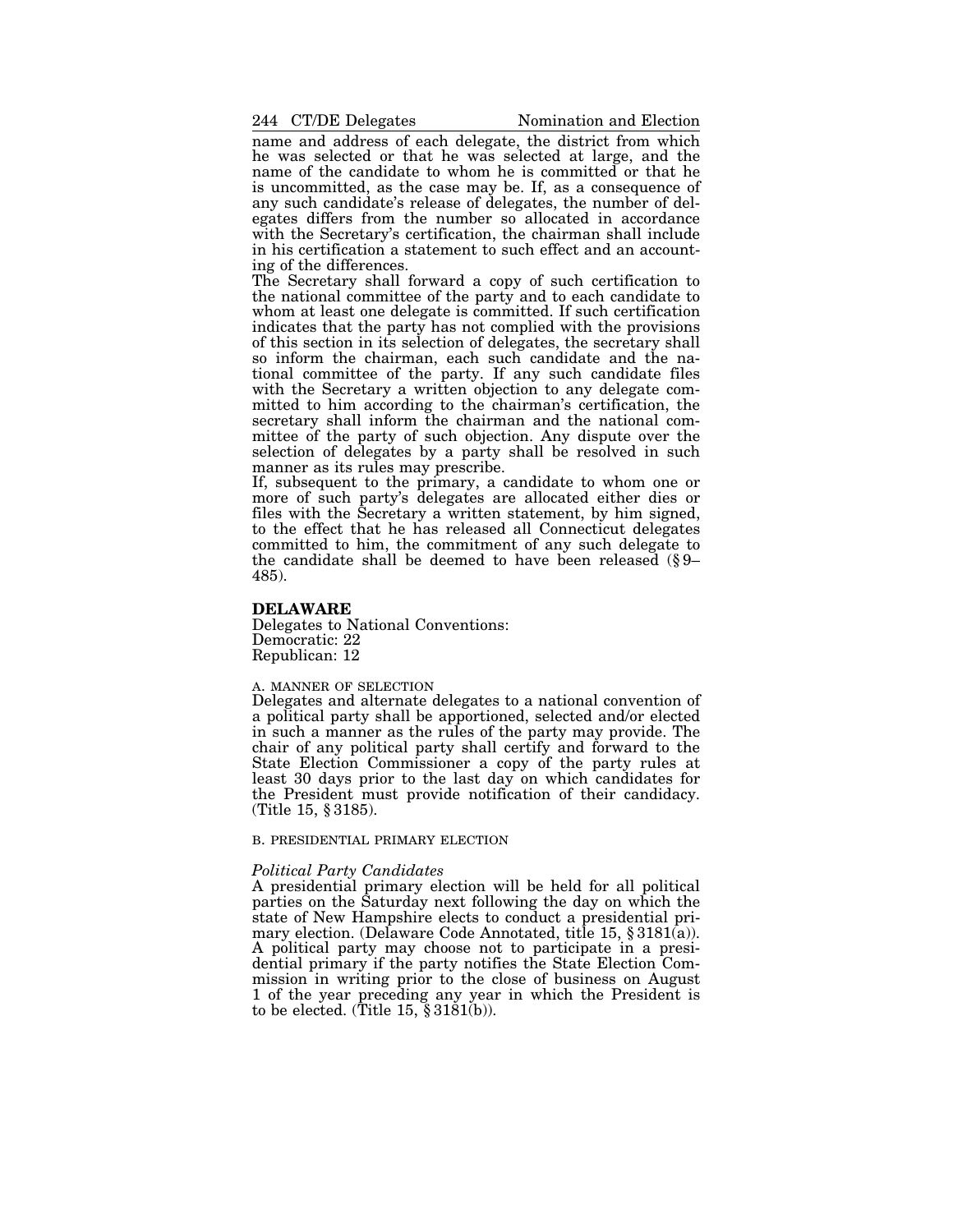name and address of each delegate, the district from which he was selected or that he was selected at large, and the name of the candidate to whom he is committed or that he is uncommitted, as the case may be. If, as a consequence of any such candidate's release of delegates, the number of delegates differs from the number so allocated in accordance with the Secretary's certification, the chairman shall include in his certification a statement to such effect and an accounting of the differences.

The Secretary shall forward a copy of such certification to the national committee of the party and to each candidate to whom at least one delegate is committed. If such certification indicates that the party has not complied with the provisions of this section in its selection of delegates, the secretary shall so inform the chairman, each such candidate and the national committee of the party. If any such candidate files with the Secretary a written objection to any delegate committed to him according to the chairman's certification, the secretary shall inform the chairman and the national committee of the party of such objection. Any dispute over the selection of delegates by a party shall be resolved in such manner as its rules may prescribe.

If, subsequent to the primary, a candidate to whom one or more of such party's delegates are allocated either dies or files with the Secretary a written statement, by him signed, to the effect that he has released all Connecticut delegates committed to him, the commitment of any such delegate to the candidate shall be deemed to have been released (§ 9–485).

## DELAWARE

Delegates to National Conventions:
Democratic: 22
Republican: 12

### A. MANNER OF SELECTION

Delegates and alternate delegates to a national convention of a political party shall be apportioned, selected and/or elected in such a manner as the rules of the party may provide. The chair of any political party shall certify and forward to the State Election Commissioner a copy of the party rules at least 30 days prior to the last day on which candidates for the President must provide notification of their candidacy. (Title 15, § 3185).

### B. PRESIDENTIAL PRIMARY ELECTION

*Political Party Candidates*

A presidential primary election will be held for all political parties on the Saturday next following the day on which the state of New Hampshire elects to conduct a presidential primary election. (Delaware Code Annotated, title 15, § 3181(a)). A political party may choose not to participate in a presidential primary if the party notifies the State Election Commission in writing prior to the close of business on August 1 of the year preceding any year in which the President is to be elected. (Title 15, § 3181(b)).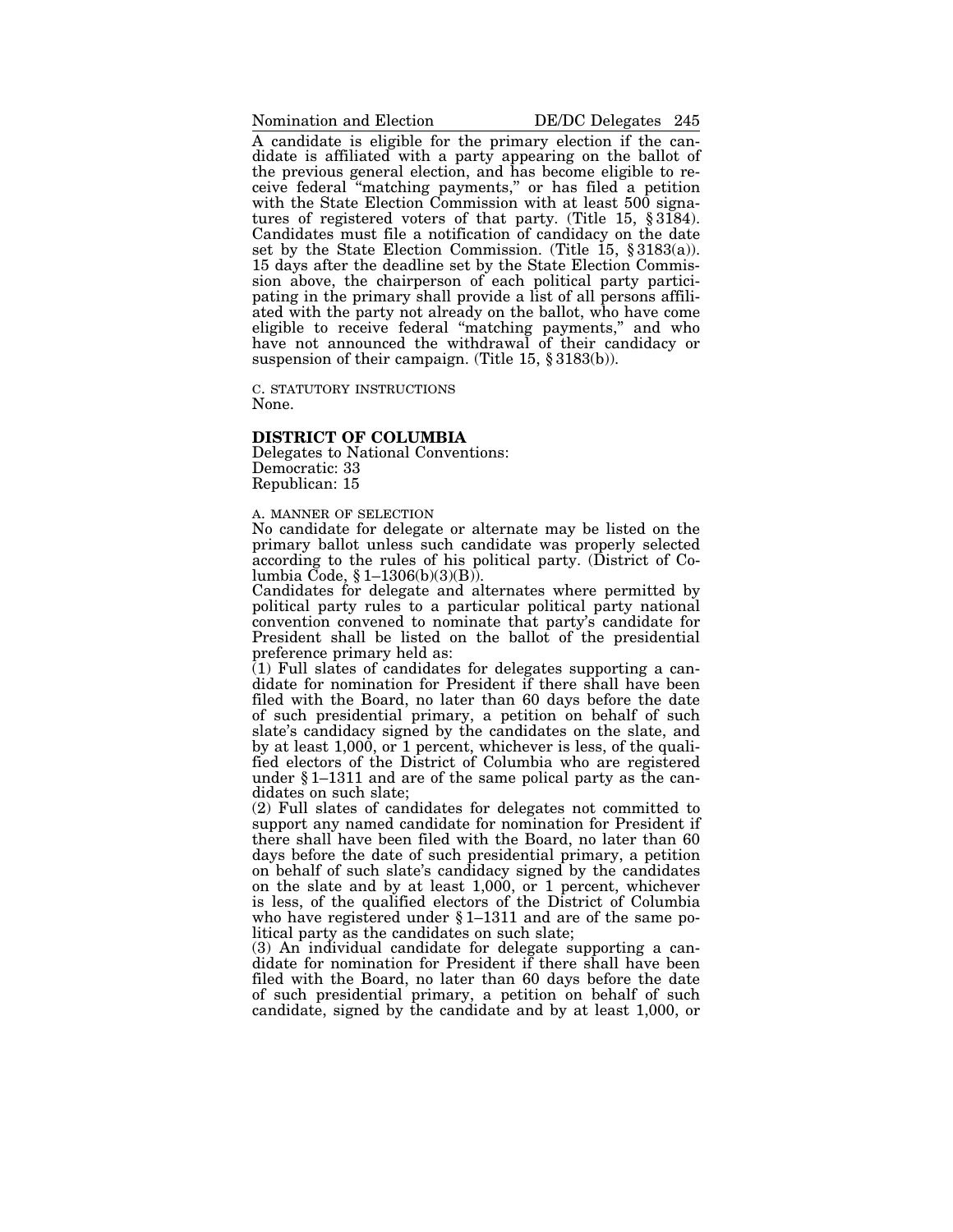A candidate is eligible for the primary election if the candidate is affiliated with a party appearing on the ballot of the previous general election, and has become eligible to receive federal "matching payments," or has filed a petition with the State Election Commission with at least 500 signatures of registered voters of that party. (Title 15, § 3184). Candidates must file a notification of candidacy on the date set by the State Election Commission. (Title 15, § 3183(a)). 15 days after the deadline set by the State Election Commission above, the chairperson of each political party participating in the primary shall provide a list of all persons affiliated with the party not already on the ballot, who have come eligible to receive federal "matching payments," and who have not announced the withdrawal of their candidacy or suspension of their campaign. (Title 15, § 3183(b)).

C. STATUTORY INSTRUCTIONS

None.

## DISTRICT OF COLUMBIA

Delegates to National Conventions:
Democratic: 33
Republican: 15

A. MANNER OF SELECTION

No candidate for delegate or alternate may be listed on the primary ballot unless such candidate was properly selected according to the rules of his political party. (District of Columbia Code, § 1–1306(b)(3)(B)).

Candidates for delegate and alternates where permitted by political party rules to a particular political party national convention convened to nominate that party's candidate for President shall be listed on the ballot of the presidential preference primary held as:

(1) Full slates of candidates for delegates supporting a candidate for nomination for President if there shall have been filed with the Board, no later than 60 days before the date of such presidential primary, a petition on behalf of such slate's candidacy signed by the candidates on the slate, and by at least 1,000, or 1 percent, whichever is less, of the qualified electors of the District of Columbia who are registered under § 1–1311 and are of the same polical party as the candidates on such slate;

(2) Full slates of candidates for delegates not committed to support any named candidate for nomination for President if there shall have been filed with the Board, no later than 60 days before the date of such presidential primary, a petition on behalf of such slate's candidacy signed by the candidates on the slate and by at least 1,000, or 1 percent, whichever is less, of the qualified electors of the District of Columbia who have registered under § 1–1311 and are of the same political party as the candidates on such slate;

(3) An individual candidate for delegate supporting a candidate for nomination for President if there shall have been filed with the Board, no later than 60 days before the date of such presidential primary, a petition on behalf of such candidate, signed by the candidate and by at least 1,000, or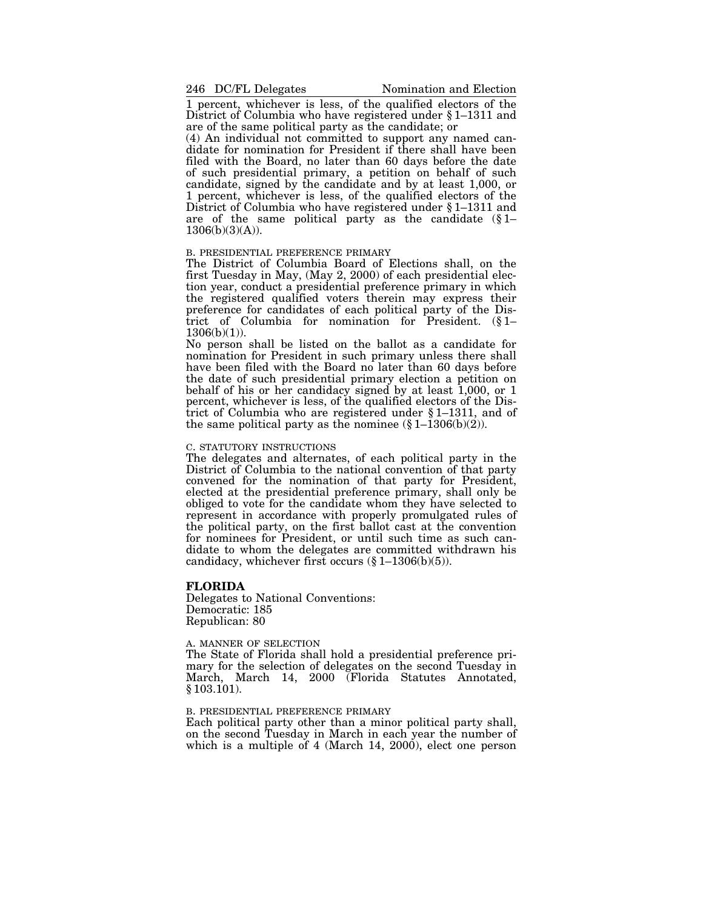1 percent, whichever is less, of the qualified electors of the District of Columbia who have registered under § 1–1311 and are of the same political party as the candidate; or

(4) An individual not committed to support any named candidate for nomination for President if there shall have been filed with the Board, no later than 60 days before the date of such presidential primary, a petition on behalf of such candidate, signed by the candidate and by at least 1,000, or 1 percent, whichever is less, of the qualified electors of the District of Columbia who have registered under § 1–1311 and are of the same political party as the candidate (§ 1–1306(b)(3)(A)).

B. PRESIDENTIAL PREFERENCE PRIMARY

The District of Columbia Board of Elections shall, on the first Tuesday in May, (May 2, 2000) of each presidential election year, conduct a presidential preference primary in which the registered qualified voters therein may express their preference for candidates of each political party of the District of Columbia for nomination for President. (§ 1–1306(b)(1)).

No person shall be listed on the ballot as a candidate for nomination for President in such primary unless there shall have been filed with the Board no later than 60 days before the date of such presidential primary election a petition on behalf of his or her candidacy signed by at least 1,000, or 1 percent, whichever is less, of the qualified electors of the District of Columbia who are registered under § 1–1311, and of the same political party as the nominee (§ 1–1306(b)(2)).

C. STATUTORY INSTRUCTIONS

The delegates and alternates, of each political party in the District of Columbia to the national convention of that party convened for the nomination of that party for President, elected at the presidential preference primary, shall only be obliged to vote for the candidate whom they have selected to represent in accordance with properly promulgated rules of the political party, on the first ballot cast at the convention for nominees for President, or until such time as such candidate to whom the delegates are committed withdrawn his candidacy, whichever first occurs (§ 1–1306(b)(5)).

## FLORIDA

Delegates to National Conventions:
Democratic: 185
Republican: 80

A. MANNER OF SELECTION

The State of Florida shall hold a presidential preference primary for the selection of delegates on the second Tuesday in March, March 14, 2000 (Florida Statutes Annotated, § 103.101).

B. PRESIDENTIAL PREFERENCE PRIMARY

Each political party other than a minor political party shall, on the second Tuesday in March in each year the number of which is a multiple of 4 (March 14, 2000), elect one person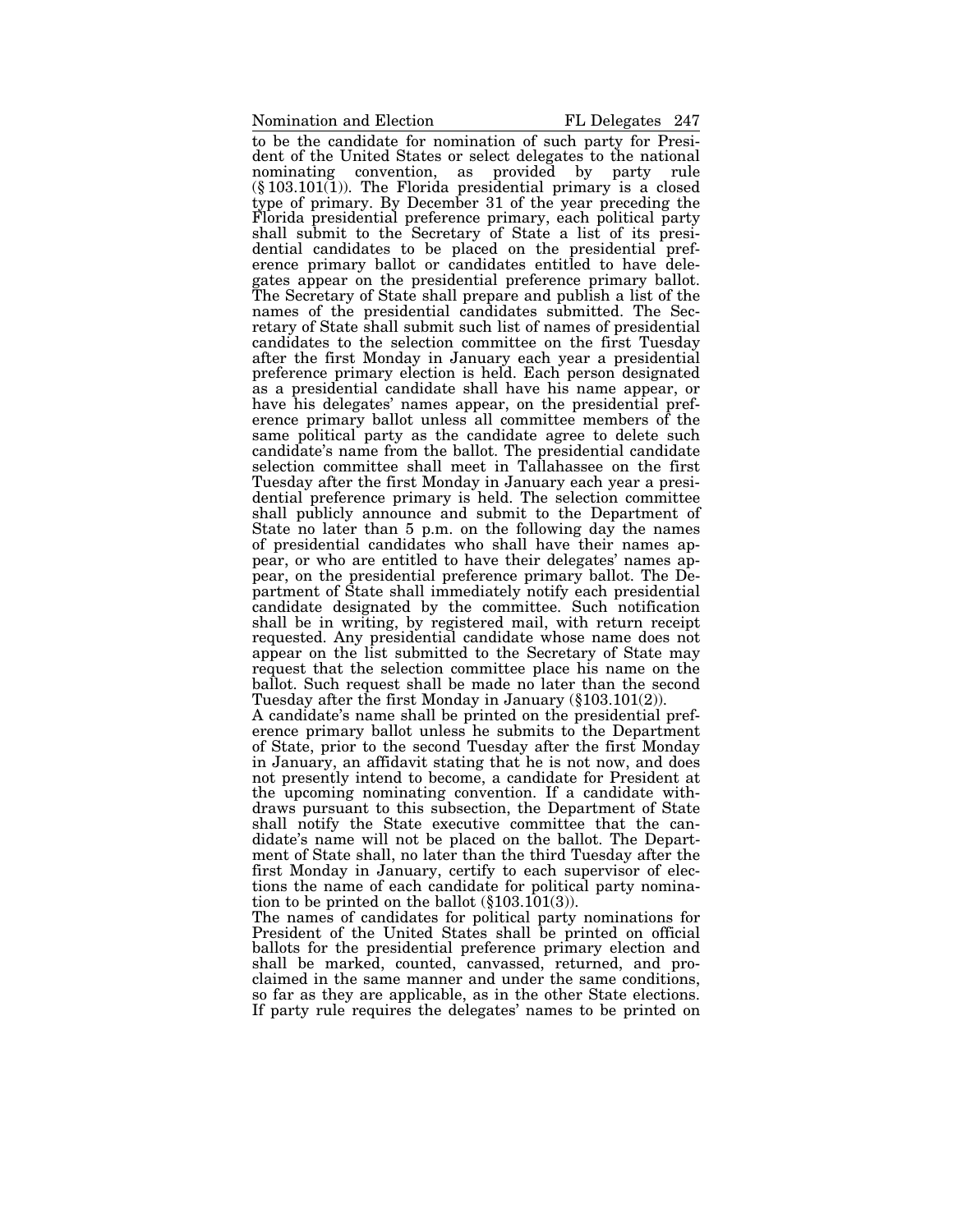to be the candidate for nomination of such party for President of the United States or select delegates to the national nominating convention, as provided by party rule (§ 103.101(1)). The Florida presidential primary is a closed type of primary. By December 31 of the year preceding the Florida presidential preference primary, each political party shall submit to the Secretary of State a list of its presidential candidates to be placed on the presidential preference primary ballot or candidates entitled to have delegates appear on the presidential preference primary ballot. The Secretary of State shall prepare and publish a list of the names of the presidential candidates submitted. The Secretary of State shall submit such list of names of presidential candidates to the selection committee on the first Tuesday after the first Monday in January each year a presidential preference primary election is held. Each person designated as a presidential candidate shall have his name appear, or have his delegates' names appear, on the presidential preference primary ballot unless all committee members of the same political party as the candidate agree to delete such candidate's name from the ballot. The presidential candidate selection committee shall meet in Tallahassee on the first Tuesday after the first Monday in January each year a presidential preference primary is held. The selection committee shall publicly announce and submit to the Department of State no later than 5 p.m. on the following day the names of presidential candidates who shall have their names appear, or who are entitled to have their delegates' names appear, on the presidential preference primary ballot. The Department of State shall immediately notify each presidential candidate designated by the committee. Such notification shall be in writing, by registered mail, with return receipt requested. Any presidential candidate whose name does not appear on the list submitted to the Secretary of State may request that the selection committee place his name on the ballot. Such request shall be made no later than the second Tuesday after the first Monday in January (§103.101(2)).

A candidate's name shall be printed on the presidential preference primary ballot unless he submits to the Department of State, prior to the second Tuesday after the first Monday in January, an affidavit stating that he is not now, and does not presently intend to become, a candidate for President at the upcoming nominating convention. If a candidate withdraws pursuant to this subsection, the Department of State shall notify the State executive committee that the candidate's name will not be placed on the ballot. The Department of State shall, no later than the third Tuesday after the first Monday in January, certify to each supervisor of elections the name of each candidate for political party nomination to be printed on the ballot (§103.101(3)).

The names of candidates for political party nominations for President of the United States shall be printed on official ballots for the presidential preference primary election and shall be marked, counted, canvassed, returned, and proclaimed in the same manner and under the same conditions, so far as they are applicable, as in the other State elections. If party rule requires the delegates' names to be printed on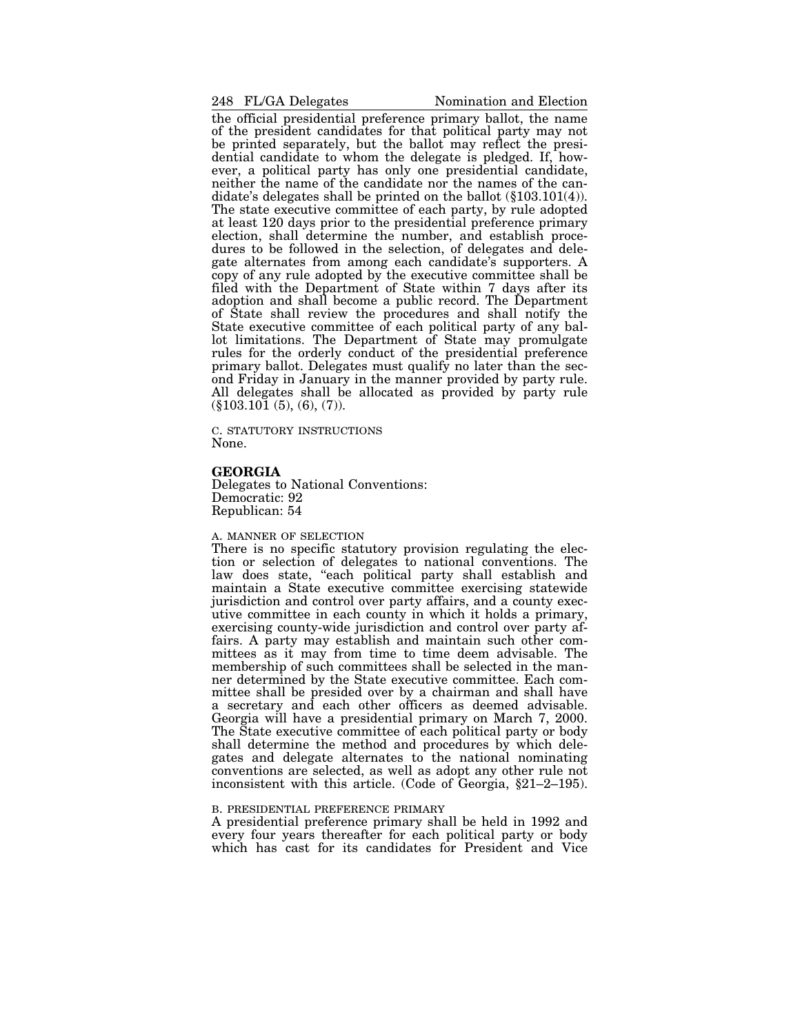the official presidential preference primary ballot, the name of the president candidates for that political party may not be printed separately, but the ballot may reflect the presidential candidate to whom the delegate is pledged. If, however, a political party has only one presidential candidate, neither the name of the candidate nor the names of the candidate's delegates shall be printed on the ballot (§103.101(4)). The state executive committee of each party, by rule adopted at least 120 days prior to the presidential preference primary election, shall determine the number, and establish procedures to be followed in the selection, of delegates and delegate alternates from among each candidate's supporters. A copy of any rule adopted by the executive committee shall be filed with the Department of State within 7 days after its adoption and shall become a public record. The Department of State shall review the procedures and shall notify the State executive committee of each political party of any ballot limitations. The Department of State may promulgate rules for the orderly conduct of the presidential preference primary ballot. Delegates must qualify no later than the second Friday in January in the manner provided by party rule. All delegates shall be allocated as provided by party rule (§103.101 (5), (6), (7)).

C. STATUTORY INSTRUCTIONS

None.

## GEORGIA

Delegates to National Conventions:
Democratic: 92
Republican: 54

A. MANNER OF SELECTION

There is no specific statutory provision regulating the election or selection of delegates to national conventions. The law does state, "each political party shall establish and maintain a State executive committee exercising statewide jurisdiction and control over party affairs, and a county executive committee in each county in which it holds a primary, exercising county-wide jurisdiction and control over party affairs. A party may establish and maintain such other committees as it may from time to time deem advisable. The membership of such committees shall be selected in the manner determined by the State executive committee. Each committee shall be presided over by a chairman and shall have a secretary and each other officers as deemed advisable. Georgia will have a presidential primary on March 7, 2000. The State executive committee of each political party or body shall determine the method and procedures by which delegates and delegate alternates to the national nominating conventions are selected, as well as adopt any other rule not inconsistent with this article. (Code of Georgia, §21–2–195).

B. PRESIDENTIAL PREFERENCE PRIMARY

A presidential preference primary shall be held in 1992 and every four years thereafter for each political party or body which has cast for its candidates for President and Vice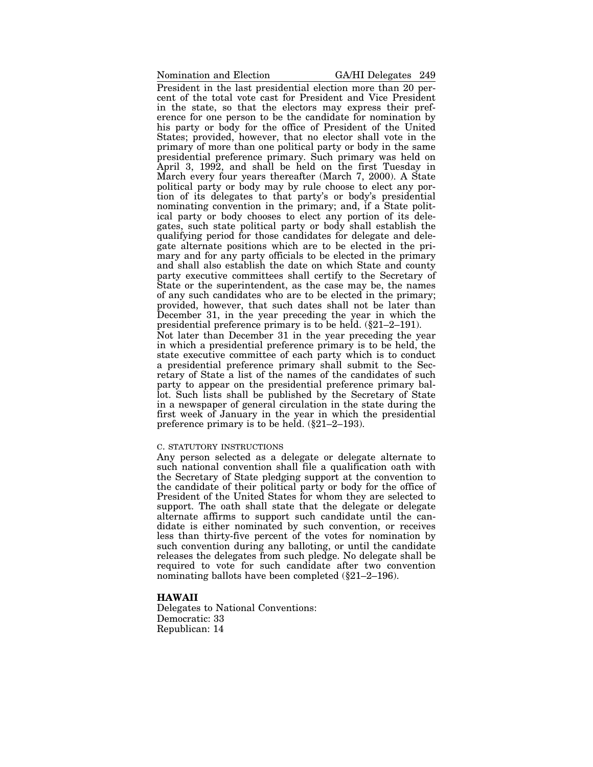President in the last presidential election more than 20 percent of the total vote cast for President and Vice President in the state, so that the electors may express their preference for one person to be the candidate for nomination by his party or body for the office of President of the United States; provided, however, that no elector shall vote in the primary of more than one political party or body in the same presidential preference primary. Such primary was held on April 3, 1992, and shall be held on the first Tuesday in March every four years thereafter (March 7, 2000). A State political party or body may by rule choose to elect any portion of its delegates to that party's or body's presidential nominating convention in the primary; and, if a State political party or body chooses to elect any portion of its delegates, such state political party or body shall establish the qualifying period for those candidates for delegate and delegate alternate positions which are to be elected in the primary and for any party officials to be elected in the primary and shall also establish the date on which State and county party executive committees shall certify to the Secretary of State or the superintendent, as the case may be, the names of any such candidates who are to be elected in the primary; provided, however, that such dates shall not be later than December 31, in the year preceding the year in which the presidential preference primary is to be held. (§21–2–191).

Not later than December 31 in the year preceding the year in which a presidential preference primary is to be held, the state executive committee of each party which is to conduct a presidential preference primary shall submit to the Secretary of State a list of the names of the candidates of such party to appear on the presidential preference primary ballot. Such lists shall be published by the Secretary of State in a newspaper of general circulation in the state during the first week of January in the year in which the presidential preference primary is to be held. (§21–2–193).

C. STATUTORY INSTRUCTIONS

Any person selected as a delegate or delegate alternate to such national convention shall file a qualification oath with the Secretary of State pledging support at the convention to the candidate of their political party or body for the office of President of the United States for whom they are selected to support. The oath shall state that the delegate or delegate alternate affirms to support such candidate until the candidate is either nominated by such convention, or receives less than thirty-five percent of the votes for nomination by such convention during any balloting, or until the candidate releases the delegates from such pledge. No delegate shall be required to vote for such candidate after two convention nominating ballots have been completed (§21–2–196).

## HAWAII

Delegates to National Conventions:
Democratic: 33
Republican: 14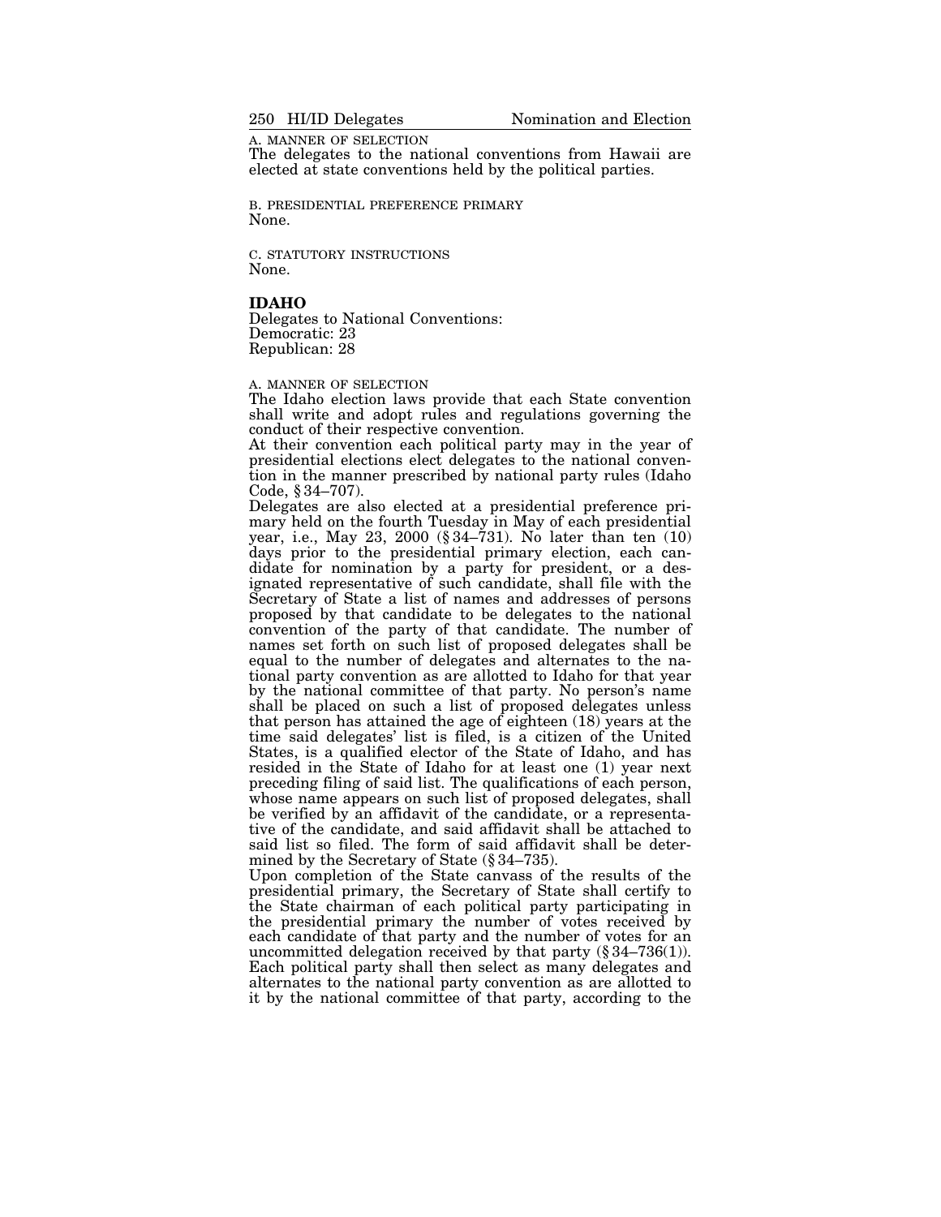A. MANNER OF SELECTION

The delegates to the national conventions from Hawaii are elected at state conventions held by the political parties.

B. PRESIDENTIAL PREFERENCE PRIMARY

None.

C. STATUTORY INSTRUCTIONS

None.

## IDAHO

Delegates to National Conventions:
Democratic: 23
Republican: 28

A. MANNER OF SELECTION

The Idaho election laws provide that each State convention shall write and adopt rules and regulations governing the conduct of their respective convention.

At their convention each political party may in the year of presidential elections elect delegates to the national convention in the manner prescribed by national party rules (Idaho Code, § 34–707).

Delegates are also elected at a presidential preference primary held on the fourth Tuesday in May of each presidential year, i.e., May 23, 2000 (§ 34–731). No later than ten (10) days prior to the presidential primary election, each candidate for nomination by a party for president, or a designated representative of such candidate, shall file with the Secretary of State a list of names and addresses of persons proposed by that candidate to be delegates to the national convention of the party of that candidate. The number of names set forth on such list of proposed delegates shall be equal to the number of delegates and alternates to the national party convention as are allotted to Idaho for that year by the national committee of that party. No person's name shall be placed on such a list of proposed delegates unless that person has attained the age of eighteen (18) years at the time said delegates' list is filed, is a citizen of the United States, is a qualified elector of the State of Idaho, and has resided in the State of Idaho for at least one (1) year next preceding filing of said list. The qualifications of each person, whose name appears on such list of proposed delegates, shall be verified by an affidavit of the candidate, or a representative of the candidate, and said affidavit shall be attached to said list so filed. The form of said affidavit shall be determined by the Secretary of State (§ 34–735).

Upon completion of the State canvass of the results of the presidential primary, the Secretary of State shall certify to the State chairman of each political party participating in the presidential primary the number of votes received by each candidate of that party and the number of votes for an uncommitted delegation received by that party (§ 34–736(1)). Each political party shall then select as many delegates and alternates to the national party convention as are allotted to it by the national committee of that party, according to the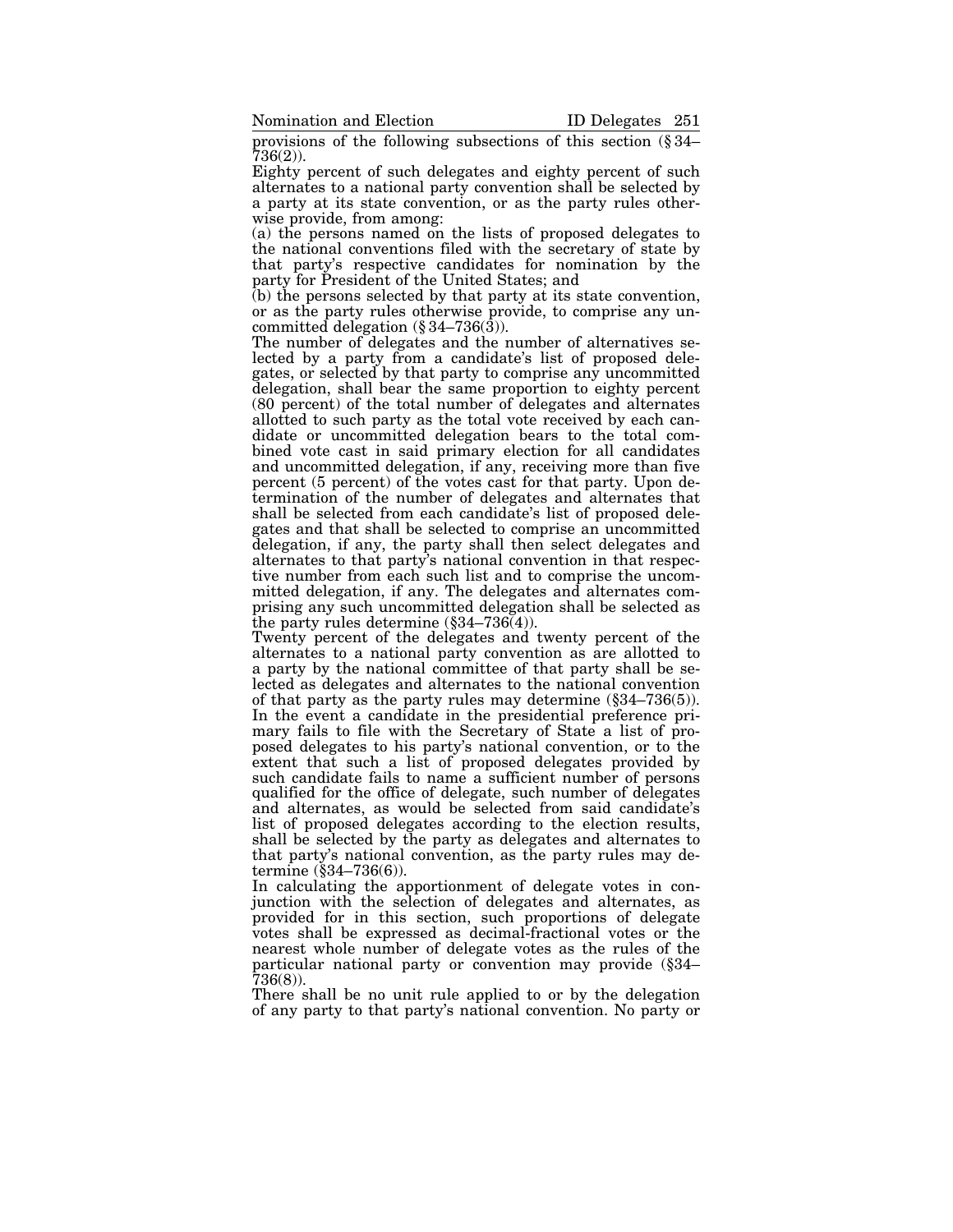provisions of the following subsections of this section (§ 34–736(2)).

Eighty percent of such delegates and eighty percent of such alternates to a national party convention shall be selected by a party at its state convention, or as the party rules otherwise provide, from among:

(a) the persons named on the lists of proposed delegates to the national conventions filed with the secretary of state by that party's respective candidates for nomination by the party for President of the United States; and

(b) the persons selected by that party at its state convention, or as the party rules otherwise provide, to comprise any uncommitted delegation (§ 34–736(3)).

The number of delegates and the number of alternatives selected by a party from a candidate's list of proposed delegates, or selected by that party to comprise any uncommitted delegation, shall bear the same proportion to eighty percent (80 percent) of the total number of delegates and alternates allotted to such party as the total vote received by each candidate or uncommitted delegation bears to the total combined vote cast in said primary election for all candidates and uncommitted delegation, if any, receiving more than five percent (5 percent) of the votes cast for that party. Upon determination of the number of delegates and alternates that shall be selected from each candidate's list of proposed delegates and that shall be selected to comprise an uncommitted delegation, if any, the party shall then select delegates and alternates to that party's national convention in that respective number from each such list and to comprise the uncommitted delegation, if any. The delegates and alternates comprising any such uncommitted delegation shall be selected as the party rules determine (§34–736(4)).

Twenty percent of the delegates and twenty percent of the alternates to a national party convention as are allotted to a party by the national committee of that party shall be selected as delegates and alternates to the national convention of that party as the party rules may determine (§34–736(5)).

In the event a candidate in the presidential preference primary fails to file with the Secretary of State a list of proposed delegates to his party's national convention, or to the extent that such a list of proposed delegates provided by such candidate fails to name a sufficient number of persons qualified for the office of delegate, such number of delegates and alternates, as would be selected from said candidate's list of proposed delegates according to the election results, shall be selected by the party as delegates and alternates to that party's national convention, as the party rules may determine (§34–736(6)).

In calculating the apportionment of delegate votes in conjunction with the selection of delegates and alternates, as provided for in this section, such proportions of delegate votes shall be expressed as decimal-fractional votes or the nearest whole number of delegate votes as the rules of the particular national party or convention may provide (§34–736(8)).

There shall be no unit rule applied to or by the delegation of any party to that party's national convention. No party or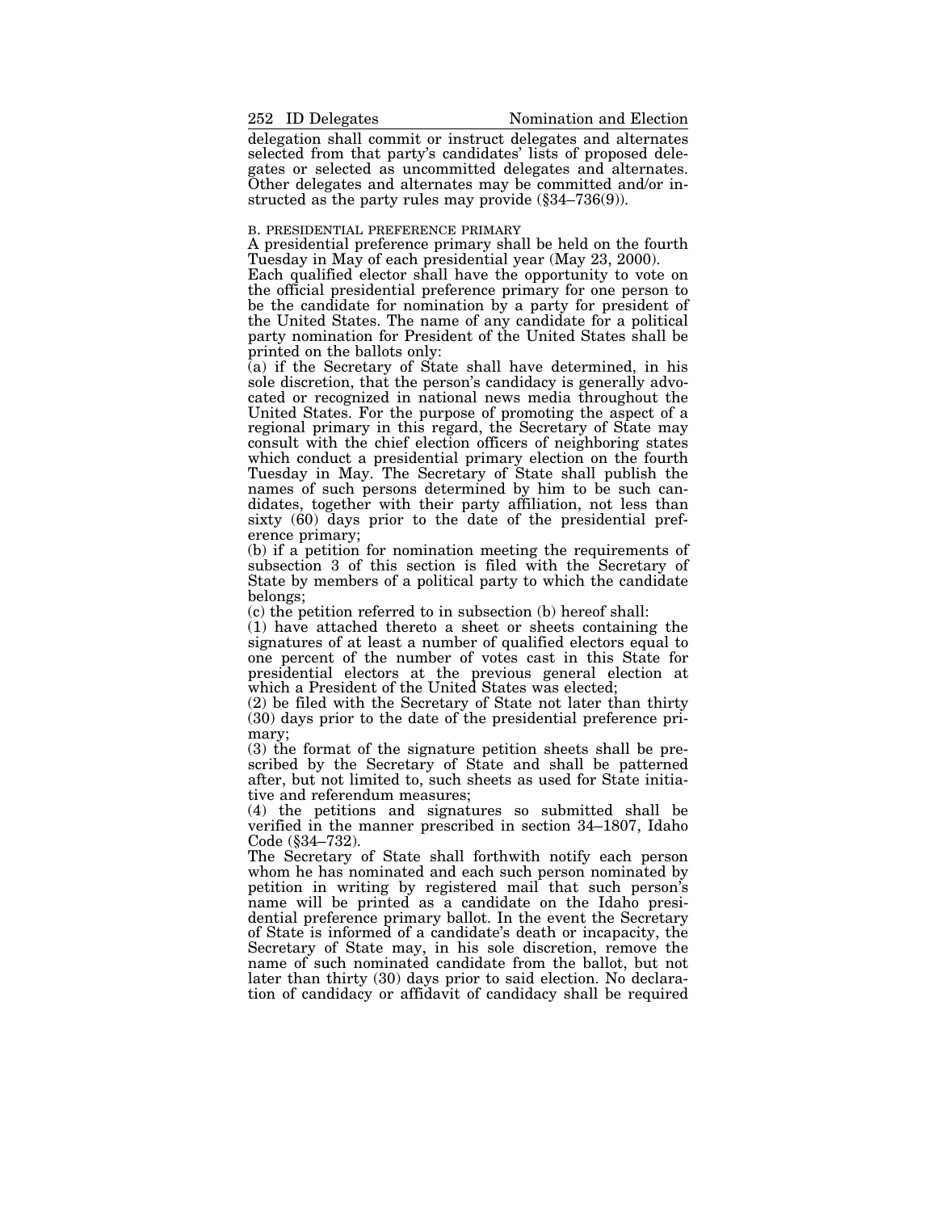delegation shall commit or instruct delegates and alternates selected from that party's candidates' lists of proposed delegates or selected as uncommitted delegates and alternates. Other delegates and alternates may be committed and/or instructed as the party rules may provide (§34–736(9)).

B. PRESIDENTIAL PREFERENCE PRIMARY

A presidential preference primary shall be held on the fourth Tuesday in May of each presidential year (May 23, 2000).

Each qualified elector shall have the opportunity to vote on the official presidential preference primary for one person to be the candidate for nomination by a party for president of the United States. The name of any candidate for a political party nomination for President of the United States shall be printed on the ballots only:

(a) if the Secretary of State shall have determined, in his sole discretion, that the person's candidacy is generally advocated or recognized in national news media throughout the United States. For the purpose of promoting the aspect of a regional primary in this regard, the Secretary of State may consult with the chief election officers of neighboring states which conduct a presidential primary election on the fourth Tuesday in May. The Secretary of State shall publish the names of such persons determined by him to be such candidates, together with their party affiliation, not less than sixty (60) days prior to the date of the presidential preference primary;

(b) if a petition for nomination meeting the requirements of subsection 3 of this section is filed with the Secretary of State by members of a political party to which the candidate belongs;

(c) the petition referred to in subsection (b) hereof shall:

(1) have attached thereto a sheet or sheets containing the signatures of at least a number of qualified electors equal to one percent of the number of votes cast in this State for presidential electors at the previous general election at which a President of the United States was elected;

(2) be filed with the Secretary of State not later than thirty (30) days prior to the date of the presidential preference primary;

(3) the format of the signature petition sheets shall be prescribed by the Secretary of State and shall be patterned after, but not limited to, such sheets as used for State initiative and referendum measures;

(4) the petitions and signatures so submitted shall be verified in the manner prescribed in section 34–1807, Idaho Code (§34–732).

The Secretary of State shall forthwith notify each person whom he has nominated and each such person nominated by petition in writing by registered mail that such person's name will be printed as a candidate on the Idaho presidential preference primary ballot. In the event the Secretary of State is informed of a candidate's death or incapacity, the Secretary of State may, in his sole discretion, remove the name of such nominated candidate from the ballot, but not later than thirty (30) days prior to said election. No declaration of candidacy or affidavit of candidacy shall be required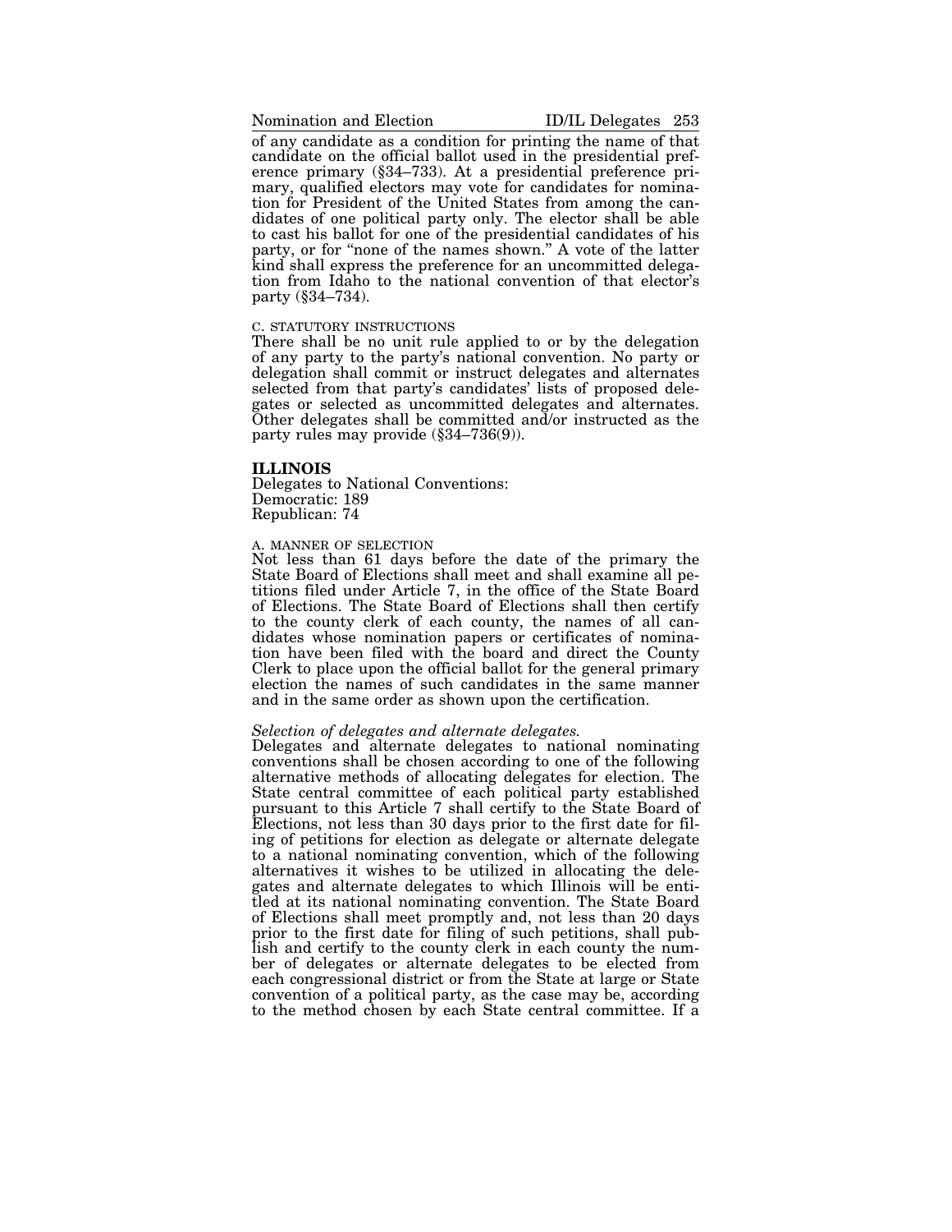of any candidate as a condition for printing the name of that candidate on the official ballot used in the presidential preference primary (§34–733). At a presidential preference primary, qualified electors may vote for candidates for nomination for President of the United States from among the candidates of one political party only. The elector shall be able to cast his ballot for one of the presidential candidates of his party, or for "none of the names shown." A vote of the latter kind shall express the preference for an uncommitted delegation from Idaho to the national convention of that elector's party (§34–734).

C. STATUTORY INSTRUCTIONS

There shall be no unit rule applied to or by the delegation of any party to the party's national convention. No party or delegation shall commit or instruct delegates and alternates selected from that party's candidates' lists of proposed delegates or selected as uncommitted delegates and alternates. Other delegates shall be committed and/or instructed as the party rules may provide (§34–736(9)).

## ILLINOIS

Delegates to National Conventions:
Democratic: 189
Republican: 74

A. MANNER OF SELECTION

Not less than 61 days before the date of the primary the State Board of Elections shall meet and shall examine all petitions filed under Article 7, in the office of the State Board of Elections. The State Board of Elections shall then certify to the county clerk of each county, the names of all candidates whose nomination papers or certificates of nomination have been filed with the board and direct the County Clerk to place upon the official ballot for the general primary election the names of such candidates in the same manner and in the same order as shown upon the certification.

*Selection of delegates and alternate delegates.*

Delegates and alternate delegates to national nominating conventions shall be chosen according to one of the following alternative methods of allocating delegates for election. The State central committee of each political party established pursuant to this Article 7 shall certify to the State Board of Elections, not less than 30 days prior to the first date for filing of petitions for election as delegate or alternate delegate to a national nominating convention, which of the following alternatives it wishes to be utilized in allocating the delegates and alternate delegates to which Illinois will be entitled at its national nominating convention. The State Board of Elections shall meet promptly and, not less than 20 days prior to the first date for filing of such petitions, shall publish and certify to the county clerk in each county the number of delegates or alternate delegates to be elected from each congressional district or from the State at large or State convention of a political party, as the case may be, according to the method chosen by each State central committee. If a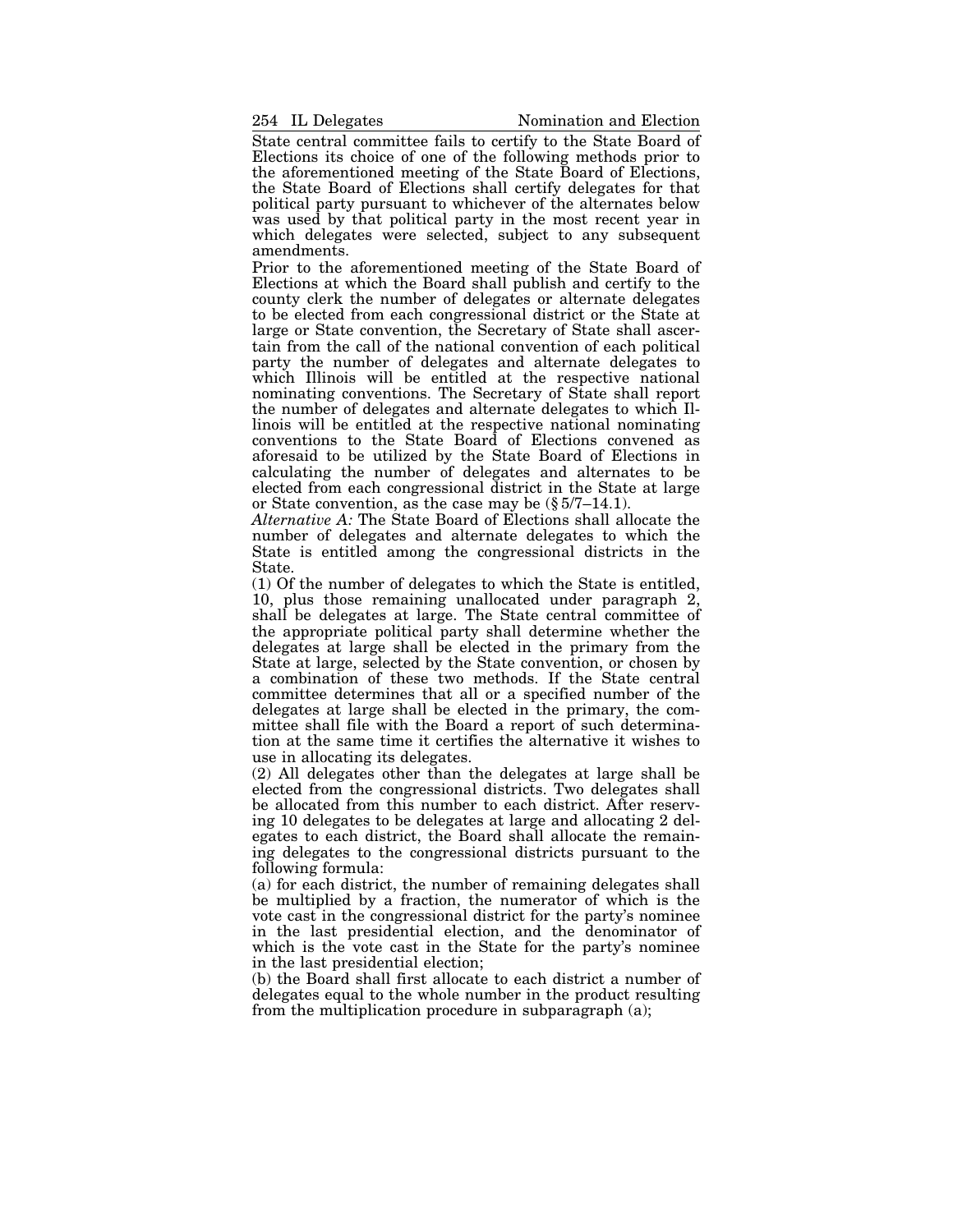State central committee fails to certify to the State Board of Elections its choice of one of the following methods prior to the aforementioned meeting of the State Board of Elections, the State Board of Elections shall certify delegates for that political party pursuant to whichever of the alternates below was used by that political party in the most recent year in which delegates were selected, subject to any subsequent amendments.

Prior to the aforementioned meeting of the State Board of Elections at which the Board shall publish and certify to the county clerk the number of delegates or alternate delegates to be elected from each congressional district or the State at large or State convention, the Secretary of State shall ascertain from the call of the national convention of each political party the number of delegates and alternate delegates to which Illinois will be entitled at the respective national nominating conventions. The Secretary of State shall report the number of delegates and alternate delegates to which Illinois will be entitled at the respective national nominating conventions to the State Board of Elections convened as aforesaid to be utilized by the State Board of Elections in calculating the number of delegates and alternates to be elected from each congressional district in the State at large or State convention, as the case may be (§ 5/7–14.1).

*Alternative A:* The State Board of Elections shall allocate the number of delegates and alternate delegates to which the State is entitled among the congressional districts in the State.

(1) Of the number of delegates to which the State is entitled, 10, plus those remaining unallocated under paragraph 2, shall be delegates at large. The State central committee of the appropriate political party shall determine whether the delegates at large shall be elected in the primary from the State at large, selected by the State convention, or chosen by a combination of these two methods. If the State central committee determines that all or a specified number of the delegates at large shall be elected in the primary, the committee shall file with the Board a report of such determination at the same time it certifies the alternative it wishes to use in allocating its delegates.

(2) All delegates other than the delegates at large shall be elected from the congressional districts. Two delegates shall be allocated from this number to each district. After reserving 10 delegates to be delegates at large and allocating 2 delegates to each district, the Board shall allocate the remaining delegates to the congressional districts pursuant to the following formula:

(a) for each district, the number of remaining delegates shall be multiplied by a fraction, the numerator of which is the vote cast in the congressional district for the party's nominee in the last presidential election, and the denominator of which is the vote cast in the State for the party's nominee in the last presidential election;

(b) the Board shall first allocate to each district a number of delegates equal to the whole number in the product resulting from the multiplication procedure in subparagraph (a);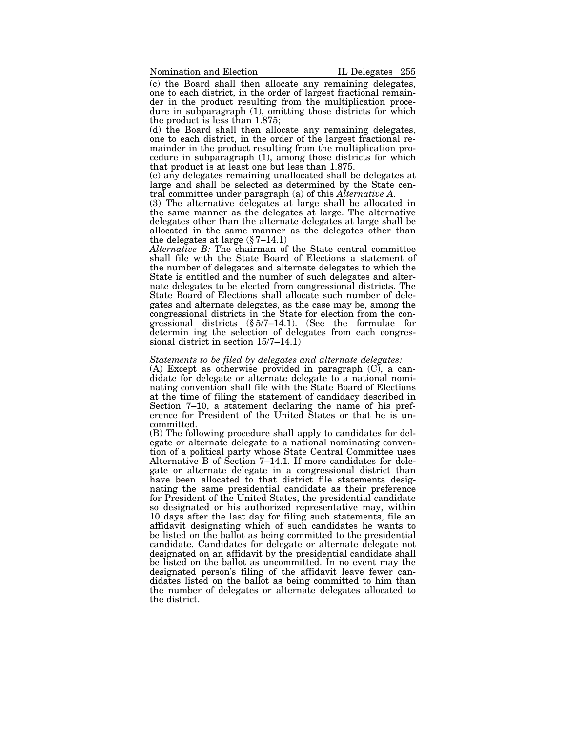(c) the Board shall then allocate any remaining delegates, one to each district, in the order of largest fractional remainder in the product resulting from the multiplication procedure in subparagraph (1), omitting those districts for which the product is less than 1.875;

(d) the Board shall then allocate any remaining delegates, one to each district, in the order of the largest fractional remainder in the product resulting from the multiplication procedure in subparagraph (1), among those districts for which that product is at least one but less than 1.875.

(e) any delegates remaining unallocated shall be delegates at large and shall be selected as determined by the State central committee under paragraph (a) of this *Alternative A.*

(3) The alternative delegates at large shall be allocated in the same manner as the delegates at large. The alternative delegates other than the alternate delegates at large shall be allocated in the same manner as the delegates other than the delegates at large (§ 7–14.1)

*Alternative B:* The chairman of the State central committee shall file with the State Board of Elections a statement of the number of delegates and alternate delegates to which the State is entitled and the number of such delegates and alternate delegates to be elected from congressional districts. The State Board of Elections shall allocate such number of delegates and alternate delegates, as the case may be, among the congressional districts in the State for election from the congressional districts (§ 5/7–14.1). (See the formulae for determin ing the selection of delegates from each congressional district in section 15/7–14.1)

*Statements to be filed by delegates and alternate delegates:*

(A) Except as otherwise provided in paragraph (C), a candidate for delegate or alternate delegate to a national nominating convention shall file with the State Board of Elections at the time of filing the statement of candidacy described in Section 7–10, a statement declaring the name of his preference for President of the United States or that he is uncommitted.

(B) The following procedure shall apply to candidates for delegate or alternate delegate to a national nominating convention of a political party whose State Central Committee uses Alternative B of Section 7–14.1. If more candidates for delegate or alternate delegate in a congressional district than have been allocated to that district file statements designating the same presidential candidate as their preference for President of the United States, the presidential candidate so designated or his authorized representative may, within 10 days after the last day for filing such statements, file an affidavit designating which of such candidates he wants to be listed on the ballot as being committed to the presidential candidate. Candidates for delegate or alternate delegate not designated on an affidavit by the presidential candidate shall be listed on the ballot as uncommitted. In no event may the designated person's filing of the affidavit leave fewer candidates listed on the ballot as being committed to him than the number of delegates or alternate delegates allocated to the district.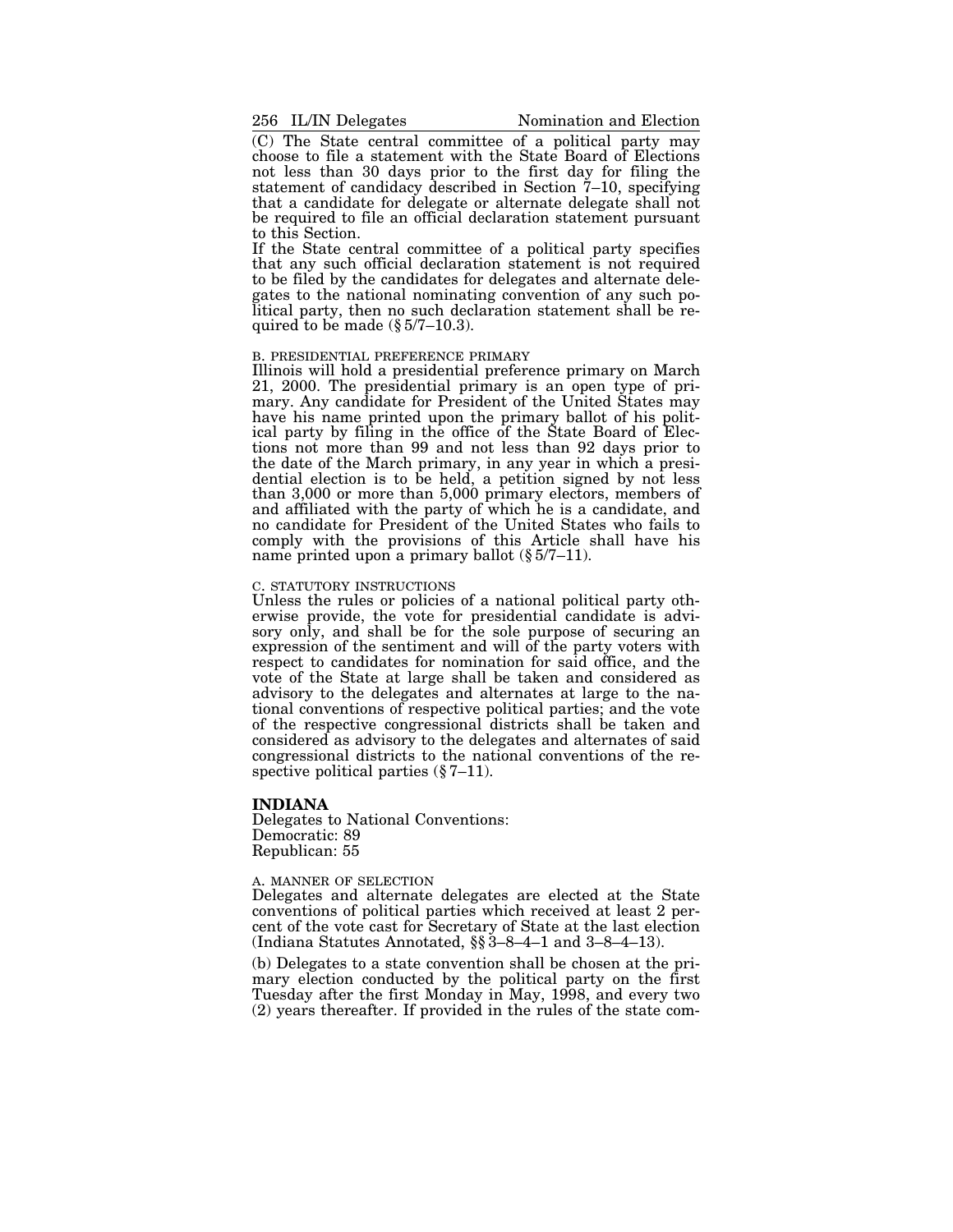(C) The State central committee of a political party may choose to file a statement with the State Board of Elections not less than 30 days prior to the first day for filing the statement of candidacy described in Section 7–10, specifying that a candidate for delegate or alternate delegate shall not be required to file an official declaration statement pursuant to this Section.

If the State central committee of a political party specifies that any such official declaration statement is not required to be filed by the candidates for delegates and alternate delegates to the national nominating convention of any such political party, then no such declaration statement shall be required to be made (§ 5/7–10.3).

B. PRESIDENTIAL PREFERENCE PRIMARY

Illinois will hold a presidential preference primary on March 21, 2000. The presidential primary is an open type of primary. Any candidate for President of the United States may have his name printed upon the primary ballot of his political party by filing in the office of the State Board of Elections not more than 99 and not less than 92 days prior to the date of the March primary, in any year in which a presidential election is to be held, a petition signed by not less than 3,000 or more than 5,000 primary electors, members of and affiliated with the party of which he is a candidate, and no candidate for President of the United States who fails to comply with the provisions of this Article shall have his name printed upon a primary ballot (§ 5/7–11).

C. STATUTORY INSTRUCTIONS

Unless the rules or policies of a national political party otherwise provide, the vote for presidential candidate is advisory only, and shall be for the sole purpose of securing an expression of the sentiment and will of the party voters with respect to candidates for nomination for said office, and the vote of the State at large shall be taken and considered as advisory to the delegates and alternates at large to the national conventions of respective political parties; and the vote of the respective congressional districts shall be taken and considered as advisory to the delegates and alternates of said congressional districts to the national conventions of the respective political parties (§ 7–11).

## INDIANA

Delegates to National Conventions:
Democratic: 89
Republican: 55

A. MANNER OF SELECTION

Delegates and alternate delegates are elected at the State conventions of political parties which received at least 2 percent of the vote cast for Secretary of State at the last election (Indiana Statutes Annotated, §§ 3–8–4–1 and 3–8–4–13).

(b) Delegates to a state convention shall be chosen at the primary election conducted by the political party on the first Tuesday after the first Monday in May, 1998, and every two (2) years thereafter. If provided in the rules of the state com-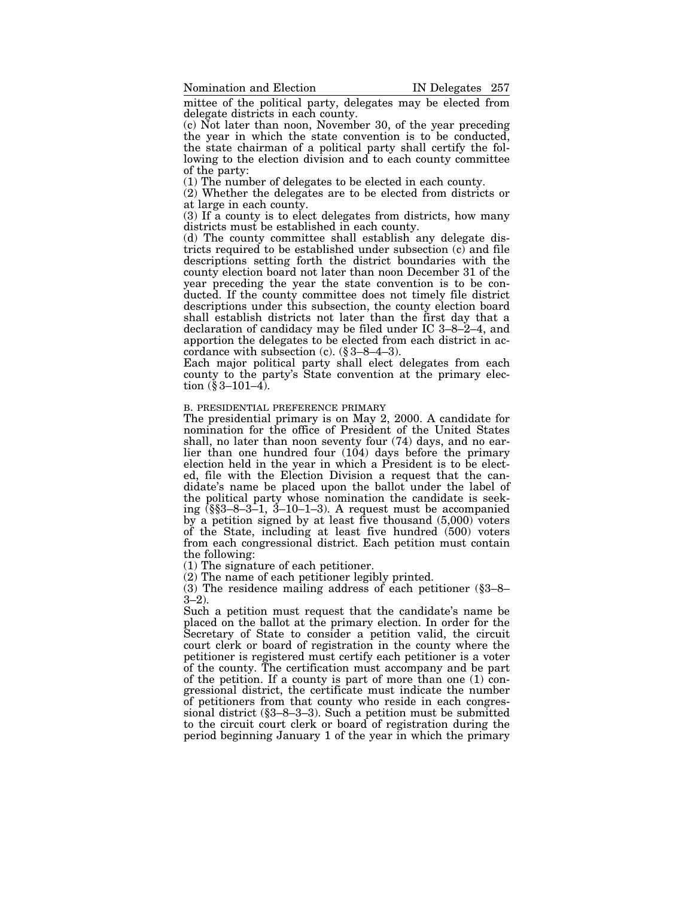mittee of the political party, delegates may be elected from delegate districts in each county.

(c) Not later than noon, November 30, of the year preceding the year in which the state convention is to be conducted, the state chairman of a political party shall certify the following to the election division and to each county committee of the party:

(1) The number of delegates to be elected in each county.

(2) Whether the delegates are to be elected from districts or at large in each county.

(3) If a county is to elect delegates from districts, how many districts must be established in each county.

(d) The county committee shall establish any delegate districts required to be established under subsection (c) and file descriptions setting forth the district boundaries with the county election board not later than noon December 31 of the year preceding the year the state convention is to be conducted. If the county committee does not timely file district descriptions under this subsection, the county election board shall establish districts not later than the first day that a declaration of candidacy may be filed under IC 3–8–2–4, and apportion the delegates to be elected from each district in accordance with subsection (c). (§ 3–8–4–3).

Each major political party shall elect delegates from each county to the party's State convention at the primary election (§ 3–101–4).

B. PRESIDENTIAL PREFERENCE PRIMARY

The presidential primary is on May 2, 2000. A candidate for nomination for the office of President of the United States shall, no later than noon seventy four (74) days, and no earlier than one hundred four (104) days before the primary election held in the year in which a President is to be elected, file with the Election Division a request that the candidate's name be placed upon the ballot under the label of the political party whose nomination the candidate is seeking (§§3–8–3–1, 3–10–1–3). A request must be accompanied by a petition signed by at least five thousand (5,000) voters of the State, including at least five hundred (500) voters from each congressional district. Each petition must contain the following:

(1) The signature of each petitioner.

(2) The name of each petitioner legibly printed.

(3) The residence mailing address of each petitioner (§3–8–3–2).

Such a petition must request that the candidate's name be placed on the ballot at the primary election. In order for the Secretary of State to consider a petition valid, the circuit court clerk or board of registration in the county where the petitioner is registered must certify each petitioner is a voter of the county. The certification must accompany and be part of the petition. If a county is part of more than one (1) congressional district, the certificate must indicate the number of petitioners from that county who reside in each congressional district (§3–8–3–3). Such a petition must be submitted to the circuit court clerk or board of registration during the period beginning January 1 of the year in which the primary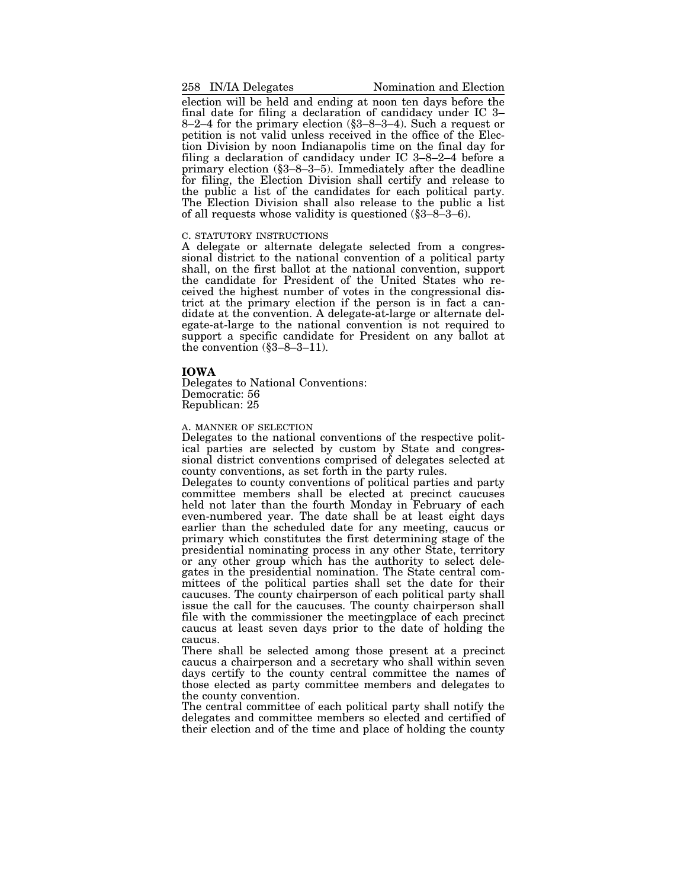election will be held and ending at noon ten days before the final date for filing a declaration of candidacy under IC 3–8–2–4 for the primary election (§3–8–3–4). Such a request or petition is not valid unless received in the office of the Election Division by noon Indianapolis time on the final day for filing a declaration of candidacy under IC 3–8–2–4 before a primary election (§3–8–3–5). Immediately after the deadline for filing, the Election Division shall certify and release to the public a list of the candidates for each political party. The Election Division shall also release to the public a list of all requests whose validity is questioned (§3–8–3–6).

C. STATUTORY INSTRUCTIONS

A delegate or alternate delegate selected from a congressional district to the national convention of a political party shall, on the first ballot at the national convention, support the candidate for President of the United States who received the highest number of votes in the congressional district at the primary election if the person is in fact a candidate at the convention. A delegate-at-large or alternate delegate-at-large to the national convention is not required to support a specific candidate for President on any ballot at the convention (§3–8–3–11).

## IOWA

Delegates to National Conventions:
Democratic: 56
Republican: 25

A. MANNER OF SELECTION

Delegates to the national conventions of the respective political parties are selected by custom by State and congressional district conventions comprised of delegates selected at county conventions, as set forth in the party rules.

Delegates to county conventions of political parties and party committee members shall be elected at precinct caucuses held not later than the fourth Monday in February of each even-numbered year. The date shall be at least eight days earlier than the scheduled date for any meeting, caucus or primary which constitutes the first determining stage of the presidential nominating process in any other State, territory or any other group which has the authority to select delegates in the presidential nomination. The State central committees of the political parties shall set the date for their caucuses. The county chairperson of each political party shall issue the call for the caucuses. The county chairperson shall file with the commissioner the meetingplace of each precinct caucus at least seven days prior to the date of holding the caucus.

There shall be selected among those present at a precinct caucus a chairperson and a secretary who shall within seven days certify to the county central committee the names of those elected as party committee members and delegates to the county convention.

The central committee of each political party shall notify the delegates and committee members so elected and certified of their election and of the time and place of holding the county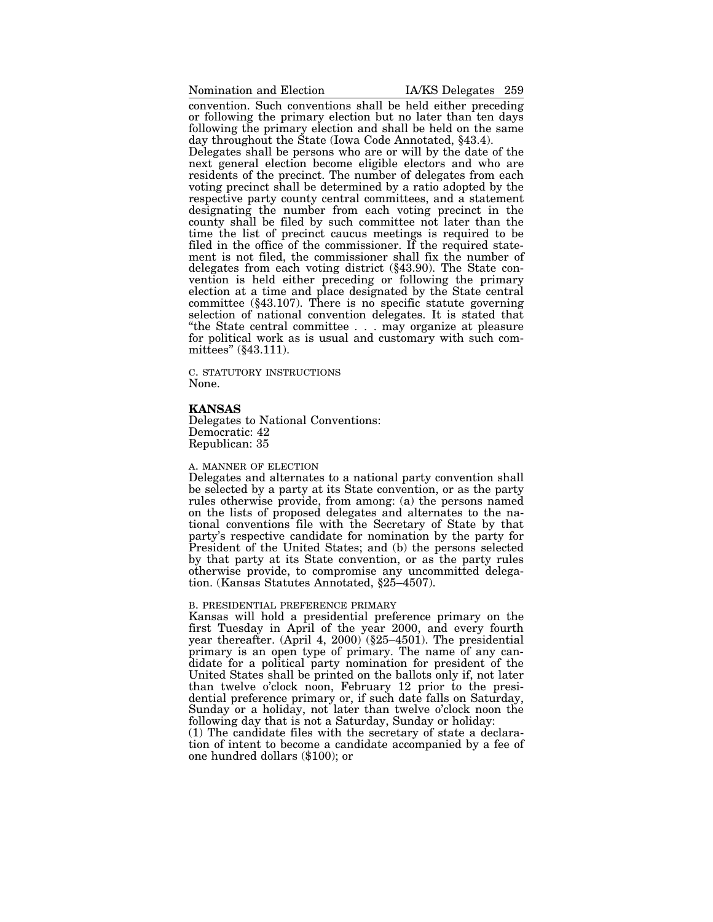convention. Such conventions shall be held either preceding or following the primary election but no later than ten days following the primary election and shall be held on the same day throughout the State (Iowa Code Annotated, §43.4).

Delegates shall be persons who are or will by the date of the next general election become eligible electors and who are residents of the precinct. The number of delegates from each voting precinct shall be determined by a ratio adopted by the respective party county central committees, and a statement designating the number from each voting precinct in the county shall be filed by such committee not later than the time the list of precinct caucus meetings is required to be filed in the office of the commissioner. If the required statement is not filed, the commissioner shall fix the number of delegates from each voting district (§43.90). The State convention is held either preceding or following the primary election at a time and place designated by the State central committee (§43.107). There is no specific statute governing selection of national convention delegates. It is stated that "the State central committee . . . may organize at pleasure for political work as is usual and customary with such committees" (§43.111).

C. STATUTORY INSTRUCTIONS

None.

## KANSAS

Delegates to National Conventions:
Democratic: 42
Republican: 35

A. MANNER OF ELECTION

Delegates and alternates to a national party convention shall be selected by a party at its State convention, or as the party rules otherwise provide, from among: (a) the persons named on the lists of proposed delegates and alternates to the national conventions file with the Secretary of State by that party's respective candidate for nomination by the party for President of the United States; and (b) the persons selected by that party at its State convention, or as the party rules otherwise provide, to compromise any uncommitted delegation. (Kansas Statutes Annotated, §25–4507).

B. PRESIDENTIAL PREFERENCE PRIMARY

Kansas will hold a presidential preference primary on the first Tuesday in April of the year 2000, and every fourth year thereafter. (April 4, 2000) (§25–4501). The presidential primary is an open type of primary. The name of any candidate for a political party nomination for president of the United States shall be printed on the ballots only if, not later than twelve o'clock noon, February 12 prior to the presidential preference primary or, if such date falls on Saturday, Sunday or a holiday, not later than twelve o'clock noon the following day that is not a Saturday, Sunday or holiday:

(1) The candidate files with the secretary of state a declaration of intent to become a candidate accompanied by a fee of one hundred dollars ($100); or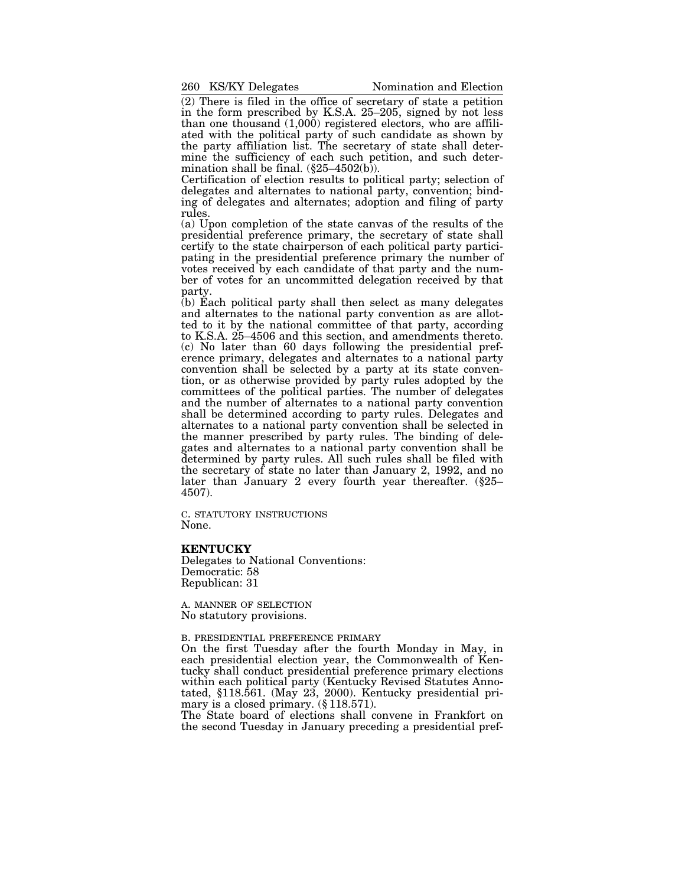(2) There is filed in the office of secretary of state a petition in the form prescribed by K.S.A. 25–205, signed by not less than one thousand (1,000) registered electors, who are affiliated with the political party of such candidate as shown by the party affiliation list. The secretary of state shall determine the sufficiency of each such petition, and such determination shall be final. (§25–4502(b)).

Certification of election results to political party; selection of delegates and alternates to national party, convention; binding of delegates and alternates; adoption and filing of party rules.

(a) Upon completion of the state canvas of the results of the presidential preference primary, the secretary of state shall certify to the state chairperson of each political party participating in the presidential preference primary the number of votes received by each candidate of that party and the number of votes for an uncommitted delegation received by that party.

(b) Each political party shall then select as many delegates and alternates to the national party convention as are allotted to it by the national committee of that party, according to K.S.A. 25–4506 and this section, and amendments thereto.

(c) No later than 60 days following the presidential preference primary, delegates and alternates to a national party convention shall be selected by a party at its state convention, or as otherwise provided by party rules adopted by the committees of the political parties. The number of delegates and the number of alternates to a national party convention shall be determined according to party rules. Delegates and alternates to a national party convention shall be selected in the manner prescribed by party rules. The binding of delegates and alternates to a national party convention shall be determined by party rules. All such rules shall be filed with the secretary of state no later than January 2, 1992, and no later than January 2 every fourth year thereafter. (§25–4507).

C. STATUTORY INSTRUCTIONS

None.

## KENTUCKY

Delegates to National Conventions:
Democratic: 58
Republican: 31

A. MANNER OF SELECTION

No statutory provisions.

B. PRESIDENTIAL PREFERENCE PRIMARY

On the first Tuesday after the fourth Monday in May, in each presidential election year, the Commonwealth of Kentucky shall conduct presidential preference primary elections within each political party (Kentucky Revised Statutes Annotated, §118.561. (May 23, 2000). Kentucky presidential primary is a closed primary. (§ 118.571).

The State board of elections shall convene in Frankfort on the second Tuesday in January preceding a presidential pref-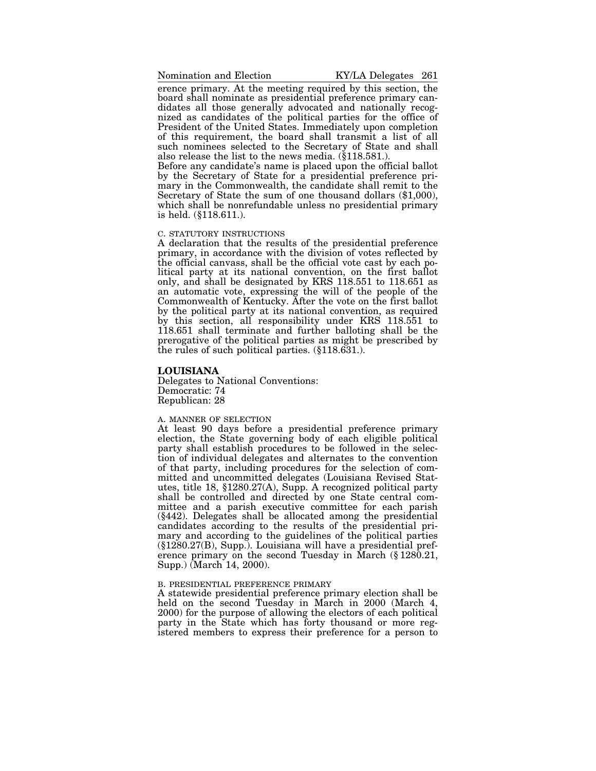erence primary. At the meeting required by this section, the board shall nominate as presidential preference primary candidates all those generally advocated and nationally recognized as candidates of the political parties for the office of President of the United States. Immediately upon completion of this requirement, the board shall transmit a list of all such nominees selected to the Secretary of State and shall also release the list to the news media. (§118.581.).

Before any candidate's name is placed upon the official ballot by the Secretary of State for a presidential preference primary in the Commonwealth, the candidate shall remit to the Secretary of State the sum of one thousand dollars ($1,000), which shall be nonrefundable unless no presidential primary is held. (§118.611.).

C. STATUTORY INSTRUCTIONS

A declaration that the results of the presidential preference primary, in accordance with the division of votes reflected by the official canvass, shall be the official vote cast by each political party at its national convention, on the first ballot only, and shall be designated by KRS 118.551 to 118.651 as an automatic vote, expressing the will of the people of the Commonwealth of Kentucky. After the vote on the first ballot by the political party at its national convention, as required by this section, all responsibility under KRS 118.551 to 118.651 shall terminate and further balloting shall be the prerogative of the political parties as might be prescribed by the rules of such political parties. (§118.631.).

## LOUISIANA

Delegates to National Conventions:
Democratic: 74
Republican: 28

A. MANNER OF SELECTION

At least 90 days before a presidential preference primary election, the State governing body of each eligible political party shall establish procedures to be followed in the selection of individual delegates and alternates to the convention of that party, including procedures for the selection of committed and uncommitted delegates (Louisiana Revised Statutes, title 18, §1280.27(A), Supp. A recognized political party shall be controlled and directed by one State central committee and a parish executive committee for each parish (§442). Delegates shall be allocated among the presidential candidates according to the results of the presidential primary and according to the guidelines of the political parties (§1280.27(B), Supp.). Louisiana will have a presidential preference primary on the second Tuesday in March (§ 1280.21, Supp.) (March 14, 2000).

B. PRESIDENTIAL PREFERENCE PRIMARY

A statewide presidential preference primary election shall be held on the second Tuesday in March in 2000 (March 4, 2000) for the purpose of allowing the electors of each political party in the State which has forty thousand or more registered members to express their preference for a person to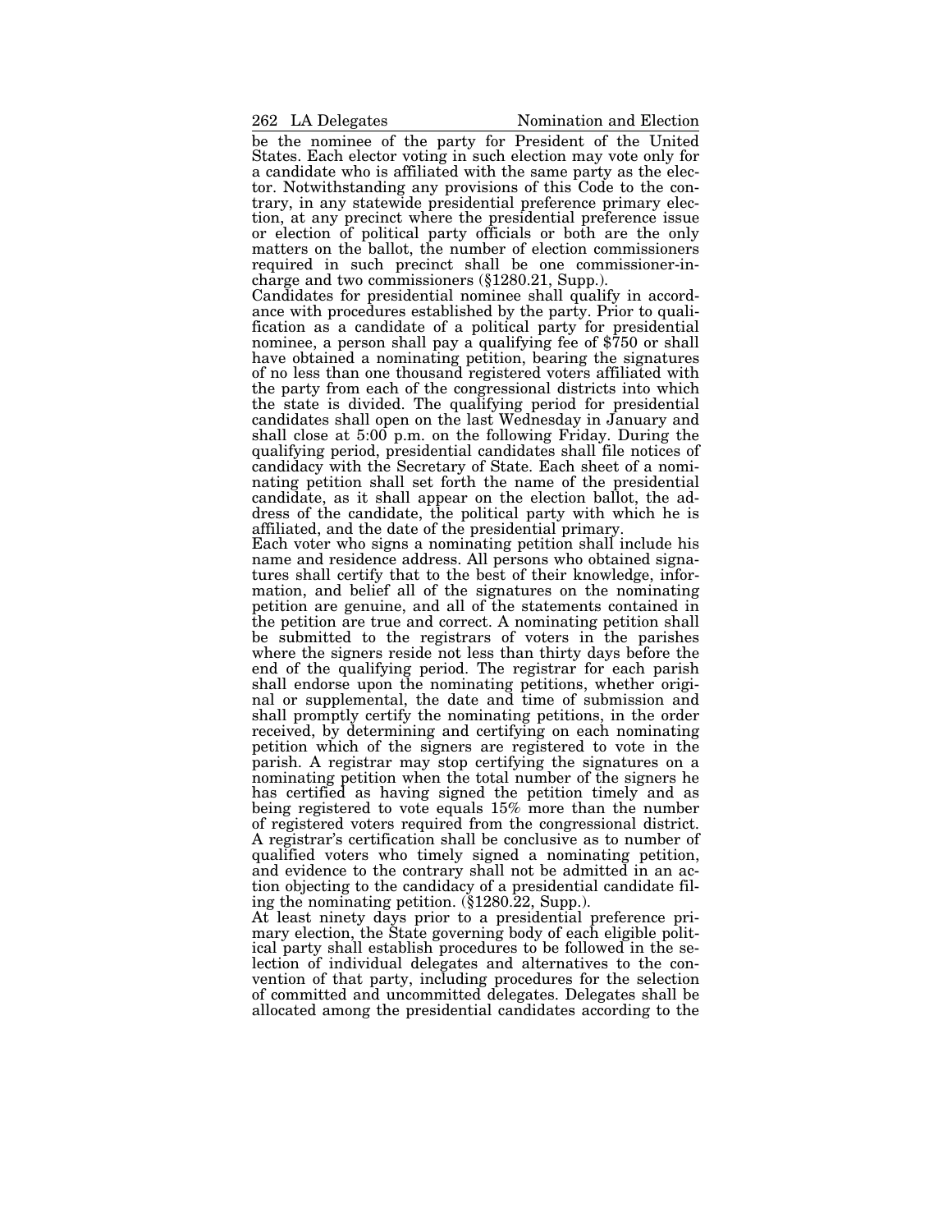be the nominee of the party for President of the United States. Each elector voting in such election may vote only for a candidate who is affiliated with the same party as the elector. Notwithstanding any provisions of this Code to the contrary, in any statewide presidential preference primary election, at any precinct where the presidential preference issue or election of political party officials or both are the only matters on the ballot, the number of election commissioners required in such precinct shall be one commissioner-in-charge and two commissioners (§1280.21, Supp.).

Candidates for presidential nominee shall qualify in accordance with procedures established by the party. Prior to qualification as a candidate of a political party for presidential nominee, a person shall pay a qualifying fee of $750 or shall have obtained a nominating petition, bearing the signatures of no less than one thousand registered voters affiliated with the party from each of the congressional districts into which the state is divided. The qualifying period for presidential candidates shall open on the last Wednesday in January and shall close at 5:00 p.m. on the following Friday. During the qualifying period, presidential candidates shall file notices of candidacy with the Secretary of State. Each sheet of a nominating petition shall set forth the name of the presidential candidate, as it shall appear on the election ballot, the address of the candidate, the political party with which he is affiliated, and the date of the presidential primary.

Each voter who signs a nominating petition shall include his name and residence address. All persons who obtained signatures shall certify that to the best of their knowledge, information, and belief all of the signatures on the nominating petition are genuine, and all of the statements contained in the petition are true and correct. A nominating petition shall be submitted to the registrars of voters in the parishes where the signers reside not less than thirty days before the end of the qualifying period. The registrar for each parish shall endorse upon the nominating petitions, whether original or supplemental, the date and time of submission and shall promptly certify the nominating petitions, in the order received, by determining and certifying on each nominating petition which of the signers are registered to vote in the parish. A registrar may stop certifying the signatures on a nominating petition when the total number of the signers he has certified as having signed the petition timely and as being registered to vote equals 15% more than the number of registered voters required from the congressional district. A registrar's certification shall be conclusive as to number of qualified voters who timely signed a nominating petition, and evidence to the contrary shall not be admitted in an action objecting to the candidacy of a presidential candidate filing the nominating petition. (§1280.22, Supp.).

At least ninety days prior to a presidential preference primary election, the State governing body of each eligible political party shall establish procedures to be followed in the selection of individual delegates and alternatives to the convention of that party, including procedures for the selection of committed and uncommitted delegates. Delegates shall be allocated among the presidential candidates according to the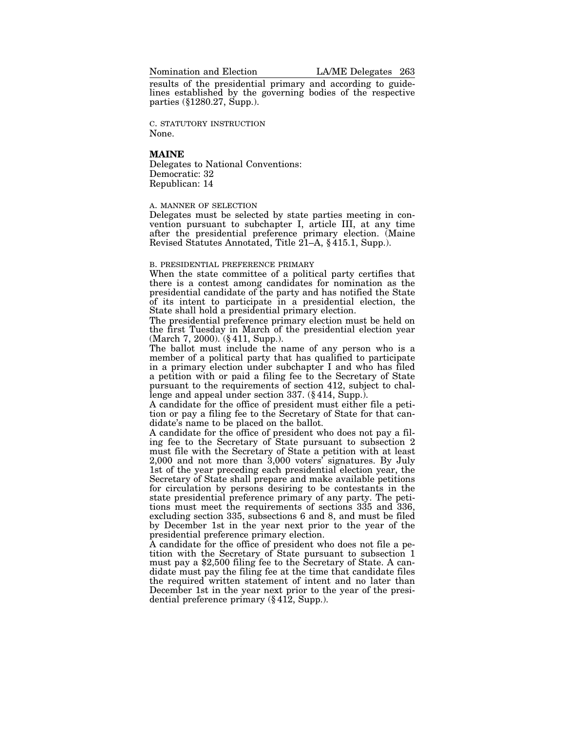results of the presidential primary and according to guidelines established by the governing bodies of the respective parties (§1280.27, Supp.).

C. STATUTORY INSTRUCTION

None.

## MAINE

Delegates to National Conventions:
Democratic: 32
Republican: 14

A. MANNER OF SELECTION

Delegates must be selected by state parties meeting in convention pursuant to subchapter I, article III, at any time after the presidential preference primary election. (Maine Revised Statutes Annotated, Title 21–A, § 415.1, Supp.).

B. PRESIDENTIAL PREFERENCE PRIMARY

When the state committee of a political party certifies that there is a contest among candidates for nomination as the presidential candidate of the party and has notified the State of its intent to participate in a presidential election, the State shall hold a presidential primary election.

The presidential preference primary election must be held on the first Tuesday in March of the presidential election year (March 7, 2000). (§ 411, Supp.).

The ballot must include the name of any person who is a member of a political party that has qualified to participate in a primary election under subchapter I and who has filed a petition with or paid a filing fee to the Secretary of State pursuant to the requirements of section 412, subject to challenge and appeal under section 337. (§ 414, Supp.).

A candidate for the office of president must either file a petition or pay a filing fee to the Secretary of State for that candidate's name to be placed on the ballot.

A candidate for the office of president who does not pay a filing fee to the Secretary of State pursuant to subsection 2 must file with the Secretary of State a petition with at least 2,000 and not more than 3,000 voters' signatures. By July 1st of the year preceding each presidential election year, the Secretary of State shall prepare and make available petitions for circulation by persons desiring to be contestants in the state presidential preference primary of any party. The petitions must meet the requirements of sections 335 and 336, excluding section 335, subsections 6 and 8, and must be filed by December 1st in the year next prior to the year of the presidential preference primary election.

A candidate for the office of president who does not file a petition with the Secretary of State pursuant to subsection 1 must pay a $2,500 filing fee to the Secretary of State. A candidate must pay the filing fee at the time that candidate files the required written statement of intent and no later than December 1st in the year next prior to the year of the presidential preference primary (§ 412, Supp.).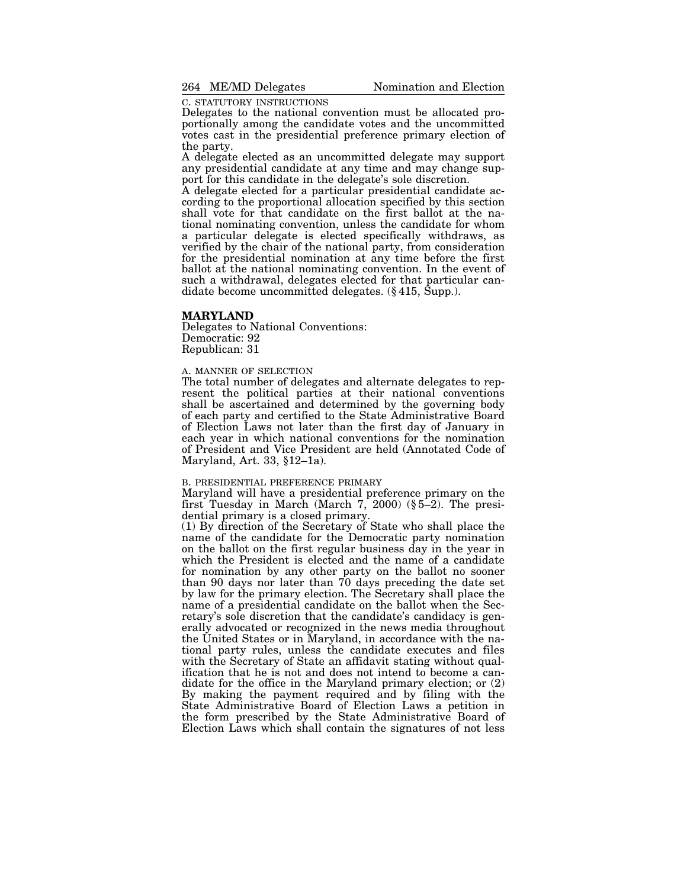C. STATUTORY INSTRUCTIONS

Delegates to the national convention must be allocated proportionally among the candidate votes and the uncommitted votes cast in the presidential preference primary election of the party.

A delegate elected as an uncommitted delegate may support any presidential candidate at any time and may change support for this candidate in the delegate's sole discretion.

A delegate elected for a particular presidential candidate according to the proportional allocation specified by this section shall vote for that candidate on the first ballot at the national nominating convention, unless the candidate for whom a particular delegate is elected specifically withdraws, as verified by the chair of the national party, from consideration for the presidential nomination at any time before the first ballot at the national nominating convention. In the event of such a withdrawal, delegates elected for that particular candidate become uncommitted delegates. (§ 415, Supp.).

## MARYLAND

Delegates to National Conventions:
Democratic: 92
Republican: 31

A. MANNER OF SELECTION

The total number of delegates and alternate delegates to represent the political parties at their national conventions shall be ascertained and determined by the governing body of each party and certified to the State Administrative Board of Election Laws not later than the first day of January in each year in which national conventions for the nomination of President and Vice President are held (Annotated Code of Maryland, Art. 33, §12–1a).

B. PRESIDENTIAL PREFERENCE PRIMARY

Maryland will have a presidential preference primary on the first Tuesday in March (March 7, 2000) (§ 5–2). The presidential primary is a closed primary.

(1) By direction of the Secretary of State who shall place the name of the candidate for the Democratic party nomination on the ballot on the first regular business day in the year in which the President is elected and the name of a candidate for nomination by any other party on the ballot no sooner than 90 days nor later than 70 days preceding the date set by law for the primary election. The Secretary shall place the name of a presidential candidate on the ballot when the Secretary's sole discretion that the candidate's candidacy is generally advocated or recognized in the news media throughout the United States or in Maryland, in accordance with the national party rules, unless the candidate executes and files with the Secretary of State an affidavit stating without qualification that he is not and does not intend to become a candidate for the office in the Maryland primary election; or (2) By making the payment required and by filing with the State Administrative Board of Election Laws a petition in the form prescribed by the State Administrative Board of Election Laws which shall contain the signatures of not less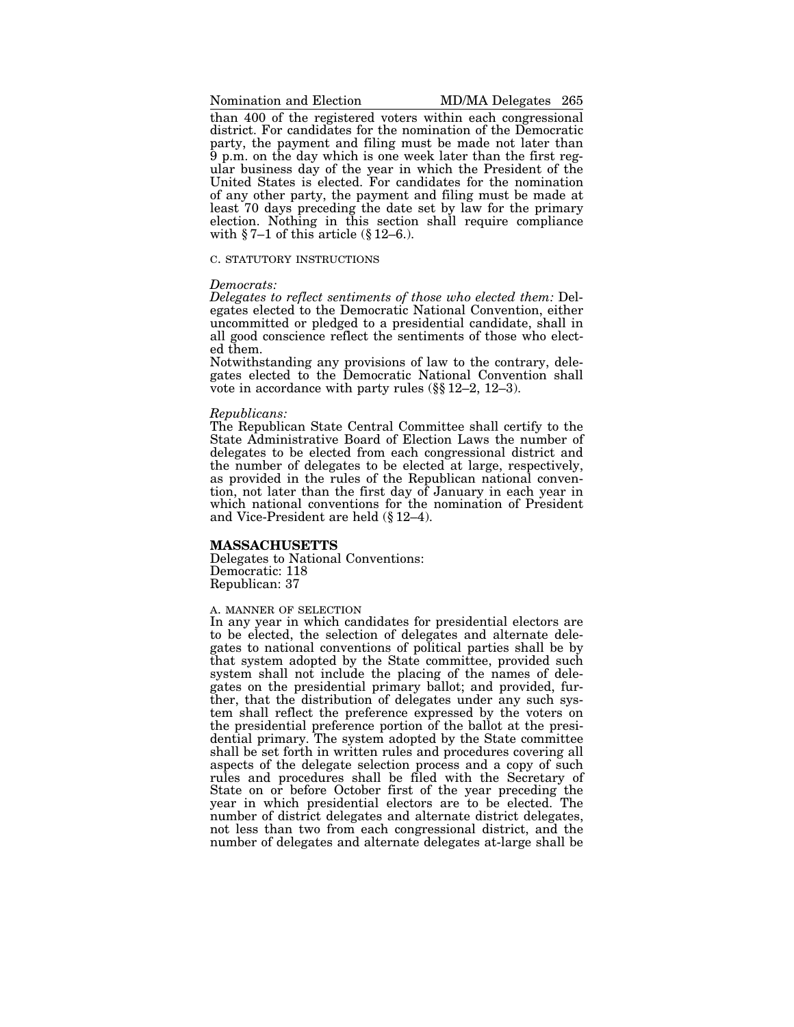than 400 of the registered voters within each congressional district. For candidates for the nomination of the Democratic party, the payment and filing must be made not later than 9 p.m. on the day which is one week later than the first regular business day of the year in which the President of the United States is elected. For candidates for the nomination of any other party, the payment and filing must be made at least 70 days preceding the date set by law for the primary election. Nothing in this section shall require compliance with § 7–1 of this article (§ 12–6.).

C. STATUTORY INSTRUCTIONS

*Democrats:*

*Delegates to reflect sentiments of those who elected them:* Delegates elected to the Democratic National Convention, either uncommitted or pledged to a presidential candidate, shall in all good conscience reflect the sentiments of those who elected them.

Notwithstanding any provisions of law to the contrary, delegates elected to the Democratic National Convention shall vote in accordance with party rules (§§ 12–2, 12–3).

*Republicans:*

The Republican State Central Committee shall certify to the State Administrative Board of Election Laws the number of delegates to be elected from each congressional district and the number of delegates to be elected at large, respectively, as provided in the rules of the Republican national convention, not later than the first day of January in each year in which national conventions for the nomination of President and Vice-President are held (§ 12–4).

## MASSACHUSETTS

Delegates to National Conventions:
Democratic: 118
Republican: 37

A. MANNER OF SELECTION

In any year in which candidates for presidential electors are to be elected, the selection of delegates and alternate delegates to national conventions of political parties shall be by that system adopted by the State committee, provided such system shall not include the placing of the names of delegates on the presidential primary ballot; and provided, further, that the distribution of delegates under any such system shall reflect the preference expressed by the voters on the presidential preference portion of the ballot at the presidential primary. The system adopted by the State committee shall be set forth in written rules and procedures covering all aspects of the delegate selection process and a copy of such rules and procedures shall be filed with the Secretary of State on or before October first of the year preceding the year in which presidential electors are to be elected. The number of district delegates and alternate district delegates, not less than two from each congressional district, and the number of delegates and alternate delegates at-large shall be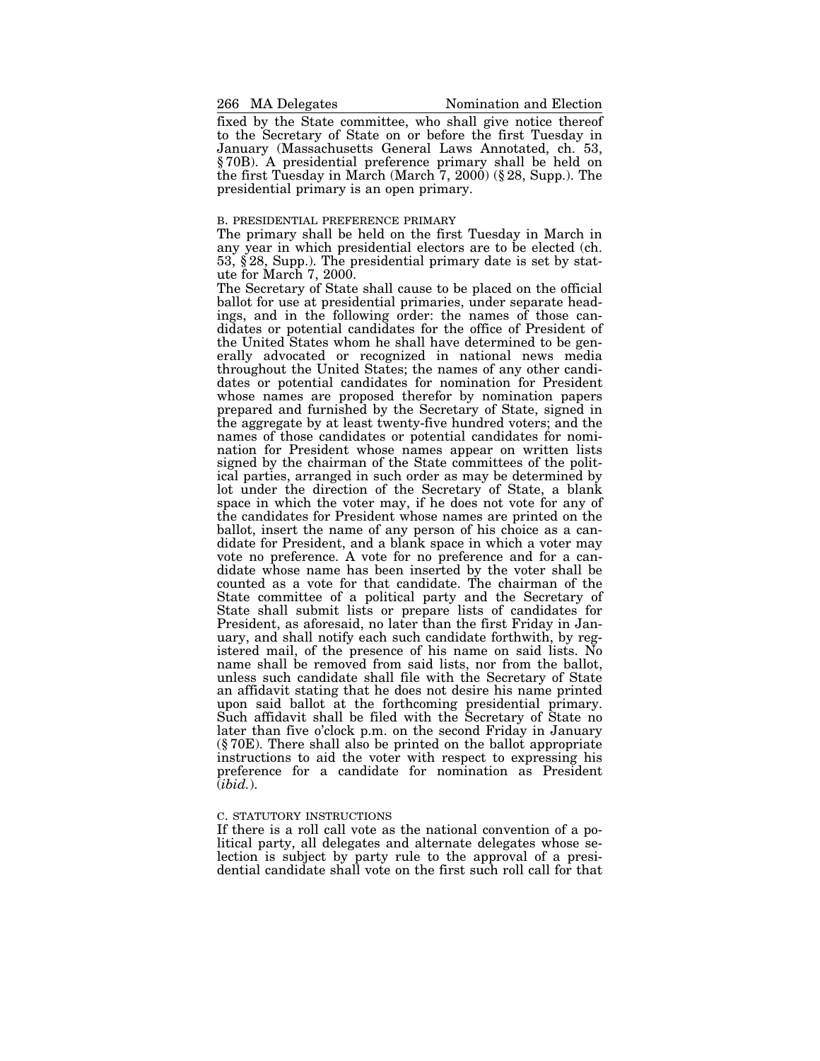fixed by the State committee, who shall give notice thereof to the Secretary of State on or before the first Tuesday in January (Massachusetts General Laws Annotated, ch. 53, § 70B). A presidential preference primary shall be held on the first Tuesday in March (March 7, 2000) (§ 28, Supp.). The presidential primary is an open primary.

### B. PRESIDENTIAL PREFERENCE PRIMARY

The primary shall be held on the first Tuesday in March in any year in which presidential electors are to be elected (ch. 53, § 28, Supp.). The presidential primary date is set by statute for March 7, 2000.

The Secretary of State shall cause to be placed on the official ballot for use at presidential primaries, under separate headings, and in the following order: the names of those candidates or potential candidates for the office of President of the United States whom he shall have determined to be generally advocated or recognized in national news media throughout the United States; the names of any other candidates or potential candidates for nomination for President whose names are proposed therefor by nomination papers prepared and furnished by the Secretary of State, signed in the aggregate by at least twenty-five hundred voters; and the names of those candidates or potential candidates for nomination for President whose names appear on written lists signed by the chairman of the State committees of the political parties, arranged in such order as may be determined by lot under the direction of the Secretary of State, a blank space in which the voter may, if he does not vote for any of the candidates for President whose names are printed on the ballot, insert the name of any person of his choice as a candidate for President, and a blank space in which a voter may vote no preference. A vote for no preference and for a candidate whose name has been inserted by the voter shall be counted as a vote for that candidate. The chairman of the State committee of a political party and the Secretary of State shall submit lists or prepare lists of candidates for President, as aforesaid, no later than the first Friday in January, and shall notify each such candidate forthwith, by registered mail, of the presence of his name on said lists. No name shall be removed from said lists, nor from the ballot, unless such candidate shall file with the Secretary of State an affidavit stating that he does not desire his name printed upon said ballot at the forthcoming presidential primary. Such affidavit shall be filed with the Secretary of State no later than five o'clock p.m. on the second Friday in January (§ 70E). There shall also be printed on the ballot appropriate instructions to aid the voter with respect to expressing his preference for a candidate for nomination as President (*ibid.*).

### C. STATUTORY INSTRUCTIONS

If there is a roll call vote as the national convention of a political party, all delegates and alternate delegates whose selection is subject by party rule to the approval of a presidential candidate shall vote on the first such roll call for that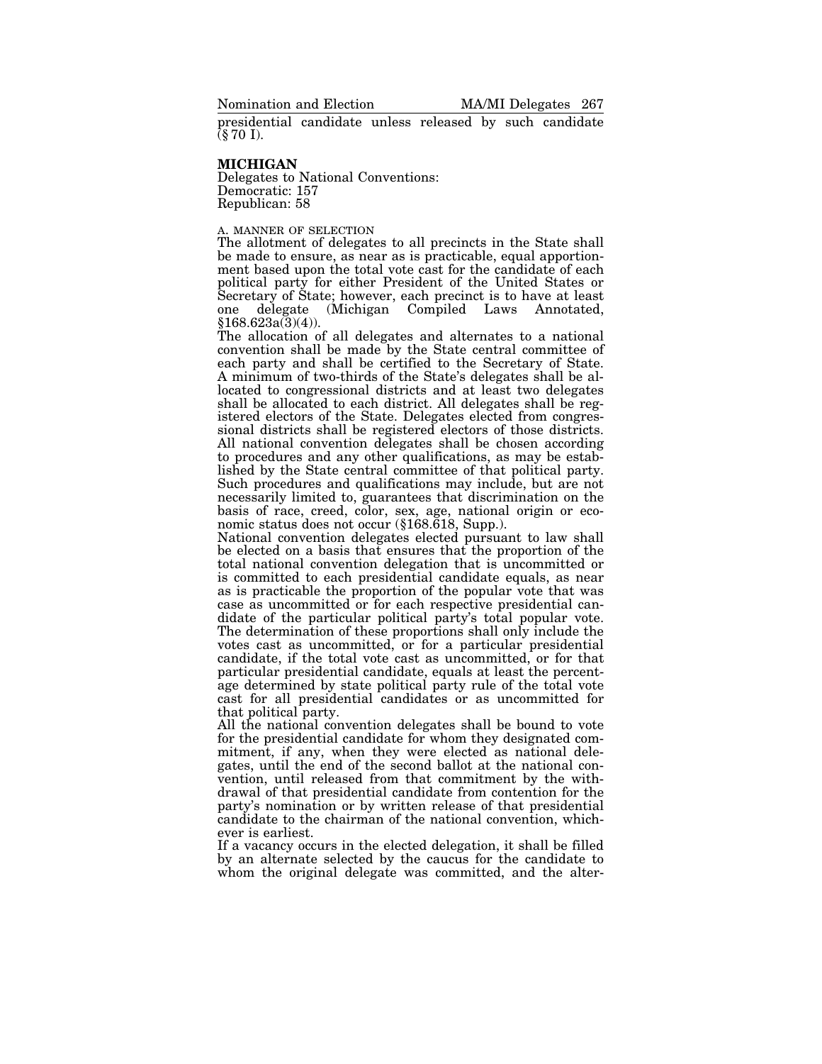presidential candidate unless released by such candidate (§ 70 I).

## MICHIGAN

Delegates to National Conventions:
Democratic: 157
Republican: 58

### A. MANNER OF SELECTION

The allotment of delegates to all precincts in the State shall be made to ensure, as near as is practicable, equal apportionment based upon the total vote cast for the candidate of each political party for either President of the United States or Secretary of State; however, each precinct is to have at least one delegate (Michigan Compiled Laws Annotated, §168.623a(3)(4)).

The allocation of all delegates and alternates to a national convention shall be made by the State central committee of each party and shall be certified to the Secretary of State. A minimum of two-thirds of the State's delegates shall be allocated to congressional districts and at least two delegates shall be allocated to each district. All delegates shall be registered electors of the State. Delegates elected from congressional districts shall be registered electors of those districts. All national convention delegates shall be chosen according to procedures and any other qualifications, as may be established by the State central committee of that political party. Such procedures and qualifications may include, but are not necessarily limited to, guarantees that discrimination on the basis of race, creed, color, sex, age, national origin or economic status does not occur (§168.618, Supp.).

National convention delegates elected pursuant to law shall be elected on a basis that ensures that the proportion of the total national convention delegation that is uncommitted or is committed to each presidential candidate equals, as near as is practicable the proportion of the popular vote that was case as uncommitted or for each respective presidential candidate of the particular political party's total popular vote. The determination of these proportions shall only include the votes cast as uncommitted, or for a particular presidential candidate, if the total vote cast as uncommitted, or for that particular presidential candidate, equals at least the percentage determined by state political party rule of the total vote cast for all presidential candidates or as uncommitted for that political party.

All the national convention delegates shall be bound to vote for the presidential candidate for whom they designated commitment, if any, when they were elected as national delegates, until the end of the second ballot at the national convention, until released from that commitment by the withdrawal of that presidential candidate from contention for the party's nomination or by written release of that presidential candidate to the chairman of the national convention, whichever is earliest.

If a vacancy occurs in the elected delegation, it shall be filled by an alternate selected by the caucus for the candidate to whom the original delegate was committed, and the alter-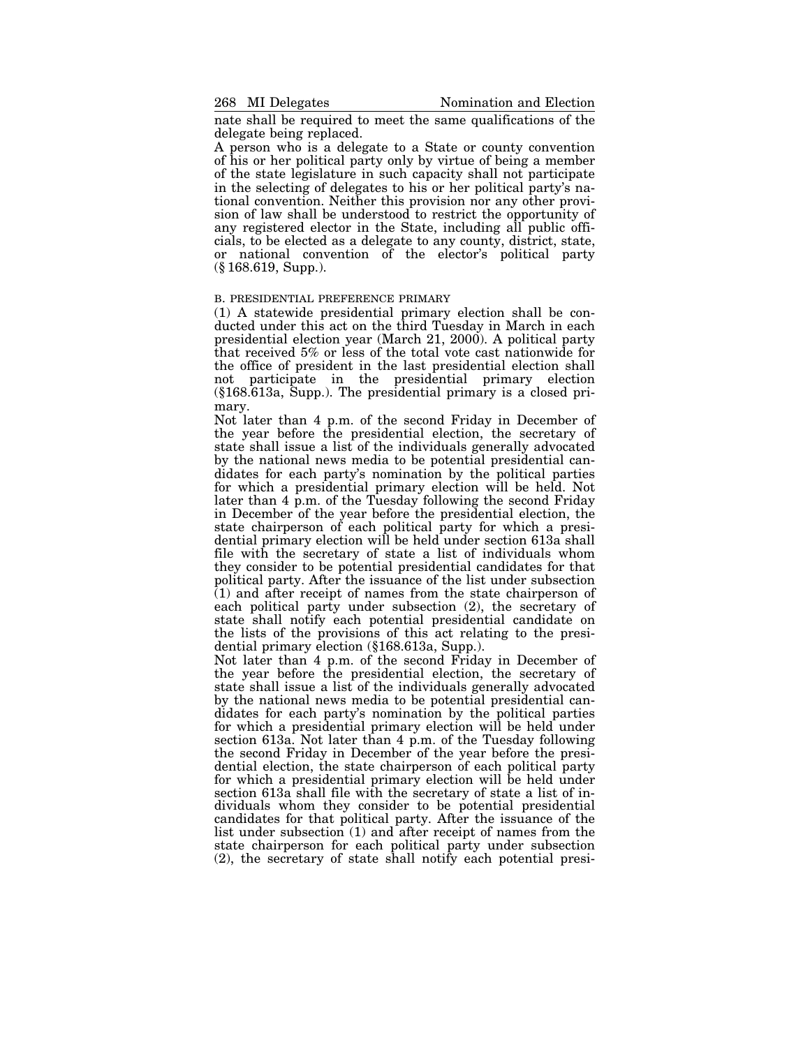nate shall be required to meet the same qualifications of the delegate being replaced.

A person who is a delegate to a State or county convention of his or her political party only by virtue of being a member of the state legislature in such capacity shall not participate in the selecting of delegates to his or her political party's national convention. Neither this provision nor any other provision of law shall be understood to restrict the opportunity of any registered elector in the State, including all public officials, to be elected as a delegate to any county, district, state, or national convention of the elector's political party (§ 168.619, Supp.).

B. PRESIDENTIAL PREFERENCE PRIMARY

(1) A statewide presidential primary election shall be conducted under this act on the third Tuesday in March in each presidential election year (March 21, 2000). A political party that received 5% or less of the total vote cast nationwide for the office of president in the last presidential election shall not participate in the presidential primary election (§168.613a, Supp.). The presidential primary is a closed primary.

Not later than 4 p.m. of the second Friday in December of the year before the presidential election, the secretary of state shall issue a list of the individuals generally advocated by the national news media to be potential presidential candidates for each party's nomination by the political parties for which a presidential primary election will be held. Not later than 4 p.m. of the Tuesday following the second Friday in December of the year before the presidential election, the state chairperson of each political party for which a presidential primary election will be held under section 613a shall file with the secretary of state a list of individuals whom they consider to be potential presidential candidates for that political party. After the issuance of the list under subsection (1) and after receipt of names from the state chairperson of each political party under subsection (2), the secretary of state shall notify each potential presidential candidate on the lists of the provisions of this act relating to the presidential primary election (§168.613a, Supp.).

Not later than 4 p.m. of the second Friday in December of the year before the presidential election, the secretary of state shall issue a list of the individuals generally advocated by the national news media to be potential presidential candidates for each party's nomination by the political parties for which a presidential primary election will be held under section 613a. Not later than 4 p.m. of the Tuesday following the second Friday in December of the year before the presidential election, the state chairperson of each political party for which a presidential primary election will be held under section 613a shall file with the secretary of state a list of individuals whom they consider to be potential presidential candidates for that political party. After the issuance of the list under subsection (1) and after receipt of names from the state chairperson for each political party under subsection (2), the secretary of state shall notify each potential presi-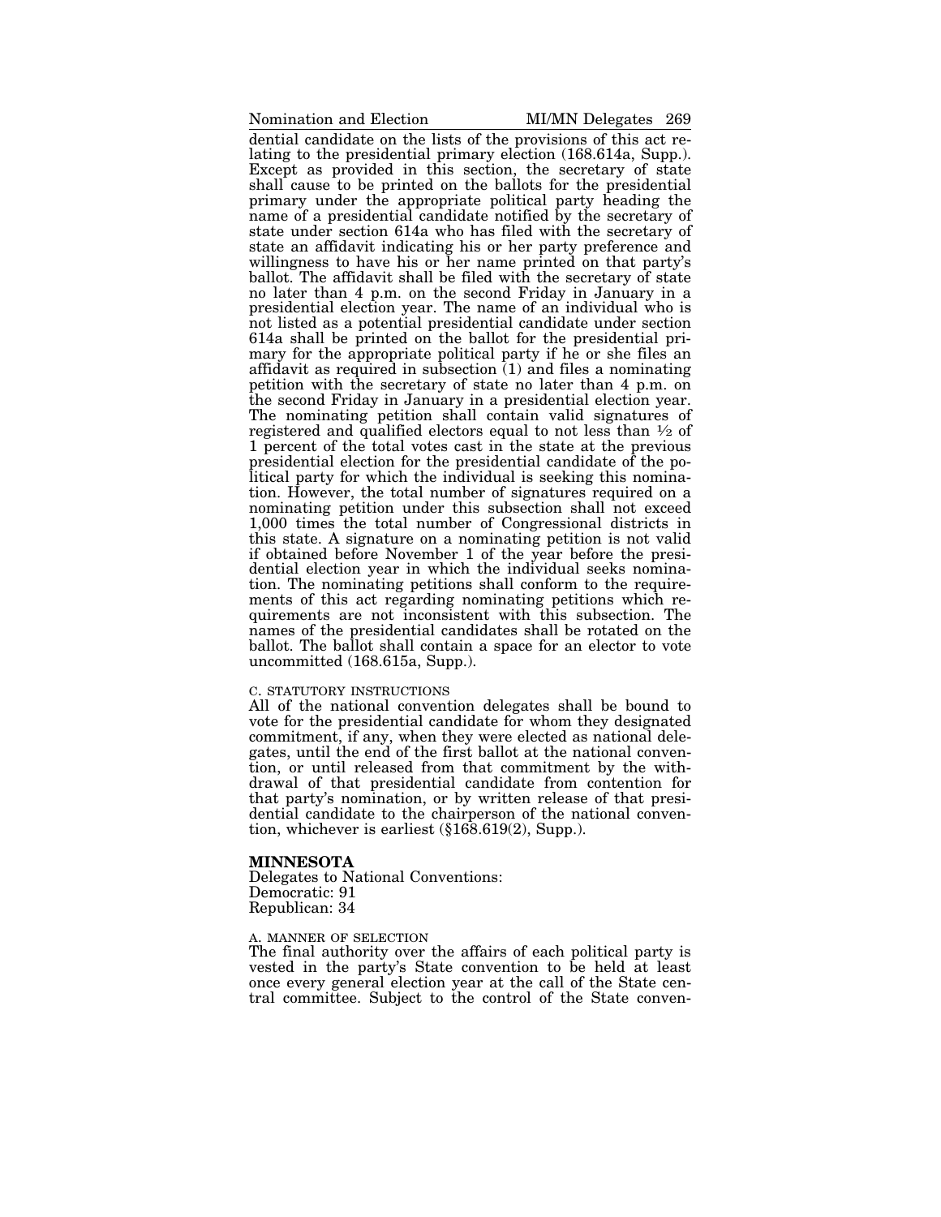dential candidate on the lists of the provisions of this act relating to the presidential primary election (168.614a, Supp.). Except as provided in this section, the secretary of state shall cause to be printed on the ballots for the presidential primary under the appropriate political party heading the name of a presidential candidate notified by the secretary of state under section 614a who has filed with the secretary of state an affidavit indicating his or her party preference and willingness to have his or her name printed on that party's ballot. The affidavit shall be filed with the secretary of state no later than 4 p.m. on the second Friday in January in a presidential election year. The name of an individual who is not listed as a potential presidential candidate under section 614a shall be printed on the ballot for the presidential primary for the appropriate political party if he or she files an affidavit as required in subsection (1) and files a nominating petition with the secretary of state no later than 4 p.m. on the second Friday in January in a presidential election year. The nominating petition shall contain valid signatures of registered and qualified electors equal to not less than ½ of 1 percent of the total votes cast in the state at the previous presidential election for the presidential candidate of the political party for which the individual is seeking this nomination. However, the total number of signatures required on a nominating petition under this subsection shall not exceed 1,000 times the total number of Congressional districts in this state. A signature on a nominating petition is not valid if obtained before November 1 of the year before the presidential election year in which the individual seeks nomination. The nominating petitions shall conform to the requirements of this act regarding nominating petitions which requirements are not inconsistent with this subsection. The names of the presidential candidates shall be rotated on the ballot. The ballot shall contain a space for an elector to vote uncommitted (168.615a, Supp.).

C. STATUTORY INSTRUCTIONS

All of the national convention delegates shall be bound to vote for the presidential candidate for whom they designated commitment, if any, when they were elected as national delegates, until the end of the first ballot at the national convention, or until released from that commitment by the withdrawal of that presidential candidate from contention for that party's nomination, or by written release of that presidential candidate to the chairperson of the national convention, whichever is earliest (§168.619(2), Supp.).

## MINNESOTA

Delegates to National Conventions:
Democratic: 91
Republican: 34

A. MANNER OF SELECTION

The final authority over the affairs of each political party is vested in the party's State convention to be held at least once every general election year at the call of the State central committee. Subject to the control of the State conven-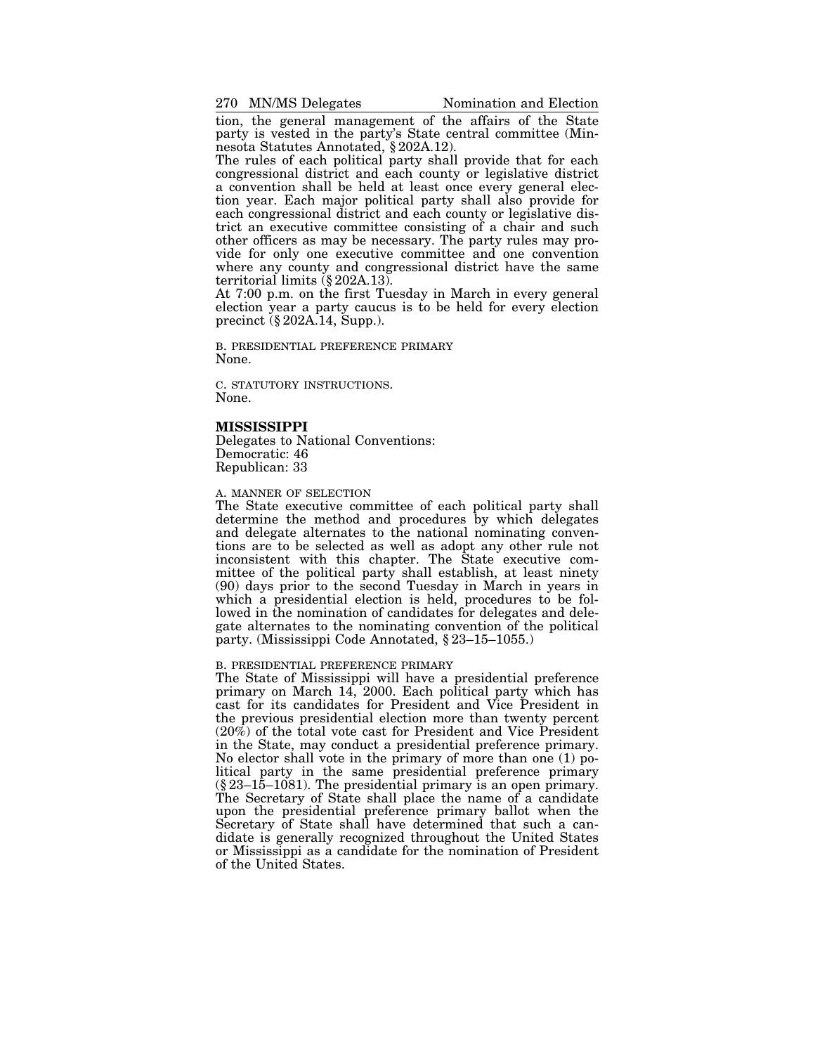tion, the general management of the affairs of the State party is vested in the party's State central committee (Minnesota Statutes Annotated, § 202A.12).

The rules of each political party shall provide that for each congressional district and each county or legislative district a convention shall be held at least once every general election year. Each major political party shall also provide for each congressional district and each county or legislative district an executive committee consisting of a chair and such other officers as may be necessary. The party rules may provide for only one executive committee and one convention where any county and congressional district have the same territorial limits (§ 202A.13).

At 7:00 p.m. on the first Tuesday in March in every general election year a party caucus is to be held for every election precinct (§ 202A.14, Supp.).

B. PRESIDENTIAL PREFERENCE PRIMARY

None.

C. STATUTORY INSTRUCTIONS.

None.

## MISSISSIPPI

Delegates to National Conventions:
Democratic: 46
Republican: 33

A. MANNER OF SELECTION

The State executive committee of each political party shall determine the method and procedures by which delegates and delegate alternates to the national nominating conventions are to be selected as well as adopt any other rule not inconsistent with this chapter. The State executive committee of the political party shall establish, at least ninety (90) days prior to the second Tuesday in March in years in which a presidential election is held, procedures to be followed in the nomination of candidates for delegates and delegate alternates to the nominating convention of the political party. (Mississippi Code Annotated, § 23–15–1055.)

B. PRESIDENTIAL PREFERENCE PRIMARY

The State of Mississippi will have a presidential preference primary on March 14, 2000. Each political party which has cast for its candidates for President and Vice President in the previous presidential election more than twenty percent (20%) of the total vote cast for President and Vice President in the State, may conduct a presidential preference primary. No elector shall vote in the primary of more than one (1) political party in the same presidential preference primary (§ 23–15–1081). The presidential primary is an open primary. The Secretary of State shall place the name of a candidate upon the presidential preference primary ballot when the Secretary of State shall have determined that such a candidate is generally recognized throughout the United States or Mississippi as a candidate for the nomination of President of the United States.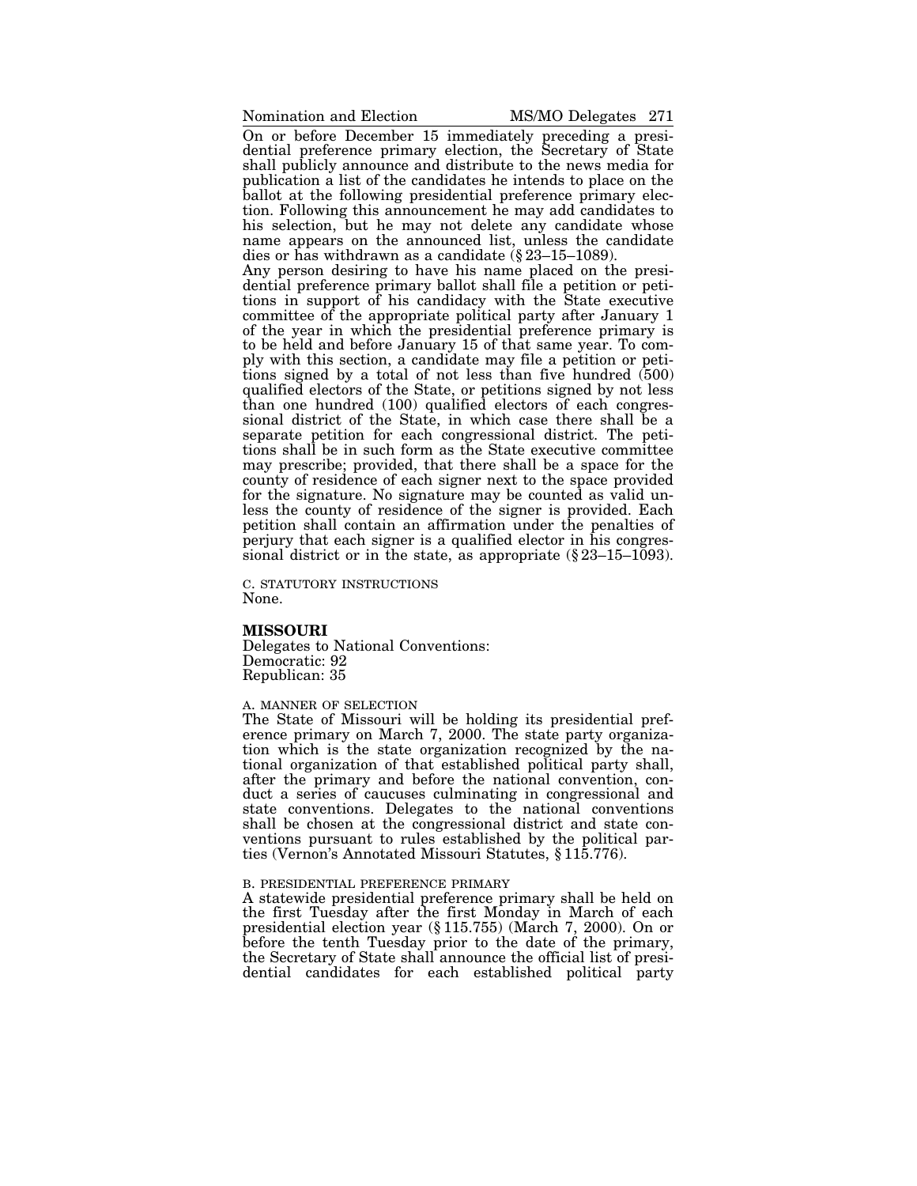On or before December 15 immediately preceding a presidential preference primary election, the Secretary of State shall publicly announce and distribute to the news media for publication a list of the candidates he intends to place on the ballot at the following presidential preference primary election. Following this announcement he may add candidates to his selection, but he may not delete any candidate whose name appears on the announced list, unless the candidate dies or has withdrawn as a candidate (§ 23–15–1089).

Any person desiring to have his name placed on the presidential preference primary ballot shall file a petition or petitions in support of his candidacy with the State executive committee of the appropriate political party after January 1 of the year in which the presidential preference primary is to be held and before January 15 of that same year. To comply with this section, a candidate may file a petition or petitions signed by a total of not less than five hundred (500) qualified electors of the State, or petitions signed by not less than one hundred (100) qualified electors of each congressional district of the State, in which case there shall be a separate petition for each congressional district. The petitions shall be in such form as the State executive committee may prescribe; provided, that there shall be a space for the county of residence of each signer next to the space provided for the signature. No signature may be counted as valid unless the county of residence of the signer is provided. Each petition shall contain an affirmation under the penalties of perjury that each signer is a qualified elector in his congressional district or in the state, as appropriate (§ 23–15–1093).

C. STATUTORY INSTRUCTIONS

None.

## MISSOURI

Delegates to National Conventions:
Democratic: 92
Republican: 35

A. MANNER OF SELECTION

The State of Missouri will be holding its presidential preference primary on March 7, 2000. The state party organization which is the state organization recognized by the national organization of that established political party shall, after the primary and before the national convention, conduct a series of caucuses culminating in congressional and state conventions. Delegates to the national conventions shall be chosen at the congressional district and state conventions pursuant to rules established by the political parties (Vernon's Annotated Missouri Statutes, § 115.776).

B. PRESIDENTIAL PREFERENCE PRIMARY

A statewide presidential preference primary shall be held on the first Tuesday after the first Monday in March of each presidential election year (§ 115.755) (March 7, 2000). On or before the tenth Tuesday prior to the date of the primary, the Secretary of State shall announce the official list of presidential candidates for each established political party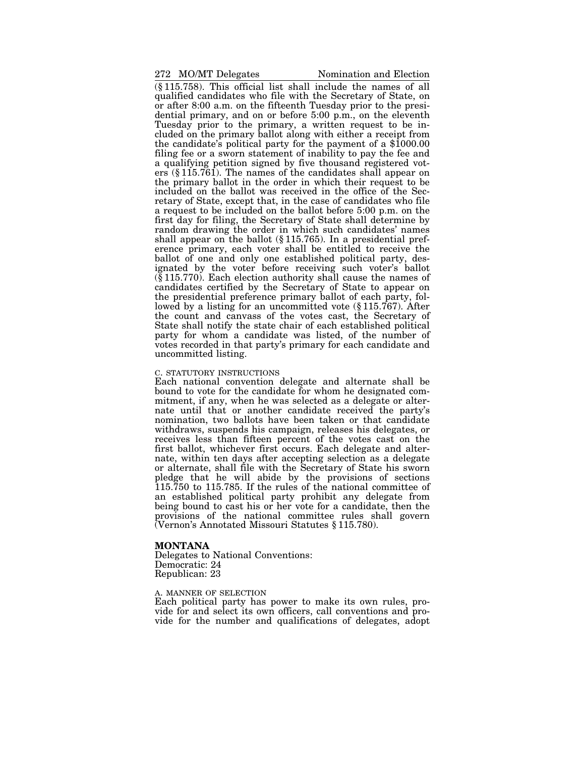(§ 115.758). This official list shall include the names of all qualified candidates who file with the Secretary of State, on or after 8:00 a.m. on the fifteenth Tuesday prior to the presidential primary, and on or before 5:00 p.m., on the eleventh Tuesday prior to the primary, a written request to be included on the primary ballot along with either a receipt from the candidate's political party for the payment of a $1000.00 filing fee or a sworn statement of inability to pay the fee and a qualifying petition signed by five thousand registered voters (§ 115.761). The names of the candidates shall appear on the primary ballot in the order in which their request to be included on the ballot was received in the office of the Secretary of State, except that, in the case of candidates who file a request to be included on the ballot before 5:00 p.m. on the first day for filing, the Secretary of State shall determine by random drawing the order in which such candidates' names shall appear on the ballot (§ 115.765). In a presidential preference primary, each voter shall be entitled to receive the ballot of one and only one established political party, designated by the voter before receiving such voter's ballot (§ 115.770). Each election authority shall cause the names of candidates certified by the Secretary of State to appear on the presidential preference primary ballot of each party, followed by a listing for an uncommitted vote (§ 115.767). After the count and canvass of the votes cast, the Secretary of State shall notify the state chair of each established political party for whom a candidate was listed, of the number of votes recorded in that party's primary for each candidate and uncommitted listing.

C. STATUTORY INSTRUCTIONS

Each national convention delegate and alternate shall be bound to vote for the candidate for whom he designated commitment, if any, when he was selected as a delegate or alternate until that or another candidate received the party's nomination, two ballots have been taken or that candidate withdraws, suspends his campaign, releases his delegates, or receives less than fifteen percent of the votes cast on the first ballot, whichever first occurs. Each delegate and alternate, within ten days after accepting selection as a delegate or alternate, shall file with the Secretary of State his sworn pledge that he will abide by the provisions of sections 115.750 to 115.785. If the rules of the national committee of an established political party prohibit any delegate from being bound to cast his or her vote for a candidate, then the provisions of the national committee rules shall govern (Vernon's Annotated Missouri Statutes § 115.780).

## MONTANA

Delegates to National Conventions:
Democratic: 24
Republican: 23

A. MANNER OF SELECTION

Each political party has power to make its own rules, provide for and select its own officers, call conventions and provide for the number and qualifications of delegates, adopt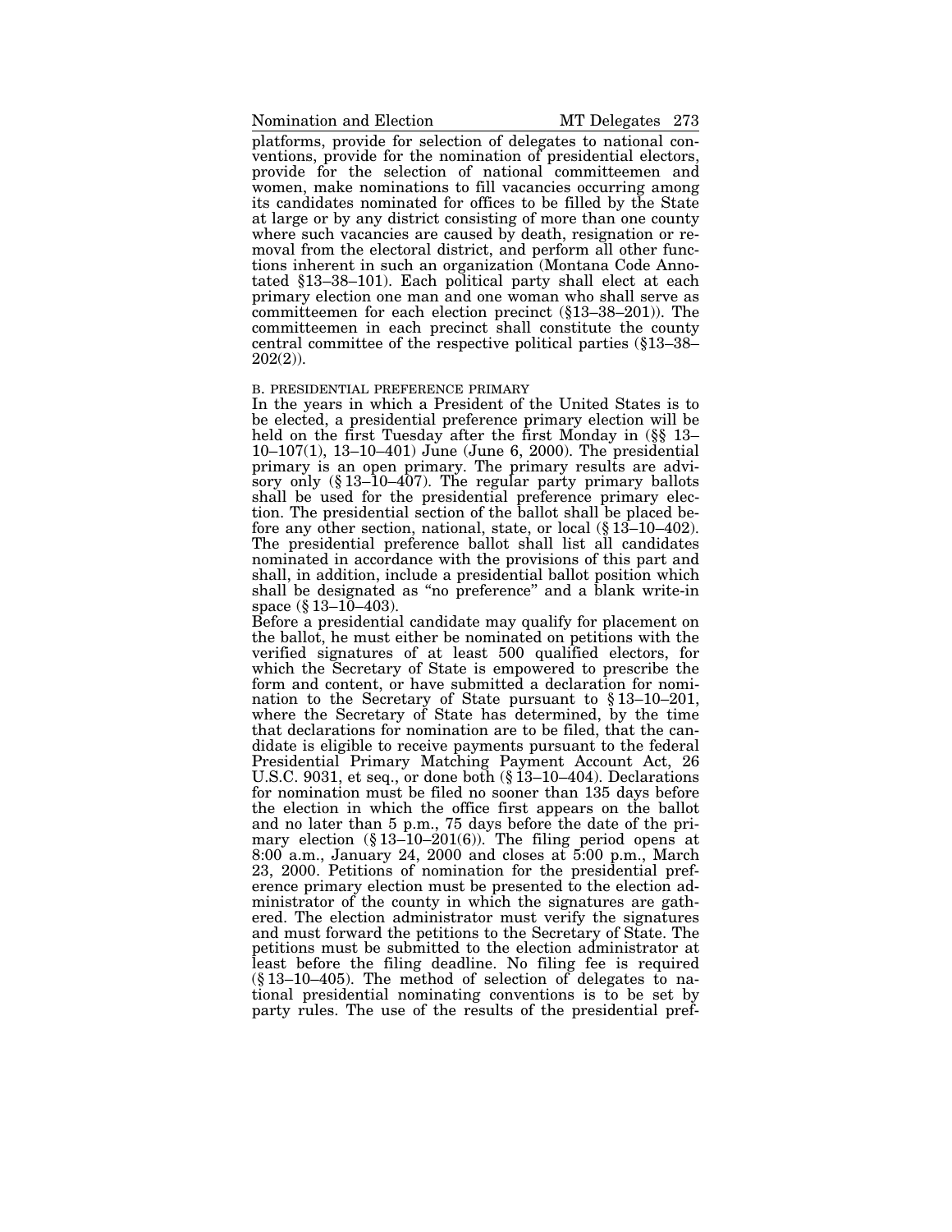platforms, provide for selection of delegates to national conventions, provide for the nomination of presidential electors, provide for the selection of national committeemen and women, make nominations to fill vacancies occurring among its candidates nominated for offices to be filled by the State at large or by any district consisting of more than one county where such vacancies are caused by death, resignation or removal from the electoral district, and perform all other functions inherent in such an organization (Montana Code Annotated §13–38–101). Each political party shall elect at each primary election one man and one woman who shall serve as committeemen for each election precinct (§13–38–201)). The committeemen in each precinct shall constitute the county central committee of the respective political parties (§13–38–202(2)).

B. PRESIDENTIAL PREFERENCE PRIMARY

In the years in which a President of the United States is to be elected, a presidential preference primary election will be held on the first Tuesday after the first Monday in (§§ 13–10–107(1), 13–10–401) June (June 6, 2000). The presidential primary is an open primary. The primary results are advisory only (§ 13–10–407). The regular party primary ballots shall be used for the presidential preference primary election. The presidential section of the ballot shall be placed before any other section, national, state, or local (§ 13–10–402). The presidential preference ballot shall list all candidates nominated in accordance with the provisions of this part and shall, in addition, include a presidential ballot position which shall be designated as "no preference" and a blank write-in space (§ 13–10–403).

Before a presidential candidate may qualify for placement on the ballot, he must either be nominated on petitions with the verified signatures of at least 500 qualified electors, for which the Secretary of State is empowered to prescribe the form and content, or have submitted a declaration for nomination to the Secretary of State pursuant to § 13–10–201, where the Secretary of State has determined, by the time that declarations for nomination are to be filed, that the candidate is eligible to receive payments pursuant to the federal Presidential Primary Matching Payment Account Act, 26 U.S.C. 9031, et seq., or done both (§ 13–10–404). Declarations for nomination must be filed no sooner than 135 days before the election in which the office first appears on the ballot and no later than 5 p.m., 75 days before the date of the primary election (§ 13–10–201(6)). The filing period opens at 8:00 a.m., January 24, 2000 and closes at 5:00 p.m., March 23, 2000. Petitions of nomination for the presidential preference primary election must be presented to the election administrator of the county in which the signatures are gathered. The election administrator must verify the signatures and must forward the petitions to the Secretary of State. The petitions must be submitted to the election administrator at least before the filing deadline. No filing fee is required (§ 13–10–405). The method of selection of delegates to national presidential nominating conventions is to be set by party rules. The use of the results of the presidential pref-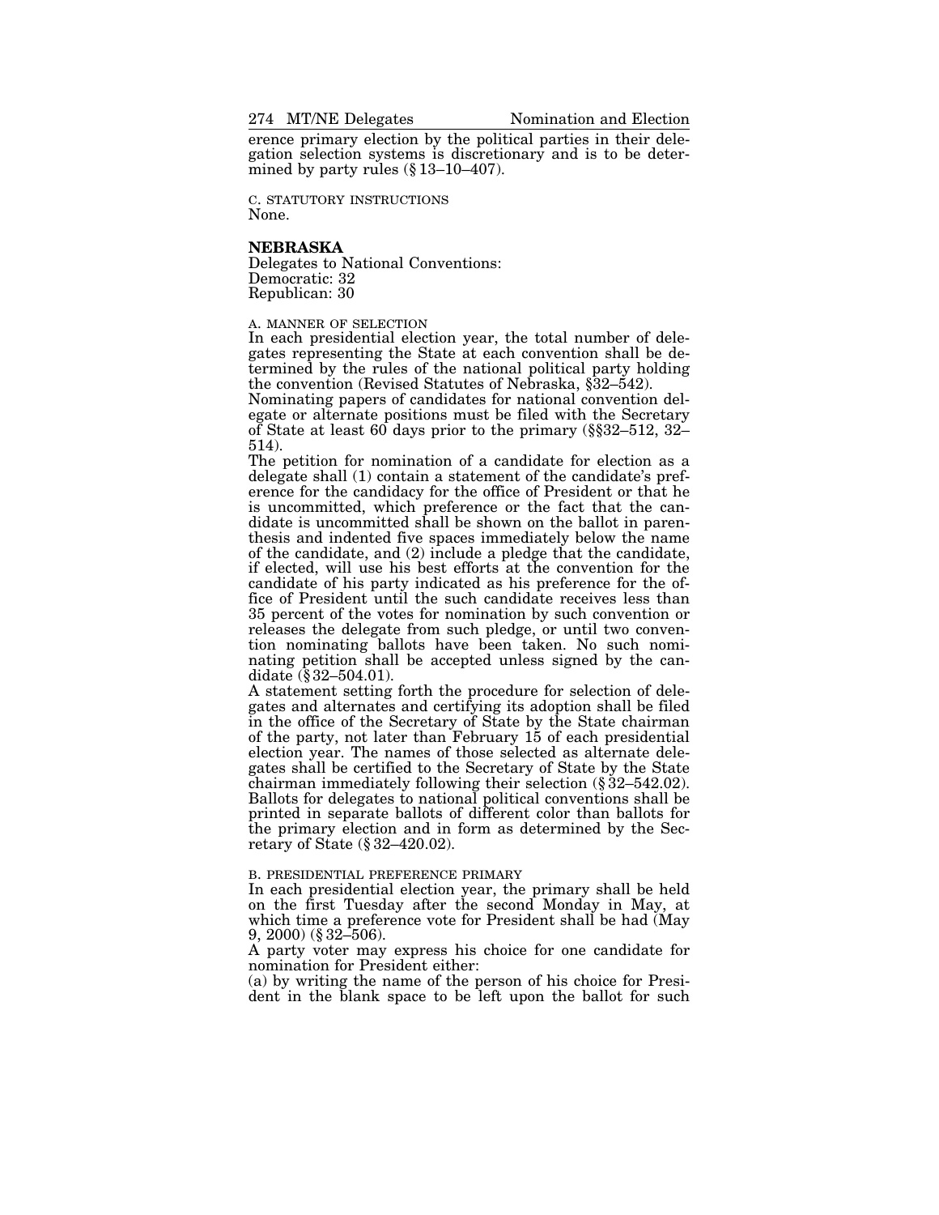erence primary election by the political parties in their delegation selection systems is discretionary and is to be determined by party rules (§ 13–10–407).

C. STATUTORY INSTRUCTIONS
None.

## NEBRASKA

Delegates to National Conventions:
Democratic: 32
Republican: 30

A. MANNER OF SELECTION

In each presidential election year, the total number of delegates representing the State at each convention shall be determined by the rules of the national political party holding the convention (Revised Statutes of Nebraska, §32–542).

Nominating papers of candidates for national convention delegate or alternate positions must be filed with the Secretary of State at least 60 days prior to the primary (§§32–512, 32–514).

The petition for nomination of a candidate for election as a delegate shall (1) contain a statement of the candidate's preference for the candidacy for the office of President or that he is uncommitted, which preference or the fact that the candidate is uncommitted shall be shown on the ballot in parenthesis and indented five spaces immediately below the name of the candidate, and (2) include a pledge that the candidate, if elected, will use his best efforts at the convention for the candidate of his party indicated as his preference for the office of President until the such candidate receives less than 35 percent of the votes for nomination by such convention or releases the delegate from such pledge, or until two convention nominating ballots have been taken. No such nominating petition shall be accepted unless signed by the candidate (§ 32–504.01).

A statement setting forth the procedure for selection of delegates and alternates and certifying its adoption shall be filed in the office of the Secretary of State by the State chairman of the party, not later than February 15 of each presidential election year. The names of those selected as alternate delegates shall be certified to the Secretary of State by the State chairman immediately following their selection (§ 32–542.02).

Ballots for delegates to national political conventions shall be printed in separate ballots of different color than ballots for the primary election and in form as determined by the Secretary of State (§ 32–420.02).

B. PRESIDENTIAL PREFERENCE PRIMARY

In each presidential election year, the primary shall be held on the first Tuesday after the second Monday in May, at which time a preference vote for President shall be had (May 9, 2000) (§ 32–506).

A party voter may express his choice for one candidate for nomination for President either:

(a) by writing the name of the person of his choice for President in the blank space to be left upon the ballot for such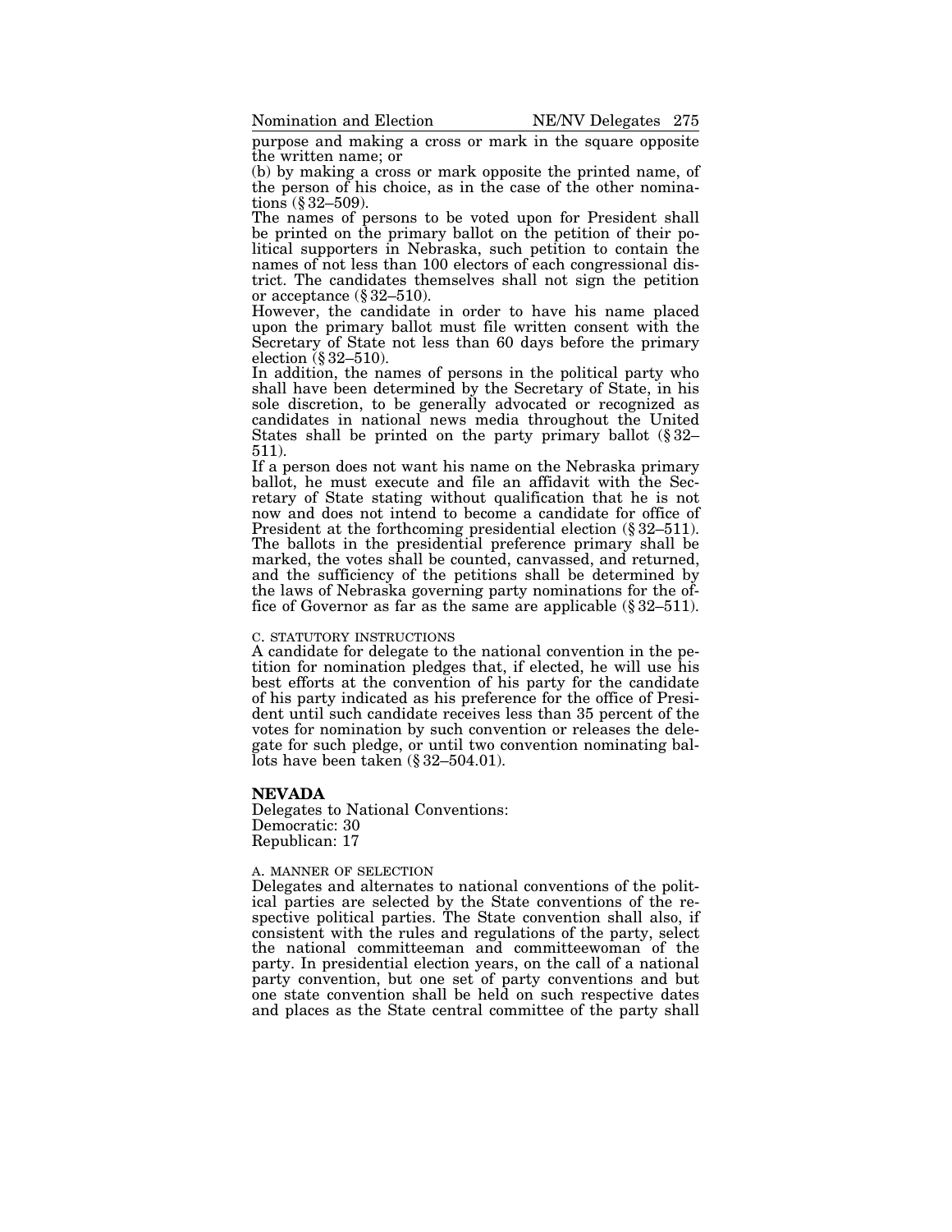purpose and making a cross or mark in the square opposite the written name; or

(b) by making a cross or mark opposite the printed name, of the person of his choice, as in the case of the other nominations (§ 32–509).

The names of persons to be voted upon for President shall be printed on the primary ballot on the petition of their political supporters in Nebraska, such petition to contain the names of not less than 100 electors of each congressional district. The candidates themselves shall not sign the petition or acceptance (§ 32–510).

However, the candidate in order to have his name placed upon the primary ballot must file written consent with the Secretary of State not less than 60 days before the primary election (§ 32–510).

In addition, the names of persons in the political party who shall have been determined by the Secretary of State, in his sole discretion, to be generally advocated or recognized as candidates in national news media throughout the United States shall be printed on the party primary ballot (§ 32–511).

If a person does not want his name on the Nebraska primary ballot, he must execute and file an affidavit with the Secretary of State stating without qualification that he is not now and does not intend to become a candidate for office of President at the forthcoming presidential election (§ 32–511).

The ballots in the presidential preference primary shall be marked, the votes shall be counted, canvassed, and returned, and the sufficiency of the petitions shall be determined by the laws of Nebraska governing party nominations for the office of Governor as far as the same are applicable (§ 32–511).

C. STATUTORY INSTRUCTIONS

A candidate for delegate to the national convention in the petition for nomination pledges that, if elected, he will use his best efforts at the convention of his party for the candidate of his party indicated as his preference for the office of President until such candidate receives less than 35 percent of the votes for nomination by such convention or releases the delegate for such pledge, or until two convention nominating ballots have been taken (§ 32–504.01).

## NEVADA

Delegates to National Conventions:
Democratic: 30
Republican: 17

A. MANNER OF SELECTION

Delegates and alternates to national conventions of the political parties are selected by the State conventions of the respective political parties. The State convention shall also, if consistent with the rules and regulations of the party, select the national committeeman and committeewoman of the party. In presidential election years, on the call of a national party convention, but one set of party conventions and but one state convention shall be held on such respective dates and places as the State central committee of the party shall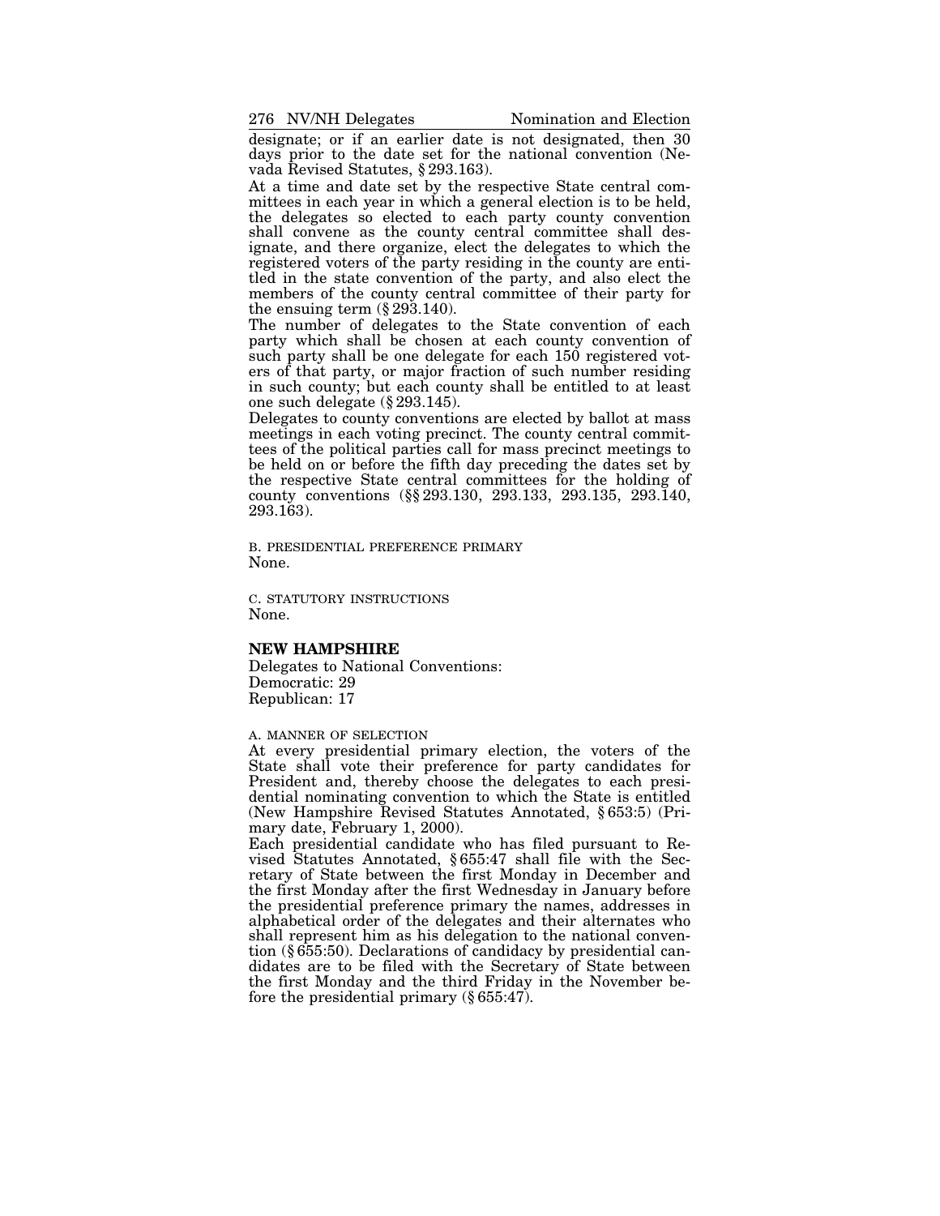designate; or if an earlier date is not designated, then 30 days prior to the date set for the national convention (Nevada Revised Statutes, § 293.163).

At a time and date set by the respective State central committees in each year in which a general election is to be held, the delegates so elected to each party county convention shall convene as the county central committee shall designate, and there organize, elect the delegates to which the registered voters of the party residing in the county are entitled in the state convention of the party, and also elect the members of the county central committee of their party for the ensuing term (§ 293.140).

The number of delegates to the State convention of each party which shall be chosen at each county convention of such party shall be one delegate for each 150 registered voters of that party, or major fraction of such number residing in such county; but each county shall be entitled to at least one such delegate (§ 293.145).

Delegates to county conventions are elected by ballot at mass meetings in each voting precinct. The county central committees of the political parties call for mass precinct meetings to be held on or before the fifth day preceding the dates set by the respective State central committees for the holding of county conventions (§§ 293.130, 293.133, 293.135, 293.140, 293.163).

B. PRESIDENTIAL PREFERENCE PRIMARY

None.

C. STATUTORY INSTRUCTIONS

None.

## NEW HAMPSHIRE

Delegates to National Conventions:
Democratic: 29
Republican: 17

A. MANNER OF SELECTION

At every presidential primary election, the voters of the State shall vote their preference for party candidates for President and, thereby choose the delegates to each presidential nominating convention to which the State is entitled (New Hampshire Revised Statutes Annotated, § 653:5) (Primary date, February 1, 2000).

Each presidential candidate who has filed pursuant to Revised Statutes Annotated, § 655:47 shall file with the Secretary of State between the first Monday in December and the first Monday after the first Wednesday in January before the presidential preference primary the names, addresses in alphabetical order of the delegates and their alternates who shall represent him as his delegation to the national convention (§ 655:50). Declarations of candidacy by presidential candidates are to be filed with the Secretary of State between the first Monday and the third Friday in the November before the presidential primary (§ 655:47).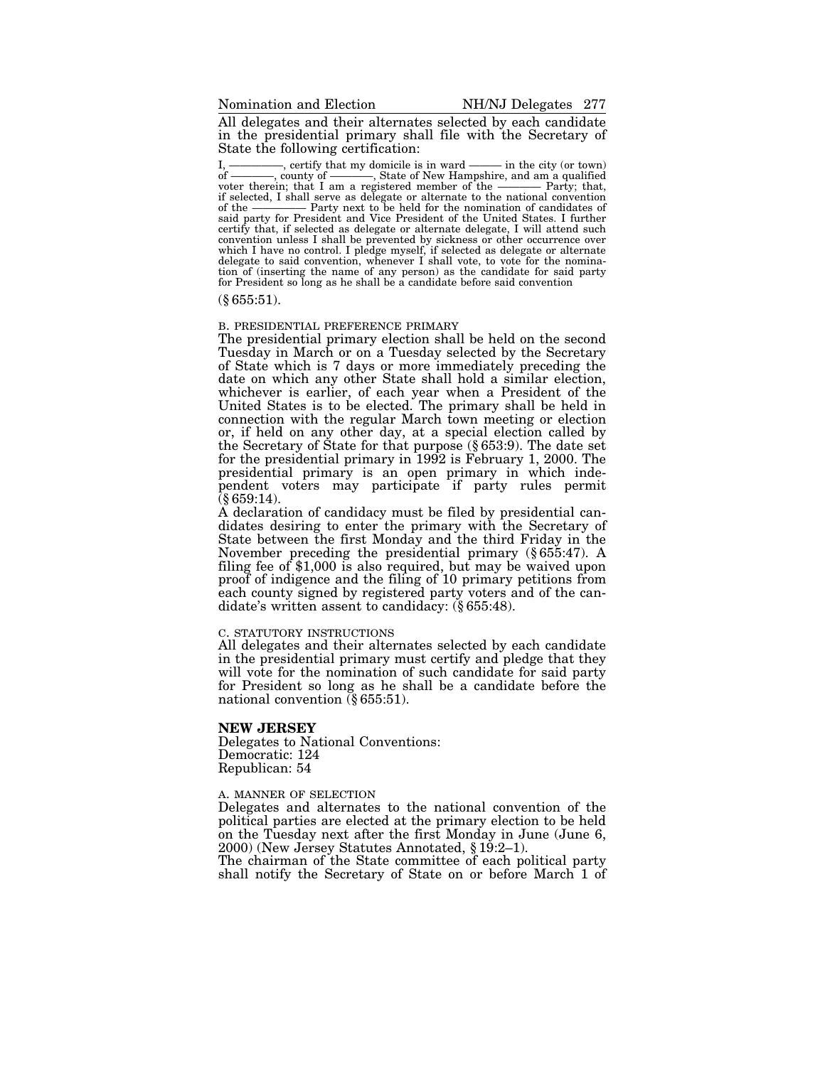All delegates and their alternates selected by each candidate in the presidential primary shall file with the Secretary of State the following certification:

I, ————, certify that my domicile is in ward ——— in the city (or town) of ————, county of ————, State of New Hampshire, and am a qualified voter therein; that I am a registered member of the ———— Party; that, if selected, I shall serve as delegate or alternate to the national convention of the ———— Party next to be held for the nomination of candidates of said party for President and Vice President of the United States. I further certify that, if selected as delegate or alternate delegate, I will attend such convention unless I shall be prevented by sickness or other occurrence over which I have no control. I pledge myself, if selected as delegate or alternate delegate to said convention, whenever I shall vote, to vote for the nomination of (inserting the name of any person) as the candidate for said party for President so long as he shall be a candidate before said convention

(§ 655:51).

B. PRESIDENTIAL PREFERENCE PRIMARY

The presidential primary election shall be held on the second Tuesday in March or on a Tuesday selected by the Secretary of State which is 7 days or more immediately preceding the date on which any other State shall hold a similar election, whichever is earlier, of each year when a President of the United States is to be elected. The primary shall be held in connection with the regular March town meeting or election or, if held on any other day, at a special election called by the Secretary of State for that purpose (§ 653:9). The date set for the presidential primary in 1992 is February 1, 2000. The presidential primary is an open primary in which independent voters may participate if party rules permit (§ 659:14).

A declaration of candidacy must be filed by presidential candidates desiring to enter the primary with the Secretary of State between the first Monday and the third Friday in the November preceding the presidential primary (§ 655:47). A filing fee of $1,000 is also required, but may be waived upon proof of indigence and the filing of 10 primary petitions from each county signed by registered party voters and of the candidate's written assent to candidacy: (§ 655:48).

C. STATUTORY INSTRUCTIONS

All delegates and their alternates selected by each candidate in the presidential primary must certify and pledge that they will vote for the nomination of such candidate for said party for President so long as he shall be a candidate before the national convention (§ 655:51).

## NEW JERSEY

Delegates to National Conventions:
Democratic: 124
Republican: 54

A. MANNER OF SELECTION

Delegates and alternates to the national convention of the political parties are elected at the primary election to be held on the Tuesday next after the first Monday in June (June 6, 2000) (New Jersey Statutes Annotated, § 19:2–1).

The chairman of the State committee of each political party shall notify the Secretary of State on or before March 1 of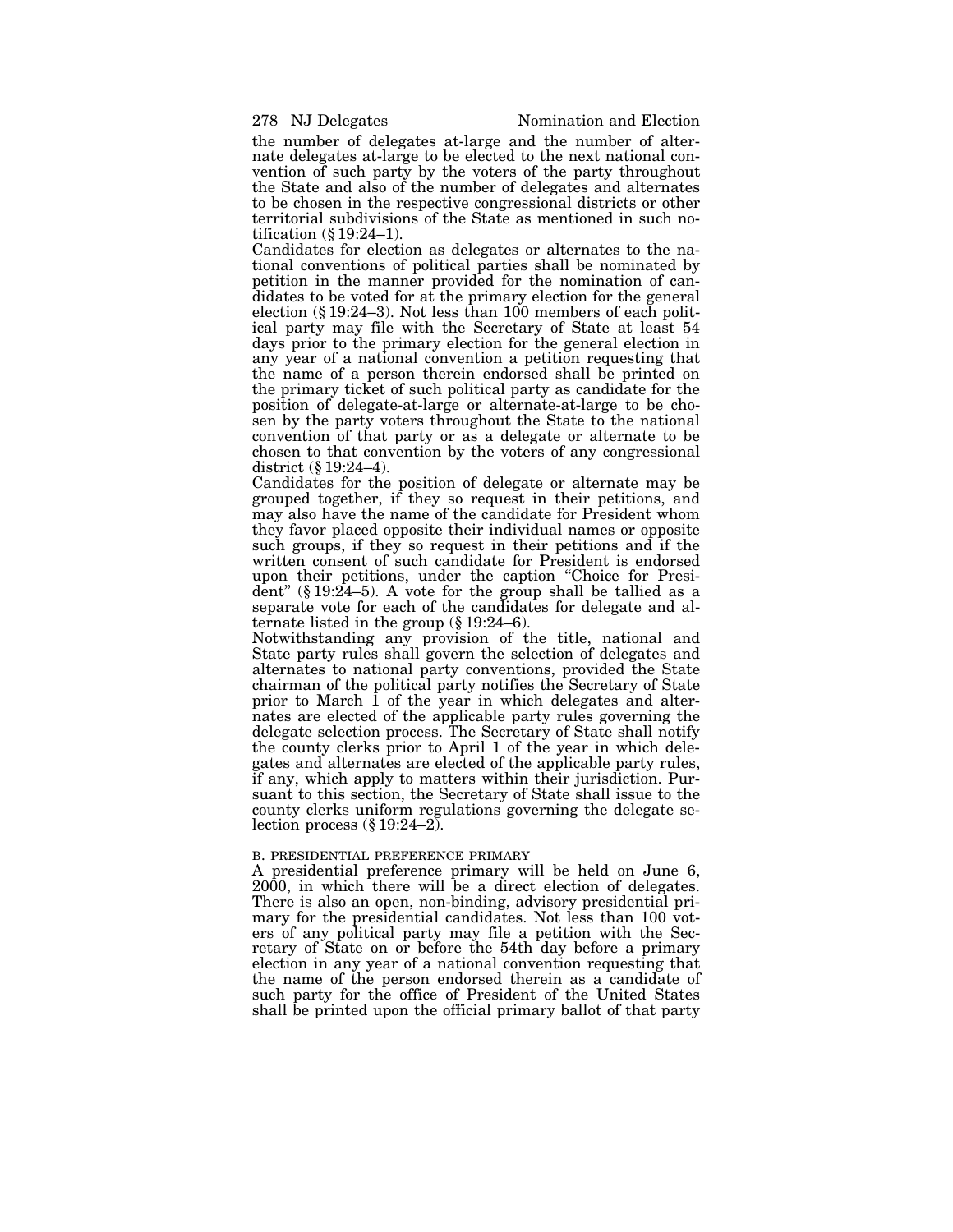the number of delegates at-large and the number of alternate delegates at-large to be elected to the next national convention of such party by the voters of the party throughout the State and also of the number of delegates and alternates to be chosen in the respective congressional districts or other territorial subdivisions of the State as mentioned in such notification (§ 19:24–1).

Candidates for election as delegates or alternates to the national conventions of political parties shall be nominated by petition in the manner provided for the nomination of candidates to be voted for at the primary election for the general election (§ 19:24–3). Not less than 100 members of each political party may file with the Secretary of State at least 54 days prior to the primary election for the general election in any year of a national convention a petition requesting that the name of a person therein endorsed shall be printed on the primary ticket of such political party as candidate for the position of delegate-at-large or alternate-at-large to be chosen by the party voters throughout the State to the national convention of that party or as a delegate or alternate to be chosen to that convention by the voters of any congressional district (§ 19:24–4).

Candidates for the position of delegate or alternate may be grouped together, if they so request in their petitions, and may also have the name of the candidate for President whom they favor placed opposite their individual names or opposite such groups, if they so request in their petitions and if the written consent of such candidate for President is endorsed upon their petitions, under the caption "Choice for President" (§ 19:24–5). A vote for the group shall be tallied as a separate vote for each of the candidates for delegate and alternate listed in the group (§ 19:24–6).

Notwithstanding any provision of the title, national and State party rules shall govern the selection of delegates and alternates to national party conventions, provided the State chairman of the political party notifies the Secretary of State prior to March 1 of the year in which delegates and alternates are elected of the applicable party rules governing the delegate selection process. The Secretary of State shall notify the county clerks prior to April 1 of the year in which delegates and alternates are elected of the applicable party rules, if any, which apply to matters within their jurisdiction. Pursuant to this section, the Secretary of State shall issue to the county clerks uniform regulations governing the delegate selection process (§ 19:24–2).

B. PRESIDENTIAL PREFERENCE PRIMARY

A presidential preference primary will be held on June 6, 2000, in which there will be a direct election of delegates. There is also an open, non-binding, advisory presidential primary for the presidential candidates. Not less than 100 voters of any political party may file a petition with the Secretary of State on or before the 54th day before a primary election in any year of a national convention requesting that the name of the person endorsed therein as a candidate of such party for the office of President of the United States shall be printed upon the official primary ballot of that party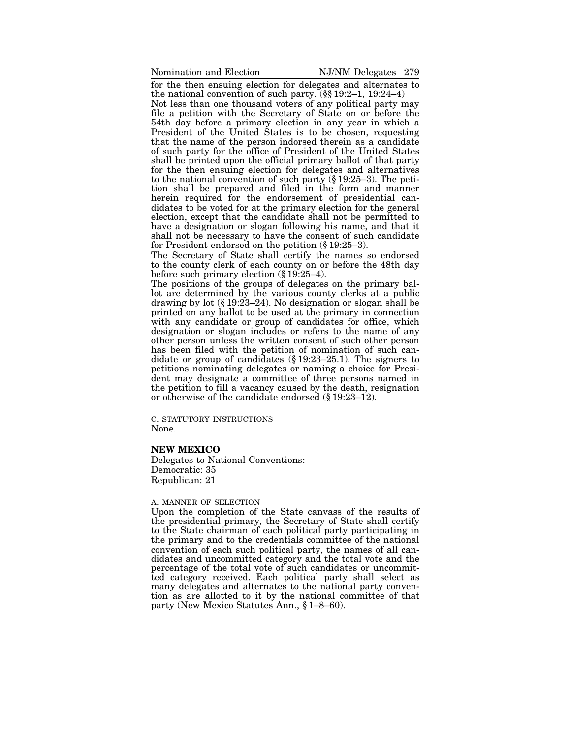for the then ensuing election for delegates and alternates to the national convention of such party. (§§ 19:2–1, 19:24–4)

Not less than one thousand voters of any political party may file a petition with the Secretary of State on or before the 54th day before a primary election in any year in which a President of the United States is to be chosen, requesting that the name of the person indorsed therein as a candidate of such party for the office of President of the United States shall be printed upon the official primary ballot of that party for the then ensuing election for delegates and alternatives to the national convention of such party (§ 19:25–3). The petition shall be prepared and filed in the form and manner herein required for the endorsement of presidential candidates to be voted for at the primary election for the general election, except that the candidate shall not be permitted to have a designation or slogan following his name, and that it shall not be necessary to have the consent of such candidate for President endorsed on the petition (§ 19:25–3).

The Secretary of State shall certify the names so endorsed to the county clerk of each county on or before the 48th day before such primary election (§ 19:25–4).

The positions of the groups of delegates on the primary ballot are determined by the various county clerks at a public drawing by lot (§ 19:23–24). No designation or slogan shall be printed on any ballot to be used at the primary in connection with any candidate or group of candidates for office, which designation or slogan includes or refers to the name of any other person unless the written consent of such other person has been filed with the petition of nomination of such candidate or group of candidates (§ 19:23–25.1). The signers to petitions nominating delegates or naming a choice for President may designate a committee of three persons named in the petition to fill a vacancy caused by the death, resignation or otherwise of the candidate endorsed (§ 19:23–12).

C. STATUTORY INSTRUCTIONS

None.

## NEW MEXICO

Delegates to National Conventions:
Democratic: 35
Republican: 21

A. MANNER OF SELECTION

Upon the completion of the State canvass of the results of the presidential primary, the Secretary of State shall certify to the State chairman of each political party participating in the primary and to the credentials committee of the national convention of each such political party, the names of all candidates and uncommitted category and the total vote and the percentage of the total vote of such candidates or uncommitted category received. Each political party shall select as many delegates and alternates to the national party convention as are allotted to it by the national committee of that party (New Mexico Statutes Ann., § 1–8–60).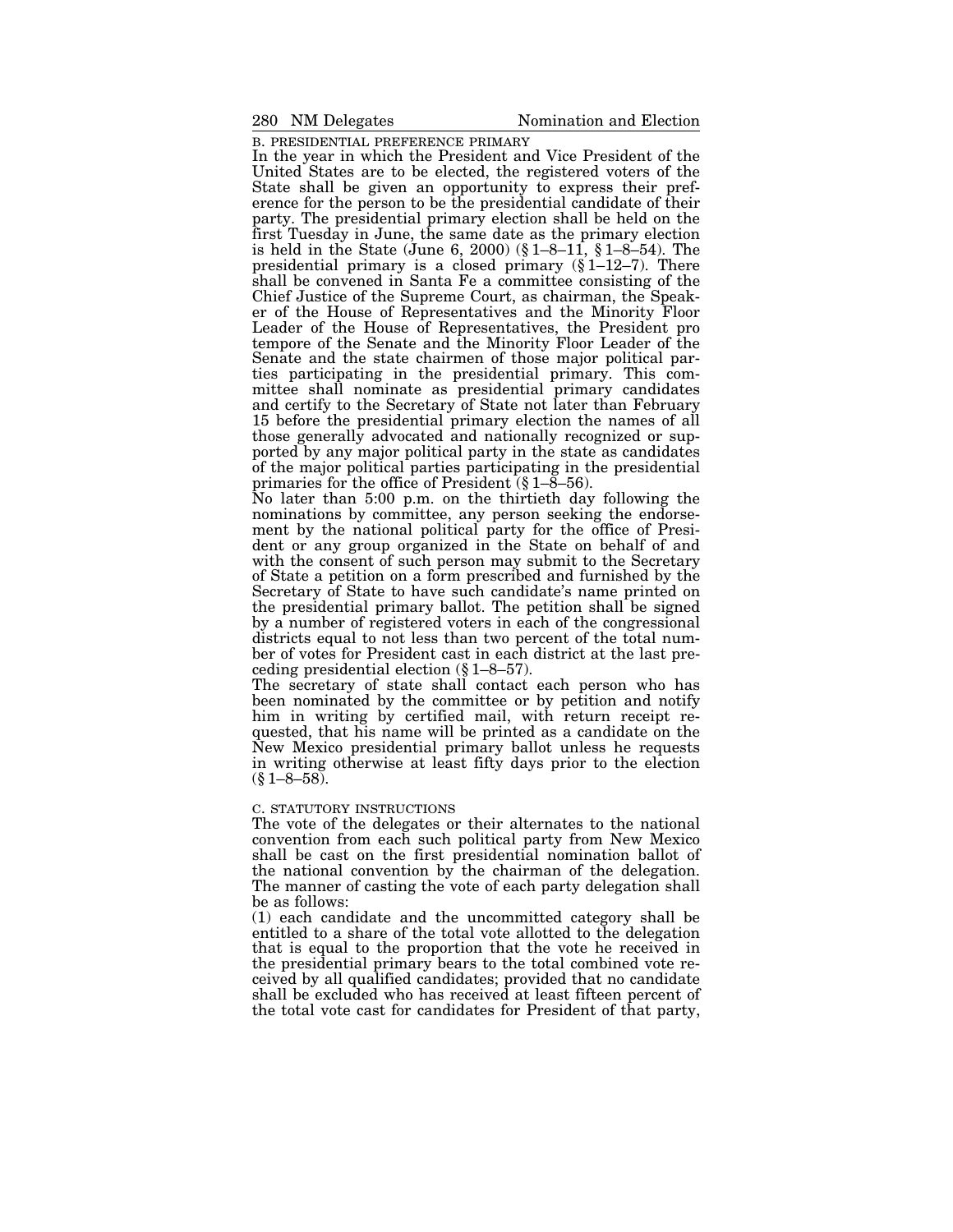### B. PRESIDENTIAL PREFERENCE PRIMARY

In the year in which the President and Vice President of the United States are to be elected, the registered voters of the State shall be given an opportunity to express their preference for the person to be the presidential candidate of their party. The presidential primary election shall be held on the first Tuesday in June, the same date as the primary election is held in the State (June 6, 2000) (§ 1–8–11, § 1–8–54). The presidential primary is a closed primary (§ 1–12–7). There shall be convened in Santa Fe a committee consisting of the Chief Justice of the Supreme Court, as chairman, the Speaker of the House of Representatives and the Minority Floor Leader of the House of Representatives, the President pro tempore of the Senate and the Minority Floor Leader of the Senate and the state chairmen of those major political parties participating in the presidential primary. This committee shall nominate as presidential primary candidates and certify to the Secretary of State not later than February 15 before the presidential primary election the names of all those generally advocated and nationally recognized or supported by any major political party in the state as candidates of the major political parties participating in the presidential primaries for the office of President (§ 1–8–56).

No later than 5:00 p.m. on the thirtieth day following the nominations by committee, any person seeking the endorsement by the national political party for the office of President or any group organized in the State on behalf of and with the consent of such person may submit to the Secretary of State a petition on a form prescribed and furnished by the Secretary of State to have such candidate's name printed on the presidential primary ballot. The petition shall be signed by a number of registered voters in each of the congressional districts equal to not less than two percent of the total number of votes for President cast in each district at the last preceding presidential election (§ 1–8–57).

The secretary of state shall contact each person who has been nominated by the committee or by petition and notify him in writing by certified mail, with return receipt requested, that his name will be printed as a candidate on the New Mexico presidential primary ballot unless he requests in writing otherwise at least fifty days prior to the election (§ 1–8–58).

### C. STATUTORY INSTRUCTIONS

The vote of the delegates or their alternates to the national convention from each such political party from New Mexico shall be cast on the first presidential nomination ballot of the national convention by the chairman of the delegation. The manner of casting the vote of each party delegation shall be as follows:

(1) each candidate and the uncommitted category shall be entitled to a share of the total vote allotted to the delegation that is equal to the proportion that the vote he received in the presidential primary bears to the total combined vote received by all qualified candidates; provided that no candidate shall be excluded who has received at least fifteen percent of the total vote cast for candidates for President of that party,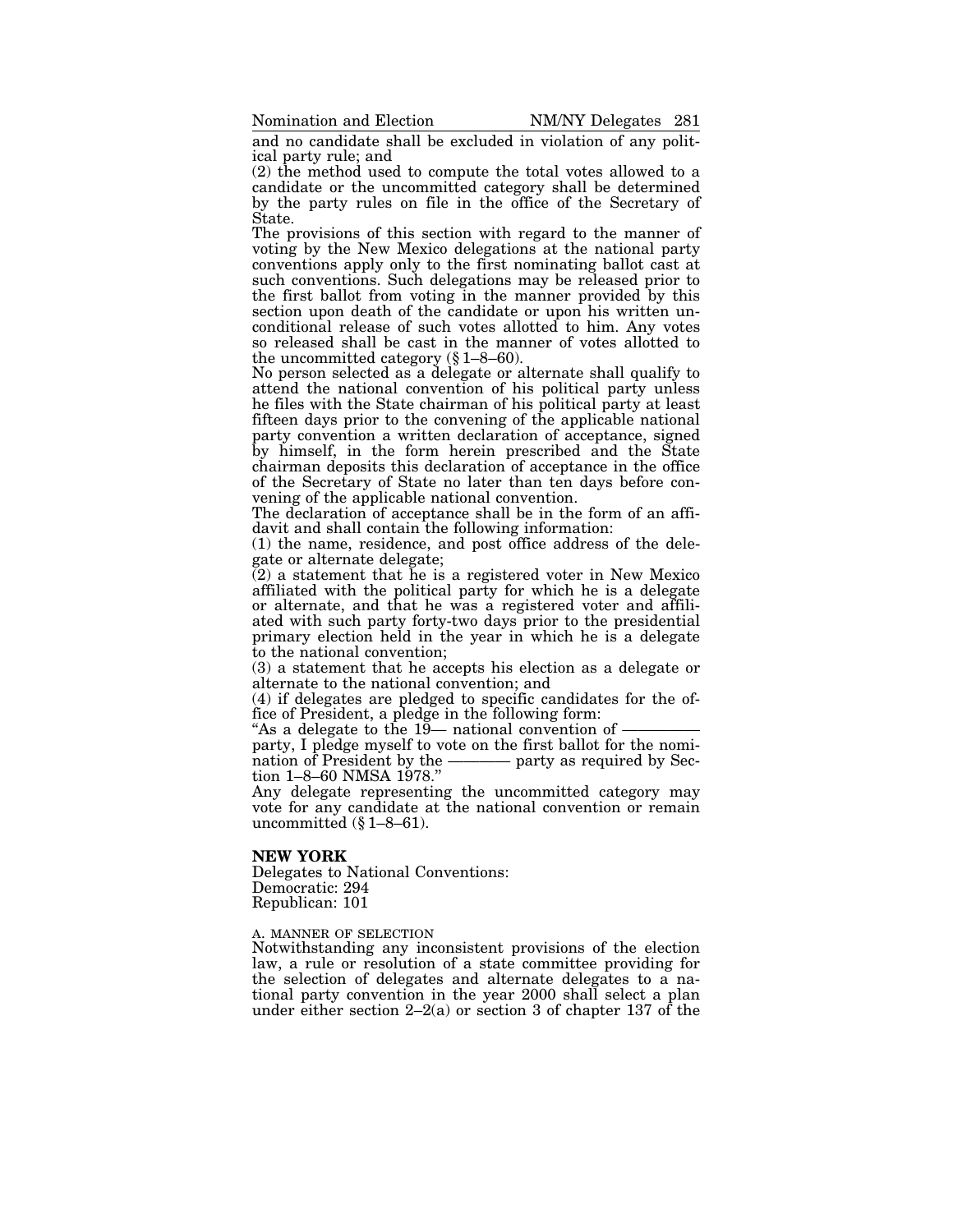and no candidate shall be excluded in violation of any political party rule; and

(2) the method used to compute the total votes allowed to a candidate or the uncommitted category shall be determined by the party rules on file in the office of the Secretary of State.

The provisions of this section with regard to the manner of voting by the New Mexico delegations at the national party conventions apply only to the first nominating ballot cast at such conventions. Such delegations may be released prior to the first ballot from voting in the manner provided by this section upon death of the candidate or upon his written unconditional release of such votes allotted to him. Any votes so released shall be cast in the manner of votes allotted to the uncommitted category (§ 1–8–60).

No person selected as a delegate or alternate shall qualify to attend the national convention of his political party unless he files with the State chairman of his political party at least fifteen days prior to the convening of the applicable national party convention a written declaration of acceptance, signed by himself, in the form herein prescribed and the State chairman deposits this declaration of acceptance in the office of the Secretary of State no later than ten days before convening of the applicable national convention.

The declaration of acceptance shall be in the form of an affidavit and shall contain the following information:

(1) the name, residence, and post office address of the delegate or alternate delegate;

(2) a statement that he is a registered voter in New Mexico affiliated with the political party for which he is a delegate or alternate, and that he was a registered voter and affiliated with such party forty-two days prior to the presidential primary election held in the year in which he is a delegate to the national convention;

(3) a statement that he accepts his election as a delegate or alternate to the national convention; and

(4) if delegates are pledged to specific candidates for the office of President, a pledge in the following form:

"As a delegate to the 19— national convention of ———— party, I pledge myself to vote on the first ballot for the nomination of President by the ———— party as required by Section 1–8–60 NMSA 1978."

Any delegate representing the uncommitted category may vote for any candidate at the national convention or remain uncommitted (§ 1–8–61).

## NEW YORK

Delegates to National Conventions:
Democratic: 294
Republican: 101

A. MANNER OF SELECTION

Notwithstanding any inconsistent provisions of the election law, a rule or resolution of a state committee providing for the selection of delegates and alternate delegates to a national party convention in the year 2000 shall select a plan under either section 2–2(a) or section 3 of chapter 137 of the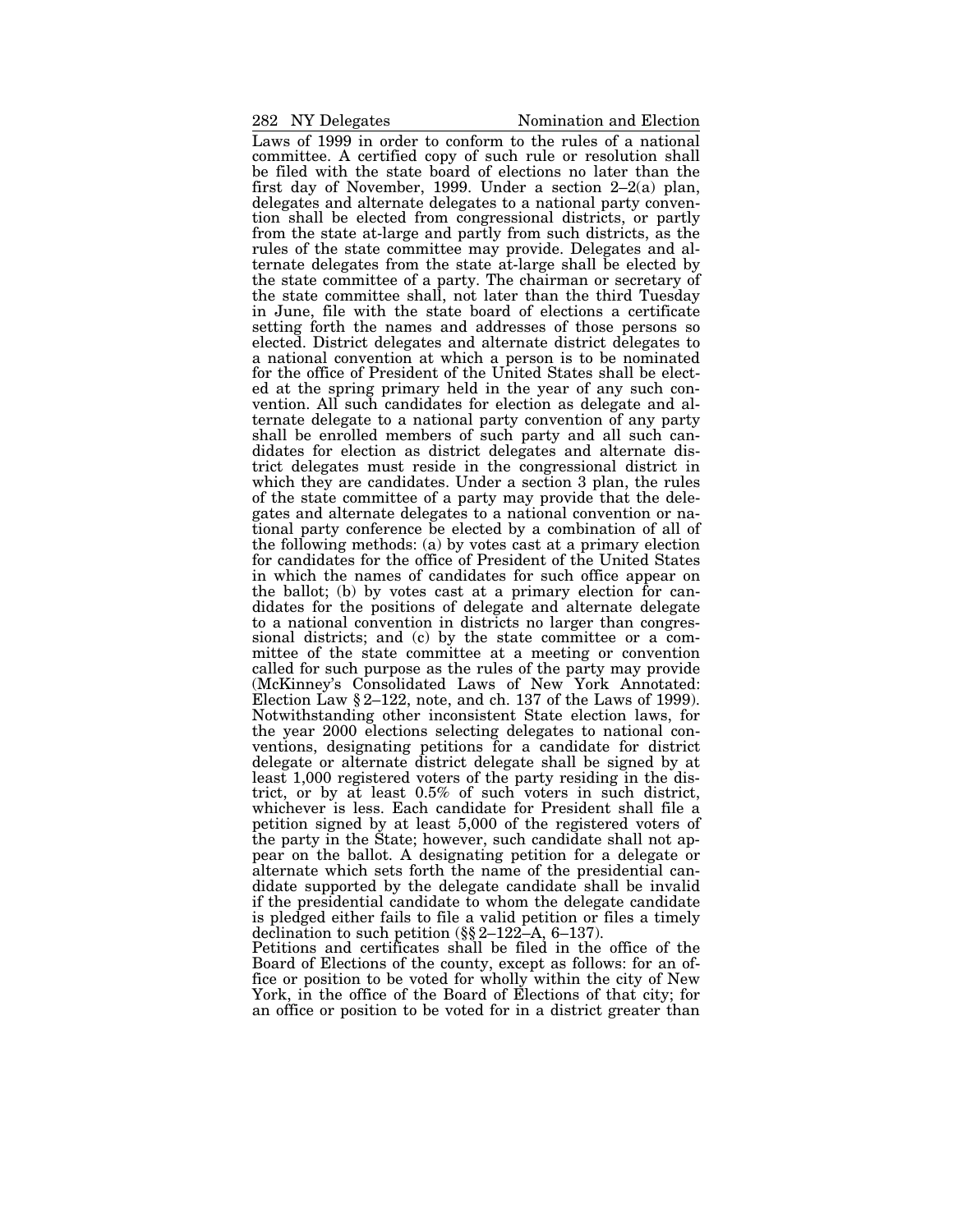Laws of 1999 in order to conform to the rules of a national committee. A certified copy of such rule or resolution shall be filed with the state board of elections no later than the first day of November, 1999. Under a section 2–2(a) plan, delegates and alternate delegates to a national party convention shall be elected from congressional districts, or partly from the state at-large and partly from such districts, as the rules of the state committee may provide. Delegates and alternate delegates from the state at-large shall be elected by the state committee of a party. The chairman or secretary of the state committee shall, not later than the third Tuesday in June, file with the state board of elections a certificate setting forth the names and addresses of those persons so elected. District delegates and alternate district delegates to a national convention at which a person is to be nominated for the office of President of the United States shall be elected at the spring primary held in the year of any such convention. All such candidates for election as delegate and alternate delegate to a national party convention of any party shall be enrolled members of such party and all such candidates for election as district delegates and alternate district delegates must reside in the congressional district in which they are candidates. Under a section 3 plan, the rules of the state committee of a party may provide that the delegates and alternate delegates to a national convention or national party conference be elected by a combination of all of the following methods: (a) by votes cast at a primary election for candidates for the office of President of the United States in which the names of candidates for such office appear on the ballot; (b) by votes cast at a primary election for candidates for the positions of delegate and alternate delegate to a national convention in districts no larger than congressional districts; and (c) by the state committee or a committee of the state committee at a meeting or convention called for such purpose as the rules of the party may provide (McKinney's Consolidated Laws of New York Annotated: Election Law § 2–122, note, and ch. 137 of the Laws of 1999). Notwithstanding other inconsistent State election laws, for the year 2000 elections selecting delegates to national conventions, designating petitions for a candidate for district delegate or alternate district delegate shall be signed by at least 1,000 registered voters of the party residing in the district, or by at least 0.5% of such voters in such district, whichever is less. Each candidate for President shall file a petition signed by at least 5,000 of the registered voters of the party in the State; however, such candidate shall not appear on the ballot. A designating petition for a delegate or alternate which sets forth the name of the presidential candidate supported by the delegate candidate shall be invalid if the presidential candidate to whom the delegate candidate is pledged either fails to file a valid petition or files a timely declination to such petition (§§ 2–122–A, 6–137).

Petitions and certificates shall be filed in the office of the Board of Elections of the county, except as follows: for an office or position to be voted for wholly within the city of New York, in the office of the Board of Elections of that city; for an office or position to be voted for in a district greater than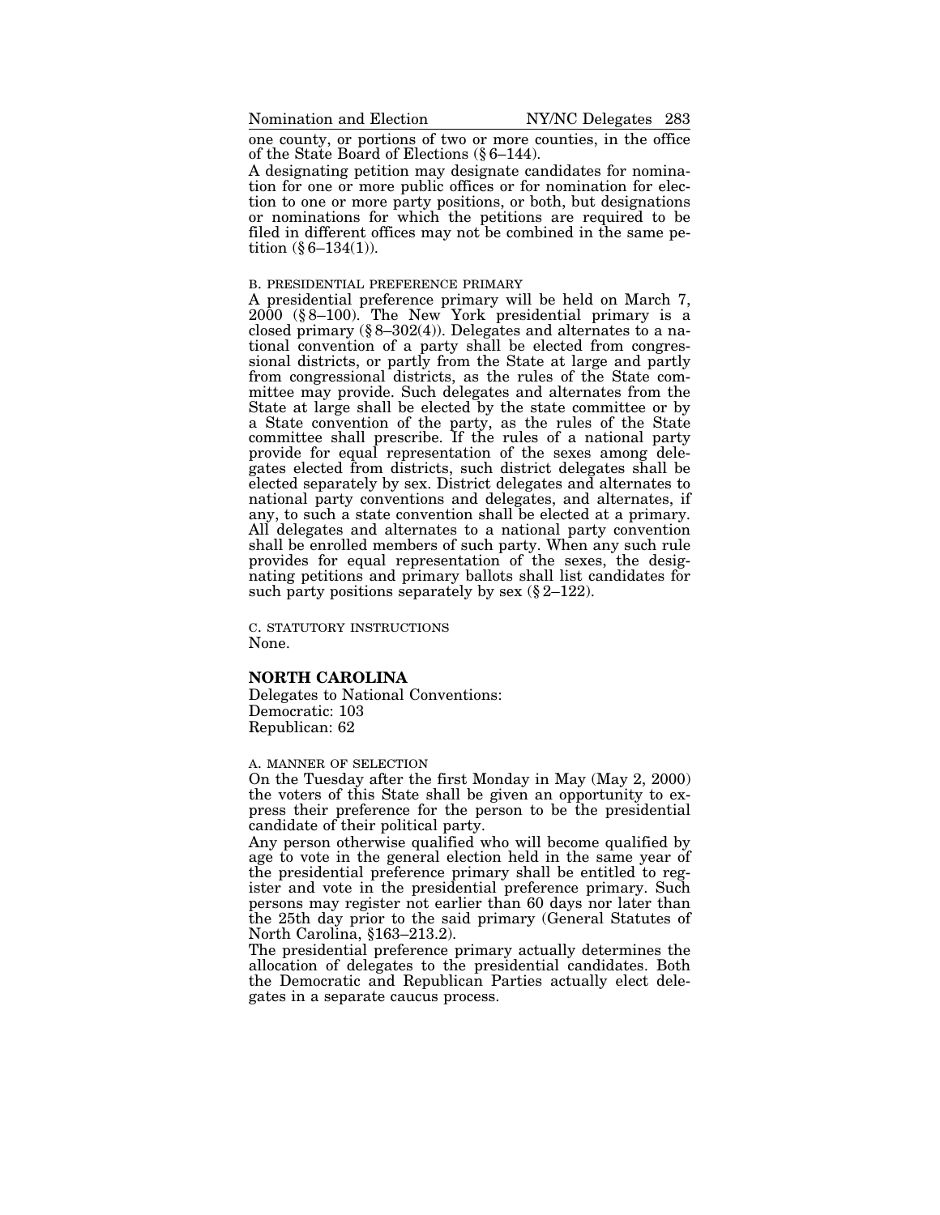one county, or portions of two or more counties, in the office of the State Board of Elections (§ 6–144).

A designating petition may designate candidates for nomination for one or more public offices or for nomination for election to one or more party positions, or both, but designations or nominations for which the petitions are required to be filed in different offices may not be combined in the same petition (§ 6–134(1)).

B. PRESIDENTIAL PREFERENCE PRIMARY

A presidential preference primary will be held on March 7, 2000 (§ 8–100). The New York presidential primary is a closed primary (§ 8–302(4)). Delegates and alternates to a national convention of a party shall be elected from congressional districts, or partly from the State at large and partly from congressional districts, as the rules of the State committee may provide. Such delegates and alternates from the State at large shall be elected by the state committee or by a State convention of the party, as the rules of the State committee shall prescribe. If the rules of a national party provide for equal representation of the sexes among delegates elected from districts, such district delegates shall be elected separately by sex. District delegates and alternates to national party conventions and delegates, and alternates, if any, to such a state convention shall be elected at a primary. All delegates and alternates to a national party convention shall be enrolled members of such party. When any such rule provides for equal representation of the sexes, the designating petitions and primary ballots shall list candidates for such party positions separately by sex (§ 2–122).

C. STATUTORY INSTRUCTIONS

None.

## NORTH CAROLINA

Delegates to National Conventions:
Democratic: 103
Republican: 62

A. MANNER OF SELECTION

On the Tuesday after the first Monday in May (May 2, 2000) the voters of this State shall be given an opportunity to express their preference for the person to be the presidential candidate of their political party.

Any person otherwise qualified who will become qualified by age to vote in the general election held in the same year of the presidential preference primary shall be entitled to register and vote in the presidential preference primary. Such persons may register not earlier than 60 days nor later than the 25th day prior to the said primary (General Statutes of North Carolina, §163–213.2).

The presidential preference primary actually determines the allocation of delegates to the presidential candidates. Both the Democratic and Republican Parties actually elect delegates in a separate caucus process.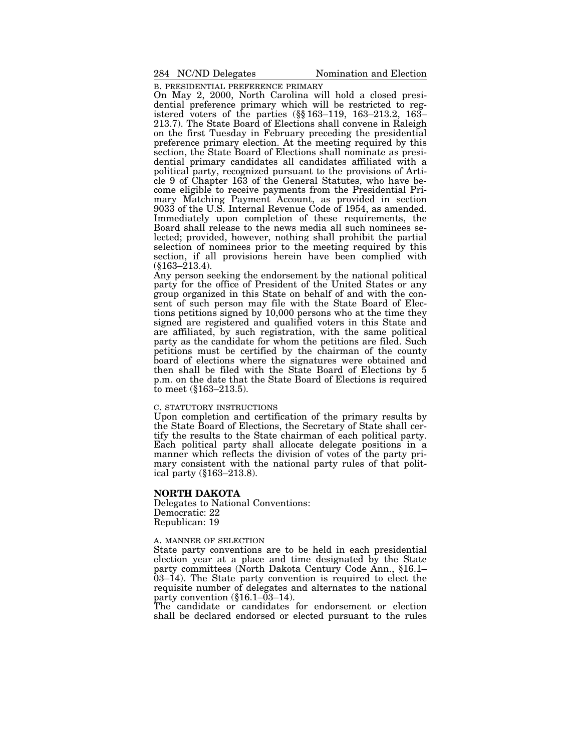B. PRESIDENTIAL PREFERENCE PRIMARY

On May 2, 2000, North Carolina will hold a closed presidential preference primary which will be restricted to registered voters of the parties (§§ 163–119, 163–213.2, 163–213.7). The State Board of Elections shall convene in Raleigh on the first Tuesday in February preceding the presidential preference primary election. At the meeting required by this section, the State Board of Elections shall nominate as presidential primary candidates all candidates affiliated with a political party, recognized pursuant to the provisions of Article 9 of Chapter 163 of the General Statutes, who have become eligible to receive payments from the Presidential Primary Matching Payment Account, as provided in section 9033 of the U.S. Internal Revenue Code of 1954, as amended. Immediately upon completion of these requirements, the Board shall release to the news media all such nominees selected; provided, however, nothing shall prohibit the partial selection of nominees prior to the meeting required by this section, if all provisions herein have been complied with (§163–213.4).

Any person seeking the endorsement by the national political party for the office of President of the United States or any group organized in this State on behalf of and with the consent of such person may file with the State Board of Elections petitions signed by 10,000 persons who at the time they signed are registered and qualified voters in this State and are affiliated, by such registration, with the same political party as the candidate for whom the petitions are filed. Such petitions must be certified by the chairman of the county board of elections where the signatures were obtained and then shall be filed with the State Board of Elections by 5 p.m. on the date that the State Board of Elections is required to meet (§163–213.5).

C. STATUTORY INSTRUCTIONS

Upon completion and certification of the primary results by the State Board of Elections, the Secretary of State shall certify the results to the State chairman of each political party. Each political party shall allocate delegate positions in a manner which reflects the division of votes of the party primary consistent with the national party rules of that political party (§163–213.8).

## NORTH DAKOTA

Delegates to National Conventions:
Democratic: 22
Republican: 19

A. MANNER OF SELECTION

State party conventions are to be held in each presidential election year at a place and time designated by the State party committees (North Dakota Century Code Ann., §16.1–03–14). The State party convention is required to elect the requisite number of delegates and alternates to the national party convention (§16.1–03–14).

The candidate or candidates for endorsement or election shall be declared endorsed or elected pursuant to the rules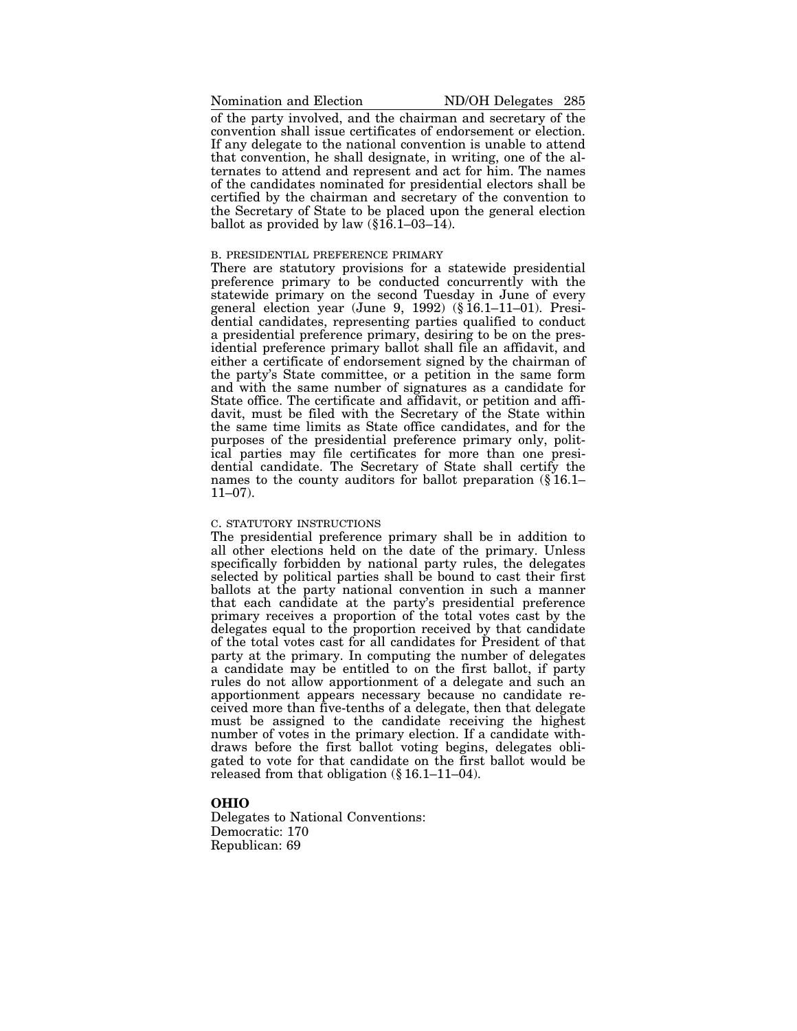of the party involved, and the chairman and secretary of the convention shall issue certificates of endorsement or election. If any delegate to the national convention is unable to attend that convention, he shall designate, in writing, one of the alternates to attend and represent and act for him. The names of the candidates nominated for presidential electors shall be certified by the chairman and secretary of the convention to the Secretary of State to be placed upon the general election ballot as provided by law (§16.1–03–14).

B. PRESIDENTIAL PREFERENCE PRIMARY

There are statutory provisions for a statewide presidential preference primary to be conducted concurrently with the statewide primary on the second Tuesday in June of every general election year (June 9, 1992) (§ 16.1–11–01). Presidential candidates, representing parties qualified to conduct a presidential preference primary, desiring to be on the presidential preference primary ballot shall file an affidavit, and either a certificate of endorsement signed by the chairman of the party's State committee, or a petition in the same form and with the same number of signatures as a candidate for State office. The certificate and affidavit, or petition and affidavit, must be filed with the Secretary of the State within the same time limits as State office candidates, and for the purposes of the presidential preference primary only, political parties may file certificates for more than one presidential candidate. The Secretary of State shall certify the names to the county auditors for ballot preparation (§ 16.1–11–07).

C. STATUTORY INSTRUCTIONS

The presidential preference primary shall be in addition to all other elections held on the date of the primary. Unless specifically forbidden by national party rules, the delegates selected by political parties shall be bound to cast their first ballots at the party national convention in such a manner that each candidate at the party's presidential preference primary receives a proportion of the total votes cast by the delegates equal to the proportion received by that candidate of the total votes cast for all candidates for President of that party at the primary. In computing the number of delegates a candidate may be entitled to on the first ballot, if party rules do not allow apportionment of a delegate and such an apportionment appears necessary because no candidate received more than five-tenths of a delegate, then that delegate must be assigned to the candidate receiving the highest number of votes in the primary election. If a candidate withdraws before the first ballot voting begins, delegates obligated to vote for that candidate on the first ballot would be released from that obligation (§ 16.1–11–04).

## OHIO

Delegates to National Conventions:
Democratic: 170
Republican: 69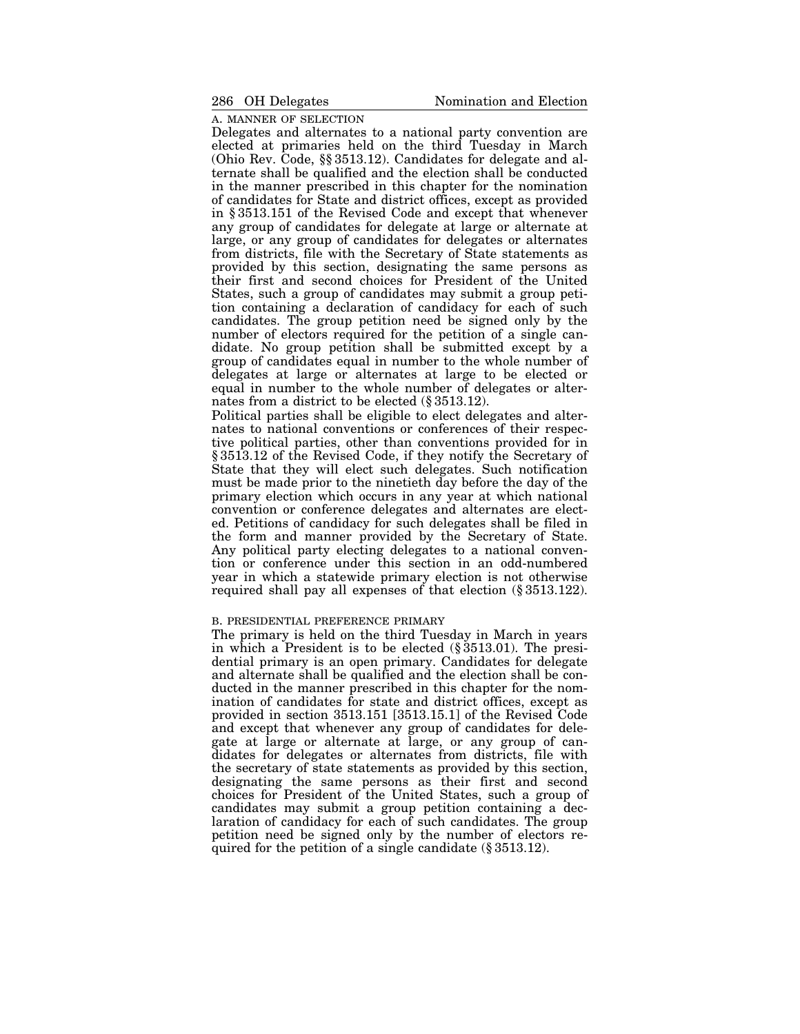### A. MANNER OF SELECTION

Delegates and alternates to a national party convention are elected at primaries held on the third Tuesday in March (Ohio Rev. Code, §§ 3513.12). Candidates for delegate and alternate shall be qualified and the election shall be conducted in the manner prescribed in this chapter for the nomination of candidates for State and district offices, except as provided in § 3513.151 of the Revised Code and except that whenever any group of candidates for delegate at large or alternate at large, or any group of candidates for delegates or alternates from districts, file with the Secretary of State statements as provided by this section, designating the same persons as their first and second choices for President of the United States, such a group of candidates may submit a group petition containing a declaration of candidacy for each of such candidates. The group petition need be signed only by the number of electors required for the petition of a single candidate. No group petition shall be submitted except by a group of candidates equal in number to the whole number of delegates at large or alternates at large to be elected or equal in number to the whole number of delegates or alternates from a district to be elected (§ 3513.12).

Political parties shall be eligible to elect delegates and alternates to national conventions or conferences of their respective political parties, other than conventions provided for in § 3513.12 of the Revised Code, if they notify the Secretary of State that they will elect such delegates. Such notification must be made prior to the ninetieth day before the day of the primary election which occurs in any year at which national convention or conference delegates and alternates are elected. Petitions of candidacy for such delegates shall be filed in the form and manner provided by the Secretary of State. Any political party electing delegates to a national convention or conference under this section in an odd-numbered year in which a statewide primary election is not otherwise required shall pay all expenses of that election (§ 3513.122).

### B. PRESIDENTIAL PREFERENCE PRIMARY

The primary is held on the third Tuesday in March in years in which a President is to be elected (§ 3513.01). The presidential primary is an open primary. Candidates for delegate and alternate shall be qualified and the election shall be conducted in the manner prescribed in this chapter for the nomination of candidates for state and district offices, except as provided in section 3513.151 [3513.15.1] of the Revised Code and except that whenever any group of candidates for delegate at large or alternate at large, or any group of candidates for delegates or alternates from districts, file with the secretary of state statements as provided by this section, designating the same persons as their first and second choices for President of the United States, such a group of candidates may submit a group petition containing a declaration of candidacy for each of such candidates. The group petition need be signed only by the number of electors required for the petition of a single candidate (§ 3513.12).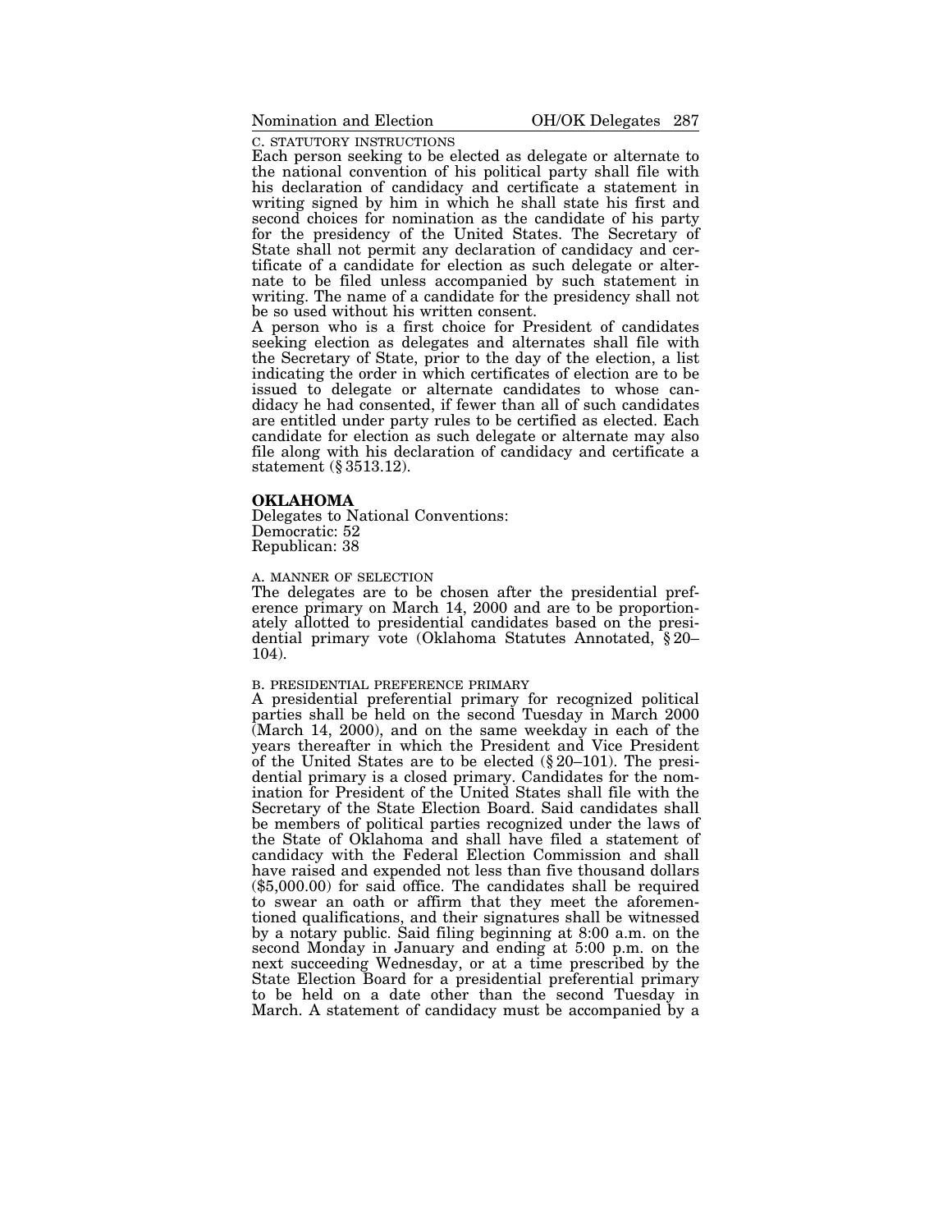C. STATUTORY INSTRUCTIONS

Each person seeking to be elected as delegate or alternate to the national convention of his political party shall file with his declaration of candidacy and certificate a statement in writing signed by him in which he shall state his first and second choices for nomination as the candidate of his party for the presidency of the United States. The Secretary of State shall not permit any declaration of candidacy and certificate of a candidate for election as such delegate or alternate to be filed unless accompanied by such statement in writing. The name of a candidate for the presidency shall not be so used without his written consent.

A person who is a first choice for President of candidates seeking election as delegates and alternates shall file with the Secretary of State, prior to the day of the election, a list indicating the order in which certificates of election are to be issued to delegate or alternate candidates to whose candidacy he had consented, if fewer than all of such candidates are entitled under party rules to be certified as elected. Each candidate for election as such delegate or alternate may also file along with his declaration of candidacy and certificate a statement (§ 3513.12).

## OKLAHOMA

Delegates to National Conventions:
Democratic: 52
Republican: 38

A. MANNER OF SELECTION

The delegates are to be chosen after the presidential preference primary on March 14, 2000 and are to be proportionately allotted to presidential candidates based on the presidential primary vote (Oklahoma Statutes Annotated, § 20–104).

B. PRESIDENTIAL PREFERENCE PRIMARY

A presidential preferential primary for recognized political parties shall be held on the second Tuesday in March 2000 (March 14, 2000), and on the same weekday in each of the years thereafter in which the President and Vice President of the United States are to be elected (§ 20–101). The presidential primary is a closed primary. Candidates for the nomination for President of the United States shall file with the Secretary of the State Election Board. Said candidates shall be members of political parties recognized under the laws of the State of Oklahoma and shall have filed a statement of candidacy with the Federal Election Commission and shall have raised and expended not less than five thousand dollars ($5,000.00) for said office. The candidates shall be required to swear an oath or affirm that they meet the aforementioned qualifications, and their signatures shall be witnessed by a notary public. Said filing beginning at 8:00 a.m. on the second Monday in January and ending at 5:00 p.m. on the next succeeding Wednesday, or at a time prescribed by the State Election Board for a presidential preferential primary to be held on a date other than the second Tuesday in March. A statement of candidacy must be accompanied by a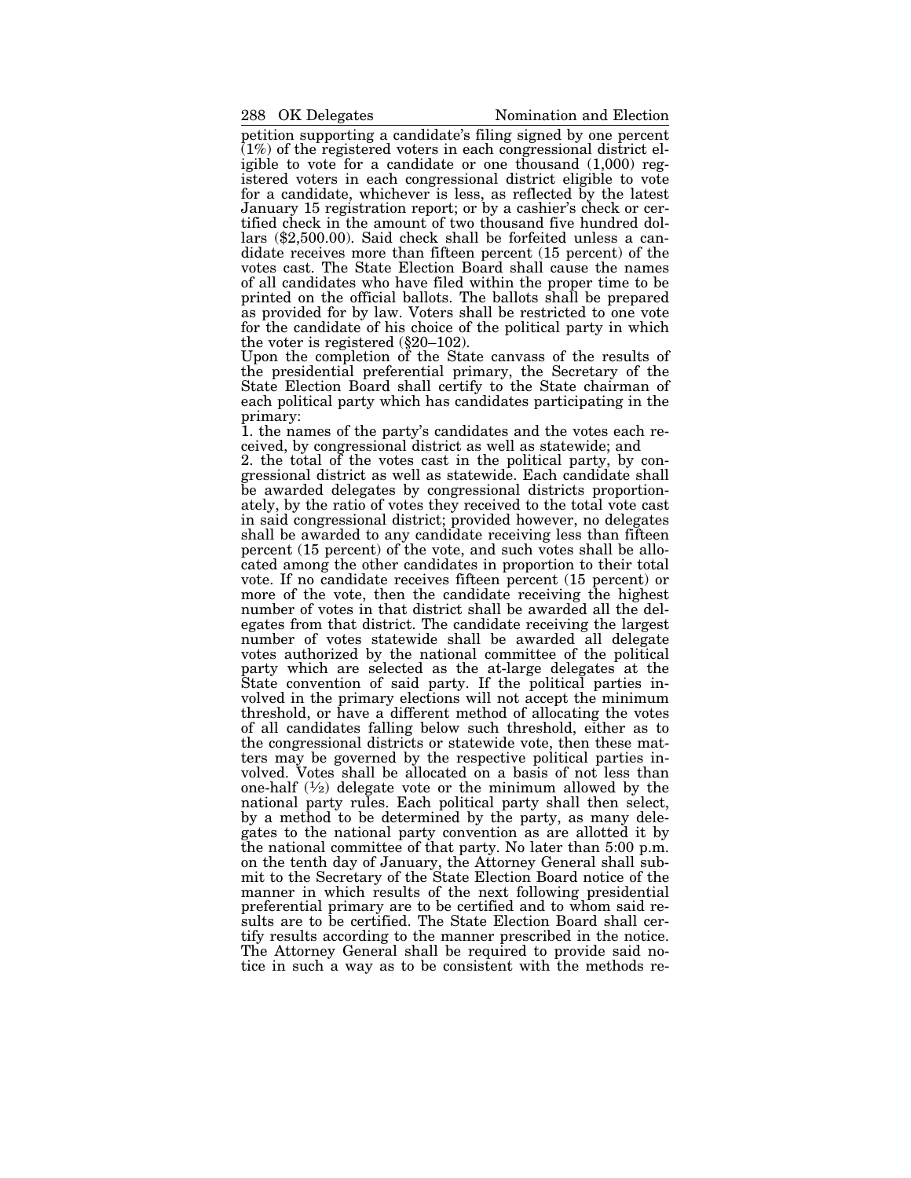petition supporting a candidate's filing signed by one percent (1%) of the registered voters in each congressional district eligible to vote for a candidate or one thousand (1,000) registered voters in each congressional district eligible to vote for a candidate, whichever is less, as reflected by the latest January 15 registration report; or by a cashier's check or certified check in the amount of two thousand five hundred dollars ($2,500.00). Said check shall be forfeited unless a candidate receives more than fifteen percent (15 percent) of the votes cast. The State Election Board shall cause the names of all candidates who have filed within the proper time to be printed on the official ballots. The ballots shall be prepared as provided for by law. Voters shall be restricted to one vote for the candidate of his choice of the political party in which the voter is registered (§20–102).

Upon the completion of the State canvass of the results of the presidential preferential primary, the Secretary of the State Election Board shall certify to the State chairman of each political party which has candidates participating in the primary:

1. the names of the party's candidates and the votes each received, by congressional district as well as statewide; and
2. the total of the votes cast in the political party, by congressional district as well as statewide. Each candidate shall be awarded delegates by congressional districts proportionately, by the ratio of votes they received to the total vote cast in said congressional district; provided however, no delegates shall be awarded to any candidate receiving less than fifteen percent (15 percent) of the vote, and such votes shall be allocated among the other candidates in proportion to their total vote. If no candidate receives fifteen percent (15 percent) or more of the vote, then the candidate receiving the highest number of votes in that district shall be awarded all the delegates from that district. The candidate receiving the largest number of votes statewide shall be awarded all delegate votes authorized by the national committee of the political party which are selected as the at-large delegates at the State convention of said party. If the political parties involved in the primary elections will not accept the minimum threshold, or have a different method of allocating the votes of all candidates falling below such threshold, either as to the congressional districts or statewide vote, then these matters may be governed by the respective political parties involved. Votes shall be allocated on a basis of not less than one-half (½) delegate vote or the minimum allowed by the national party rules. Each political party shall then select, by a method to be determined by the party, as many delegates to the national party convention as are allotted it by the national committee of that party. No later than 5:00 p.m. on the tenth day of January, the Attorney General shall submit to the Secretary of the State Election Board notice of the manner in which results of the next following presidential preferential primary are to be certified and to whom said results are to be certified. The State Election Board shall certify results according to the manner prescribed in the notice. The Attorney General shall be required to provide said notice in such a way as to be consistent with the methods re-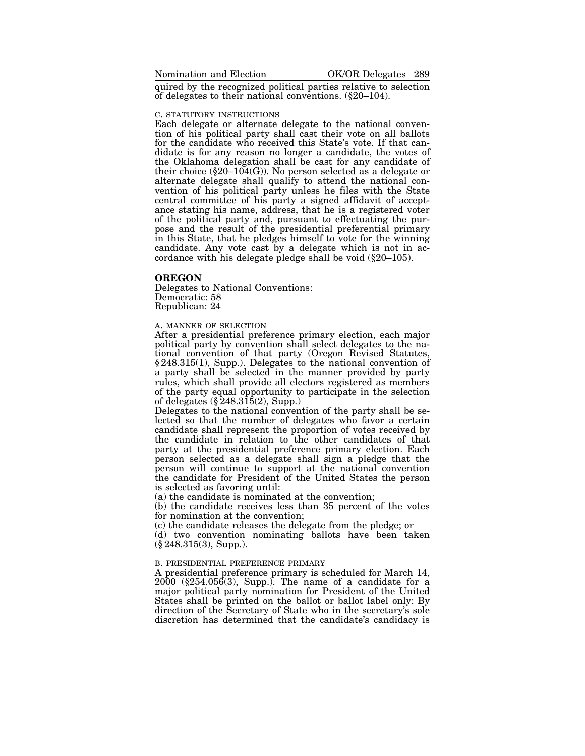quired by the recognized political parties relative to selection of delegates to their national conventions. (§20–104).

C. STATUTORY INSTRUCTIONS

Each delegate or alternate delegate to the national convention of his political party shall cast their vote on all ballots for the candidate who received this State's vote. If that candidate is for any reason no longer a candidate, the votes of the Oklahoma delegation shall be cast for any candidate of their choice (§20–104(G)). No person selected as a delegate or alternate delegate shall qualify to attend the national convention of his political party unless he files with the State central committee of his party a signed affidavit of acceptance stating his name, address, that he is a registered voter of the political party and, pursuant to effectuating the purpose and the result of the presidential preferential primary in this State, that he pledges himself to vote for the winning candidate. Any vote cast by a delegate which is not in accordance with his delegate pledge shall be void (§20–105).

## OREGON

Delegates to National Conventions:
Democratic: 58
Republican: 24

A. MANNER OF SELECTION

After a presidential preference primary election, each major political party by convention shall select delegates to the national convention of that party (Oregon Revised Statutes, § 248.315(1), Supp.). Delegates to the national convention of a party shall be selected in the manner provided by party rules, which shall provide all electors registered as members of the party equal opportunity to participate in the selection of delegates (§ 248.315(2), Supp.)

Delegates to the national convention of the party shall be selected so that the number of delegates who favor a certain candidate shall represent the proportion of votes received by the candidate in relation to the other candidates of that party at the presidential preference primary election. Each person selected as a delegate shall sign a pledge that the person will continue to support at the national convention the candidate for President of the United States the person is selected as favoring until:

(a) the candidate is nominated at the convention;
(b) the candidate receives less than 35 percent of the votes for nomination at the convention;
(c) the candidate releases the delegate from the pledge; or
(d) two convention nominating ballots have been taken (§ 248.315(3), Supp.).

B. PRESIDENTIAL PREFERENCE PRIMARY

A presidential preference primary is scheduled for March 14, 2000 (§254.056(3), Supp.). The name of a candidate for a major political party nomination for President of the United States shall be printed on the ballot or ballot label only: By direction of the Secretary of State who in the secretary's sole discretion has determined that the candidate's candidacy is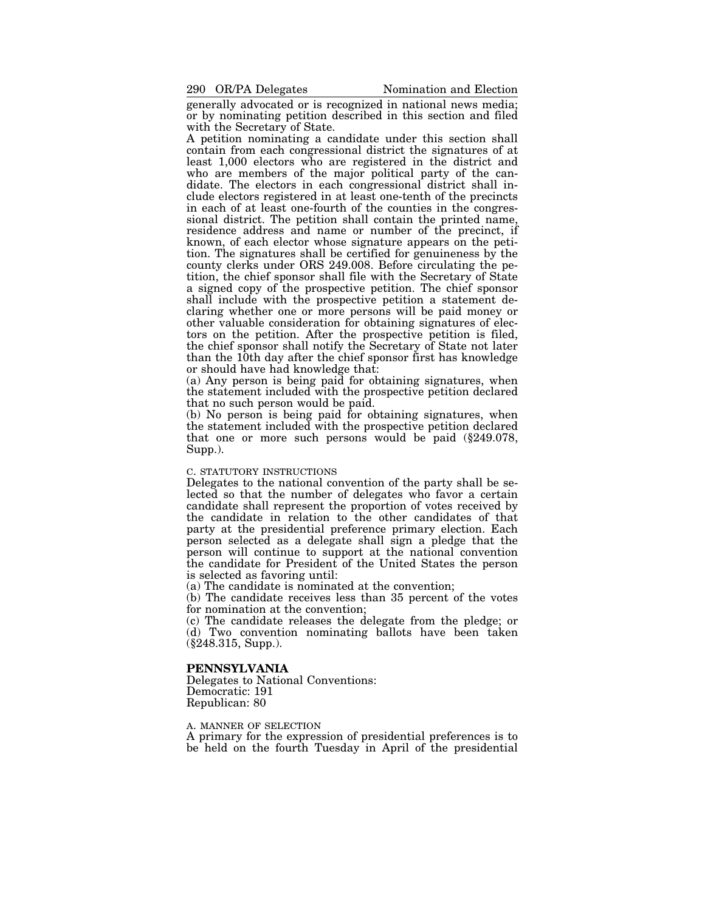generally advocated or is recognized in national news media; or by nominating petition described in this section and filed with the Secretary of State.

A petition nominating a candidate under this section shall contain from each congressional district the signatures of at least 1,000 electors who are registered in the district and who are members of the major political party of the candidate. The electors in each congressional district shall include electors registered in at least one-tenth of the precincts in each of at least one-fourth of the counties in the congressional district. The petition shall contain the printed name, residence address and name or number of the precinct, if known, of each elector whose signature appears on the petition. The signatures shall be certified for genuineness by the county clerks under ORS 249.008. Before circulating the petition, the chief sponsor shall file with the Secretary of State a signed copy of the prospective petition. The chief sponsor shall include with the prospective petition a statement declaring whether one or more persons will be paid money or other valuable consideration for obtaining signatures of electors on the petition. After the prospective petition is filed, the chief sponsor shall notify the Secretary of State not later than the 10th day after the chief sponsor first has knowledge or should have had knowledge that:

(a) Any person is being paid for obtaining signatures, when the statement included with the prospective petition declared that no such person would be paid.

(b) No person is being paid for obtaining signatures, when the statement included with the prospective petition declared that one or more such persons would be paid (§249.078, Supp.).

C. STATUTORY INSTRUCTIONS

Delegates to the national convention of the party shall be selected so that the number of delegates who favor a certain candidate shall represent the proportion of votes received by the candidate in relation to the other candidates of that party at the presidential preference primary election. Each person selected as a delegate shall sign a pledge that the person will continue to support at the national convention the candidate for President of the United States the person is selected as favoring until:

(a) The candidate is nominated at the convention;

(b) The candidate receives less than 35 percent of the votes for nomination at the convention;

(c) The candidate releases the delegate from the pledge; or

(d) Two convention nominating ballots have been taken (§248.315, Supp.).

## PENNSYLVANIA

Delegates to National Conventions:
Democratic: 191
Republican: 80

A. MANNER OF SELECTION

A primary for the expression of presidential preferences is to be held on the fourth Tuesday in April of the presidential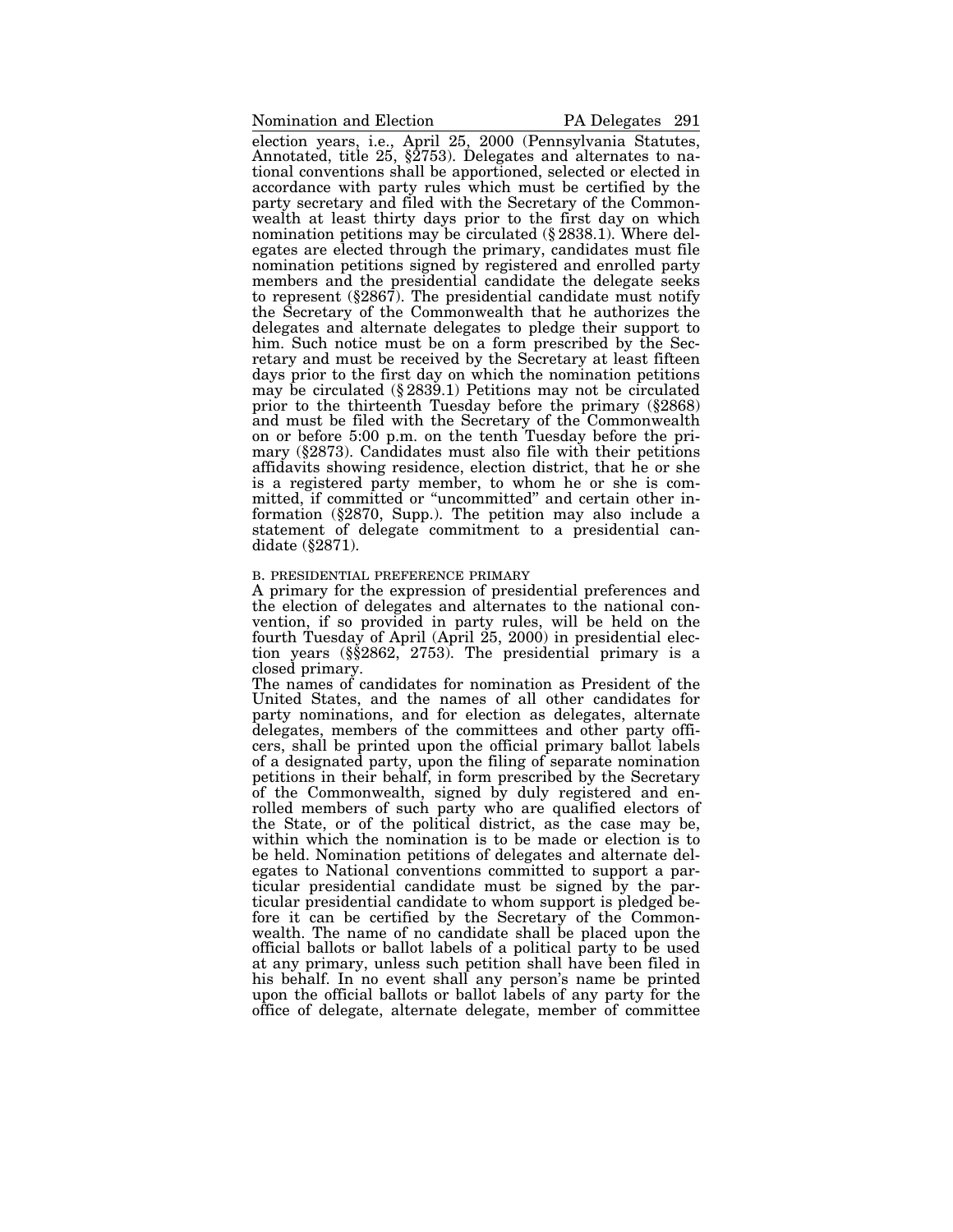election years, i.e., April 25, 2000 (Pennsylvania Statutes, Annotated, title 25, §2753). Delegates and alternates to national conventions shall be apportioned, selected or elected in accordance with party rules which must be certified by the party secretary and filed with the Secretary of the Commonwealth at least thirty days prior to the first day on which nomination petitions may be circulated (§ 2838.1). Where delegates are elected through the primary, candidates must file nomination petitions signed by registered and enrolled party members and the presidential candidate the delegate seeks to represent (§2867). The presidential candidate must notify the Secretary of the Commonwealth that he authorizes the delegates and alternate delegates to pledge their support to him. Such notice must be on a form prescribed by the Secretary and must be received by the Secretary at least fifteen days prior to the first day on which the nomination petitions may be circulated (§ 2839.1) Petitions may not be circulated prior to the thirteenth Tuesday before the primary (§2868) and must be filed with the Secretary of the Commonwealth on or before 5:00 p.m. on the tenth Tuesday before the primary (§2873). Candidates must also file with their petitions affidavits showing residence, election district, that he or she is a registered party member, to whom he or she is committed, if committed or "uncommitted" and certain other information (§2870, Supp.). The petition may also include a statement of delegate commitment to a presidential candidate (§2871).

B. PRESIDENTIAL PREFERENCE PRIMARY

A primary for the expression of presidential preferences and the election of delegates and alternates to the national convention, if so provided in party rules, will be held on the fourth Tuesday of April (April 25, 2000) in presidential election years (§§2862, 2753). The presidential primary is a closed primary.

The names of candidates for nomination as President of the United States, and the names of all other candidates for party nominations, and for election as delegates, alternate delegates, members of the committees and other party officers, shall be printed upon the official primary ballot labels of a designated party, upon the filing of separate nomination petitions in their behalf, in form prescribed by the Secretary of the Commonwealth, signed by duly registered and enrolled members of such party who are qualified electors of the State, or of the political district, as the case may be, within which the nomination is to be made or election is to be held. Nomination petitions of delegates and alternate delegates to National conventions committed to support a particular presidential candidate must be signed by the particular presidential candidate to whom support is pledged before it can be certified by the Secretary of the Commonwealth. The name of no candidate shall be placed upon the official ballots or ballot labels of a political party to be used at any primary, unless such petition shall have been filed in his behalf. In no event shall any person's name be printed upon the official ballots or ballot labels of any party for the office of delegate, alternate delegate, member of committee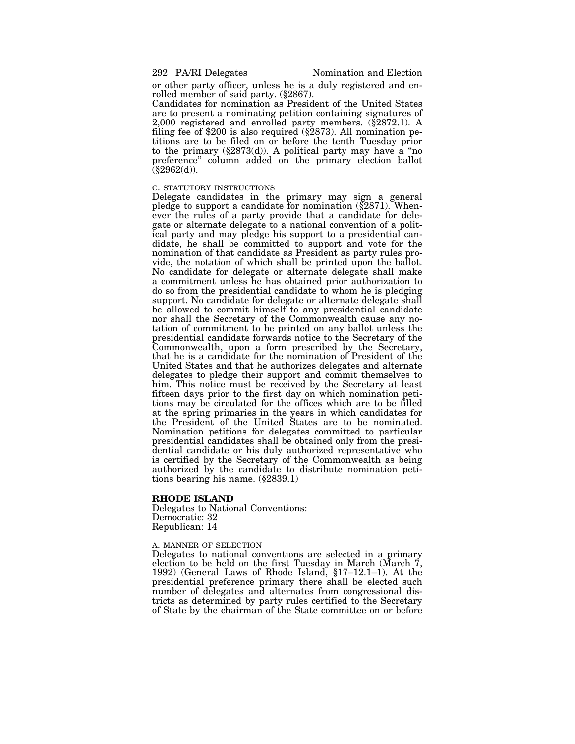or other party officer, unless he is a duly registered and enrolled member of said party. (§2867).

Candidates for nomination as President of the United States are to present a nominating petition containing signatures of 2,000 registered and enrolled party members. (§2872.1). A filing fee of $200 is also required (§2873). All nomination petitions are to be filed on or before the tenth Tuesday prior to the primary (§2873(d)). A political party may have a "no preference" column added on the primary election ballot (§2962(d)).

C. STATUTORY INSTRUCTIONS

Delegate candidates in the primary may sign a general pledge to support a candidate for nomination (§2871). Whenever the rules of a party provide that a candidate for delegate or alternate delegate to a national convention of a political party and may pledge his support to a presidential candidate, he shall be committed to support and vote for the nomination of that candidate as President as party rules provide, the notation of which shall be printed upon the ballot. No candidate for delegate or alternate delegate shall make a commitment unless he has obtained prior authorization to do so from the presidential candidate to whom he is pledging support. No candidate for delegate or alternate delegate shall be allowed to commit himself to any presidential candidate nor shall the Secretary of the Commonwealth cause any notation of commitment to be printed on any ballot unless the presidential candidate forwards notice to the Secretary of the Commonwealth, upon a form prescribed by the Secretary, that he is a candidate for the nomination of President of the United States and that he authorizes delegates and alternate delegates to pledge their support and commit themselves to him. This notice must be received by the Secretary at least fifteen days prior to the first day on which nomination petitions may be circulated for the offices which are to be filled at the spring primaries in the years in which candidates for the President of the United States are to be nominated. Nomination petitions for delegates committed to particular presidential candidates shall be obtained only from the presidential candidate or his duly authorized representative who is certified by the Secretary of the Commonwealth as being authorized by the candidate to distribute nomination petitions bearing his name. (§2839.1)

## RHODE ISLAND

Delegates to National Conventions:
Democratic: 32
Republican: 14

A. MANNER OF SELECTION

Delegates to national conventions are selected in a primary election to be held on the first Tuesday in March (March 7, 1992) (General Laws of Rhode Island, §17–12.1–1). At the presidential preference primary there shall be elected such number of delegates and alternates from congressional districts as determined by party rules certified to the Secretary of State by the chairman of the State committee on or before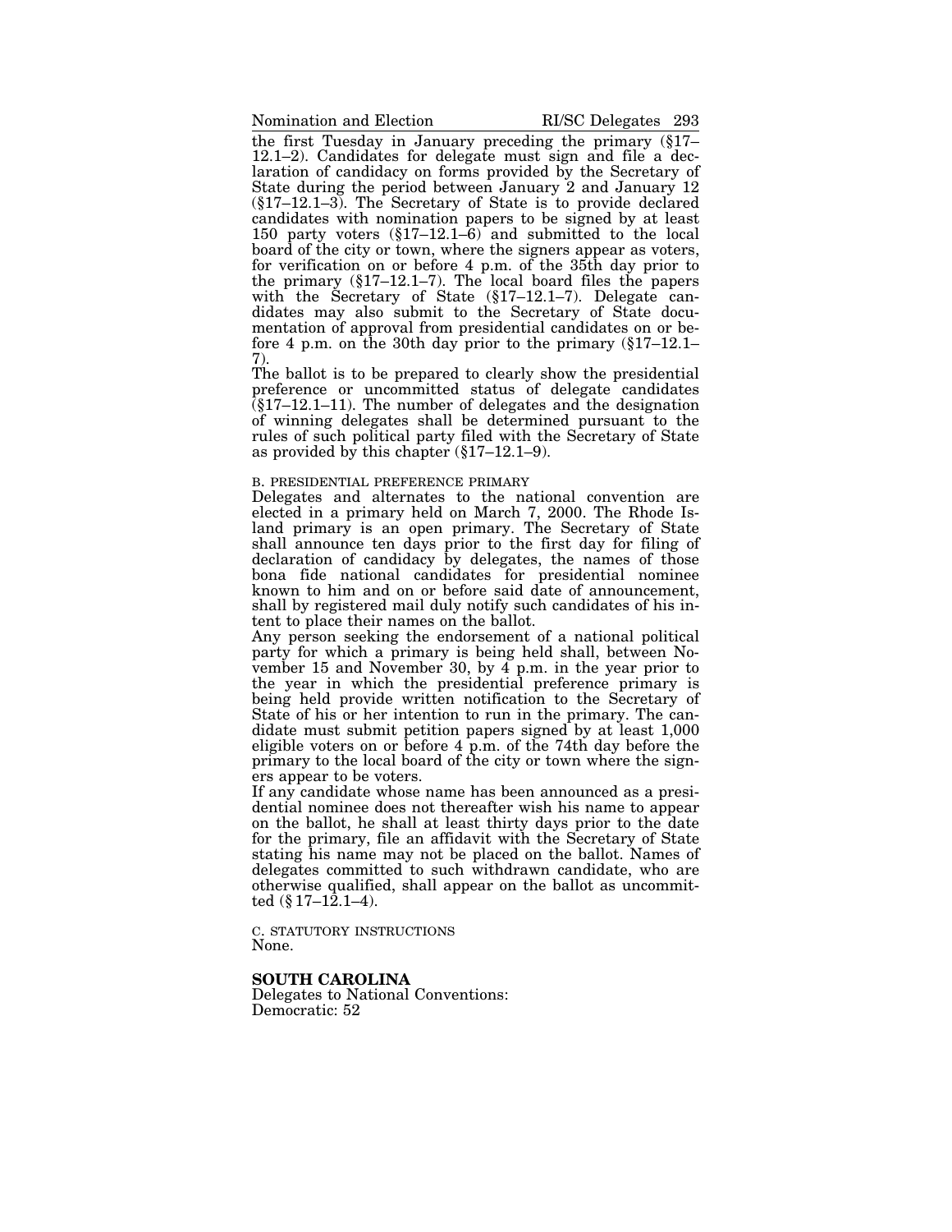the first Tuesday in January preceding the primary (§17–12.1–2). Candidates for delegate must sign and file a declaration of candidacy on forms provided by the Secretary of State during the period between January 2 and January 12 (§17–12.1–3). The Secretary of State is to provide declared candidates with nomination papers to be signed by at least 150 party voters (§17–12.1–6) and submitted to the local board of the city or town, where the signers appear as voters, for verification on or before 4 p.m. of the 35th day prior to the primary (§17–12.1–7). The local board files the papers with the Secretary of State (§17–12.1–7). Delegate candidates may also submit to the Secretary of State documentation of approval from presidential candidates on or before 4 p.m. on the 30th day prior to the primary (§17–12.1–7).

The ballot is to be prepared to clearly show the presidential preference or uncommitted status of delegate candidates (§17–12.1–11). The number of delegates and the designation of winning delegates shall be determined pursuant to the rules of such political party filed with the Secretary of State as provided by this chapter (§17–12.1–9).

B. PRESIDENTIAL PREFERENCE PRIMARY

Delegates and alternates to the national convention are elected in a primary held on March 7, 2000. The Rhode Island primary is an open primary. The Secretary of State shall announce ten days prior to the first day for filing of declaration of candidacy by delegates, the names of those bona fide national candidates for presidential nominee known to him and on or before said date of announcement, shall by registered mail duly notify such candidates of his intent to place their names on the ballot.

Any person seeking the endorsement of a national political party for which a primary is being held shall, between November 15 and November 30, by 4 p.m. in the year prior to the year in which the presidential preference primary is being held provide written notification to the Secretary of State of his or her intention to run in the primary. The candidate must submit petition papers signed by at least 1,000 eligible voters on or before 4 p.m. of the 74th day before the primary to the local board of the city or town where the signers appear to be voters.

If any candidate whose name has been announced as a presidential nominee does not thereafter wish his name to appear on the ballot, he shall at least thirty days prior to the date for the primary, file an affidavit with the Secretary of State stating his name may not be placed on the ballot. Names of delegates committed to such withdrawn candidate, who are otherwise qualified, shall appear on the ballot as uncommitted (§ 17–12.1–4).

C. STATUTORY INSTRUCTIONS

None.

**SOUTH CAROLINA**

Delegates to National Conventions:
Democratic: 52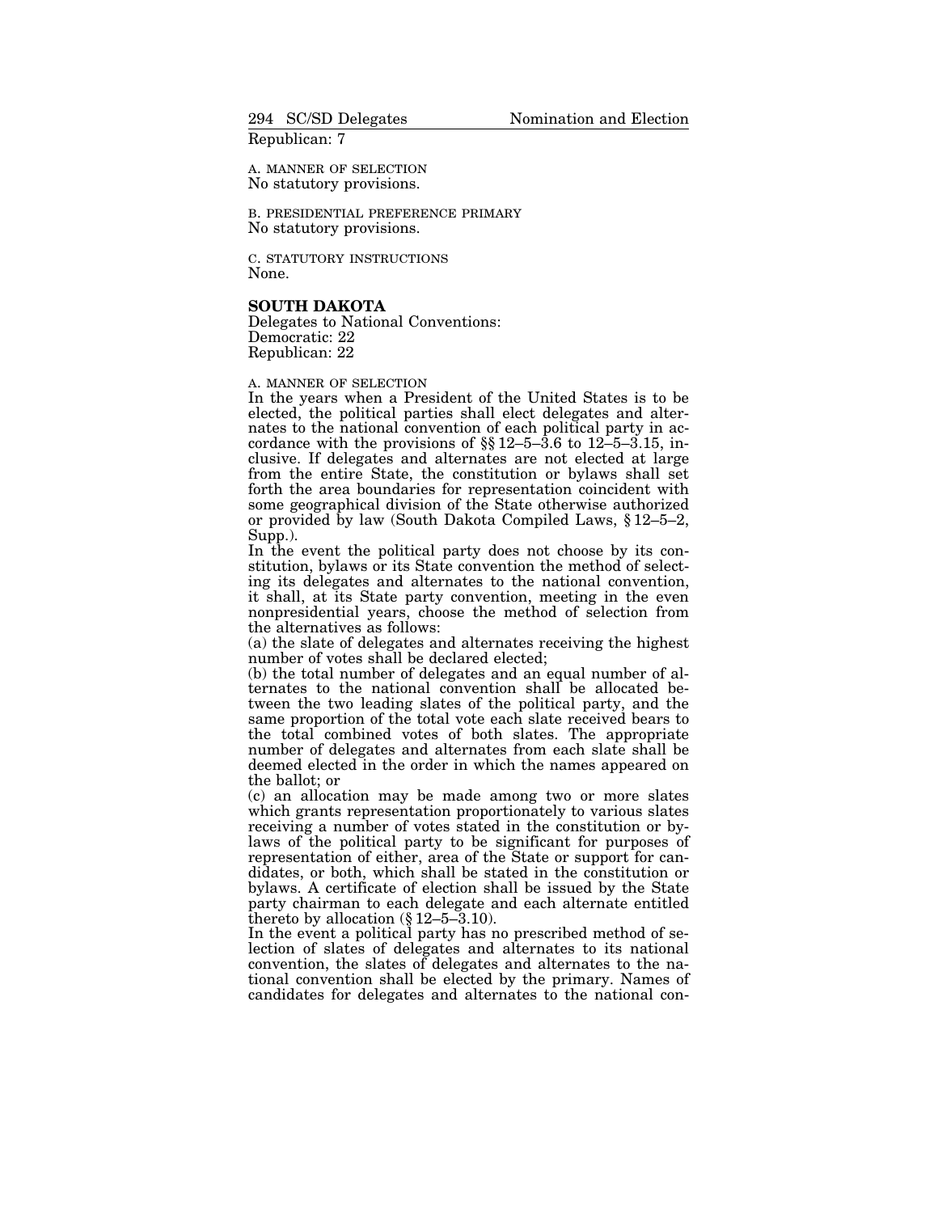Republican: 7

A. MANNER OF SELECTION
No statutory provisions.

B. PRESIDENTIAL PREFERENCE PRIMARY
No statutory provisions.

C. STATUTORY INSTRUCTIONS
None.

## SOUTH DAKOTA

Delegates to National Conventions:
Democratic: 22
Republican: 22

A. MANNER OF SELECTION

In the years when a President of the United States is to be elected, the political parties shall elect delegates and alternates to the national convention of each political party in accordance with the provisions of §§ 12–5–3.6 to 12–5–3.15, inclusive. If delegates and alternates are not elected at large from the entire State, the constitution or bylaws shall set forth the area boundaries for representation coincident with some geographical division of the State otherwise authorized or provided by law (South Dakota Compiled Laws, § 12–5–2, Supp.).

In the event the political party does not choose by its constitution, bylaws or its State convention the method of selecting its delegates and alternates to the national convention, it shall, at its State party convention, meeting in the even nonpresidential years, choose the method of selection from the alternatives as follows:

(a) the slate of delegates and alternates receiving the highest number of votes shall be declared elected;

(b) the total number of delegates and an equal number of alternates to the national convention shall be allocated between the two leading slates of the political party, and the same proportion of the total vote each slate received bears to the total combined votes of both slates. The appropriate number of delegates and alternates from each slate shall be deemed elected in the order in which the names appeared on the ballot; or

(c) an allocation may be made among two or more slates which grants representation proportionately to various slates receiving a number of votes stated in the constitution or bylaws of the political party to be significant for purposes of representation of either, area of the State or support for candidates, or both, which shall be stated in the constitution or bylaws. A certificate of election shall be issued by the State party chairman to each delegate and each alternate entitled thereto by allocation (§ 12–5–3.10).

In the event a political party has no prescribed method of selection of slates of delegates and alternates to its national convention, the slates of delegates and alternates to the national convention shall be elected by the primary. Names of candidates for delegates and alternates to the national con-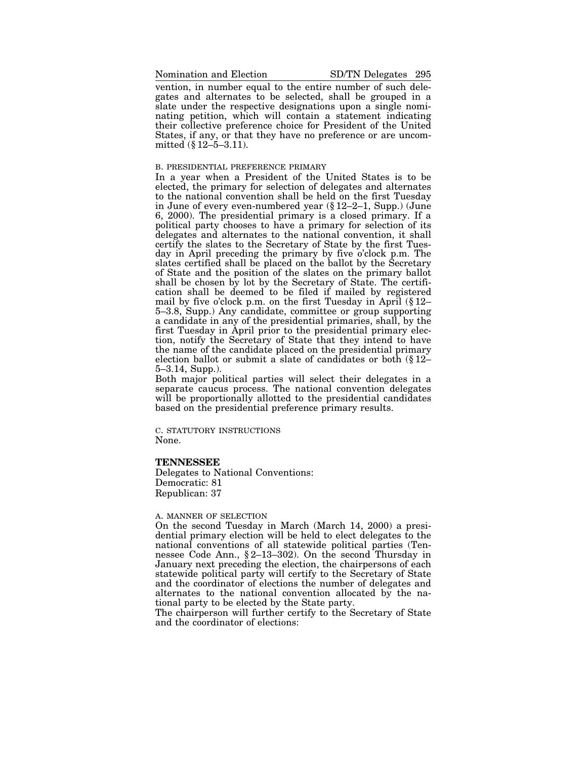vention, in number equal to the entire number of such delegates and alternates to be selected, shall be grouped in a slate under the respective designations upon a single nominating petition, which will contain a statement indicating their collective preference choice for President of the United States, if any, or that they have no preference or are uncommitted (§ 12–5–3.11).

B. PRESIDENTIAL PREFERENCE PRIMARY

In a year when a President of the United States is to be elected, the primary for selection of delegates and alternates to the national convention shall be held on the first Tuesday in June of every even-numbered year (§ 12–2–1, Supp.) (June 6, 2000). The presidential primary is a closed primary. If a political party chooses to have a primary for selection of its delegates and alternates to the national convention, it shall certify the slates to the Secretary of State by the first Tuesday in April preceding the primary by five o'clock p.m. The slates certified shall be placed on the ballot by the Secretary of State and the position of the slates on the primary ballot shall be chosen by lot by the Secretary of State. The certification shall be deemed to be filed if mailed by registered mail by five o'clock p.m. on the first Tuesday in April (§ 12–5–3.8, Supp.) Any candidate, committee or group supporting a candidate in any of the presidential primaries, shall, by the first Tuesday in April prior to the presidential primary election, notify the Secretary of State that they intend to have the name of the candidate placed on the presidential primary election ballot or submit a slate of candidates or both (§ 12–5–3.14, Supp.).

Both major political parties will select their delegates in a separate caucus process. The national convention delegates will be proportionally allotted to the presidential candidates based on the presidential preference primary results.

C. STATUTORY INSTRUCTIONS

None.

**TENNESSEE**

Delegates to National Conventions:
Democratic: 81
Republican: 37

A. MANNER OF SELECTION

On the second Tuesday in March (March 14, 2000) a presidential primary election will be held to elect delegates to the national conventions of all statewide political parties (Tennessee Code Ann., § 2–13–302). On the second Thursday in January next preceding the election, the chairpersons of each statewide political party will certify to the Secretary of State and the coordinator of elections the number of delegates and alternates to the national convention allocated by the national party to be elected by the State party.

The chairperson will further certify to the Secretary of State and the coordinator of elections: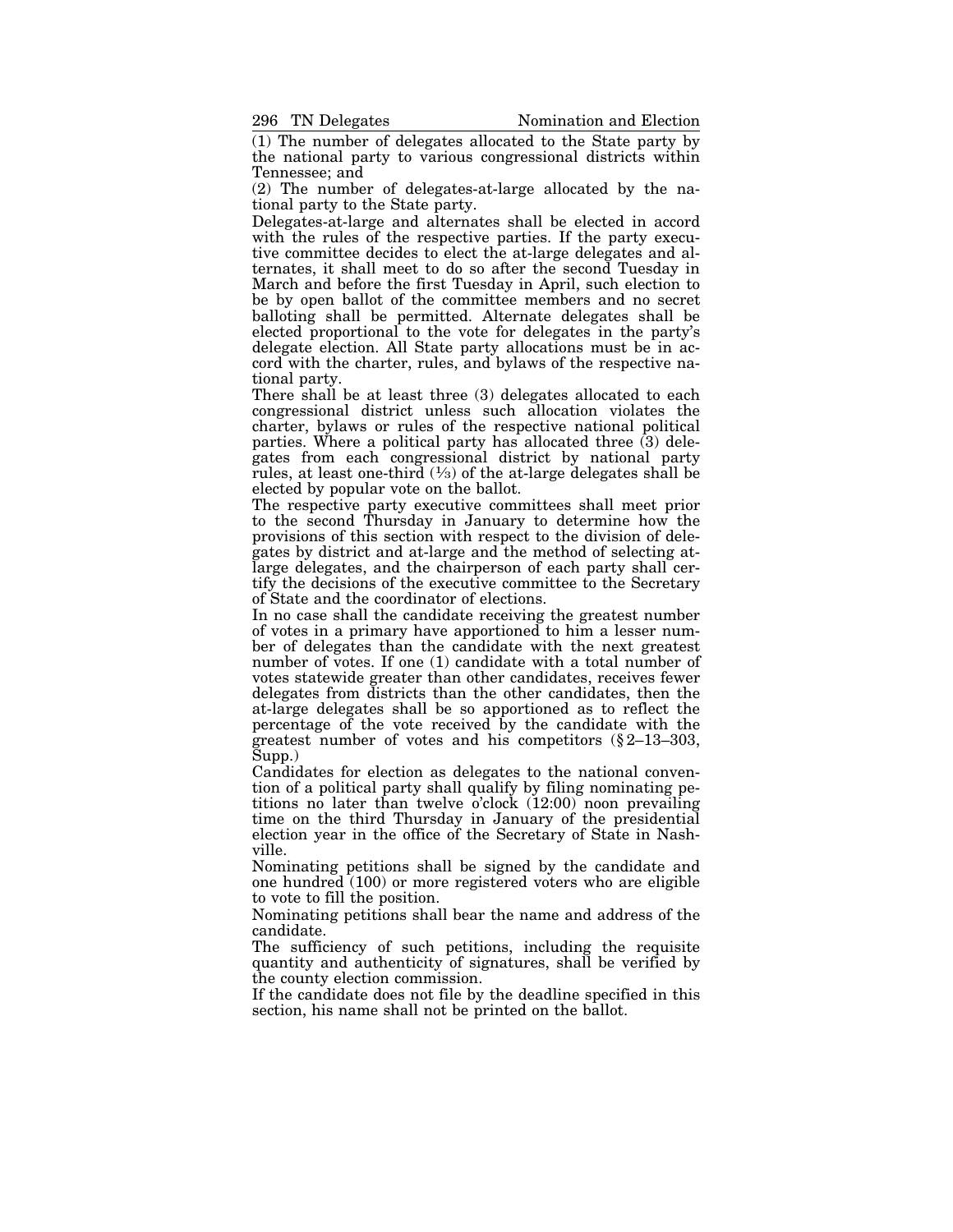(1) The number of delegates allocated to the State party by the national party to various congressional districts within Tennessee; and

(2) The number of delegates-at-large allocated by the national party to the State party.

Delegates-at-large and alternates shall be elected in accord with the rules of the respective parties. If the party executive committee decides to elect the at-large delegates and alternates, it shall meet to do so after the second Tuesday in March and before the first Tuesday in April, such election to be by open ballot of the committee members and no secret balloting shall be permitted. Alternate delegates shall be elected proportional to the vote for delegates in the party's delegate election. All State party allocations must be in accord with the charter, rules, and bylaws of the respective national party.

There shall be at least three (3) delegates allocated to each congressional district unless such allocation violates the charter, bylaws or rules of the respective national political parties. Where a political party has allocated three (3) delegates from each congressional district by national party rules, at least one-third (⅓) of the at-large delegates shall be elected by popular vote on the ballot.

The respective party executive committees shall meet prior to the second Thursday in January to determine how the provisions of this section with respect to the division of delegates by district and at-large and the method of selecting at-large delegates, and the chairperson of each party shall certify the decisions of the executive committee to the Secretary of State and the coordinator of elections.

In no case shall the candidate receiving the greatest number of votes in a primary have apportioned to him a lesser number of delegates than the candidate with the next greatest number of votes. If one (1) candidate with a total number of votes statewide greater than other candidates, receives fewer delegates from districts than the other candidates, then the at-large delegates shall be so apportioned as to reflect the percentage of the vote received by the candidate with the greatest number of votes and his competitors (§ 2–13–303, Supp.)

Candidates for election as delegates to the national convention of a political party shall qualify by filing nominating petitions no later than twelve o'clock (12:00) noon prevailing time on the third Thursday in January of the presidential election year in the office of the Secretary of State in Nashville.

Nominating petitions shall be signed by the candidate and one hundred (100) or more registered voters who are eligible to vote to fill the position.

Nominating petitions shall bear the name and address of the candidate.

The sufficiency of such petitions, including the requisite quantity and authenticity of signatures, shall be verified by the county election commission.

If the candidate does not file by the deadline specified in this section, his name shall not be printed on the ballot.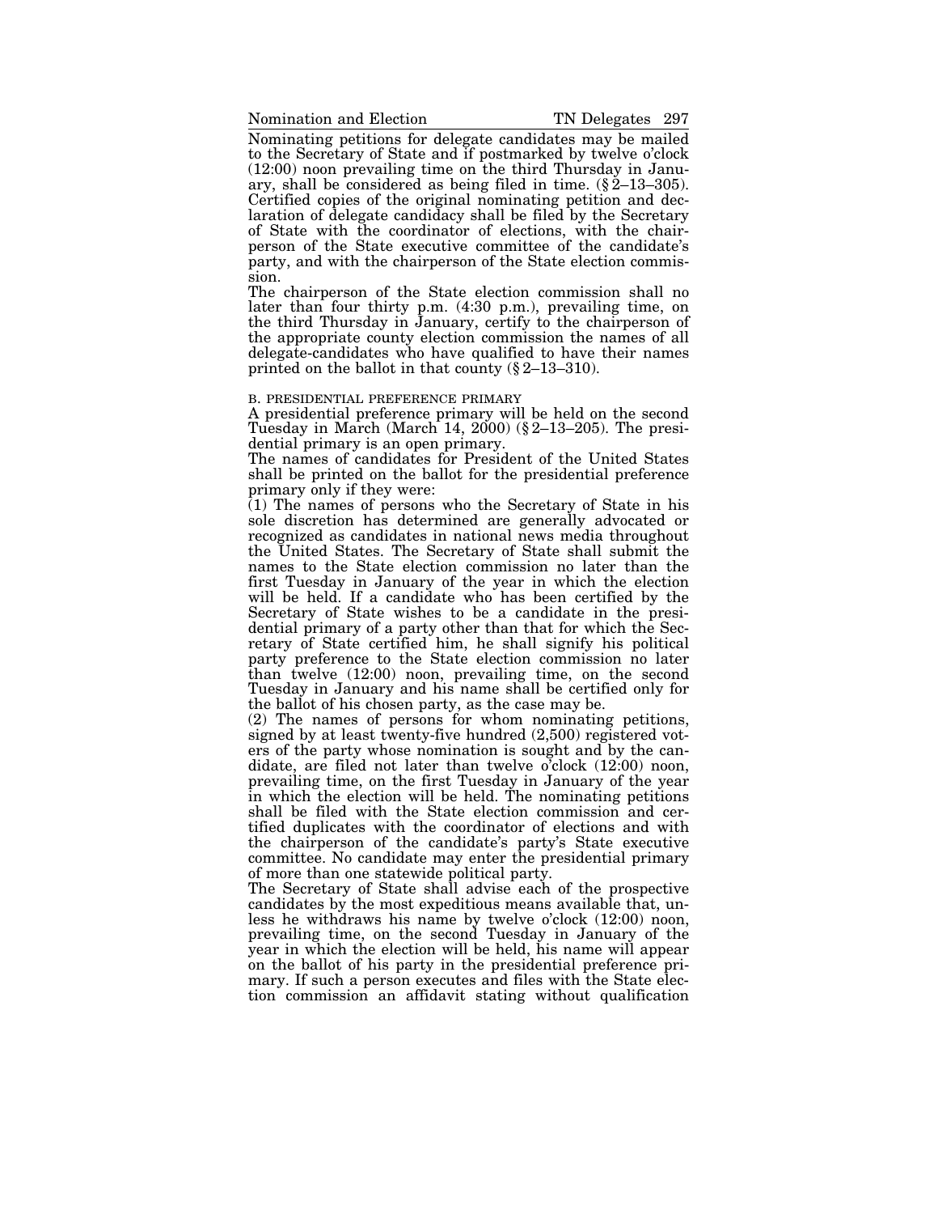Nominating petitions for delegate candidates may be mailed to the Secretary of State and if postmarked by twelve o'clock (12:00) noon prevailing time on the third Thursday in January, shall be considered as being filed in time. (§ 2–13–305). Certified copies of the original nominating petition and declaration of delegate candidacy shall be filed by the Secretary of State with the coordinator of elections, with the chairperson of the State executive committee of the candidate's party, and with the chairperson of the State election commission.

The chairperson of the State election commission shall no later than four thirty p.m. (4:30 p.m.), prevailing time, on the third Thursday in January, certify to the chairperson of the appropriate county election commission the names of all delegate-candidates who have qualified to have their names printed on the ballot in that county (§ 2–13–310).

B. PRESIDENTIAL PREFERENCE PRIMARY

A presidential preference primary will be held on the second Tuesday in March (March 14, 2000) (§ 2–13–205). The presidential primary is an open primary.

The names of candidates for President of the United States shall be printed on the ballot for the presidential preference primary only if they were:

(1) The names of persons who the Secretary of State in his sole discretion has determined are generally advocated or recognized as candidates in national news media throughout the United States. The Secretary of State shall submit the names to the State election commission no later than the first Tuesday in January of the year in which the election will be held. If a candidate who has been certified by the Secretary of State wishes to be a candidate in the presidential primary of a party other than that for which the Secretary of State certified him, he shall signify his political party preference to the State election commission no later than twelve (12:00) noon, prevailing time, on the second Tuesday in January and his name shall be certified only for the ballot of his chosen party, as the case may be.

(2) The names of persons for whom nominating petitions, signed by at least twenty-five hundred (2,500) registered voters of the party whose nomination is sought and by the candidate, are filed not later than twelve o'clock (12:00) noon, prevailing time, on the first Tuesday in January of the year in which the election will be held. The nominating petitions shall be filed with the State election commission and certified duplicates with the coordinator of elections and with the chairperson of the candidate's party's State executive committee. No candidate may enter the presidential primary of more than one statewide political party.

The Secretary of State shall advise each of the prospective candidates by the most expeditious means available that, unless he withdraws his name by twelve o'clock (12:00) noon, prevailing time, on the second Tuesday in January of the year in which the election will be held, his name will appear on the ballot of his party in the presidential preference primary. If such a person executes and files with the State election commission an affidavit stating without qualification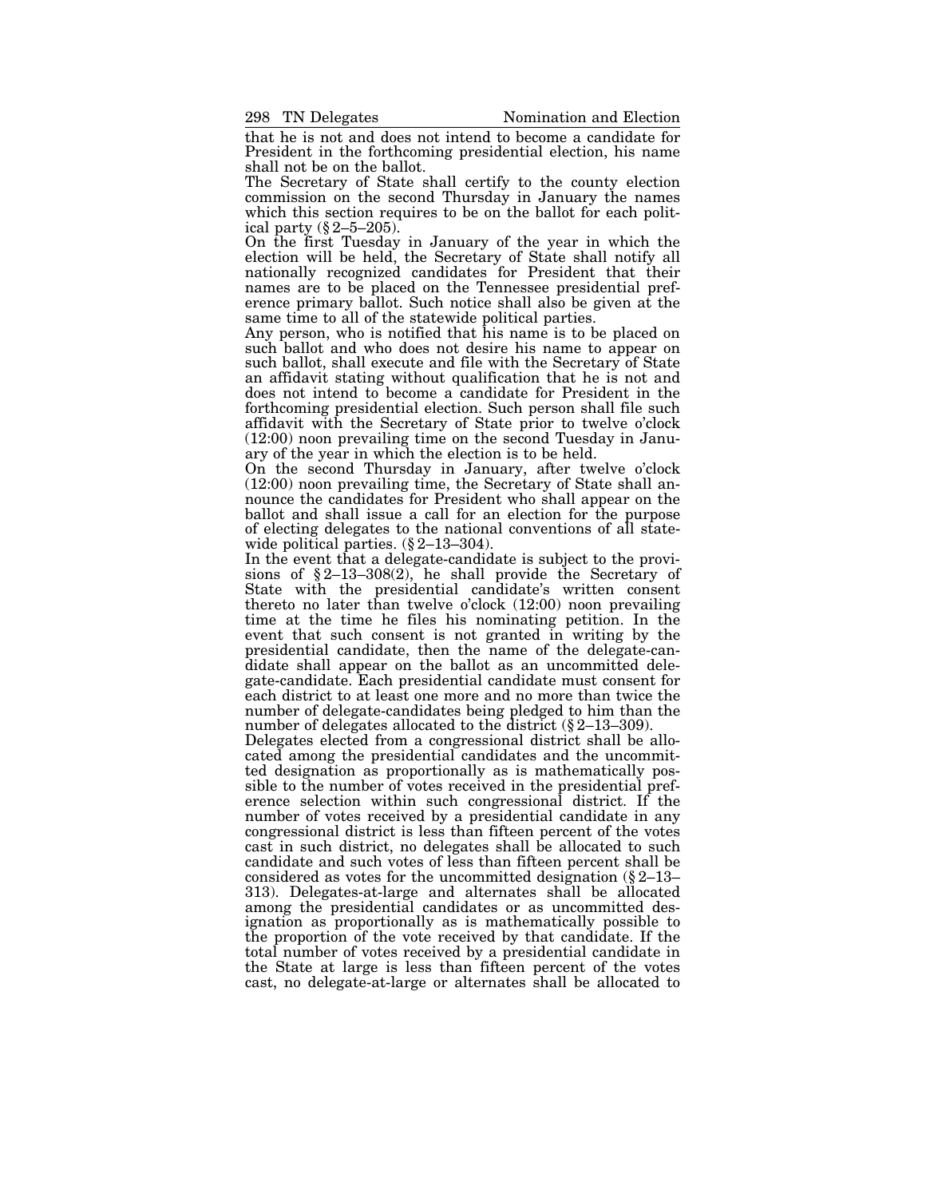that he is not and does not intend to become a candidate for President in the forthcoming presidential election, his name shall not be on the ballot.

The Secretary of State shall certify to the county election commission on the second Thursday in January the names which this section requires to be on the ballot for each political party (§ 2–5–205).

On the first Tuesday in January of the year in which the election will be held, the Secretary of State shall notify all nationally recognized candidates for President that their names are to be placed on the Tennessee presidential preference primary ballot. Such notice shall also be given at the same time to all of the statewide political parties.

Any person, who is notified that his name is to be placed on such ballot and who does not desire his name to appear on such ballot, shall execute and file with the Secretary of State an affidavit stating without qualification that he is not and does not intend to become a candidate for President in the forthcoming presidential election. Such person shall file such affidavit with the Secretary of State prior to twelve o'clock (12:00) noon prevailing time on the second Tuesday in January of the year in which the election is to be held.

On the second Thursday in January, after twelve o'clock (12:00) noon prevailing time, the Secretary of State shall announce the candidates for President who shall appear on the ballot and shall issue a call for an election for the purpose of electing delegates to the national conventions of all statewide political parties. (§ 2–13–304).

In the event that a delegate-candidate is subject to the provisions of § 2–13–308(2), he shall provide the Secretary of State with the presidential candidate's written consent thereto no later than twelve o'clock (12:00) noon prevailing time at the time he files his nominating petition. In the event that such consent is not granted in writing by the presidential candidate, then the name of the delegate-candidate shall appear on the ballot as an uncommitted delegate-candidate. Each presidential candidate must consent for each district to at least one more and no more than twice the number of delegate-candidates being pledged to him than the number of delegates allocated to the district (§ 2–13–309).

Delegates elected from a congressional district shall be allocated among the presidential candidates and the uncommitted designation as proportionally as is mathematically possible to the number of votes received in the presidential preference selection within such congressional district. If the number of votes received by a presidential candidate in any congressional district is less than fifteen percent of the votes cast in such district, no delegates shall be allocated to such candidate and such votes of less than fifteen percent shall be considered as votes for the uncommitted designation (§ 2–13–313). Delegates-at-large and alternates shall be allocated among the presidential candidates or as uncommitted designation as proportionally as is mathematically possible to the proportion of the vote received by that candidate. If the total number of votes received by a presidential candidate in the State at large is less than fifteen percent of the votes cast, no delegate-at-large or alternates shall be allocated to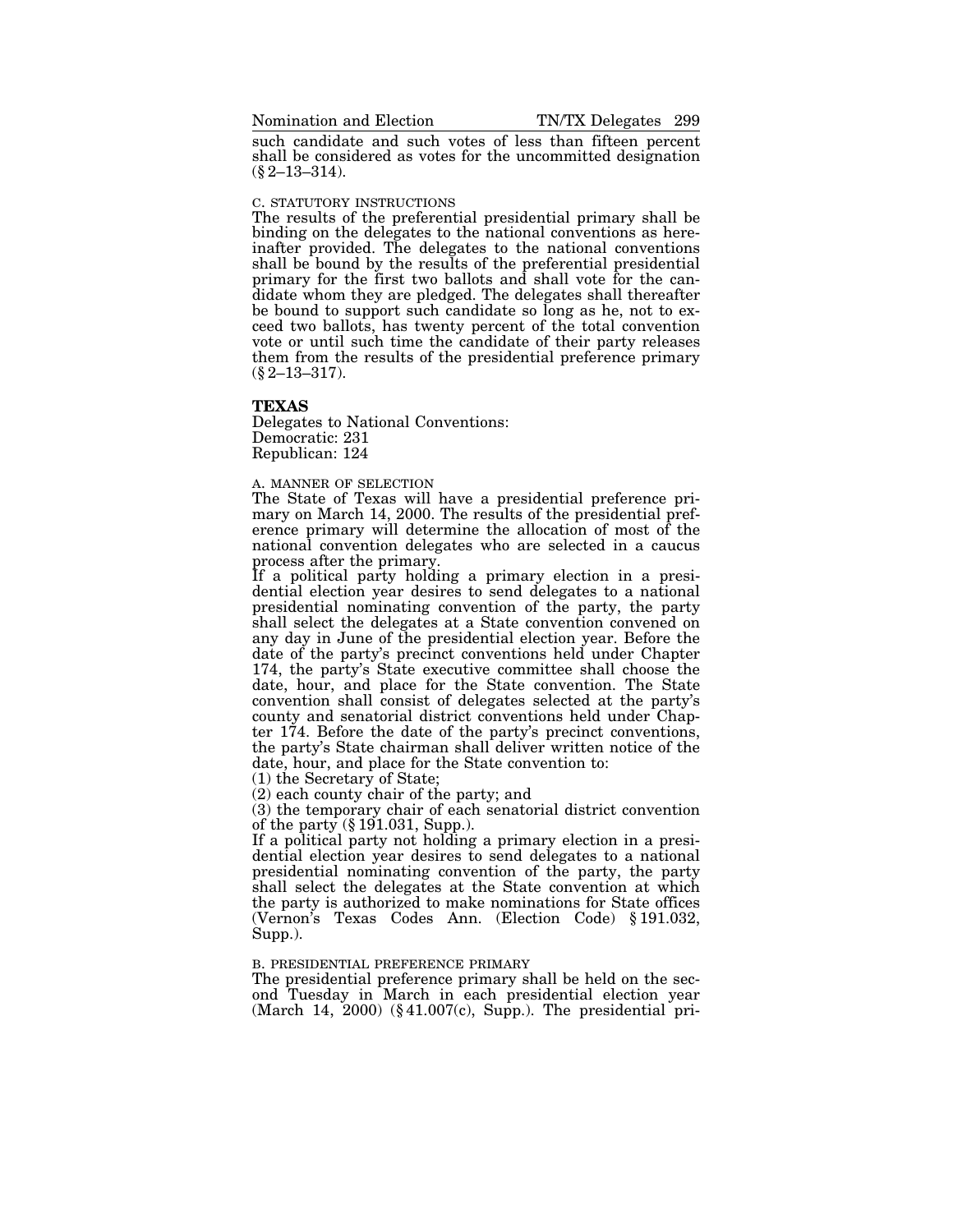such candidate and such votes of less than fifteen percent shall be considered as votes for the uncommitted designation (§ 2–13–314).

C. STATUTORY INSTRUCTIONS

The results of the preferential presidential primary shall be binding on the delegates to the national conventions as hereinafter provided. The delegates to the national conventions shall be bound by the results of the preferential presidential primary for the first two ballots and shall vote for the candidate whom they are pledged. The delegates shall thereafter be bound to support such candidate so long as he, not to exceed two ballots, has twenty percent of the total convention vote or until such time the candidate of their party releases them from the results of the presidential preference primary (§ 2–13–317).

## TEXAS

Delegates to National Conventions:
Democratic: 231
Republican: 124

A. MANNER OF SELECTION

The State of Texas will have a presidential preference primary on March 14, 2000. The results of the presidential preference primary will determine the allocation of most of the national convention delegates who are selected in a caucus process after the primary.

If a political party holding a primary election in a presidential election year desires to send delegates to a national presidential nominating convention of the party, the party shall select the delegates at a State convention convened on any day in June of the presidential election year. Before the date of the party's precinct conventions held under Chapter 174, the party's State executive committee shall choose the date, hour, and place for the State convention. The State convention shall consist of delegates selected at the party's county and senatorial district conventions held under Chapter 174. Before the date of the party's precinct conventions, the party's State chairman shall deliver written notice of the date, hour, and place for the State convention to:

(1) the Secretary of State;
(2) each county chair of the party; and
(3) the temporary chair of each senatorial district convention of the party (§ 191.031, Supp.).

If a political party not holding a primary election in a presidential election year desires to send delegates to a national presidential nominating convention of the party, the party shall select the delegates at the State convention at which the party is authorized to make nominations for State offices (Vernon's Texas Codes Ann. (Election Code) § 191.032, Supp.).

B. PRESIDENTIAL PREFERENCE PRIMARY

The presidential preference primary shall be held on the second Tuesday in March in each presidential election year (March 14, 2000) (§ 41.007(c), Supp.). The presidential pri-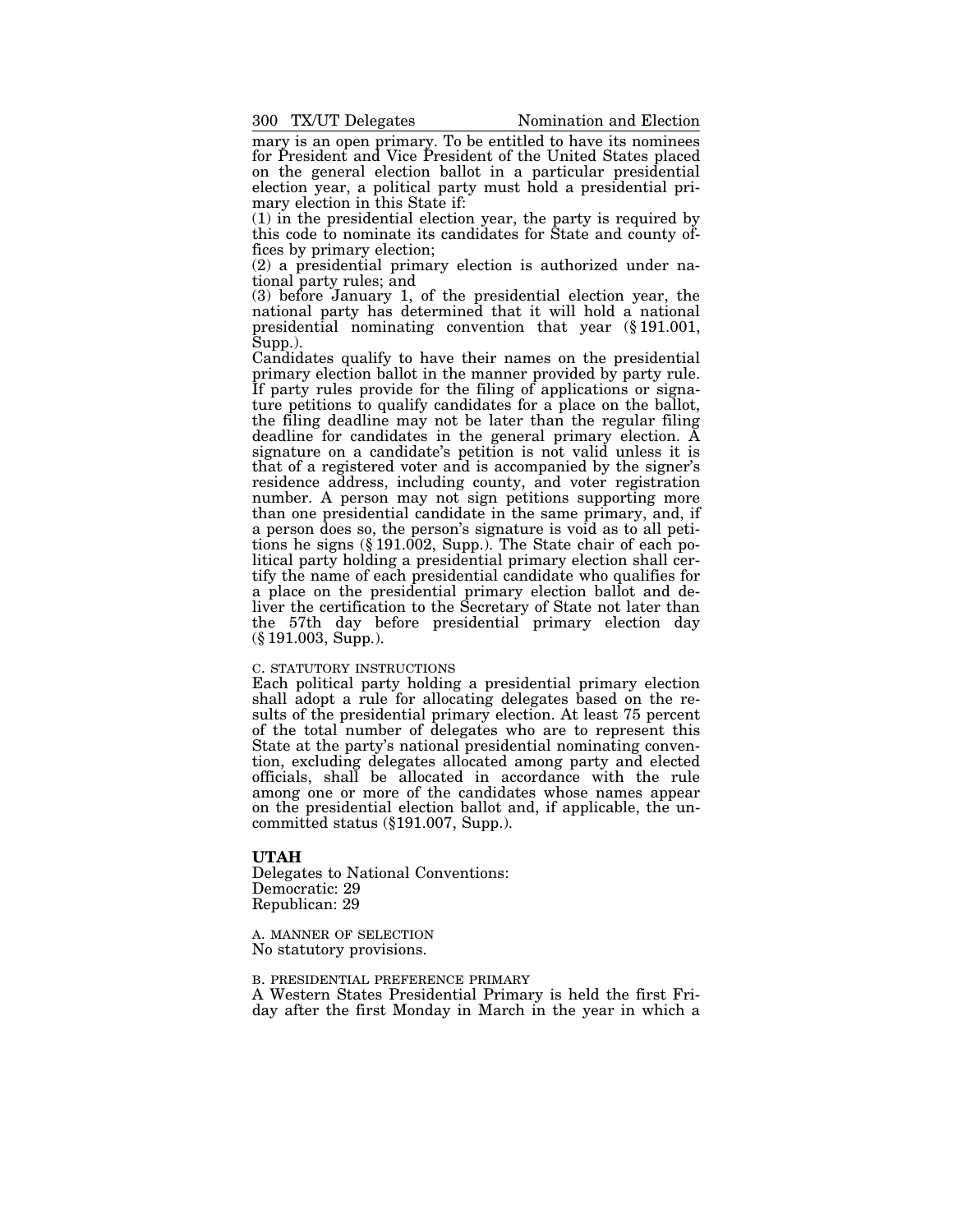mary is an open primary. To be entitled to have its nominees for President and Vice President of the United States placed on the general election ballot in a particular presidential election year, a political party must hold a presidential primary election in this State if:

(1) in the presidential election year, the party is required by this code to nominate its candidates for State and county offices by primary election;

(2) a presidential primary election is authorized under national party rules; and

(3) before January 1, of the presidential election year, the national party has determined that it will hold a national presidential nominating convention that year (§ 191.001, Supp.).

Candidates qualify to have their names on the presidential primary election ballot in the manner provided by party rule. If party rules provide for the filing of applications or signature petitions to qualify candidates for a place on the ballot, the filing deadline may not be later than the regular filing deadline for candidates in the general primary election. A signature on a candidate's petition is not valid unless it is that of a registered voter and is accompanied by the signer's residence address, including county, and voter registration number. A person may not sign petitions supporting more than one presidential candidate in the same primary, and, if a person does so, the person's signature is void as to all petitions he signs (§ 191.002, Supp.). The State chair of each political party holding a presidential primary election shall certify the name of each presidential candidate who qualifies for a place on the presidential primary election ballot and deliver the certification to the Secretary of State not later than the 57th day before presidential primary election day (§ 191.003, Supp.).

C. STATUTORY INSTRUCTIONS

Each political party holding a presidential primary election shall adopt a rule for allocating delegates based on the results of the presidential primary election. At least 75 percent of the total number of delegates who are to represent this State at the party's national presidential nominating convention, excluding delegates allocated among party and elected officials, shall be allocated in accordance with the rule among one or more of the candidates whose names appear on the presidential election ballot and, if applicable, the uncommitted status (§191.007, Supp.).

## UTAH

Delegates to National Conventions:
Democratic: 29
Republican: 29

A. MANNER OF SELECTION

No statutory provisions.

B. PRESIDENTIAL PREFERENCE PRIMARY

A Western States Presidential Primary is held the first Friday after the first Monday in March in the year in which a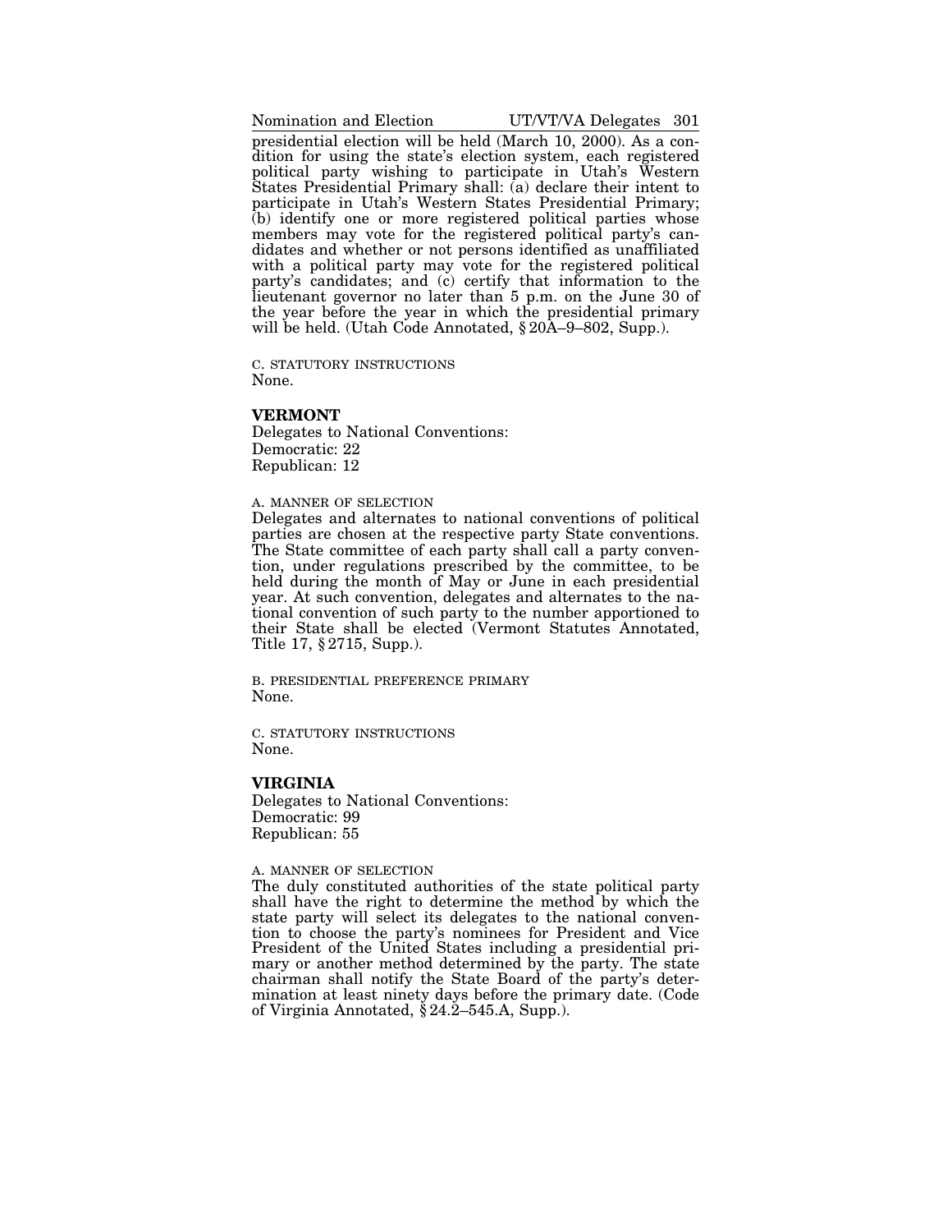presidential election will be held (March 10, 2000). As a condition for using the state's election system, each registered political party wishing to participate in Utah's Western States Presidential Primary shall: (a) declare their intent to participate in Utah's Western States Presidential Primary; (b) identify one or more registered political parties whose members may vote for the registered political party's candidates and whether or not persons identified as unaffiliated with a political party may vote for the registered political party's candidates; and (c) certify that information to the lieutenant governor no later than 5 p.m. on the June 30 of the year before the year in which the presidential primary will be held. (Utah Code Annotated, § 20A–9–802, Supp.).

C. STATUTORY INSTRUCTIONS

None.

## VERMONT

Delegates to National Conventions:
Democratic: 22
Republican: 12

A. MANNER OF SELECTION

Delegates and alternates to national conventions of political parties are chosen at the respective party State conventions. The State committee of each party shall call a party convention, under regulations prescribed by the committee, to be held during the month of May or June in each presidential year. At such convention, delegates and alternates to the national convention of such party to the number apportioned to their State shall be elected (Vermont Statutes Annotated, Title 17, § 2715, Supp.).

B. PRESIDENTIAL PREFERENCE PRIMARY

None.

C. STATUTORY INSTRUCTIONS

None.

## VIRGINIA

Delegates to National Conventions:
Democratic: 99
Republican: 55

A. MANNER OF SELECTION

The duly constituted authorities of the state political party shall have the right to determine the method by which the state party will select its delegates to the national convention to choose the party's nominees for President and Vice President of the United States including a presidential primary or another method determined by the party. The state chairman shall notify the State Board of the party's determination at least ninety days before the primary date. (Code of Virginia Annotated, § 24.2–545.A, Supp.).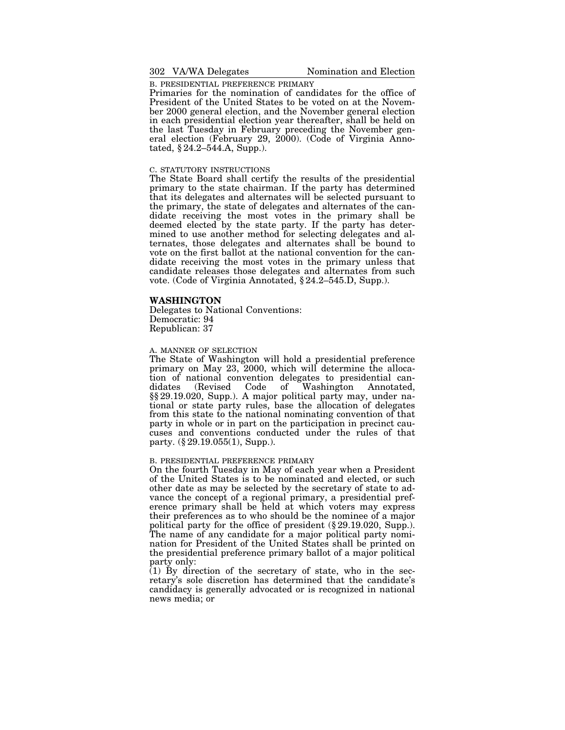B. PRESIDENTIAL PREFERENCE PRIMARY

Primaries for the nomination of candidates for the office of President of the United States to be voted on at the November 2000 general election, and the November general election in each presidential election year thereafter, shall be held on the last Tuesday in February preceding the November general election (February 29, 2000). (Code of Virginia Annotated, § 24.2–544.A, Supp.).

C. STATUTORY INSTRUCTIONS

The State Board shall certify the results of the presidential primary to the state chairman. If the party has determined that its delegates and alternates will be selected pursuant to the primary, the state of delegates and alternates of the candidate receiving the most votes in the primary shall be deemed elected by the state party. If the party has determined to use another method for selecting delegates and alternates, those delegates and alternates shall be bound to vote on the first ballot at the national convention for the candidate receiving the most votes in the primary unless that candidate releases those delegates and alternates from such vote. (Code of Virginia Annotated, § 24.2–545.D, Supp.).

## WASHINGTON

Delegates to National Conventions:
Democratic: 94
Republican: 37

A. MANNER OF SELECTION

The State of Washington will hold a presidential preference primary on May 23, 2000, which will determine the allocation of national convention delegates to presidential candidates (Revised Code of Washington Annotated, §§ 29.19.020, Supp.). A major political party may, under national or state party rules, base the allocation of delegates from this state to the national nominating convention of that party in whole or in part on the participation in precinct caucuses and conventions conducted under the rules of that party. (§ 29.19.055(1), Supp.).

B. PRESIDENTIAL PREFERENCE PRIMARY

On the fourth Tuesday in May of each year when a President of the United States is to be nominated and elected, or such other date as may be selected by the secretary of state to advance the concept of a regional primary, a presidential preference primary shall be held at which voters may express their preferences as to who should be the nominee of a major political party for the office of president (§ 29.19.020, Supp.). The name of any candidate for a major political party nomination for President of the United States shall be printed on the presidential preference primary ballot of a major political party only:

(1) By direction of the secretary of state, who in the secretary's sole discretion has determined that the candidate's candidacy is generally advocated or is recognized in national news media; or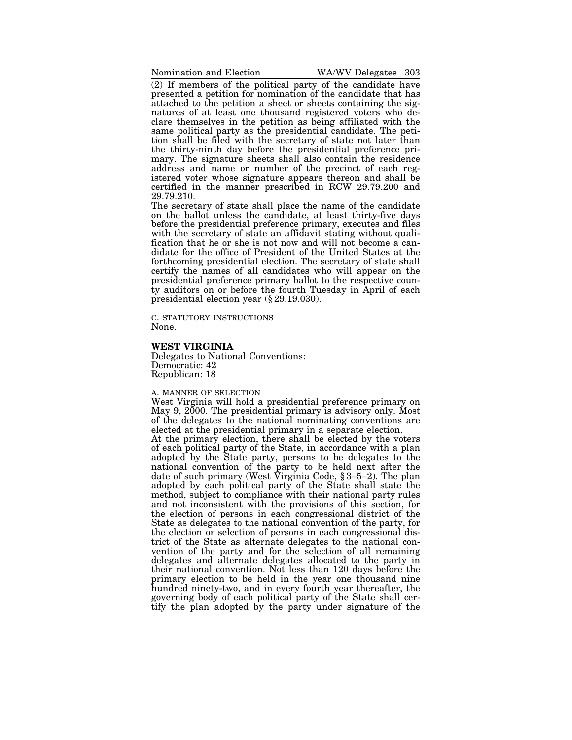(2) If members of the political party of the candidate have presented a petition for nomination of the candidate that has attached to the petition a sheet or sheets containing the signatures of at least one thousand registered voters who declare themselves in the petition as being affiliated with the same political party as the presidential candidate. The petition shall be filed with the secretary of state not later than the thirty-ninth day before the presidential preference primary. The signature sheets shall also contain the residence address and name or number of the precinct of each registered voter whose signature appears thereon and shall be certified in the manner prescribed in RCW 29.79.200 and 29.79.210.

The secretary of state shall place the name of the candidate on the ballot unless the candidate, at least thirty-five days before the presidential preference primary, executes and files with the secretary of state an affidavit stating without qualification that he or she is not now and will not become a candidate for the office of President of the United States at the forthcoming presidential election. The secretary of state shall certify the names of all candidates who will appear on the presidential preference primary ballot to the respective county auditors on or before the fourth Tuesday in April of each presidential election year (§ 29.19.030).

C. STATUTORY INSTRUCTIONS

None.

## WEST VIRGINIA

Delegates to National Conventions:
Democratic: 42
Republican: 18

A. MANNER OF SELECTION

West Virginia will hold a presidential preference primary on May 9, 2000. The presidential primary is advisory only. Most of the delegates to the national nominating conventions are elected at the presidential primary in a separate election.

At the primary election, there shall be elected by the voters of each political party of the State, in accordance with a plan adopted by the State party, persons to be delegates to the national convention of the party to be held next after the date of such primary (West Virginia Code, § 3–5–2). The plan adopted by each political party of the State shall state the method, subject to compliance with their national party rules and not inconsistent with the provisions of this section, for the election of persons in each congressional district of the State as delegates to the national convention of the party, for the election or selection of persons in each congressional district of the State as alternate delegates to the national convention of the party and for the selection of all remaining delegates and alternate delegates allocated to the party in their national convention. Not less than 120 days before the primary election to be held in the year one thousand nine hundred ninety-two, and in every fourth year thereafter, the governing body of each political party of the State shall certify the plan adopted by the party under signature of the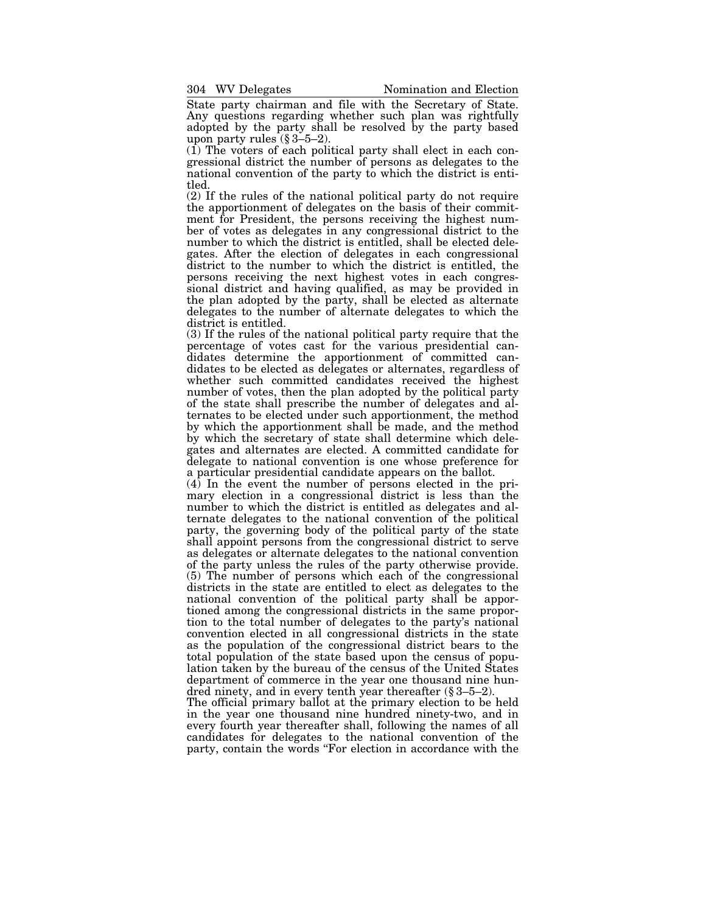State party chairman and file with the Secretary of State. Any questions regarding whether such plan was rightfully adopted by the party shall be resolved by the party based upon party rules (§ 3–5–2).

(1) The voters of each political party shall elect in each congressional district the number of persons as delegates to the national convention of the party to which the district is entitled.

(2) If the rules of the national political party do not require the apportionment of delegates on the basis of their commitment for President, the persons receiving the highest number of votes as delegates in any congressional district to the number to which the district is entitled, shall be elected delegates. After the election of delegates in each congressional district to the number to which the district is entitled, the persons receiving the next highest votes in each congressional district and having qualified, as may be provided in the plan adopted by the party, shall be elected as alternate delegates to the number of alternate delegates to which the district is entitled.

(3) If the rules of the national political party require that the percentage of votes cast for the various presidential candidates determine the apportionment of committed candidates to be elected as delegates or alternates, regardless of whether such committed candidates received the highest number of votes, then the plan adopted by the political party of the state shall prescribe the number of delegates and alternates to be elected under such apportionment, the method by which the apportionment shall be made, and the method by which the secretary of state shall determine which delegates and alternates are elected. A committed candidate for delegate to national convention is one whose preference for a particular presidential candidate appears on the ballot.

(4) In the event the number of persons elected in the primary election in a congressional district is less than the number to which the district is entitled as delegates and alternate delegates to the national convention of the political party, the governing body of the political party of the state shall appoint persons from the congressional district to serve as delegates or alternate delegates to the national convention of the party unless the rules of the party otherwise provide.

(5) The number of persons which each of the congressional districts in the state are entitled to elect as delegates to the national convention of the political party shall be apportioned among the congressional districts in the same proportion to the total number of delegates to the party's national convention elected in all congressional districts in the state as the population of the congressional district bears to the total population of the state based upon the census of population taken by the bureau of the census of the United States department of commerce in the year one thousand nine hundred ninety, and in every tenth year thereafter (§ 3–5–2).

The official primary ballot at the primary election to be held in the year one thousand nine hundred ninety-two, and in every fourth year thereafter shall, following the names of all candidates for delegates to the national convention of the party, contain the words "For election in accordance with the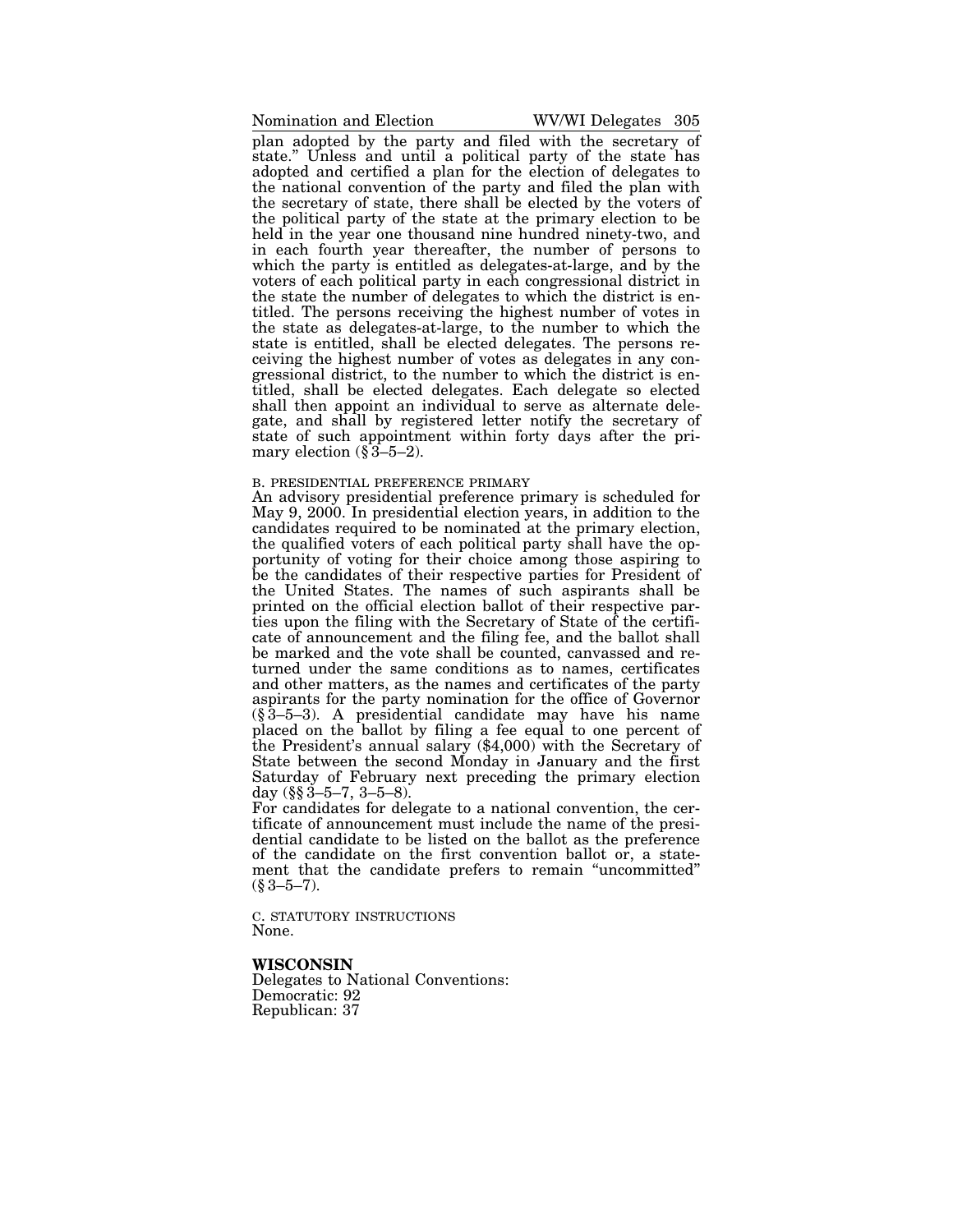plan adopted by the party and filed with the secretary of state." Unless and until a political party of the state has adopted and certified a plan for the election of delegates to the national convention of the party and filed the plan with the secretary of state, there shall be elected by the voters of the political party of the state at the primary election to be held in the year one thousand nine hundred ninety-two, and in each fourth year thereafter, the number of persons to which the party is entitled as delegates-at-large, and by the voters of each political party in each congressional district in the state the number of delegates to which the district is entitled. The persons receiving the highest number of votes in the state as delegates-at-large, to the number to which the state is entitled, shall be elected delegates. The persons receiving the highest number of votes as delegates in any congressional district, to the number to which the district is entitled, shall be elected delegates. Each delegate so elected shall then appoint an individual to serve as alternate delegate, and shall by registered letter notify the secretary of state of such appointment within forty days after the primary election (§ 3–5–2).

B. PRESIDENTIAL PREFERENCE PRIMARY

An advisory presidential preference primary is scheduled for May 9, 2000. In presidential election years, in addition to the candidates required to be nominated at the primary election, the qualified voters of each political party shall have the opportunity of voting for their choice among those aspiring to be the candidates of their respective parties for President of the United States. The names of such aspirants shall be printed on the official election ballot of their respective parties upon the filing with the Secretary of State of the certificate of announcement and the filing fee, and the ballot shall be marked and the vote shall be counted, canvassed and returned under the same conditions as to names, certificates and other matters, as the names and certificates of the party aspirants for the party nomination for the office of Governor (§ 3–5–3). A presidential candidate may have his name placed on the ballot by filing a fee equal to one percent of the President's annual salary ($4,000) with the Secretary of State between the second Monday in January and the first Saturday of February next preceding the primary election day (§§ 3–5–7, 3–5–8).

For candidates for delegate to a national convention, the certificate of announcement must include the name of the presidential candidate to be listed on the ballot as the preference of the candidate on the first convention ballot or, a statement that the candidate prefers to remain "uncommitted" (§ 3–5–7).

C. STATUTORY INSTRUCTIONS

None.

## WISCONSIN

Delegates to National Conventions:
Democratic: 92
Republican: 37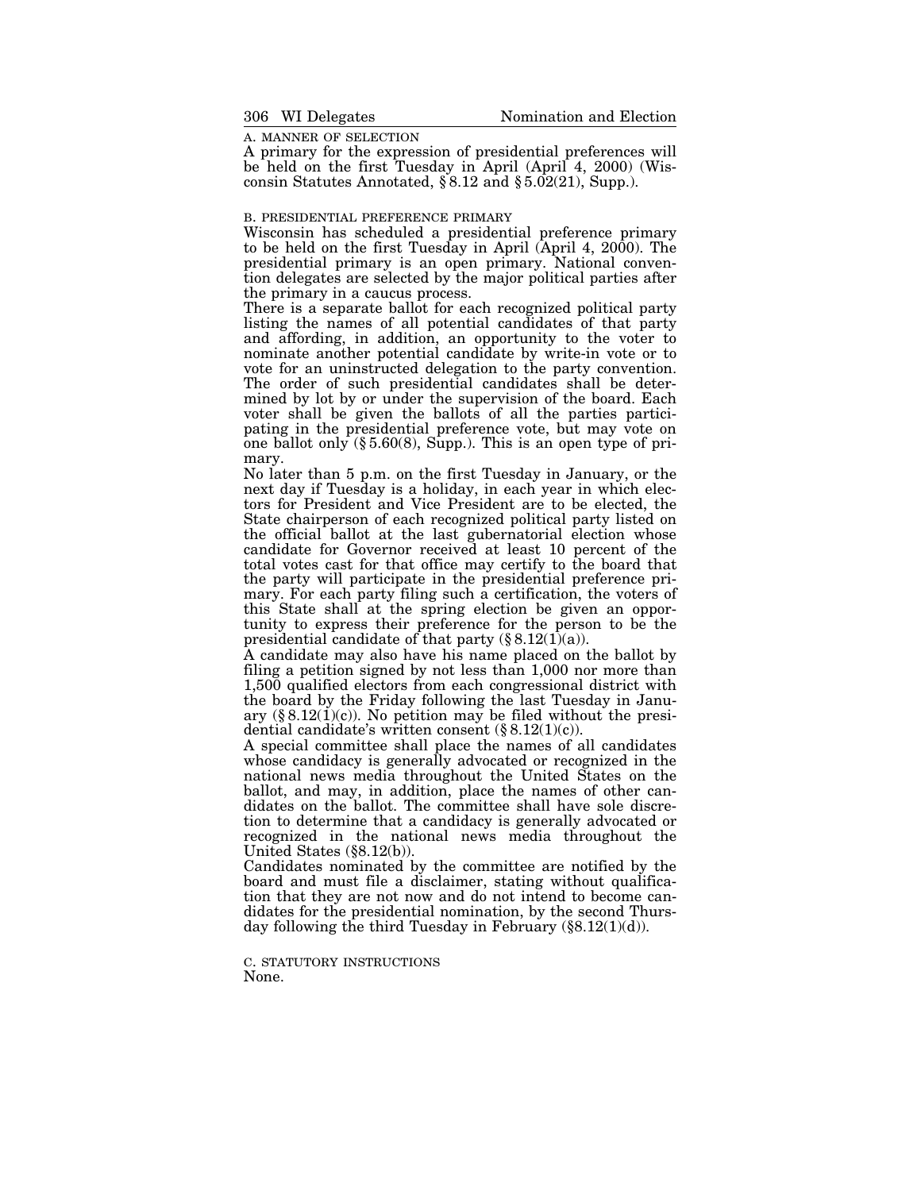A. MANNER OF SELECTION

A primary for the expression of presidential preferences will be held on the first Tuesday in April (April 4, 2000) (Wisconsin Statutes Annotated, § 8.12 and § 5.02(21), Supp.).

B. PRESIDENTIAL PREFERENCE PRIMARY

Wisconsin has scheduled a presidential preference primary to be held on the first Tuesday in April (April 4, 2000). The presidential primary is an open primary. National convention delegates are selected by the major political parties after the primary in a caucus process.

There is a separate ballot for each recognized political party listing the names of all potential candidates of that party and affording, in addition, an opportunity to the voter to nominate another potential candidate by write-in vote or to vote for an uninstructed delegation to the party convention. The order of such presidential candidates shall be determined by lot by or under the supervision of the board. Each voter shall be given the ballots of all the parties participating in the presidential preference vote, but may vote on one ballot only (§ 5.60(8), Supp.). This is an open type of primary.

No later than 5 p.m. on the first Tuesday in January, or the next day if Tuesday is a holiday, in each year in which electors for President and Vice President are to be elected, the State chairperson of each recognized political party listed on the official ballot at the last gubernatorial election whose candidate for Governor received at least 10 percent of the total votes cast for that office may certify to the board that the party will participate in the presidential preference primary. For each party filing such a certification, the voters of this State shall at the spring election be given an opportunity to express their preference for the person to be the presidential candidate of that party (§ 8.12(1)(a)).

A candidate may also have his name placed on the ballot by filing a petition signed by not less than 1,000 nor more than 1,500 qualified electors from each congressional district with the board by the Friday following the last Tuesday in January (§ 8.12(1)(c)). No petition may be filed without the presidential candidate's written consent (§ 8.12(1)(c)).

A special committee shall place the names of all candidates whose candidacy is generally advocated or recognized in the national news media throughout the United States on the ballot, and may, in addition, place the names of other candidates on the ballot. The committee shall have sole discretion to determine that a candidacy is generally advocated or recognized in the national news media throughout the United States (§8.12(b)).

Candidates nominated by the committee are notified by the board and must file a disclaimer, stating without qualification that they are not now and do not intend to become candidates for the presidential nomination, by the second Thursday following the third Tuesday in February (§8.12(1)(d)).

C. STATUTORY INSTRUCTIONS

None.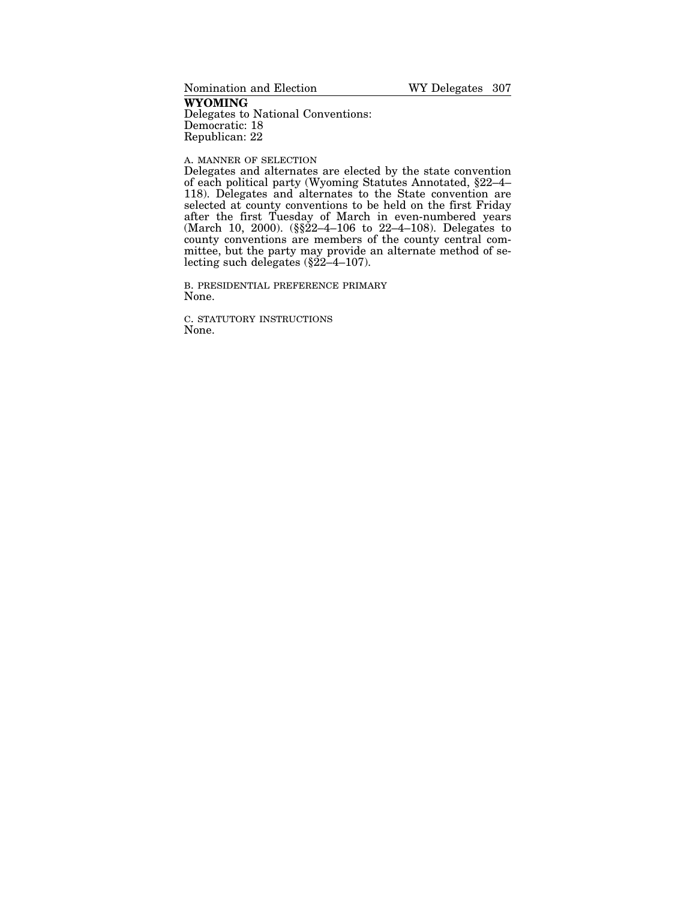## WYOMING

Delegates to National Conventions:
Democratic: 18
Republican: 22

A. MANNER OF SELECTION

Delegates and alternates are elected by the state convention of each political party (Wyoming Statutes Annotated, §22–4–118). Delegates and alternates to the State convention are selected at county conventions to be held on the first Friday after the first Tuesday of March in even-numbered years (March 10, 2000). (§§22–4–106 to 22–4–108). Delegates to county conventions are members of the county central committee, but the party may provide an alternate method of selecting such delegates (§22–4–107).

B. PRESIDENTIAL PREFERENCE PRIMARY

None.

C. STATUTORY INSTRUCTIONS

None.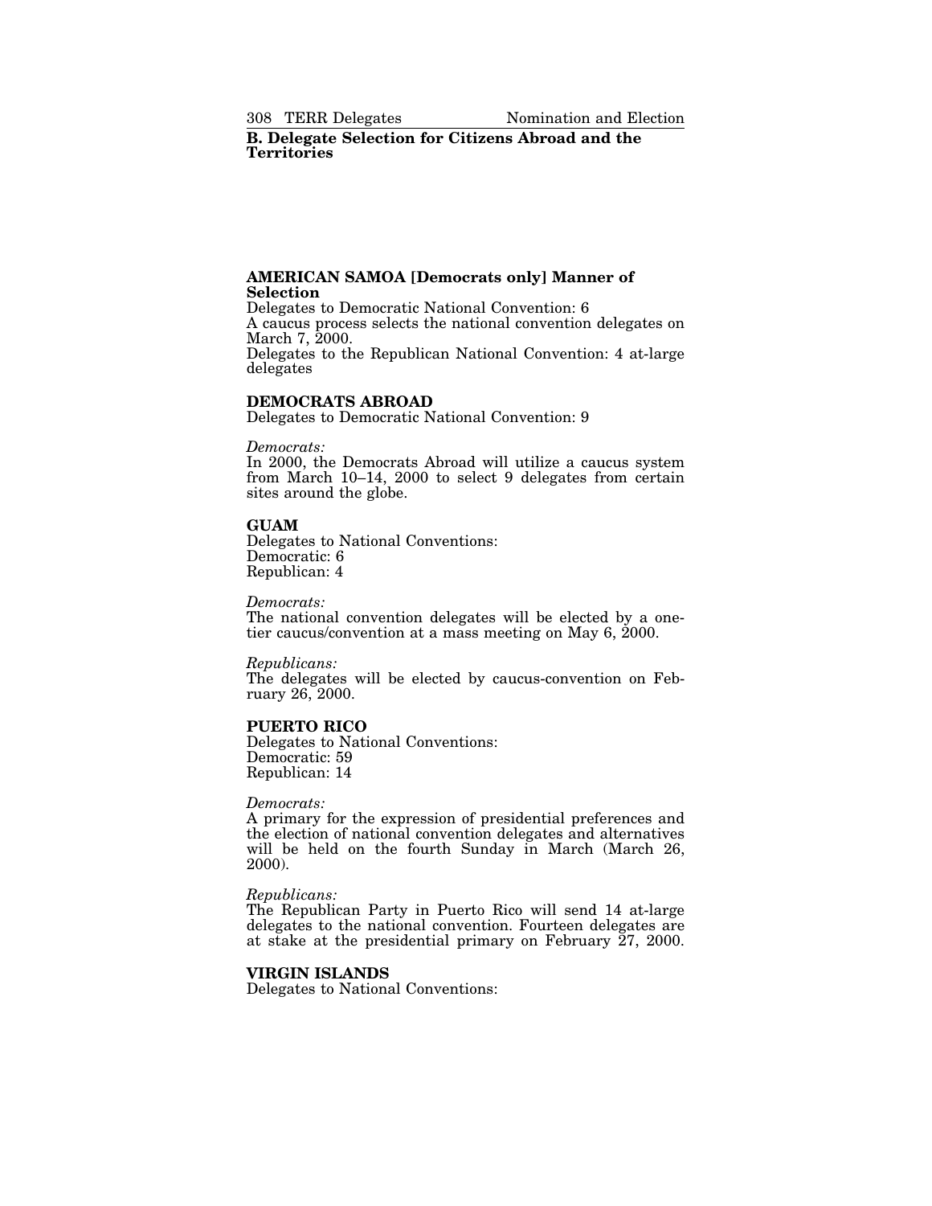## B. Delegate Selection for Citizens Abroad and the Territories

### AMERICAN SAMOA [Democrats only] Manner of Selection

Delegates to Democratic National Convention: 6
A caucus process selects the national convention delegates on March 7, 2000.
Delegates to the Republican National Convention: 4 at-large delegates

### DEMOCRATS ABROAD

Delegates to Democratic National Convention: 9

*Democrats:*
In 2000, the Democrats Abroad will utilize a caucus system from March 10–14, 2000 to select 9 delegates from certain sites around the globe.

### GUAM

Delegates to National Conventions:
Democratic: 6
Republican: 4

*Democrats:*
The national convention delegates will be elected by a one-tier caucus/convention at a mass meeting on May 6, 2000.

*Republicans:*
The delegates will be elected by caucus-convention on February 26, 2000.

### PUERTO RICO

Delegates to National Conventions:
Democratic: 59
Republican: 14

*Democrats:*
A primary for the expression of presidential preferences and the election of national convention delegates and alternatives will be held on the fourth Sunday in March (March 26, 2000).

*Republicans:*
The Republican Party in Puerto Rico will send 14 at-large delegates to the national convention. Fourteen delegates are at stake at the presidential primary on February 27, 2000.

### VIRGIN ISLANDS

Delegates to National Conventions: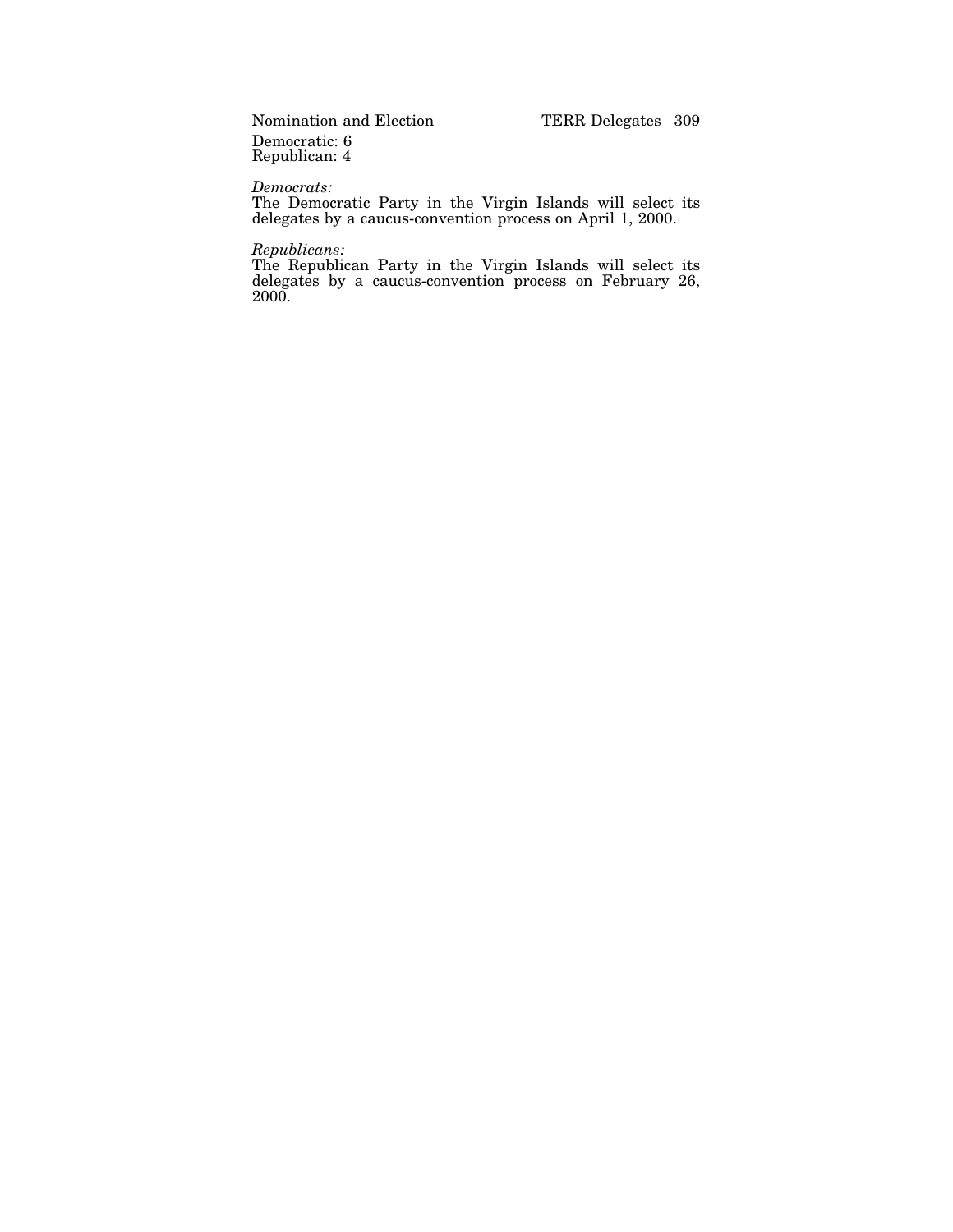Democratic: 6
Republican: 4

*Democrats:*
The Democratic Party in the Virgin Islands will select its delegates by a caucus-convention process on April 1, 2000.

*Republicans:*
The Republican Party in the Virgin Islands will select its delegates by a caucus-convention process on February 26, 2000.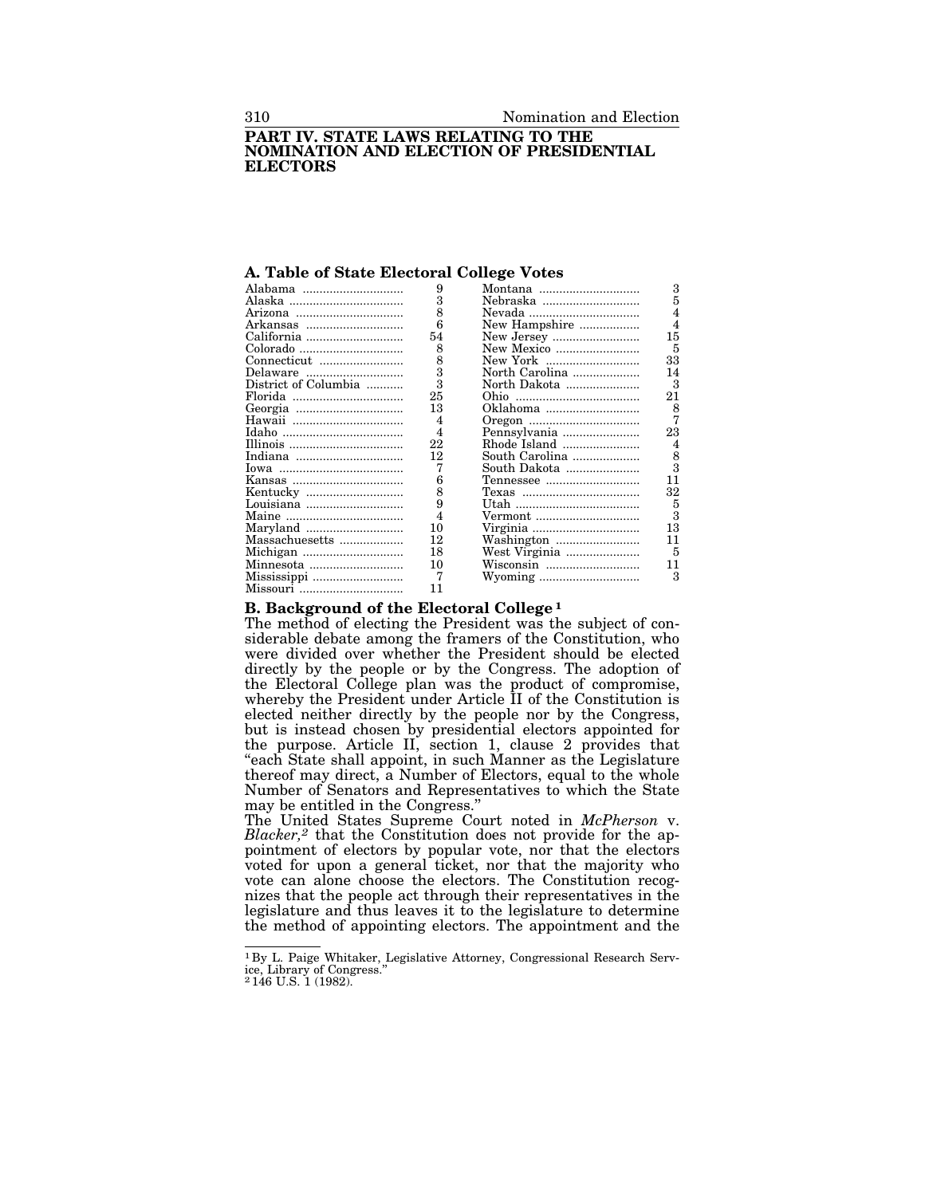# PART IV. STATE LAWS RELATING TO THE NOMINATION AND ELECTION OF PRESIDENTIAL ELECTORS

## A. Table of State Electoral College Votes

| State | Votes | State | Votes |
|---|---|---|---|
| Alabama | 9 | Montana | 3 |
| Alaska | 3 | Nebraska | 5 |
| Arizona | 8 | Nevada | 4 |
| Arkansas | 6 | New Hampshire | 4 |
| California | 54 | New Jersey | 15 |
| Colorado | 8 | New Mexico | 5 |
| Connecticut | 8 | New York | 33 |
| Delaware | 3 | North Carolina | 14 |
| District of Columbia | 3 | North Dakota | 3 |
| Florida | 25 | Ohio | 21 |
| Georgia | 13 | Oklahoma | 8 |
| Hawaii | 4 | Oregon | 7 |
| Idaho | 4 | Pennsylvania | 23 |
| Illinois | 22 | Rhode Island | 4 |
| Indiana | 12 | South Carolina | 8 |
| Iowa | 7 | South Dakota | 3 |
| Kansas | 6 | Tennessee | 11 |
| Kentucky | 8 | Texas | 32 |
| Louisiana | 9 | Utah | 5 |
| Maine | 4 | Vermont | 3 |
| Maryland | 10 | Virginia | 13 |
| Massachuesetts | 12 | Washington | 11 |
| Michigan | 18 | West Virginia | 5 |
| Minnesota | 10 | Wisconsin | 11 |
| Mississippi | 7 | Wyoming | 3 |
| Missouri | 11 | | |

## B. Background of the Electoral College [1]

The method of electing the President was the subject of considerable debate among the framers of the Constitution, who were divided over whether the President should be elected directly by the people or by the Congress. The adoption of the Electoral College plan was the product of compromise, whereby the President under Article II of the Constitution is elected neither directly by the people nor by the Congress, but is instead chosen by presidential electors appointed for the purpose. Article II, section 1, clause 2 provides that "each State shall appoint, in such Manner as the Legislature thereof may direct, a Number of Electors, equal to the whole Number of Senators and Representatives to which the State may be entitled in the Congress."

The United States Supreme Court noted in *McPherson* v. *Blacker,*[2] that the Constitution does not provide for the appointment of electors by popular vote, nor that the electors voted for upon a general ticket, nor that the majority who vote can alone choose the electors. The Constitution recognizes that the people act through their representatives in the legislature and thus leaves it to the legislature to determine the method of appointing electors. The appointment and the

---

[1] By L. Paige Whitaker, Legislative Attorney, Congressional Research Service, Library of Congress."

[2] 146 U.S. 1 (1982).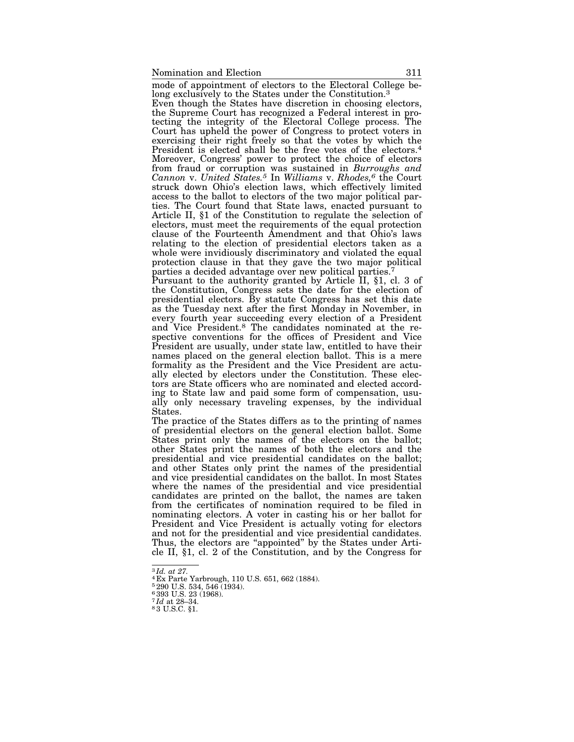mode of appointment of electors to the Electoral College belong exclusively to the States under the Constitution.[3]

Even though the States have discretion in choosing electors, the Supreme Court has recognized a Federal interest in protecting the integrity of the Electoral College process. The Court has upheld the power of Congress to protect voters in exercising their right freely so that the votes by which the President is elected shall be the free votes of the electors.[4] Moreover, Congress' power to protect the choice of electors from fraud or corruption was sustained in *Burroughs and Cannon* v. *United States.*[5] In *Williams* v. *Rhodes,*[6] the Court struck down Ohio's election laws, which effectively limited access to the ballot to electors of the two major political parties. The Court found that State laws, enacted pursuant to Article II, §1 of the Constitution to regulate the selection of electors, must meet the requirements of the equal protection clause of the Fourteenth Amendment and that Ohio's laws relating to the election of presidential electors taken as a whole were invidiously discriminatory and violated the equal protection clause in that they gave the two major political parties a decided advantage over new political parties.[7]

Pursuant to the authority granted by Article II, §1, cl. 3 of the Constitution, Congress sets the date for the election of presidential electors. By statute Congress has set this date as the Tuesday next after the first Monday in November, in every fourth year succeeding every election of a President and Vice President.[8] The candidates nominated at the respective conventions for the offices of President and Vice President are usually, under state law, entitled to have their names placed on the general election ballot. This is a mere formality as the President and the Vice President are actually elected by electors under the Constitution. These electors are State officers who are nominated and elected according to State law and paid some form of compensation, usually only necessary traveling expenses, by the individual States.

The practice of the States differs as to the printing of names of presidential electors on the general election ballot. Some States print only the names of the electors on the ballot; other States print the names of both the electors and the presidential and vice presidential candidates on the ballot; and other States only print the names of the presidential and vice presidential candidates on the ballot. In most States where the names of the presidential and vice presidential candidates are printed on the ballot, the names are taken from the certificates of nomination required to be filed in nominating electors. A voter in casting his or her ballot for President and Vice President is actually voting for electors and not for the presidential and vice presidential candidates. Thus, the electors are "appointed" by the States under Article II, §1, cl. 2 of the Constitution, and by the Congress for

---

[3] *Id. at 27.*

[4] Ex Parte Yarbrough, 110 U.S. 651, 662 (1884).

[5] 290 U.S. 534, 546 (1934).

[6] 393 U.S. 23 (1968).

[7] *Id* at 28–34.

[8] 3 U.S.C. §1.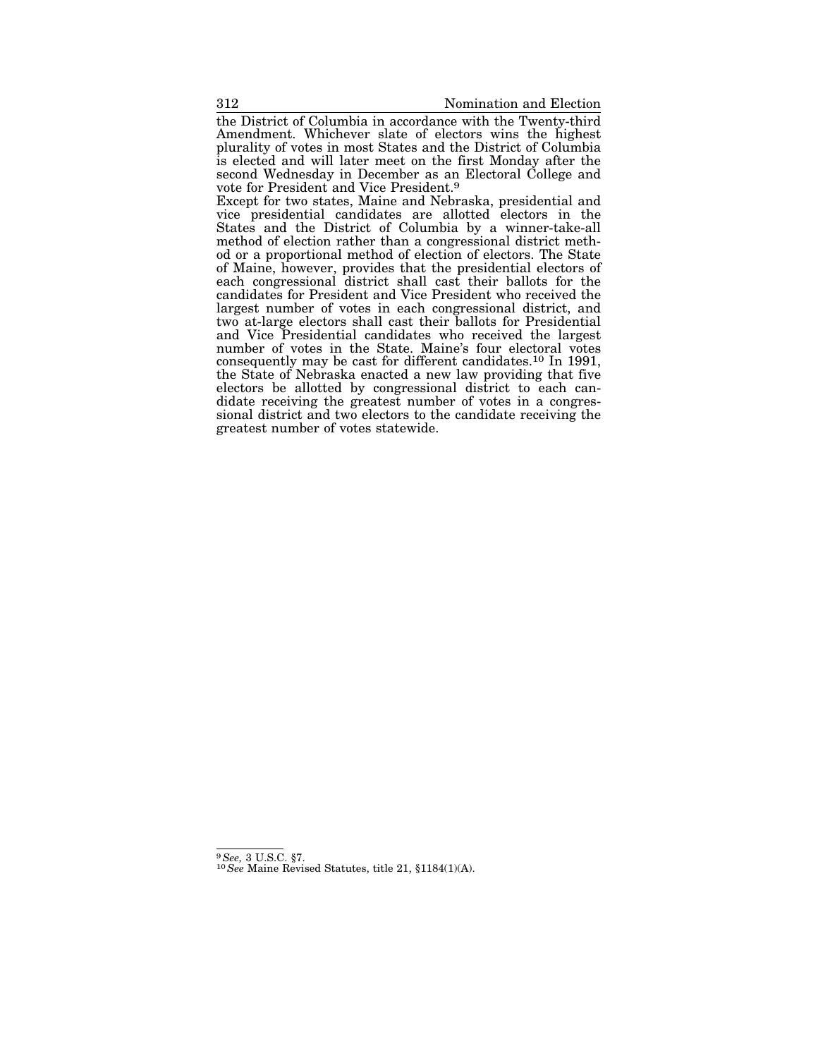the District of Columbia in accordance with the Twenty-third Amendment. Whichever slate of electors wins the highest plurality of votes in most States and the District of Columbia is elected and will later meet on the first Monday after the second Wednesday in December as an Electoral College and vote for President and Vice President.[9]

Except for two states, Maine and Nebraska, presidential and vice presidential candidates are allotted electors in the States and the District of Columbia by a winner-take-all method of election rather than a congressional district method or a proportional method of election of electors. The State of Maine, however, provides that the presidential electors of each congressional district shall cast their ballots for the candidates for President and Vice President who received the largest number of votes in each congressional district, and two at-large electors shall cast their ballots for Presidential and Vice Presidential candidates who received the largest number of votes in the State. Maine's four electoral votes consequently may be cast for different candidates.[10] In 1991, the State of Nebraska enacted a new law providing that five electors be allotted by congressional district to each candidate receiving the greatest number of votes in a congressional district and two electors to the candidate receiving the greatest number of votes statewide.

---

[9] *See,* 3 U.S.C. §7.

[10] *See* Maine Revised Statutes, title 21, §1184(1)(A).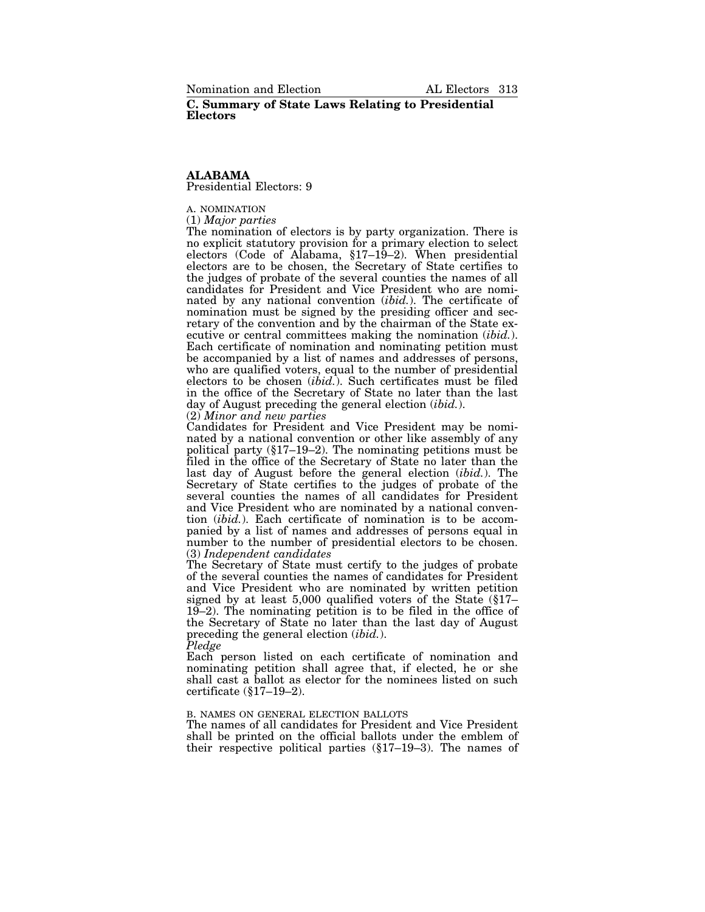## C. Summary of State Laws Relating to Presidential Electors

### ALABAMA

Presidential Electors: 9

A. NOMINATION

(1) *Major parties*

The nomination of electors is by party organization. There is no explicit statutory provision for a primary election to select electors (Code of Alabama, §17–19–2). When presidential electors are to be chosen, the Secretary of State certifies to the judges of probate of the several counties the names of all candidates for President and Vice President who are nominated by any national convention (*ibid.*). The certificate of nomination must be signed by the presiding officer and secretary of the convention and by the chairman of the State executive or central committees making the nomination (*ibid.*). Each certificate of nomination and nominating petition must be accompanied by a list of names and addresses of persons, who are qualified voters, equal to the number of presidential electors to be chosen (*ibid.*). Such certificates must be filed in the office of the Secretary of State no later than the last day of August preceding the general election (*ibid.*).

(2) *Minor and new parties*

Candidates for President and Vice President may be nominated by a national convention or other like assembly of any political party (§17–19–2). The nominating petitions must be filed in the office of the Secretary of State no later than the last day of August before the general election (*ibid.*). The Secretary of State certifies to the judges of probate of the several counties the names of all candidates for President and Vice President who are nominated by a national convention (*ibid.*). Each certificate of nomination is to be accompanied by a list of names and addresses of persons equal in number to the number of presidential electors to be chosen.

(3) *Independent candidates*

The Secretary of State must certify to the judges of probate of the several counties the names of candidates for President and Vice President who are nominated by written petition signed by at least 5,000 qualified voters of the State (§17–19–2). The nominating petition is to be filed in the office of the Secretary of State no later than the last day of August preceding the general election (*ibid.*).

*Pledge*

Each person listed on each certificate of nomination and nominating petition shall agree that, if elected, he or she shall cast a ballot as elector for the nominees listed on such certificate (§17–19–2).

B. NAMES ON GENERAL ELECTION BALLOTS

The names of all candidates for President and Vice President shall be printed on the official ballots under the emblem of their respective political parties (§17–19–3). The names of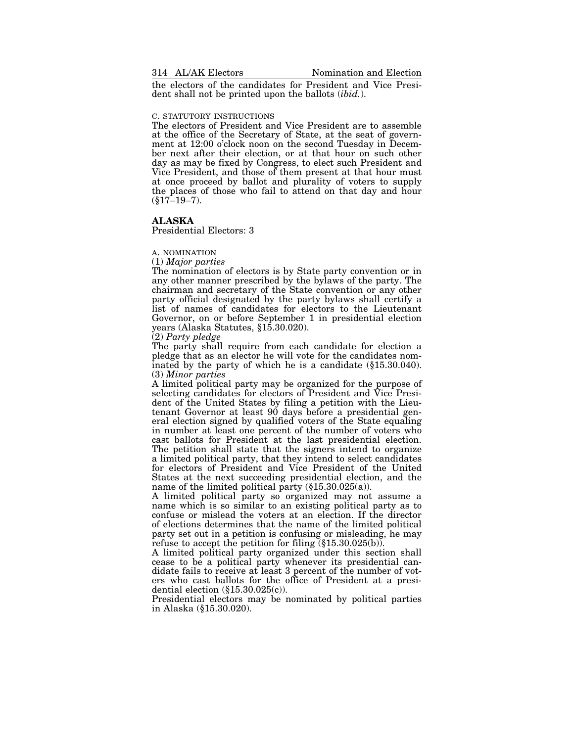the electors of the candidates for President and Vice President shall not be printed upon the ballots (*ibid.*).

C. STATUTORY INSTRUCTIONS

The electors of President and Vice President are to assemble at the office of the Secretary of State, at the seat of government at 12:00 o'clock noon on the second Tuesday in December next after their election, or at that hour on such other day as may be fixed by Congress, to elect such President and Vice President, and those of them present at that hour must at once proceed by ballot and plurality of voters to supply the places of those who fail to attend on that day and hour (§17–19–7).

## ALASKA

Presidential Electors: 3

A. NOMINATION

(1) *Major parties*

The nomination of electors is by State party convention or in any other manner prescribed by the bylaws of the party. The chairman and secretary of the State convention or any other party official designated by the party bylaws shall certify a list of names of candidates for electors to the Lieutenant Governor, on or before September 1 in presidential election years (Alaska Statutes, §15.30.020).

(2) *Party pledge*

The party shall require from each candidate for election a pledge that as an elector he will vote for the candidates nominated by the party of which he is a candidate (§15.30.040).

(3) *Minor parties*

A limited political party may be organized for the purpose of selecting candidates for electors of President and Vice President of the United States by filing a petition with the Lieutenant Governor at least 90 days before a presidential general election signed by qualified voters of the State equaling in number at least one percent of the number of voters who cast ballots for President at the last presidential election. The petition shall state that the signers intend to organize a limited political party, that they intend to select candidates for electors of President and Vice President of the United States at the next succeeding presidential election, and the name of the limited political party (§15.30.025(a)).

A limited political party so organized may not assume a name which is so similar to an existing political party as to confuse or mislead the voters at an election. If the director of elections determines that the name of the limited political party set out in a petition is confusing or misleading, he may refuse to accept the petition for filing (§15.30.025(b)).

A limited political party organized under this section shall cease to be a political party whenever its presidential candidate fails to receive at least 3 percent of the number of voters who cast ballots for the office of President at a presidential election (§15.30.025(c)).

Presidential electors may be nominated by political parties in Alaska (§15.30.020).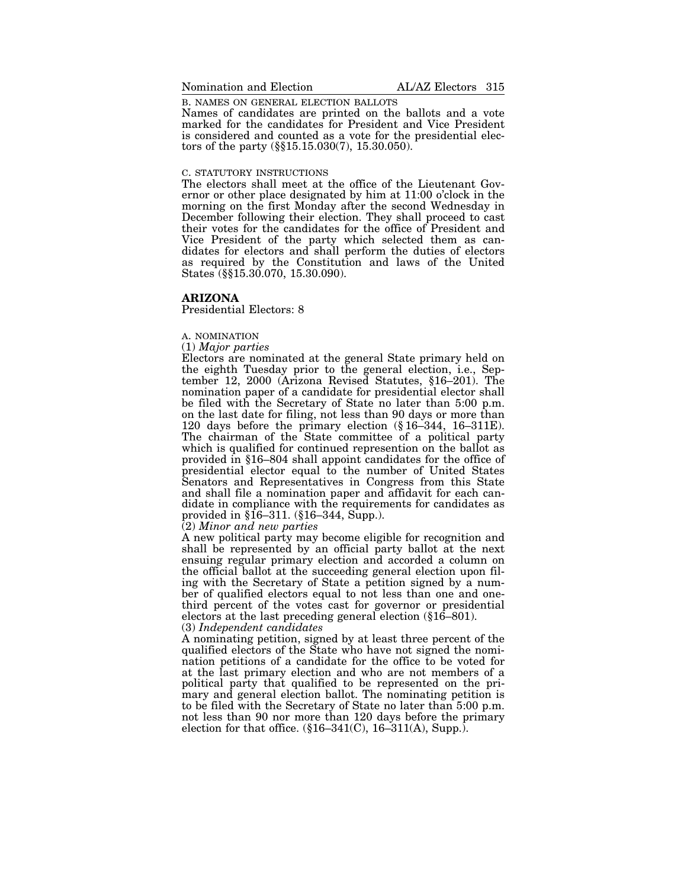B. NAMES ON GENERAL ELECTION BALLOTS

Names of candidates are printed on the ballots and a vote marked for the candidates for President and Vice President is considered and counted as a vote for the presidential electors of the party (§§15.15.030(7), 15.30.050).

C. STATUTORY INSTRUCTIONS

The electors shall meet at the office of the Lieutenant Governor or other place designated by him at 11:00 o'clock in the morning on the first Monday after the second Wednesday in December following their election. They shall proceed to cast their votes for the candidates for the office of President and Vice President of the party which selected them as candidates for electors and shall perform the duties of electors as required by the Constitution and laws of the United States (§§15.30.070, 15.30.090).

## ARIZONA

Presidential Electors: 8

A. NOMINATION

(1) *Major parties*

Electors are nominated at the general State primary held on the eighth Tuesday prior to the general election, i.e., September 12, 2000 (Arizona Revised Statutes, §16–201). The nomination paper of a candidate for presidential elector shall be filed with the Secretary of State no later than 5:00 p.m. on the last date for filing, not less than 90 days or more than 120 days before the primary election (§ 16–344, 16–311E). The chairman of the State committee of a political party which is qualified for continued represention on the ballot as provided in §16–804 shall appoint candidates for the office of presidential elector equal to the number of United States Senators and Representatives in Congress from this State and shall file a nomination paper and affidavit for each candidate in compliance with the requirements for candidates as provided in §16–311. (§16–344, Supp.).

(2) *Minor and new parties*

A new political party may become eligible for recognition and shall be represented by an official party ballot at the next ensuing regular primary election and accorded a column on the official ballot at the succeeding general election upon filing with the Secretary of State a petition signed by a number of qualified electors equal to not less than one and one-third percent of the votes cast for governor or presidential electors at the last preceding general election (§16–801).

(3) *Independent candidates*

A nominating petition, signed by at least three percent of the qualified electors of the State who have not signed the nomination petitions of a candidate for the office to be voted for at the last primary election and who are not members of a political party that qualified to be represented on the primary and general election ballot. The nominating petition is to be filed with the Secretary of State no later than 5:00 p.m. not less than 90 nor more than 120 days before the primary election for that office. (§16–341(C), 16–311(A), Supp.).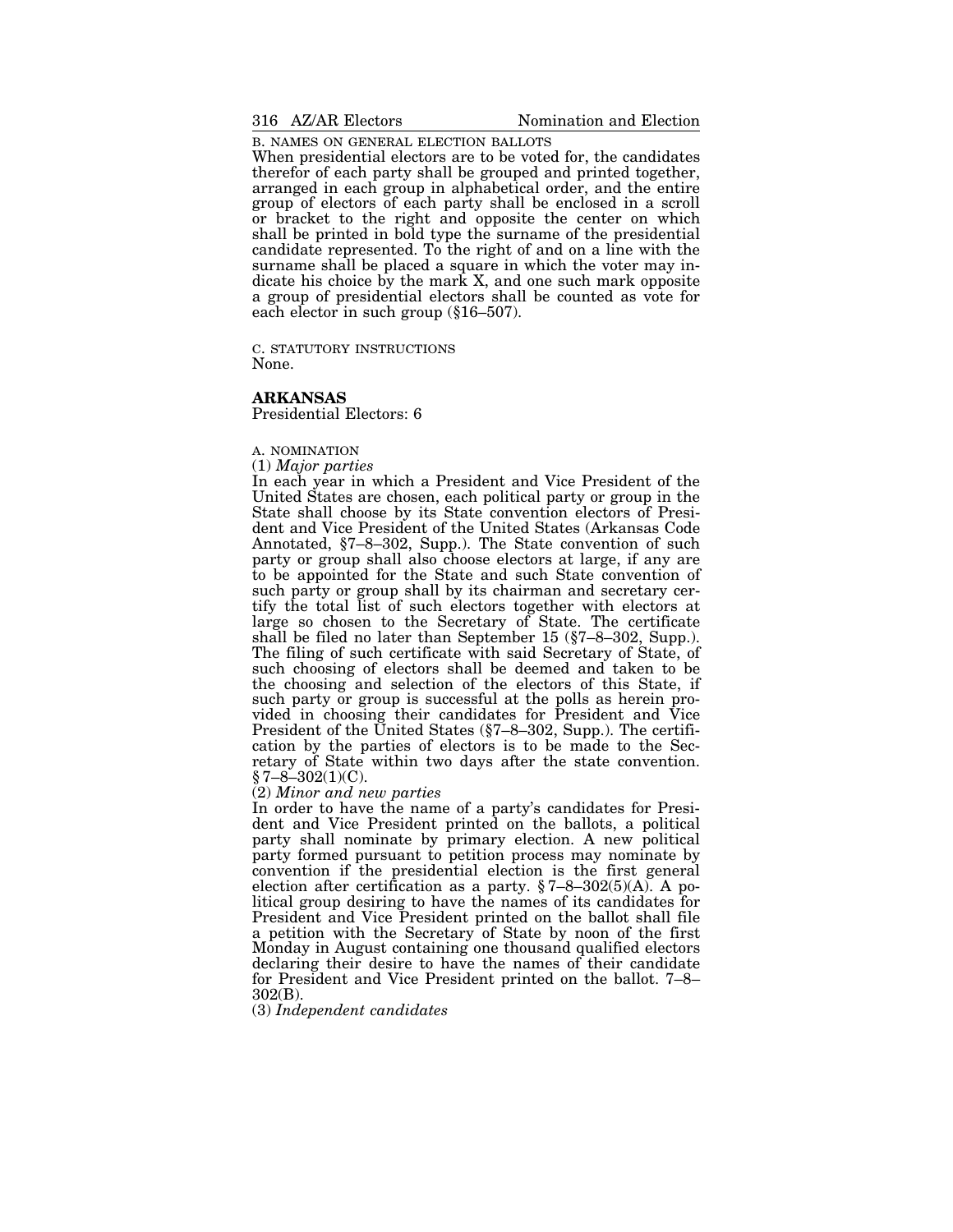B. NAMES ON GENERAL ELECTION BALLOTS

When presidential electors are to be voted for, the candidates therefor of each party shall be grouped and printed together, arranged in each group in alphabetical order, and the entire group of electors of each party shall be enclosed in a scroll or bracket to the right and opposite the center on which shall be printed in bold type the surname of the presidential candidate represented. To the right of and on a line with the surname shall be placed a square in which the voter may indicate his choice by the mark X, and one such mark opposite a group of presidential electors shall be counted as vote for each elector in such group (§16–507).

C. STATUTORY INSTRUCTIONS

None.

## ARKANSAS

Presidential Electors: 6

A. NOMINATION

(1) *Major parties*

In each year in which a President and Vice President of the United States are chosen, each political party or group in the State shall choose by its State convention electors of President and Vice President of the United States (Arkansas Code Annotated, §7–8–302, Supp.). The State convention of such party or group shall also choose electors at large, if any are to be appointed for the State and such State convention of such party or group shall by its chairman and secretary certify the total list of such electors together with electors at large so chosen to the Secretary of State. The certificate shall be filed no later than September 15 (§7–8–302, Supp.). The filing of such certificate with said Secretary of State, of such choosing of electors shall be deemed and taken to be the choosing and selection of the electors of this State, if such party or group is successful at the polls as herein provided in choosing their candidates for President and Vice President of the United States (§7–8–302, Supp.). The certification by the parties of electors is to be made to the Secretary of State within two days after the state convention. § 7–8–302(1)(C).

(2) *Minor and new parties*

In order to have the name of a party's candidates for President and Vice President printed on the ballots, a political party shall nominate by primary election. A new political party formed pursuant to petition process may nominate by convention if the presidential election is the first general election after certification as a party. § 7–8–302(5)(A). A political group desiring to have the names of its candidates for President and Vice President printed on the ballot shall file a petition with the Secretary of State by noon of the first Monday in August containing one thousand qualified electors declaring their desire to have the names of their candidate for President and Vice President printed on the ballot. 7–8–302(B).

(3) *Independent candidates*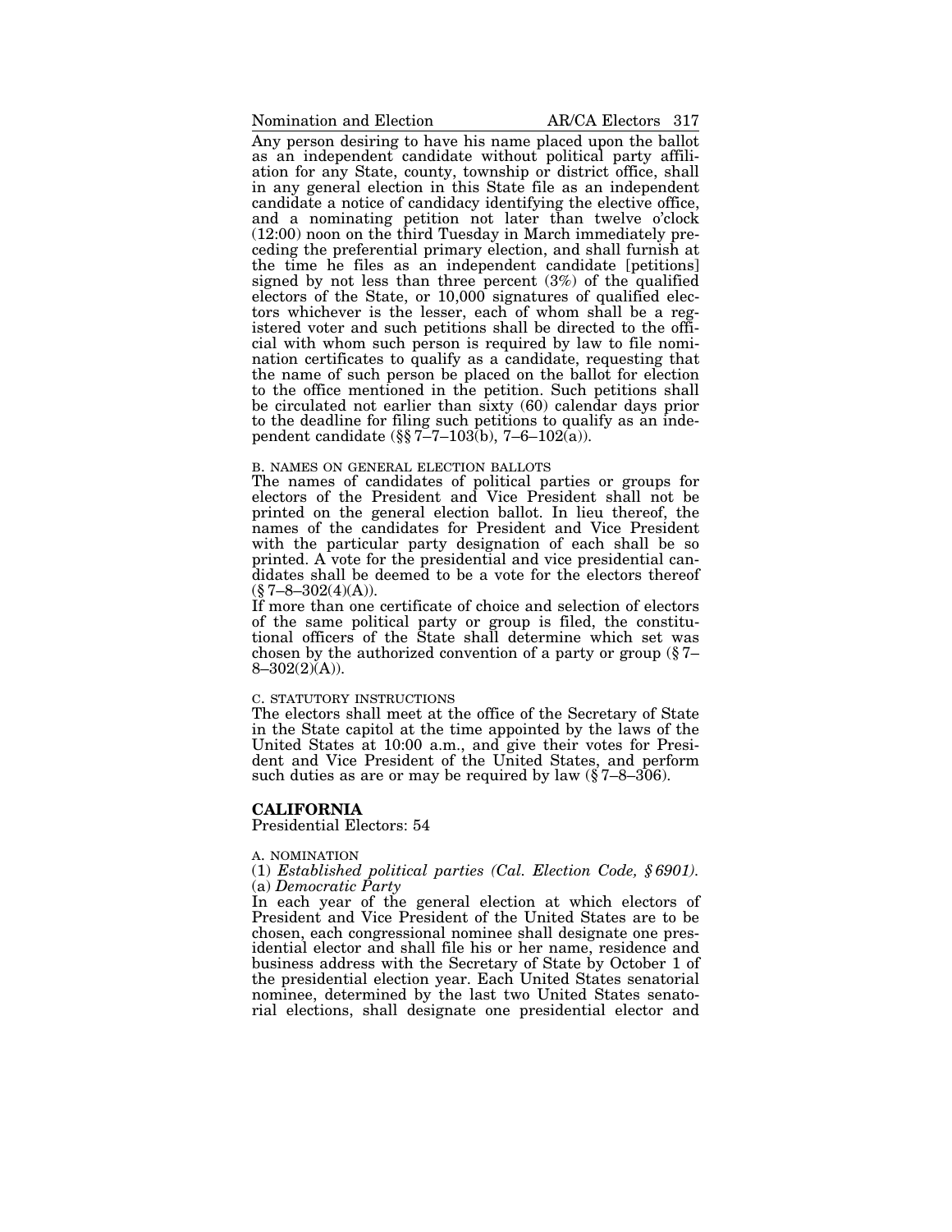Any person desiring to have his name placed upon the ballot as an independent candidate without political party affiliation for any State, county, township or district office, shall in any general election in this State file as an independent candidate a notice of candidacy identifying the elective office, and a nominating petition not later than twelve o'clock (12:00) noon on the third Tuesday in March immediately preceding the preferential primary election, and shall furnish at the time he files as an independent candidate [petitions] signed by not less than three percent (3%) of the qualified electors of the State, or 10,000 signatures of qualified electors whichever is the lesser, each of whom shall be a registered voter and such petitions shall be directed to the official with whom such person is required by law to file nomination certificates to qualify as a candidate, requesting that the name of such person be placed on the ballot for election to the office mentioned in the petition. Such petitions shall be circulated not earlier than sixty (60) calendar days prior to the deadline for filing such petitions to qualify as an independent candidate (§§ 7–7–103(b), 7–6–102(a)).

B. NAMES ON GENERAL ELECTION BALLOTS

The names of candidates of political parties or groups for electors of the President and Vice President shall not be printed on the general election ballot. In lieu thereof, the names of the candidates for President and Vice President with the particular party designation of each shall be so printed. A vote for the presidential and vice presidential candidates shall be deemed to be a vote for the electors thereof (§ 7–8–302(4)(A)).

If more than one certificate of choice and selection of electors of the same political party or group is filed, the constitutional officers of the State shall determine which set was chosen by the authorized convention of a party or group (§ 7–8–302(2)(A)).

C. STATUTORY INSTRUCTIONS

The electors shall meet at the office of the Secretary of State in the State capitol at the time appointed by the laws of the United States at 10:00 a.m., and give their votes for President and Vice President of the United States, and perform such duties as are or may be required by law (§ 7–8–306).

## CALIFORNIA

Presidential Electors: 54

A. NOMINATION

(1) *Established political parties (Cal. Election Code, § 6901).*

(a) *Democratic Party*

In each year of the general election at which electors of President and Vice President of the United States are to be chosen, each congressional nominee shall designate one presidential elector and shall file his or her name, residence and business address with the Secretary of State by October 1 of the presidential election year. Each United States senatorial nominee, determined by the last two United States senatorial elections, shall designate one presidential elector and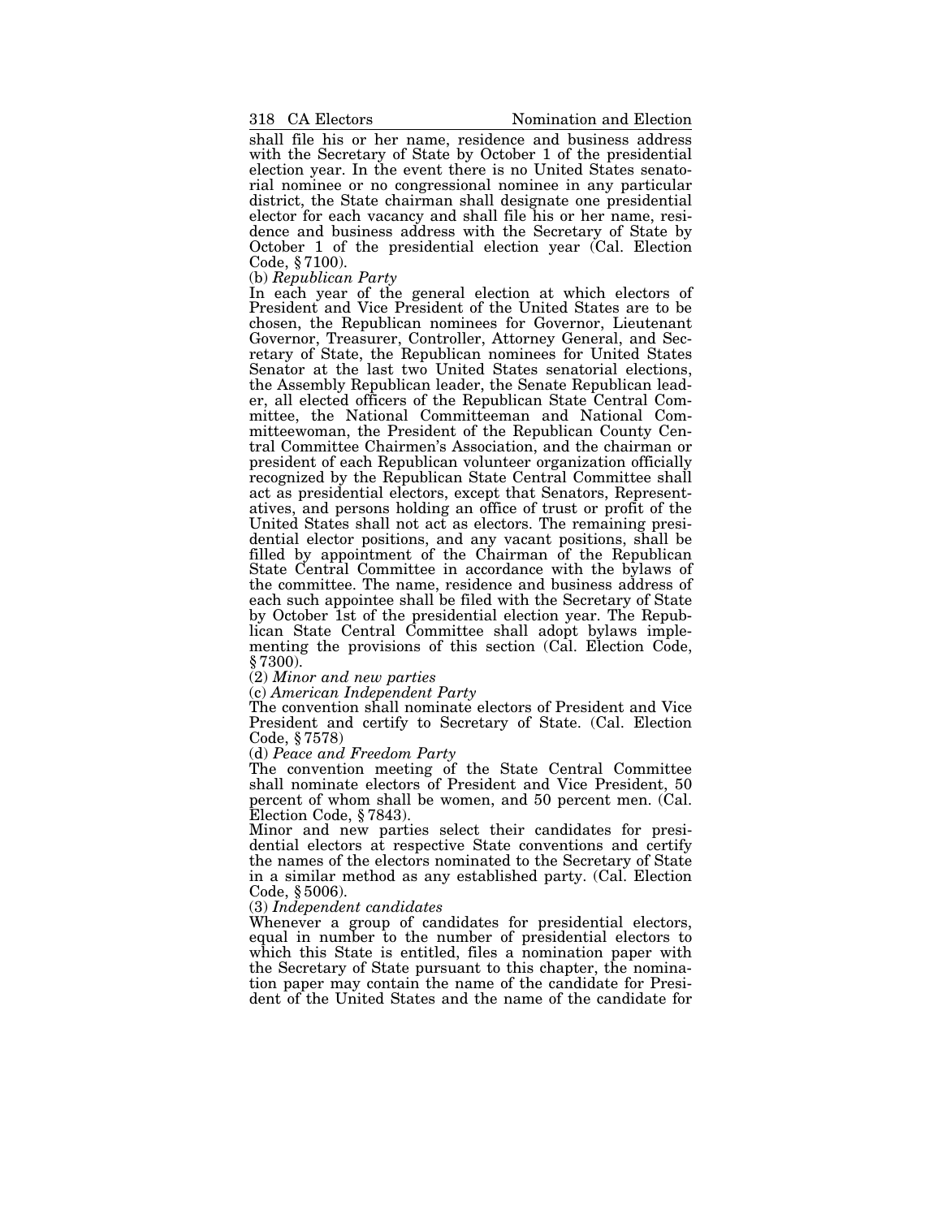shall file his or her name, residence and business address with the Secretary of State by October 1 of the presidential election year. In the event there is no United States senatorial nominee or no congressional nominee in any particular district, the State chairman shall designate one presidential elector for each vacancy and shall file his or her name, residence and business address with the Secretary of State by October 1 of the presidential election year (Cal. Election Code, § 7100).

(b) *Republican Party*

In each year of the general election at which electors of President and Vice President of the United States are to be chosen, the Republican nominees for Governor, Lieutenant Governor, Treasurer, Controller, Attorney General, and Secretary of State, the Republican nominees for United States Senator at the last two United States senatorial elections, the Assembly Republican leader, the Senate Republican leader, all elected officers of the Republican State Central Committee, the National Committeeman and National Committeewoman, the President of the Republican County Central Committee Chairmen's Association, and the chairman or president of each Republican volunteer organization officially recognized by the Republican State Central Committee shall act as presidential electors, except that Senators, Representatives, and persons holding an office of trust or profit of the United States shall not act as electors. The remaining presidential elector positions, and any vacant positions, shall be filled by appointment of the Chairman of the Republican State Central Committee in accordance with the bylaws of the committee. The name, residence and business address of each such appointee shall be filed with the Secretary of State by October 1st of the presidential election year. The Republican State Central Committee shall adopt bylaws implementing the provisions of this section (Cal. Election Code, § 7300).

(2) *Minor and new parties*

(c) *American Independent Party*

The convention shall nominate electors of President and Vice President and certify to Secretary of State. (Cal. Election Code, § 7578)

(d) *Peace and Freedom Party*

The convention meeting of the State Central Committee shall nominate electors of President and Vice President, 50 percent of whom shall be women, and 50 percent men. (Cal. Election Code, § 7843).

Minor and new parties select their candidates for presidential electors at respective State conventions and certify the names of the electors nominated to the Secretary of State in a similar method as any established party. (Cal. Election Code, § 5006).

(3) *Independent candidates*

Whenever a group of candidates for presidential electors, equal in number to the number of presidential electors to which this State is entitled, files a nomination paper with the Secretary of State pursuant to this chapter, the nomination paper may contain the name of the candidate for President of the United States and the name of the candidate for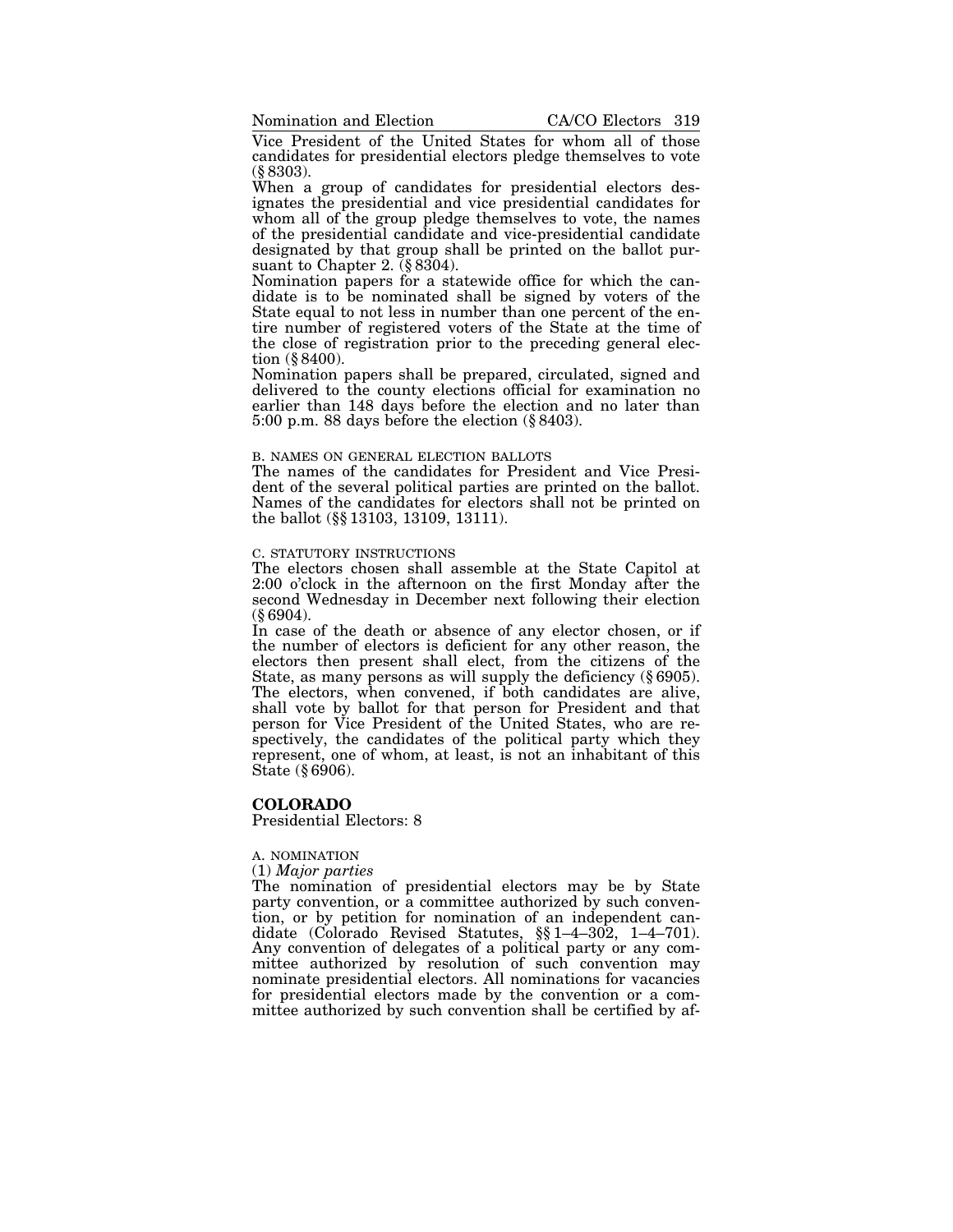Vice President of the United States for whom all of those candidates for presidential electors pledge themselves to vote (§ 8303).

When a group of candidates for presidential electors designates the presidential and vice presidential candidates for whom all of the group pledge themselves to vote, the names of the presidential candidate and vice-presidential candidate designated by that group shall be printed on the ballot pursuant to Chapter 2. (§ 8304).

Nomination papers for a statewide office for which the candidate is to be nominated shall be signed by voters of the State equal to not less in number than one percent of the entire number of registered voters of the State at the time of the close of registration prior to the preceding general election (§ 8400).

Nomination papers shall be prepared, circulated, signed and delivered to the county elections official for examination no earlier than 148 days before the election and no later than 5:00 p.m. 88 days before the election (§ 8403).

B. NAMES ON GENERAL ELECTION BALLOTS

The names of the candidates for President and Vice President of the several political parties are printed on the ballot. Names of the candidates for electors shall not be printed on the ballot (§§ 13103, 13109, 13111).

C. STATUTORY INSTRUCTIONS

The electors chosen shall assemble at the State Capitol at 2:00 o'clock in the afternoon on the first Monday after the second Wednesday in December next following their election (§ 6904).

In case of the death or absence of any elector chosen, or if the number of electors is deficient for any other reason, the electors then present shall elect, from the citizens of the State, as many persons as will supply the deficiency (§ 6905).

The electors, when convened, if both candidates are alive, shall vote by ballot for that person for President and that person for Vice President of the United States, who are respectively, the candidates of the political party which they represent, one of whom, at least, is not an inhabitant of this State (§ 6906).

## COLORADO

Presidential Electors: 8

A. NOMINATION

(1) *Major parties*

The nomination of presidential electors may be by State party convention, or a committee authorized by such convention, or by petition for nomination of an independent candidate (Colorado Revised Statutes, §§ 1–4–302, 1–4–701). Any convention of delegates of a political party or any committee authorized by resolution of such convention may nominate presidential electors. All nominations for vacancies for presidential electors made by the convention or a committee authorized by such convention shall be certified by af-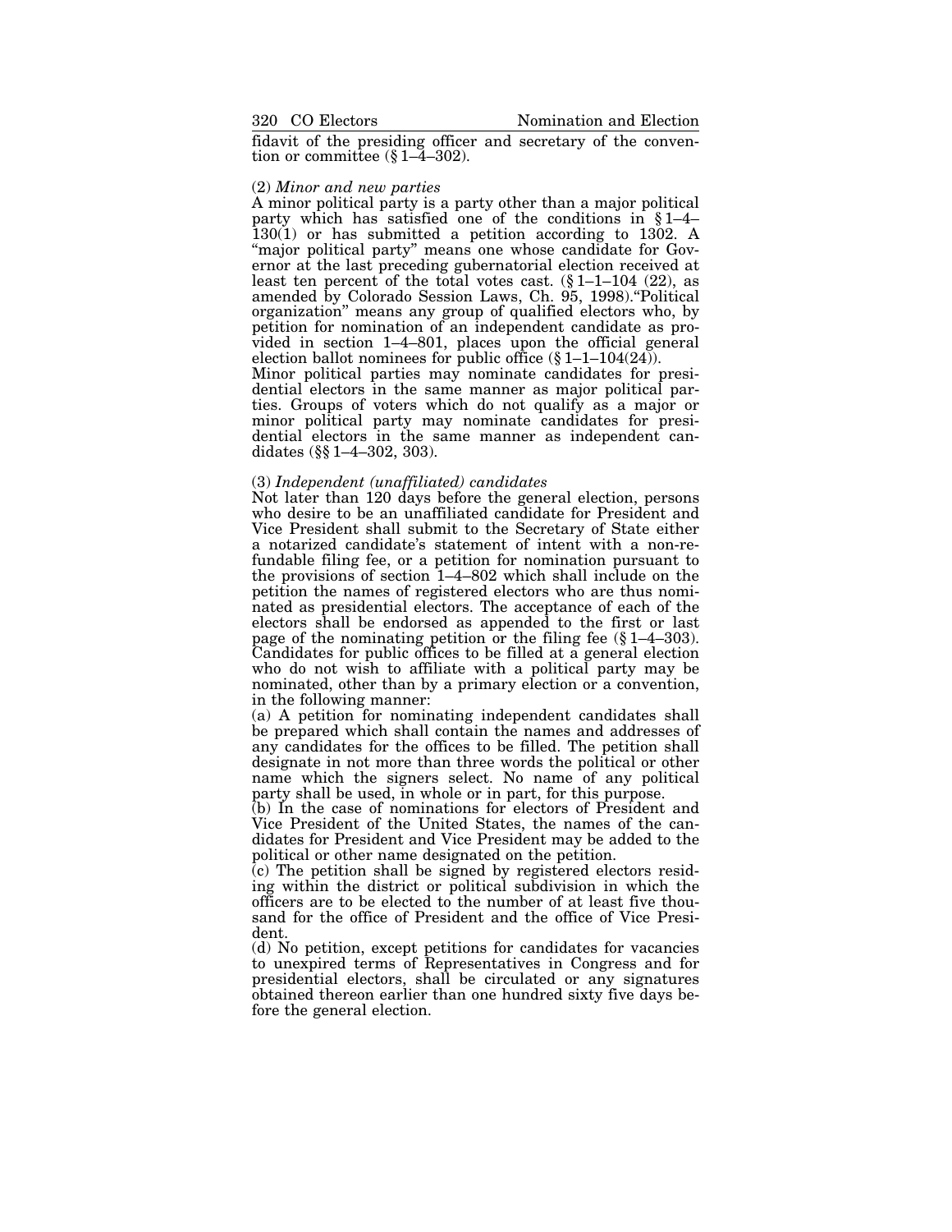fidavit of the presiding officer and secretary of the convention or committee (§ 1–4–302).

(2) *Minor and new parties*

A minor political party is a party other than a major political party which has satisfied one of the conditions in § 1–4–130(1) or has submitted a petition according to 1302. A "major political party" means one whose candidate for Governor at the last preceding gubernatorial election received at least ten percent of the total votes cast. (§ 1–1–104 (22), as amended by Colorado Session Laws, Ch. 95, 1998)."Political organization" means any group of qualified electors who, by petition for nomination of an independent candidate as provided in section 1–4–801, places upon the official general election ballot nominees for public office (§ 1–1–104(24)).

Minor political parties may nominate candidates for presidential electors in the same manner as major political parties. Groups of voters which do not qualify as a major or minor political party may nominate candidates for presidential electors in the same manner as independent candidates (§§ 1–4–302, 303).

(3) *Independent (unaffiliated) candidates*

Not later than 120 days before the general election, persons who desire to be an unaffiliated candidate for President and Vice President shall submit to the Secretary of State either a notarized candidate's statement of intent with a non-refundable filing fee, or a petition for nomination pursuant to the provisions of section 1–4–802 which shall include on the petition the names of registered electors who are thus nominated as presidential electors. The acceptance of each of the electors shall be endorsed as appended to the first or last page of the nominating petition or the filing fee (§ 1–4–303).

Candidates for public offices to be filled at a general election who do not wish to affiliate with a political party may be nominated, other than by a primary election or a convention, in the following manner:

(a) A petition for nominating independent candidates shall be prepared which shall contain the names and addresses of any candidates for the offices to be filled. The petition shall designate in not more than three words the political or other name which the signers select. No name of any political party shall be used, in whole or in part, for this purpose.

(b) In the case of nominations for electors of President and Vice President of the United States, the names of the candidates for President and Vice President may be added to the political or other name designated on the petition.

(c) The petition shall be signed by registered electors residing within the district or political subdivision in which the officers are to be elected to the number of at least five thousand for the office of President and the office of Vice President.

(d) No petition, except petitions for candidates for vacancies to unexpired terms of Representatives in Congress and for presidential electors, shall be circulated or any signatures obtained thereon earlier than one hundred sixty five days before the general election.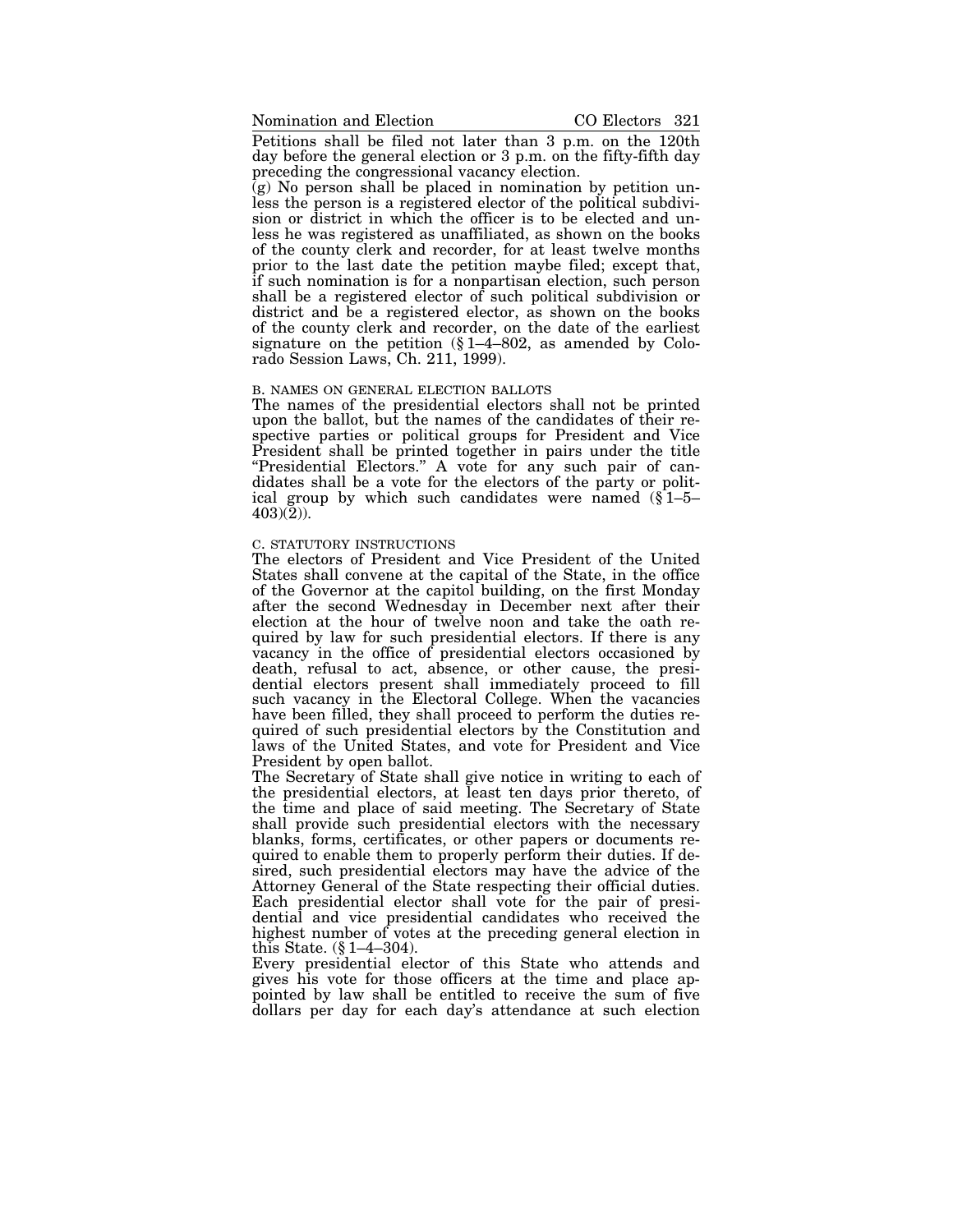Petitions shall be filed not later than 3 p.m. on the 120th day before the general election or 3 p.m. on the fifty-fifth day preceding the congressional vacancy election.

(g) No person shall be placed in nomination by petition unless the person is a registered elector of the political subdivision or district in which the officer is to be elected and unless he was registered as unaffiliated, as shown on the books of the county clerk and recorder, for at least twelve months prior to the last date the petition maybe filed; except that, if such nomination is for a nonpartisan election, such person shall be a registered elector of such political subdivision or district and be a registered elector, as shown on the books of the county clerk and recorder, on the date of the earliest signature on the petition (§ 1–4–802, as amended by Colorado Session Laws, Ch. 211, 1999).

B. NAMES ON GENERAL ELECTION BALLOTS

The names of the presidential electors shall not be printed upon the ballot, but the names of the candidates of their respective parties or political groups for President and Vice President shall be printed together in pairs under the title "Presidential Electors." A vote for any such pair of candidates shall be a vote for the electors of the party or political group by which such candidates were named (§ 1–5–403)(2)).

C. STATUTORY INSTRUCTIONS

The electors of President and Vice President of the United States shall convene at the capital of the State, in the office of the Governor at the capitol building, on the first Monday after the second Wednesday in December next after their election at the hour of twelve noon and take the oath required by law for such presidential electors. If there is any vacancy in the office of presidential electors occasioned by death, refusal to act, absence, or other cause, the presidential electors present shall immediately proceed to fill such vacancy in the Electoral College. When the vacancies have been filled, they shall proceed to perform the duties required of such presidential electors by the Constitution and laws of the United States, and vote for President and Vice President by open ballot.

The Secretary of State shall give notice in writing to each of the presidential electors, at least ten days prior thereto, of the time and place of said meeting. The Secretary of State shall provide such presidential electors with the necessary blanks, forms, certificates, or other papers or documents required to enable them to properly perform their duties. If desired, such presidential electors may have the advice of the Attorney General of the State respecting their official duties. Each presidential elector shall vote for the pair of presidential and vice presidential candidates who received the highest number of votes at the preceding general election in this State. (§ 1–4–304).

Every presidential elector of this State who attends and gives his vote for those officers at the time and place appointed by law shall be entitled to receive the sum of five dollars per day for each day's attendance at such election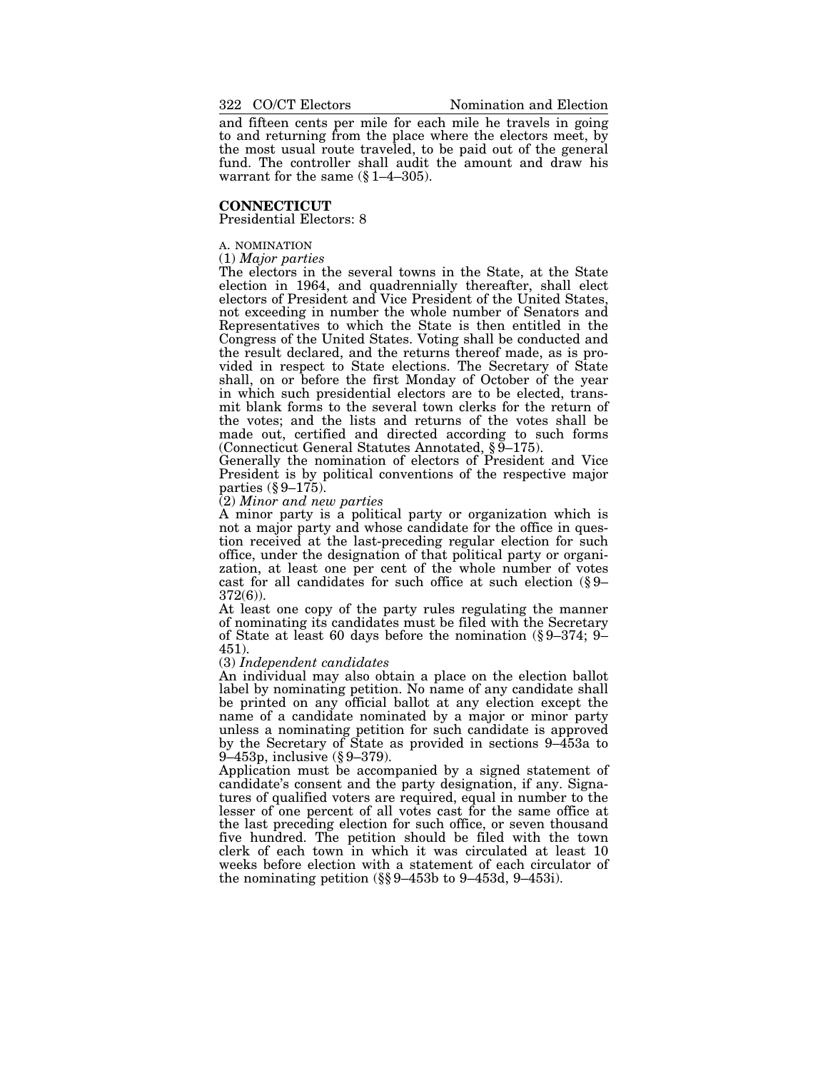and fifteen cents per mile for each mile he travels in going to and returning from the place where the electors meet, by the most usual route traveled, to be paid out of the general fund. The controller shall audit the amount and draw his warrant for the same (§ 1–4–305).

## CONNECTICUT

Presidential Electors: 8

A. NOMINATION

(1) *Major parties*

The electors in the several towns in the State, at the State election in 1964, and quadrennially thereafter, shall elect electors of President and Vice President of the United States, not exceeding in number the whole number of Senators and Representatives to which the State is then entitled in the Congress of the United States. Voting shall be conducted and the result declared, and the returns thereof made, as is provided in respect to State elections. The Secretary of State shall, on or before the first Monday of October of the year in which such presidential electors are to be elected, transmit blank forms to the several town clerks for the return of the votes; and the lists and returns of the votes shall be made out, certified and directed according to such forms (Connecticut General Statutes Annotated, § 9–175).

Generally the nomination of electors of President and Vice President is by political conventions of the respective major parties (§ 9–175).

(2) *Minor and new parties*

A minor party is a political party or organization which is not a major party and whose candidate for the office in question received at the last-preceding regular election for such office, under the designation of that political party or organization, at least one per cent of the whole number of votes cast for all candidates for such office at such election (§ 9–372(6)).

At least one copy of the party rules regulating the manner of nominating its candidates must be filed with the Secretary of State at least 60 days before the nomination (§ 9–374; 9–451).

(3) *Independent candidates*

An individual may also obtain a place on the election ballot label by nominating petition. No name of any candidate shall be printed on any official ballot at any election except the name of a candidate nominated by a major or minor party unless a nominating petition for such candidate is approved by the Secretary of State as provided in sections 9–453a to 9–453p, inclusive (§ 9–379).

Application must be accompanied by a signed statement of candidate's consent and the party designation, if any. Signatures of qualified voters are required, equal in number to the lesser of one percent of all votes cast for the same office at the last preceding election for such office, or seven thousand five hundred. The petition should be filed with the town clerk of each town in which it was circulated at least 10 weeks before election with a statement of each circulator of the nominating petition (§§ 9–453b to 9–453d, 9–453i).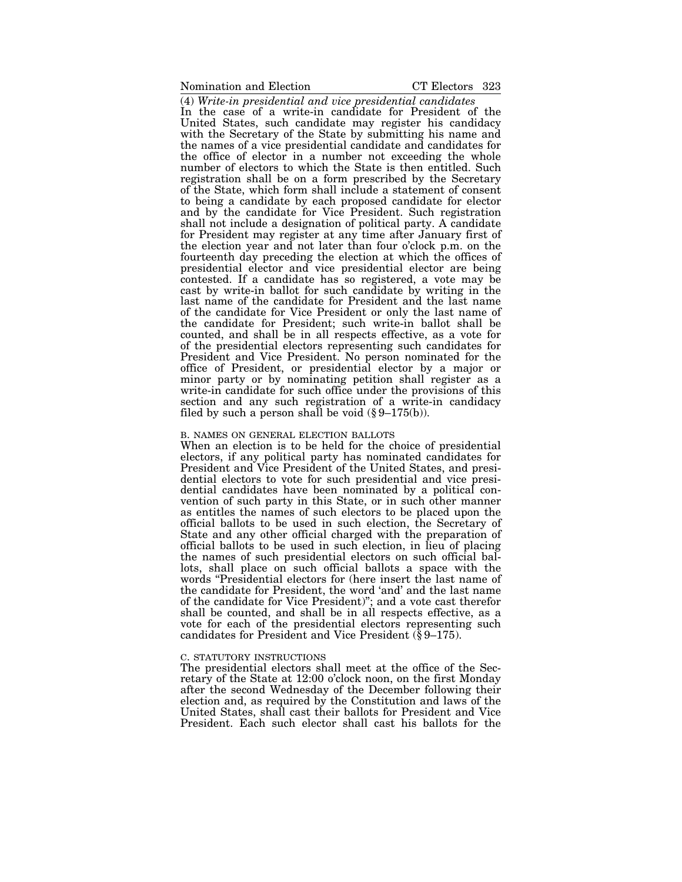(4) *Write-in presidential and vice presidential candidates*

In the case of a write-in candidate for President of the United States, such candidate may register his candidacy with the Secretary of the State by submitting his name and the names of a vice presidential candidate and candidates for the office of elector in a number not exceeding the whole number of electors to which the State is then entitled. Such registration shall be on a form prescribed by the Secretary of the State, which form shall include a statement of consent to being a candidate by each proposed candidate for elector and by the candidate for Vice President. Such registration shall not include a designation of political party. A candidate for President may register at any time after January first of the election year and not later than four o'clock p.m. on the fourteenth day preceding the election at which the offices of presidential elector and vice presidential elector are being contested. If a candidate has so registered, a vote may be cast by write-in ballot for such candidate by writing in the last name of the candidate for President and the last name of the candidate for Vice President or only the last name of the candidate for President; such write-in ballot shall be counted, and shall be in all respects effective, as a vote for of the presidential electors representing such candidates for President and Vice President. No person nominated for the office of President, or presidential elector by a major or minor party or by nominating petition shall register as a write-in candidate for such office under the provisions of this section and any such registration of a write-in candidacy filed by such a person shall be void (§ 9–175(b)).

B. NAMES ON GENERAL ELECTION BALLOTS

When an election is to be held for the choice of presidential electors, if any political party has nominated candidates for President and Vice President of the United States, and presidential electors to vote for such presidential and vice presidential candidates have been nominated by a political convention of such party in this State, or in such other manner as entitles the names of such electors to be placed upon the official ballots to be used in such election, the Secretary of State and any other official charged with the preparation of official ballots to be used in such election, in lieu of placing the names of such presidential electors on such official ballots, shall place on such official ballots a space with the words "Presidential electors for (here insert the last name of the candidate for President, the word 'and' and the last name of the candidate for Vice President)"; and a vote cast therefor shall be counted, and shall be in all respects effective, as a vote for each of the presidential electors representing such candidates for President and Vice President (§ 9–175).

C. STATUTORY INSTRUCTIONS

The presidential electors shall meet at the office of the Secretary of the State at 12:00 o'clock noon, on the first Monday after the second Wednesday of the December following their election and, as required by the Constitution and laws of the United States, shall cast their ballots for President and Vice President. Each such elector shall cast his ballots for the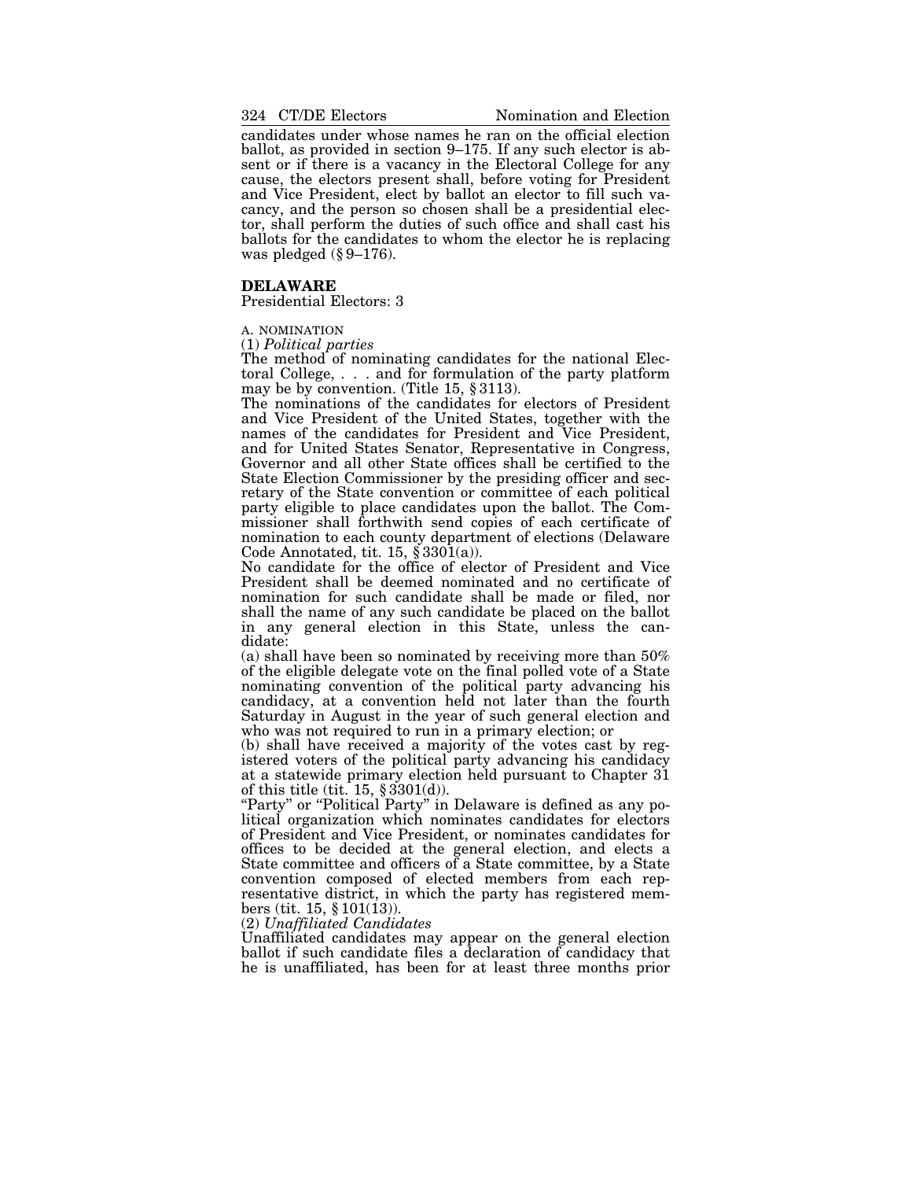candidates under whose names he ran on the official election ballot, as provided in section 9–175. If any such elector is absent or if there is a vacancy in the Electoral College for any cause, the electors present shall, before voting for President and Vice President, elect by ballot an elector to fill such vacancy, and the person so chosen shall be a presidential elector, shall perform the duties of such office and shall cast his ballots for the candidates to whom the elector he is replacing was pledged (§ 9–176).

## DELAWARE

Presidential Electors: 3

### A. NOMINATION

(1) *Political parties*

The method of nominating candidates for the national Electoral College, . . . and for formulation of the party platform may be by convention. (Title 15, § 3113).

The nominations of the candidates for electors of President and Vice President of the United States, together with the names of the candidates for President and Vice President, and for United States Senator, Representative in Congress, Governor and all other State offices shall be certified to the State Election Commissioner by the presiding officer and secretary of the State convention or committee of each political party eligible to place candidates upon the ballot. The Commissioner shall forthwith send copies of each certificate of nomination to each county department of elections (Delaware Code Annotated, tit. 15, § 3301(a)).

No candidate for the office of elector of President and Vice President shall be deemed nominated and no certificate of nomination for such candidate shall be made or filed, nor shall the name of any such candidate be placed on the ballot in any general election in this State, unless the candidate:

(a) shall have been so nominated by receiving more than 50% of the eligible delegate vote on the final polled vote of a State nominating convention of the political party advancing his candidacy, at a convention held not later than the fourth Saturday in August in the year of such general election and who was not required to run in a primary election; or

(b) shall have received a majority of the votes cast by registered voters of the political party advancing his candidacy at a statewide primary election held pursuant to Chapter 31 of this title (tit. 15, § 3301(d)).

"Party" or "Political Party" in Delaware is defined as any political organization which nominates candidates for electors of President and Vice President, or nominates candidates for offices to be decided at the general election, and elects a State committee and officers of a State committee, by a State convention composed of elected members from each representative district, in which the party has registered members (tit. 15, § 101(13)).

(2) *Unaffiliated Candidates*

Unaffiliated candidates may appear on the general election ballot if such candidate files a declaration of candidacy that he is unaffiliated, has been for at least three months prior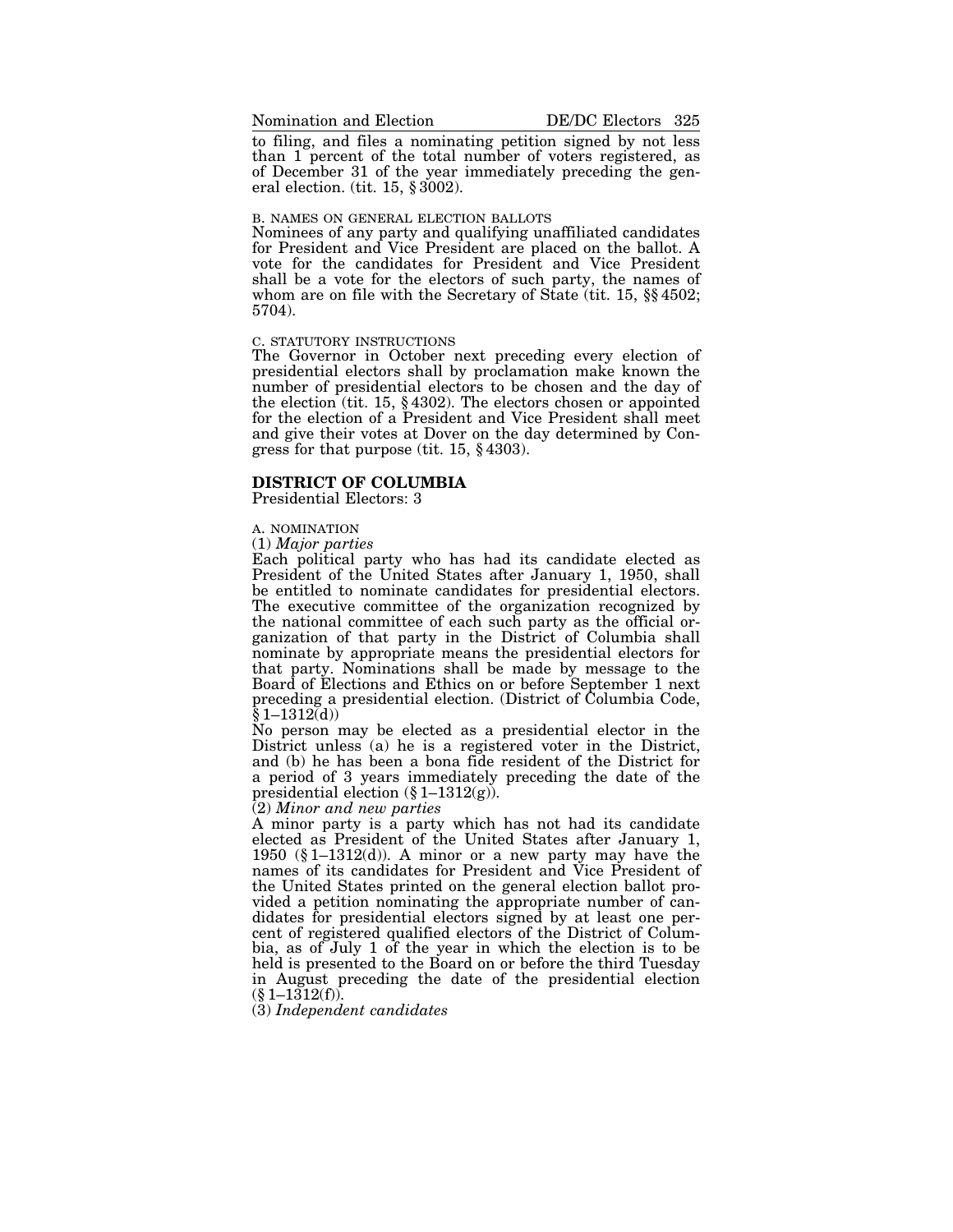to filing, and files a nominating petition signed by not less than 1 percent of the total number of voters registered, as of December 31 of the year immediately preceding the general election. (tit. 15, § 3002).

B. NAMES ON GENERAL ELECTION BALLOTS

Nominees of any party and qualifying unaffiliated candidates for President and Vice President are placed on the ballot. A vote for the candidates for President and Vice President shall be a vote for the electors of such party, the names of whom are on file with the Secretary of State (tit. 15, §§ 4502; 5704).

C. STATUTORY INSTRUCTIONS

The Governor in October next preceding every election of presidential electors shall by proclamation make known the number of presidential electors to be chosen and the day of the election (tit. 15, § 4302). The electors chosen or appointed for the election of a President and Vice President shall meet and give their votes at Dover on the day determined by Congress for that purpose (tit. 15, § 4303).

## DISTRICT OF COLUMBIA

Presidential Electors: 3

A. NOMINATION

(1) *Major parties*

Each political party who has had its candidate elected as President of the United States after January 1, 1950, shall be entitled to nominate candidates for presidential electors. The executive committee of the organization recognized by the national committee of each such party as the official organization of that party in the District of Columbia shall nominate by appropriate means the presidential electors for that party. Nominations shall be made by message to the Board of Elections and Ethics on or before September 1 next preceding a presidential election. (District of Columbia Code, § 1–1312(d))

No person may be elected as a presidential elector in the District unless (a) he is a registered voter in the District, and (b) he has been a bona fide resident of the District for a period of 3 years immediately preceding the date of the presidential election (§ 1–1312(g)).

(2) *Minor and new parties*

A minor party is a party which has not had its candidate elected as President of the United States after January 1, 1950 (§ 1–1312(d)). A minor or a new party may have the names of its candidates for President and Vice President of the United States printed on the general election ballot provided a petition nominating the appropriate number of candidates for presidential electors signed by at least one percent of registered qualified electors of the District of Columbia, as of July 1 of the year in which the election is to be held is presented to the Board on or before the third Tuesday in August preceding the date of the presidential election (§ 1–1312(f)).

(3) *Independent candidates*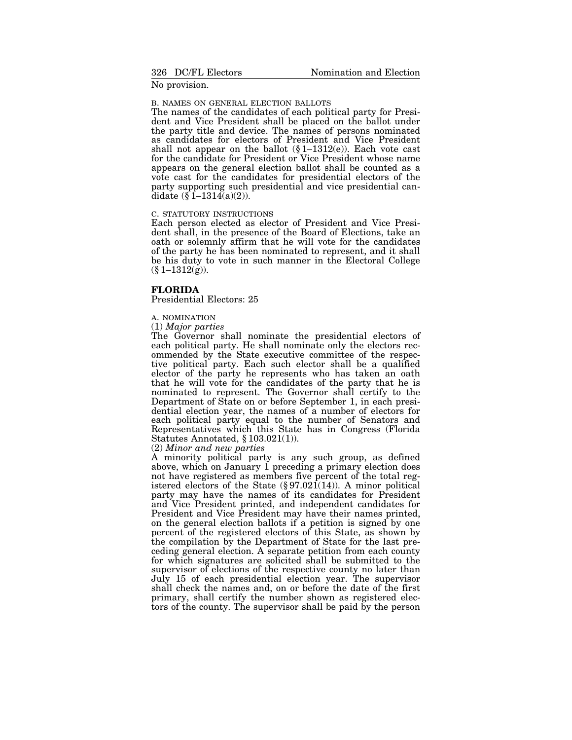No provision.

B. NAMES ON GENERAL ELECTION BALLOTS

The names of the candidates of each political party for President and Vice President shall be placed on the ballot under the party title and device. The names of persons nominated as candidates for electors of President and Vice President shall not appear on the ballot (§ 1–1312(e)). Each vote cast for the candidate for President or Vice President whose name appears on the general election ballot shall be counted as a vote cast for the candidates for presidential electors of the party supporting such presidential and vice presidential candidate (§ 1–1314(a)(2)).

C. STATUTORY INSTRUCTIONS

Each person elected as elector of President and Vice President shall, in the presence of the Board of Elections, take an oath or solemnly affirm that he will vote for the candidates of the party he has been nominated to represent, and it shall be his duty to vote in such manner in the Electoral College (§ 1–1312(g)).

## FLORIDA

Presidential Electors: 25

A. NOMINATION

(1) *Major parties*

The Governor shall nominate the presidential electors of each political party. He shall nominate only the electors recommended by the State executive committee of the respective political party. Each such elector shall be a qualified elector of the party he represents who has taken an oath that he will vote for the candidates of the party that he is nominated to represent. The Governor shall certify to the Department of State on or before September 1, in each presidential election year, the names of a number of electors for each political party equal to the number of Senators and Representatives which this State has in Congress (Florida Statutes Annotated, § 103.021(1)).

(2) *Minor and new parties*

A minority political party is any such group, as defined above, which on January 1 preceding a primary election does not have registered as members five percent of the total registered electors of the State (§ 97.021(14)). A minor political party may have the names of its candidates for President and Vice President printed, and independent candidates for President and Vice President may have their names printed, on the general election ballots if a petition is signed by one percent of the registered electors of this State, as shown by the compilation by the Department of State for the last preceding general election. A separate petition from each county for which signatures are solicited shall be submitted to the supervisor of elections of the respective county no later than July 15 of each presidential election year. The supervisor shall check the names and, on or before the date of the first primary, shall certify the number shown as registered electors of the county. The supervisor shall be paid by the person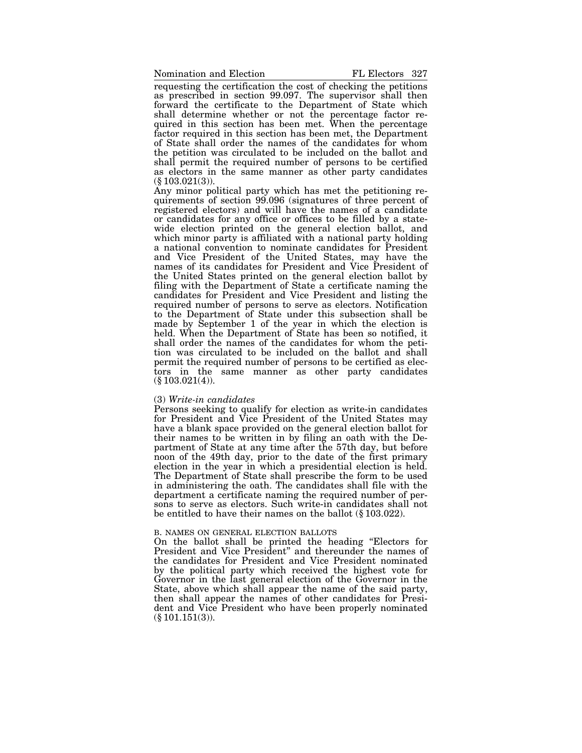requesting the certification the cost of checking the petitions as prescribed in section 99.097. The supervisor shall then forward the certificate to the Department of State which shall determine whether or not the percentage factor required in this section has been met. When the percentage factor required in this section has been met, the Department of State shall order the names of the candidates for whom the petition was circulated to be included on the ballot and shall permit the required number of persons to be certified as electors in the same manner as other party candidates (§ 103.021(3)).

Any minor political party which has met the petitioning requirements of section 99.096 (signatures of three percent of registered electors) and will have the names of a candidate or candidates for any office or offices to be filled by a statewide election printed on the general election ballot, and which minor party is affiliated with a national party holding a national convention to nominate candidates for President and Vice President of the United States, may have the names of its candidates for President and Vice President of the United States printed on the general election ballot by filing with the Department of State a certificate naming the candidates for President and Vice President and listing the required number of persons to serve as electors. Notification to the Department of State under this subsection shall be made by September 1 of the year in which the election is held. When the Department of State has been so notified, it shall order the names of the candidates for whom the petition was circulated to be included on the ballot and shall permit the required number of persons to be certified as electors in the same manner as other party candidates (§ 103.021(4)).

(3) *Write-in candidates*

Persons seeking to qualify for election as write-in candidates for President and Vice President of the United States may have a blank space provided on the general election ballot for their names to be written in by filing an oath with the Department of State at any time after the 57th day, but before noon of the 49th day, prior to the date of the first primary election in the year in which a presidential election is held. The Department of State shall prescribe the form to be used in administering the oath. The candidates shall file with the department a certificate naming the required number of persons to serve as electors. Such write-in candidates shall not be entitled to have their names on the ballot (§ 103.022).

B. NAMES ON GENERAL ELECTION BALLOTS

On the ballot shall be printed the heading "Electors for President and Vice President" and thereunder the names of the candidates for President and Vice President nominated by the political party which received the highest vote for Governor in the last general election of the Governor in the State, above which shall appear the name of the said party, then shall appear the names of other candidates for President and Vice President who have been properly nominated (§ 101.151(3)).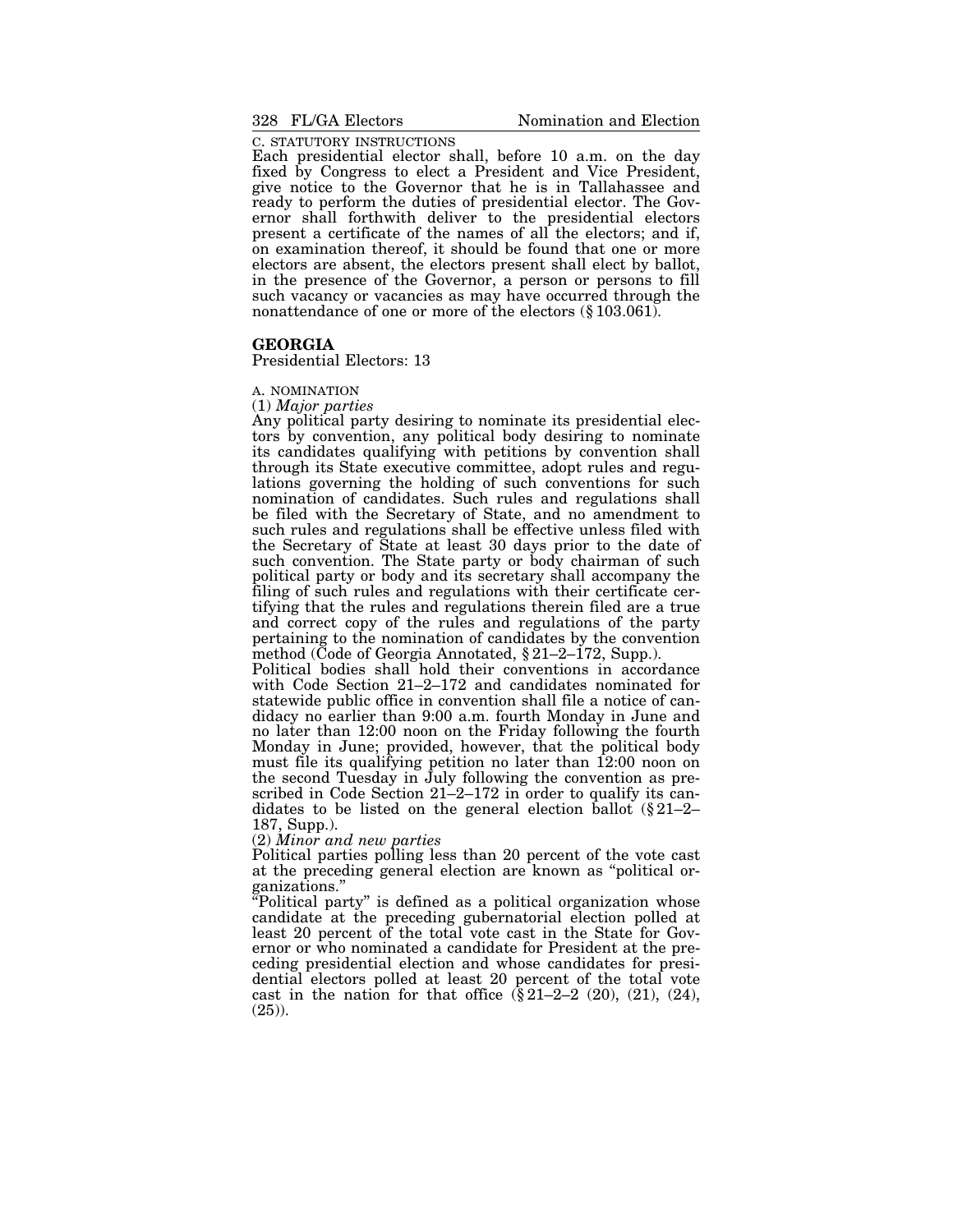C. STATUTORY INSTRUCTIONS

Each presidential elector shall, before 10 a.m. on the day fixed by Congress to elect a President and Vice President, give notice to the Governor that he is in Tallahassee and ready to perform the duties of presidential elector. The Governor shall forthwith deliver to the presidential electors present a certificate of the names of all the electors; and if, on examination thereof, it should be found that one or more electors are absent, the electors present shall elect by ballot, in the presence of the Governor, a person or persons to fill such vacancy or vacancies as may have occurred through the nonattendance of one or more of the electors (§ 103.061).

## GEORGIA

Presidential Electors: 13

A. NOMINATION

(1) *Major parties*

Any political party desiring to nominate its presidential electors by convention, any political body desiring to nominate its candidates qualifying with petitions by convention shall through its State executive committee, adopt rules and regulations governing the holding of such conventions for such nomination of candidates. Such rules and regulations shall be filed with the Secretary of State, and no amendment to such rules and regulations shall be effective unless filed with the Secretary of State at least 30 days prior to the date of such convention. The State party or body chairman of such political party or body and its secretary shall accompany the filing of such rules and regulations with their certificate certifying that the rules and regulations therein filed are a true and correct copy of the rules and regulations of the party pertaining to the nomination of candidates by the convention method (Code of Georgia Annotated, § 21–2–172, Supp.).

Political bodies shall hold their conventions in accordance with Code Section 21–2–172 and candidates nominated for statewide public office in convention shall file a notice of candidacy no earlier than 9:00 a.m. fourth Monday in June and no later than 12:00 noon on the Friday following the fourth Monday in June; provided, however, that the political body must file its qualifying petition no later than 12:00 noon on the second Tuesday in July following the convention as prescribed in Code Section 21–2–172 in order to qualify its candidates to be listed on the general election ballot (§ 21–2–187, Supp.).

(2) *Minor and new parties*

Political parties polling less than 20 percent of the vote cast at the preceding general election are known as "political organizations."

"Political party" is defined as a political organization whose candidate at the preceding gubernatorial election polled at least 20 percent of the total vote cast in the State for Governor or who nominated a candidate for President at the preceding presidential election and whose candidates for presidential electors polled at least 20 percent of the total vote cast in the nation for that office (§ 21–2–2 (20), (21), (24), (25)).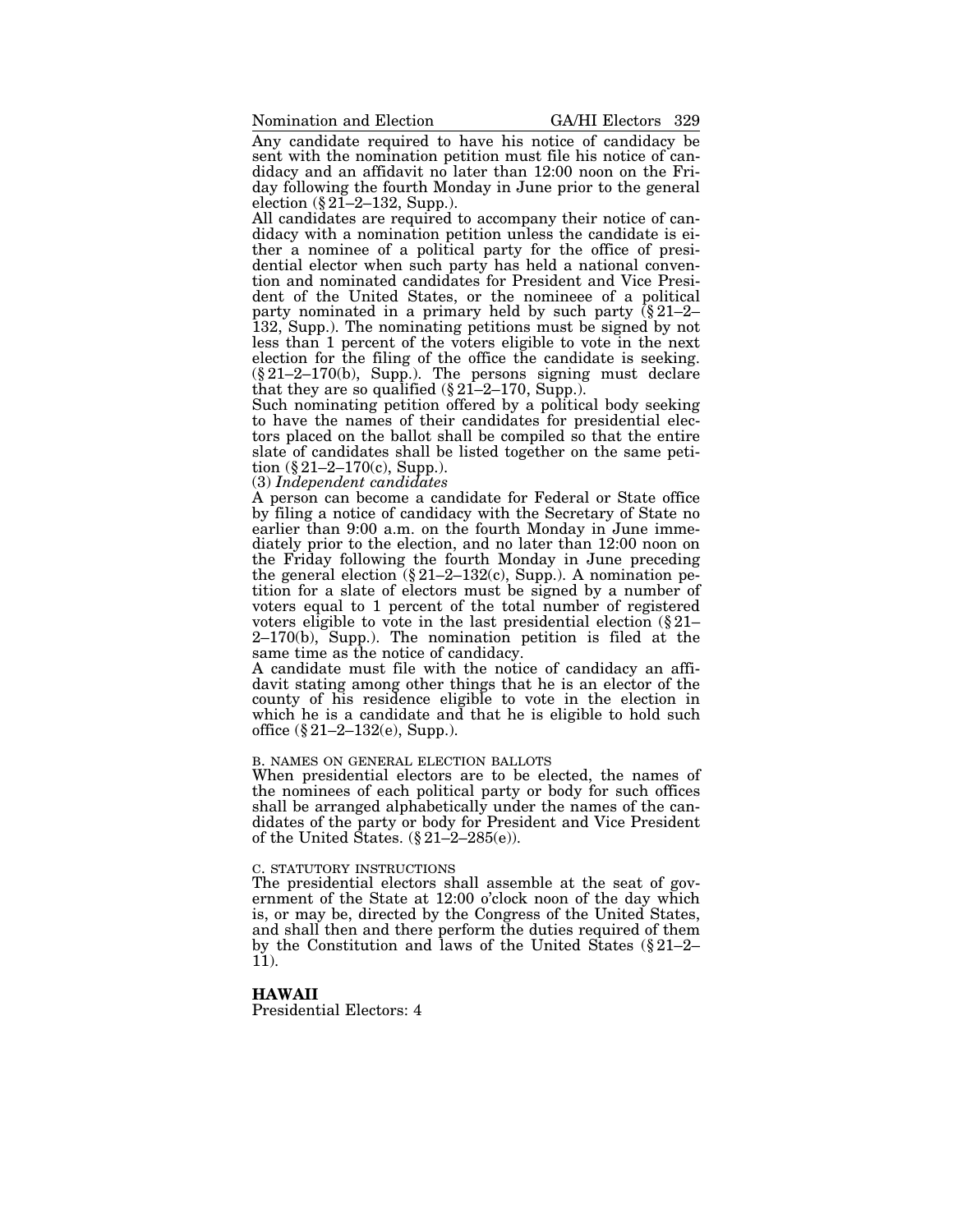Any candidate required to have his notice of candidacy be sent with the nomination petition must file his notice of candidacy and an affidavit no later than 12:00 noon on the Friday following the fourth Monday in June prior to the general election (§ 21–2–132, Supp.).

All candidates are required to accompany their notice of candidacy with a nomination petition unless the candidate is either a nominee of a political party for the office of presidential elector when such party has held a national convention and nominated candidates for President and Vice President of the United States, or the nomineee of a political party nominated in a primary held by such party (§ 21–2–132, Supp.). The nominating petitions must be signed by not less than 1 percent of the voters eligible to vote in the next election for the filing of the office the candidate is seeking. (§ 21–2–170(b), Supp.). The persons signing must declare that they are so qualified (§ 21–2–170, Supp.).

Such nominating petition offered by a political body seeking to have the names of their candidates for presidential electors placed on the ballot shall be compiled so that the entire slate of candidates shall be listed together on the same petition (§ 21–2–170(c), Supp.).

(3) *Independent candidates*

A person can become a candidate for Federal or State office by filing a notice of candidacy with the Secretary of State no earlier than 9:00 a.m. on the fourth Monday in June immediately prior to the election, and no later than 12:00 noon on the Friday following the fourth Monday in June preceding the general election (§ 21–2–132(c), Supp.). A nomination petition for a slate of electors must be signed by a number of voters equal to 1 percent of the total number of registered voters eligible to vote in the last presidential election (§ 21–2–170(b), Supp.). The nomination petition is filed at the same time as the notice of candidacy.

A candidate must file with the notice of candidacy an affidavit stating among other things that he is an elector of the county of his residence eligible to vote in the election in which he is a candidate and that he is eligible to hold such office (§ 21–2–132(e), Supp.).

B. NAMES ON GENERAL ELECTION BALLOTS

When presidential electors are to be elected, the names of the nominees of each political party or body for such offices shall be arranged alphabetically under the names of the candidates of the party or body for President and Vice President of the United States. (§ 21–2–285(e)).

C. STATUTORY INSTRUCTIONS

The presidential electors shall assemble at the seat of government of the State at 12:00 o'clock noon of the day which is, or may be, directed by the Congress of the United States, and shall then and there perform the duties required of them by the Constitution and laws of the United States (§ 21–2–11).

## HAWAII

Presidential Electors: 4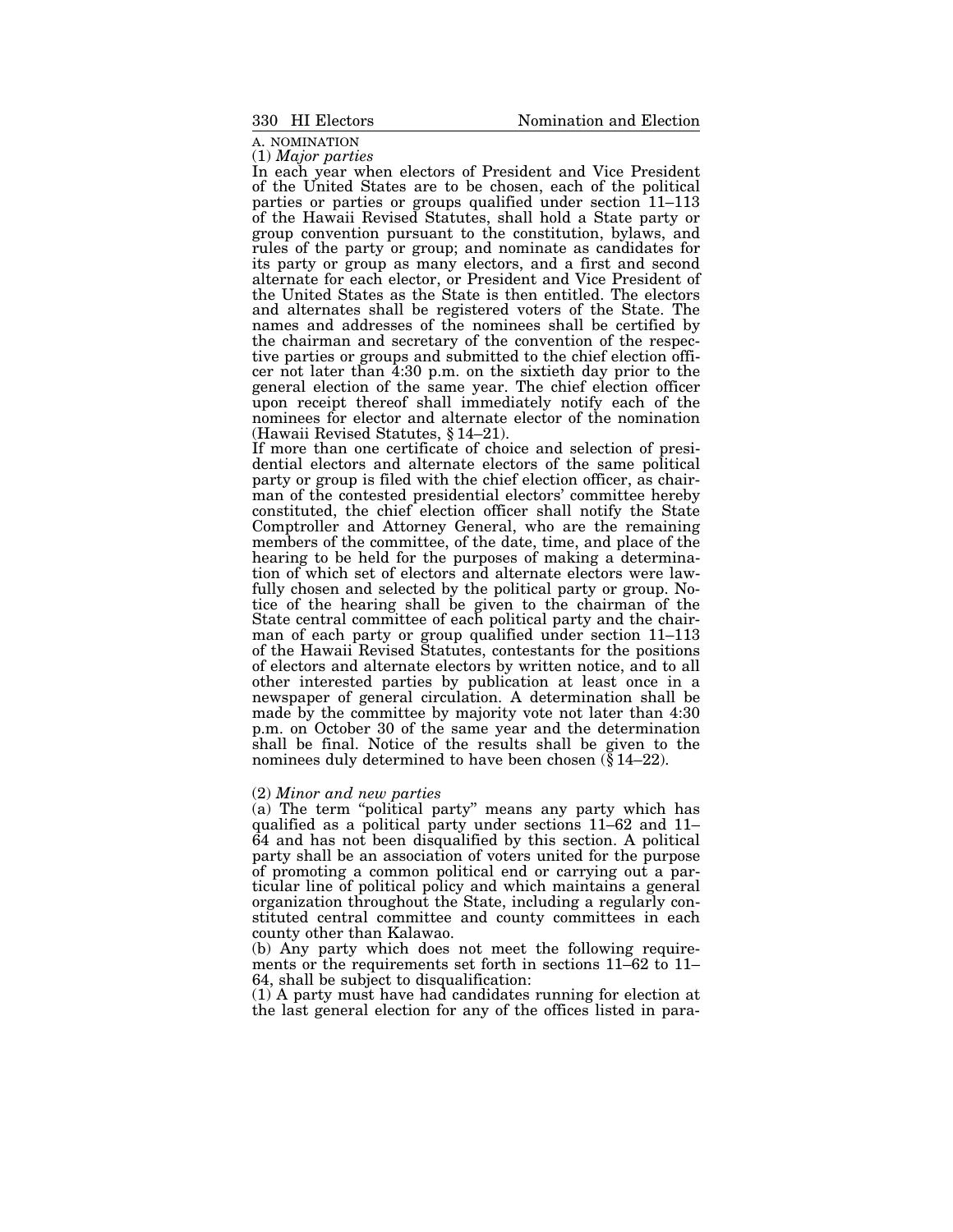A. NOMINATION

(1) *Major parties*

In each year when electors of President and Vice President of the United States are to be chosen, each of the political parties or parties or groups qualified under section 11–113 of the Hawaii Revised Statutes, shall hold a State party or group convention pursuant to the constitution, bylaws, and rules of the party or group; and nominate as candidates for its party or group as many electors, and a first and second alternate for each elector, or President and Vice President of the United States as the State is then entitled. The electors and alternates shall be registered voters of the State. The names and addresses of the nominees shall be certified by the chairman and secretary of the convention of the respective parties or groups and submitted to the chief election officer not later than 4:30 p.m. on the sixtieth day prior to the general election of the same year. The chief election officer upon receipt thereof shall immediately notify each of the nominees for elector and alternate elector of the nomination (Hawaii Revised Statutes, § 14–21).

If more than one certificate of choice and selection of presidential electors and alternate electors of the same political party or group is filed with the chief election officer, as chairman of the contested presidential electors' committee hereby constituted, the chief election officer shall notify the State Comptroller and Attorney General, who are the remaining members of the committee, of the date, time, and place of the hearing to be held for the purposes of making a determination of which set of electors and alternate electors were lawfully chosen and selected by the political party or group. Notice of the hearing shall be given to the chairman of the State central committee of each political party and the chairman of each party or group qualified under section 11–113 of the Hawaii Revised Statutes, contestants for the positions of electors and alternate electors by written notice, and to all other interested parties by publication at least once in a newspaper of general circulation. A determination shall be made by the committee by majority vote not later than 4:30 p.m. on October 30 of the same year and the determination shall be final. Notice of the results shall be given to the nominees duly determined to have been chosen (§ 14–22).

(2) *Minor and new parties*

(a) The term "political party" means any party which has qualified as a political party under sections 11–62 and 11–64 and has not been disqualified by this section. A political party shall be an association of voters united for the purpose of promoting a common political end or carrying out a particular line of political policy and which maintains a general organization throughout the State, including a regularly constituted central committee and county committees in each county other than Kalawao.

(b) Any party which does not meet the following requirements or the requirements set forth in sections 11–62 to 11–64, shall be subject to disqualification:

(1) A party must have had candidates running for election at the last general election for any of the offices listed in para-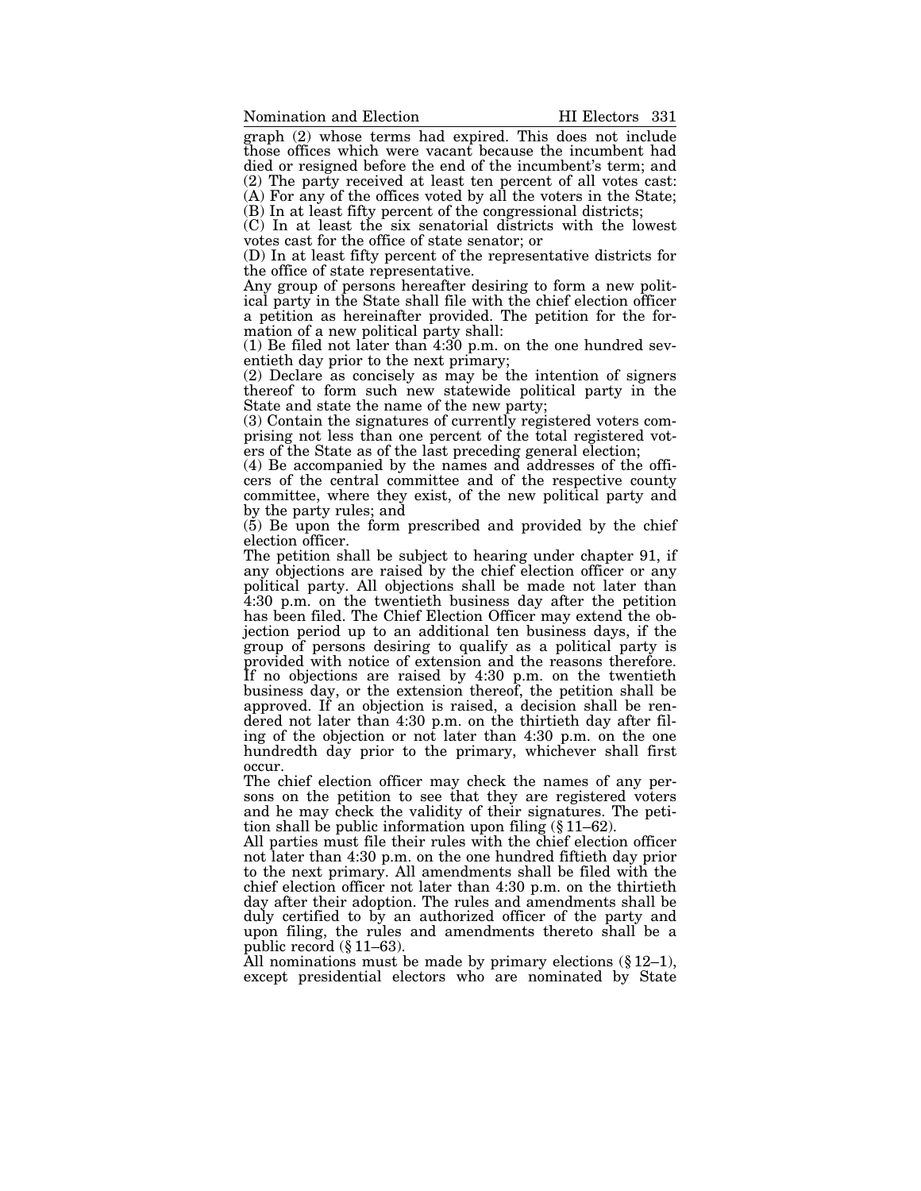graph (2) whose terms had expired. This does not include those offices which were vacant because the incumbent had died or resigned before the end of the incumbent's term; and

(2) The party received at least ten percent of all votes cast:

(A) For any of the offices voted by all the voters in the State;

(B) In at least fifty percent of the congressional districts;

(C) In at least the six senatorial districts with the lowest votes cast for the office of state senator; or

(D) In at least fifty percent of the representative districts for the office of state representative.

Any group of persons hereafter desiring to form a new political party in the State shall file with the chief election officer a petition as hereinafter provided. The petition for the formation of a new political party shall:

(1) Be filed not later than 4:30 p.m. on the one hundred seventieth day prior to the next primary;

(2) Declare as concisely as may be the intention of signers thereof to form such new statewide political party in the State and state the name of the new party;

(3) Contain the signatures of currently registered voters comprising not less than one percent of the total registered voters of the State as of the last preceding general election;

(4) Be accompanied by the names and addresses of the officers of the central committee and of the respective county committee, where they exist, of the new political party and by the party rules; and

(5) Be upon the form prescribed and provided by the chief election officer.

The petition shall be subject to hearing under chapter 91, if any objections are raised by the chief election officer or any political party. All objections shall be made not later than 4:30 p.m. on the twentieth business day after the petition has been filed. The Chief Election Officer may extend the objection period up to an additional ten business days, if the group of persons desiring to qualify as a political party is provided with notice of extension and the reasons therefore. If no objections are raised by 4:30 p.m. on the twentieth business day, or the extension thereof, the petition shall be approved. If an objection is raised, a decision shall be rendered not later than 4:30 p.m. on the thirtieth day after filing of the objection or not later than 4:30 p.m. on the one hundredth day prior to the primary, whichever shall first occur.

The chief election officer may check the names of any persons on the petition to see that they are registered voters and he may check the validity of their signatures. The petition shall be public information upon filing (§ 11–62).

All parties must file their rules with the chief election officer not later than 4:30 p.m. on the one hundred fiftieth day prior to the next primary. All amendments shall be filed with the chief election officer not later than 4:30 p.m. on the thirtieth day after their adoption. The rules and amendments shall be duly certified to by an authorized officer of the party and upon filing, the rules and amendments thereto shall be a public record (§ 11–63).

All nominations must be made by primary elections (§ 12–1), except presidential electors who are nominated by State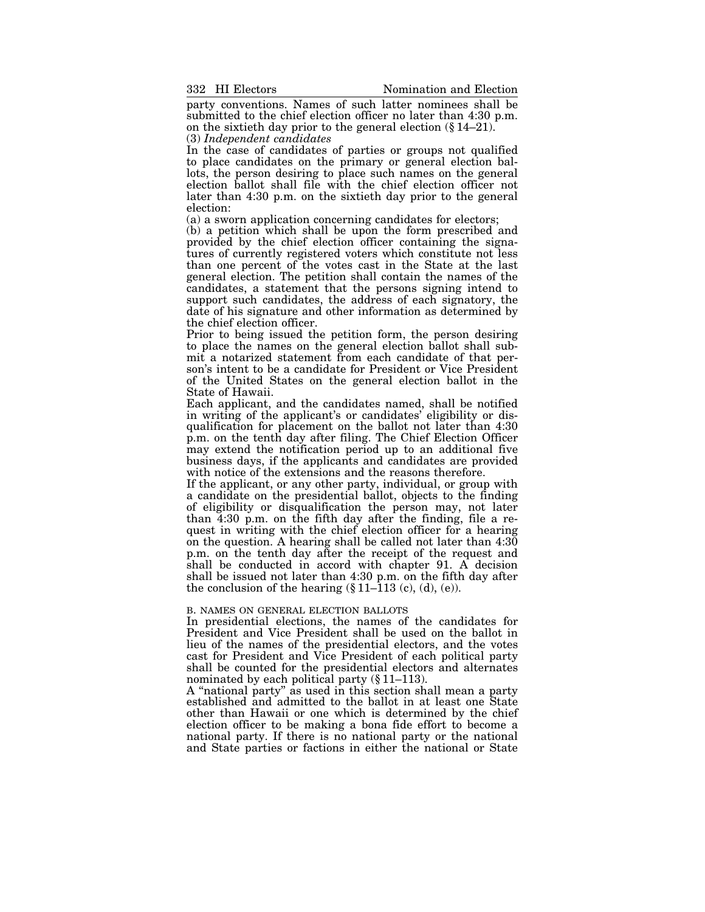party conventions. Names of such latter nominees shall be submitted to the chief election officer no later than 4:30 p.m. on the sixtieth day prior to the general election (§ 14–21).

(3) *Independent candidates*

In the case of candidates of parties or groups not qualified to place candidates on the primary or general election ballots, the person desiring to place such names on the general election ballot shall file with the chief election officer not later than 4:30 p.m. on the sixtieth day prior to the general election:

(a) a sworn application concerning candidates for electors;

(b) a petition which shall be upon the form prescribed and provided by the chief election officer containing the signatures of currently registered voters which constitute not less than one percent of the votes cast in the State at the last general election. The petition shall contain the names of the candidates, a statement that the persons signing intend to support such candidates, the address of each signatory, the date of his signature and other information as determined by the chief election officer.

Prior to being issued the petition form, the person desiring to place the names on the general election ballot shall submit a notarized statement from each candidate of that person's intent to be a candidate for President or Vice President of the United States on the general election ballot in the State of Hawaii.

Each applicant, and the candidates named, shall be notified in writing of the applicant's or candidates' eligibility or disqualification for placement on the ballot not later than 4:30 p.m. on the tenth day after filing. The Chief Election Officer may extend the notification period up to an additional five business days, if the applicants and candidates are provided with notice of the extensions and the reasons therefore.

If the applicant, or any other party, individual, or group with a candidate on the presidential ballot, objects to the finding of eligibility or disqualification the person may, not later than 4:30 p.m. on the fifth day after the finding, file a request in writing with the chief election officer for a hearing on the question. A hearing shall be called not later than 4:30 p.m. on the tenth day after the receipt of the request and shall be conducted in accord with chapter 91. A decision shall be issued not later than 4:30 p.m. on the fifth day after the conclusion of the hearing (§ 11–113 (c), (d), (e)).

B. NAMES ON GENERAL ELECTION BALLOTS

In presidential elections, the names of the candidates for President and Vice President shall be used on the ballot in lieu of the names of the presidential electors, and the votes cast for President and Vice President of each political party shall be counted for the presidential electors and alternates nominated by each political party (§ 11–113).

A "national party" as used in this section shall mean a party established and admitted to the ballot in at least one State other than Hawaii or one which is determined by the chief election officer to be making a bona fide effort to become a national party. If there is no national party or the national and State parties or factions in either the national or State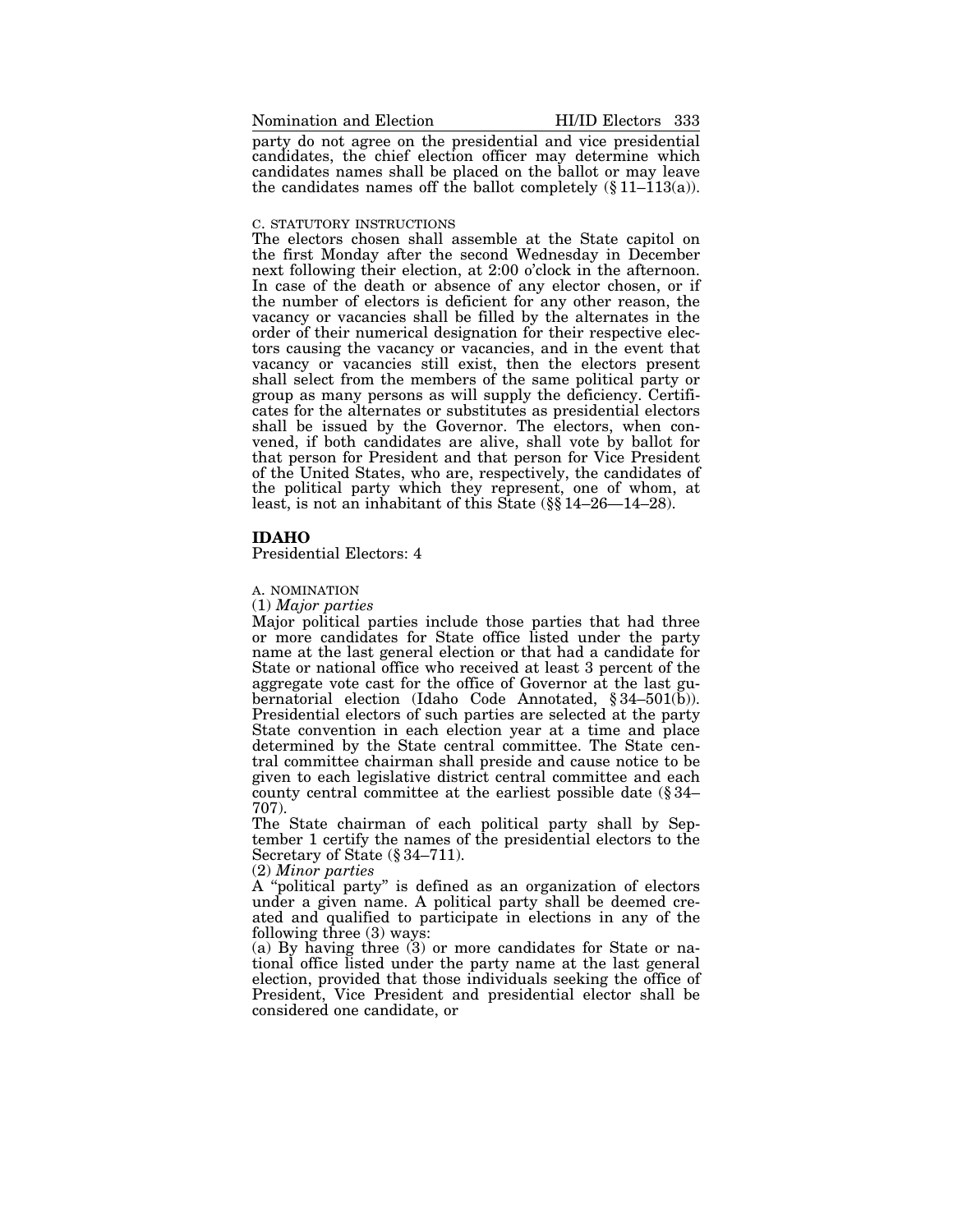party do not agree on the presidential and vice presidential candidates, the chief election officer may determine which candidates names shall be placed on the ballot or may leave the candidates names off the ballot completely (§ 11–113(a)).

C. STATUTORY INSTRUCTIONS

The electors chosen shall assemble at the State capitol on the first Monday after the second Wednesday in December next following their election, at 2:00 o'clock in the afternoon. In case of the death or absence of any elector chosen, or if the number of electors is deficient for any other reason, the vacancy or vacancies shall be filled by the alternates in the order of their numerical designation for their respective electors causing the vacancy or vacancies, and in the event that vacancy or vacancies still exist, then the electors present shall select from the members of the same political party or group as many persons as will supply the deficiency. Certificates for the alternates or substitutes as presidential electors shall be issued by the Governor. The electors, when convened, if both candidates are alive, shall vote by ballot for that person for President and that person for Vice President of the United States, who are, respectively, the candidates of the political party which they represent, one of whom, at least, is not an inhabitant of this State (§§ 14–26—14–28).

## IDAHO

Presidential Electors: 4

A. NOMINATION

(1) *Major parties*

Major political parties include those parties that had three or more candidates for State office listed under the party name at the last general election or that had a candidate for State or national office who received at least 3 percent of the aggregate vote cast for the office of Governor at the last gubernatorial election (Idaho Code Annotated, § 34–501(b)). Presidential electors of such parties are selected at the party State convention in each election year at a time and place determined by the State central committee. The State central committee chairman shall preside and cause notice to be given to each legislative district central committee and each county central committee at the earliest possible date (§ 34–707).

The State chairman of each political party shall by September 1 certify the names of the presidential electors to the Secretary of State (§ 34–711).

(2) *Minor parties*

A "political party" is defined as an organization of electors under a given name. A political party shall be deemed created and qualified to participate in elections in any of the following three (3) ways:

(a) By having three (3) or more candidates for State or national office listed under the party name at the last general election, provided that those individuals seeking the office of President, Vice President and presidential elector shall be considered one candidate, or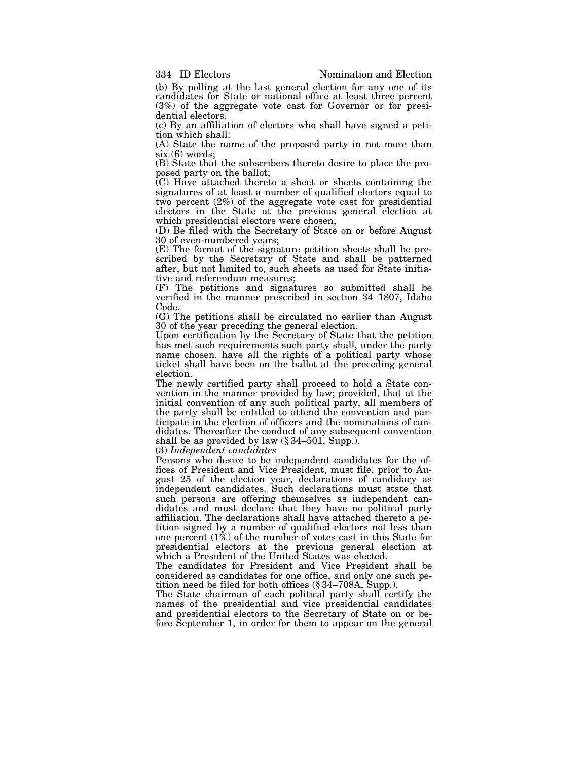(b) By polling at the last general election for any one of its candidates for State or national office at least three percent (3%) of the aggregate vote cast for Governor or for presidential electors.

(c) By an affiliation of electors who shall have signed a petition which shall:

(A) State the name of the proposed party in not more than six (6) words;

(B) State that the subscribers thereto desire to place the proposed party on the ballot;

(C) Have attached thereto a sheet or sheets containing the signatures of at least a number of qualified electors equal to two percent (2%) of the aggregate vote cast for presidential electors in the State at the previous general election at which presidential electors were chosen;

(D) Be filed with the Secretary of State on or before August 30 of even-numbered years;

(E) The format of the signature petition sheets shall be prescribed by the Secretary of State and shall be patterned after, but not limited to, such sheets as used for State initiative and referendum measures;

(F) The petitions and signatures so submitted shall be verified in the manner prescribed in section 34–1807, Idaho Code.

(G) The petitions shall be circulated no earlier than August 30 of the year preceding the general election.

Upon certification by the Secretary of State that the petition has met such requirements such party shall, under the party name chosen, have all the rights of a political party whose ticket shall have been on the ballot at the preceding general election.

The newly certified party shall proceed to hold a State convention in the manner provided by law; provided, that at the initial convention of any such political party, all members of the party shall be entitled to attend the convention and participate in the election of officers and the nominations of candidates. Thereafter the conduct of any subsequent convention shall be as provided by law (§ 34–501, Supp.).

(3) *Independent candidates*

Persons who desire to be independent candidates for the offices of President and Vice President, must file, prior to August 25 of the election year, declarations of candidacy as independent candidates. Such declarations must state that such persons are offering themselves as independent candidates and must declare that they have no political party affiliation. The declarations shall have attached thereto a petition signed by a number of qualified electors not less than one percent (1%) of the number of votes cast in this State for presidential electors at the previous general election at which a President of the United States was elected.

The candidates for President and Vice President shall be considered as candidates for one office, and only one such petition need be filed for both offices (§ 34–708A, Supp.).

The State chairman of each political party shall certify the names of the presidential and vice presidential candidates and presidential electors to the Secretary of State on or before September 1, in order for them to appear on the general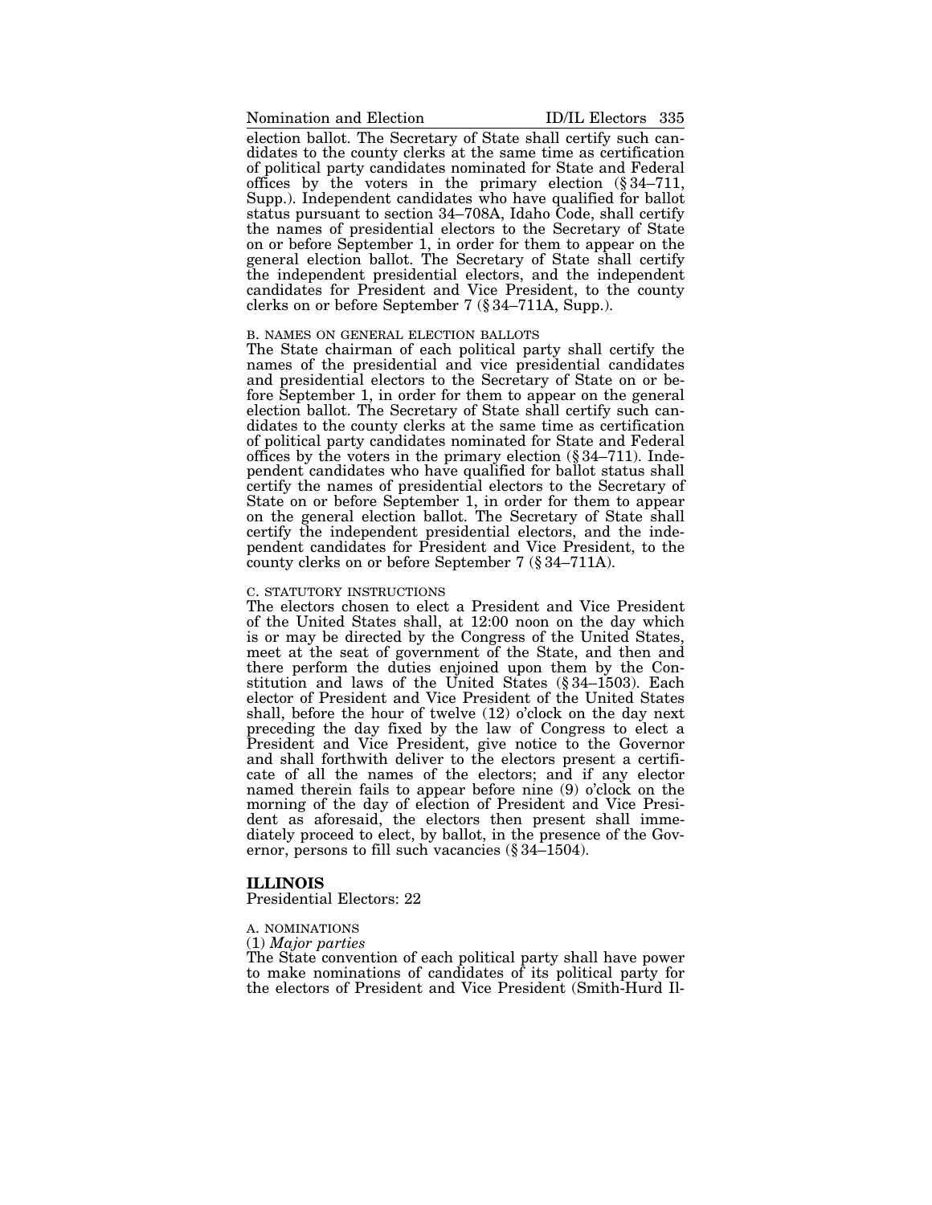election ballot. The Secretary of State shall certify such candidates to the county clerks at the same time as certification of political party candidates nominated for State and Federal offices by the voters in the primary election (§ 34–711, Supp.). Independent candidates who have qualified for ballot status pursuant to section 34–708A, Idaho Code, shall certify the names of presidential electors to the Secretary of State on or before September 1, in order for them to appear on the general election ballot. The Secretary of State shall certify the independent presidential electors, and the independent candidates for President and Vice President, to the county clerks on or before September 7 (§ 34–711A, Supp.).

B. NAMES ON GENERAL ELECTION BALLOTS

The State chairman of each political party shall certify the names of the presidential and vice presidential candidates and presidential electors to the Secretary of State on or before September 1, in order for them to appear on the general election ballot. The Secretary of State shall certify such candidates to the county clerks at the same time as certification of political party candidates nominated for State and Federal offices by the voters in the primary election (§ 34–711). Independent candidates who have qualified for ballot status shall certify the names of presidential electors to the Secretary of State on or before September 1, in order for them to appear on the general election ballot. The Secretary of State shall certify the independent presidential electors, and the independent candidates for President and Vice President, to the county clerks on or before September 7 (§ 34–711A).

C. STATUTORY INSTRUCTIONS

The electors chosen to elect a President and Vice President of the United States shall, at 12:00 noon on the day which is or may be directed by the Congress of the United States, meet at the seat of government of the State, and then and there perform the duties enjoined upon them by the Constitution and laws of the United States (§ 34–1503). Each elector of President and Vice President of the United States shall, before the hour of twelve (12) o'clock on the day next preceding the day fixed by the law of Congress to elect a President and Vice President, give notice to the Governor and shall forthwith deliver to the electors present a certificate of all the names of the electors; and if any elector named therein fails to appear before nine (9) o'clock on the morning of the day of election of President and Vice President as aforesaid, the electors then present shall immediately proceed to elect, by ballot, in the presence of the Governor, persons to fill such vacancies (§ 34–1504).

## ILLINOIS

Presidential Electors: 22

A. NOMINATIONS

(1) *Major parties*

The State convention of each political party shall have power to make nominations of candidates of its political party for the electors of President and Vice President (Smith-Hurd Il-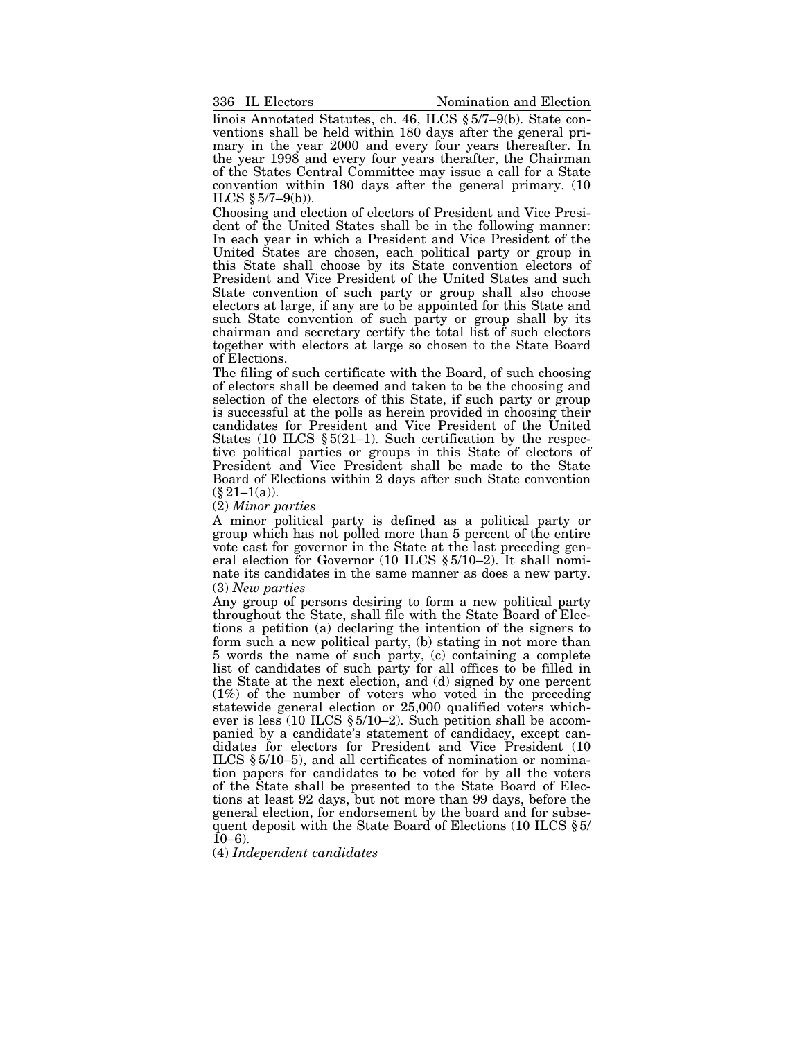linois Annotated Statutes, ch. 46, ILCS § 5/7–9(b). State conventions shall be held within 180 days after the general primary in the year 2000 and every four years thereafter. In the year 1998 and every four years therafter, the Chairman of the States Central Committee may issue a call for a State convention within 180 days after the general primary. (10 ILCS § 5/7–9(b)).

Choosing and election of electors of President and Vice President of the United States shall be in the following manner: In each year in which a President and Vice President of the United States are chosen, each political party or group in this State shall choose by its State convention electors of President and Vice President of the United States and such State convention of such party or group shall also choose electors at large, if any are to be appointed for this State and such State convention of such party or group shall by its chairman and secretary certify the total list of such electors together with electors at large so chosen to the State Board of Elections.

The filing of such certificate with the Board, of such choosing of electors shall be deemed and taken to be the choosing and selection of the electors of this State, if such party or group is successful at the polls as herein provided in choosing their candidates for President and Vice President of the United States (10 ILCS § 5(21–1). Such certification by the respective political parties or groups in this State of electors of President and Vice President shall be made to the State Board of Elections within 2 days after such State convention (§ 21–1(a)).

(2) *Minor parties*

A minor political party is defined as a political party or group which has not polled more than 5 percent of the entire vote cast for governor in the State at the last preceding general election for Governor (10 ILCS § 5/10–2). It shall nominate its candidates in the same manner as does a new party.

(3) *New parties*

Any group of persons desiring to form a new political party throughout the State, shall file with the State Board of Elections a petition (a) declaring the intention of the signers to form such a new political party, (b) stating in not more than 5 words the name of such party, (c) containing a complete list of candidates of such party for all offices to be filled in the State at the next election, and (d) signed by one percent (1%) of the number of voters who voted in the preceding statewide general election or 25,000 qualified voters whichever is less (10 ILCS § 5/10–2). Such petition shall be accompanied by a candidate's statement of candidacy, except candidates for electors for President and Vice President (10 ILCS § 5/10–5), and all certificates of nomination or nomination papers for candidates to be voted for by all the voters of the State shall be presented to the State Board of Elections at least 92 days, but not more than 99 days, before the general election, for endorsement by the board and for subsequent deposit with the State Board of Elections (10 ILCS § 5/10–6).

(4) *Independent candidates*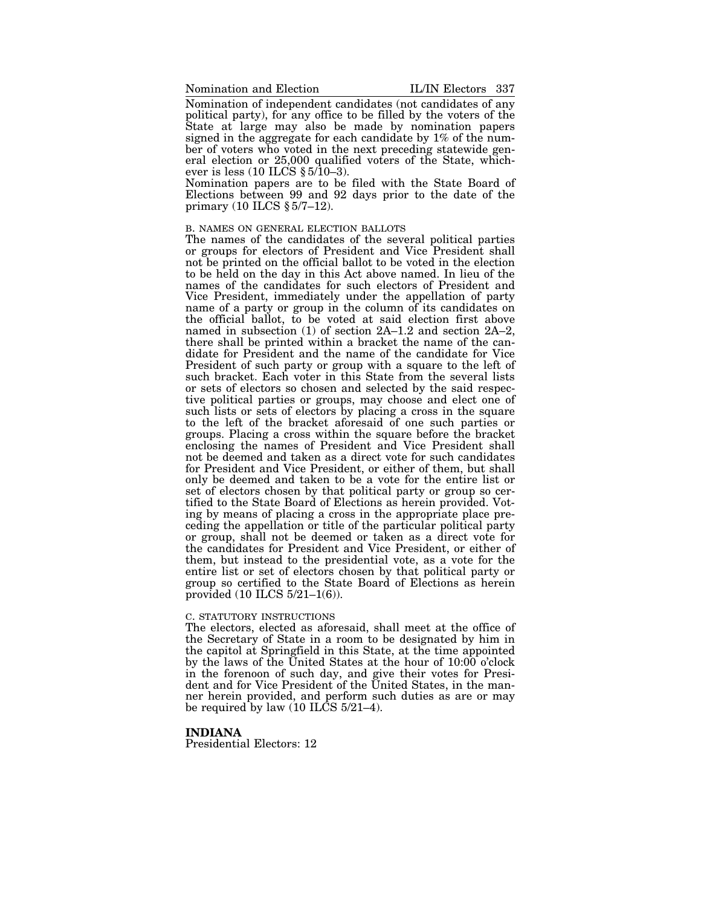Nomination of independent candidates (not candidates of any political party), for any office to be filled by the voters of the State at large may also be made by nomination papers signed in the aggregate for each candidate by 1% of the number of voters who voted in the next preceding statewide general election or 25,000 qualified voters of the State, whichever is less (10 ILCS § 5/10–3).

Nomination papers are to be filed with the State Board of Elections between 99 and 92 days prior to the date of the primary (10 ILCS § 5/7–12).

B. NAMES ON GENERAL ELECTION BALLOTS

The names of the candidates of the several political parties or groups for electors of President and Vice President shall not be printed on the official ballot to be voted in the election to be held on the day in this Act above named. In lieu of the names of the candidates for such electors of President and Vice President, immediately under the appellation of party name of a party or group in the column of its candidates on the official ballot, to be voted at said election first above named in subsection (1) of section 2A–1.2 and section 2A–2, there shall be printed within a bracket the name of the candidate for President and the name of the candidate for Vice President of such party or group with a square to the left of such bracket. Each voter in this State from the several lists or sets of electors so chosen and selected by the said respective political parties or groups, may choose and elect one of such lists or sets of electors by placing a cross in the square to the left of the bracket aforesaid of one such parties or groups. Placing a cross within the square before the bracket enclosing the names of President and Vice President shall not be deemed and taken as a direct vote for such candidates for President and Vice President, or either of them, but shall only be deemed and taken to be a vote for the entire list or set of electors chosen by that political party or group so certified to the State Board of Elections as herein provided. Voting by means of placing a cross in the appropriate place preceding the appellation or title of the particular political party or group, shall not be deemed or taken as a direct vote for the candidates for President and Vice President, or either of them, but instead to the presidential vote, as a vote for the entire list or set of electors chosen by that political party or group so certified to the State Board of Elections as herein provided (10 ILCS 5/21–1(6)).

C. STATUTORY INSTRUCTIONS

The electors, elected as aforesaid, shall meet at the office of the Secretary of State in a room to be designated by him in the capitol at Springfield in this State, at the time appointed by the laws of the United States at the hour of 10:00 o'clock in the forenoon of such day, and give their votes for President and for Vice President of the United States, in the manner herein provided, and perform such duties as are or may be required by law (10 ILCS 5/21–4).

**INDIANA**

Presidential Electors: 12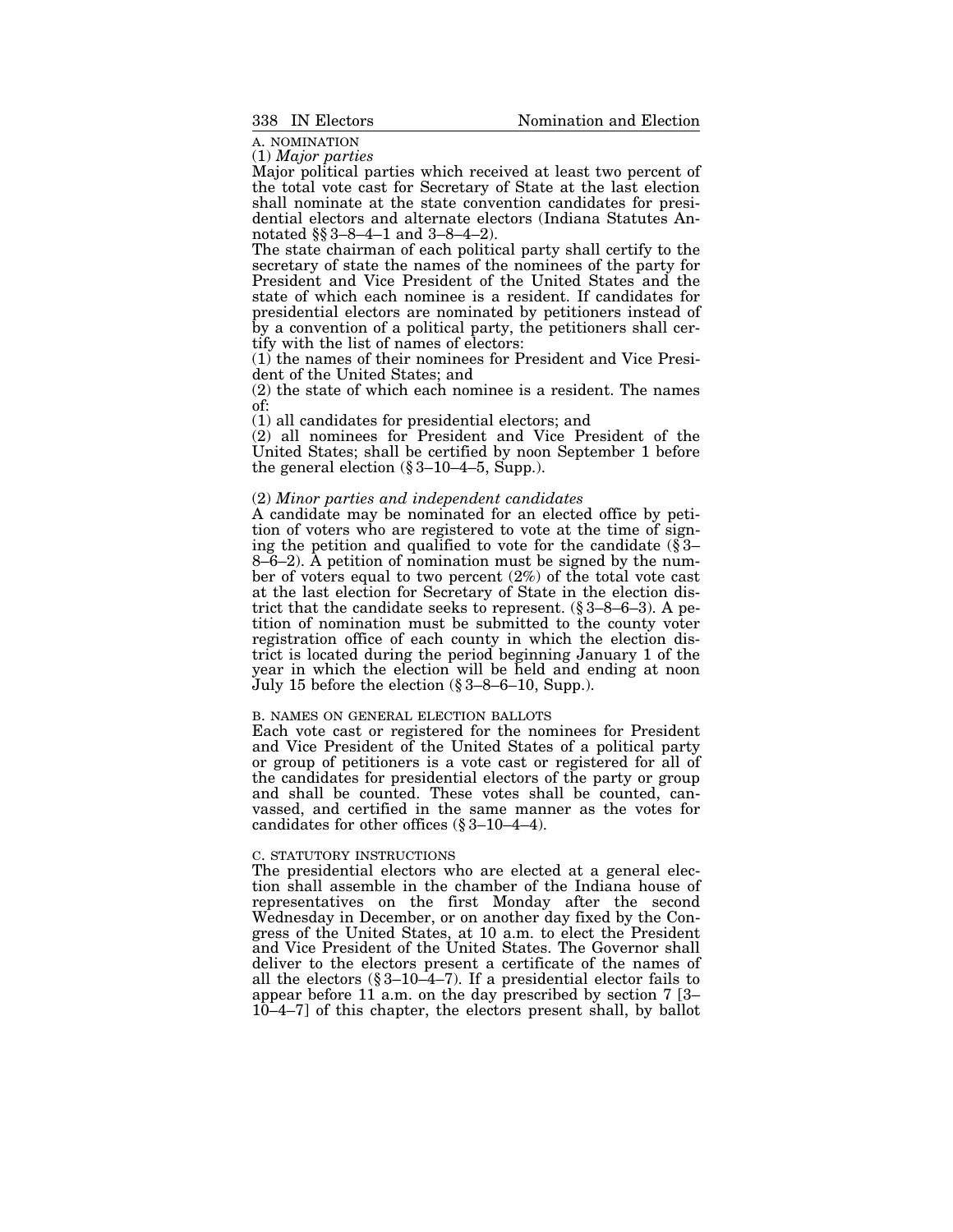A. NOMINATION

(1) *Major parties*

Major political parties which received at least two percent of the total vote cast for Secretary of State at the last election shall nominate at the state convention candidates for presidential electors and alternate electors (Indiana Statutes Annotated §§ 3–8–4–1 and 3–8–4–2).

The state chairman of each political party shall certify to the secretary of state the names of the nominees of the party for President and Vice President of the United States and the state of which each nominee is a resident. If candidates for presidential electors are nominated by petitioners instead of by a convention of a political party, the petitioners shall certify with the list of names of electors:

(1) the names of their nominees for President and Vice President of the United States; and

(2) the state of which each nominee is a resident. The names of:

(1) all candidates for presidential electors; and

(2) all nominees for President and Vice President of the United States; shall be certified by noon September 1 before the general election (§ 3–10–4–5, Supp.).

(2) *Minor parties and independent candidates*

A candidate may be nominated for an elected office by petition of voters who are registered to vote at the time of signing the petition and qualified to vote for the candidate (§ 3–8–6–2). A petition of nomination must be signed by the number of voters equal to two percent (2%) of the total vote cast at the last election for Secretary of State in the election district that the candidate seeks to represent. (§ 3–8–6–3). A petition of nomination must be submitted to the county voter registration office of each county in which the election district is located during the period beginning January 1 of the year in which the election will be held and ending at noon July 15 before the election (§ 3–8–6–10, Supp.).

B. NAMES ON GENERAL ELECTION BALLOTS

Each vote cast or registered for the nominees for President and Vice President of the United States of a political party or group of petitioners is a vote cast or registered for all of the candidates for presidential electors of the party or group and shall be counted. These votes shall be counted, canvassed, and certified in the same manner as the votes for candidates for other offices (§ 3–10–4–4).

C. STATUTORY INSTRUCTIONS

The presidential electors who are elected at a general election shall assemble in the chamber of the Indiana house of representatives on the first Monday after the second Wednesday in December, or on another day fixed by the Congress of the United States, at 10 a.m. to elect the President and Vice President of the United States. The Governor shall deliver to the electors present a certificate of the names of all the electors (§ 3–10–4–7). If a presidential elector fails to appear before 11 a.m. on the day prescribed by section 7 [3–10–4–7] of this chapter, the electors present shall, by ballot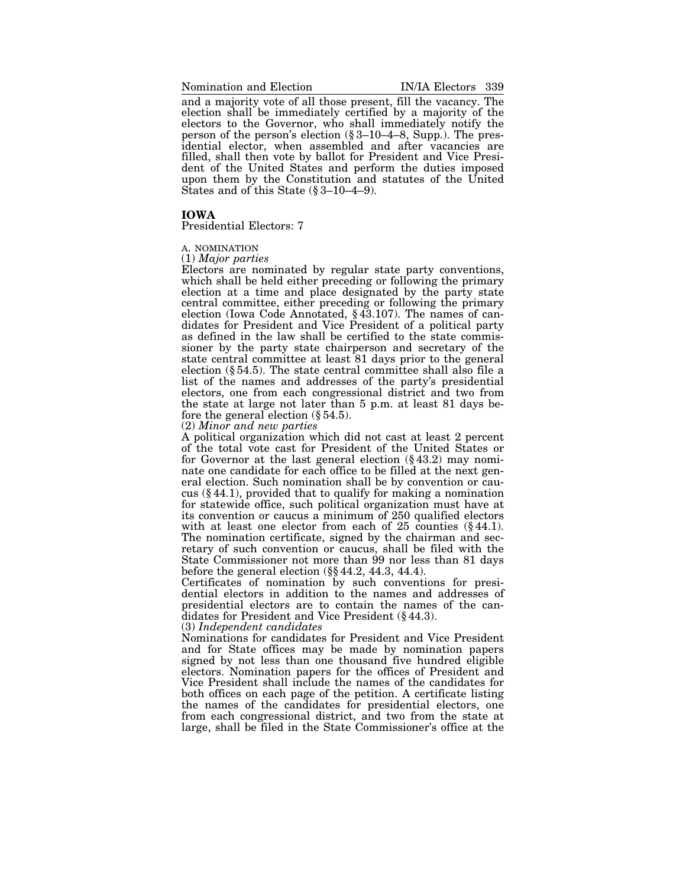and a majority vote of all those present, fill the vacancy. The election shall be immediately certified by a majority of the electors to the Governor, who shall immediately notify the person of the person's election (§ 3–10–4–8, Supp.). The presidential elector, when assembled and after vacancies are filled, shall then vote by ballot for President and Vice President of the United States and perform the duties imposed upon them by the Constitution and statutes of the United States and of this State (§ 3–10–4–9).

## IOWA

Presidential Electors: 7

A. NOMINATION

(1) *Major parties*

Electors are nominated by regular state party conventions, which shall be held either preceding or following the primary election at a time and place designated by the party state central committee, either preceding or following the primary election (Iowa Code Annotated, § 43.107). The names of candidates for President and Vice President of a political party as defined in the law shall be certified to the state commissioner by the party state chairperson and secretary of the state central committee at least 81 days prior to the general election (§ 54.5). The state central committee shall also file a list of the names and addresses of the party's presidential electors, one from each congressional district and two from the state at large not later than 5 p.m. at least 81 days before the general election (§ 54.5).

(2) *Minor and new parties*

A political organization which did not cast at least 2 percent of the total vote cast for President of the United States or for Governor at the last general election (§ 43.2) may nominate one candidate for each office to be filled at the next general election. Such nomination shall be by convention or caucus (§ 44.1), provided that to qualify for making a nomination for statewide office, such political organization must have at its convention or caucus a minimum of 250 qualified electors with at least one elector from each of 25 counties (§ 44.1). The nomination certificate, signed by the chairman and secretary of such convention or caucus, shall be filed with the State Commissioner not more than 99 nor less than 81 days before the general election (§§ 44.2, 44.3, 44.4).

Certificates of nomination by such conventions for presidential electors in addition to the names and addresses of presidential electors are to contain the names of the candidates for President and Vice President (§ 44.3).

(3) *Independent candidates*

Nominations for candidates for President and Vice President and for State offices may be made by nomination papers signed by not less than one thousand five hundred eligible electors. Nomination papers for the offices of President and Vice President shall include the names of the candidates for both offices on each page of the petition. A certificate listing the names of the candidates for presidential electors, one from each congressional district, and two from the state at large, shall be filed in the State Commissioner's office at the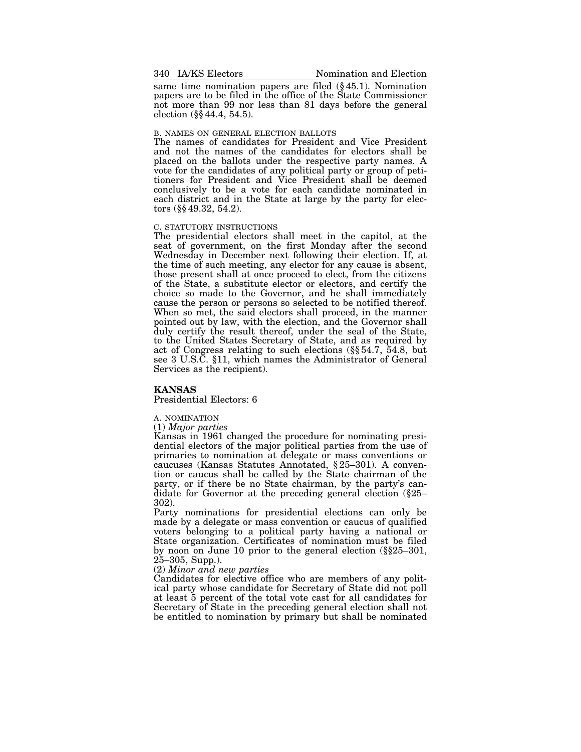same time nomination papers are filed (§ 45.1). Nomination papers are to be filed in the office of the State Commissioner not more than 99 nor less than 81 days before the general election (§§ 44.4, 54.5).

B. NAMES ON GENERAL ELECTION BALLOTS

The names of candidates for President and Vice President and not the names of the candidates for electors shall be placed on the ballots under the respective party names. A vote for the candidates of any political party or group of petitioners for President and Vice President shall be deemed conclusively to be a vote for each candidate nominated in each district and in the State at large by the party for electors (§§ 49.32, 54.2).

C. STATUTORY INSTRUCTIONS

The presidential electors shall meet in the capitol, at the seat of government, on the first Monday after the second Wednesday in December next following their election. If, at the time of such meeting, any elector for any cause is absent, those present shall at once proceed to elect, from the citizens of the State, a substitute elector or electors, and certify the choice so made to the Governor, and he shall immediately cause the person or persons so selected to be notified thereof. When so met, the said electors shall proceed, in the manner pointed out by law, with the election, and the Governor shall duly certify the result thereof, under the seal of the State, to the United States Secretary of State, and as required by act of Congress relating to such elections (§§ 54.7, 54.8, but see 3 U.S.C. §11, which names the Administrator of General Services as the recipient).

## KANSAS

Presidential Electors: 6

A. NOMINATION

(1) *Major parties*

Kansas in 1961 changed the procedure for nominating presidential electors of the major political parties from the use of primaries to nomination at delegate or mass conventions or caucuses (Kansas Statutes Annotated, § 25–301). A convention or caucus shall be called by the State chairman of the party, or if there be no State chairman, by the party's candidate for Governor at the preceding general election (§25–302).

Party nominations for presidential elections can only be made by a delegate or mass convention or caucus of qualified voters belonging to a political party having a national or State organization. Certificates of nomination must be filed by noon on June 10 prior to the general election (§§25–301, 25–305, Supp.).

(2) *Minor and new parties*

Candidates for elective office who are members of any political party whose candidate for Secretary of State did not poll at least 5 percent of the total vote cast for all candidates for Secretary of State in the preceding general election shall not be entitled to nomination by primary but shall be nominated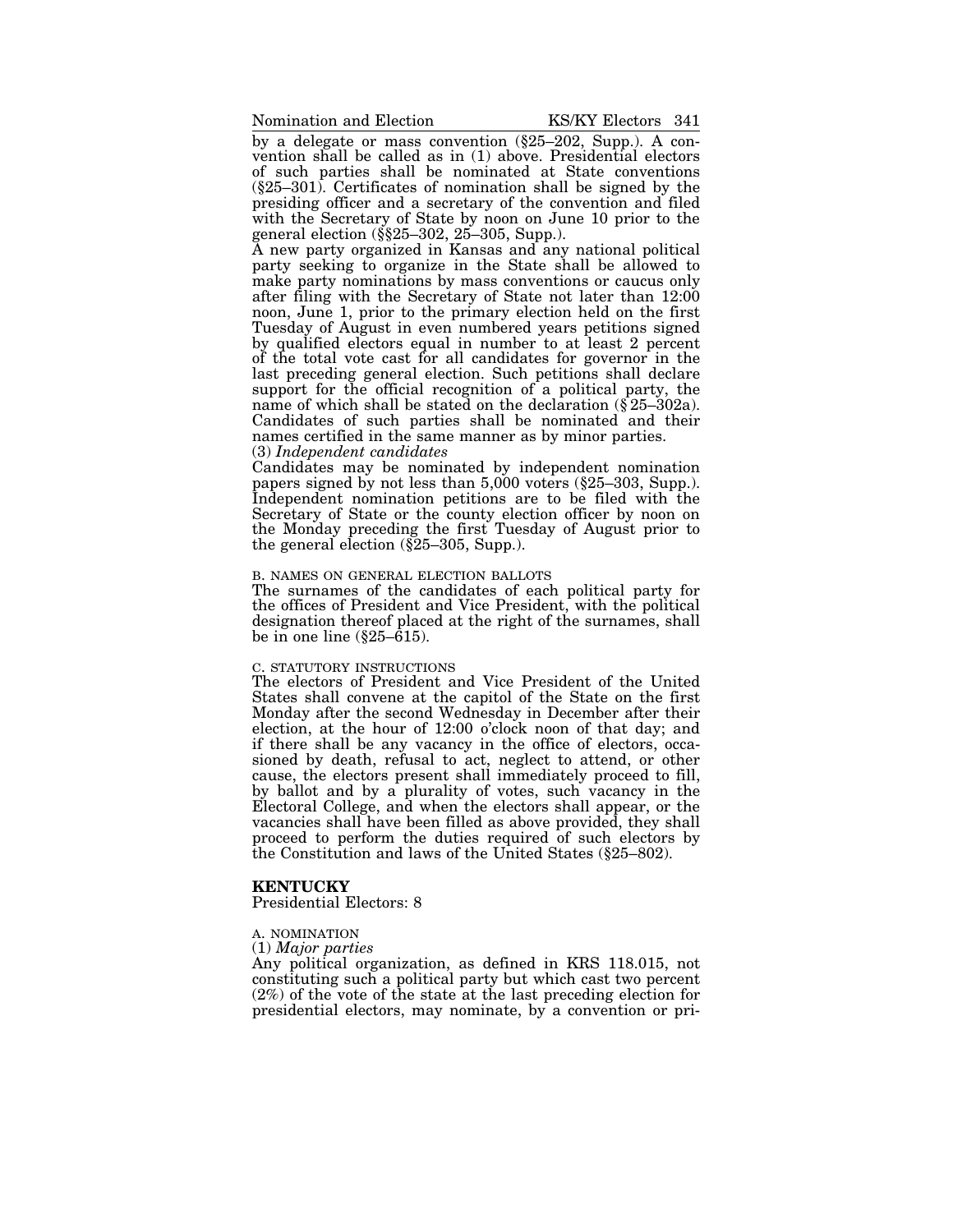by a delegate or mass convention (§25–202, Supp.). A convention shall be called as in (1) above. Presidential electors of such parties shall be nominated at State conventions (§25–301). Certificates of nomination shall be signed by the presiding officer and a secretary of the convention and filed with the Secretary of State by noon on June 10 prior to the general election (§§25–302, 25–305, Supp.).

A new party organized in Kansas and any national political party seeking to organize in the State shall be allowed to make party nominations by mass conventions or caucus only after filing with the Secretary of State not later than 12:00 noon, June 1, prior to the primary election held on the first Tuesday of August in even numbered years petitions signed by qualified electors equal in number to at least 2 percent of the total vote cast for all candidates for governor in the last preceding general election. Such petitions shall declare support for the official recognition of a political party, the name of which shall be stated on the declaration (§25–302a). Candidates of such parties shall be nominated and their names certified in the same manner as by minor parties.

(3) *Independent candidates*

Candidates may be nominated by independent nomination papers signed by not less than 5,000 voters (§25–303, Supp.). Independent nomination petitions are to be filed with the Secretary of State or the county election officer by noon on the Monday preceding the first Tuesday of August prior to the general election (§25–305, Supp.).

B. NAMES ON GENERAL ELECTION BALLOTS

The surnames of the candidates of each political party for the offices of President and Vice President, with the political designation thereof placed at the right of the surnames, shall be in one line (§25–615).

C. STATUTORY INSTRUCTIONS

The electors of President and Vice President of the United States shall convene at the capitol of the State on the first Monday after the second Wednesday in December after their election, at the hour of 12:00 o'clock noon of that day; and if there shall be any vacancy in the office of electors, occasioned by death, refusal to act, neglect to attend, or other cause, the electors present shall immediately proceed to fill, by ballot and by a plurality of votes, such vacancy in the Electoral College, and when the electors shall appear, or the vacancies shall have been filled as above provided, they shall proceed to perform the duties required of such electors by the Constitution and laws of the United States (§25–802).

## KENTUCKY

Presidential Electors: 8

A. NOMINATION

(1) *Major parties*

Any political organization, as defined in KRS 118.015, not constituting such a political party but which cast two percent (2%) of the vote of the state at the last preceding election for presidential electors, may nominate, by a convention or pri-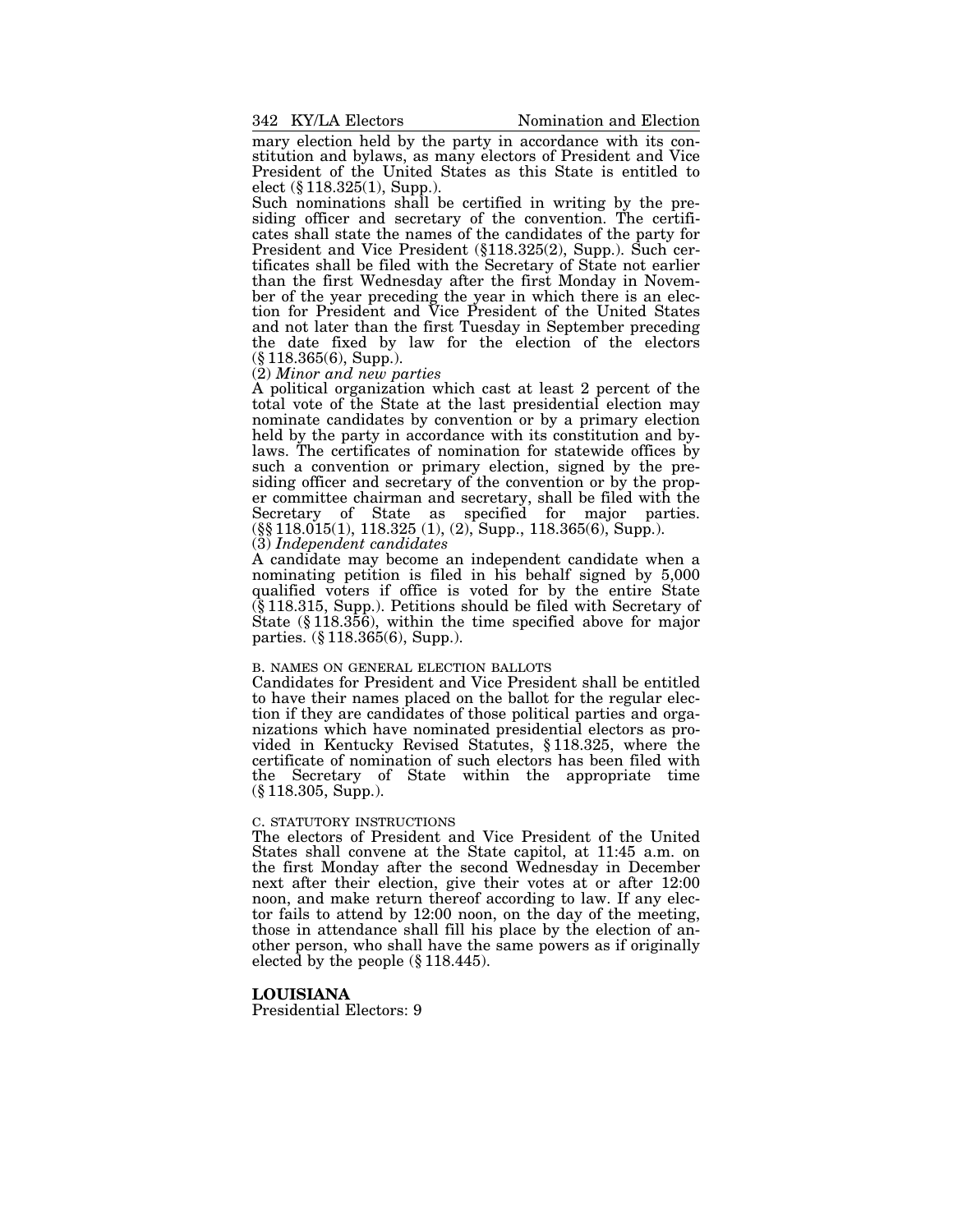mary election held by the party in accordance with its constitution and bylaws, as many electors of President and Vice President of the United States as this State is entitled to elect (§ 118.325(1), Supp.).

Such nominations shall be certified in writing by the presiding officer and secretary of the convention. The certificates shall state the names of the candidates of the party for President and Vice President (§118.325(2), Supp.). Such certificates shall be filed with the Secretary of State not earlier than the first Wednesday after the first Monday in November of the year preceding the year in which there is an election for President and Vice President of the United States and not later than the first Tuesday in September preceding the date fixed by law for the election of the electors (§ 118.365(6), Supp.).

(2) *Minor and new parties*

A political organization which cast at least 2 percent of the total vote of the State at the last presidential election may nominate candidates by convention or by a primary election held by the party in accordance with its constitution and bylaws. The certificates of nomination for statewide offices by such a convention or primary election, signed by the presiding officer and secretary of the convention or by the proper committee chairman and secretary, shall be filed with the Secretary of State as specified for major parties. (§§ 118.015(1), 118.325 (1), (2), Supp., 118.365(6), Supp.).

(3) *Independent candidates*

A candidate may become an independent candidate when a nominating petition is filed in his behalf signed by 5,000 qualified voters if office is voted for by the entire State (§ 118.315, Supp.). Petitions should be filed with Secretary of State (§ 118.356), within the time specified above for major parties. (§ 118.365(6), Supp.).

B. NAMES ON GENERAL ELECTION BALLOTS

Candidates for President and Vice President shall be entitled to have their names placed on the ballot for the regular election if they are candidates of those political parties and organizations which have nominated presidential electors as provided in Kentucky Revised Statutes, § 118.325, where the certificate of nomination of such electors has been filed with the Secretary of State within the appropriate time (§ 118.305, Supp.).

C. STATUTORY INSTRUCTIONS

The electors of President and Vice President of the United States shall convene at the State capitol, at 11:45 a.m. on the first Monday after the second Wednesday in December next after their election, give their votes at or after 12:00 noon, and make return thereof according to law. If any elector fails to attend by 12:00 noon, on the day of the meeting, those in attendance shall fill his place by the election of another person, who shall have the same powers as if originally elected by the people (§ 118.445).

## LOUISIANA

Presidential Electors: 9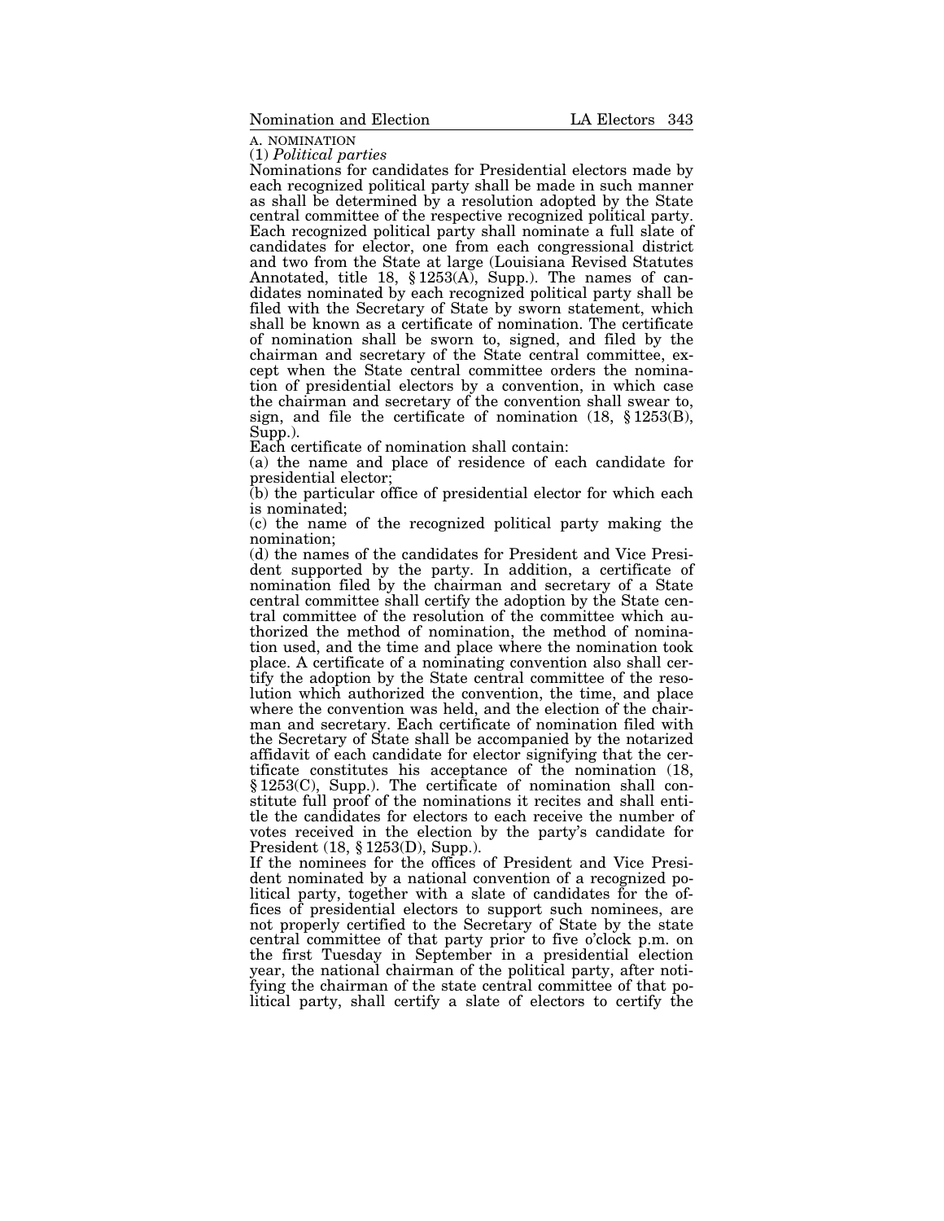A. NOMINATION

(1) *Political parties*

Nominations for candidates for Presidential electors made by each recognized political party shall be made in such manner as shall be determined by a resolution adopted by the State central committee of the respective recognized political party. Each recognized political party shall nominate a full slate of candidates for elector, one from each congressional district and two from the State at large (Louisiana Revised Statutes Annotated, title 18, § 1253(A), Supp.). The names of candidates nominated by each recognized political party shall be filed with the Secretary of State by sworn statement, which shall be known as a certificate of nomination. The certificate of nomination shall be sworn to, signed, and filed by the chairman and secretary of the State central committee, except when the State central committee orders the nomination of presidential electors by a convention, in which case the chairman and secretary of the convention shall swear to, sign, and file the certificate of nomination (18, § 1253(B), Supp.).

Each certificate of nomination shall contain:

(a) the name and place of residence of each candidate for presidential elector;

(b) the particular office of presidential elector for which each is nominated;

(c) the name of the recognized political party making the nomination;

(d) the names of the candidates for President and Vice President supported by the party. In addition, a certificate of nomination filed by the chairman and secretary of a State central committee shall certify the adoption by the State central committee of the resolution of the committee which authorized the method of nomination, the method of nomination used, and the time and place where the nomination took place. A certificate of a nominating convention also shall certify the adoption by the State central committee of the resolution which authorized the convention, the time, and place where the convention was held, and the election of the chairman and secretary. Each certificate of nomination filed with the Secretary of State shall be accompanied by the notarized affidavit of each candidate for elector signifying that the certificate constitutes his acceptance of the nomination (18, § 1253(C), Supp.). The certificate of nomination shall constitute full proof of the nominations it recites and shall entitle the candidates for electors to each receive the number of votes received in the election by the party's candidate for President (18, § 1253(D), Supp.).

If the nominees for the offices of President and Vice President nominated by a national convention of a recognized political party, together with a slate of candidates for the offices of presidential electors to support such nominees, are not properly certified to the Secretary of State by the state central committee of that party prior to five o'clock p.m. on the first Tuesday in September in a presidential election year, the national chairman of the political party, after notifying the chairman of the state central committee of that political party, shall certify a slate of electors to certify the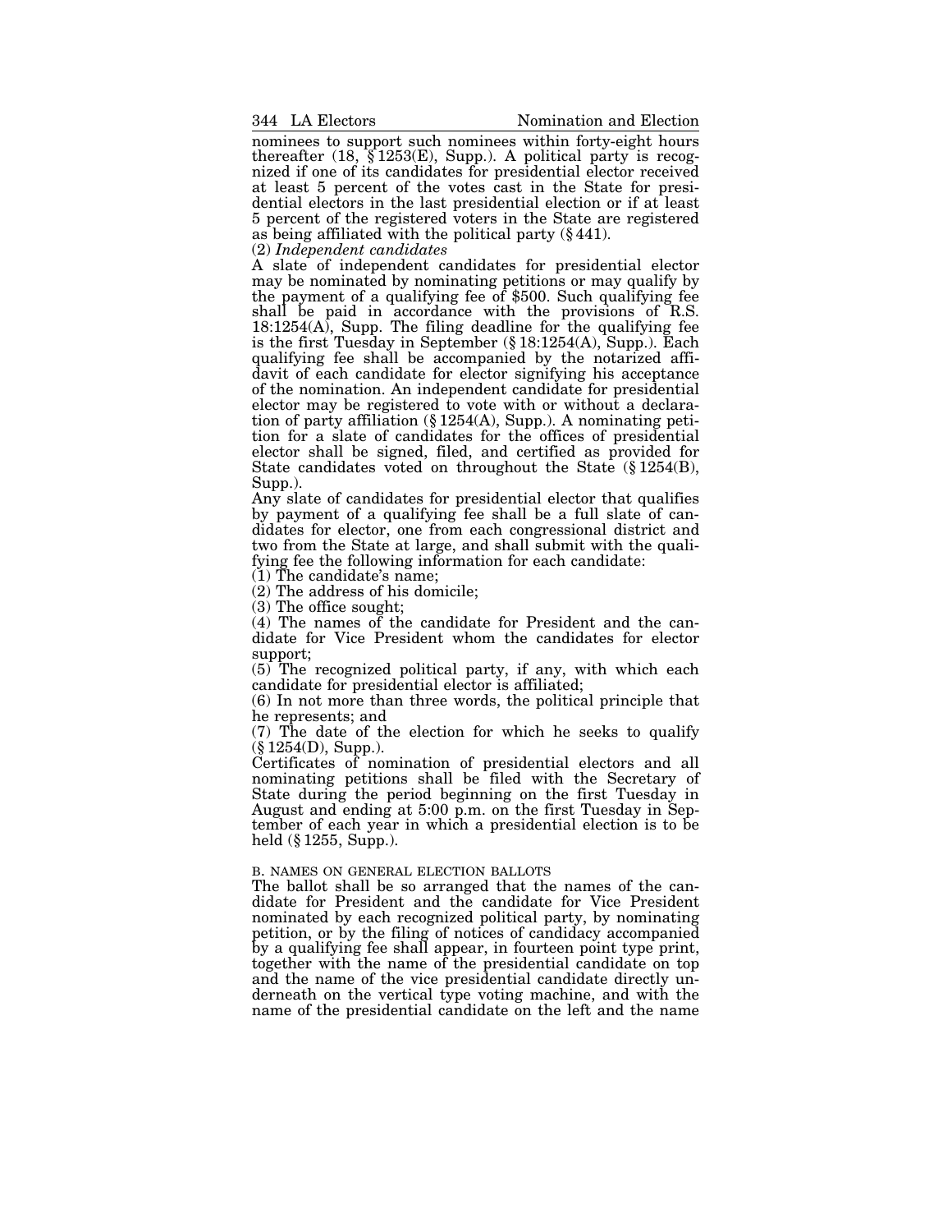nominees to support such nominees within forty-eight hours thereafter (18, § 1253(E), Supp.). A political party is recognized if one of its candidates for presidential elector received at least 5 percent of the votes cast in the State for presidential electors in the last presidential election or if at least 5 percent of the registered voters in the State are registered as being affiliated with the political party (§ 441).

(2) *Independent candidates*

A slate of independent candidates for presidential elector may be nominated by nominating petitions or may qualify by the payment of a qualifying fee of $500. Such qualifying fee shall be paid in accordance with the provisions of R.S. 18:1254(A), Supp. The filing deadline for the qualifying fee is the first Tuesday in September (§ 18:1254(A), Supp.). Each qualifying fee shall be accompanied by the notarized affidavit of each candidate for elector signifying his acceptance of the nomination. An independent candidate for presidential elector may be registered to vote with or without a declaration of party affiliation (§ 1254(A), Supp.). A nominating petition for a slate of candidates for the offices of presidential elector shall be signed, filed, and certified as provided for State candidates voted on throughout the State (§ 1254(B), Supp.).

Any slate of candidates for presidential elector that qualifies by payment of a qualifying fee shall be a full slate of candidates for elector, one from each congressional district and two from the State at large, and shall submit with the qualifying fee the following information for each candidate:

(1) The candidate's name;

(2) The address of his domicile;

(3) The office sought;

(4) The names of the candidate for President and the candidate for Vice President whom the candidates for elector support;

(5) The recognized political party, if any, with which each candidate for presidential elector is affiliated;

(6) In not more than three words, the political principle that he represents; and

(7) The date of the election for which he seeks to qualify (§ 1254(D), Supp.).

Certificates of nomination of presidential electors and all nominating petitions shall be filed with the Secretary of State during the period beginning on the first Tuesday in August and ending at 5:00 p.m. on the first Tuesday in September of each year in which a presidential election is to be held (§ 1255, Supp.).

B. NAMES ON GENERAL ELECTION BALLOTS

The ballot shall be so arranged that the names of the candidate for President and the candidate for Vice President nominated by each recognized political party, by nominating petition, or by the filing of notices of candidacy accompanied by a qualifying fee shall appear, in fourteen point type print, together with the name of the presidential candidate on top and the name of the vice presidential candidate directly underneath on the vertical type voting machine, and with the name of the presidential candidate on the left and the name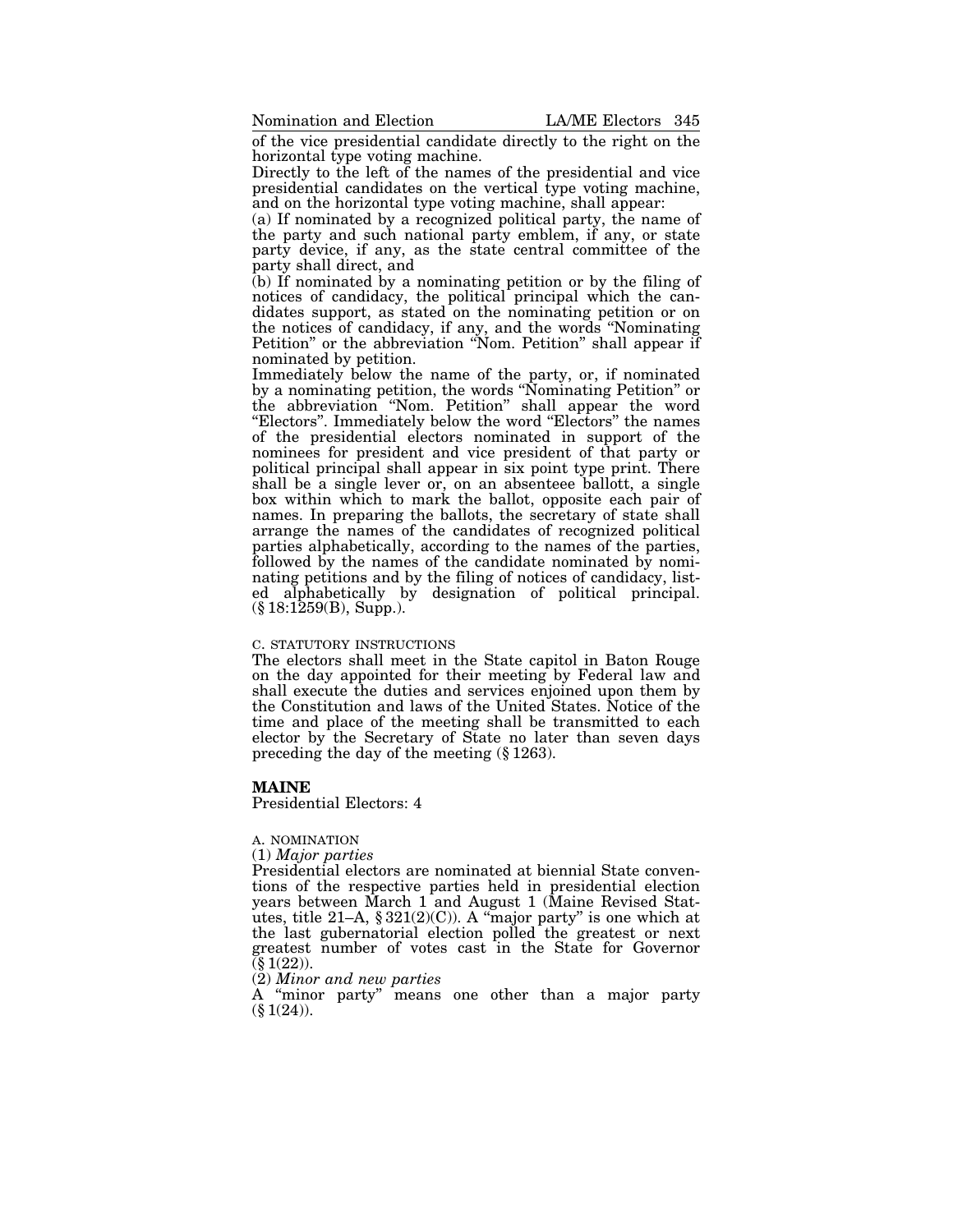of the vice presidential candidate directly to the right on the horizontal type voting machine.

Directly to the left of the names of the presidential and vice presidential candidates on the vertical type voting machine, and on the horizontal type voting machine, shall appear:

(a) If nominated by a recognized political party, the name of the party and such national party emblem, if any, or state party device, if any, as the state central committee of the party shall direct, and

(b) If nominated by a nominating petition or by the filing of notices of candidacy, the political principal which the candidates support, as stated on the nominating petition or on the notices of candidacy, if any, and the words "Nominating Petition" or the abbreviation "Nom. Petition" shall appear if nominated by petition.

Immediately below the name of the party, or, if nominated by a nominating petition, the words "Nominating Petition" or the abbreviation "Nom. Petition" shall appear the word "Electors". Immediately below the word "Electors" the names of the presidential electors nominated in support of the nominees for president and vice president of that party or political principal shall appear in six point type print. There shall be a single lever or, on an absenteee ballott, a single box within which to mark the ballot, opposite each pair of names. In preparing the ballots, the secretary of state shall arrange the names of the candidates of recognized political parties alphabetically, according to the names of the parties, followed by the names of the candidate nominated by nominating petitions and by the filing of notices of candidacy, listed alphabetically by designation of political principal. (§ 18:1259(B), Supp.).

C. STATUTORY INSTRUCTIONS

The electors shall meet in the State capitol in Baton Rouge on the day appointed for their meeting by Federal law and shall execute the duties and services enjoined upon them by the Constitution and laws of the United States. Notice of the time and place of the meeting shall be transmitted to each elector by the Secretary of State no later than seven days preceding the day of the meeting (§ 1263).

## MAINE

Presidential Electors: 4

A. NOMINATION

(1) *Major parties*

Presidential electors are nominated at biennial State conventions of the respective parties held in presidential election years between March 1 and August 1 (Maine Revised Statutes, title 21–A, § 321(2)(C)). A "major party" is one which at the last gubernatorial election polled the greatest or next greatest number of votes cast in the State for Governor (§ 1(22)).

(2) *Minor and new parties*

A "minor party" means one other than a major party (§ 1(24)).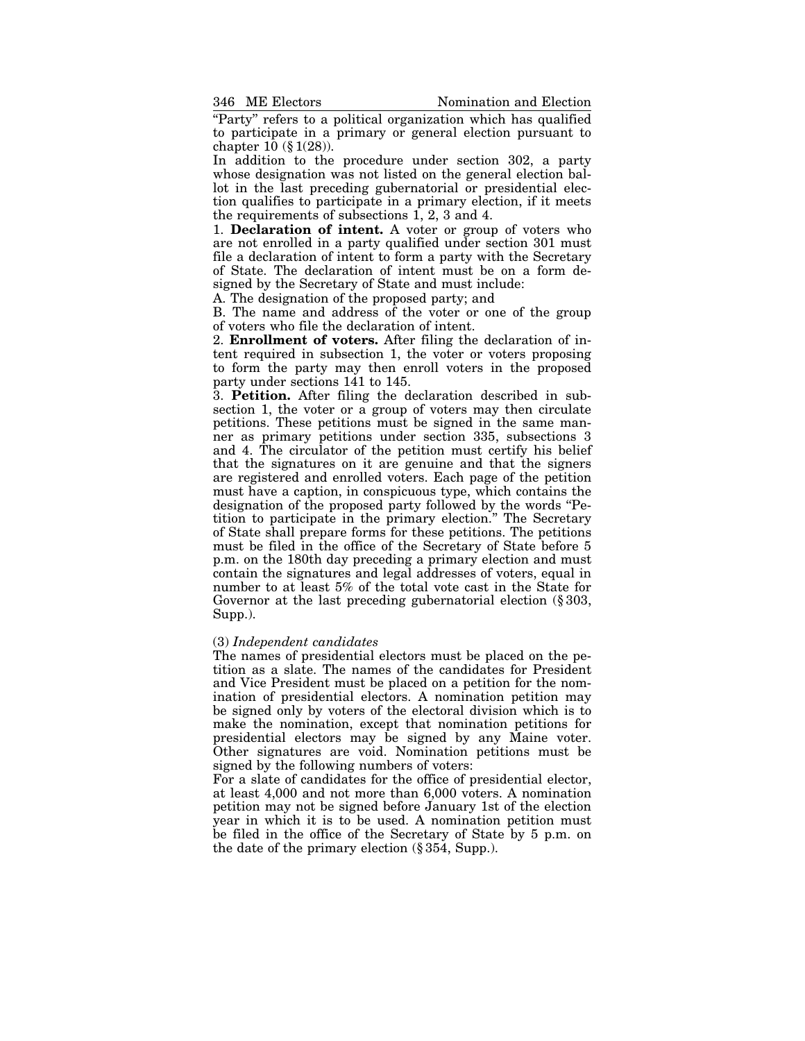"Party" refers to a political organization which has qualified to participate in a primary or general election pursuant to chapter 10 (§ 1(28)).

In addition to the procedure under section 302, a party whose designation was not listed on the general election ballot in the last preceding gubernatorial or presidential election qualifies to participate in a primary election, if it meets the requirements of subsections 1, 2, 3 and 4.

1. **Declaration of intent.** A voter or group of voters who are not enrolled in a party qualified under section 301 must file a declaration of intent to form a party with the Secretary of State. The declaration of intent must be on a form designed by the Secretary of State and must include:

A. The designation of the proposed party; and

B. The name and address of the voter or one of the group of voters who file the declaration of intent.

2. **Enrollment of voters.** After filing the declaration of intent required in subsection 1, the voter or voters proposing to form the party may then enroll voters in the proposed party under sections 141 to 145.

3. **Petition.** After filing the declaration described in subsection 1, the voter or a group of voters may then circulate petitions. These petitions must be signed in the same manner as primary petitions under section 335, subsections 3 and 4. The circulator of the petition must certify his belief that the signatures on it are genuine and that the signers are registered and enrolled voters. Each page of the petition must have a caption, in conspicuous type, which contains the designation of the proposed party followed by the words "Petition to participate in the primary election." The Secretary of State shall prepare forms for these petitions. The petitions must be filed in the office of the Secretary of State before 5 p.m. on the 180th day preceding a primary election and must contain the signatures and legal addresses of voters, equal in number to at least 5% of the total vote cast in the State for Governor at the last preceding gubernatorial election (§ 303, Supp.).

(3) *Independent candidates*

The names of presidential electors must be placed on the petition as a slate. The names of the candidates for President and Vice President must be placed on a petition for the nomination of presidential electors. A nomination petition may be signed only by voters of the electoral division which is to make the nomination, except that nomination petitions for presidential electors may be signed by any Maine voter. Other signatures are void. Nomination petitions must be signed by the following numbers of voters:

For a slate of candidates for the office of presidential elector, at least 4,000 and not more than 6,000 voters. A nomination petition may not be signed before January 1st of the election year in which it is to be used. A nomination petition must be filed in the office of the Secretary of State by 5 p.m. on the date of the primary election (§ 354, Supp.).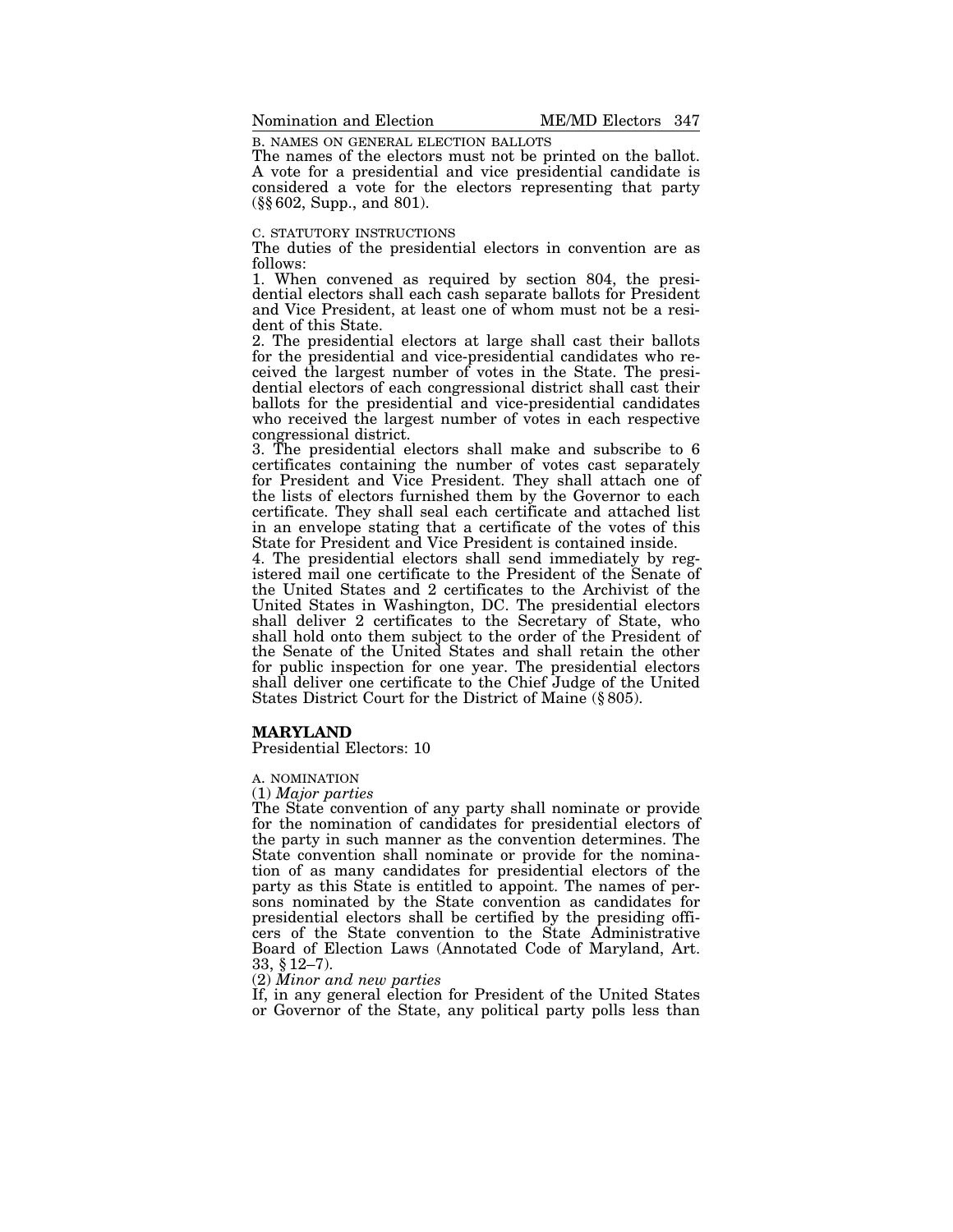B. NAMES ON GENERAL ELECTION BALLOTS

The names of the electors must not be printed on the ballot. A vote for a presidential and vice presidential candidate is considered a vote for the electors representing that party (§§ 602, Supp., and 801).

C. STATUTORY INSTRUCTIONS

The duties of the presidential electors in convention are as follows:

1. When convened as required by section 804, the presidential electors shall each cash separate ballots for President and Vice President, at least one of whom must not be a resident of this State.

2. The presidential electors at large shall cast their ballots for the presidential and vice-presidential candidates who received the largest number of votes in the State. The presidential electors of each congressional district shall cast their ballots for the presidential and vice-presidential candidates who received the largest number of votes in each respective congressional district.

3. The presidential electors shall make and subscribe to 6 certificates containing the number of votes cast separately for President and Vice President. They shall attach one of the lists of electors furnished them by the Governor to each certificate. They shall seal each certificate and attached list in an envelope stating that a certificate of the votes of this State for President and Vice President is contained inside.

4. The presidential electors shall send immediately by registered mail one certificate to the President of the Senate of the United States and 2 certificates to the Archivist of the United States in Washington, DC. The presidential electors shall deliver 2 certificates to the Secretary of State, who shall hold onto them subject to the order of the President of the Senate of the United States and shall retain the other for public inspection for one year. The presidential electors shall deliver one certificate to the Chief Judge of the United States District Court for the District of Maine (§ 805).

## MARYLAND

Presidential Electors: 10

A. NOMINATION

(1) *Major parties*

The State convention of any party shall nominate or provide for the nomination of candidates for presidential electors of the party in such manner as the convention determines. The State convention shall nominate or provide for the nomination of as many candidates for presidential electors of the party as this State is entitled to appoint. The names of persons nominated by the State convention as candidates for presidential electors shall be certified by the presiding officers of the State convention to the State Administrative Board of Election Laws (Annotated Code of Maryland, Art. 33, § 12–7).

(2) *Minor and new parties*

If, in any general election for President of the United States or Governor of the State, any political party polls less than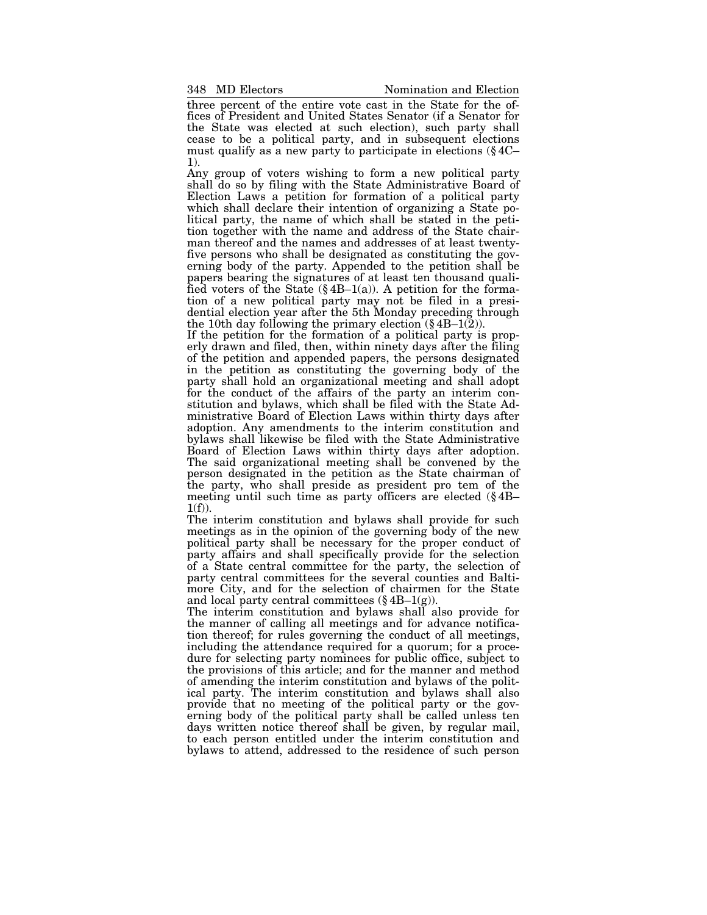three percent of the entire vote cast in the State for the offices of President and United States Senator (if a Senator for the State was elected at such election), such party shall cease to be a political party, and in subsequent elections must qualify as a new party to participate in elections (§ 4C–1).

Any group of voters wishing to form a new political party shall do so by filing with the State Administrative Board of Election Laws a petition for formation of a political party which shall declare their intention of organizing a State political party, the name of which shall be stated in the petition together with the name and address of the State chairman thereof and the names and addresses of at least twenty-five persons who shall be designated as constituting the governing body of the party. Appended to the petition shall be papers bearing the signatures of at least ten thousand qualified voters of the State (§ 4B–1(a)). A petition for the formation of a new political party may not be filed in a presidential election year after the 5th Monday preceding through the 10th day following the primary election (§ 4B–1(2)).

If the petition for the formation of a political party is properly drawn and filed, then, within ninety days after the filing of the petition and appended papers, the persons designated in the petition as constituting the governing body of the party shall hold an organizational meeting and shall adopt for the conduct of the affairs of the party an interim constitution and bylaws, which shall be filed with the State Administrative Board of Election Laws within thirty days after adoption. Any amendments to the interim constitution and bylaws shall likewise be filed with the State Administrative Board of Election Laws within thirty days after adoption. The said organizational meeting shall be convened by the person designated in the petition as the State chairman of the party, who shall preside as president pro tem of the meeting until such time as party officers are elected (§ 4B–1(f)).

The interim constitution and bylaws shall provide for such meetings as in the opinion of the governing body of the new political party shall be necessary for the proper conduct of party affairs and shall specifically provide for the selection of a State central committee for the party, the selection of party central committees for the several counties and Baltimore City, and for the selection of chairmen for the State and local party central committees (§ 4B–1(g)).

The interim constitution and bylaws shall also provide for the manner of calling all meetings and for advance notification thereof; for rules governing the conduct of all meetings, including the attendance required for a quorum; for a procedure for selecting party nominees for public office, subject to the provisions of this article; and for the manner and method of amending the interim constitution and bylaws of the political party. The interim constitution and bylaws shall also provide that no meeting of the political party or the governing body of the political party shall be called unless ten days written notice thereof shall be given, by regular mail, to each person entitled under the interim constitution and bylaws to attend, addressed to the residence of such person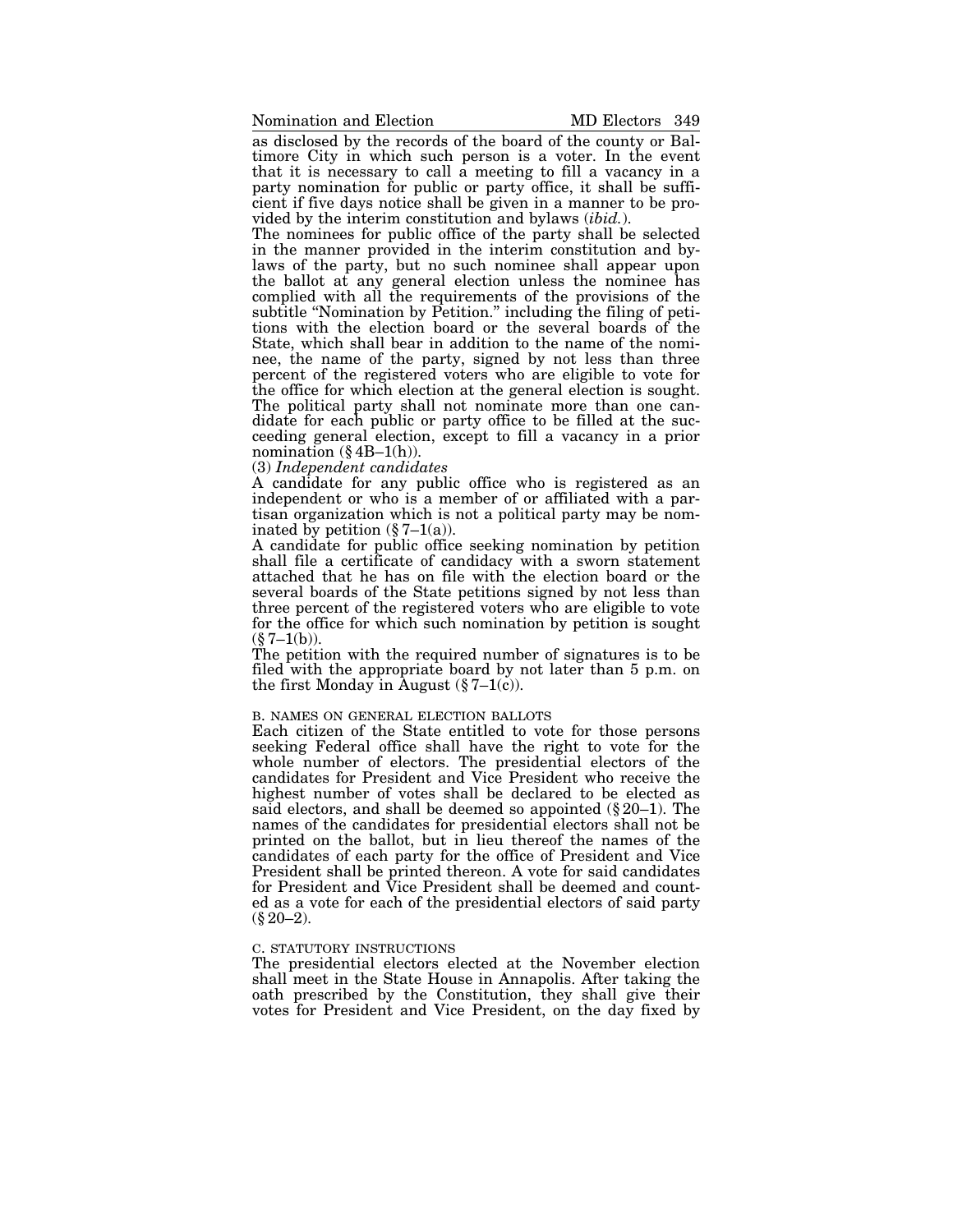as disclosed by the records of the board of the county or Baltimore City in which such person is a voter. In the event that it is necessary to call a meeting to fill a vacancy in a party nomination for public or party office, it shall be sufficient if five days notice shall be given in a manner to be provided by the interim constitution and bylaws (*ibid.*).

The nominees for public office of the party shall be selected in the manner provided in the interim constitution and bylaws of the party, but no such nominee shall appear upon the ballot at any general election unless the nominee has complied with all the requirements of the provisions of the subtitle "Nomination by Petition." including the filing of petitions with the election board or the several boards of the State, which shall bear in addition to the name of the nominee, the name of the party, signed by not less than three percent of the registered voters who are eligible to vote for the office for which election at the general election is sought. The political party shall not nominate more than one candidate for each public or party office to be filled at the succeeding general election, except to fill a vacancy in a prior nomination (§ 4B–1(h)).

(3) *Independent candidates*

A candidate for any public office who is registered as an independent or who is a member of or affiliated with a partisan organization which is not a political party may be nominated by petition (§ 7–1(a)).

A candidate for public office seeking nomination by petition shall file a certificate of candidacy with a sworn statement attached that he has on file with the election board or the several boards of the State petitions signed by not less than three percent of the registered voters who are eligible to vote for the office for which such nomination by petition is sought (§ 7–1(b)).

The petition with the required number of signatures is to be filed with the appropriate board by not later than 5 p.m. on the first Monday in August (§ 7–1(c)).

B. NAMES ON GENERAL ELECTION BALLOTS

Each citizen of the State entitled to vote for those persons seeking Federal office shall have the right to vote for the whole number of electors. The presidential electors of the candidates for President and Vice President who receive the highest number of votes shall be declared to be elected as said electors, and shall be deemed so appointed (§ 20–1). The names of the candidates for presidential electors shall not be printed on the ballot, but in lieu thereof the names of the candidates of each party for the office of President and Vice President shall be printed thereon. A vote for said candidates for President and Vice President shall be deemed and counted as a vote for each of the presidential electors of said party (§ 20–2).

C. STATUTORY INSTRUCTIONS

The presidential electors elected at the November election shall meet in the State House in Annapolis. After taking the oath prescribed by the Constitution, they shall give their votes for President and Vice President, on the day fixed by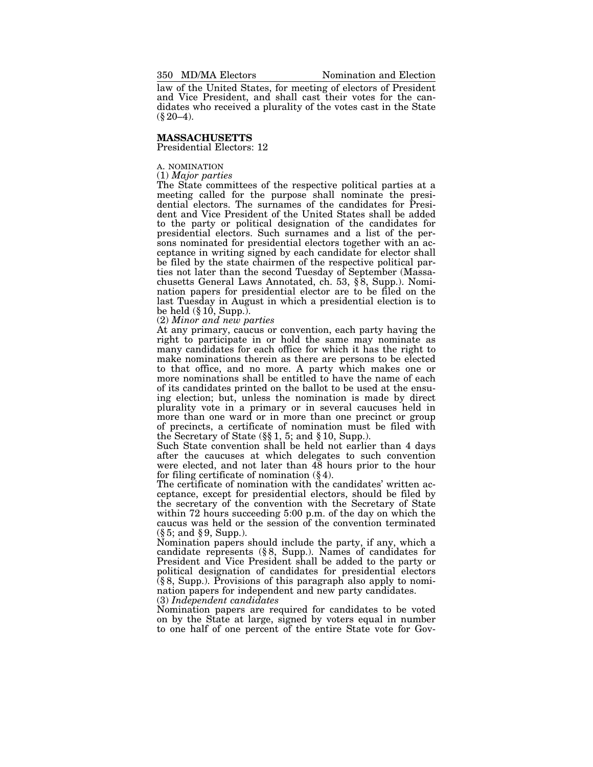law of the United States, for meeting of electors of President and Vice President, and shall cast their votes for the candidates who received a plurality of the votes cast in the State (§ 20–4).

## MASSACHUSETTS

Presidential Electors: 12

### A. NOMINATION

(1) *Major parties*

The State committees of the respective political parties at a meeting called for the purpose shall nominate the presidential electors. The surnames of the candidates for President and Vice President of the United States shall be added to the party or political designation of the candidates for presidential electors. Such surnames and a list of the persons nominated for presidential electors together with an acceptance in writing signed by each candidate for elector shall be filed by the state chairmen of the respective political parties not later than the second Tuesday of September (Massachusetts General Laws Annotated, ch. 53, § 8, Supp.). Nomination papers for presidential elector are to be filed on the last Tuesday in August in which a presidential election is to be held (§ 10, Supp.).

(2) *Minor and new parties*

At any primary, caucus or convention, each party having the right to participate in or hold the same may nominate as many candidates for each office for which it has the right to make nominations therein as there are persons to be elected to that office, and no more. A party which makes one or more nominations shall be entitled to have the name of each of its candidates printed on the ballot to be used at the ensuing election; but, unless the nomination is made by direct plurality vote in a primary or in several caucuses held in more than one ward or in more than one precinct or group of precincts, a certificate of nomination must be filed with the Secretary of State (§§ 1, 5; and § 10, Supp.).

Such State convention shall be held not earlier than 4 days after the caucuses at which delegates to such convention were elected, and not later than 48 hours prior to the hour for filing certificate of nomination (§ 4).

The certificate of nomination with the candidates' written acceptance, except for presidential electors, should be filed by the secretary of the convention with the Secretary of State within 72 hours succeeding 5:00 p.m. of the day on which the caucus was held or the session of the convention terminated (§ 5; and § 9, Supp.).

Nomination papers should include the party, if any, which a candidate represents (§ 8, Supp.). Names of candidates for President and Vice President shall be added to the party or political designation of candidates for presidential electors (§ 8, Supp.). Provisions of this paragraph also apply to nomination papers for independent and new party candidates.

(3) *Independent candidates*

Nomination papers are required for candidates to be voted on by the State at large, signed by voters equal in number to one half of one percent of the entire State vote for Gov-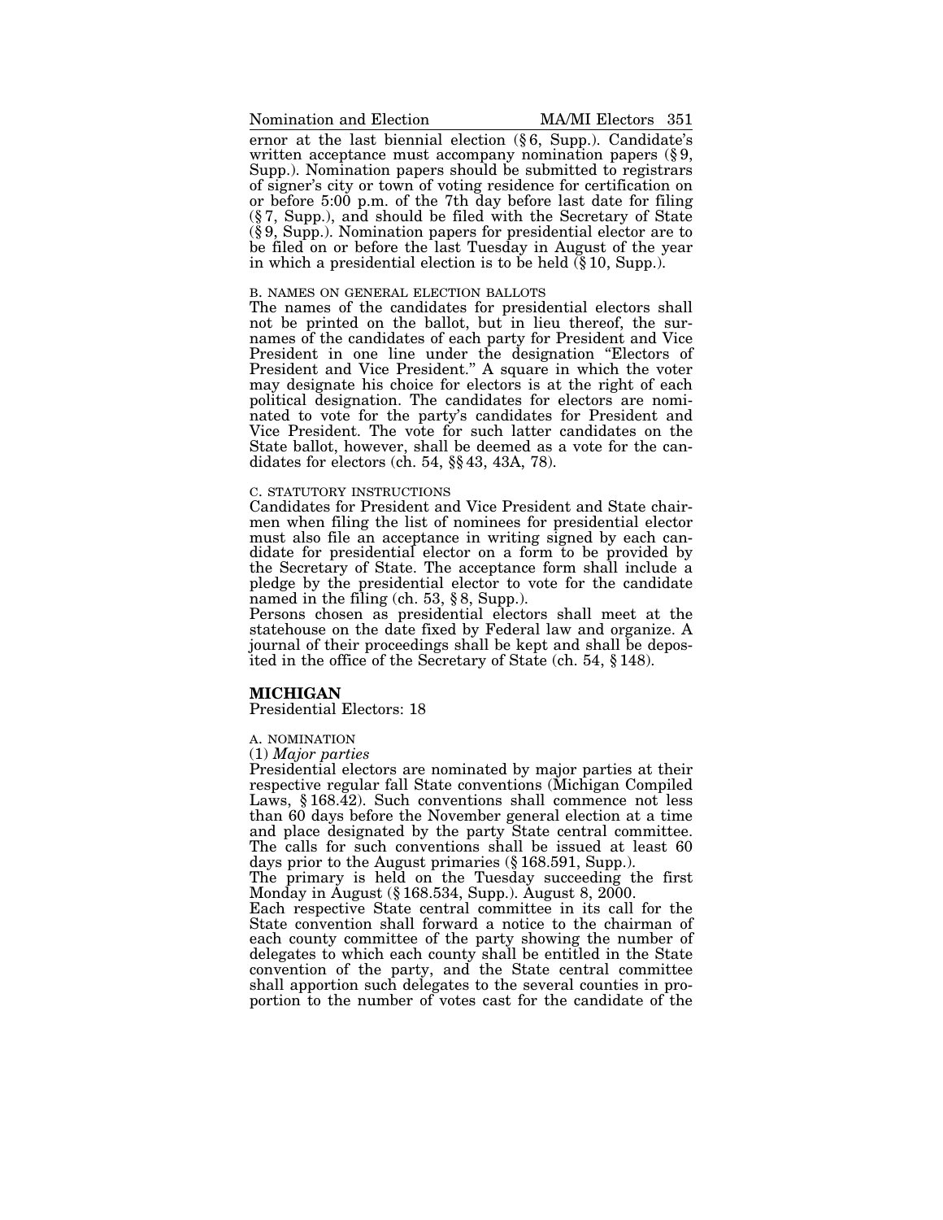ernor at the last biennial election (§ 6, Supp.). Candidate's written acceptance must accompany nomination papers (§ 9, Supp.). Nomination papers should be submitted to registrars of signer's city or town of voting residence for certification on or before 5:00 p.m. of the 7th day before last date for filing (§ 7, Supp.), and should be filed with the Secretary of State (§ 9, Supp.). Nomination papers for presidential elector are to be filed on or before the last Tuesday in August of the year in which a presidential election is to be held (§ 10, Supp.).

B. NAMES ON GENERAL ELECTION BALLOTS

The names of the candidates for presidential electors shall not be printed on the ballot, but in lieu thereof, the surnames of the candidates of each party for President and Vice President in one line under the designation "Electors of President and Vice President." A square in which the voter may designate his choice for electors is at the right of each political designation. The candidates for electors are nominated to vote for the party's candidates for President and Vice President. The vote for such latter candidates on the State ballot, however, shall be deemed as a vote for the candidates for electors (ch. 54, §§ 43, 43A, 78).

C. STATUTORY INSTRUCTIONS

Candidates for President and Vice President and State chairmen when filing the list of nominees for presidential elector must also file an acceptance in writing signed by each candidate for presidential elector on a form to be provided by the Secretary of State. The acceptance form shall include a pledge by the presidential elector to vote for the candidate named in the filing (ch. 53, § 8, Supp.).

Persons chosen as presidential electors shall meet at the statehouse on the date fixed by Federal law and organize. A journal of their proceedings shall be kept and shall be deposited in the office of the Secretary of State (ch. 54, § 148).

## MICHIGAN

Presidential Electors: 18

A. NOMINATION

(1) *Major parties*

Presidential electors are nominated by major parties at their respective regular fall State conventions (Michigan Compiled Laws, § 168.42). Such conventions shall commence not less than 60 days before the November general election at a time and place designated by the party State central committee. The calls for such conventions shall be issued at least 60 days prior to the August primaries (§ 168.591, Supp.).

The primary is held on the Tuesday succeeding the first Monday in August (§ 168.534, Supp.). August 8, 2000.

Each respective State central committee in its call for the State convention shall forward a notice to the chairman of each county committee of the party showing the number of delegates to which each county shall be entitled in the State convention of the party, and the State central committee shall apportion such delegates to the several counties in proportion to the number of votes cast for the candidate of the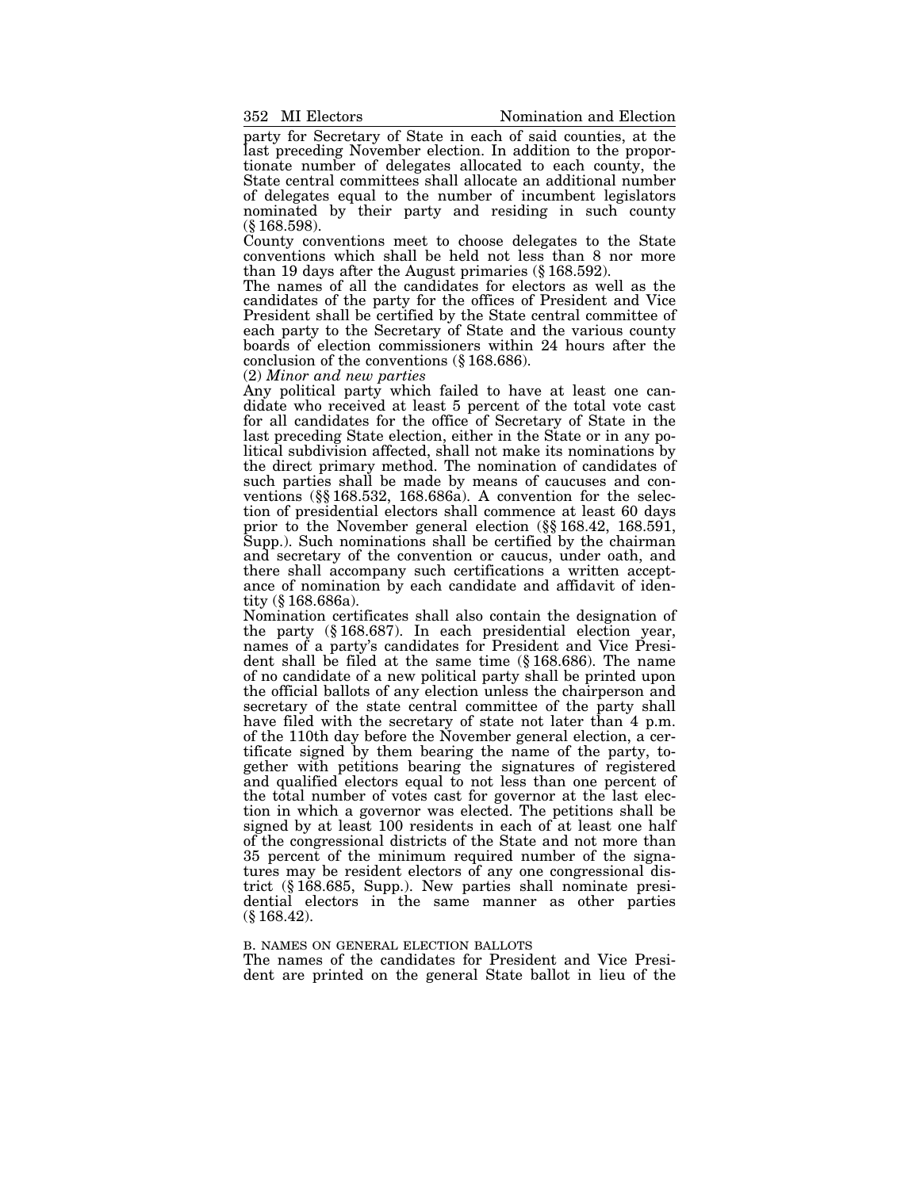party for Secretary of State in each of said counties, at the last preceding November election. In addition to the proportionate number of delegates allocated to each county, the State central committees shall allocate an additional number of delegates equal to the number of incumbent legislators nominated by their party and residing in such county (§ 168.598).

County conventions meet to choose delegates to the State conventions which shall be held not less than 8 nor more than 19 days after the August primaries (§ 168.592).

The names of all the candidates for electors as well as the candidates of the party for the offices of President and Vice President shall be certified by the State central committee of each party to the Secretary of State and the various county boards of election commissioners within 24 hours after the conclusion of the conventions (§ 168.686).

(2) *Minor and new parties*

Any political party which failed to have at least one candidate who received at least 5 percent of the total vote cast for all candidates for the office of Secretary of State in the last preceding State election, either in the State or in any political subdivision affected, shall not make its nominations by the direct primary method. The nomination of candidates of such parties shall be made by means of caucuses and conventions (§§ 168.532, 168.686a). A convention for the selection of presidential electors shall commence at least 60 days prior to the November general election (§§ 168.42, 168.591, Supp.). Such nominations shall be certified by the chairman and secretary of the convention or caucus, under oath, and there shall accompany such certifications a written acceptance of nomination by each candidate and affidavit of identity (§ 168.686a).

Nomination certificates shall also contain the designation of the party (§ 168.687). In each presidential election year, names of a party's candidates for President and Vice President shall be filed at the same time (§ 168.686). The name of no candidate of a new political party shall be printed upon the official ballots of any election unless the chairperson and secretary of the state central committee of the party shall have filed with the secretary of state not later than 4 p.m. of the 110th day before the November general election, a certificate signed by them bearing the name of the party, together with petitions bearing the signatures of registered and qualified electors equal to not less than one percent of the total number of votes cast for governor at the last election in which a governor was elected. The petitions shall be signed by at least 100 residents in each of at least one half of the congressional districts of the State and not more than 35 percent of the minimum required number of the signatures may be resident electors of any one congressional district (§ 168.685, Supp.). New parties shall nominate presidential electors in the same manner as other parties (§ 168.42).

B. NAMES ON GENERAL ELECTION BALLOTS

The names of the candidates for President and Vice President are printed on the general State ballot in lieu of the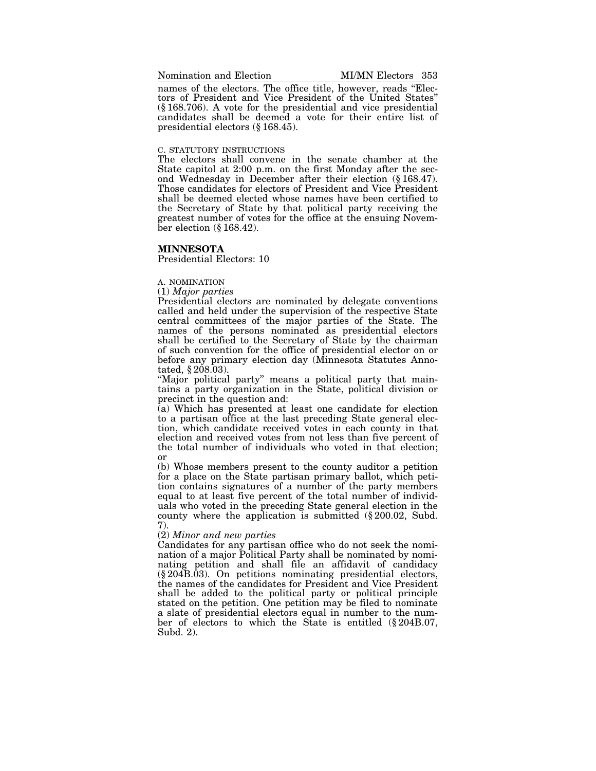names of the electors. The office title, however, reads "Electors of President and Vice President of the United States" (§ 168.706). A vote for the presidential and vice presidential candidates shall be deemed a vote for their entire list of presidential electors (§ 168.45).

C. STATUTORY INSTRUCTIONS

The electors shall convene in the senate chamber at the State capitol at 2:00 p.m. on the first Monday after the second Wednesday in December after their election (§ 168.47). Those candidates for electors of President and Vice President shall be deemed elected whose names have been certified to the Secretary of State by that political party receiving the greatest number of votes for the office at the ensuing November election (§ 168.42).

## MINNESOTA

Presidential Electors: 10

A. NOMINATION

(1) *Major parties*

Presidential electors are nominated by delegate conventions called and held under the supervision of the respective State central committees of the major parties of the State. The names of the persons nominated as presidential electors shall be certified to the Secretary of State by the chairman of such convention for the office of presidential elector on or before any primary election day (Minnesota Statutes Annotated, § 208.03).

"Major political party" means a political party that maintains a party organization in the State, political division or precinct in the question and:

(a) Which has presented at least one candidate for election to a partisan office at the last preceding State general election, which candidate received votes in each county in that election and received votes from not less than five percent of the total number of individuals who voted in that election; or

(b) Whose members present to the county auditor a petition for a place on the State partisan primary ballot, which petition contains signatures of a number of the party members equal to at least five percent of the total number of individuals who voted in the preceding State general election in the county where the application is submitted (§ 200.02, Subd. 7).

(2) *Minor and new parties*

Candidates for any partisan office who do not seek the nomination of a major Political Party shall be nominated by nominating petition and shall file an affidavit of candidacy (§ 204B.03). On petitions nominating presidential electors, the names of the candidates for President and Vice President shall be added to the political party or political principle stated on the petition. One petition may be filed to nominate a slate of presidential electors equal in number to the number of electors to which the State is entitled (§ 204B.07, Subd. 2).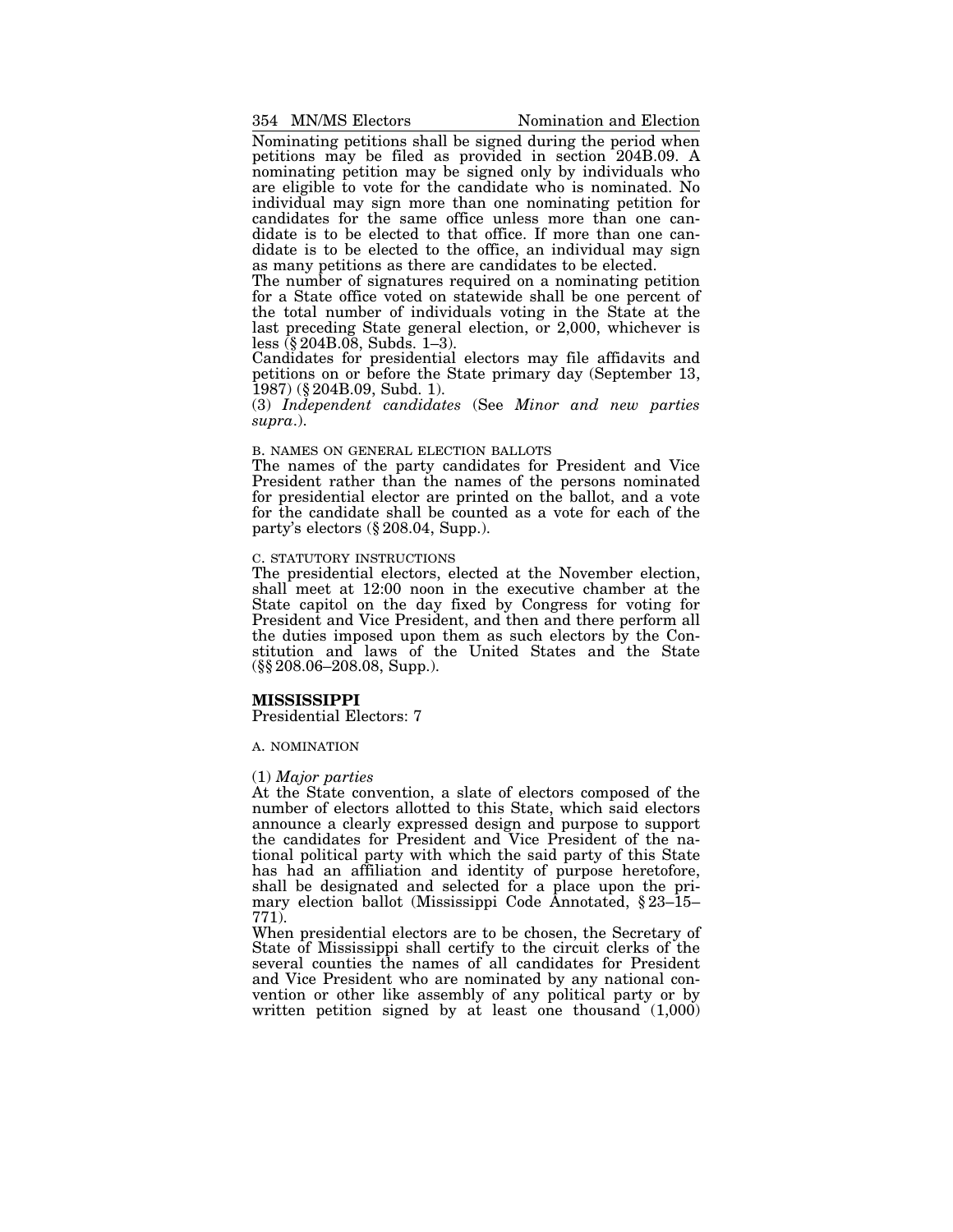Nominating petitions shall be signed during the period when petitions may be filed as provided in section 204B.09. A nominating petition may be signed only by individuals who are eligible to vote for the candidate who is nominated. No individual may sign more than one nominating petition for candidates for the same office unless more than one candidate is to be elected to that office. If more than one candidate is to be elected to the office, an individual may sign as many petitions as there are candidates to be elected.

The number of signatures required on a nominating petition for a State office voted on statewide shall be one percent of the total number of individuals voting in the State at the last preceding State general election, or 2,000, whichever is less (§ 204B.08, Subds. 1–3).

Candidates for presidential electors may file affidavits and petitions on or before the State primary day (September 13, 1987) (§ 204B.09, Subd. 1).

(3) *Independent candidates* (See *Minor and new parties supra*.).

B. NAMES ON GENERAL ELECTION BALLOTS

The names of the party candidates for President and Vice President rather than the names of the persons nominated for presidential elector are printed on the ballot, and a vote for the candidate shall be counted as a vote for each of the party's electors (§ 208.04, Supp.).

C. STATUTORY INSTRUCTIONS

The presidential electors, elected at the November election, shall meet at 12:00 noon in the executive chamber at the State capitol on the day fixed by Congress for voting for President and Vice President, and then and there perform all the duties imposed upon them as such electors by the Constitution and laws of the United States and the State (§§ 208.06–208.08, Supp.).

## MISSISSIPPI

Presidential Electors: 7

A. NOMINATION

(1) *Major parties*

At the State convention, a slate of electors composed of the number of electors allotted to this State, which said electors announce a clearly expressed design and purpose to support the candidates for President and Vice President of the national political party with which the said party of this State has had an affiliation and identity of purpose heretofore, shall be designated and selected for a place upon the primary election ballot (Mississippi Code Annotated, § 23–15–771).

When presidential electors are to be chosen, the Secretary of State of Mississippi shall certify to the circuit clerks of the several counties the names of all candidates for President and Vice President who are nominated by any national convention or other like assembly of any political party or by written petition signed by at least one thousand (1,000)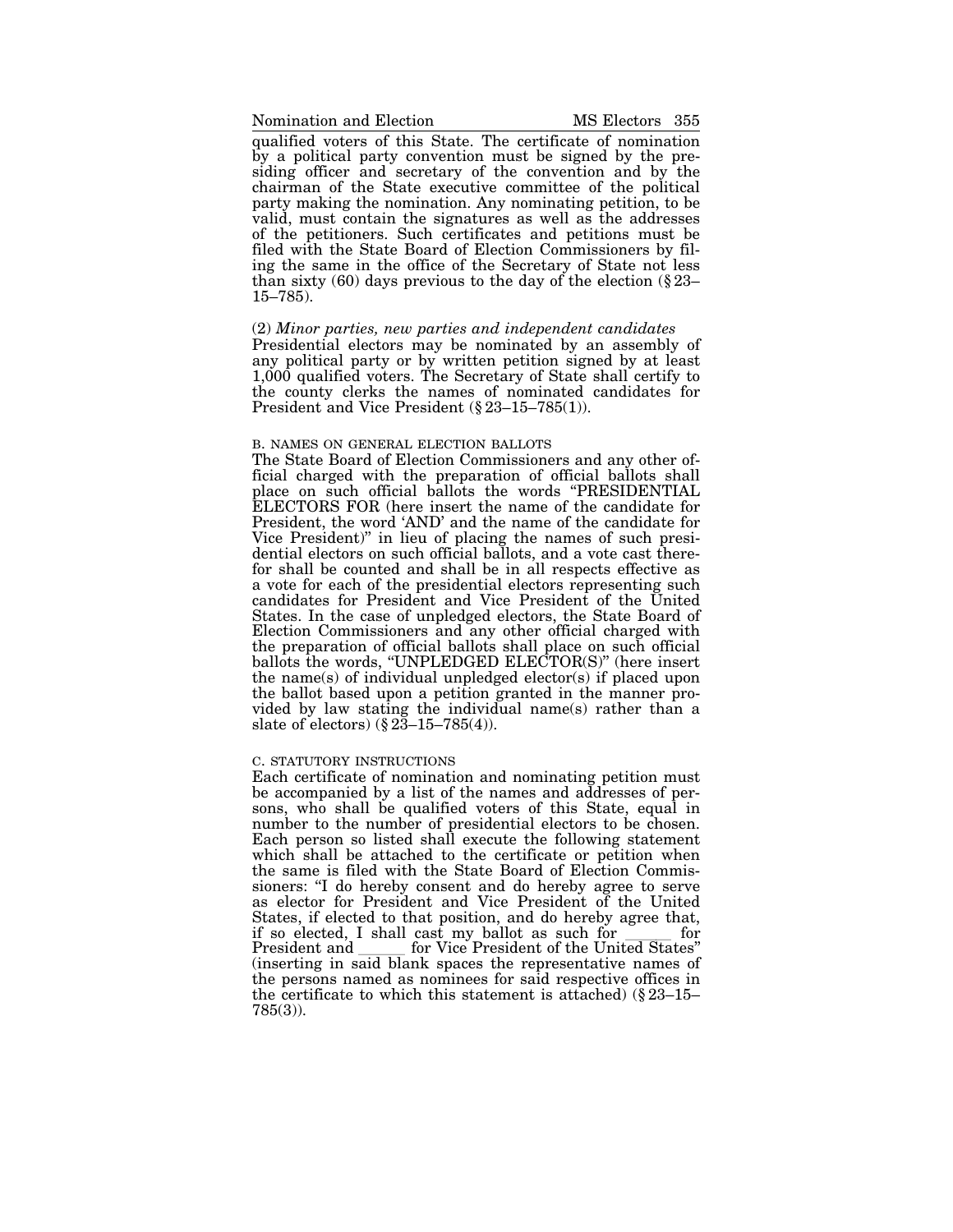qualified voters of this State. The certificate of nomination by a political party convention must be signed by the presiding officer and secretary of the convention and by the chairman of the State executive committee of the political party making the nomination. Any nominating petition, to be valid, must contain the signatures as well as the addresses of the petitioners. Such certificates and petitions must be filed with the State Board of Election Commissioners by filing the same in the office of the Secretary of State not less than sixty (60) days previous to the day of the election (§ 23–15–785).

(2) *Minor parties, new parties and independent candidates*
Presidential electors may be nominated by an assembly of any political party or by written petition signed by at least 1,000 qualified voters. The Secretary of State shall certify to the county clerks the names of nominated candidates for President and Vice President (§ 23–15–785(1)).

B. NAMES ON GENERAL ELECTION BALLOTS

The State Board of Election Commissioners and any other official charged with the preparation of official ballots shall place on such official ballots the words "PRESIDENTIAL ELECTORS FOR (here insert the name of the candidate for President, the word 'AND' and the name of the candidate for Vice President)" in lieu of placing the names of such presidential electors on such official ballots, and a vote cast therefor shall be counted and shall be in all respects effective as a vote for each of the presidential electors representing such candidates for President and Vice President of the United States. In the case of unpledged electors, the State Board of Election Commissioners and any other official charged with the preparation of official ballots shall place on such official ballots the words, "UNPLEDGED ELECTOR(S)" (here insert the name(s) of individual unpledged elector(s) if placed upon the ballot based upon a petition granted in the manner provided by law stating the individual name(s) rather than a slate of electors) (§ 23–15–785(4)).

C. STATUTORY INSTRUCTIONS

Each certificate of nomination and nominating petition must be accompanied by a list of the names and addresses of persons, who shall be qualified voters of this State, equal in number to the number of presidential electors to be chosen. Each person so listed shall execute the following statement which shall be attached to the certificate or petition when the same is filed with the State Board of Election Commissioners: "I do hereby consent and do hereby agree to serve as elector for President and Vice President of the United States, if elected to that position, and do hereby agree that, if so elected, I shall cast my ballot as such for ______ for President and ______ for Vice President of the United States" (inserting in said blank spaces the representative names of the persons named as nominees for said respective offices in the certificate to which this statement is attached) (§ 23–15–785(3)).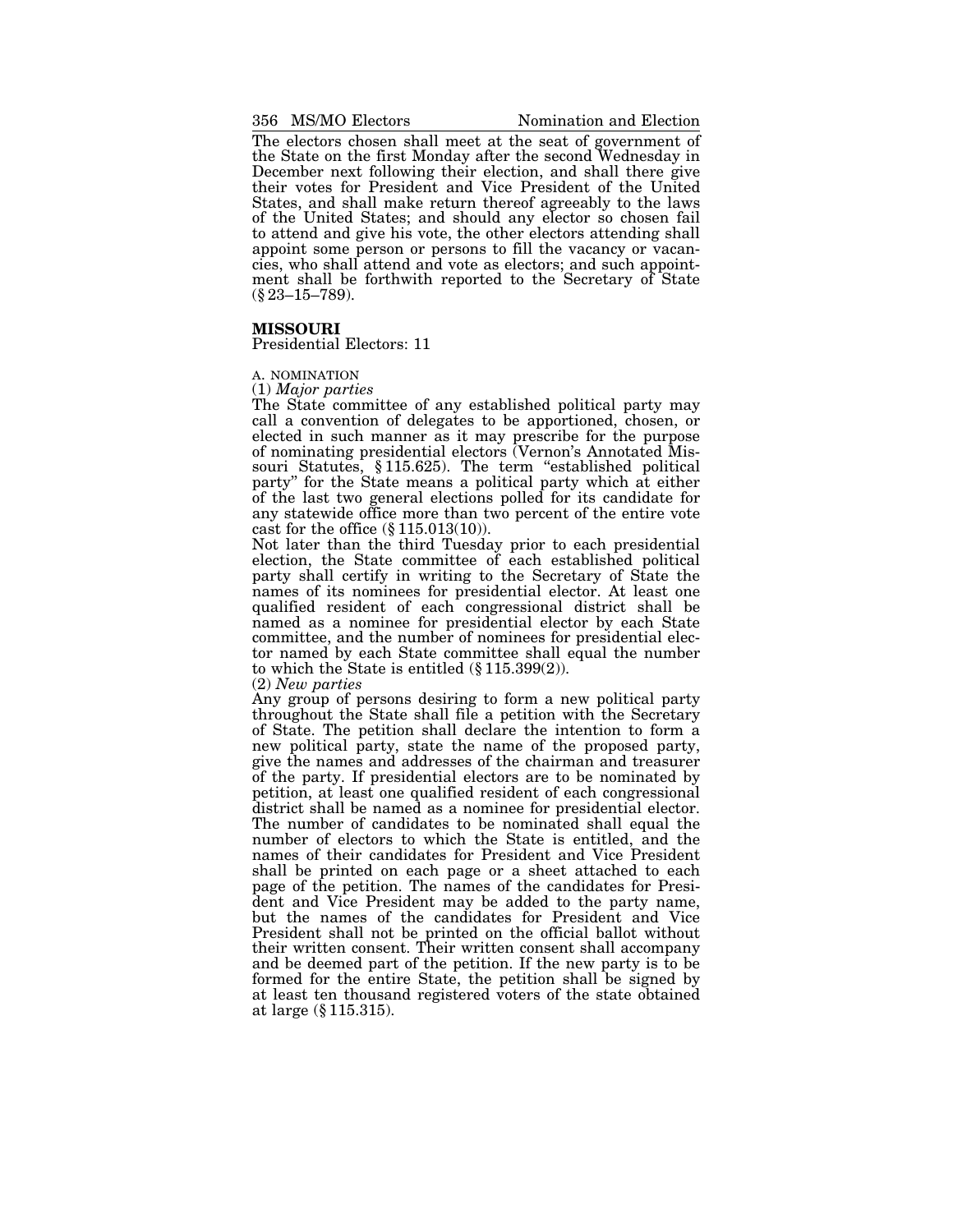The electors chosen shall meet at the seat of government of the State on the first Monday after the second Wednesday in December next following their election, and shall there give their votes for President and Vice President of the United States, and shall make return thereof agreeably to the laws of the United States; and should any elector so chosen fail to attend and give his vote, the other electors attending shall appoint some person or persons to fill the vacancy or vacancies, who shall attend and vote as electors; and such appointment shall be forthwith reported to the Secretary of State (§ 23–15–789).

## MISSOURI

Presidential Electors: 11

### A. NOMINATION

(1) *Major parties*

The State committee of any established political party may call a convention of delegates to be apportioned, chosen, or elected in such manner as it may prescribe for the purpose of nominating presidential electors (Vernon's Annotated Missouri Statutes, § 115.625). The term "established political party" for the State means a political party which at either of the last two general elections polled for its candidate for any statewide office more than two percent of the entire vote cast for the office (§ 115.013(10)).

Not later than the third Tuesday prior to each presidential election, the State committee of each established political party shall certify in writing to the Secretary of State the names of its nominees for presidential elector. At least one qualified resident of each congressional district shall be named as a nominee for presidential elector by each State committee, and the number of nominees for presidential elector named by each State committee shall equal the number to which the State is entitled (§ 115.399(2)).

(2) *New parties*

Any group of persons desiring to form a new political party throughout the State shall file a petition with the Secretary of State. The petition shall declare the intention to form a new political party, state the name of the proposed party, give the names and addresses of the chairman and treasurer of the party. If presidential electors are to be nominated by petition, at least one qualified resident of each congressional district shall be named as a nominee for presidential elector. The number of candidates to be nominated shall equal the number of electors to which the State is entitled, and the names of their candidates for President and Vice President shall be printed on each page or a sheet attached to each page of the petition. The names of the candidates for President and Vice President may be added to the party name, but the names of the candidates for President and Vice President shall not be printed on the official ballot without their written consent. Their written consent shall accompany and be deemed part of the petition. If the new party is to be formed for the entire State, the petition shall be signed by at least ten thousand registered voters of the state obtained at large (§ 115.315).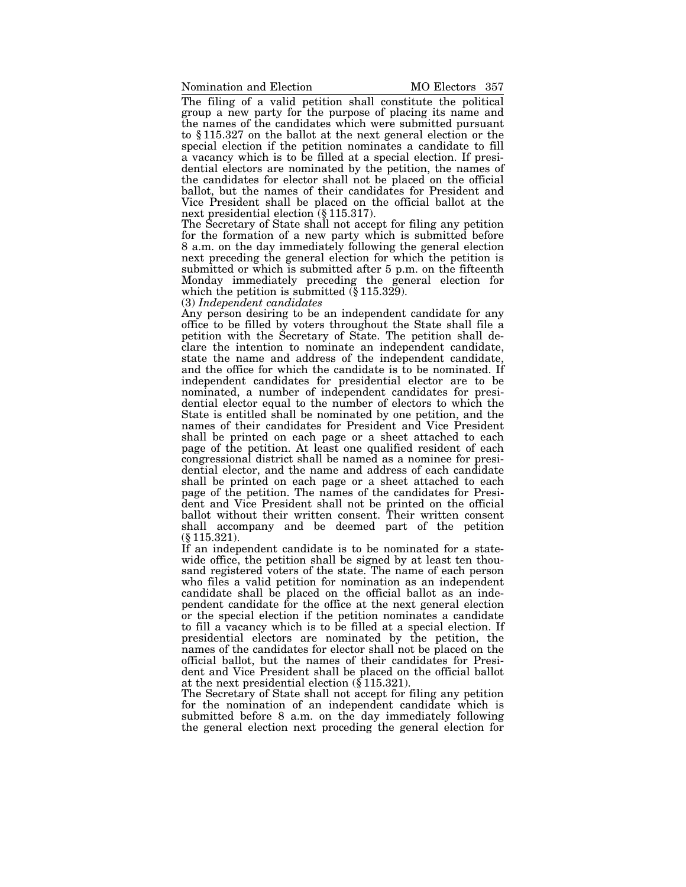The filing of a valid petition shall constitute the political group a new party for the purpose of placing its name and the names of the candidates which were submitted pursuant to § 115.327 on the ballot at the next general election or the special election if the petition nominates a candidate to fill a vacancy which is to be filled at a special election. If presidential electors are nominated by the petition, the names of the candidates for elector shall not be placed on the official ballot, but the names of their candidates for President and Vice President shall be placed on the official ballot at the next presidential election (§ 115.317).

The Secretary of State shall not accept for filing any petition for the formation of a new party which is submitted before 8 a.m. on the day immediately following the general election next preceding the general election for which the petition is submitted or which is submitted after 5 p.m. on the fifteenth Monday immediately preceding the general election for which the petition is submitted (§ 115.329).

(3) *Independent candidates*

Any person desiring to be an independent candidate for any office to be filled by voters throughout the State shall file a petition with the Secretary of State. The petition shall declare the intention to nominate an independent candidate, state the name and address of the independent candidate, and the office for which the candidate is to be nominated. If independent candidates for presidential elector are to be nominated, a number of independent candidates for presidential elector equal to the number of electors to which the State is entitled shall be nominated by one petition, and the names of their candidates for President and Vice President shall be printed on each page or a sheet attached to each page of the petition. At least one qualified resident of each congressional district shall be named as a nominee for presidential elector, and the name and address of each candidate shall be printed on each page or a sheet attached to each page of the petition. The names of the candidates for President and Vice President shall not be printed on the official ballot without their written consent. Their written consent shall accompany and be deemed part of the petition (§ 115.321).

If an independent candidate is to be nominated for a statewide office, the petition shall be signed by at least ten thousand registered voters of the state. The name of each person who files a valid petition for nomination as an independent candidate shall be placed on the official ballot as an independent candidate for the office at the next general election or the special election if the petition nominates a candidate to fill a vacancy which is to be filled at a special election. If presidential electors are nominated by the petition, the names of the candidates for elector shall not be placed on the official ballot, but the names of their candidates for President and Vice President shall be placed on the official ballot at the next presidential election (§ 115.321).

The Secretary of State shall not accept for filing any petition for the nomination of an independent candidate which is submitted before 8 a.m. on the day immediately following the general election next proceding the general election for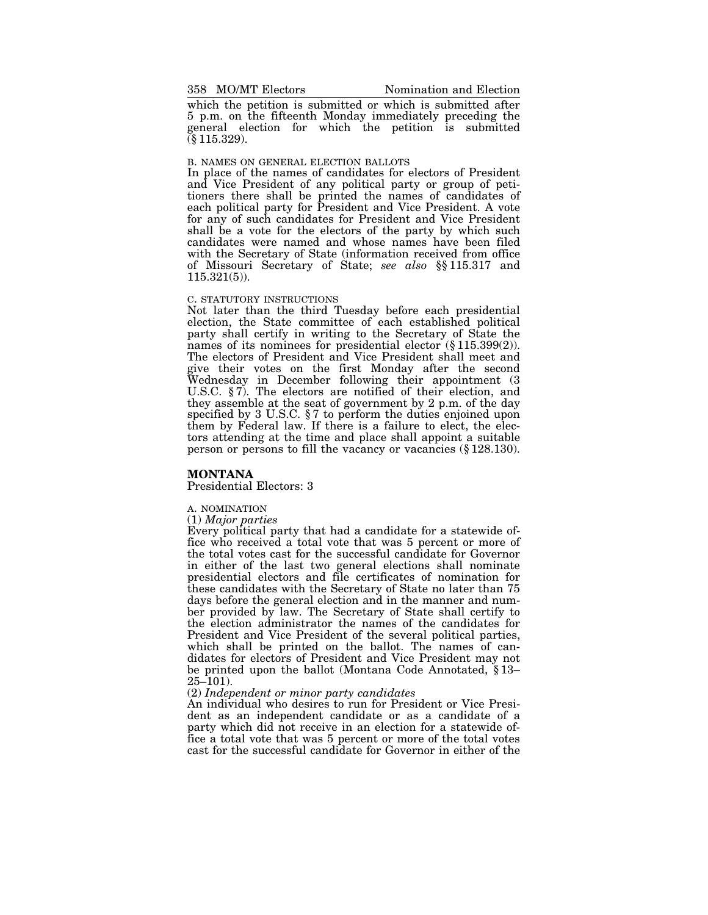which the petition is submitted or which is submitted after 5 p.m. on the fifteenth Monday immediately preceding the general election for which the petition is submitted (§ 115.329).

B. NAMES ON GENERAL ELECTION BALLOTS

In place of the names of candidates for electors of President and Vice President of any political party or group of petitioners there shall be printed the names of candidates of each political party for President and Vice President. A vote for any of such candidates for President and Vice President shall be a vote for the electors of the party by which such candidates were named and whose names have been filed with the Secretary of State (information received from office of Missouri Secretary of State; *see also* §§ 115.317 and 115.321(5)).

C. STATUTORY INSTRUCTIONS

Not later than the third Tuesday before each presidential election, the State committee of each established political party shall certify in writing to the Secretary of State the names of its nominees for presidential elector (§ 115.399(2)). The electors of President and Vice President shall meet and give their votes on the first Monday after the second Wednesday in December following their appointment (3 U.S.C. § 7). The electors are notified of their election, and they assemble at the seat of government by 2 p.m. of the day specified by 3 U.S.C. § 7 to perform the duties enjoined upon them by Federal law. If there is a failure to elect, the electors attending at the time and place shall appoint a suitable person or persons to fill the vacancy or vacancies (§ 128.130).

## MONTANA

Presidential Electors: 3

A. NOMINATION

(1) *Major parties*

Every political party that had a candidate for a statewide office who received a total vote that was 5 percent or more of the total votes cast for the successful candidate for Governor in either of the last two general elections shall nominate presidential electors and file certificates of nomination for these candidates with the Secretary of State no later than 75 days before the general election and in the manner and number provided by law. The Secretary of State shall certify to the election administrator the names of the candidates for President and Vice President of the several political parties, which shall be printed on the ballot. The names of candidates for electors of President and Vice President may not be printed upon the ballot (Montana Code Annotated, § 13–25–101).

(2) *Independent or minor party candidates*

An individual who desires to run for President or Vice President as an independent candidate or as a candidate of a party which did not receive in an election for a statewide office a total vote that was 5 percent or more of the total votes cast for the successful candidate for Governor in either of the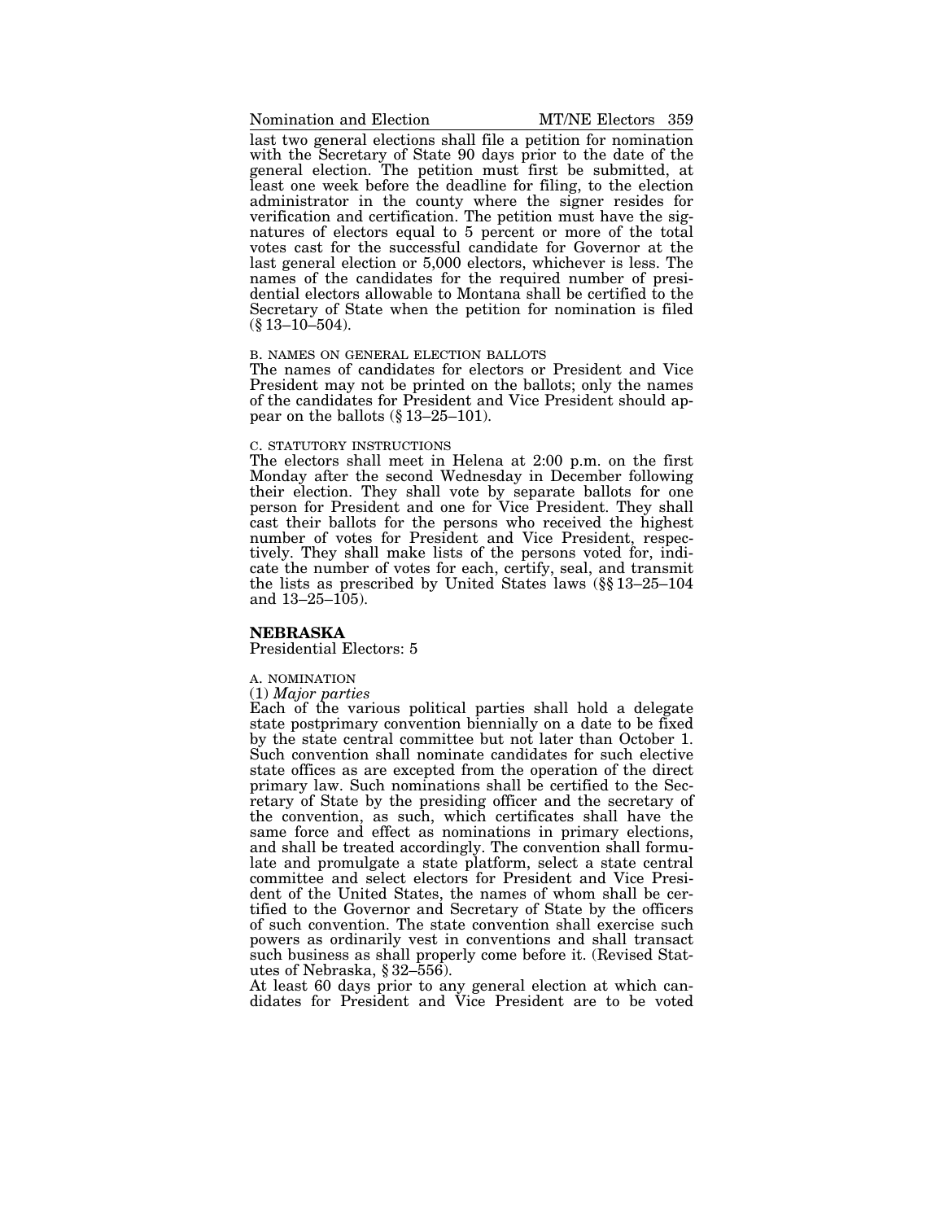last two general elections shall file a petition for nomination with the Secretary of State 90 days prior to the date of the general election. The petition must first be submitted, at least one week before the deadline for filing, to the election administrator in the county where the signer resides for verification and certification. The petition must have the signatures of electors equal to 5 percent or more of the total votes cast for the successful candidate for Governor at the last general election or 5,000 electors, whichever is less. The names of the candidates for the required number of presidential electors allowable to Montana shall be certified to the Secretary of State when the petition for nomination is filed (§ 13–10–504).

B. NAMES ON GENERAL ELECTION BALLOTS

The names of candidates for electors or President and Vice President may not be printed on the ballots; only the names of the candidates for President and Vice President should appear on the ballots (§ 13–25–101).

C. STATUTORY INSTRUCTIONS

The electors shall meet in Helena at 2:00 p.m. on the first Monday after the second Wednesday in December following their election. They shall vote by separate ballots for one person for President and one for Vice President. They shall cast their ballots for the persons who received the highest number of votes for President and Vice President, respectively. They shall make lists of the persons voted for, indicate the number of votes for each, certify, seal, and transmit the lists as prescribed by United States laws (§§ 13–25–104 and 13–25–105).

## NEBRASKA

Presidential Electors: 5

A. NOMINATION

(1) *Major parties*

Each of the various political parties shall hold a delegate state postprimary convention biennially on a date to be fixed by the state central committee but not later than October 1. Such convention shall nominate candidates for such elective state offices as are excepted from the operation of the direct primary law. Such nominations shall be certified to the Secretary of State by the presiding officer and the secretary of the convention, as such, which certificates shall have the same force and effect as nominations in primary elections, and shall be treated accordingly. The convention shall formulate and promulgate a state platform, select a state central committee and select electors for President and Vice President of the United States, the names of whom shall be certified to the Governor and Secretary of State by the officers of such convention. The state convention shall exercise such powers as ordinarily vest in conventions and shall transact such business as shall properly come before it. (Revised Statutes of Nebraska, § 32–556).

At least 60 days prior to any general election at which candidates for President and Vice President are to be voted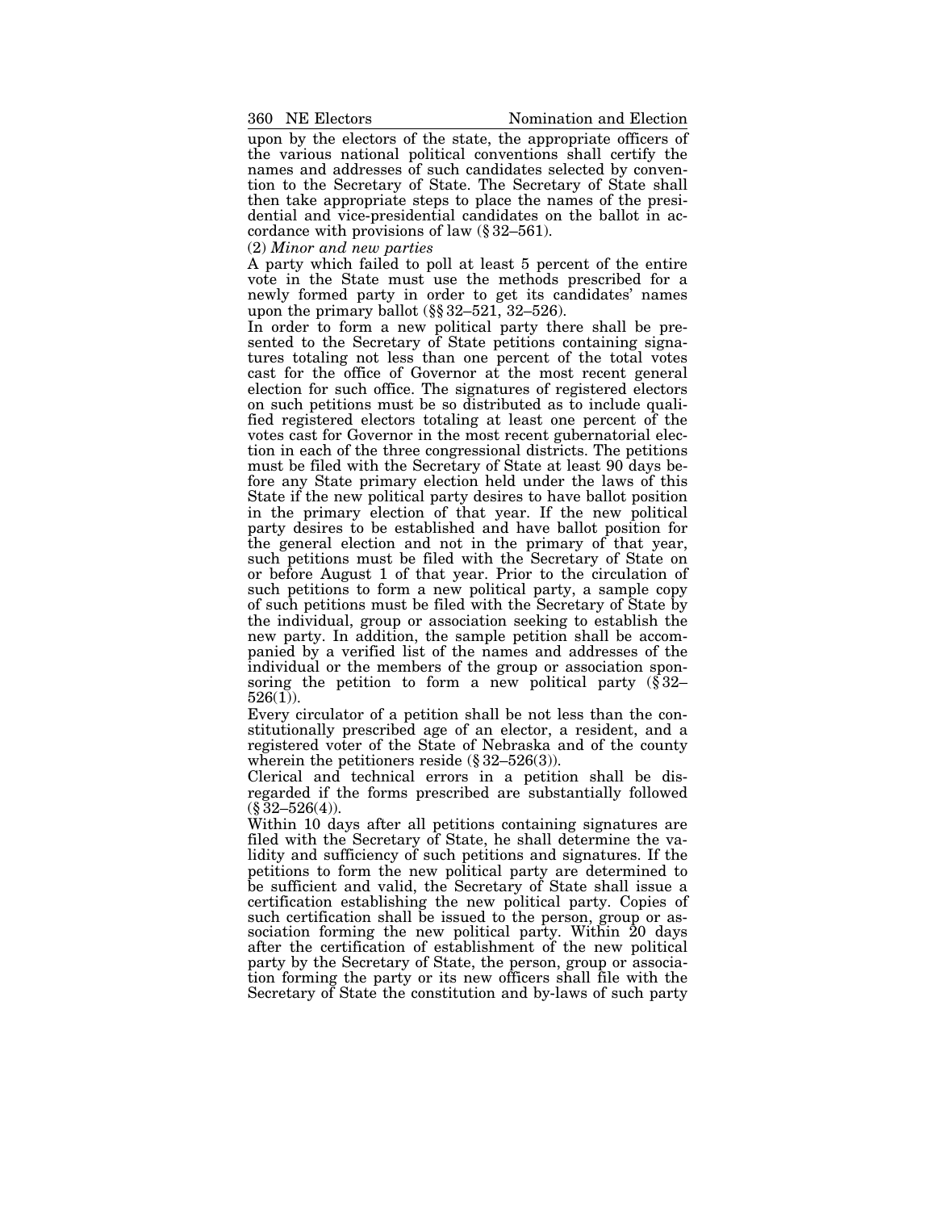upon by the electors of the state, the appropriate officers of the various national political conventions shall certify the names and addresses of such candidates selected by convention to the Secretary of State. The Secretary of State shall then take appropriate steps to place the names of the presidential and vice-presidential candidates on the ballot in accordance with provisions of law (§ 32–561).

(2) *Minor and new parties*

A party which failed to poll at least 5 percent of the entire vote in the State must use the methods prescribed for a newly formed party in order to get its candidates' names upon the primary ballot (§§ 32–521, 32–526).

In order to form a new political party there shall be presented to the Secretary of State petitions containing signatures totaling not less than one percent of the total votes cast for the office of Governor at the most recent general election for such office. The signatures of registered electors on such petitions must be so distributed as to include qualified registered electors totaling at least one percent of the votes cast for Governor in the most recent gubernatorial election in each of the three congressional districts. The petitions must be filed with the Secretary of State at least 90 days before any State primary election held under the laws of this State if the new political party desires to have ballot position in the primary election of that year. If the new political party desires to be established and have ballot position for the general election and not in the primary of that year, such petitions must be filed with the Secretary of State on or before August 1 of that year. Prior to the circulation of such petitions to form a new political party, a sample copy of such petitions must be filed with the Secretary of State by the individual, group or association seeking to establish the new party. In addition, the sample petition shall be accompanied by a verified list of the names and addresses of the individual or the members of the group or association sponsoring the petition to form a new political party (§ 32–526(1)).

Every circulator of a petition shall be not less than the constitutionally prescribed age of an elector, a resident, and a registered voter of the State of Nebraska and of the county wherein the petitioners reside (§ 32–526(3)).

Clerical and technical errors in a petition shall be disregarded if the forms prescribed are substantially followed (§ 32–526(4)).

Within 10 days after all petitions containing signatures are filed with the Secretary of State, he shall determine the validity and sufficiency of such petitions and signatures. If the petitions to form the new political party are determined to be sufficient and valid, the Secretary of State shall issue a certification establishing the new political party. Copies of such certification shall be issued to the person, group or association forming the new political party. Within 20 days after the certification of establishment of the new political party by the Secretary of State, the person, group or association forming the party or its new officers shall file with the Secretary of State the constitution and by-laws of such party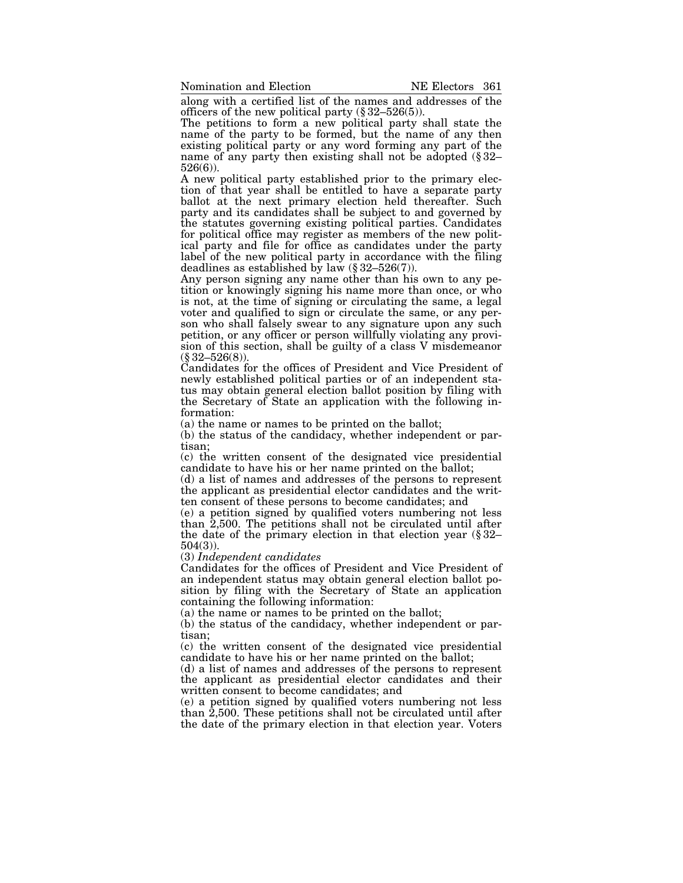along with a certified list of the names and addresses of the officers of the new political party (§ 32–526(5)).

The petitions to form a new political party shall state the name of the party to be formed, but the name of any then existing political party or any word forming any part of the name of any party then existing shall not be adopted (§ 32–526(6)).

A new political party established prior to the primary election of that year shall be entitled to have a separate party ballot at the next primary election held thereafter. Such party and its candidates shall be subject to and governed by the statutes governing existing political parties. Candidates for political office may register as members of the new political party and file for office as candidates under the party label of the new political party in accordance with the filing deadlines as established by law (§ 32–526(7)).

Any person signing any name other than his own to any petition or knowingly signing his name more than once, or who is not, at the time of signing or circulating the same, a legal voter and qualified to sign or circulate the same, or any person who shall falsely swear to any signature upon any such petition, or any officer or person willfully violating any provision of this section, shall be guilty of a class V misdemeanor (§ 32–526(8)).

Candidates for the offices of President and Vice President of newly established political parties or of an independent status may obtain general election ballot position by filing with the Secretary of State an application with the following information:

(a) the name or names to be printed on the ballot;

(b) the status of the candidacy, whether independent or partisan;

(c) the written consent of the designated vice presidential candidate to have his or her name printed on the ballot;

(d) a list of names and addresses of the persons to represent the applicant as presidential elector candidates and the written consent of these persons to become candidates; and

(e) a petition signed by qualified voters numbering not less than 2,500. The petitions shall not be circulated until after the date of the primary election in that election year (§ 32–504(3)).

(3) *Independent candidates*

Candidates for the offices of President and Vice President of an independent status may obtain general election ballot position by filing with the Secretary of State an application containing the following information:

(a) the name or names to be printed on the ballot;

(b) the status of the candidacy, whether independent or partisan;

(c) the written consent of the designated vice presidential candidate to have his or her name printed on the ballot;

(d) a list of names and addresses of the persons to represent the applicant as presidential elector candidates and their written consent to become candidates; and

(e) a petition signed by qualified voters numbering not less than 2,500. These petitions shall not be circulated until after the date of the primary election in that election year. Voters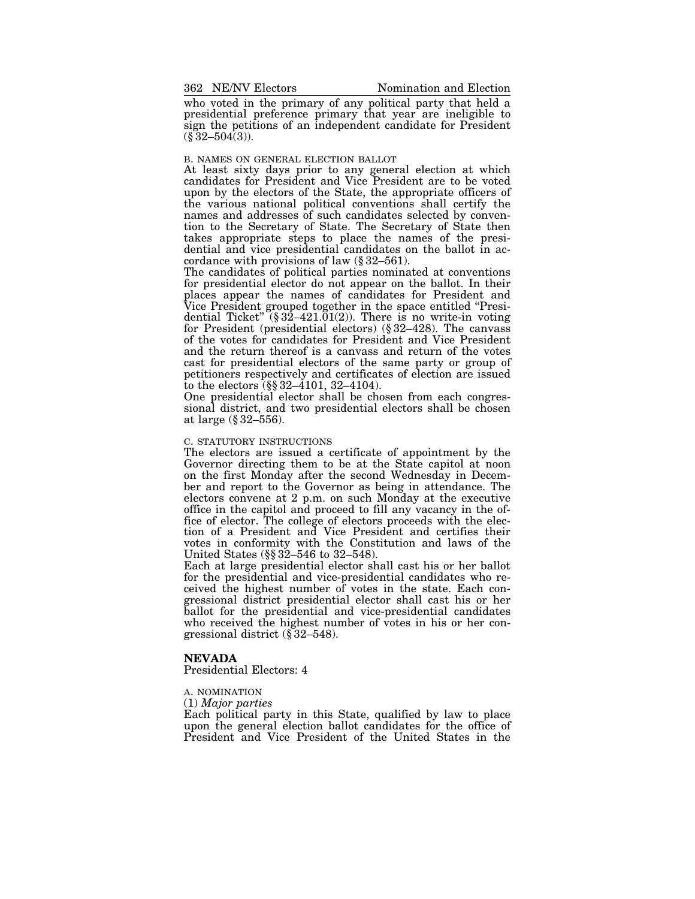who voted in the primary of any political party that held a presidential preference primary that year are ineligible to sign the petitions of an independent candidate for President (§ 32–504(3)).

B. NAMES ON GENERAL ELECTION BALLOT

At least sixty days prior to any general election at which candidates for President and Vice President are to be voted upon by the electors of the State, the appropriate officers of the various national political conventions shall certify the names and addresses of such candidates selected by convention to the Secretary of State. The Secretary of State then takes appropriate steps to place the names of the presidential and vice presidential candidates on the ballot in accordance with provisions of law (§ 32–561).

The candidates of political parties nominated at conventions for presidential elector do not appear on the ballot. In their places appear the names of candidates for President and Vice President grouped together in the space entitled "Presidential Ticket" (§ 32–421.01(2)). There is no write-in voting for President (presidential electors) (§ 32–428). The canvass of the votes for candidates for President and Vice President and the return thereof is a canvass and return of the votes cast for presidential electors of the same party or group of petitioners respectively and certificates of election are issued to the electors (§§ 32–4101, 32–4104).

One presidential elector shall be chosen from each congressional district, and two presidential electors shall be chosen at large (§ 32–556).

C. STATUTORY INSTRUCTIONS

The electors are issued a certificate of appointment by the Governor directing them to be at the State capitol at noon on the first Monday after the second Wednesday in December and report to the Governor as being in attendance. The electors convene at 2 p.m. on such Monday at the executive office in the capitol and proceed to fill any vacancy in the office of elector. The college of electors proceeds with the election of a President and Vice President and certifies their votes in conformity with the Constitution and laws of the United States (§§ 32–546 to 32–548).

Each at large presidential elector shall cast his or her ballot for the presidential and vice-presidential candidates who received the highest number of votes in the state. Each congressional district presidential elector shall cast his or her ballot for the presidential and vice-presidential candidates who received the highest number of votes in his or her congressional district (§ 32–548).

## NEVADA

Presidential Electors: 4

A. NOMINATION

(1) *Major parties*

Each political party in this State, qualified by law to place upon the general election ballot candidates for the office of President and Vice President of the United States in the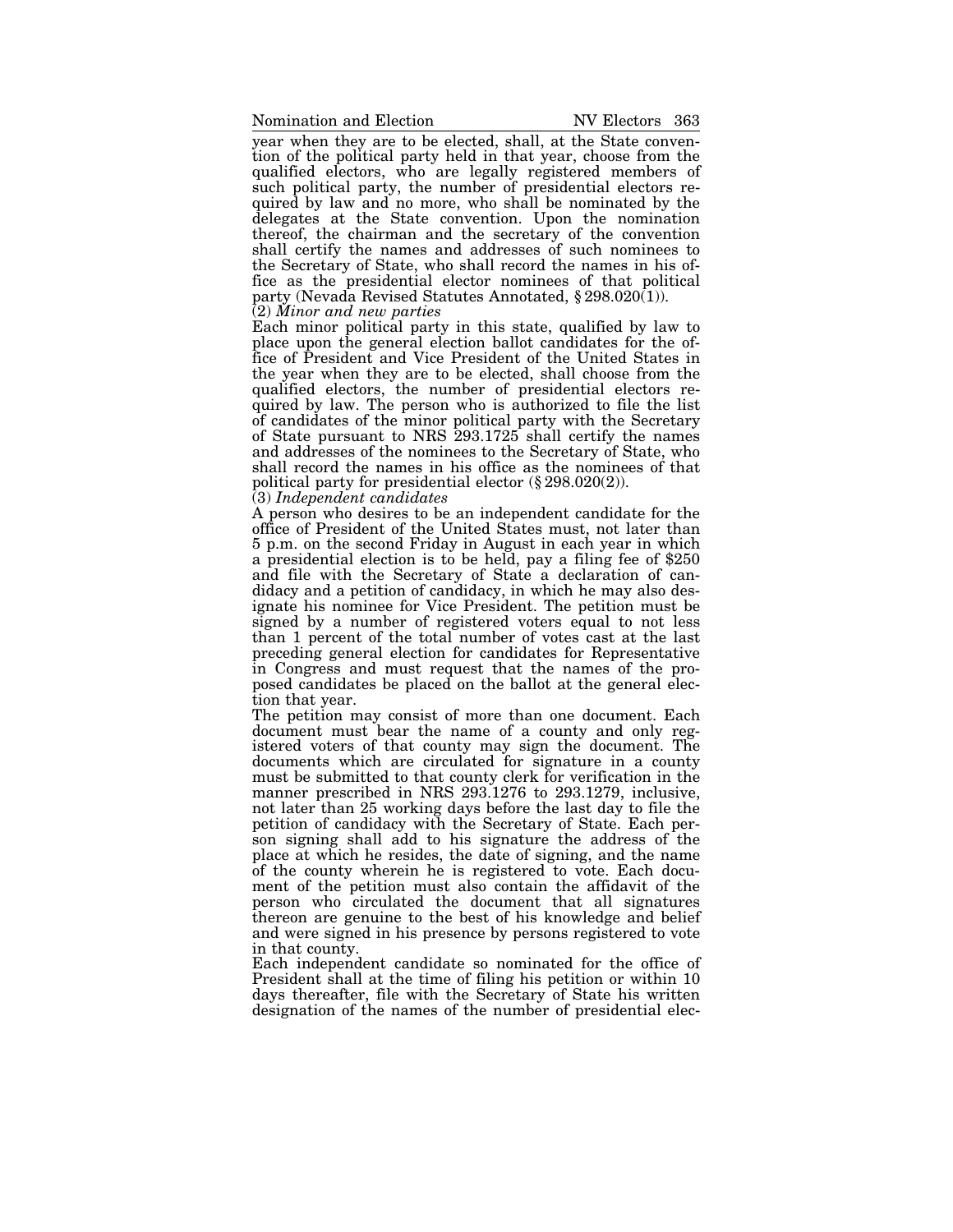year when they are to be elected, shall, at the State convention of the political party held in that year, choose from the qualified electors, who are legally registered members of such political party, the number of presidential electors required by law and no more, who shall be nominated by the delegates at the State convention. Upon the nomination thereof, the chairman and the secretary of the convention shall certify the names and addresses of such nominees to the Secretary of State, who shall record the names in his office as the presidential elector nominees of that political party (Nevada Revised Statutes Annotated, § 298.020(1)).

(2) *Minor and new parties*

Each minor political party in this state, qualified by law to place upon the general election ballot candidates for the office of President and Vice President of the United States in the year when they are to be elected, shall choose from the qualified electors, the number of presidential electors required by law. The person who is authorized to file the list of candidates of the minor political party with the Secretary of State pursuant to NRS 293.1725 shall certify the names and addresses of the nominees to the Secretary of State, who shall record the names in his office as the nominees of that political party for presidential elector (§ 298.020(2)).

(3) *Independent candidates*

A person who desires to be an independent candidate for the office of President of the United States must, not later than 5 p.m. on the second Friday in August in each year in which a presidential election is to be held, pay a filing fee of $250 and file with the Secretary of State a declaration of candidacy and a petition of candidacy, in which he may also designate his nominee for Vice President. The petition must be signed by a number of registered voters equal to not less than 1 percent of the total number of votes cast at the last preceding general election for candidates for Representative in Congress and must request that the names of the proposed candidates be placed on the ballot at the general election that year.

The petition may consist of more than one document. Each document must bear the name of a county and only registered voters of that county may sign the document. The documents which are circulated for signature in a county must be submitted to that county clerk for verification in the manner prescribed in NRS 293.1276 to 293.1279, inclusive, not later than 25 working days before the last day to file the petition of candidacy with the Secretary of State. Each person signing shall add to his signature the address of the place at which he resides, the date of signing, and the name of the county wherein he is registered to vote. Each document of the petition must also contain the affidavit of the person who circulated the document that all signatures thereon are genuine to the best of his knowledge and belief and were signed in his presence by persons registered to vote in that county.

Each independent candidate so nominated for the office of President shall at the time of filing his petition or within 10 days thereafter, file with the Secretary of State his written designation of the names of the number of presidential elec-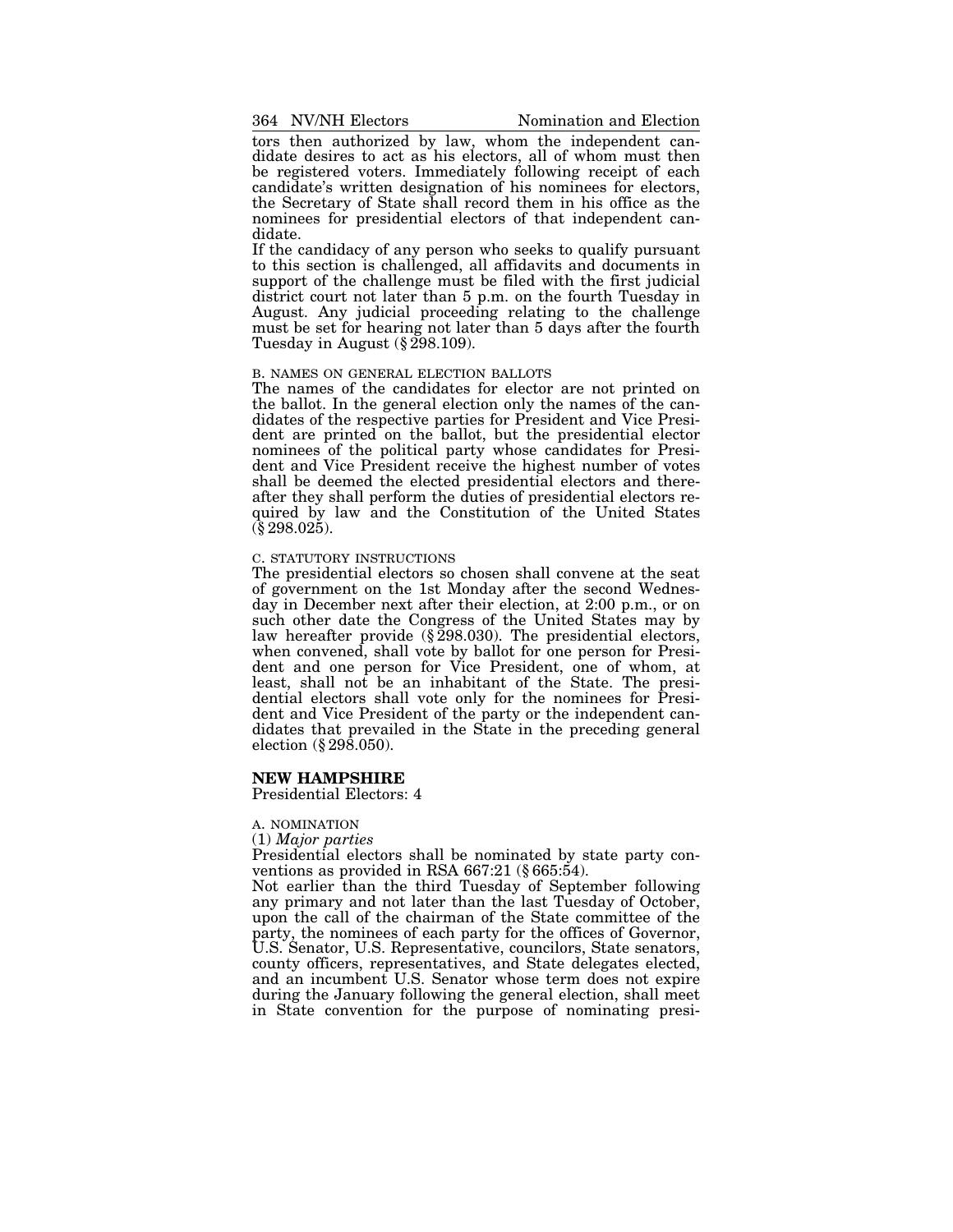tors then authorized by law, whom the independent candidate desires to act as his electors, all of whom must then be registered voters. Immediately following receipt of each candidate's written designation of his nominees for electors, the Secretary of State shall record them in his office as the nominees for presidential electors of that independent candidate.

If the candidacy of any person who seeks to qualify pursuant to this section is challenged, all affidavits and documents in support of the challenge must be filed with the first judicial district court not later than 5 p.m. on the fourth Tuesday in August. Any judicial proceeding relating to the challenge must be set for hearing not later than 5 days after the fourth Tuesday in August (§ 298.109).

B. NAMES ON GENERAL ELECTION BALLOTS

The names of the candidates for elector are not printed on the ballot. In the general election only the names of the candidates of the respective parties for President and Vice President are printed on the ballot, but the presidential elector nominees of the political party whose candidates for President and Vice President receive the highest number of votes shall be deemed the elected presidential electors and thereafter they shall perform the duties of presidential electors required by law and the Constitution of the United States (§ 298.025).

C. STATUTORY INSTRUCTIONS

The presidential electors so chosen shall convene at the seat of government on the 1st Monday after the second Wednesday in December next after their election, at 2:00 p.m., or on such other date the Congress of the United States may by law hereafter provide (§ 298.030). The presidential electors, when convened, shall vote by ballot for one person for President and one person for Vice President, one of whom, at least, shall not be an inhabitant of the State. The presidential electors shall vote only for the nominees for President and Vice President of the party or the independent candidates that prevailed in the State in the preceding general election (§ 298.050).

## NEW HAMPSHIRE

Presidential Electors: 4

A. NOMINATION

(1) *Major parties*

Presidential electors shall be nominated by state party conventions as provided in RSA 667:21 (§ 665:54).

Not earlier than the third Tuesday of September following any primary and not later than the last Tuesday of October, upon the call of the chairman of the State committee of the party, the nominees of each party for the offices of Governor, U.S. Senator, U.S. Representative, councilors, State senators, county officers, representatives, and State delegates elected, and an incumbent U.S. Senator whose term does not expire during the January following the general election, shall meet in State convention for the purpose of nominating presi-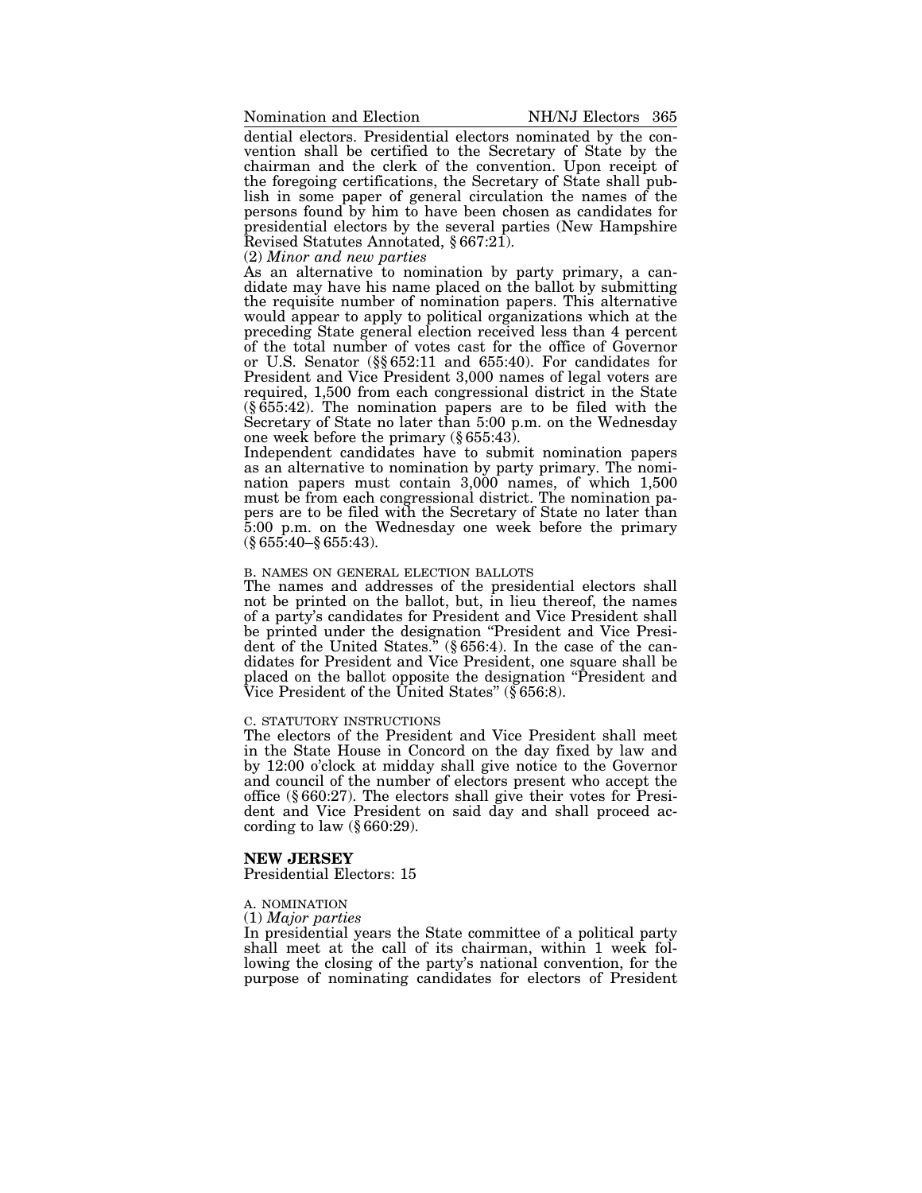dential electors. Presidential electors nominated by the convention shall be certified to the Secretary of State by the chairman and the clerk of the convention. Upon receipt of the foregoing certifications, the Secretary of State shall publish in some paper of general circulation the names of the persons found by him to have been chosen as candidates for presidential electors by the several parties (New Hampshire Revised Statutes Annotated, § 667:21).

(2) *Minor and new parties*

As an alternative to nomination by party primary, a candidate may have his name placed on the ballot by submitting the requisite number of nomination papers. This alternative would appear to apply to political organizations which at the preceding State general election received less than 4 percent of the total number of votes cast for the office of Governor or U.S. Senator (§§ 652:11 and 655:40). For candidates for President and Vice President 3,000 names of legal voters are required, 1,500 from each congressional district in the State (§ 655:42). The nomination papers are to be filed with the Secretary of State no later than 5:00 p.m. on the Wednesday one week before the primary (§ 655:43).

Independent candidates have to submit nomination papers as an alternative to nomination by party primary. The nomination papers must contain 3,000 names, of which 1,500 must be from each congressional district. The nomination papers are to be filed with the Secretary of State no later than 5:00 p.m. on the Wednesday one week before the primary (§ 655:40–§ 655:43).

B. NAMES ON GENERAL ELECTION BALLOTS

The names and addresses of the presidential electors shall not be printed on the ballot, but, in lieu thereof, the names of a party's candidates for President and Vice President shall be printed under the designation "President and Vice President of the United States." (§ 656:4). In the case of the candidates for President and Vice President, one square shall be placed on the ballot opposite the designation "President and Vice President of the United States" (§ 656:8).

C. STATUTORY INSTRUCTIONS

The electors of the President and Vice President shall meet in the State House in Concord on the day fixed by law and by 12:00 o'clock at midday shall give notice to the Governor and council of the number of electors present who accept the office (§ 660:27). The electors shall give their votes for President and Vice President on said day and shall proceed according to law (§ 660:29).

## NEW JERSEY

Presidential Electors: 15

A. NOMINATION

(1) *Major parties*

In presidential years the State committee of a political party shall meet at the call of its chairman, within 1 week following the closing of the party's national convention, for the purpose of nominating candidates for electors of President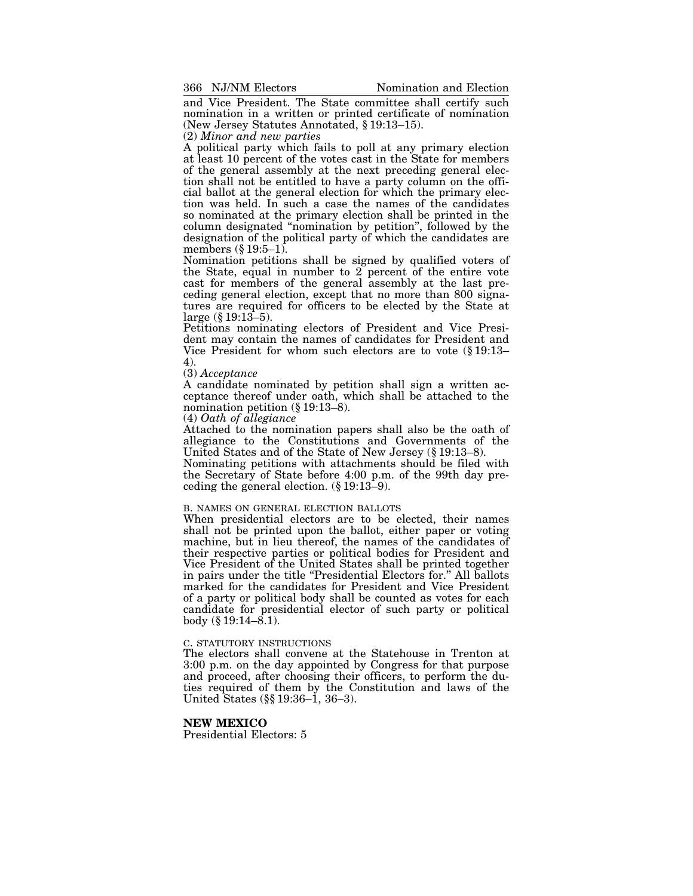and Vice President. The State committee shall certify such nomination in a written or printed certificate of nomination (New Jersey Statutes Annotated, § 19:13–15).

(2) *Minor and new parties*

A political party which fails to poll at any primary election at least 10 percent of the votes cast in the State for members of the general assembly at the next preceding general election shall not be entitled to have a party column on the official ballot at the general election for which the primary election was held. In such a case the names of the candidates so nominated at the primary election shall be printed in the column designated "nomination by petition", followed by the designation of the political party of which the candidates are members (§ 19:5–1).

Nomination petitions shall be signed by qualified voters of the State, equal in number to 2 percent of the entire vote cast for members of the general assembly at the last preceding general election, except that no more than 800 signatures are required for officers to be elected by the State at large (§ 19:13–5).

Petitions nominating electors of President and Vice President may contain the names of candidates for President and Vice President for whom such electors are to vote (§ 19:13–4).

(3) *Acceptance*

A candidate nominated by petition shall sign a written acceptance thereof under oath, which shall be attached to the nomination petition (§ 19:13–8).

(4) *Oath of allegiance*

Attached to the nomination papers shall also be the oath of allegiance to the Constitutions and Governments of the United States and of the State of New Jersey (§ 19:13–8).

Nominating petitions with attachments should be filed with the Secretary of State before 4:00 p.m. of the 99th day preceding the general election. (§ 19:13–9).

B. NAMES ON GENERAL ELECTION BALLOTS

When presidential electors are to be elected, their names shall not be printed upon the ballot, either paper or voting machine, but in lieu thereof, the names of the candidates of their respective parties or political bodies for President and Vice President of the United States shall be printed together in pairs under the title "Presidential Electors for." All ballots marked for the candidates for President and Vice President of a party or political body shall be counted as votes for each candidate for presidential elector of such party or political body (§ 19:14–8.1).

C. STATUTORY INSTRUCTIONS

The electors shall convene at the Statehouse in Trenton at 3:00 p.m. on the day appointed by Congress for that purpose and proceed, after choosing their officers, to perform the duties required of them by the Constitution and laws of the United States (§§ 19:36–1, 36–3).

## NEW MEXICO

Presidential Electors: 5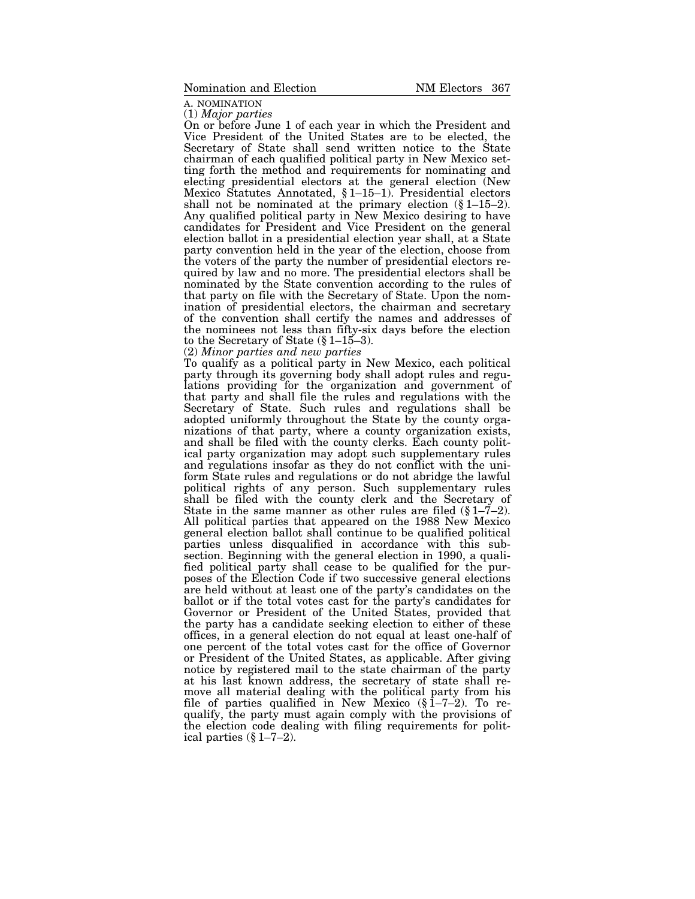A. NOMINATION

(1) *Major parties*

On or before June 1 of each year in which the President and Vice President of the United States are to be elected, the Secretary of State shall send written notice to the State chairman of each qualified political party in New Mexico setting forth the method and requirements for nominating and electing presidential electors at the general election (New Mexico Statutes Annotated, § 1–15–1). Presidential electors shall not be nominated at the primary election (§ 1–15–2). Any qualified political party in New Mexico desiring to have candidates for President and Vice President on the general election ballot in a presidential election year shall, at a State party convention held in the year of the election, choose from the voters of the party the number of presidential electors required by law and no more. The presidential electors shall be nominated by the State convention according to the rules of that party on file with the Secretary of State. Upon the nomination of presidential electors, the chairman and secretary of the convention shall certify the names and addresses of the nominees not less than fifty-six days before the election to the Secretary of State (§ 1–15–3).

(2) *Minor parties and new parties*

To qualify as a political party in New Mexico, each political party through its governing body shall adopt rules and regulations providing for the organization and government of that party and shall file the rules and regulations with the Secretary of State. Such rules and regulations shall be adopted uniformly throughout the State by the county organizations of that party, where a county organization exists, and shall be filed with the county clerks. Each county political party organization may adopt such supplementary rules and regulations insofar as they do not conflict with the uniform State rules and regulations or do not abridge the lawful political rights of any person. Such supplementary rules shall be filed with the county clerk and the Secretary of State in the same manner as other rules are filed (§ 1–7–2). All political parties that appeared on the 1988 New Mexico general election ballot shall continue to be qualified political parties unless disqualified in accordance with this subsection. Beginning with the general election in 1990, a qualified political party shall cease to be qualified for the purposes of the Election Code if two successive general elections are held without at least one of the party's candidates on the ballot or if the total votes cast for the party's candidates for Governor or President of the United States, provided that the party has a candidate seeking election to either of these offices, in a general election do not equal at least one-half of one percent of the total votes cast for the office of Governor or President of the United States, as applicable. After giving notice by registered mail to the state chairman of the party at his last known address, the secretary of state shall remove all material dealing with the political party from his file of parties qualified in New Mexico (§ 1–7–2). To requalify, the party must again comply with the provisions of the election code dealing with filing requirements for political parties (§ 1–7–2).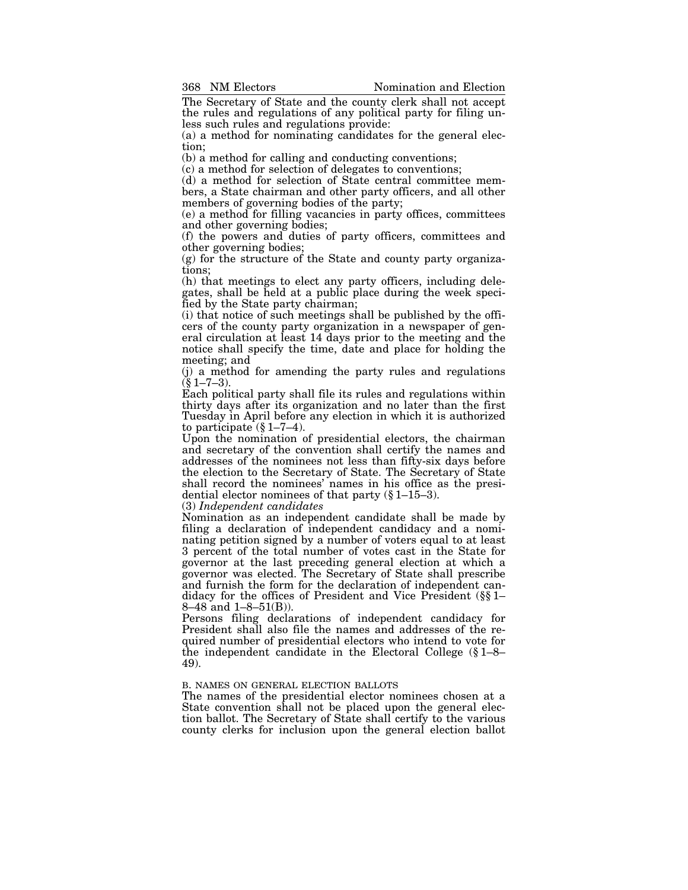The Secretary of State and the county clerk shall not accept the rules and regulations of any political party for filing unless such rules and regulations provide:

(a) a method for nominating candidates for the general election;

(b) a method for calling and conducting conventions;

(c) a method for selection of delegates to conventions;

(d) a method for selection of State central committee members, a State chairman and other party officers, and all other members of governing bodies of the party;

(e) a method for filling vacancies in party offices, committees and other governing bodies;

(f) the powers and duties of party officers, committees and other governing bodies;

(g) for the structure of the State and county party organizations;

(h) that meetings to elect any party officers, including delegates, shall be held at a public place during the week specified by the State party chairman;

(i) that notice of such meetings shall be published by the officers of the county party organization in a newspaper of general circulation at least 14 days prior to the meeting and the notice shall specify the time, date and place for holding the meeting; and

(j) a method for amending the party rules and regulations (§ 1–7–3).

Each political party shall file its rules and regulations within thirty days after its organization and no later than the first Tuesday in April before any election in which it is authorized to participate (§ 1–7–4).

Upon the nomination of presidential electors, the chairman and secretary of the convention shall certify the names and addresses of the nominees not less than fifty-six days before the election to the Secretary of State. The Secretary of State shall record the nominees' names in his office as the presidential elector nominees of that party (§ 1–15–3).

(3) *Independent candidates*

Nomination as an independent candidate shall be made by filing a declaration of independent candidacy and a nominating petition signed by a number of voters equal to at least 3 percent of the total number of votes cast in the State for governor at the last preceding general election at which a governor was elected. The Secretary of State shall prescribe and furnish the form for the declaration of independent candidacy for the offices of President and Vice President (§§ 1–8–48 and 1–8–51(B)).

Persons filing declarations of independent candidacy for President shall also file the names and addresses of the required number of presidential electors who intend to vote for the independent candidate in the Electoral College (§ 1–8–49).

B. NAMES ON GENERAL ELECTION BALLOTS

The names of the presidential elector nominees chosen at a State convention shall not be placed upon the general election ballot. The Secretary of State shall certify to the various county clerks for inclusion upon the general election ballot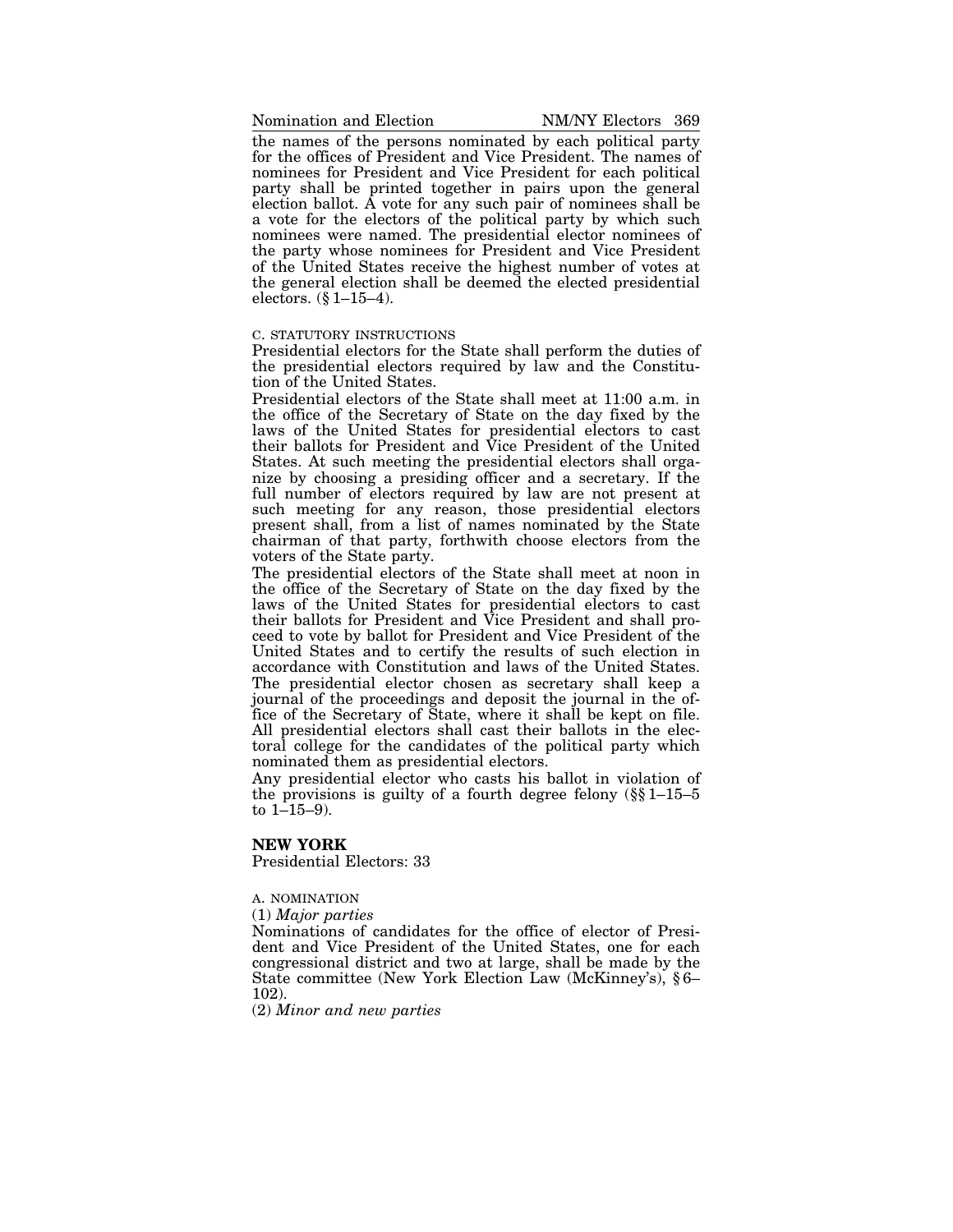the names of the persons nominated by each political party for the offices of President and Vice President. The names of nominees for President and Vice President for each political party shall be printed together in pairs upon the general election ballot. A vote for any such pair of nominees shall be a vote for the electors of the political party by which such nominees were named. The presidential elector nominees of the party whose nominees for President and Vice President of the United States receive the highest number of votes at the general election shall be deemed the elected presidential electors. (§ 1–15–4).

C. STATUTORY INSTRUCTIONS

Presidential electors for the State shall perform the duties of the presidential electors required by law and the Constitution of the United States.

Presidential electors of the State shall meet at 11:00 a.m. in the office of the Secretary of State on the day fixed by the laws of the United States for presidential electors to cast their ballots for President and Vice President of the United States. At such meeting the presidential electors shall organize by choosing a presiding officer and a secretary. If the full number of electors required by law are not present at such meeting for any reason, those presidential electors present shall, from a list of names nominated by the State chairman of that party, forthwith choose electors from the voters of the State party.

The presidential electors of the State shall meet at noon in the office of the Secretary of State on the day fixed by the laws of the United States for presidential electors to cast their ballots for President and Vice President and shall proceed to vote by ballot for President and Vice President of the United States and to certify the results of such election in accordance with Constitution and laws of the United States. The presidential elector chosen as secretary shall keep a journal of the proceedings and deposit the journal in the office of the Secretary of State, where it shall be kept on file. All presidential electors shall cast their ballots in the electoral college for the candidates of the political party which nominated them as presidential electors.

Any presidential elector who casts his ballot in violation of the provisions is guilty of a fourth degree felony (§§ 1–15–5 to 1–15–9).

## NEW YORK

Presidential Electors: 33

A. NOMINATION

(1) *Major parties*

Nominations of candidates for the office of elector of President and Vice President of the United States, one for each congressional district and two at large, shall be made by the State committee (New York Election Law (McKinney's), § 6–102).

(2) *Minor and new parties*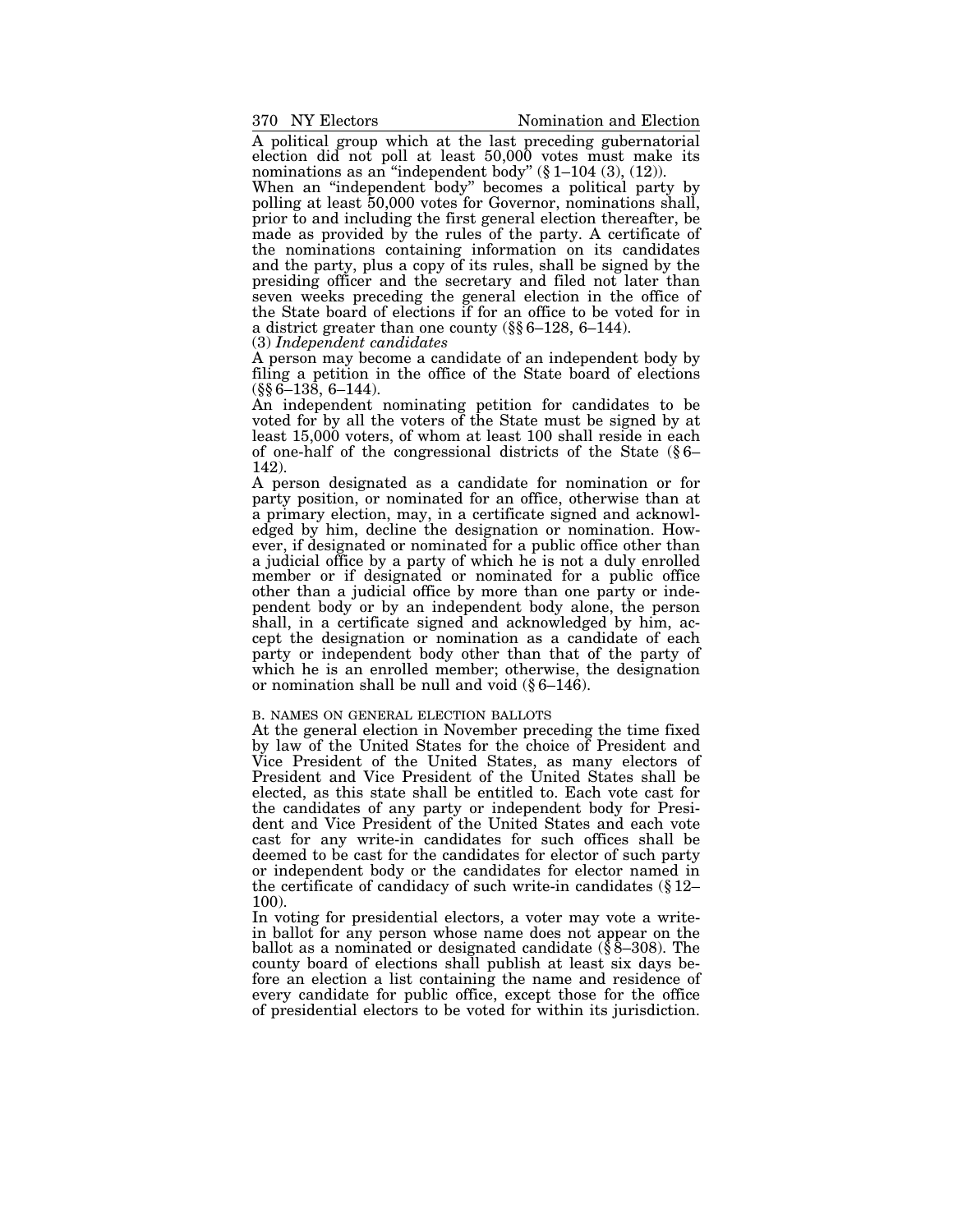A political group which at the last preceding gubernatorial election did not poll at least 50,000 votes must make its nominations as an "independent body" (§ 1–104 (3), (12)).

When an "independent body" becomes a political party by polling at least 50,000 votes for Governor, nominations shall, prior to and including the first general election thereafter, be made as provided by the rules of the party. A certificate of the nominations containing information on its candidates and the party, plus a copy of its rules, shall be signed by the presiding officer and the secretary and filed not later than seven weeks preceding the general election in the office of the State board of elections if for an office to be voted for in a district greater than one county (§§ 6–128, 6–144).

(3) *Independent candidates*

A person may become a candidate of an independent body by filing a petition in the office of the State board of elections (§§ 6–138, 6–144).

An independent nominating petition for candidates to be voted for by all the voters of the State must be signed by at least 15,000 voters, of whom at least 100 shall reside in each of one-half of the congressional districts of the State (§ 6–142).

A person designated as a candidate for nomination or for party position, or nominated for an office, otherwise than at a primary election, may, in a certificate signed and acknowledged by him, decline the designation or nomination. However, if designated or nominated for a public office other than a judicial office by a party of which he is not a duly enrolled member or if designated or nominated for a public office other than a judicial office by more than one party or independent body or by an independent body alone, the person shall, in a certificate signed and acknowledged by him, accept the designation or nomination as a candidate of each party or independent body other than that of the party of which he is an enrolled member; otherwise, the designation or nomination shall be null and void (§ 6–146).

B. NAMES ON GENERAL ELECTION BALLOTS

At the general election in November preceding the time fixed by law of the United States for the choice of President and Vice President of the United States, as many electors of President and Vice President of the United States shall be elected, as this state shall be entitled to. Each vote cast for the candidates of any party or independent body for President and Vice President of the United States and each vote cast for any write-in candidates for such offices shall be deemed to be cast for the candidates for elector of such party or independent body or the candidates for elector named in the certificate of candidacy of such write-in candidates (§ 12–100).

In voting for presidential electors, a voter may vote a write-in ballot for any person whose name does not appear on the ballot as a nominated or designated candidate (§ 8–308). The county board of elections shall publish at least six days before an election a list containing the name and residence of every candidate for public office, except those for the office of presidential electors to be voted for within its jurisdiction.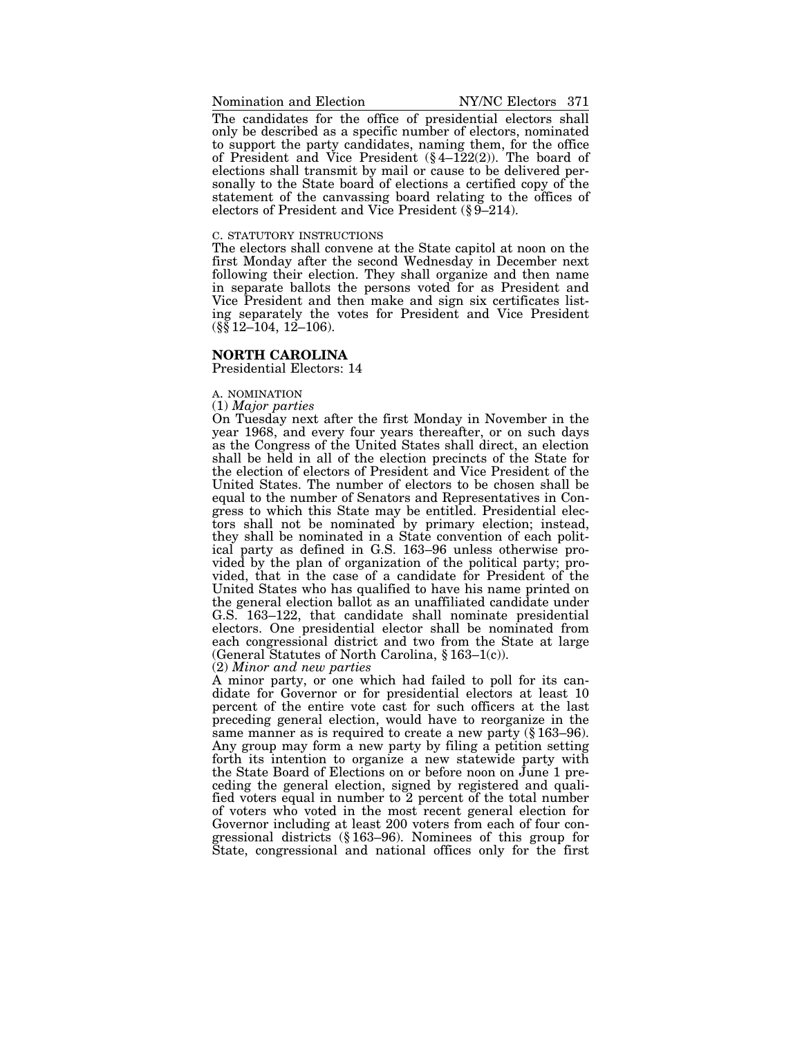The candidates for the office of presidential electors shall only be described as a specific number of electors, nominated to support the party candidates, naming them, for the office of President and Vice President (§ 4–122(2)). The board of elections shall transmit by mail or cause to be delivered personally to the State board of elections a certified copy of the statement of the canvassing board relating to the offices of electors of President and Vice President (§ 9–214).

C. STATUTORY INSTRUCTIONS

The electors shall convene at the State capitol at noon on the first Monday after the second Wednesday in December next following their election. They shall organize and then name in separate ballots the persons voted for as President and Vice President and then make and sign six certificates listing separately the votes for President and Vice President (§§ 12–104, 12–106).

## NORTH CAROLINA

Presidential Electors: 14

A. NOMINATION

(1) *Major parties*

On Tuesday next after the first Monday in November in the year 1968, and every four years thereafter, or on such days as the Congress of the United States shall direct, an election shall be held in all of the election precincts of the State for the election of electors of President and Vice President of the United States. The number of electors to be chosen shall be equal to the number of Senators and Representatives in Congress to which this State may be entitled. Presidential electors shall not be nominated by primary election; instead, they shall be nominated in a State convention of each political party as defined in G.S. 163–96 unless otherwise provided by the plan of organization of the political party; provided, that in the case of a candidate for President of the United States who has qualified to have his name printed on the general election ballot as an unaffiliated candidate under G.S. 163–122, that candidate shall nominate presidential electors. One presidential elector shall be nominated from each congressional district and two from the State at large (General Statutes of North Carolina, § 163–1(c)).

(2) *Minor and new parties*

A minor party, or one which had failed to poll for its candidate for Governor or for presidential electors at least 10 percent of the entire vote cast for such officers at the last preceding general election, would have to reorganize in the same manner as is required to create a new party (§ 163–96). Any group may form a new party by filing a petition setting forth its intention to organize a new statewide party with the State Board of Elections on or before noon on June 1 preceding the general election, signed by registered and qualified voters equal in number to 2 percent of the total number of voters who voted in the most recent general election for Governor including at least 200 voters from each of four congressional districts (§ 163–96). Nominees of this group for State, congressional and national offices only for the first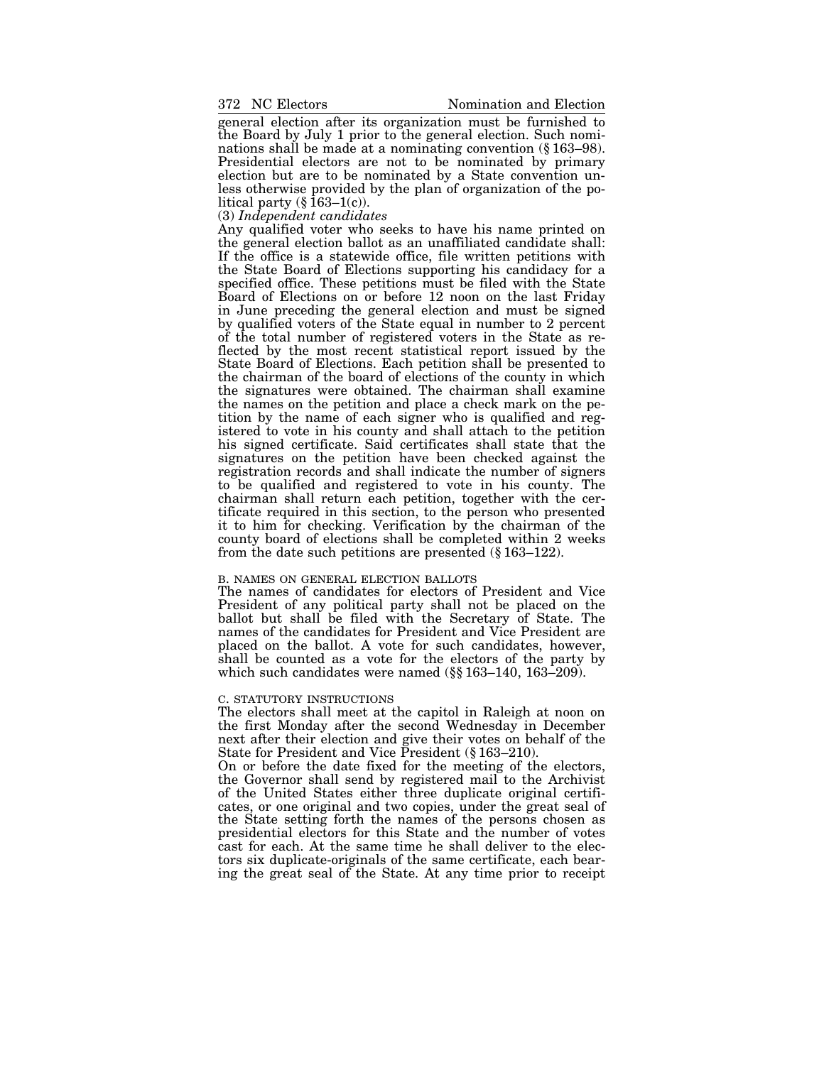general election after its organization must be furnished to the Board by July 1 prior to the general election. Such nominations shall be made at a nominating convention (§ 163–98). Presidential electors are not to be nominated by primary election but are to be nominated by a State convention unless otherwise provided by the plan of organization of the political party (§ 163–1(c)).

(3) *Independent candidates*

Any qualified voter who seeks to have his name printed on the general election ballot as an unaffiliated candidate shall: If the office is a statewide office, file written petitions with the State Board of Elections supporting his candidacy for a specified office. These petitions must be filed with the State Board of Elections on or before 12 noon on the last Friday in June preceding the general election and must be signed by qualified voters of the State equal in number to 2 percent of the total number of registered voters in the State as reflected by the most recent statistical report issued by the State Board of Elections. Each petition shall be presented to the chairman of the board of elections of the county in which the signatures were obtained. The chairman shall examine the names on the petition and place a check mark on the petition by the name of each signer who is qualified and registered to vote in his county and shall attach to the petition his signed certificate. Said certificates shall state that the signatures on the petition have been checked against the registration records and shall indicate the number of signers to be qualified and registered to vote in his county. The chairman shall return each petition, together with the certificate required in this section, to the person who presented it to him for checking. Verification by the chairman of the county board of elections shall be completed within 2 weeks from the date such petitions are presented (§ 163–122).

### B. NAMES ON GENERAL ELECTION BALLOTS

The names of candidates for electors of President and Vice President of any political party shall not be placed on the ballot but shall be filed with the Secretary of State. The names of the candidates for President and Vice President are placed on the ballot. A vote for such candidates, however, shall be counted as a vote for the electors of the party by which such candidates were named (§§ 163–140, 163–209).

### C. STATUTORY INSTRUCTIONS

The electors shall meet at the capitol in Raleigh at noon on the first Monday after the second Wednesday in December next after their election and give their votes on behalf of the State for President and Vice President (§ 163–210).

On or before the date fixed for the meeting of the electors, the Governor shall send by registered mail to the Archivist of the United States either three duplicate original certificates, or one original and two copies, under the great seal of the State setting forth the names of the persons chosen as presidential electors for this State and the number of votes cast for each. At the same time he shall deliver to the electors six duplicate-originals of the same certificate, each bearing the great seal of the State. At any time prior to receipt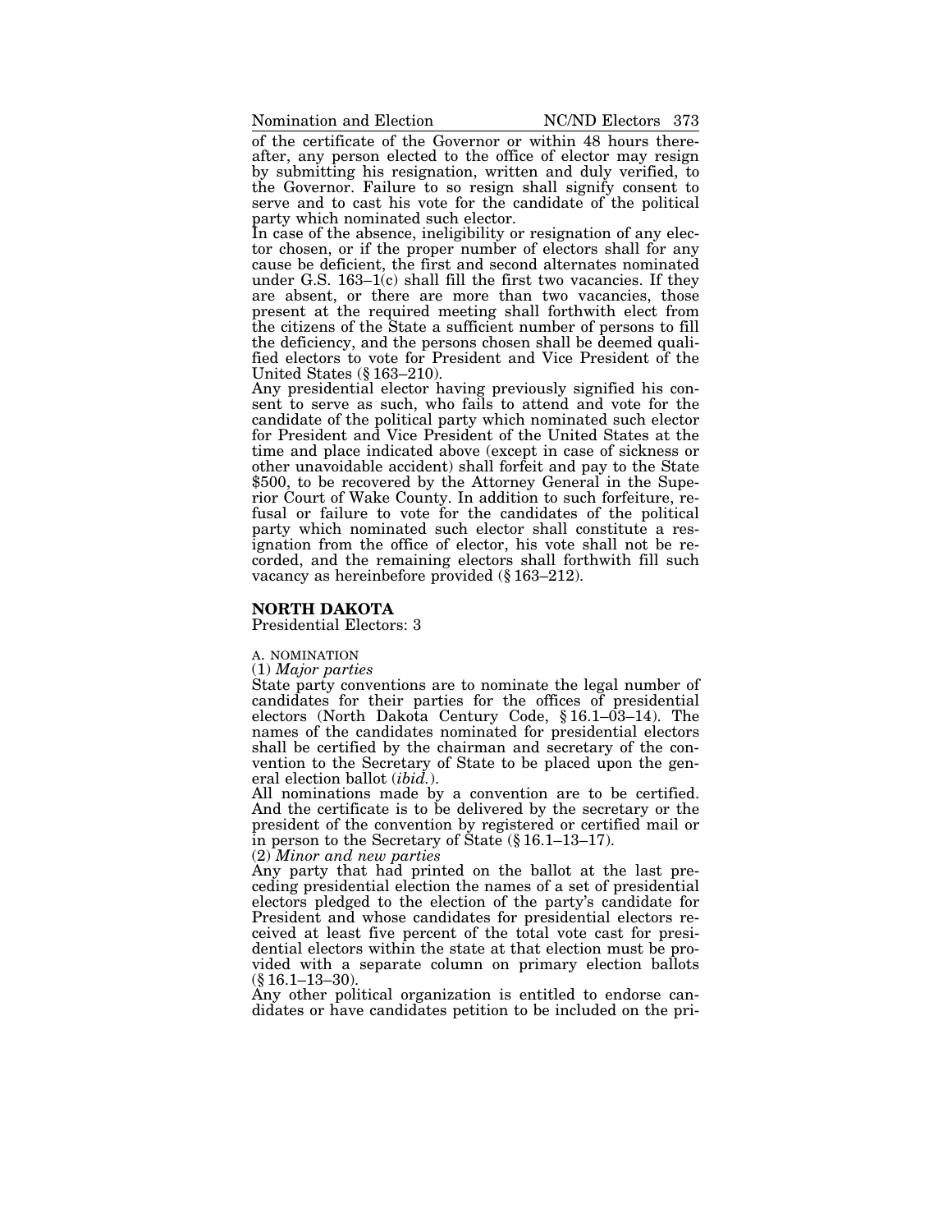of the certificate of the Governor or within 48 hours thereafter, any person elected to the office of elector may resign by submitting his resignation, written and duly verified, to the Governor. Failure to so resign shall signify consent to serve and to cast his vote for the candidate of the political party which nominated such elector.

In case of the absence, ineligibility or resignation of any elector chosen, or if the proper number of electors shall for any cause be deficient, the first and second alternates nominated under G.S. 163–1(c) shall fill the first two vacancies. If they are absent, or there are more than two vacancies, those present at the required meeting shall forthwith elect from the citizens of the State a sufficient number of persons to fill the deficiency, and the persons chosen shall be deemed qualified electors to vote for President and Vice President of the United States (§ 163–210).

Any presidential elector having previously signified his consent to serve as such, who fails to attend and vote for the candidate of the political party which nominated such elector for President and Vice President of the United States at the time and place indicated above (except in case of sickness or other unavoidable accident) shall forfeit and pay to the State $500, to be recovered by the Attorney General in the Superior Court of Wake County. In addition to such forfeiture, refusal or failure to vote for the candidates of the political party which nominated such elector shall constitute a resignation from the office of elector, his vote shall not be recorded, and the remaining electors shall forthwith fill such vacancy as hereinbefore provided (§ 163–212).

## NORTH DAKOTA

Presidential Electors: 3

A. NOMINATION

(1) *Major parties*

State party conventions are to nominate the legal number of candidates for their parties for the offices of presidential electors (North Dakota Century Code, § 16.1–03–14). The names of the candidates nominated for presidential electors shall be certified by the chairman and secretary of the convention to the Secretary of State to be placed upon the general election ballot (*ibid.*).

All nominations made by a convention are to be certified. And the certificate is to be delivered by the secretary or the president of the convention by registered or certified mail or in person to the Secretary of State (§ 16.1–13–17).

(2) *Minor and new parties*

Any party that had printed on the ballot at the last preceding presidential election the names of a set of presidential electors pledged to the election of the party's candidate for President and whose candidates for presidential electors received at least five percent of the total vote cast for presidential electors within the state at that election must be provided with a separate column on primary election ballots (§ 16.1–13–30).

Any other political organization is entitled to endorse candidates or have candidates petition to be included on the pri-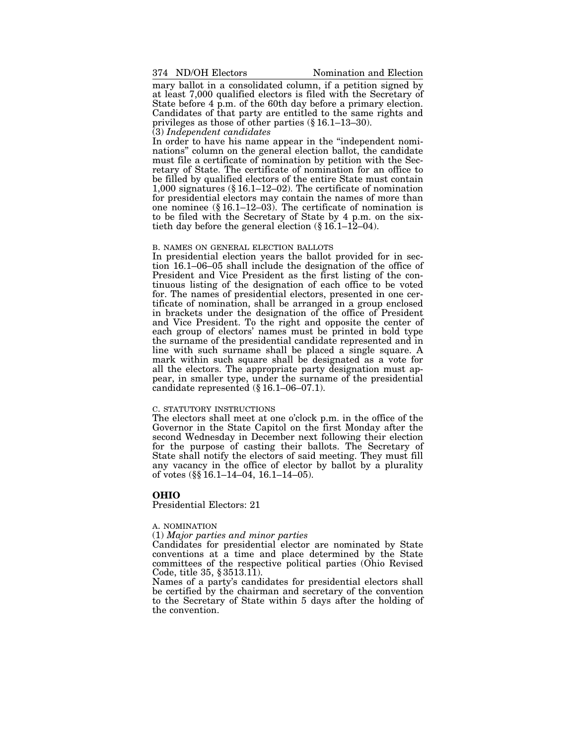mary ballot in a consolidated column, if a petition signed by at least 7,000 qualified electors is filed with the Secretary of State before 4 p.m. of the 60th day before a primary election. Candidates of that party are entitled to the same rights and privileges as those of other parties (§ 16.1–13–30).

(3) *Independent candidates*

In order to have his name appear in the "independent nominations" column on the general election ballot, the candidate must file a certificate of nomination by petition with the Secretary of State. The certificate of nomination for an office to be filled by qualified electors of the entire State must contain 1,000 signatures (§ 16.1–12–02). The certificate of nomination for presidential electors may contain the names of more than one nominee (§ 16.1–12–03). The certificate of nomination is to be filed with the Secretary of State by 4 p.m. on the sixtieth day before the general election (§ 16.1–12–04).

B. NAMES ON GENERAL ELECTION BALLOTS

In presidential election years the ballot provided for in section 16.1–06–05 shall include the designation of the office of President and Vice President as the first listing of the continuous listing of the designation of each office to be voted for. The names of presidential electors, presented in one certificate of nomination, shall be arranged in a group enclosed in brackets under the designation of the office of President and Vice President. To the right and opposite the center of each group of electors' names must be printed in bold type the surname of the presidential candidate represented and in line with such surname shall be placed a single square. A mark within such square shall be designated as a vote for all the electors. The appropriate party designation must appear, in smaller type, under the surname of the presidential candidate represented (§ 16.1–06–07.1).

C. STATUTORY INSTRUCTIONS

The electors shall meet at one o'clock p.m. in the office of the Governor in the State Capitol on the first Monday after the second Wednesday in December next following their election for the purpose of casting their ballots. The Secretary of State shall notify the electors of said meeting. They must fill any vacancy in the office of elector by ballot by a plurality of votes (§§ 16.1–14–04, 16.1–14–05).

## OHIO

Presidential Electors: 21

A. NOMINATION

(1) *Major parties and minor parties*

Candidates for presidential elector are nominated by State conventions at a time and place determined by the State committees of the respective political parties (Ohio Revised Code, title 35, § 3513.11).

Names of a party's candidates for presidential electors shall be certified by the chairman and secretary of the convention to the Secretary of State within 5 days after the holding of the convention.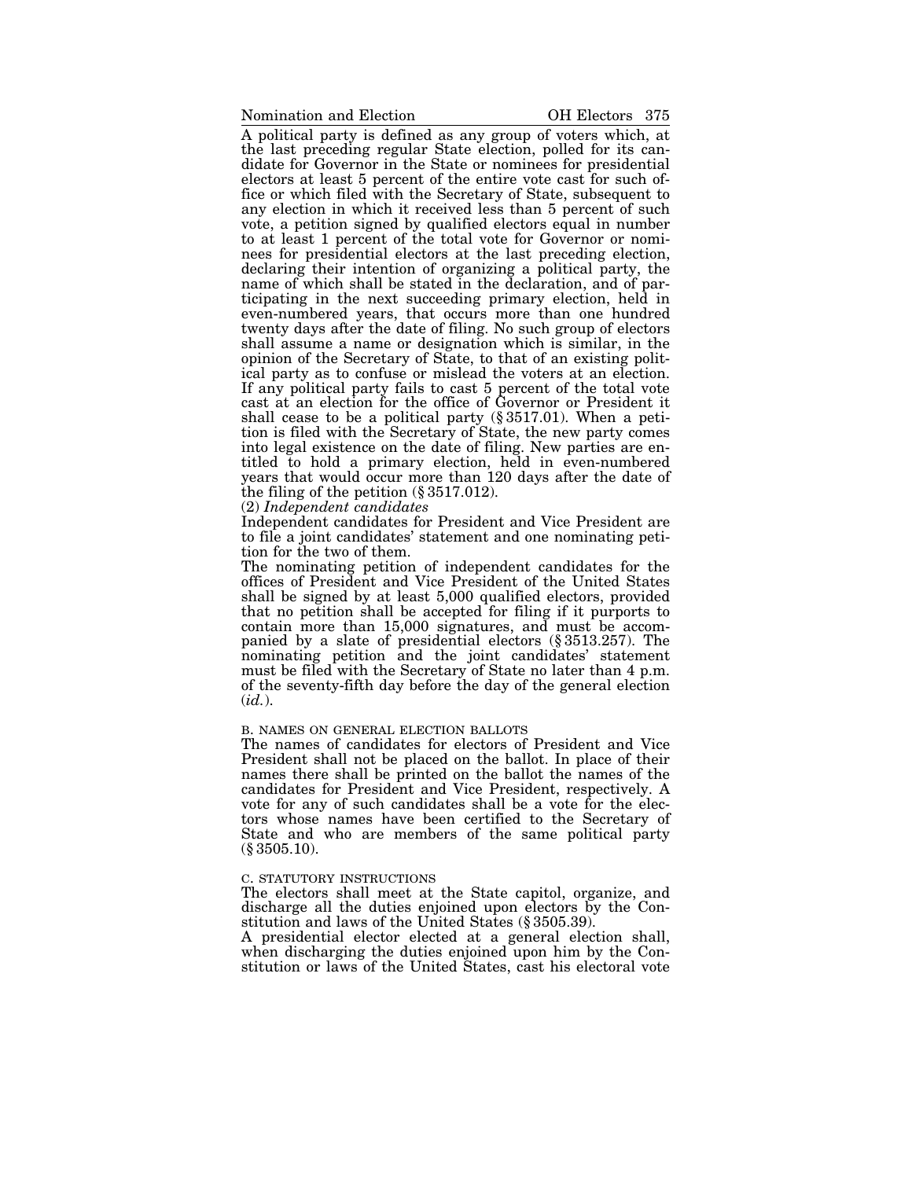A political party is defined as any group of voters which, at the last preceding regular State election, polled for its candidate for Governor in the State or nominees for presidential electors at least 5 percent of the entire vote cast for such office or which filed with the Secretary of State, subsequent to any election in which it received less than 5 percent of such vote, a petition signed by qualified electors equal in number to at least 1 percent of the total vote for Governor or nominees for presidential electors at the last preceding election, declaring their intention of organizing a political party, the name of which shall be stated in the declaration, and of participating in the next succeeding primary election, held in even-numbered years, that occurs more than one hundred twenty days after the date of filing. No such group of electors shall assume a name or designation which is similar, in the opinion of the Secretary of State, to that of an existing political party as to confuse or mislead the voters at an election. If any political party fails to cast 5 percent of the total vote cast at an election for the office of Governor or President it shall cease to be a political party (§ 3517.01). When a petition is filed with the Secretary of State, the new party comes into legal existence on the date of filing. New parties are entitled to hold a primary election, held in even-numbered years that would occur more than 120 days after the date of the filing of the petition (§ 3517.012).

(2) *Independent candidates*

Independent candidates for President and Vice President are to file a joint candidates' statement and one nominating petition for the two of them.

The nominating petition of independent candidates for the offices of President and Vice President of the United States shall be signed by at least 5,000 qualified electors, provided that no petition shall be accepted for filing if it purports to contain more than 15,000 signatures, and must be accompanied by a slate of presidential electors (§ 3513.257). The nominating petition and the joint candidates' statement must be filed with the Secretary of State no later than 4 p.m. of the seventy-fifth day before the day of the general election (*id.*).

B. NAMES ON GENERAL ELECTION BALLOTS

The names of candidates for electors of President and Vice President shall not be placed on the ballot. In place of their names there shall be printed on the ballot the names of the candidates for President and Vice President, respectively. A vote for any of such candidates shall be a vote for the electors whose names have been certified to the Secretary of State and who are members of the same political party (§ 3505.10).

C. STATUTORY INSTRUCTIONS

The electors shall meet at the State capitol, organize, and discharge all the duties enjoined upon electors by the Constitution and laws of the United States (§ 3505.39).

A presidential elector elected at a general election shall, when discharging the duties enjoined upon him by the Constitution or laws of the United States, cast his electoral vote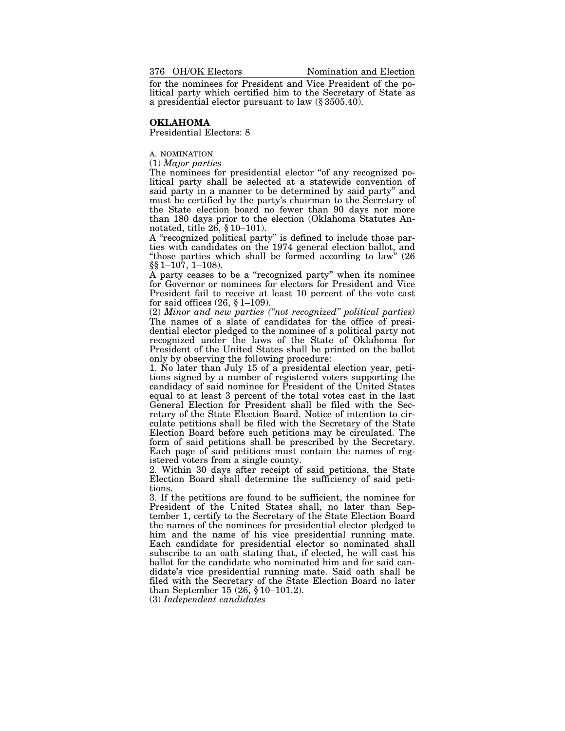for the nominees for President and Vice President of the political party which certified him to the Secretary of State as a presidential elector pursuant to law (§ 3505.40).

## OKLAHOMA

Presidential Electors: 8

A. NOMINATION

(1) *Major parties*

The nominees for presidential elector "of any recognized political party shall be selected at a statewide convention of said party in a manner to be determined by said party" and must be certified by the party's chairman to the Secretary of the State election board no fewer than 90 days nor more than 180 days prior to the election (Oklahoma Statutes Annotated, title 26, § 10–101).

A "recognized political party" is defined to include those parties with candidates on the 1974 general election ballot, and "those parties which shall be formed according to law" (26 §§ 1–107, 1–108).

A party ceases to be a "recognized party" when its nominee for Governor or nominees for electors for President and Vice President fail to receive at least 10 percent of the vote cast for said offices (26, § 1–109).

(2) *Minor and new parties ("not recognized" political parties)*

The names of a slate of candidates for the office of presidential elector pledged to the nominee of a political party not recognized under the laws of the State of Oklahoma for President of the United States shall be printed on the ballot only by observing the following procedure:

1. No later than July 15 of a presidental election year, petitions signed by a number of registered voters supporting the candidacy of said nominee for President of the United States equal to at least 3 percent of the total votes cast in the last General Election for President shall be filed with the Secretary of the State Election Board. Notice of intention to circulate petitions shall be filed with the Secretary of the State Election Board before such petitions may be circulated. The form of said petitions shall be prescribed by the Secretary. Each page of said petitions must contain the names of registered voters from a single county.
2. Within 30 days after receipt of said petitions, the State Election Board shall determine the sufficiency of said petitions.
3. If the petitions are found to be sufficient, the nominee for President of the United States shall, no later than September 1, certify to the Secretary of the State Election Board the names of the nominees for presidential elector pledged to him and the name of his vice presidential running mate. Each candidate for presidential elector so nominated shall subscribe to an oath stating that, if elected, he will cast his ballot for the candidate who nominated him and for said candidate's vice presidential running mate. Said oath shall be filed with the Secretary of the State Election Board no later than September 15 (26, § 10–101.2).

(3) *Independent candidates*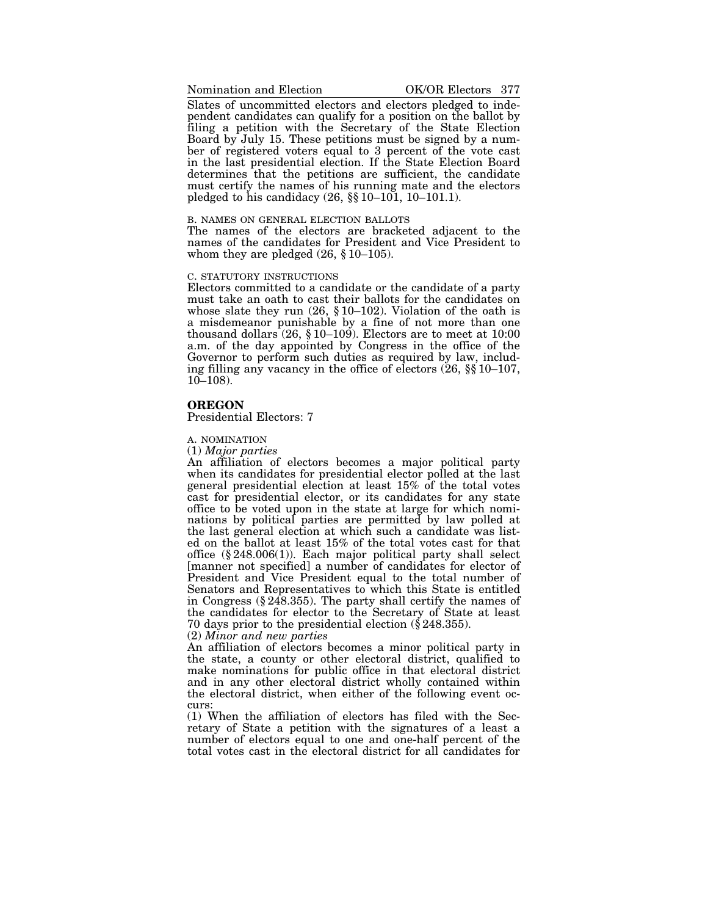Slates of uncommitted electors and electors pledged to independent candidates can qualify for a position on the ballot by filing a petition with the Secretary of the State Election Board by July 15. These petitions must be signed by a number of registered voters equal to 3 percent of the vote cast in the last presidential election. If the State Election Board determines that the petitions are sufficient, the candidate must certify the names of his running mate and the electors pledged to his candidacy (26, §§ 10–101, 10–101.1).

B. NAMES ON GENERAL ELECTION BALLOTS

The names of the electors are bracketed adjacent to the names of the candidates for President and Vice President to whom they are pledged (26, § 10–105).

C. STATUTORY INSTRUCTIONS

Electors committed to a candidate or the candidate of a party must take an oath to cast their ballots for the candidates on whose slate they run (26, § 10–102). Violation of the oath is a misdemeanor punishable by a fine of not more than one thousand dollars (26, § 10–109). Electors are to meet at 10:00 a.m. of the day appointed by Congress in the office of the Governor to perform such duties as required by law, including filling any vacancy in the office of electors (26, §§ 10–107, 10–108).

## OREGON

Presidential Electors: 7

A. NOMINATION

(1) *Major parties*

An affiliation of electors becomes a major political party when its candidates for presidential elector polled at the last general presidential election at least 15% of the total votes cast for presidential elector, or its candidates for any state office to be voted upon in the state at large for which nominations by political parties are permitted by law polled at the last general election at which such a candidate was listed on the ballot at least 15% of the total votes cast for that office (§ 248.006(1)). Each major political party shall select [manner not specified] a number of candidates for elector of President and Vice President equal to the total number of Senators and Representatives to which this State is entitled in Congress (§ 248.355). The party shall certify the names of the candidates for elector to the Secretary of State at least 70 days prior to the presidential election (§ 248.355).

(2) *Minor and new parties*

An affiliation of electors becomes a minor political party in the state, a county or other electoral district, qualified to make nominations for public office in that electoral district and in any other electoral district wholly contained within the electoral district, when either of the following event occurs:

(1) When the affiliation of electors has filed with the Secretary of State a petition with the signatures of a least a number of electors equal to one and one-half percent of the total votes cast in the electoral district for all candidates for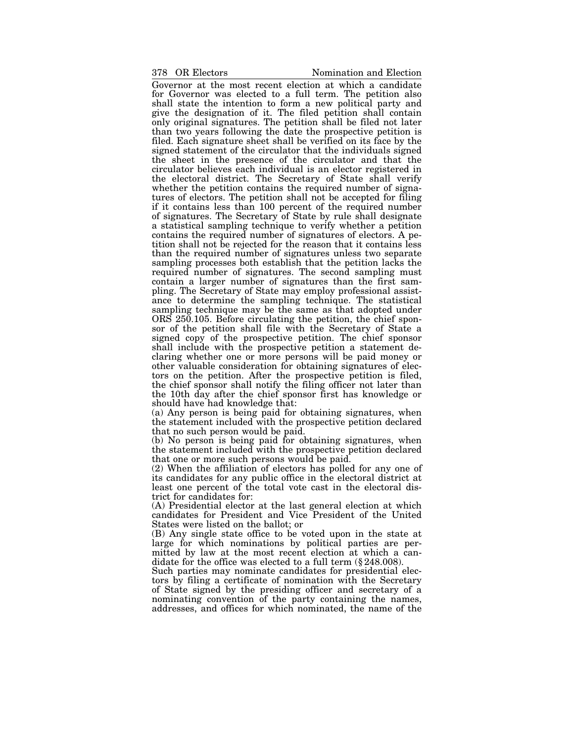Governor at the most recent election at which a candidate for Governor was elected to a full term. The petition also shall state the intention to form a new political party and give the designation of it. The filed petition shall contain only original signatures. The petition shall be filed not later than two years following the date the prospective petition is filed. Each signature sheet shall be verified on its face by the signed statement of the circulator that the individuals signed the sheet in the presence of the circulator and that the circulator believes each individual is an elector registered in the electoral district. The Secretary of State shall verify whether the petition contains the required number of signatures of electors. The petition shall not be accepted for filing if it contains less than 100 percent of the required number of signatures. The Secretary of State by rule shall designate a statistical sampling technique to verify whether a petition contains the required number of signatures of electors. A petition shall not be rejected for the reason that it contains less than the required number of signatures unless two separate sampling processes both establish that the petition lacks the required number of signatures. The second sampling must contain a larger number of signatures than the first sampling. The Secretary of State may employ professional assistance to determine the sampling technique. The statistical sampling technique may be the same as that adopted under ORS 250.105. Before circulating the petition, the chief sponsor of the petition shall file with the Secretary of State a signed copy of the prospective petition. The chief sponsor shall include with the prospective petition a statement declaring whether one or more persons will be paid money or other valuable consideration for obtaining signatures of electors on the petition. After the prospective petition is filed, the chief sponsor shall notify the filing officer not later than the 10th day after the chief sponsor first has knowledge or should have had knowledge that:

(a) Any person is being paid for obtaining signatures, when the statement included with the prospective petition declared that no such person would be paid.

(b) No person is being paid for obtaining signatures, when the statement included with the prospective petition declared that one or more such persons would be paid.

(2) When the affiliation of electors has polled for any one of its candidates for any public office in the electoral district at least one percent of the total vote cast in the electoral district for candidates for:

(A) Presidential elector at the last general election at which candidates for President and Vice President of the United States were listed on the ballot; or

(B) Any single state office to be voted upon in the state at large for which nominations by political parties are permitted by law at the most recent election at which a candidate for the office was elected to a full term (§ 248.008).

Such parties may nominate candidates for presidential electors by filing a certificate of nomination with the Secretary of State signed by the presiding officer and secretary of a nominating convention of the party containing the names, addresses, and offices for which nominated, the name of the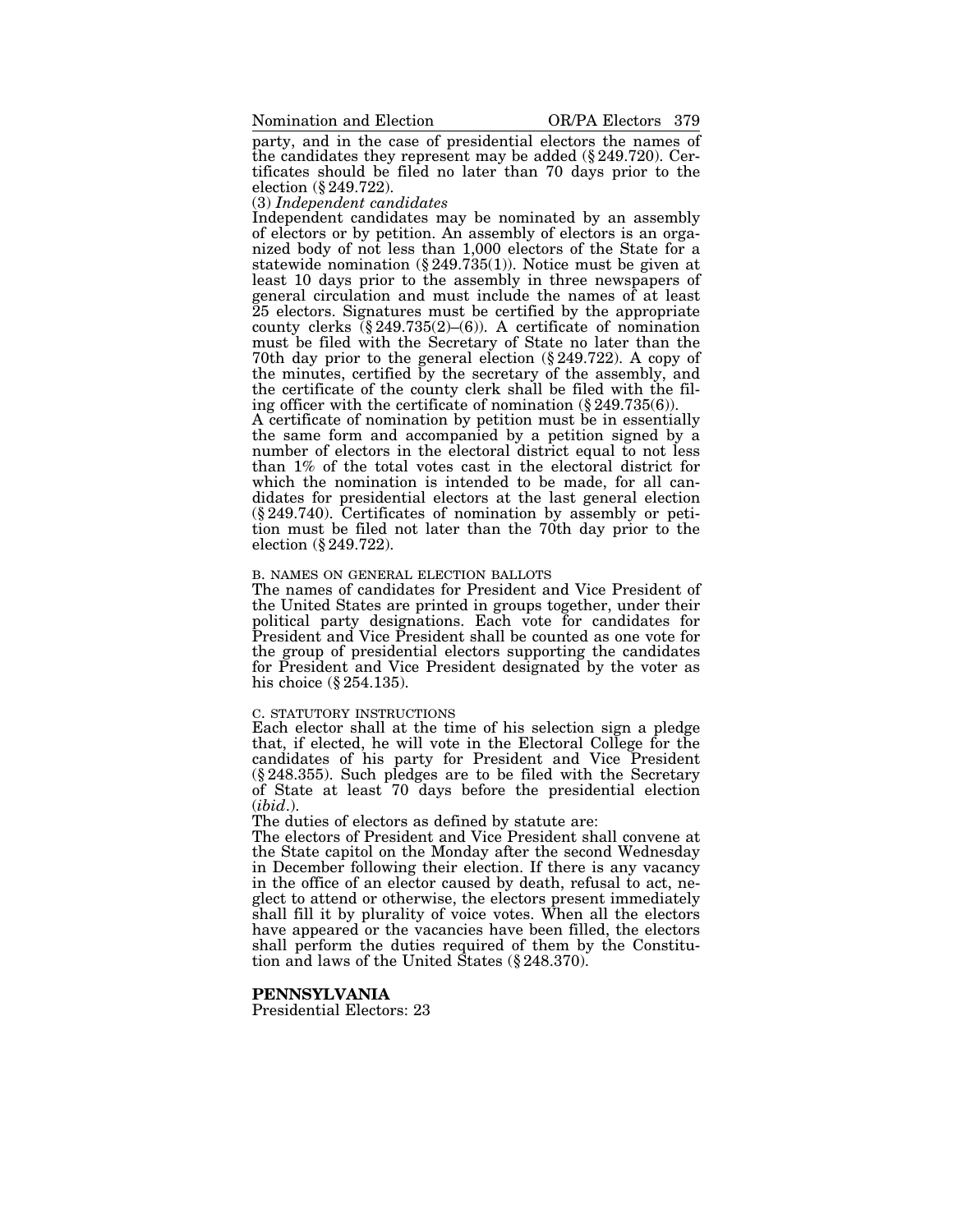party, and in the case of presidential electors the names of the candidates they represent may be added (§ 249.720). Certificates should be filed no later than 70 days prior to the election (§ 249.722).

(3) *Independent candidates*

Independent candidates may be nominated by an assembly of electors or by petition. An assembly of electors is an organized body of not less than 1,000 electors of the State for a statewide nomination (§ 249.735(1)). Notice must be given at least 10 days prior to the assembly in three newspapers of general circulation and must include the names of at least 25 electors. Signatures must be certified by the appropriate county clerks (§ 249.735(2)–(6)). A certificate of nomination must be filed with the Secretary of State no later than the 70th day prior to the general election (§ 249.722). A copy of the minutes, certified by the secretary of the assembly, and the certificate of the county clerk shall be filed with the filing officer with the certificate of nomination (§ 249.735(6)).

A certificate of nomination by petition must be in essentially the same form and accompanied by a petition signed by a number of electors in the electoral district equal to not less than 1% of the total votes cast in the electoral district for which the nomination is intended to be made, for all candidates for presidential electors at the last general election (§ 249.740). Certificates of nomination by assembly or petition must be filed not later than the 70th day prior to the election (§ 249.722).

B. NAMES ON GENERAL ELECTION BALLOTS

The names of candidates for President and Vice President of the United States are printed in groups together, under their political party designations. Each vote for candidates for President and Vice President shall be counted as one vote for the group of presidential electors supporting the candidates for President and Vice President designated by the voter as his choice (§ 254.135).

C. STATUTORY INSTRUCTIONS

Each elector shall at the time of his selection sign a pledge that, if elected, he will vote in the Electoral College for the candidates of his party for President and Vice President (§ 248.355). Such pledges are to be filed with the Secretary of State at least 70 days before the presidential election (*ibid.*).

The duties of electors as defined by statute are:

The electors of President and Vice President shall convene at the State capitol on the Monday after the second Wednesday in December following their election. If there is any vacancy in the office of an elector caused by death, refusal to act, neglect to attend or otherwise, the electors present immediately shall fill it by plurality of voice votes. When all the electors have appeared or the vacancies have been filled, the electors shall perform the duties required of them by the Constitution and laws of the United States (§ 248.370).

## PENNSYLVANIA

Presidential Electors: 23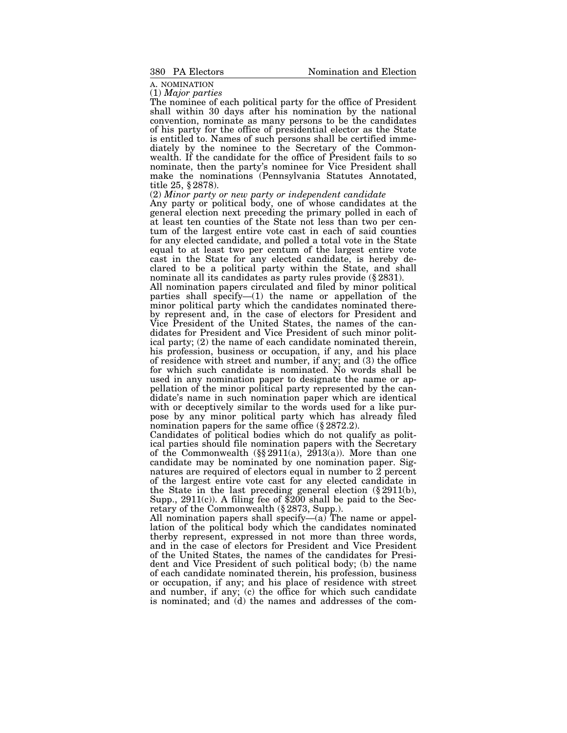A. NOMINATION

(1) *Major parties*

The nominee of each political party for the office of President shall within 30 days after his nomination by the national convention, nominate as many persons to be the candidates of his party for the office of presidential elector as the State is entitled to. Names of such persons shall be certified immediately by the nominee to the Secretary of the Commonwealth. If the candidate for the office of President fails to so nominate, then the party's nominee for Vice President shall make the nominations (Pennsylvania Statutes Annotated, title 25, § 2878).

(2) *Minor party or new party or independent candidate*

Any party or political body, one of whose candidates at the general election next preceding the primary polled in each of at least ten counties of the State not less than two per centum of the largest entire vote cast in each of said counties for any elected candidate, and polled a total vote in the State equal to at least two per centum of the largest entire vote cast in the State for any elected candidate, is hereby declared to be a political party within the State, and shall nominate all its candidates as party rules provide (§ 2831).

All nomination papers circulated and filed by minor political parties shall specify—(1) the name or appellation of the minor political party which the candidates nominated thereby represent and, in the case of electors for President and Vice President of the United States, the names of the candidates for President and Vice President of such minor political party; (2) the name of each candidate nominated therein, his profession, business or occupation, if any, and his place of residence with street and number, if any; and (3) the office for which such candidate is nominated. No words shall be used in any nomination paper to designate the name or appellation of the minor political party represented by the candidate's name in such nomination paper which are identical with or deceptively similar to the words used for a like purpose by any minor political party which has already filed nomination papers for the same office (§ 2872.2).

Candidates of political bodies which do not qualify as political parties should file nomination papers with the Secretary of the Commonwealth (§§ 2911(a), 2913(a)). More than one candidate may be nominated by one nomination paper. Signatures are required of electors equal in number to 2 percent of the largest entire vote cast for any elected candidate in the State in the last preceding general election (§ 2911(b), Supp., 2911(c)). A filing fee of $200 shall be paid to the Secretary of the Commonwealth (§ 2873, Supp.).

All nomination papers shall specify—(a) The name or appellation of the political body which the candidates nominated therby represent, expressed in not more than three words, and in the case of electors for President and Vice President of the United States, the names of the candidates for President and Vice President of such political body; (b) the name of each candidate nominated therein, his profession, business or occupation, if any; and his place of residence with street and number, if any; (c) the office for which such candidate is nominated; and (d) the names and addresses of the com-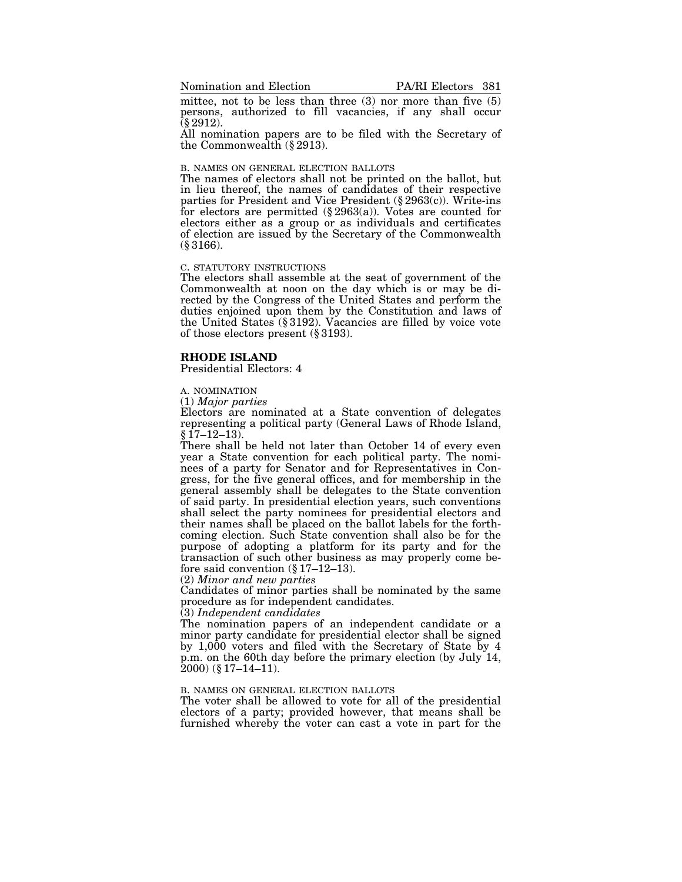mittee, not to be less than three (3) nor more than five (5) persons, authorized to fill vacancies, if any shall occur (§ 2912).

All nomination papers are to be filed with the Secretary of the Commonwealth (§ 2913).

B. NAMES ON GENERAL ELECTION BALLOTS

The names of electors shall not be printed on the ballot, but in lieu thereof, the names of candidates of their respective parties for President and Vice President (§ 2963(c)). Write-ins for electors are permitted (§ 2963(a)). Votes are counted for electors either as a group or as individuals and certificates of election are issued by the Secretary of the Commonwealth (§ 3166).

C. STATUTORY INSTRUCTIONS

The electors shall assemble at the seat of government of the Commonwealth at noon on the day which is or may be directed by the Congress of the United States and perform the duties enjoined upon them by the Constitution and laws of the United States (§ 3192). Vacancies are filled by voice vote of those electors present (§ 3193).

## RHODE ISLAND

Presidential Electors: 4

A. NOMINATION

(1) *Major parties*

Electors are nominated at a State convention of delegates representing a political party (General Laws of Rhode Island, § 17–12–13).

There shall be held not later than October 14 of every even year a State convention for each political party. The nominees of a party for Senator and for Representatives in Congress, for the five general offices, and for membership in the general assembly shall be delegates to the State convention of said party. In presidential election years, such conventions shall select the party nominees for presidential electors and their names shall be placed on the ballot labels for the forthcoming election. Such State convention shall also be for the purpose of adopting a platform for its party and for the transaction of such other business as may properly come before said convention (§ 17–12–13).

(2) *Minor and new parties*

Candidates of minor parties shall be nominated by the same procedure as for independent candidates.

(3) *Independent candidates*

The nomination papers of an independent candidate or a minor party candidate for presidential elector shall be signed by 1,000 voters and filed with the Secretary of State by 4 p.m. on the 60th day before the primary election (by July 14, 2000) (§ 17–14–11).

B. NAMES ON GENERAL ELECTION BALLOTS

The voter shall be allowed to vote for all of the presidential electors of a party; provided however, that means shall be furnished whereby the voter can cast a vote in part for the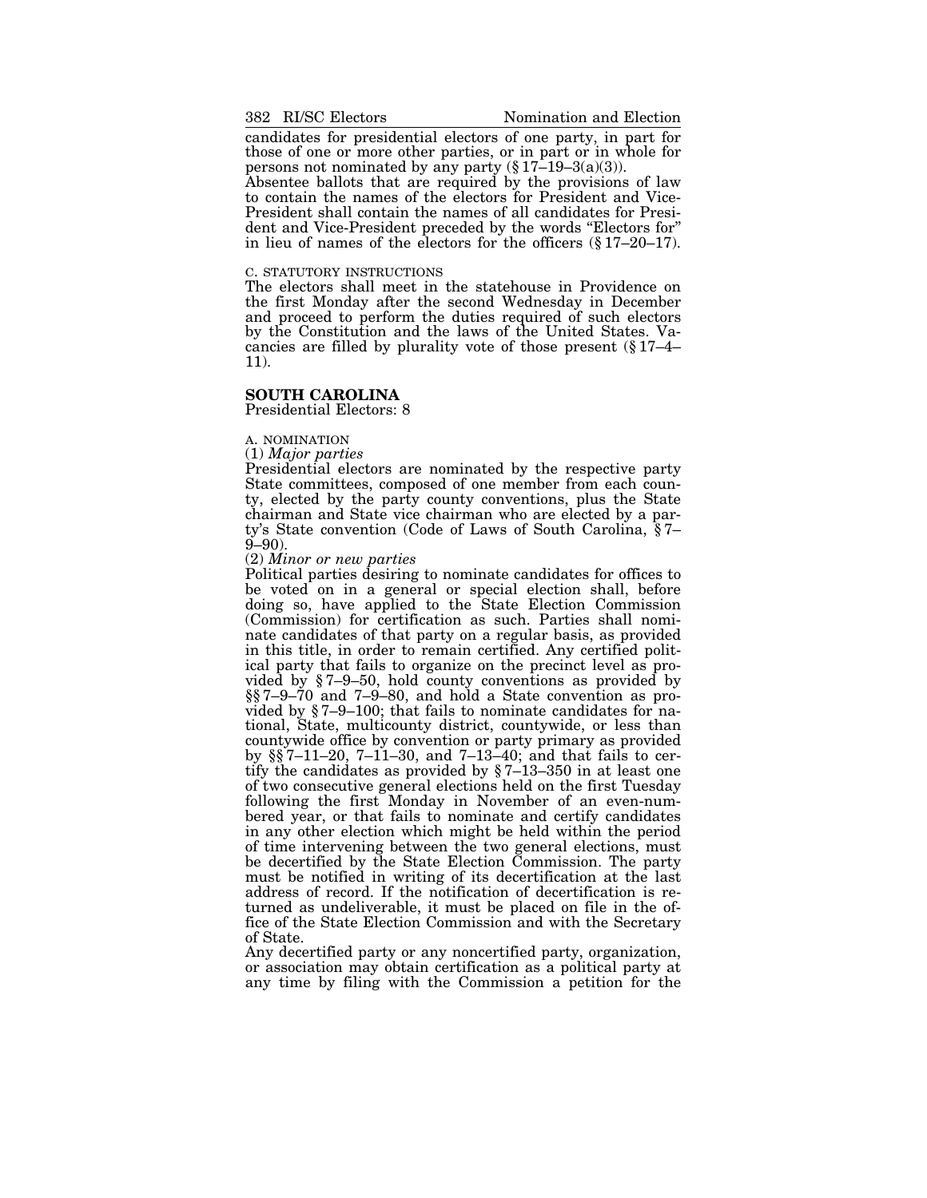candidates for presidential electors of one party, in part for those of one or more other parties, or in part or in whole for persons not nominated by any party (§ 17–19–3(a)(3)).

Absentee ballots that are required by the provisions of law to contain the names of the electors for President and Vice-President shall contain the names of all candidates for President and Vice-President preceded by the words "Electors for" in lieu of names of the electors for the officers (§ 17–20–17).

C. STATUTORY INSTRUCTIONS

The electors shall meet in the statehouse in Providence on the first Monday after the second Wednesday in December and proceed to perform the duties required of such electors by the Constitution and the laws of the United States. Vacancies are filled by plurality vote of those present (§ 17–4–11).

## SOUTH CAROLINA

Presidential Electors: 8

A. NOMINATION

(1) *Major parties*

Presidential electors are nominated by the respective party State committees, composed of one member from each county, elected by the party county conventions, plus the State chairman and State vice chairman who are elected by a party's State convention (Code of Laws of South Carolina, § 7–9–90).

(2) *Minor or new parties*

Political parties desiring to nominate candidates for offices to be voted on in a general or special election shall, before doing so, have applied to the State Election Commission (Commission) for certification as such. Parties shall nominate candidates of that party on a regular basis, as provided in this title, in order to remain certified. Any certified political party that fails to organize on the precinct level as provided by § 7–9–50, hold county conventions as provided by §§ 7–9–70 and 7–9–80, and hold a State convention as provided by § 7–9–100; that fails to nominate candidates for national, State, multicounty district, countywide, or less than countywide office by convention or party primary as provided by §§ 7–11–20, 7–11–30, and 7–13–40; and that fails to certify the candidates as provided by § 7–13–350 in at least one of two consecutive general elections held on the first Tuesday following the first Monday in November of an even-numbered year, or that fails to nominate and certify candidates in any other election which might be held within the period of time intervening between the two general elections, must be decertified by the State Election Commission. The party must be notified in writing of its decertification at the last address of record. If the notification of decertification is returned as undeliverable, it must be placed on file in the office of the State Election Commission and with the Secretary of State.

Any decertified party or any noncertified party, organization, or association may obtain certification as a political party at any time by filing with the Commission a petition for the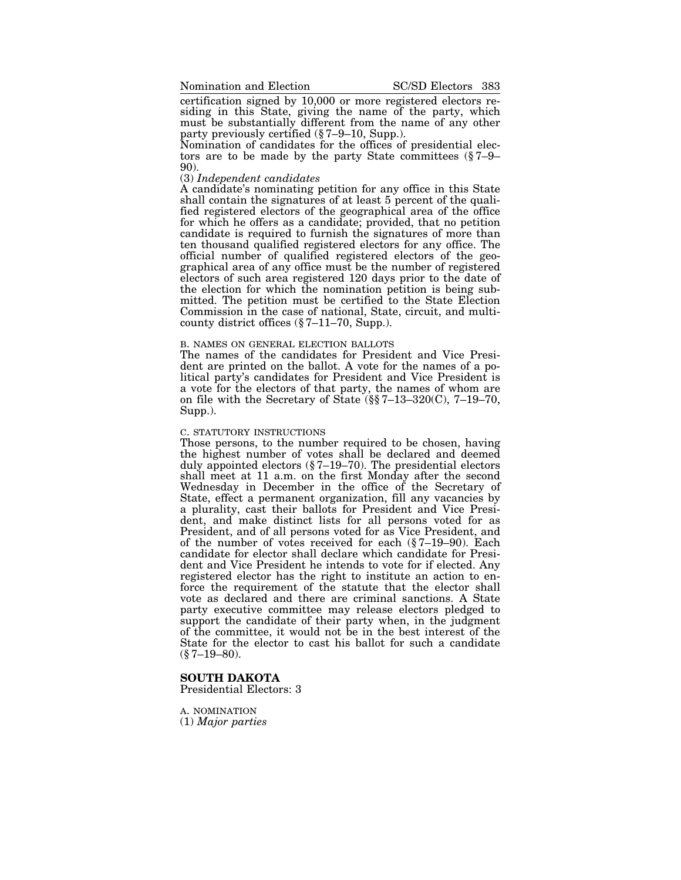certification signed by 10,000 or more registered electors residing in this State, giving the name of the party, which must be substantially different from the name of any other party previously certified (§ 7–9–10, Supp.).

Nomination of candidates for the offices of presidential electors are to be made by the party State committees (§ 7–9–90).

(3) *Independent candidates*

A candidate's nominating petition for any office in this State shall contain the signatures of at least 5 percent of the qualified registered electors of the geographical area of the office for which he offers as a candidate; provided, that no petition candidate is required to furnish the signatures of more than ten thousand qualified registered electors for any office. The official number of qualified registered electors of the geographical area of any office must be the number of registered electors of such area registered 120 days prior to the date of the election for which the nomination petition is being submitted. The petition must be certified to the State Election Commission in the case of national, State, circuit, and multicounty district offices (§ 7–11–70, Supp.).

B. NAMES ON GENERAL ELECTION BALLOTS

The names of the candidates for President and Vice President are printed on the ballot. A vote for the names of a political party's candidates for President and Vice President is a vote for the electors of that party, the names of whom are on file with the Secretary of State (§§ 7–13–320(C), 7–19–70, Supp.).

C. STATUTORY INSTRUCTIONS

Those persons, to the number required to be chosen, having the highest number of votes shall be declared and deemed duly appointed electors (§ 7–19–70). The presidential electors shall meet at 11 a.m. on the first Monday after the second Wednesday in December in the office of the Secretary of State, effect a permanent organization, fill any vacancies by a plurality, cast their ballots for President and Vice President, and make distinct lists for all persons voted for as President, and of all persons voted for as Vice President, and of the number of votes received for each (§ 7–19–90). Each candidate for elector shall declare which candidate for President and Vice President he intends to vote for if elected. Any registered elector has the right to institute an action to enforce the requirement of the statute that the elector shall vote as declared and there are criminal sanctions. A State party executive committee may release electors pledged to support the candidate of their party when, in the judgment of the committee, it would not be in the best interest of the State for the elector to cast his ballot for such a candidate (§ 7–19–80).

## SOUTH DAKOTA

Presidential Electors: 3

A. NOMINATION

(1) *Major parties*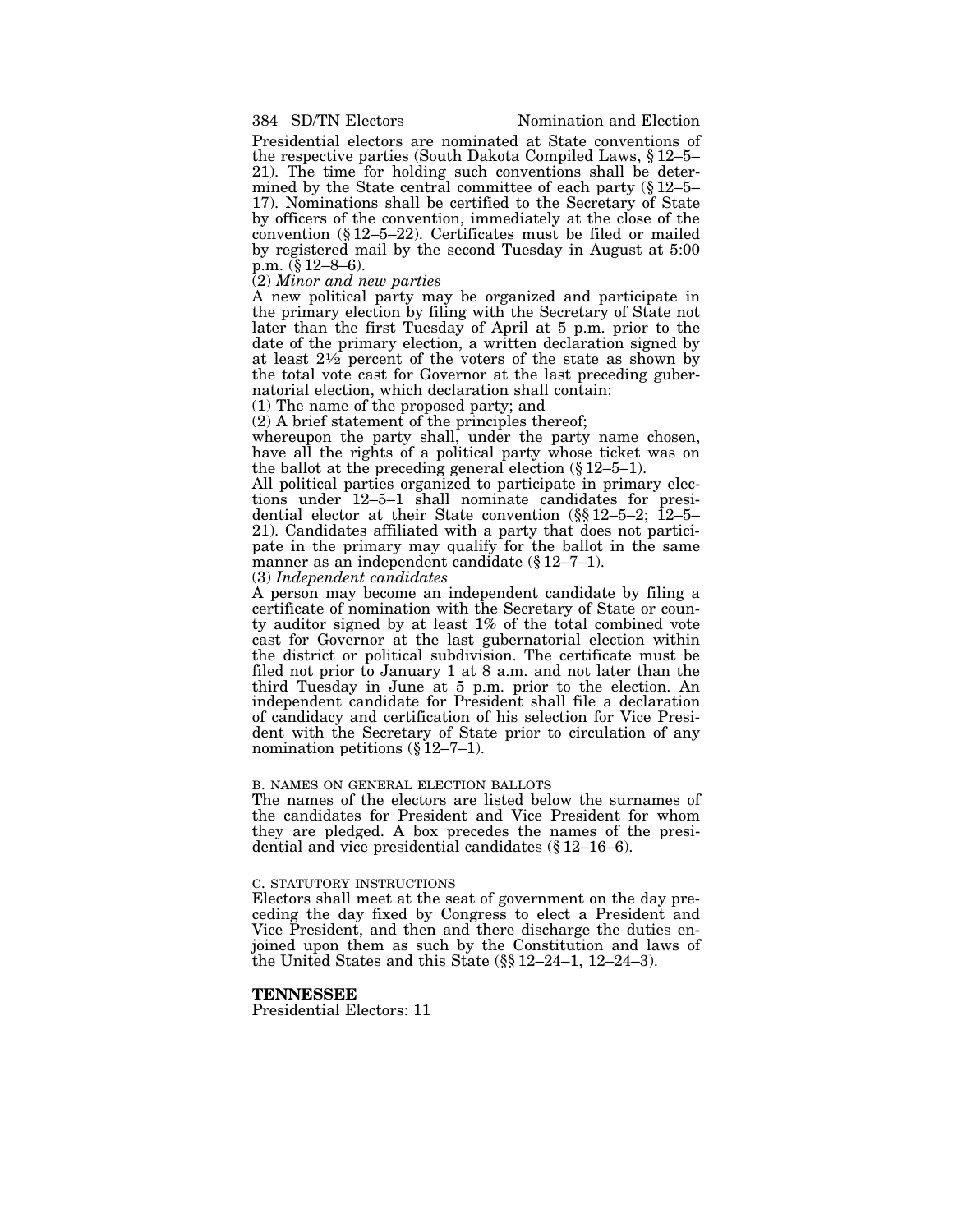Presidential electors are nominated at State conventions of the respective parties (South Dakota Compiled Laws, § 12–5–21). The time for holding such conventions shall be determined by the State central committee of each party (§ 12–5–17). Nominations shall be certified to the Secretary of State by officers of the convention, immediately at the close of the convention (§ 12–5–22). Certificates must be filed or mailed by registered mail by the second Tuesday in August at 5:00 p.m. (§ 12–8–6).

(2) *Minor and new parties*

A new political party may be organized and participate in the primary election by filing with the Secretary of State not later than the first Tuesday of April at 5 p.m. prior to the date of the primary election, a written declaration signed by at least 2½ percent of the voters of the state as shown by the total vote cast for Governor at the last preceding gubernatorial election, which declaration shall contain:

(1) The name of the proposed party; and

(2) A brief statement of the principles thereof;

whereupon the party shall, under the party name chosen, have all the rights of a political party whose ticket was on the ballot at the preceding general election (§ 12–5–1).

All political parties organized to participate in primary elections under 12–5–1 shall nominate candidates for presidential elector at their State convention (§§ 12–5–2; 12–5–21). Candidates affiliated with a party that does not participate in the primary may qualify for the ballot in the same manner as an independent candidate (§ 12–7–1).

(3) *Independent candidates*

A person may become an independent candidate by filing a certificate of nomination with the Secretary of State or county auditor signed by at least 1% of the total combined vote cast for Governor at the last gubernatorial election within the district or political subdivision. The certificate must be filed not prior to January 1 at 8 a.m. and not later than the third Tuesday in June at 5 p.m. prior to the election. An independent candidate for President shall file a declaration of candidacy and certification of his selection for Vice President with the Secretary of State prior to circulation of any nomination petitions (§ 12–7–1).

B. NAMES ON GENERAL ELECTION BALLOTS

The names of the electors are listed below the surnames of the candidates for President and Vice President for whom they are pledged. A box precedes the names of the presidential and vice presidential candidates (§ 12–16–6).

C. STATUTORY INSTRUCTIONS

Electors shall meet at the seat of government on the day preceding the day fixed by Congress to elect a President and Vice President, and then and there discharge the duties enjoined upon them as such by the Constitution and laws of the United States and this State (§§ 12–24–1, 12–24–3).

## TENNESSEE

Presidential Electors: 11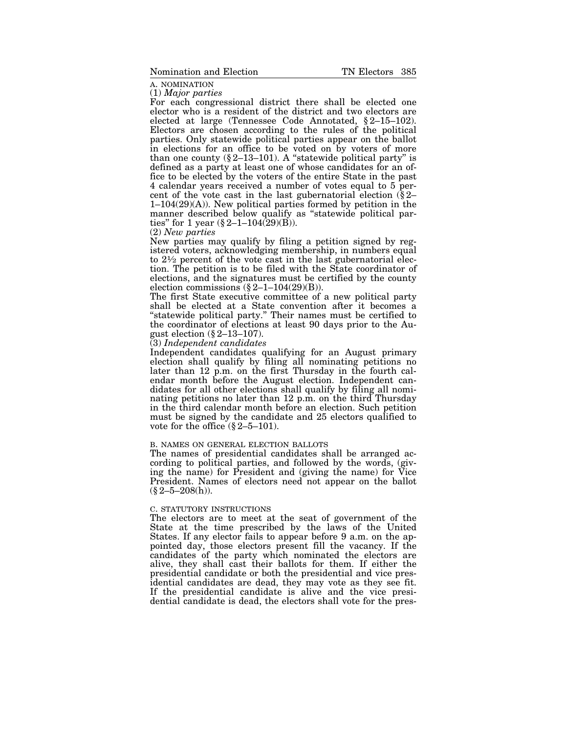A. NOMINATION

(1) *Major parties*

For each congressional district there shall be elected one elector who is a resident of the district and two electors are elected at large (Tennessee Code Annotated, § 2–15–102). Electors are chosen according to the rules of the political parties. Only statewide political parties appear on the ballot in elections for an office to be voted on by voters of more than one county (§ 2–13–101). A "statewide political party" is defined as a party at least one of whose candidates for an office to be elected by the voters of the entire State in the past 4 calendar years received a number of votes equal to 5 percent of the vote cast in the last gubernatorial election (§ 2–1–104(29)(A)). New political parties formed by petition in the manner described below qualify as "statewide political parties" for 1 year (§ 2–1–104(29)(B)).

(2) *New parties*

New parties may qualify by filing a petition signed by registered voters, acknowledging membership, in numbers equal to 2½ percent of the vote cast in the last gubernatorial election. The petition is to be filed with the State coordinator of elections, and the signatures must be certified by the county election commissions (§ 2–1–104(29)(B)).

The first State executive committee of a new political party shall be elected at a State convention after it becomes a "statewide political party." Their names must be certified to the coordinator of elections at least 90 days prior to the August election (§ 2–13–107).

(3) *Independent candidates*

Independent candidates qualifying for an August primary election shall qualify by filing all nominating petitions no later than 12 p.m. on the first Thursday in the fourth calendar month before the August election. Independent candidates for all other elections shall qualify by filing all nominating petitions no later than 12 p.m. on the third Thursday in the third calendar month before an election. Such petition must be signed by the candidate and 25 electors qualified to vote for the office (§ 2–5–101).

B. NAMES ON GENERAL ELECTION BALLOTS

The names of presidential candidates shall be arranged according to political parties, and followed by the words, (giving the name) for President and (giving the name) for Vice President. Names of electors need not appear on the ballot (§ 2–5–208(h)).

C. STATUTORY INSTRUCTIONS

The electors are to meet at the seat of government of the State at the time prescribed by the laws of the United States. If any elector fails to appear before 9 a.m. on the appointed day, those electors present fill the vacancy. If the candidates of the party which nominated the electors are alive, they shall cast their ballots for them. If either the presidential candidate or both the presidential and vice presidential candidates are dead, they may vote as they see fit. If the presidential candidate is alive and the vice presidential candidate is dead, the electors shall vote for the pres-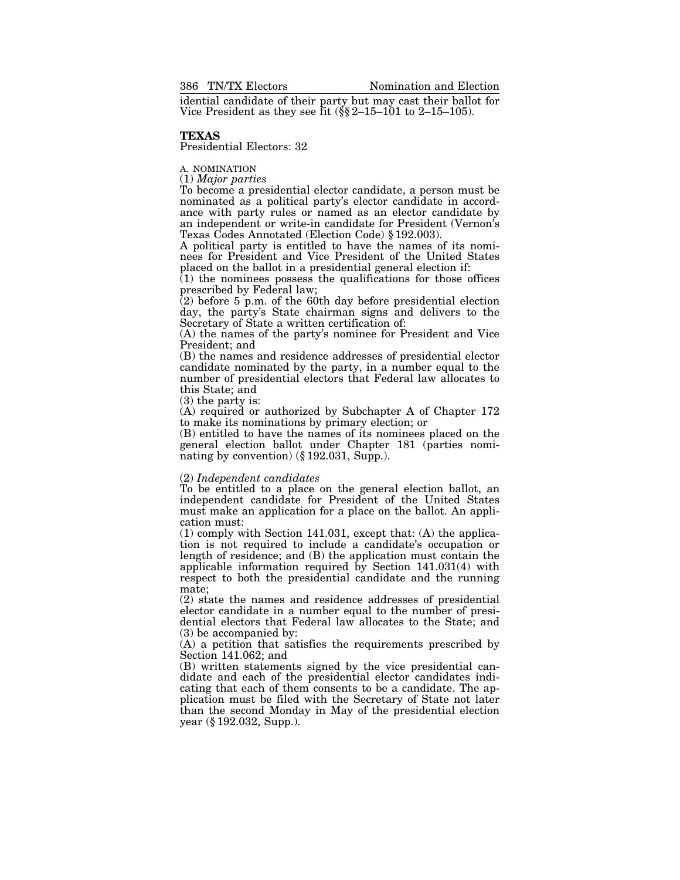idential candidate of their party but may cast their ballot for Vice President as they see fit (§§ 2–15–101 to 2–15–105).

## TEXAS

Presidential Electors: 32

A. NOMINATION

(1) *Major parties*

To become a presidential elector candidate, a person must be nominated as a political party's elector candidate in accordance with party rules or named as an elector candidate by an independent or write-in candidate for President (Vernon's Texas Codes Annotated (Election Code) § 192.003).

A political party is entitled to have the names of its nominees for President and Vice President of the United States placed on the ballot in a presidential general election if:

(1) the nominees possess the qualifications for those offices prescribed by Federal law;

(2) before 5 p.m. of the 60th day before presidential election day, the party's State chairman signs and delivers to the Secretary of State a written certification of:

(A) the names of the party's nominee for President and Vice President; and

(B) the names and residence addresses of presidential elector candidate nominated by the party, in a number equal to the number of presidential electors that Federal law allocates to this State; and

(3) the party is:

(A) required or authorized by Subchapter A of Chapter 172 to make its nominations by primary election; or

(B) entitled to have the names of its nominees placed on the general election ballot under Chapter 181 (parties nominating by convention) (§ 192.031, Supp.).

(2) *Independent candidates*

To be entitled to a place on the general election ballot, an independent candidate for President of the United States must make an application for a place on the ballot. An application must:

(1) comply with Section 141.031, except that: (A) the application is not required to include a candidate's occupation or length of residence; and (B) the application must contain the applicable information required by Section 141.031(4) with respect to both the presidential candidate and the running mate;

(2) state the names and residence addresses of presidential elector candidate in a number equal to the number of presidential electors that Federal law allocates to the State; and

(3) be accompanied by:

(A) a petition that satisfies the requirements prescribed by Section 141.062; and

(B) written statements signed by the vice presidential candidate and each of the presidential elector candidates indicating that each of them consents to be a candidate. The application must be filed with the Secretary of State not later than the second Monday in May of the presidential election year (§ 192.032, Supp.).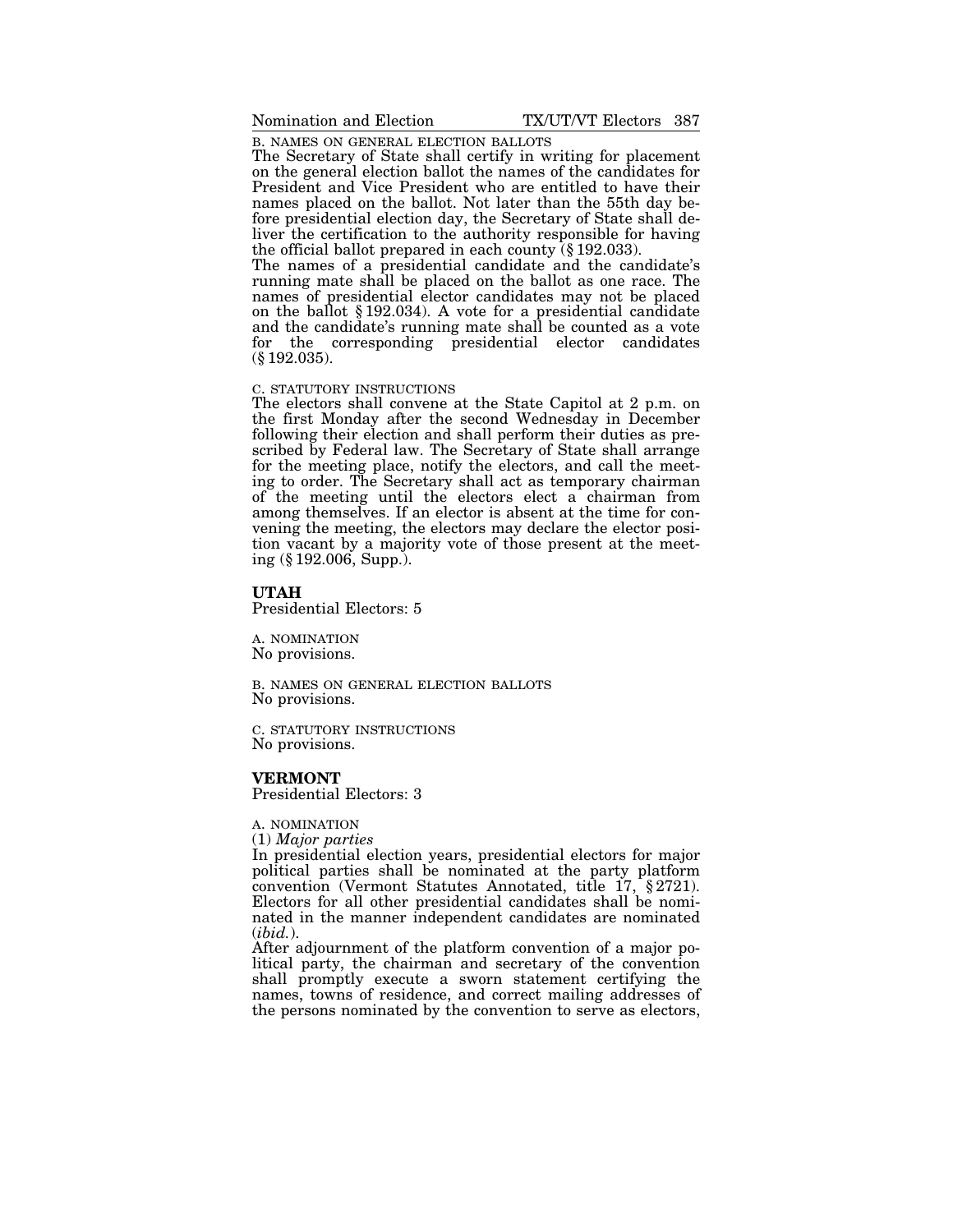B. NAMES ON GENERAL ELECTION BALLOTS

The Secretary of State shall certify in writing for placement on the general election ballot the names of the candidates for President and Vice President who are entitled to have their names placed on the ballot. Not later than the 55th day before presidential election day, the Secretary of State shall deliver the certification to the authority responsible for having the official ballot prepared in each county (§ 192.033).

The names of a presidential candidate and the candidate's running mate shall be placed on the ballot as one race. The names of presidential elector candidates may not be placed on the ballot § 192.034). A vote for a presidential candidate and the candidate's running mate shall be counted as a vote for the corresponding presidential elector candidates (§ 192.035).

C. STATUTORY INSTRUCTIONS

The electors shall convene at the State Capitol at 2 p.m. on the first Monday after the second Wednesday in December following their election and shall perform their duties as prescribed by Federal law. The Secretary of State shall arrange for the meeting place, notify the electors, and call the meeting to order. The Secretary shall act as temporary chairman of the meeting until the electors elect a chairman from among themselves. If an elector is absent at the time for convening the meeting, the electors may declare the elector position vacant by a majority vote of those present at the meeting (§ 192.006, Supp.).

## UTAH

Presidential Electors: 5

A. NOMINATION

No provisions.

B. NAMES ON GENERAL ELECTION BALLOTS

No provisions.

C. STATUTORY INSTRUCTIONS

No provisions.

## VERMONT

Presidential Electors: 3

A. NOMINATION

(1) *Major parties*

In presidential election years, presidential electors for major political parties shall be nominated at the party platform convention (Vermont Statutes Annotated, title 17, § 2721). Electors for all other presidential candidates shall be nominated in the manner independent candidates are nominated (*ibid.*).

After adjournment of the platform convention of a major political party, the chairman and secretary of the convention shall promptly execute a sworn statement certifying the names, towns of residence, and correct mailing addresses of the persons nominated by the convention to serve as electors,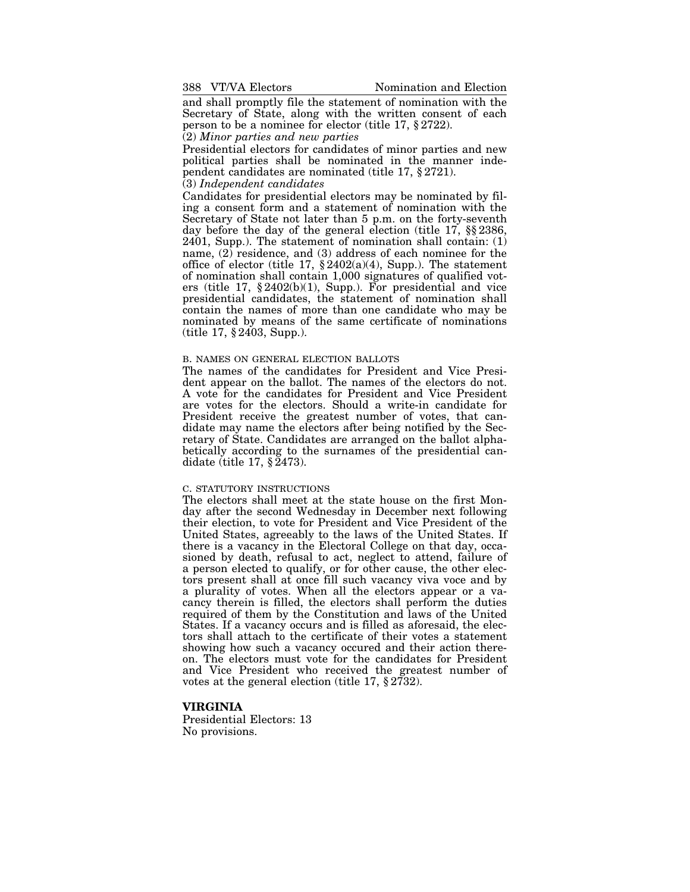and shall promptly file the statement of nomination with the Secretary of State, along with the written consent of each person to be a nominee for elector (title 17, § 2722).

(2) *Minor parties and new parties*

Presidential electors for candidates of minor parties and new political parties shall be nominated in the manner independent candidates are nominated (title 17, § 2721).

(3) *Independent candidates*

Candidates for presidential electors may be nominated by filing a consent form and a statement of nomination with the Secretary of State not later than 5 p.m. on the forty-seventh day before the day of the general election (title 17, §§ 2386, 2401, Supp.). The statement of nomination shall contain: (1) name, (2) residence, and (3) address of each nominee for the office of elector (title 17, § 2402(a)(4), Supp.). The statement of nomination shall contain 1,000 signatures of qualified voters (title 17, § 2402(b)(1), Supp.). For presidential and vice presidential candidates, the statement of nomination shall contain the names of more than one candidate who may be nominated by means of the same certificate of nominations (title 17, § 2403, Supp.).

B. NAMES ON GENERAL ELECTION BALLOTS

The names of the candidates for President and Vice President appear on the ballot. The names of the electors do not. A vote for the candidates for President and Vice President are votes for the electors. Should a write-in candidate for President receive the greatest number of votes, that candidate may name the electors after being notified by the Secretary of State. Candidates are arranged on the ballot alphabetically according to the surnames of the presidential candidate (title 17, § 2473).

C. STATUTORY INSTRUCTIONS

The electors shall meet at the state house on the first Monday after the second Wednesday in December next following their election, to vote for President and Vice President of the United States, agreeably to the laws of the United States. If there is a vacancy in the Electoral College on that day, occasioned by death, refusal to act, neglect to attend, failure of a person elected to qualify, or for other cause, the other electors present shall at once fill such vacancy viva voce and by a plurality of votes. When all the electors appear or a vacancy therein is filled, the electors shall perform the duties required of them by the Constitution and laws of the United States. If a vacancy occurs and is filled as aforesaid, the electors shall attach to the certificate of their votes a statement showing how such a vacancy occured and their action thereon. The electors must vote for the candidates for President and Vice President who received the greatest number of votes at the general election (title 17, § 2732).

## VIRGINIA

Presidential Electors: 13

No provisions.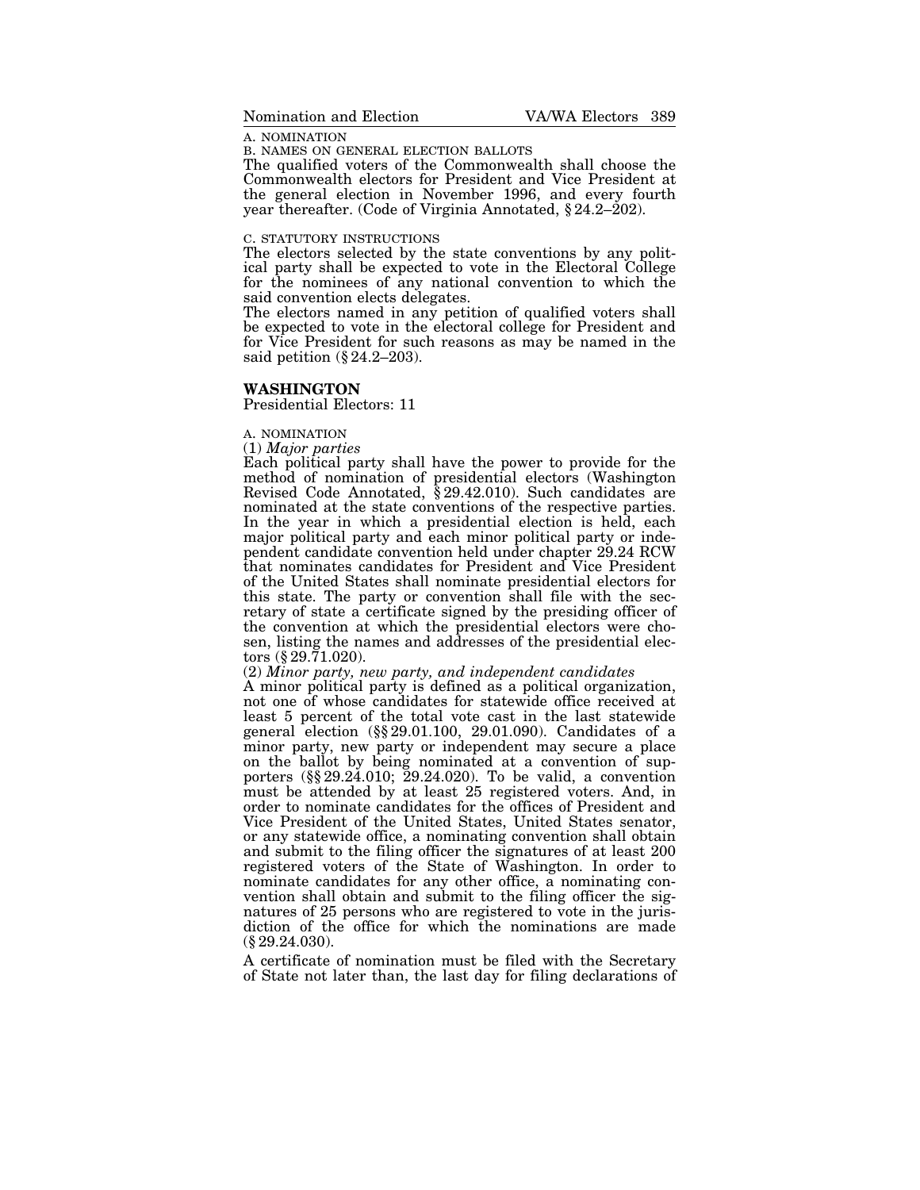A. NOMINATION

B. NAMES ON GENERAL ELECTION BALLOTS

The qualified voters of the Commonwealth shall choose the Commonwealth electors for President and Vice President at the general election in November 1996, and every fourth year thereafter. (Code of Virginia Annotated, § 24.2–202).

C. STATUTORY INSTRUCTIONS

The electors selected by the state conventions by any political party shall be expected to vote in the Electoral College for the nominees of any national convention to which the said convention elects delegates.

The electors named in any petition of qualified voters shall be expected to vote in the electoral college for President and for Vice President for such reasons as may be named in the said petition (§ 24.2–203).

## WASHINGTON

Presidential Electors: 11

A. NOMINATION

(1) *Major parties*

Each political party shall have the power to provide for the method of nomination of presidential electors (Washington Revised Code Annotated, § 29.42.010). Such candidates are nominated at the state conventions of the respective parties. In the year in which a presidential election is held, each major political party and each minor political party or independent candidate convention held under chapter 29.24 RCW that nominates candidates for President and Vice President of the United States shall nominate presidential electors for this state. The party or convention shall file with the secretary of state a certificate signed by the presiding officer of the convention at which the presidential electors were chosen, listing the names and addresses of the presidential electors (§ 29.71.020).

(2) *Minor party, new party, and independent candidates*

A minor political party is defined as a political organization, not one of whose candidates for statewide office received at least 5 percent of the total vote cast in the last statewide general election (§§ 29.01.100, 29.01.090). Candidates of a minor party, new party or independent may secure a place on the ballot by being nominated at a convention of supporters (§§ 29.24.010; 29.24.020). To be valid, a convention must be attended by at least 25 registered voters. And, in order to nominate candidates for the offices of President and Vice President of the United States, United States senator, or any statewide office, a nominating convention shall obtain and submit to the filing officer the signatures of at least 200 registered voters of the State of Washington. In order to nominate candidates for any other office, a nominating convention shall obtain and submit to the filing officer the signatures of 25 persons who are registered to vote in the jurisdiction of the office for which the nominations are made (§ 29.24.030).

A certificate of nomination must be filed with the Secretary of State not later than, the last day for filing declarations of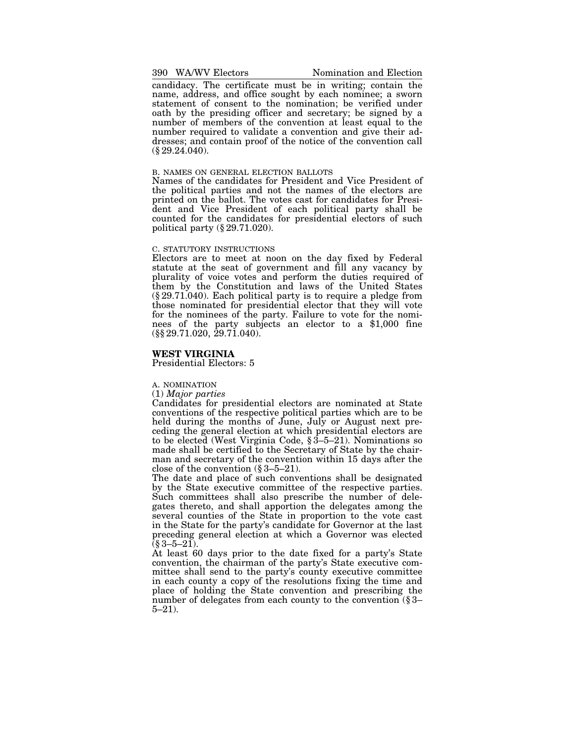candidacy. The certificate must be in writing; contain the name, address, and office sought by each nominee; a sworn statement of consent to the nomination; be verified under oath by the presiding officer and secretary; be signed by a number of members of the convention at least equal to the number required to validate a convention and give their addresses; and contain proof of the notice of the convention call (§ 29.24.040).

B. NAMES ON GENERAL ELECTION BALLOTS

Names of the candidates for President and Vice President of the political parties and not the names of the electors are printed on the ballot. The votes cast for candidates for President and Vice President of each political party shall be counted for the candidates for presidential electors of such political party (§ 29.71.020).

C. STATUTORY INSTRUCTIONS

Electors are to meet at noon on the day fixed by Federal statute at the seat of government and fill any vacancy by plurality of voice votes and perform the duties required of them by the Constitution and laws of the United States (§ 29.71.040). Each political party is to require a pledge from those nominated for presidential elector that they will vote for the nominees of the party. Failure to vote for the nominees of the party subjects an elector to a $1,000 fine (§§ 29.71.020, 29.71.040).

## WEST VIRGINIA

Presidential Electors: 5

A. NOMINATION

(1) *Major parties*

Candidates for presidential electors are nominated at State conventions of the respective political parties which are to be held during the months of June, July or August next preceding the general election at which presidential electors are to be elected (West Virginia Code, § 3–5–21). Nominations so made shall be certified to the Secretary of State by the chairman and secretary of the convention within 15 days after the close of the convention (§ 3–5–21).

The date and place of such conventions shall be designated by the State executive committee of the respective parties. Such committees shall also prescribe the number of delegates thereto, and shall apportion the delegates among the several counties of the State in proportion to the vote cast in the State for the party's candidate for Governor at the last preceding general election at which a Governor was elected (§ 3–5–21).

At least 60 days prior to the date fixed for a party's State convention, the chairman of the party's State executive committee shall send to the party's county executive committee in each county a copy of the resolutions fixing the time and place of holding the State convention and prescribing the number of delegates from each county to the convention (§ 3–5–21).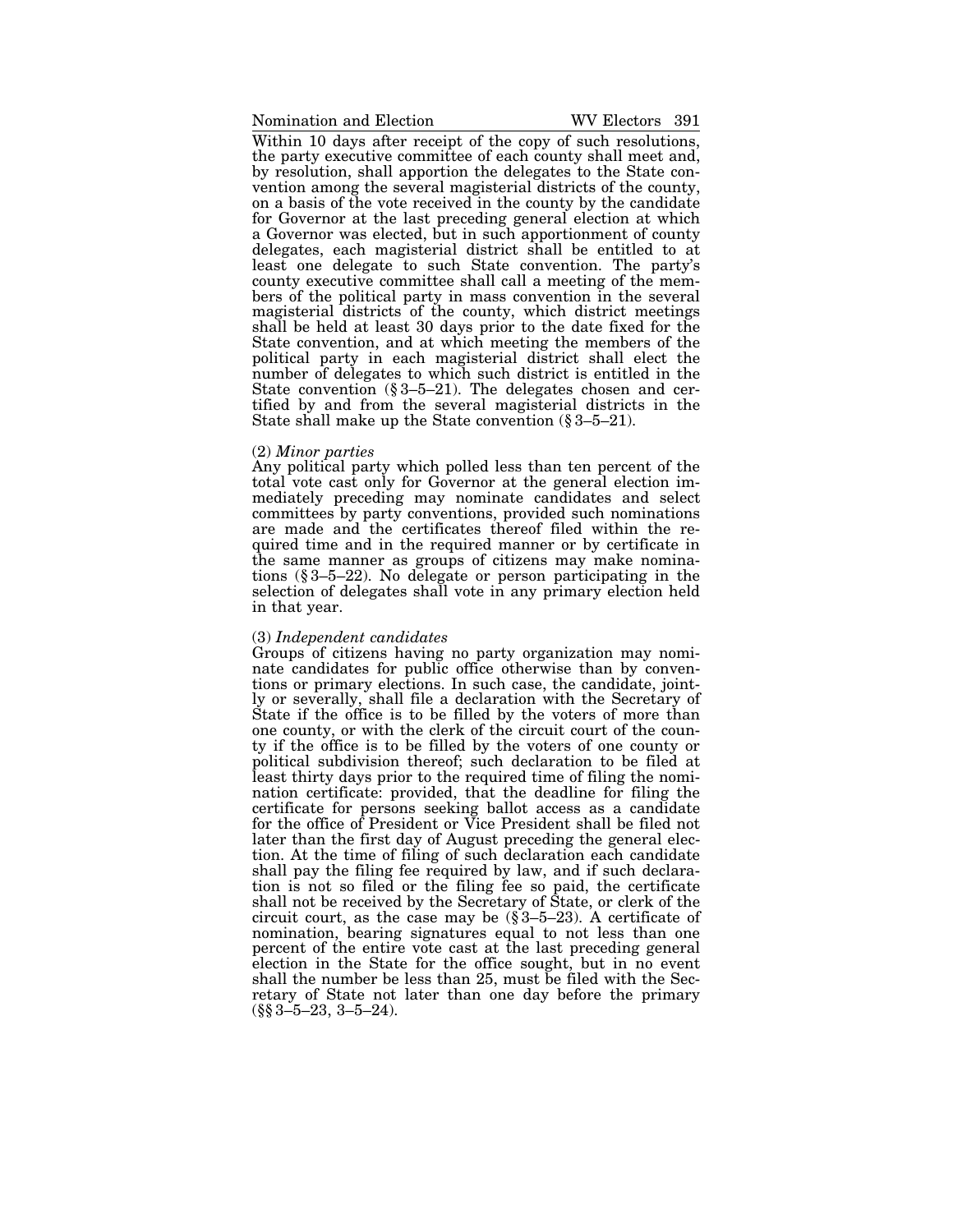Within 10 days after receipt of the copy of such resolutions, the party executive committee of each county shall meet and, by resolution, shall apportion the delegates to the State convention among the several magisterial districts of the county, on a basis of the vote received in the county by the candidate for Governor at the last preceding general election at which a Governor was elected, but in such apportionment of county delegates, each magisterial district shall be entitled to at least one delegate to such State convention. The party's county executive committee shall call a meeting of the members of the political party in mass convention in the several magisterial districts of the county, which district meetings shall be held at least 30 days prior to the date fixed for the State convention, and at which meeting the members of the political party in each magisterial district shall elect the number of delegates to which such district is entitled in the State convention (§ 3–5–21). The delegates chosen and certified by and from the several magisterial districts in the State shall make up the State convention (§ 3–5–21).

(2) *Minor parties*
Any political party which polled less than ten percent of the total vote cast only for Governor at the general election immediately preceding may nominate candidates and select committees by party conventions, provided such nominations are made and the certificates thereof filed within the required time and in the required manner or by certificate in the same manner as groups of citizens may make nominations (§ 3–5–22). No delegate or person participating in the selection of delegates shall vote in any primary election held in that year.

(3) *Independent candidates*
Groups of citizens having no party organization may nominate candidates for public office otherwise than by conventions or primary elections. In such case, the candidate, jointly or severally, shall file a declaration with the Secretary of State if the office is to be filled by the voters of more than one county, or with the clerk of the circuit court of the county if the office is to be filled by the voters of one county or political subdivision thereof; such declaration to be filed at least thirty days prior to the required time of filing the nomination certificate: provided, that the deadline for filing the certificate for persons seeking ballot access as a candidate for the office of President or Vice President shall be filed not later than the first day of August preceding the general election. At the time of filing of such declaration each candidate shall pay the filing fee required by law, and if such declaration is not so filed or the filing fee so paid, the certificate shall not be received by the Secretary of State, or clerk of the circuit court, as the case may be (§ 3–5–23). A certificate of nomination, bearing signatures equal to not less than one percent of the entire vote cast at the last preceding general election in the State for the office sought, but in no event shall the number be less than 25, must be filed with the Secretary of State not later than one day before the primary (§§ 3–5–23, 3–5–24).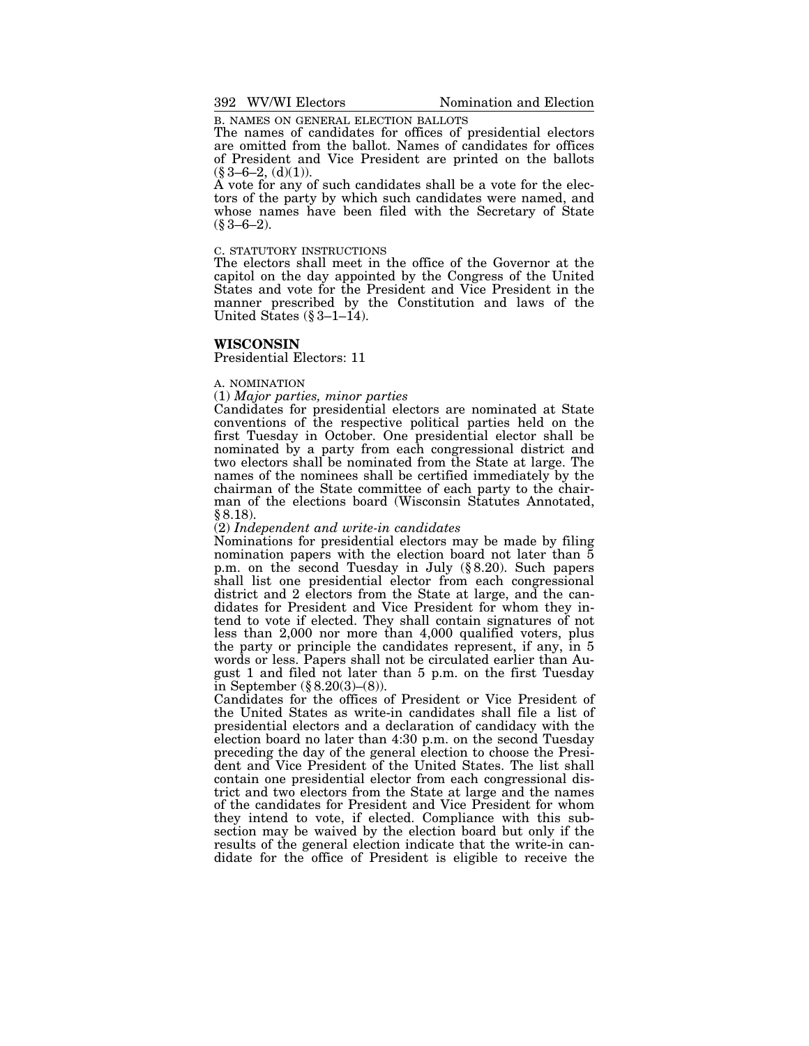B. NAMES ON GENERAL ELECTION BALLOTS

The names of candidates for offices of presidential electors are omitted from the ballot. Names of candidates for offices of President and Vice President are printed on the ballots (§ 3–6–2, (d)(1)).

A vote for any of such candidates shall be a vote for the electors of the party by which such candidates were named, and whose names have been filed with the Secretary of State (§ 3–6–2).

C. STATUTORY INSTRUCTIONS

The electors shall meet in the office of the Governor at the capitol on the day appointed by the Congress of the United States and vote for the President and Vice President in the manner prescribed by the Constitution and laws of the United States (§ 3–1–14).

## WISCONSIN

Presidential Electors: 11

A. NOMINATION

(1) *Major parties, minor parties*

Candidates for presidential electors are nominated at State conventions of the respective political parties held on the first Tuesday in October. One presidential elector shall be nominated by a party from each congressional district and two electors shall be nominated from the State at large. The names of the nominees shall be certified immediately by the chairman of the State committee of each party to the chairman of the elections board (Wisconsin Statutes Annotated, § 8.18).

(2) *Independent and write-in candidates*

Nominations for presidential electors may be made by filing nomination papers with the election board not later than 5 p.m. on the second Tuesday in July (§ 8.20). Such papers shall list one presidential elector from each congressional district and 2 electors from the State at large, and the candidates for President and Vice President for whom they intend to vote if elected. They shall contain signatures of not less than 2,000 nor more than 4,000 qualified voters, plus the party or principle the candidates represent, if any, in 5 words or less. Papers shall not be circulated earlier than August 1 and filed not later than 5 p.m. on the first Tuesday in September (§ 8.20(3)–(8)).

Candidates for the offices of President or Vice President of the United States as write-in candidates shall file a list of presidential electors and a declaration of candidacy with the election board no later than 4:30 p.m. on the second Tuesday preceding the day of the general election to choose the President and Vice President of the United States. The list shall contain one presidential elector from each congressional district and two electors from the State at large and the names of the candidates for President and Vice President for whom they intend to vote, if elected. Compliance with this subsection may be waived by the election board but only if the results of the general election indicate that the write-in candidate for the office of President is eligible to receive the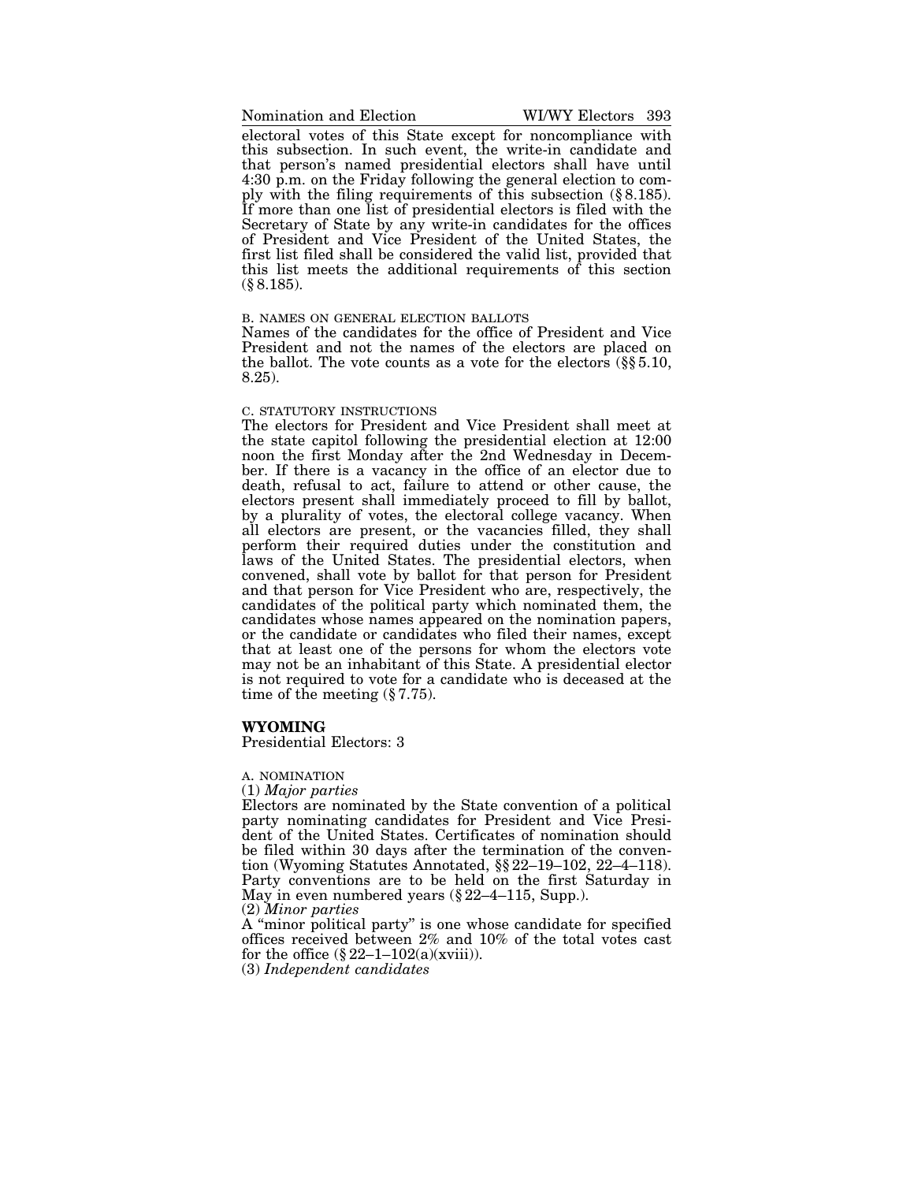electoral votes of this State except for noncompliance with this subsection. In such event, the write-in candidate and that person's named presidential electors shall have until 4:30 p.m. on the Friday following the general election to comply with the filing requirements of this subsection (§ 8.185). If more than one list of presidential electors is filed with the Secretary of State by any write-in candidates for the offices of President and Vice President of the United States, the first list filed shall be considered the valid list, provided that this list meets the additional requirements of this section (§ 8.185).

B. NAMES ON GENERAL ELECTION BALLOTS

Names of the candidates for the office of President and Vice President and not the names of the electors are placed on the ballot. The vote counts as a vote for the electors (§§ 5.10, 8.25).

C. STATUTORY INSTRUCTIONS

The electors for President and Vice President shall meet at the state capitol following the presidential election at 12:00 noon the first Monday after the 2nd Wednesday in December. If there is a vacancy in the office of an elector due to death, refusal to act, failure to attend or other cause, the electors present shall immediately proceed to fill by ballot, by a plurality of votes, the electoral college vacancy. When all electors are present, or the vacancies filled, they shall perform their required duties under the constitution and laws of the United States. The presidential electors, when convened, shall vote by ballot for that person for President and that person for Vice President who are, respectively, the candidates of the political party which nominated them, the candidates whose names appeared on the nomination papers, or the candidate or candidates who filed their names, except that at least one of the persons for whom the electors vote may not be an inhabitant of this State. A presidential elector is not required to vote for a candidate who is deceased at the time of the meeting (§ 7.75).

## WYOMING

Presidential Electors: 3

A. NOMINATION

(1) *Major parties*

Electors are nominated by the State convention of a political party nominating candidates for President and Vice President of the United States. Certificates of nomination should be filed within 30 days after the termination of the convention (Wyoming Statutes Annotated, §§ 22–19–102, 22–4–118). Party conventions are to be held on the first Saturday in May in even numbered years (§ 22–4–115, Supp.).

(2) *Minor parties*

A "minor political party" is one whose candidate for specified offices received between 2% and 10% of the total votes cast for the office (§ 22–1–102(a)(xviii)).

(3) *Independent candidates*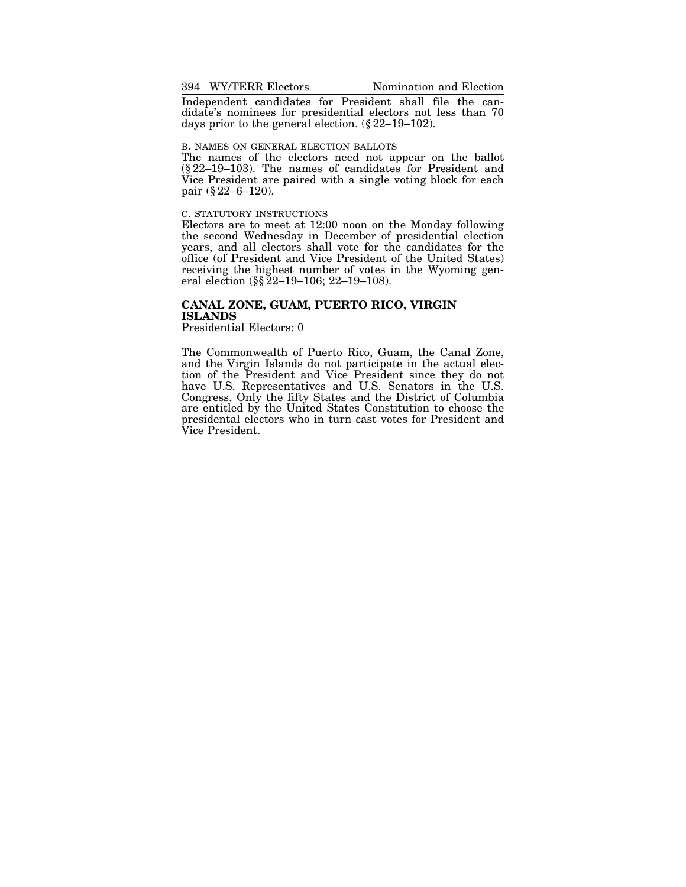Independent candidates for President shall file the candidate's nominees for presidential electors not less than 70 days prior to the general election. (§ 22–19–102).

B. NAMES ON GENERAL ELECTION BALLOTS

The names of the electors need not appear on the ballot (§ 22–19–103). The names of candidates for President and Vice President are paired with a single voting block for each pair (§ 22–6–120).

C. STATUTORY INSTRUCTIONS

Electors are to meet at 12:00 noon on the Monday following the second Wednesday in December of presidential election years, and all electors shall vote for the candidates for the office (of President and Vice President of the United States) receiving the highest number of votes in the Wyoming general election (§§ 22–19–106; 22–19–108).

## CANAL ZONE, GUAM, PUERTO RICO, VIRGIN ISLANDS

Presidential Electors: 0

The Commonwealth of Puerto Rico, Guam, the Canal Zone, and the Virgin Islands do not participate in the actual election of the President and Vice President since they do not have U.S. Representatives and U.S. Senators in the U.S. Congress. Only the fifty States and the District of Columbia are entitled by the United States Constitution to choose the presidental electors who in turn cast votes for President and Vice President.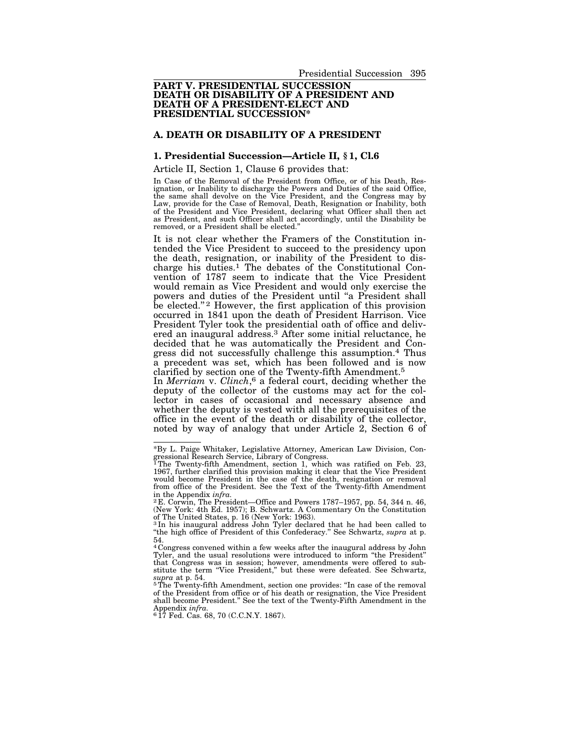# PART V. PRESIDENTIAL SUCCESSION DEATH OR DISABILITY OF A PRESIDENT AND DEATH OF A PRESIDENT-ELECT AND PRESIDENTIAL SUCCESSION*

## A. DEATH OR DISABILITY OF A PRESIDENT

### 1. Presidential Succession—Article II, § 1, Cl.6

Article II, Section 1, Clause 6 provides that:

In Case of the Removal of the President from Office, or of his Death, Resignation, or Inability to discharge the Powers and Duties of the said Office, the same shall devolve on the Vice President, and the Congress may by Law, provide for the Case of Removal, Death, Resignation or Inability, both of the President and Vice President, declaring what Officer shall then act as President, and such Officer shall act accordingly, until the Disability be removed, or a President shall be elected."

It is not clear whether the Framers of the Constitution intended the Vice President to succeed to the presidency upon the death, resignation, or inability of the President to discharge his duties.[1] The debates of the Constitutional Convention of 1787 seem to indicate that the Vice President would remain as Vice President and would only exercise the powers and duties of the President until "a President shall be elected."[2] However, the first application of this provision occurred in 1841 upon the death of President Harrison. Vice President Tyler took the presidential oath of office and delivered an inaugural address.[3] After some initial reluctance, he decided that he was automatically the President and Congress did not successfully challenge this assumption.[4] Thus a precedent was set, which has been followed and is now clarified by section one of the Twenty-fifth Amendment.[5]

In *Merriam* v. *Clinch*,[6] a federal court, deciding whether the deputy of the collector of the customs may act for the collector in cases of occasional and necessary absence and whether the deputy is vested with all the prerequisites of the office in the event of the death or disability of the collector, noted by way of analogy that under Article 2, Section 6 of

---

*By L. Paige Whitaker, Legislative Attorney, American Law Division, Congressional Research Service, Library of Congress.

[1] The Twenty-fifth Amendment, section 1, which was ratified on Feb. 23, 1967, further clarified this provision making it clear that the Vice President would become President in the case of the death, resignation or removal from office of the President. See the Text of the Twenty-fifth Amendment in the Appendix *infra*.

[2] E. Corwin, The President—Office and Powers 1787–1957, pp. 54, 344 n. 46, (New York: 4th Ed. 1957); B. Schwartz. A Commentary On the Constitution of The United States, p. 16 (New York: 1963).

[3] In his inaugural address John Tyler declared that he had been called to "the high office of President of this Confederacy." See Schwartz, *supra* at p. 54.

[4] Congress convened within a few weeks after the inaugural address by John Tyler, and the usual resolutions were introduced to inform "the President" that Congress was in session; however, amendments were offered to substitute the term "Vice President," but these were defeated. See Schwartz, *supra* at p. 54.

[5] The Twenty-fifth Amendment, section one provides: "In case of the removal of the President from office or of his death or resignation, the Vice President shall become President." See the text of the Twenty-Fifth Amendment in the Appendix *infra*.

[6] 17 Fed. Cas. 68, 70 (C.C.N.Y. 1867).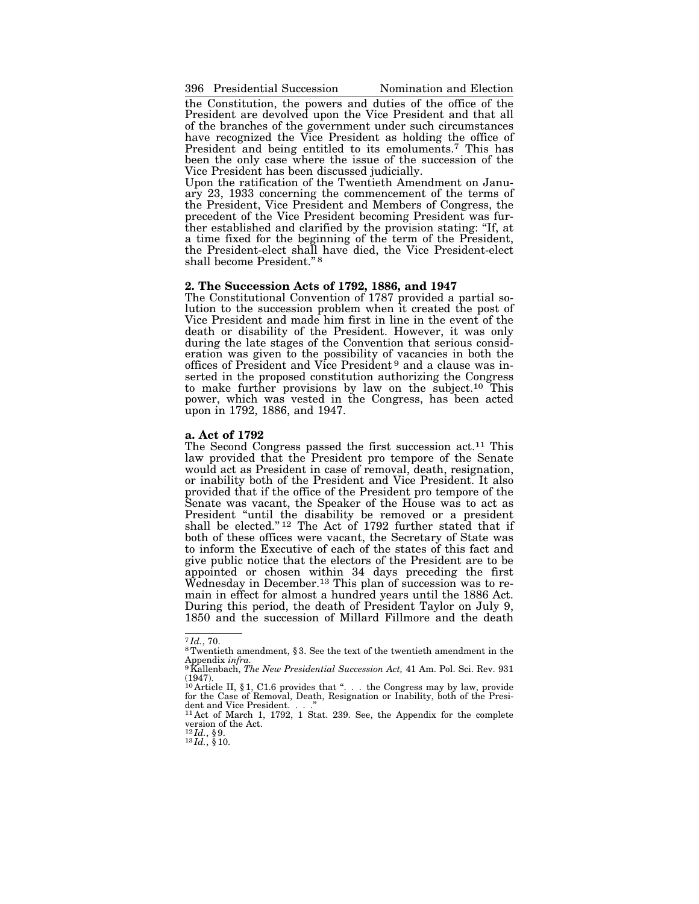the Constitution, the powers and duties of the office of the President are devolved upon the Vice President and that all of the branches of the government under such circumstances have recognized the Vice President as holding the office of President and being entitled to its emoluments.[7] This has been the only case where the issue of the succession of the Vice President has been discussed judicially.

Upon the ratification of the Twentieth Amendment on January 23, 1933 concerning the commencement of the terms of the President, Vice President and Members of Congress, the precedent of the Vice President becoming President was further established and clarified by the provision stating: "If, at a time fixed for the beginning of the term of the President, the President-elect shall have died, the Vice President-elect shall become President."[8]

### 2. The Succession Acts of 1792, 1886, and 1947

The Constitutional Convention of 1787 provided a partial solution to the succession problem when it created the post of Vice President and made him first in line in the event of the death or disability of the President. However, it was only during the late stages of the Convention that serious consideration was given to the possibility of vacancies in both the offices of President and Vice President[9] and a clause was inserted in the proposed constitution authorizing the Congress to make further provisions by law on the subject.[10] This power, which was vested in the Congress, has been acted upon in 1792, 1886, and 1947.

#### a. Act of 1792

The Second Congress passed the first succession act.[11] This law provided that the President pro tempore of the Senate would act as President in case of removal, death, resignation, or inability both of the President and Vice President. It also provided that if the office of the President pro tempore of the Senate was vacant, the Speaker of the House was to act as President "until the disability be removed or a president shall be elected."[12] The Act of 1792 further stated that if both of these offices were vacant, the Secretary of State was to inform the Executive of each of the states of this fact and give public notice that the electors of the President are to be appointed or chosen within 34 days preceding the first Wednesday in December.[13] This plan of succession was to remain in effect for almost a hundred years until the 1886 Act. During this period, the death of President Taylor on July 9, 1850 and the succession of Millard Fillmore and the death

---

[7] *Id.*, 70.

[8] Twentieth amendment, §3. See the text of the twentieth amendment in the Appendix *infra.*

[9] Kallenbach, *The New Presidential Succession Act,* 41 Am. Pol. Sci. Rev. 931 (1947).

[10] Article II, §1, C1.6 provides that ". . . the Congress may by law, provide for the Case of Removal, Death, Resignation or Inability, both of the President and Vice President. . . ."

[11] Act of March 1, 1792, 1 Stat. 239. See, the Appendix for the complete version of the Act.

[12] *Id.*, §9.

[13] *Id.*, §10.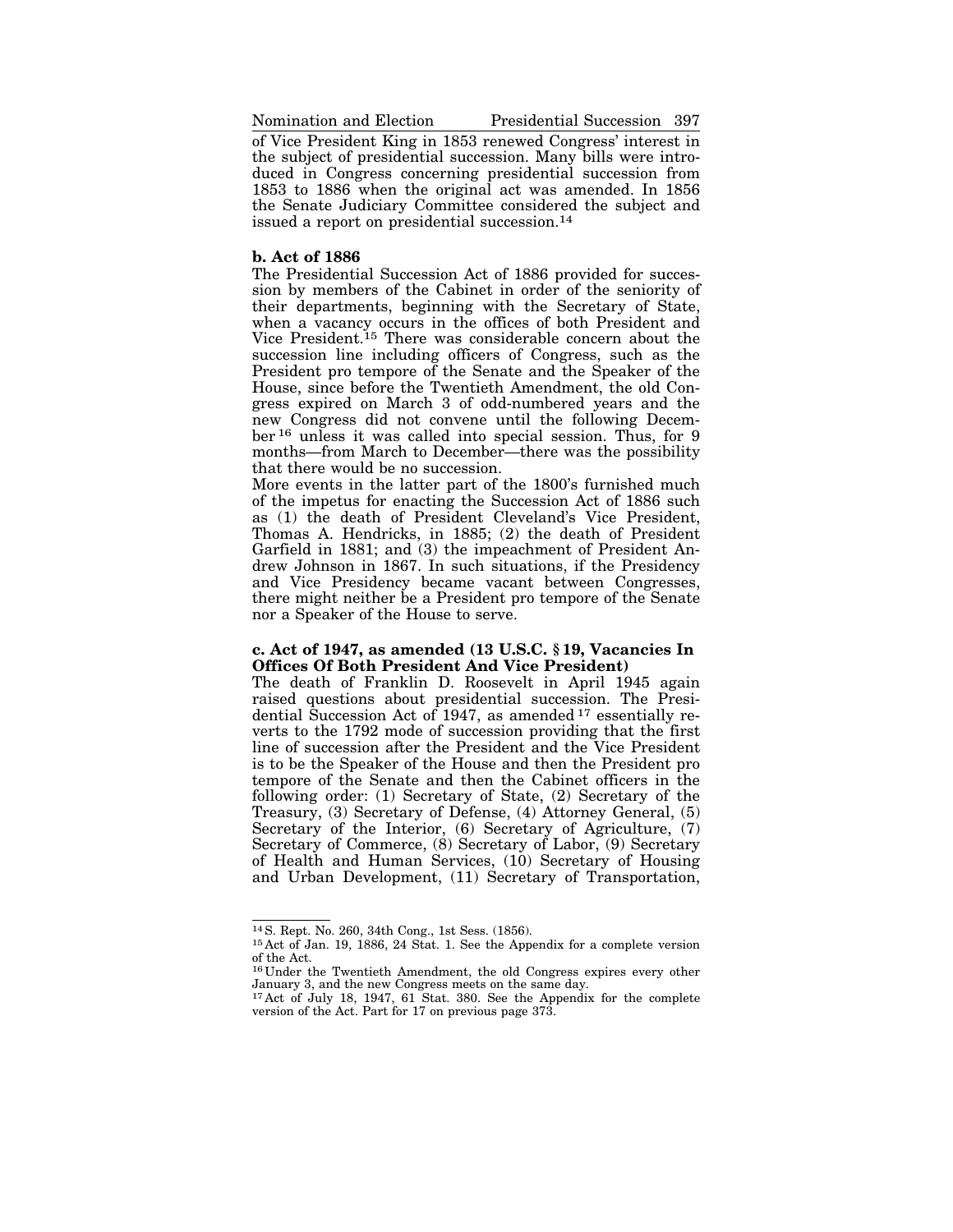of Vice President King in 1853 renewed Congress' interest in the subject of presidential succession. Many bills were introduced in Congress concerning presidential succession from 1853 to 1886 when the original act was amended. In 1856 the Senate Judiciary Committee considered the subject and issued a report on presidential succession.[14]

**b. Act of 1886**

The Presidential Succession Act of 1886 provided for succession by members of the Cabinet in order of the seniority of their departments, beginning with the Secretary of State, when a vacancy occurs in the offices of both President and Vice President.[15] There was considerable concern about the succession line including officers of Congress, such as the President pro tempore of the Senate and the Speaker of the House, since before the Twentieth Amendment, the old Congress expired on March 3 of odd-numbered years and the new Congress did not convene until the following December[16] unless it was called into special session. Thus, for 9 months—from March to December—there was the possibility that there would be no succession.

More events in the latter part of the 1800's furnished much of the impetus for enacting the Succession Act of 1886 such as (1) the death of President Cleveland's Vice President, Thomas A. Hendricks, in 1885; (2) the death of President Garfield in 1881; and (3) the impeachment of President Andrew Johnson in 1867. In such situations, if the Presidency and Vice Presidency became vacant between Congresses, there might neither be a President pro tempore of the Senate nor a Speaker of the House to serve.

**c. Act of 1947, as amended (13 U.S.C. § 19, Vacancies In Offices Of Both President And Vice President)**

The death of Franklin D. Roosevelt in April 1945 again raised questions about presidential succession. The Presidential Succession Act of 1947, as amended[17] essentially reverts to the 1792 mode of succession providing that the first line of succession after the President and the Vice President is to be the Speaker of the House and then the President pro tempore of the Senate and then the Cabinet officers in the following order: (1) Secretary of State, (2) Secretary of the Treasury, (3) Secretary of Defense, (4) Attorney General, (5) Secretary of the Interior, (6) Secretary of Agriculture, (7) Secretary of Commerce, (8) Secretary of Labor, (9) Secretary of Health and Human Services, (10) Secretary of Housing and Urban Development, (11) Secretary of Transportation,

---

[14] S. Rept. No. 260, 34th Cong., 1st Sess. (1856).

[15] Act of Jan. 19, 1886, 24 Stat. 1. See the Appendix for a complete version of the Act.

[16] Under the Twentieth Amendment, the old Congress expires every other January 3, and the new Congress meets on the same day.

[17] Act of July 18, 1947, 61 Stat. 380. See the Appendix for the complete version of the Act. Part for 17 on previous page 373.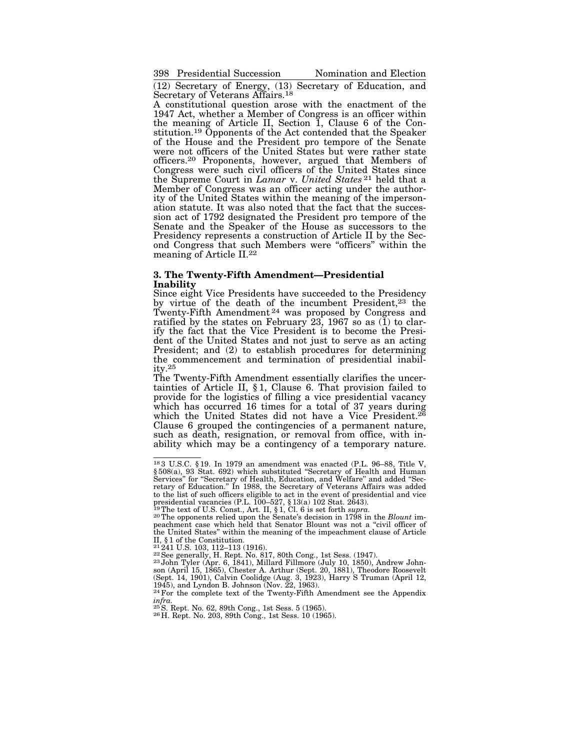(12) Secretary of Energy, (13) Secretary of Education, and Secretary of Veterans Affairs.[18]

A constitutional question arose with the enactment of the 1947 Act, whether a Member of Congress is an officer within the meaning of Article II, Section 1, Clause 6 of the Constitution.[19] Opponents of the Act contended that the Speaker of the House and the President pro tempore of the Senate were not officers of the United States but were rather state officers.[20] Proponents, however, argued that Members of Congress were such civil officers of the United States since the Supreme Court in *Lamar* v. *United States*[21] held that a Member of Congress was an officer acting under the authority of the United States within the meaning of the impersonation statute. It was also noted that the fact that the succession act of 1792 designated the President pro tempore of the Senate and the Speaker of the House as successors to the Presidency represents a construction of Article II by the Second Congress that such Members were "officers" within the meaning of Article II.[22]

### 3. The Twenty-Fifth Amendment—Presidential Inability

Since eight Vice Presidents have succeeded to the Presidency by virtue of the death of the incumbent President,[23] the Twenty-Fifth Amendment[24] was proposed by Congress and ratified by the states on February 23, 1967 so as (1) to clarify the fact that the Vice President is to become the President of the United States and not just to serve as an acting President; and (2) to establish procedures for determining the commencement and termination of presidential inability.[25]

The Twenty-Fifth Amendment essentially clarifies the uncertainties of Article II, § 1, Clause 6. That provision failed to provide for the logistics of filling a vice presidential vacancy which has occurred 16 times for a total of 37 years during which the United States did not have a Vice President.[26] Clause 6 grouped the contingencies of a permanent nature, such as death, resignation, or removal from office, with inability which may be a contingency of a temporary nature.

---

[18] 3 U.S.C. § 19. In 1979 an amendment was enacted (P.L. 96–88, Title V, § 508(a), 93 Stat. 692) which substituted "Secretary of Health and Human Services" for "Secretary of Health, Education, and Welfare" and added "Secretary of Education." In 1988, the Secretary of Veterans Affairs was added to the list of such officers eligible to act in the event of presidential and vice presidential vacancies (P.L. 100–527, § 13(a) 102 Stat. 2643).

[19] The text of U.S. Const., Art. II, § 1, Cl. 6 is set forth *supra*.

[20] The opponents relied upon the Senate's decision in 1798 in the *Blount* impeachment case which held that Senator Blount was not a "civil officer of the United States" within the meaning of the impeachment clause of Article II, § 1 of the Constitution.

[21] 241 U.S. 103, 112–113 (1916).

[22] See generally, H. Rept. No. 817, 80th Cong., 1st Sess. (1947).

[23] John Tyler (Apr. 6, 1841), Millard Fillmore (July 10, 1850), Andrew Johnson (April 15, 1865), Chester A. Arthur (Sept. 20, 1881), Theodore Roosevelt (Sept. 14, 1901), Calvin Coolidge (Aug. 3, 1923), Harry S Truman (April 12, 1945), and Lyndon B. Johnson (Nov. 22, 1963).

[24] For the complete text of the Twenty-Fifth Amendment see the Appendix *infra*.

[25] S. Rept. No. 62, 89th Cong., 1st Sess. 5 (1965).

[26] H. Rept. No. 203, 89th Cong., 1st Sess. 10 (1965).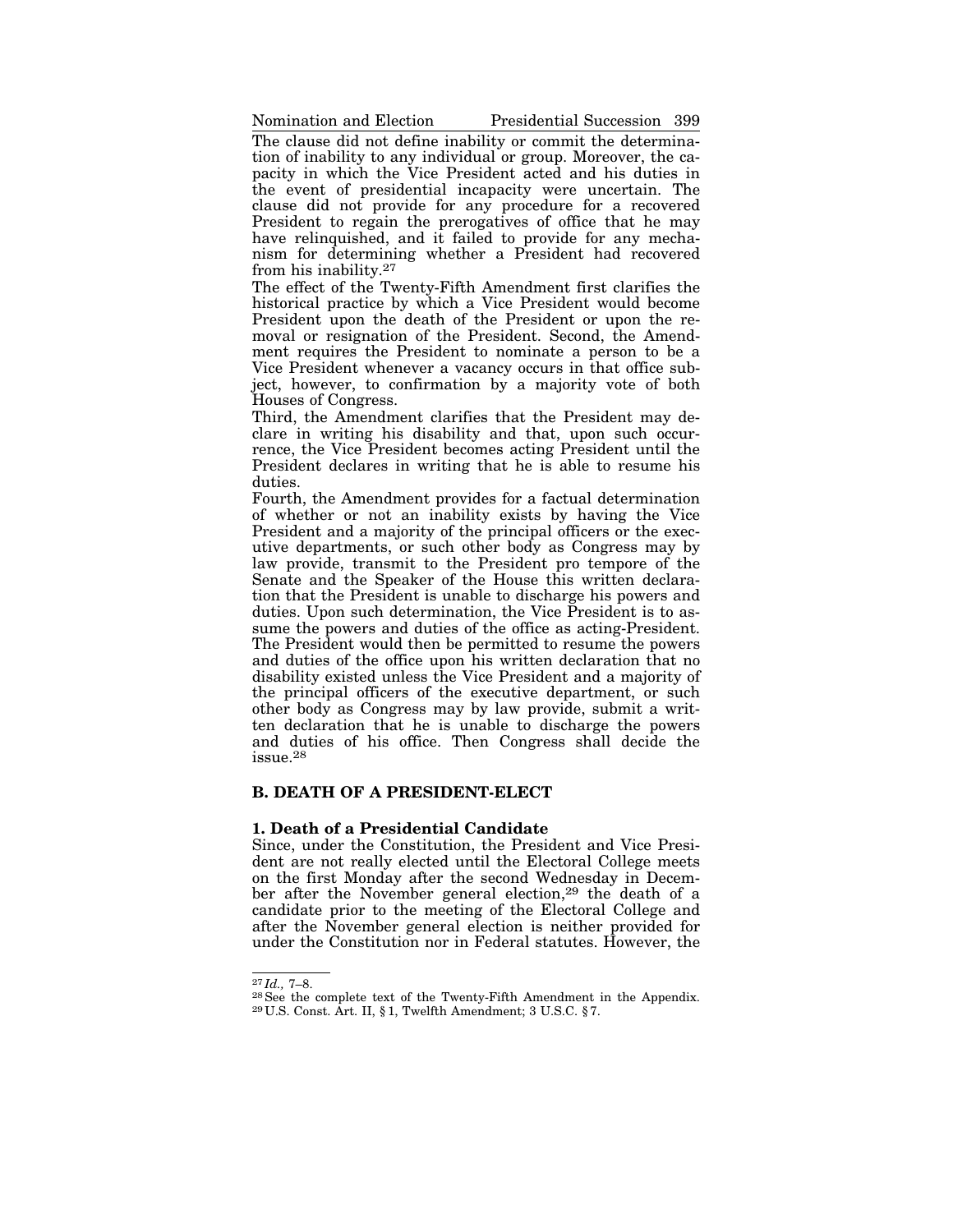The clause did not define inability or commit the determination of inability to any individual or group. Moreover, the capacity in which the Vice President acted and his duties in the event of presidential incapacity were uncertain. The clause did not provide for any procedure for a recovered President to regain the prerogatives of office that he may have relinquished, and it failed to provide for any mechanism for determining whether a President had recovered from his inability.[27]

The effect of the Twenty-Fifth Amendment first clarifies the historical practice by which a Vice President would become President upon the death of the President or upon the removal or resignation of the President. Second, the Amendment requires the President to nominate a person to be a Vice President whenever a vacancy occurs in that office subject, however, to confirmation by a majority vote of both Houses of Congress.

Third, the Amendment clarifies that the President may declare in writing his disability and that, upon such occurrence, the Vice President becomes acting President until the President declares in writing that he is able to resume his duties.

Fourth, the Amendment provides for a factual determination of whether or not an inability exists by having the Vice President and a majority of the principal officers or the executive departments, or such other body as Congress may by law provide, transmit to the President pro tempore of the Senate and the Speaker of the House this written declaration that the President is unable to discharge his powers and duties. Upon such determination, the Vice President is to assume the powers and duties of the office as acting-President. The President would then be permitted to resume the powers and duties of the office upon his written declaration that no disability existed unless the Vice President and a majority of the principal officers of the executive department, or such other body as Congress may by law provide, submit a written declaration that he is unable to discharge the powers and duties of his office. Then Congress shall decide the issue.[28]

## B. DEATH OF A PRESIDENT-ELECT

### 1. Death of a Presidential Candidate

Since, under the Constitution, the President and Vice President are not really elected until the Electoral College meets on the first Monday after the second Wednesday in December after the November general election,[29] the death of a candidate prior to the meeting of the Electoral College and after the November general election is neither provided for under the Constitution nor in Federal statutes. However, the

---

[27] *Id.,* 7–8.

[28] See the complete text of the Twenty-Fifth Amendment in the Appendix.

[29] U.S. Const. Art. II, § 1, Twelfth Amendment; 3 U.S.C. § 7.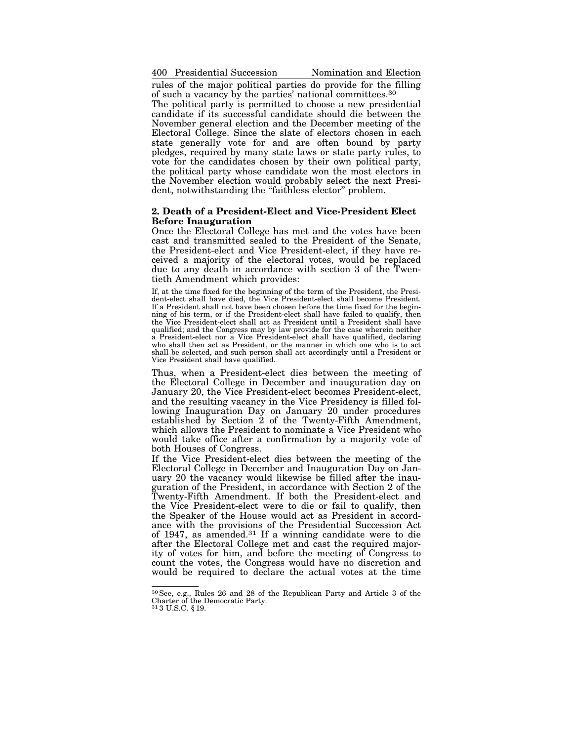rules of the major political parties do provide for the filling of such a vacancy by the parties' national committees.[30]

The political party is permitted to choose a new presidential candidate if its successful candidate should die between the November general election and the December meeting of the Electoral College. Since the slate of electors chosen in each state generally vote for and are often bound by party pledges, required by many state laws or state party rules, to vote for the candidates chosen by their own political party, the political party whose candidate won the most electors in the November election would probably select the next President, notwithstanding the "faithless elector" problem.

### 2. Death of a President-Elect and Vice-President Elect Before Inauguration

Once the Electoral College has met and the votes have been cast and transmitted sealed to the President of the Senate, the President-elect and Vice President-elect, if they have received a majority of the electoral votes, would be replaced due to any death in accordance with section 3 of the Twentieth Amendment which provides:

> If, at the time fixed for the beginning of the term of the President, the President-elect shall have died, the Vice President-elect shall become President. If a President shall not have been chosen before the time fixed for the beginning of his term, or if the President-elect shall have failed to qualify, then the Vice President-elect shall act as President until a President shall have qualified; and the Congress may by law provide for the case wherein neither a President-elect nor a Vice President-elect shall have qualified, declaring who shall then act as President, or the manner in which one who is to act shall be selected, and such person shall act accordingly until a President or Vice President shall have qualified.

Thus, when a President-elect dies between the meeting of the Electoral College in December and inauguration day on January 20, the Vice President-elect becomes President-elect, and the resulting vacancy in the Vice Presidency is filled following Inauguration Day on January 20 under procedures established by Section 2 of the Twenty-Fifth Amendment, which allows the President to nominate a Vice President who would take office after a confirmation by a majority vote of both Houses of Congress.

If the Vice President-elect dies between the meeting of the Electoral College in December and Inauguration Day on January 20 the vacancy would likewise be filled after the inauguration of the President, in accordance with Section 2 of the Twenty-Fifth Amendment. If both the President-elect and the Vice President-elect were to die or fail to qualify, then the Speaker of the House would act as President in accordance with the provisions of the Presidential Succession Act of 1947, as amended.[31] If a winning candidate were to die after the Electoral College met and cast the required majority of votes for him, and before the meeting of Congress to count the votes, the Congress would have no discretion and would be required to declare the actual votes at the time

---

[30] See, e.g., Rules 26 and 28 of the Republican Party and Article 3 of the Charter of the Democratic Party.

[31] 3 U.S.C. § 19.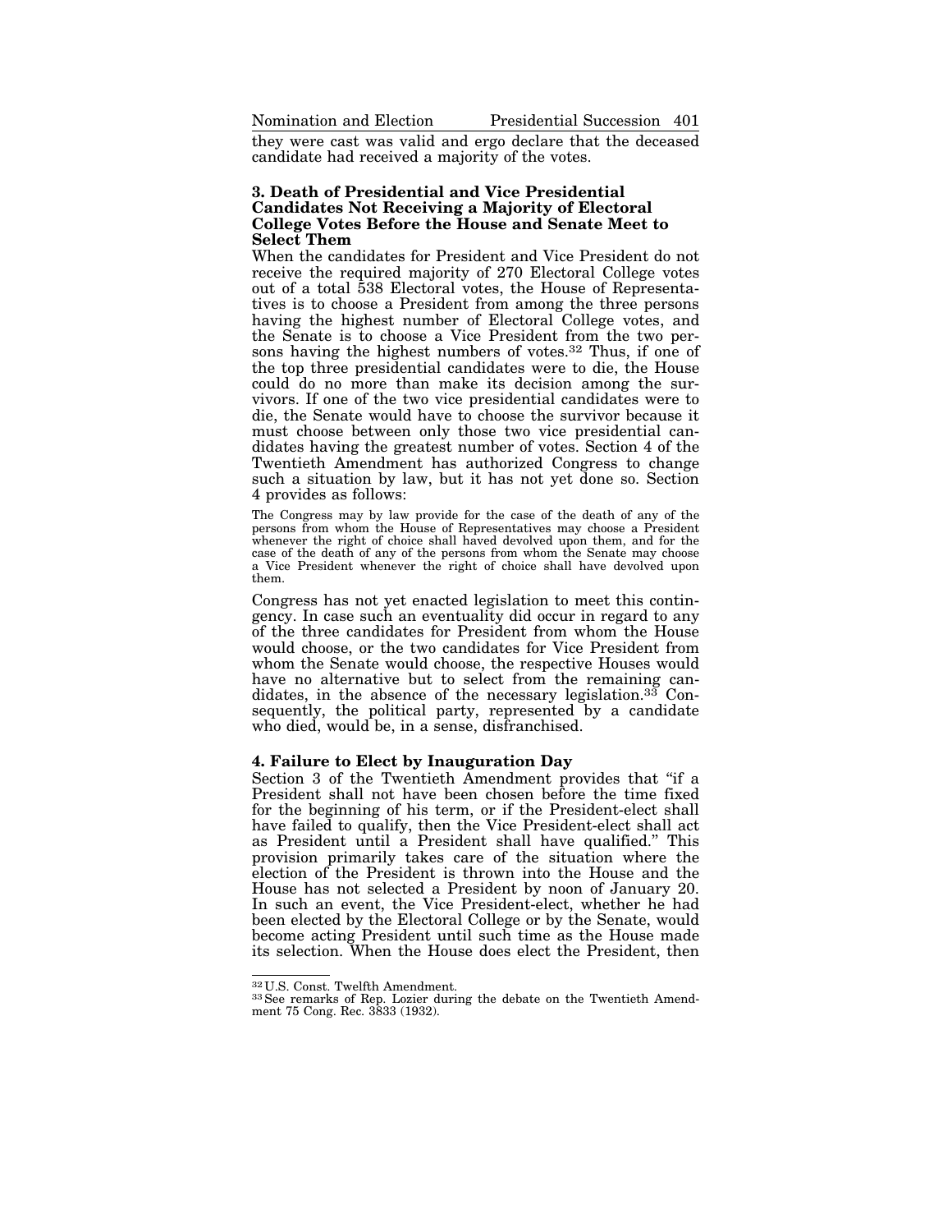they were cast was valid and ergo declare that the deceased candidate had received a majority of the votes.

### 3. Death of Presidential and Vice Presidential Candidates Not Receiving a Majority of Electoral College Votes Before the House and Senate Meet to Select Them

When the candidates for President and Vice President do not receive the required majority of 270 Electoral College votes out of a total 538 Electoral votes, the House of Representatives is to choose a President from among the three persons having the highest number of Electoral College votes, and the Senate is to choose a Vice President from the two persons having the highest numbers of votes.[32] Thus, if one of the top three presidential candidates were to die, the House could do no more than make its decision among the survivors. If one of the two vice presidential candidates were to die, the Senate would have to choose the survivor because it must choose between only those two vice presidential candidates having the greatest number of votes. Section 4 of the Twentieth Amendment has authorized Congress to change such a situation by law, but it has not yet done so. Section 4 provides as follows:

> The Congress may by law provide for the case of the death of any of the persons from whom the House of Representatives may choose a President whenever the right of choice shall haved devolved upon them, and for the case of the death of any of the persons from whom the Senate may choose a Vice President whenever the right of choice shall have devolved upon them.

Congress has not yet enacted legislation to meet this contingency. In case such an eventuality did occur in regard to any of the three candidates for President from whom the House would choose, or the two candidates for Vice President from whom the Senate would choose, the respective Houses would have no alternative but to select from the remaining candidates, in the absence of the necessary legislation.[33] Consequently, the political party, represented by a candidate who died, would be, in a sense, disfranchised.

### 4. Failure to Elect by Inauguration Day

Section 3 of the Twentieth Amendment provides that "if a President shall not have been chosen before the time fixed for the beginning of his term, or if the President-elect shall have failed to qualify, then the Vice President-elect shall act as President until a President shall have qualified." This provision primarily takes care of the situation where the election of the President is thrown into the House and the House has not selected a President by noon of January 20. In such an event, the Vice President-elect, whether he had been elected by the Electoral College or by the Senate, would become acting President until such time as the House made its selection. When the House does elect the President, then

---

[32] U.S. Const. Twelfth Amendment.

[33] See remarks of Rep. Lozier during the debate on the Twentieth Amendment 75 Cong. Rec. 3833 (1932).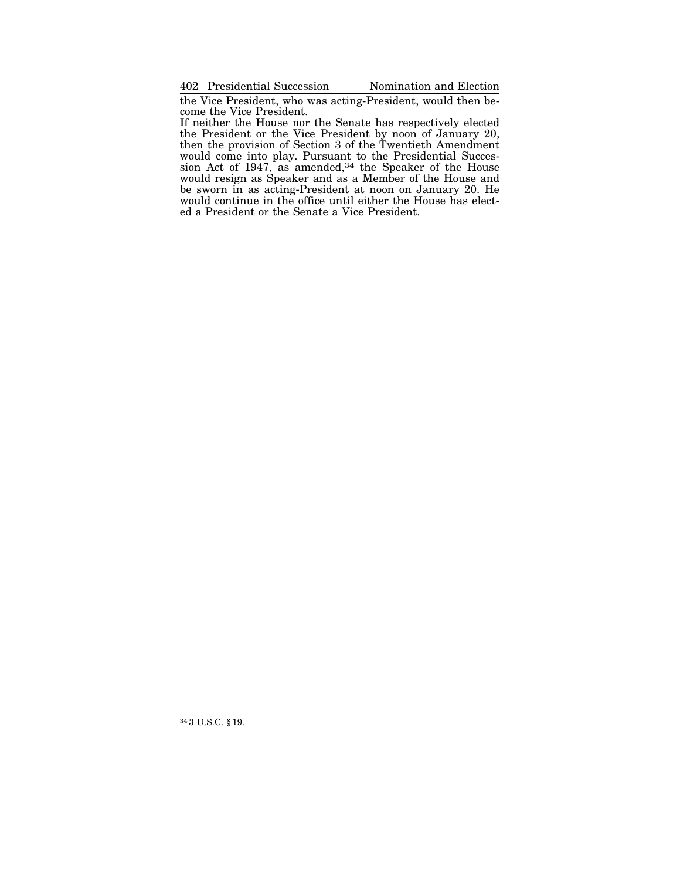the Vice President, who was acting-President, would then become the Vice President.

If neither the House nor the Senate has respectively elected the President or the Vice President by noon of January 20, then the provision of Section 3 of the Twentieth Amendment would come into play. Pursuant to the Presidential Succession Act of 1947, as amended,[34] the Speaker of the House would resign as Speaker and as a Member of the House and be sworn in as acting-President at noon on January 20. He would continue in the office until either the House has elected a President or the Senate a Vice President.

---

[34] 3 U.S.C. § 19.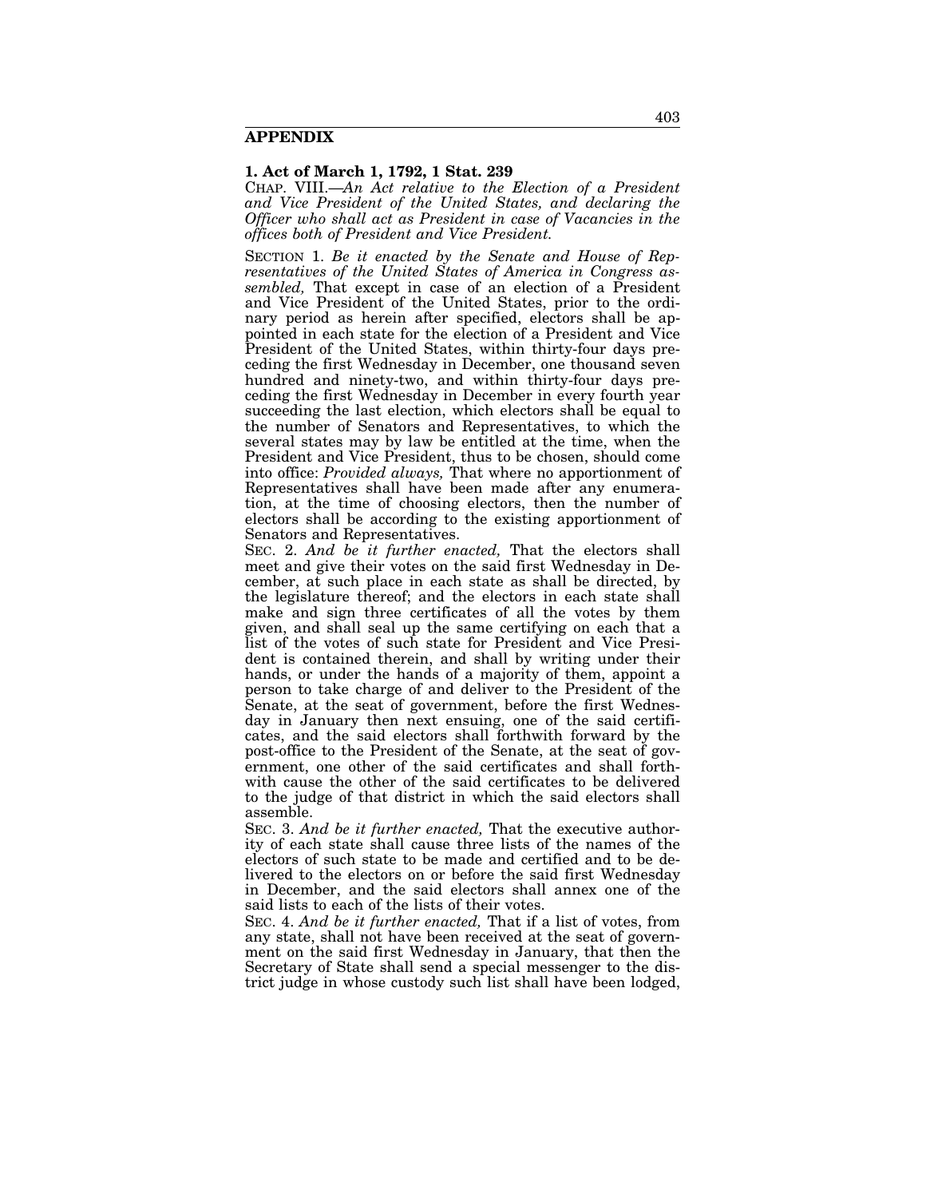## APPENDIX

### 1. Act of March 1, 1792, 1 Stat. 239

CHAP. VIII.—*An Act relative to the Election of a President and Vice President of the United States, and declaring the Officer who shall act as President in case of Vacancies in the offices both of President and Vice President.*

SECTION 1. *Be it enacted by the Senate and House of Representatives of the United States of America in Congress assembled,* That except in case of an election of a President and Vice President of the United States, prior to the ordinary period as herein after specified, electors shall be appointed in each state for the election of a President and Vice President of the United States, within thirty-four days preceding the first Wednesday in December, one thousand seven hundred and ninety-two, and within thirty-four days preceding the first Wednesday in December in every fourth year succeeding the last election, which electors shall be equal to the number of Senators and Representatives, to which the several states may by law be entitled at the time, when the President and Vice President, thus to be chosen, should come into office: *Provided always,* That where no apportionment of Representatives shall have been made after any enumeration, at the time of choosing electors, then the number of electors shall be according to the existing apportionment of Senators and Representatives.

SEC. 2. *And be it further enacted,* That the electors shall meet and give their votes on the said first Wednesday in December, at such place in each state as shall be directed, by the legislature thereof; and the electors in each state shall make and sign three certificates of all the votes by them given, and shall seal up the same certifying on each that a list of the votes of such state for President and Vice President is contained therein, and shall by writing under their hands, or under the hands of a majority of them, appoint a person to take charge of and deliver to the President of the Senate, at the seat of government, before the first Wednesday in January then next ensuing, one of the said certificates, and the said electors shall forthwith forward by the post-office to the President of the Senate, at the seat of government, one other of the said certificates and shall forthwith cause the other of the said certificates to be delivered to the judge of that district in which the said electors shall assemble.

SEC. 3. *And be it further enacted,* That the executive authority of each state shall cause three lists of the names of the electors of such state to be made and certified and to be delivered to the electors on or before the said first Wednesday in December, and the said electors shall annex one of the said lists to each of the lists of their votes.

SEC. 4. *And be it further enacted,* That if a list of votes, from any state, shall not have been received at the seat of government on the said first Wednesday in January, that then the Secretary of State shall send a special messenger to the district judge in whose custody such list shall have been lodged,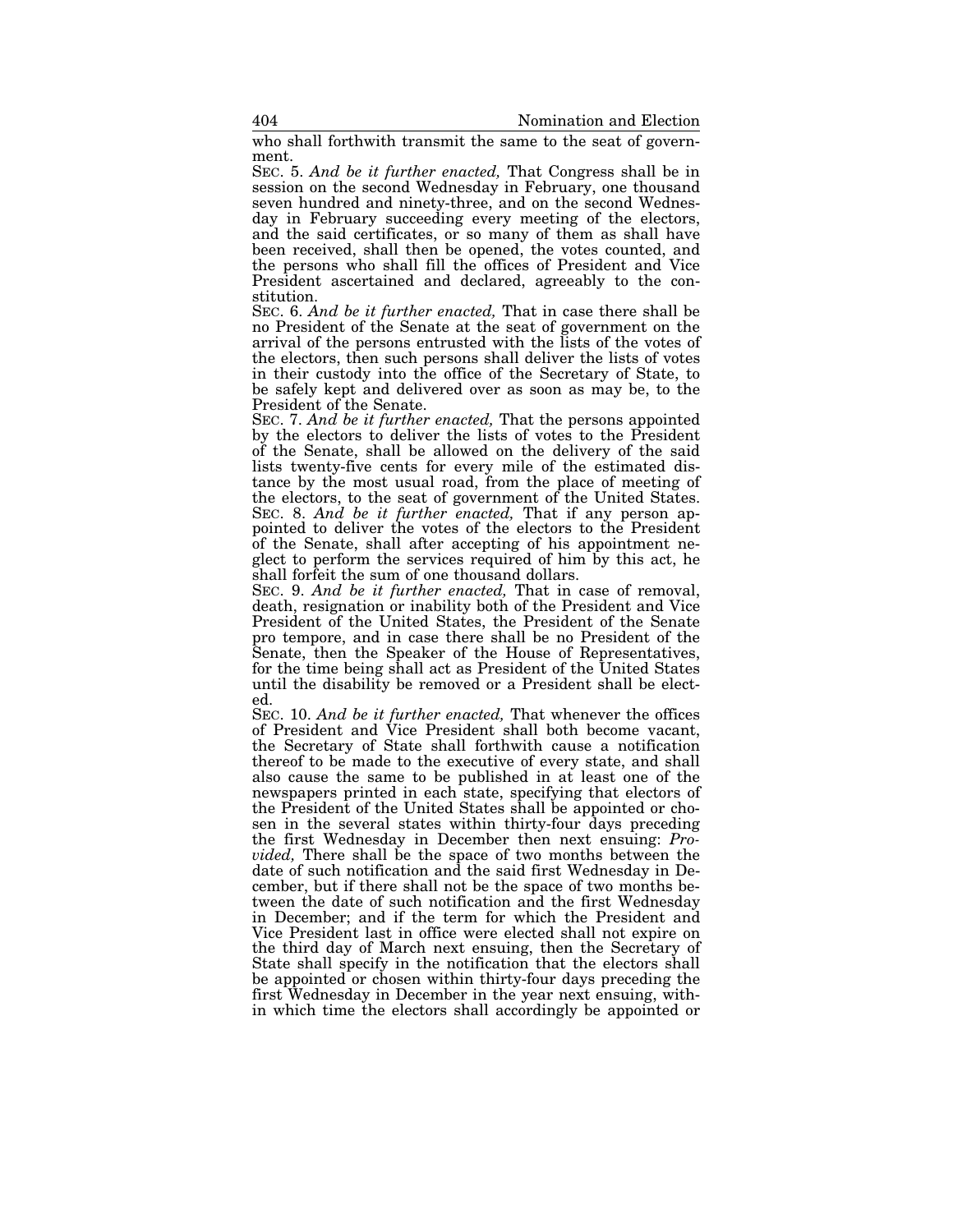who shall forthwith transmit the same to the seat of government.

SEC. 5. *And be it further enacted,* That Congress shall be in session on the second Wednesday in February, one thousand seven hundred and ninety-three, and on the second Wednesday in February succeeding every meeting of the electors, and the said certificates, or so many of them as shall have been received, shall then be opened, the votes counted, and the persons who shall fill the offices of President and Vice President ascertained and declared, agreeably to the constitution.

SEC. 6. *And be it further enacted,* That in case there shall be no President of the Senate at the seat of government on the arrival of the persons entrusted with the lists of the votes of the electors, then such persons shall deliver the lists of votes in their custody into the office of the Secretary of State, to be safely kept and delivered over as soon as may be, to the President of the Senate.

SEC. 7. *And be it further enacted,* That the persons appointed by the electors to deliver the lists of votes to the President of the Senate, shall be allowed on the delivery of the said lists twenty-five cents for every mile of the estimated distance by the most usual road, from the place of meeting of the electors, to the seat of government of the United States.

SEC. 8. *And be it further enacted,* That if any person appointed to deliver the votes of the electors to the President of the Senate, shall after accepting of his appointment neglect to perform the services required of him by this act, he shall forfeit the sum of one thousand dollars.

SEC. 9. *And be it further enacted,* That in case of removal, death, resignation or inability both of the President and Vice President of the United States, the President of the Senate pro tempore, and in case there shall be no President of the Senate, then the Speaker of the House of Representatives, for the time being shall act as President of the United States until the disability be removed or a President shall be elected.

SEC. 10. *And be it further enacted,* That whenever the offices of President and Vice President shall both become vacant, the Secretary of State shall forthwith cause a notification thereof to be made to the executive of every state, and shall also cause the same to be published in at least one of the newspapers printed in each state, specifying that electors of the President of the United States shall be appointed or chosen in the several states within thirty-four days preceding the first Wednesday in December then next ensuing: *Provided,* There shall be the space of two months between the date of such notification and the said first Wednesday in December, but if there shall not be the space of two months between the date of such notification and the first Wednesday in December; and if the term for which the President and Vice President last in office were elected shall not expire on the third day of March next ensuing, then the Secretary of State shall specify in the notification that the electors shall be appointed or chosen within thirty-four days preceding the first Wednesday in December in the year next ensuing, within which time the electors shall accordingly be appointed or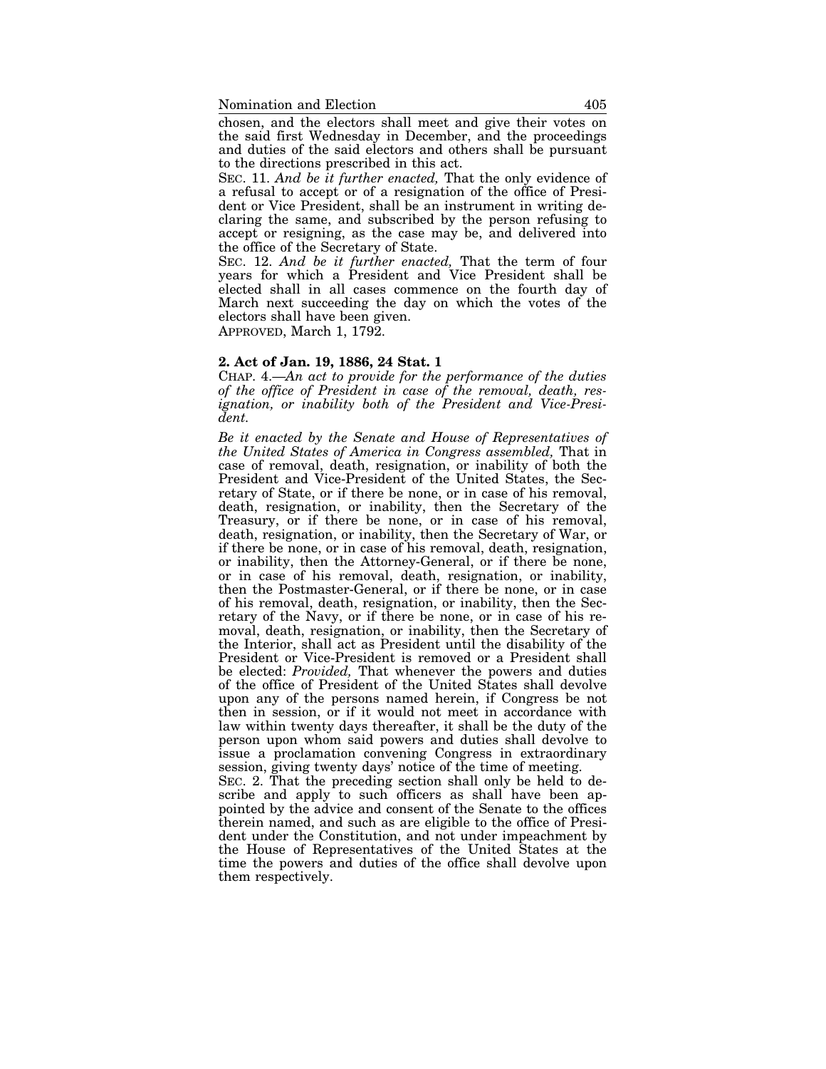chosen, and the electors shall meet and give their votes on the said first Wednesday in December, and the proceedings and duties of the said electors and others shall be pursuant to the directions prescribed in this act.

SEC. 11. *And be it further enacted,* That the only evidence of a refusal to accept or of a resignation of the office of President or Vice President, shall be an instrument in writing declaring the same, and subscribed by the person refusing to accept or resigning, as the case may be, and delivered into the office of the Secretary of State.

SEC. 12. *And be it further enacted,* That the term of four years for which a President and Vice President shall be elected shall in all cases commence on the fourth day of March next succeeding the day on which the votes of the electors shall have been given.

APPROVED, March 1, 1792.

**2. Act of Jan. 19, 1886, 24 Stat. 1**

CHAP. 4.—*An act to provide for the performance of the duties of the office of President in case of the removal, death, resignation, or inability both of the President and Vice-President.*

*Be it enacted by the Senate and House of Representatives of the United States of America in Congress assembled,* That in case of removal, death, resignation, or inability of both the President and Vice-President of the United States, the Secretary of State, or if there be none, or in case of his removal, death, resignation, or inability, then the Secretary of the Treasury, or if there be none, or in case of his removal, death, resignation, or inability, then the Secretary of War, or if there be none, or in case of his removal, death, resignation, or inability, then the Attorney-General, or if there be none, or in case of his removal, death, resignation, or inability, then the Postmaster-General, or if there be none, or in case of his removal, death, resignation, or inability, then the Secretary of the Navy, or if there be none, or in case of his removal, death, resignation, or inability, then the Secretary of the Interior, shall act as President until the disability of the President or Vice-President is removed or a President shall be elected: *Provided,* That whenever the powers and duties of the office of President of the United States shall devolve upon any of the persons named herein, if Congress be not then in session, or if it would not meet in accordance with law within twenty days thereafter, it shall be the duty of the person upon whom said powers and duties shall devolve to issue a proclamation convening Congress in extraordinary session, giving twenty days' notice of the time of meeting.

SEC. 2. That the preceding section shall only be held to describe and apply to such officers as shall have been appointed by the advice and consent of the Senate to the offices therein named, and such as are eligible to the office of President under the Constitution, and not under impeachment by the House of Representatives of the United States at the time the powers and duties of the office shall devolve upon them respectively.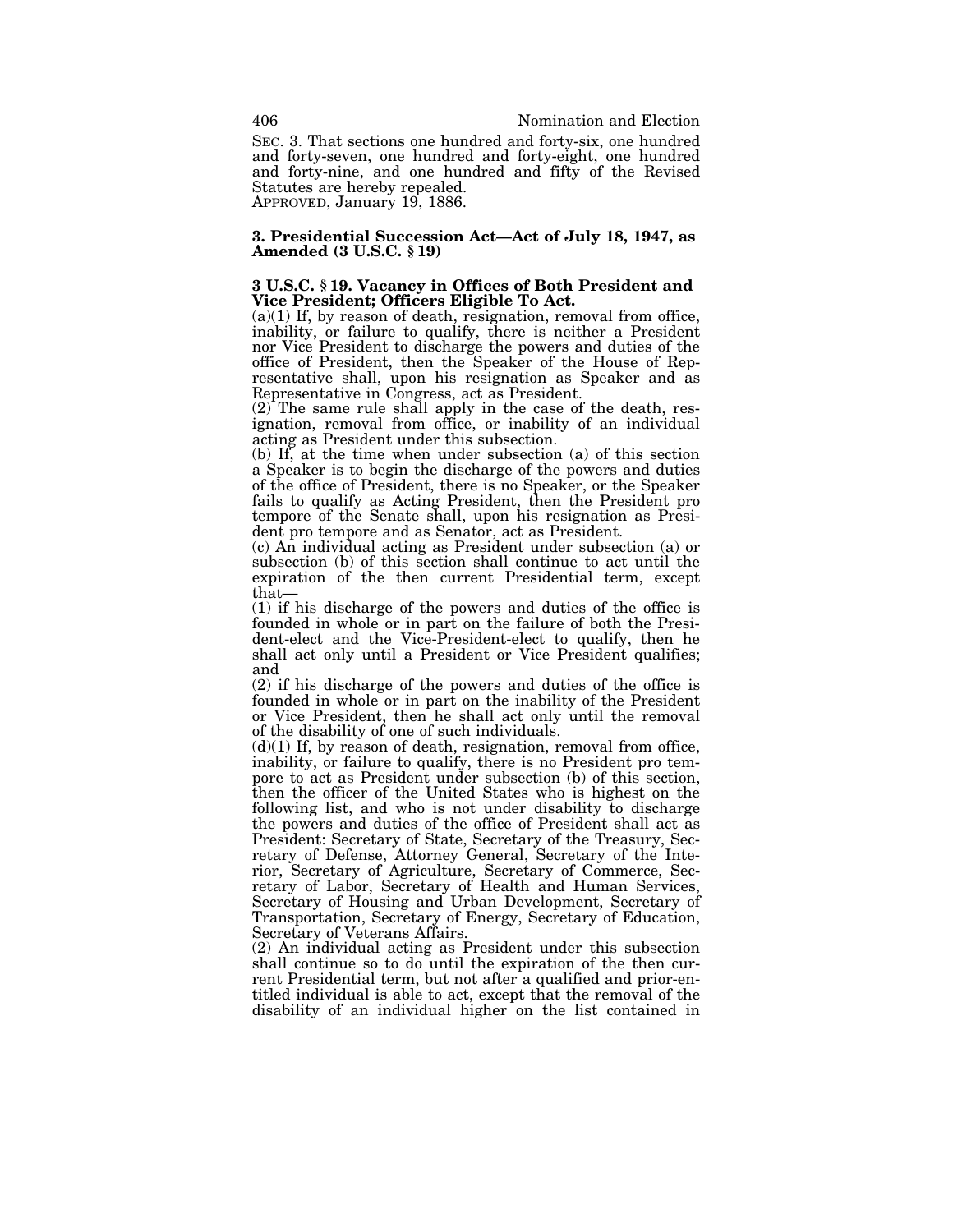SEC. 3. That sections one hundred and forty-six, one hundred and forty-seven, one hundred and forty-eight, one hundred and forty-nine, and one hundred and fifty of the Revised Statutes are hereby repealed.

APPROVED, January 19, 1886.

### 3. Presidential Succession Act—Act of July 18, 1947, as Amended (3 U.S.C. § 19)

#### 3 U.S.C. § 19. Vacancy in Offices of Both President and Vice President; Officers Eligible To Act.

(a)(1) If, by reason of death, resignation, removal from office, inability, or failure to qualify, there is neither a President nor Vice President to discharge the powers and duties of the office of President, then the Speaker of the House of Representative shall, upon his resignation as Speaker and as Representative in Congress, act as President.

(2) The same rule shall apply in the case of the death, resignation, removal from office, or inability of an individual acting as President under this subsection.

(b) If, at the time when under subsection (a) of this section a Speaker is to begin the discharge of the powers and duties of the office of President, there is no Speaker, or the Speaker fails to qualify as Acting President, then the President pro tempore of the Senate shall, upon his resignation as President pro tempore and as Senator, act as President.

(c) An individual acting as President under subsection (a) or subsection (b) of this section shall continue to act until the expiration of the then current Presidential term, except that—

(1) if his discharge of the powers and duties of the office is founded in whole or in part on the failure of both the President-elect and the Vice-President-elect to qualify, then he shall act only until a President or Vice President qualifies; and

(2) if his discharge of the powers and duties of the office is founded in whole or in part on the inability of the President or Vice President, then he shall act only until the removal of the disability of one of such individuals.

(d)(1) If, by reason of death, resignation, removal from office, inability, or failure to qualify, there is no President pro tempore to act as President under subsection (b) of this section, then the officer of the United States who is highest on the following list, and who is not under disability to discharge the powers and duties of the office of President shall act as President: Secretary of State, Secretary of the Treasury, Secretary of Defense, Attorney General, Secretary of the Interior, Secretary of Agriculture, Secretary of Commerce, Secretary of Labor, Secretary of Health and Human Services, Secretary of Housing and Urban Development, Secretary of Transportation, Secretary of Energy, Secretary of Education, Secretary of Veterans Affairs.

(2) An individual acting as President under this subsection shall continue so to do until the expiration of the then current Presidential term, but not after a qualified and prior-entitled individual is able to act, except that the removal of the disability of an individual higher on the list contained in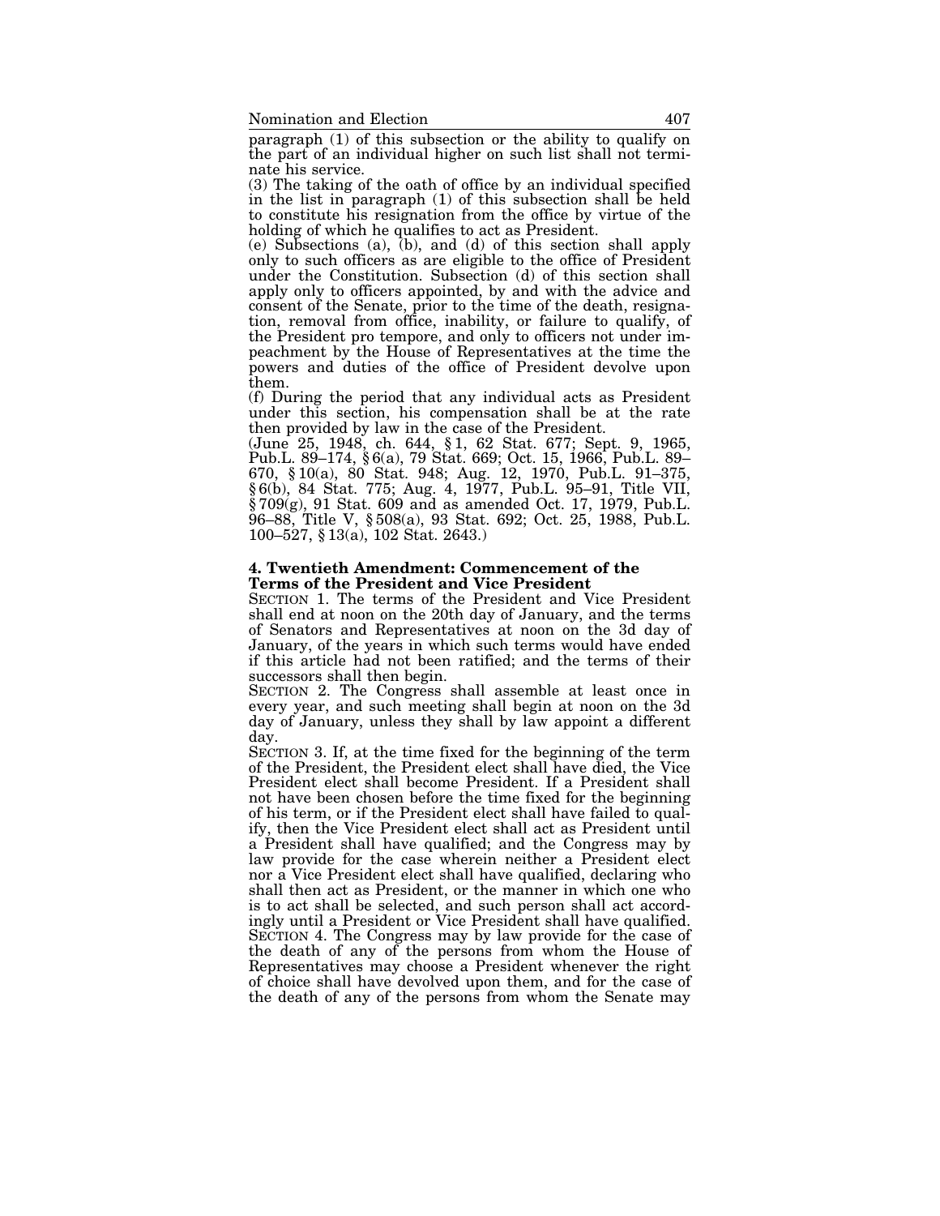paragraph (1) of this subsection or the ability to qualify on the part of an individual higher on such list shall not terminate his service.

(3) The taking of the oath of office by an individual specified in the list in paragraph (1) of this subsection shall be held to constitute his resignation from the office by virtue of the holding of which he qualifies to act as President.

(e) Subsections (a), (b), and (d) of this section shall apply only to such officers as are eligible to the office of President under the Constitution. Subsection (d) of this section shall apply only to officers appointed, by and with the advice and consent of the Senate, prior to the time of the death, resignation, removal from office, inability, or failure to qualify, of the President pro tempore, and only to officers not under impeachment by the House of Representatives at the time the powers and duties of the office of President devolve upon them.

(f) During the period that any individual acts as President under this section, his compensation shall be at the rate then provided by law in the case of the President.

(June 25, 1948, ch. 644, § 1, 62 Stat. 677; Sept. 9, 1965, Pub.L. 89–174, § 6(a), 79 Stat. 669; Oct. 15, 1966, Pub.L. 89–670, § 10(a), 80 Stat. 948; Aug. 12, 1970, Pub.L. 91–375, § 6(b), 84 Stat. 775; Aug. 4, 1977, Pub.L. 95–91, Title VII, § 709(g), 91 Stat. 609 and as amended Oct. 17, 1979, Pub.L. 96–88, Title V, § 508(a), 93 Stat. 692; Oct. 25, 1988, Pub.L. 100–527, § 13(a), 102 Stat. 2643.)

### 4. Twentieth Amendment: Commencement of the Terms of the President and Vice President

SECTION 1. The terms of the President and Vice President shall end at noon on the 20th day of January, and the terms of Senators and Representatives at noon on the 3d day of January, of the years in which such terms would have ended if this article had not been ratified; and the terms of their successors shall then begin.

SECTION 2. The Congress shall assemble at least once in every year, and such meeting shall begin at noon on the 3d day of January, unless they shall by law appoint a different day.

SECTION 3. If, at the time fixed for the beginning of the term of the President, the President elect shall have died, the Vice President elect shall become President. If a President shall not have been chosen before the time fixed for the beginning of his term, or if the President elect shall have failed to qualify, then the Vice President elect shall act as President until a President shall have qualified; and the Congress may by law provide for the case wherein neither a President elect nor a Vice President elect shall have qualified, declaring who shall then act as President, or the manner in which one who is to act shall be selected, and such person shall act accordingly until a President or Vice President shall have qualified.

SECTION 4. The Congress may by law provide for the case of the death of any of the persons from whom the House of Representatives may choose a President whenever the right of choice shall have devolved upon them, and for the case of the death of any of the persons from whom the Senate may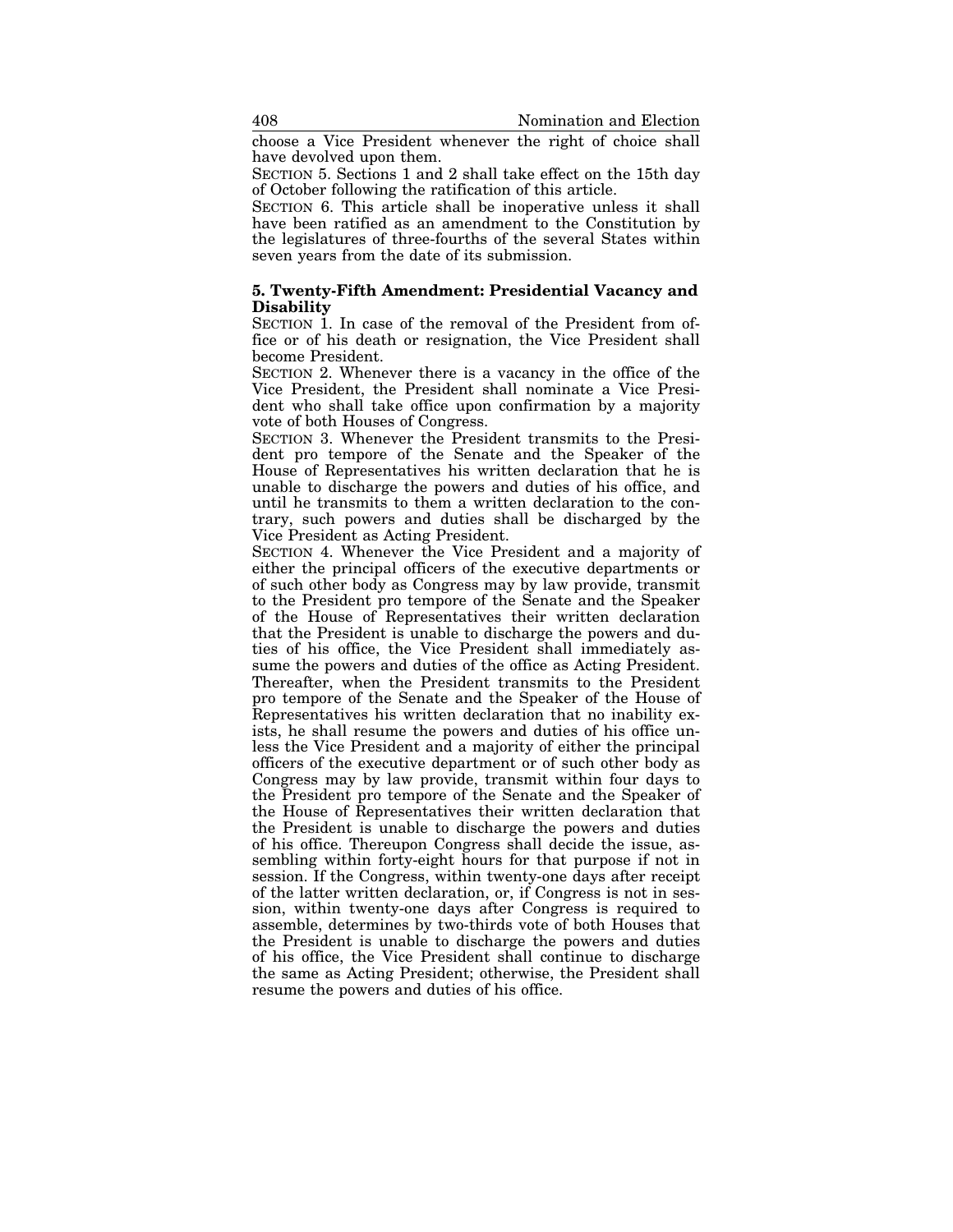choose a Vice President whenever the right of choice shall have devolved upon them.

SECTION 5. Sections 1 and 2 shall take effect on the 15th day of October following the ratification of this article.

SECTION 6. This article shall be inoperative unless it shall have been ratified as an amendment to the Constitution by the legislatures of three-fourths of the several States within seven years from the date of its submission.

### 5. Twenty-Fifth Amendment: Presidential Vacancy and Disability

SECTION 1. In case of the removal of the President from office or of his death or resignation, the Vice President shall become President.

SECTION 2. Whenever there is a vacancy in the office of the Vice President, the President shall nominate a Vice President who shall take office upon confirmation by a majority vote of both Houses of Congress.

SECTION 3. Whenever the President transmits to the President pro tempore of the Senate and the Speaker of the House of Representatives his written declaration that he is unable to discharge the powers and duties of his office, and until he transmits to them a written declaration to the contrary, such powers and duties shall be discharged by the Vice President as Acting President.

SECTION 4. Whenever the Vice President and a majority of either the principal officers of the executive departments or of such other body as Congress may by law provide, transmit to the President pro tempore of the Senate and the Speaker of the House of Representatives their written declaration that the President is unable to discharge the powers and duties of his office, the Vice President shall immediately assume the powers and duties of the office as Acting President. Thereafter, when the President transmits to the President pro tempore of the Senate and the Speaker of the House of Representatives his written declaration that no inability exists, he shall resume the powers and duties of his office unless the Vice President and a majority of either the principal officers of the executive department or of such other body as Congress may by law provide, transmit within four days to the President pro tempore of the Senate and the Speaker of the House of Representatives their written declaration that the President is unable to discharge the powers and duties of his office. Thereupon Congress shall decide the issue, assembling within forty-eight hours for that purpose if not in session. If the Congress, within twenty-one days after receipt of the latter written declaration, or, if Congress is not in session, within twenty-one days after Congress is required to assemble, determines by two-thirds vote of both Houses that the President is unable to discharge the powers and duties of his office, the Vice President shall continue to discharge the same as Acting President; otherwise, the President shall resume the powers and duties of his office.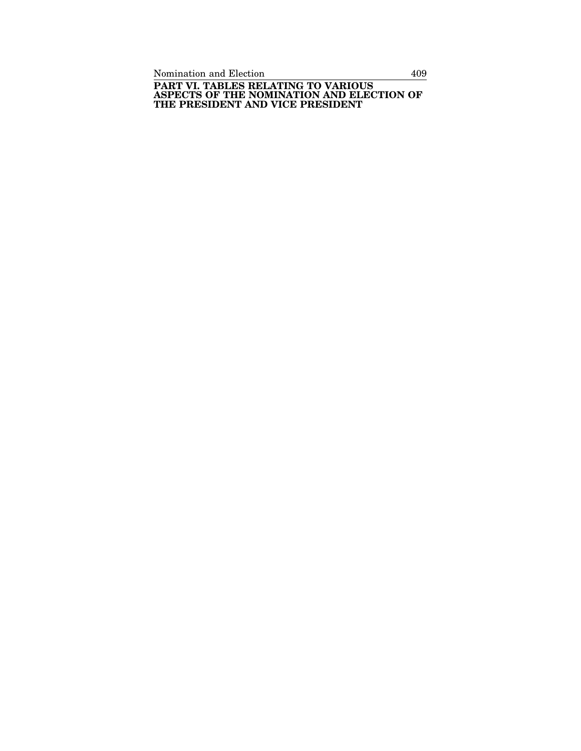# PART VI. TABLES RELATING TO VARIOUS ASPECTS OF THE NOMINATION AND ELECTION OF THE PRESIDENT AND VICE PRESIDENT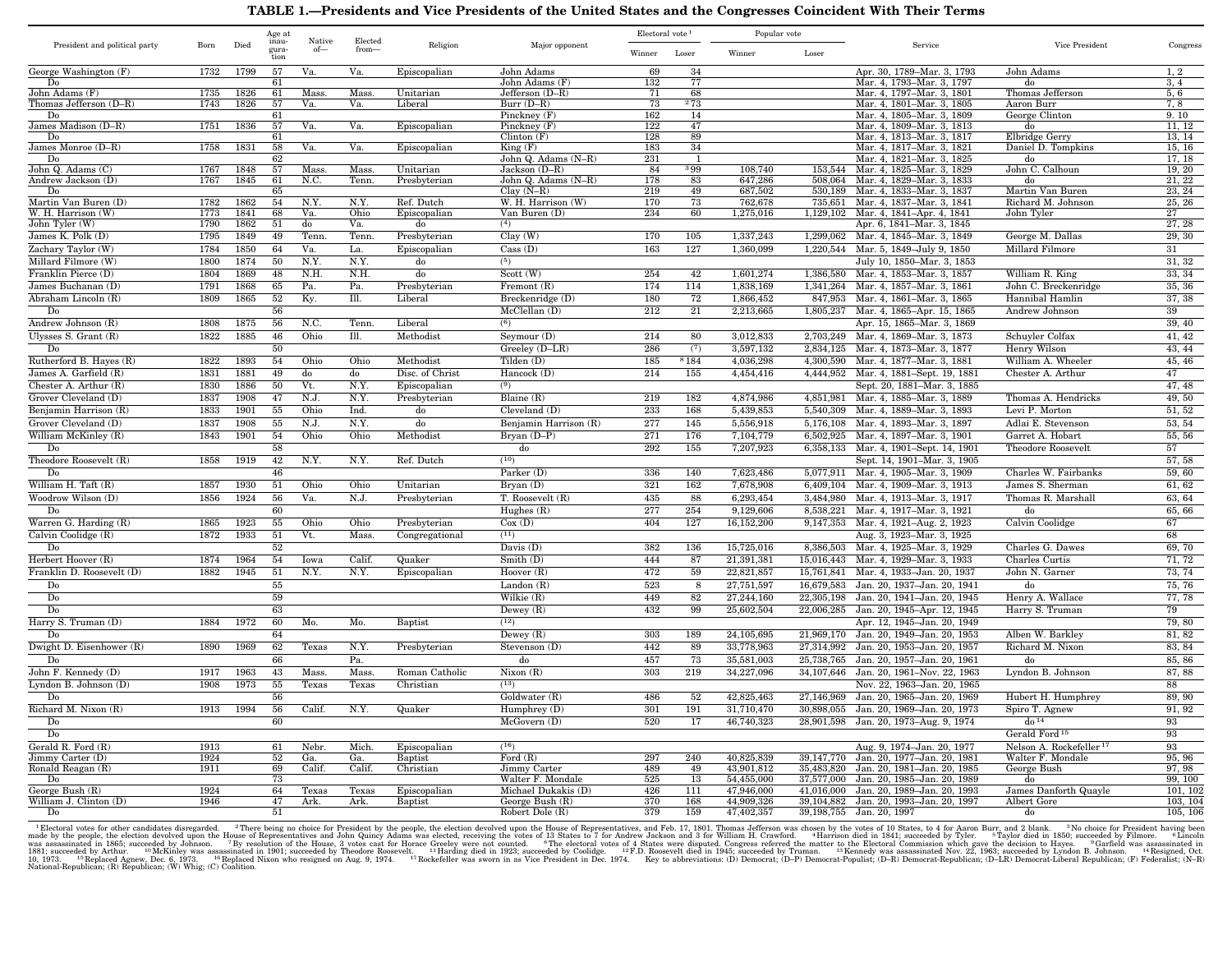# TABLE 1.—Presidents and Vice Presidents of the United States and the Congresses Coincident With Their Terms

| President and political party | Born | Died | Age at inauguration | Native of— | Elected from— | Religion | Major opponent | Electoral vote[1] | | Popular vote | | Service | Vice President | Congress |
|---|---|---|---|---|---|---|---|---|---|---|---|---|---|---|
| | | | | | | | | Winner | Loser | Winner | Loser | | | |
| George Washington (F) | 1732 | 1799 | 57 | Va. | Va. | Episcopalian | John Adams | 69 | 34 | | | Apr. 30, 1789–Mar. 3, 1793 | John Adams | 1, 2 |
| Do | | | 61 | | | | John Adams (F) | 132 | 77 | | | Mar. 4, 1793–Mar. 3, 1797 | do | 3, 4 |
| John Adams (F) | 1735 | 1826 | 61 | Mass. | Mass. | Unitarian | Jefferson (D–R) | 71 | 68 | | | Mar. 4, 1797–Mar. 3, 1801 | Thomas Jefferson | 5, 6 |
| Thomas Jefferson (D–R) | 1743 | 1826 | 57 | Va. | Va. | Liberal | Burr (D–R) | 73 | [2]73 | | | Mar. 4, 1801–Mar. 3, 1805 | Aaron Burr | 7, 8 |
| Do | | | 61 | | | | Pinckney (F) | 162 | 14 | | | Mar. 4, 1805–Mar. 3, 1809 | George Clinton | 9, 10 |
| James Madison (D–R) | 1751 | 1836 | 57 | Va. | Va. | Episcopalian | Pinckney (F) | 122 | 47 | | | Mar. 4, 1809–Mar. 3, 1813 | do | 11, 12 |
| Do | | | 61 | | | | Clinton (F) | 128 | 89 | | | Mar. 4, 1813–Mar. 3, 1817 | Elbridge Gerry | 13, 14 |
| James Monroe (D–R) | 1758 | 1831 | 58 | Va. | Va. | Episcopalian | King (F) | 183 | 34 | | | Mar. 4, 1817–Mar. 3, 1821 | Daniel D. Tompkins | 15, 16 |
| Do | | | 62 | | | | John Q. Adams (N–R) | 231 | 1 | | | Mar. 4, 1821–Mar. 3, 1825 | do | 17, 18 |
| John Q. Adams (C) | 1767 | 1848 | 57 | Mass. | Mass. | Unitarian | Jackson (D–R) | 84 | [3]99 | 108,740 | 153,544 | Mar. 4, 1825–Mar. 3, 1829 | John C. Calhoun | 19, 20 |
| Andrew Jackson (D) | 1767 | 1845 | 61 | N.C. | Tenn. | Presbyterian | John Q. Adams (N–R) | 178 | 83 | 647,286 | 508,064 | Mar. 4, 1829–Mar. 3, 1833 | do | 21, 22 |
| Do | | | 65 | | | | Clay (N–R) | 219 | 49 | 687,502 | 530,189 | Mar. 4, 1833–Mar. 3, 1837 | Martin Van Buren | 23, 24 |
| Martin Van Buren (D) | 1782 | 1862 | 54 | N.Y. | N.Y. | Ref. Dutch | W. H. Harrison (W) | 170 | 73 | 762,678 | 735,651 | Mar. 4, 1837–Mar. 3, 1841 | Richard M. Johnson | 25, 26 |
| W. H. Harrison (W) | 1773 | 1841 | 68 | Va. | Ohio | Episcopalian | Van Buren (D) | 234 | 60 | 1,275,016 | 1,129,102 | Mar. 4, 1841–Apr. 4, 1841 | John Tyler | 27 |
| John Tyler (W) | 1790 | 1862 | 51 | do | Va. | do | [4] | | | | | Apr. 6, 1841–Mar. 3, 1845 | | 27, 28 |
| James K. Polk (D) | 1795 | 1849 | 49 | Tenn. | Tenn. | Presbyterian | Clay (W) | 170 | 105 | 1,337,243 | 1,299,062 | Mar. 4, 1845–Mar. 3, 1849 | George M. Dallas | 29, 30 |
| Zachary Taylor (W) | 1784 | 1850 | 64 | Va. | La. | Episcopalian | Cass (D) | 163 | 127 | 1,360,099 | 1,220,544 | Mar. 5, 1849–July 9, 1850 | Millard Filmore | 31 |
| Millard Filmore (W) | 1800 | 1874 | 50 | N.Y. | N.Y. | do | [5] | | | | | July 10, 1850–Mar. 3, 1853 | | 31, 32 |
| Franklin Pierce (D) | 1804 | 1869 | 48 | N.H. | N.H. | do | Scott (W) | 254 | 42 | 1,601,274 | 1,386,580 | Mar. 4, 1853–Mar. 3, 1857 | William R. King | 33, 34 |
| James Buchanan (D) | 1791 | 1868 | 65 | Pa. | Pa. | Presbyterian | Fremont (R) | 174 | 114 | 1,838,169 | 1,341,264 | Mar. 4, 1857–Mar. 3, 1861 | John C. Breckenridge | 35, 36 |
| Abraham Lincoln (R) | 1809 | 1865 | 52 | Ky. | Ill. | Liberal | Breckenridge (D) | 180 | 72 | 1,866,452 | 847,953 | Mar. 4, 1861–Mar. 3, 1865 | Hannibal Hamlin | 37, 38 |
| Do | | | 56 | | | | McClellan (D) | 212 | 21 | 2,213,665 | 1,805,237 | Mar. 4, 1865–Apr. 15, 1865 | Andrew Johnson | 39 |
| Andrew Johnson (R) | 1808 | 1875 | 56 | N.C. | Tenn. | Liberal | [6] | | | | | Apr. 15, 1865–Mar. 3, 1869 | | 39, 40 |
| Ulysses S. Grant (R) | 1822 | 1885 | 46 | Ohio | Ill. | Methodist | Seymour (D) | 214 | 80 | 3,012,833 | 2,703,249 | Mar. 4, 1869–Mar. 3, 1873 | Schuyler Colfax | 41, 42 |
| Do | | | 50 | | | | Greeley (D–LR) | 286 | [7] | 3,597,132 | 2,834,125 | Mar. 4, 1873–Mar. 3, 1877 | Henry Wilson | 43, 44 |
| Rutherford B. Hayes (R) | 1822 | 1893 | 54 | Ohio | Ohio | Methodist | Tilden (D) | 185 | [8]184 | 4,036,298 | 4,300,590 | Mar. 4, 1877–Mar. 3, 1881 | William A. Wheeler | 45, 46 |
| James A. Garfield (R) | 1831 | 1881 | 49 | do | do | Disc. of Christ | Hancock (D) | 214 | 155 | 4,454,416 | 4,444,952 | Mar. 4, 1881–Sept. 19, 1881 | Chester A. Arthur | 47 |
| Chester A. Arthur (R) | 1830 | 1886 | 50 | Vt. | N.Y. | Episcopalian | [9] | | | | | Sept. 20, 1881–Mar. 3, 1885 | | 47, 48 |
| Grover Cleveland (D) | 1837 | 1908 | 47 | N.J. | N.Y. | Presbyterian | Blaine (R) | 219 | 182 | 4,874,986 | 4,851,981 | Mar. 4, 1885–Mar. 3, 1889 | Thomas A. Hendricks | 49, 50 |
| Benjamin Harrison (R) | 1833 | 1901 | 55 | Ohio | Ind. | do | Cleveland (D) | 233 | 168 | 5,439,853 | 5,540,309 | Mar. 4, 1889–Mar. 3, 1893 | Levi P. Morton | 51, 52 |
| Grover Cleveland (D) | 1837 | 1908 | 55 | N.J. | N.Y. | do | Benjamin Harrison (R) | 277 | 145 | 5,556,918 | 5,176,108 | Mar. 4, 1893–Mar. 3, 1897 | Adlai E. Stevenson | 53, 54 |
| William McKinley (R) | 1843 | 1901 | 54 | Ohio | Ohio | Methodist | Bryan (D–P) | 271 | 176 | 7,104,779 | 6,502,925 | Mar. 4, 1897–Mar. 3, 1901 | Garret A. Hobart | 55, 56 |
| Do | | | 58 | | | | do | 292 | 155 | 7,207,923 | 6,358,133 | Mar. 4, 1901–Sept. 14, 1901 | Theodore Roosevelt | 57 |
| Theodore Roosevelt (R) | 1858 | 1919 | 42 | N.Y. | N.Y. | Ref. Dutch | [10] | | | | | Sept. 14, 1901–Mar. 3, 1905 | | 57, 58 |
| Do | | | 46 | | | | Parker (D) | 336 | 140 | 7,623,486 | 5,077,911 | Mar. 4, 1905–Mar. 3, 1909 | Charles W. Fairbanks | 59, 60 |
| William H. Taft (R) | 1857 | 1930 | 51 | Ohio | Ohio | Unitarian | Bryan (D) | 321 | 162 | 7,678,908 | 6,409,104 | Mar. 4, 1909–Mar. 3, 1913 | James S. Sherman | 61, 62 |
| Woodrow Wilson (D) | 1856 | 1924 | 56 | Va. | N.J. | Presbyterian | T. Roosevelt (R) | 435 | 88 | 6,293,454 | 3,484,980 | Mar. 4, 1913–Mar. 3, 1917 | Thomas R. Marshall | 63, 64 |
| Do | | | 60 | | | | Hughes (R) | 277 | 254 | 9,129,606 | 8,538,221 | Mar. 4, 1917–Mar. 3, 1921 | do | 65, 66 |
| Warren G. Harding (R) | 1865 | 1923 | 55 | Ohio | Ohio | Presbyterian | Cox (D) | 404 | 127 | 16,152,200 | 9,147,353 | Mar. 4, 1921–Aug. 2, 1923 | Calvin Coolidge | 67 |
| Calvin Coolidge (R) | 1872 | 1933 | 51 | Vt. | Mass. | Congregational | [11] | | | | | Aug. 3, 1923–Mar. 3, 1925 | | 68 |
| Do | | | 52 | | | | Davis (D) | 382 | 136 | 15,725,016 | 8,386,503 | Mar. 4, 1925–Mar. 3, 1929 | Charles G. Dawes | 69, 70 |
| Herbert Hoover (R) | 1874 | 1964 | 54 | Iowa | Calif. | Quaker | Smith (D) | 444 | 87 | 21,391,381 | 15,016,443 | Mar. 4, 1929–Mar. 3, 1933 | Charles Curtis | 71, 72 |
| Franklin D. Roosevelt (D) | 1882 | 1945 | 51 | N.Y. | N.Y. | Episcopalian | Hoover (R) | 472 | 59 | 22,821,857 | 15,761,841 | Mar. 4, 1933–Jan. 20, 1937 | John N. Garner | 73, 74 |
| Do | | | 55 | | | | Landon (R) | 523 | 8 | 27,751,597 | 16,679,583 | Jan. 20, 1937–Jan. 20, 1941 | do | 75, 76 |
| Do | | | 59 | | | | Wilkie (R) | 449 | 82 | 27,244,160 | 22,305,198 | Jan. 20, 1941–Jan. 20, 1945 | Henry A. Wallace | 77, 78 |
| Do | | | 63 | | | | Dewey (R) | 432 | 99 | 25,602,504 | 22,006,285 | Jan. 20, 1945–Apr. 12, 1945 | Harry S. Truman | 79 |
| Harry S. Truman (D) | 1884 | 1972 | 60 | Mo. | Mo. | Baptist | [12] | | | | | Apr. 12, 1945–Jan. 20, 1949 | | 79, 80 |
| Do | | | 64 | | | | Dewey (R) | 303 | 189 | 24,105,695 | 21,969,170 | Jan. 20, 1949–Jan. 20, 1953 | Alben W. Barkley | 81, 82 |
| Dwight D. Eisenhower (R) | 1890 | 1969 | 62 | Texas | N.Y. | Presbyterian | Stevenson (D) | 442 | 89 | 33,778,963 | 27,314,992 | Jan. 20, 1953–Jan. 20, 1957 | Richard M. Nixon | 83, 84 |
| Do | | | 66 | | Pa. | | do | 457 | 73 | 35,581,003 | 25,738,765 | Jan. 20, 1957–Jan. 20, 1961 | do | 85, 86 |
| John F. Kennedy (D) | 1917 | 1963 | 43 | Mass. | Mass. | Roman Catholic | Nixon (R) | 303 | 219 | 34,227,096 | 34,107,646 | Jan. 20, 1961–Nov. 22, 1963 | Lyndon B. Johnson | 87, 88 |
| Lyndon B. Johnson (D) | 1908 | 1973 | 55 | Texas | Texas | Christian | [13] | | | | | Nov. 22, 1963–Jan. 20, 1965 | | 88 |
| Do | | | 56 | | | | Goldwater (R) | 486 | 52 | 42,825,463 | 27,146,969 | Jan. 20, 1965–Jan. 20, 1969 | Hubert H. Humphrey | 89, 90 |
| Richard M. Nixon (R) | 1913 | 1994 | 56 | Calif. | N.Y. | Quaker | Humphrey (D) | 301 | 191 | 31,710,470 | 30,898,055 | Jan. 20, 1969–Jan. 20, 1973 | Spiro T. Agnew | 91, 92 |
| Do | | | 60 | | | | McGovern (D) | 520 | 17 | 46,740,323 | 28,901,598 | Jan. 20, 1973–Aug. 9, 1974 | do[14] | 93 |
| Do | | | | | | | | | | | | | Gerald Ford[15] | 93 |
| Gerald R. Ford (R) | 1913 | | 61 | Nebr. | Mich. | Episcopalian | [16] | | | | | Aug. 9, 1974–Jan. 20, 1977 | Nelson A. Rockefeller[17] | 93 |
| Jimmy Carter (D) | 1924 | | 52 | Ga. | Ga. | Baptist | Ford (R) | 297 | 240 | 40,825,839 | 39,147,770 | Jan. 20, 1977–Jan. 20, 1981 | Walter F. Mondale | 95, 96 |
| Ronald Reagan (R) | 1911 | | 69 | Calif. | Calif. | Christian | Jimmy Carter (D) | 489 | 49 | 43,901,812 | 35,483,820 | Jan. 20, 1981–Jan. 20, 1985 | George Bush | 97, 98 |
| Do | | | 73 | | | | Walter F. Mondale | 525 | 13 | 54,455,000 | 37,577,000 | Jan. 20, 1985–Jan. 20, 1989 | do | 99, 100 |
| George Bush (R) | 1924 | | 64 | Texas | Texas | Episcopalian | Michael Dukakis (D) | 426 | 111 | 47,946,000 | 41,016,000 | Jan. 20, 1989–Jan. 20, 1993 | James Danforth Quayle | 101, 102 |
| William J. Clinton (D) | 1946 | | 47 | Ark. | Ark. | Baptist | George Bush (R) | 370 | 168 | 44,909,326 | 39,104,882 | Jan. 20, 1993–Jan. 20, 1997 | Albert Gore | 103, 104 |
| Do | | | 51 | | | | Robert Dole (R) | 379 | 159 | 47,402,357 | 39,198,755 | Jan. 20, 1997 | do | 105, 106 |

[1] Electoral votes for other candidates disregarded. [2] There being no choice for President by the people, the election devolved upon the House of Representatives, and Feb. 17, 1801. Thomas Jefferson was chosen by the votes of 10 States, to 4 for Aaron Burr, and 2 blank. [3] No choice for President having been made by the people, the election devolved upon the House of Representatives and John Quincy Adams was elected, receiving the votes of 13 States to 7 for Andrew Jackson and 3 for William H. Crawford. [4] Harrison died in 1841; succeeded by Tyler. [5] Taylor died in 1850; succeeded by Filmore. [6] Lincoln was assassinated in 1865; succeeded by Johnson. [7] By resolution of the House, 3 votes cast for Horace Greeley were not counted. [8] The electoral votes of 4 States were disputed. Congress referred the matter to the Electoral Commission which gave the decision to Hayes. [9] Garfield was assassinated in 1881; succeeded by Arthur. [10] McKinley was assassinated in 1901; succeeded by Theodore Roosevelt. [11] Harding died in 1923; succeeded by Coolidge. [12] F.D. Roosevelt died in 1945; succeeded by Truman. [13] Kennedy was assassinated Nov. 22, 1963; succeeded by Lyndon B. Johnson. [14] Resigned, Oct. 10, 1973. [15] Replaced Agnew, Dec. 6, 1973. [16] Replaced Nixon who resigned on Aug. 9, 1974. [17] Rockefeller was sworn in as Vice President in Dec. 1974. Key to abbreviations: (D) Democrat; (D–P) Democrat-Populist; (D–R) Democrat-Republican; (D–LR) Democrat-Liberal Republican; (F) Federalist; (N–R) National-Republican; (R) Republican; (W) Whig; (C) Coalition.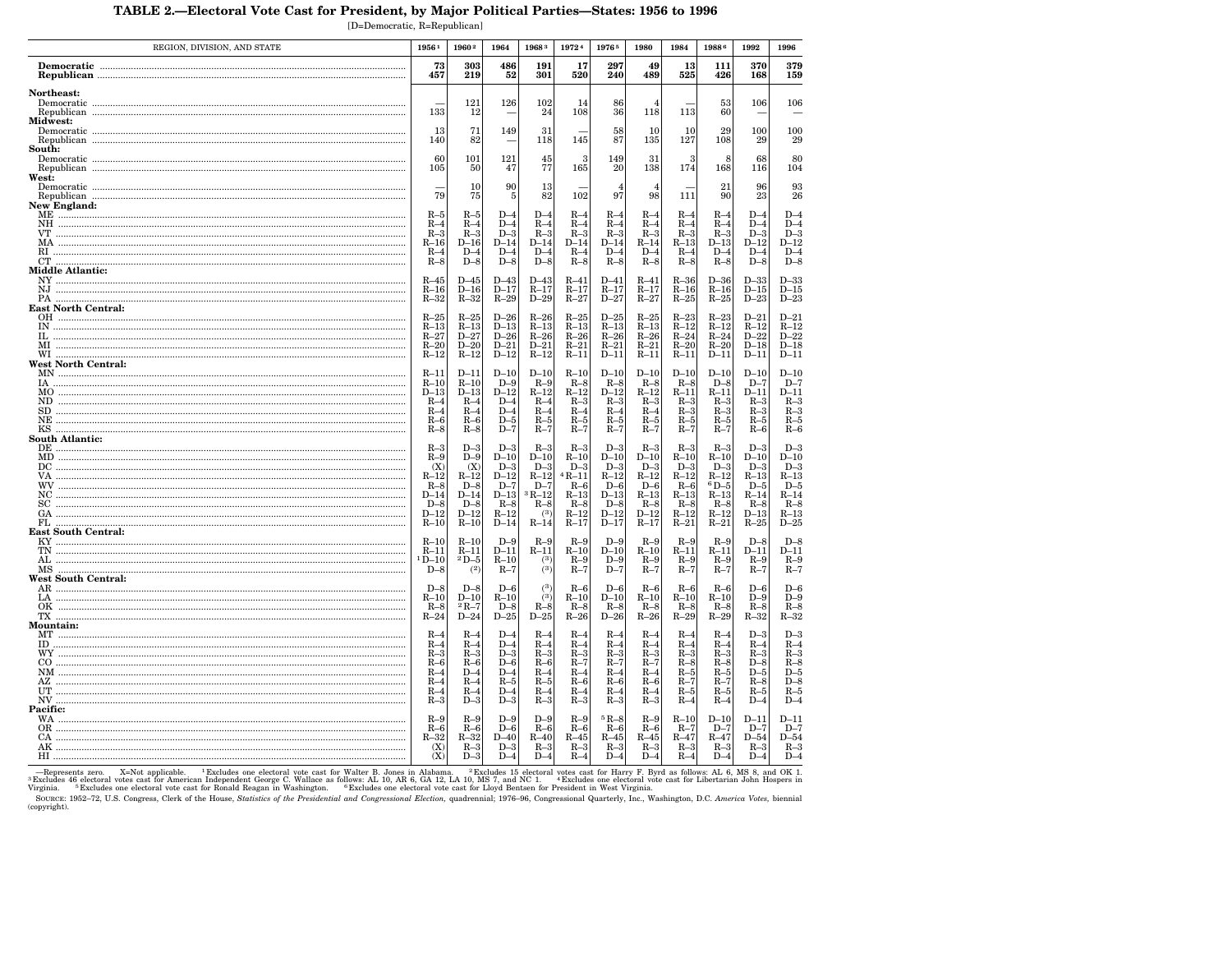# TABLE 2.—Electoral Vote Cast for President, by Major Political Parties—States: 1956 to 1996

[D=Democratic, R=Republican]

| REGION, DIVISION, AND STATE | 1956[1] | 1960[2] | 1964 | 1968[3] | 1972[4] | 1976[5] | 1980 | 1984 | 1988[6] | 1992 | 1996 |
|---|---|---|---|---|---|---|---|---|---|---|---|
| **Democratic** | **73** | **303** | **486** | **191** | **17** | **297** | **49** | **13** | **111** | **370** | **379** |
| **Republican** | **457** | **219** | **52** | **301** | **520** | **240** | **489** | **525** | **426** | **168** | **159** |
| **Northeast:** | | | | | | | | | | | |
| Democratic | — | 121 | 126 | 102 | 14 | 86 | 4 | — | 53 | 106 | 106 |
| Republican | 133 | 12 | — | 24 | 108 | 36 | 118 | 113 | 60 | — | — |
| **Midwest:** | | | | | | | | | | | |
| Democratic | 13 | 71 | 149 | 31 | — | 58 | 10 | 10 | 29 | 100 | 100 |
| Republican | 140 | 82 | — | 118 | 145 | 87 | 135 | 127 | 108 | 29 | 29 |
| **South:** | | | | | | | | | | | |
| Democratic | 60 | 101 | 121 | 45 | 3 | 149 | 31 | 3 | 8 | 68 | 80 |
| Republican | 105 | 50 | 47 | 77 | 165 | 20 | 138 | 174 | 168 | 116 | 104 |
| **West:** | | | | | | | | | | | |
| Democratic | — | 10 | 90 | 13 | — | 4 | 4 | — | 21 | 96 | 93 |
| Republican | 79 | 75 | 5 | 82 | 102 | 97 | 98 | 111 | 90 | 23 | 26 |
| **New England:** | | | | | | | | | | | |
| ME | R–5 | R–5 | D–4 | D–4 | R–4 | R–4 | R–4 | R–4 | R–4 | D–4 | D–4 |
| NH | R–4 | R–4 | D–4 | R–4 | R–4 | R–4 | R–4 | R–4 | R–4 | D–4 | D–4 |
| VT | R–3 | R–3 | D–3 | R–3 | R–3 | R–3 | R–3 | R–3 | R–3 | D–3 | D–3 |
| MA | R–16 | D–16 | D–14 | D–14 | D–14 | D–14 | R–14 | R–13 | D–13 | D–12 | D–12 |
| RI | R–4 | D–4 | D–4 | D–4 | R–4 | D–4 | D–4 | R–4 | D–4 | D–4 | D–4 |
| CT | R–8 | D–8 | D–8 | D–8 | R–8 | R–8 | R–8 | R–8 | R–8 | D–8 | D–8 |
| **Middle Atlantic:** | | | | | | | | | | | |
| NY | R–45 | D–45 | D–43 | D–43 | R–41 | D–41 | R–41 | R–36 | D–36 | D–33 | D–33 |
| NJ | R–16 | D–16 | D–17 | R–17 | R–17 | R–17 | R–17 | R–16 | R–16 | D–15 | D–15 |
| PA | R–32 | R–32 | R–29 | D–29 | R–27 | D–27 | R–27 | R–25 | R–25 | D–23 | D–23 |
| **East North Central:** | | | | | | | | | | | |
| OH | R–25 | R–25 | D–26 | R–26 | R–25 | D–25 | R–25 | R–23 | R–23 | D–21 | D–21 |
| IN | R–13 | R–13 | D–13 | R–13 | R–13 | R–13 | R–13 | R–12 | R–12 | R–12 | R–12 |
| IL | R–27 | D–27 | D–26 | R–26 | R–26 | R–26 | R–26 | R–24 | R–24 | D–22 | D–22 |
| MI | R–20 | D–20 | D–21 | D–21 | R–21 | R–21 | R–21 | R–20 | R–20 | D–18 | D–18 |
| WI | R–12 | R–12 | D–12 | R–12 | R–11 | D–11 | R–11 | R–11 | D–11 | D–11 | D–11 |
| **West North Central:** | | | | | | | | | | | |
| MN | R–11 | D–11 | D–10 | D–10 | R–10 | D–10 | D–10 | D–10 | D–10 | D–10 | D–10 |
| IA | R–10 | R–10 | D–9 | R–9 | R–8 | R–8 | R–8 | R–8 | D–8 | D–7 | D–7 |
| MO | D–13 | D–13 | D–12 | R–12 | R–12 | D–12 | R–12 | R–11 | R–11 | D–11 | D–11 |
| ND | R–4 | R–4 | D–4 | R–4 | R–3 | R–3 | R–3 | R–3 | R–3 | R–3 | R–3 |
| SD | R–4 | R–4 | D–4 | R–4 | R–4 | R–4 | R–4 | R–3 | R–3 | R–3 | R–3 |
| NE | R–6 | R–6 | D–5 | R–5 | R–5 | R–5 | R–5 | R–5 | R–5 | R–5 | R–5 |
| KS | R–8 | R–8 | D–7 | R–7 | R–7 | R–7 | R–7 | R–7 | R–7 | R–6 | R–6 |
| **South Atlantic:** | | | | | | | | | | | |
| DE | R–3 | D–3 | D–3 | R–3 | R–3 | D–3 | R–3 | R–3 | R–3 | D–3 | D–3 |
| MD | R–9 | D–9 | D–10 | D–10 | R–10 | D–10 | D–10 | R–10 | R–10 | D–10 | D–10 |
| DC | (X) | (X) | D–3 | D–3 | D–3 | D–3 | D–3 | D–3 | D–3 | D–3 | D–3 |
| VA | R–12 | R–12 | D–12 | R–12 | [4]R–11 | R–12 | R–12 | R–12 | R–12 | R–13 | R–13 |
| WV | R–8 | D–8 | D–7 | D–7 | R–6 | D–6 | D–6 | R–6 | [6]D–5 | D–5 | D–5 |
| NC | D–14 | D–14 | D–13 | [3]R–12 | R–13 | D–13 | R–13 | R–13 | R–13 | R–14 | R–14 |
| SC | D–8 | D–8 | R–8 | R–8 | R–8 | D–8 | R–8 | R–8 | R–8 | R–8 | R–8 |
| GA | D–12 | D–12 | R–12 | (3) | R–12 | D–12 | D–12 | R–12 | R–12 | D–13 | R–13 |
| FL | R–10 | R–10 | D–14 | R–14 | R–17 | D–17 | R–17 | R–21 | R–21 | R–25 | D–25 |
| **East South Central:** | | | | | | | | | | | |
| KY | R–10 | R–10 | D–9 | R–9 | R–9 | D–9 | R–9 | R–9 | R–9 | D–8 | D–8 |
| TN | R–11 | R–11 | D–11 | R–11 | R–10 | D–10 | R–10 | R–11 | R–11 | D–11 | D–11 |
| AL | [1]D–10 | [2]D–5 | R–10 | (3) | R–9 | D–9 | R–9 | R–9 | R–9 | R–9 | R–9 |
| MS | D–8 | (2) | R–7 | (3) | R–7 | D–7 | R–7 | R–7 | R–7 | R–7 | R–7 |
| **West South Central:** | | | | | | | | | | | |
| AR | D–8 | D–8 | D–6 | (3) | R–6 | D–6 | R–6 | R–6 | R–6 | D–6 | D–6 |
| LA | R–10 | D–10 | R–10 | (3) | R–10 | D–10 | R–10 | R–10 | R–10 | D–9 | D–9 |
| OK | R–8 | [2]R–7 | D–8 | R–8 | R–8 | R–8 | R–8 | R–8 | R–8 | R–8 | R–8 |
| TX | R–24 | D–24 | D–25 | D–25 | R–26 | D–26 | R–26 | R–29 | R–29 | R–32 | R–32 |
| **Mountain:** | | | | | | | | | | | |
| MT | R–4 | R–4 | D–4 | R–4 | R–4 | R–4 | R–4 | R–4 | R–4 | D–3 | D–3 |
| ID | R–4 | R–4 | D–4 | R–4 | R–4 | R–4 | R–4 | R–4 | R–4 | R–4 | R–4 |
| WY | R–3 | R–3 | D–3 | R–3 | R–3 | R–3 | R–3 | R–3 | R–3 | R–3 | R–3 |
| CO | R–6 | R–6 | D–6 | R–6 | R–7 | R–7 | R–7 | R–8 | R–8 | D–8 | R–8 |
| NM | R–4 | D–4 | D–4 | R–4 | R–4 | R–4 | R–4 | R–5 | R–5 | D–5 | D–5 |
| AZ | R–4 | R–4 | R–5 | R–5 | R–6 | R–6 | R–6 | R–7 | R–7 | R–8 | D–8 |
| UT | R–4 | R–4 | D–4 | R–4 | R–4 | R–4 | R–4 | R–5 | R–5 | R–5 | R–5 |
| NV | R–3 | D–3 | D–3 | R–3 | R–3 | R–3 | R–3 | R–4 | R–4 | D–4 | D–4 |
| **Pacific:** | | | | | | | | | | | |
| WA | R–9 | R–9 | D–9 | D–9 | R–9 | [5]R–8 | R–9 | R–10 | D–10 | D–11 | D–11 |
| OR | R–6 | R–6 | D–6 | R–6 | R–6 | R–6 | R–6 | R–7 | D–7 | D–7 | D–7 |
| CA | R–32 | R–32 | D–40 | R–40 | R–45 | R–45 | R–45 | R–47 | R–47 | D–54 | D–54 |
| AK | (X) | R–3 | D–3 | R–3 | R–3 | R–3 | R–3 | R–3 | R–3 | R–3 | R–3 |
| HI | (X) | D–3 | D–4 | D–4 | R–4 | D–4 | D–4 | R–4 | D–4 | D–4 | D–4 |

—Represents zero. X=Not applicable. [1] Excludes one electoral vote cast for Walter B. Jones in Alabama. [2] Excludes 15 electoral votes cast for Harry F. Byrd as follows: AL 6, MS 8, and OK 1. [3] Excludes 46 electoral votes cast for American Independent George C. Wallace as follows: AL 10, AR 6, GA 12, LA 10, MS 7, and NC 1. [4] Excludes one electoral vote cast for Libertarian John Hospers in Virginia. [5] Excludes one electoral vote cast for Ronald Reagan in Washington. [6] Excludes one electoral vote cast for Lloyd Bentsen for President in West Virginia.

SOURCE: 1952–72, U.S. Congress, Clerk of the House, *Statistics of the Presidential and Congressional Election,* quadrennial; 1976–96, Congressional Quarterly, Inc., Washington, D.C. *America Votes,* biennial (copyright).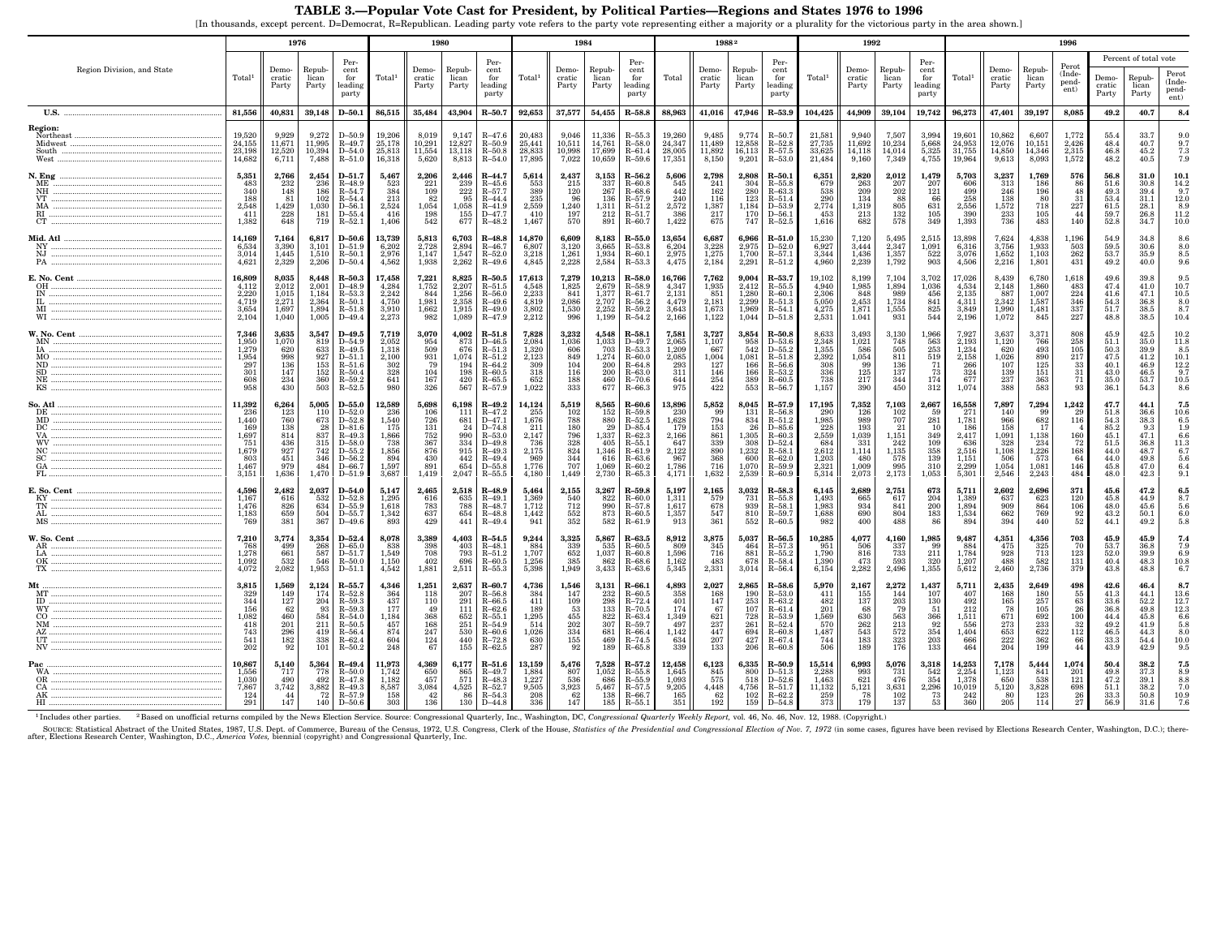# TABLE 3.—Popular Vote Cast for President, by Political Parties—Regions and States 1976 to 1996

[In thousands, except percent. D=Democrat, R=Republican. Leading party vote refers to the party vote representing either a majority or a plurality for the victorious party in the area shown.]

| Region Division, and State | 1976 | | | | 1980 | | | | 1984 | | | | 1988 [2] | | | | 1992 | | | | 1996 | | | | | | |
|---|---|---|---|---|---|---|---|---|---|---|---|---|---|---|---|---|---|---|---|---|---|---|---|---|---|---|---|
| | | | | | | | | | | | | | | | | | | | | | | | | | Percent of total vote | | |
| | Total [1] | Democratic Party | Republican Party | Percent for leading party | Total [1] | Democratic Party | Republican Party | Percent for leading party | Total [1] | Democratic Party | Republican Party | Percent for leading party | Total | Democratic Party | Republican Party | Percent for leading party | Total [1] | Democratic Party | Republican Party | Percent for leading party | Total [1] | Democratic Party | Republican Party | Perot (Independent) | Democratic Party | Republican Party | Perot (Independent) |
| **U.S.** | **81,556** | **40,831** | **39,148** | **D–50.1** | **86,515** | **35,484** | **43,904** | **R–50.7** | **92,653** | **37,577** | **54,455** | **R–58.8** | **88,963** | **41,016** | **47,946** | **R–53.9** | **104,425** | **44,909** | **39,104** | **19,742** | **96,273** | **47,401** | **39,197** | **8,085** | **49.2** | **40.7** | **8.4** |
| **Region:** | | | | | | | | | | | | | | | | | | | | | | | | | | | |
| Northeast | 19,520 | 9,929 | 9,272 | D–50.9 | 19,206 | 8,019 | 9,147 | R–47.6 | 20,483 | 9,046 | 11,336 | R–55.3 | 19,260 | 9,485 | 9,774 | R–50.7 | 21,581 | 9,940 | 7,507 | 3,994 | 19,601 | 10,862 | 6,607 | 1,772 | 55.4 | 33.7 | 9.0 |
| Midwest | 24,155 | 11,671 | 11,995 | R–49.7 | 25,178 | 10,291 | 12,827 | R–50.9 | 25,441 | 10,511 | 14,761 | R–58.0 | 24,347 | 11,489 | 12,858 | R–52.8 | 27,735 | 11,692 | 10,234 | 5,668 | 24,953 | 12,076 | 10,151 | 2,426 | 48.4 | 40.7 | 9.7 |
| South | 23,198 | 12,520 | 10,394 | D–54.0 | 25,813 | 11,554 | 13,118 | R–50.8 | 28,833 | 10,998 | 17,699 | R–61.4 | 28,005 | 11,892 | 16,113 | R–57.5 | 33,625 | 14,118 | 14,014 | 5,325 | 31,755 | 14,850 | 14,346 | 2,315 | 46.8 | 45.2 | 7.3 |
| West | 14,682 | 6,711 | 7,488 | R–51.0 | 16,318 | 5,620 | 8,813 | R–54.0 | 17,895 | 7,022 | 10,659 | R–59.6 | 17,351 | 8,150 | 9,201 | R–53.0 | 21,484 | 9,160 | 7,349 | 4,755 | 19,964 | 9,613 | 8,093 | 1,572 | 48.2 | 40.5 | 7.9 |
| **N. Eng** | **5,351** | **2,766** | **2,454** | **D–51.7** | **5,467** | **2,206** | **2,446** | **R–44.7** | **5,614** | **2,437** | **3,153** | **R–56.2** | **5,606** | **2,798** | **2,808** | **R–50.1** | **6,351** | **2,820** | **2,012** | **1,479** | **5,703** | **3,237** | **1,769** | **576** | **56.8** | **31.0** | **10.1** |
| ME | 483 | 232 | 236 | R–48.9 | 523 | 221 | 239 | R–45.6 | 553 | 215 | 337 | R–60.8 | 545 | 243 | 304 | R–55.8 | 679 | 263 | 207 | 207 | 606 | 313 | 186 | 86 | 51.6 | 30.8 | 14.2 |
| NH | 340 | 148 | 186 | R–54.7 | 384 | 109 | 222 | R–57.7 | 389 | 120 | 267 | R–68.6 | 442 | 162 | 280 | R–63.3 | 538 | 209 | 202 | 121 | 499 | 246 | 196 | 48 | 49.3 | 39.4 | 9.7 |
| VT | 188 | 81 | 102 | R–54.4 | 213 | 82 | 95 | R–44.4 | 235 | 96 | 136 | R–57.9 | 240 | 116 | 123 | R–51.4 | 290 | 134 | 88 | 66 | 258 | 138 | 80 | 31 | 53.4 | 31.1 | 12.0 |
| MA | 2,548 | 1,429 | 1,030 | D–56.1 | 2,524 | 1,054 | 1,058 | R–41.9 | 2,559 | 1,240 | 1,311 | R–51.2 | 2,572 | 1,387 | 1,184 | D–53.9 | 2,774 | 1,319 | 805 | 631 | 2,556 | 1,572 | 718 | 227 | 61.5 | 28.1 | 8.9 |
| RI | 411 | 228 | 181 | D–55.4 | 416 | 198 | 155 | D–47.7 | 410 | 197 | 212 | R–51.7 | 386 | 217 | 170 | D–56.1 | 453 | 213 | 132 | 105 | 390 | 233 | 105 | 44 | 59.7 | 26.8 | 11.2 |
| CT | 1,382 | 648 | 719 | R–52.1 | 1,406 | 542 | 677 | R–48.2 | 1,467 | 570 | 891 | R–60.7 | 1,422 | 675 | 747 | R–52.5 | 1,616 | 682 | 578 | 349 | 1,393 | 736 | 483 | 140 | 52.8 | 34.7 | 10.0 |
| **Mid. Atl** | **14,169** | **7,164** | **6,817** | **D–50.6** | **13,739** | **5,813** | **6,703** | **R–48.8** | **14,870** | **6,609** | **8,183** | **R–55.0** | **13,654** | **6,687** | **6,966** | **R–51.0** | **15,230** | **7,120** | **5,495** | **2,515** | **13,898** | **7,624** | **4,838** | **1,196** | **54.9** | **34.8** | **8.6** |
| NY | 6,534 | 3,390 | 3,101 | D–51.9 | 6,202 | 2,728 | 2,894 | R–46.7 | 6,807 | 3,120 | 3,665 | R–53.8 | 6,204 | 3,228 | 2,975 | D–52.0 | 6,927 | 3,444 | 2,347 | 1,091 | 6,316 | 3,756 | 1,933 | 503 | 59.5 | 30.6 | 8.0 |
| NJ | 3,014 | 1,445 | 1,510 | R–50.1 | 2,976 | 1,147 | 1,547 | R–52.0 | 3,218 | 1,261 | 1,934 | R–60.1 | 2,975 | 1,275 | 1,700 | R–57.1 | 3,344 | 1,436 | 1,357 | 522 | 3,076 | 1,652 | 1,103 | 262 | 53.7 | 35.9 | 8.5 |
| PA | 4,621 | 2,329 | 2,206 | D–50.4 | 4,562 | 1,938 | 2,262 | R–49.6 | 4,845 | 2,228 | 2,584 | R–53.3 | 4,475 | 2,184 | 2,291 | R–51.2 | 4,960 | 2,239 | 1,792 | 903 | 4,506 | 2,216 | 1,801 | 431 | 49.2 | 40.0 | 9.6 |
| **E. No. Cent** | **16,809** | **8,035** | **8,448** | **R–50.3** | **17,458** | **7,221** | **8,825** | **R–50.5** | **17,613** | **7,279** | **10,213** | **R–58.0** | **16,766** | **7,762** | **9,004** | **R–53.7** | **19,102** | **8,199** | **7,104** | **3,702** | **17,026** | **8,439** | **6,780** | **1,618** | **49.6** | **39.8** | **9.5** |
| OH | 4,112 | 2,012 | 2,001 | D–48.9 | 4,284 | 1,752 | 2,207 | R–51.5 | 4,548 | 1,825 | 2,679 | R–58.9 | 4,347 | 1,935 | 2,412 | R–55.5 | 4,940 | 1,985 | 1,894 | 1,036 | 4,534 | 2,148 | 1,860 | 483 | 47.4 | 41.0 | 10.7 |
| IN | 2,220 | 1,015 | 1,184 | R–53.3 | 2,242 | 844 | 1,256 | R–56.0 | 2,233 | 841 | 1,377 | R–61.7 | 2,131 | 851 | 1,280 | R–60.1 | 2,306 | 848 | 989 | 456 | 2,135 | 887 | 1,007 | 224 | 41.6 | 47.1 | 10.5 |
| IL | 4,719 | 2,271 | 2,364 | R–50.1 | 4,750 | 1,981 | 2,358 | R–49.6 | 4,819 | 2,086 | 2,707 | R–56.2 | 4,479 | 2,181 | 2,299 | R–51.3 | 5,050 | 2,453 | 1,734 | 841 | 4,311 | 2,342 | 1,587 | 346 | 54.3 | 36.8 | 8.0 |
| MI | 3,654 | 1,697 | 1,894 | R–51.8 | 3,910 | 1,662 | 1,915 | R–49.0 | 3,802 | 1,530 | 2,252 | R–59.2 | 3,643 | 1,673 | 1,969 | R–54.1 | 4,275 | 1,871 | 1,555 | 825 | 3,849 | 1,990 | 1,481 | 337 | 51.7 | 38.5 | 8.7 |
| WI | 2,104 | 1,040 | 1,005 | D–49.4 | 2,273 | 982 | 1,089 | R–47.9 | 2,212 | 996 | 1,199 | R–54.2 | 2,166 | 1,122 | 1,044 | D–51.8 | 2,531 | 1,041 | 931 | 544 | 2,196 | 1,072 | 845 | 227 | 48.8 | 38.5 | 10.4 |
| **W. No. Cent** | **7,346** | **3,635** | **3,547** | **D–49.5** | **7,719** | **3,070** | **4,002** | **R–51.8** | **7,828** | **3,232** | **4,548** | **R–58.1** | **7,581** | **3,727** | **3,854** | **R–50.8** | **8,633** | **3,493** | **3,130** | **1,966** | **7,927** | **3,637** | **3,371** | **808** | **45.9** | **42.5** | **10.2** |
| MN | 1,950 | 1,070 | 819 | D–54.9 | 2,052 | 954 | 873 | D–46.5 | 2,084 | 1,036 | 1,033 | D–49.7 | 2,065 | 1,107 | 958 | D–53.6 | 2,348 | 1,021 | 748 | 563 | 2,193 | 1,120 | 766 | 258 | 51.1 | 35.0 | 11.8 |
| IA | 1,279 | 620 | 633 | R–49.5 | 1,318 | 509 | 676 | R–51.3 | 1,320 | 606 | 703 | R–53.3 | 1,209 | 667 | 542 | D–55.2 | 1,355 | 586 | 505 | 253 | 1,234 | 620 | 493 | 105 | 50.3 | 39.9 | 8.5 |
| MO | 1,954 | 998 | 927 | D–51.1 | 2,100 | 931 | 1,074 | R–51.2 | 2,123 | 849 | 1,274 | R–60.0 | 2,085 | 1,004 | 1,081 | R–51.8 | 2,392 | 1,054 | 811 | 519 | 2,158 | 1,026 | 890 | 217 | 47.5 | 41.2 | 10.1 |
| ND | 297 | 136 | 153 | R–51.6 | 302 | 79 | 194 | R–64.2 | 309 | 104 | 200 | R–64.8 | 293 | 127 | 166 | R–56.6 | 308 | 99 | 136 | 71 | 266 | 107 | 125 | 33 | 40.1 | 46.9 | 12.2 |
| SD | 301 | 147 | 152 | R–50.4 | 328 | 104 | 198 | R–60.5 | 318 | 116 | 200 | R–63.0 | 311 | 146 | 166 | R–53.2 | 336 | 125 | 137 | 73 | 324 | 139 | 151 | 31 | 43.0 | 46.5 | 9.7 |
| NE | 608 | 234 | 360 | R–59.2 | 641 | 167 | 420 | R–65.5 | 652 | 188 | 460 | R–70.6 | 644 | 254 | 389 | R–60.5 | 738 | 217 | 344 | 174 | 677 | 237 | 363 | 71 | 35.0 | 53.7 | 10.5 |
| KS | 958 | 430 | 503 | R–52.5 | 980 | 326 | 567 | R–57.9 | 1,022 | 333 | 677 | R–66.3 | 975 | 422 | 553 | R–56.7 | 1,157 | 390 | 450 | 312 | 1,074 | 388 | 583 | 93 | 36.1 | 54.3 | 8.6 |
| **So. Atl** | **11,392** | **6,264** | **5,005** | **D–55.0** | **12,589** | **5,698** | **6,198** | **R–49.2** | **14,124** | **5,519** | **8,565** | **R–60.6** | **13,896** | **5,852** | **8,045** | **R–57.9** | **17,195** | **7,352** | **7,103** | **2,667** | **16,558** | **7,897** | **7,294** | **1,242** | **47.7** | **44.1** | **7.5** |
| DE | 236 | 123 | 110 | D–52.0 | 236 | 106 | 111 | R–47.2 | 255 | 102 | 152 | R–59.8 | 250 | 99 | 131 | R–56.8 | 290 | 126 | 102 | 59 | 271 | 140 | 99 | 29 | 51.8 | 36.6 | 10.6 |
| MD | 1,440 | 760 | 673 | D–52.8 | 1,540 | 726 | 681 | D–47.1 | 1,676 | 788 | 880 | R–52.5 | 1,628 | 794 | 834 | R–51.2 | 1,985 | 989 | 707 | 281 | 1,781 | 966 | 682 | 116 | 54.3 | 38.3 | 6.5 |
| DC | 169 | 138 | 28 | D–81.6 | 175 | 131 | 24 | D–74.8 | 211 | 180 | 29 | D–85.4 | 179 | 153 | 26 | D–85.6 | 228 | 193 | 21 | 10 | 186 | 158 | 17 | 4 | 85.2 | 9.3 | 1.9 |
| VA | 1,697 | 814 | 837 | R–49.3 | 1,866 | 752 | 990 | R–53.0 | 2,147 | 796 | 1,337 | R–62.3 | 2,191 | 861 | 1,305 | R–60.3 | 2,559 | 1,039 | 1,151 | 349 | 2,417 | 1,091 | 1,138 | 160 | 45.1 | 47.1 | 6.6 |
| WV | 751 | 436 | 315 | D–58.0 | 738 | 367 | 334 | D–49.8 | 736 | 328 | 405 | R–55.1 | 647 | 339 | 308 | D–52.4 | 684 | 331 | 242 | 109 | 636 | 328 | 234 | 72 | 51.5 | 36.8 | 11.3 |
| NC | 1,679 | 927 | 742 | D–55.2 | 1,856 | 876 | 915 | R–49.3 | 2,175 | 824 | 1,346 | R–61.9 | 2,122 | 890 | 1,232 | R–58.1 | 2,612 | 1,114 | 1,135 | 358 | 2,516 | 1,108 | 1,226 | 168 | 44.0 | 48.7 | 6.7 |
| SC | 803 | 451 | 346 | D–56.2 | 894 | 430 | 442 | R–49.4 | 969 | 344 | 616 | R–63.6 | 967 | 368 | 600 | R–62.0 | 1,203 | 480 | 578 | 139 | 1,151 | 506 | 573 | 64 | 44.0 | 49.8 | 5.6 |
| GA | 1,467 | 979 | 484 | D–66.7 | 1,597 | 891 | 654 | D–55.8 | 1,776 | 707 | 1,069 | R–60.2 | 1,786 | 716 | 1,070 | R–59.9 | 2,321 | 1,009 | 995 | 310 | 2,299 | 1,054 | 1,081 | 146 | 45.8 | 47.0 | 6.4 |
| FL | 3,151 | 1,636 | 1,470 | D–51.9 | 3,687 | 1,419 | 2,047 | R–55.5 | 4,180 | 1,449 | 2,730 | R–65.3 | 4,171 | 1,632 | 2,539 | R–60.9 | 5,314 | 2,073 | 2,173 | 1,053 | 5,301 | 2,546 | 2,243 | 484 | 48.0 | 42.3 | 9.1 |
| **E. So. Cent** | **4,596** | **2,482** | **2,037** | **D–54.0** | **5,147** | **2,465** | **2,518** | **R–48.9** | **5,464** | **2,155** | **3,267** | **R–59.8** | **5,197** | **2,165** | **3,032** | **R–58.3** | **6,145** | **2,689** | **2,751** | **673** | **5,711** | **2,602** | **2,696** | **371** | **45.6** | **47.2** | **6.5** |
| KY | 1,167 | 616 | 532 | D–52.8 | 1,295 | 616 | 635 | R–49.1 | 1,369 | 540 | 822 | R–60.0 | 1,311 | 579 | 731 | R–55.8 | 1,493 | 665 | 617 | 204 | 1,389 | 637 | 623 | 120 | 45.8 | 44.9 | 8.7 |
| TN | 1,476 | 826 | 634 | D–55.9 | 1,618 | 783 | 788 | R–48.7 | 1,712 | 712 | 990 | R–57.8 | 1,617 | 679 | 939 | R–58.1 | 1,983 | 934 | 841 | 200 | 1,894 | 909 | 864 | 106 | 48.0 | 45.6 | 5.6 |
| AL | 1,183 | 659 | 504 | D–55.7 | 1,342 | 637 | 654 | R–48.8 | 1,442 | 552 | 873 | R–60.5 | 1,357 | 547 | 810 | R–59.7 | 1,688 | 690 | 804 | 183 | 1,534 | 662 | 769 | 92 | 43.2 | 50.1 | 6.0 |
| MS | 769 | 381 | 367 | D–49.6 | 893 | 429 | 441 | R–49.4 | 941 | 352 | 582 | R–61.9 | 913 | 361 | 552 | R–60.5 | 982 | 400 | 488 | 86 | 894 | 394 | 440 | 52 | 44.1 | 49.2 | 5.8 |
| **W. So. Cent** | **7,210** | **3,774** | **3,354** | **D–52.4** | **8,078** | **3,389** | **4,403** | **R–54.5** | **9,244** | **3,325** | **5,867** | **R–63.5** | **8,912** | **3,875** | **5,037** | **R–56.5** | **10,285** | **4,077** | **4,160** | **1,985** | **9,487** | **4,351** | **4,356** | **703** | **45.9** | **45.9** | **7.4** |
| AR | 768 | 499 | 268 | D–65.0 | 838 | 398 | 403 | R–48.1 | 884 | 339 | 535 | R–60.5 | 809 | 345 | 464 | R–57.3 | 951 | 506 | 337 | 99 | 884 | 475 | 325 | 70 | 53.7 | 36.8 | 7.9 |
| LA | 1,278 | 661 | 587 | D–51.7 | 1,549 | 708 | 793 | R–51.2 | 1,707 | 652 | 1,037 | R–60.8 | 1,596 | 717 | 883 | R–55.2 | 1,790 | 816 | 733 | 211 | 1,784 | 928 | 713 | 123 | 52.0 | 39.9 | 6.9 |
| OK | 1,092 | 532 | 546 | R–50.0 | 1,150 | 402 | 696 | R–60.5 | 1,256 | 385 | 862 | R–68.6 | 1,162 | 483 | 678 | R–58.4 | 1,390 | 473 | 593 | 320 | 1,207 | 488 | 582 | 131 | 40.4 | 48.3 | 10.8 |
| TX | 4,072 | 2,082 | 1,953 | D–51.1 | 4,542 | 1,881 | 2,511 | R–55.3 | 5,398 | 1,949 | 3,433 | R–63.6 | 5,345 | 2,331 | 3,014 | R–56.4 | 6,154 | 2,282 | 2,496 | 1,355 | 5,612 | 2,460 | 2,736 | 379 | 43.8 | 48.8 | 6.7 |
| **Mt** | **3,815** | **1,569** | **2,124** | **R–55.7** | **4,346** | **1,251** | **2,637** | **R–60.7** | **4,736** | **1,546** | **3,131** | **R–66.1** | **4,893** | **2,027** | **2,865** | **R–58.6** | **5,970** | **2,167** | **2,272** | **1,437** | **5,711** | **2,435** | **2,649** | **498** | **42.6** | **46.4** | **8.7** |
| MT | 329 | 149 | 174 | R–52.8 | 364 | 118 | 207 | R–56.8 | 384 | 147 | 232 | R–60.5 | 358 | 168 | 190 | R–53.0 | 411 | 155 | 144 | 107 | 407 | 168 | 180 | 55 | 41.3 | 44.1 | 13.6 |
| ID | 344 | 127 | 204 | R–59.3 | 437 | 110 | 291 | R–66.5 | 411 | 109 | 298 | R–72.4 | 401 | 147 | 253 | R–63.2 | 482 | 137 | 203 | 130 | 492 | 165 | 257 | 63 | 33.6 | 52.2 | 12.7 |
| WY | 156 | 62 | 93 | R–59.3 | 177 | 49 | 111 | R–62.6 | 189 | 53 | 133 | R–70.5 | 174 | 67 | 107 | R–61.4 | 201 | 68 | 79 | 51 | 212 | 78 | 105 | 26 | 36.8 | 49.8 | 12.3 |
| CO | 1,082 | 460 | 584 | R–54.0 | 1,184 | 368 | 652 | R–55.1 | 1,295 | 455 | 822 | R–63.4 | 1,349 | 621 | 728 | R–53.9 | 1,569 | 630 | 563 | 366 | 1,511 | 671 | 692 | 100 | 44.4 | 45.8 | 6.6 |
| NM | 418 | 201 | 211 | R–50.5 | 457 | 168 | 251 | R–54.9 | 514 | 202 | 307 | R–59.7 | 497 | 237 | 261 | R–52.4 | 570 | 262 | 213 | 92 | 556 | 273 | 233 | 32 | 49.2 | 41.9 | 5.8 |
| AZ | 743 | 296 | 419 | R–56.4 | 874 | 247 | 530 | R–60.6 | 1,026 | 334 | 681 | R–66.4 | 1,142 | 447 | 694 | R–60.8 | 1,487 | 543 | 572 | 354 | 1,404 | 653 | 622 | 112 | 46.5 | 44.3 | 8.0 |
| UT | 541 | 182 | 338 | R–62.4 | 604 | 124 | 440 | R–72.8 | 630 | 155 | 469 | R–74.5 | 634 | 207 | 427 | R–67.4 | 744 | 183 | 323 | 203 | 666 | 222 | 362 | 66 | 33.3 | 54.4 | 10.0 |
| NV | 202 | 92 | 101 | R–50.2 | 248 | 67 | 155 | R–62.5 | 287 | 92 | 189 | R–65.8 | 339 | 133 | 206 | R–60.8 | 506 | 189 | 176 | 133 | 464 | 204 | 199 | 44 | 43.9 | 42.9 | 9.5 |
| **Pac** | **10,867** | **5,140** | **5,364** | **R–49.4** | **11,973** | **4,369** | **6,177** | **R–51.6** | **13,159** | **5,476** | **7,528** | **R–57.2** | **12,458** | **6,123** | **6,335** | **R–50.9** | **15,514** | **6,993** | **5,076** | **3,318** | **14,253** | **7,178** | **5,444** | **1,074** | **50.4** | **38.2** | **7.5** |
| WA | 1,556 | 717 | 778 | R–50.0 | 1,742 | 650 | 865 | R–49.7 | 1,884 | 807 | 1,052 | R–55.8 | 1,645 | 845 | 800 | D–51.3 | 2,288 | 993 | 731 | 542 | 2,254 | 1,123 | 841 | 201 | 49.8 | 37.3 | 8.9 |
| OR | 1,030 | 490 | 492 | R–47.8 | 1,182 | 457 | 571 | R–48.3 | 1,227 | 536 | 686 | R–55.9 | 1,093 | 575 | 518 | D–52.6 | 1,463 | 621 | 476 | 354 | 1,378 | 650 | 538 | 121 | 47.2 | 39.1 | 8.8 |
| CA | 7,867 | 3,742 | 3,882 | R–49.3 | 8,587 | 3,084 | 4,525 | R–52.7 | 9,505 | 3,923 | 5,467 | R–57.5 | 9,205 | 4,448 | 4,756 | R–51.7 | 11,132 | 5,121 | 3,631 | 2,296 | 10,019 | 5,120 | 3,828 | 698 | 51.1 | 38.2 | 7.0 |
| AK | 124 | 44 | 72 | R–57.9 | 158 | 42 | 86 | R–54.3 | 208 | 62 | 138 | R–66.7 | 165 | 62 | 102 | R–62.2 | 259 | 78 | 102 | 73 | 242 | 80 | 123 | 26 | 33.3 | 50.8 | 10.9 |
| HI | 291 | 147 | 140 | D–50.6 | 303 | 136 | 130 | D–44.8 | 336 | 147 | 185 | R–55.1 | 351 | 192 | 159 | D–54.8 | 373 | 179 | 137 | 53 | 360 | 205 | 114 | 27 | 56.9 | 31.6 | 7.6 |

[1] Includes other parties. [2] Based on unofficial returns compiled by the News Election Service. Source: Congressional Quarterly, Inc., Washington, DC, *Congressional Quarterly Weekly Report*, vol. 46, No. 46, Nov. 12, 1988. (Copyright.)

SOURCE: Statistical Abstract of the United States, 1987, U.S. Dept. of Commerce, Bureau of the Census, 1972, U.S. Congress, Clerk of the House, *Statistics of the Presidential and Congressional Election of Nov. 7, 1972* (in some cases, figures have been revised by Elections Research Center, Washington, D.C.); thereafter, Elections Research Center, Washington, D.C., *America Votes*, biennial (copyright) and Congressional Quarterly, Inc.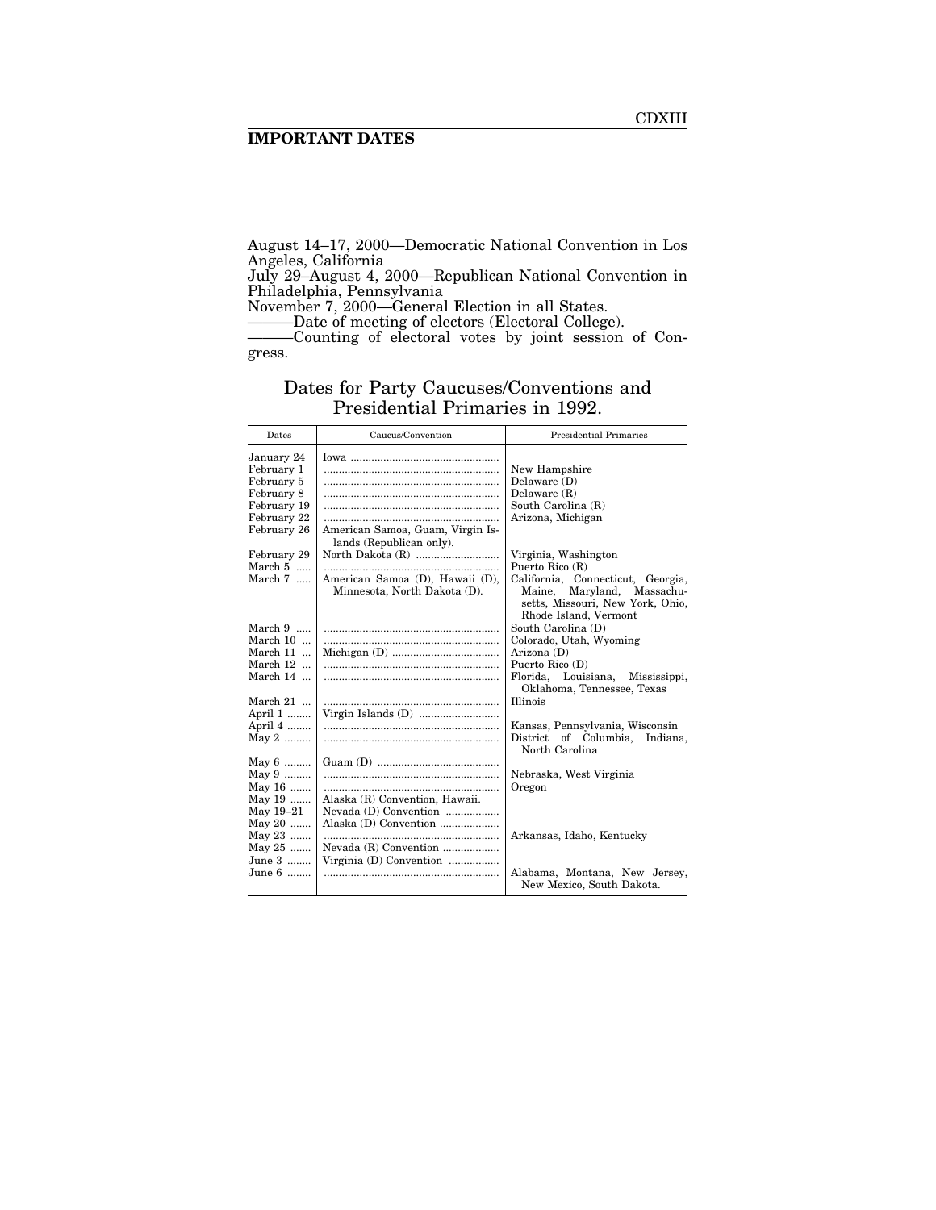## IMPORTANT DATES

August 14–17, 2000—Democratic National Convention in Los Angeles, California
July 29–August 4, 2000—Republican National Convention in Philadelphia, Pennsylvania
November 7, 2000—General Election in all States.
———Date of meeting of electors (Electoral College).
———Counting of electoral votes by joint session of Congress.

### Dates for Party Caucuses/Conventions and Presidential Primaries in 1992.

| Dates | Caucus/Convention | Presidential Primaries |
|---|---|---|
| January 24 | Iowa | |
| February 1 | | New Hampshire |
| February 5 | | Delaware (D) |
| February 8 | | Delaware (R) |
| February 19 | | South Carolina (R) |
| February 22 | | Arizona, Michigan |
| February 26 | American Samoa, Guam, Virgin Islands (Republican only). | |
| February 29 | North Dakota (R) | Virginia, Washington |
| March 5 | | Puerto Rico (R) |
| March 7 | American Samoa (D), Hawaii (D), Minnesota, North Dakota (D). | California, Connecticut, Georgia, Maine, Maryland, Massachusetts, Missouri, New York, Ohio, Rhode Island, Vermont |
| March 9 | | South Carolina (D) |
| March 10 | | Colorado, Utah, Wyoming |
| March 11 | Michigan (D) | Arizona (D) |
| March 12 | | Puerto Rico (D) |
| March 14 | | Florida, Louisiana, Mississippi, Oklahoma, Tennessee, Texas |
| March 21 | | Illinois |
| April 1 | Virgin Islands (D) | |
| April 4 | | Kansas, Pennsylvania, Wisconsin |
| May 2 | | District of Columbia, Indiana, North Carolina |
| May 6 | Guam (D) | |
| May 9 | | Nebraska, West Virginia |
| May 16 | | Oregon |
| May 19 | Alaska (R) Convention, Hawaii. | |
| May 19–21 | Nevada (D) Convention | |
| May 20 | Alaska (D) Convention | |
| May 23 | | Arkansas, Idaho, Kentucky |
| May 25 | Nevada (R) Convention | |
| June 3 | Virginia (D) Convention | |
| June 6 | | Alabama, Montana, New Jersey, New Mexico, South Dakota. |